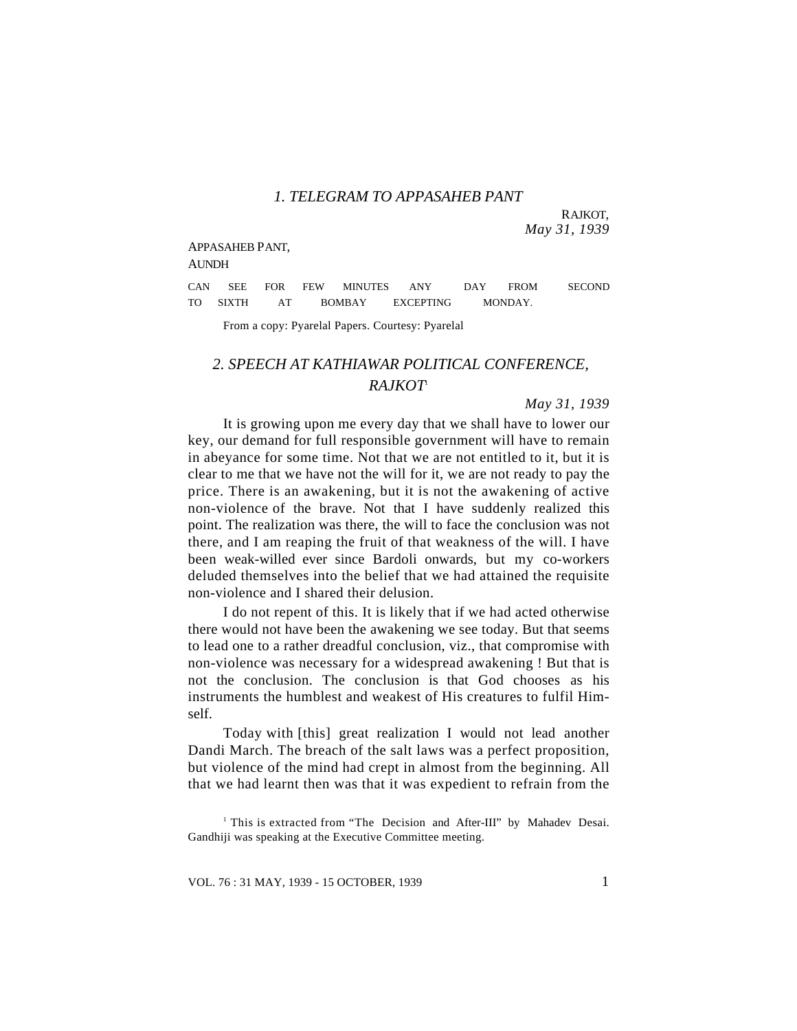## 1. TELEGRAM TO APPASAHEB PANT

RAJKOT,
*May 31, 1939*

APPASAHEB PANT,
AUNDH

CAN SEE FOR FEW MINUTES ANY DAY FROM SECOND TO SIXTH AT BOMBAY EXCEPTING MONDAY.

From a copy: Pyarelal Papers. Courtesy: Pyarelal

## 2. SPEECH AT KATHIAWAR POLITICAL CONFERENCE, RAJKOT[1]

*May 31, 1939*

It is growing upon me every day that we shall have to lower our key, our demand for full responsible government will have to remain in abeyance for some time. Not that we are not entitled to it, but it is clear to me that we have not the will for it, we are not ready to pay the price. There is an awakening, but it is not the awakening of active non-violence of the brave. Not that I have suddenly realized this point. The realization was there, the will to face the conclusion was not there, and I am reaping the fruit of that weakness of the will. I have been weak-willed ever since Bardoli onwards, but my co-workers deluded themselves into the belief that we had attained the requisite non-violence and I shared their delusion.

I do not repent of this. It is likely that if we had acted otherwise there would not have been the awakening we see today. But that seems to lead one to a rather dreadful conclusion, viz., that compromise with non-violence was necessary for a widespread awakening ! But that is not the conclusion. The conclusion is that God chooses as his instruments the humblest and weakest of His creatures to fulfil Him-self.

Today with [this] great realization I would not lead another Dandi March. The breach of the salt laws was a perfect proposition, but violence of the mind had crept in almost from the beginning. All that we had learnt then was that it was expedient to refrain from the

[1] This is extracted from "The Decision and After-III" by Mahadev Desai. Gandhiji was speaking at the Executive Committee meeting.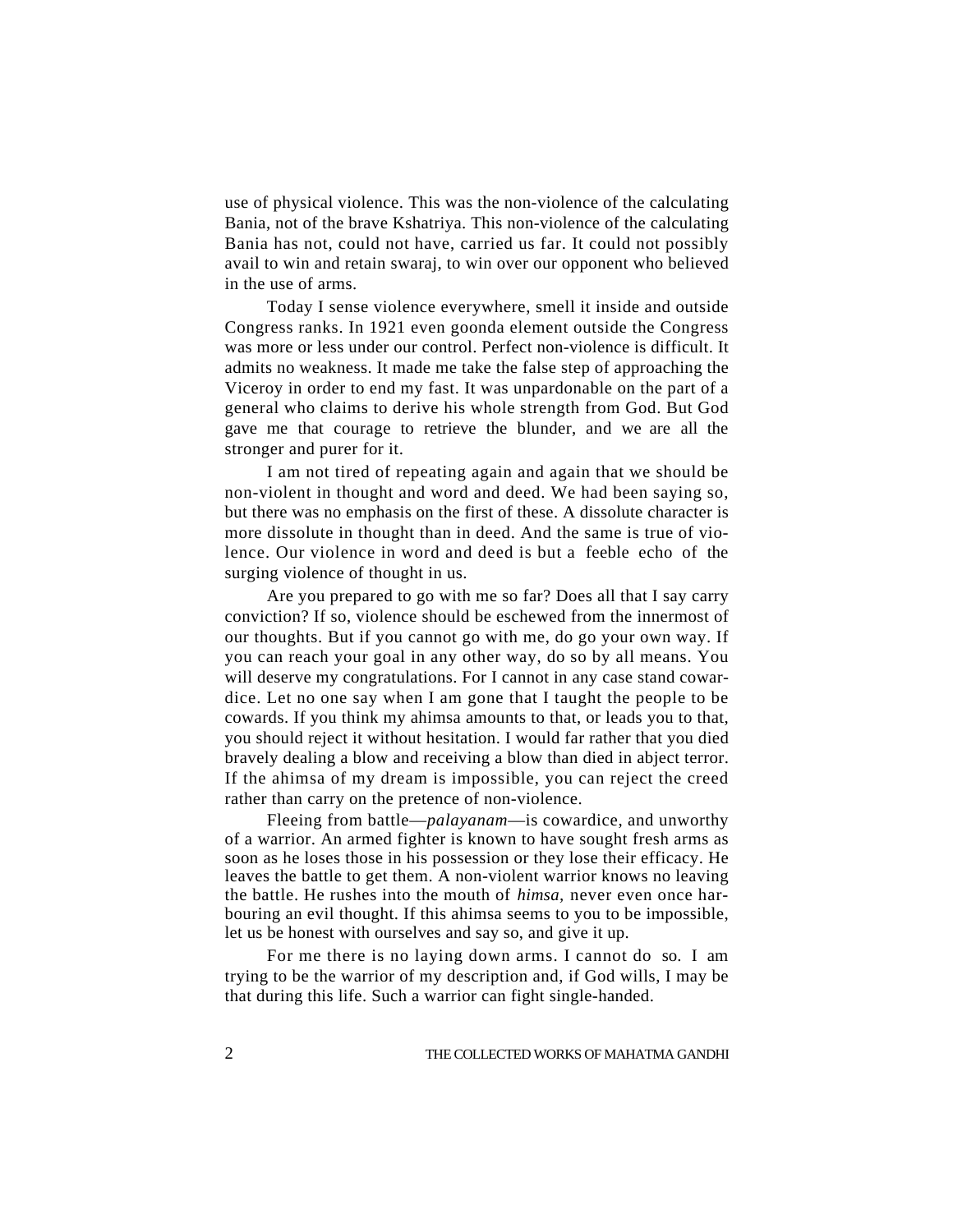use of physical violence. This was the non-violence of the calculating Bania, not of the brave Kshatriya. This non-violence of the calculating Bania has not, could not have, carried us far. It could not possibly avail to win and retain swaraj, to win over our opponent who believed in the use of arms.

Today I sense violence everywhere, smell it inside and outside Congress ranks. In 1921 even goonda element outside the Congress was more or less under our control. Perfect non-violence is difficult. It admits no weakness. It made me take the false step of approaching the Viceroy in order to end my fast. It was unpardonable on the part of a general who claims to derive his whole strength from God. But God gave me that courage to retrieve the blunder, and we are all the stronger and purer for it.

I am not tired of repeating again and again that we should be non-violent in thought and word and deed. We had been saying so, but there was no emphasis on the first of these. A dissolute character is more dissolute in thought than in deed. And the same is true of violence. Our violence in word and deed is but a feeble echo of the surging violence of thought in us.

Are you prepared to go with me so far? Does all that I say carry conviction? If so, violence should be eschewed from the innermost of our thoughts. But if you cannot go with me, do go your own way. If you can reach your goal in any other way, do so by all means. You will deserve my congratulations. For I cannot in any case stand cowardice. Let no one say when I am gone that I taught the people to be cowards. If you think my ahimsa amounts to that, or leads you to that, you should reject it without hesitation. I would far rather that you died bravely dealing a blow and receiving a blow than died in abject terror. If the ahimsa of my dream is impossible, you can reject the creed rather than carry on the pretence of non-violence.

Fleeing from battle—*palayanam*—is cowardice, and unworthy of a warrior. An armed fighter is known to have sought fresh arms as soon as he loses those in his possession or they lose their efficacy. He leaves the battle to get them. A non-violent warrior knows no leaving the battle. He rushes into the mouth of *himsa*, never even once harbouring an evil thought. If this ahimsa seems to you to be impossible, let us be honest with ourselves and say so, and give it up.

For me there is no laying down arms. I cannot do so. I am trying to be the warrior of my description and, if God wills, I may be that during this life. Such a warrior can fight single-handed.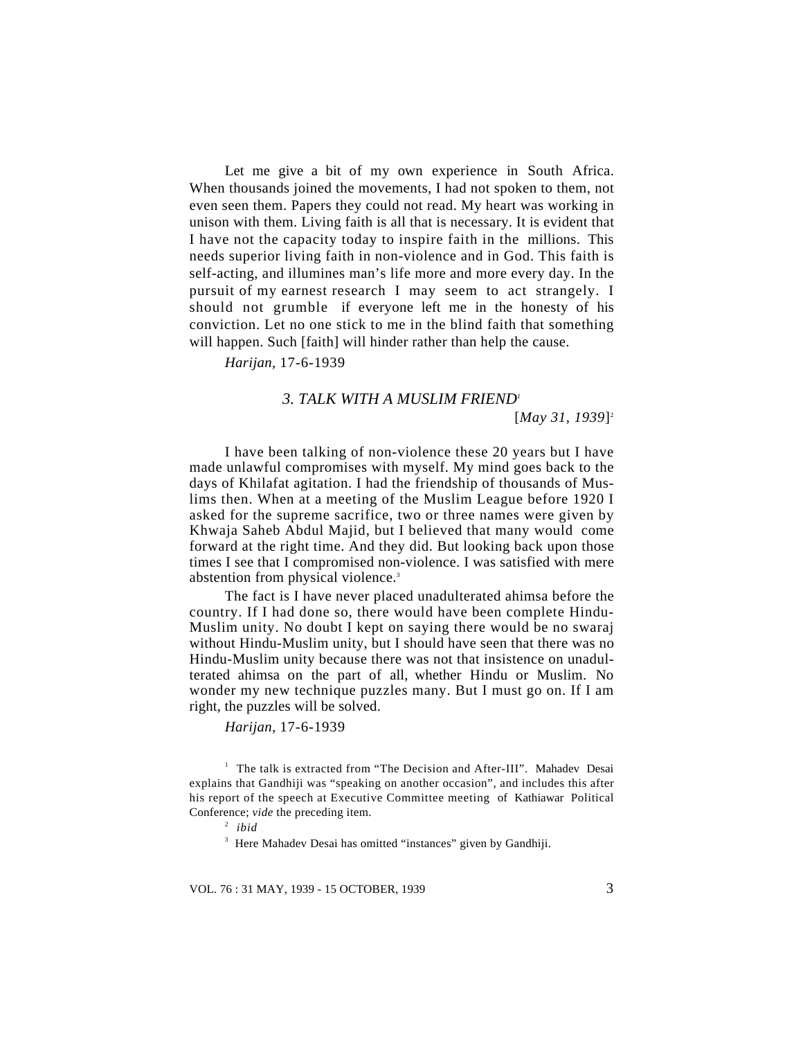Let me give a bit of my own experience in South Africa. When thousands joined the movements, I had not spoken to them, not even seen them. Papers they could not read. My heart was working in unison with them. Living faith is all that is necessary. It is evident that I have not the capacity today to inspire faith in the millions. This needs superior living faith in non-violence and in God. This faith is self-acting, and illumines man's life more and more every day. In the pursuit of my earnest research I may seem to act strangely. I should not grumble if everyone left me in the honesty of his conviction. Let no one stick to me in the blind faith that something will happen. Such [faith] will hinder rather than help the cause.

*Harijan*, 17-6-1939

### 3. TALK WITH A MUSLIM FRIEND[1]

[*May 31, 1939*][2]

I have been talking of non-violence these 20 years but I have made unlawful compromises with myself. My mind goes back to the days of Khilafat agitation. I had the friendship of thousands of Muslims then. When at a meeting of the Muslim League before 1920 I asked for the supreme sacrifice, two or three names were given by Khwaja Saheb Abdul Majid, but I believed that many would come forward at the right time. And they did. But looking back upon those times I see that I compromised non-violence. I was satisfied with mere abstention from physical violence.[3]

The fact is I have never placed unadulterated ahimsa before the country. If I had done so, there would have been complete Hindu-Muslim unity. No doubt I kept on saying there would be no swaraj without Hindu-Muslim unity, but I should have seen that there was no Hindu-Muslim unity because there was not that insistence on unadulterated ahimsa on the part of all, whether Hindu or Muslim. No wonder my new technique puzzles many. But I must go on. If I am right, the puzzles will be solved.

*Harijan*, 17-6-1939

---

[1] The talk is extracted from "The Decision and After-III". Mahadev Desai explains that Gandhiji was "speaking on another occasion", and includes this after his report of the speech at Executive Committee meeting of Kathiawar Political Conference; *vide* the preceding item.

[2] *ibid*

[3] Here Mahadev Desai has omitted "instances" given by Gandhiji.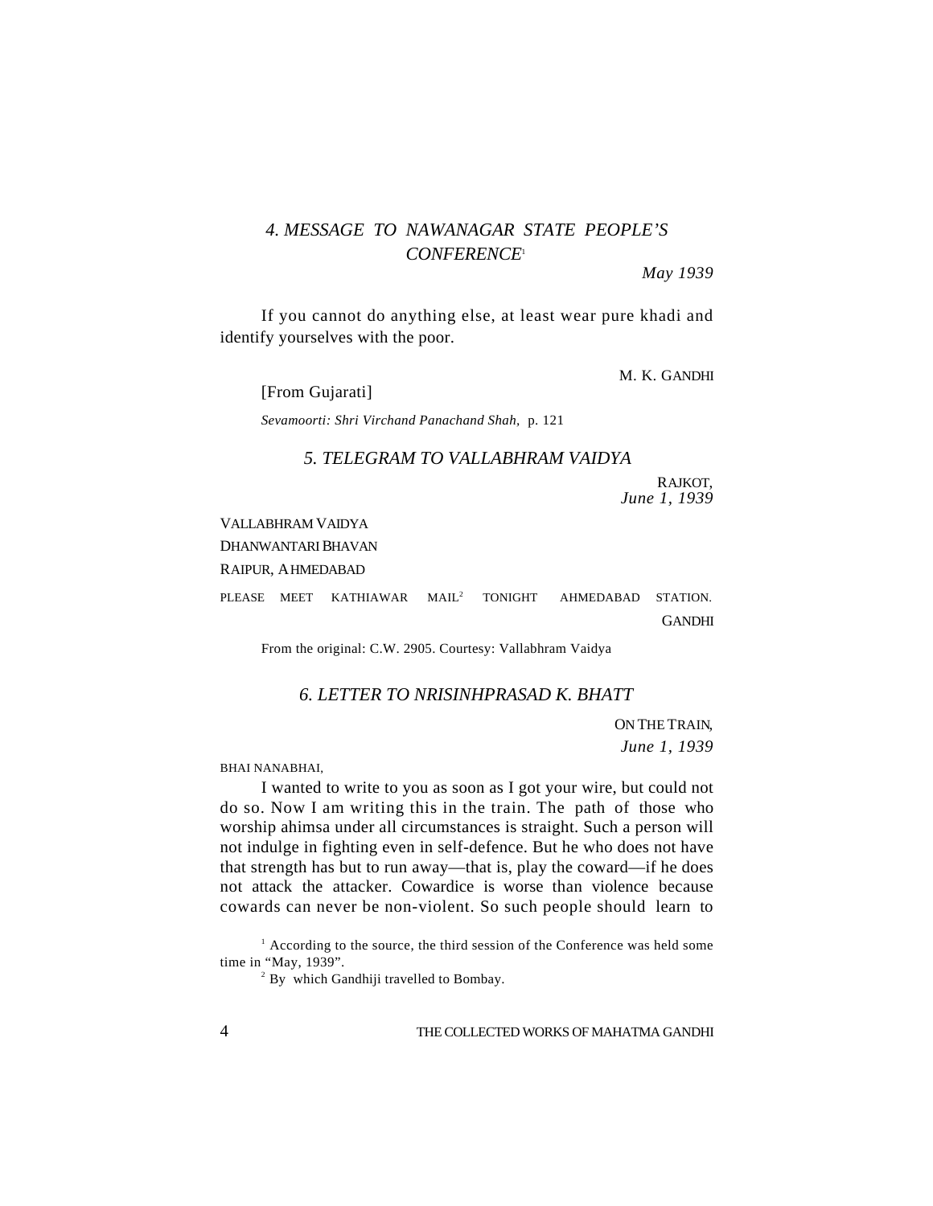### *4. MESSAGE TO NAWANAGAR STATE PEOPLE'S CONFERENCE*[1]

*May 1939*

If you cannot do anything else, at least wear pure khadi and identify yourselves with the poor.

M. K. GANDHI

[From Gujarati]

*Sevamoorti: Shri Virchand Panachand Shah,* p. 121

### *5. TELEGRAM TO VALLABHRAM VAIDYA*

RAJKOT,
*June 1, 1939*

VALLABHRAM VAIDYA
DHANWANTARI BHAVAN
RAIPUR, AHMEDABAD

PLEASE MEET KATHIAWAR MAIL[2] TONIGHT AHMEDABAD STATION.

GANDHI

From the original: C.W. 2905. Courtesy: Vallabhram Vaidya

### *6. LETTER TO NRISINHPRASAD K. BHATT*

ON THE TRAIN,
*June 1, 1939*

BHAI NANABHAI,

I wanted to write to you as soon as I got your wire, but could not do so. Now I am writing this in the train. The path of those who worship ahimsa under all circumstances is straight. Such a person will not indulge in fighting even in self-defence. But he who does not have that strength has but to run away—that is, play the coward—if he does not attack the attacker. Cowardice is worse than violence because cowards can never be non-violent. So such people should learn to

---

[1] According to the source, the third session of the Conference was held some time in "May, 1939".

[2] By which Gandhiji travelled to Bombay.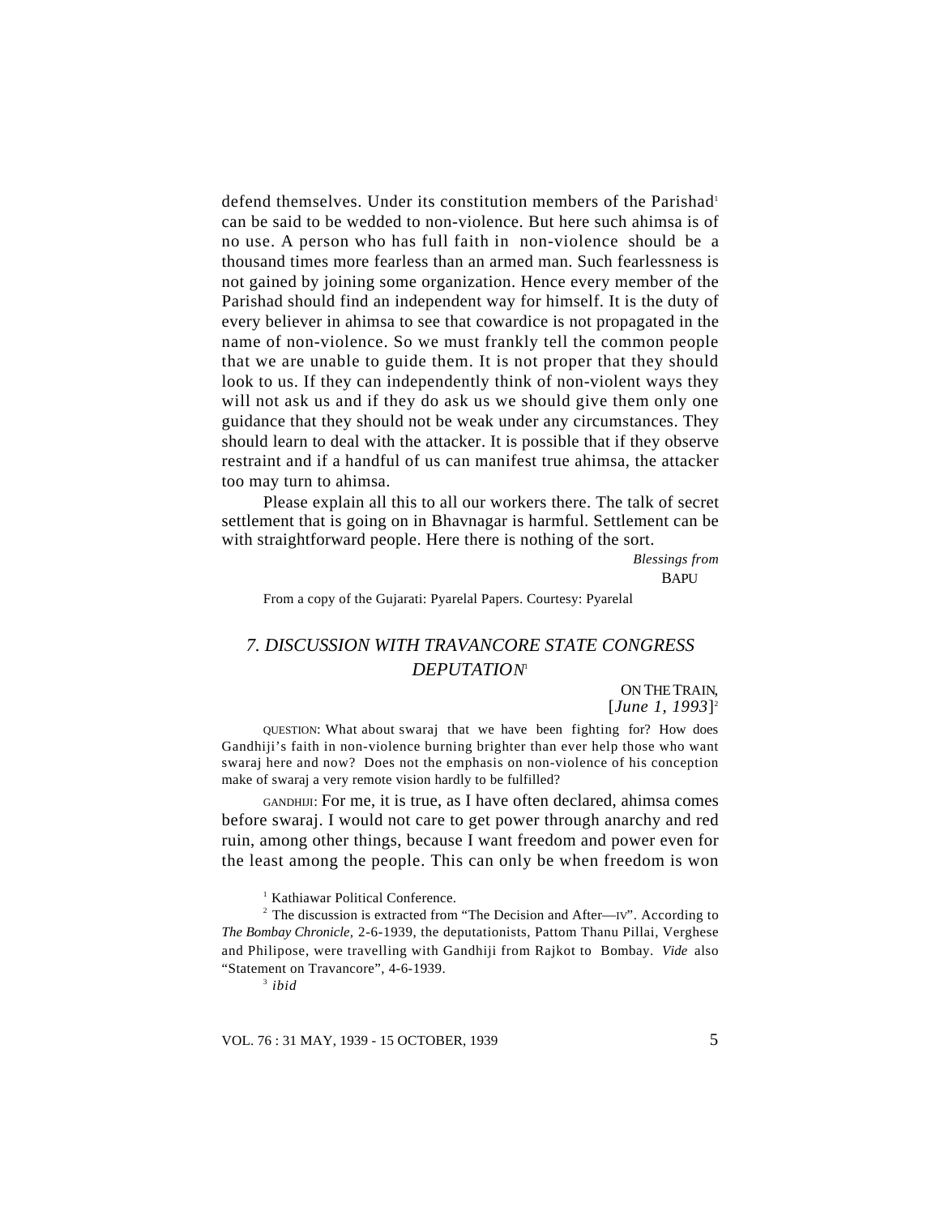defend themselves. Under its constitution members of the Parishad[1] can be said to be wedded to non-violence. But here such ahimsa is of no use. A person who has full faith in non-violence should be a thousand times more fearless than an armed man. Such fearlessness is not gained by joining some organization. Hence every member of the Parishad should find an independent way for himself. It is the duty of every believer in ahimsa to see that cowardice is not propagated in the name of non-violence. So we must frankly tell the common people that we are unable to guide them. It is not proper that they should look to us. If they can independently think of non-violent ways they will not ask us and if they do ask us we should give them only one guidance that they should not be weak under any circumstances. They should learn to deal with the attacker. It is possible that if they observe restraint and if a handful of us can manifest true ahimsa, the attacker too may turn to ahimsa.

Please explain all this to all our workers there. The talk of secret settlement that is going on in Bhavnagar is harmful. Settlement can be with straightforward people. Here there is nothing of the sort.

*Blessings from*
BAPU

From a copy of the Gujarati: Pyarelal Papers. Courtesy: Pyarelal

## *7. DISCUSSION WITH TRAVANCORE STATE CONGRESS DEPUTATION*[1]

ON THE TRAIN,
[*June 1, 1993*][2]

QUESTION: What about swaraj that we have been fighting for? How does Gandhiji's faith in non-violence burning brighter than ever help those who want swaraj here and now? Does not the emphasis on non-violence of his conception make of swaraj a very remote vision hardly to be fulfilled?

GANDHIJI: For me, it is true, as I have often declared, ahimsa comes before swaraj. I would not care to get power through anarchy and red ruin, among other things, because I want freedom and power even for the least among the people. This can only be when freedom is won

[1] Kathiawar Political Conference.

[2] The discussion is extracted from "The Decision and After—IV". According to *The Bombay Chronicle,* 2-6-1939, the deputationists, Pattom Thanu Pillai, Verghese and Philipose, were travelling with Gandhiji from Rajkot to Bombay. *Vide* also "Statement on Travancore", 4-6-1939.

[3] *ibid*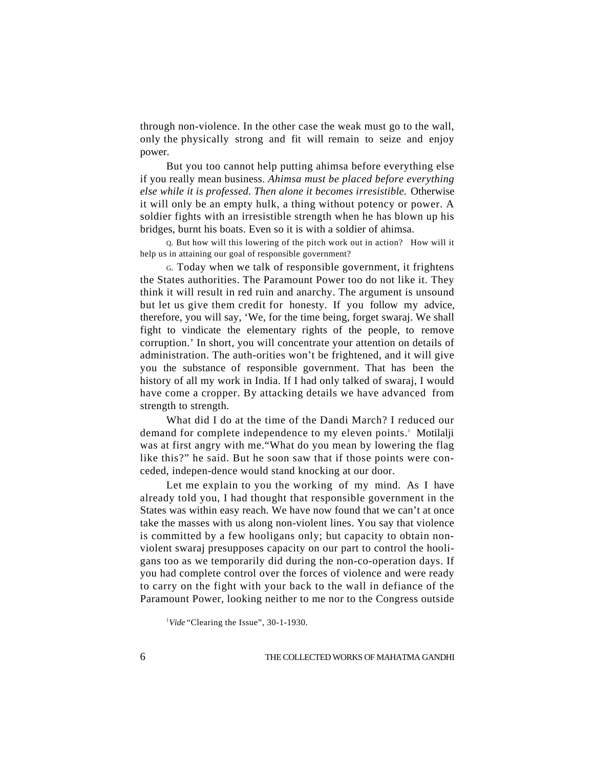through non-violence. In the other case the weak must go to the wall, only the physically strong and fit will remain to seize and enjoy power.

But you too cannot help putting ahimsa before everything else if you really mean business. *Ahimsa must be placed before everything else while it is professed. Then alone it becomes irresistible.* Otherwise it will only be an empty hulk, a thing without potency or power. A soldier fights with an irresistible strength when he has blown up his bridges, burnt his boats. Even so it is with a soldier of ahimsa.

Q. But how will this lowering of the pitch work out in action? How will it help us in attaining our goal of responsible government?

G. Today when we talk of responsible government, it frightens the States authorities. The Paramount Power too do not like it. They think it will result in red ruin and anarchy. The argument is unsound but let us give them credit for honesty. If you follow my advice, therefore, you will say, 'We, for the time being, forget swaraj. We shall fight to vindicate the elementary rights of the people, to remove corruption.' In short, you will concentrate your attention on details of administration. The auth-orities won't be frightened, and it will give you the substance of responsible government. That has been the history of all my work in India. If I had only talked of swaraj, I would have come a cropper. By attacking details we have advanced from strength to strength.

What did I do at the time of the Dandi March? I reduced our demand for complete independence to my eleven points.[1] Motilalji was at first angry with me."What do you mean by lowering the flag like this?" he said. But he soon saw that if those points were con-ceded, indepen-dence would stand knocking at our door.

Let me explain to you the working of my mind. As I have already told you, I had thought that responsible government in the States was within easy reach. We have now found that we can't at once take the masses with us along non-violent lines. You say that violence is committed by a few hooligans only; but capacity to obtain non-violent swaraj presupposes capacity on our part to control the hooli-gans too as we temporarily did during the non-co-operation days. If you had complete control over the forces of violence and were ready to carry on the fight with your back to the wall in defiance of the Paramount Power, looking neither to me nor to the Congress outside

[1] *Vide* "Clearing the Issue", 30-1-1930.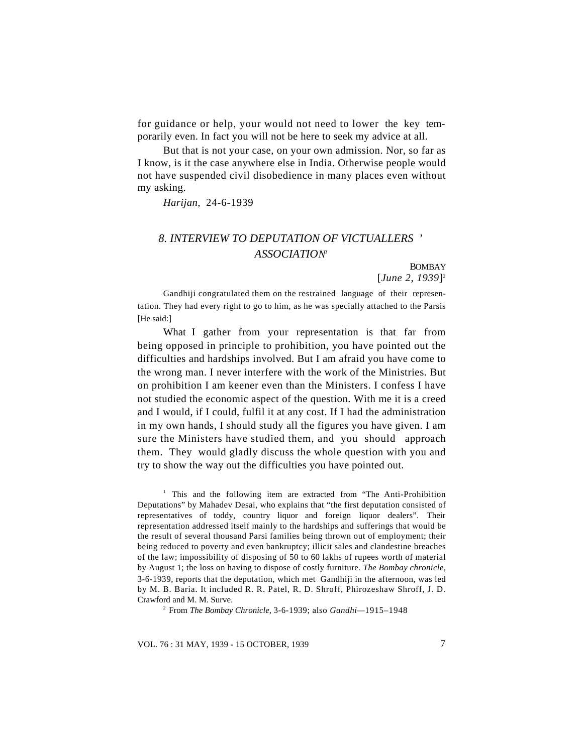for guidance or help, your would not need to lower the key temporarily even. In fact you will not be here to seek my advice at all.

But that is not your case, on your own admission. Nor, so far as I know, is it the case anywhere else in India. Otherwise people would not have suspended civil disobedience in many places even without my asking.

*Harijan,* 24-6-1939

## *8. INTERVIEW TO DEPUTATION OF VICTUALLERS' ASSOCIATION*[1]

BOMBAY
[*June 2, 1939*][2]

Gandhiji congratulated them on the restrained language of their representation. They had every right to go to him, as he was specially attached to the Parsis [He said:]

What I gather from your representation is that far from being opposed in principle to prohibition, you have pointed out the difficulties and hardships involved. But I am afraid you have come to the wrong man. I never interfere with the work of the Ministries. But on prohibition I am keener even than the Ministers. I confess I have not studied the economic aspect of the question. With me it is a creed and I would, if I could, fulfil it at any cost. If I had the administration in my own hands, I should study all the figures you have given. I am sure the Ministers have studied them, and you should approach them. They would gladly discuss the whole question with you and try to show the way out the difficulties you have pointed out.

---

[1] This and the following item are extracted from "The Anti-Prohibition Deputations" by Mahadev Desai, who explains that "the first deputation consisted of representatives of toddy, country liquor and foreign liquor dealers". Their representation addressed itself mainly to the hardships and sufferings that would be the result of several thousand Parsi families being thrown out of employment; their being reduced to poverty and even bankruptcy; illicit sales and clandestine breaches of the law; impossibility of disposing of 50 to 60 lakhs of rupees worth of material by August 1; the loss on having to dispose of costly furniture. *The Bombay chronicle,* 3-6-1939, reports that the deputation, which met Gandhiji in the afternoon, was led by M. B. Baria. It included R. R. Patel, R. D. Shroff, Phirozeshaw Shroff, J. D. Crawford and M. M. Surve.

[2] From *The Bombay Chronicle,* 3-6-1939; also *Gandhi*—1915–1948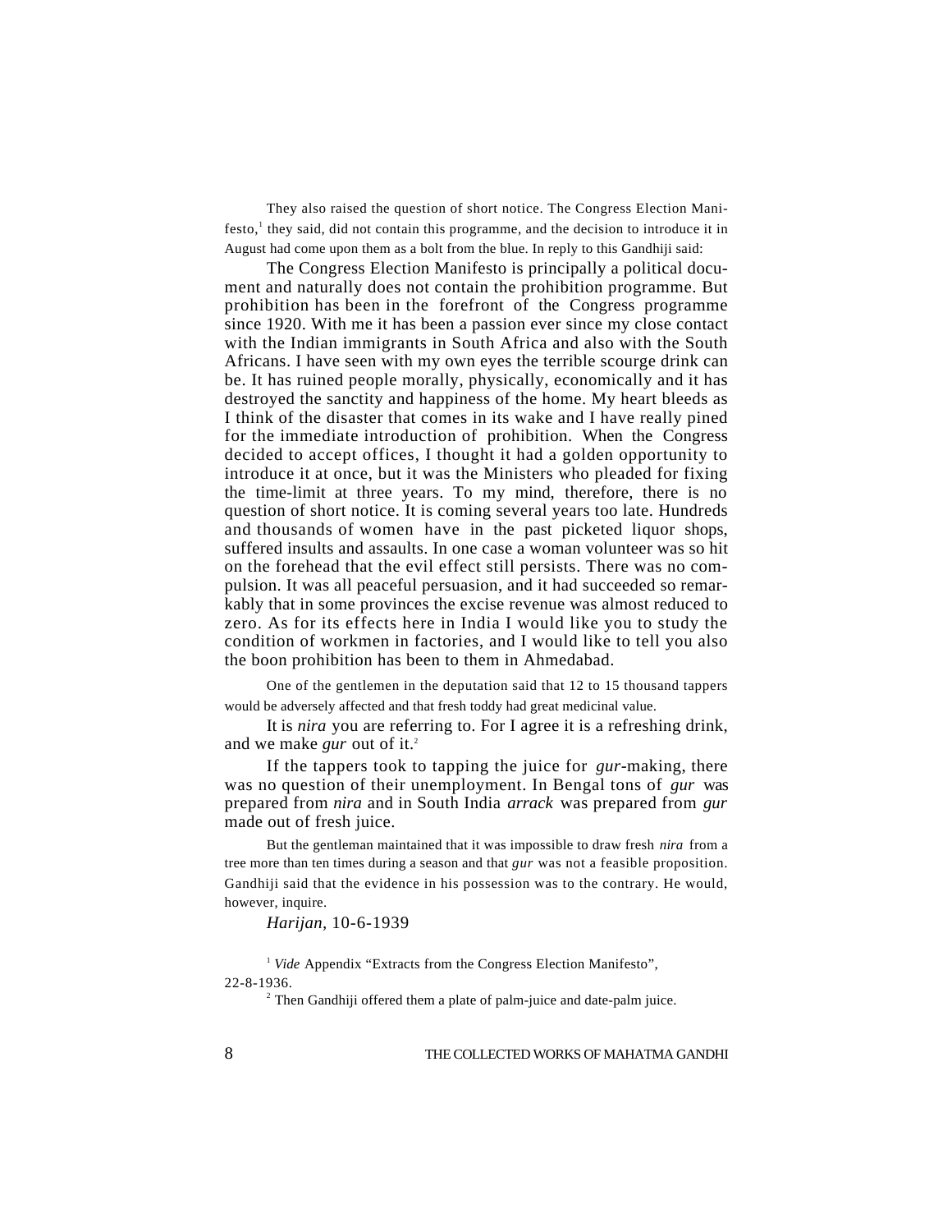They also raised the question of short notice. The Congress Election Manifesto,[1] they said, did not contain this programme, and the decision to introduce it in August had come upon them as a bolt from the blue. In reply to this Gandhiji said:

The Congress Election Manifesto is principally a political document and naturally does not contain the prohibition programme. But prohibition has been in the forefront of the Congress programme since 1920. With me it has been a passion ever since my close contact with the Indian immigrants in South Africa and also with the South Africans. I have seen with my own eyes the terrible scourge drink can be. It has ruined people morally, physically, economically and it has destroyed the sanctity and happiness of the home. My heart bleeds as I think of the disaster that comes in its wake and I have really pined for the immediate introduction of prohibition. When the Congress decided to accept offices, I thought it had a golden opportunity to introduce it at once, but it was the Ministers who pleaded for fixing the time-limit at three years. To my mind, therefore, there is no question of short notice. It is coming several years too late. Hundreds and thousands of women have in the past picketed liquor shops, suffered insults and assaults. In one case a woman volunteer was so hit on the forehead that the evil effect still persists. There was no compulsion. It was all peaceful persuasion, and it had succeeded so remarkably that in some provinces the excise revenue was almost reduced to zero. As for its effects here in India I would like you to study the condition of workmen in factories, and I would like to tell you also the boon prohibition has been to them in Ahmedabad.

One of the gentlemen in the deputation said that 12 to 15 thousand tappers would be adversely affected and that fresh toddy had great medicinal value.

It is *nira* you are referring to. For I agree it is a refreshing drink, and we make *gur* out of it.[2]

If the tappers took to tapping the juice for *gur*-making, there was no question of their unemployment. In Bengal tons of *gur* was prepared from *nira* and in South India *arrack* was prepared from *gur* made out of fresh juice.

But the gentleman maintained that it was impossible to draw fresh *nira* from a tree more than ten times during a season and that *gur* was not a feasible proposition. Gandhiji said that the evidence in his possession was to the contrary. He would, however, inquire.

*Harijan*, 10-6-1939

[1] *Vide* Appendix "Extracts from the Congress Election Manifesto", 22-8-1936.

[2] Then Gandhiji offered them a plate of palm-juice and date-palm juice.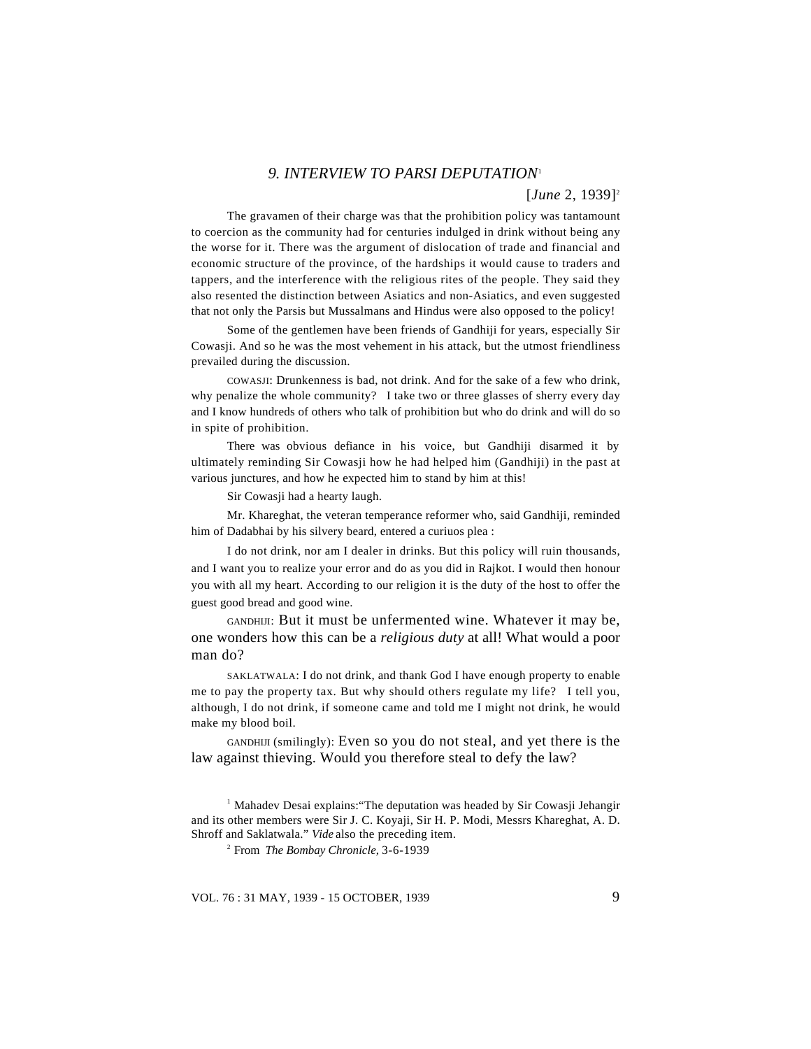## *9. INTERVIEW TO PARSI DEPUTATION*[1]

[*June* 2, 1939][2]

The gravamen of their charge was that the prohibition policy was tantamount to coercion as the community had for centuries indulged in drink without being any the worse for it. There was the argument of dislocation of trade and financial and economic structure of the province, of the hardships it would cause to traders and tappers, and the interference with the religious rites of the people. They said they also resented the distinction between Asiatics and non-Asiatics, and even suggested that not only the Parsis but Mussalmans and Hindus were also opposed to the policy!

Some of the gentlemen have been friends of Gandhiji for years, especially Sir Cowasji. And so he was the most vehement in his attack, but the utmost friendliness prevailed during the discussion.

COWASJI: Drunkenness is bad, not drink. And for the sake of a few who drink, why penalize the whole community? I take two or three glasses of sherry every day and I know hundreds of others who talk of prohibition but who do drink and will do so in spite of prohibition.

There was obvious defiance in his voice, but Gandhiji disarmed it by ultimately reminding Sir Cowasji how he had helped him (Gandhiji) in the past at various junctures, and how he expected him to stand by him at this!

Sir Cowasji had a hearty laugh.

Mr. Khareghat, the veteran temperance reformer who, said Gandhiji, reminded him of Dadabhai by his silvery beard, entered a curiuos plea :

I do not drink, nor am I dealer in drinks. But this policy will ruin thousands, and I want you to realize your error and do as you did in Rajkot. I would then honour you with all my heart. According to our religion it is the duty of the host to offer the guest good bread and good wine.

GANDHIJI: But it must be unfermented wine. Whatever it may be, one wonders how this can be a *religious duty* at all! What would a poor man do?

SAKLATWALA: I do not drink, and thank God I have enough property to enable me to pay the property tax. But why should others regulate my life? I tell you, although, I do not drink, if someone came and told me I might not drink, he would make my blood boil.

GANDHIJI (smilingly): Even so you do not steal, and yet there is the law against thieving. Would you therefore steal to defy the law?

---

[1] Mahadev Desai explains:"The deputation was headed by Sir Cowasji Jehangir and its other members were Sir J. C. Koyaji, Sir H. P. Modi, Messrs Khareghat, A. D. Shroff and Saklatwala." *Vide* also the preceding item.

[2] From *The Bombay Chronicle,* 3-6-1939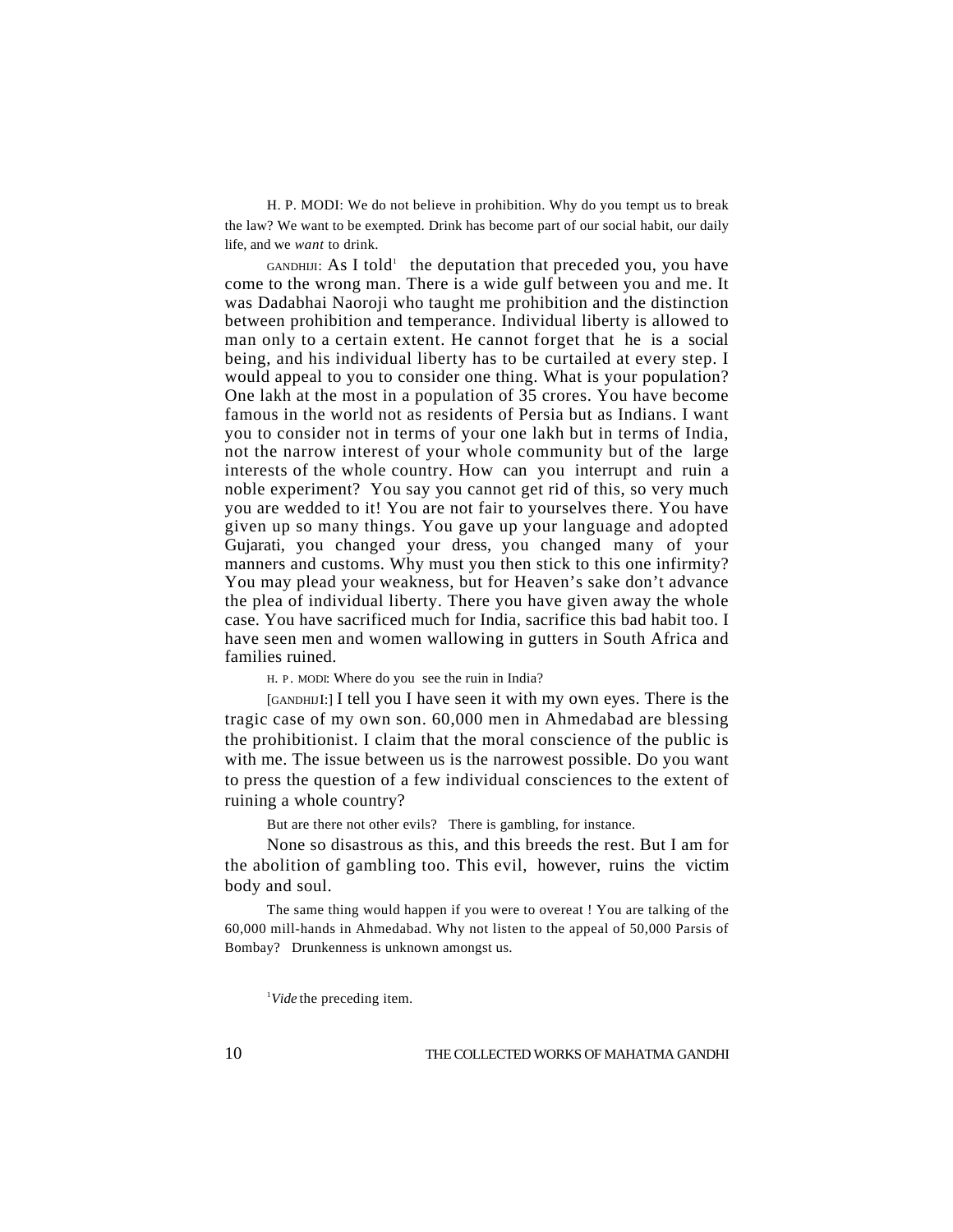H. P. MODI: We do not believe in prohibition. Why do you tempt us to break the law? We want to be exempted. Drink has become part of our social habit, our daily life, and we *want* to drink.

GANDHIJI: As I told[1] the deputation that preceded you, you have come to the wrong man. There is a wide gulf between you and me. It was Dadabhai Naoroji who taught me prohibition and the distinction between prohibition and temperance. Individual liberty is allowed to man only to a certain extent. He cannot forget that he is a social being, and his individual liberty has to be curtailed at every step. I would appeal to you to consider one thing. What is your population? One lakh at the most in a population of 35 crores. You have become famous in the world not as residents of Persia but as Indians. I want you to consider not in terms of your one lakh but in terms of India, not the narrow interest of your whole community but of the large interests of the whole country. How can you interrupt and ruin a noble experiment? You say you cannot get rid of this, so very much you are wedded to it! You are not fair to yourselves there. You have given up so many things. You gave up your language and adopted Gujarati, you changed your dress, you changed many of your manners and customs. Why must you then stick to this one infirmity? You may plead your weakness, but for Heaven's sake don't advance the plea of individual liberty. There you have given away the whole case. You have sacrificed much for India, sacrifice this bad habit too. I have seen men and women wallowing in gutters in South Africa and families ruined.

H. P. MODI: Where do you see the ruin in India?

[GANDHIJI:] I tell you I have seen it with my own eyes. There is the tragic case of my own son. 60,000 men in Ahmedabad are blessing the prohibitionist. I claim that the moral conscience of the public is with me. The issue between us is the narrowest possible. Do you want to press the question of a few individual consciences to the extent of ruining a whole country?

But are there not other evils? There is gambling, for instance.

None so disastrous as this, and this breeds the rest. But I am for the abolition of gambling too. This evil, however, ruins the victim body and soul.

The same thing would happen if you were to overeat ! You are talking of the 60,000 mill-hands in Ahmedabad. Why not listen to the appeal of 50,000 Parsis of Bombay? Drunkenness is unknown amongst us.

[1] *Vide* the preceding item.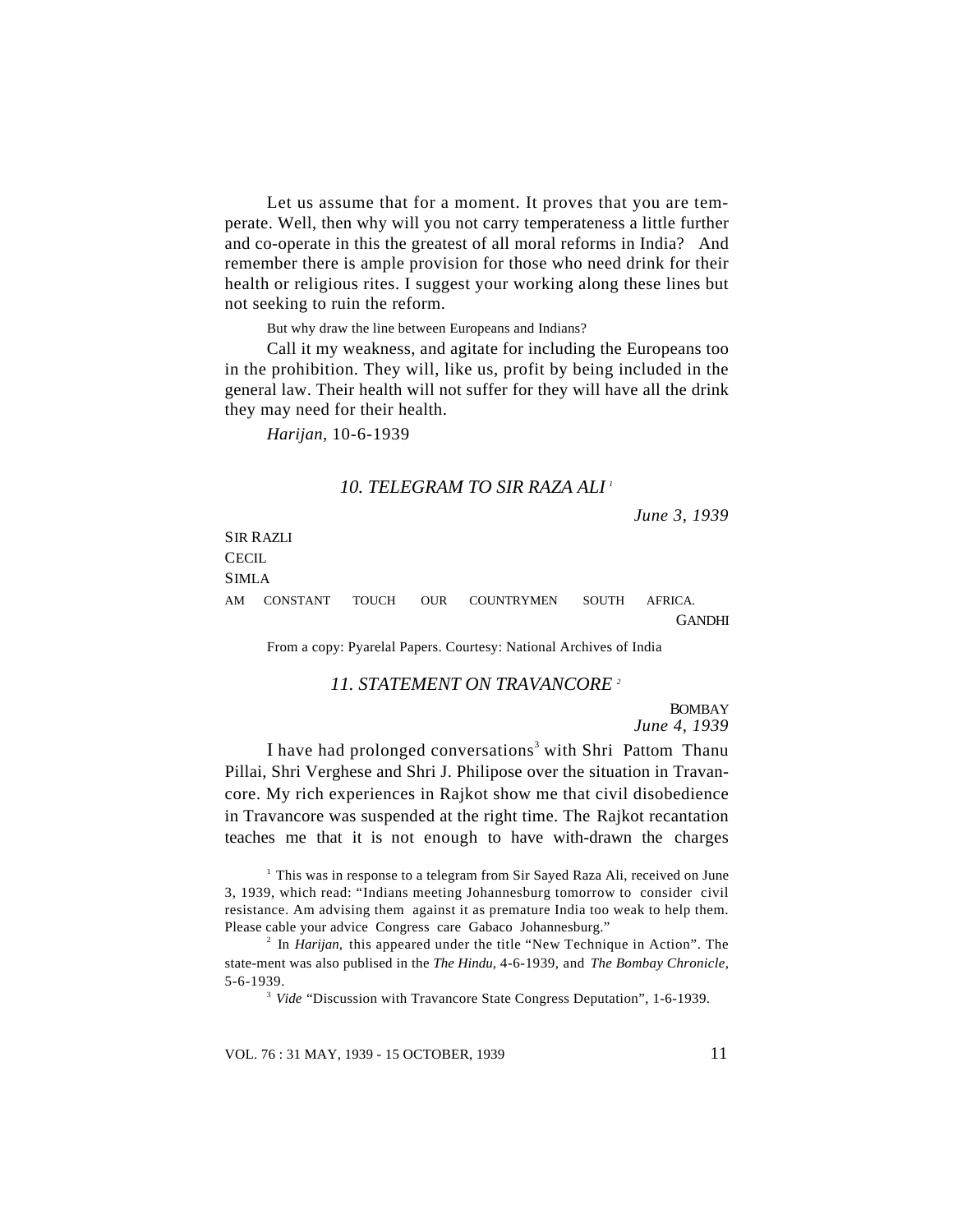Let us assume that for a moment. It proves that you are temperate. Well, then why will you not carry temperateness a little further and co-operate in this the greatest of all moral reforms in India? And remember there is ample provision for those who need drink for their health or religious rites. I suggest your working along these lines but not seeking to ruin the reform.

But why draw the line between Europeans and Indians?

Call it my weakness, and agitate for including the Europeans too in the prohibition. They will, like us, profit by being included in the general law. Their health will not suffer for they will have all the drink they may need for their health.

*Harijan,* 10-6-1939

### *10. TELEGRAM TO SIR RAZA ALI* [1]

*June 3, 1939*

SIR RAZLI
CECIL
SIMLA

AM CONSTANT TOUCH OUR COUNTRYMEN SOUTH AFRICA.

GANDHI

From a copy: Pyarelal Papers. Courtesy: National Archives of India

### *11. STATEMENT ON TRAVANCORE* [2]

BOMBAY
*June 4, 1939*

I have had prolonged conversations[3] with Shri Pattom Thanu Pillai, Shri Verghese and Shri J. Philipose over the situation in Travancore. My rich experiences in Rajkot show me that civil disobedience in Travancore was suspended at the right time. The Rajkot recantation teaches me that it is not enough to have with-drawn the charges

---

[1] This was in response to a telegram from Sir Sayed Raza Ali, received on June 3, 1939, which read: "Indians meeting Johannesburg tomorrow to consider civil resistance. Am advising them against it as premature India too weak to help them. Please cable your advice Congress care Gabaco Johannesburg."

[2] In *Harijan,* this appeared under the title "New Technique in Action". The state-ment was also publised in the *The Hindu,* 4-6-1939, and *The Bombay Chronicle,* 5-6-1939.

[3] *Vide* "Discussion with Travancore State Congress Deputation", 1-6-1939.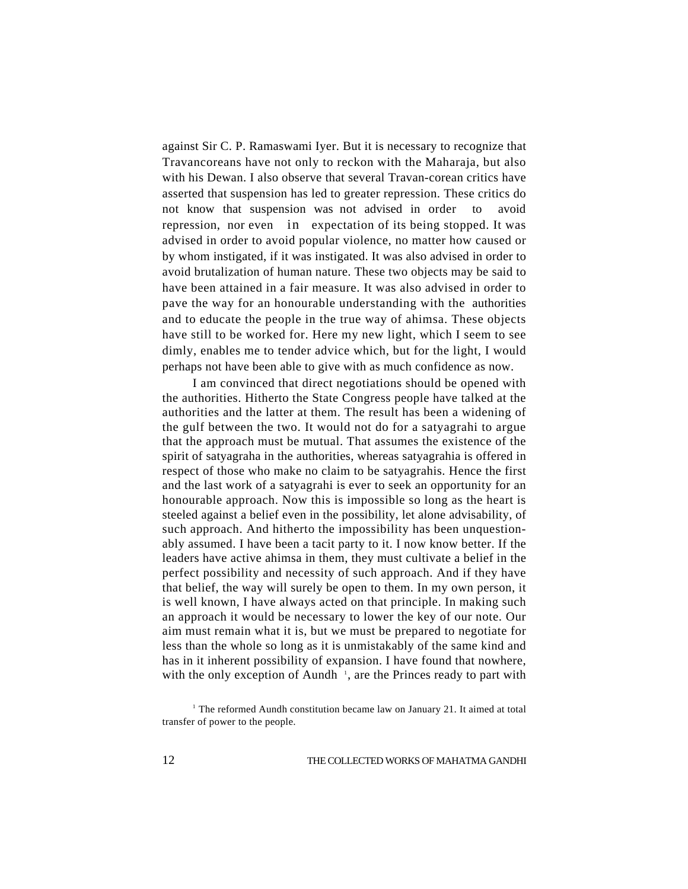against Sir C. P. Ramaswami Iyer. But it is necessary to recognize that Travancoreans have not only to reckon with the Maharaja, but also with his Dewan. I also observe that several Travan-corean critics have asserted that suspension has led to greater repression. These critics do not know that suspension was not advised in order to avoid repression, nor even in expectation of its being stopped. It was advised in order to avoid popular violence, no matter how caused or by whom instigated, if it was instigated. It was also advised in order to avoid brutalization of human nature. These two objects may be said to have been attained in a fair measure. It was also advised in order to pave the way for an honourable understanding with the authorities and to educate the people in the true way of ahimsa. These objects have still to be worked for. Here my new light, which I seem to see dimly, enables me to tender advice which, but for the light, I would perhaps not have been able to give with as much confidence as now.

I am convinced that direct negotiations should be opened with the authorities. Hitherto the State Congress people have talked at the authorities and the latter at them. The result has been a widening of the gulf between the two. It would not do for a satyagrahi to argue that the approach must be mutual. That assumes the existence of the spirit of satyagraha in the authorities, whereas satyagrahia is offered in respect of those who make no claim to be satyagrahis. Hence the first and the last work of a satyagrahi is ever to seek an opportunity for an honourable approach. Now this is impossible so long as the heart is steeled against a belief even in the possibility, let alone advisability, of such approach. And hitherto the impossibility has been unquestion-ably assumed. I have been a tacit party to it. I now know better. If the leaders have active ahimsa in them, they must cultivate a belief in the perfect possibility and necessity of such approach. And if they have that belief, the way will surely be open to them. In my own person, it is well known, I have always acted on that principle. In making such an approach it would be necessary to lower the key of our note. Our aim must remain what it is, but we must be prepared to negotiate for less than the whole so long as it is unmistakably of the same kind and has in it inherent possibility of expansion. I have found that nowhere, with the only exception of Aundh [1], are the Princes ready to part with

[1] The reformed Aundh constitution became law on January 21. It aimed at total transfer of power to the people.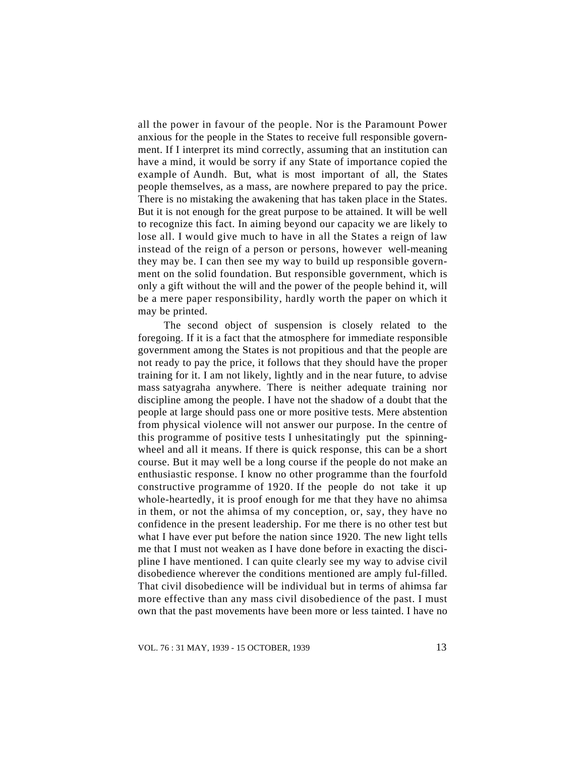all the power in favour of the people. Nor is the Paramount Power anxious for the people in the States to receive full responsible government. If I interpret its mind correctly, assuming that an institution can have a mind, it would be sorry if any State of importance copied the example of Aundh. But, what is most important of all, the States people themselves, as a mass, are nowhere prepared to pay the price. There is no mistaking the awakening that has taken place in the States. But it is not enough for the great purpose to be attained. It will be well to recognize this fact. In aiming beyond our capacity we are likely to lose all. I would give much to have in all the States a reign of law instead of the reign of a person or persons, however well-meaning they may be. I can then see my way to build up responsible government on the solid foundation. But responsible government, which is only a gift without the will and the power of the people behind it, will be a mere paper responsibility, hardly worth the paper on which it may be printed.

The second object of suspension is closely related to the foregoing. If it is a fact that the atmosphere for immediate responsible government among the States is not propitious and that the people are not ready to pay the price, it follows that they should have the proper training for it. I am not likely, lightly and in the near future, to advise mass satyagraha anywhere. There is neither adequate training nor discipline among the people. I have not the shadow of a doubt that the people at large should pass one or more positive tests. Mere abstention from physical violence will not answer our purpose. In the centre of this programme of positive tests I unhesitatingly put the spinning-wheel and all it means. If there is quick response, this can be a short course. But it may well be a long course if the people do not make an enthusiastic response. I know no other programme than the fourfold constructive programme of 1920. If the people do not take it up whole-heartedly, it is proof enough for me that they have no ahimsa in them, or not the ahimsa of my conception, or, say, they have no confidence in the present leadership. For me there is no other test but what I have ever put before the nation since 1920. The new light tells me that I must not weaken as I have done before in exacting the discipline I have mentioned. I can quite clearly see my way to advise civil disobedience wherever the conditions mentioned are amply ful-filled. That civil disobedience will be individual but in terms of ahimsa far more effective than any mass civil disobedience of the past. I must own that the past movements have been more or less tainted. I have no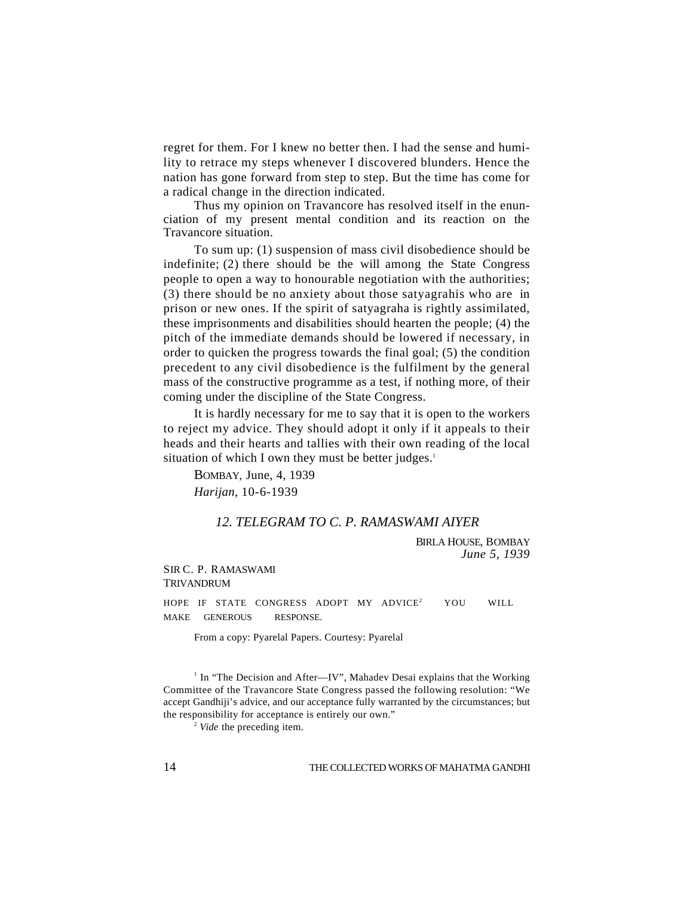regret for them. For I knew no better then. I had the sense and humility to retrace my steps whenever I discovered blunders. Hence the nation has gone forward from step to step. But the time has come for a radical change in the direction indicated.

Thus my opinion on Travancore has resolved itself in the enunciation of my present mental condition and its reaction on the Travancore situation.

To sum up: (1) suspension of mass civil disobedience should be indefinite; (2) there should be the will among the State Congress people to open a way to honourable negotiation with the authorities; (3) there should be no anxiety about those satyagrahis who are in prison or new ones. If the spirit of satyagraha is rightly assimilated, these imprisonments and disabilities should hearten the people; (4) the pitch of the immediate demands should be lowered if necessary, in order to quicken the progress towards the final goal; (5) the condition precedent to any civil disobedience is the fulfilment by the general mass of the constructive programme as a test, if nothing more, of their coming under the discipline of the State Congress.

It is hardly necessary for me to say that it is open to the workers to reject my advice. They should adopt it only if it appeals to their heads and their hearts and tallies with their own reading of the local situation of which I own they must be better judges.[1]

BOMBAY, June, 4, 1939

*Harijan,* 10-6-1939

## *12. TELEGRAM TO C. P. RAMASWAMI AIYER*

BIRLA HOUSE, BOMBAY
*June 5, 1939*

SIR C. P. RAMASWAMI
TRIVANDRUM

HOPE IF STATE CONGRESS ADOPT MY ADVICE[2] YOU WILL MAKE GENEROUS RESPONSE.

From a copy: Pyarelal Papers. Courtesy: Pyarelal

[1] In "The Decision and After—IV", Mahadev Desai explains that the Working Committee of the Travancore State Congress passed the following resolution: "We accept Gandhiji's advice, and our acceptance fully warranted by the circumstances; but the responsibility for acceptance is entirely our own."

[2] *Vide* the preceding item.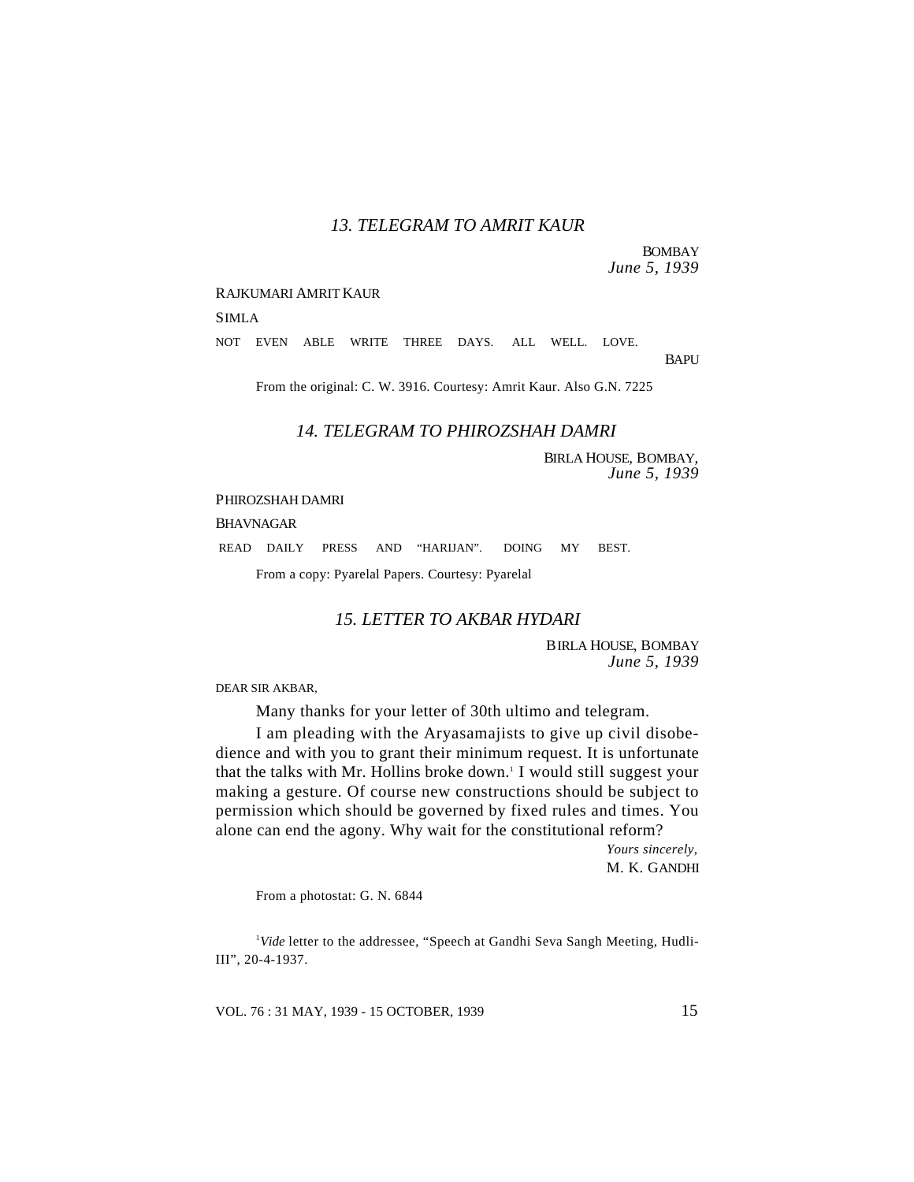### *13. TELEGRAM TO AMRIT KAUR*

BOMBAY
*June 5, 1939*

RAJKUMARI AMRIT KAUR

SIMLA

NOT EVEN ABLE WRITE THREE DAYS. ALL WELL. LOVE.

BAPU

From the original: C. W. 3916. Courtesy: Amrit Kaur. Also G.N. 7225

### *14. TELEGRAM TO PHIROZSHAH DAMRI*

BIRLA HOUSE, BOMBAY,
*June 5, 1939*

PHIROZSHAH DAMRI

BHAVNAGAR

READ DAILY PRESS AND "HARIJAN". DOING MY BEST.

From a copy: Pyarelal Papers. Courtesy: Pyarelal

### *15. LETTER TO AKBAR HYDARI*

BIRLA HOUSE, BOMBAY
*June 5, 1939*

DEAR SIR AKBAR,

Many thanks for your letter of 30th ultimo and telegram.

I am pleading with the Aryasamajists to give up civil disobedience and with you to grant their minimum request. It is unfortunate that the talks with Mr. Hollins broke down.[1] I would still suggest your making a gesture. Of course new constructions should be subject to permission which should be governed by fixed rules and times. You alone can end the agony. Why wait for the constitutional reform?

*Yours sincerely,*
M. K. GANDHI

From a photostat: G. N. 6844

[1] *Vide* letter to the addressee, "Speech at Gandhi Seva Sangh Meeting, Hudli-III", 20-4-1937.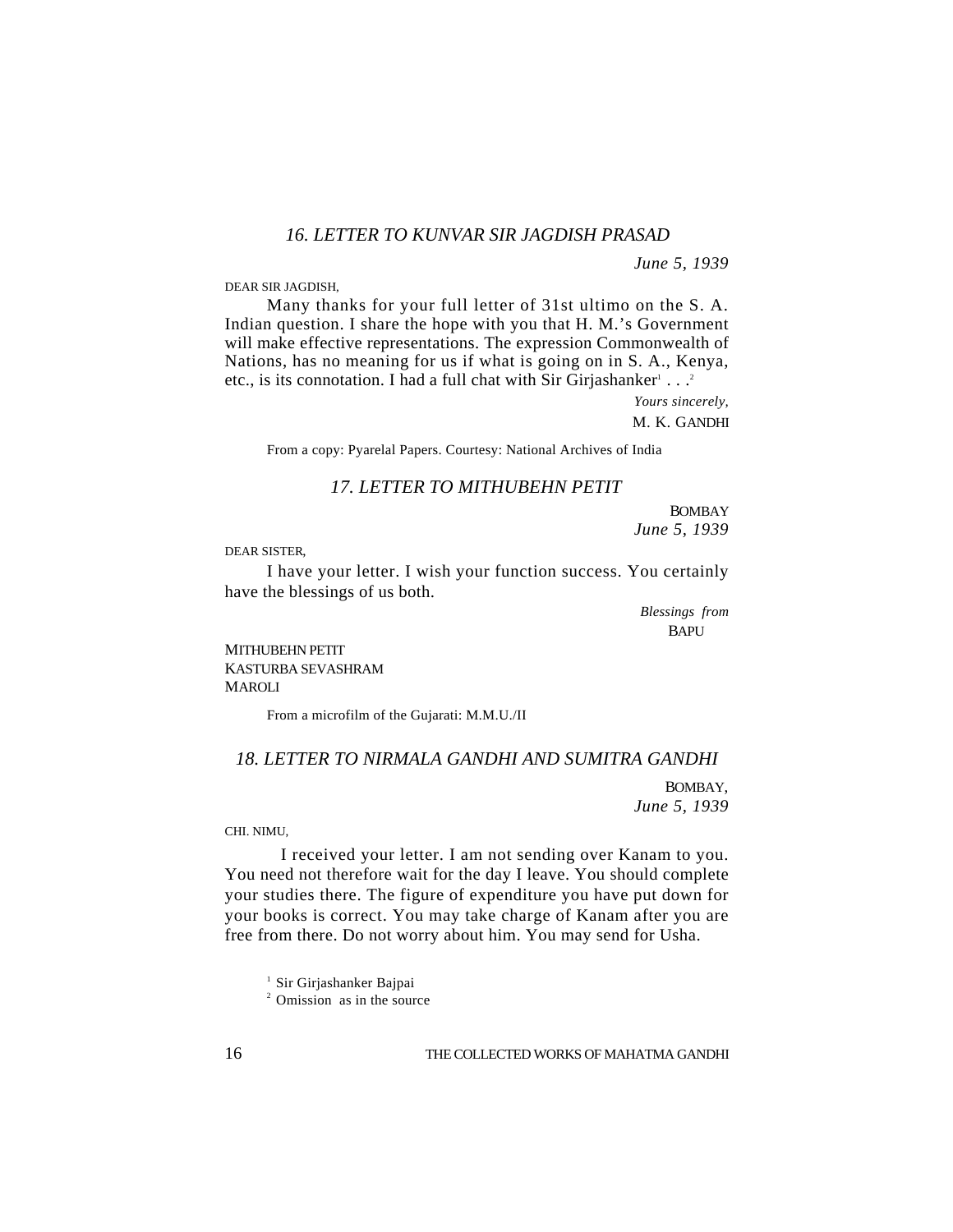## *16. LETTER TO KUNVAR SIR JAGDISH PRASAD*

*June 5, 1939*

DEAR SIR JAGDISH,

Many thanks for your full letter of 31st ultimo on the S. A. Indian question. I share the hope with you that H. M.'s Government will make effective representations. The expression Commonwealth of Nations, has no meaning for us if what is going on in S. A., Kenya, etc., is its connotation. I had a full chat with Sir Girjashanker[1] . . .[2]

*Yours sincerely,*
M. K. GANDHI

From a copy: Pyarelal Papers. Courtesy: National Archives of India

## *17. LETTER TO MITHUBEHN PETIT*

BOMBAY
*June 5, 1939*

DEAR SISTER,

I have your letter. I wish your function success. You certainly have the blessings of us both.

*Blessings from*
BAPU

MITHUBEHN PETIT
KASTURBA SEVASHRAM
MAROLI

From a microfilm of the Gujarati: M.M.U./II

## *18. LETTER TO NIRMALA GANDHI AND SUMITRA GANDHI*

BOMBAY,
*June 5, 1939*

CHI. NIMU,

I received your letter. I am not sending over Kanam to you. You need not therefore wait for the day I leave. You should complete your studies there. The figure of expenditure you have put down for your books is correct. You may take charge of Kanam after you are free from there. Do not worry about him. You may send for Usha.

[1] Sir Girjashanker Bajpai

[2] Omission as in the source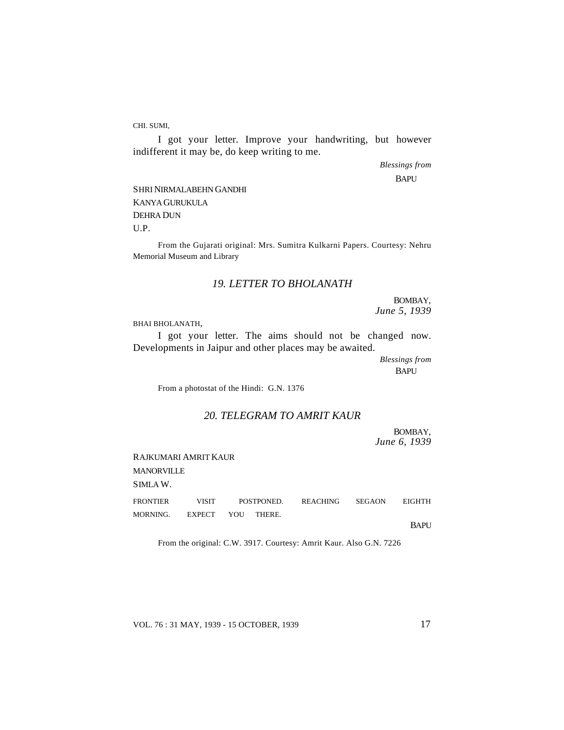CHI. SUMI,

I got your letter. Improve your handwriting, but however indifferent it may be, do keep writing to me.

*Blessings from*
BAPU

SHRI NIRMALABEHN GANDHI
KANYA GURUKULA
DEHRA DUN
U.P.

From the Gujarati original: Mrs. Sumitra Kulkarni Papers. Courtesy: Nehru Memorial Museum and Library

## *19. LETTER TO BHOLANATH*

BOMBAY,
*June 5, 1939*

BHAI BHOLANATH,

I got your letter. The aims should not be changed now. Developments in Jaipur and other places may be awaited.

*Blessings from*
BAPU

From a photostat of the Hindi: G.N. 1376

## *20. TELEGRAM TO AMRIT KAUR*

BOMBAY,
*June 6, 1939*

RAJKUMARI AMRIT KAUR
MANORVILLE
SIMLA W.

FRONTIER VISIT POSTPONED. REACHING SEGAON EIGHTH MORNING. EXPECT YOU THERE.

BAPU

From the original: C.W. 3917. Courtesy: Amrit Kaur. Also G.N. 7226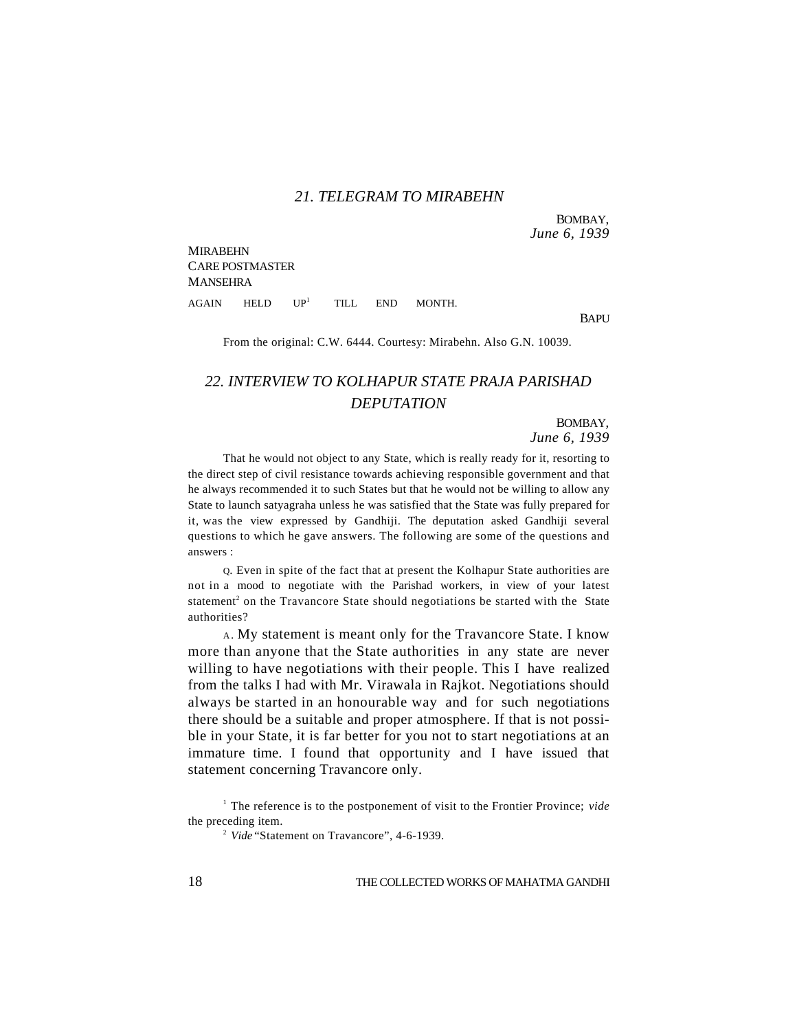## *21. TELEGRAM TO MIRABEHN*

BOMBAY,
*June 6, 1939*

MIRABEHN
CARE POSTMASTER
MANSEHRA

AGAIN HELD UP[1] TILL END MONTH.

BAPU

From the original: C.W. 6444. Courtesy: Mirabehn. Also G.N. 10039.

## *22. INTERVIEW TO KOLHAPUR STATE PRAJA PARISHAD DEPUTATION*

BOMBAY,
*June 6, 1939*

That he would not object to any State, which is really ready for it, resorting to the direct step of civil resistance towards achieving responsible government and that he always recommended it to such States but that he would not be willing to allow any State to launch satyagraha unless he was satisfied that the State was fully prepared for it, was the view expressed by Gandhiji. The deputation asked Gandhiji several questions to which he gave answers. The following are some of the questions and answers :

Q. Even in spite of the fact that at present the Kolhapur State authorities are not in a mood to negotiate with the Parishad workers, in view of your latest statement[2] on the Travancore State should negotiations be started with the State authorities?

A. My statement is meant only for the Travancore State. I know more than anyone that the State authorities in any state are never willing to have negotiations with their people. This I have realized from the talks I had with Mr. Virawala in Rajkot. Negotiations should always be started in an honourable way and for such negotiations there should be a suitable and proper atmosphere. If that is not possible in your State, it is far better for you not to start negotiations at an immature time. I found that opportunity and I have issued that statement concerning Travancore only.

[1] The reference is to the postponement of visit to the Frontier Province; *vide* the preceding item.

[2] *Vide* "Statement on Travancore", 4-6-1939.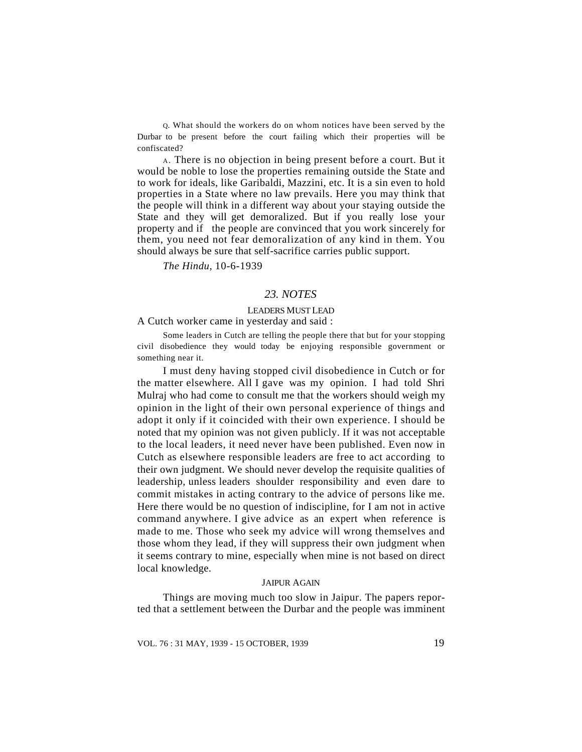Q. What should the workers do on whom notices have been served by the Durbar to be present before the court failing which their properties will be confiscated?

A. There is no objection in being present before a court. But it would be noble to lose the properties remaining outside the State and to work for ideals, like Garibaldi, Mazzini, etc. It is a sin even to hold properties in a State where no law prevails. Here you may think that the people will think in a different way about your staying outside the State and they will get demoralized. But if you really lose your property and if the people are convinced that you work sincerely for them, you need not fear demoralization of any kind in them. You should always be sure that self-sacrifice carries public support.

*The Hindu*, 10-6-1939

## 23. NOTES

### LEADERS MUST LEAD

A Cutch worker came in yesterday and said :

> Some leaders in Cutch are telling the people there that but for your stopping civil disobedience they would today be enjoying responsible government or something near it.

I must deny having stopped civil disobedience in Cutch or for the matter elsewhere. All I gave was my opinion. I had told Shri Mulraj who had come to consult me that the workers should weigh my opinion in the light of their own personal experience of things and adopt it only if it coincided with their own experience. I should be noted that my opinion was not given publicly. If it was not acceptable to the local leaders, it need never have been published. Even now in Cutch as elsewhere responsible leaders are free to act according to their own judgment. We should never develop the requisite qualities of leadership, unless leaders shoulder responsibility and even dare to commit mistakes in acting contrary to the advice of persons like me. Here there would be no question of indiscipline, for I am not in active command anywhere. I give advice as an expert when reference is made to me. Those who seek my advice will wrong themselves and those whom they lead, if they will suppress their own judgment when it seems contrary to mine, especially when mine is not based on direct local knowledge.

### JAIPUR AGAIN

Things are moving much too slow in Jaipur. The papers reported that a settlement between the Durbar and the people was imminent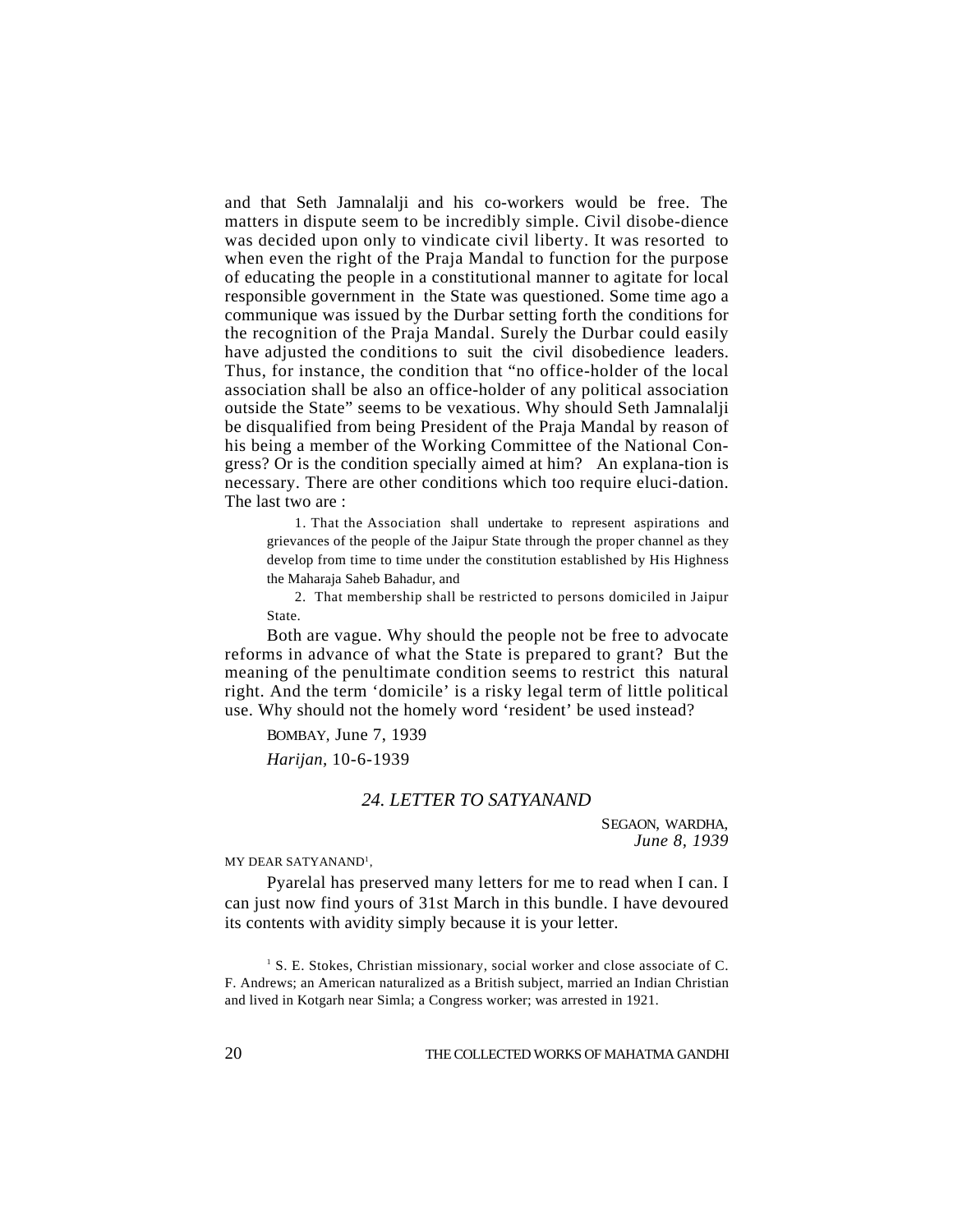and that Seth Jamnalalji and his co-workers would be free. The matters in dispute seem to be incredibly simple. Civil disobe-dience was decided upon only to vindicate civil liberty. It was resorted to when even the right of the Praja Mandal to function for the purpose of educating the people in a constitutional manner to agitate for local responsible government in the State was questioned. Some time ago a communique was issued by the Durbar setting forth the conditions for the recognition of the Praja Mandal. Surely the Durbar could easily have adjusted the conditions to suit the civil disobedience leaders. Thus, for instance, the condition that "no office-holder of the local association shall be also an office-holder of any political association outside the State" seems to be vexatious. Why should Seth Jamnalalji be disqualified from being President of the Praja Mandal by reason of his being a member of the Working Committee of the National Con-gress? Or is the condition specially aimed at him? An explana-tion is necessary. There are other conditions which too require eluci-dation. The last two are :

> 1. That the Association shall undertake to represent aspirations and grievances of the people of the Jaipur State through the proper channel as they develop from time to time under the constitution established by His Highness the Maharaja Saheb Bahadur, and
>
> 2. That membership shall be restricted to persons domiciled in Jaipur State.

Both are vague. Why should the people not be free to advocate reforms in advance of what the State is prepared to grant? But the meaning of the penultimate condition seems to restrict this natural right. And the term 'domicile' is a risky legal term of little political use. Why should not the homely word 'resident' be used instead?

BOMBAY, June 7, 1939

*Harijan*, 10-6-1939

## *24. LETTER TO SATYANAND*

SEGAON, WARDHA,
*June 8, 1939*

MY DEAR SATYANAND[1],

Pyarelal has preserved many letters for me to read when I can. I can just now find yours of 31st March in this bundle. I have devoured its contents with avidity simply because it is your letter.

[1] S. E. Stokes, Christian missionary, social worker and close associate of C. F. Andrews; an American naturalized as a British subject, married an Indian Christian and lived in Kotgarh near Simla; a Congress worker; was arrested in 1921.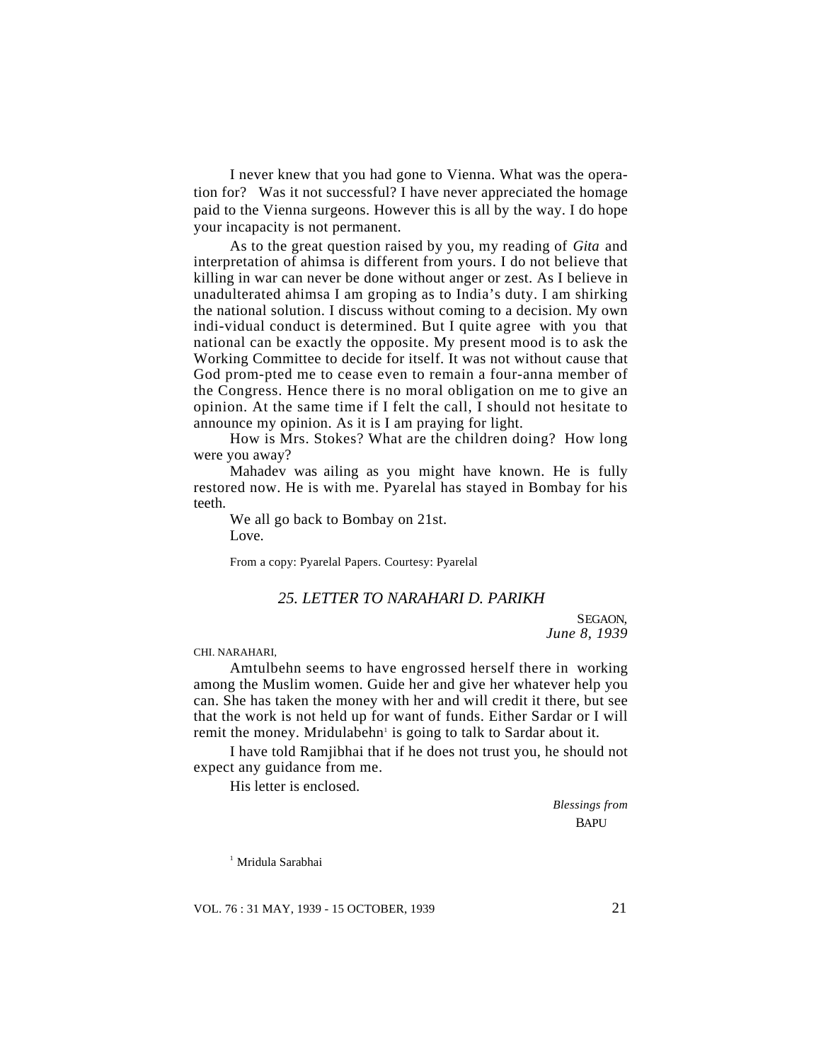I never knew that you had gone to Vienna. What was the operation for? Was it not successful? I have never appreciated the homage paid to the Vienna surgeons. However this is all by the way. I do hope your incapacity is not permanent.

As to the great question raised by you, my reading of *Gita* and interpretation of ahimsa is different from yours. I do not believe that killing in war can never be done without anger or zest. As I believe in unadulterated ahimsa I am groping as to India's duty. I am shirking the national solution. I discuss without coming to a decision. My own indi-vidual conduct is determined. But I quite agree with you that national can be exactly the opposite. My present mood is to ask the Working Committee to decide for itself. It was not without cause that God prom-pted me to cease even to remain a four-anna member of the Congress. Hence there is no moral obligation on me to give an opinion. At the same time if I felt the call, I should not hesitate to announce my opinion. As it is I am praying for light.

How is Mrs. Stokes? What are the children doing? How long were you away?

Mahadev was ailing as you might have known. He is fully restored now. He is with me. Pyarelal has stayed in Bombay for his teeth.

We all go back to Bombay on 21st.

Love.

From a copy: Pyarelal Papers. Courtesy: Pyarelal

## *25. LETTER TO NARAHARI D. PARIKH*

SEGAON,
*June 8, 1939*

CHI. NARAHARI,

Amtulbehn seems to have engrossed herself there in working among the Muslim women. Guide her and give her whatever help you can. She has taken the money with her and will credit it there, but see that the work is not held up for want of funds. Either Sardar or I will remit the money. Mridulabehn[1] is going to talk to Sardar about it.

I have told Ramjibhai that if he does not trust you, he should not expect any guidance from me.

His letter is enclosed.

*Blessings from*
BAPU

[1] Mridula Sarabhai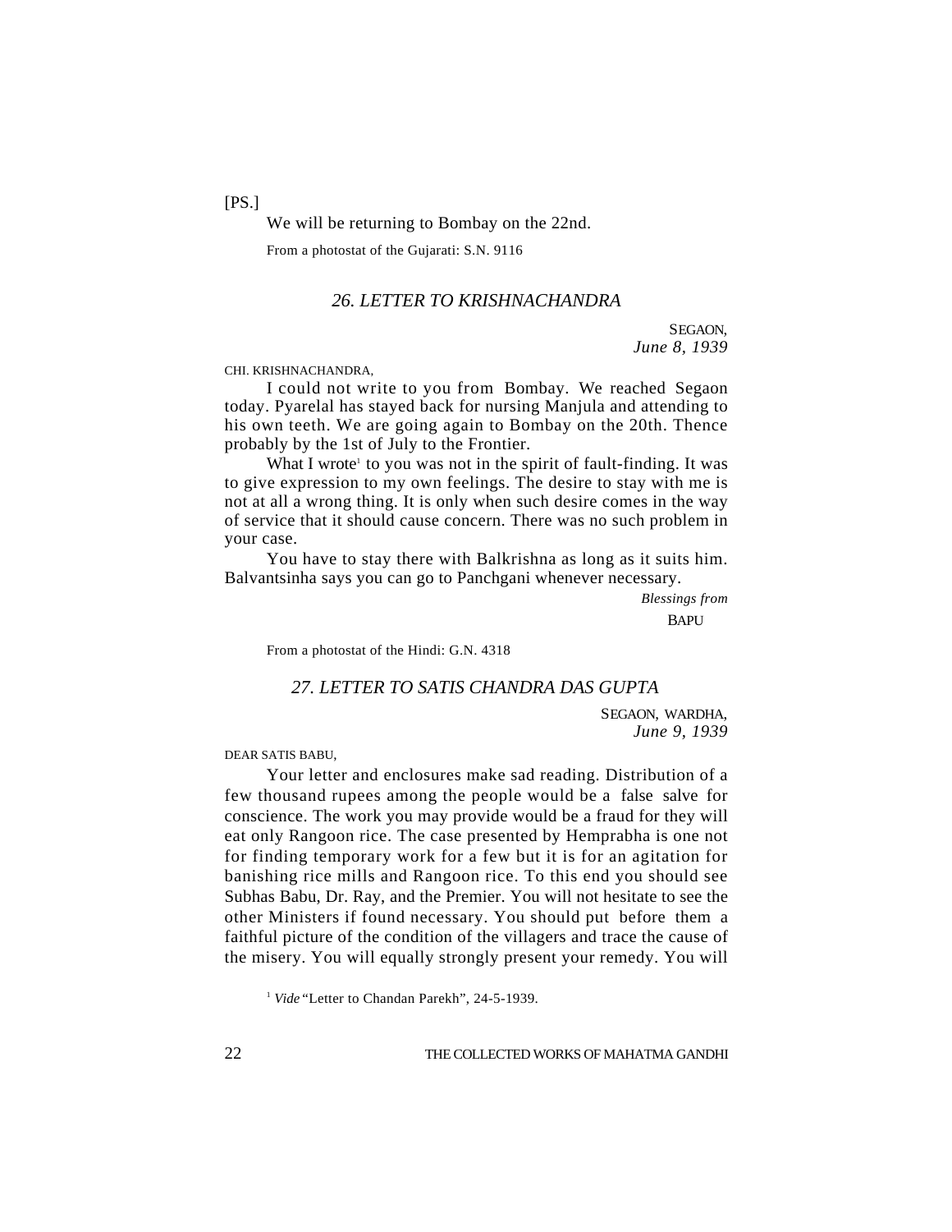[PS.]

We will be returning to Bombay on the 22nd.

From a photostat of the Gujarati: S.N. 9116

### *26. LETTER TO KRISHNACHANDRA*

SEGAON,
*June 8, 1939*

CHI. KRISHNACHANDRA,

I could not write to you from Bombay. We reached Segaon today. Pyarelal has stayed back for nursing Manjula and attending to his own teeth. We are going again to Bombay on the 20th. Thence probably by the 1st of July to the Frontier.

What I wrote[1] to you was not in the spirit of fault-finding. It was to give expression to my own feelings. The desire to stay with me is not at all a wrong thing. It is only when such desire comes in the way of service that it should cause concern. There was no such problem in your case.

You have to stay there with Balkrishna as long as it suits him. Balvantsinha says you can go to Panchgani whenever necessary.

*Blessings from*
BAPU

From a photostat of the Hindi: G.N. 4318

### *27. LETTER TO SATIS CHANDRA DAS GUPTA*

SEGAON, WARDHA,
*June 9, 1939*

DEAR SATIS BABU,

Your letter and enclosures make sad reading. Distribution of a few thousand rupees among the people would be a false salve for conscience. The work you may provide would be a fraud for they will eat only Rangoon rice. The case presented by Hemprabha is one not for finding temporary work for a few but it is for an agitation for banishing rice mills and Rangoon rice. To this end you should see Subhas Babu, Dr. Ray, and the Premier. You will not hesitate to see the other Ministers if found necessary. You should put before them a faithful picture of the condition of the villagers and trace the cause of the misery. You will equally strongly present your remedy. You will

[1] *Vide* "Letter to Chandan Parekh", 24-5-1939.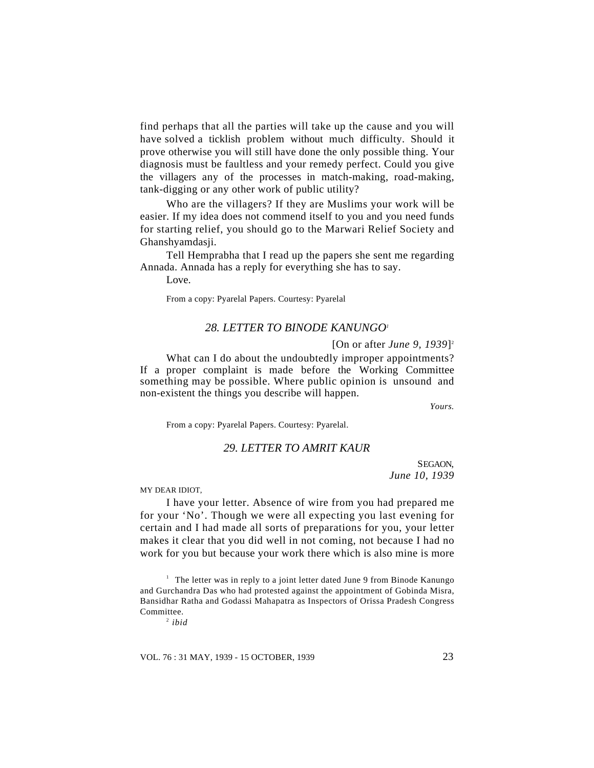find perhaps that all the parties will take up the cause and you will have solved a ticklish problem without much difficulty. Should it prove otherwise you will still have done the only possible thing. Your diagnosis must be faultless and your remedy perfect. Could you give the villagers any of the processes in match-making, road-making, tank-digging or any other work of public utility?

Who are the villagers? If they are Muslims your work will be easier. If my idea does not commend itself to you and you need funds for starting relief, you should go to the Marwari Relief Society and Ghanshyamdasji.

Tell Hemprabha that I read up the papers she sent me regarding Annada. Annada has a reply for everything she has to say.

Love.

From a copy: Pyarelal Papers. Courtesy: Pyarelal

### *28. LETTER TO BINODE KANUNGO*[1]

[On or after *June 9, 1939*][2]

What can I do about the undoubtedly improper appointments? If a proper complaint is made before the Working Committee something may be possible. Where public opinion is unsound and non-existent the things you describe will happen.

*Yours.*

From a copy: Pyarelal Papers. Courtesy: Pyarelal.

### *29. LETTER TO AMRIT KAUR*

SEGAON,
*June 10, 1939*

MY DEAR IDIOT,

I have your letter. Absence of wire from you had prepared me for your 'No'. Though we were all expecting you last evening for certain and I had made all sorts of preparations for you, your letter makes it clear that you did well in not coming, not because I had no work for you but because your work there which is also mine is more

---

[1] The letter was in reply to a joint letter dated June 9 from Binode Kanungo and Gurchandra Das who had protested against the appointment of Gobinda Misra, Bansidhar Ratha and Godassi Mahapatra as Inspectors of Orissa Pradesh Congress Committee.

[2] *ibid*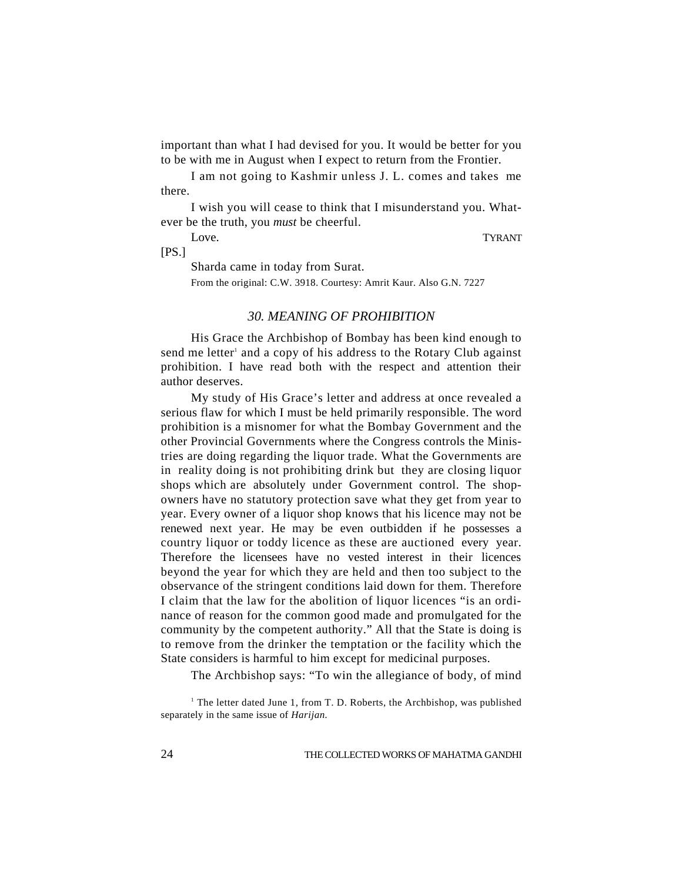important than what I had devised for you. It would be better for you to be with me in August when I expect to return from the Frontier.

I am not going to Kashmir unless J. L. comes and takes me there.

I wish you will cease to think that I misunderstand you. Whatever be the truth, you *must* be cheerful.

Love. TYRANT

[PS.]

Sharda came in today from Surat.

From the original: C.W. 3918. Courtesy: Amrit Kaur. Also G.N. 7227

### *30. MEANING OF PROHIBITION*

His Grace the Archbishop of Bombay has been kind enough to send me letter[1] and a copy of his address to the Rotary Club against prohibition. I have read both with the respect and attention their author deserves.

My study of His Grace's letter and address at once revealed a serious flaw for which I must be held primarily responsible. The word prohibition is a misnomer for what the Bombay Government and the other Provincial Governments where the Congress controls the Ministries are doing regarding the liquor trade. What the Governments are in reality doing is not prohibiting drink but they are closing liquor shops which are absolutely under Government control. The shop-owners have no statutory protection save what they get from year to year. Every owner of a liquor shop knows that his licence may not be renewed next year. He may be even outbidden if he possesses a country liquor or toddy licence as these are auctioned every year. Therefore the licensees have no vested interest in their licences beyond the year for which they are held and then too subject to the observance of the stringent conditions laid down for them. Therefore I claim that the law for the abolition of liquor licences "is an ordinance of reason for the common good made and promulgated for the community by the competent authority." All that the State is doing is to remove from the drinker the temptation or the facility which the State considers is harmful to him except for medicinal purposes.

The Archbishop says: "To win the allegiance of body, of mind

[1] The letter dated June 1, from T. D. Roberts, the Archbishop, was published separately in the same issue of *Harijan*.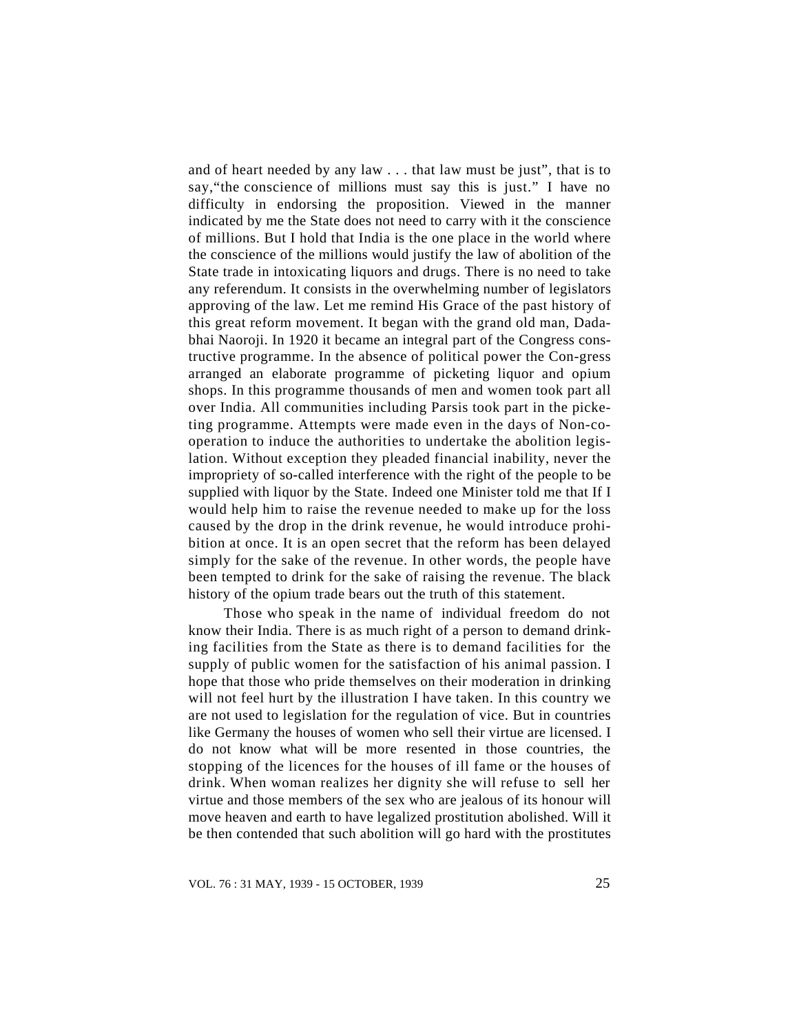and of heart needed by any law . . . that law must be just", that is to say,"the conscience of millions must say this is just." I have no difficulty in endorsing the proposition. Viewed in the manner indicated by me the State does not need to carry with it the conscience of millions. But I hold that India is the one place in the world where the conscience of the millions would justify the law of abolition of the State trade in intoxicating liquors and drugs. There is no need to take any referendum. It consists in the overwhelming number of legislators approving of the law. Let me remind His Grace of the past history of this great reform movement. It began with the grand old man, Dadabhai Naoroji. In 1920 it became an integral part of the Congress constructive programme. In the absence of political power the Con-gress arranged an elaborate programme of picketing liquor and opium shops. In this programme thousands of men and women took part all over India. All communities including Parsis took part in the picketing programme. Attempts were made even in the days of Non-co-operation to induce the authorities to undertake the abolition legislation. Without exception they pleaded financial inability, never the impropriety of so-called interference with the right of the people to be supplied with liquor by the State. Indeed one Minister told me that If I would help him to raise the revenue needed to make up for the loss caused by the drop in the drink revenue, he would introduce prohibition at once. It is an open secret that the reform has been delayed simply for the sake of the revenue. In other words, the people have been tempted to drink for the sake of raising the revenue. The black history of the opium trade bears out the truth of this statement.

Those who speak in the name of individual freedom do not know their India. There is as much right of a person to demand drinking facilities from the State as there is to demand facilities for the supply of public women for the satisfaction of his animal passion. I hope that those who pride themselves on their moderation in drinking will not feel hurt by the illustration I have taken. In this country we are not used to legislation for the regulation of vice. But in countries like Germany the houses of women who sell their virtue are licensed. I do not know what will be more resented in those countries, the stopping of the licences for the houses of ill fame or the houses of drink. When woman realizes her dignity she will refuse to sell her virtue and those members of the sex who are jealous of its honour will move heaven and earth to have legalized prostitution abolished. Will it be then contended that such abolition will go hard with the prostitutes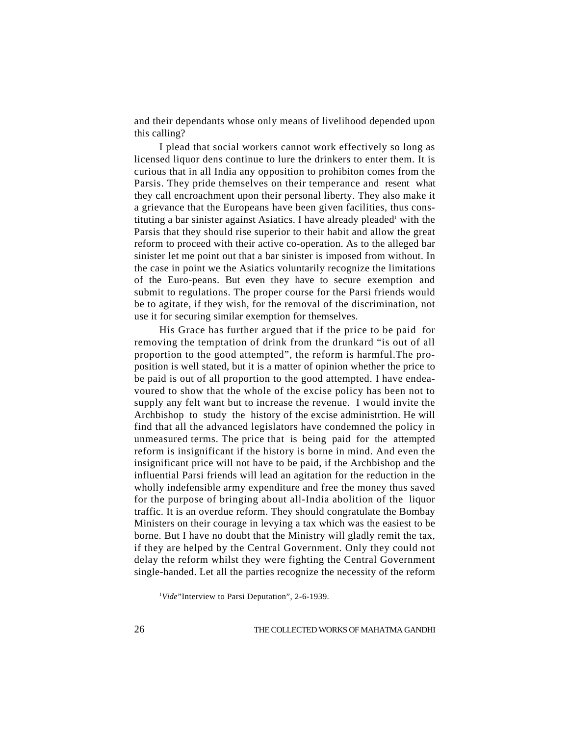and their dependants whose only means of livelihood depended upon this calling?

I plead that social workers cannot work effectively so long as licensed liquor dens continue to lure the drinkers to enter them. It is curious that in all India any opposition to prohibiton comes from the Parsis. They pride themselves on their temperance and resent what they call encroachment upon their personal liberty. They also make it a grievance that the Europeans have been given facilities, thus constituting a bar sinister against Asiatics. I have already pleaded[1] with the Parsis that they should rise superior to their habit and allow the great reform to proceed with their active co-operation. As to the alleged bar sinister let me point out that a bar sinister is imposed from without. In the case in point we the Asiatics voluntarily recognize the limitations of the Euro-peans. But even they have to secure exemption and submit to regulations. The proper course for the Parsi friends would be to agitate, if they wish, for the removal of the discrimination, not use it for securing similar exemption for themselves.

His Grace has further argued that if the price to be paid for removing the temptation of drink from the drunkard "is out of all proportion to the good attempted", the reform is harmful.The proposition is well stated, but it is a matter of opinion whether the price to be paid is out of all proportion to the good attempted. I have endeavoured to show that the whole of the excise policy has been not to supply any felt want but to increase the revenue. I would invite the Archbishop to study the history of the excise administrtion. He will find that all the advanced legislators have condemned the policy in unmeasured terms. The price that is being paid for the attempted reform is insignificant if the history is borne in mind. And even the insignificant price will not have to be paid, if the Archbishop and the influential Parsi friends will lead an agitation for the reduction in the wholly indefensible army expenditure and free the money thus saved for the purpose of bringing about all-India abolition of the liquor traffic. It is an overdue reform. They should congratulate the Bombay Ministers on their courage in levying a tax which was the easiest to be borne. But I have no doubt that the Ministry will gladly remit the tax, if they are helped by the Central Government. Only they could not delay the reform whilst they were fighting the Central Government single-handed. Let all the parties recognize the necessity of the reform

[1] *Vide*"Interview to Parsi Deputation", 2-6-1939.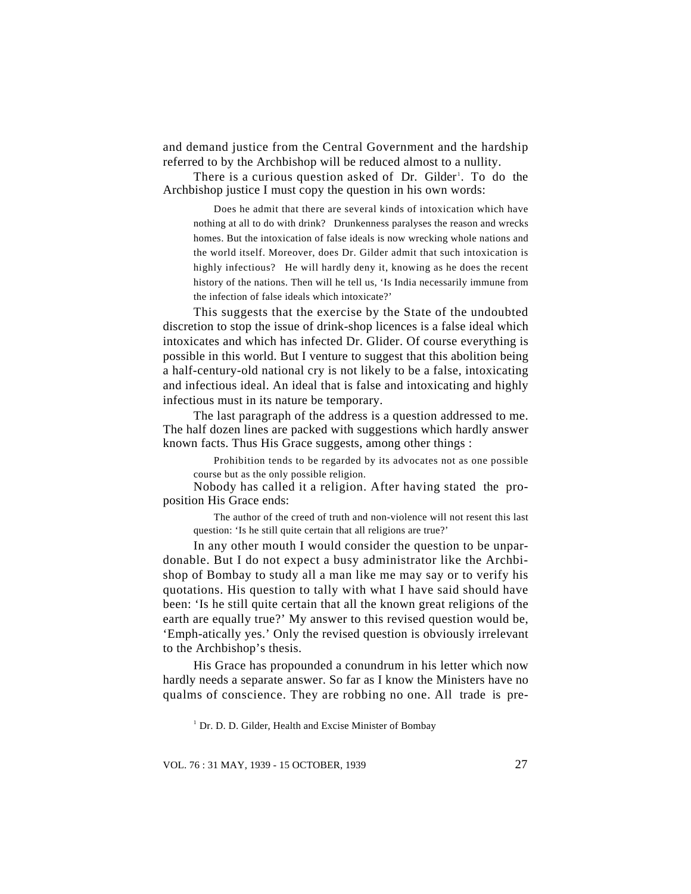and demand justice from the Central Government and the hardship referred to by the Archbishop will be reduced almost to a nullity.

There is a curious question asked of Dr. Gilder[1]. To do the Archbishop justice I must copy the question in his own words:

> Does he admit that there are several kinds of intoxication which have nothing at all to do with drink? Drunkenness paralyses the reason and wrecks homes. But the intoxication of false ideals is now wrecking whole nations and the world itself. Moreover, does Dr. Gilder admit that such intoxication is highly infectious? He will hardly deny it, knowing as he does the recent history of the nations. Then will he tell us, 'Is India necessarily immune from the infection of false ideals which intoxicate?'

This suggests that the exercise by the State of the undoubted discretion to stop the issue of drink-shop licences is a false ideal which intoxicates and which has infected Dr. Glider. Of course everything is possible in this world. But I venture to suggest that this abolition being a half-century-old national cry is not likely to be a false, intoxicating and infectious ideal. An ideal that is false and intoxicating and highly infectious must in its nature be temporary.

The last paragraph of the address is a question addressed to me. The half dozen lines are packed with suggestions which hardly answer known facts. Thus His Grace suggests, among other things :

> Prohibition tends to be regarded by its advocates not as one possible course but as the only possible religion.

Nobody has called it a religion. After having stated the proposition His Grace ends:

> The author of the creed of truth and non-violence will not resent this last question: 'Is he still quite certain that all religions are true?'

In any other mouth I would consider the question to be unpardonable. But I do not expect a busy administrator like the Archbishop of Bombay to study all a man like me may say or to verify his quotations. His question to tally with what I have said should have been: 'Is he still quite certain that all the known great religions of the earth are equally true?' My answer to this revised question would be, 'Emph-atically yes.' Only the revised question is obviously irrelevant to the Archbishop's thesis.

His Grace has propounded a conundrum in his letter which now hardly needs a separate answer. So far as I know the Ministers have no qualms of conscience. They are robbing no one. All trade is pre-

[1] Dr. D. D. Gilder, Health and Excise Minister of Bombay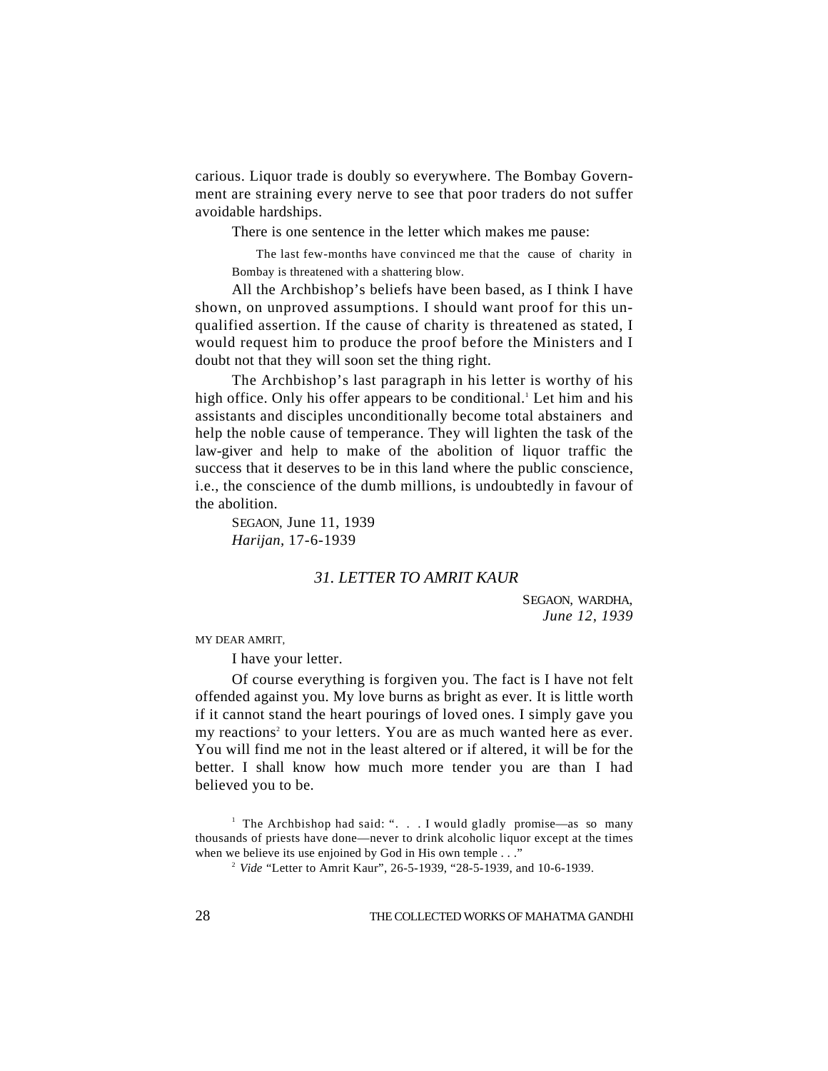carious. Liquor trade is doubly so everywhere. The Bombay Government are straining every nerve to see that poor traders do not suffer avoidable hardships.

There is one sentence in the letter which makes me pause:

> The last few-months have convinced me that the cause of charity in Bombay is threatened with a shattering blow.

All the Archbishop's beliefs have been based, as I think I have shown, on unproved assumptions. I should want proof for this unqualified assertion. If the cause of charity is threatened as stated, I would request him to produce the proof before the Ministers and I doubt not that they will soon set the thing right.

The Archbishop's last paragraph in his letter is worthy of his high office. Only his offer appears to be conditional.[1] Let him and his assistants and disciples unconditionally become total abstainers and help the noble cause of temperance. They will lighten the task of the law-giver and help to make of the abolition of liquor traffic the success that it deserves to be in this land where the public conscience, i.e., the conscience of the dumb millions, is undoubtedly in favour of the abolition.

SEGAON, June 11, 1939
*Harijan*, 17-6-1939

### *31. LETTER TO AMRIT KAUR*

SEGAON, WARDHA,
*June 12, 1939*

MY DEAR AMRIT,

I have your letter.

Of course everything is forgiven you. The fact is I have not felt offended against you. My love burns as bright as ever. It is little worth if it cannot stand the heart pourings of loved ones. I simply gave you my reactions[2] to your letters. You are as much wanted here as ever. You will find me not in the least altered or if altered, it will be for the better. I shall know how much more tender you are than I had believed you to be.

---

[1] The Archbishop had said: ". . . I would gladly promise—as so many thousands of priests have done—never to drink alcoholic liquor except at the times when we believe its use enjoined by God in His own temple . . ."

[2] *Vide* "Letter to Amrit Kaur", 26-5-1939, "28-5-1939, and 10-6-1939.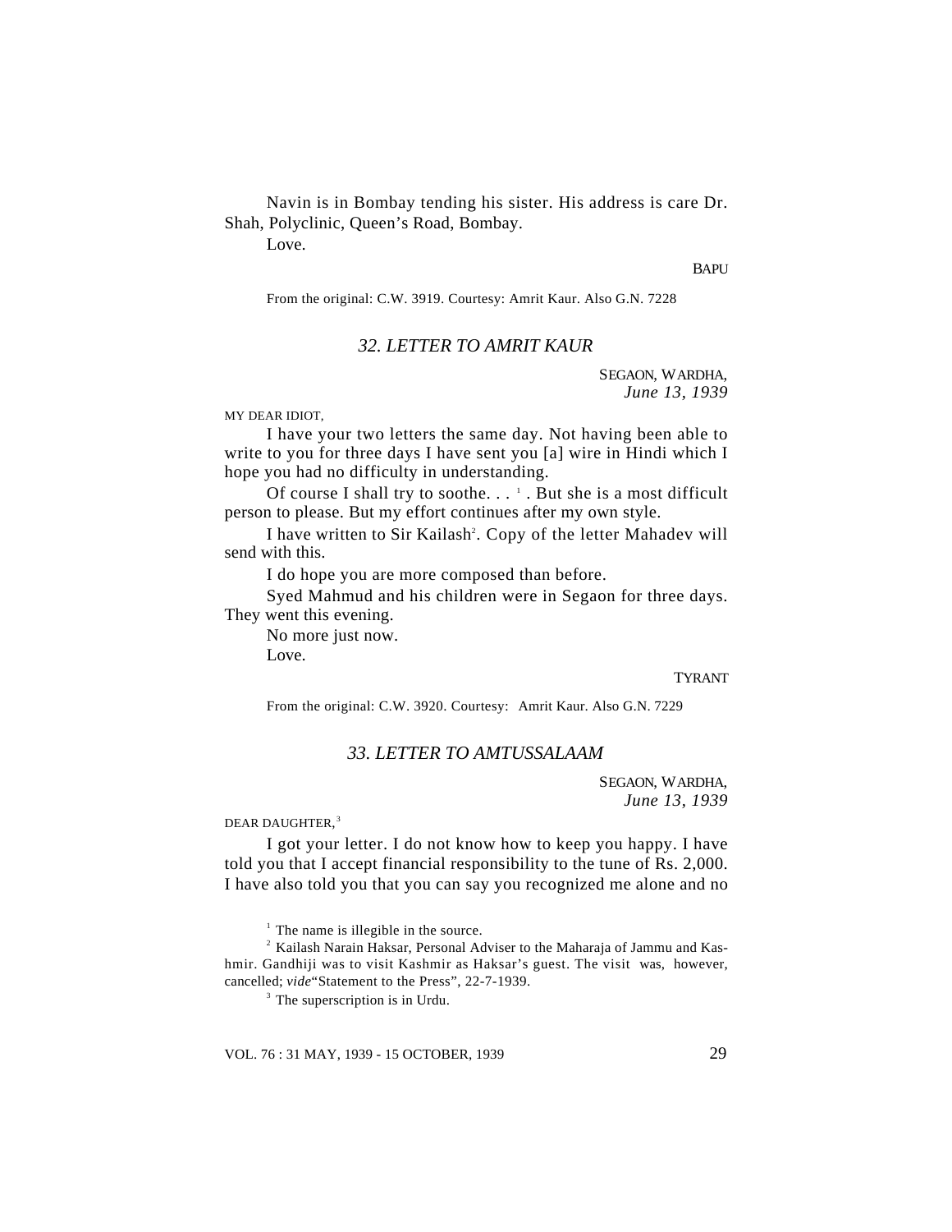Navin is in Bombay tending his sister. His address is care Dr. Shah, Polyclinic, Queen's Road, Bombay.

Love.

BAPU

From the original: C.W. 3919. Courtesy: Amrit Kaur. Also G.N. 7228

### *32. LETTER TO AMRIT KAUR*

SEGAON, WARDHA,
*June 13, 1939*

MY DEAR IDIOT,

I have your two letters the same day. Not having been able to write to you for three days I have sent you [a] wire in Hindi which I hope you had no difficulty in understanding.

Of course I shall try to soothe. . . [1] . But she is a most difficult person to please. But my effort continues after my own style.

I have written to Sir Kailash[2]. Copy of the letter Mahadev will send with this.

I do hope you are more composed than before.

Syed Mahmud and his children were in Segaon for three days. They went this evening.

No more just now.

Love.

TYRANT

From the original: C.W. 3920. Courtesy: Amrit Kaur. Also G.N. 7229

### *33. LETTER TO AMTUSSALAAM*

SEGAON, WARDHA,
*June 13, 1939*

DEAR DAUGHTER,[3]

I got your letter. I do not know how to keep you happy. I have told you that I accept financial responsibility to the tune of Rs. 2,000. I have also told you that you can say you recognized me alone and no

[1] The name is illegible in the source.

[2] Kailash Narain Haksar, Personal Adviser to the Maharaja of Jammu and Kashmir. Gandhiji was to visit Kashmir as Haksar's guest. The visit was, however, cancelled; *vide* "Statement to the Press", 22-7-1939.

[3] The superscription is in Urdu.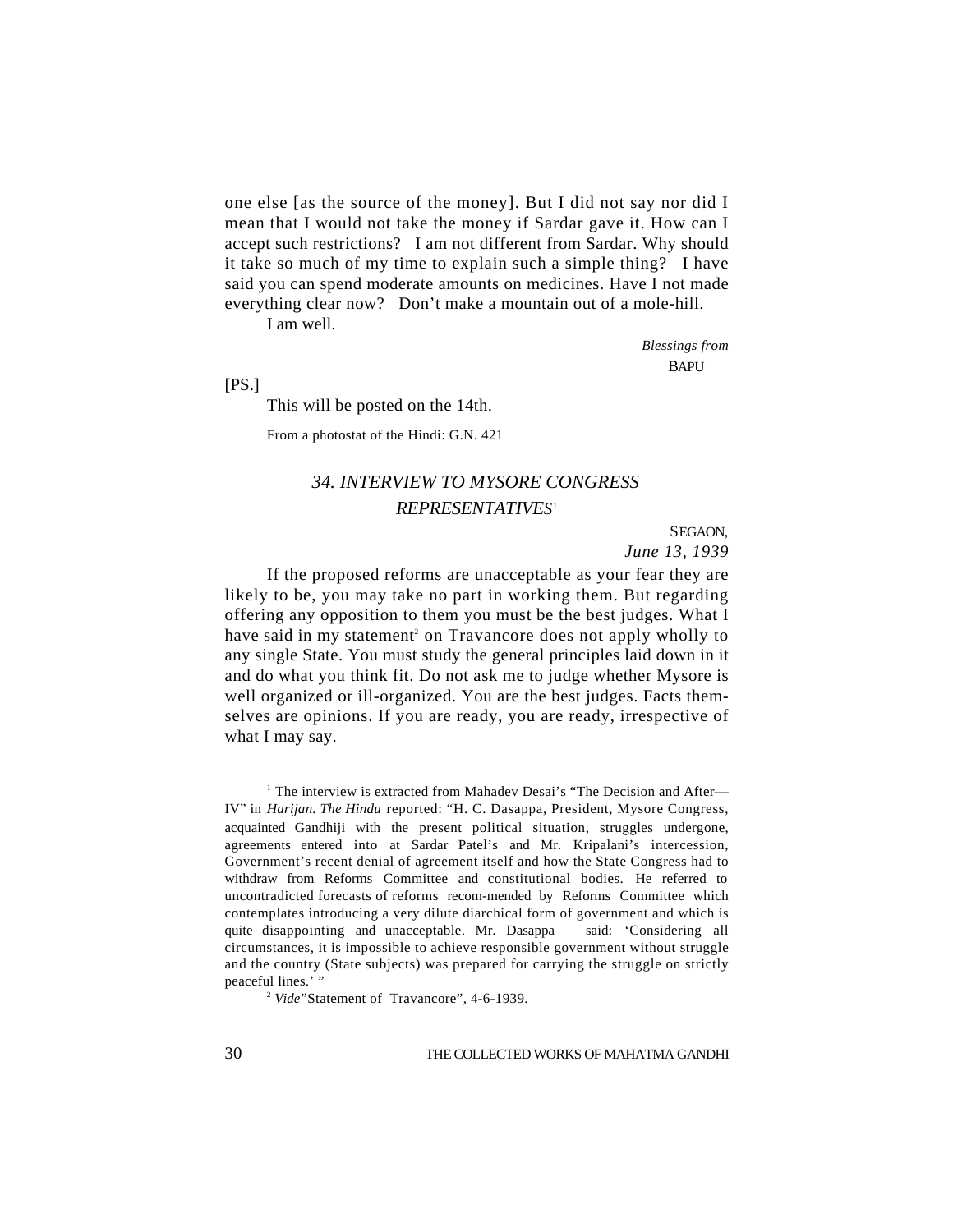one else [as the source of the money]. But I did not say nor did I mean that I would not take the money if Sardar gave it. How can I accept such restrictions? I am not different from Sardar. Why should it take so much of my time to explain such a simple thing? I have said you can spend moderate amounts on medicines. Have I not made everything clear now? Don't make a mountain out of a mole-hill.

I am well.

*Blessings from*
BAPU

[PS.]

This will be posted on the 14th.

From a photostat of the Hindi: G.N. 421

## *34. INTERVIEW TO MYSORE CONGRESS REPRESENTATIVES*[1]

SEGAON,
*June 13, 1939*

If the proposed reforms are unacceptable as your fear they are likely to be, you may take no part in working them. But regarding offering any opposition to them you must be the best judges. What I have said in my statement[2] on Travancore does not apply wholly to any single State. You must study the general principles laid down in it and do what you think fit. Do not ask me to judge whether Mysore is well organized or ill-organized. You are the best judges. Facts themselves are opinions. If you are ready, you are ready, irrespective of what I may say.

---

[1] The interview is extracted from Mahadev Desai's "The Decision and After—IV" in *Harijan. The Hindu* reported: "H. C. Dasappa, President, Mysore Congress, acquainted Gandhiji with the present political situation, struggles undergone, agreements entered into at Sardar Patel's and Mr. Kripalani's intercession, Government's recent denial of agreement itself and how the State Congress had to withdraw from Reforms Committee and constitutional bodies. He referred to uncontradicted forecasts of reforms recom-mended by Reforms Committee which contemplates introducing a very dilute diarchical form of government and which is quite disappointing and unacceptable. Mr. Dasappa said: 'Considering all circumstances, it is impossible to achieve responsible government without struggle and the country (State subjects) was prepared for carrying the struggle on strictly peaceful lines.' "

[2] *Vide*"Statement of Travancore", 4-6-1939.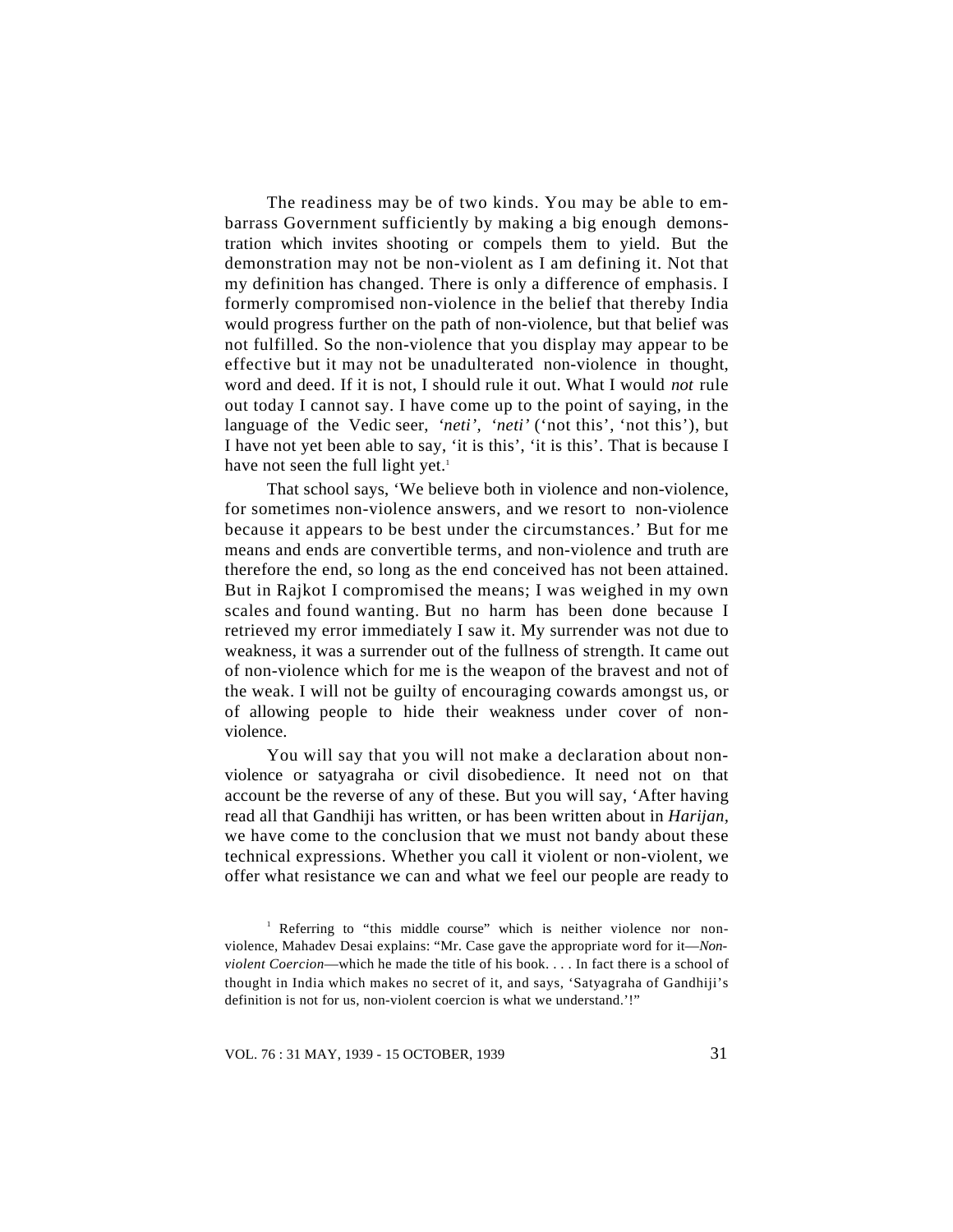The readiness may be of two kinds. You may be able to embarrass Government sufficiently by making a big enough demonstration which invites shooting or compels them to yield. But the demonstration may not be non-violent as I am defining it. Not that my definition has changed. There is only a difference of emphasis. I formerly compromised non-violence in the belief that thereby India would progress further on the path of non-violence, but that belief was not fulfilled. So the non-violence that you display may appear to be effective but it may not be unadulterated non-violence in thought, word and deed. If it is not, I should rule it out. What I would *not* rule out today I cannot say. I have come up to the point of saying, in the language of the Vedic seer, *'neti'*, *'neti'* ('not this', 'not this'), but I have not yet been able to say, 'it is this', 'it is this'. That is because I have not seen the full light yet.[1]

That school says, 'We believe both in violence and non-violence, for sometimes non-violence answers, and we resort to non-violence because it appears to be best under the circumstances.' But for me means and ends are convertible terms, and non-violence and truth are therefore the end, so long as the end conceived has not been attained. But in Rajkot I compromised the means; I was weighed in my own scales and found wanting. But no harm has been done because I retrieved my error immediately I saw it. My surrender was not due to weakness, it was a surrender out of the fullness of strength. It came out of non-violence which for me is the weapon of the bravest and not of the weak. I will not be guilty of encouraging cowards amongst us, or of allowing people to hide their weakness under cover of non-violence.

You will say that you will not make a declaration about non-violence or satyagraha or civil disobedience. It need not on that account be the reverse of any of these. But you will say, 'After having read all that Gandhiji has written, or has been written about in *Harijan*, we have come to the conclusion that we must not bandy about these technical expressions. Whether you call it violent or non-violent, we offer what resistance we can and what we feel our people are ready to

[1] Referring to "this middle course" which is neither violence nor non-violence, Mahadev Desai explains: "Mr. Case gave the appropriate word for it—*Non-violent Coercion*—which he made the title of his book. . . . In fact there is a school of thought in India which makes no secret of it, and says, 'Satyagraha of Gandhiji's definition is not for us, non-violent coercion is what we understand.'!"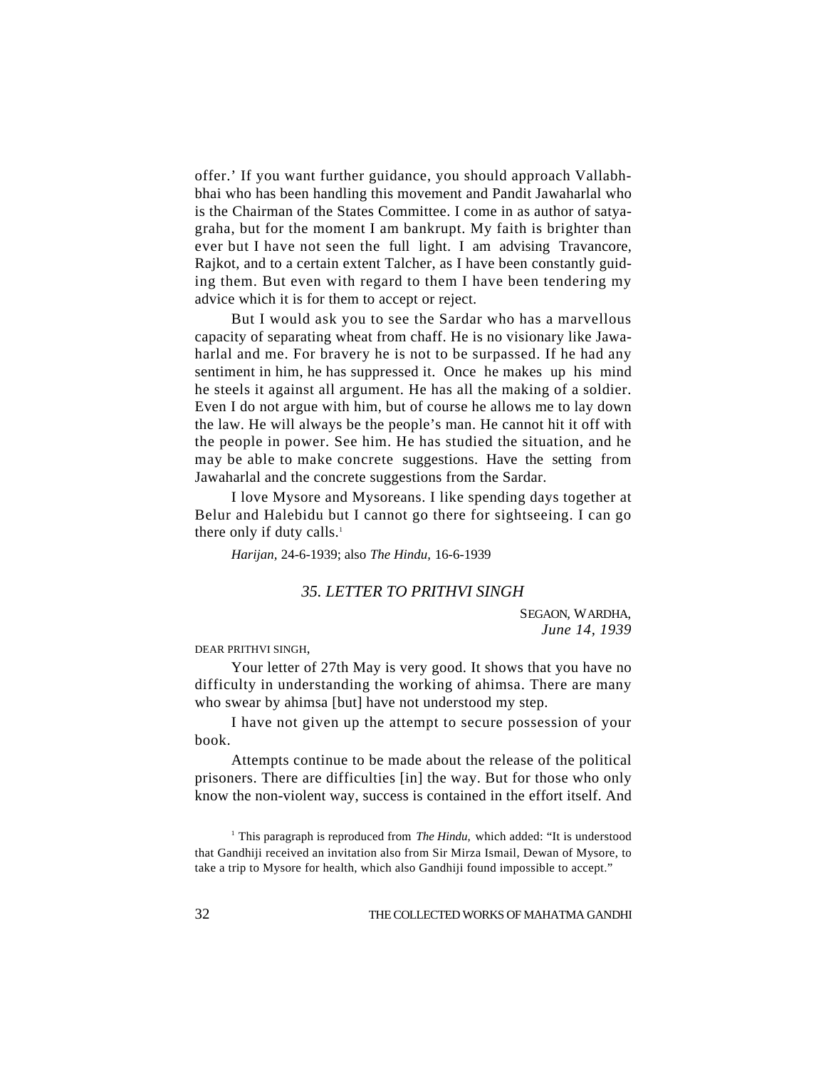offer.' If you want further guidance, you should approach Vallabhbhai who has been handling this movement and Pandit Jawaharlal who is the Chairman of the States Committee. I come in as author of satyagraha, but for the moment I am bankrupt. My faith is brighter than ever but I have not seen the full light. I am advising Travancore, Rajkot, and to a certain extent Talcher, as I have been constantly guiding them. But even with regard to them I have been tendering my advice which it is for them to accept or reject.

But I would ask you to see the Sardar who has a marvellous capacity of separating wheat from chaff. He is no visionary like Jawaharlal and me. For bravery he is not to be surpassed. If he had any sentiment in him, he has suppressed it. Once he makes up his mind he steels it against all argument. He has all the making of a soldier. Even I do not argue with him, but of course he allows me to lay down the law. He will always be the people's man. He cannot hit it off with the people in power. See him. He has studied the situation, and he may be able to make concrete suggestions. Have the setting from Jawaharlal and the concrete suggestions from the Sardar.

I love Mysore and Mysoreans. I like spending days together at Belur and Halebidu but I cannot go there for sightseeing. I can go there only if duty calls.[1]

*Harijan,* 24-6-1939; also *The Hindu,* 16-6-1939

### *35. LETTER TO PRITHVI SINGH*

SEGAON, WARDHA,
*June 14, 1939*

DEAR PRITHVI SINGH,

Your letter of 27th May is very good. It shows that you have no difficulty in understanding the working of ahimsa. There are many who swear by ahimsa [but] have not understood my step.

I have not given up the attempt to secure possession of your book.

Attempts continue to be made about the release of the political prisoners. There are difficulties [in] the way. But for those who only know the non-violent way, success is contained in the effort itself. And

[1] This paragraph is reproduced from *The Hindu,* which added: "It is understood that Gandhiji received an invitation also from Sir Mirza Ismail, Dewan of Mysore, to take a trip to Mysore for health, which also Gandhiji found impossible to accept."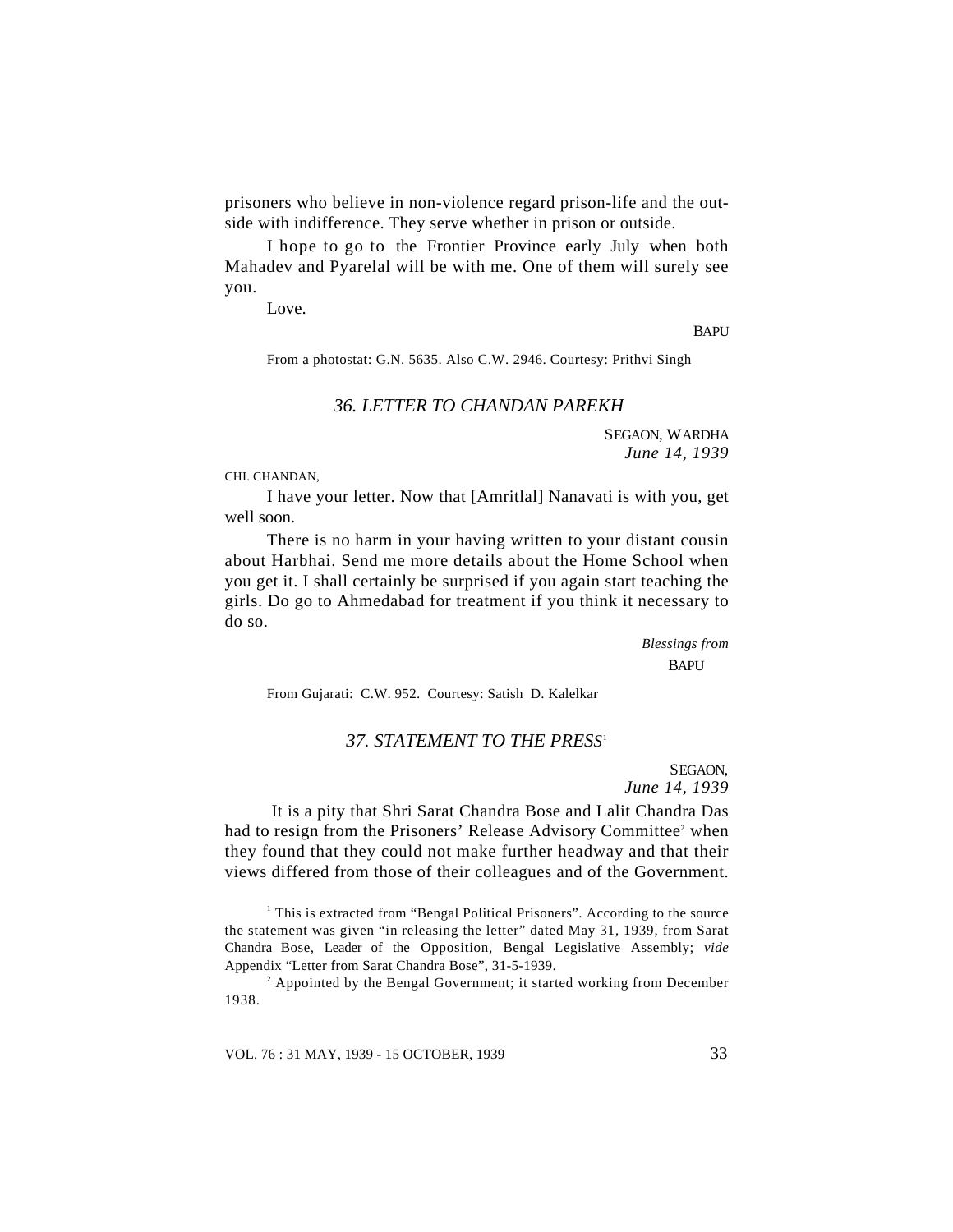prisoners who believe in non-violence regard prison-life and the outside with indifference. They serve whether in prison or outside.

I hope to go to the Frontier Province early July when both Mahadev and Pyarelal will be with me. One of them will surely see you.

Love.

BAPU

From a photostat: G.N. 5635. Also C.W. 2946. Courtesy: Prithvi Singh

## *36. LETTER TO CHANDAN PAREKH*

SEGAON, WARDHA
*June 14, 1939*

CHI. CHANDAN,

I have your letter. Now that [Amritlal] Nanavati is with you, get well soon.

There is no harm in your having written to your distant cousin about Harbhai. Send me more details about the Home School when you get it. I shall certainly be surprised if you again start teaching the girls. Do go to Ahmedabad for treatment if you think it necessary to do so.

*Blessings from*
BAPU

From Gujarati: C.W. 952. Courtesy: Satish D. Kalelkar

## *37. STATEMENT TO THE PRESS*[1]

SEGAON,
*June 14, 1939*

It is a pity that Shri Sarat Chandra Bose and Lalit Chandra Das had to resign from the Prisoners' Release Advisory Committee[2] when they found that they could not make further headway and that their views differed from those of their colleagues and of the Government.

[1] This is extracted from "Bengal Political Prisoners". According to the source the statement was given "in releasing the letter" dated May 31, 1939, from Sarat Chandra Bose, Leader of the Opposition, Bengal Legislative Assembly; *vide* Appendix "Letter from Sarat Chandra Bose", 31-5-1939.

[2] Appointed by the Bengal Government; it started working from December 1938.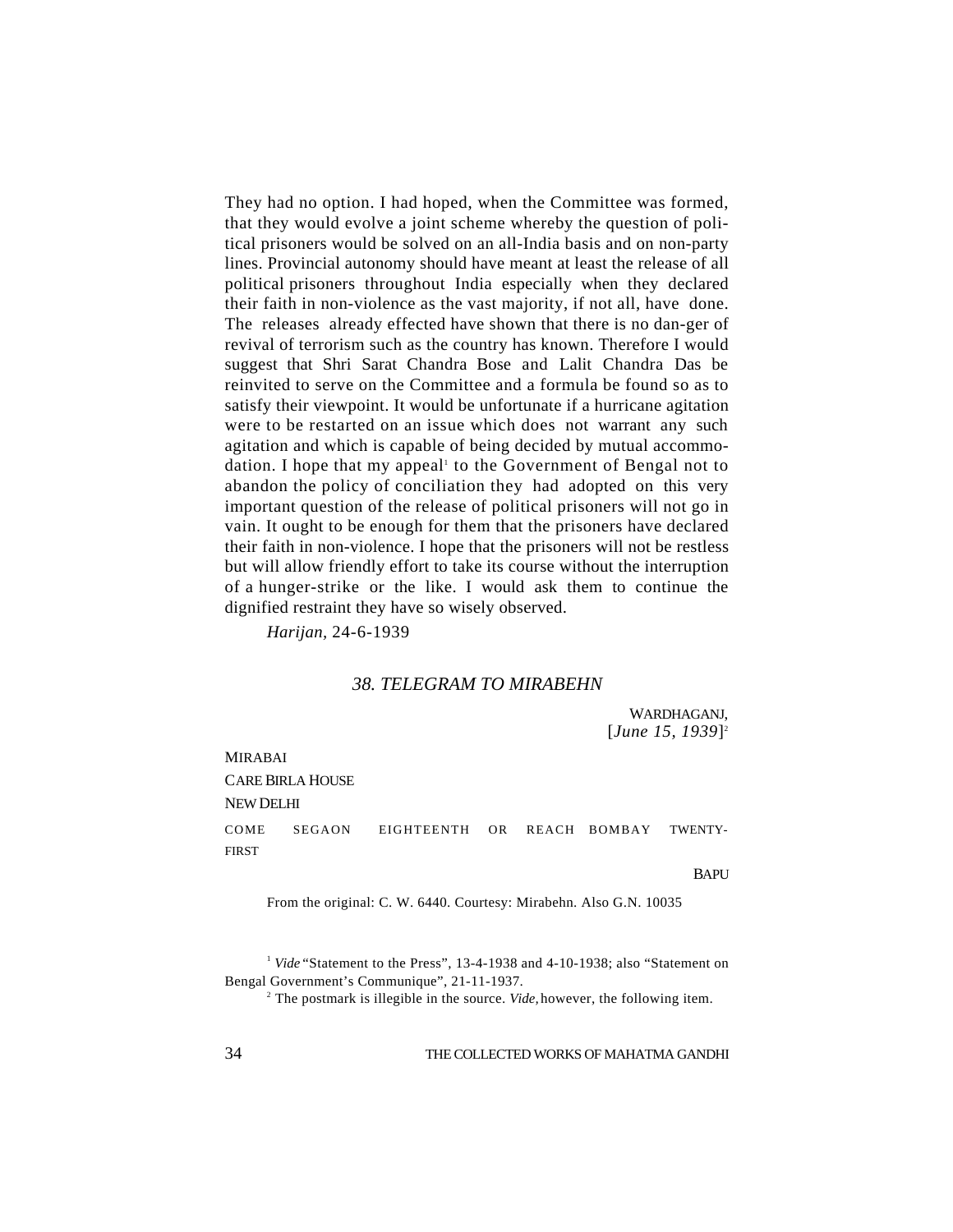They had no option. I had hoped, when the Committee was formed, that they would evolve a joint scheme whereby the question of political prisoners would be solved on an all-India basis and on non-party lines. Provincial autonomy should have meant at least the release of all political prisoners throughout India especially when they declared their faith in non-violence as the vast majority, if not all, have done. The releases already effected have shown that there is no dan-ger of revival of terrorism such as the country has known. Therefore I would suggest that Shri Sarat Chandra Bose and Lalit Chandra Das be reinvited to serve on the Committee and a formula be found so as to satisfy their viewpoint. It would be unfortunate if a hurricane agitation were to be restarted on an issue which does not warrant any such agitation and which is capable of being decided by mutual accommodation. I hope that my appeal[1] to the Government of Bengal not to abandon the policy of conciliation they had adopted on this very important question of the release of political prisoners will not go in vain. It ought to be enough for them that the prisoners have declared their faith in non-violence. I hope that the prisoners will not be restless but will allow friendly effort to take its course without the interruption of a hunger-strike or the like. I would ask them to continue the dignified restraint they have so wisely observed.

*Harijan*, 24-6-1939

## *38. TELEGRAM TO MIRABEHN*

WARDHAGANJ,
[*June 15, 1939*][2]

MIRABAI
CARE BIRLA HOUSE
NEW DELHI

COME SEGAON EIGHTEENTH OR REACH BOMBAY TWENTY-FIRST

BAPU

From the original: C. W. 6440. Courtesy: Mirabehn. Also G.N. 10035

---

[1] *Vide* "Statement to the Press", 13-4-1938 and 4-10-1938; also "Statement on Bengal Government's Communique", 21-11-1937.

[2] The postmark is illegible in the source. *Vide*, however, the following item.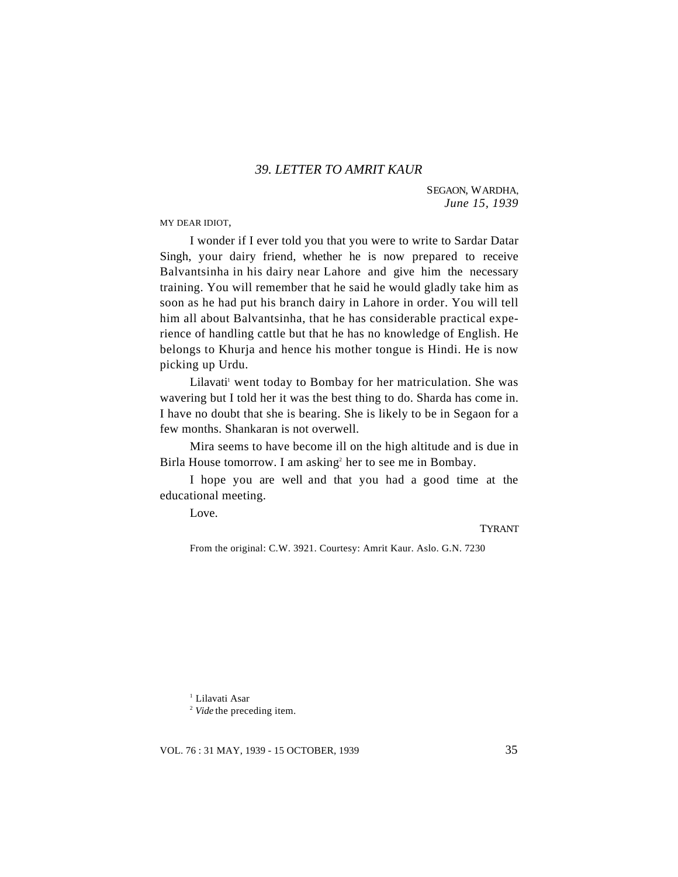## *39. LETTER TO AMRIT KAUR*

SEGAON, WARDHA,
*June 15, 1939*

MY DEAR IDIOT,

I wonder if I ever told you that you were to write to Sardar Datar Singh, your dairy friend, whether he is now prepared to receive Balvantsinha in his dairy near Lahore and give him the necessary training. You will remember that he said he would gladly take him as soon as he had put his branch dairy in Lahore in order. You will tell him all about Balvantsinha, that he has considerable practical experience of handling cattle but that he has no knowledge of English. He belongs to Khurja and hence his mother tongue is Hindi. He is now picking up Urdu.

Lilavati[1] went today to Bombay for her matriculation. She was wavering but I told her it was the best thing to do. Sharda has come in. I have no doubt that she is bearing. She is likely to be in Segaon for a few months. Shankaran is not overwell.

Mira seems to have become ill on the high altitude and is due in Birla House tomorrow. I am asking[2] her to see me in Bombay.

I hope you are well and that you had a good time at the educational meeting.

Love.

TYRANT

From the original: C.W. 3921. Courtesy: Amrit Kaur. Aslo. G.N. 7230

[1] Lilavati Asar

[2] *Vide* the preceding item.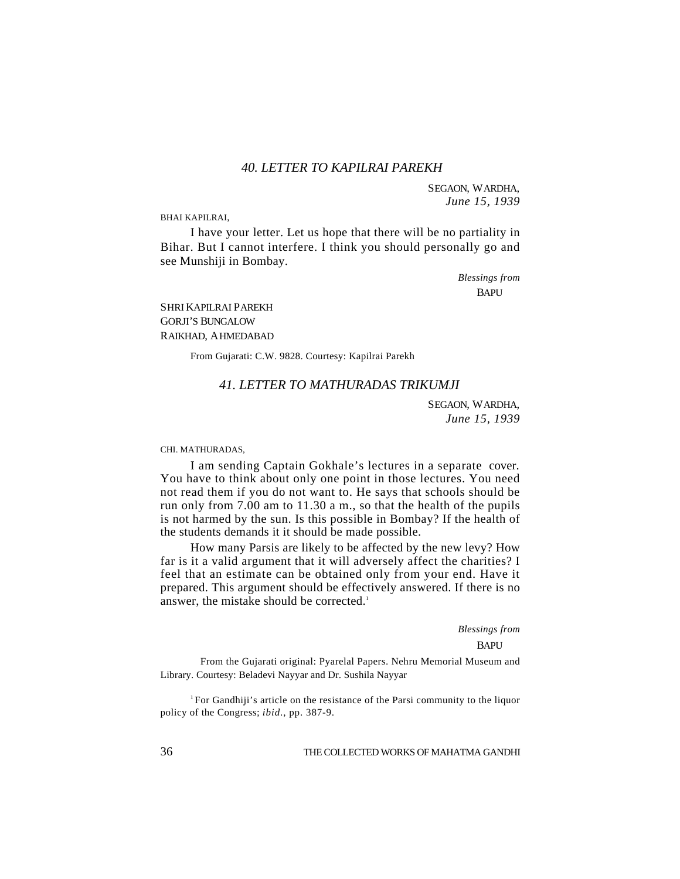## *40. LETTER TO KAPILRAI PAREKH*

SEGAON, WARDHA,
*June 15, 1939*

BHAI KAPILRAI,

I have your letter. Let us hope that there will be no partiality in Bihar. But I cannot interfere. I think you should personally go and see Munshiji in Bombay.

*Blessings from*
BAPU

SHRI KAPILRAI PAREKH
GORJI'S BUNGALOW
RAIKHAD, AHMEDABAD

From Gujarati: C.W. 9828. Courtesy: Kapilrai Parekh

## *41. LETTER TO MATHURADAS TRIKUMJI*

SEGAON, WARDHA,
*June 15, 1939*

CHI. MATHURADAS,

I am sending Captain Gokhale's lectures in a separate cover. You have to think about only one point in those lectures. You need not read them if you do not want to. He says that schools should be run only from 7.00 am to 11.30 a m., so that the health of the pupils is not harmed by the sun. Is this possible in Bombay? If the health of the students demands it it should be made possible.

How many Parsis are likely to be affected by the new levy? How far is it a valid argument that it will adversely affect the charities? I feel that an estimate can be obtained only from your end. Have it prepared. This argument should be effectively answered. If there is no answer, the mistake should be corrected.[1]

*Blessings from*
BAPU

From the Gujarati original: Pyarelal Papers. Nehru Memorial Museum and Library. Courtesy: Beladevi Nayyar and Dr. Sushila Nayyar

[1] For Gandhiji's article on the resistance of the Parsi community to the liquor policy of the Congress; *ibid.*, pp. 387-9.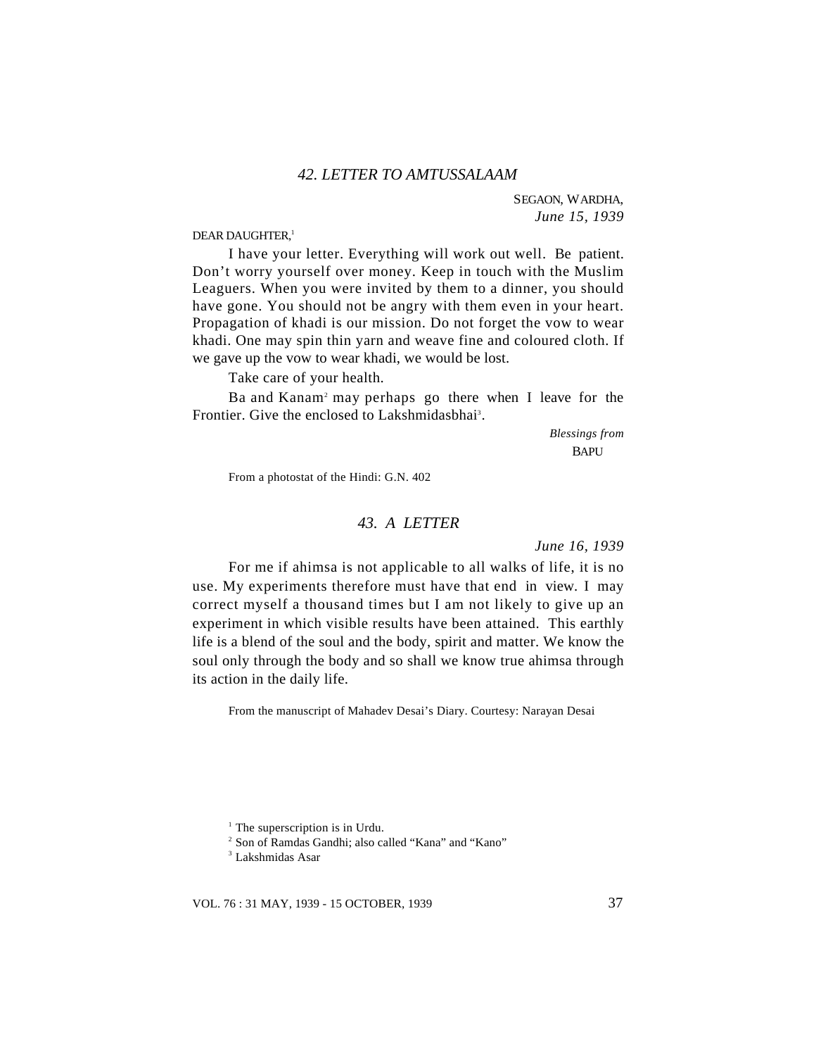### *42. LETTER TO AMTUSSALAAM*

SEGAON, WARDHA,
*June 15, 1939*

DEAR DAUGHTER,[1]

I have your letter. Everything will work out well. Be patient. Don't worry yourself over money. Keep in touch with the Muslim Leaguers. When you were invited by them to a dinner, you should have gone. You should not be angry with them even in your heart. Propagation of khadi is our mission. Do not forget the vow to wear khadi. One may spin thin yarn and weave fine and coloured cloth. If we gave up the vow to wear khadi, we would be lost.

Take care of your health.

Ba and Kanam[2] may perhaps go there when I leave for the Frontier. Give the enclosed to Lakshmidasbhai[3].

*Blessings from*
BAPU

From a photostat of the Hindi: G.N. 402

### *43. A LETTER*

*June 16, 1939*

For me if ahimsa is not applicable to all walks of life, it is no use. My experiments therefore must have that end in view. I may correct myself a thousand times but I am not likely to give up an experiment in which visible results have been attained. This earthly life is a blend of the soul and the body, spirit and matter. We know the soul only through the body and so shall we know true ahimsa through its action in the daily life.

From the manuscript of Mahadev Desai's Diary. Courtesy: Narayan Desai

---

[1] The superscription is in Urdu.

[2] Son of Ramdas Gandhi; also called "Kana" and "Kano"

[3] Lakshmidas Asar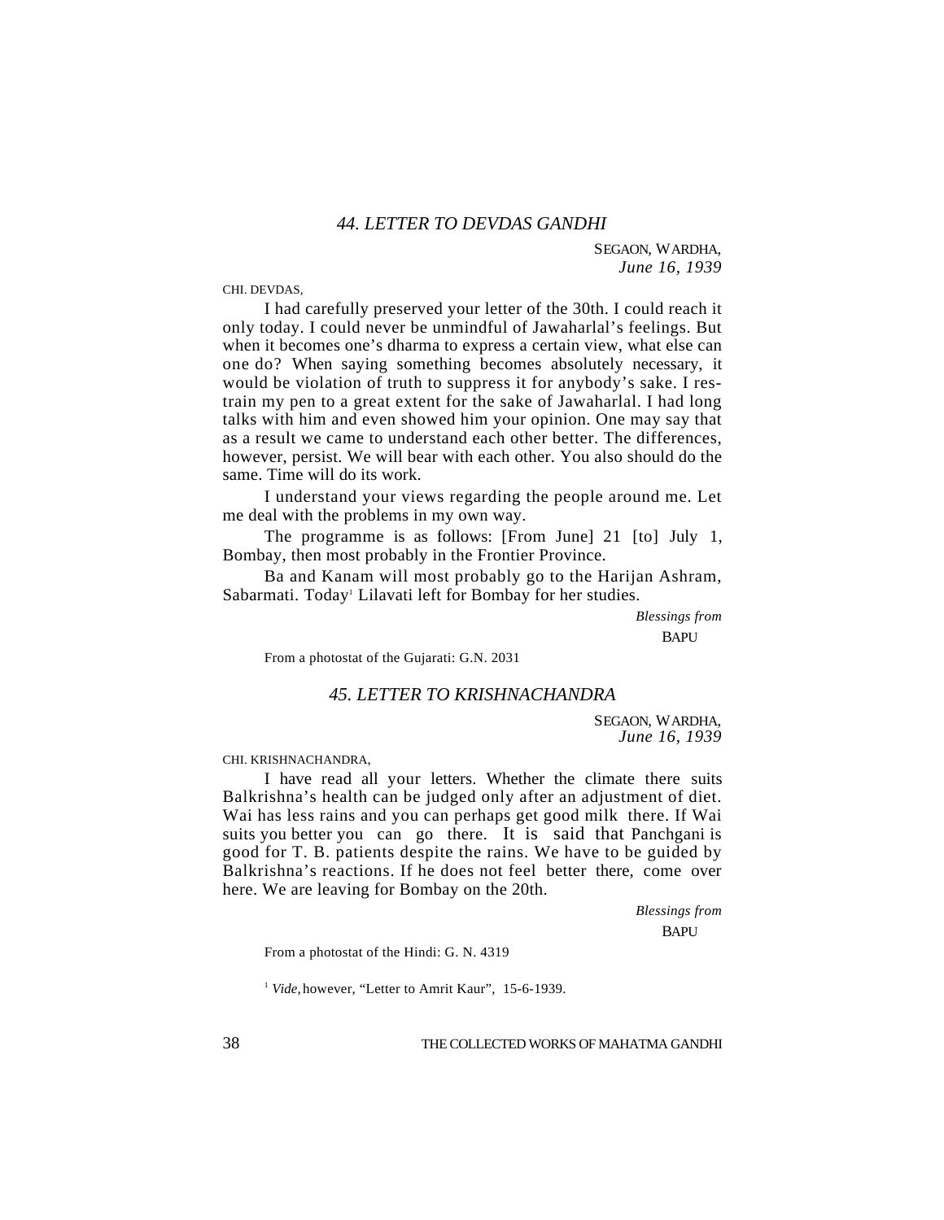## *44. LETTER TO DEVDAS GANDHI*

SEGAON, WARDHA,
*June 16, 1939*

CHI. DEVDAS,

I had carefully preserved your letter of the 30th. I could reach it only today. I could never be unmindful of Jawaharlal's feelings. But when it becomes one's dharma to express a certain view, what else can one do? When saying something becomes absolutely necessary, it would be violation of truth to suppress it for anybody's sake. I restrain my pen to a great extent for the sake of Jawaharlal. I had long talks with him and even showed him your opinion. One may say that as a result we came to understand each other better. The differences, however, persist. We will bear with each other. You also should do the same. Time will do its work.

I understand your views regarding the people around me. Let me deal with the problems in my own way.

The programme is as follows: [From June] 21 [to] July 1, Bombay, then most probably in the Frontier Province.

Ba and Kanam will most probably go to the Harijan Ashram, Sabarmati. Today[1] Lilavati left for Bombay for her studies.

*Blessings from*
BAPU

From a photostat of the Gujarati: G.N. 2031

## *45. LETTER TO KRISHNACHANDRA*

SEGAON, WARDHA,
*June 16, 1939*

CHI. KRISHNACHANDRA,

I have read all your letters. Whether the climate there suits Balkrishna's health can be judged only after an adjustment of diet. Wai has less rains and you can perhaps get good milk there. If Wai suits you better you can go there. It is said that Panchgani is good for T. B. patients despite the rains. We have to be guided by Balkrishna's reactions. If he does not feel better there, come over here. We are leaving for Bombay on the 20th.

*Blessings from*
BAPU

From a photostat of the Hindi: G. N. 4319

[1] *Vide,* however, "Letter to Amrit Kaur", 15-6-1939.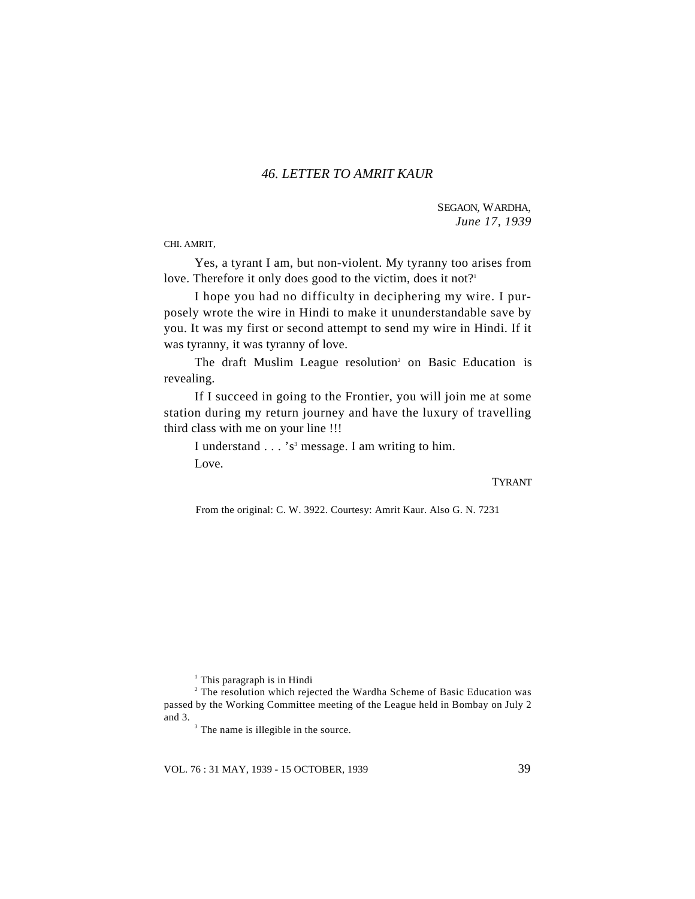## *46. LETTER TO AMRIT KAUR*

SEGAON, WARDHA,
*June 17, 1939*

CHI. AMRIT,

Yes, a tyrant I am, but non-violent. My tyranny too arises from love. Therefore it only does good to the victim, does it not?[1]

I hope you had no difficulty in deciphering my wire. I purposely wrote the wire in Hindi to make it ununderstandable save by you. It was my first or second attempt to send my wire in Hindi. If it was tyranny, it was tyranny of love.

The draft Muslim League resolution[2] on Basic Education is revealing.

If I succeed in going to the Frontier, you will join me at some station during my return journey and have the luxury of travelling third class with me on your line !!!

I understand . . . 's[3] message. I am writing to him.

Love.

TYRANT

From the original: C. W. 3922. Courtesy: Amrit Kaur. Also G. N. 7231

---

[1] This paragraph is in Hindi

[2] The resolution which rejected the Wardha Scheme of Basic Education was passed by the Working Committee meeting of the League held in Bombay on July 2 and 3.

[3] The name is illegible in the source.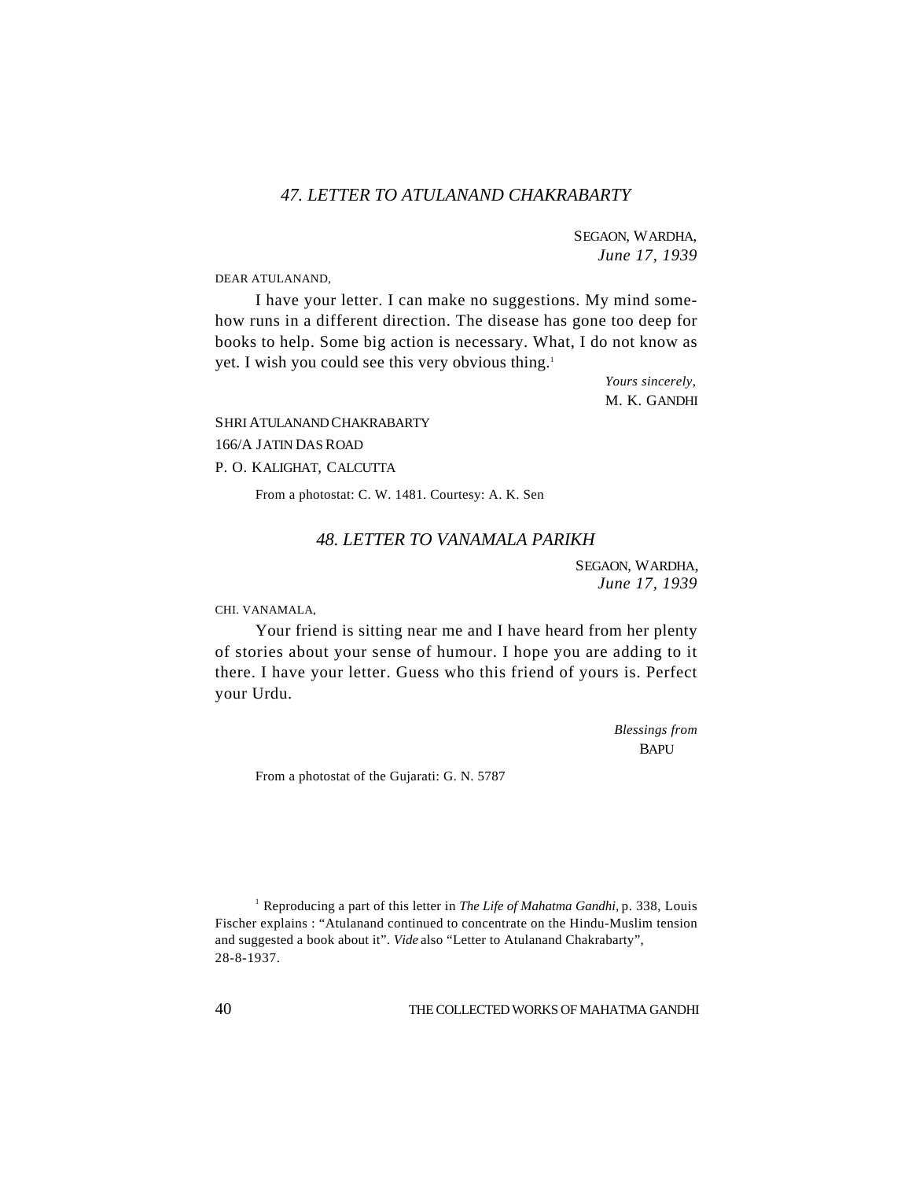### *47. LETTER TO ATULANAND CHAKRABARTY*

SEGAON, WARDHA,
*June 17, 1939*

DEAR ATULANAND,

I have your letter. I can make no suggestions. My mind somehow runs in a different direction. The disease has gone too deep for books to help. Some big action is necessary. What, I do not know as yet. I wish you could see this very obvious thing.[1]

*Yours sincerely,*
M. K. GANDHI

SHRI ATULANAND CHAKRABARTY
166/A JATIN DAS ROAD
P. O. KALIGHAT, CALCUTTA

From a photostat: C. W. 1481. Courtesy: A. K. Sen

### *48. LETTER TO VANAMALA PARIKH*

SEGAON, WARDHA,
*June 17, 1939*

CHI. VANAMALA,

Your friend is sitting near me and I have heard from her plenty of stories about your sense of humour. I hope you are adding to it there. I have your letter. Guess who this friend of yours is. Perfect your Urdu.

*Blessings from*
BAPU

From a photostat of the Gujarati: G. N. 5787

---

[1] Reproducing a part of this letter in *The Life of Mahatma Gandhi,* p. 338, Louis Fischer explains : "Atulanand continued to concentrate on the Hindu-Muslim tension and suggested a book about it". *Vide* also "Letter to Atulanand Chakrabarty", 28-8-1937.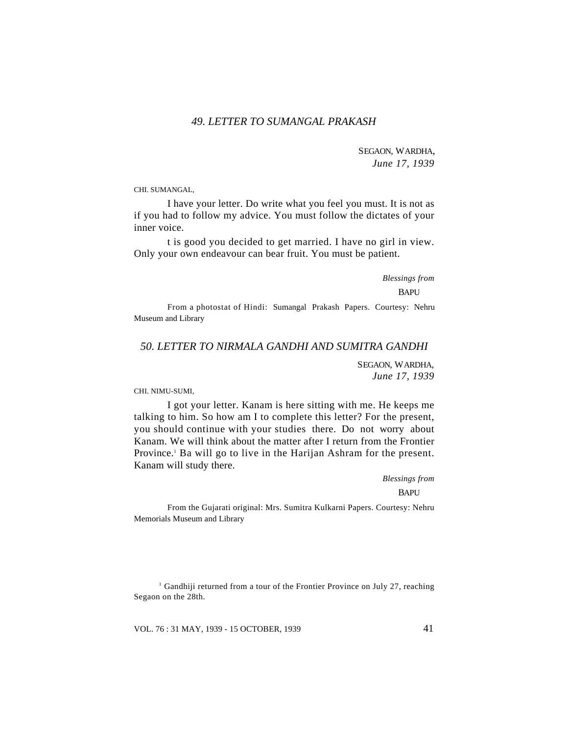## 49. LETTER TO SUMANGAL PRAKASH

SEGAON, WARDHA,
*June 17, 1939*

CHI. SUMANGAL,

I have your letter. Do write what you feel you must. It is not as if you had to follow my advice. You must follow the dictates of your inner voice.

t is good you decided to get married. I have no girl in view. Only your own endeavour can bear fruit. You must be patient.

*Blessings from*
BAPU

From a photostat of Hindi: Sumangal Prakash Papers. Courtesy: Nehru Museum and Library

## 50. LETTER TO NIRMALA GANDHI AND SUMITRA GANDHI

SEGAON, WARDHA,
*June 17, 1939*

CHI. NIMU-SUMI,

I got your letter. Kanam is here sitting with me. He keeps me talking to him. So how am I to complete this letter? For the present, you should continue with your studies there. Do not worry about Kanam. We will think about the matter after I return from the Frontier Province.[1] Ba will go to live in the Harijan Ashram for the present. Kanam will study there.

*Blessings from*
BAPU

From the Gujarati original: Mrs. Sumitra Kulkarni Papers. Courtesy: Nehru Memorials Museum and Library

[1] Gandhiji returned from a tour of the Frontier Province on July 27, reaching Segaon on the 28th.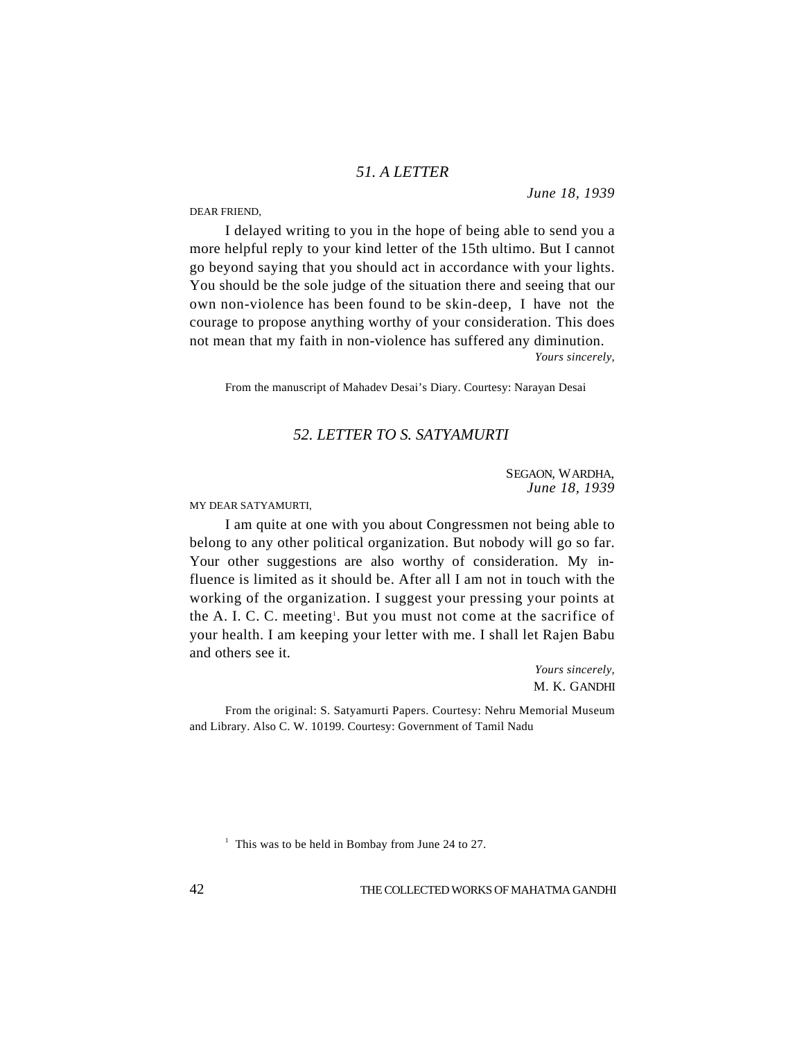### *51. A LETTER*

*June 18, 1939*

DEAR FRIEND,

I delayed writing to you in the hope of being able to send you a more helpful reply to your kind letter of the 15th ultimo. But I cannot go beyond saying that you should act in accordance with your lights. You should be the sole judge of the situation there and seeing that our own non-violence has been found to be skin-deep, I have not the courage to propose anything worthy of your consideration. This does not mean that my faith in non-violence has suffered any diminution.

*Yours sincerely,*

From the manuscript of Mahadev Desai's Diary. Courtesy: Narayan Desai

### *52. LETTER TO S. SATYAMURTI*

SEGAON, WARDHA,
*June 18, 1939*

MY DEAR SATYAMURTI,

I am quite at one with you about Congressmen not being able to belong to any other political organization. But nobody will go so far. Your other suggestions are also worthy of consideration. My influence is limited as it should be. After all I am not in touch with the working of the organization. I suggest your pressing your points at the A. I. C. C. meeting[1]. But you must not come at the sacrifice of your health. I am keeping your letter with me. I shall let Rajen Babu and others see it.

*Yours sincerely,*
M. K. GANDHI

From the original: S. Satyamurti Papers. Courtesy: Nehru Memorial Museum and Library. Also C. W. 10199. Courtesy: Government of Tamil Nadu

[1] This was to be held in Bombay from June 24 to 27.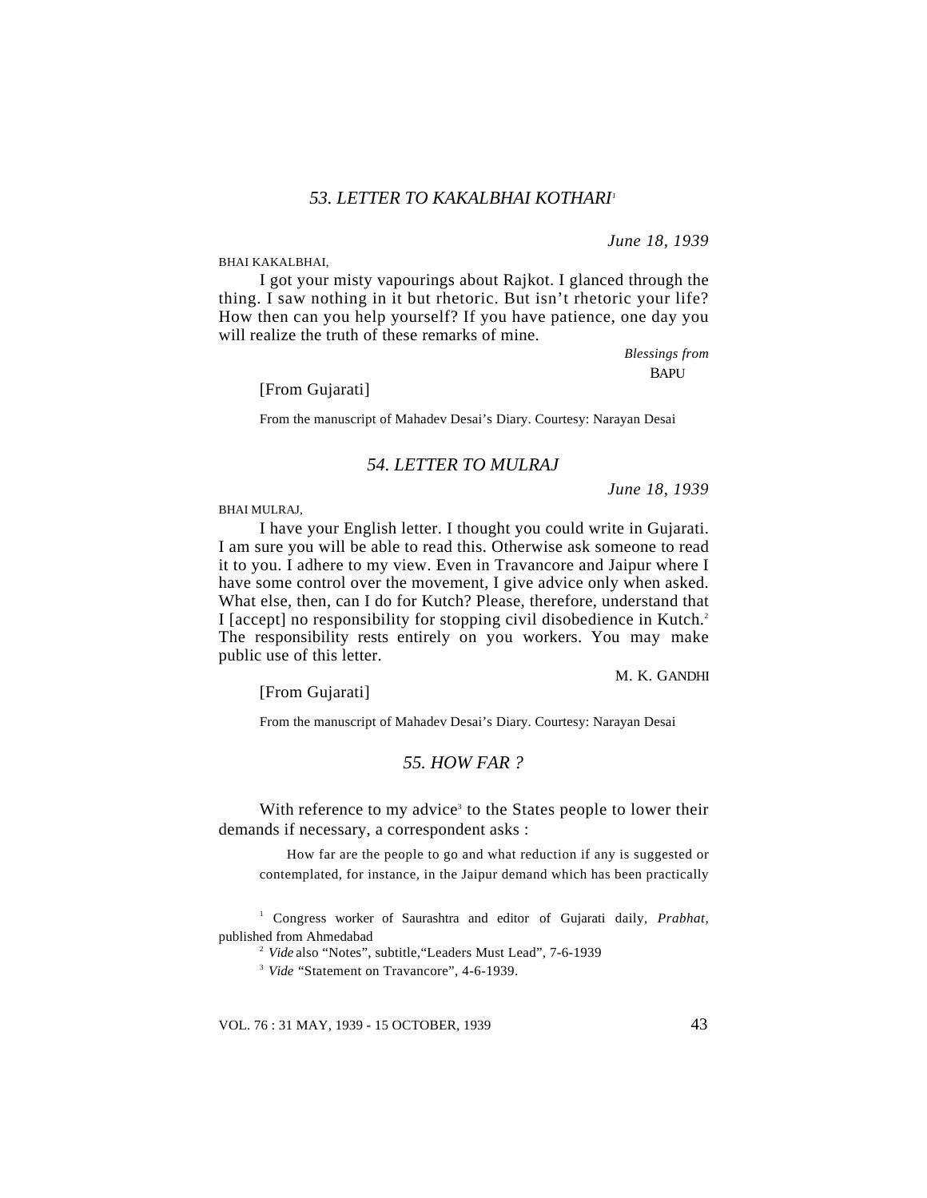## *53. LETTER TO KAKALBHAI KOTHARI*[1]

*June 18, 1939*

BHAI KAKALBHAI,

I got your misty vapourings about Rajkot. I glanced through the thing. I saw nothing in it but rhetoric. But isn't rhetoric your life? How then can you help yourself? If you have patience, one day you will realize the truth of these remarks of mine.

*Blessings from*
BAPU

[From Gujarati]

From the manuscript of Mahadev Desai's Diary. Courtesy: Narayan Desai

## *54. LETTER TO MULRAJ*

*June 18, 1939*

BHAI MULRAJ,

I have your English letter. I thought you could write in Gujarati. I am sure you will be able to read this. Otherwise ask someone to read it to you. I adhere to my view. Even in Travancore and Jaipur where I have some control over the movement, I give advice only when asked. What else, then, can I do for Kutch? Please, therefore, understand that I [accept] no responsibility for stopping civil disobedience in Kutch.[2] The responsibility rests entirely on you workers. You may make public use of this letter.

M. K. GANDHI

[From Gujarati]

From the manuscript of Mahadev Desai's Diary. Courtesy: Narayan Desai

## *55. HOW FAR ?*

With reference to my advice[3] to the States people to lower their demands if necessary, a correspondent asks :

> How far are the people to go and what reduction if any is suggested or contemplated, for instance, in the Jaipur demand which has been practically

---

[1] Congress worker of Saurashtra and editor of Gujarati daily, *Prabhat*, published from Ahmedabad

[2] *Vide* also "Notes", subtitle,"Leaders Must Lead", 7-6-1939

[3] *Vide* "Statement on Travancore", 4-6-1939.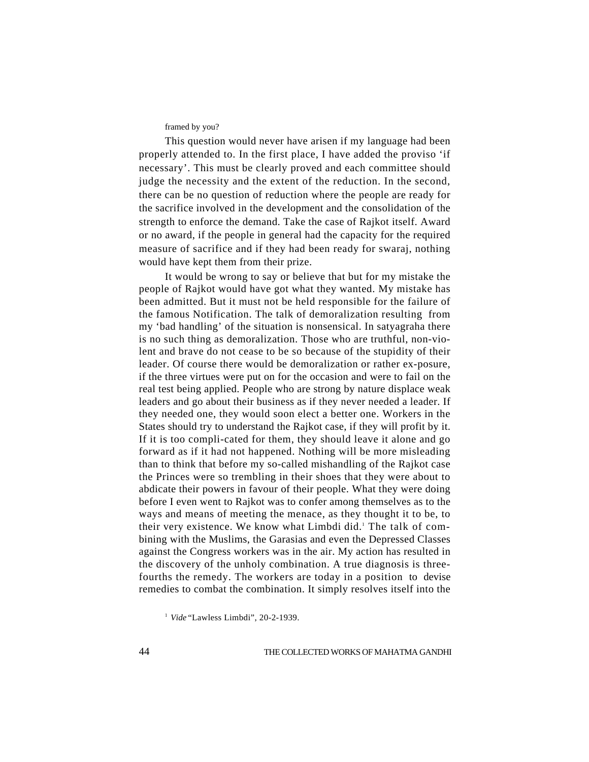framed by you?

This question would never have arisen if my language had been properly attended to. In the first place, I have added the proviso 'if necessary'. This must be clearly proved and each committee should judge the necessity and the extent of the reduction. In the second, there can be no question of reduction where the people are ready for the sacrifice involved in the development and the consolidation of the strength to enforce the demand. Take the case of Rajkot itself. Award or no award, if the people in general had the capacity for the required measure of sacrifice and if they had been ready for swaraj, nothing would have kept them from their prize.

It would be wrong to say or believe that but for my mistake the people of Rajkot would have got what they wanted. My mistake has been admitted. But it must not be held responsible for the failure of the famous Notification. The talk of demoralization resulting from my 'bad handling' of the situation is nonsensical. In satyagraha there is no such thing as demoralization. Those who are truthful, non-violent and brave do not cease to be so because of the stupidity of their leader. Of course there would be demoralization or rather exposure, if the three virtues were put on for the occasion and were to fail on the real test being applied. People who are strong by nature displace weak leaders and go about their business as if they never needed a leader. If they needed one, they would soon elect a better one. Workers in the States should try to understand the Rajkot case, if they will profit by it. If it is too complicated for them, they should leave it alone and go forward as if it had not happened. Nothing will be more misleading than to think that before my so-called mishandling of the Rajkot case the Princes were so trembling in their shoes that they were about to abdicate their powers in favour of their people. What they were doing before I even went to Rajkot was to confer among themselves as to the ways and means of meeting the menace, as they thought it to be, to their very existence. We know what Limbdi did.[1] The talk of combining with the Muslims, the Garasias and even the Depressed Classes against the Congress workers was in the air. My action has resulted in the discovery of the unholy combination. A true diagnosis is three-fourths the remedy. The workers are today in a position to devise remedies to combat the combination. It simply resolves itself into the

[1] *Vide* "Lawless Limbdi", 20-2-1939.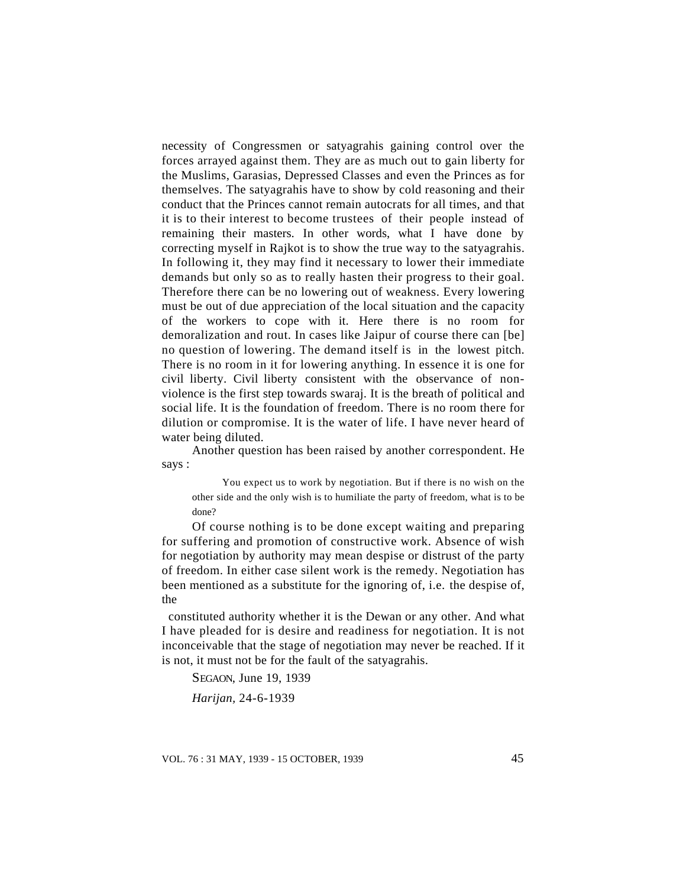necessity of Congressmen or satyagrahis gaining control over the forces arrayed against them. They are as much out to gain liberty for the Muslims, Garasias, Depressed Classes and even the Princes as for themselves. The satyagrahis have to show by cold reasoning and their conduct that the Princes cannot remain autocrats for all times, and that it is to their interest to become trustees of their people instead of remaining their masters. In other words, what I have done by correcting myself in Rajkot is to show the true way to the satyagrahis. In following it, they may find it necessary to lower their immediate demands but only so as to really hasten their progress to their goal. Therefore there can be no lowering out of weakness. Every lowering must be out of due appreciation of the local situation and the capacity of the workers to cope with it. Here there is no room for demoralization and rout. In cases like Jaipur of course there can [be] no question of lowering. The demand itself is in the lowest pitch. There is no room in it for lowering anything. In essence it is one for civil liberty. Civil liberty consistent with the observance of non-violence is the first step towards swaraj. It is the breath of political and social life. It is the foundation of freedom. There is no room there for dilution or compromise. It is the water of life. I have never heard of water being diluted.

Another question has been raised by another correspondent. He says :

> You expect us to work by negotiation. But if there is no wish on the other side and the only wish is to humiliate the party of freedom, what is to be done?

Of course nothing is to be done except waiting and preparing for suffering and promotion of constructive work. Absence of wish for negotiation by authority may mean despise or distrust of the party of freedom. In either case silent work is the remedy. Negotiation has been mentioned as a substitute for the ignoring of, i.e. the despise of, the constituted authority whether it is the Dewan or any other. And what I have pleaded for is desire and readiness for negotiation. It is not inconceivable that the stage of negotiation may never be reached. If it is not, it must not be for the fault of the satyagrahis.

SEGAON, June 19, 1939

*Harijan,* 24-6-1939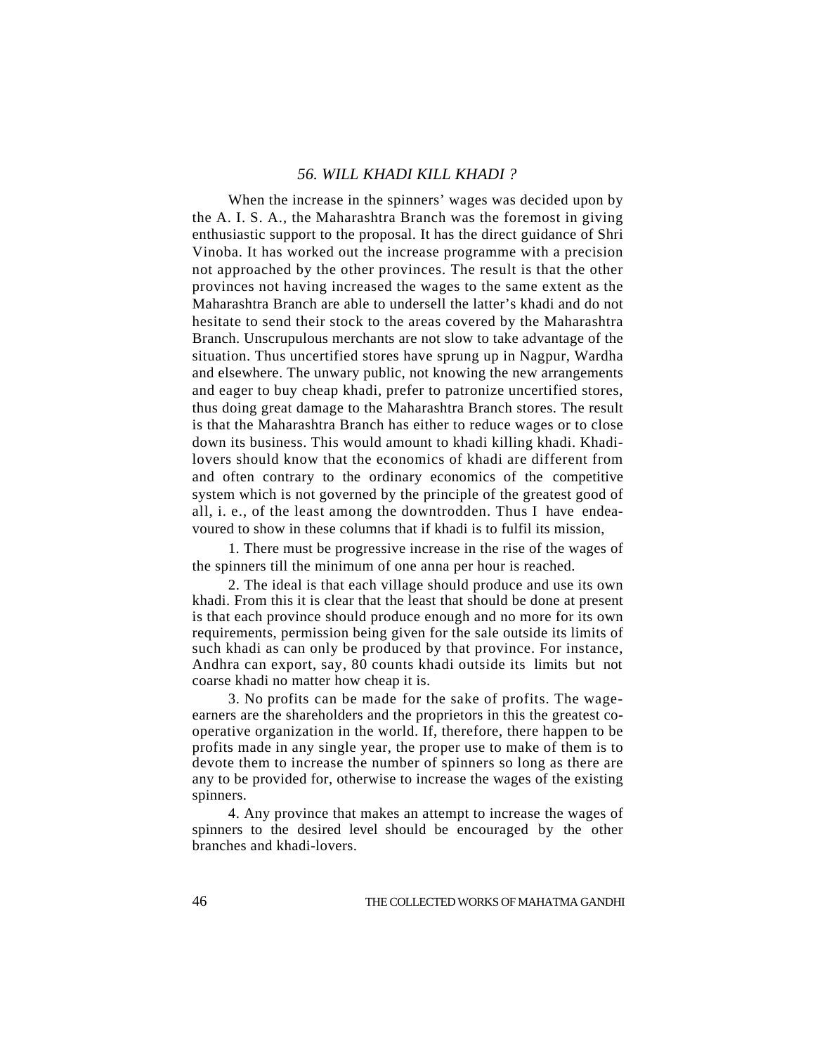## *56. WILL KHADI KILL KHADI ?*

When the increase in the spinners' wages was decided upon by the A. I. S. A., the Maharashtra Branch was the foremost in giving enthusiastic support to the proposal. It has the direct guidance of Shri Vinoba. It has worked out the increase programme with a precision not approached by the other provinces. The result is that the other provinces not having increased the wages to the same extent as the Maharashtra Branch are able to undersell the latter's khadi and do not hesitate to send their stock to the areas covered by the Maharashtra Branch. Unscrupulous merchants are not slow to take advantage of the situation. Thus uncertified stores have sprung up in Nagpur, Wardha and elsewhere. The unwary public, not knowing the new arrangements and eager to buy cheap khadi, prefer to patronize uncertified stores, thus doing great damage to the Maharashtra Branch stores. The result is that the Maharashtra Branch has either to reduce wages or to close down its business. This would amount to khadi killing khadi. Khadi-lovers should know that the economics of khadi are different from and often contrary to the ordinary economics of the competitive system which is not governed by the principle of the greatest good of all, i. e., of the least among the downtrodden. Thus I have endeavoured to show in these columns that if khadi is to fulfil its mission,

1. There must be progressive increase in the rise of the wages of the spinners till the minimum of one anna per hour is reached.

2. The ideal is that each village should produce and use its own khadi. From this it is clear that the least that should be done at present is that each province should produce enough and no more for its own requirements, permission being given for the sale outside its limits of such khadi as can only be produced by that province. For instance, Andhra can export, say, 80 counts khadi outside its limits but not coarse khadi no matter how cheap it is.

3. No profits can be made for the sake of profits. The wage-earners are the shareholders and the proprietors in this the greatest co-operative organization in the world. If, therefore, there happen to be profits made in any single year, the proper use to make of them is to devote them to increase the number of spinners so long as there are any to be provided for, otherwise to increase the wages of the existing spinners.

4. Any province that makes an attempt to increase the wages of spinners to the desired level should be encouraged by the other branches and khadi-lovers.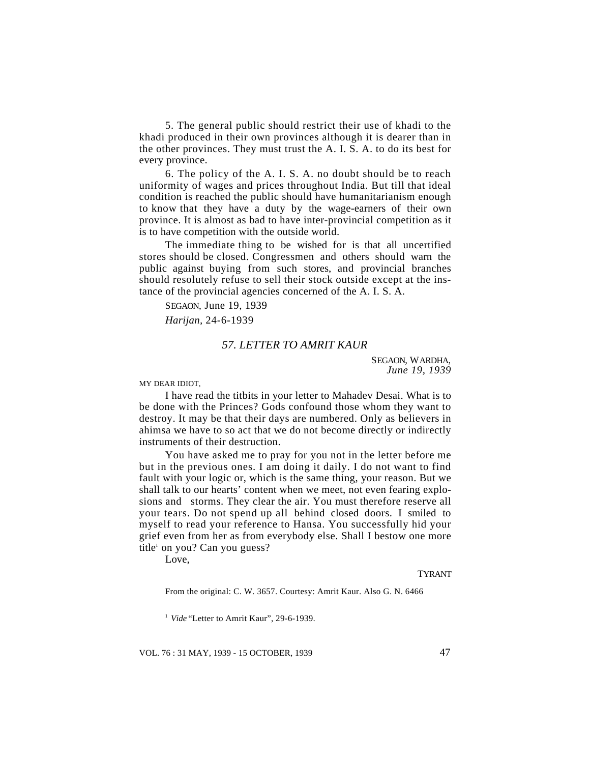5. The general public should restrict their use of khadi to the khadi produced in their own provinces although it is dearer than in the other provinces. They must trust the A. I. S. A. to do its best for every province.

6. The policy of the A. I. S. A. no doubt should be to reach uniformity of wages and prices throughout India. But till that ideal condition is reached the public should have humanitarianism enough to know that they have a duty by the wage-earners of their own province. It is almost as bad to have inter-provincial competition as it is to have competition with the outside world.

The immediate thing to be wished for is that all uncertified stores should be closed. Congressmen and others should warn the public against buying from such stores, and provincial branches should resolutely refuse to sell their stock outside except at the instance of the provincial agencies concerned of the A. I. S. A.

SEGAON, June 19, 1939

*Harijan,* 24-6-1939

## *57. LETTER TO AMRIT KAUR*

SEGAON, WARDHA,
*June 19, 1939*

MY DEAR IDIOT,

I have read the titbits in your letter to Mahadev Desai. What is to be done with the Princes? Gods confound those whom they want to destroy. It may be that their days are numbered. Only as believers in ahimsa we have to so act that we do not become directly or indirectly instruments of their destruction.

You have asked me to pray for you not in the letter before me but in the previous ones. I am doing it daily. I do not want to find fault with your logic or, which is the same thing, your reason. But we shall talk to our hearts' content when we meet, not even fearing explosions and storms. They clear the air. You must therefore reserve all your tears. Do not spend up all behind closed doors. I smiled to myself to read your reference to Hansa. You successfully hid your grief even from her as from everybody else. Shall I bestow one more title[1] on you? Can you guess?

Love,

TYRANT

From the original: C. W. 3657. Courtesy: Amrit Kaur. Also G. N. 6466

[1] *Vide* "Letter to Amrit Kaur", 29-6-1939.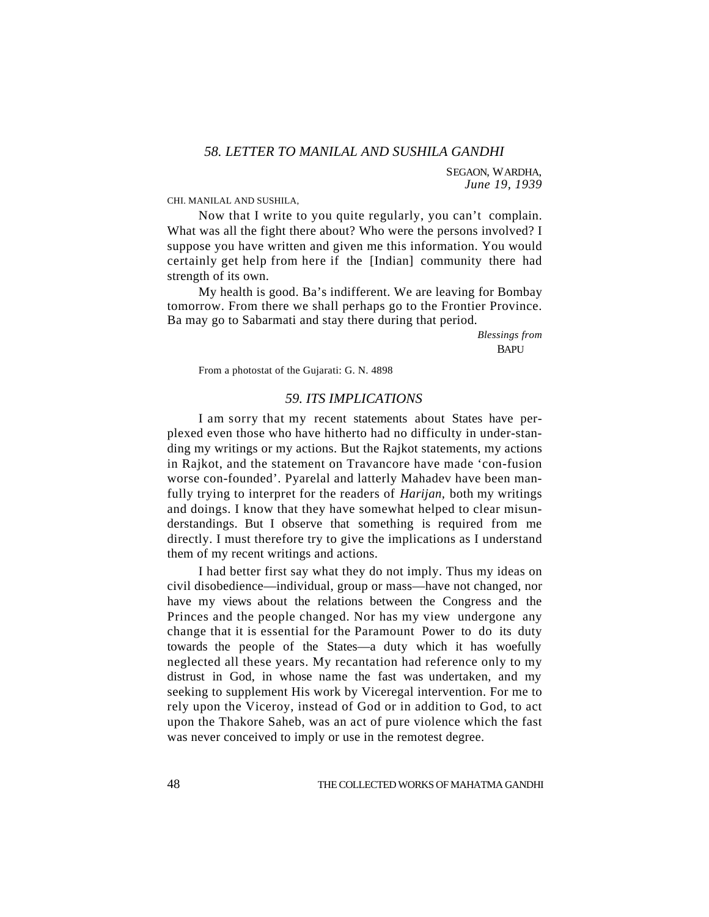## *58. LETTER TO MANILAL AND SUSHILA GANDHI*

SEGAON, WARDHA,
*June 19, 1939*

CHI. MANILAL AND SUSHILA,

Now that I write to you quite regularly, you can't complain. What was all the fight there about? Who were the persons involved? I suppose you have written and given me this information. You would certainly get help from here if the [Indian] community there had strength of its own.

My health is good. Ba's indifferent. We are leaving for Bombay tomorrow. From there we shall perhaps go to the Frontier Province. Ba may go to Sabarmati and stay there during that period.

*Blessings from*
BAPU

From a photostat of the Gujarati: G. N. 4898

## *59. ITS IMPLICATIONS*

I am sorry that my recent statements about States have perplexed even those who have hitherto had no difficulty in understanding my writings or my actions. But the Rajkot statements, my actions in Rajkot, and the statement on Travancore have made 'confusion worse confounded'. Pyarelal and latterly Mahadev have been manfully trying to interpret for the readers of *Harijan*, both my writings and doings. I know that they have somewhat helped to clear misunderstandings. But I observe that something is required from me directly. I must therefore try to give the implications as I understand them of my recent writings and actions.

I had better first say what they do not imply. Thus my ideas on civil disobedience—individual, group or mass—have not changed, nor have my views about the relations between the Congress and the Princes and the people changed. Nor has my view undergone any change that it is essential for the Paramount Power to do its duty towards the people of the States—a duty which it has woefully neglected all these years. My recantation had reference only to my distrust in God, in whose name the fast was undertaken, and my seeking to supplement His work by Viceregal intervention. For me to rely upon the Viceroy, instead of God or in addition to God, to act upon the Thakore Saheb, was an act of pure violence which the fast was never conceived to imply or use in the remotest degree.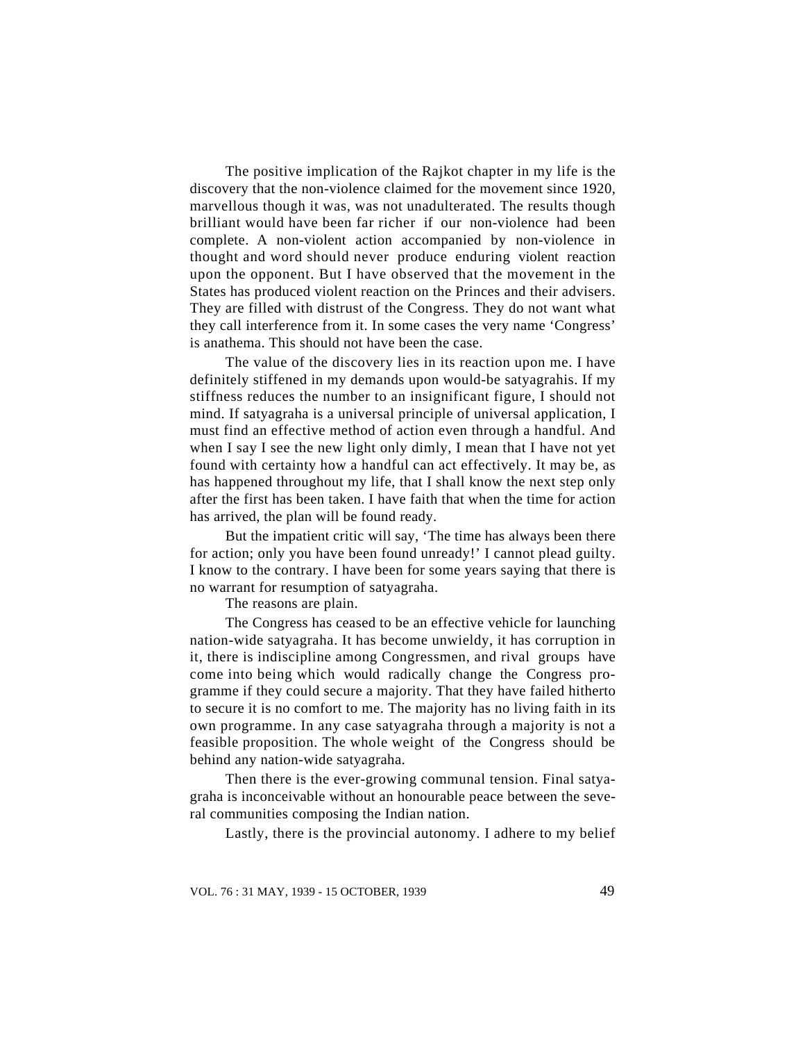The positive implication of the Rajkot chapter in my life is the discovery that the non-violence claimed for the movement since 1920, marvellous though it was, was not unadulterated. The results though brilliant would have been far richer if our non-violence had been complete. A non-violent action accompanied by non-violence in thought and word should never produce enduring violent reaction upon the opponent. But I have observed that the movement in the States has produced violent reaction on the Princes and their advisers. They are filled with distrust of the Congress. They do not want what they call interference from it. In some cases the very name 'Congress' is anathema. This should not have been the case.

The value of the discovery lies in its reaction upon me. I have definitely stiffened in my demands upon would-be satyagrahis. If my stiffness reduces the number to an insignificant figure, I should not mind. If satyagraha is a universal principle of universal application, I must find an effective method of action even through a handful. And when I say I see the new light only dimly, I mean that I have not yet found with certainty how a handful can act effectively. It may be, as has happened throughout my life, that I shall know the next step only after the first has been taken. I have faith that when the time for action has arrived, the plan will be found ready.

But the impatient critic will say, 'The time has always been there for action; only you have been found unready!' I cannot plead guilty. I know to the contrary. I have been for some years saying that there is no warrant for resumption of satyagraha.

The reasons are plain.

The Congress has ceased to be an effective vehicle for launching nation-wide satyagraha. It has become unwieldy, it has corruption in it, there is indiscipline among Congressmen, and rival groups have come into being which would radically change the Congress programme if they could secure a majority. That they have failed hitherto to secure it is no comfort to me. The majority has no living faith in its own programme. In any case satyagraha through a majority is not a feasible proposition. The whole weight of the Congress should be behind any nation-wide satyagraha.

Then there is the ever-growing communal tension. Final satyagraha is inconceivable without an honourable peace between the several communities composing the Indian nation.

Lastly, there is the provincial autonomy. I adhere to my belief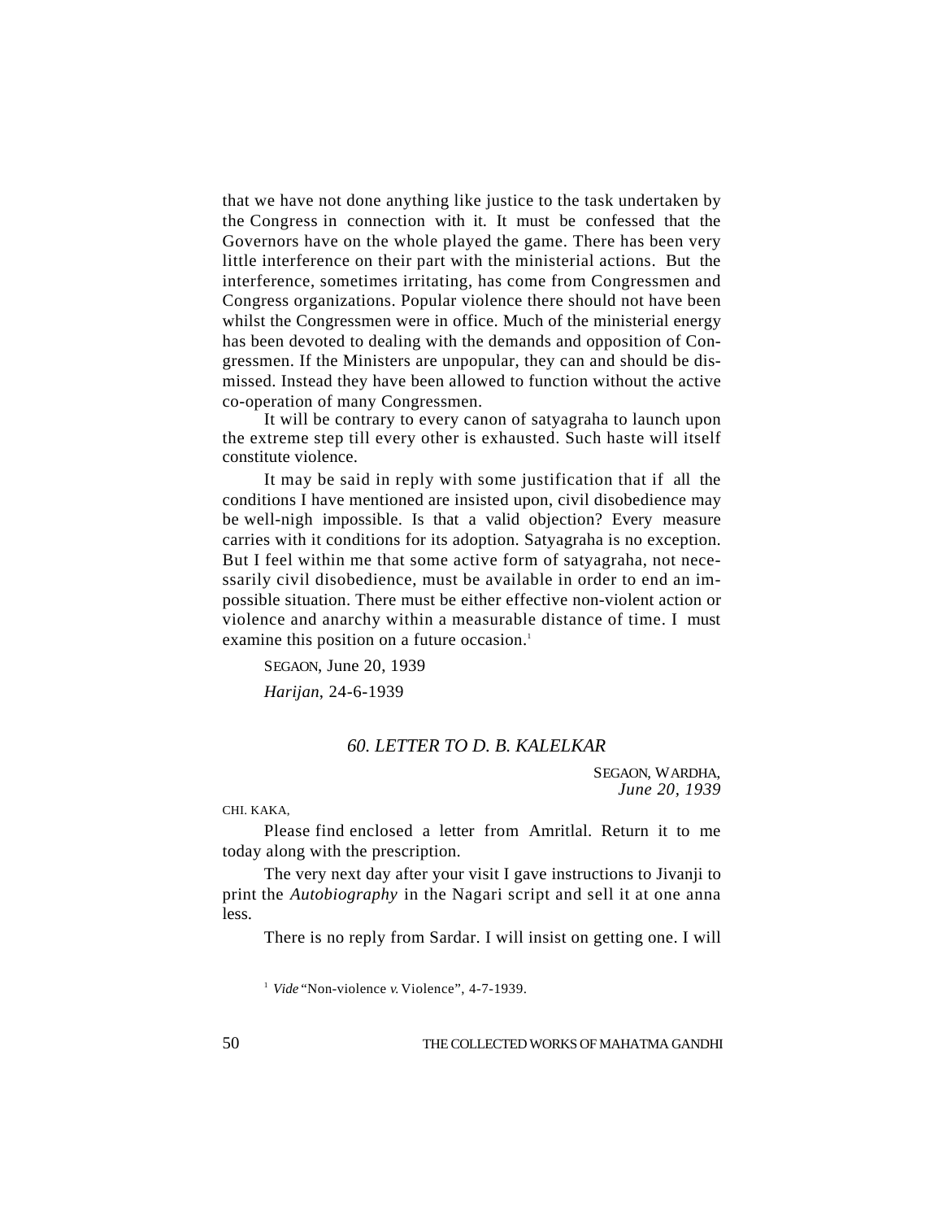that we have not done anything like justice to the task undertaken by the Congress in connection with it. It must be confessed that the Governors have on the whole played the game. There has been very little interference on their part with the ministerial actions. But the interference, sometimes irritating, has come from Congressmen and Congress organizations. Popular violence there should not have been whilst the Congressmen were in office. Much of the ministerial energy has been devoted to dealing with the demands and opposition of Congressmen. If the Ministers are unpopular, they can and should be dismissed. Instead they have been allowed to function without the active co-operation of many Congressmen.

It will be contrary to every canon of satyagraha to launch upon the extreme step till every other is exhausted. Such haste will itself constitute violence.

It may be said in reply with some justification that if all the conditions I have mentioned are insisted upon, civil disobedience may be well-nigh impossible. Is that a valid objection? Every measure carries with it conditions for its adoption. Satyagraha is no exception. But I feel within me that some active form of satyagraha, not necessarily civil disobedience, must be available in order to end an impossible situation. There must be either effective non-violent action or violence and anarchy within a measurable distance of time. I must examine this position on a future occasion.[1]

SEGAON, June 20, 1939

*Harijan*, 24-6-1939

## *60. LETTER TO D. B. KALELKAR*

SEGAON, WARDHA,
*June 20, 1939*

CHI. KAKA,

Please find enclosed a letter from Amritlal. Return it to me today along with the prescription.

The very next day after your visit I gave instructions to Jivanji to print the *Autobiography* in the Nagari script and sell it at one anna less.

There is no reply from Sardar. I will insist on getting one. I will

[1] *Vide* "Non-violence *v.* Violence", 4-7-1939.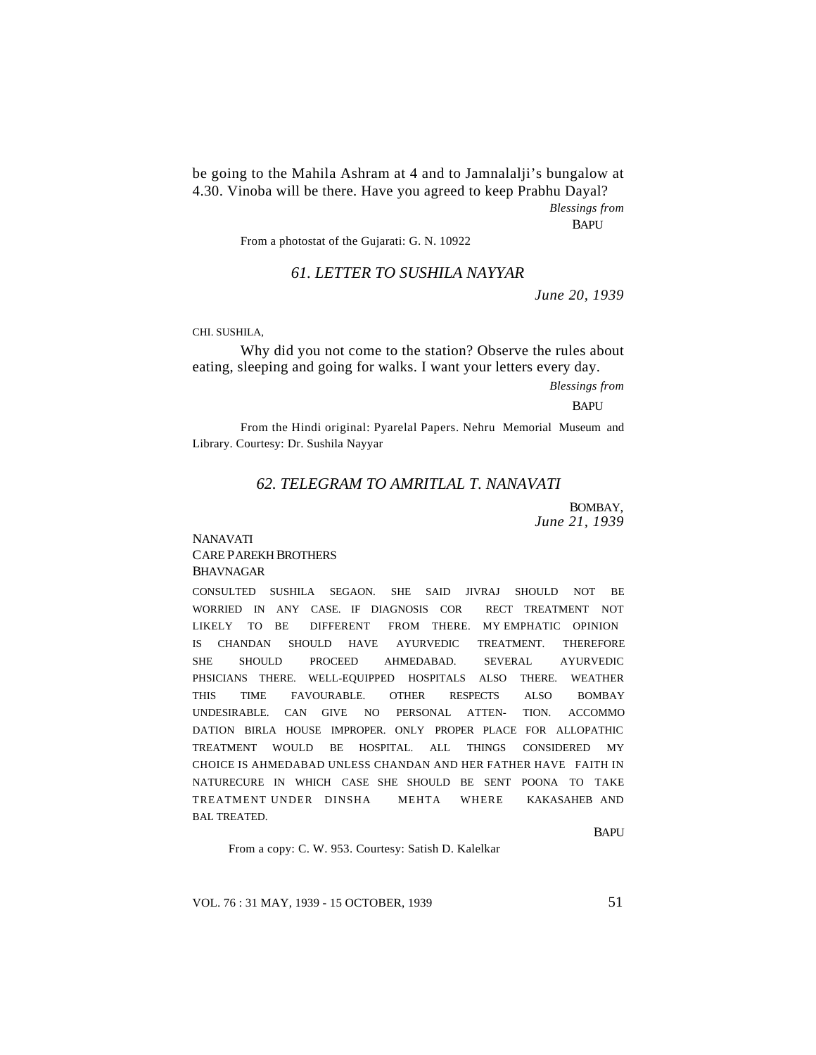be going to the Mahila Ashram at 4 and to Jamnalalji's bungalow at 4.30. Vinoba will be there. Have you agreed to keep Prabhu Dayal?

*Blessings from*

BAPU

From a photostat of the Gujarati: G. N. 10922

### *61. LETTER TO SUSHILA NAYYAR*

*June 20, 1939*

CHI. SUSHILA,

Why did you not come to the station? Observe the rules about eating, sleeping and going for walks. I want your letters every day.

*Blessings from*

BAPU

From the Hindi original: Pyarelal Papers. Nehru Memorial Museum and Library. Courtesy: Dr. Sushila Nayyar

### *62. TELEGRAM TO AMRITLAL T. NANAVATI*

BOMBAY,
*June 21, 1939*

NANAVATI
CARE PAREKH BROTHERS
BHAVNAGAR

CONSULTED SUSHILA SEGAON. SHE SAID JIVRAJ SHOULD NOT BE WORRIED IN ANY CASE. IF DIAGNOSIS COR RECT TREATMENT NOT LIKELY TO BE DIFFERENT FROM THERE. MY EMPHATIC OPINION IS CHANDAN SHOULD HAVE AYURVEDIC TREATMENT. THEREFORE SHE SHOULD PROCEED AHMEDABAD. SEVERAL AYURVEDIC PHSICIANS THERE. WELL-EQUIPPED HOSPITALS ALSO THERE. WEATHER THIS TIME FAVOURABLE. OTHER RESPECTS ALSO BOMBAY UNDESIRABLE. CAN GIVE NO PERSONAL ATTEN- TION. ACCOMMO DATION BIRLA HOUSE IMPROPER. ONLY PROPER PLACE FOR ALLOPATHIC TREATMENT WOULD BE HOSPITAL. ALL THINGS CONSIDERED MY CHOICE IS AHMEDABAD UNLESS CHANDAN AND HER FATHER HAVE FAITH IN NATURECURE IN WHICH CASE SHE SHOULD BE SENT POONA TO TAKE TREATMENT UNDER DINSHA MEHTA WHERE KAKASAHEB AND BAL TREATED.

BAPU

From a copy: C. W. 953. Courtesy: Satish D. Kalelkar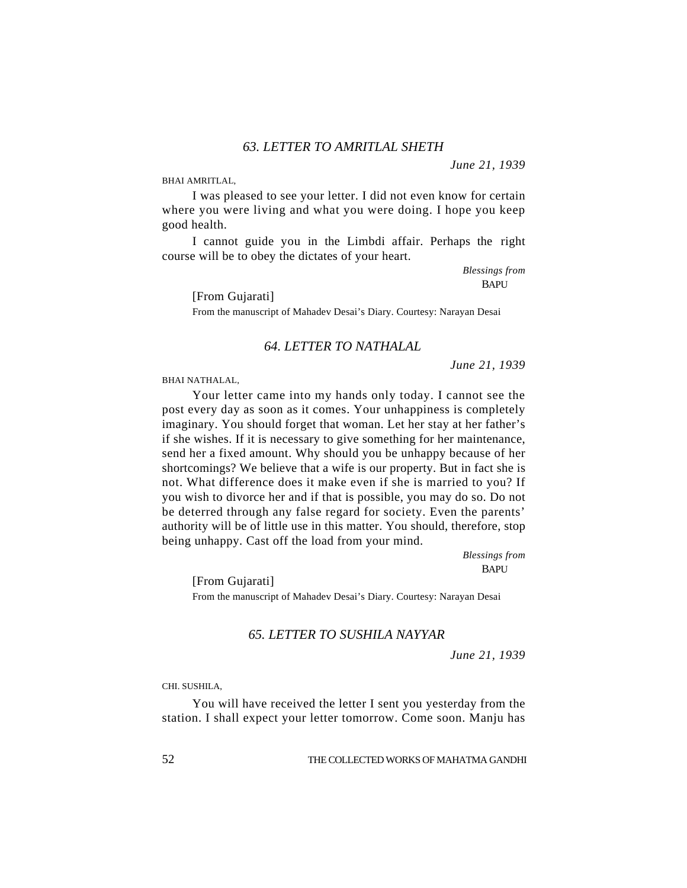### *63. LETTER TO AMRITLAL SHETH*

*June 21, 1939*

BHAI AMRITLAL,

I was pleased to see your letter. I did not even know for certain where you were living and what you were doing. I hope you keep good health.

I cannot guide you in the Limbdi affair. Perhaps the right course will be to obey the dictates of your heart.

*Blessings from*
BAPU

[From Gujarati]

From the manuscript of Mahadev Desai's Diary. Courtesy: Narayan Desai

### *64. LETTER TO NATHALAL*

*June 21, 1939*

BHAI NATHALAL,

Your letter came into my hands only today. I cannot see the post every day as soon as it comes. Your unhappiness is completely imaginary. You should forget that woman. Let her stay at her father's if she wishes. If it is necessary to give something for her maintenance, send her a fixed amount. Why should you be unhappy because of her shortcomings? We believe that a wife is our property. But in fact she is not. What difference does it make even if she is married to you? If you wish to divorce her and if that is possible, you may do so. Do not be deterred through any false regard for society. Even the parents' authority will be of little use in this matter. You should, therefore, stop being unhappy. Cast off the load from your mind.

*Blessings from*
BAPU

[From Gujarati]

From the manuscript of Mahadev Desai's Diary. Courtesy: Narayan Desai

### *65. LETTER TO SUSHILA NAYYAR*

*June 21, 1939*

CHI. SUSHILA,

You will have received the letter I sent you yesterday from the station. I shall expect your letter tomorrow. Come soon. Manju has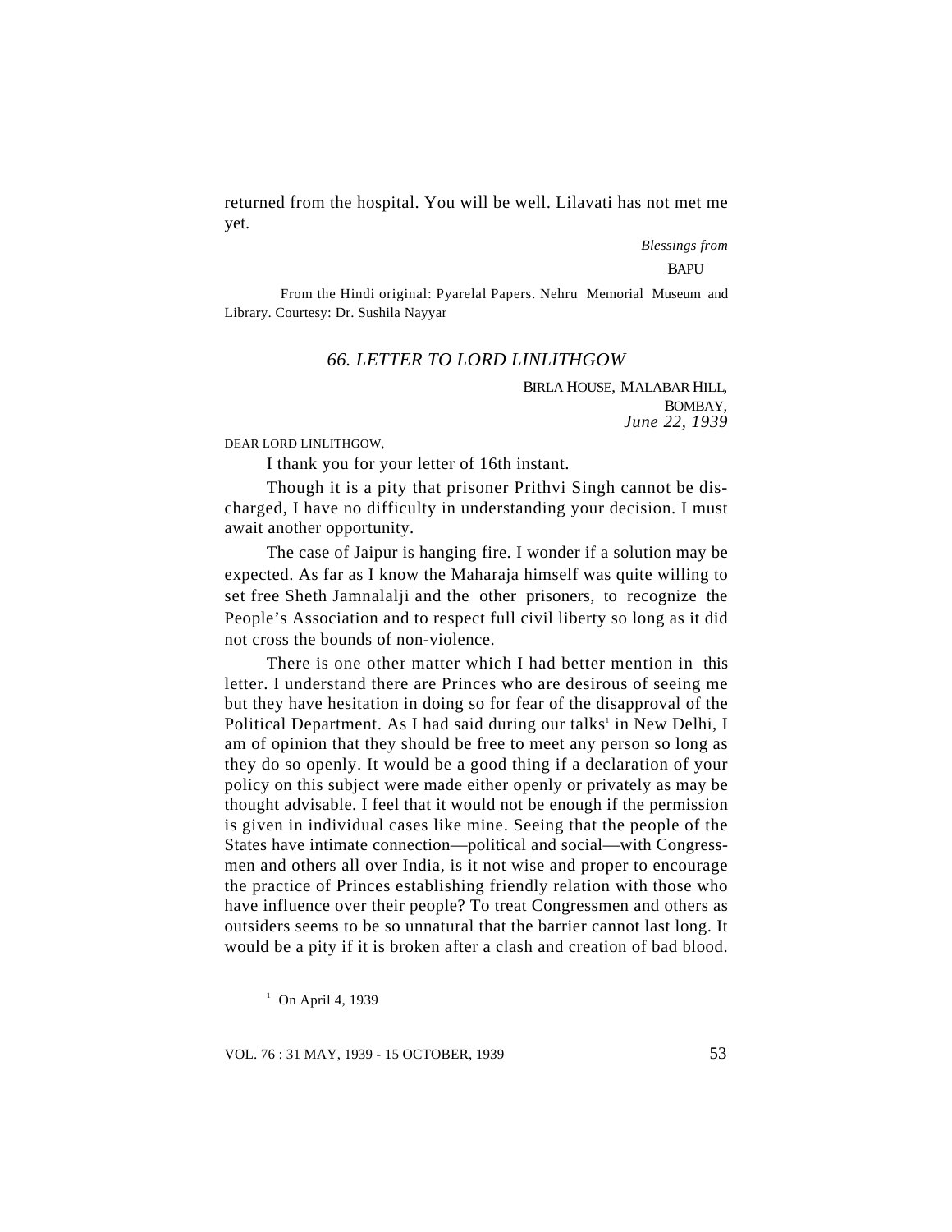returned from the hospital. You will be well. Lilavati has not met me yet.

*Blessings from*

BAPU

From the Hindi original: Pyarelal Papers. Nehru Memorial Museum and Library. Courtesy: Dr. Sushila Nayyar

### *66. LETTER TO LORD LINLITHGOW*

BIRLA HOUSE, MALABAR HILL,
BOMBAY,
*June 22, 1939*

DEAR LORD LINLITHGOW,

I thank you for your letter of 16th instant.

Though it is a pity that prisoner Prithvi Singh cannot be discharged, I have no difficulty in understanding your decision. I must await another opportunity.

The case of Jaipur is hanging fire. I wonder if a solution may be expected. As far as I know the Maharaja himself was quite willing to set free Sheth Jamnalalji and the other prisoners, to recognize the People's Association and to respect full civil liberty so long as it did not cross the bounds of non-violence.

There is one other matter which I had better mention in this letter. I understand there are Princes who are desirous of seeing me but they have hesitation in doing so for fear of the disapproval of the Political Department. As I had said during our talks[1] in New Delhi, I am of opinion that they should be free to meet any person so long as they do so openly. It would be a good thing if a declaration of your policy on this subject were made either openly or privately as may be thought advisable. I feel that it would not be enough if the permission is given in individual cases like mine. Seeing that the people of the States have intimate connection—political and social—with Congressmen and others all over India, is it not wise and proper to encourage the practice of Princes establishing friendly relation with those who have influence over their people? To treat Congressmen and others as outsiders seems to be so unnatural that the barrier cannot last long. It would be a pity if it is broken after a clash and creation of bad blood.

[1] On April 4, 1939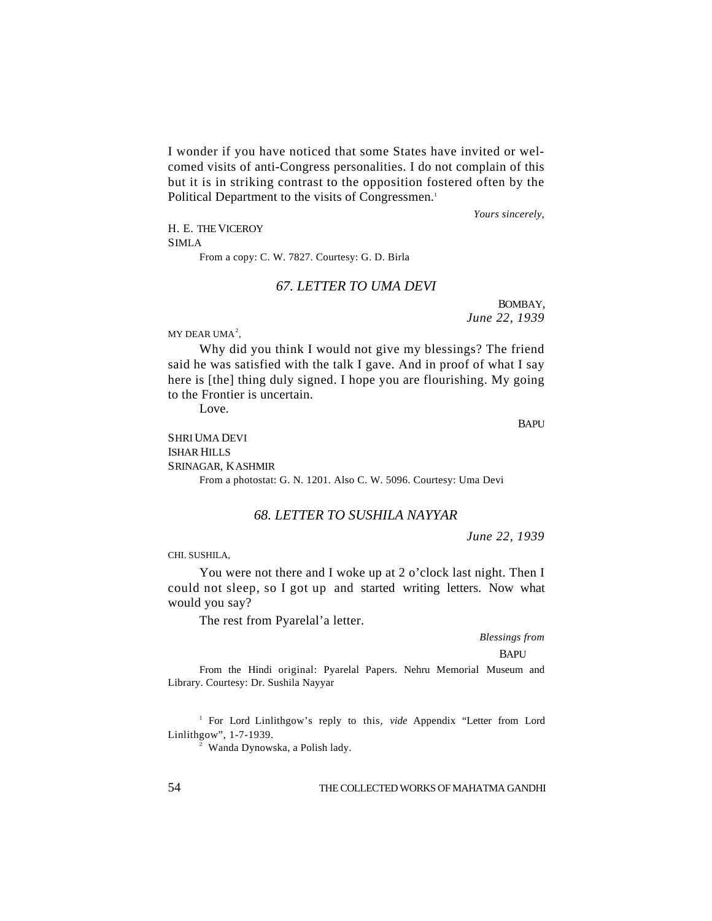I wonder if you have noticed that some States have invited or welcomed visits of anti-Congress personalities. I do not complain of this but it is in striking contrast to the opposition fostered often by the Political Department to the visits of Congressmen.[1]

*Yours sincerely,*

H. E. THE VICEROY
SIMLA

From a copy: C. W. 7827. Courtesy: G. D. Birla

## *67. LETTER TO UMA DEVI*

BOMBAY,
*June 22, 1939*

MY DEAR UMA[2],

Why did you think I would not give my blessings? The friend said he was satisfied with the talk I gave. And in proof of what I say here is [the] thing duly signed. I hope you are flourishing. My going to the Frontier is uncertain.

Love.

BAPU

SHRI UMA DEVI
ISHAR HILLS
SRINAGAR, KASHMIR

From a photostat: G. N. 1201. Also C. W. 5096. Courtesy: Uma Devi

## *68. LETTER TO SUSHILA NAYYAR*

*June 22, 1939*

CHI. SUSHILA,

You were not there and I woke up at 2 o'clock last night. Then I could not sleep, so I got up and started writing letters. Now what would you say?

The rest from Pyarelal'a letter.

*Blessings from*
BAPU

From the Hindi original: Pyarelal Papers. Nehru Memorial Museum and Library. Courtesy: Dr. Sushila Nayyar

[1] For Lord Linlithgow's reply to this, *vide* Appendix "Letter from Lord Linlithgow", 1-7-1939.

[2] Wanda Dynowska, a Polish lady.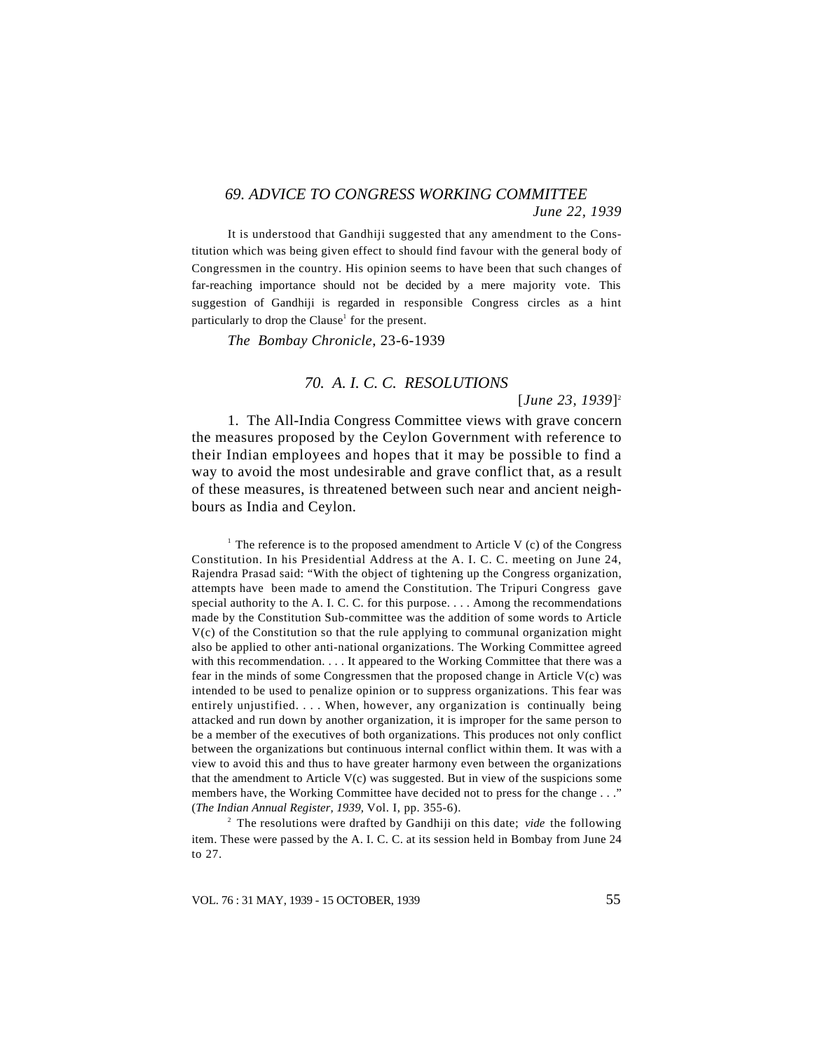## *69. ADVICE TO CONGRESS WORKING COMMITTEE*

*June 22, 1939*

It is understood that Gandhiji suggested that any amendment to the Constitution which was being given effect to should find favour with the general body of Congressmen in the country. His opinion seems to have been that such changes of far-reaching importance should not be decided by a mere majority vote. This suggestion of Gandhiji is regarded in responsible Congress circles as a hint particularly to drop the Clause[1] for the present.

*The Bombay Chronicle*, 23-6-1939

## *70. A. I. C. C. RESOLUTIONS*

[*June 23, 1939*][2]

1. The All-India Congress Committee views with grave concern the measures proposed by the Ceylon Government with reference to their Indian employees and hopes that it may be possible to find a way to avoid the most undesirable and grave conflict that, as a result of these measures, is threatened between such near and ancient neighbours as India and Ceylon.

---

[1] The reference is to the proposed amendment to Article V (c) of the Congress Constitution. In his Presidential Address at the A. I. C. C. meeting on June 24, Rajendra Prasad said: "With the object of tightening up the Congress organization, attempts have been made to amend the Constitution. The Tripuri Congress gave special authority to the A. I. C. C. for this purpose. . . . Among the recommendations made by the Constitution Sub-committee was the addition of some words to Article V(c) of the Constitution so that the rule applying to communal organization might also be applied to other anti-national organizations. The Working Committee agreed with this recommendation. . . . It appeared to the Working Committee that there was a fear in the minds of some Congressmen that the proposed change in Article V(c) was intended to be used to penalize opinion or to suppress organizations. This fear was entirely unjustified. . . . When, however, any organization is continually being attacked and run down by another organization, it is improper for the same person to be a member of the executives of both organizations. This produces not only conflict between the organizations but continuous internal conflict within them. It was with a view to avoid this and thus to have greater harmony even between the organizations that the amendment to Article V(c) was suggested. But in view of the suspicions some members have, the Working Committee have decided not to press for the change . . ." (*The Indian Annual Register, 1939,* Vol. I, pp. 355-6).

[2] The resolutions were drafted by Gandhiji on this date; *vide* the following item. These were passed by the A. I. C. C. at its session held in Bombay from June 24 to 27.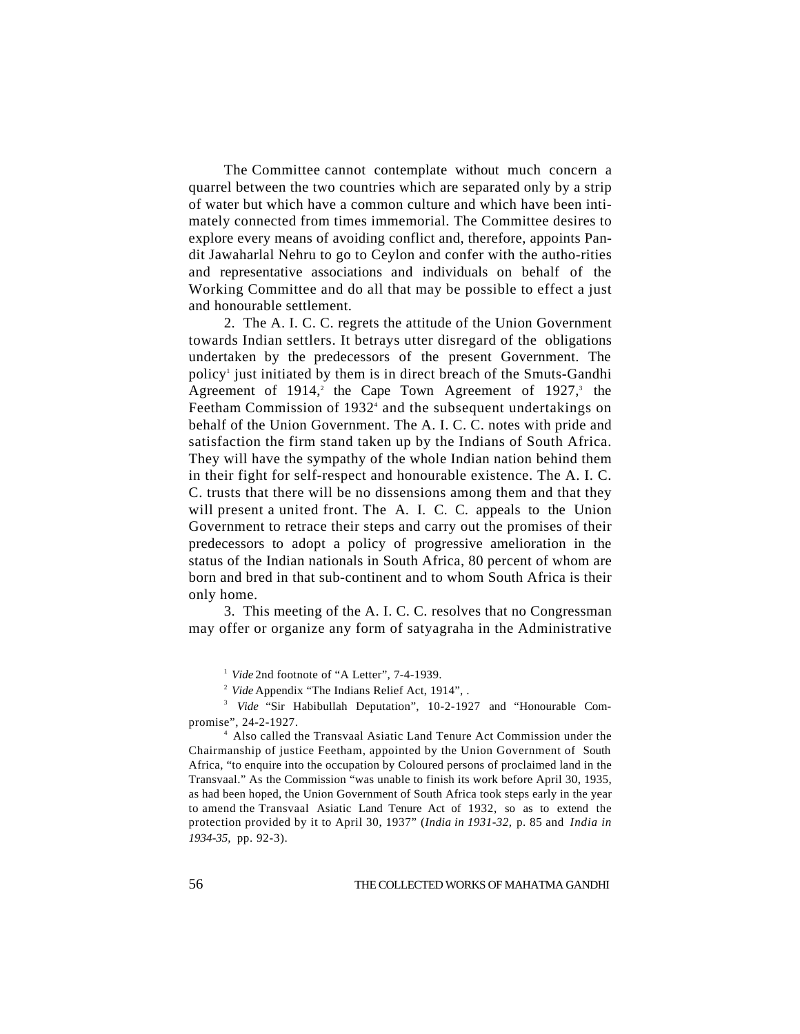The Committee cannot contemplate without much concern a quarrel between the two countries which are separated only by a strip of water but which have a common culture and which have been intimately connected from times immemorial. The Committee desires to explore every means of avoiding conflict and, therefore, appoints Pandit Jawaharlal Nehru to go to Ceylon and confer with the autho-rities and representative associations and individuals on behalf of the Working Committee and do all that may be possible to effect a just and honourable settlement.

2. The A. I. C. C. regrets the attitude of the Union Government towards Indian settlers. It betrays utter disregard of the obligations undertaken by the predecessors of the present Government. The policy[1] just initiated by them is in direct breach of the Smuts-Gandhi Agreement of 1914,[2] the Cape Town Agreement of 1927,[3] the Feetham Commission of 1932[4] and the subsequent undertakings on behalf of the Union Government. The A. I. C. C. notes with pride and satisfaction the firm stand taken up by the Indians of South Africa. They will have the sympathy of the whole Indian nation behind them in their fight for self-respect and honourable existence. The A. I. C. C. trusts that there will be no dissensions among them and that they will present a united front. The A. I. C. C. appeals to the Union Government to retrace their steps and carry out the promises of their predecessors to adopt a policy of progressive amelioration in the status of the Indian nationals in South Africa, 80 percent of whom are born and bred in that sub-continent and to whom South Africa is their only home.

3. This meeting of the A. I. C. C. resolves that no Congressman may offer or organize any form of satyagraha in the Administrative

---

[1] *Vide* 2nd footnote of "A Letter", 7-4-1939.

[2] *Vide* Appendix "The Indians Relief Act, 1914", .

[3] *Vide* "Sir Habibullah Deputation", 10-2-1927 and "Honourable Compromise", 24-2-1927.

[4] Also called the Transvaal Asiatic Land Tenure Act Commission under the Chairmanship of justice Feetham, appointed by the Union Government of South Africa, "to enquire into the occupation by Coloured persons of proclaimed land in the Transvaal." As the Commission "was unable to finish its work before April 30, 1935, as had been hoped, the Union Government of South Africa took steps early in the year to amend the Transvaal Asiatic Land Tenure Act of 1932, so as to extend the protection provided by it to April 30, 1937" (*India in 1931-32*, p. 85 and *India in 1934-35*, pp. 92-3).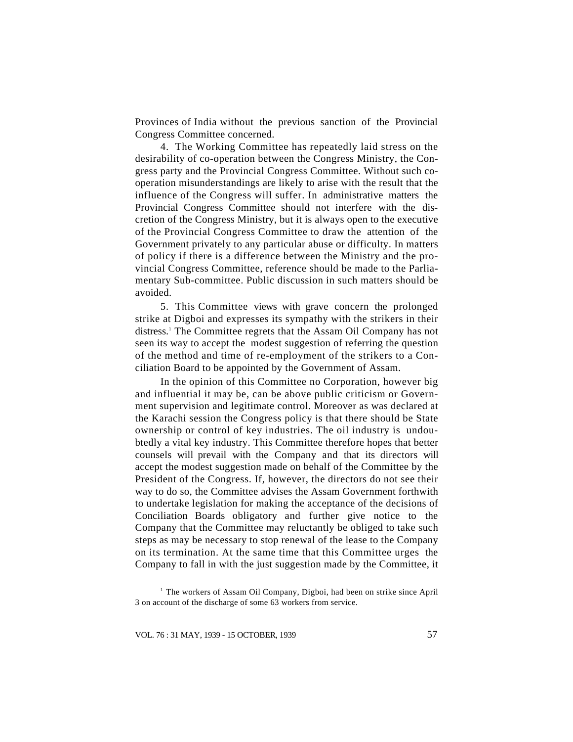Provinces of India without the previous sanction of the Provincial Congress Committee concerned.

4. The Working Committee has repeatedly laid stress on the desirability of co-operation between the Congress Ministry, the Congress party and the Provincial Congress Committee. Without such co-operation misunderstandings are likely to arise with the result that the influence of the Congress will suffer. In administrative matters the Provincial Congress Committee should not interfere with the discretion of the Congress Ministry, but it is always open to the executive of the Provincial Congress Committee to draw the attention of the Government privately to any particular abuse or difficulty. In matters of policy if there is a difference between the Ministry and the provincial Congress Committee, reference should be made to the Parliamentary Sub-committee. Public discussion in such matters should be avoided.

5. This Committee views with grave concern the prolonged strike at Digboi and expresses its sympathy with the strikers in their distress.[1] The Committee regrets that the Assam Oil Company has not seen its way to accept the modest suggestion of referring the question of the method and time of re-employment of the strikers to a Conciliation Board to be appointed by the Government of Assam.

In the opinion of this Committee no Corporation, however big and influential it may be, can be above public criticism or Government supervision and legitimate control. Moreover as was declared at the Karachi session the Congress policy is that there should be State ownership or control of key industries. The oil industry is undoubtedly a vital key industry. This Committee therefore hopes that better counsels will prevail with the Company and that its directors will accept the modest suggestion made on behalf of the Committee by the President of the Congress. If, however, the directors do not see their way to do so, the Committee advises the Assam Government forthwith to undertake legislation for making the acceptance of the decisions of Conciliation Boards obligatory and further give notice to the Company that the Committee may reluctantly be obliged to take such steps as may be necessary to stop renewal of the lease to the Company on its termination. At the same time that this Committee urges the Company to fall in with the just suggestion made by the Committee, it

[1] The workers of Assam Oil Company, Digboi, had been on strike since April 3 on account of the discharge of some 63 workers from service.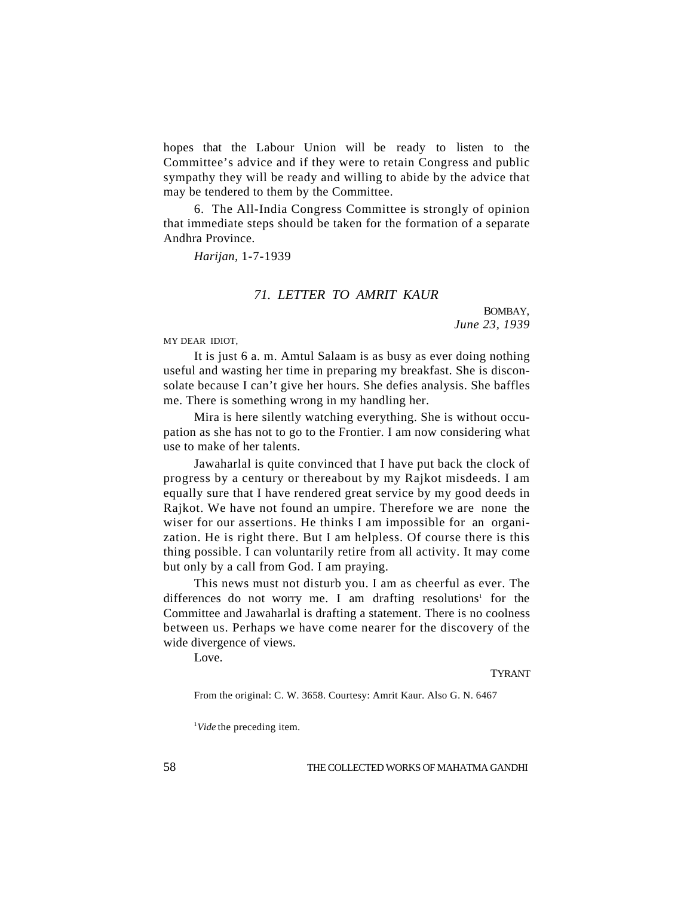hopes that the Labour Union will be ready to listen to the Committee's advice and if they were to retain Congress and public sympathy they will be ready and willing to abide by the advice that may be tendered to them by the Committee.

6. The All-India Congress Committee is strongly of opinion that immediate steps should be taken for the formation of a separate Andhra Province.

*Harijan*, 1-7-1939

## *71. LETTER TO AMRIT KAUR*

BOMBAY,
*June 23, 1939*

MY DEAR IDIOT,

It is just 6 a. m. Amtul Salaam is as busy as ever doing nothing useful and wasting her time in preparing my breakfast. She is disconsolate because I can't give her hours. She defies analysis. She baffles me. There is something wrong in my handling her.

Mira is here silently watching everything. She is without occupation as she has not to go to the Frontier. I am now considering what use to make of her talents.

Jawaharlal is quite convinced that I have put back the clock of progress by a century or thereabout by my Rajkot misdeeds. I am equally sure that I have rendered great service by my good deeds in Rajkot. We have not found an umpire. Therefore we are none the wiser for our assertions. He thinks I am impossible for an organization. He is right there. But I am helpless. Of course there is this thing possible. I can voluntarily retire from all activity. It may come but only by a call from God. I am praying.

This news must not disturb you. I am as cheerful as ever. The differences do not worry me. I am drafting resolutions[1] for the Committee and Jawaharlal is drafting a statement. There is no coolness between us. Perhaps we have come nearer for the discovery of the wide divergence of views.

Love.

TYRANT

From the original: C. W. 3658. Courtesy: Amrit Kaur. Also G. N. 6467

[1] *Vide* the preceding item.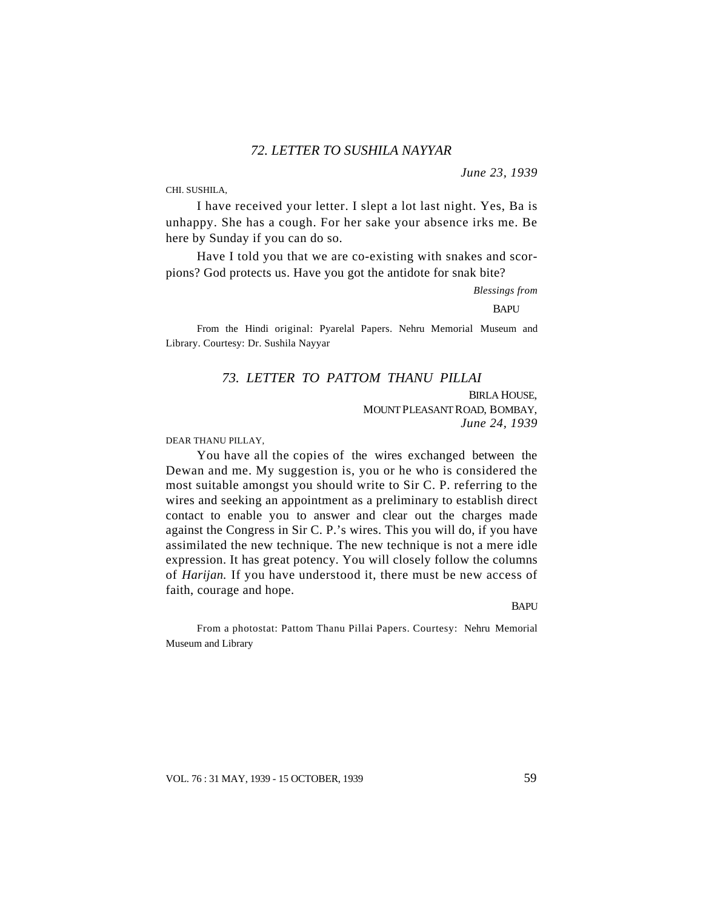## *72. LETTER TO SUSHILA NAYYAR*

*June 23, 1939*

CHI. SUSHILA,

I have received your letter. I slept a lot last night. Yes, Ba is unhappy. She has a cough. For her sake your absence irks me. Be here by Sunday if you can do so.

Have I told you that we are co-existing with snakes and scorpions? God protects us. Have you got the antidote for snak bite?

*Blessings from*

BAPU

From the Hindi original: Pyarelal Papers. Nehru Memorial Museum and Library. Courtesy: Dr. Sushila Nayyar

## *73. LETTER TO PATTOM THANU PILLAI*

BIRLA HOUSE,
MOUNT PLEASANT ROAD, BOMBAY,
*June 24, 1939*

DEAR THANU PILLAY,

You have all the copies of the wires exchanged between the Dewan and me. My suggestion is, you or he who is considered the most suitable amongst you should write to Sir C. P. referring to the wires and seeking an appointment as a preliminary to establish direct contact to enable you to answer and clear out the charges made against the Congress in Sir C. P.'s wires. This you will do, if you have assimilated the new technique. The new technique is not a mere idle expression. It has great potency. You will closely follow the columns of *Harijan.* If you have understood it, there must be new access of faith, courage and hope.

BAPU

From a photostat: Pattom Thanu Pillai Papers. Courtesy: Nehru Memorial Museum and Library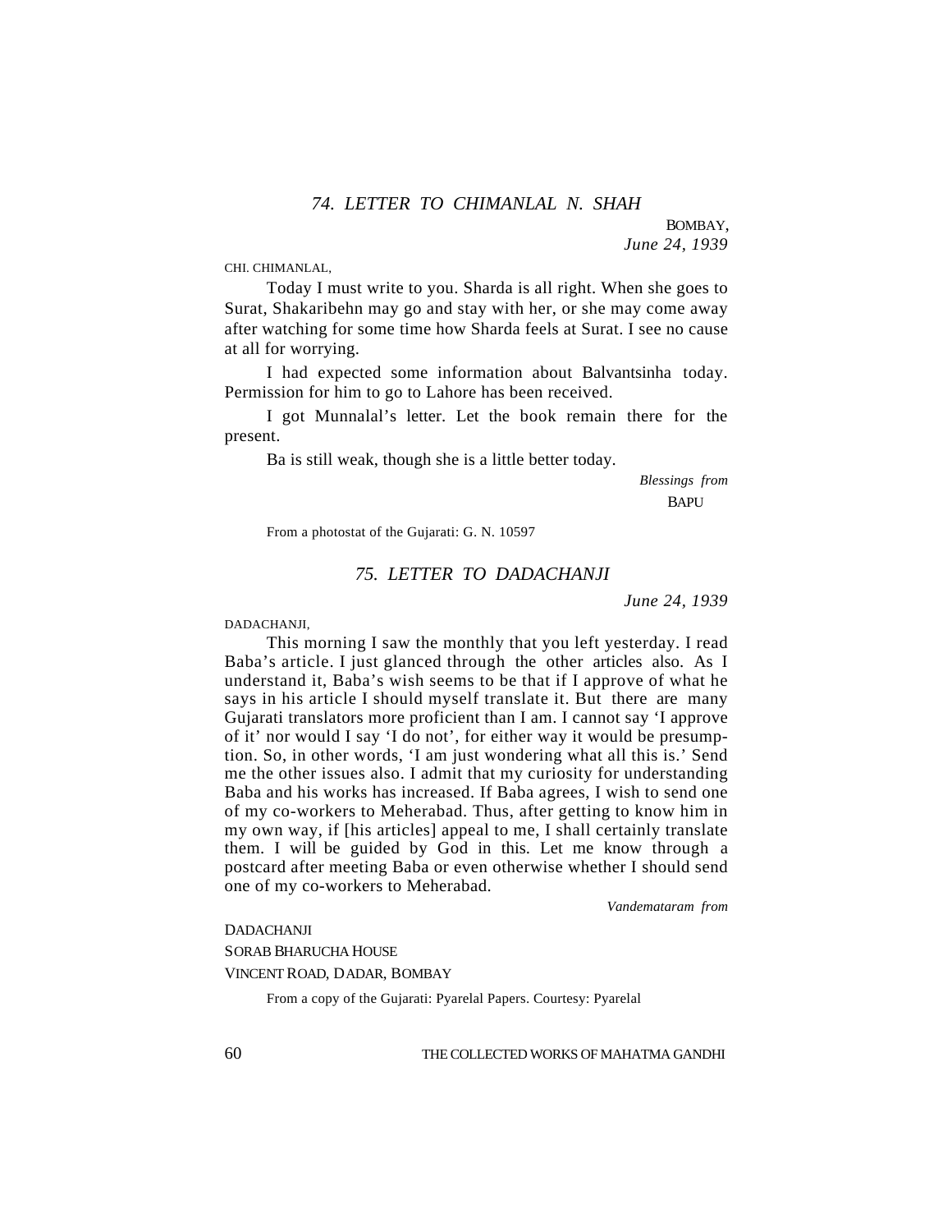## *74. LETTER TO CHIMANLAL N. SHAH*

BOMBAY,
*June 24, 1939*

CHI. CHIMANLAL,

Today I must write to you. Sharda is all right. When she goes to Surat, Shakaribehn may go and stay with her, or she may come away after watching for some time how Sharda feels at Surat. I see no cause at all for worrying.

I had expected some information about Balvantsinha today. Permission for him to go to Lahore has been received.

I got Munnalal's letter. Let the book remain there for the present.

Ba is still weak, though she is a little better today.

*Blessings from*
BAPU

From a photostat of the Gujarati: G. N. 10597

## *75. LETTER TO DADACHANJI*

*June 24, 1939*

DADACHANJI,

This morning I saw the monthly that you left yesterday. I read Baba's article. I just glanced through the other articles also. As I understand it, Baba's wish seems to be that if I approve of what he says in his article I should myself translate it. But there are many Gujarati translators more proficient than I am. I cannot say 'I approve of it' nor would I say 'I do not', for either way it would be presumption. So, in other words, 'I am just wondering what all this is.' Send me the other issues also. I admit that my curiosity for understanding Baba and his works has increased. If Baba agrees, I wish to send one of my co-workers to Meherabad. Thus, after getting to know him in my own way, if [his articles] appeal to me, I shall certainly translate them. I will be guided by God in this. Let me know through a postcard after meeting Baba or even otherwise whether I should send one of my co-workers to Meherabad.

*Vandemataram from*

DADACHANJI
SORAB BHARUCHA HOUSE
VINCENT ROAD, DADAR, BOMBAY

From a copy of the Gujarati: Pyarelal Papers. Courtesy: Pyarelal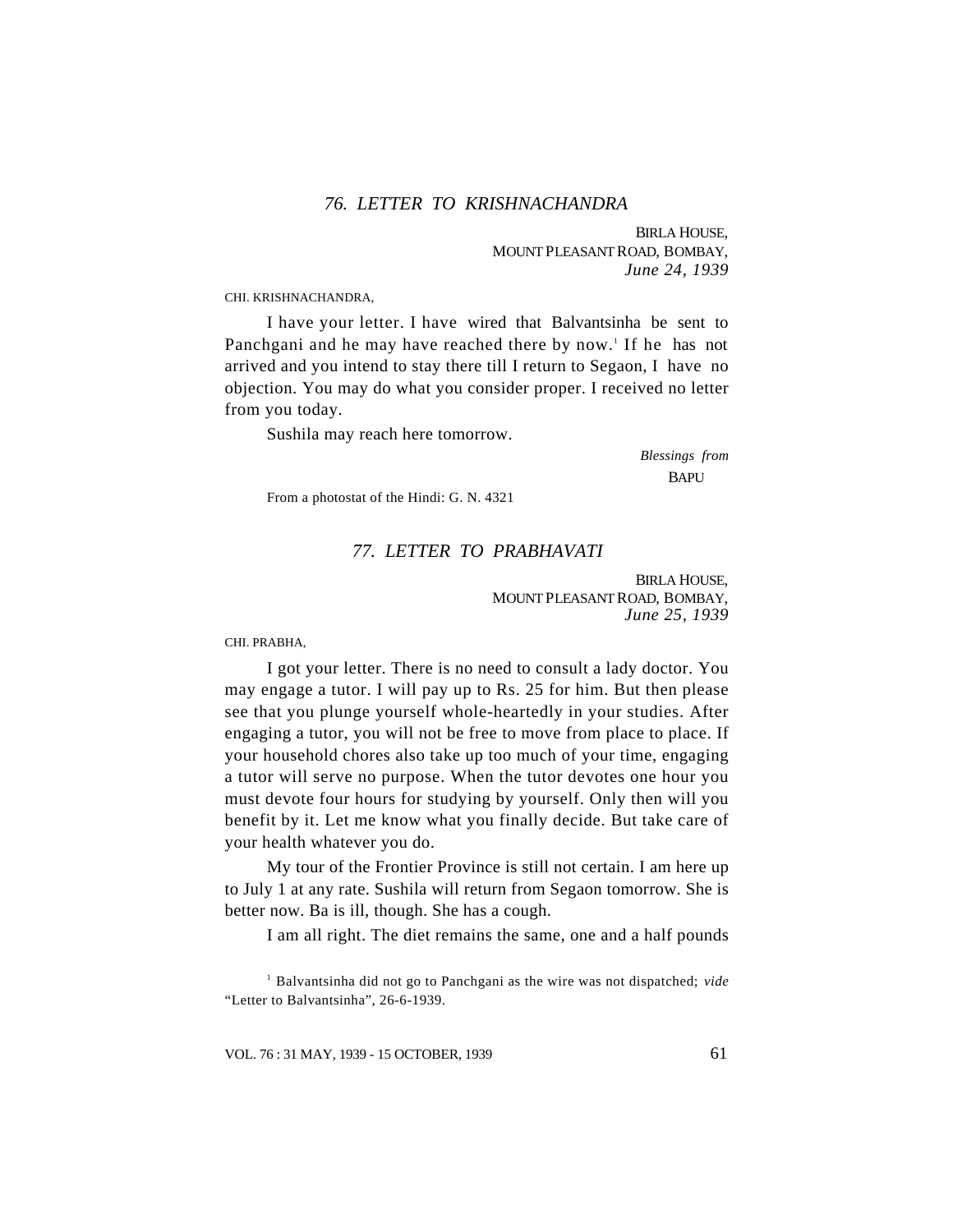## *76. LETTER TO KRISHNACHANDRA*

BIRLA HOUSE,
MOUNT PLEASANT ROAD, BOMBAY,
*June 24, 1939*

CHI. KRISHNACHANDRA,

I have your letter. I have wired that Balvantsinha be sent to Panchgani and he may have reached there by now.[1] If he has not arrived and you intend to stay there till I return to Segaon, I have no objection. You may do what you consider proper. I received no letter from you today.

Sushila may reach here tomorrow.

*Blessings from*
BAPU

From a photostat of the Hindi: G. N. 4321

## *77. LETTER TO PRABHAVATI*

BIRLA HOUSE,
MOUNT PLEASANT ROAD, BOMBAY,
*June 25, 1939*

CHI. PRABHA,

I got your letter. There is no need to consult a lady doctor. You may engage a tutor. I will pay up to Rs. 25 for him. But then please see that you plunge yourself whole-heartedly in your studies. After engaging a tutor, you will not be free to move from place to place. If your household chores also take up too much of your time, engaging a tutor will serve no purpose. When the tutor devotes one hour you must devote four hours for studying by yourself. Only then will you benefit by it. Let me know what you finally decide. But take care of your health whatever you do.

My tour of the Frontier Province is still not certain. I am here up to July 1 at any rate. Sushila will return from Segaon tomorrow. She is better now. Ba is ill, though. She has a cough.

I am all right. The diet remains the same, one and a half pounds

[1] Balvantsinha did not go to Panchgani as the wire was not dispatched; *vide* "Letter to Balvantsinha", 26-6-1939.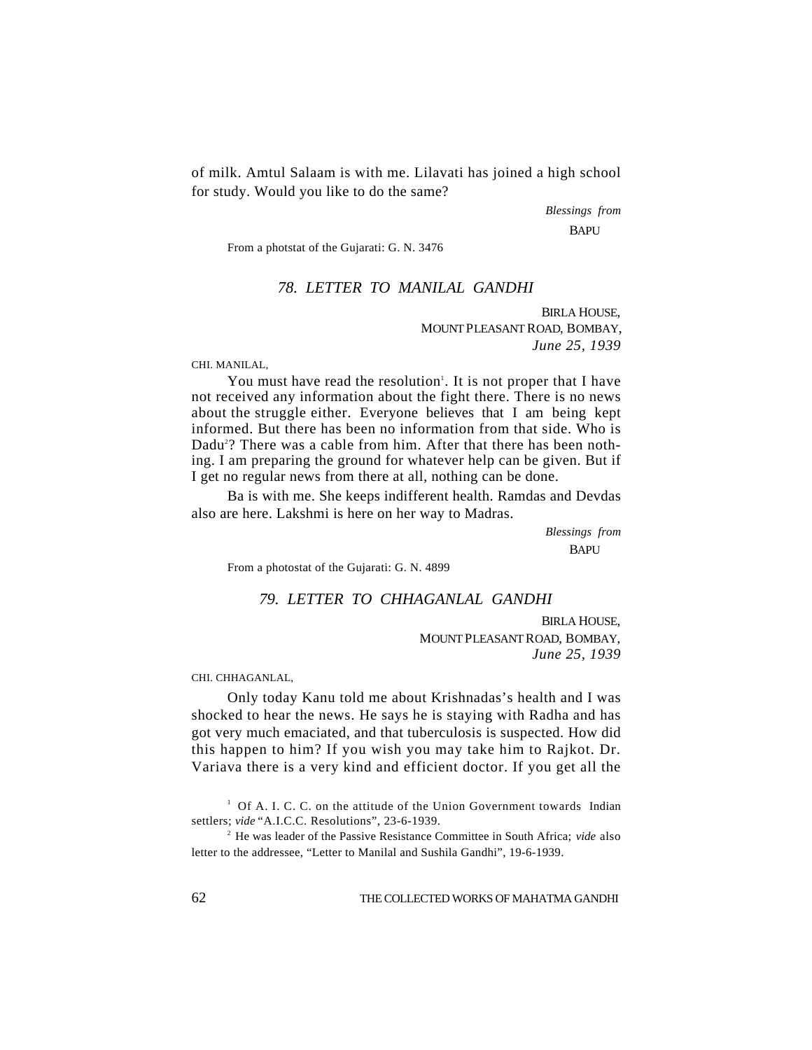of milk. Amtul Salaam is with me. Lilavati has joined a high school for study. Would you like to do the same?

*Blessings from*
BAPU

From a photstat of the Gujarati: G. N. 3476

### *78. LETTER TO MANILAL GANDHI*

BIRLA HOUSE,
MOUNT PLEASANT ROAD, BOMBAY,
*June 25, 1939*

CHI. MANILAL,

You must have read the resolution[1]. It is not proper that I have not received any information about the fight there. There is no news about the struggle either. Everyone believes that I am being kept informed. But there has been no information from that side. Who is Dadu[2]? There was a cable from him. After that there has been nothing. I am preparing the ground for whatever help can be given. But if I get no regular news from there at all, nothing can be done.

Ba is with me. She keeps indifferent health. Ramdas and Devdas also are here. Lakshmi is here on her way to Madras.

*Blessings from*
BAPU

From a photostat of the Gujarati: G. N. 4899

### *79. LETTER TO CHHAGANLAL GANDHI*

BIRLA HOUSE,
MOUNT PLEASANT ROAD, BOMBAY,
*June 25, 1939*

CHI. CHHAGANLAL,

Only today Kanu told me about Krishnadas's health and I was shocked to hear the news. He says he is staying with Radha and has got very much emaciated, and that tuberculosis is suspected. How did this happen to him? If you wish you may take him to Rajkot. Dr. Variava there is a very kind and efficient doctor. If you get all the

[1] Of A. I. C. C. on the attitude of the Union Government towards Indian settlers; *vide* "A.I.C.C. Resolutions", 23-6-1939.

[2] He was leader of the Passive Resistance Committee in South Africa; *vide* also letter to the addressee, "Letter to Manilal and Sushila Gandhi", 19-6-1939.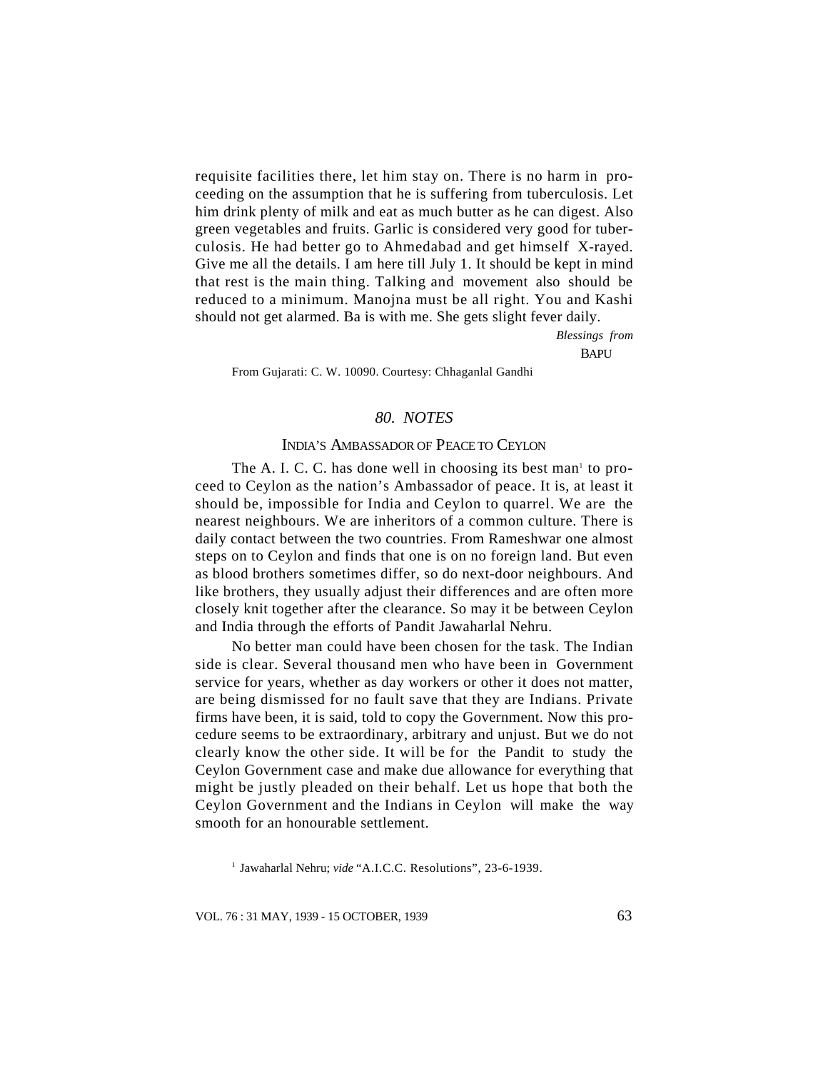requisite facilities there, let him stay on. There is no harm in proceeding on the assumption that he is suffering from tuberculosis. Let him drink plenty of milk and eat as much butter as he can digest. Also green vegetables and fruits. Garlic is considered very good for tuberculosis. He had better go to Ahmedabad and get himself X-rayed. Give me all the details. I am here till July 1. It should be kept in mind that rest is the main thing. Talking and movement also should be reduced to a minimum. Manojna must be all right. You and Kashi should not get alarmed. Ba is with me. She gets slight fever daily.

*Blessings from*

BAPU

From Gujarati: C. W. 10090. Courtesy: Chhaganlal Gandhi

## *80. NOTES*

### INDIA'S AMBASSADOR OF PEACE TO CEYLON

The A. I. C. C. has done well in choosing its best man[1] to proceed to Ceylon as the nation's Ambassador of peace. It is, at least it should be, impossible for India and Ceylon to quarrel. We are the nearest neighbours. We are inheritors of a common culture. There is daily contact between the two countries. From Rameshwar one almost steps on to Ceylon and finds that one is on no foreign land. But even as blood brothers sometimes differ, so do next-door neighbours. And like brothers, they usually adjust their differences and are often more closely knit together after the clearance. So may it be between Ceylon and India through the efforts of Pandit Jawaharlal Nehru.

No better man could have been chosen for the task. The Indian side is clear. Several thousand men who have been in Government service for years, whether as day workers or other it does not matter, are being dismissed for no fault save that they are Indians. Private firms have been, it is said, told to copy the Government. Now this procedure seems to be extraordinary, arbitrary and unjust. But we do not clearly know the other side. It will be for the Pandit to study the Ceylon Government case and make due allowance for everything that might be justly pleaded on their behalf. Let us hope that both the Ceylon Government and the Indians in Ceylon will make the way smooth for an honourable settlement.

[1] Jawaharlal Nehru; *vide* "A.I.C.C. Resolutions", 23-6-1939.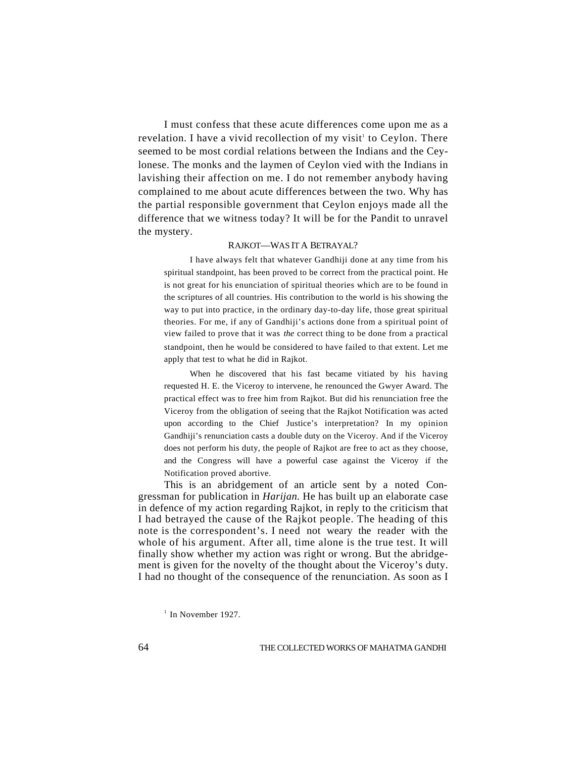I must confess that these acute differences come upon me as a revelation. I have a vivid recollection of my visit[1] to Ceylon. There seemed to be most cordial relations between the Indians and the Ceylonese. The monks and the laymen of Ceylon vied with the Indians in lavishing their affection on me. I do not remember anybody having complained to me about acute differences between the two. Why has the partial responsible government that Ceylon enjoys made all the difference that we witness today? It will be for the Pandit to unravel the mystery.

### RAJKOT—WAS IT A BETRAYAL?

> I have always felt that whatever Gandhiji done at any time from his spiritual standpoint, has been proved to be correct from the practical point. He is not great for his enunciation of spiritual theories which are to be found in the scriptures of all countries. His contribution to the world is his showing the way to put into practice, in the ordinary day-to-day life, those great spiritual theories. For me, if any of Gandhiji's actions done from a spiritual point of view failed to prove that it was *the* correct thing to be done from a practical standpoint, then he would be considered to have failed to that extent. Let me apply that test to what he did in Rajkot.
>
> When he discovered that his fast became vitiated by his having requested H. E. the Viceroy to intervene, he renounced the Gwyer Award. The practical effect was to free him from Rajkot. But did his renunciation free the Viceroy from the obligation of seeing that the Rajkot Notification was acted upon according to the Chief Justice's interpretation? In my opinion Gandhiji's renunciation casts a double duty on the Viceroy. And if the Viceroy does not perform his duty, the people of Rajkot are free to act as they choose, and the Congress will have a powerful case against the Viceroy if the Notification proved abortive.

This is an abridgement of an article sent by a noted Congressman for publication in *Harijan.* He has built up an elaborate case in defence of my action regarding Rajkot, in reply to the criticism that I had betrayed the cause of the Rajkot people. The heading of this note is the correspondent's. I need not weary the reader with the whole of his argument. After all, time alone is the true test. It will finally show whether my action was right or wrong. But the abridgement is given for the novelty of the thought about the Viceroy's duty. I had no thought of the consequence of the renunciation. As soon as I

[1] In November 1927.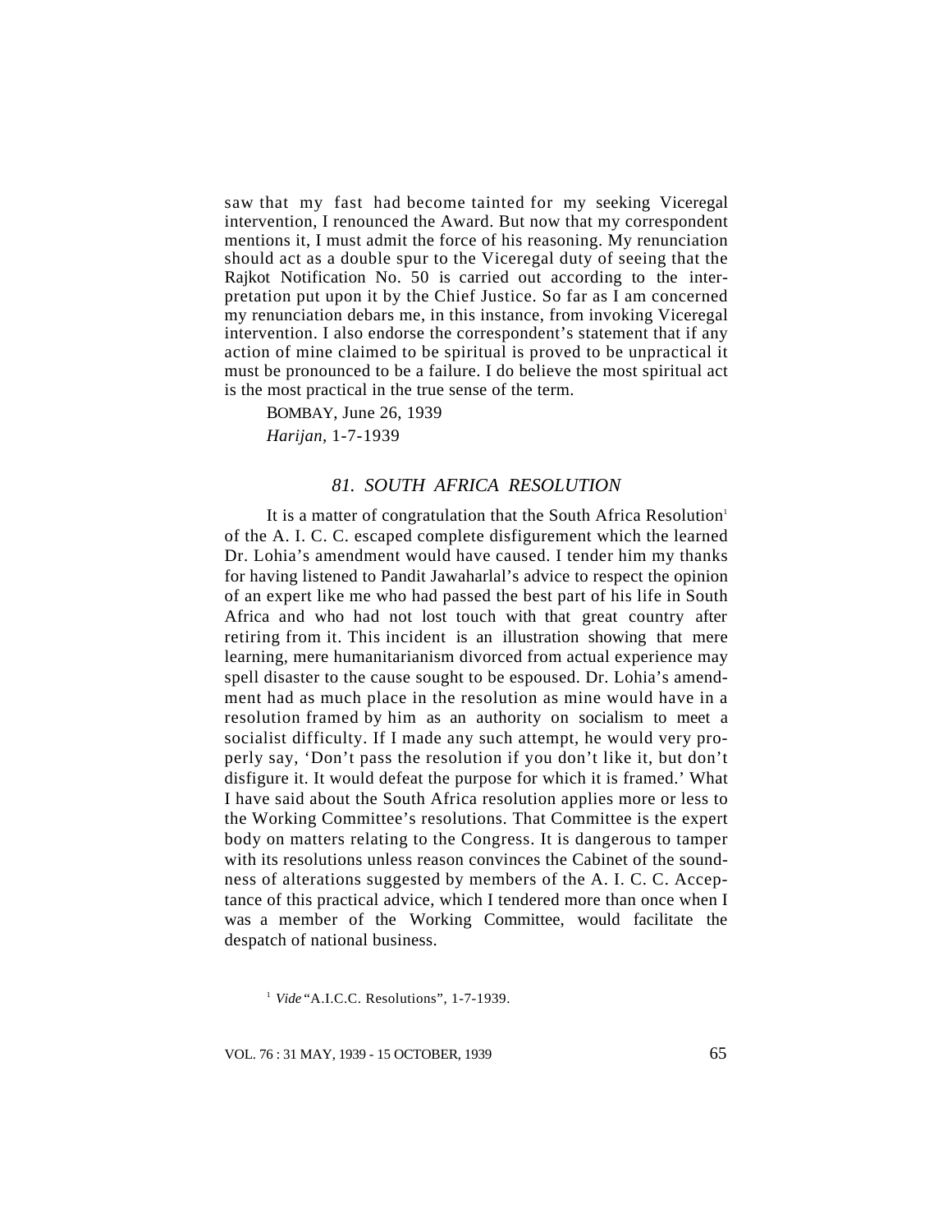saw that my fast had become tainted for my seeking Viceregal intervention, I renounced the Award. But now that my correspondent mentions it, I must admit the force of his reasoning. My renunciation should act as a double spur to the Viceregal duty of seeing that the Rajkot Notification No. 50 is carried out according to the interpretation put upon it by the Chief Justice. So far as I am concerned my renunciation debars me, in this instance, from invoking Viceregal intervention. I also endorse the correspondent's statement that if any action of mine claimed to be spiritual is proved to be unpractical it must be pronounced to be a failure. I do believe the most spiritual act is the most practical in the true sense of the term.

BOMBAY, June 26, 1939

*Harijan*, 1-7-1939

### *81. SOUTH AFRICA RESOLUTION*

It is a matter of congratulation that the South Africa Resolution[1] of the A. I. C. C. escaped complete disfigurement which the learned Dr. Lohia's amendment would have caused. I tender him my thanks for having listened to Pandit Jawaharlal's advice to respect the opinion of an expert like me who had passed the best part of his life in South Africa and who had not lost touch with that great country after retiring from it. This incident is an illustration showing that mere learning, mere humanitarianism divorced from actual experience may spell disaster to the cause sought to be espoused. Dr. Lohia's amendment had as much place in the resolution as mine would have in a resolution framed by him as an authority on socialism to meet a socialist difficulty. If I made any such attempt, he would very properly say, 'Don't pass the resolution if you don't like it, but don't disfigure it. It would defeat the purpose for which it is framed.' What I have said about the South Africa resolution applies more or less to the Working Committee's resolutions. That Committee is the expert body on matters relating to the Congress. It is dangerous to tamper with its resolutions unless reason convinces the Cabinet of the soundness of alterations suggested by members of the A. I. C. C. Acceptance of this practical advice, which I tendered more than once when I was a member of the Working Committee, would facilitate the despatch of national business.

[1] *Vide* "A.I.C.C. Resolutions", 1-7-1939.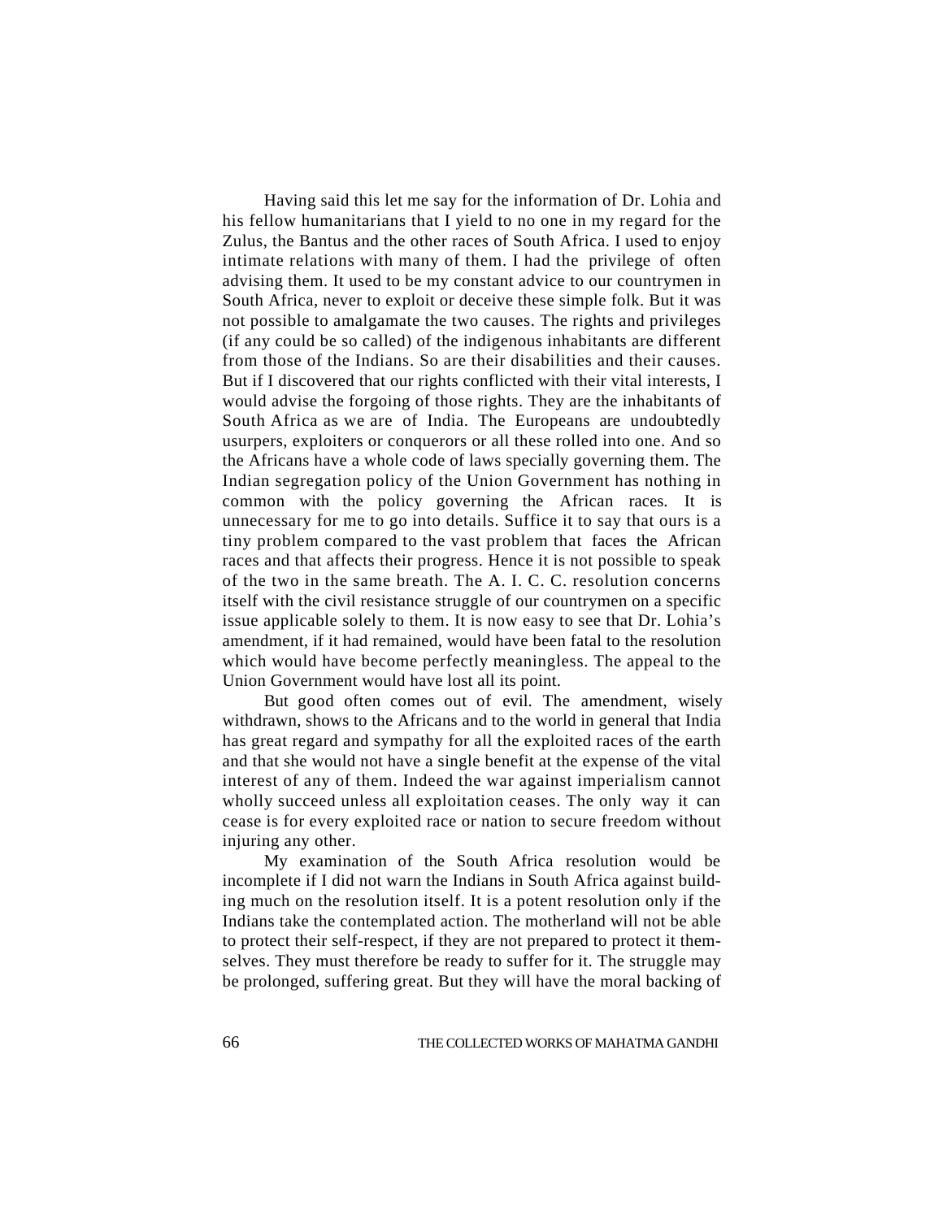Having said this let me say for the information of Dr. Lohia and his fellow humanitarians that I yield to no one in my regard for the Zulus, the Bantus and the other races of South Africa. I used to enjoy intimate relations with many of them. I had the privilege of often advising them. It used to be my constant advice to our countrymen in South Africa, never to exploit or deceive these simple folk. But it was not possible to amalgamate the two causes. The rights and privileges (if any could be so called) of the indigenous inhabitants are different from those of the Indians. So are their disabilities and their causes. But if I discovered that our rights conflicted with their vital interests, I would advise the forgoing of those rights. They are the inhabitants of South Africa as we are of India. The Europeans are undoubtedly usurpers, exploiters or conquerors or all these rolled into one. And so the Africans have a whole code of laws specially governing them. The Indian segregation policy of the Union Government has nothing in common with the policy governing the African races. It is unnecessary for me to go into details. Suffice it to say that ours is a tiny problem compared to the vast problem that faces the African races and that affects their progress. Hence it is not possible to speak of the two in the same breath. The A. I. C. C. resolution concerns itself with the civil resistance struggle of our countrymen on a specific issue applicable solely to them. It is now easy to see that Dr. Lohia's amendment, if it had remained, would have been fatal to the resolution which would have become perfectly meaningless. The appeal to the Union Government would have lost all its point.

But good often comes out of evil. The amendment, wisely withdrawn, shows to the Africans and to the world in general that India has great regard and sympathy for all the exploited races of the earth and that she would not have a single benefit at the expense of the vital interest of any of them. Indeed the war against imperialism cannot wholly succeed unless all exploitation ceases. The only way it can cease is for every exploited race or nation to secure freedom without injuring any other.

My examination of the South Africa resolution would be incomplete if I did not warn the Indians in South Africa against building much on the resolution itself. It is a potent resolution only if the Indians take the contemplated action. The motherland will not be able to protect their self-respect, if they are not prepared to protect it themselves. They must therefore be ready to suffer for it. The struggle may be prolonged, suffering great. But they will have the moral backing of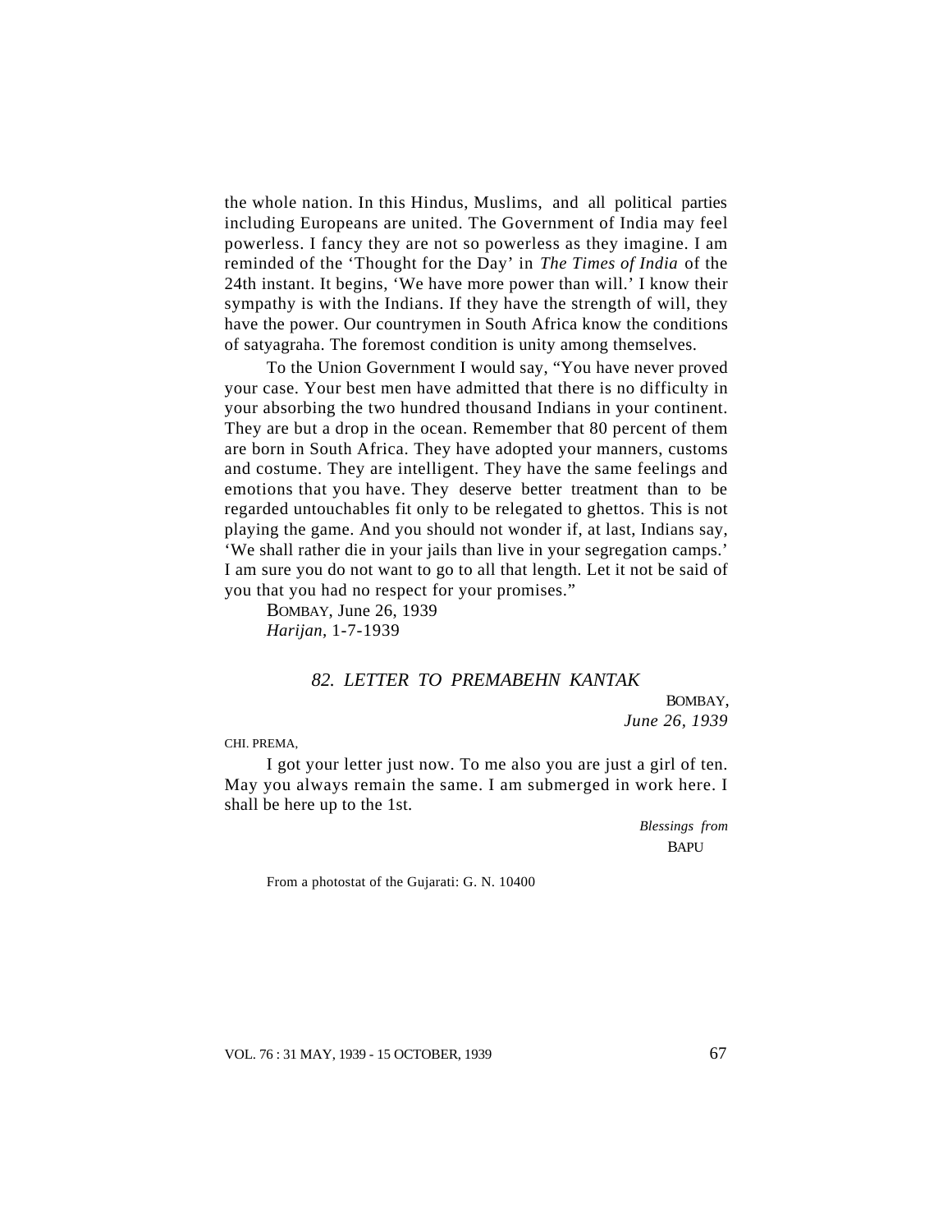the whole nation. In this Hindus, Muslims, and all political parties including Europeans are united. The Government of India may feel powerless. I fancy they are not so powerless as they imagine. I am reminded of the 'Thought for the Day' in *The Times of India* of the 24th instant. It begins, 'We have more power than will.' I know their sympathy is with the Indians. If they have the strength of will, they have the power. Our countrymen in South Africa know the conditions of satyagraha. The foremost condition is unity among themselves.

To the Union Government I would say, "You have never proved your case. Your best men have admitted that there is no difficulty in your absorbing the two hundred thousand Indians in your continent. They are but a drop in the ocean. Remember that 80 percent of them are born in South Africa. They have adopted your manners, customs and costume. They are intelligent. They have the same feelings and emotions that you have. They deserve better treatment than to be regarded untouchables fit only to be relegated to ghettos. This is not playing the game. And you should not wonder if, at last, Indians say, 'We shall rather die in your jails than live in your segregation camps.' I am sure you do not want to go to all that length. Let it not be said of you that you had no respect for your promises."

BOMBAY, June 26, 1939
*Harijan*, 1-7-1939

## *82. LETTER TO PREMABEHN KANTAK*

BOMBAY,
*June 26, 1939*

CHI. PREMA,

I got your letter just now. To me also you are just a girl of ten. May you always remain the same. I am submerged in work here. I shall be here up to the 1st.

*Blessings from*
BAPU

From a photostat of the Gujarati: G. N. 10400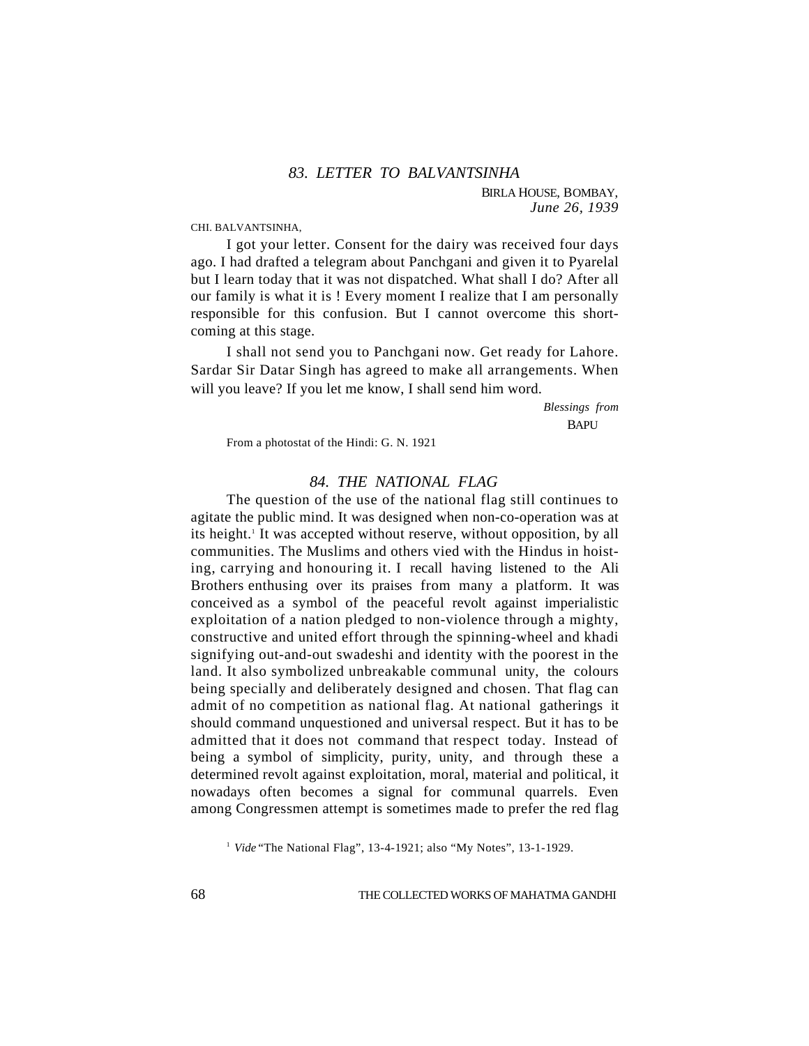### *83. LETTER TO BALVANTSINHA*

BIRLA HOUSE, BOMBAY,
*June 26, 1939*

CHI. BALVANTSINHA,

I got your letter. Consent for the dairy was received four days ago. I had drafted a telegram about Panchgani and given it to Pyarelal but I learn today that it was not dispatched. What shall I do? After all our family is what it is ! Every moment I realize that I am personally responsible for this confusion. But I cannot overcome this short-coming at this stage.

I shall not send you to Panchgani now. Get ready for Lahore. Sardar Sir Datar Singh has agreed to make all arrangements. When will you leave? If you let me know, I shall send him word.

*Blessings from*
BAPU

From a photostat of the Hindi: G. N. 1921

### *84. THE NATIONAL FLAG*

The question of the use of the national flag still continues to agitate the public mind. It was designed when non-co-operation was at its height.[1] It was accepted without reserve, without opposition, by all communities. The Muslims and others vied with the Hindus in hoisting, carrying and honouring it. I recall having listened to the Ali Brothers enthusing over its praises from many a platform. It was conceived as a symbol of the peaceful revolt against imperialistic exploitation of a nation pledged to non-violence through a mighty, constructive and united effort through the spinning-wheel and khadi signifying out-and-out swadeshi and identity with the poorest in the land. It also symbolized unbreakable communal unity, the colours being specially and deliberately designed and chosen. That flag can admit of no competition as national flag. At national gatherings it should command unquestioned and universal respect. But it has to be admitted that it does not command that respect today. Instead of being a symbol of simplicity, purity, unity, and through these a determined revolt against exploitation, moral, material and political, it nowadays often becomes a signal for communal quarrels. Even among Congressmen attempt is sometimes made to prefer the red flag

[1] *Vide* "The National Flag", 13-4-1921; also "My Notes", 13-1-1929.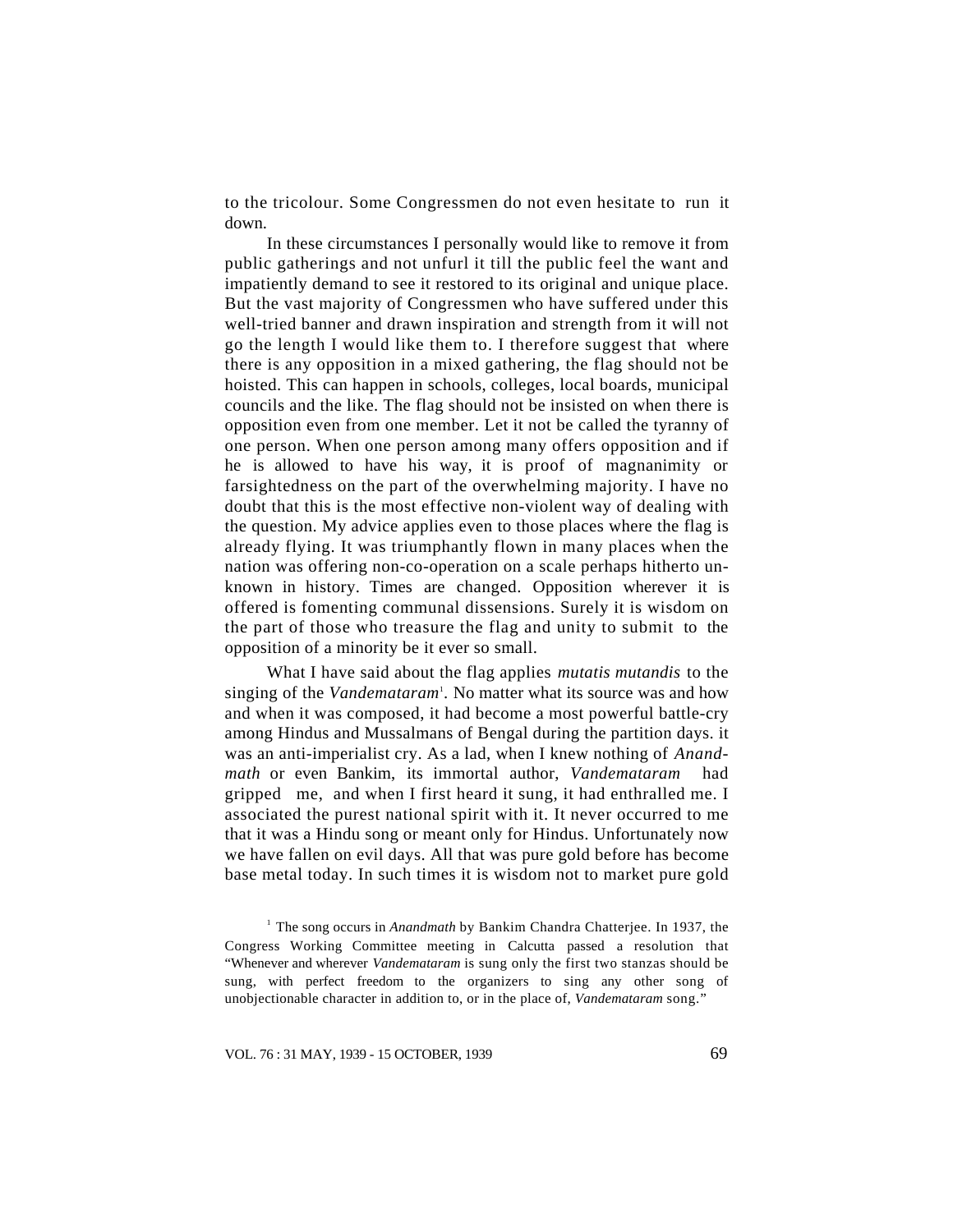to the tricolour. Some Congressmen do not even hesitate to run it down.

In these circumstances I personally would like to remove it from public gatherings and not unfurl it till the public feel the want and impatiently demand to see it restored to its original and unique place. But the vast majority of Congressmen who have suffered under this well-tried banner and drawn inspiration and strength from it will not go the length I would like them to. I therefore suggest that where there is any opposition in a mixed gathering, the flag should not be hoisted. This can happen in schools, colleges, local boards, municipal councils and the like. The flag should not be insisted on when there is opposition even from one member. Let it not be called the tyranny of one person. When one person among many offers opposition and if he is allowed to have his way, it is proof of magnanimity or farsightedness on the part of the overwhelming majority. I have no doubt that this is the most effective non-violent way of dealing with the question. My advice applies even to those places where the flag is already flying. It was triumphantly flown in many places when the nation was offering non-co-operation on a scale perhaps hitherto unknown in history. Times are changed. Opposition wherever it is offered is fomenting communal dissensions. Surely it is wisdom on the part of those who treasure the flag and unity to submit to the opposition of a minority be it ever so small.

What I have said about the flag applies *mutatis mutandis* to the singing of the *Vandemataram*[1]. No matter what its source was and how and when it was composed, it had become a most powerful battle-cry among Hindus and Mussalmans of Bengal during the partition days. it was an anti-imperialist cry. As a lad, when I knew nothing of *Anandmath* or even Bankim, its immortal author, *Vandemataram* had gripped me, and when I first heard it sung, it had enthralled me. I associated the purest national spirit with it. It never occurred to me that it was a Hindu song or meant only for Hindus. Unfortunately now we have fallen on evil days. All that was pure gold before has become base metal today. In such times it is wisdom not to market pure gold

[1] The song occurs in *Anandmath* by Bankim Chandra Chatterjee. In 1937, the Congress Working Committee meeting in Calcutta passed a resolution that "Whenever and wherever *Vandemataram* is sung only the first two stanzas should be sung, with perfect freedom to the organizers to sing any other song of unobjectionable character in addition to, or in the place of, *Vandemataram* song."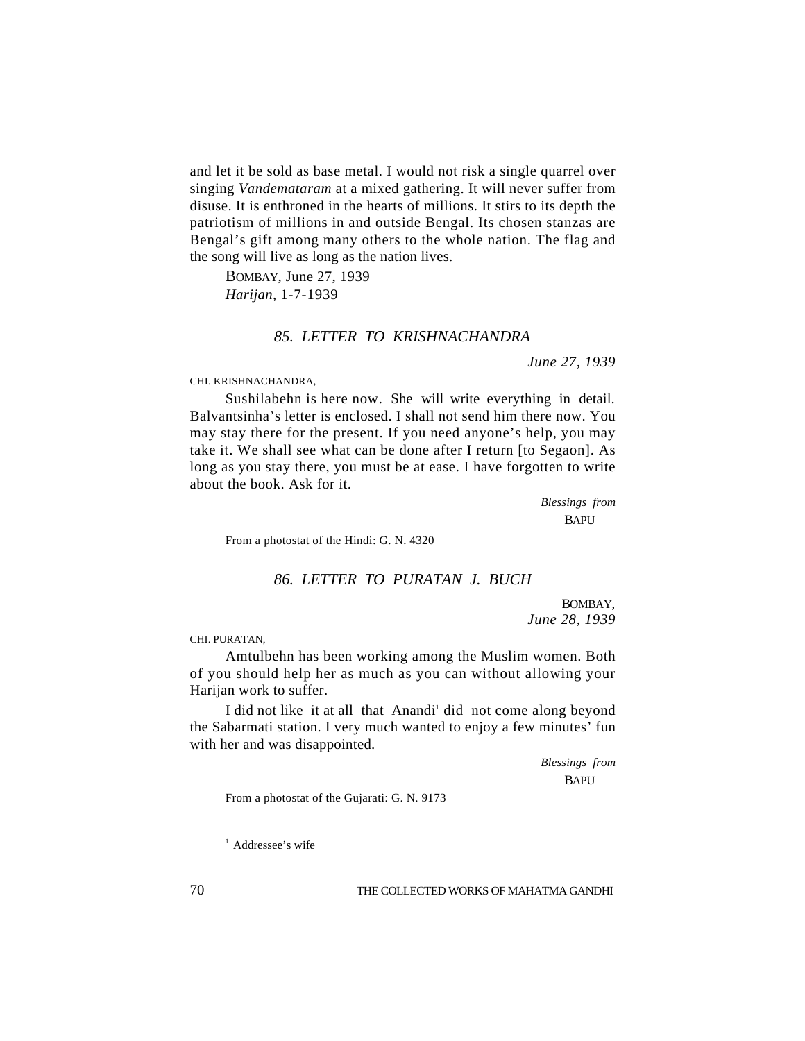and let it be sold as base metal. I would not risk a single quarrel over singing *Vandemataram* at a mixed gathering. It will never suffer from disuse. It is enthroned in the hearts of millions. It stirs to its depth the patriotism of millions in and outside Bengal. Its chosen stanzas are Bengal's gift among many others to the whole nation. The flag and the song will live as long as the nation lives.

BOMBAY, June 27, 1939
*Harijan*, 1-7-1939

### *85. LETTER TO KRISHNACHANDRA*

*June 27, 1939*

CHI. KRISHNACHANDRA,

Sushilabehn is here now. She will write everything in detail. Balvantsinha's letter is enclosed. I shall not send him there now. You may stay there for the present. If you need anyone's help, you may take it. We shall see what can be done after I return [to Segaon]. As long as you stay there, you must be at ease. I have forgotten to write about the book. Ask for it.

*Blessings from*
BAPU

From a photostat of the Hindi: G. N. 4320

### *86. LETTER TO PURATAN J. BUCH*

BOMBAY,
*June 28, 1939*

CHI. PURATAN,

Amtulbehn has been working among the Muslim women. Both of you should help her as much as you can without allowing your Harijan work to suffer.

I did not like it at all that Anandi[1] did not come along beyond the Sabarmati station. I very much wanted to enjoy a few minutes' fun with her and was disappointed.

*Blessings from*
BAPU

From a photostat of the Gujarati: G. N. 9173

[1] Addressee's wife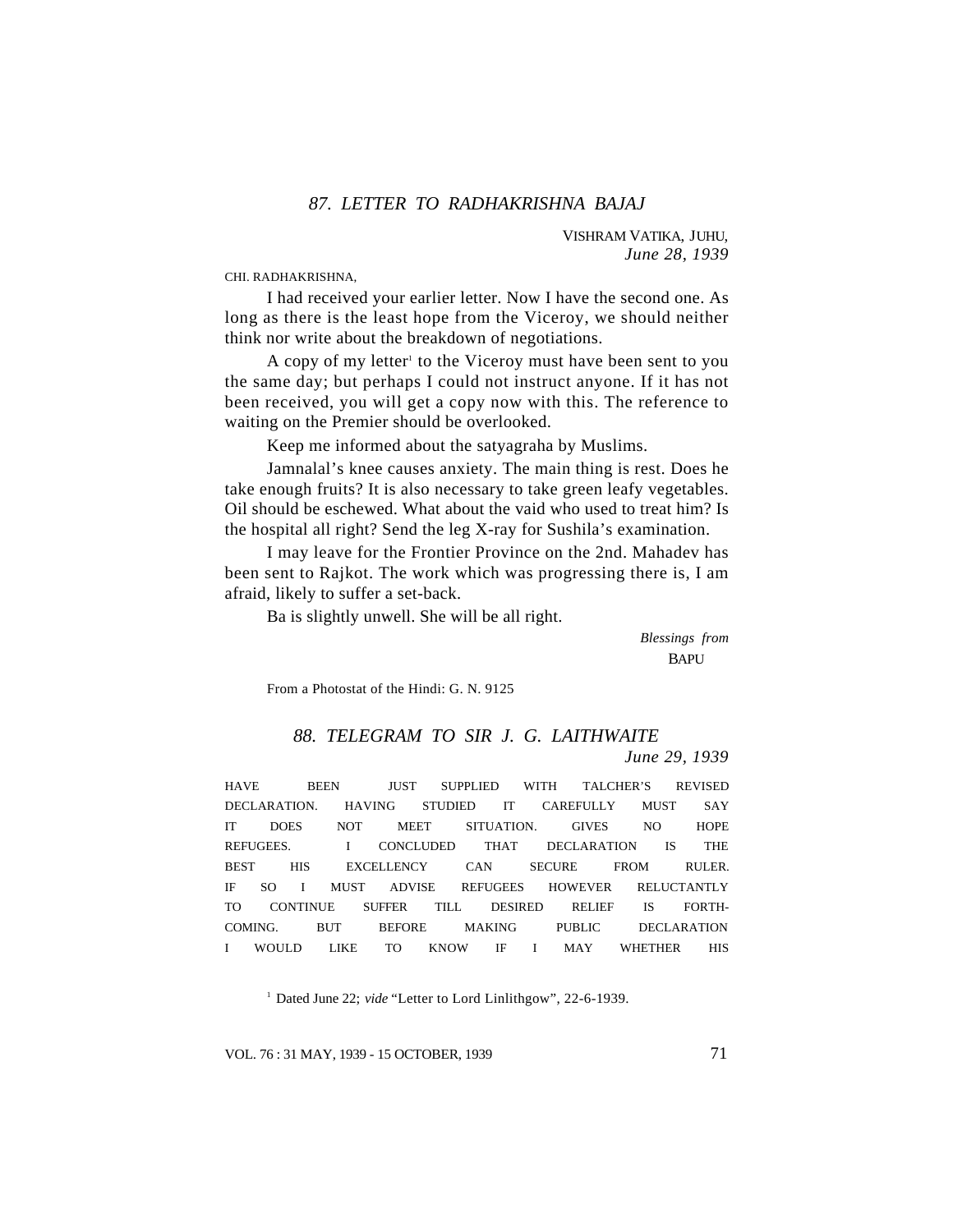### *87. LETTER TO RADHAKRISHNA BAJAJ*

VISHRAM VATIKA, JUHU,
*June 28, 1939*

CHI. RADHAKRISHNA,

I had received your earlier letter. Now I have the second one. As long as there is the least hope from the Viceroy, we should neither think nor write about the breakdown of negotiations.

A copy of my letter[1] to the Viceroy must have been sent to you the same day; but perhaps I could not instruct anyone. If it has not been received, you will get a copy now with this. The reference to waiting on the Premier should be overlooked.

Keep me informed about the satyagraha by Muslims.

Jamnalal's knee causes anxiety. The main thing is rest. Does he take enough fruits? It is also necessary to take green leafy vegetables. Oil should be eschewed. What about the vaid who used to treat him? Is the hospital all right? Send the leg X-ray for Sushila's examination.

I may leave for the Frontier Province on the 2nd. Mahadev has been sent to Rajkot. The work which was progressing there is, I am afraid, likely to suffer a set-back.

Ba is slightly unwell. She will be all right.

*Blessings from*
BAPU

From a Photostat of the Hindi: G. N. 9125

### *88. TELEGRAM TO SIR J. G. LAITHWAITE*

*June 29, 1939*

HAVE BEEN JUST SUPPLIED WITH TALCHER'S REVISED DECLARATION. HAVING STUDIED IT CAREFULLY MUST SAY IT DOES NOT MEET SITUATION. GIVES NO HOPE REFUGEES. I CONCLUDED THAT DECLARATION IS THE BEST HIS EXCELLENCY CAN SECURE FROM RULER. IF SO I MUST ADVISE REFUGEES HOWEVER RELUCTANTLY TO CONTINUE SUFFER TILL DESIRED RELIEF IS FORTH-COMING. BUT BEFORE MAKING PUBLIC DECLARATION I WOULD LIKE TO KNOW IF I MAY WHETHER HIS

[1] Dated June 22; *vide* "Letter to Lord Linlithgow", 22-6-1939.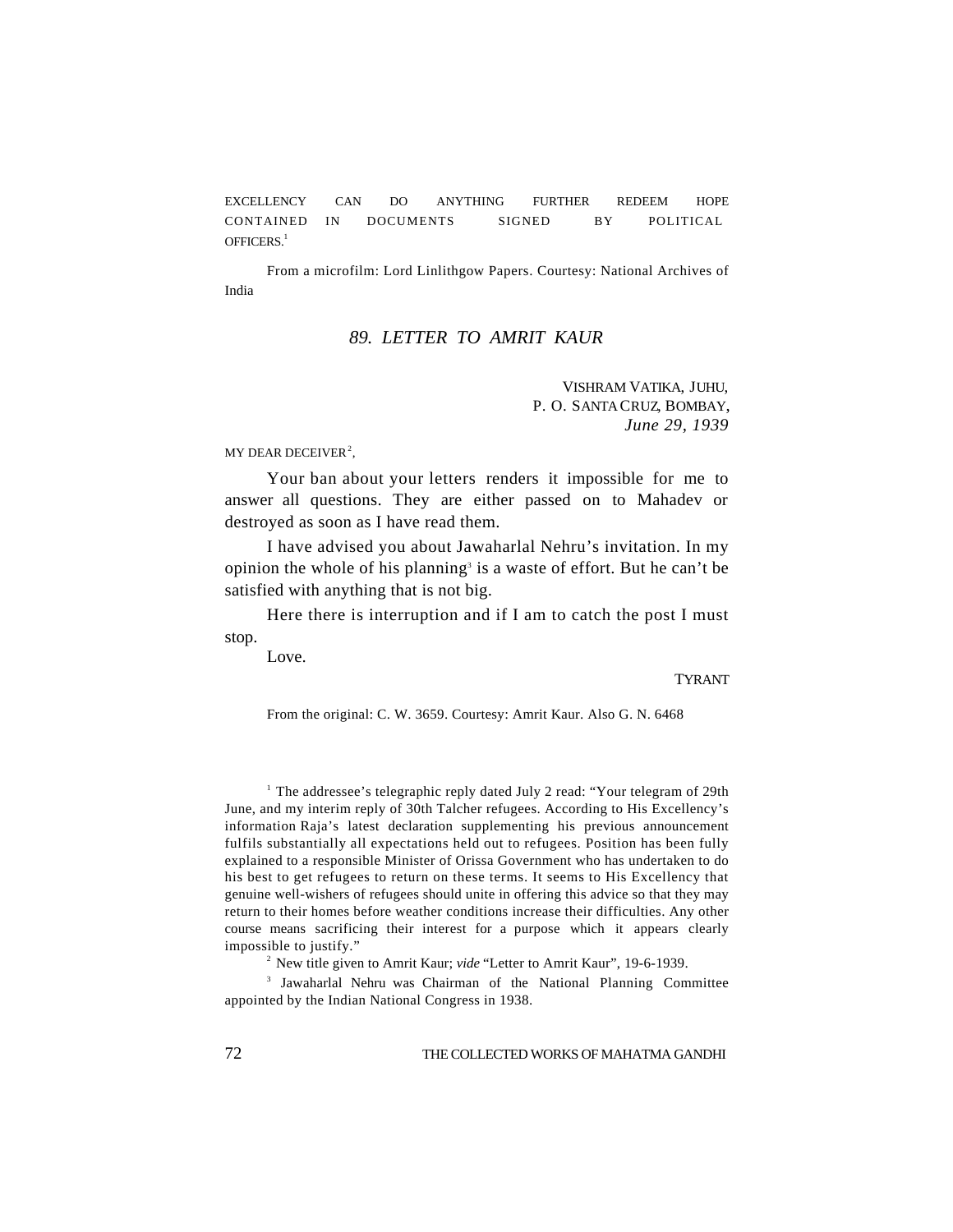EXCELLENCY CAN DO ANYTHING FURTHER REDEEM HOPE CONTAINED IN DOCUMENTS SIGNED BY POLITICAL OFFICERS.[1]

From a microfilm: Lord Linlithgow Papers. Courtesy: National Archives of India

## *89. LETTER TO AMRIT KAUR*

VISHRAM VATIKA, JUHU,
P. O. SANTA CRUZ, BOMBAY,
*June 29, 1939*

MY DEAR DECEIVER[2],

Your ban about your letters renders it impossible for me to answer all questions. They are either passed on to Mahadev or destroyed as soon as I have read them.

I have advised you about Jawaharlal Nehru's invitation. In my opinion the whole of his planning[3] is a waste of effort. But he can't be satisfied with anything that is not big.

Here there is interruption and if I am to catch the post I must stop.

Love.

TYRANT

From the original: C. W. 3659. Courtesy: Amrit Kaur. Also G. N. 6468

---

[1] The addressee's telegraphic reply dated July 2 read: "Your telegram of 29th June, and my interim reply of 30th Talcher refugees. According to His Excellency's information Raja's latest declaration supplementing his previous announcement fulfils substantially all expectations held out to refugees. Position has been fully explained to a responsible Minister of Orissa Government who has undertaken to do his best to get refugees to return on these terms. It seems to His Excellency that genuine well-wishers of refugees should unite in offering this advice so that they may return to their homes before weather conditions increase their difficulties. Any other course means sacrificing their interest for a purpose which it appears clearly impossible to justify."

[2] New title given to Amrit Kaur; *vide* "Letter to Amrit Kaur", 19-6-1939.

[3] Jawaharlal Nehru was Chairman of the National Planning Committee appointed by the Indian National Congress in 1938.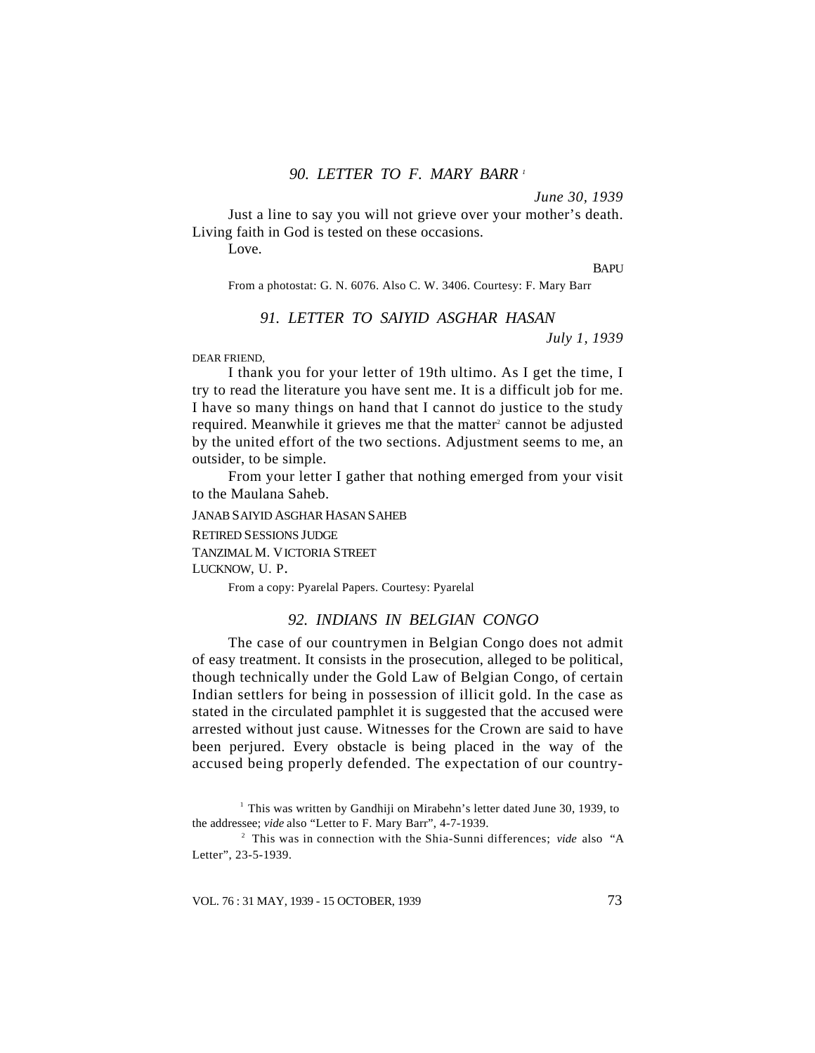### 90. LETTER TO F. MARY BARR[1]

*June 30, 1939*

Just a line to say you will not grieve over your mother's death. Living faith in God is tested on these occasions.

Love.

BAPU

From a photostat: G. N. 6076. Also C. W. 3406. Courtesy: F. Mary Barr

### 91. LETTER TO SAIYID ASGHAR HASAN

*July 1, 1939*

DEAR FRIEND,

I thank you for your letter of 19th ultimo. As I get the time, I try to read the literature you have sent me. It is a difficult job for me. I have so many things on hand that I cannot do justice to the study required. Meanwhile it grieves me that the matter[2] cannot be adjusted by the united effort of the two sections. Adjustment seems to me, an outsider, to be simple.

From your letter I gather that nothing emerged from your visit to the Maulana Saheb.

JANAB SAIYID ASGHAR HASAN SAHEB
RETIRED SESSIONS JUDGE
TANZIMAL M. VICTORIA STREET
LUCKNOW, U. P.

From a copy: Pyarelal Papers. Courtesy: Pyarelal

### 92. INDIANS IN BELGIAN CONGO

The case of our countrymen in Belgian Congo does not admit of easy treatment. It consists in the prosecution, alleged to be political, though technically under the Gold Law of Belgian Congo, of certain Indian settlers for being in possession of illicit gold. In the case as stated in the circulated pamphlet it is suggested that the accused were arrested without just cause. Witnesses for the Crown are said to have been perjured. Every obstacle is being placed in the way of the accused being properly defended. The expectation of our country-

---

[1] This was written by Gandhiji on Mirabehn's letter dated June 30, 1939, to the addressee; *vide* also "Letter to F. Mary Barr", 4-7-1939.

[2] This was in connection with the Shia-Sunni differences; *vide* also "A Letter", 23-5-1939.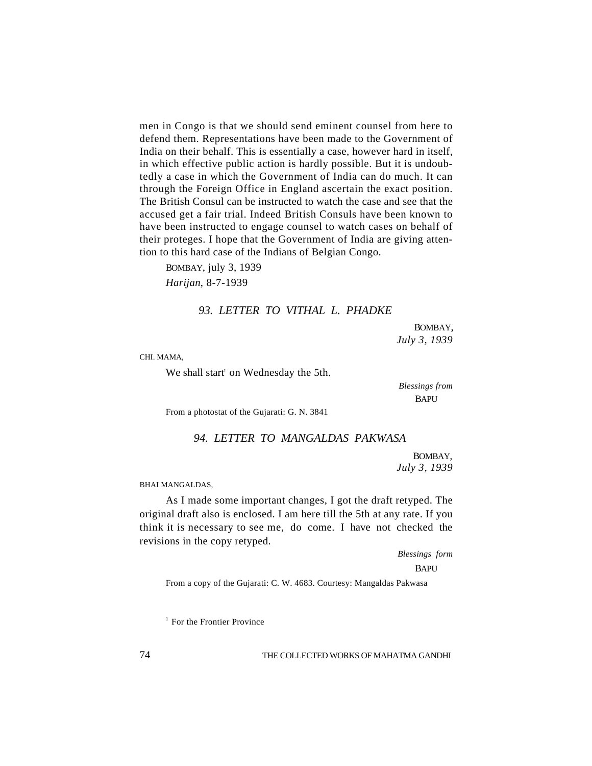men in Congo is that we should send eminent counsel from here to defend them. Representations have been made to the Government of India on their behalf. This is essentially a case, however hard in itself, in which effective public action is hardly possible. But it is undoubtedly a case in which the Government of India can do much. It can through the Foreign Office in England ascertain the exact position. The British Consul can be instructed to watch the case and see that the accused get a fair trial. Indeed British Consuls have been known to have been instructed to engage counsel to watch cases on behalf of their proteges. I hope that the Government of India are giving attention to this hard case of the Indians of Belgian Congo.

BOMBAY, july 3, 1939

*Harijan*, 8-7-1939

### *93. LETTER TO VITHAL L. PHADKE*

BOMBAY,
*July 3, 1939*

CHI. MAMA,

We shall start[1] on Wednesday the 5th.

*Blessings from*
BAPU

From a photostat of the Gujarati: G. N. 3841

### *94. LETTER TO MANGALDAS PAKWASA*

BOMBAY,
*July 3, 1939*

BHAI MANGALDAS,

As I made some important changes, I got the draft retyped. The original draft also is enclosed. I am here till the 5th at any rate. If you think it is necessary to see me, do come. I have not checked the revisions in the copy retyped.

*Blessings form*
BAPU

From a copy of the Gujarati: C. W. 4683. Courtesy: Mangaldas Pakwasa

[1] For the Frontier Province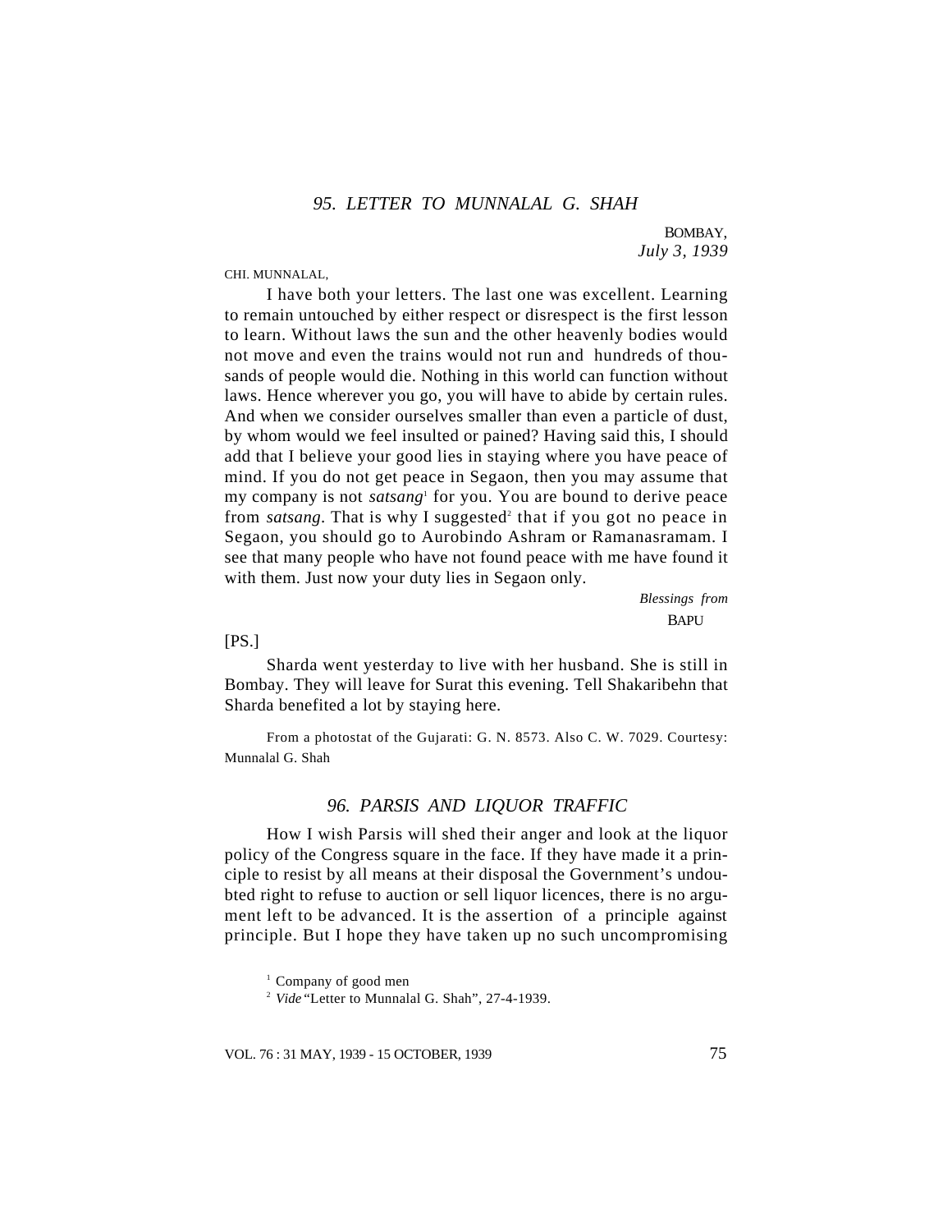### 95. LETTER TO MUNNALAL G. SHAH

BOMBAY,
*July 3, 1939*

CHI. MUNNALAL,

I have both your letters. The last one was excellent. Learning to remain untouched by either respect or disrespect is the first lesson to learn. Without laws the sun and the other heavenly bodies would not move and even the trains would not run and hundreds of thousands of people would die. Nothing in this world can function without laws. Hence wherever you go, you will have to abide by certain rules. And when we consider ourselves smaller than even a particle of dust, by whom would we feel insulted or pained? Having said this, I should add that I believe your good lies in staying where you have peace of mind. If you do not get peace in Segaon, then you may assume that my company is not *satsang*[1] for you. You are bound to derive peace from *satsang*. That is why I suggested[2] that if you got no peace in Segaon, you should go to Aurobindo Ashram or Ramanasramam. I see that many people who have not found peace with me have found it with them. Just now your duty lies in Segaon only.

*Blessings from*
BAPU

[PS.]

Sharda went yesterday to live with her husband. She is still in Bombay. They will leave for Surat this evening. Tell Shakaribehn that Sharda benefited a lot by staying here.

From a photostat of the Gujarati: G. N. 8573. Also C. W. 7029. Courtesy: Munnalal G. Shah

### 96. PARSIS AND LIQUOR TRAFFIC

How I wish Parsis will shed their anger and look at the liquor policy of the Congress square in the face. If they have made it a principle to resist by all means at their disposal the Government's undoubted right to refuse to auction or sell liquor licences, there is no argument left to be advanced. It is the assertion of a principle against principle. But I hope they have taken up no such uncompromising

[1] Company of good men

[2] *Vide* "Letter to Munnalal G. Shah", 27-4-1939.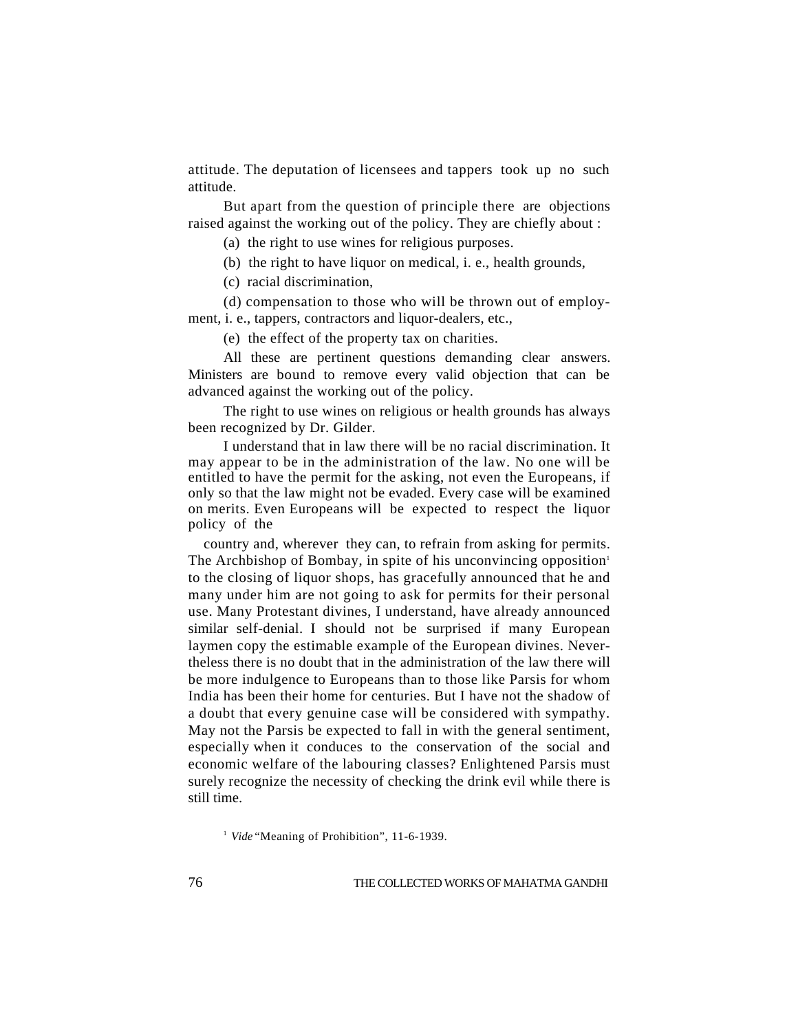attitude. The deputation of licensees and tappers took up no such attitude.

But apart from the question of principle there are objections raised against the working out of the policy. They are chiefly about :

(a) the right to use wines for religious purposes.

(b) the right to have liquor on medical, i. e., health grounds,

(c) racial discrimination,

(d) compensation to those who will be thrown out of employment, i. e., tappers, contractors and liquor-dealers, etc.,

(e) the effect of the property tax on charities.

All these are pertinent questions demanding clear answers. Ministers are bound to remove every valid objection that can be advanced against the working out of the policy.

The right to use wines on religious or health grounds has always been recognized by Dr. Gilder.

I understand that in law there will be no racial discrimination. It may appear to be in the administration of the law. No one will be entitled to have the permit for the asking, not even the Europeans, if only so that the law might not be evaded. Every case will be examined on merits. Even Europeans will be expected to respect the liquor policy of the country and, wherever they can, to refrain from asking for permits. The Archbishop of Bombay, in spite of his unconvincing opposition[1] to the closing of liquor shops, has gracefully announced that he and many under him are not going to ask for permits for their personal use. Many Protestant divines, I understand, have already announced similar self-denial. I should not be surprised if many European laymen copy the estimable example of the European divines. Nevertheless there is no doubt that in the administration of the law there will be more indulgence to Europeans than to those like Parsis for whom India has been their home for centuries. But I have not the shadow of a doubt that every genuine case will be considered with sympathy. May not the Parsis be expected to fall in with the general sentiment, especially when it conduces to the conservation of the social and economic welfare of the labouring classes? Enlightened Parsis must surely recognize the necessity of checking the drink evil while there is still time.

[1] *Vide* "Meaning of Prohibition", 11-6-1939.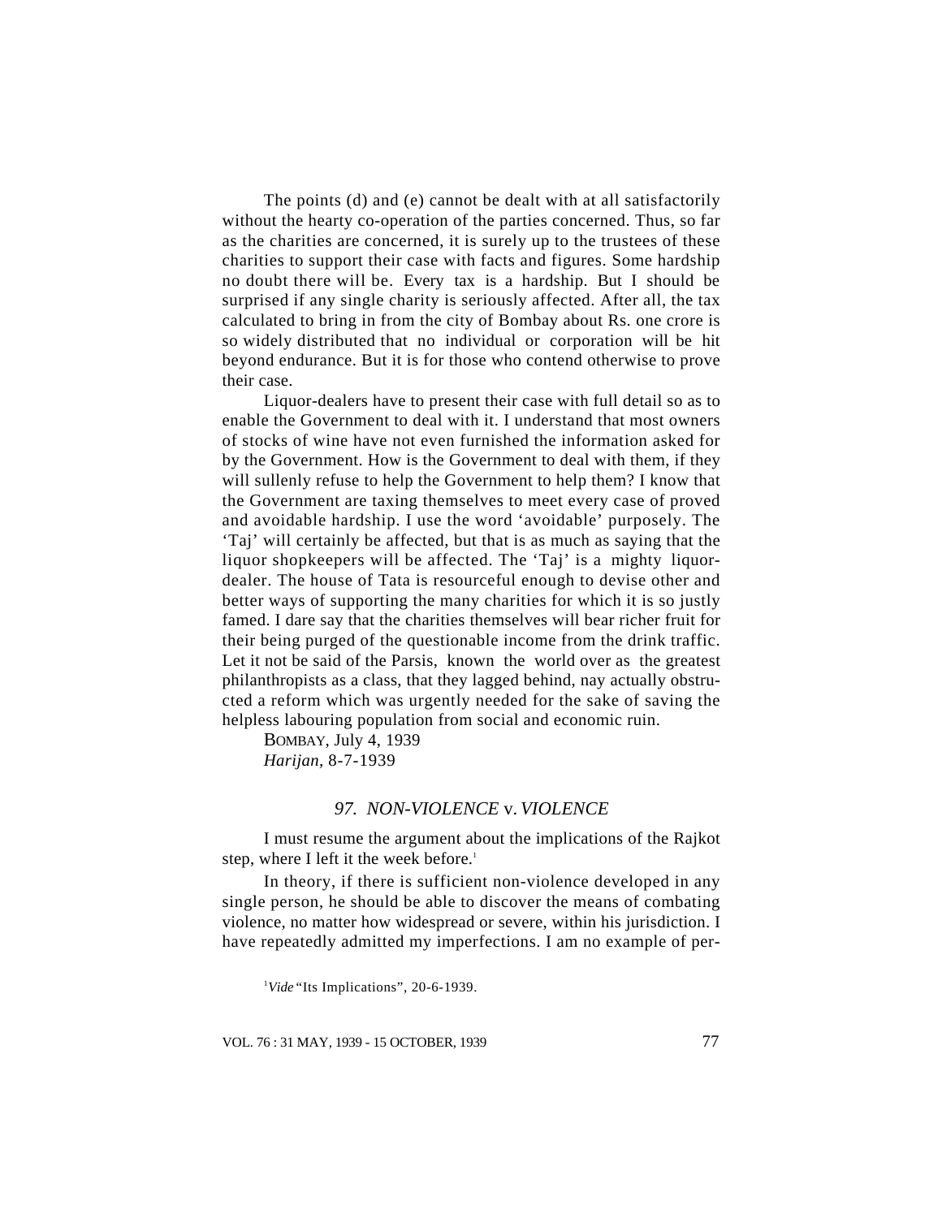The points (d) and (e) cannot be dealt with at all satisfactorily without the hearty co-operation of the parties concerned. Thus, so far as the charities are concerned, it is surely up to the trustees of these charities to support their case with facts and figures. Some hardship no doubt there will be. Every tax is a hardship. But I should be surprised if any single charity is seriously affected. After all, the tax calculated to bring in from the city of Bombay about Rs. one crore is so widely distributed that no individual or corporation will be hit beyond endurance. But it is for those who contend otherwise to prove their case.

Liquor-dealers have to present their case with full detail so as to enable the Government to deal with it. I understand that most owners of stocks of wine have not even furnished the information asked for by the Government. How is the Government to deal with them, if they will sullenly refuse to help the Government to help them? I know that the Government are taxing themselves to meet every case of proved and avoidable hardship. I use the word 'avoidable' purposely. The 'Taj' will certainly be affected, but that is as much as saying that the liquor shopkeepers will be affected. The 'Taj' is a mighty liquor-dealer. The house of Tata is resourceful enough to devise other and better ways of supporting the many charities for which it is so justly famed. I dare say that the charities themselves will bear richer fruit for their being purged of the questionable income from the drink traffic. Let it not be said of the Parsis, known the world over as the greatest philanthropists as a class, that they lagged behind, nay actually obstructed a reform which was urgently needed for the sake of saving the helpless labouring population from social and economic ruin.

BOMBAY, July 4, 1939
*Harijan*, 8-7-1939

### *97. NON-VIOLENCE* v. *VIOLENCE*

I must resume the argument about the implications of the Rajkot step, where I left it the week before.[1]

In theory, if there is sufficient non-violence developed in any single person, he should be able to discover the means of combating violence, no matter how widespread or severe, within his jurisdiction. I have repeatedly admitted my imperfections. I am no example of per-

[1] *Vide* "Its Implications", 20-6-1939.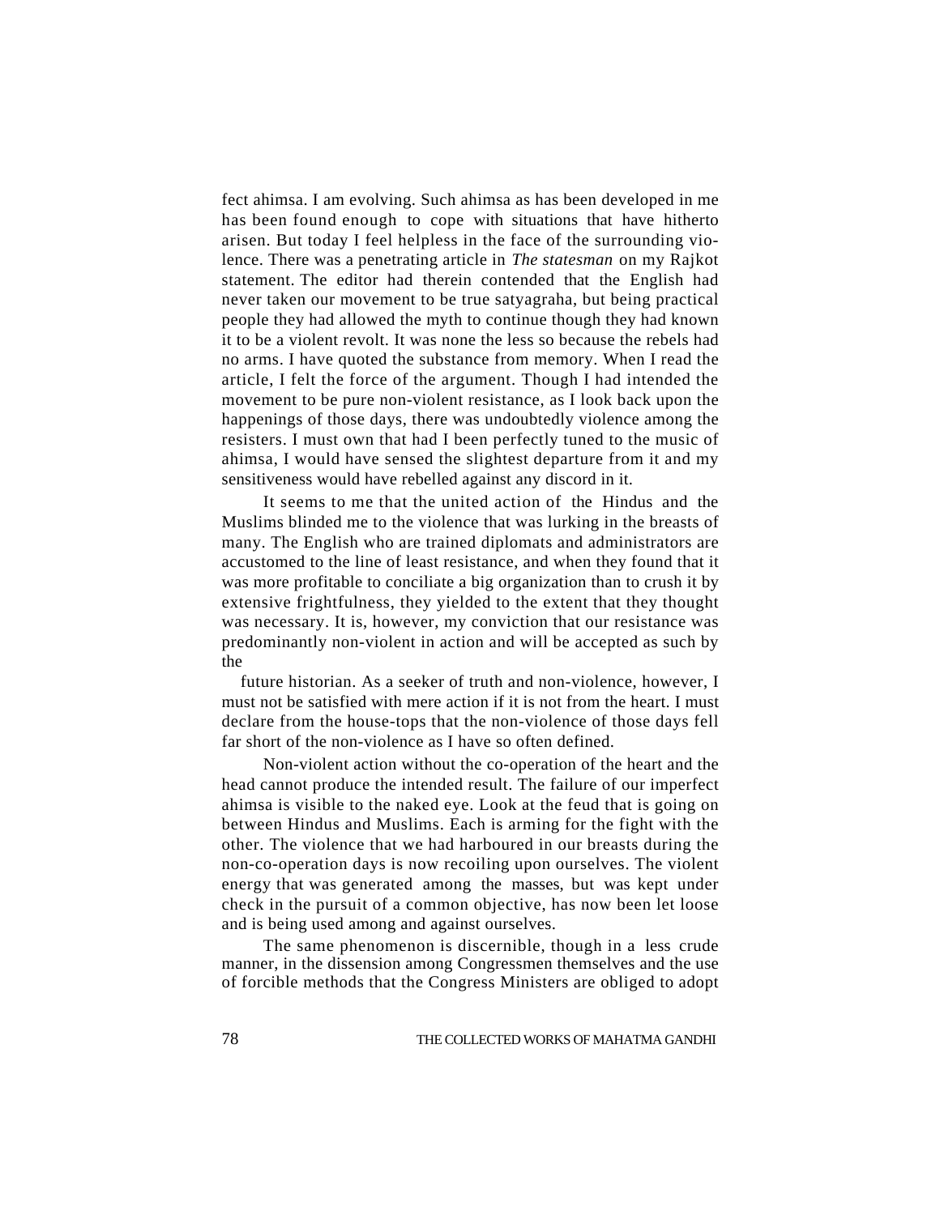fect ahimsa. I am evolving. Such ahimsa as has been developed in me has been found enough to cope with situations that have hitherto arisen. But today I feel helpless in the face of the surrounding violence. There was a penetrating article in *The statesman* on my Rajkot statement. The editor had therein contended that the English had never taken our movement to be true satyagraha, but being practical people they had allowed the myth to continue though they had known it to be a violent revolt. It was none the less so because the rebels had no arms. I have quoted the substance from memory. When I read the article, I felt the force of the argument. Though I had intended the movement to be pure non-violent resistance, as I look back upon the happenings of those days, there was undoubtedly violence among the resisters. I must own that had I been perfectly tuned to the music of ahimsa, I would have sensed the slightest departure from it and my sensitiveness would have rebelled against any discord in it.

It seems to me that the united action of the Hindus and the Muslims blinded me to the violence that was lurking in the breasts of many. The English who are trained diplomats and administrators are accustomed to the line of least resistance, and when they found that it was more profitable to conciliate a big organization than to crush it by extensive frightfulness, they yielded to the extent that they thought was necessary. It is, however, my conviction that our resistance was predominantly non-violent in action and will be accepted as such by the future historian. As a seeker of truth and non-violence, however, I must not be satisfied with mere action if it is not from the heart. I must declare from the house-tops that the non-violence of those days fell far short of the non-violence as I have so often defined.

Non-violent action without the co-operation of the heart and the head cannot produce the intended result. The failure of our imperfect ahimsa is visible to the naked eye. Look at the feud that is going on between Hindus and Muslims. Each is arming for the fight with the other. The violence that we had harboured in our breasts during the non-co-operation days is now recoiling upon ourselves. The violent energy that was generated among the masses, but was kept under check in the pursuit of a common objective, has now been let loose and is being used among and against ourselves.

The same phenomenon is discernible, though in a less crude manner, in the dissension among Congressmen themselves and the use of forcible methods that the Congress Ministers are obliged to adopt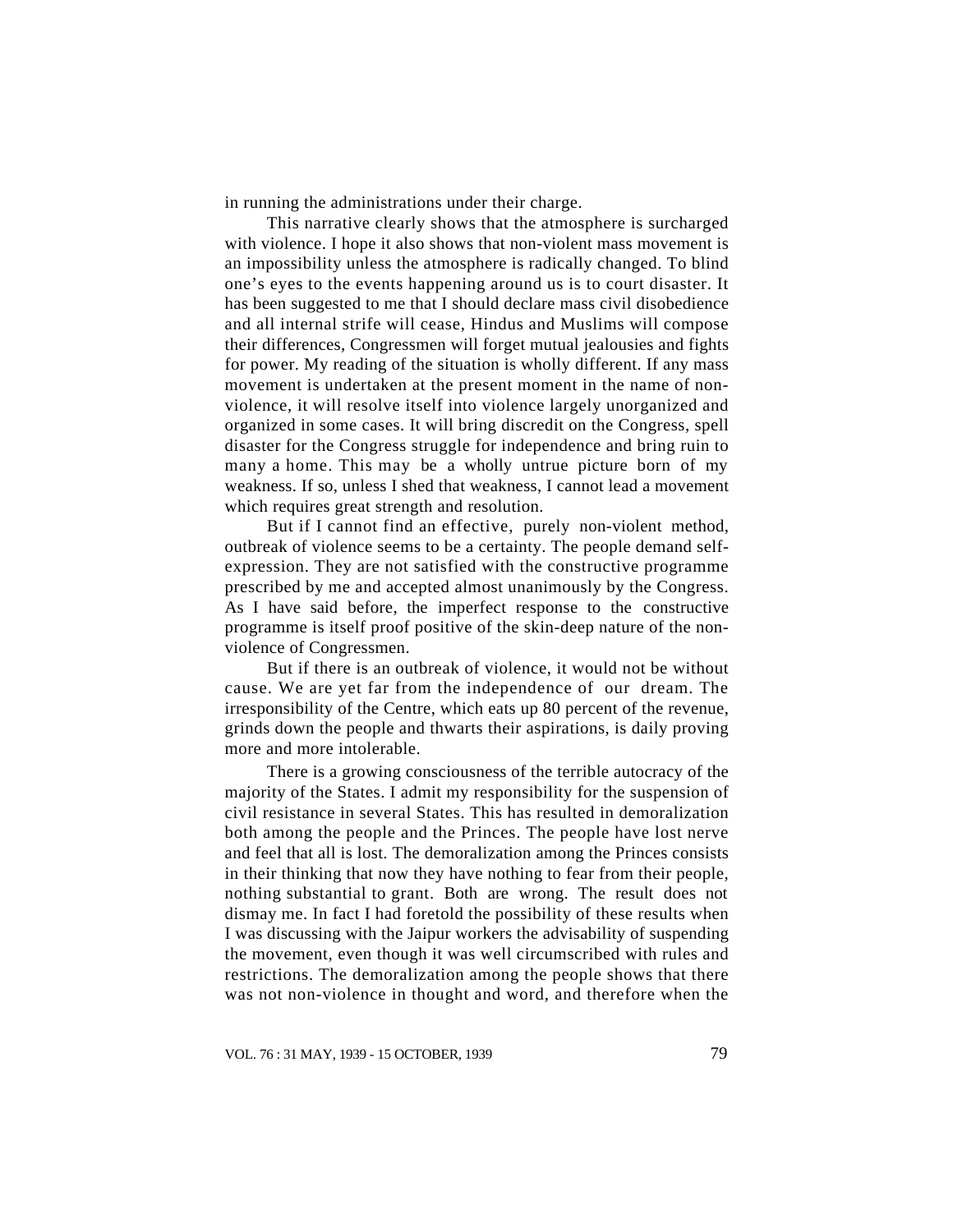in running the administrations under their charge.

This narrative clearly shows that the atmosphere is surcharged with violence. I hope it also shows that non-violent mass movement is an impossibility unless the atmosphere is radically changed. To blind one's eyes to the events happening around us is to court disaster. It has been suggested to me that I should declare mass civil disobedience and all internal strife will cease, Hindus and Muslims will compose their differences, Congressmen will forget mutual jealousies and fights for power. My reading of the situation is wholly different. If any mass movement is undertaken at the present moment in the name of non-violence, it will resolve itself into violence largely unorganized and organized in some cases. It will bring discredit on the Congress, spell disaster for the Congress struggle for independence and bring ruin to many a home. This may be a wholly untrue picture born of my weakness. If so, unless I shed that weakness, I cannot lead a movement which requires great strength and resolution.

But if I cannot find an effective, purely non-violent method, outbreak of violence seems to be a certainty. The people demand self-expression. They are not satisfied with the constructive programme prescribed by me and accepted almost unanimously by the Congress. As I have said before, the imperfect response to the constructive programme is itself proof positive of the skin-deep nature of the non-violence of Congressmen.

But if there is an outbreak of violence, it would not be without cause. We are yet far from the independence of our dream. The irresponsibility of the Centre, which eats up 80 percent of the revenue, grinds down the people and thwarts their aspirations, is daily proving more and more intolerable.

There is a growing consciousness of the terrible autocracy of the majority of the States. I admit my responsibility for the suspension of civil resistance in several States. This has resulted in demoralization both among the people and the Princes. The people have lost nerve and feel that all is lost. The demoralization among the Princes consists in their thinking that now they have nothing to fear from their people, nothing substantial to grant. Both are wrong. The result does not dismay me. In fact I had foretold the possibility of these results when I was discussing with the Jaipur workers the advisability of suspending the movement, even though it was well circumscribed with rules and restrictions. The demoralization among the people shows that there was not non-violence in thought and word, and therefore when the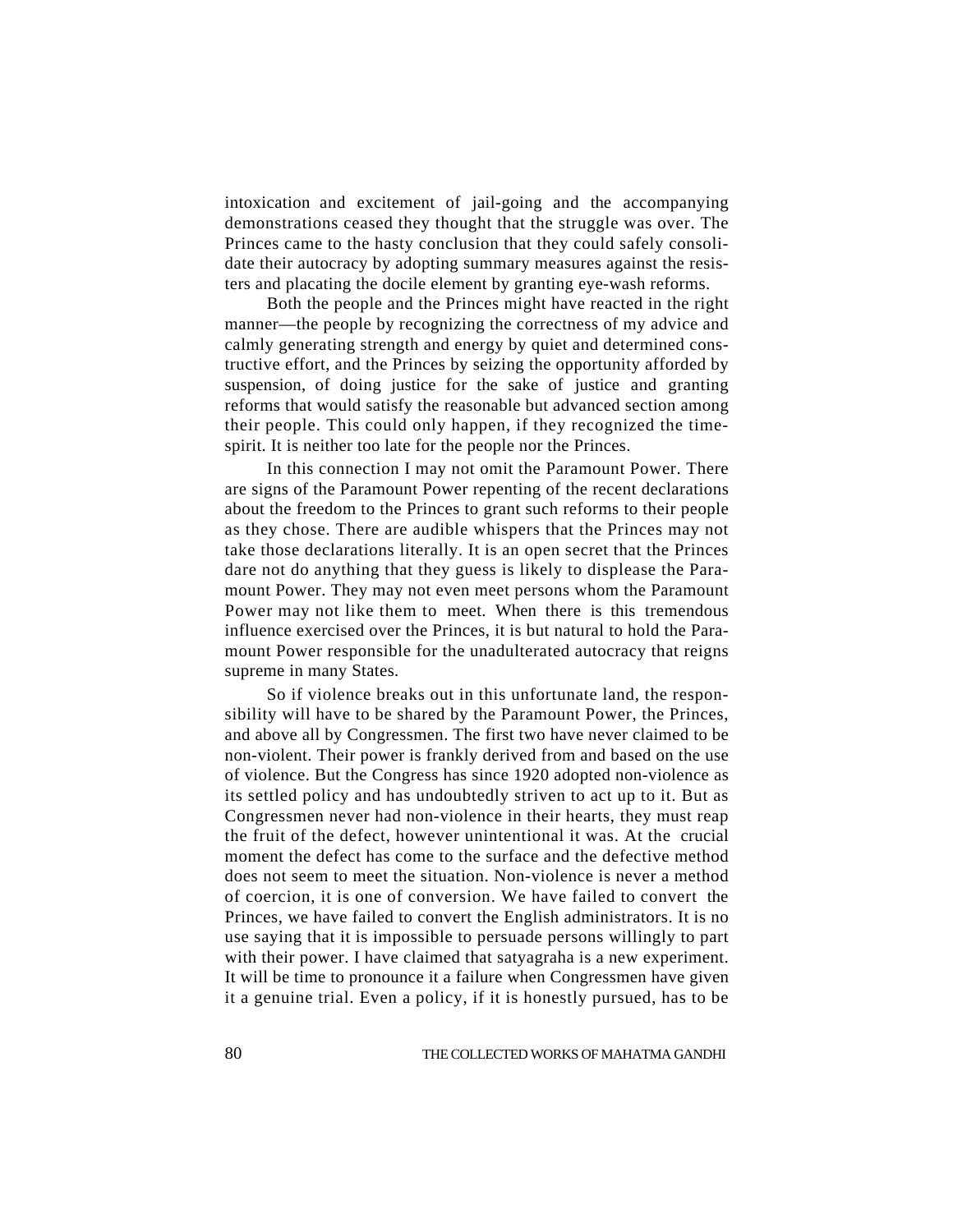intoxication and excitement of jail-going and the accompanying demonstrations ceased they thought that the struggle was over. The Princes came to the hasty conclusion that they could safely consolidate their autocracy by adopting summary measures against the resisters and placating the docile element by granting eye-wash reforms.

Both the people and the Princes might have reacted in the right manner—the people by recognizing the correctness of my advice and calmly generating strength and energy by quiet and determined constructive effort, and the Princes by seizing the opportunity afforded by suspension, of doing justice for the sake of justice and granting reforms that would satisfy the reasonable but advanced section among their people. This could only happen, if they recognized the time-spirit. It is neither too late for the people nor the Princes.

In this connection I may not omit the Paramount Power. There are signs of the Paramount Power repenting of the recent declarations about the freedom to the Princes to grant such reforms to their people as they chose. There are audible whispers that the Princes may not take those declarations literally. It is an open secret that the Princes dare not do anything that they guess is likely to displease the Paramount Power. They may not even meet persons whom the Paramount Power may not like them to meet. When there is this tremendous influence exercised over the Princes, it is but natural to hold the Paramount Power responsible for the unadulterated autocracy that reigns supreme in many States.

So if violence breaks out in this unfortunate land, the responsibility will have to be shared by the Paramount Power, the Princes, and above all by Congressmen. The first two have never claimed to be non-violent. Their power is frankly derived from and based on the use of violence. But the Congress has since 1920 adopted non-violence as its settled policy and has undoubtedly striven to act up to it. But as Congressmen never had non-violence in their hearts, they must reap the fruit of the defect, however unintentional it was. At the crucial moment the defect has come to the surface and the defective method does not seem to meet the situation. Non-violence is never a method of coercion, it is one of conversion. We have failed to convert the Princes, we have failed to convert the English administrators. It is no use saying that it is impossible to persuade persons willingly to part with their power. I have claimed that satyagraha is a new experiment. It will be time to pronounce it a failure when Congressmen have given it a genuine trial. Even a policy, if it is honestly pursued, has to be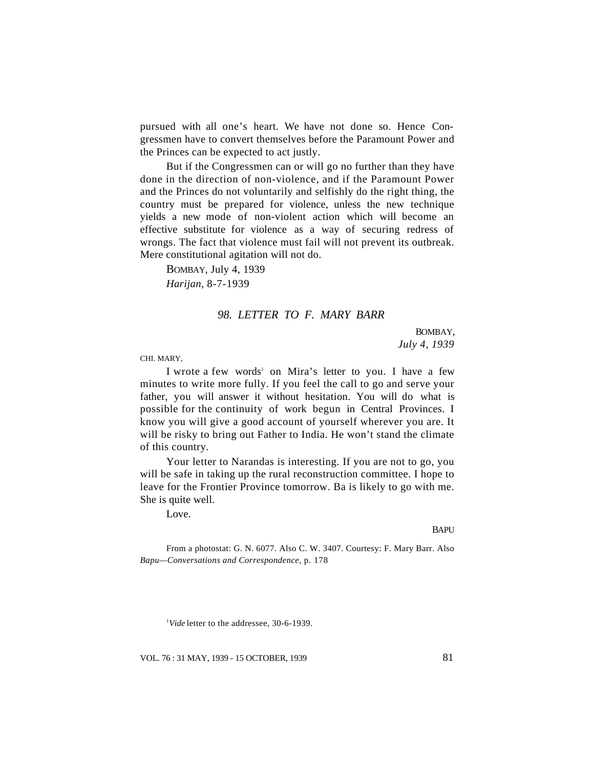pursued with all one's heart. We have not done so. Hence Congressmen have to convert themselves before the Paramount Power and the Princes can be expected to act justly.

But if the Congressmen can or will go no further than they have done in the direction of non-violence, and if the Paramount Power and the Princes do not voluntarily and selfishly do the right thing, the country must be prepared for violence, unless the new technique yields a new mode of non-violent action which will become an effective substitute for violence as a way of securing redress of wrongs. The fact that violence must fail will not prevent its outbreak. Mere constitutional agitation will not do.

BOMBAY, July 4, 1939

*Harijan*, 8-7-1939

### *98. LETTER TO F. MARY BARR*

BOMBAY,
*July 4, 1939*

CHI. MARY,

I wrote a few words[1] on Mira's letter to you. I have a few minutes to write more fully. If you feel the call to go and serve your father, you will answer it without hesitation. You will do what is possible for the continuity of work begun in Central Provinces. I know you will give a good account of yourself wherever you are. It will be risky to bring out Father to India. He won't stand the climate of this country.

Your letter to Narandas is interesting. If you are not to go, you will be safe in taking up the rural reconstruction committee. I hope to leave for the Frontier Province tomorrow. Ba is likely to go with me. She is quite well.

Love.

BAPU

From a photostat: G. N. 6077. Also C. W. 3407. Courtesy: F. Mary Barr. Also *Bapu—Conversations and Correspondence*, p. 178

[1] *Vide* letter to the addressee, 30-6-1939.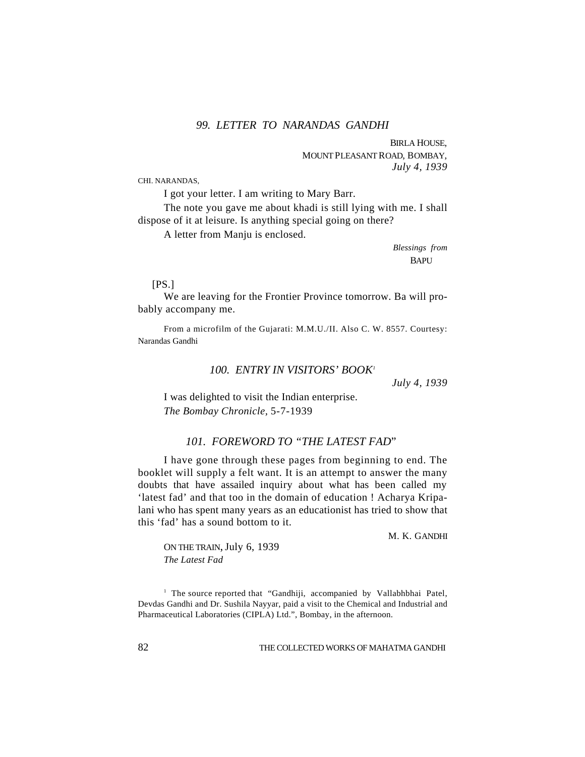### *99. LETTER TO NARANDAS GANDHI*

BIRLA HOUSE,
MOUNT PLEASANT ROAD, BOMBAY,
*July 4, 1939*

CHI. NARANDAS,

I got your letter. I am writing to Mary Barr.

The note you gave me about khadi is still lying with me. I shall dispose of it at leisure. Is anything special going on there?

A letter from Manju is enclosed.

*Blessings from*
BAPU

[PS.]

We are leaving for the Frontier Province tomorrow. Ba will probably accompany me.

From a microfilm of the Gujarati: M.M.U./II. Also C. W. 8557. Courtesy: Narandas Gandhi

### *100. ENTRY IN VISITORS' BOOK*[1]

*July 4, 1939*

I was delighted to visit the Indian enterprise.

*The Bombay Chronicle*, 5-7-1939

### *101. FOREWORD TO "THE LATEST FAD"*

I have gone through these pages from beginning to end. The booklet will supply a felt want. It is an attempt to answer the many doubts that have assailed inquiry about what has been called my 'latest fad' and that too in the domain of education ! Acharya Kripalani who has spent many years as an educationist has tried to show that this 'fad' has a sound bottom to it.

M. K. GANDHI

ON THE TRAIN, July 6, 1939
*The Latest Fad*

[1] The source reported that "Gandhiji, accompanied by Vallabhbhai Patel, Devdas Gandhi and Dr. Sushila Nayyar, paid a visit to the Chemical and Industrial and Pharmaceutical Laboratories (CIPLA) Ltd.", Bombay, in the afternoon.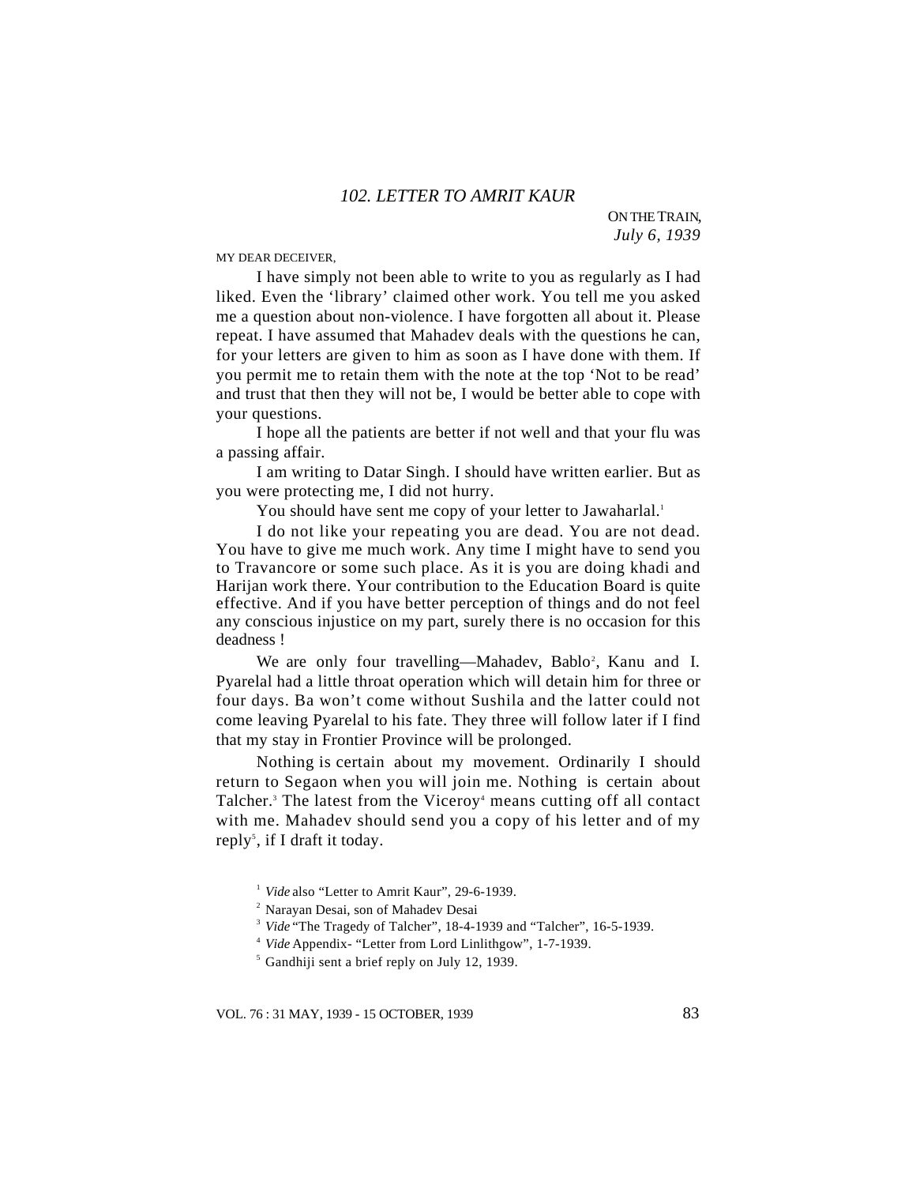## *102. LETTER TO AMRIT KAUR*

ON THE TRAIN,
*July 6, 1939*

MY DEAR DECEIVER,

I have simply not been able to write to you as regularly as I had liked. Even the 'library' claimed other work. You tell me you asked me a question about non-violence. I have forgotten all about it. Please repeat. I have assumed that Mahadev deals with the questions he can, for your letters are given to him as soon as I have done with them. If you permit me to retain them with the note at the top 'Not to be read' and trust that then they will not be, I would be better able to cope with your questions.

I hope all the patients are better if not well and that your flu was a passing affair.

I am writing to Datar Singh. I should have written earlier. But as you were protecting me, I did not hurry.

You should have sent me copy of your letter to Jawaharlal.[1]

I do not like your repeating you are dead. You are not dead. You have to give me much work. Any time I might have to send you to Travancore or some such place. As it is you are doing khadi and Harijan work there. Your contribution to the Education Board is quite effective. And if you have better perception of things and do not feel any conscious injustice on my part, surely there is no occasion for this deadness !

We are only four travelling—Mahadev, Bablo[2], Kanu and I. Pyarelal had a little throat operation which will detain him for three or four days. Ba won't come without Sushila and the latter could not come leaving Pyarelal to his fate. They three will follow later if I find that my stay in Frontier Province will be prolonged.

Nothing is certain about my movement. Ordinarily I should return to Segaon when you will join me. Nothing is certain about Talcher.[3] The latest from the Viceroy[4] means cutting off all contact with me. Mahadev should send you a copy of his letter and of my reply[5], if I draft it today.

---

[1] *Vide* also "Letter to Amrit Kaur", 29-6-1939.

[2] Narayan Desai, son of Mahadev Desai

[3] *Vide* "The Tragedy of Talcher", 18-4-1939 and "Talcher", 16-5-1939.

[4] *Vide* Appendix- "Letter from Lord Linlithgow", 1-7-1939.

[5] Gandhiji sent a brief reply on July 12, 1939.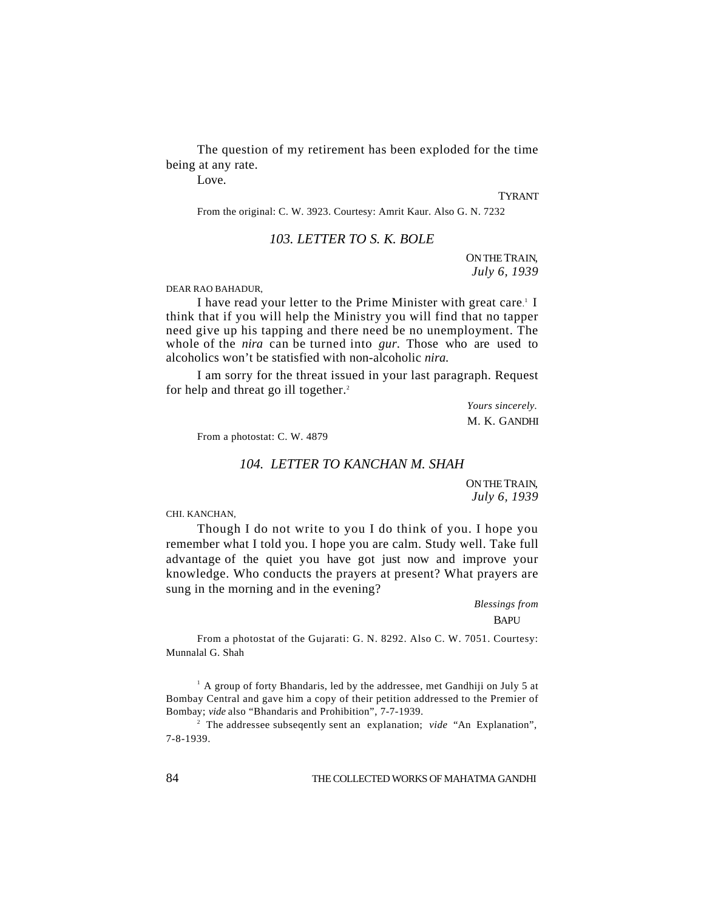The question of my retirement has been exploded for the time being at any rate.

Love.

TYRANT

From the original: C. W. 3923. Courtesy: Amrit Kaur. Also G. N. 7232

## 103. LETTER TO S. K. BOLE

ON THE TRAIN,
*July 6, 1939*

DEAR RAO BAHADUR,

I have read your letter to the Prime Minister with great care.[1] I think that if you will help the Ministry you will find that no tapper need give up his tapping and there need be no unemployment. The whole of the *nira* can be turned into *gur.* Those who are used to alcoholics won't be statisfied with non-alcoholic *nira.*

I am sorry for the threat issued in your last paragraph. Request for help and threat go ill together.[2]

*Yours sincerely.*
M. K. GANDHI

From a photostat: C. W. 4879

## 104. LETTER TO KANCHAN M. SHAH

ON THE TRAIN,
*July 6, 1939*

CHI. KANCHAN,

Though I do not write to you I do think of you. I hope you remember what I told you. I hope you are calm. Study well. Take full advantage of the quiet you have got just now and improve your knowledge. Who conducts the prayers at present? What prayers are sung in the morning and in the evening?

*Blessings from*
BAPU

From a photostat of the Gujarati: G. N. 8292. Also C. W. 7051. Courtesy: Munnalal G. Shah

---

[1] A group of forty Bhandaris, led by the addressee, met Gandhiji on July 5 at Bombay Central and gave him a copy of their petition addressed to the Premier of Bombay; *vide* also "Bhandaris and Prohibition", 7-7-1939.

[2] The addressee subseqently sent an explanation; *vide* "An Explanation", 7-8-1939.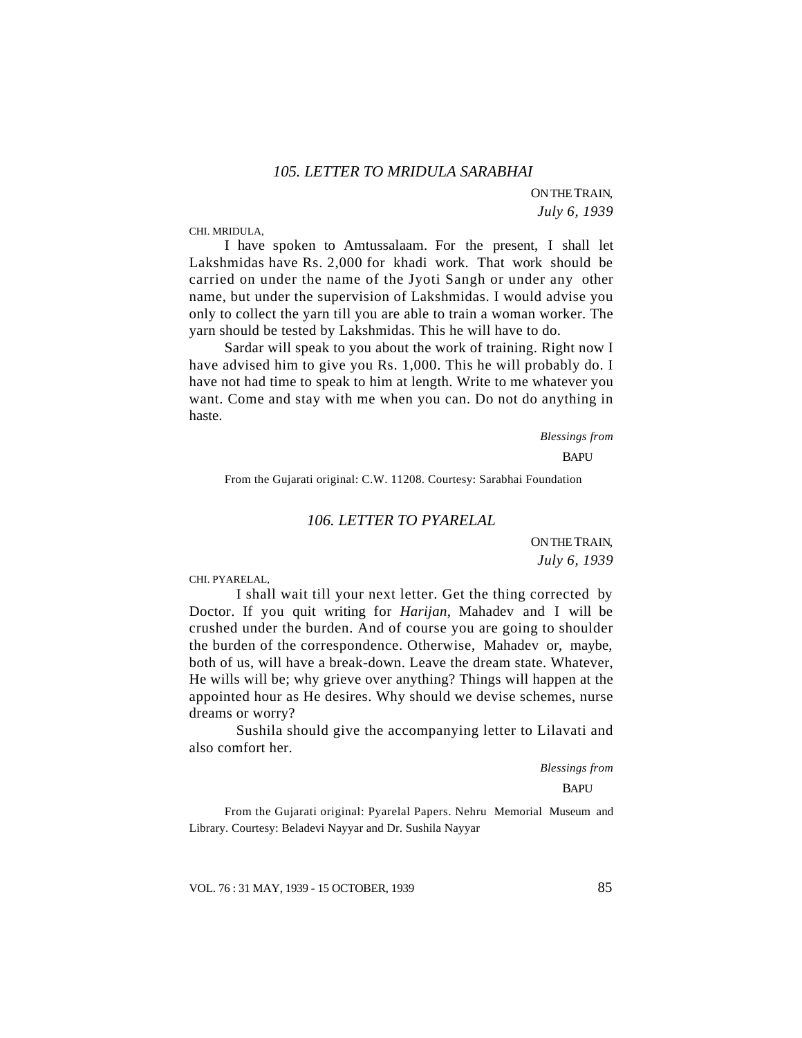## *105. LETTER TO MRIDULA SARABHAI*

ON THE TRAIN,
*July 6, 1939*

CHI. MRIDULA,

I have spoken to Amtussalaam. For the present, I shall let Lakshmidas have Rs. 2,000 for khadi work. That work should be carried on under the name of the Jyoti Sangh or under any other name, but under the supervision of Lakshmidas. I would advise you only to collect the yarn till you are able to train a woman worker. The yarn should be tested by Lakshmidas. This he will have to do.

Sardar will speak to you about the work of training. Right now I have advised him to give you Rs. 1,000. This he will probably do. I have not had time to speak to him at length. Write to me whatever you want. Come and stay with me when you can. Do not do anything in haste.

*Blessings from*

BAPU

From the Gujarati original: C.W. 11208. Courtesy: Sarabhai Foundation

## *106. LETTER TO PYARELAL*

ON THE TRAIN,
*July 6, 1939*

CHI. PYARELAL,

I shall wait till your next letter. Get the thing corrected by Doctor. If you quit writing for *Harijan*, Mahadev and I will be crushed under the burden. And of course you are going to shoulder the burden of the correspondence. Otherwise, Mahadev or, maybe, both of us, will have a break-down. Leave the dream state. Whatever, He wills will be; why grieve over anything? Things will happen at the appointed hour as He desires. Why should we devise schemes, nurse dreams or worry?

Sushila should give the accompanying letter to Lilavati and also comfort her.

*Blessings from*

BAPU

From the Gujarati original: Pyarelal Papers. Nehru Memorial Museum and Library. Courtesy: Beladevi Nayyar and Dr. Sushila Nayyar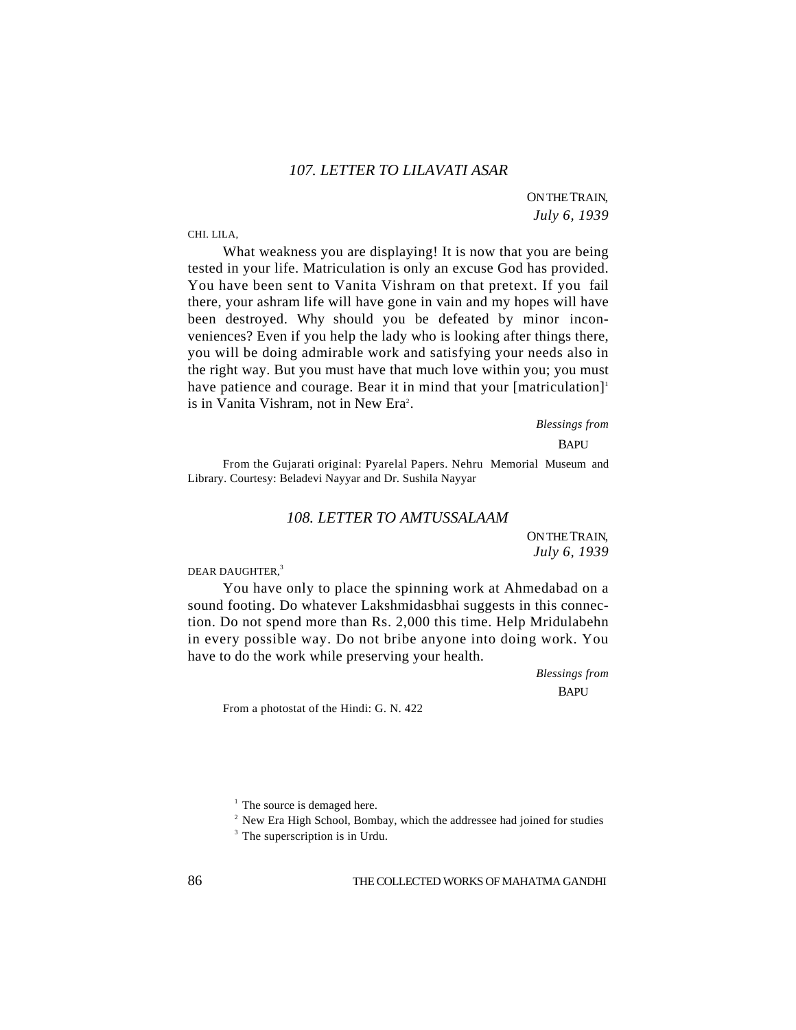### *107. LETTER TO LILAVATI ASAR*

ON THE TRAIN,
*July 6, 1939*

CHI. LILA,

What weakness you are displaying! It is now that you are being tested in your life. Matriculation is only an excuse God has provided. You have been sent to Vanita Vishram on that pretext. If you fail there, your ashram life will have gone in vain and my hopes will have been destroyed. Why should you be defeated by minor inconveniences? Even if you help the lady who is looking after things there, you will be doing admirable work and satisfying your needs also in the right way. But you must have that much love within you; you must have patience and courage. Bear it in mind that your [matriculation][1] is in Vanita Vishram, not in New Era[2].

*Blessings from*
BAPU

From the Gujarati original: Pyarelal Papers. Nehru Memorial Museum and Library. Courtesy: Beladevi Nayyar and Dr. Sushila Nayyar

### *108. LETTER TO AMTUSSALAAM*

ON THE TRAIN,
*July 6, 1939*

DEAR DAUGHTER,[3]

You have only to place the spinning work at Ahmedabad on a sound footing. Do whatever Lakshmidasbhai suggests in this connection. Do not spend more than Rs. 2,000 this time. Help Mridulabehn in every possible way. Do not bribe anyone into doing work. You have to do the work while preserving your health.

*Blessings from*
BAPU

From a photostat of the Hindi: G. N. 422

---

[1] The source is demaged here.

[2] New Era High School, Bombay, which the addressee had joined for studies

[3] The superscription is in Urdu.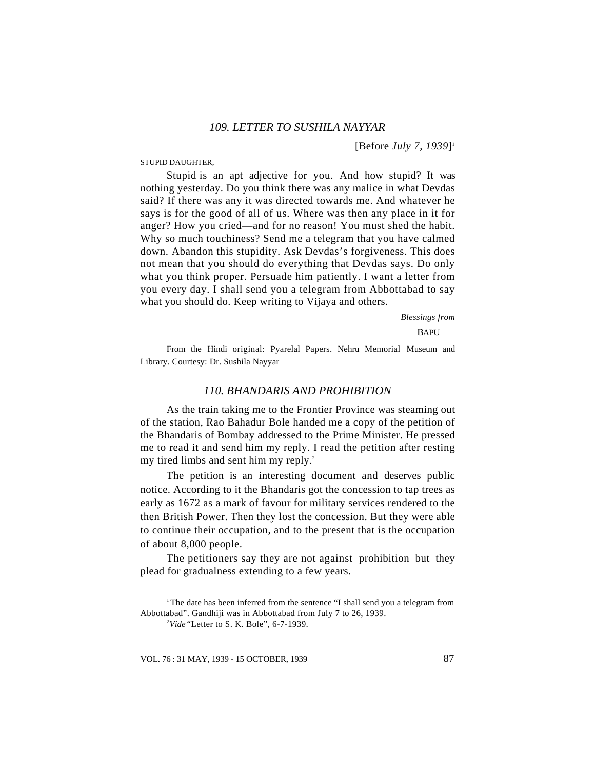### *109. LETTER TO SUSHILA NAYYAR*

[Before *July 7, 1939*][1]

STUPID DAUGHTER,

Stupid is an apt adjective for you. And how stupid? It was nothing yesterday. Do you think there was any malice in what Devdas said? If there was any it was directed towards me. And whatever he says is for the good of all of us. Where was then any place in it for anger? How you cried—and for no reason! You must shed the habit. Why so much touchiness? Send me a telegram that you have calmed down. Abandon this stupidity. Ask Devdas's forgiveness. This does not mean that you should do everything that Devdas says. Do only what you think proper. Persuade him patiently. I want a letter from you every day. I shall send you a telegram from Abbottabad to say what you should do. Keep writing to Vijaya and others.

*Blessings from*

BAPU

From the Hindi original: Pyarelal Papers. Nehru Memorial Museum and Library. Courtesy: Dr. Sushila Nayyar

### *110. BHANDARIS AND PROHIBITION*

As the train taking me to the Frontier Province was steaming out of the station, Rao Bahadur Bole handed me a copy of the petition of the Bhandaris of Bombay addressed to the Prime Minister. He pressed me to read it and send him my reply. I read the petition after resting my tired limbs and sent him my reply.[2]

The petition is an interesting document and deserves public notice. According to it the Bhandaris got the concession to tap trees as early as 1672 as a mark of favour for military services rendered to the then British Power. Then they lost the concession. But they were able to continue their occupation, and to the present that is the occupation of about 8,000 people.

The petitioners say they are not against prohibition but they plead for gradualness extending to a few years.

[1] The date has been inferred from the sentence "I shall send you a telegram from Abbottabad". Gandhiji was in Abbottabad from July 7 to 26, 1939.

[2] *Vide* "Letter to S. K. Bole", 6-7-1939.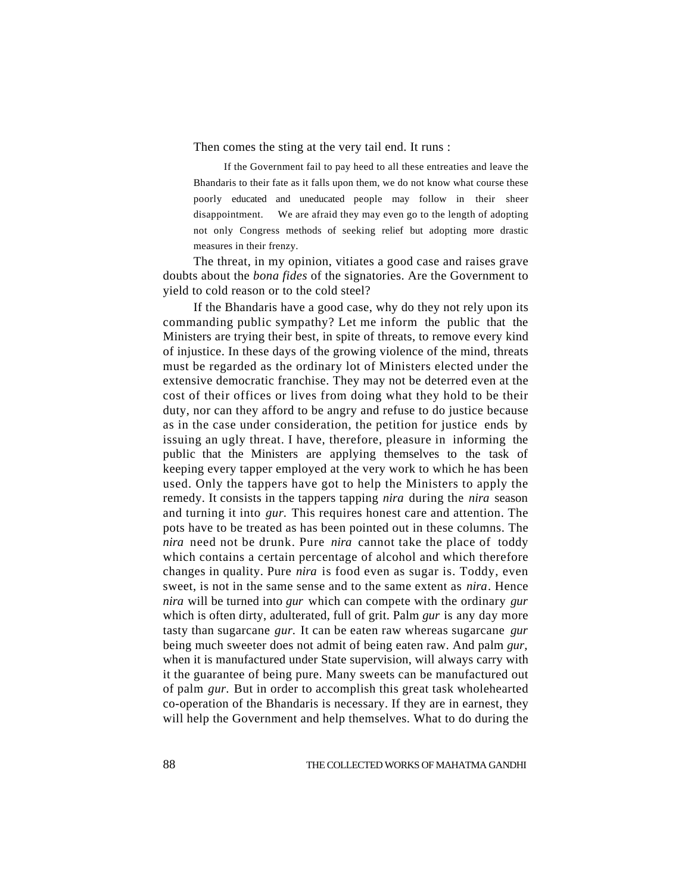Then comes the sting at the very tail end. It runs :

> If the Government fail to pay heed to all these entreaties and leave the Bhandaris to their fate as it falls upon them, we do not know what course these poorly educated and uneducated people may follow in their sheer disappointment. We are afraid they may even go to the length of adopting not only Congress methods of seeking relief but adopting more drastic measures in their frenzy.

The threat, in my opinion, vitiates a good case and raises grave doubts about the *bona fides* of the signatories. Are the Government to yield to cold reason or to the cold steel?

If the Bhandaris have a good case, why do they not rely upon its commanding public sympathy? Let me inform the public that the Ministers are trying their best, in spite of threats, to remove every kind of injustice. In these days of the growing violence of the mind, threats must be regarded as the ordinary lot of Ministers elected under the extensive democratic franchise. They may not be deterred even at the cost of their offices or lives from doing what they hold to be their duty, nor can they afford to be angry and refuse to do justice because as in the case under consideration, the petition for justice ends by issuing an ugly threat. I have, therefore, pleasure in informing the public that the Ministers are applying themselves to the task of keeping every tapper employed at the very work to which he has been used. Only the tappers have got to help the Ministers to apply the remedy. It consists in the tappers tapping *nira* during the *nira* season and turning it into *gur.* This requires honest care and attention. The pots have to be treated as has been pointed out in these columns. The *nira* need not be drunk. Pure *nira* cannot take the place of toddy which contains a certain percentage of alcohol and which therefore changes in quality. Pure *nira* is food even as sugar is. Toddy, even sweet, is not in the same sense and to the same extent as *nira*. Hence *nira* will be turned into *gur* which can compete with the ordinary *gur* which is often dirty, adulterated, full of grit. Palm *gur* is any day more tasty than sugarcane *gur.* It can be eaten raw whereas sugarcane *gur* being much sweeter does not admit of being eaten raw. And palm *gur,* when it is manufactured under State supervision, will always carry with it the guarantee of being pure. Many sweets can be manufactured out of palm *gur.* But in order to accomplish this great task wholehearted co-operation of the Bhandaris is necessary. If they are in earnest, they will help the Government and help themselves. What to do during the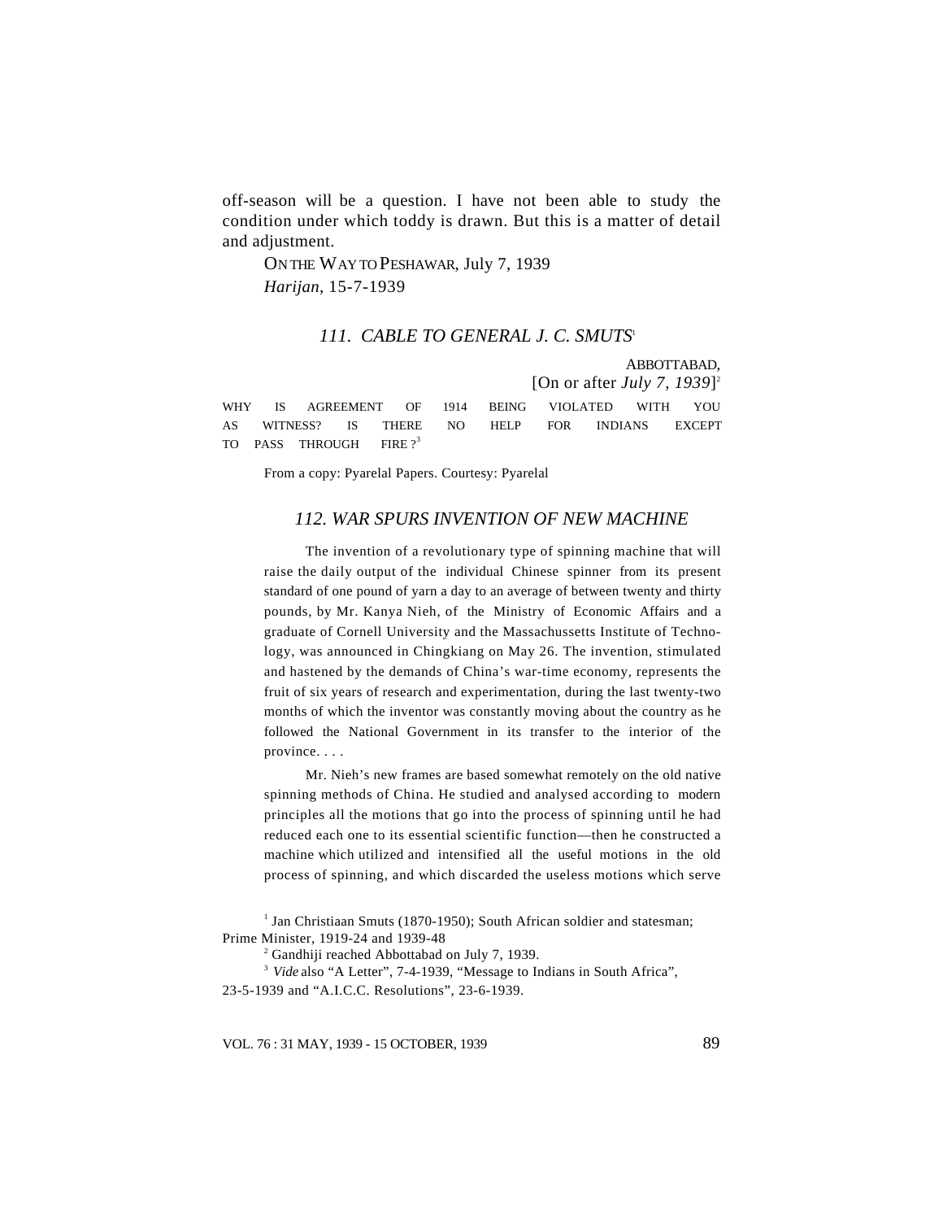off-season will be a question. I have not been able to study the condition under which toddy is drawn. But this is a matter of detail and adjustment.

ON THE WAY TO PESHAWAR, July 7, 1939
*Harijan*, 15-7-1939

### *111. CABLE TO GENERAL J. C. SMUTS*[1]

ABBOTTABAD,
[On or after *July 7, 1939*][2]

WHY IS AGREEMENT OF 1914 BEING VIOLATED WITH YOU AS WITNESS? IS THERE NO HELP FOR INDIANS EXCEPT TO PASS THROUGH FIRE ?[3]

From a copy: Pyarelal Papers. Courtesy: Pyarelal

### *112. WAR SPURS INVENTION OF NEW MACHINE*

The invention of a revolutionary type of spinning machine that will raise the daily output of the individual Chinese spinner from its present standard of one pound of yarn a day to an average of between twenty and thirty pounds, by Mr. Kanya Nieh, of the Ministry of Economic Affairs and a graduate of Cornell University and the Massachussetts Institute of Technology, was announced in Chingkiang on May 26. The invention, stimulated and hastened by the demands of China's war-time economy, represents the fruit of six years of research and experimentation, during the last twenty-two months of which the inventor was constantly moving about the country as he followed the National Government in its transfer to the interior of the province. . . .

Mr. Nieh's new frames are based somewhat remotely on the old native spinning methods of China. He studied and analysed according to modern principles all the motions that go into the process of spinning until he had reduced each one to its essential scientific function—then he constructed a machine which utilized and intensified all the useful motions in the old process of spinning, and which discarded the useless motions which serve

[1] Jan Christiaan Smuts (1870-1950); South African soldier and statesman; Prime Minister, 1919-24 and 1939-48

[2] Gandhiji reached Abbottabad on July 7, 1939.

[3] *Vide* also "A Letter", 7-4-1939, "Message to Indians in South Africa", 23-5-1939 and "A.I.C.C. Resolutions", 23-6-1939.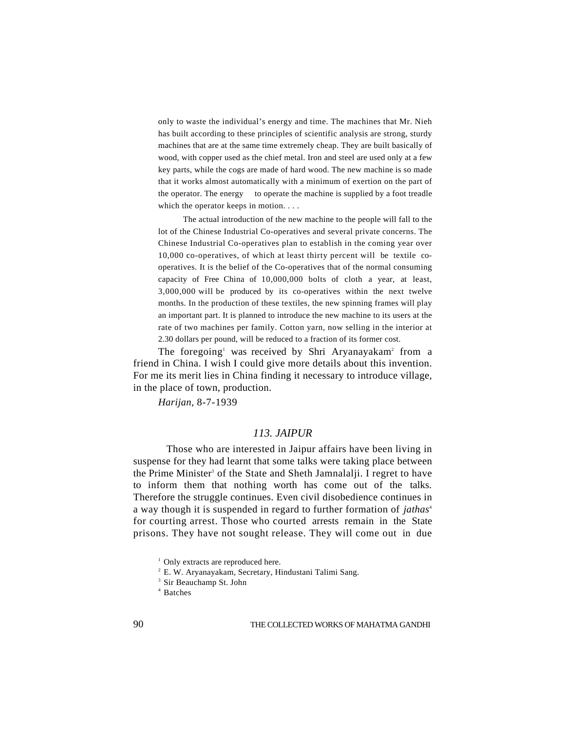only to waste the individual's energy and time. The machines that Mr. Nieh has built according to these principles of scientific analysis are strong, sturdy machines that are at the same time extremely cheap. They are built basically of wood, with copper used as the chief metal. Iron and steel are used only at a few key parts, while the cogs are made of hard wood. The new machine is so made that it works almost automatically with a minimum of exertion on the part of the operator. The energy to operate the machine is supplied by a foot treadle which the operator keeps in motion. . . .

The actual introduction of the new machine to the people will fall to the lot of the Chinese Industrial Co-operatives and several private concerns. The Chinese Industrial Co-operatives plan to establish in the coming year over 10,000 co-operatives, of which at least thirty percent will be textile co-operatives. It is the belief of the Co-operatives that of the normal consuming capacity of Free China of 10,000,000 bolts of cloth a year, at least, 3,000,000 will be produced by its co-operatives within the next twelve months. In the production of these textiles, the new spinning frames will play an important part. It is planned to introduce the new machine to its users at the rate of two machines per family. Cotton yarn, now selling in the interior at 2.30 dollars per pound, will be reduced to a fraction of its former cost.

The foregoing[1] was received by Shri Aryanayakam[2] from a friend in China. I wish I could give more details about this invention. For me its merit lies in China finding it necessary to introduce village, in the place of town, production.

*Harijan*, 8-7-1939

## *113. JAIPUR*

Those who are interested in Jaipur affairs have been living in suspense for they had learnt that some talks were taking place between the Prime Minister[3] of the State and Sheth Jamnalalji. I regret to have to inform them that nothing worth has come out of the talks. Therefore the struggle continues. Even civil disobedience continues in a way though it is suspended in regard to further formation of *jathas*[4] for courting arrest. Those who courted arrests remain in the State prisons. They have not sought release. They will come out in due

[1] Only extracts are reproduced here.

[2] E. W. Aryanayakam, Secretary, Hindustani Talimi Sang.

[3] Sir Beauchamp St. John

[4] Batches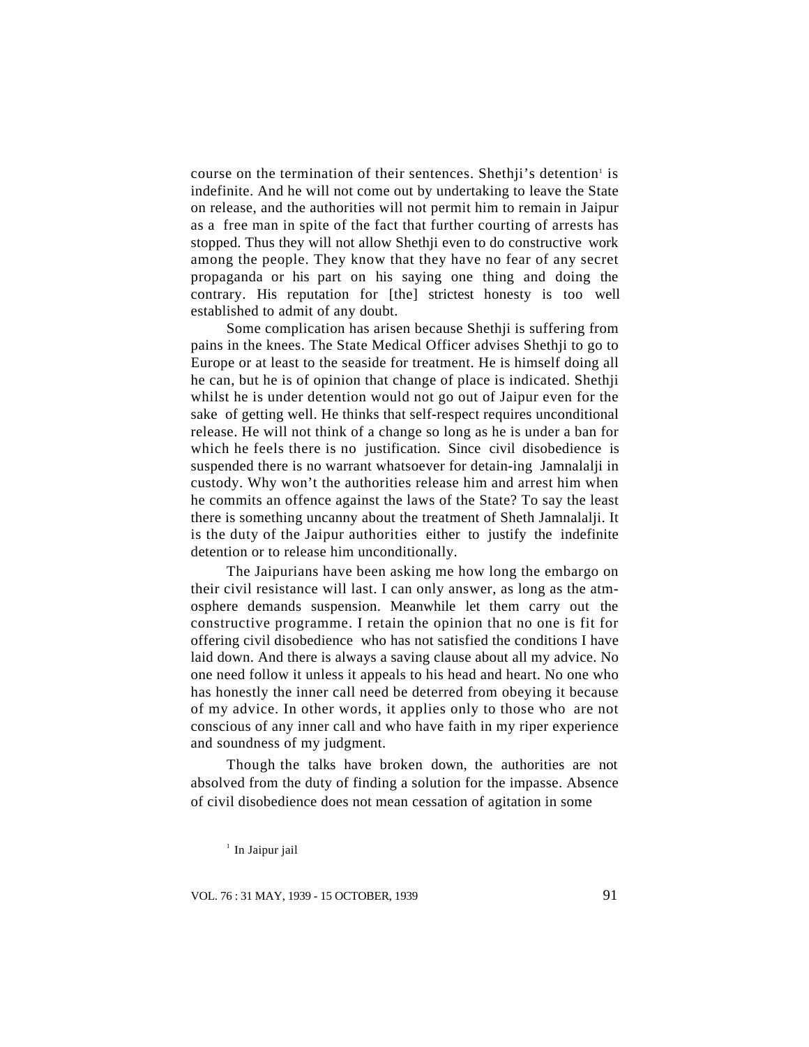course on the termination of their sentences. Shethji's detention[1] is indefinite. And he will not come out by undertaking to leave the State on release, and the authorities will not permit him to remain in Jaipur as a free man in spite of the fact that further courting of arrests has stopped. Thus they will not allow Shethji even to do constructive work among the people. They know that they have no fear of any secret propaganda or his part on his saying one thing and doing the contrary. His reputation for [the] strictest honesty is too well established to admit of any doubt.

Some complication has arisen because Shethji is suffering from pains in the knees. The State Medical Officer advises Shethji to go to Europe or at least to the seaside for treatment. He is himself doing all he can, but he is of opinion that change of place is indicated. Shethji whilst he is under detention would not go out of Jaipur even for the sake of getting well. He thinks that self-respect requires unconditional release. He will not think of a change so long as he is under a ban for which he feels there is no justification. Since civil disobedience is suspended there is no warrant whatsoever for detain-ing Jamnalalji in custody. Why won't the authorities release him and arrest him when he commits an offence against the laws of the State? To say the least there is something uncanny about the treatment of Sheth Jamnalalji. It is the duty of the Jaipur authorities either to justify the indefinite detention or to release him unconditionally.

The Jaipurians have been asking me how long the embargo on their civil resistance will last. I can only answer, as long as the atm-osphere demands suspension. Meanwhile let them carry out the constructive programme. I retain the opinion that no one is fit for offering civil disobedience who has not satisfied the conditions I have laid down. And there is always a saving clause about all my advice. No one need follow it unless it appeals to his head and heart. No one who has honestly the inner call need be deterred from obeying it because of my advice. In other words, it applies only to those who are not conscious of any inner call and who have faith in my riper experience and soundness of my judgment.

Though the talks have broken down, the authorities are not absolved from the duty of finding a solution for the impasse. Absence of civil disobedience does not mean cessation of agitation in some

[1] In Jaipur jail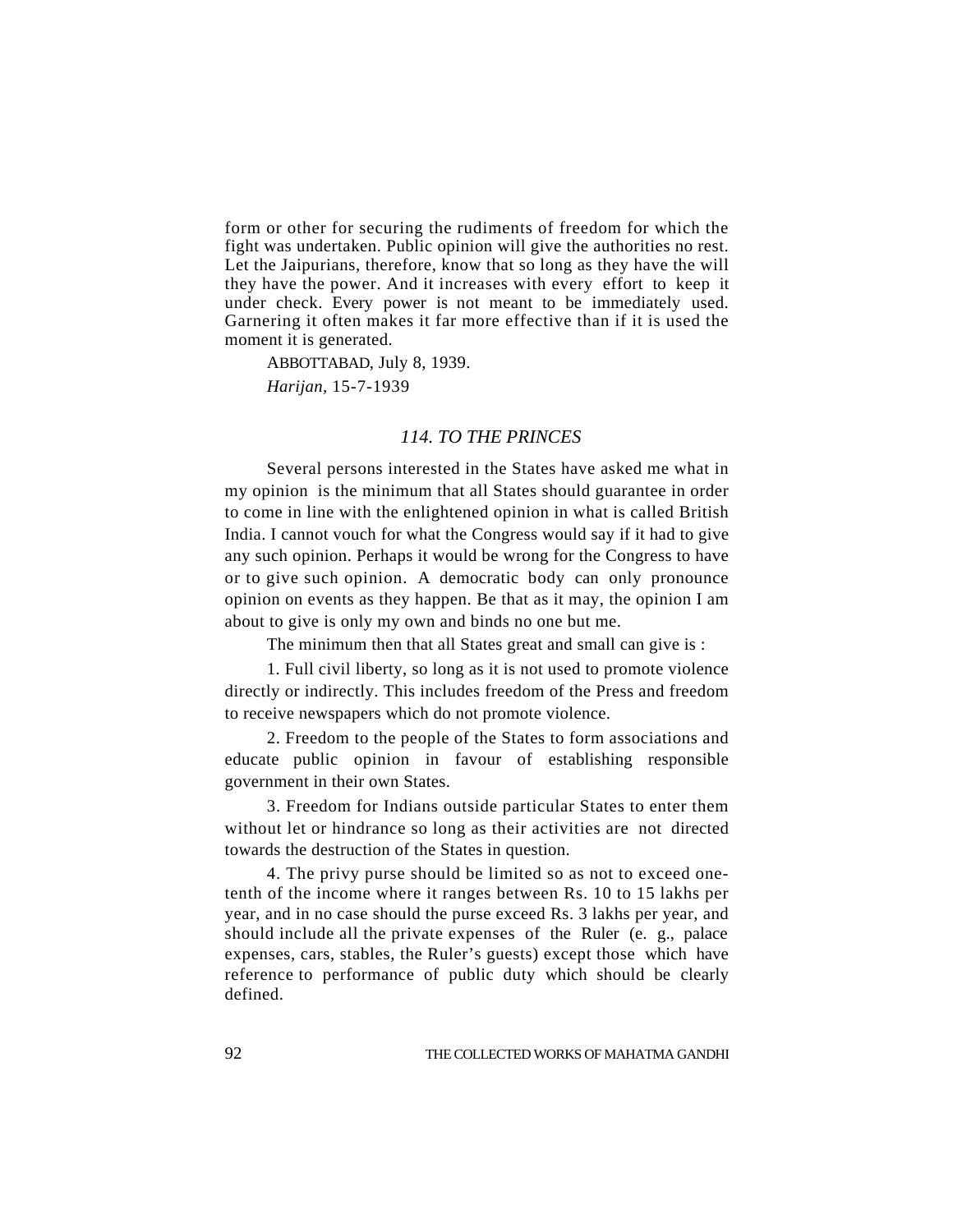form or other for securing the rudiments of freedom for which the fight was undertaken. Public opinion will give the authorities no rest. Let the Jaipurians, therefore, know that so long as they have the will they have the power. And it increases with every effort to keep it under check. Every power is not meant to be immediately used. Garnering it often makes it far more effective than if it is used the moment it is generated.

ABBOTTABAD, July 8, 1939.

*Harijan*, 15-7-1939

## *114. TO THE PRINCES*

Several persons interested in the States have asked me what in my opinion is the minimum that all States should guarantee in order to come in line with the enlightened opinion in what is called British India. I cannot vouch for what the Congress would say if it had to give any such opinion. Perhaps it would be wrong for the Congress to have or to give such opinion. A democratic body can only pronounce opinion on events as they happen. Be that as it may, the opinion I am about to give is only my own and binds no one but me.

The minimum then that all States great and small can give is :

1. Full civil liberty, so long as it is not used to promote violence directly or indirectly. This includes freedom of the Press and freedom to receive newspapers which do not promote violence.

2. Freedom to the people of the States to form associations and educate public opinion in favour of establishing responsible government in their own States.

3. Freedom for Indians outside particular States to enter them without let or hindrance so long as their activities are not directed towards the destruction of the States in question.

4. The privy purse should be limited so as not to exceed one-tenth of the income where it ranges between Rs. 10 to 15 lakhs per year, and in no case should the purse exceed Rs. 3 lakhs per year, and should include all the private expenses of the Ruler (e. g., palace expenses, cars, stables, the Ruler's guests) except those which have reference to performance of public duty which should be clearly defined.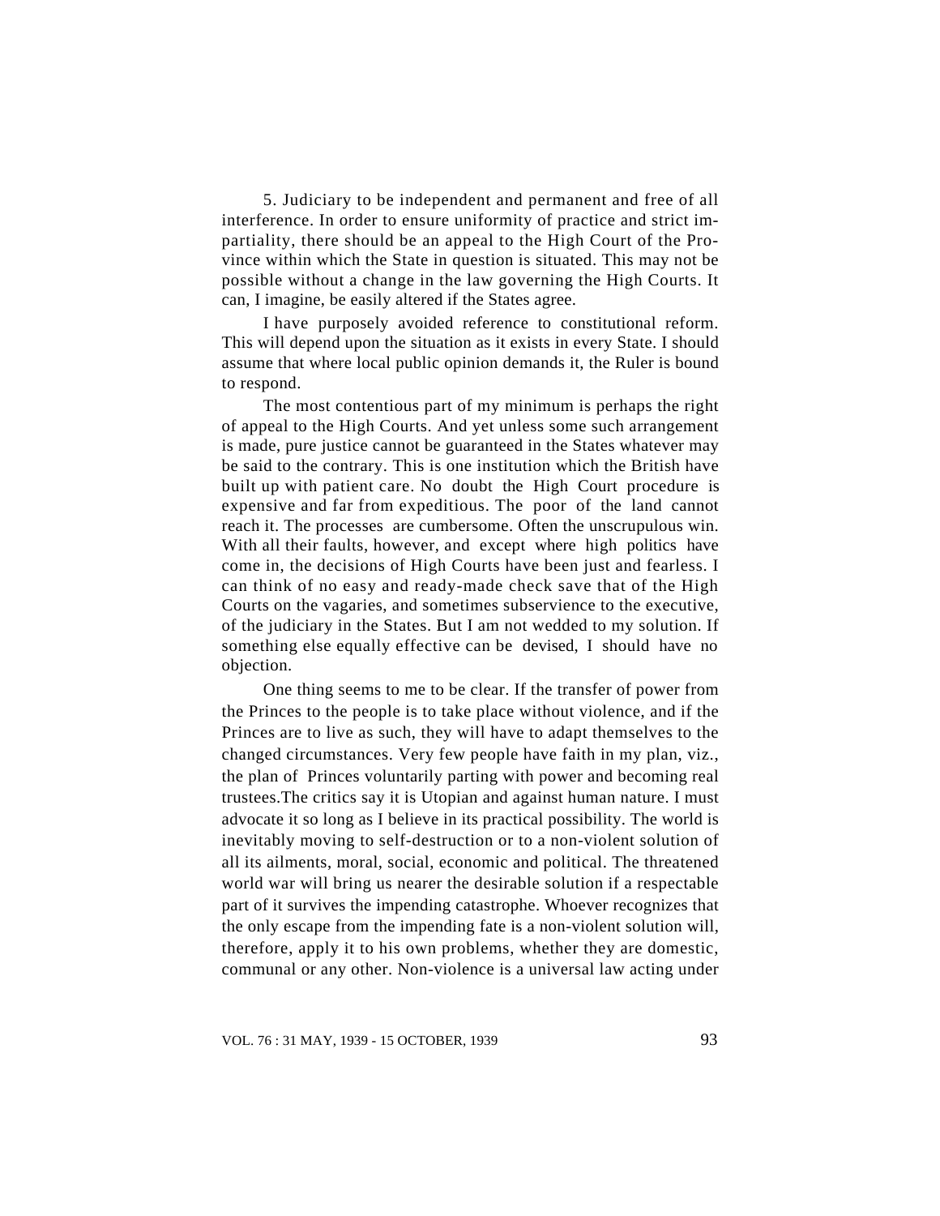5. Judiciary to be independent and permanent and free of all interference. In order to ensure uniformity of practice and strict impartiality, there should be an appeal to the High Court of the Province within which the State in question is situated. This may not be possible without a change in the law governing the High Courts. It can, I imagine, be easily altered if the States agree.

I have purposely avoided reference to constitutional reform. This will depend upon the situation as it exists in every State. I should assume that where local public opinion demands it, the Ruler is bound to respond.

The most contentious part of my minimum is perhaps the right of appeal to the High Courts. And yet unless some such arrangement is made, pure justice cannot be guaranteed in the States whatever may be said to the contrary. This is one institution which the British have built up with patient care. No doubt the High Court procedure is expensive and far from expeditious. The poor of the land cannot reach it. The processes are cumbersome. Often the unscrupulous win. With all their faults, however, and except where high politics have come in, the decisions of High Courts have been just and fearless. I can think of no easy and ready-made check save that of the High Courts on the vagaries, and sometimes subservience to the executive, of the judiciary in the States. But I am not wedded to my solution. If something else equally effective can be devised, I should have no objection.

One thing seems to me to be clear. If the transfer of power from the Princes to the people is to take place without violence, and if the Princes are to live as such, they will have to adapt themselves to the changed circumstances. Very few people have faith in my plan, viz., the plan of Princes voluntarily parting with power and becoming real trustees.The critics say it is Utopian and against human nature. I must advocate it so long as I believe in its practical possibility. The world is inevitably moving to self-destruction or to a non-violent solution of all its ailments, moral, social, economic and political. The threatened world war will bring us nearer the desirable solution if a respectable part of it survives the impending catastrophe. Whoever recognizes that the only escape from the impending fate is a non-violent solution will, therefore, apply it to his own problems, whether they are domestic, communal or any other. Non-violence is a universal law acting under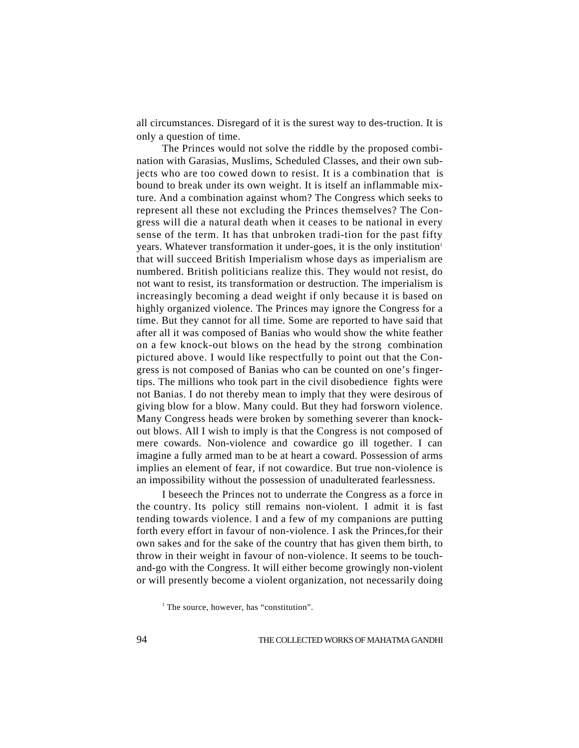all circumstances. Disregard of it is the surest way to destruction. It is only a question of time.

The Princes would not solve the riddle by the proposed combination with Garasias, Muslims, Scheduled Classes, and their own subjects who are too cowed down to resist. It is a combination that is bound to break under its own weight. It is itself an inflammable mixture. And a combination against whom? The Congress which seeks to represent all these not excluding the Princes themselves? The Congress will die a natural death when it ceases to be national in every sense of the term. It has that unbroken tradition for the past fifty years. Whatever transformation it undergoes, it is the only institution[1] that will succeed British Imperialism whose days as imperialism are numbered. British politicians realize this. They would not resist, do not want to resist, its transformation or destruction. The imperialism is increasingly becoming a dead weight if only because it is based on highly organized violence. The Princes may ignore the Congress for a time. But they cannot for all time. Some are reported to have said that after all it was composed of Banias who would show the white feather on a few knock-out blows on the head by the strong combination pictured above. I would like respectfully to point out that the Congress is not composed of Banias who can be counted on one's finger-tips. The millions who took part in the civil disobedience fights were not Banias. I do not thereby mean to imply that they were desirous of giving blow for a blow. Many could. But they had forsworn violence. Many Congress heads were broken by something severer than knock-out blows. All I wish to imply is that the Congress is not composed of mere cowards. Non-violence and cowardice go ill together. I can imagine a fully armed man to be at heart a coward. Possession of arms implies an element of fear, if not cowardice. But true non-violence is an impossibility without the possession of unadulterated fearlessness.

I beseech the Princes not to underrate the Congress as a force in the country. Its policy still remains non-violent. I admit it is fast tending towards violence. I and a few of my companions are putting forth every effort in favour of non-violence. I ask the Princes, for their own sakes and for the sake of the country that has given them birth, to throw in their weight in favour of non-violence. It seems to be touch-and-go with the Congress. It will either become growingly non-violent or will presently become a violent organization, not necessarily doing

[1] The source, however, has "constitution".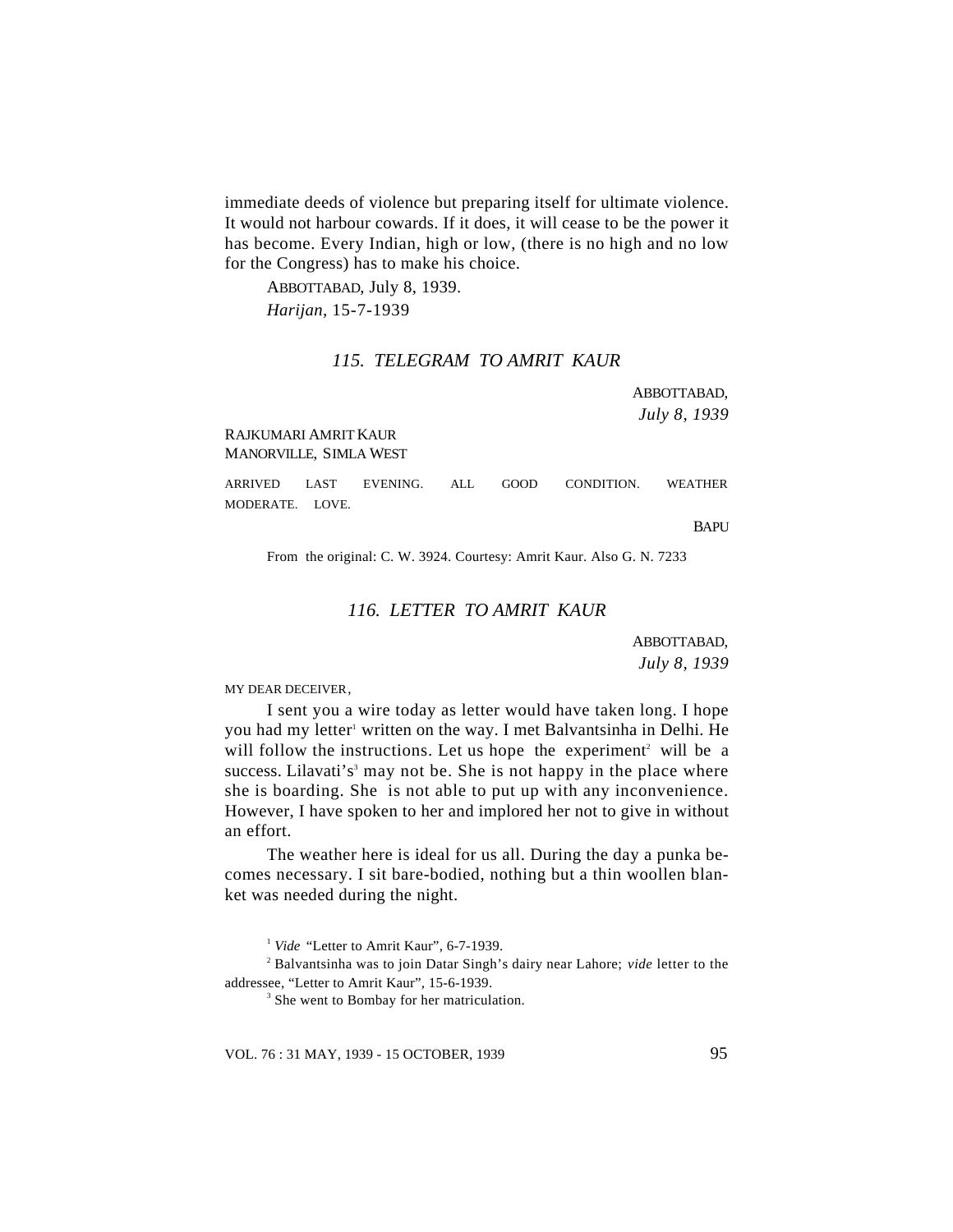immediate deeds of violence but preparing itself for ultimate violence. It would not harbour cowards. If it does, it will cease to be the power it has become. Every Indian, high or low, (there is no high and no low for the Congress) has to make his choice.

ABBOTTABAD, July 8, 1939.
*Harijan*, 15-7-1939

### *115. TELEGRAM TO AMRIT KAUR*

ABBOTTABAD,
*July 8, 1939*

RAJKUMARI AMRIT KAUR
MANORVILLE, SIMLA WEST

ARRIVED LAST EVENING. ALL GOOD CONDITION. WEATHER MODERATE. LOVE.

BAPU

From the original: C. W. 3924. Courtesy: Amrit Kaur. Also G. N. 7233

### *116. LETTER TO AMRIT KAUR*

ABBOTTABAD,
*July 8, 1939*

MY DEAR DECEIVER,

I sent you a wire today as letter would have taken long. I hope you had my letter[1] written on the way. I met Balvantsinha in Delhi. He will follow the instructions. Let us hope the experiment[2] will be a success. Lilavati's[3] may not be. She is not happy in the place where she is boarding. She is not able to put up with any inconvenience. However, I have spoken to her and implored her not to give in without an effort.

The weather here is ideal for us all. During the day a punka becomes necessary. I sit bare-bodied, nothing but a thin woollen blanket was needed during the night.

[1] *Vide* "Letter to Amrit Kaur", 6-7-1939.

[2] Balvantsinha was to join Datar Singh's dairy near Lahore; *vide* letter to the addressee, "Letter to Amrit Kaur", 15-6-1939.

[3] She went to Bombay for her matriculation.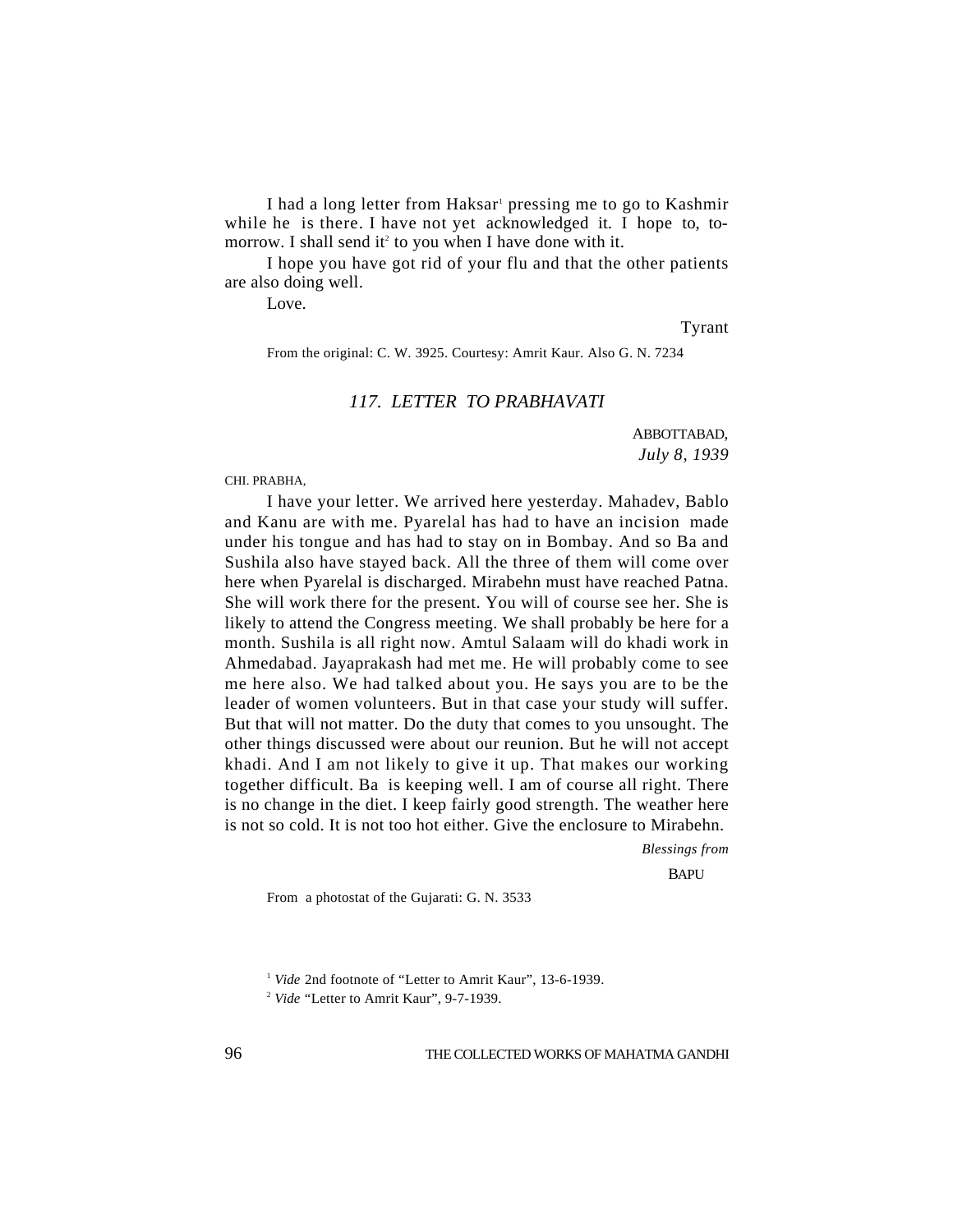I had a long letter from Haksar[1] pressing me to go to Kashmir while he is there. I have not yet acknowledged it. I hope to, to-morrow. I shall send it[2] to you when I have done with it.

I hope you have got rid of your flu and that the other patients are also doing well.

Love.

Tyrant

From the original: C. W. 3925. Courtesy: Amrit Kaur. Also G. N. 7234

## *117. LETTER TO PRABHAVATI*

ABBOTTABAD,
*July 8, 1939*

CHI. PRABHA,

I have your letter. We arrived here yesterday. Mahadev, Bablo and Kanu are with me. Pyarelal has had to have an incision made under his tongue and has had to stay on in Bombay. And so Ba and Sushila also have stayed back. All the three of them will come over here when Pyarelal is discharged. Mirabehn must have reached Patna. She will work there for the present. You will of course see her. She is likely to attend the Congress meeting. We shall probably be here for a month. Sushila is all right now. Amtul Salaam will do khadi work in Ahmedabad. Jayaprakash had met me. He will probably come to see me here also. We had talked about you. He says you are to be the leader of women volunteers. But in that case your study will suffer. But that will not matter. Do the duty that comes to you unsought. The other things discussed were about our reunion. But he will not accept khadi. And I am not likely to give it up. That makes our working together difficult. Ba is keeping well. I am of course all right. There is no change in the diet. I keep fairly good strength. The weather here is not so cold. It is not too hot either. Give the enclosure to Mirabehn.

*Blessings from*

BAPU

From a photostat of the Gujarati: G. N. 3533

[1] *Vide* 2nd footnote of "Letter to Amrit Kaur", 13-6-1939.

[2] *Vide* "Letter to Amrit Kaur", 9-7-1939.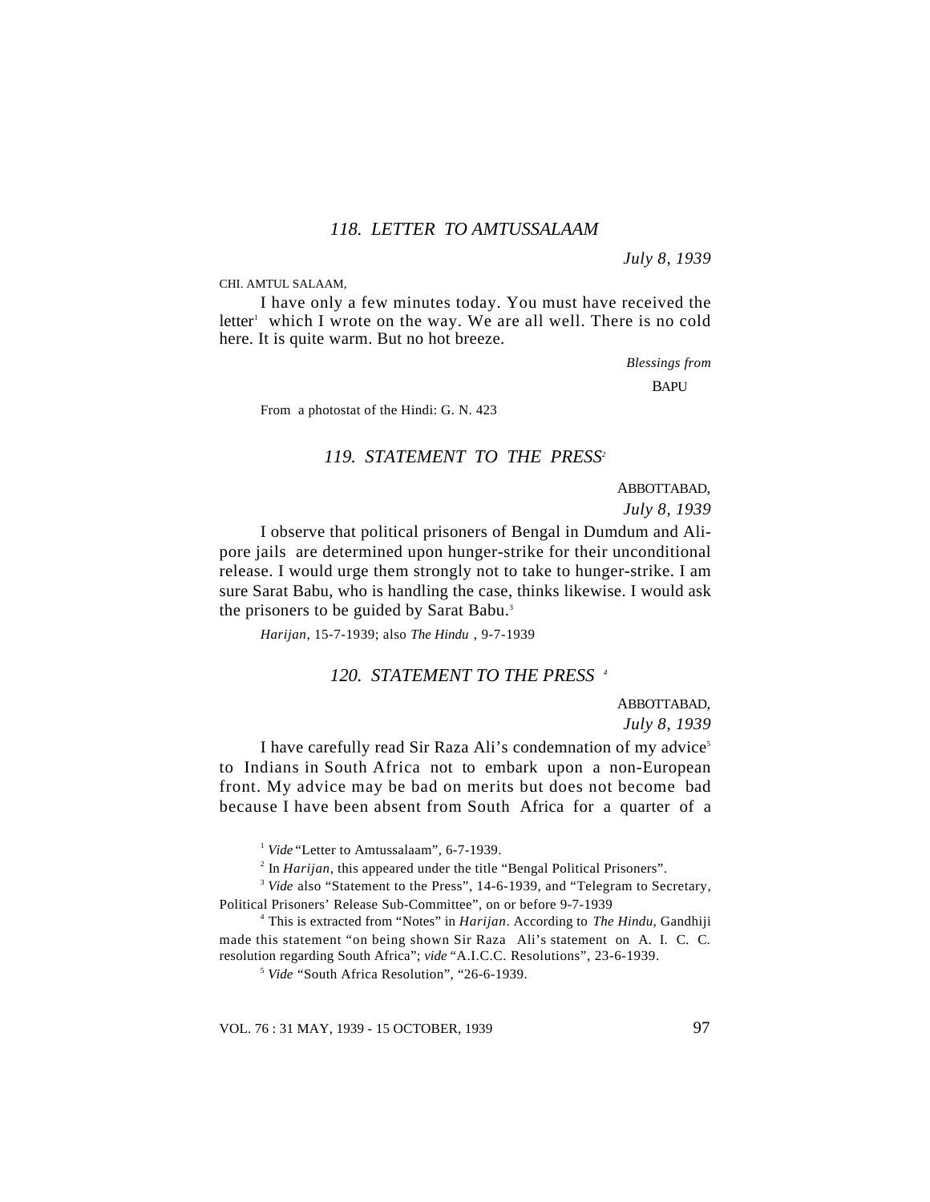## *118. LETTER TO AMTUSSALAAM*

*July 8, 1939*

CHI. AMTUL SALAAM,

I have only a few minutes today. You must have received the letter[1] which I wrote on the way. We are all well. There is no cold here. It is quite warm. But no hot breeze.

*Blessings from*

BAPU

From a photostat of the Hindi: G. N. 423

## *119. STATEMENT TO THE PRESS*[2]

ABBOTTABAD,

*July 8, 1939*

I observe that political prisoners of Bengal in Dumdum and Alipore jails are determined upon hunger-strike for their unconditional release. I would urge them strongly not to take to hunger-strike. I am sure Sarat Babu, who is handling the case, thinks likewise. I would ask the prisoners to be guided by Sarat Babu.[3]

*Harijan*, 15-7-1939; also *The Hindu* , 9-7-1939

## *120. STATEMENT TO THE PRESS* [4]

ABBOTTABAD,

*July 8, 1939*

I have carefully read Sir Raza Ali's condemnation of my advice[5] to Indians in South Africa not to embark upon a non-European front. My advice may be bad on merits but does not become bad because I have been absent from South Africa for a quarter of a

---

[1] *Vide* "Letter to Amtussalaam", 6-7-1939.

[2] In *Harijan*, this appeared under the title "Bengal Political Prisoners".

[3] *Vide* also "Statement to the Press", 14-6-1939, and "Telegram to Secretary, Political Prisoners' Release Sub-Committee", on or before 9-7-1939

[4] This is extracted from "Notes" in *Harijan*. According to *The Hindu*, Gandhiji made this statement "on being shown Sir Raza Ali's statement on A. I. C. C. resolution regarding South Africa"; *vide* "A.I.C.C. Resolutions", 23-6-1939.

[5] *Vide* "South Africa Resolution", "26-6-1939.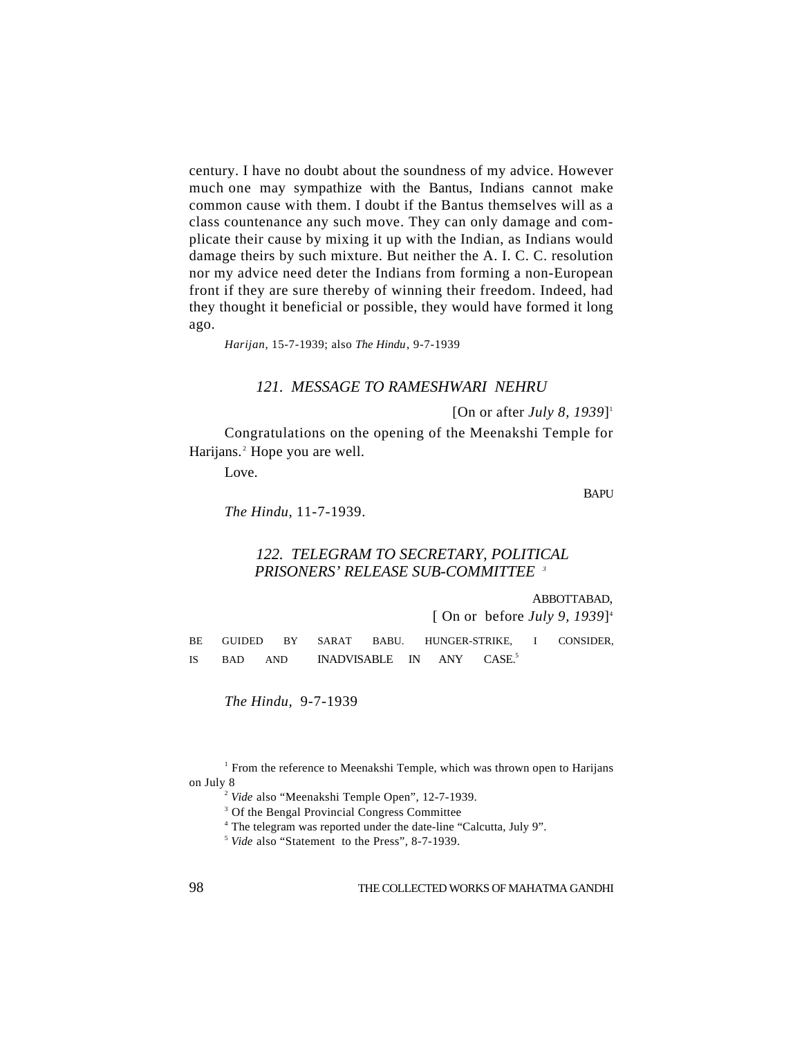century. I have no doubt about the soundness of my advice. However much one may sympathize with the Bantus, Indians cannot make common cause with them. I doubt if the Bantus themselves will as a class countenance any such move. They can only damage and complicate their cause by mixing it up with the Indian, as Indians would damage theirs by such mixture. But neither the A. I. C. C. resolution nor my advice need deter the Indians from forming a non-European front if they are sure thereby of winning their freedom. Indeed, had they thought it beneficial or possible, they would have formed it long ago.

*Harijan*, 15-7-1939; also *The Hindu*, 9-7-1939

### *121. MESSAGE TO RAMESHWARI NEHRU*

[On or after *July 8, 1939*][1]

Congratulations on the opening of the Meenakshi Temple for Harijans.[2] Hope you are well.

Love.

BAPU

*The Hindu*, 11-7-1939.

### *122. TELEGRAM TO SECRETARY, POLITICAL PRISONERS' RELEASE SUB-COMMITTEE*[3]

ABBOTTABAD,
[ On or before *July 9, 1939*][4]

BE GUIDED BY SARAT BABU. HUNGER-STRIKE, I CONSIDER, IS BAD AND INADVISABLE IN ANY CASE.[5]

*The Hindu*, 9-7-1939

---

[1] From the reference to Meenakshi Temple, which was thrown open to Harijans on July 8

[2] *Vide* also "Meenakshi Temple Open", 12-7-1939.

[3] Of the Bengal Provincial Congress Committee

[4] The telegram was reported under the date-line "Calcutta, July 9".

[5] *Vide* also "Statement to the Press", 8-7-1939.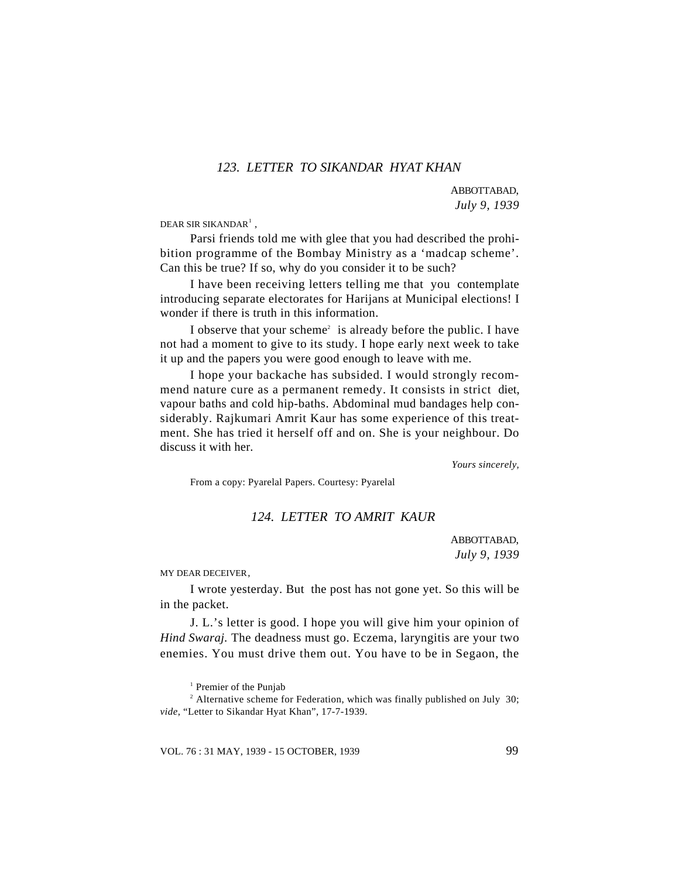## 123. LETTER TO SIKANDAR HYAT KHAN

ABBOTTABAD,
*July 9, 1939*

DEAR SIR SIKANDAR[1] ,

Parsi friends told me with glee that you had described the prohibition programme of the Bombay Ministry as a 'madcap scheme'. Can this be true? If so, why do you consider it to be such?

I have been receiving letters telling me that you contemplate introducing separate electorates for Harijans at Municipal elections! I wonder if there is truth in this information.

I observe that your scheme[2] is already before the public. I have not had a moment to give to its study. I hope early next week to take it up and the papers you were good enough to leave with me.

I hope your backache has subsided. I would strongly recommend nature cure as a permanent remedy. It consists in strict diet, vapour baths and cold hip-baths. Abdominal mud bandages help considerably. Rajkumari Amrit Kaur has some experience of this treatment. She has tried it herself off and on. She is your neighbour. Do discuss it with her.

*Yours sincerely,*

From a copy: Pyarelal Papers. Courtesy: Pyarelal

## 124. LETTER TO AMRIT KAUR

ABBOTTABAD,
*July 9, 1939*

MY DEAR DECEIVER,

I wrote yesterday. But the post has not gone yet. So this will be in the packet.

J. L.'s letter is good. I hope you will give him your opinion of *Hind Swaraj.* The deadness must go. Eczema, laryngitis are your two enemies. You must drive them out. You have to be in Segaon, the

---

[1] Premier of the Punjab

[2] Alternative scheme for Federation, which was finally published on July 30; *vide*, "Letter to Sikandar Hyat Khan", 17-7-1939.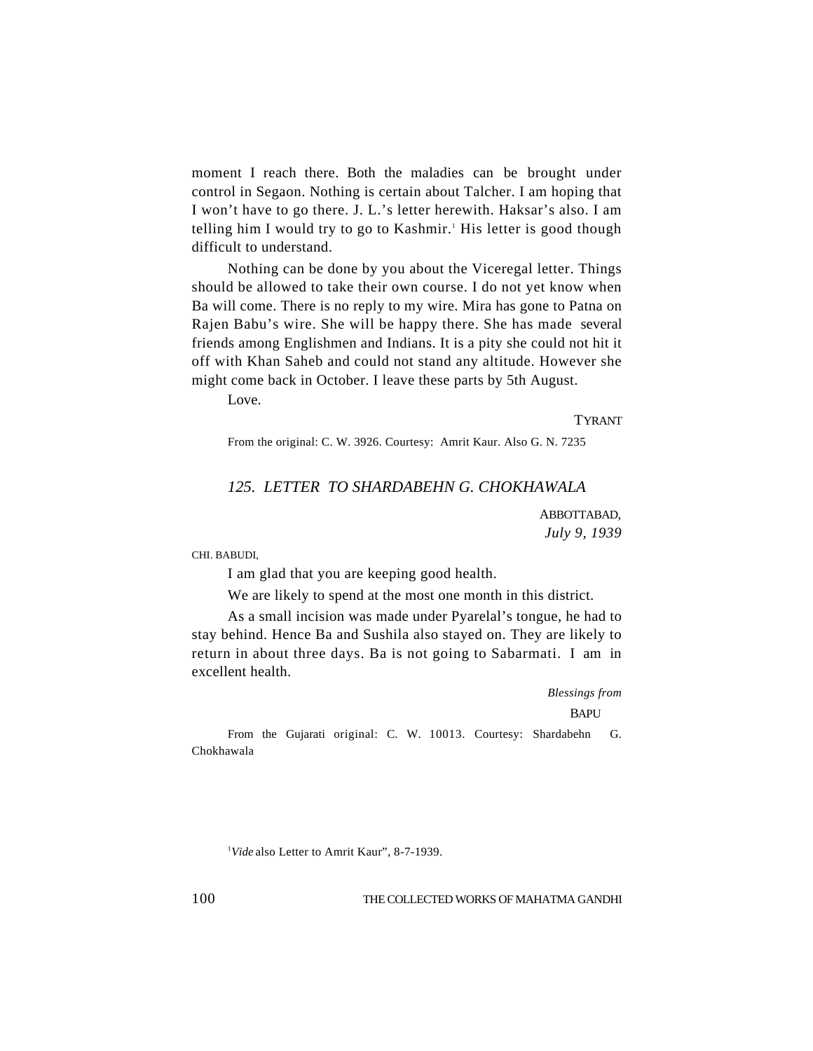moment I reach there. Both the maladies can be brought under control in Segaon. Nothing is certain about Talcher. I am hoping that I won't have to go there. J. L.'s letter herewith. Haksar's also. I am telling him I would try to go to Kashmir.[1] His letter is good though difficult to understand.

Nothing can be done by you about the Viceregal letter. Things should be allowed to take their own course. I do not yet know when Ba will come. There is no reply to my wire. Mira has gone to Patna on Rajen Babu's wire. She will be happy there. She has made several friends among Englishmen and Indians. It is a pity she could not hit it off with Khan Saheb and could not stand any altitude. However she might come back in October. I leave these parts by 5th August.

Love.

TYRANT

From the original: C. W. 3926. Courtesy: Amrit Kaur. Also G. N. 7235

## *125. LETTER TO SHARDABEHN G. CHOKHAWALA*

ABBOTTABAD,
*July 9, 1939*

CHI. BABUDI,

I am glad that you are keeping good health.

We are likely to spend at the most one month in this district.

As a small incision was made under Pyarelal's tongue, he had to stay behind. Hence Ba and Sushila also stayed on. They are likely to return in about three days. Ba is not going to Sabarmati. I am in excellent health.

*Blessings from*
BAPU

From the Gujarati original: C. W. 10013. Courtesy: Shardabehn G. Chokhawala

[1] *Vide* also Letter to Amrit Kaur", 8-7-1939.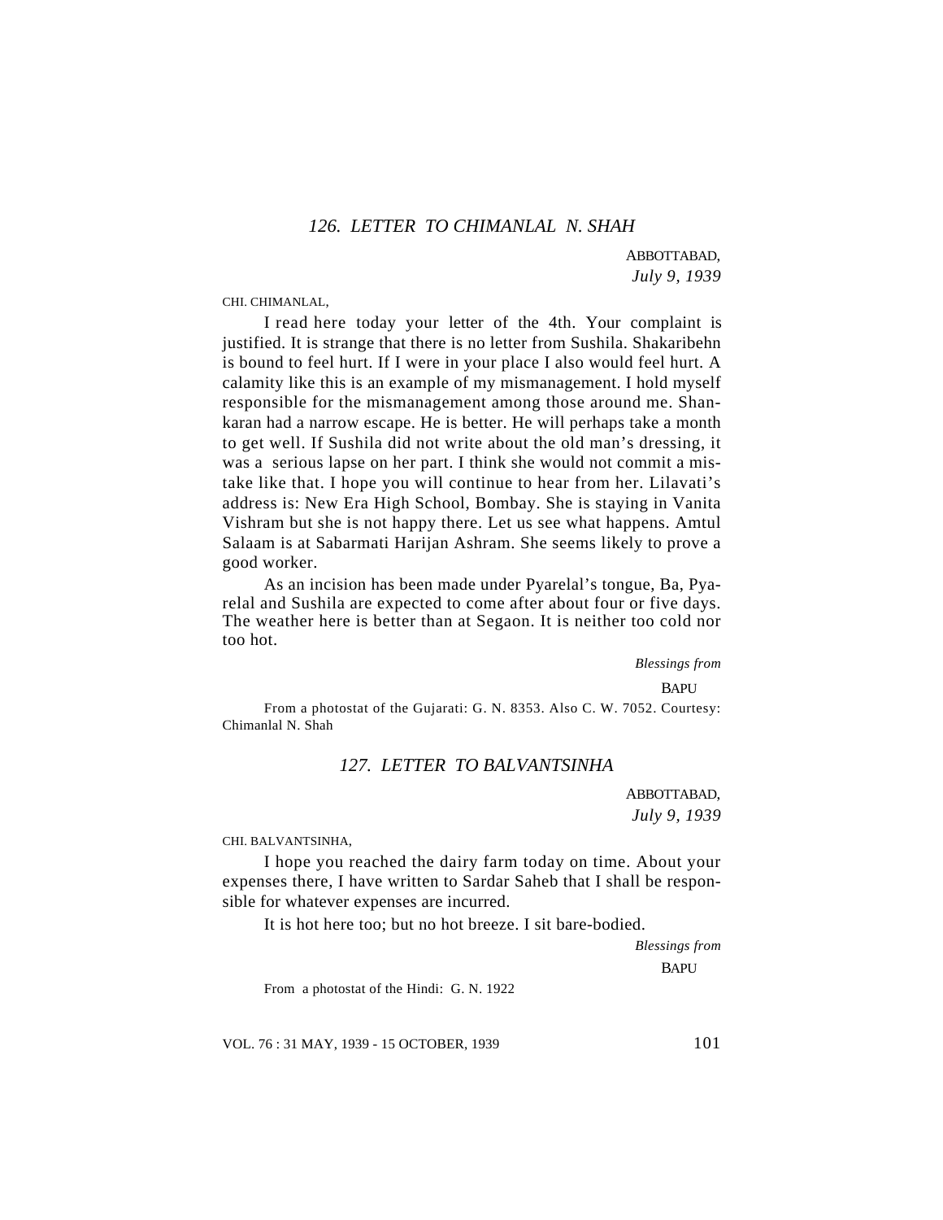## *126. LETTER TO CHIMANLAL N. SHAH*

ABBOTTABAD,
*July 9, 1939*

CHI. CHIMANLAL,

I read here today your letter of the 4th. Your complaint is justified. It is strange that there is no letter from Sushila. Shakaribehn is bound to feel hurt. If I were in your place I also would feel hurt. A calamity like this is an example of my mismanagement. I hold myself responsible for the mismanagement among those around me. Shankaran had a narrow escape. He is better. He will perhaps take a month to get well. If Sushila did not write about the old man's dressing, it was a serious lapse on her part. I think she would not commit a mistake like that. I hope you will continue to hear from her. Lilavati's address is: New Era High School, Bombay. She is staying in Vanita Vishram but she is not happy there. Let us see what happens. Amtul Salaam is at Sabarmati Harijan Ashram. She seems likely to prove a good worker.

As an incision has been made under Pyarelal's tongue, Ba, Pyarelal and Sushila are expected to come after about four or five days. The weather here is better than at Segaon. It is neither too cold nor too hot.

*Blessings from*
BAPU

From a photostat of the Gujarati: G. N. 8353. Also C. W. 7052. Courtesy: Chimanlal N. Shah

## *127. LETTER TO BALVANTSINHA*

ABBOTTABAD,
*July 9, 1939*

CHI. BALVANTSINHA,

I hope you reached the dairy farm today on time. About your expenses there, I have written to Sardar Saheb that I shall be responsible for whatever expenses are incurred.

It is hot here too; but no hot breeze. I sit bare-bodied.

*Blessings from*
BAPU

From a photostat of the Hindi: G. N. 1922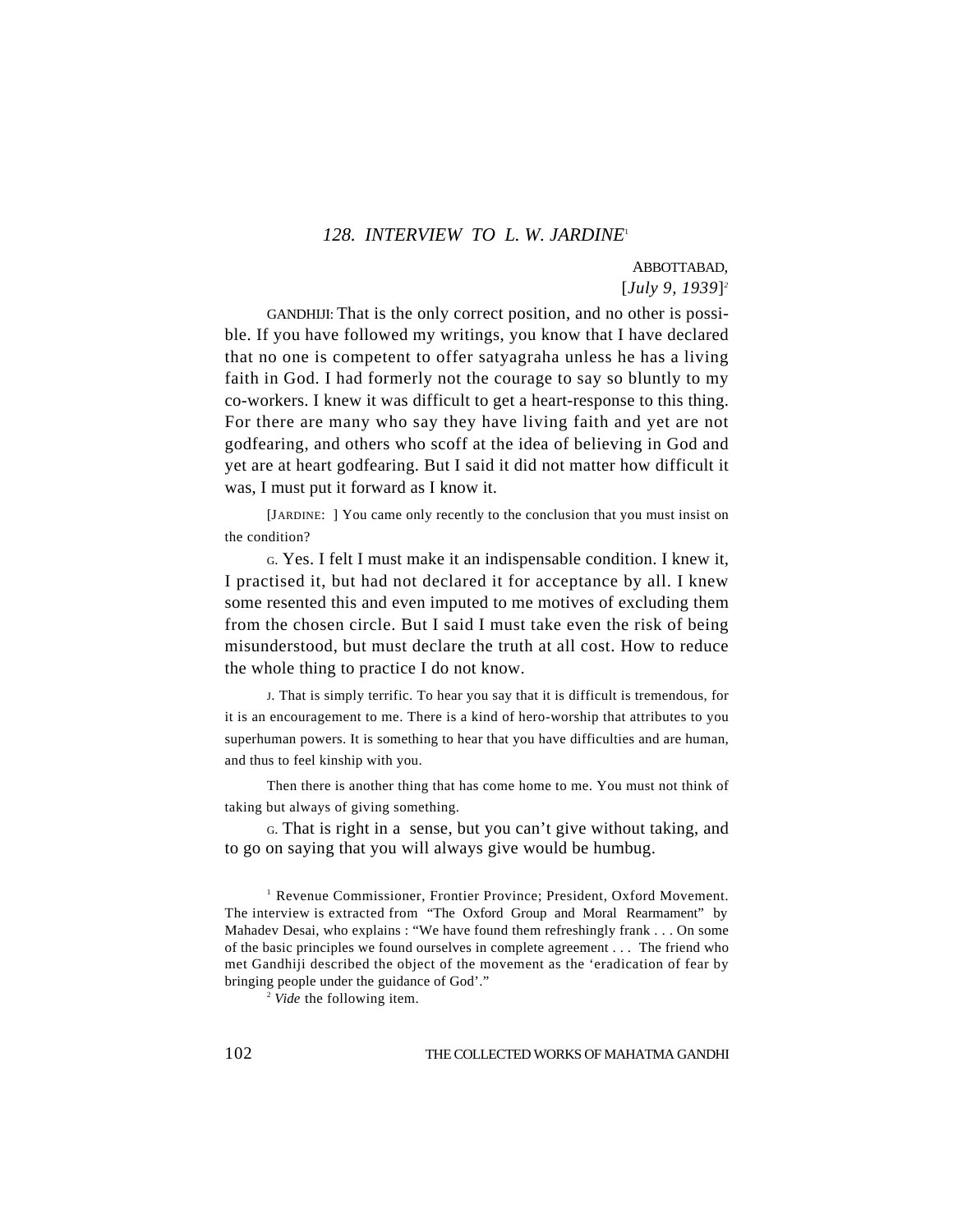### *128. INTERVIEW TO L. W. JARDINE*[1]

ABBOTTABAD,
[*July 9, 1939*][2]

GANDHIJI: That is the only correct position, and no other is possible. If you have followed my writings, you know that I have declared that no one is competent to offer satyagraha unless he has a living faith in God. I had formerly not the courage to say so bluntly to my co-workers. I knew it was difficult to get a heart-response to this thing. For there are many who say they have living faith and yet are not godfearing, and others who scoff at the idea of believing in God and yet are at heart godfearing. But I said it did not matter how difficult it was, I must put it forward as I know it.

[JARDINE: ] You came only recently to the conclusion that you must insist on the condition?

G. Yes. I felt I must make it an indispensable condition. I knew it, I practised it, but had not declared it for acceptance by all. I knew some resented this and even imputed to me motives of excluding them from the chosen circle. But I said I must take even the risk of being misunderstood, but must declare the truth at all cost. How to reduce the whole thing to practice I do not know.

J. That is simply terrific. To hear you say that it is difficult is tremendous, for it is an encouragement to me. There is a kind of hero-worship that attributes to you superhuman powers. It is something to hear that you have difficulties and are human, and thus to feel kinship with you.

Then there is another thing that has come home to me. You must not think of taking but always of giving something.

G. That is right in a sense, but you can't give without taking, and to go on saying that you will always give would be humbug.

---

[1] Revenue Commissioner, Frontier Province; President, Oxford Movement. The interview is extracted from "The Oxford Group and Moral Rearmament" by Mahadev Desai, who explains : "We have found them refreshingly frank . . . On some of the basic principles we found ourselves in complete agreement . . . The friend who met Gandhiji described the object of the movement as the 'eradication of fear by bringing people under the guidance of God'."

[2] *Vide* the following item.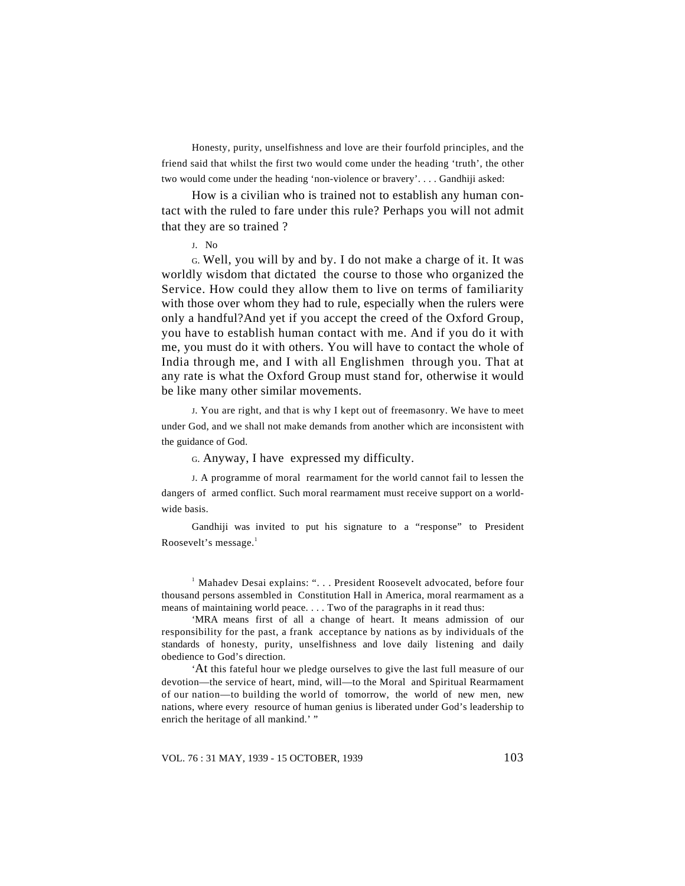Honesty, purity, unselfishness and love are their fourfold principles, and the friend said that whilst the first two would come under the heading 'truth', the other two would come under the heading 'non-violence or bravery'. . . . Gandhiji asked:

How is a civilian who is trained not to establish any human contact with the ruled to fare under this rule? Perhaps you will not admit that they are so trained ?

J. No

G. Well, you will by and by. I do not make a charge of it. It was worldly wisdom that dictated the course to those who organized the Service. How could they allow them to live on terms of familiarity with those over whom they had to rule, especially when the rulers were only a handful?And yet if you accept the creed of the Oxford Group, you have to establish human contact with me. And if you do it with me, you must do it with others. You will have to contact the whole of India through me, and I with all Englishmen through you. That at any rate is what the Oxford Group must stand for, otherwise it would be like many other similar movements.

J. You are right, and that is why I kept out of freemasonry. We have to meet under God, and we shall not make demands from another which are inconsistent with the guidance of God.

G. Anyway, I have expressed my difficulty.

J. A programme of moral rearmament for the world cannot fail to lessen the dangers of armed conflict. Such moral rearmament must receive support on a world-wide basis.

Gandhiji was invited to put his signature to a "response" to President Roosevelt's message.[1]

[1] Mahadev Desai explains: ". . . President Roosevelt advocated, before four thousand persons assembled in Constitution Hall in America, moral rearmament as a means of maintaining world peace. . . . Two of the paragraphs in it read thus:

'MRA means first of all a change of heart. It means admission of our responsibility for the past, a frank acceptance by nations as by individuals of the standards of honesty, purity, unselfishness and love daily listening and daily obedience to God's direction.

'At this fateful hour we pledge ourselves to give the last full measure of our devotion—the service of heart, mind, will—to the Moral and Spiritual Rearmament of our nation—to building the world of tomorrow, the world of new men, new nations, where every resource of human genius is liberated under God's leadership to enrich the heritage of all mankind.' "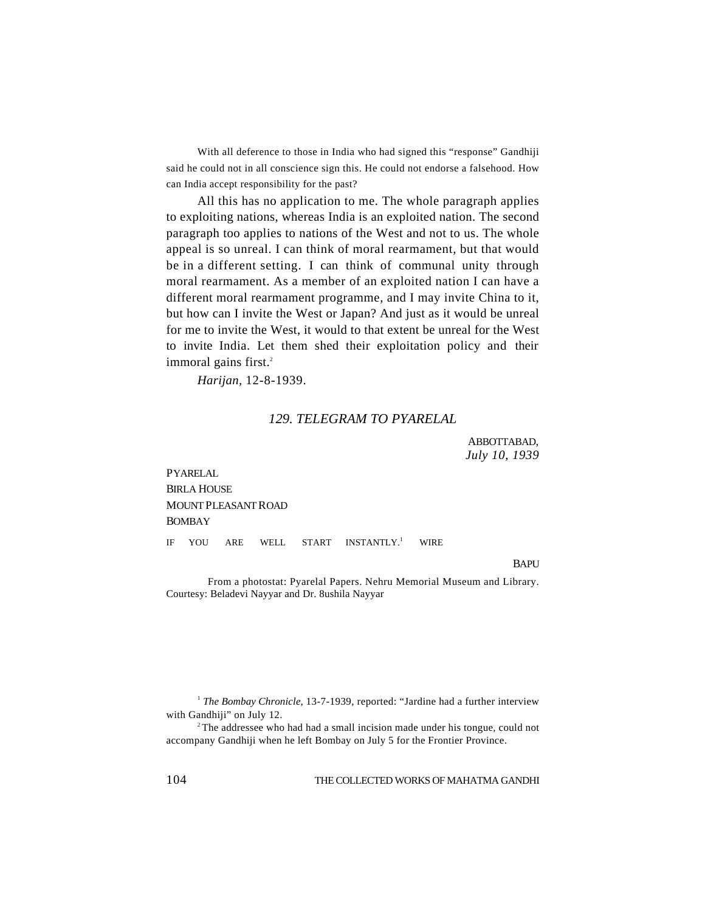With all deference to those in India who had signed this "response" Gandhiji said he could not in all conscience sign this. He could not endorse a falsehood. How can India accept responsibility for the past?

All this has no application to me. The whole paragraph applies to exploiting nations, whereas India is an exploited nation. The second paragraph too applies to nations of the West and not to us. The whole appeal is so unreal. I can think of moral rearmament, but that would be in a different setting. I can think of communal unity through moral rearmament. As a member of an exploited nation I can have a different moral rearmament programme, and I may invite China to it, but how can I invite the West or Japan? And just as it would be unreal for me to invite the West, it would to that extent be unreal for the West to invite India. Let them shed their exploitation policy and their immoral gains first.[2]

*Harijan,* 12-8-1939.

### *129. TELEGRAM TO PYARELAL*

ABBOTTABAD,
*July 10, 1939*

PYARELAL
BIRLA HOUSE
MOUNT PLEASANT ROAD
BOMBAY

IF YOU ARE WELL START INSTANTLY.[1] WIRE

BAPU

From a photostat: Pyarelal Papers. Nehru Memorial Museum and Library. Courtesy: Beladevi Nayyar and Dr. 8ushila Nayyar

---

[1] *The Bombay Chronicle,* 13-7-1939, reported: "Jardine had a further interview with Gandhiji" on July 12.

[2] The addressee who had had a small incision made under his tongue, could not accompany Gandhiji when he left Bombay on July 5 for the Frontier Province.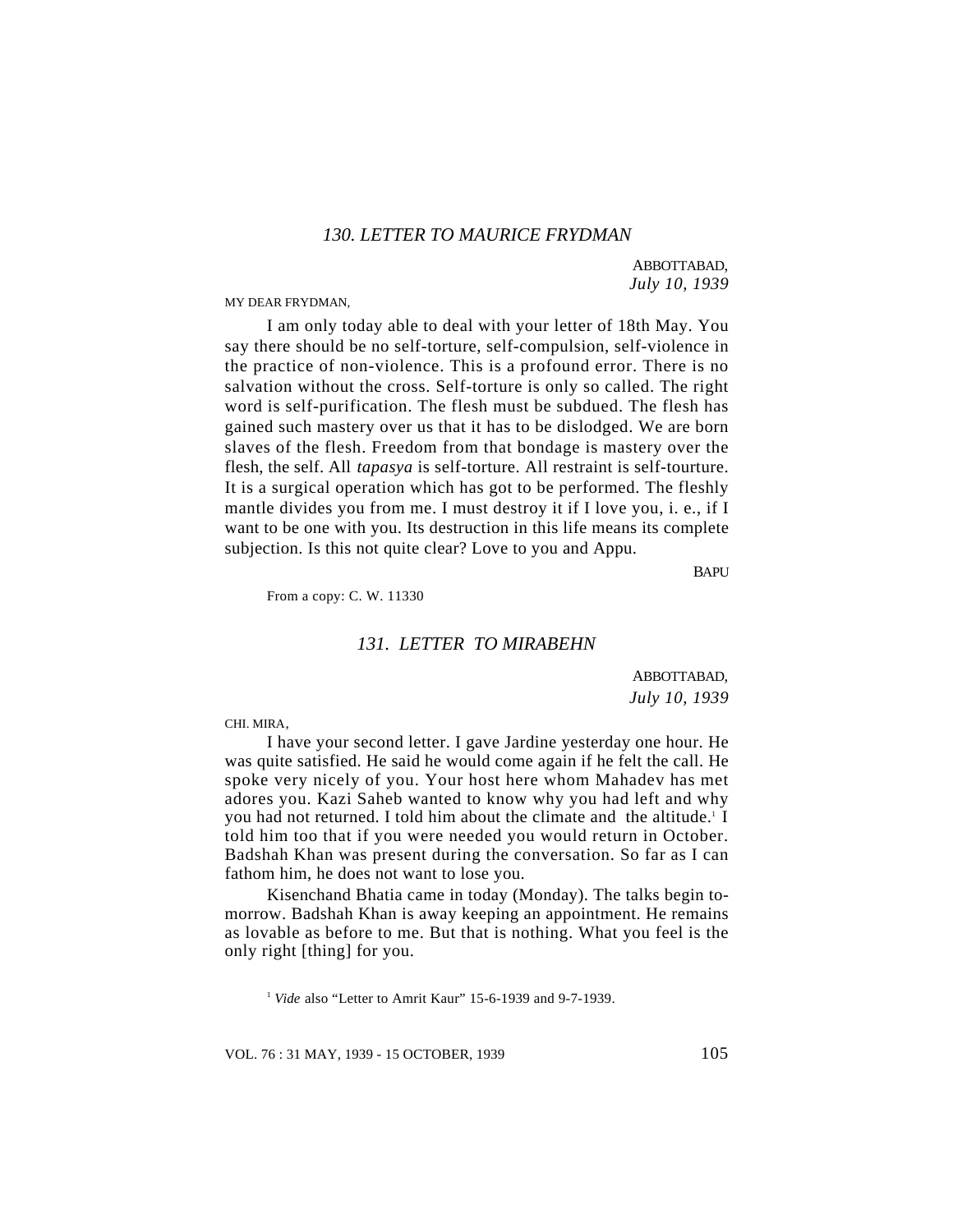## *130. LETTER TO MAURICE FRYDMAN*

ABBOTTABAD,
*July 10, 1939*

MY DEAR FRYDMAN,

I am only today able to deal with your letter of 18th May. You say there should be no self-torture, self-compulsion, self-violence in the practice of non-violence. This is a profound error. There is no salvation without the cross. Self-torture is only so called. The right word is self-purification. The flesh must be subdued. The flesh has gained such mastery over us that it has to be dislodged. We are born slaves of the flesh. Freedom from that bondage is mastery over the flesh, the self. All *tapasya* is self-torture. All restraint is self-tourture. It is a surgical operation which has got to be performed. The fleshly mantle divides you from me. I must destroy it if I love you, i. e., if I want to be one with you. Its destruction in this life means its complete subjection. Is this not quite clear? Love to you and Appu.

BAPU

From a copy: C. W. 11330

## *131. LETTER TO MIRABEHN*

ABBOTTABAD,
*July 10, 1939*

CHI. MIRA,

I have your second letter. I gave Jardine yesterday one hour. He was quite satisfied. He said he would come again if he felt the call. He spoke very nicely of you. Your host here whom Mahadev has met adores you. Kazi Saheb wanted to know why you had left and why you had not returned. I told him about the climate and the altitude.[1] I told him too that if you were needed you would return in October. Badshah Khan was present during the conversation. So far as I can fathom him, he does not want to lose you.

Kisenchand Bhatia came in today (Monday). The talks begin to-morrow. Badshah Khan is away keeping an appointment. He remains as lovable as before to me. But that is nothing. What you feel is the only right [thing] for you.

[1] *Vide* also "Letter to Amrit Kaur" 15-6-1939 and 9-7-1939.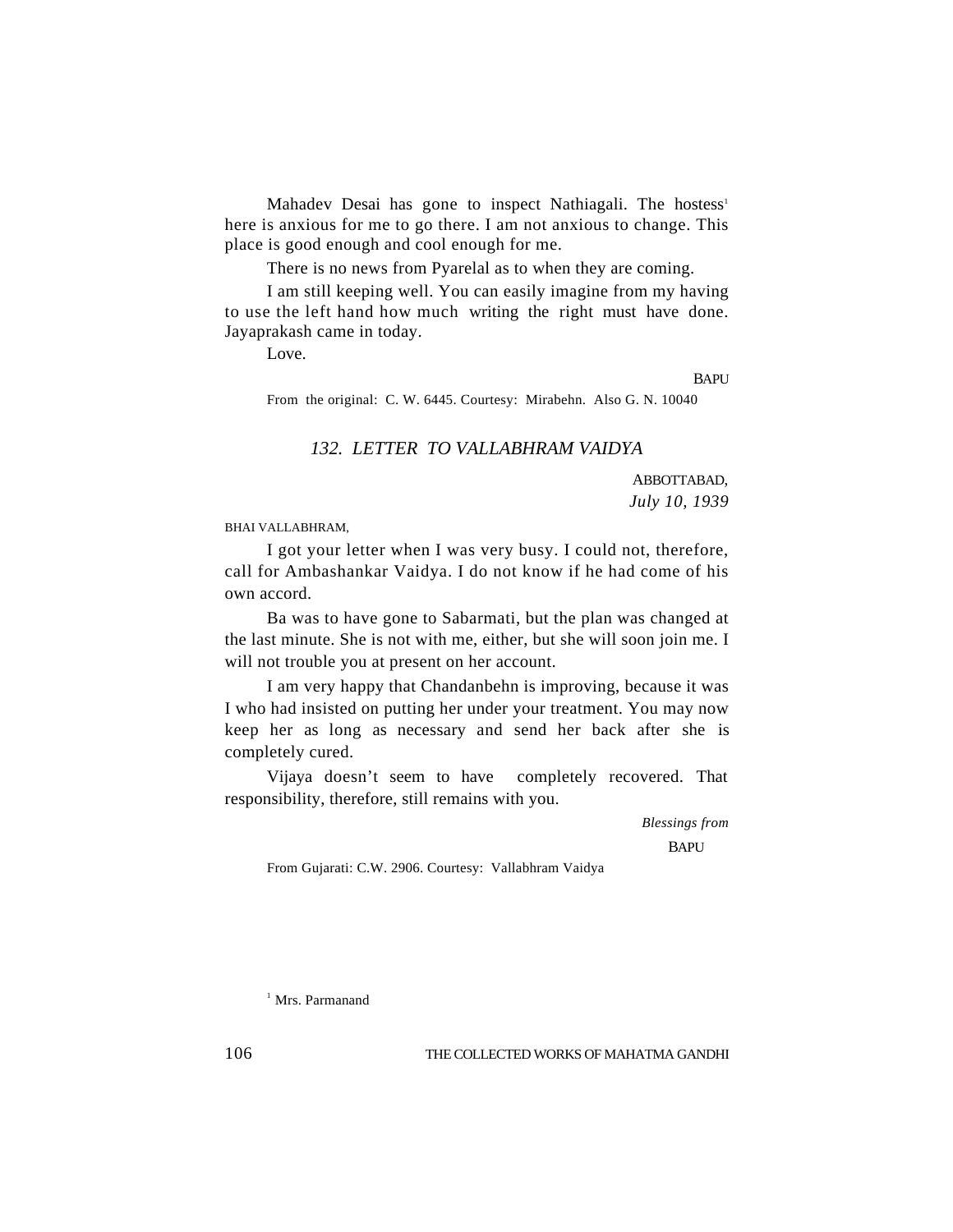Mahadev Desai has gone to inspect Nathiagali. The hostess[1] here is anxious for me to go there. I am not anxious to change. This place is good enough and cool enough for me.

There is no news from Pyarelal as to when they are coming.

I am still keeping well. You can easily imagine from my having to use the left hand how much writing the right must have done. Jayaprakash came in today.

Love.

BAPU

From the original: C. W. 6445. Courtesy: Mirabehn. Also G. N. 10040

### *132. LETTER TO VALLABHRAM VAIDYA*

ABBOTTABAD,
*July 10, 1939*

BHAI VALLABHRAM,

I got your letter when I was very busy. I could not, therefore, call for Ambashankar Vaidya. I do not know if he had come of his own accord.

Ba was to have gone to Sabarmati, but the plan was changed at the last minute. She is not with me, either, but she will soon join me. I will not trouble you at present on her account.

I am very happy that Chandanbehn is improving, because it was I who had insisted on putting her under your treatment. You may now keep her as long as necessary and send her back after she is completely cured.

Vijaya doesn't seem to have completely recovered. That responsibility, therefore, still remains with you.

*Blessings from*
BAPU

From Gujarati: C.W. 2906. Courtesy: Vallabhram Vaidya

[1] Mrs. Parmanand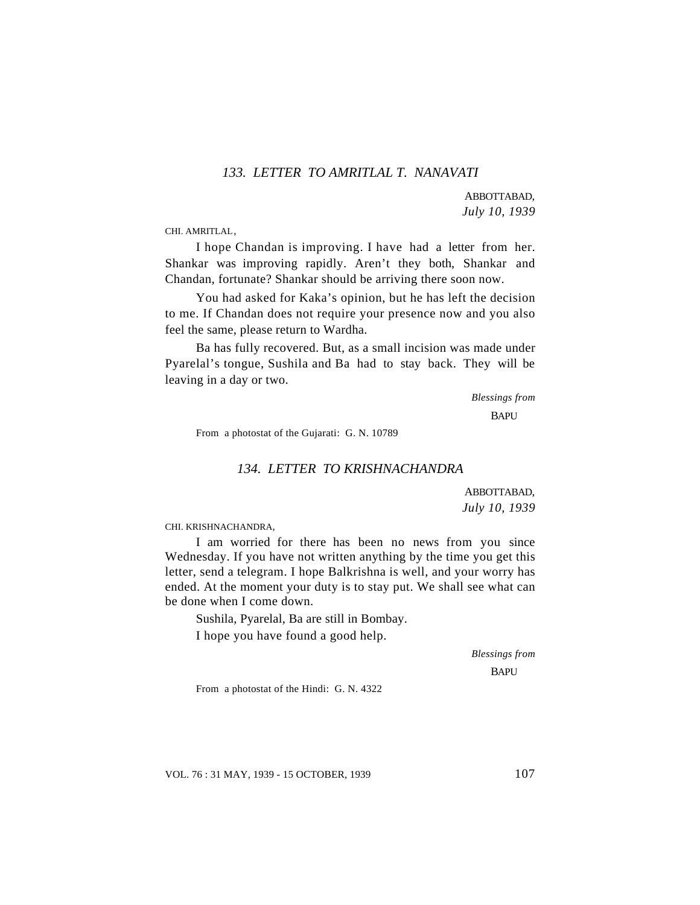### *133. LETTER TO AMRITLAL T. NANAVATI*

ABBOTTABAD,
*July 10, 1939*

CHI. AMRITLAL,

I hope Chandan is improving. I have had a letter from her. Shankar was improving rapidly. Aren't they both, Shankar and Chandan, fortunate? Shankar should be arriving there soon now.

You had asked for Kaka's opinion, but he has left the decision to me. If Chandan does not require your presence now and you also feel the same, please return to Wardha.

Ba has fully recovered. But, as a small incision was made under Pyarelal's tongue, Sushila and Ba had to stay back. They will be leaving in a day or two.

*Blessings from*
BAPU

From a photostat of the Gujarati: G. N. 10789

### *134. LETTER TO KRISHNACHANDRA*

ABBOTTABAD,
*July 10, 1939*

CHI. KRISHNACHANDRA,

I am worried for there has been no news from you since Wednesday. If you have not written anything by the time you get this letter, send a telegram. I hope Balkrishna is well, and your worry has ended. At the moment your duty is to stay put. We shall see what can be done when I come down.

Sushila, Pyarelal, Ba are still in Bombay.

I hope you have found a good help.

*Blessings from*
BAPU

From a photostat of the Hindi: G. N. 4322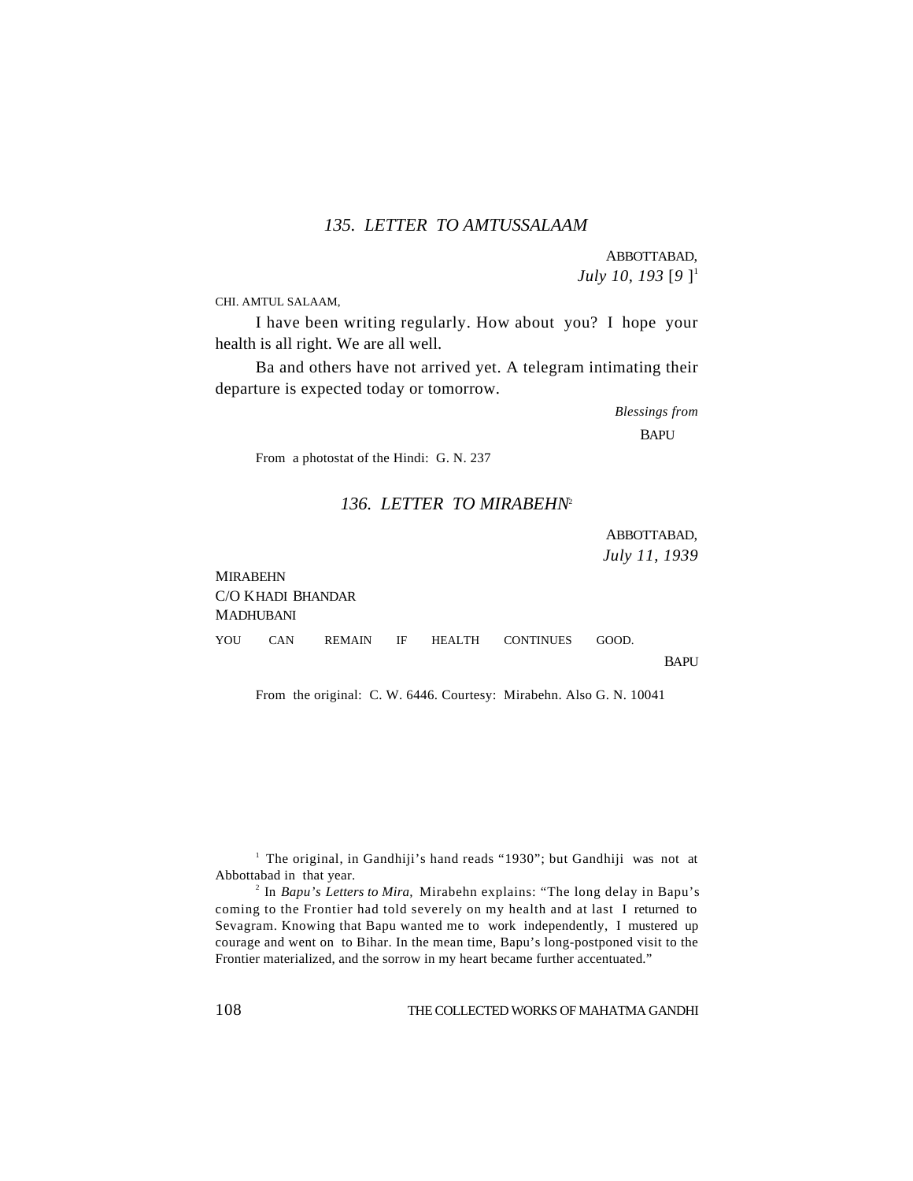## *135. LETTER TO AMTUSSALAAM*

ABBOTTABAD,
*July 10, 193* [*9* ][1]

CHI. AMTUL SALAAM,

I have been writing regularly. How about you? I hope your health is all right. We are all well.

Ba and others have not arrived yet. A telegram intimating their departure is expected today or tomorrow.

*Blessings from*
BAPU

From a photostat of the Hindi: G. N. 237

## *136. LETTER TO MIRABEHN*[2]

ABBOTTABAD,
*July 11, 1939*

MIRABEHN
C/O KHADI BHANDAR
MADHUBANI

YOU CAN REMAIN IF HEALTH CONTINUES GOOD.

BAPU

From the original: C. W. 6446. Courtesy: Mirabehn. Also G. N. 10041

---

[1] The original, in Gandhiji's hand reads "1930"; but Gandhiji was not at Abbottabad in that year.

[2] In *Bapu's Letters to Mira,* Mirabehn explains: "The long delay in Bapu's coming to the Frontier had told severely on my health and at last I returned to Sevagram. Knowing that Bapu wanted me to work independently, I mustered up courage and went on to Bihar. In the mean time, Bapu's long-postponed visit to the Frontier materialized, and the sorrow in my heart became further accentuated."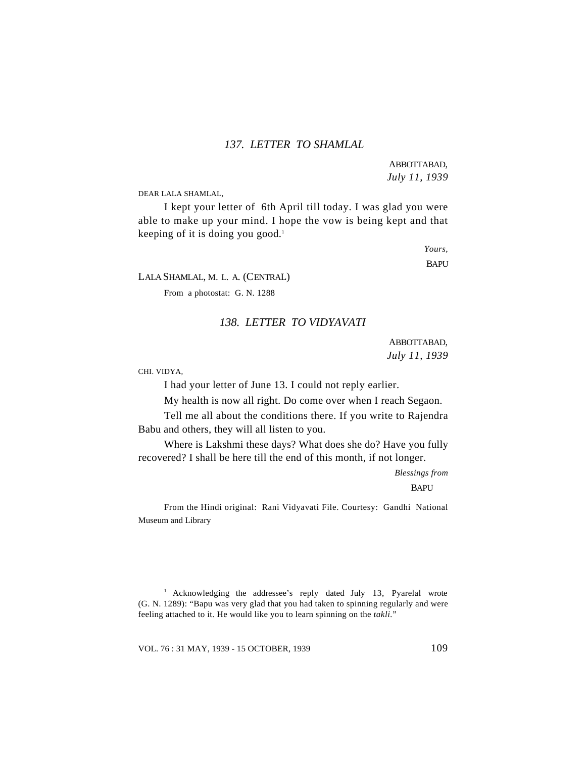### 137. LETTER TO SHAMLAL

ABBOTTABAD,
*July 11, 1939*

DEAR LALA SHAMLAL,

I kept your letter of 6th April till today. I was glad you were able to make up your mind. I hope the vow is being kept and that keeping of it is doing you good.[1]

*Yours,*
BAPU

LALA SHAMLAL, M. L. A. (CENTRAL)

From a photostat: G. N. 1288

### 138. LETTER TO VIDYAVATI

ABBOTTABAD,
*July 11, 1939*

CHI. VIDYA,

I had your letter of June 13. I could not reply earlier.

My health is now all right. Do come over when I reach Segaon.

Tell me all about the conditions there. If you write to Rajendra Babu and others, they will all listen to you.

Where is Lakshmi these days? What does she do? Have you fully recovered? I shall be here till the end of this month, if not longer.

*Blessings from*
BAPU

From the Hindi original: Rani Vidyavati File. Courtesy: Gandhi National Museum and Library

[1] Acknowledging the addressee's reply dated July 13, Pyarelal wrote (G. N. 1289): "Bapu was very glad that you had taken to spinning regularly and were feeling attached to it. He would like you to learn spinning on the *takli*."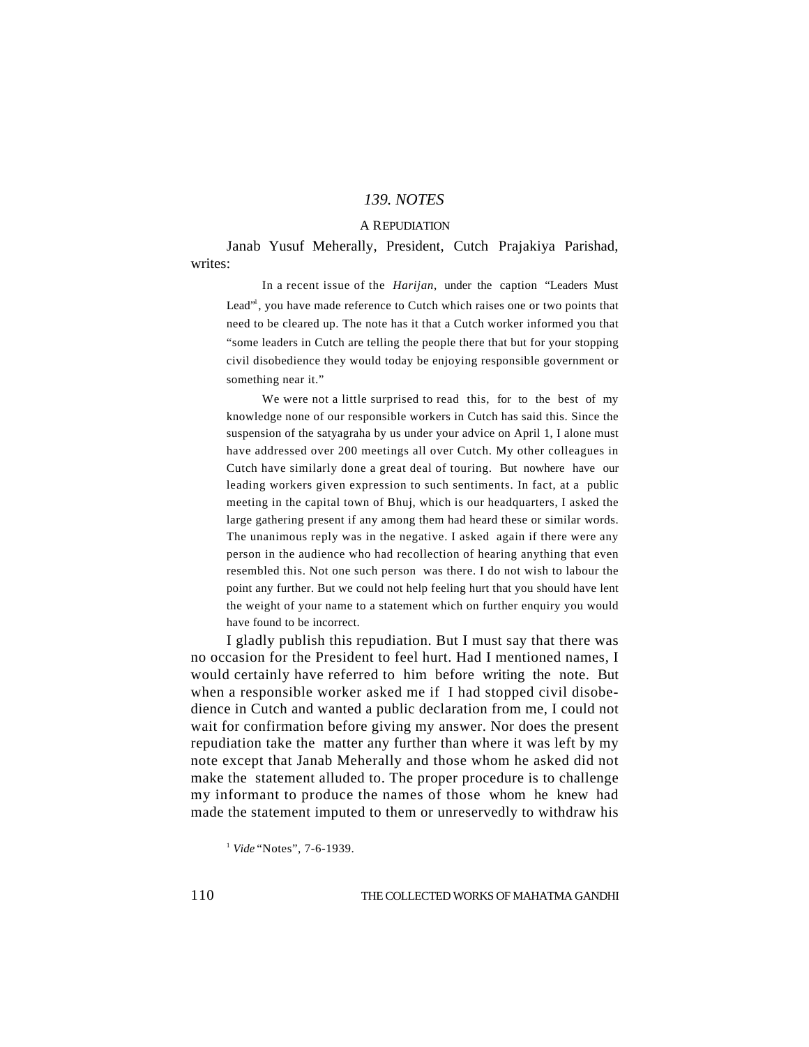## *139. NOTES*

### A REPUDIATION

Janab Yusuf Meherally, President, Cutch Prajakiya Parishad, writes:

> In a recent issue of the *Harijan*, under the caption "Leaders Must Lead"[1], you have made reference to Cutch which raises one or two points that need to be cleared up. The note has it that a Cutch worker informed you that "some leaders in Cutch are telling the people there that but for your stopping civil disobedience they would today be enjoying responsible government or something near it."
>
> We were not a little surprised to read this, for to the best of my knowledge none of our responsible workers in Cutch has said this. Since the suspension of the satyagraha by us under your advice on April 1, I alone must have addressed over 200 meetings all over Cutch. My other colleagues in Cutch have similarly done a great deal of touring. But nowhere have our leading workers given expression to such sentiments. In fact, at a public meeting in the capital town of Bhuj, which is our headquarters, I asked the large gathering present if any among them had heard these or similar words. The unanimous reply was in the negative. I asked again if there were any person in the audience who had recollection of hearing anything that even resembled this. Not one such person was there. I do not wish to labour the point any further. But we could not help feeling hurt that you should have lent the weight of your name to a statement which on further enquiry you would have found to be incorrect.

I gladly publish this repudiation. But I must say that there was no occasion for the President to feel hurt. Had I mentioned names, I would certainly have referred to him before writing the note. But when a responsible worker asked me if I had stopped civil disobedience in Cutch and wanted a public declaration from me, I could not wait for confirmation before giving my answer. Nor does the present repudiation take the matter any further than where it was left by my note except that Janab Meherally and those whom he asked did not make the statement alluded to. The proper procedure is to challenge my informant to produce the names of those whom he knew had made the statement imputed to them or unreservedly to withdraw his

[1] *Vide* "Notes", 7-6-1939.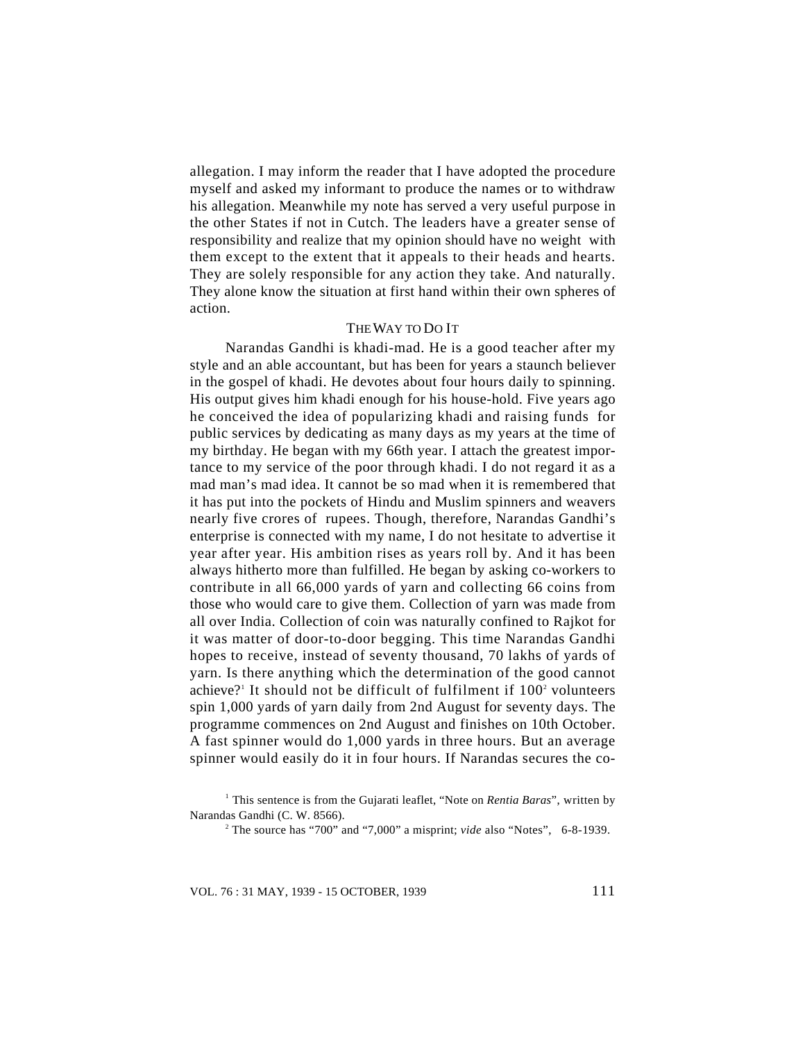allegation. I may inform the reader that I have adopted the procedure myself and asked my informant to produce the names or to withdraw his allegation. Meanwhile my note has served a very useful purpose in the other States if not in Cutch. The leaders have a greater sense of responsibility and realize that my opinion should have no weight with them except to the extent that it appeals to their heads and hearts. They are solely responsible for any action they take. And naturally. They alone know the situation at first hand within their own spheres of action.

### THE WAY TO DO IT

Narandas Gandhi is khadi-mad. He is a good teacher after my style and an able accountant, but has been for years a staunch believer in the gospel of khadi. He devotes about four hours daily to spinning. His output gives him khadi enough for his house-hold. Five years ago he conceived the idea of popularizing khadi and raising funds for public services by dedicating as many days as my years at the time of my birthday. He began with my 66th year. I attach the greatest importance to my service of the poor through khadi. I do not regard it as a mad man's mad idea. It cannot be so mad when it is remembered that it has put into the pockets of Hindu and Muslim spinners and weavers nearly five crores of rupees. Though, therefore, Narandas Gandhi's enterprise is connected with my name, I do not hesitate to advertise it year after year. His ambition rises as years roll by. And it has been always hitherto more than fulfilled. He began by asking co-workers to contribute in all 66,000 yards of yarn and collecting 66 coins from those who would care to give them. Collection of yarn was made from all over India. Collection of coin was naturally confined to Rajkot for it was matter of door-to-door begging. This time Narandas Gandhi hopes to receive, instead of seventy thousand, 70 lakhs of yards of yarn. Is there anything which the determination of the good cannot achieve?[1] It should not be difficult of fulfilment if 100[2] volunteers spin 1,000 yards of yarn daily from 2nd August for seventy days. The programme commences on 2nd August and finishes on 10th October. A fast spinner would do 1,000 yards in three hours. But an average spinner would easily do it in four hours. If Narandas secures the co-

[1] This sentence is from the Gujarati leaflet, "Note on *Rentia Baras*", written by Narandas Gandhi (C. W. 8566).

[2] The source has "700" and "7,000" a misprint; *vide* also "Notes", 6-8-1939.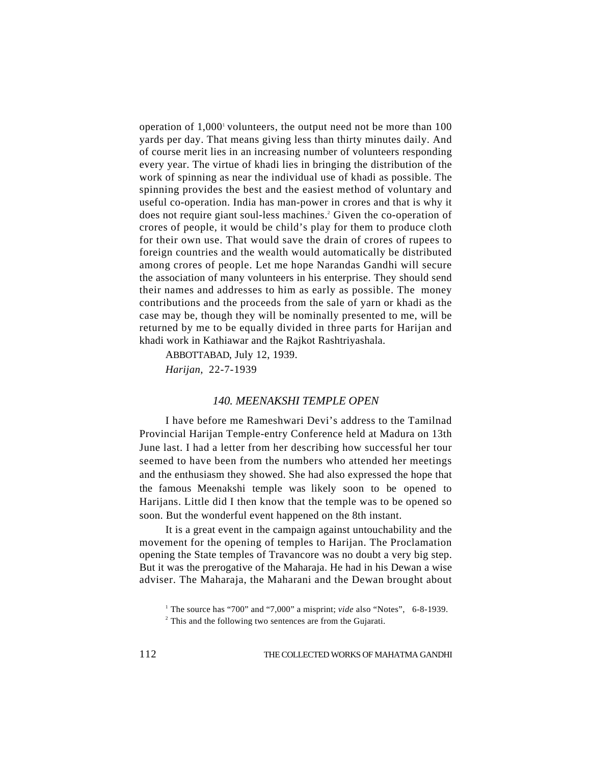operation of 1,000[1] volunteers, the output need not be more than 100 yards per day. That means giving less than thirty minutes daily. And of course merit lies in an increasing number of volunteers responding every year. The virtue of khadi lies in bringing the distribution of the work of spinning as near the individual use of khadi as possible. The spinning provides the best and the easiest method of voluntary and useful co-operation. India has man-power in crores and that is why it does not require giant soul-less machines.[2] Given the co-operation of crores of people, it would be child's play for them to produce cloth for their own use. That would save the drain of crores of rupees to foreign countries and the wealth would automatically be distributed among crores of people. Let me hope Narandas Gandhi will secure the association of many volunteers in his enterprise. They should send their names and addresses to him as early as possible. The money contributions and the proceeds from the sale of yarn or khadi as the case may be, though they will be nominally presented to me, will be returned by me to be equally divided in three parts for Harijan and khadi work in Kathiawar and the Rajkot Rashtriyashala.

ABBOTTABAD, July 12, 1939.

*Harijan,* 22-7-1939

### *140. MEENAKSHI TEMPLE OPEN*

I have before me Rameshwari Devi's address to the Tamilnad Provincial Harijan Temple-entry Conference held at Madura on 13th June last. I had a letter from her describing how successful her tour seemed to have been from the numbers who attended her meetings and the enthusiasm they showed. She had also expressed the hope that the famous Meenakshi temple was likely soon to be opened to Harijans. Little did I then know that the temple was to be opened so soon. But the wonderful event happened on the 8th instant.

It is a great event in the campaign against untouchability and the movement for the opening of temples to Harijan. The Proclamation opening the State temples of Travancore was no doubt a very big step. But it was the prerogative of the Maharaja. He had in his Dewan a wise adviser. The Maharaja, the Maharani and the Dewan brought about

---

[1] The source has "700" and "7,000" a misprint; *vide* also "Notes", 6-8-1939.

[2] This and the following two sentences are from the Gujarati.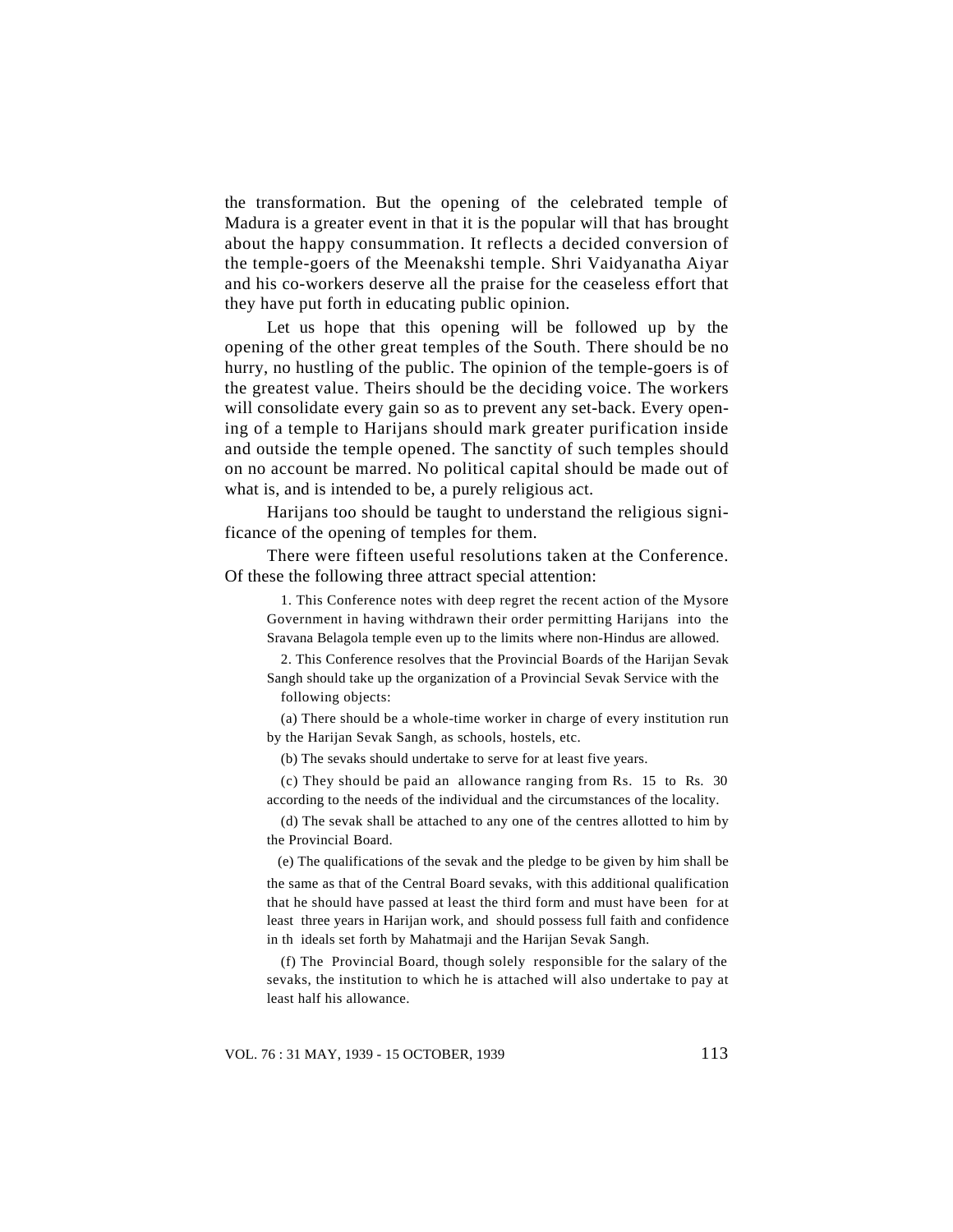the transformation. But the opening of the celebrated temple of Madura is a greater event in that it is the popular will that has brought about the happy consummation. It reflects a decided conversion of the temple-goers of the Meenakshi temple. Shri Vaidyanatha Aiyar and his co-workers deserve all the praise for the ceaseless effort that they have put forth in educating public opinion.

Let us hope that this opening will be followed up by the opening of the other great temples of the South. There should be no hurry, no hustling of the public. The opinion of the temple-goers is of the greatest value. Theirs should be the deciding voice. The workers will consolidate every gain so as to prevent any set-back. Every opening of a temple to Harijans should mark greater purification inside and outside the temple opened. The sanctity of such temples should on no account be marred. No political capital should be made out of what is, and is intended to be, a purely religious act.

Harijans too should be taught to understand the religious significance of the opening of temples for them.

There were fifteen useful resolutions taken at the Conference. Of these the following three attract special attention:

> 1. This Conference notes with deep regret the recent action of the Mysore Government in having withdrawn their order permitting Harijans into the Sravana Belagola temple even up to the limits where non-Hindus are allowed.
>
> 2. This Conference resolves that the Provincial Boards of the Harijan Sevak Sangh should take up the organization of a Provincial Sevak Service with the following objects:
>
> (a) There should be a whole-time worker in charge of every institution run by the Harijan Sevak Sangh, as schools, hostels, etc.
>
> (b) The sevaks should undertake to serve for at least five years.
>
> (c) They should be paid an allowance ranging from Rs. 15 to Rs. 30 according to the needs of the individual and the circumstances of the locality.
>
> (d) The sevak shall be attached to any one of the centres allotted to him by the Provincial Board.
>
> (e) The qualifications of the sevak and the pledge to be given by him shall be the same as that of the Central Board sevaks, with this additional qualification that he should have passed at least the third form and must have been for at least three years in Harijan work, and should possess full faith and confidence in th ideals set forth by Mahatmaji and the Harijan Sevak Sangh.
>
> (f) The Provincial Board, though solely responsible for the salary of the sevaks, the institution to which he is attached will also undertake to pay at least half his allowance.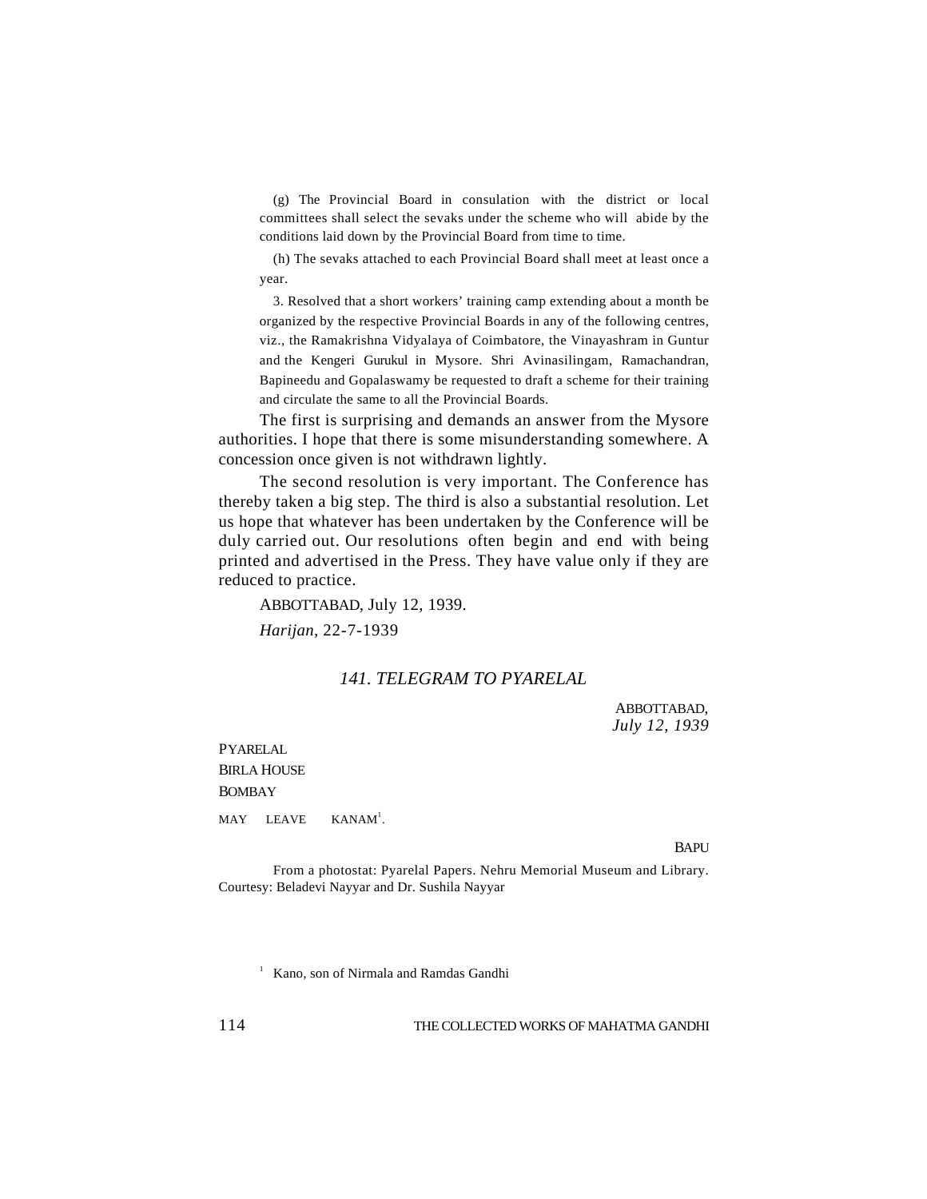(g) The Provincial Board in consulation with the district or local committees shall select the sevaks under the scheme who will abide by the conditions laid down by the Provincial Board from time to time.

(h) The sevaks attached to each Provincial Board shall meet at least once a year.

3. Resolved that a short workers' training camp extending about a month be organized by the respective Provincial Boards in any of the following centres, viz., the Ramakrishna Vidyalaya of Coimbatore, the Vinayashram in Guntur and the Kengeri Gurukul in Mysore. Shri Avinasilingam, Ramachandran, Bapineedu and Gopalaswamy be requested to draft a scheme for their training and circulate the same to all the Provincial Boards.

The first is surprising and demands an answer from the Mysore authorities. I hope that there is some misunderstanding somewhere. A concession once given is not withdrawn lightly.

The second resolution is very important. The Conference has thereby taken a big step. The third is also a substantial resolution. Let us hope that whatever has been undertaken by the Conference will be duly carried out. Our resolutions often begin and end with being printed and advertised in the Press. They have value only if they are reduced to practice.

ABBOTTABAD, July 12, 1939.

*Harijan*, 22-7-1939

## *141. TELEGRAM TO PYARELAL*

ABBOTTABAD,
*July 12, 1939*

PYARELAL
BIRLA HOUSE
BOMBAY

MAY LEAVE KANAM[1].

BAPU

From a photostat: Pyarelal Papers. Nehru Memorial Museum and Library. Courtesy: Beladevi Nayyar and Dr. Sushila Nayyar

[1] Kano, son of Nirmala and Ramdas Gandhi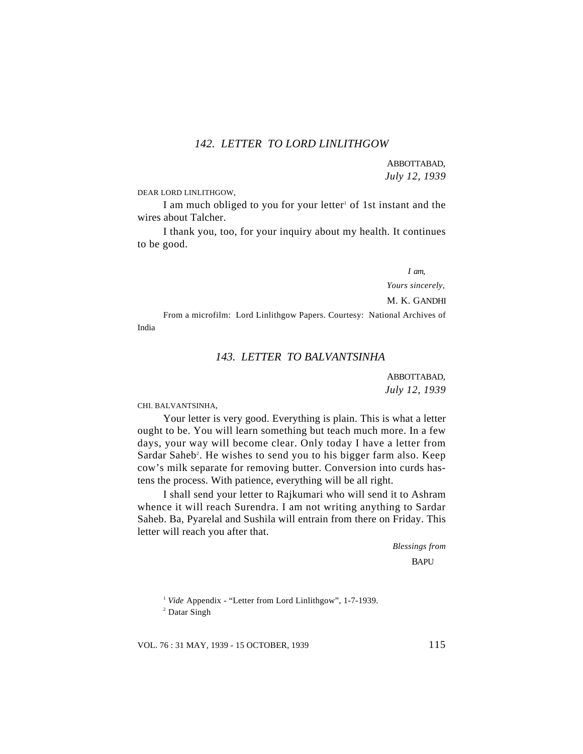## 142. LETTER TO LORD LINLITHGOW

ABBOTTABAD,
*July 12, 1939*

DEAR LORD LINLITHGOW,

I am much obliged to you for your letter[1] of 1st instant and the wires about Talcher.

I thank you, too, for your inquiry about my health. It continues to be good.

*I am,*
*Yours sincerely,*
M. K. GANDHI

From a microfilm: Lord Linlithgow Papers. Courtesy: National Archives of India

## 143. LETTER TO BALVANTSINHA

ABBOTTABAD,
*July 12, 1939*

CHI. BALVANTSINHA,

Your letter is very good. Everything is plain. This is what a letter ought to be. You will learn something but teach much more. In a few days, your way will become clear. Only today I have a letter from Sardar Saheb[2]. He wishes to send you to his bigger farm also. Keep cow's milk separate for removing butter. Conversion into curds hastens the process. With patience, everything will be all right.

I shall send your letter to Rajkumari who will send it to Ashram whence it will reach Surendra. I am not writing anything to Sardar Saheb. Ba, Pyarelal and Sushila will entrain from there on Friday. This letter will reach you after that.

*Blessings from*
BAPU

---

[1] *Vide* Appendix - "Letter from Lord Linlithgow", 1-7-1939.

[2] Datar Singh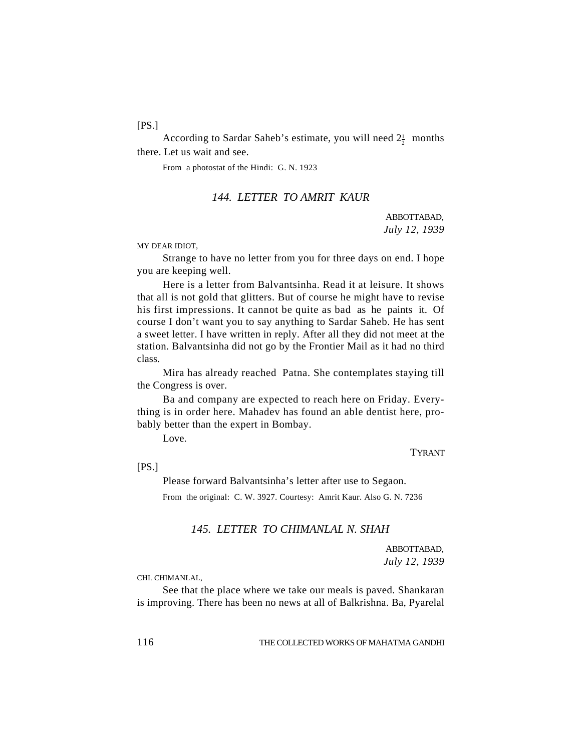[PS.]

According to Sardar Saheb's estimate, you will need $2\frac{1}{2}$ months there. Let us wait and see.

From a photostat of the Hindi: G. N. 1923

### *144. LETTER TO AMRIT KAUR*

ABBOTTABAD,
*July 12, 1939*

MY DEAR IDIOT,

Strange to have no letter from you for three days on end. I hope you are keeping well.

Here is a letter from Balvantsinha. Read it at leisure. It shows that all is not gold that glitters. But of course he might have to revise his first impressions. It cannot be quite as bad as he paints it. Of course I don't want you to say anything to Sardar Saheb. He has sent a sweet letter. I have written in reply. After all they did not meet at the station. Balvantsinha did not go by the Frontier Mail as it had no third class.

Mira has already reached Patna. She contemplates staying till the Congress is over.

Ba and company are expected to reach here on Friday. Everything is in order here. Mahadev has found an able dentist here, probably better than the expert in Bombay.

Love.

TYRANT

[PS.]

Please forward Balvantsinha's letter after use to Segaon.

From the original: C. W. 3927. Courtesy: Amrit Kaur. Also G. N. 7236

### *145. LETTER TO CHIMANLAL N. SHAH*

ABBOTTABAD,
*July 12, 1939*

CHI. CHIMANLAL,

See that the place where we take our meals is paved. Shankaran is improving. There has been no news at all of Balkrishna. Ba, Pyarelal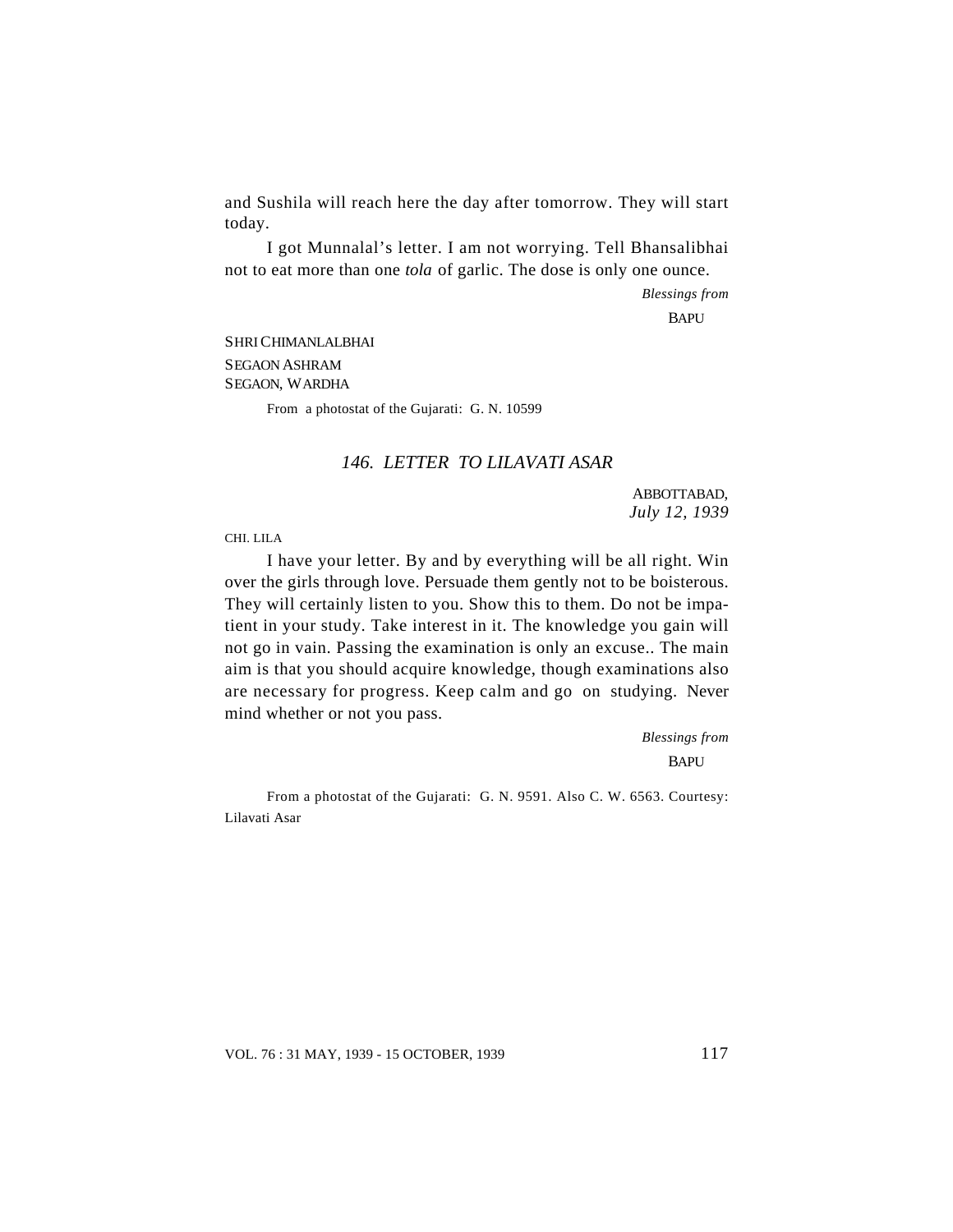and Sushila will reach here the day after tomorrow. They will start today.

I got Munnalal's letter. I am not worrying. Tell Bhansalibhai not to eat more than one *tola* of garlic. The dose is only one ounce.

*Blessings from*

BAPU

SHRI CHIMANLALBHAI
SEGAON ASHRAM
SEGAON, WARDHA

From a photostat of the Gujarati: G. N. 10599

### *146. LETTER TO LILAVATI ASAR*

ABBOTTABAD,
*July 12, 1939*

CHI. LILA

I have your letter. By and by everything will be all right. Win over the girls through love. Persuade them gently not to be boisterous. They will certainly listen to you. Show this to them. Do not be impatient in your study. Take interest in it. The knowledge you gain will not go in vain. Passing the examination is only an excuse.. The main aim is that you should acquire knowledge, though examinations also are necessary for progress. Keep calm and go on studying. Never mind whether or not you pass.

*Blessings from*

BAPU

From a photostat of the Gujarati: G. N. 9591. Also C. W. 6563. Courtesy: Lilavati Asar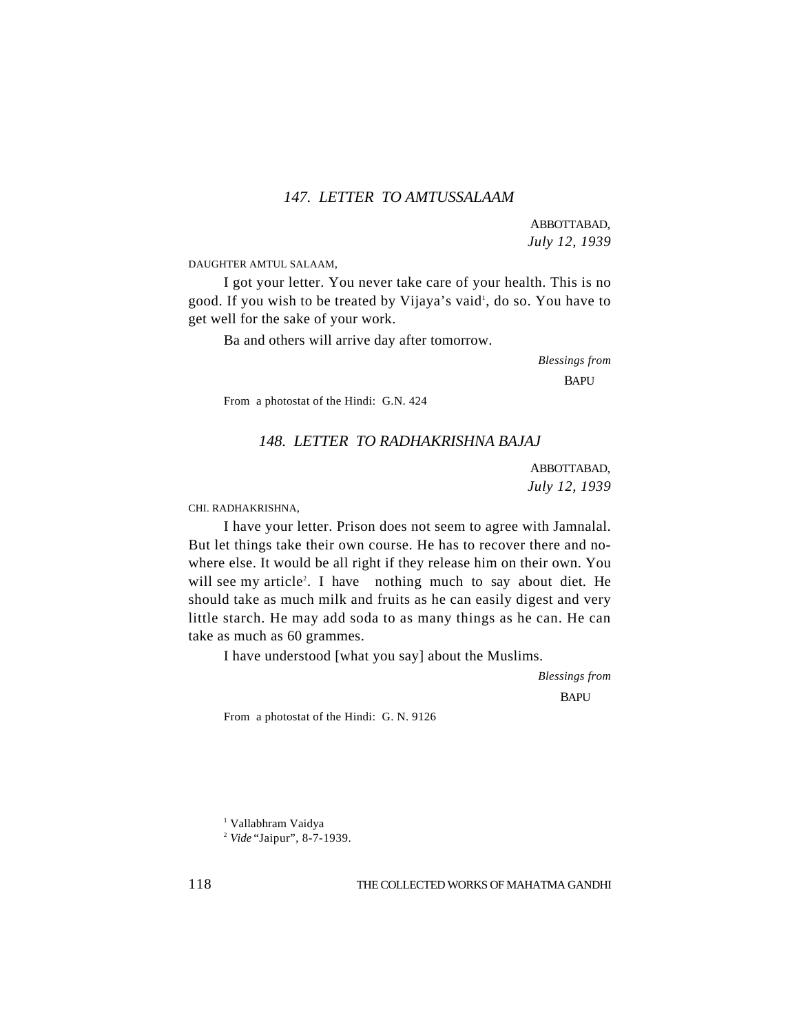## *147. LETTER TO AMTUSSALAAM*

ABBOTTABAD,
*July 12, 1939*

DAUGHTER AMTUL SALAAM,

I got your letter. You never take care of your health. This is no good. If you wish to be treated by Vijaya's vaid[1], do so. You have to get well for the sake of your work.

Ba and others will arrive day after tomorrow.

*Blessings from*
BAPU

From a photostat of the Hindi: G.N. 424

## *148. LETTER TO RADHAKRISHNA BAJAJ*

ABBOTTABAD,
*July 12, 1939*

CHI. RADHAKRISHNA,

I have your letter. Prison does not seem to agree with Jamnalal. But let things take their own course. He has to recover there and nowhere else. It would be all right if they release him on their own. You will see my article[2]. I have nothing much to say about diet. He should take as much milk and fruits as he can easily digest and very little starch. He may add soda to as many things as he can. He can take as much as 60 grammes.

I have understood [what you say] about the Muslims.

*Blessings from*
BAPU

From a photostat of the Hindi: G. N. 9126

[1] Vallabhram Vaidya

[2] *Vide* "Jaipur", 8-7-1939.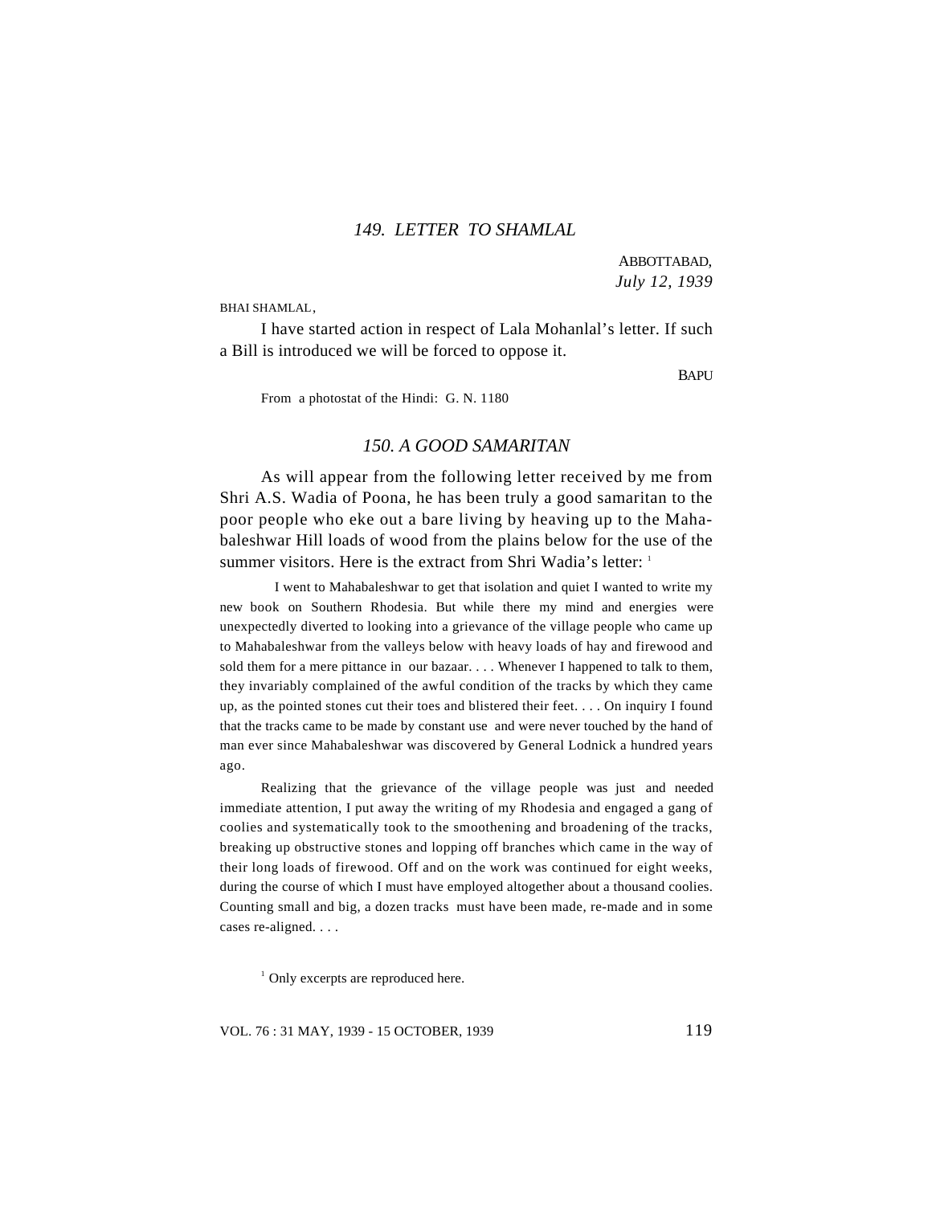## *149. LETTER TO SHAMLAL*

ABBOTTABAD,
*July 12, 1939*

BHAI SHAMLAL,

I have started action in respect of Lala Mohanlal's letter. If such a Bill is introduced we will be forced to oppose it.

BAPU

From a photostat of the Hindi: G. N. 1180

## *150. A GOOD SAMARITAN*

As will appear from the following letter received by me from Shri A.S. Wadia of Poona, he has been truly a good samaritan to the poor people who eke out a bare living by heaving up to the Mahabaleshwar Hill loads of wood from the plains below for the use of the summer visitors. Here is the extract from Shri Wadia's letter: [1]

> I went to Mahabaleshwar to get that isolation and quiet I wanted to write my new book on Southern Rhodesia. But while there my mind and energies were unexpectedly diverted to looking into a grievance of the village people who came up to Mahabaleshwar from the valleys below with heavy loads of hay and firewood and sold them for a mere pittance in our bazaar. . . . Whenever I happened to talk to them, they invariably complained of the awful condition of the tracks by which they came up, as the pointed stones cut their toes and blistered their feet. . . . On inquiry I found that the tracks came to be made by constant use and were never touched by the hand of man ever since Mahabaleshwar was discovered by General Lodnick a hundred years ago.
>
> Realizing that the grievance of the village people was just and needed immediate attention, I put away the writing of my Rhodesia and engaged a gang of coolies and systematically took to the smoothening and broadening of the tracks, breaking up obstructive stones and lopping off branches which came in the way of their long loads of firewood. Off and on the work was continued for eight weeks, during the course of which I must have employed altogether about a thousand coolies. Counting small and big, a dozen tracks must have been made, re-made and in some cases re-aligned. . . .

[1] Only excerpts are reproduced here.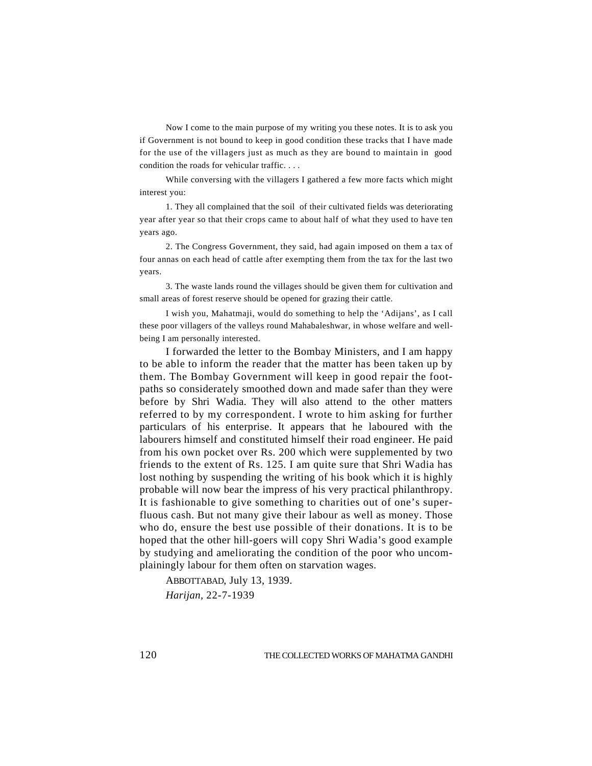Now I come to the main purpose of my writing you these notes. It is to ask you if Government is not bound to keep in good condition these tracks that I have made for the use of the villagers just as much as they are bound to maintain in good condition the roads for vehicular traffic. . . .

While conversing with the villagers I gathered a few more facts which might interest you:

1. They all complained that the soil of their cultivated fields was deteriorating year after year so that their crops came to about half of what they used to have ten years ago.

2. The Congress Government, they said, had again imposed on them a tax of four annas on each head of cattle after exempting them from the tax for the last two years.

3. The waste lands round the villages should be given them for cultivation and small areas of forest reserve should be opened for grazing their cattle.

I wish you, Mahatmaji, would do something to help the 'Adijans', as I call these poor villagers of the valleys round Mahabaleshwar, in whose welfare and well-being I am personally interested.

I forwarded the letter to the Bombay Ministers, and I am happy to be able to inform the reader that the matter has been taken up by them. The Bombay Government will keep in good repair the foot-paths so considerately smoothed down and made safer than they were before by Shri Wadia. They will also attend to the other matters referred to by my correspondent. I wrote to him asking for further particulars of his enterprise. It appears that he laboured with the labourers himself and constituted himself their road engineer. He paid from his own pocket over Rs. 200 which were supplemented by two friends to the extent of Rs. 125. I am quite sure that Shri Wadia has lost nothing by suspending the writing of his book which it is highly probable will now bear the impress of his very practical philanthropy. It is fashionable to give something to charities out of one's superfluous cash. But not many give their labour as well as money. Those who do, ensure the best use possible of their donations. It is to be hoped that the other hill-goers will copy Shri Wadia's good example by studying and ameliorating the condition of the poor who uncomplainingly labour for them often on starvation wages.

ABBOTTABAD, July 13, 1939.

*Harijan,* 22-7-1939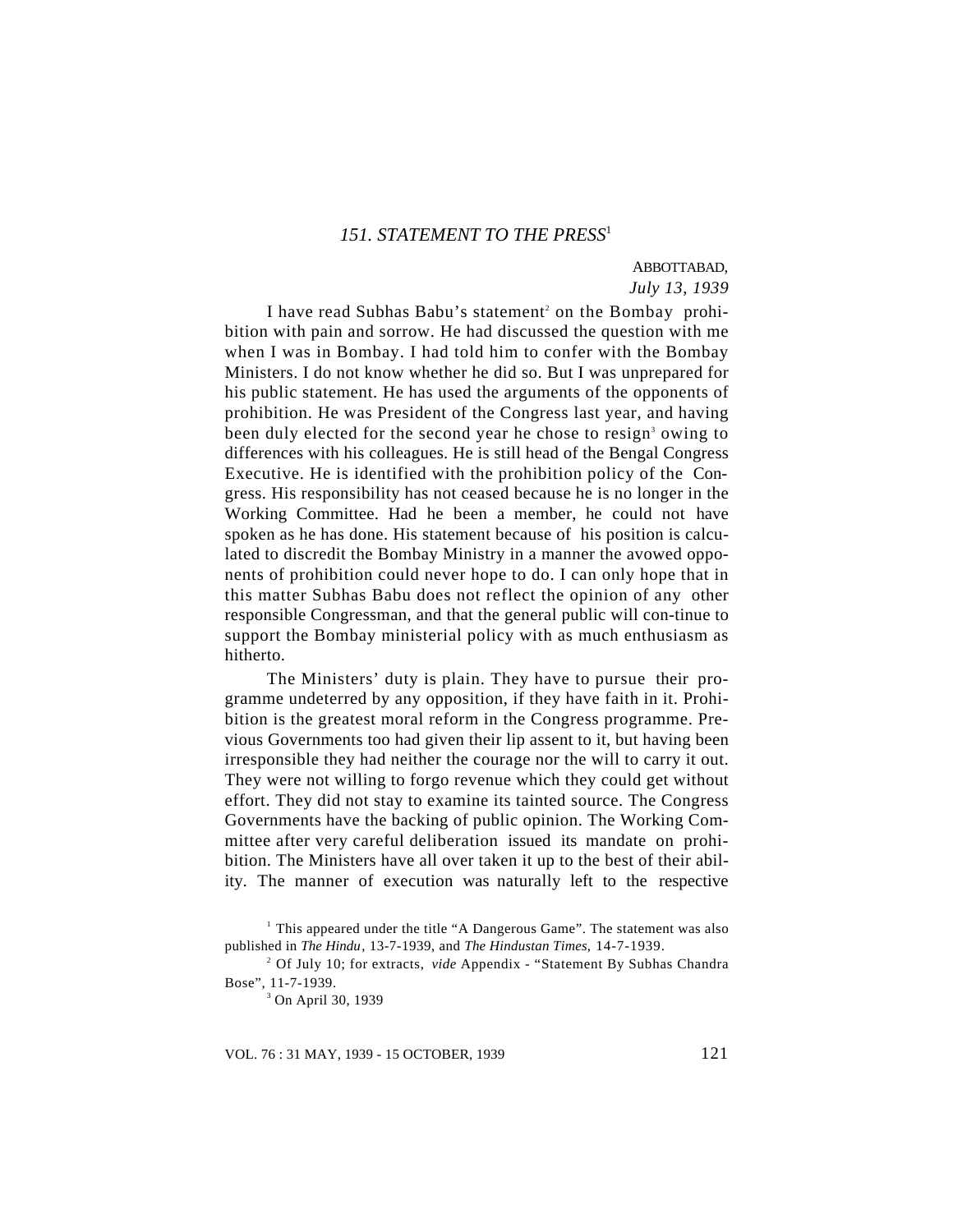### *151. STATEMENT TO THE PRESS*[1]

ABBOTTABAD,
*July 13, 1939*

I have read Subhas Babu's statement[2] on the Bombay prohibition with pain and sorrow. He had discussed the question with me when I was in Bombay. I had told him to confer with the Bombay Ministers. I do not know whether he did so. But I was unprepared for his public statement. He has used the arguments of the opponents of prohibition. He was President of the Congress last year, and having been duly elected for the second year he chose to resign[3] owing to differences with his colleagues. He is still head of the Bengal Congress Executive. He is identified with the prohibition policy of the Congress. His responsibility has not ceased because he is no longer in the Working Committee. Had he been a member, he could not have spoken as he has done. His statement because of his position is calculated to discredit the Bombay Ministry in a manner the avowed opponents of prohibition could never hope to do. I can only hope that in this matter Subhas Babu does not reflect the opinion of any other responsible Congressman, and that the general public will con-tinue to support the Bombay ministerial policy with as much enthusiasm as hitherto.

The Ministers' duty is plain. They have to pursue their programme undeterred by any opposition, if they have faith in it. Prohibition is the greatest moral reform in the Congress programme. Previous Governments too had given their lip assent to it, but having been irresponsible they had neither the courage nor the will to carry it out. They were not willing to forgo revenue which they could get without effort. They did not stay to examine its tainted source. The Congress Governments have the backing of public opinion. The Working Committee after very careful deliberation issued its mandate on prohibition. The Ministers have all over taken it up to the best of their ability. The manner of execution was naturally left to the respective

[1] This appeared under the title "A Dangerous Game". The statement was also published in *The Hindu*, 13-7-1939, and *The Hindustan Times*, 14-7-1939.

[2] Of July 10; for extracts, *vide* Appendix - "Statement By Subhas Chandra Bose", 11-7-1939.

[3] On April 30, 1939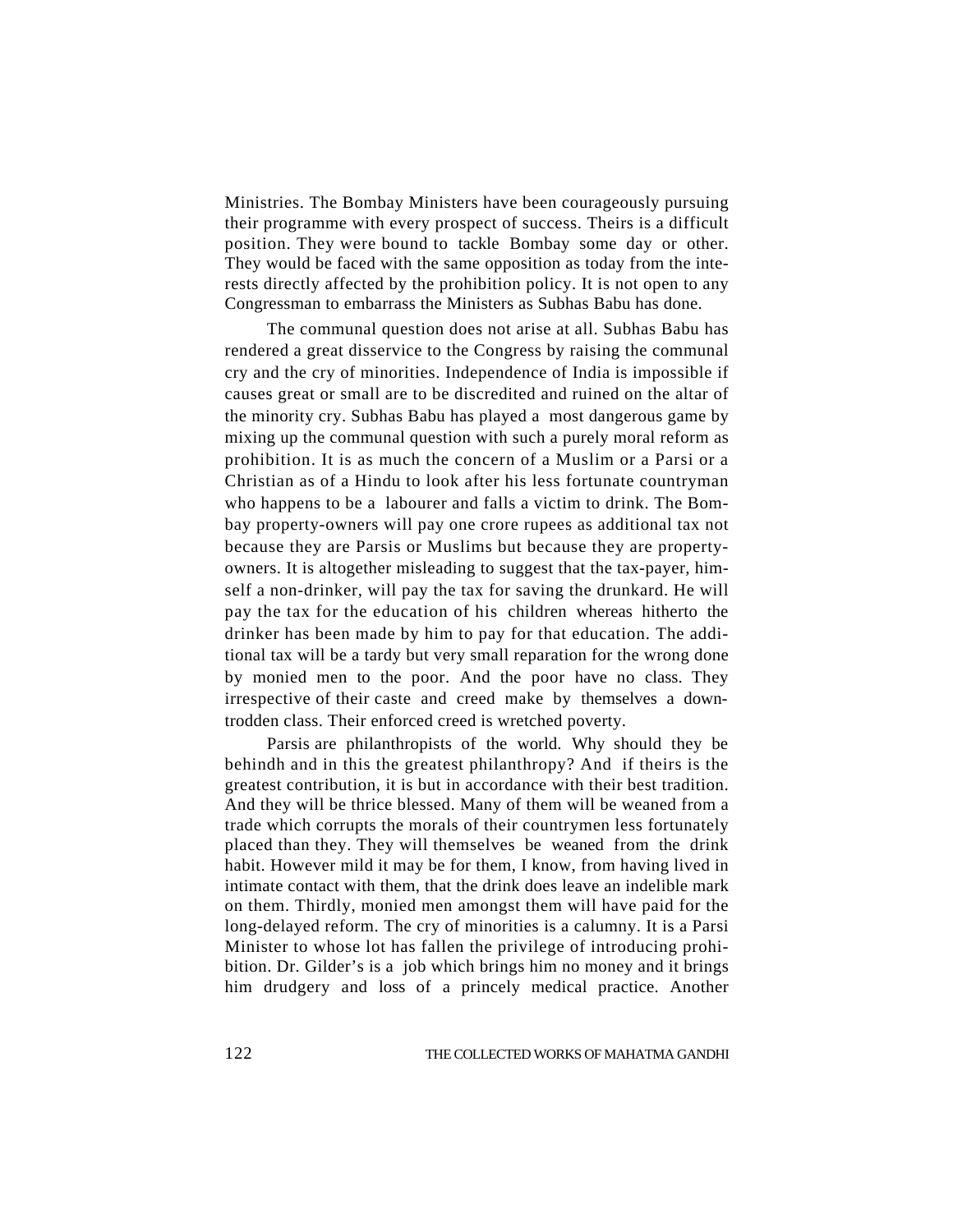Ministries. The Bombay Ministers have been courageously pursuing their programme with every prospect of success. Theirs is a difficult position. They were bound to tackle Bombay some day or other. They would be faced with the same opposition as today from the interests directly affected by the prohibition policy. It is not open to any Congressman to embarrass the Ministers as Subhas Babu has done.

The communal question does not arise at all. Subhas Babu has rendered a great disservice to the Congress by raising the communal cry and the cry of minorities. Independence of India is impossible if causes great or small are to be discredited and ruined on the altar of the minority cry. Subhas Babu has played a most dangerous game by mixing up the communal question with such a purely moral reform as prohibition. It is as much the concern of a Muslim or a Parsi or a Christian as of a Hindu to look after his less fortunate countryman who happens to be a labourer and falls a victim to drink. The Bombay property-owners will pay one crore rupees as additional tax not because they are Parsis or Muslims but because they are property-owners. It is altogether misleading to suggest that the tax-payer, himself a non-drinker, will pay the tax for saving the drunkard. He will pay the tax for the education of his children whereas hitherto the drinker has been made by him to pay for that education. The additional tax will be a tardy but very small reparation for the wrong done by monied men to the poor. And the poor have no class. They irrespective of their caste and creed make by themselves a down-trodden class. Their enforced creed is wretched poverty.

Parsis are philanthropists of the world. Why should they be behindh and in this the greatest philanthropy? And if theirs is the greatest contribution, it is but in accordance with their best tradition. And they will be thrice blessed. Many of them will be weaned from a trade which corrupts the morals of their countrymen less fortunately placed than they. They will themselves be weaned from the drink habit. However mild it may be for them, I know, from having lived in intimate contact with them, that the drink does leave an indelible mark on them. Thirdly, monied men amongst them will have paid for the long-delayed reform. The cry of minorities is a calumny. It is a Parsi Minister to whose lot has fallen the privilege of introducing prohibition. Dr. Gilder's is a job which brings him no money and it brings him drudgery and loss of a princely medical practice. Another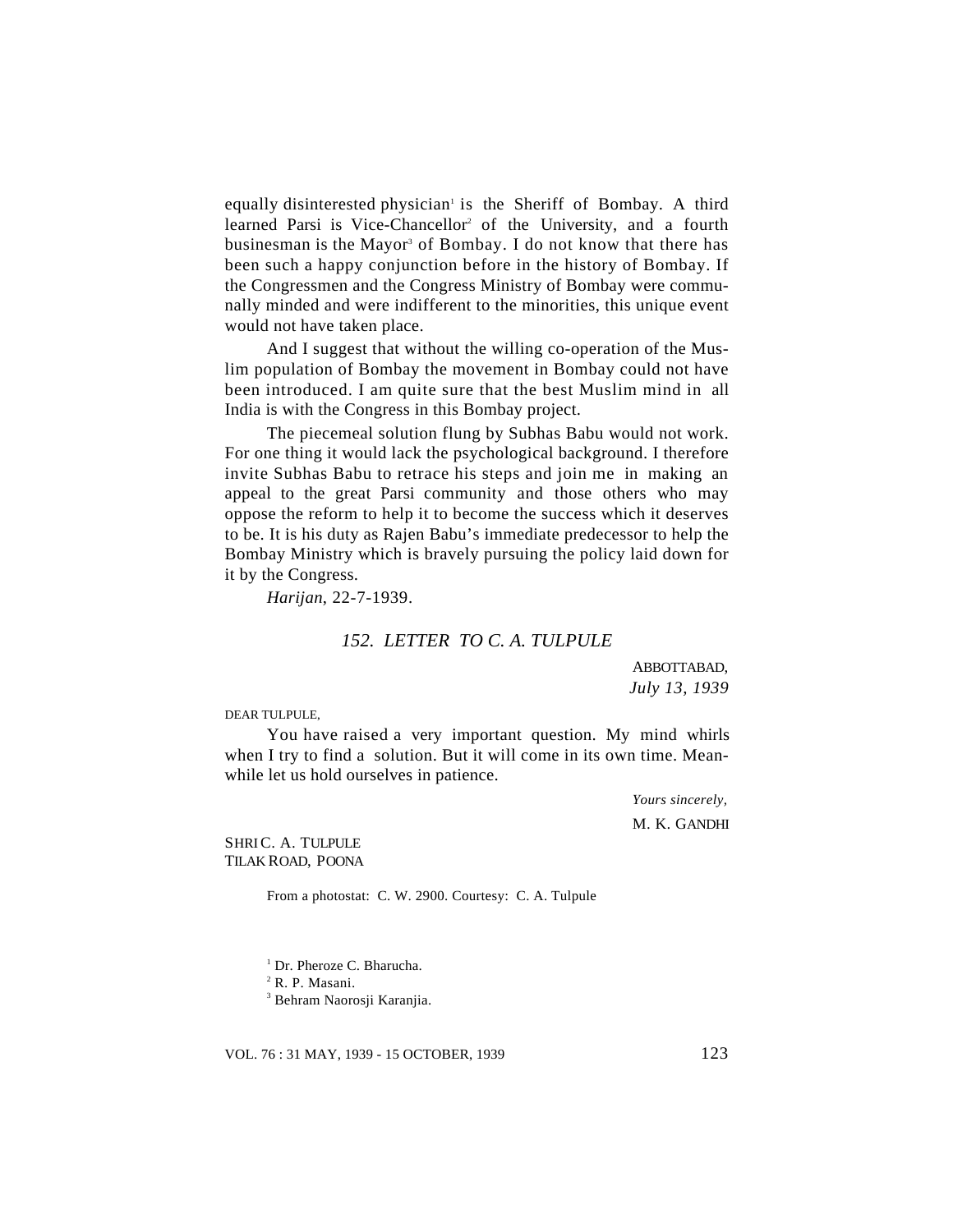equally disinterested physician[1] is the Sheriff of Bombay. A third learned Parsi is Vice-Chancellor[2] of the University, and a fourth businesman is the Mayor[3] of Bombay. I do not know that there has been such a happy conjunction before in the history of Bombay. If the Congressmen and the Congress Ministry of Bombay were communally minded and were indifferent to the minorities, this unique event would not have taken place.

And I suggest that without the willing co-operation of the Muslim population of Bombay the movement in Bombay could not have been introduced. I am quite sure that the best Muslim mind in all India is with the Congress in this Bombay project.

The piecemeal solution flung by Subhas Babu would not work. For one thing it would lack the psychological background. I therefore invite Subhas Babu to retrace his steps and join me in making an appeal to the great Parsi community and those others who may oppose the reform to help it to become the success which it deserves to be. It is his duty as Rajen Babu's immediate predecessor to help the Bombay Ministry which is bravely pursuing the policy laid down for it by the Congress.

*Harijan*, 22-7-1939.

## *152. LETTER TO C. A. TULPULE*

ABBOTTABAD,
*July 13, 1939*

DEAR TULPULE,

You have raised a very important question. My mind whirls when I try to find a solution. But it will come in its own time. Meanwhile let us hold ourselves in patience.

*Yours sincerely,*
M. K. GANDHI

SHRI C. A. TULPULE
TILAK ROAD, POONA

From a photostat: C. W. 2900. Courtesy: C. A. Tulpule

[1] Dr. Pheroze C. Bharucha.

[2] R. P. Masani.

[3] Behram Naorosji Karanjia.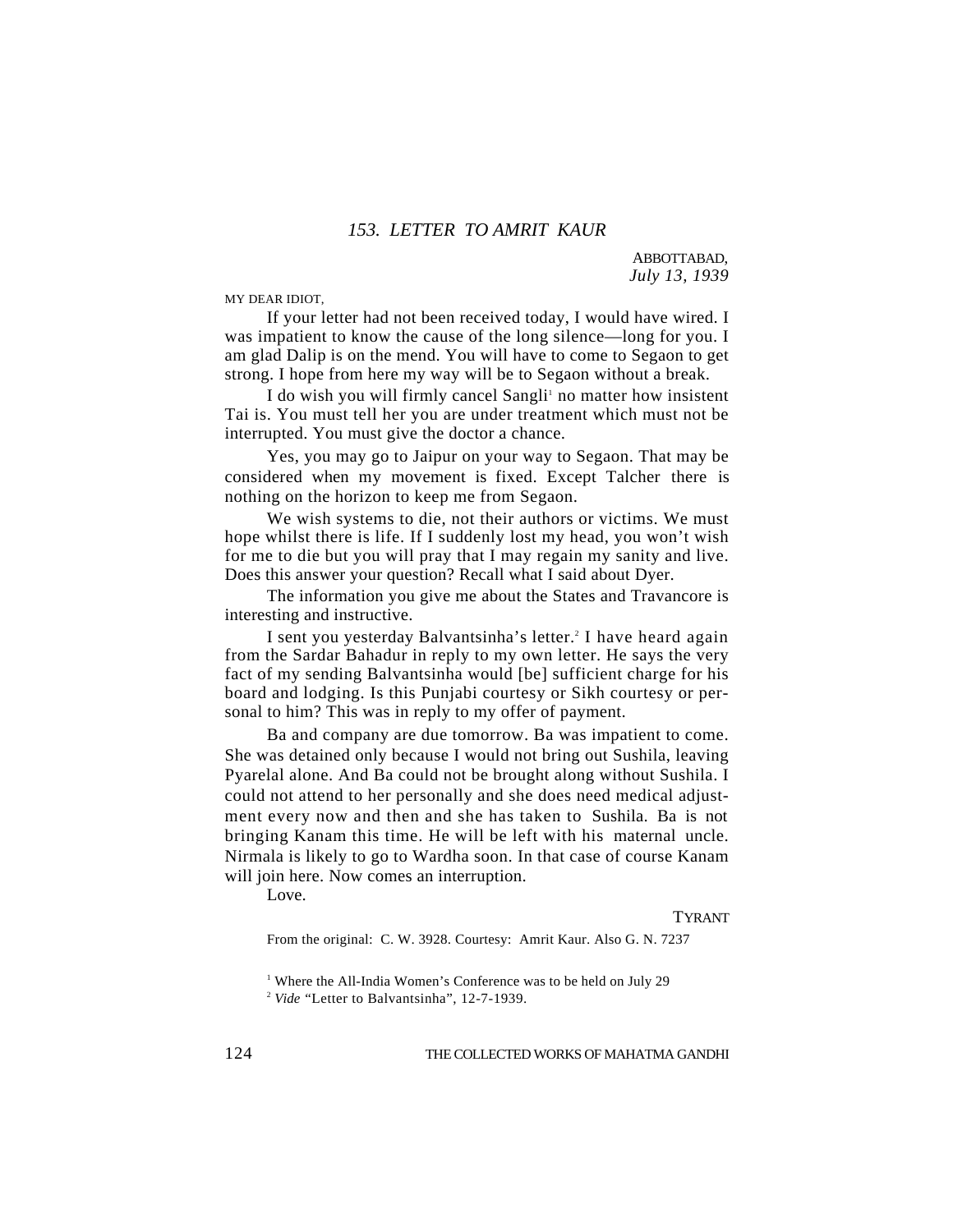### *153. LETTER TO AMRIT KAUR*

ABBOTTABAD,
*July 13, 1939*

MY DEAR IDIOT,

If your letter had not been received today, I would have wired. I was impatient to know the cause of the long silence—long for you. I am glad Dalip is on the mend. You will have to come to Segaon to get strong. I hope from here my way will be to Segaon without a break.

I do wish you will firmly cancel Sangli[1] no matter how insistent Tai is. You must tell her you are under treatment which must not be interrupted. You must give the doctor a chance.

Yes, you may go to Jaipur on your way to Segaon. That may be considered when my movement is fixed. Except Talcher there is nothing on the horizon to keep me from Segaon.

We wish systems to die, not their authors or victims. We must hope whilst there is life. If I suddenly lost my head, you won't wish for me to die but you will pray that I may regain my sanity and live. Does this answer your question? Recall what I said about Dyer.

The information you give me about the States and Travancore is interesting and instructive.

I sent you yesterday Balvantsinha's letter.[2] I have heard again from the Sardar Bahadur in reply to my own letter. He says the very fact of my sending Balvantsinha would [be] sufficient charge for his board and lodging. Is this Punjabi courtesy or Sikh courtesy or personal to him? This was in reply to my offer of payment.

Ba and company are due tomorrow. Ba was impatient to come. She was detained only because I would not bring out Sushila, leaving Pyarelal alone. And Ba could not be brought along without Sushila. I could not attend to her personally and she does need medical adjustment every now and then and she has taken to Sushila. Ba is not bringing Kanam this time. He will be left with his maternal uncle. Nirmala is likely to go to Wardha soon. In that case of course Kanam will join here. Now comes an interruption.

Love.

TYRANT

From the original: C. W. 3928. Courtesy: Amrit Kaur. Also G. N. 7237

[1] Where the All-India Women's Conference was to be held on July 29

[2] *Vide* "Letter to Balvantsinha", 12-7-1939.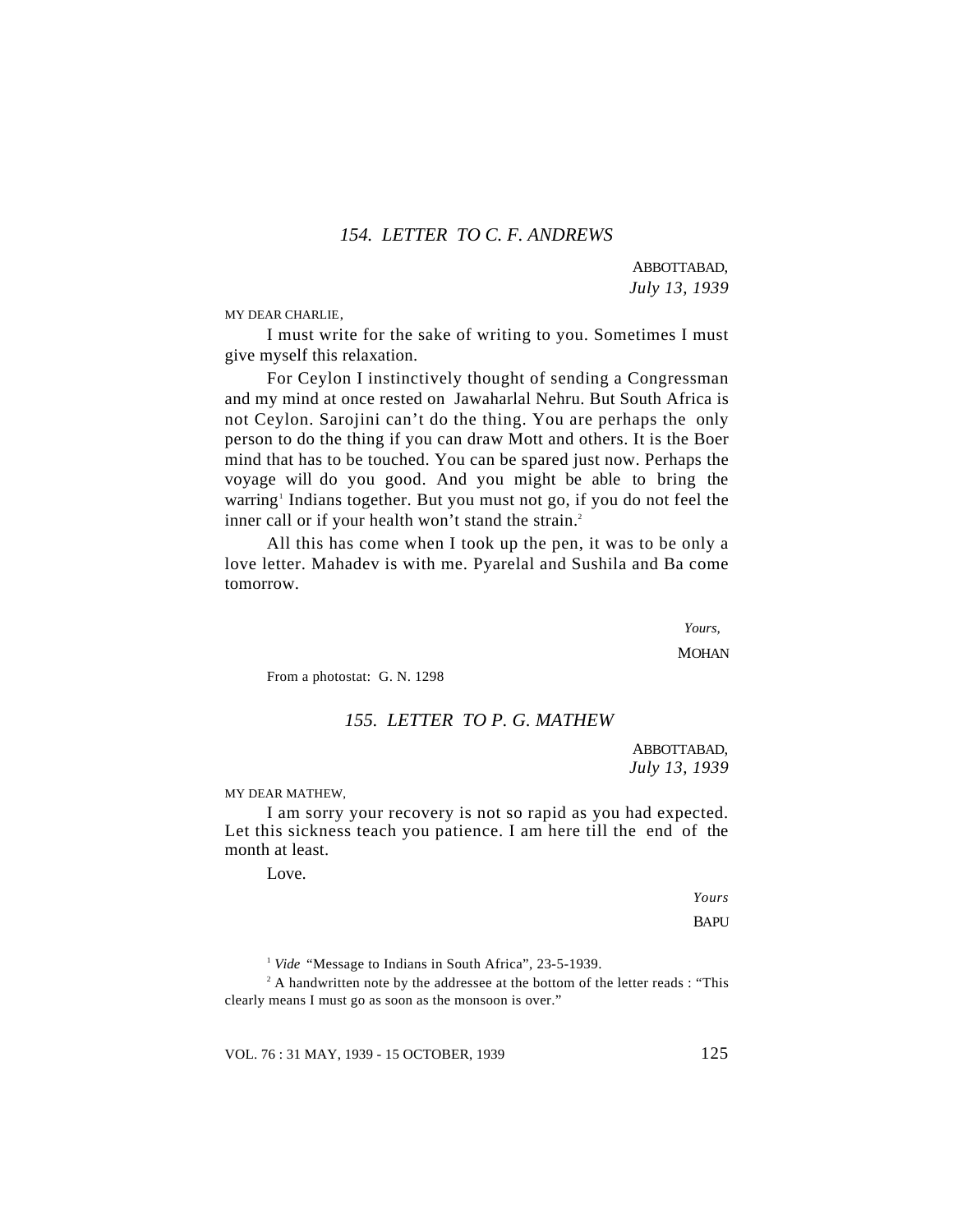### *154. LETTER TO C. F. ANDREWS*

ABBOTTABAD,
*July 13, 1939*

MY DEAR CHARLIE,

I must write for the sake of writing to you. Sometimes I must give myself this relaxation.

For Ceylon I instinctively thought of sending a Congressman and my mind at once rested on Jawaharlal Nehru. But South Africa is not Ceylon. Sarojini can't do the thing. You are perhaps the only person to do the thing if you can draw Mott and others. It is the Boer mind that has to be touched. You can be spared just now. Perhaps the voyage will do you good. And you might be able to bring the warring[1] Indians together. But you must not go, if you do not feel the inner call or if your health won't stand the strain.[2]

All this has come when I took up the pen, it was to be only a love letter. Mahadev is with me. Pyarelal and Sushila and Ba come tomorrow.

*Yours,*
MOHAN

From a photostat: G. N. 1298

### *155. LETTER TO P. G. MATHEW*

ABBOTTABAD,
*July 13, 1939*

MY DEAR MATHEW,

I am sorry your recovery is not so rapid as you had expected. Let this sickness teach you patience. I am here till the end of the month at least.

Love.

*Yours*
BAPU

---

[1] *Vide* "Message to Indians in South Africa", 23-5-1939.

[2] A handwritten note by the addressee at the bottom of the letter reads : "This clearly means I must go as soon as the monsoon is over."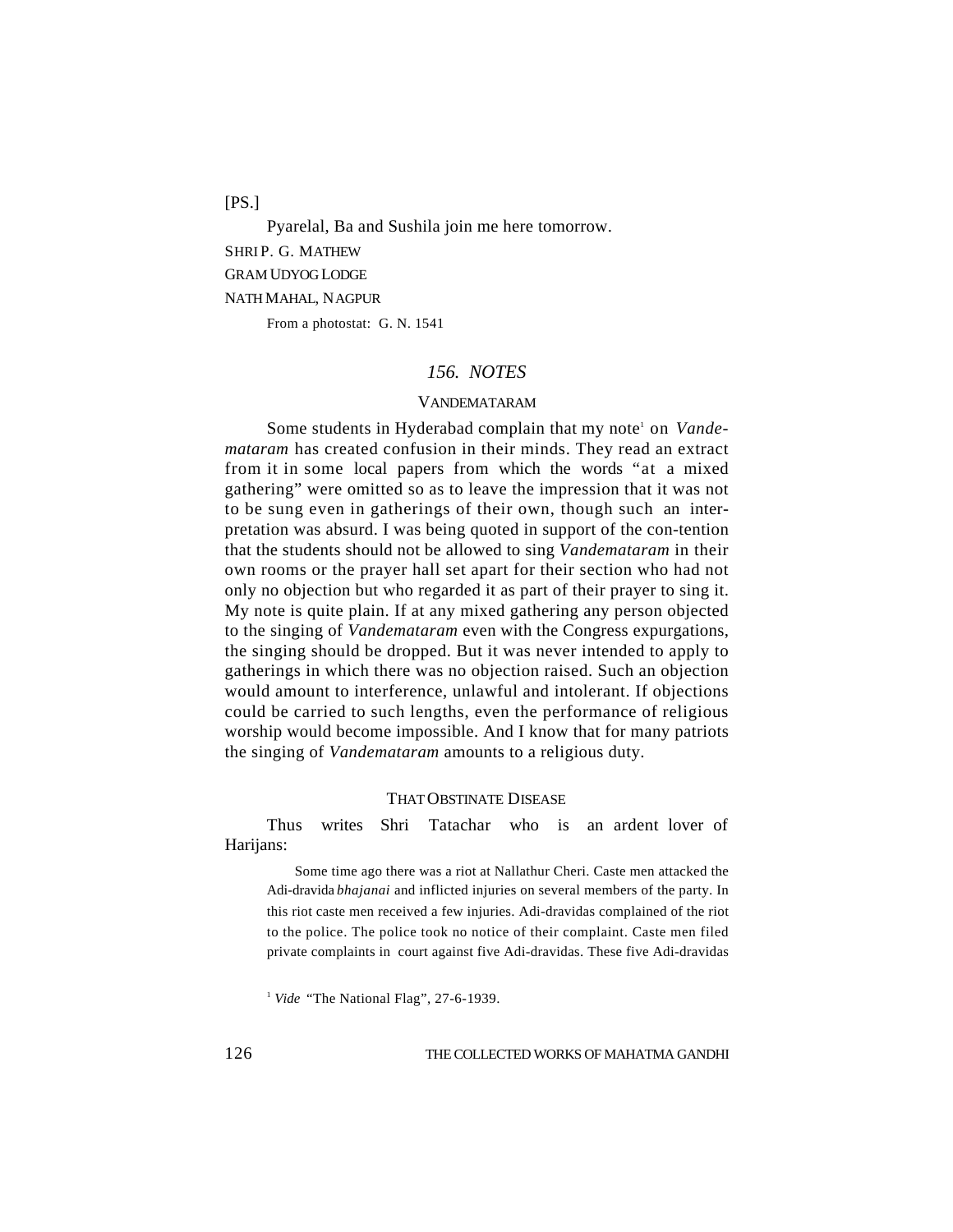[PS.]

Pyarelal, Ba and Sushila join me here tomorrow.

SHRI P. G. MATHEW

GRAM UDYOG LODGE

NATH MAHAL, NAGPUR

From a photostat: G. N. 1541

## *156. NOTES*

### VANDEMATARAM

Some students in Hyderabad complain that my note[1] on *Vandemataram* has created confusion in their minds. They read an extract from it in some local papers from which the words "at a mixed gathering" were omitted so as to leave the impression that it was not to be sung even in gatherings of their own, though such an interpretation was absurd. I was being quoted in support of the con-tention that the students should not be allowed to sing *Vandemataram* in their own rooms or the prayer hall set apart for their section who had not only no objection but who regarded it as part of their prayer to sing it. My note is quite plain. If at any mixed gathering any person objected to the singing of *Vandemataram* even with the Congress expurgations, the singing should be dropped. But it was never intended to apply to gatherings in which there was no objection raised. Such an objection would amount to interference, unlawful and intolerant. If objections could be carried to such lengths, even the performance of religious worship would become impossible. And I know that for many patriots the singing of *Vandemataram* amounts to a religious duty.

### THAT OBSTINATE DISEASE

Thus writes Shri Tatachar who is an ardent lover of Harijans:

> Some time ago there was a riot at Nallathur Cheri. Caste men attacked the Adi-dravida *bhajanai* and inflicted injuries on several members of the party. In this riot caste men received a few injuries. Adi-dravidas complained of the riot to the police. The police took no notice of their complaint. Caste men filed private complaints in court against five Adi-dravidas. These five Adi-dravidas

[1] *Vide* "The National Flag", 27-6-1939.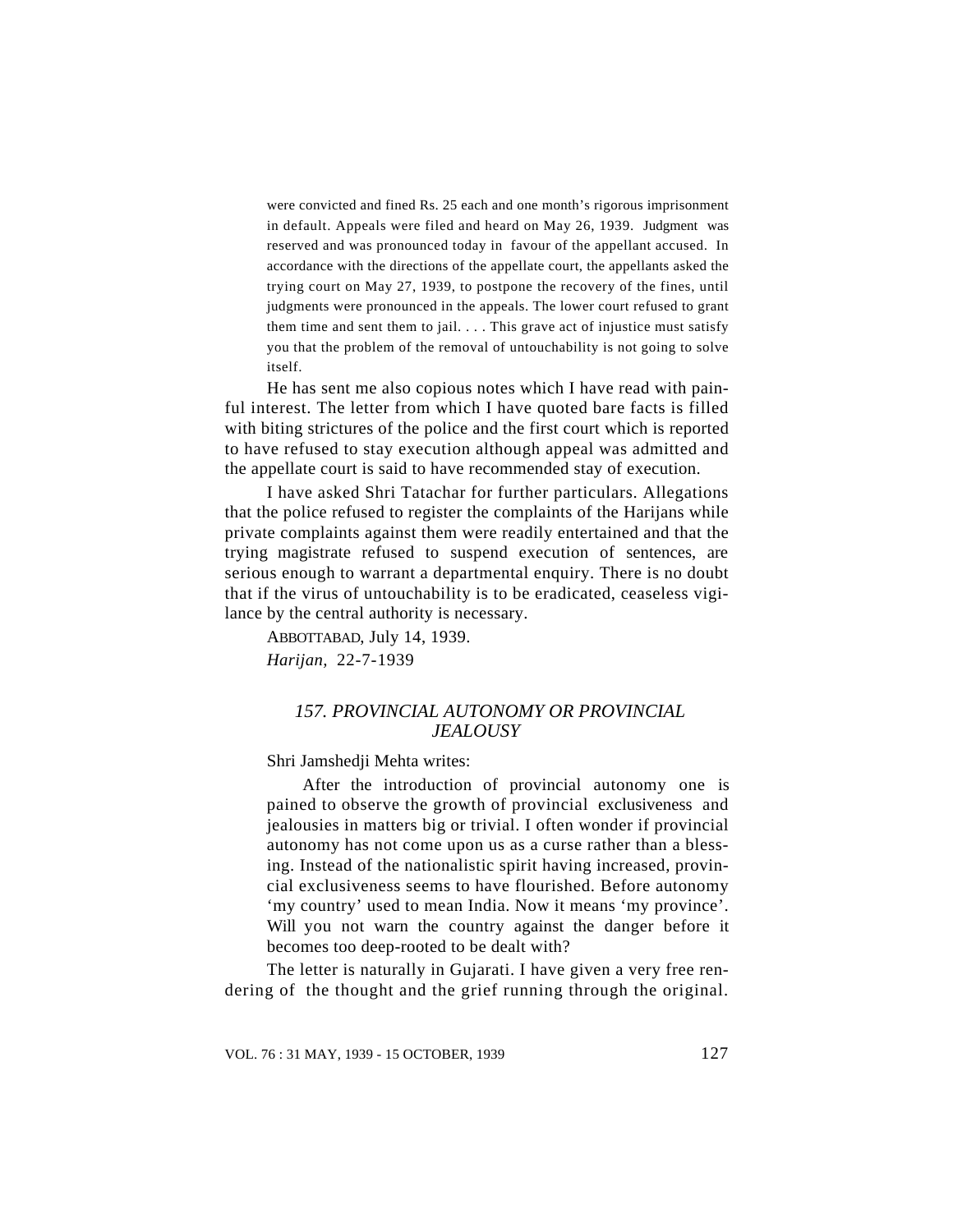> were convicted and fined Rs. 25 each and one month's rigorous imprisonment in default. Appeals were filed and heard on May 26, 1939. Judgment was reserved and was pronounced today in favour of the appellant accused. In accordance with the directions of the appellate court, the appellants asked the trying court on May 27, 1939, to postpone the recovery of the fines, until judgments were pronounced in the appeals. The lower court refused to grant them time and sent them to jail. . . . This grave act of injustice must satisfy you that the problem of the removal of untouchability is not going to solve itself.

He has sent me also copious notes which I have read with painful interest. The letter from which I have quoted bare facts is filled with biting strictures of the police and the first court which is reported to have refused to stay execution although appeal was admitted and the appellate court is said to have recommended stay of execution.

I have asked Shri Tatachar for further particulars. Allegations that the police refused to register the complaints of the Harijans while private complaints against them were readily entertained and that the trying magistrate refused to suspend execution of sentences, are serious enough to warrant a departmental enquiry. There is no doubt that if the virus of untouchability is to be eradicated, ceaseless vigilance by the central authority is necessary.

ABBOTTABAD, July 14, 1939.

*Harijan,* 22-7-1939

## *157. PROVINCIAL AUTONOMY OR PROVINCIAL JEALOUSY*

Shri Jamshedji Mehta writes:

> After the introduction of provincial autonomy one is pained to observe the growth of provincial exclusiveness and jealousies in matters big or trivial. I often wonder if provincial autonomy has not come upon us as a curse rather than a blessing. Instead of the nationalistic spirit having increased, provincial exclusiveness seems to have flourished. Before autonomy 'my country' used to mean India. Now it means 'my province'. Will you not warn the country against the danger before it becomes too deep-rooted to be dealt with?

The letter is naturally in Gujarati. I have given a very free rendering of the thought and the grief running through the original.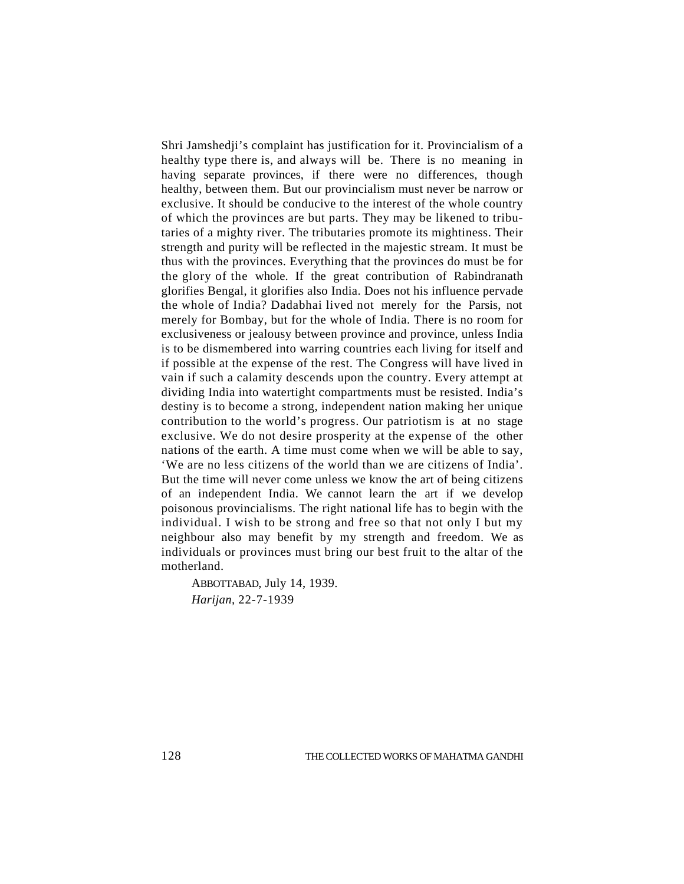Shri Jamshedji's complaint has justification for it. Provincialism of a healthy type there is, and always will be. There is no meaning in having separate provinces, if there were no differences, though healthy, between them. But our provincialism must never be narrow or exclusive. It should be conducive to the interest of the whole country of which the provinces are but parts. They may be likened to tributaries of a mighty river. The tributaries promote its mightiness. Their strength and purity will be reflected in the majestic stream. It must be thus with the provinces. Everything that the provinces do must be for the glory of the whole. If the great contribution of Rabindranath glorifies Bengal, it glorifies also India. Does not his influence pervade the whole of India? Dadabhai lived not merely for the Parsis, not merely for Bombay, but for the whole of India. There is no room for exclusiveness or jealousy between province and province, unless India is to be dismembered into warring countries each living for itself and if possible at the expense of the rest. The Congress will have lived in vain if such a calamity descends upon the country. Every attempt at dividing India into watertight compartments must be resisted. India's destiny is to become a strong, independent nation making her unique contribution to the world's progress. Our patriotism is at no stage exclusive. We do not desire prosperity at the expense of the other nations of the earth. A time must come when we will be able to say, 'We are no less citizens of the world than we are citizens of India'. But the time will never come unless we know the art of being citizens of an independent India. We cannot learn the art if we develop poisonous provincialisms. The right national life has to begin with the individual. I wish to be strong and free so that not only I but my neighbour also may benefit by my strength and freedom. We as individuals or provinces must bring our best fruit to the altar of the motherland.

ABBOTTABAD, July 14, 1939.

*Harijan*, 22-7-1939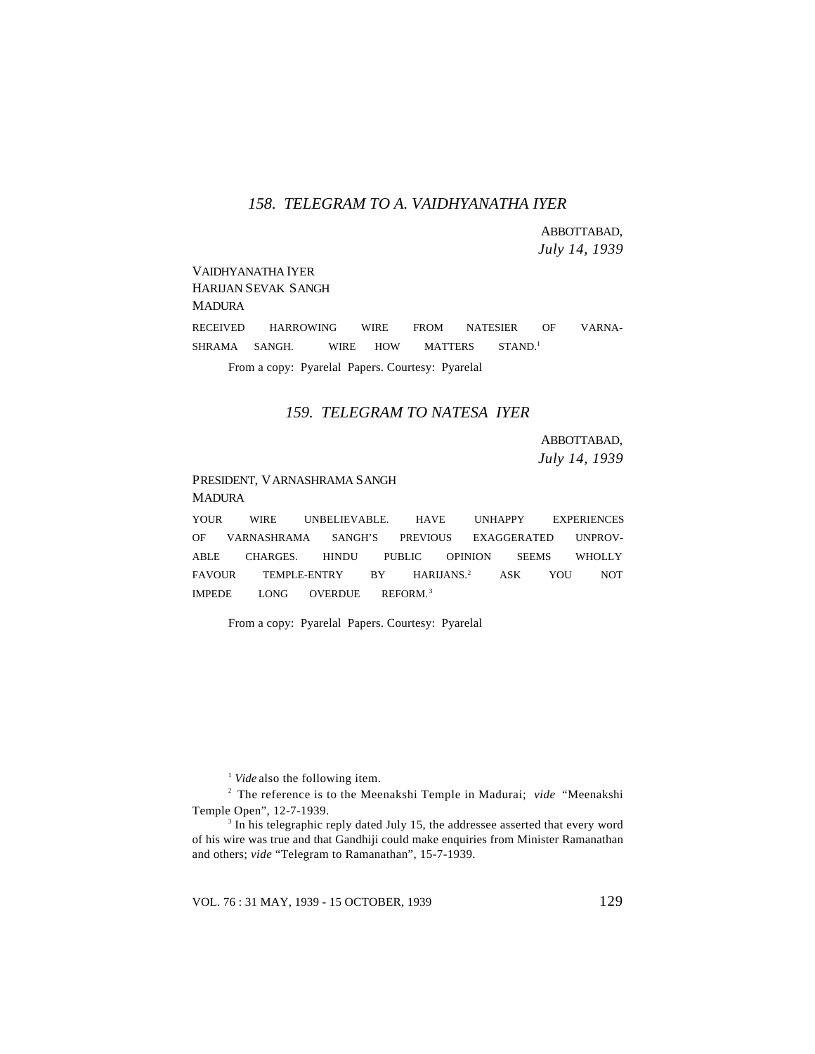## *158. TELEGRAM TO A. VAIDHYANATHA IYER*

ABBOTTABAD,
*July 14, 1939*

VAIDHYANATHA IYER
HARIJAN SEVAK SANGH
MADURA

RECEIVED HARROWING WIRE FROM NATESIER OF VARNASHRAMA SANGH. WIRE HOW MATTERS STAND.[1]

From a copy: Pyarelal Papers. Courtesy: Pyarelal

## *159. TELEGRAM TO NATESA IYER*

ABBOTTABAD,
*July 14, 1939*

PRESIDENT, VARNASHRAMA SANGH
MADURA

YOUR WIRE UNBELIEVABLE. HAVE UNHAPPY EXPERIENCES OF VARNASHRAMA SANGH'S PREVIOUS EXAGGERATED UNPROVABLE CHARGES. HINDU PUBLIC OPINION SEEMS WHOLLY FAVOUR TEMPLE-ENTRY BY HARIJANS.[2] ASK YOU NOT IMPEDE LONG OVERDUE REFORM.[3]

From a copy: Pyarelal Papers. Courtesy: Pyarelal

---

[1] *Vide* also the following item.

[2] The reference is to the Meenakshi Temple in Madurai; *vide* "Meenakshi Temple Open", 12-7-1939.

[3] In his telegraphic reply dated July 15, the addressee asserted that every word of his wire was true and that Gandhiji could make enquiries from Minister Ramanathan and others; *vide* "Telegram to Ramanathan", 15-7-1939.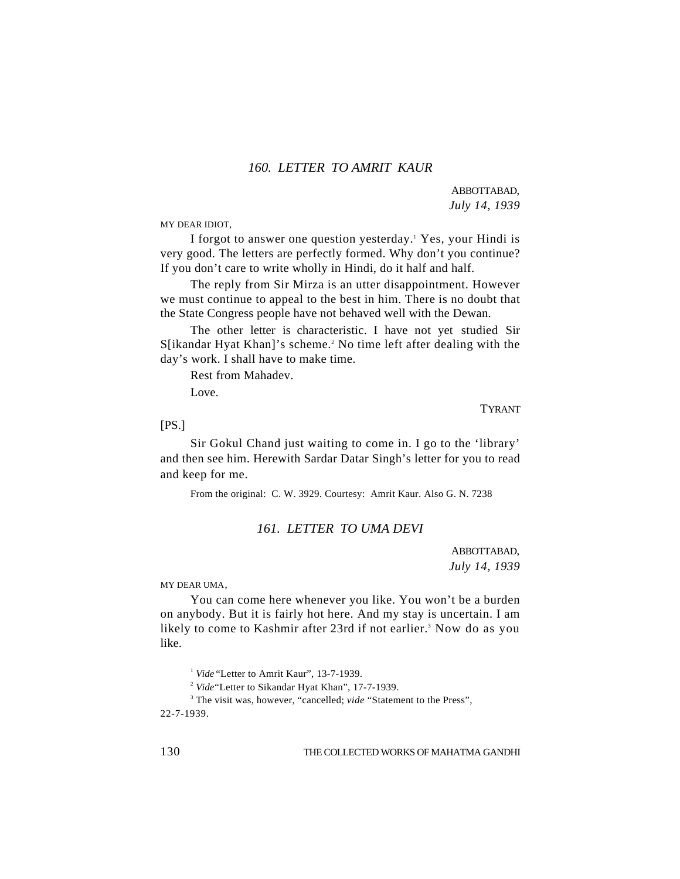## 160. LETTER TO AMRIT KAUR

ABBOTTABAD,
*July 14, 1939*

MY DEAR IDIOT,

I forgot to answer one question yesterday.[1] Yes, your Hindi is very good. The letters are perfectly formed. Why don't you continue? If you don't care to write wholly in Hindi, do it half and half.

The reply from Sir Mirza is an utter disappointment. However we must continue to appeal to the best in him. There is no doubt that the State Congress people have not behaved well with the Dewan.

The other letter is characteristic. I have not yet studied Sir S[ikandar Hyat Khan]'s scheme.[2] No time left after dealing with the day's work. I shall have to make time.

Rest from Mahadev.

Love.

TYRANT

[PS.]

Sir Gokul Chand just waiting to come in. I go to the 'library' and then see him. Herewith Sardar Datar Singh's letter for you to read and keep for me.

From the original: C. W. 3929. Courtesy: Amrit Kaur. Also G. N. 7238

## 161. LETTER TO UMA DEVI

ABBOTTABAD,
*July 14, 1939*

MY DEAR UMA,

You can come here whenever you like. You won't be a burden on anybody. But it is fairly hot here. And my stay is uncertain. I am likely to come to Kashmir after 23rd if not earlier.[3] Now do as you like.

---

[1] *Vide* "Letter to Amrit Kaur", 13-7-1939.

[2] *Vide* "Letter to Sikandar Hyat Khan", 17-7-1939.

[3] The visit was, however, "cancelled; *vide* "Statement to the Press", 22-7-1939.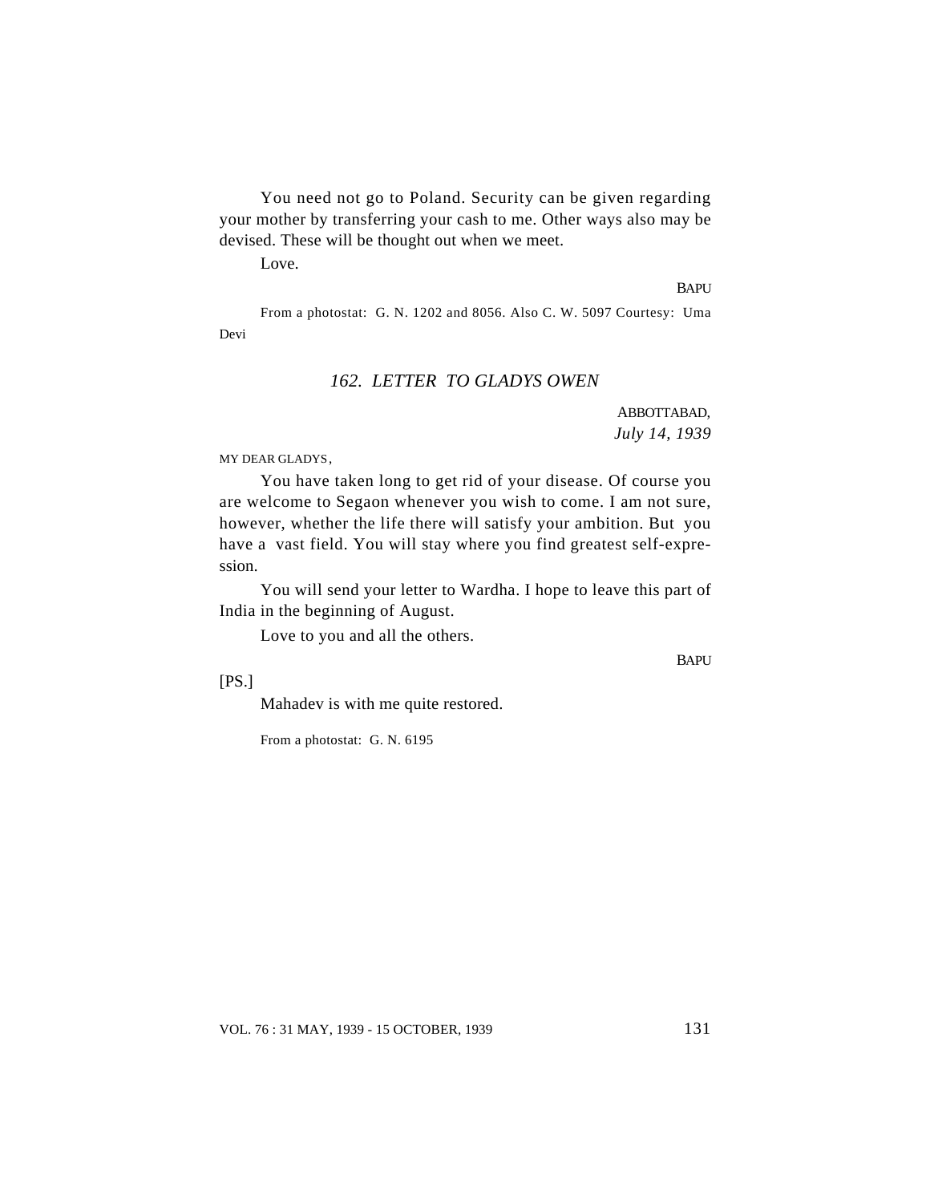You need not go to Poland. Security can be given regarding your mother by transferring your cash to me. Other ways also may be devised. These will be thought out when we meet.

Love.

BAPU

From a photostat: G. N. 1202 and 8056. Also C. W. 5097 Courtesy: Uma Devi

## *162. LETTER TO GLADYS OWEN*

ABBOTTABAD,
*July 14, 1939*

MY DEAR GLADYS,

You have taken long to get rid of your disease. Of course you are welcome to Segaon whenever you wish to come. I am not sure, however, whether the life there will satisfy your ambition. But you have a vast field. You will stay where you find greatest self-expression.

You will send your letter to Wardha. I hope to leave this part of India in the beginning of August.

Love to you and all the others.

BAPU

[PS.]

Mahadev is with me quite restored.

From a photostat: G. N. 6195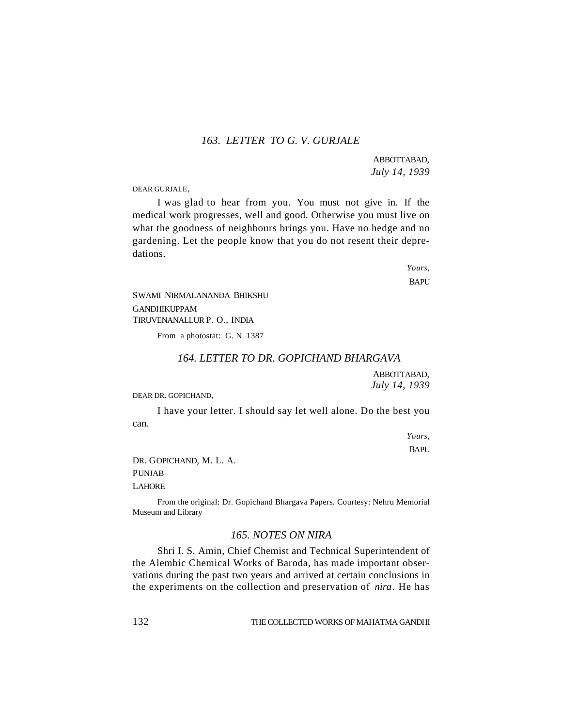### *163. LETTER TO G. V. GURJALE*

ABBOTTABAD,
*July 14, 1939*

DEAR GURJALE,

I was glad to hear from you. You must not give in. If the medical work progresses, well and good. Otherwise you must live on what the goodness of neighbours brings you. Have no hedge and no gardening. Let the people know that you do not resent their depredations.

*Yours,*
BAPU

SWAMI NIRMALANANDA BHIKSHU
GANDHIKUPPAM
TIRUVENANALLUR P. O., INDIA

From a photostat: G. N. 1387

### *164. LETTER TO DR. GOPICHAND BHARGAVA*

ABBOTTABAD,
*July 14, 1939*

DEAR DR. GOPICHAND,

I have your letter. I should say let well alone. Do the best you can.

*Yours,*
BAPU

DR. GOPICHAND, M. L. A.
PUNJAB
LAHORE

From the original: Dr. Gopichand Bhargava Papers. Courtesy: Nehru Memorial Museum and Library

### *165. NOTES ON NIRA*

Shri I. S. Amin, Chief Chemist and Technical Superintendent of the Alembic Chemical Works of Baroda, has made important observations during the past two years and arrived at certain conclusions in the experiments on the collection and preservation of *nira*. He has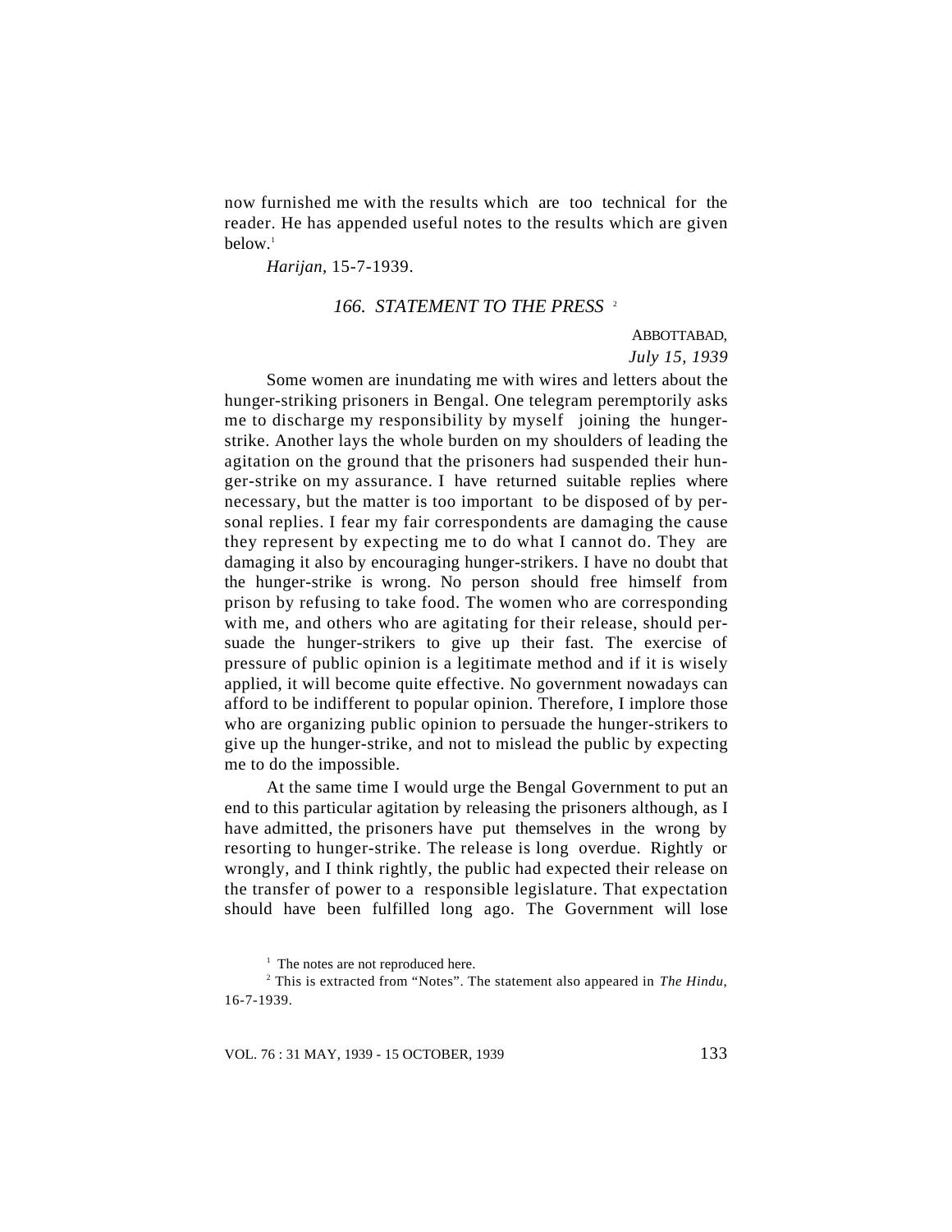now furnished me with the results which are too technical for the reader. He has appended useful notes to the results which are given below.[1]

*Harijan*, 15-7-1939.

### *166. STATEMENT TO THE PRESS* [2]

ABBOTTABAD,
*July 15, 1939*

Some women are inundating me with wires and letters about the hunger-striking prisoners in Bengal. One telegram peremptorily asks me to discharge my responsibility by myself joining the hunger-strike. Another lays the whole burden on my shoulders of leading the agitation on the ground that the prisoners had suspended their hunger-strike on my assurance. I have returned suitable replies where necessary, but the matter is too important to be disposed of by personal replies. I fear my fair correspondents are damaging the cause they represent by expecting me to do what I cannot do. They are damaging it also by encouraging hunger-strikers. I have no doubt that the hunger-strike is wrong. No person should free himself from prison by refusing to take food. The women who are corresponding with me, and others who are agitating for their release, should persuade the hunger-strikers to give up their fast. The exercise of pressure of public opinion is a legitimate method and if it is wisely applied, it will become quite effective. No government nowadays can afford to be indifferent to popular opinion. Therefore, I implore those who are organizing public opinion to persuade the hunger-strikers to give up the hunger-strike, and not to mislead the public by expecting me to do the impossible.

At the same time I would urge the Bengal Government to put an end to this particular agitation by releasing the prisoners although, as I have admitted, the prisoners have put themselves in the wrong by resorting to hunger-strike. The release is long overdue. Rightly or wrongly, and I think rightly, the public had expected their release on the transfer of power to a responsible legislature. That expectation should have been fulfilled long ago. The Government will lose

---

[1] The notes are not reproduced here.

[2] This is extracted from "Notes". The statement also appeared in *The Hindu*, 16-7-1939.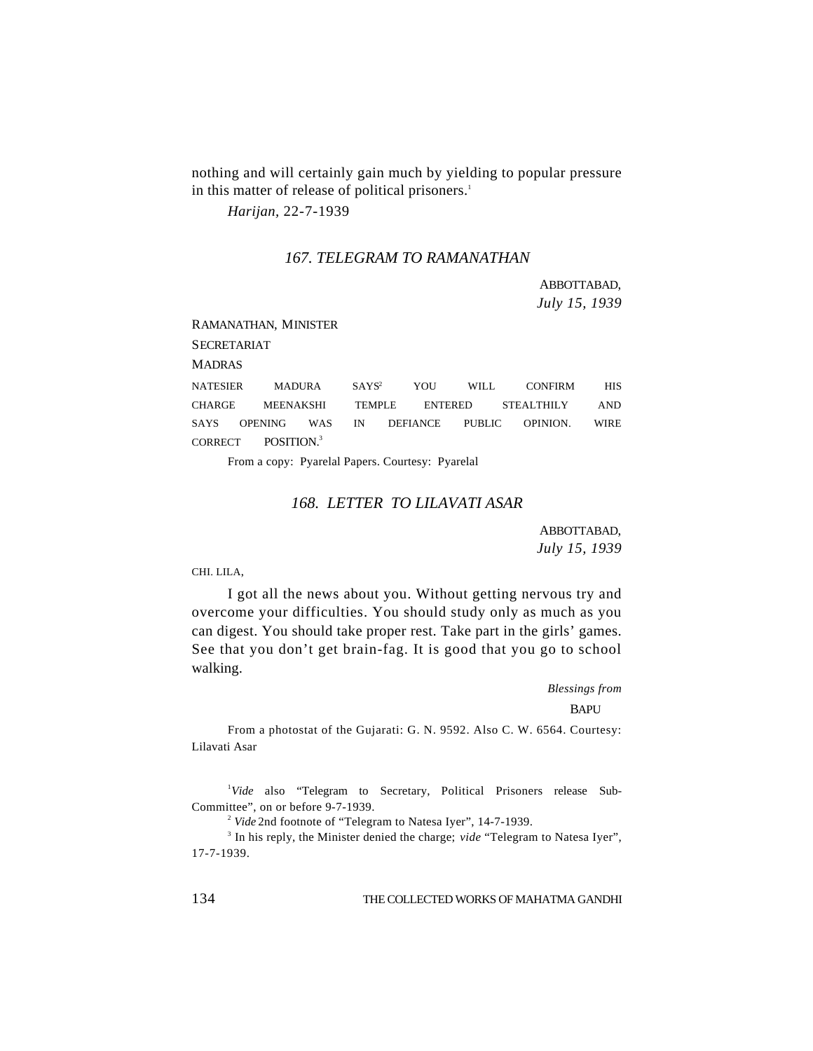nothing and will certainly gain much by yielding to popular pressure in this matter of release of political prisoners.[1]

*Harijan,* 22-7-1939

### *167. TELEGRAM TO RAMANATHAN*

ABBOTTABAD,
*July 15, 1939*

RAMANATHAN, MINISTER
SECRETARIAT
MADRAS

NATESIER MADURA SAYS[2] YOU WILL CONFIRM HIS CHARGE MEENAKSHI TEMPLE ENTERED STEALTHILY AND SAYS OPENING WAS IN DEFIANCE PUBLIC OPINION. WIRE CORRECT POSITION.[3]

From a copy: Pyarelal Papers. Courtesy: Pyarelal

### *168. LETTER TO LILAVATI ASAR*

ABBOTTABAD,
*July 15, 1939*

CHI. LILA,

I got all the news about you. Without getting nervous try and overcome your difficulties. You should study only as much as you can digest. You should take proper rest. Take part in the girls' games. See that you don't get brain-fag. It is good that you go to school walking.

*Blessings from*
BAPU

From a photostat of the Gujarati: G. N. 9592. Also C. W. 6564. Courtesy: Lilavati Asar

---

[1] *Vide* also "Telegram to Secretary, Political Prisoners release Sub-Committee", on or before 9-7-1939.

[2] *Vide* 2nd footnote of "Telegram to Natesa Iyer", 14-7-1939.

[3] In his reply, the Minister denied the charge; *vide* "Telegram to Natesa Iyer", 17-7-1939.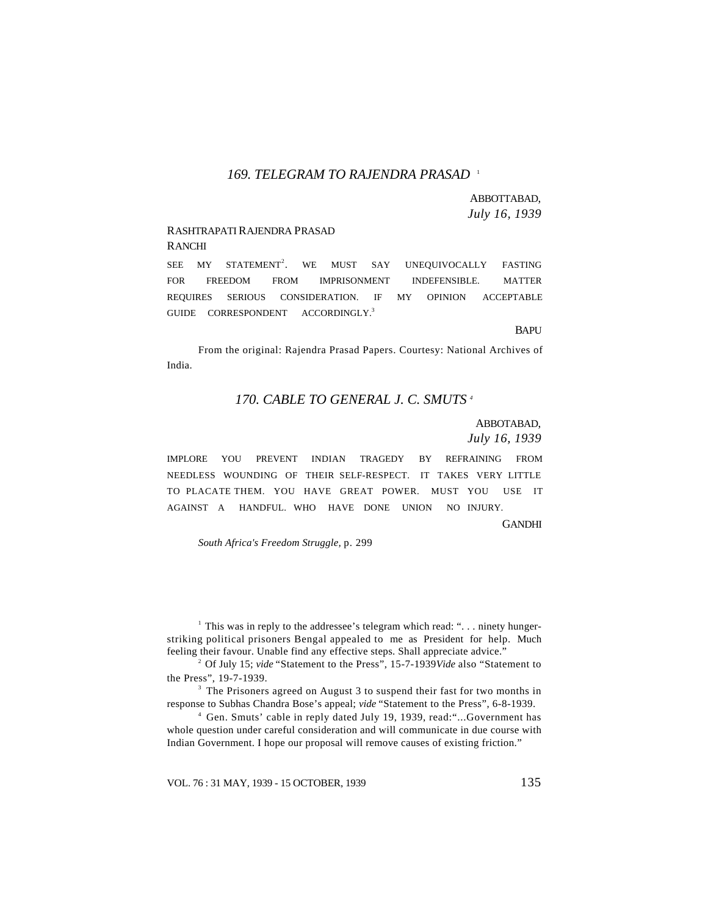### *169. TELEGRAM TO RAJENDRA PRASAD* [1]

ABBOTTABAD,
*July 16, 1939*

RASHTRAPATI RAJENDRA PRASAD
RANCHI

SEE MY STATEMENT[2]. WE MUST SAY UNEQUIVOCALLY FASTING FOR FREEDOM FROM IMPRISONMENT INDEFENSIBLE. MATTER REQUIRES SERIOUS CONSIDERATION. IF MY OPINION ACCEPTABLE GUIDE CORRESPONDENT ACCORDINGLY.[3]

BAPU

From the original: Rajendra Prasad Papers. Courtesy: National Archives of India.

### *170. CABLE TO GENERAL J. C. SMUTS* [4]

ABBOTABAD,
*July 16, 1939*

IMPLORE YOU PREVENT INDIAN TRAGEDY BY REFRAINING FROM NEEDLESS WOUNDING OF THEIR SELF-RESPECT. IT TAKES VERY LITTLE TO PLACATE THEM. YOU HAVE GREAT POWER. MUST YOU USE IT AGAINST A HANDFUL. WHO HAVE DONE UNION NO INJURY.

GANDHI

*South Africa's Freedom Struggle*, p. 299

---

[1] This was in reply to the addressee's telegram which read: ". . . ninety hunger-striking political prisoners Bengal appealed to me as President for help. Much feeling their favour. Unable find any effective steps. Shall appreciate advice."

[2] Of July 15; *vide* "Statement to the Press", 15-7-1939*Vide* also "Statement to the Press", 19-7-1939.

[3] The Prisoners agreed on August 3 to suspend their fast for two months in response to Subhas Chandra Bose's appeal; *vide* "Statement to the Press", 6-8-1939.

[4] Gen. Smuts' cable in reply dated July 19, 1939, read:"...Government has whole question under careful consideration and will communicate in due course with Indian Government. I hope our proposal will remove causes of existing friction."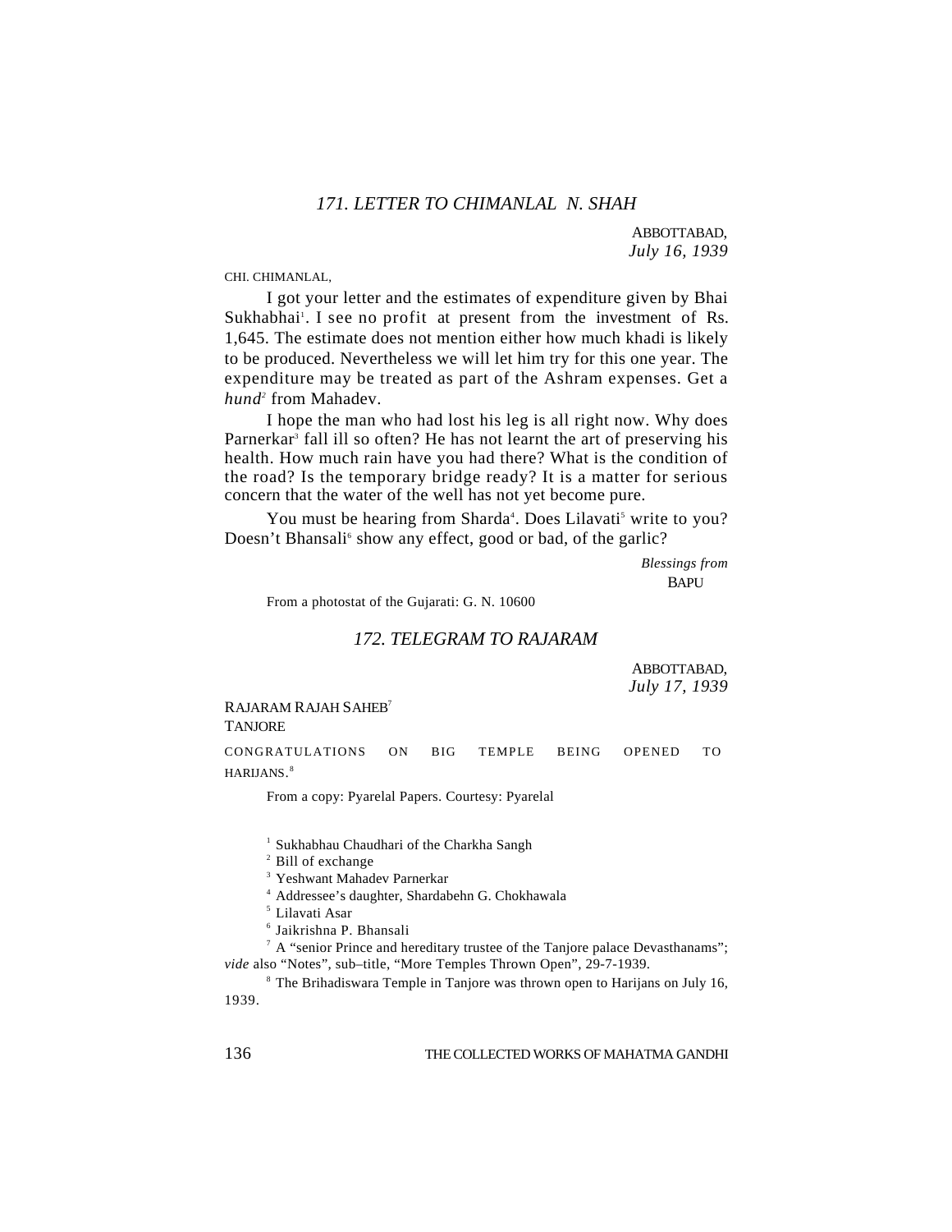### *171. LETTER TO CHIMANLAL N. SHAH*

ABBOTTABAD,
*July 16, 1939*

CHI. CHIMANLAL,

I got your letter and the estimates of expenditure given by Bhai Sukhabhai[1]. I see no profit at present from the investment of Rs. 1,645. The estimate does not mention either how much khadi is likely to be produced. Nevertheless we will let him try for this one year. The expenditure may be treated as part of the Ashram expenses. Get a *hund*[2] from Mahadev.

I hope the man who had lost his leg is all right now. Why does Parnerkar[3] fall ill so often? He has not learnt the art of preserving his health. How much rain have you had there? What is the condition of the road? Is the temporary bridge ready? It is a matter for serious concern that the water of the well has not yet become pure.

You must be hearing from Sharda[4]. Does Lilavati[5] write to you? Doesn't Bhansali[6] show any effect, good or bad, of the garlic?

*Blessings from*
BAPU

From a photostat of the Gujarati: G. N. 10600

### *172. TELEGRAM TO RAJARAM*

ABBOTTABAD,
*July 17, 1939*

RAJARAM RAJAH SAHEB[7]
TANJORE

CONGRATULATIONS ON BIG TEMPLE BEING OPENED TO HARIJANS.[8]

From a copy: Pyarelal Papers. Courtesy: Pyarelal

---

[1] Sukhabhau Chaudhari of the Charkha Sangh

[2] Bill of exchange

[3] Yeshwant Mahadev Parnerkar

[4] Addressee's daughter, Shardabehn G. Chokhawala

[5] Lilavati Asar

[6] Jaikrishna P. Bhansali

[7] A "senior Prince and hereditary trustee of the Tanjore palace Devasthanams"; *vide* also "Notes", sub–title, "More Temples Thrown Open", 29-7-1939.

[8] The Brihadiswara Temple in Tanjore was thrown open to Harijans on July 16, 1939.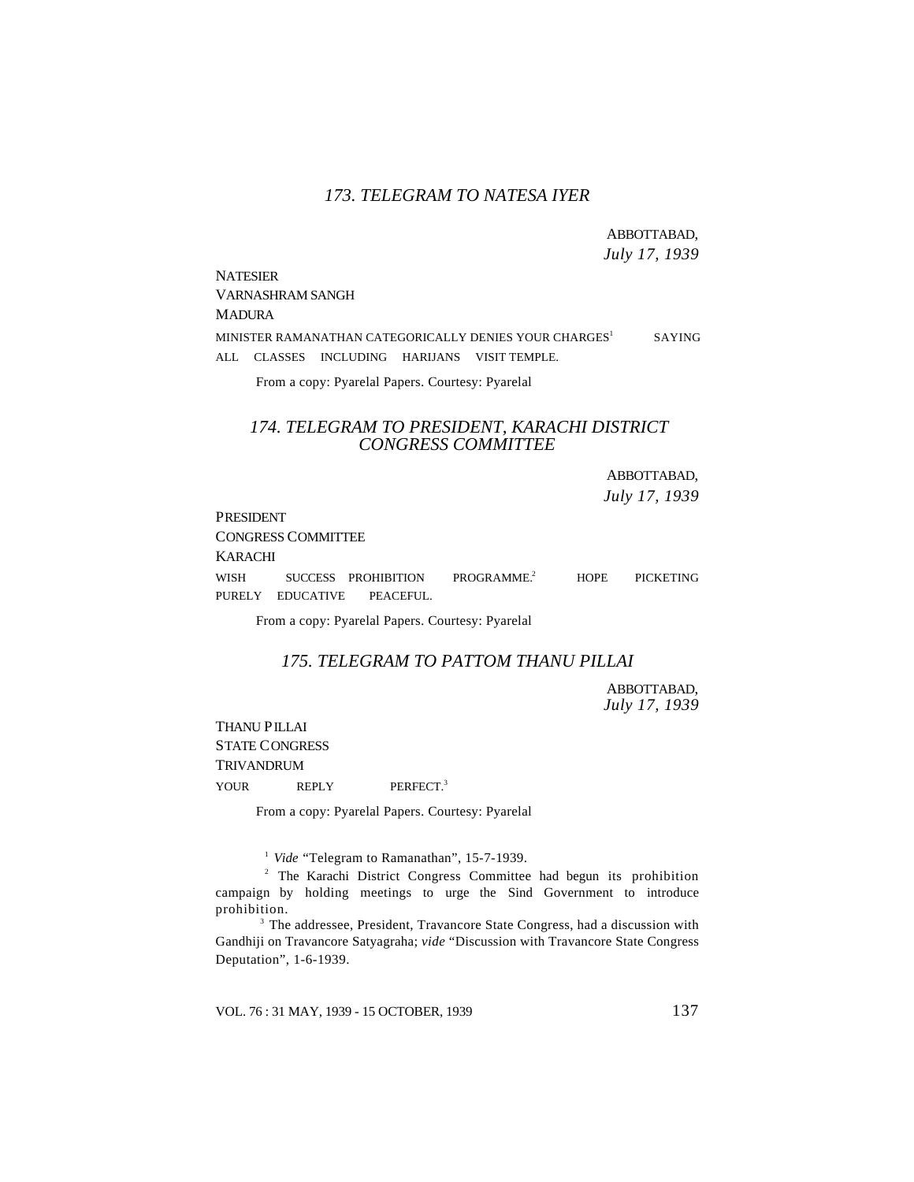### *173. TELEGRAM TO NATESA IYER*

ABBOTTABAD,
*July 17, 1939*

NATESIER
VARNASHRAM SANGH
MADURA

MINISTER RAMANATHAN CATEGORICALLY DENIES YOUR CHARGES[1] SAYING ALL CLASSES INCLUDING HARIJANS VISIT TEMPLE.

From a copy: Pyarelal Papers. Courtesy: Pyarelal

### *174. TELEGRAM TO PRESIDENT, KARACHI DISTRICT CONGRESS COMMITTEE*

ABBOTTABAD,
*July 17, 1939*

PRESIDENT
CONGRESS COMMITTEE
KARACHI

WISH SUCCESS PROHIBITION PROGRAMME.[2] HOPE PICKETING PURELY EDUCATIVE PEACEFUL.

From a copy: Pyarelal Papers. Courtesy: Pyarelal

### *175. TELEGRAM TO PATTOM THANU PILLAI*

ABBOTTABAD,
*July 17, 1939*

THANU PILLAI
STATE CONGRESS
TRIVANDRUM

YOUR REPLY PERFECT.[3]

From a copy: Pyarelal Papers. Courtesy: Pyarelal

---

[1] *Vide* "Telegram to Ramanathan", 15-7-1939.

[2] The Karachi District Congress Committee had begun its prohibition campaign by holding meetings to urge the Sind Government to introduce prohibition.

[3] The addressee, President, Travancore State Congress, had a discussion with Gandhiji on Travancore Satyagraha; *vide* "Discussion with Travancore State Congress Deputation", 1-6-1939.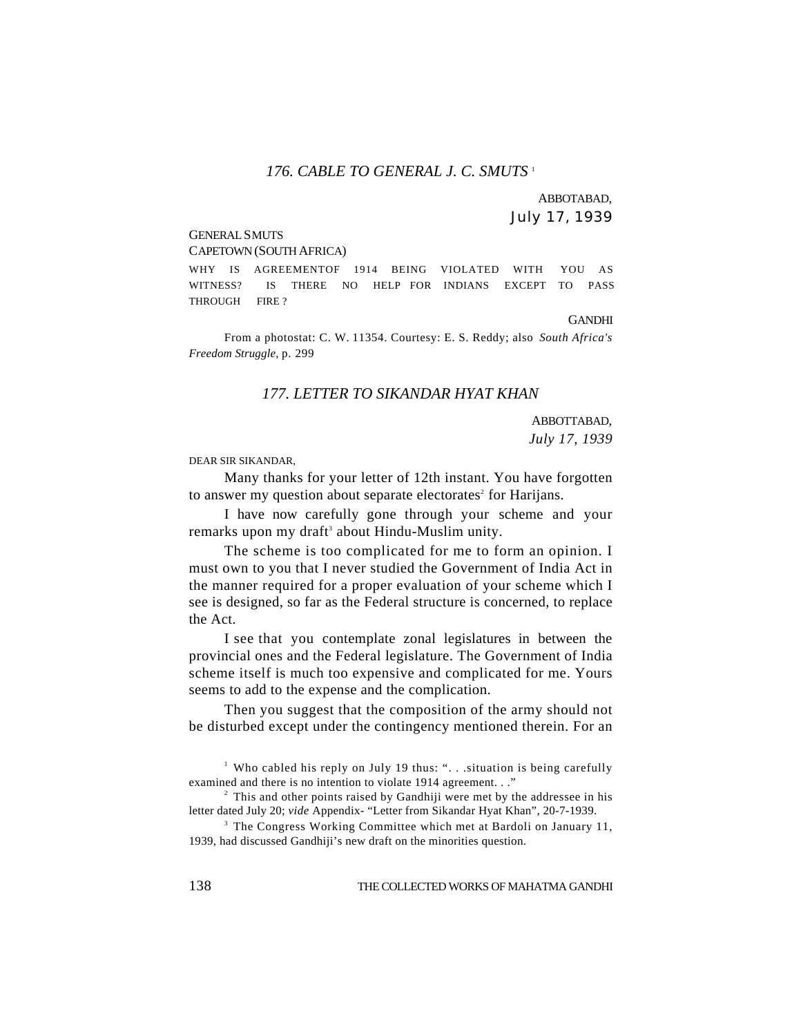## *176. CABLE TO GENERAL J. C. SMUTS* [1]

ABBOTABAD,
July 17, 1939

GENERAL SMUTS
CAPETOWN (SOUTH AFRICA)

WHY IS AGREEMENTOF 1914 BEING VIOLATED WITH YOU AS WITNESS? IS THERE NO HELP FOR INDIANS EXCEPT TO PASS THROUGH FIRE ?

GANDHI

From a photostat: C. W. 11354. Courtesy: E. S. Reddy; also *South Africa's Freedom Struggle*, p. 299

## *177. LETTER TO SIKANDAR HYAT KHAN*

ABBOTTABAD,
*July 17, 1939*

DEAR SIR SIKANDAR,

Many thanks for your letter of 12th instant. You have forgotten to answer my question about separate electorates[2] for Harijans.

I have now carefully gone through your scheme and your remarks upon my draft[3] about Hindu-Muslim unity.

The scheme is too complicated for me to form an opinion. I must own to you that I never studied the Government of India Act in the manner required for a proper evaluation of your scheme which I see is designed, so far as the Federal structure is concerned, to replace the Act.

I see that you contemplate zonal legislatures in between the provincial ones and the Federal legislature. The Government of India scheme itself is much too expensive and complicated for me. Yours seems to add to the expense and the complication.

Then you suggest that the composition of the army should not be disturbed except under the contingency mentioned therein. For an

---

[1] Who cabled his reply on July 19 thus: ". . .situation is being carefully examined and there is no intention to violate 1914 agreement. . ."

[2] This and other points raised by Gandhiji were met by the addressee in his letter dated July 20; *vide* Appendix- "Letter from Sikandar Hyat Khan", 20-7-1939.

[3] The Congress Working Committee which met at Bardoli on January 11, 1939, had discussed Gandhiji's new draft on the minorities question.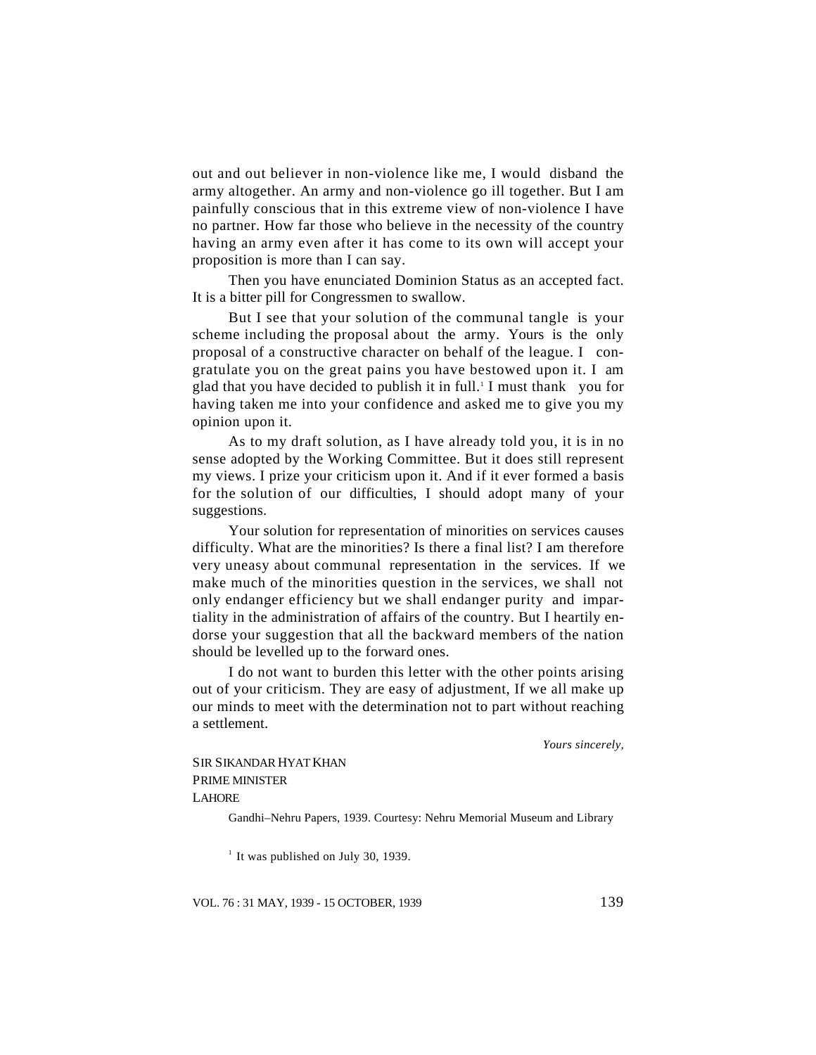out and out believer in non-violence like me, I would disband the army altogether. An army and non-violence go ill together. But I am painfully conscious that in this extreme view of non-violence I have no partner. How far those who believe in the necessity of the country having an army even after it has come to its own will accept your proposition is more than I can say.

Then you have enunciated Dominion Status as an accepted fact. It is a bitter pill for Congressmen to swallow.

But I see that your solution of the communal tangle is your scheme including the proposal about the army. Yours is the only proposal of a constructive character on behalf of the league. I congratulate you on the great pains you have bestowed upon it. I am glad that you have decided to publish it in full.[1] I must thank you for having taken me into your confidence and asked me to give you my opinion upon it.

As to my draft solution, as I have already told you, it is in no sense adopted by the Working Committee. But it does still represent my views. I prize your criticism upon it. And if it ever formed a basis for the solution of our difficulties, I should adopt many of your suggestions.

Your solution for representation of minorities on services causes difficulty. What are the minorities? Is there a final list? I am therefore very uneasy about communal representation in the services. If we make much of the minorities question in the services, we shall not only endanger efficiency but we shall endanger purity and impartiality in the administration of affairs of the country. But I heartily endorse your suggestion that all the backward members of the nation should be levelled up to the forward ones.

I do not want to burden this letter with the other points arising out of your criticism. They are easy of adjustment, If we all make up our minds to meet with the determination not to part without reaching a settlement.

*Yours sincerely,*

SIR SIKANDAR HYAT KHAN
PRIME MINISTER
LAHORE

Gandhi–Nehru Papers, 1939. Courtesy: Nehru Memorial Museum and Library

[1] It was published on July 30, 1939.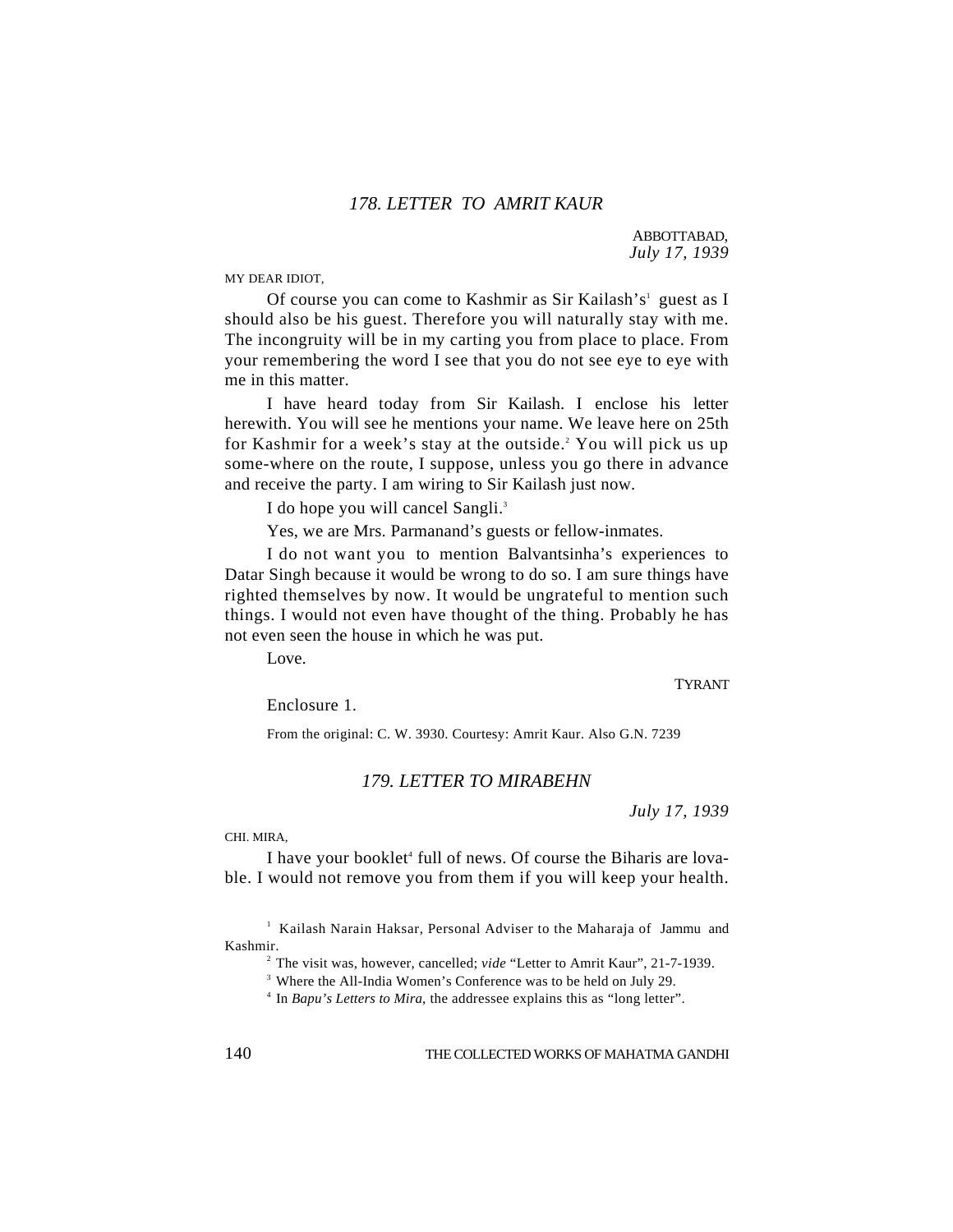## *178. LETTER TO AMRIT KAUR*

ABBOTTABAD,
*July 17, 1939*

MY DEAR IDIOT,

Of course you can come to Kashmir as Sir Kailash's[1] guest as I should also be his guest. Therefore you will naturally stay with me. The incongruity will be in my carting you from place to place. From your remembering the word I see that you do not see eye to eye with me in this matter.

I have heard today from Sir Kailash. I enclose his letter herewith. You will see he mentions your name. We leave here on 25th for Kashmir for a week's stay at the outside.[2] You will pick us up some-where on the route, I suppose, unless you go there in advance and receive the party. I am wiring to Sir Kailash just now.

I do hope you will cancel Sangli.[3]

Yes, we are Mrs. Parmanand's guests or fellow-inmates.

I do not want you to mention Balvantsinha's experiences to Datar Singh because it would be wrong to do so. I am sure things have righted themselves by now. It would be ungrateful to mention such things. I would not even have thought of the thing. Probably he has not even seen the house in which he was put.

Love.

TYRANT

Enclosure 1.

From the original: C. W. 3930. Courtesy: Amrit Kaur. Also G.N. 7239

## *179. LETTER TO MIRABEHN*

*July 17, 1939*

CHI. MIRA,

I have your booklet[4] full of news. Of course the Biharis are lovable. I would not remove you from them if you will keep your health.

---

[1] Kailash Narain Haksar, Personal Adviser to the Maharaja of Jammu and Kashmir.

[2] The visit was, however, cancelled; *vide* "Letter to Amrit Kaur", 21-7-1939.

[3] Where the All-India Women's Conference was to be held on July 29.

[4] In *Bapu's Letters to Mira*, the addressee explains this as "long letter".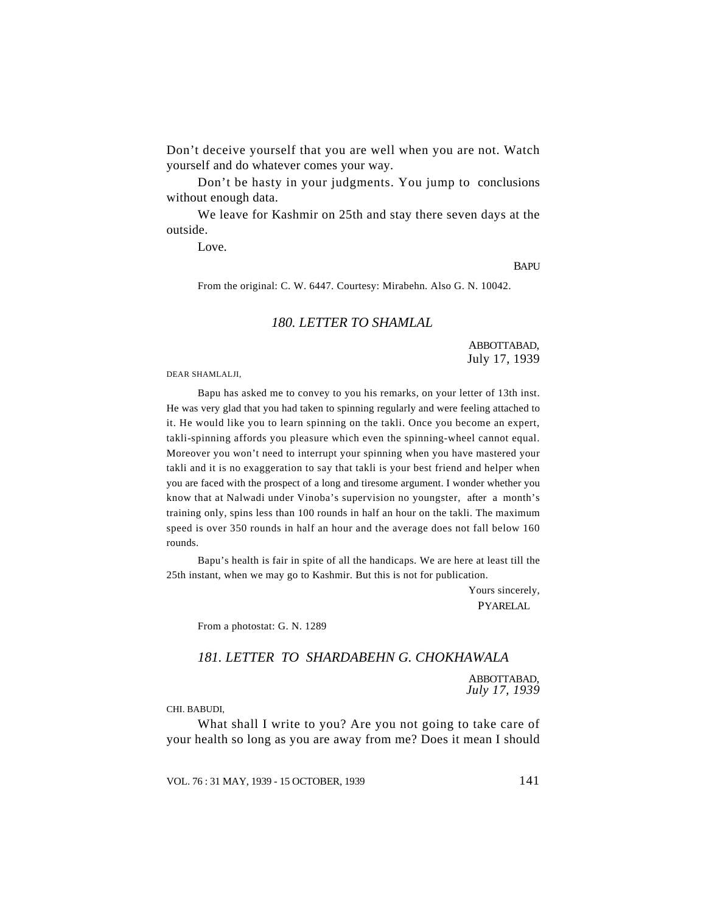Don't deceive yourself that you are well when you are not. Watch yourself and do whatever comes your way.

Don't be hasty in your judgments. You jump to conclusions without enough data.

We leave for Kashmir on 25th and stay there seven days at the outside.

Love.

BAPU

From the original: C. W. 6447. Courtesy: Mirabehn. Also G. N. 10042.

### *180. LETTER TO SHAMLAL*

ABBOTTABAD,
July 17, 1939

DEAR SHAMLALJI,

Bapu has asked me to convey to you his remarks, on your letter of 13th inst. He was very glad that you had taken to spinning regularly and were feeling attached to it. He would like you to learn spinning on the takli. Once you become an expert, takli-spinning affords you pleasure which even the spinning-wheel cannot equal. Moreover you won't need to interrupt your spinning when you have mastered your takli and it is no exaggeration to say that takli is your best friend and helper when you are faced with the prospect of a long and tiresome argument. I wonder whether you know that at Nalwadi under Vinoba's supervision no youngster, after a month's training only, spins less than 100 rounds in half an hour on the takli. The maximum speed is over 350 rounds in half an hour and the average does not fall below 160 rounds.

Bapu's health is fair in spite of all the handicaps. We are here at least till the 25th instant, when we may go to Kashmir. But this is not for publication.

Yours sincerely,
PYARELAL

From a photostat: G. N. 1289

### *181. LETTER TO SHARDABEHN G. CHOKHAWALA*

ABBOTTABAD,
*July 17, 1939*

CHI. BABUDI,

What shall I write to you? Are you not going to take care of your health so long as you are away from me? Does it mean I should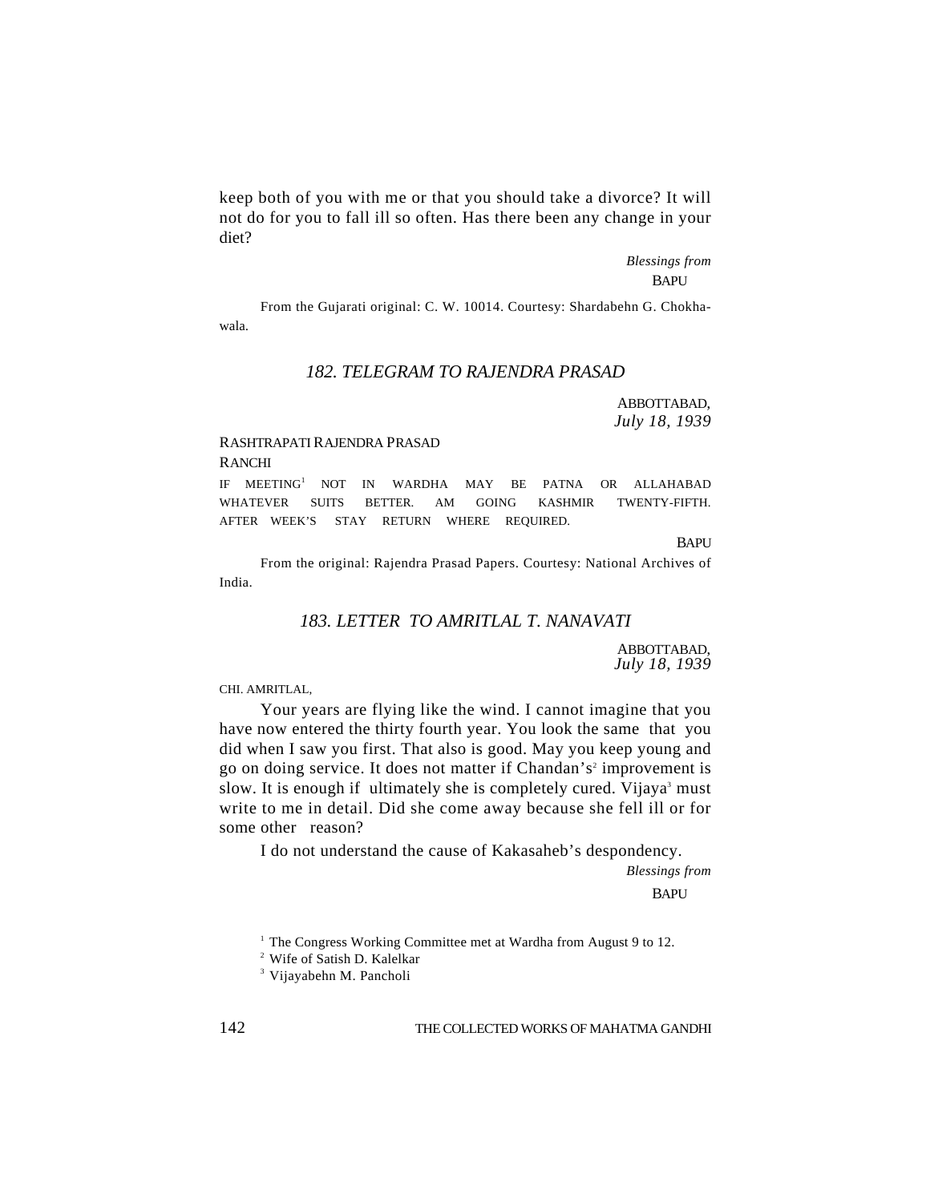keep both of you with me or that you should take a divorce? It will not do for you to fall ill so often. Has there been any change in your diet?

*Blessings from*
BAPU

From the Gujarati original: C. W. 10014. Courtesy: Shardabehn G. Chokhawala.

## *182. TELEGRAM TO RAJENDRA PRASAD*

ABBOTTABAD,
*July 18, 1939*

RASHTRAPATI RAJENDRA PRASAD
RANCHI

IF MEETING[1] NOT IN WARDHA MAY BE PATNA OR ALLAHABAD WHATEVER SUITS BETTER. AM GOING KASHMIR TWENTY-FIFTH. AFTER WEEK'S STAY RETURN WHERE REQUIRED.

BAPU

From the original: Rajendra Prasad Papers. Courtesy: National Archives of India.

## *183. LETTER TO AMRITLAL T. NANAVATI*

ABBOTTABAD,
*July 18, 1939*

CHI. AMRITLAL,

Your years are flying like the wind. I cannot imagine that you have now entered the thirty fourth year. You look the same that you did when I saw you first. That also is good. May you keep young and go on doing service. It does not matter if Chandan's[2] improvement is slow. It is enough if ultimately she is completely cured. Vijaya[3] must write to me in detail. Did she come away because she fell ill or for some other reason?

I do not understand the cause of Kakasaheb's despondency.

*Blessings from*
BAPU

[1] The Congress Working Committee met at Wardha from August 9 to 12.

[2] Wife of Satish D. Kalelkar

[3] Vijayabehn M. Pancholi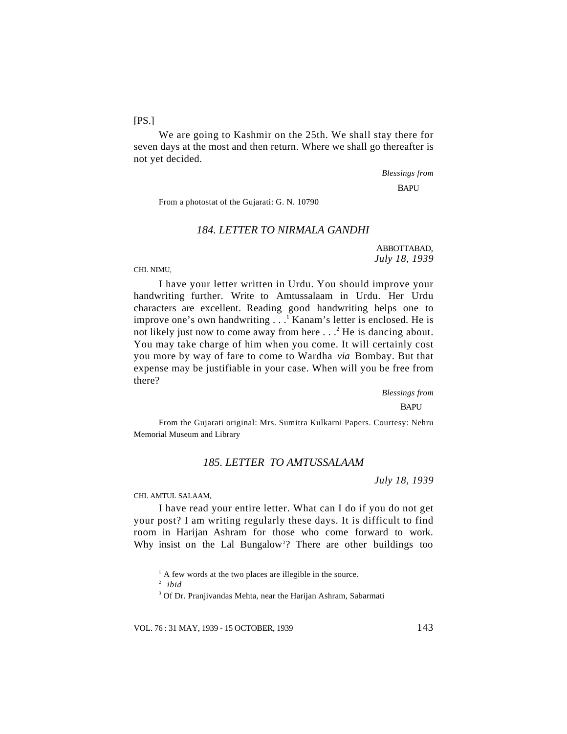[PS.]

We are going to Kashmir on the 25th. We shall stay there for seven days at the most and then return. Where we shall go thereafter is not yet decided.

*Blessings from*

BAPU

From a photostat of the Gujarati: G. N. 10790

### *184. LETTER TO NIRMALA GANDHI*

ABBOTTABAD,
*July 18, 1939*

CHI. NIMU,

I have your letter written in Urdu. You should improve your handwriting further. Write to Amtussalaam in Urdu. Her Urdu characters are excellent. Reading good handwriting helps one to improve one's own handwriting . . .[1] Kanam's letter is enclosed. He is not likely just now to come away from here . . .[2] He is dancing about. You may take charge of him when you come. It will certainly cost you more by way of fare to come to Wardha *via* Bombay. But that expense may be justifiable in your case. When will you be free from there?

*Blessings from*

BAPU

From the Gujarati original: Mrs. Sumitra Kulkarni Papers. Courtesy: Nehru Memorial Museum and Library

### *185. LETTER TO AMTUSSALAAM*

*July 18, 1939*

CHI. AMTUL SALAAM,

I have read your entire letter. What can I do if you do not get your post? I am writing regularly these days. It is difficult to find room in Harijan Ashram for those who come forward to work. Why insist on the Lal Bungalow[3]? There are other buildings too

[1] A few words at the two places are illegible in the source.

[2] *ibid*

[3] Of Dr. Pranjivandas Mehta, near the Harijan Ashram, Sabarmati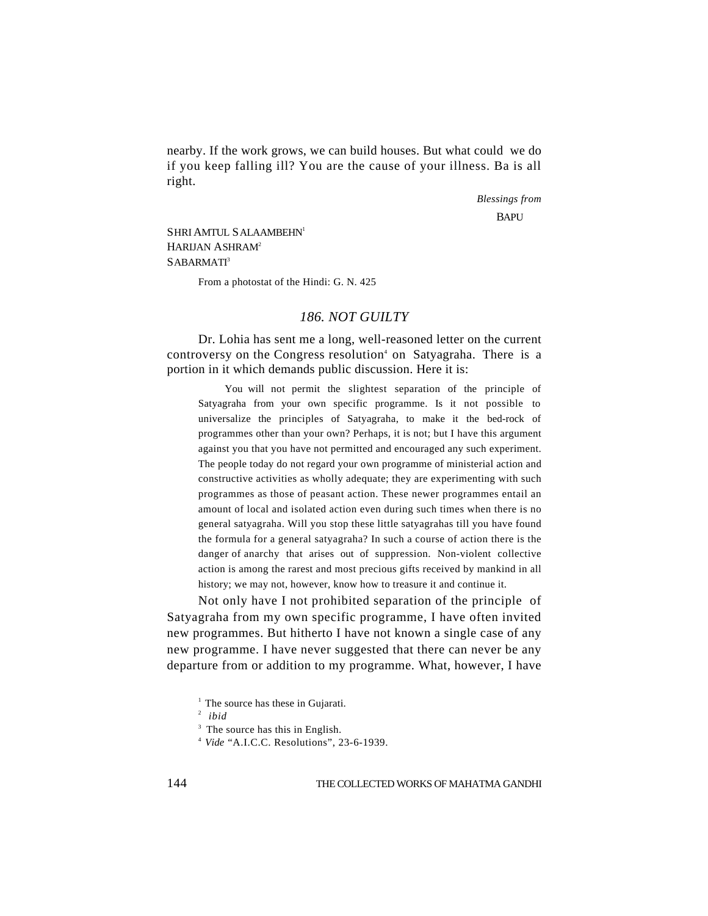nearby. If the work grows, we can build houses. But what could we do if you keep falling ill? You are the cause of your illness. Ba is all right.

*Blessings from*

BAPU

SHRI AMTUL SALAAMBEHN[1]
HARIJAN ASHRAM[2]
SABARMATI[3]

From a photostat of the Hindi: G. N. 425

## *186. NOT GUILTY*

Dr. Lohia has sent me a long, well-reasoned letter on the current controversy on the Congress resolution[4] on Satyagraha. There is a portion in it which demands public discussion. Here it is:

> You will not permit the slightest separation of the principle of Satyagraha from your own specific programme. Is it not possible to universalize the principles of Satyagraha, to make it the bed-rock of programmes other than your own? Perhaps, it is not; but I have this argument against you that you have not permitted and encouraged any such experiment. The people today do not regard your own programme of ministerial action and constructive activities as wholly adequate; they are experimenting with such programmes as those of peasant action. These newer programmes entail an amount of local and isolated action even during such times when there is no general satyagraha. Will you stop these little satyagrahas till you have found the formula for a general satyagraha? In such a course of action there is the danger of anarchy that arises out of suppression. Non-violent collective action is among the rarest and most precious gifts received by mankind in all history; we may not, however, know how to treasure it and continue it.

Not only have I not prohibited separation of the principle of Satyagraha from my own specific programme, I have often invited new programmes. But hitherto I have not known a single case of any new programme. I have never suggested that there can never be any departure from or addition to my programme. What, however, I have

---

[1] The source has these in Gujarati.

[2] *ibid*

[3] The source has this in English.

[4] *Vide* "A.I.C.C. Resolutions", 23-6-1939.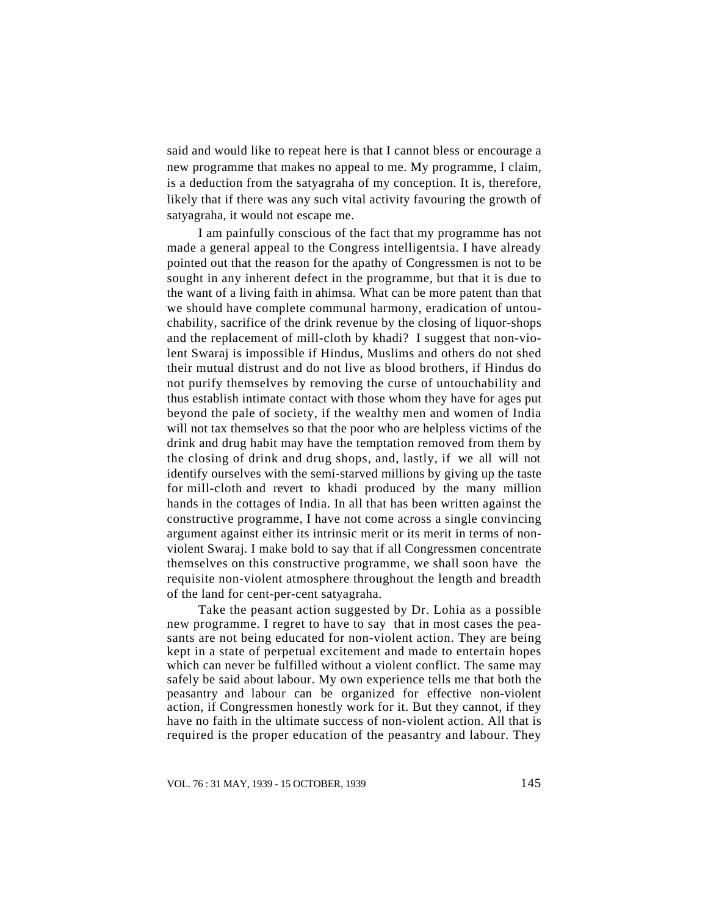said and would like to repeat here is that I cannot bless or encourage a new programme that makes no appeal to me. My programme, I claim, is a deduction from the satyagraha of my conception. It is, therefore, likely that if there was any such vital activity favouring the growth of satyagraha, it would not escape me.

I am painfully conscious of the fact that my programme has not made a general appeal to the Congress intelligentsia. I have already pointed out that the reason for the apathy of Congressmen is not to be sought in any inherent defect in the programme, but that it is due to the want of a living faith in ahimsa. What can be more patent than that we should have complete communal harmony, eradication of untouchability, sacrifice of the drink revenue by the closing of liquor-shops and the replacement of mill-cloth by khadi? I suggest that non-violent Swaraj is impossible if Hindus, Muslims and others do not shed their mutual distrust and do not live as blood brothers, if Hindus do not purify themselves by removing the curse of untouchability and thus establish intimate contact with those whom they have for ages put beyond the pale of society, if the wealthy men and women of India will not tax themselves so that the poor who are helpless victims of the drink and drug habit may have the temptation removed from them by the closing of drink and drug shops, and, lastly, if we all will not identify ourselves with the semi-starved millions by giving up the taste for mill-cloth and revert to khadi produced by the many million hands in the cottages of India. In all that has been written against the constructive programme, I have not come across a single convincing argument against either its intrinsic merit or its merit in terms of non-violent Swaraj. I make bold to say that if all Congressmen concentrate themselves on this constructive programme, we shall soon have the requisite non-violent atmosphere throughout the length and breadth of the land for cent-per-cent satyagraha.

Take the peasant action suggested by Dr. Lohia as a possible new programme. I regret to have to say that in most cases the peasants are not being educated for non-violent action. They are being kept in a state of perpetual excitement and made to entertain hopes which can never be fulfilled without a violent conflict. The same may safely be said about labour. My own experience tells me that both the peasantry and labour can be organized for effective non-violent action, if Congressmen honestly work for it. But they cannot, if they have no faith in the ultimate success of non-violent action. All that is required is the proper education of the peasantry and labour. They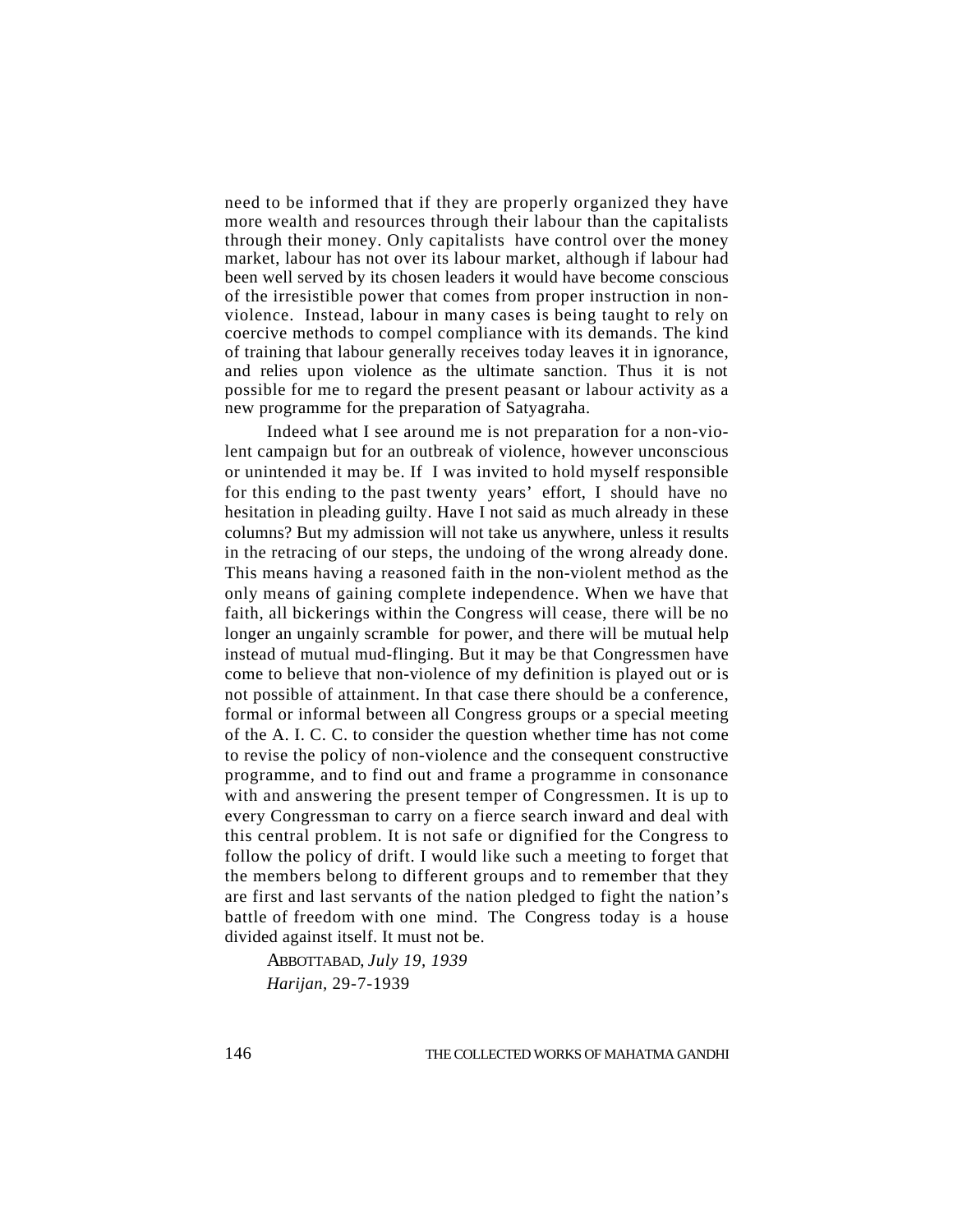need to be informed that if they are properly organized they have more wealth and resources through their labour than the capitalists through their money. Only capitalists have control over the money market, labour has not over its labour market, although if labour had been well served by its chosen leaders it would have become conscious of the irresistible power that comes from proper instruction in non-violence. Instead, labour in many cases is being taught to rely on coercive methods to compel compliance with its demands. The kind of training that labour generally receives today leaves it in ignorance, and relies upon violence as the ultimate sanction. Thus it is not possible for me to regard the present peasant or labour activity as a new programme for the preparation of Satyagraha.

Indeed what I see around me is not preparation for a non-violent campaign but for an outbreak of violence, however unconscious or unintended it may be. If I was invited to hold myself responsible for this ending to the past twenty years' effort, I should have no hesitation in pleading guilty. Have I not said as much already in these columns? But my admission will not take us anywhere, unless it results in the retracing of our steps, the undoing of the wrong already done. This means having a reasoned faith in the non-violent method as the only means of gaining complete independence. When we have that faith, all bickerings within the Congress will cease, there will be no longer an ungainly scramble for power, and there will be mutual help instead of mutual mud-flinging. But it may be that Congressmen have come to believe that non-violence of my definition is played out or is not possible of attainment. In that case there should be a conference, formal or informal between all Congress groups or a special meeting of the A. I. C. C. to consider the question whether time has not come to revise the policy of non-violence and the consequent constructive programme, and to find out and frame a programme in consonance with and answering the present temper of Congressmen. It is up to every Congressman to carry on a fierce search inward and deal with this central problem. It is not safe or dignified for the Congress to follow the policy of drift. I would like such a meeting to forget that the members belong to different groups and to remember that they are first and last servants of the nation pledged to fight the nation's battle of freedom with one mind. The Congress today is a house divided against itself. It must not be.

ABBOTTABAD, *July 19, 1939*
*Harijan*, 29-7-1939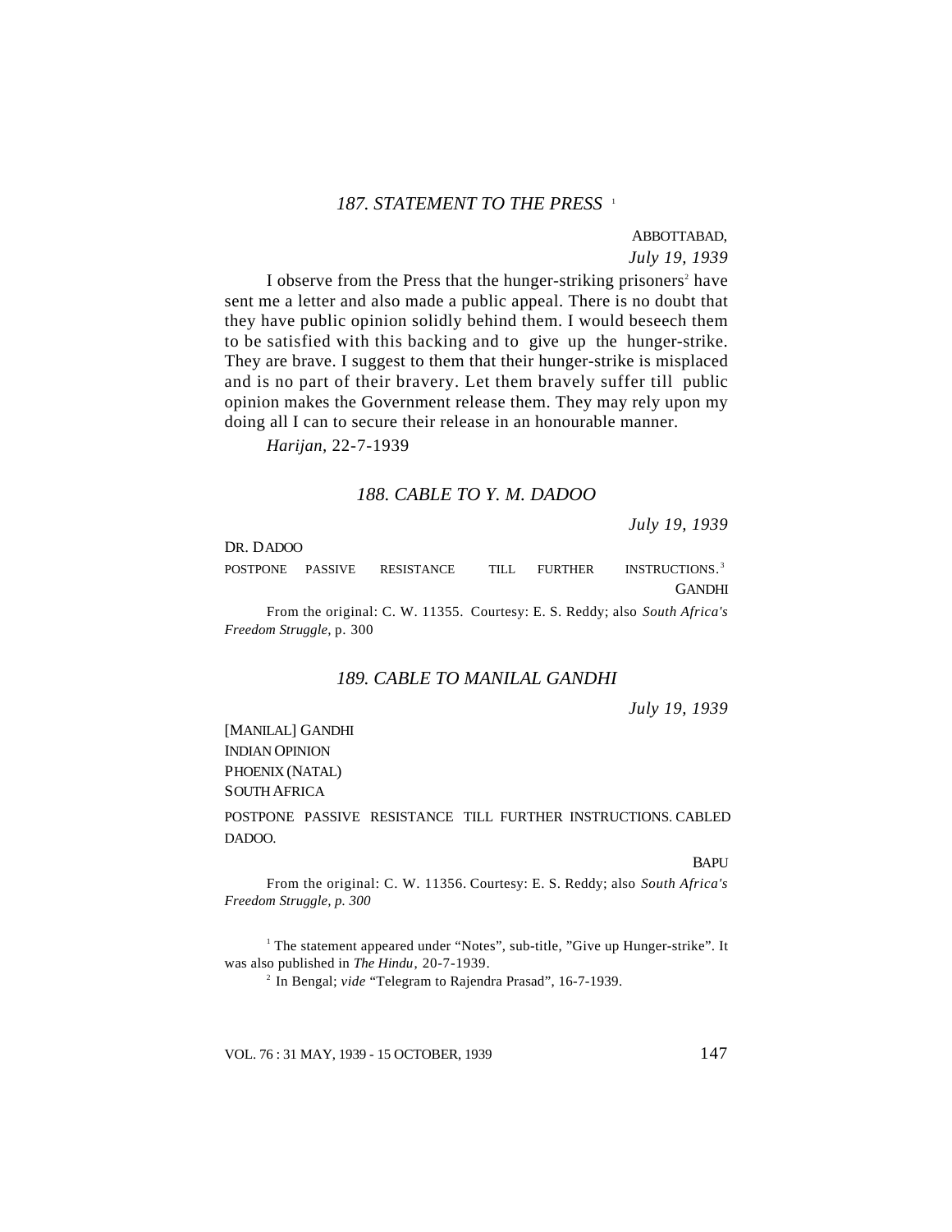## 187. STATEMENT TO THE PRESS [1]

ABBOTTABAD,
*July 19, 1939*

I observe from the Press that the hunger-striking prisoners[2] have sent me a letter and also made a public appeal. There is no doubt that they have public opinion solidly behind them. I would beseech them to be satisfied with this backing and to give up the hunger-strike. They are brave. I suggest to them that their hunger-strike is misplaced and is no part of their bravery. Let them bravely suffer till public opinion makes the Government release them. They may rely upon my doing all I can to secure their release in an honourable manner.

*Harijan,* 22-7-1939

## 188. CABLE TO Y. M. DADOO

*July 19, 1939*

DR. DADOO

POSTPONE PASSIVE RESISTANCE TILL FURTHER INSTRUCTIONS.[3]

GANDHI

From the original: C. W. 11355. Courtesy: E. S. Reddy; also *South Africa's Freedom Struggle,* p. 300

## 189. CABLE TO MANILAL GANDHI

*July 19, 1939*

[MANILAL] GANDHI
INDIAN OPINION
PHOENIX (NATAL)
SOUTH AFRICA

POSTPONE PASSIVE RESISTANCE TILL FURTHER INSTRUCTIONS. CABLED DADOO.

BAPU

From the original: C. W. 11356. Courtesy: E. S. Reddy; also *South Africa's Freedom Struggle, p. 300*

[1] The statement appeared under "Notes", sub-title, "Give up Hunger-strike". It was also published in *The Hindu*, 20-7-1939.

[2] In Bengal; *vide* "Telegram to Rajendra Prasad", 16-7-1939.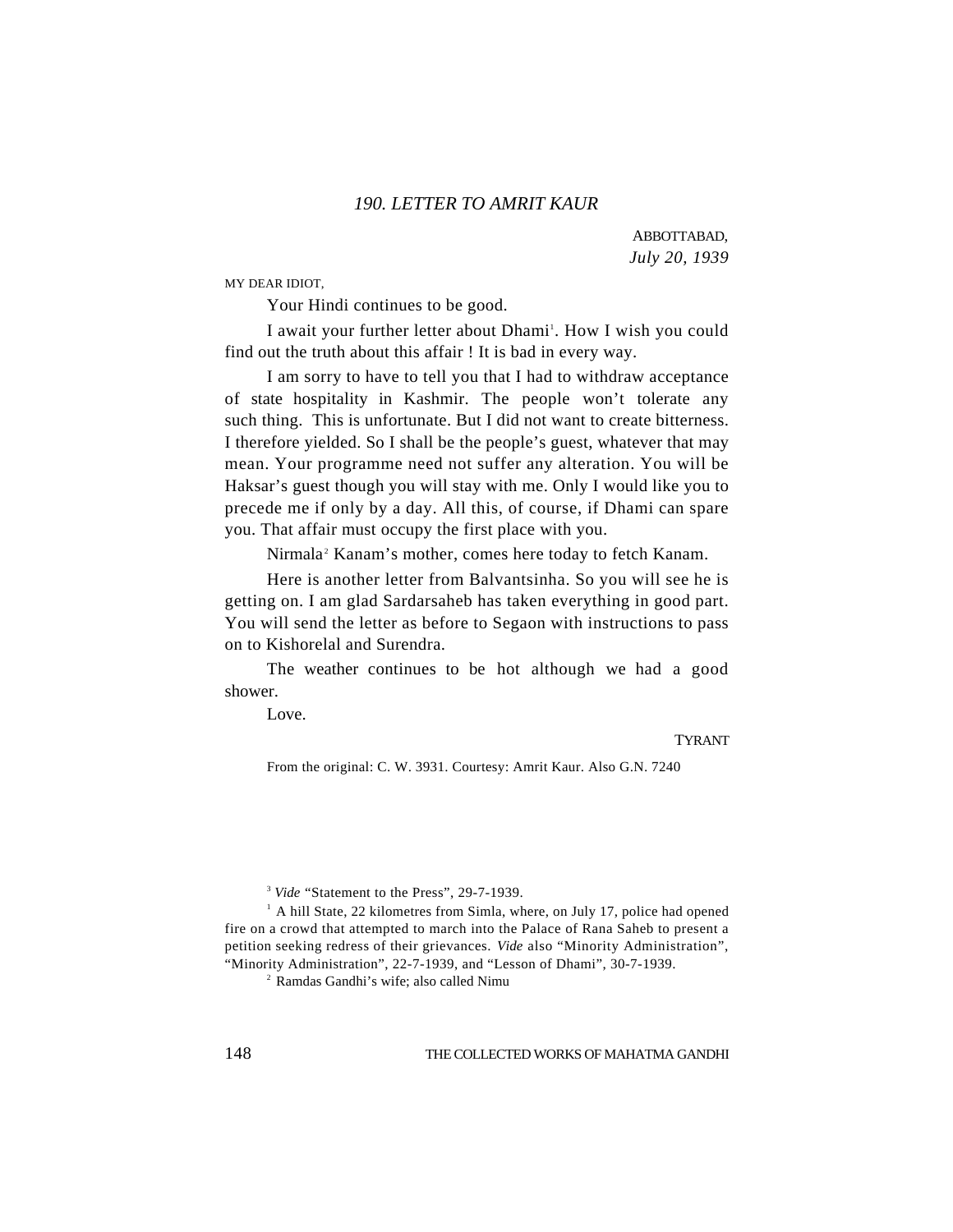## 190. LETTER TO AMRIT KAUR

ABBOTTABAD,
*July 20, 1939*

MY DEAR IDIOT,

Your Hindi continues to be good.

I await your further letter about Dhami[1]. How I wish you could find out the truth about this affair ! It is bad in every way.

I am sorry to have to tell you that I had to withdraw acceptance of state hospitality in Kashmir. The people won't tolerate any such thing. This is unfortunate. But I did not want to create bitterness. I therefore yielded. So I shall be the people's guest, whatever that may mean. Your programme need not suffer any alteration. You will be Haksar's guest though you will stay with me. Only I would like you to precede me if only by a day. All this, of course, if Dhami can spare you. That affair must occupy the first place with you.

Nirmala[2] Kanam's mother, comes here today to fetch Kanam.

Here is another letter from Balvantsinha. So you will see he is getting on. I am glad Sardarsaheb has taken everything in good part. You will send the letter as before to Segaon with instructions to pass on to Kishorelal and Surendra.

The weather continues to be hot although we had a good shower.

Love.

TYRANT

From the original: C. W. 3931. Courtesy: Amrit Kaur. Also G.N. 7240

---

[3] *Vide* "Statement to the Press", 29-7-1939.

[1] A hill State, 22 kilometres from Simla, where, on July 17, police had opened fire on a crowd that attempted to march into the Palace of Rana Saheb to present a petition seeking redress of their grievances. *Vide* also "Minority Administration", "Minority Administration", 22-7-1939, and "Lesson of Dhami", 30-7-1939.

[2] Ramdas Gandhi's wife; also called Nimu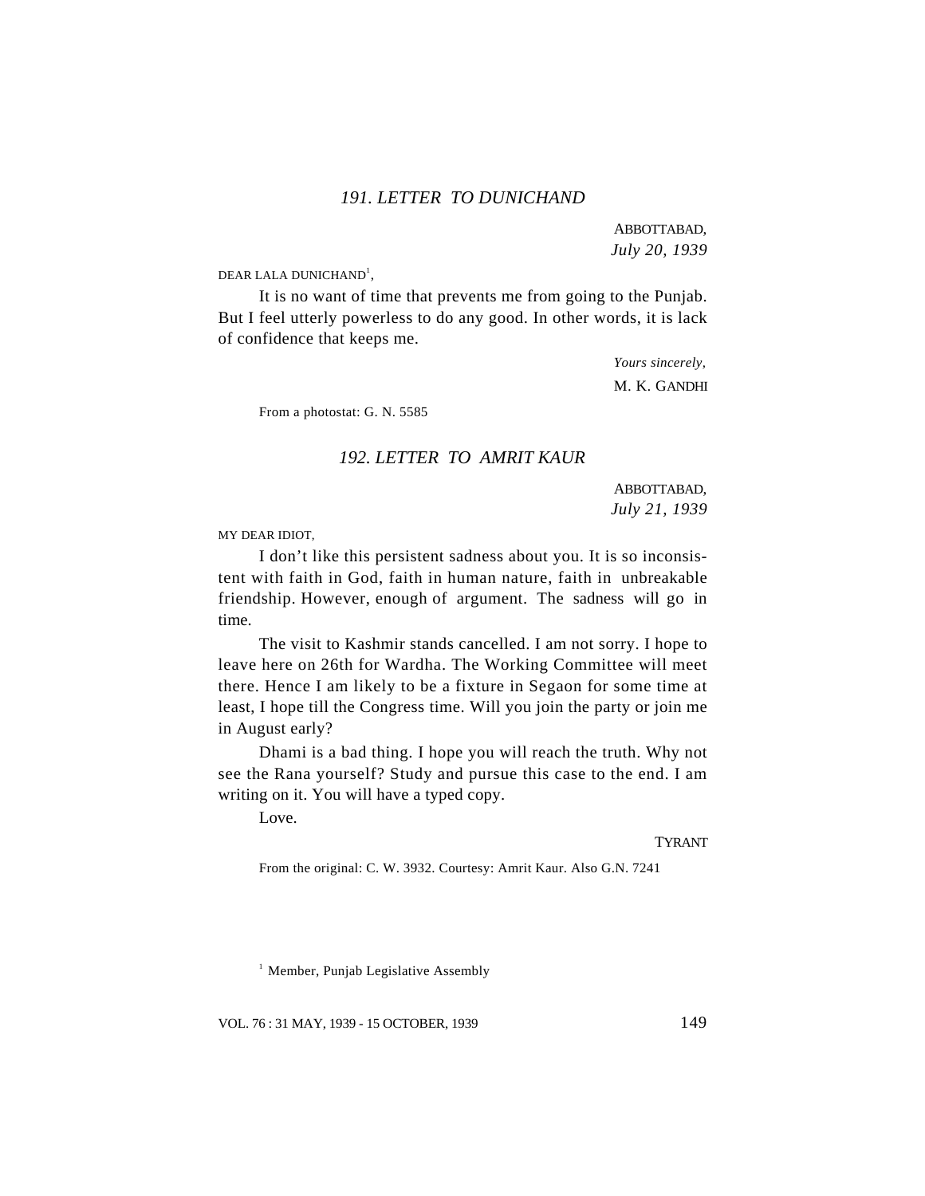## 191. LETTER TO DUNICHAND

ABBOTTABAD,
*July 20, 1939*

DEAR LALA DUNICHAND[1],

It is no want of time that prevents me from going to the Punjab. But I feel utterly powerless to do any good. In other words, it is lack of confidence that keeps me.

*Yours sincerely,*
M. K. GANDHI

From a photostat: G. N. 5585

## 192. LETTER TO AMRIT KAUR

ABBOTTABAD,
*July 21, 1939*

MY DEAR IDIOT,

I don't like this persistent sadness about you. It is so inconsistent with faith in God, faith in human nature, faith in unbreakable friendship. However, enough of argument. The sadness will go in time.

The visit to Kashmir stands cancelled. I am not sorry. I hope to leave here on 26th for Wardha. The Working Committee will meet there. Hence I am likely to be a fixture in Segaon for some time at least, I hope till the Congress time. Will you join the party or join me in August early?

Dhami is a bad thing. I hope you will reach the truth. Why not see the Rana yourself? Study and pursue this case to the end. I am writing on it. You will have a typed copy.

Love.

TYRANT

From the original: C. W. 3932. Courtesy: Amrit Kaur. Also G.N. 7241

[1] Member, Punjab Legislative Assembly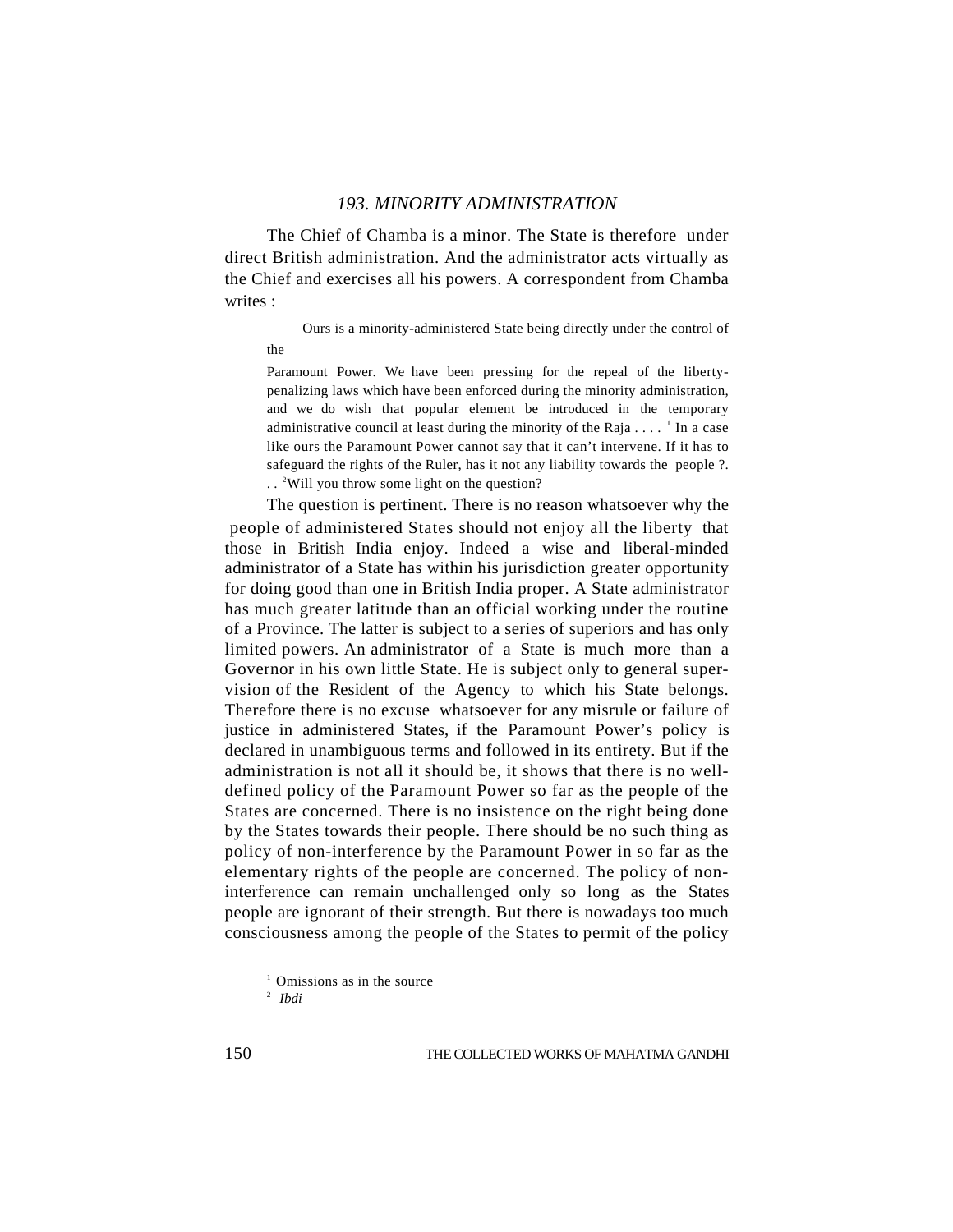## 193. MINORITY ADMINISTRATION

The Chief of Chamba is a minor. The State is therefore under direct British administration. And the administrator acts virtually as the Chief and exercises all his powers. A correspondent from Chamba writes :

> Ours is a minority-administered State being directly under the control of the Paramount Power. We have been pressing for the repeal of the liberty-penalizing laws which have been enforced during the minority administration, and we do wish that popular element be introduced in the temporary administrative council at least during the minority of the Raja . . . .[1] In a case like ours the Paramount Power cannot say that it can't intervene. If it has to safeguard the rights of the Ruler, has it not any liability towards the people ?. . .[2]Will you throw some light on the question?

The question is pertinent. There is no reason whatsoever why the people of administered States should not enjoy all the liberty that those in British India enjoy. Indeed a wise and liberal-minded administrator of a State has within his jurisdiction greater opportunity for doing good than one in British India proper. A State administrator has much greater latitude than an official working under the routine of a Province. The latter is subject to a series of superiors and has only limited powers. An administrator of a State is much more than a Governor in his own little State. He is subject only to general supervision of the Resident of the Agency to which his State belongs. Therefore there is no excuse whatsoever for any misrule or failure of justice in administered States, if the Paramount Power's policy is declared in unambiguous terms and followed in its entirety. But if the administration is not all it should be, it shows that there is no well-defined policy of the Paramount Power so far as the people of the States are concerned. There is no insistence on the right being done by the States towards their people. There should be no such thing as policy of non-interference by the Paramount Power in so far as the elementary rights of the people are concerned. The policy of non-interference can remain unchallenged only so long as the States people are ignorant of their strength. But there is nowadays too much consciousness among the people of the States to permit of the policy

[1] Omissions as in the source

[2] *Ibdi*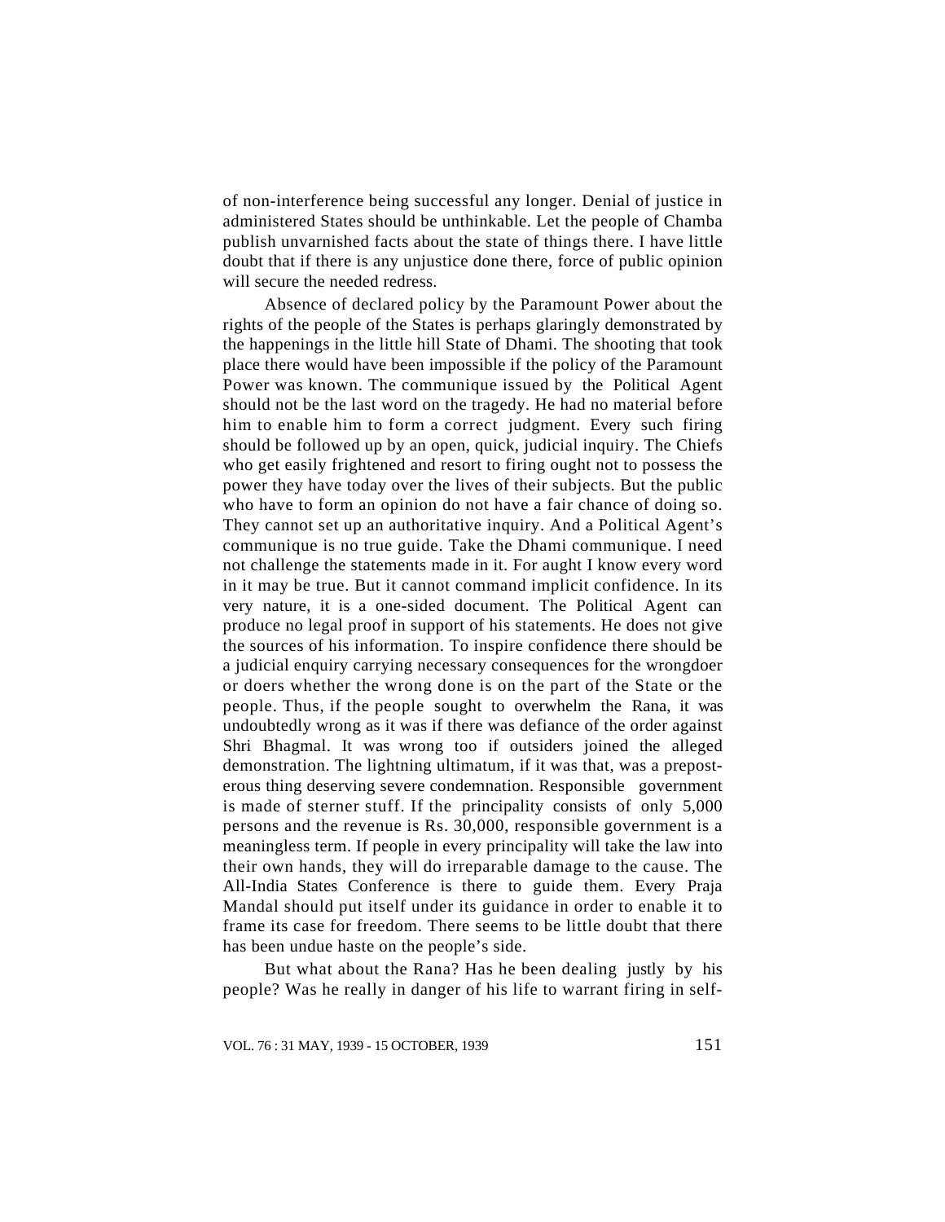of non-interference being successful any longer. Denial of justice in administered States should be unthinkable. Let the people of Chamba publish unvarnished facts about the state of things there. I have little doubt that if there is any unjustice done there, force of public opinion will secure the needed redress.

Absence of declared policy by the Paramount Power about the rights of the people of the States is perhaps glaringly demonstrated by the happenings in the little hill State of Dhami. The shooting that took place there would have been impossible if the policy of the Paramount Power was known. The communique issued by the Political Agent should not be the last word on the tragedy. He had no material before him to enable him to form a correct judgment. Every such firing should be followed up by an open, quick, judicial inquiry. The Chiefs who get easily frightened and resort to firing ought not to possess the power they have today over the lives of their subjects. But the public who have to form an opinion do not have a fair chance of doing so. They cannot set up an authoritative inquiry. And a Political Agent's communique is no true guide. Take the Dhami communique. I need not challenge the statements made in it. For aught I know every word in it may be true. But it cannot command implicit confidence. In its very nature, it is a one-sided document. The Political Agent can produce no legal proof in support of his statements. He does not give the sources of his information. To inspire confidence there should be a judicial enquiry carrying necessary consequences for the wrongdoer or doers whether the wrong done is on the part of the State or the people. Thus, if the people sought to overwhelm the Rana, it was undoubtedly wrong as it was if there was defiance of the order against Shri Bhagmal. It was wrong too if outsiders joined the alleged demonstration. The lightning ultimatum, if it was that, was a preposterous thing deserving severe condemnation. Responsible government is made of sterner stuff. If the principality consists of only 5,000 persons and the revenue is Rs. 30,000, responsible government is a meaningless term. If people in every principality will take the law into their own hands, they will do irreparable damage to the cause. The All-India States Conference is there to guide them. Every Praja Mandal should put itself under its guidance in order to enable it to frame its case for freedom. There seems to be little doubt that there has been undue haste on the people's side.

But what about the Rana? Has he been dealing justly by his people? Was he really in danger of his life to warrant firing in self-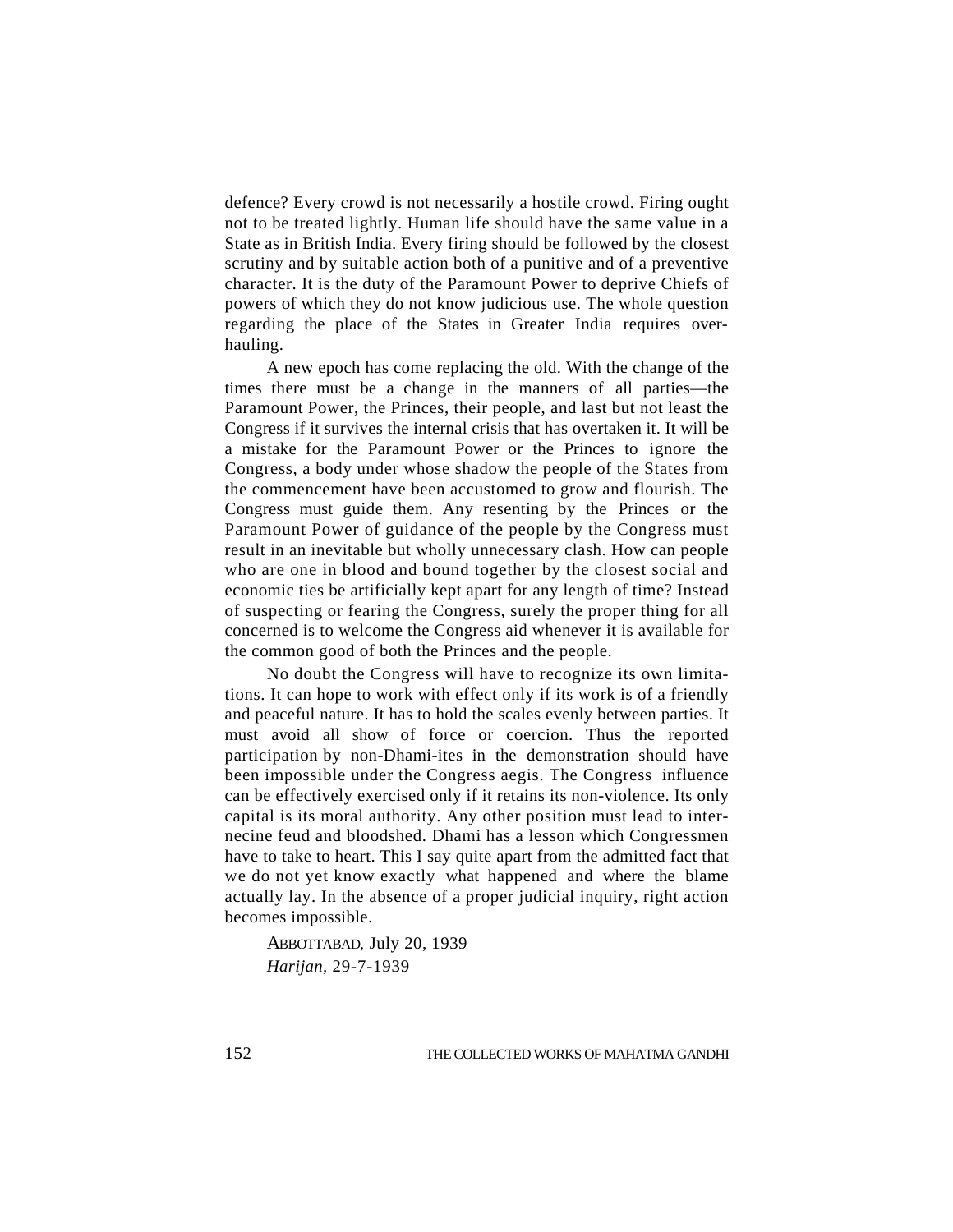defence? Every crowd is not necessarily a hostile crowd. Firing ought not to be treated lightly. Human life should have the same value in a State as in British India. Every firing should be followed by the closest scrutiny and by suitable action both of a punitive and of a preventive character. It is the duty of the Paramount Power to deprive Chiefs of powers of which they do not know judicious use. The whole question regarding the place of the States in Greater India requires overhauling.

A new epoch has come replacing the old. With the change of the times there must be a change in the manners of all parties—the Paramount Power, the Princes, their people, and last but not least the Congress if it survives the internal crisis that has overtaken it. It will be a mistake for the Paramount Power or the Princes to ignore the Congress, a body under whose shadow the people of the States from the commencement have been accustomed to grow and flourish. The Congress must guide them. Any resenting by the Princes or the Paramount Power of guidance of the people by the Congress must result in an inevitable but wholly unnecessary clash. How can people who are one in blood and bound together by the closest social and economic ties be artificially kept apart for any length of time? Instead of suspecting or fearing the Congress, surely the proper thing for all concerned is to welcome the Congress aid whenever it is available for the common good of both the Princes and the people.

No doubt the Congress will have to recognize its own limitations. It can hope to work with effect only if its work is of a friendly and peaceful nature. It has to hold the scales evenly between parties. It must avoid all show of force or coercion. Thus the reported participation by non-Dhami-ites in the demonstration should have been impossible under the Congress aegis. The Congress influence can be effectively exercised only if it retains its non-violence. Its only capital is its moral authority. Any other position must lead to internecine feud and bloodshed. Dhami has a lesson which Congressmen have to take to heart. This I say quite apart from the admitted fact that we do not yet know exactly what happened and where the blame actually lay. In the absence of a proper judicial inquiry, right action becomes impossible.

ABBOTTABAD, July 20, 1939
*Harijan,* 29-7-1939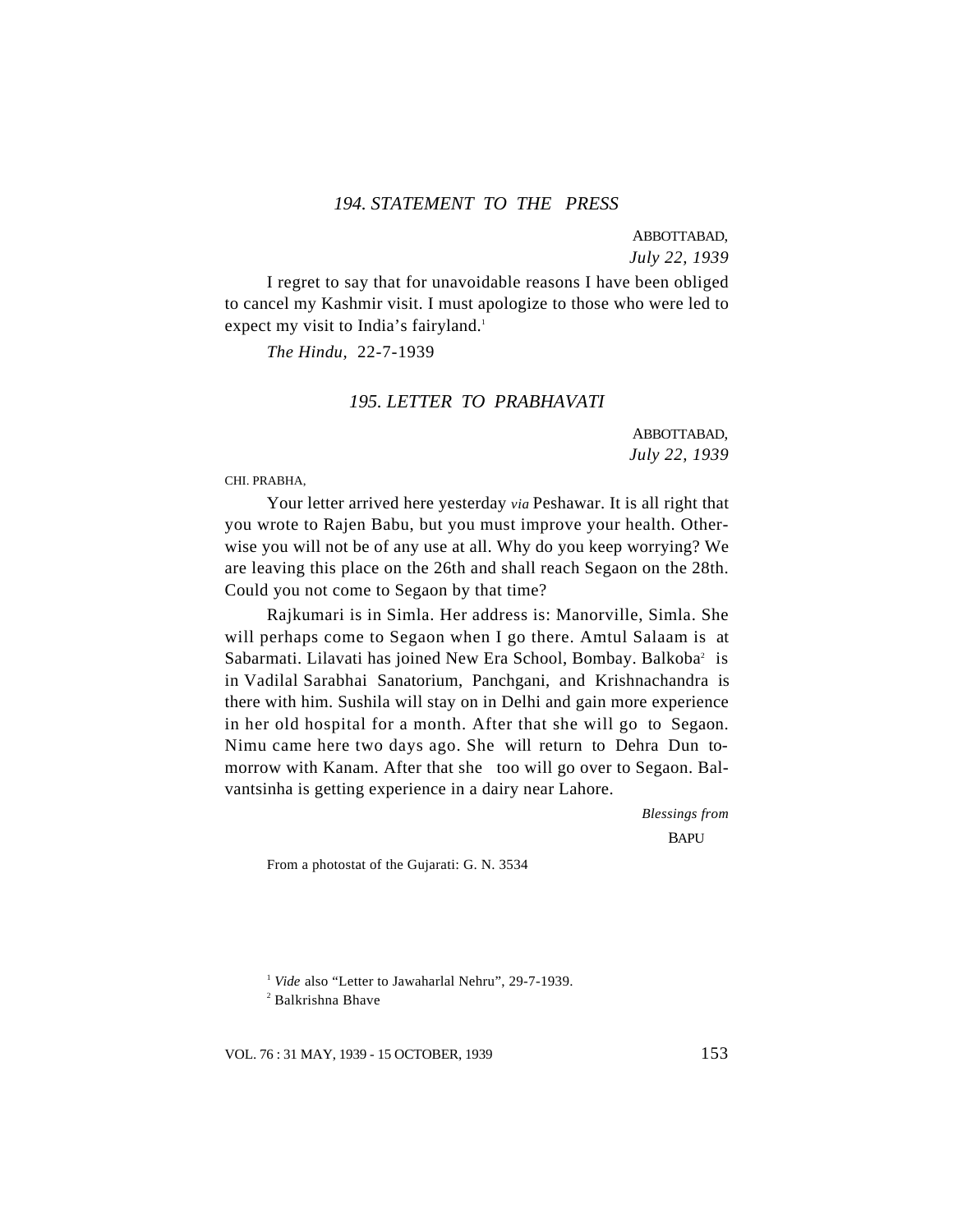### *194. STATEMENT TO THE PRESS*

ABBOTTABAD,
*July 22, 1939*

I regret to say that for unavoidable reasons I have been obliged to cancel my Kashmir visit. I must apologize to those who were led to expect my visit to India's fairyland.[1]

*The Hindu*, 22-7-1939

### *195. LETTER TO PRABHAVATI*

ABBOTTABAD,
*July 22, 1939*

CHI. PRABHA,

Your letter arrived here yesterday *via* Peshawar. It is all right that you wrote to Rajen Babu, but you must improve your health. Otherwise you will not be of any use at all. Why do you keep worrying? We are leaving this place on the 26th and shall reach Segaon on the 28th. Could you not come to Segaon by that time?

Rajkumari is in Simla. Her address is: Manorville, Simla. She will perhaps come to Segaon when I go there. Amtul Salaam is at Sabarmati. Lilavati has joined New Era School, Bombay. Balkoba[2] is in Vadilal Sarabhai Sanatorium, Panchgani, and Krishnachandra is there with him. Sushila will stay on in Delhi and gain more experience in her old hospital for a month. After that she will go to Segaon. Nimu came here two days ago. She will return to Dehra Dun tomorrow with Kanam. After that she too will go over to Segaon. Balvantsinha is getting experience in a dairy near Lahore.

*Blessings from*
BAPU

From a photostat of the Gujarati: G. N. 3534

[1] *Vide* also "Letter to Jawaharlal Nehru", 29-7-1939.

[2] Balkrishna Bhave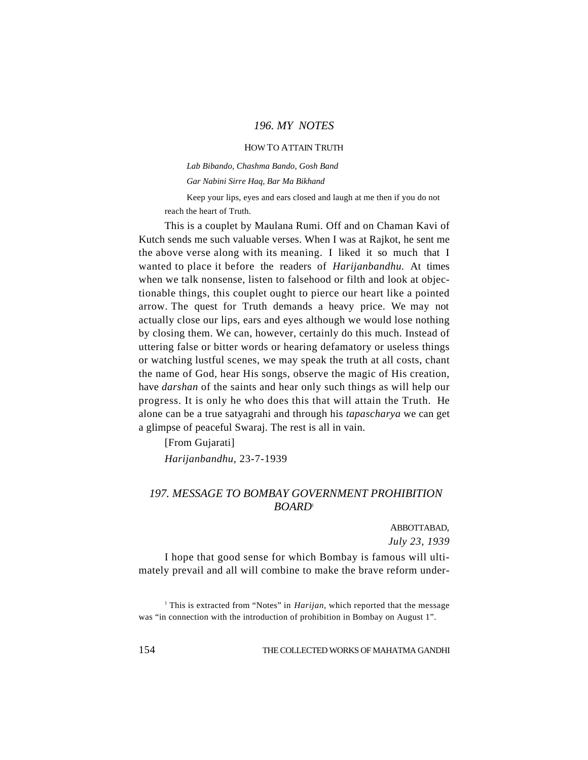## *196. MY NOTES*

HOW TO ATTAIN TRUTH

> *Lab Bibando, Chashma Bando, Gosh Band*
>
> *Gar Nabini Sirre Haq, Bar Ma Bikhand*
>
> Keep your lips, eyes and ears closed and laugh at me then if you do not reach the heart of Truth.

This is a couplet by Maulana Rumi. Off and on Chaman Kavi of Kutch sends me such valuable verses. When I was at Rajkot, he sent me the above verse along with its meaning. I liked it so much that I wanted to place it before the readers of *Harijanbandhu*. At times when we talk nonsense, listen to falsehood or filth and look at objectionable things, this couplet ought to pierce our heart like a pointed arrow. The quest for Truth demands a heavy price. We may not actually close our lips, ears and eyes although we would lose nothing by closing them. We can, however, certainly do this much. Instead of uttering false or bitter words or hearing defamatory or useless things or watching lustful scenes, we may speak the truth at all costs, chant the name of God, hear His songs, observe the magic of His creation, have *darshan* of the saints and hear only such things as will help our progress. It is only he who does this that will attain the Truth. He alone can be a true satyagrahi and through his *tapascharya* we can get a glimpse of peaceful Swaraj. The rest is all in vain.

[From Gujarati]

*Harijanbandhu*, 23-7-1939

## *197. MESSAGE TO BOMBAY GOVERNMENT PROHIBITION BOARD*[1]

ABBOTTABAD,
*July 23, 1939*

I hope that good sense for which Bombay is famous will ultimately prevail and all will combine to make the brave reform under-

[1] This is extracted from "Notes" in *Harijan*, which reported that the message was "in connection with the introduction of prohibition in Bombay on August 1".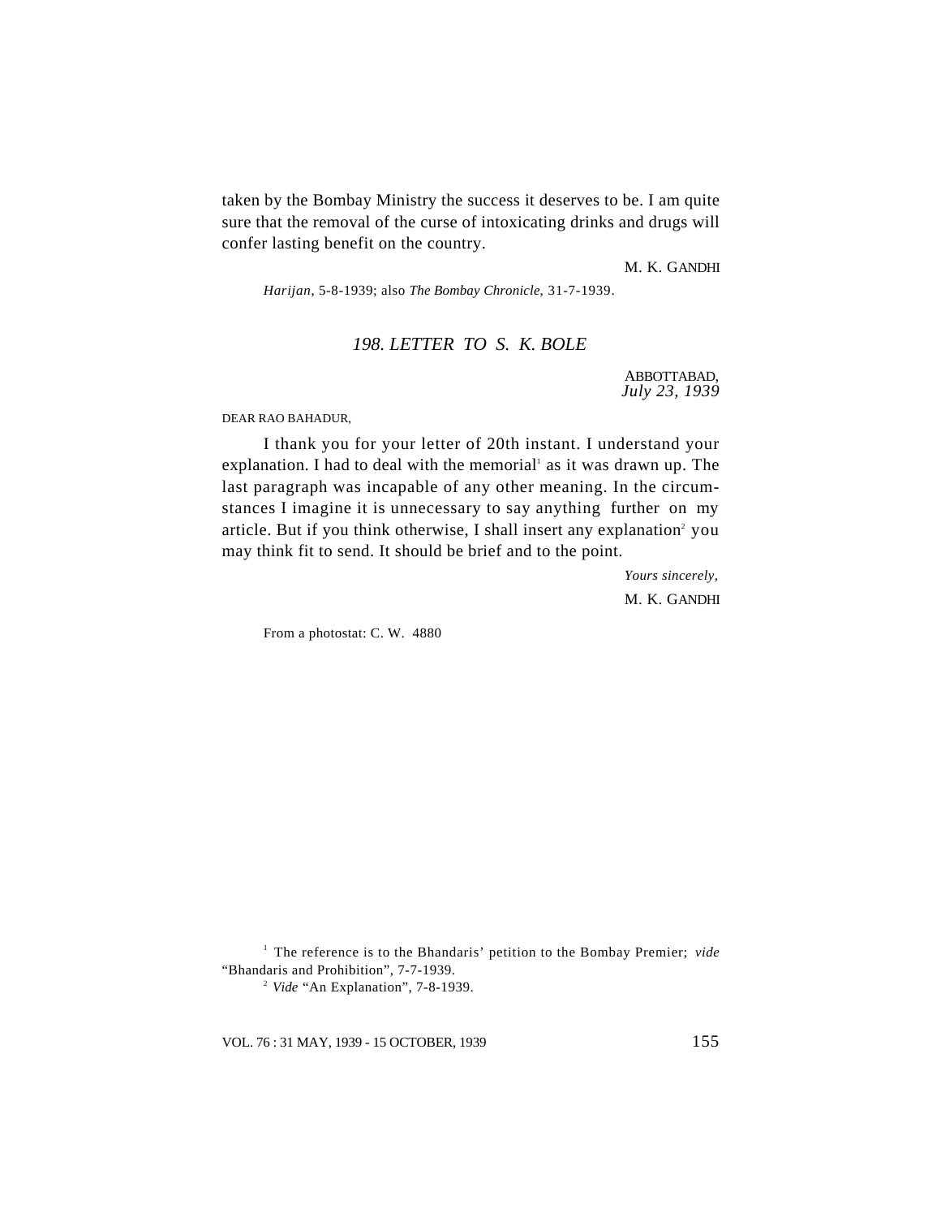taken by the Bombay Ministry the success it deserves to be. I am quite sure that the removal of the curse of intoxicating drinks and drugs will confer lasting benefit on the country.

M. K. GANDHI

*Harijan*, 5-8-1939; also *The Bombay Chronicle*, 31-7-1939.

### *198. LETTER TO S. K. BOLE*

ABBOTTABAD,
*July 23, 1939*

DEAR RAO BAHADUR,

I thank you for your letter of 20th instant. I understand your explanation. I had to deal with the memorial[1] as it was drawn up. The last paragraph was incapable of any other meaning. In the circumstances I imagine it is unnecessary to say anything further on my article. But if you think otherwise, I shall insert any explanation[2] you may think fit to send. It should be brief and to the point.

*Yours sincerely,*
M. K. GANDHI

From a photostat: C. W. 4880

---

[1] The reference is to the Bhandaris' petition to the Bombay Premier; *vide* "Bhandaris and Prohibition", 7-7-1939.

[2] *Vide* "An Explanation", 7-8-1939.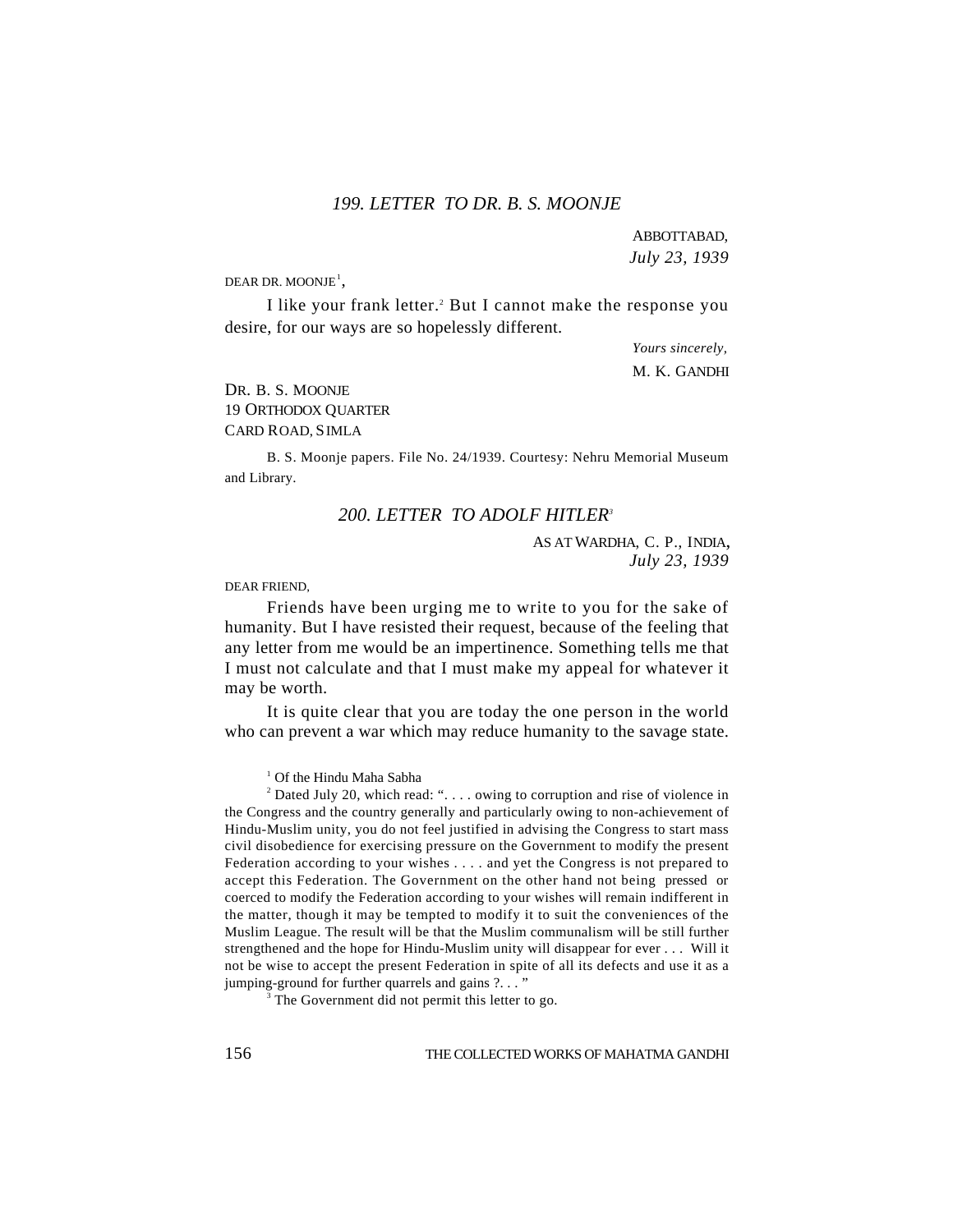### *199. LETTER TO DR. B. S. MOONJE*

ABBOTTABAD,
*July 23, 1939*

DEAR DR. MOONJE[1],

I like your frank letter.[2] But I cannot make the response you desire, for our ways are so hopelessly different.

*Yours sincerely,*
M. K. GANDHI

DR. B. S. MOONJE
19 ORTHODOX QUARTER
CARD ROAD, SIMLA

B. S. Moonje papers. File No. 24/1939. Courtesy: Nehru Memorial Museum and Library.

### *200. LETTER TO ADOLF HITLER*[3]

AS AT WARDHA, C. P., INDIA,
*July 23, 1939*

DEAR FRIEND,

Friends have been urging me to write to you for the sake of humanity. But I have resisted their request, because of the feeling that any letter from me would be an impertinence. Something tells me that I must not calculate and that I must make my appeal for whatever it may be worth.

It is quite clear that you are today the one person in the world who can prevent a war which may reduce humanity to the savage state.

[1] Of the Hindu Maha Sabha

[2] Dated July 20, which read: ". . . . owing to corruption and rise of violence in the Congress and the country generally and particularly owing to non-achievement of Hindu-Muslim unity, you do not feel justified in advising the Congress to start mass civil disobedience for exercising pressure on the Government to modify the present Federation according to your wishes . . . . and yet the Congress is not prepared to accept this Federation. The Government on the other hand not being pressed or coerced to modify the Federation according to your wishes will remain indifferent in the matter, though it may be tempted to modify it to suit the conveniences of the Muslim League. The result will be that the Muslim communalism will be still further strengthened and the hope for Hindu-Muslim unity will disappear for ever . . . Will it not be wise to accept the present Federation in spite of all its defects and use it as a jumping-ground for further quarrels and gains ?. . . "

[3] The Government did not permit this letter to go.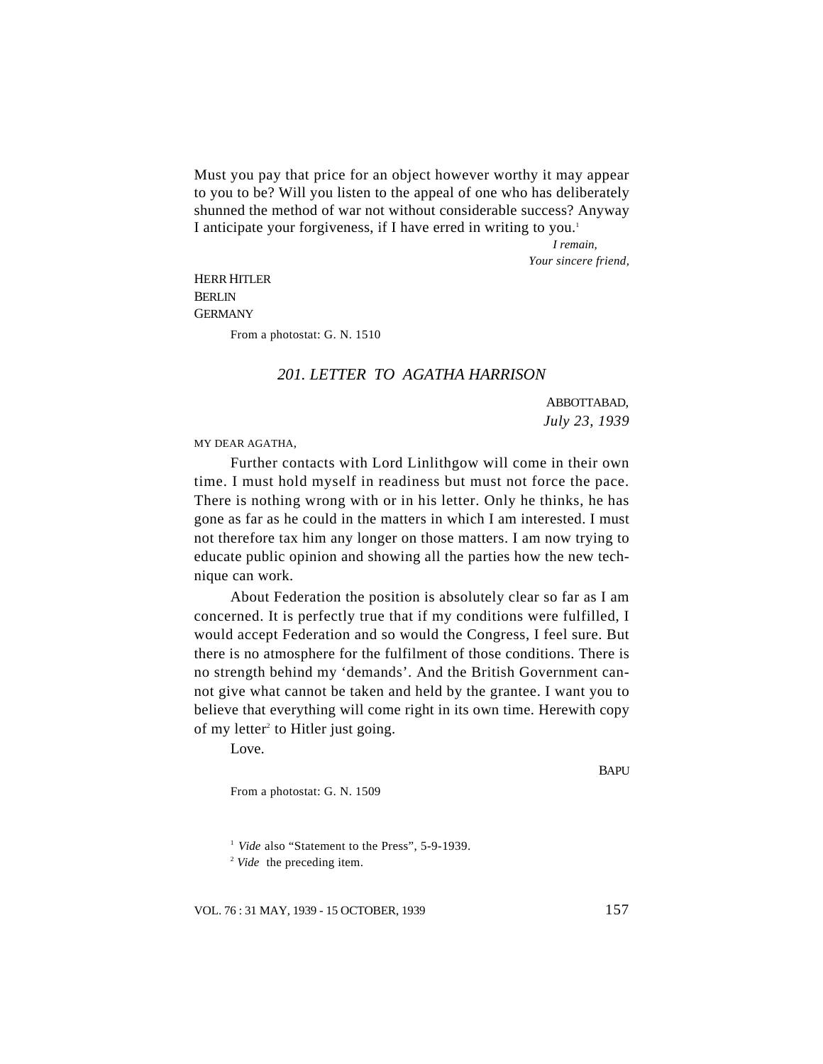Must you pay that price for an object however worthy it may appear to you to be? Will you listen to the appeal of one who has deliberately shunned the method of war not without considerable success? Anyway I anticipate your forgiveness, if I have erred in writing to you.[1]

*I remain,*
*Your sincere friend,*

HERR HITLER
BERLIN
GERMANY

From a photostat: G. N. 1510

### *201. LETTER TO AGATHA HARRISON*

ABBOTTABAD,
*July 23, 1939*

MY DEAR AGATHA,

Further contacts with Lord Linlithgow will come in their own time. I must hold myself in readiness but must not force the pace. There is nothing wrong with or in his letter. Only he thinks, he has gone as far as he could in the matters in which I am interested. I must not therefore tax him any longer on those matters. I am now trying to educate public opinion and showing all the parties how the new technique can work.

About Federation the position is absolutely clear so far as I am concerned. It is perfectly true that if my conditions were fulfilled, I would accept Federation and so would the Congress, I feel sure. But there is no atmosphere for the fulfilment of those conditions. There is no strength behind my 'demands'. And the British Government cannot give what cannot be taken and held by the grantee. I want you to believe that everything will come right in its own time. Herewith copy of my letter[2] to Hitler just going.

Love.

BAPU

From a photostat: G. N. 1509

[1] *Vide* also "Statement to the Press", 5-9-1939.

[2] *Vide* the preceding item.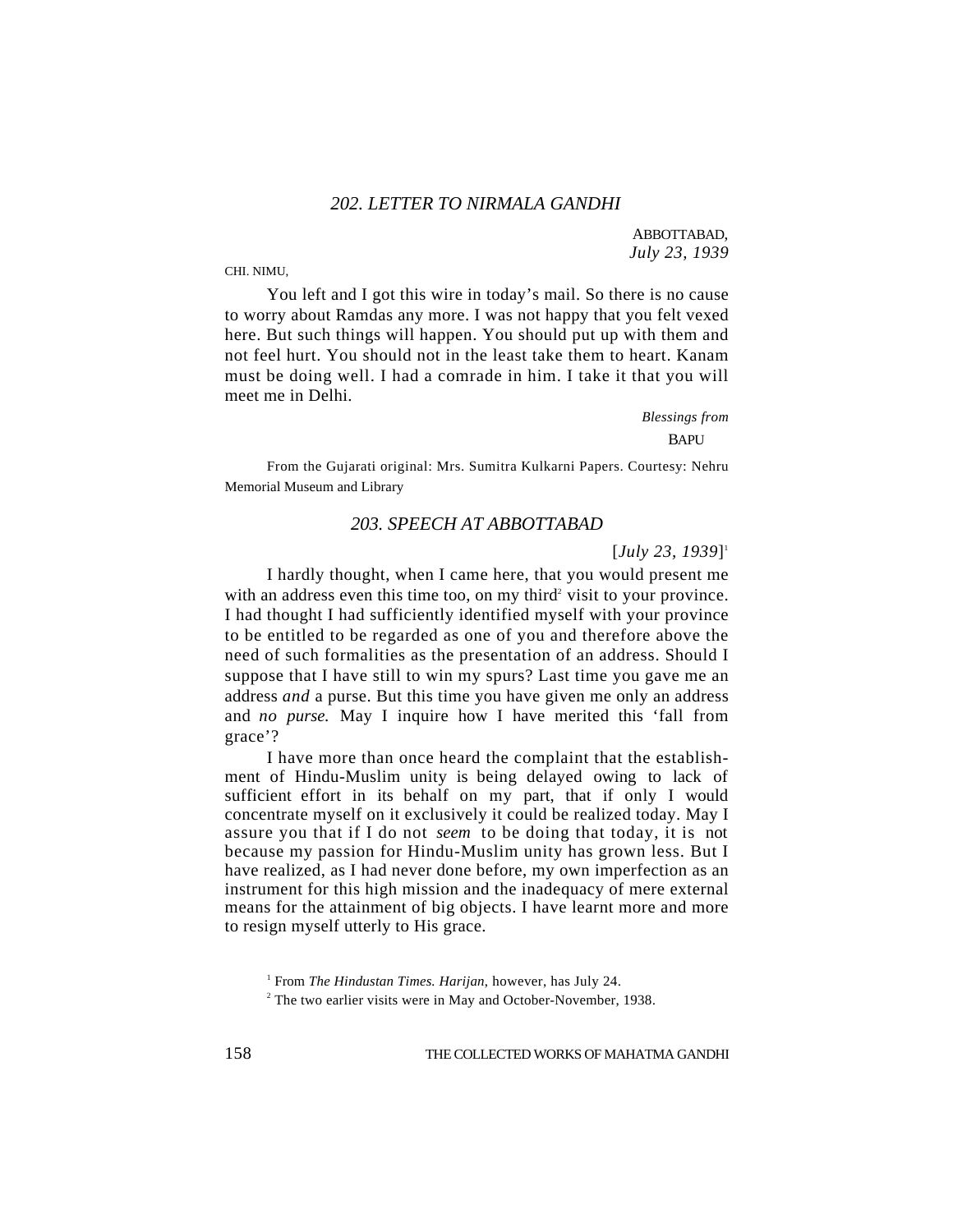## *202. LETTER TO NIRMALA GANDHI*

ABBOTTABAD,
*July 23, 1939*

CHI. NIMU,

You left and I got this wire in today's mail. So there is no cause to worry about Ramdas any more. I was not happy that you felt vexed here. But such things will happen. You should put up with them and not feel hurt. You should not in the least take them to heart. Kanam must be doing well. I had a comrade in him. I take it that you will meet me in Delhi.

*Blessings from*
BAPU

From the Gujarati original: Mrs. Sumitra Kulkarni Papers. Courtesy: Nehru Memorial Museum and Library

## *203. SPEECH AT ABBOTTABAD*

[*July 23, 1939*][1]

I hardly thought, when I came here, that you would present me with an address even this time too, on my third[2] visit to your province. I had thought I had sufficiently identified myself with your province to be entitled to be regarded as one of you and therefore above the need of such formalities as the presentation of an address. Should I suppose that I have still to win my spurs? Last time you gave me an address *and* a purse. But this time you have given me only an address and *no purse.* May I inquire how I have merited this 'fall from grace'?

I have more than once heard the complaint that the establishment of Hindu-Muslim unity is being delayed owing to lack of sufficient effort in its behalf on my part, that if only I would concentrate myself on it exclusively it could be realized today. May I assure you that if I do not *seem* to be doing that today, it is not because my passion for Hindu-Muslim unity has grown less. But I have realized, as I had never done before, my own imperfection as an instrument for this high mission and the inadequacy of mere external means for the attainment of big objects. I have learnt more and more to resign myself utterly to His grace.

[1] From *The Hindustan Times. Harijan*, however, has July 24.

[2] The two earlier visits were in May and October-November, 1938.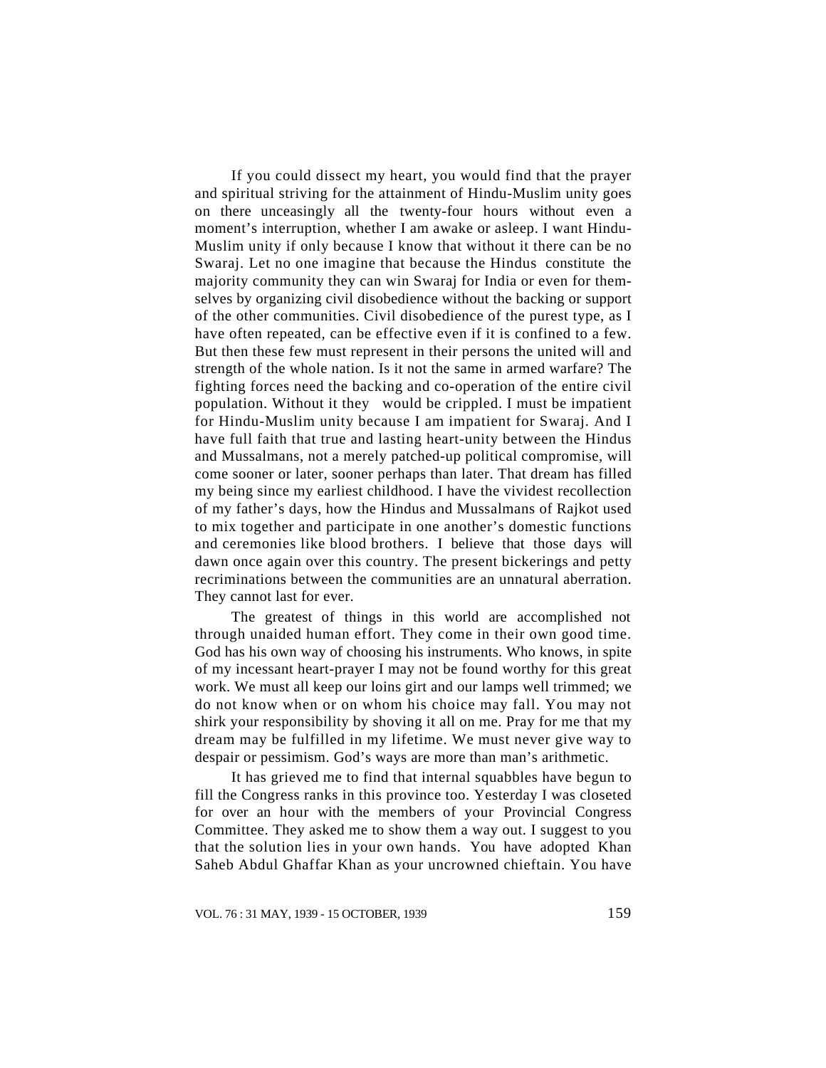If you could dissect my heart, you would find that the prayer and spiritual striving for the attainment of Hindu-Muslim unity goes on there unceasingly all the twenty-four hours without even a moment's interruption, whether I am awake or asleep. I want Hindu-Muslim unity if only because I know that without it there can be no Swaraj. Let no one imagine that because the Hindus constitute the majority community they can win Swaraj for India or even for themselves by organizing civil disobedience without the backing or support of the other communities. Civil disobedience of the purest type, as I have often repeated, can be effective even if it is confined to a few. But then these few must represent in their persons the united will and strength of the whole nation. Is it not the same in armed warfare? The fighting forces need the backing and co-operation of the entire civil population. Without it they would be crippled. I must be impatient for Hindu-Muslim unity because I am impatient for Swaraj. And I have full faith that true and lasting heart-unity between the Hindus and Mussalmans, not a merely patched-up political compromise, will come sooner or later, sooner perhaps than later. That dream has filled my being since my earliest childhood. I have the vividest recollection of my father's days, how the Hindus and Mussalmans of Rajkot used to mix together and participate in one another's domestic functions and ceremonies like blood brothers. I believe that those days will dawn once again over this country. The present bickerings and petty recriminations between the communities are an unnatural aberration. They cannot last for ever.

The greatest of things in this world are accomplished not through unaided human effort. They come in their own good time. God has his own way of choosing his instruments. Who knows, in spite of my incessant heart-prayer I may not be found worthy for this great work. We must all keep our loins girt and our lamps well trimmed; we do not know when or on whom his choice may fall. You may not shirk your responsibility by shoving it all on me. Pray for me that my dream may be fulfilled in my lifetime. We must never give way to despair or pessimism. God's ways are more than man's arithmetic.

It has grieved me to find that internal squabbles have begun to fill the Congress ranks in this province too. Yesterday I was closeted for over an hour with the members of your Provincial Congress Committee. They asked me to show them a way out. I suggest to you that the solution lies in your own hands. You have adopted Khan Saheb Abdul Ghaffar Khan as your uncrowned chieftain. You have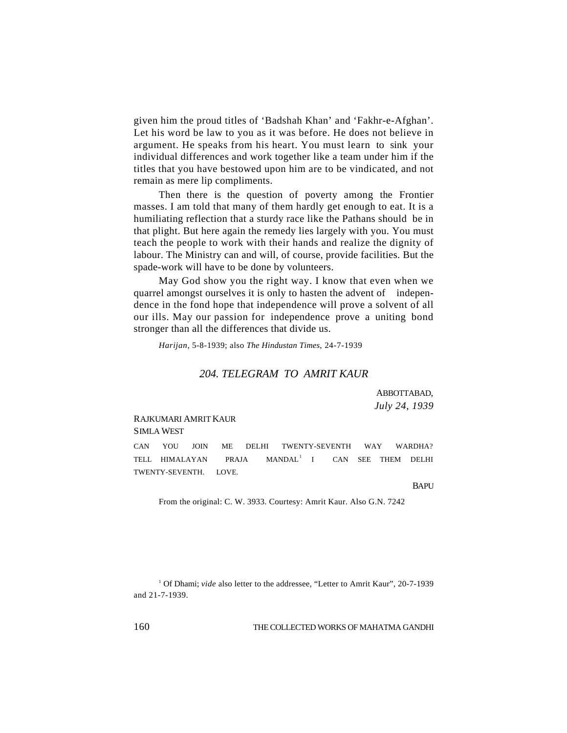given him the proud titles of 'Badshah Khan' and 'Fakhr-e-Afghan'. Let his word be law to you as it was before. He does not believe in argument. He speaks from his heart. You must learn to sink your individual differences and work together like a team under him if the titles that you have bestowed upon him are to be vindicated, and not remain as mere lip compliments.

Then there is the question of poverty among the Frontier masses. I am told that many of them hardly get enough to eat. It is a humiliating reflection that a sturdy race like the Pathans should be in that plight. But here again the remedy lies largely with you. You must teach the people to work with their hands and realize the dignity of labour. The Ministry can and will, of course, provide facilities. But the spade-work will have to be done by volunteers.

May God show you the right way. I know that even when we quarrel amongst ourselves it is only to hasten the advent of independence in the fond hope that independence will prove a solvent of all our ills. May our passion for independence prove a uniting bond stronger than all the differences that divide us.

*Harijan*, 5-8-1939; also *The Hindustan Times*, 24-7-1939

## *204. TELEGRAM TO AMRIT KAUR*

ABBOTTABAD,
*July 24, 1939*

RAJKUMARI AMRIT KAUR
SIMLA WEST

CAN YOU JOIN ME DELHI TWENTY-SEVENTH WAY WARDHA? TELL HIMALAYAN PRAJA MANDAL[1] I CAN SEE THEM DELHI TWENTY-SEVENTH. LOVE.

BAPU

From the original: C. W. 3933. Courtesy: Amrit Kaur. Also G.N. 7242

[1] Of Dhami; *vide* also letter to the addressee, "Letter to Amrit Kaur", 20-7-1939 and 21-7-1939.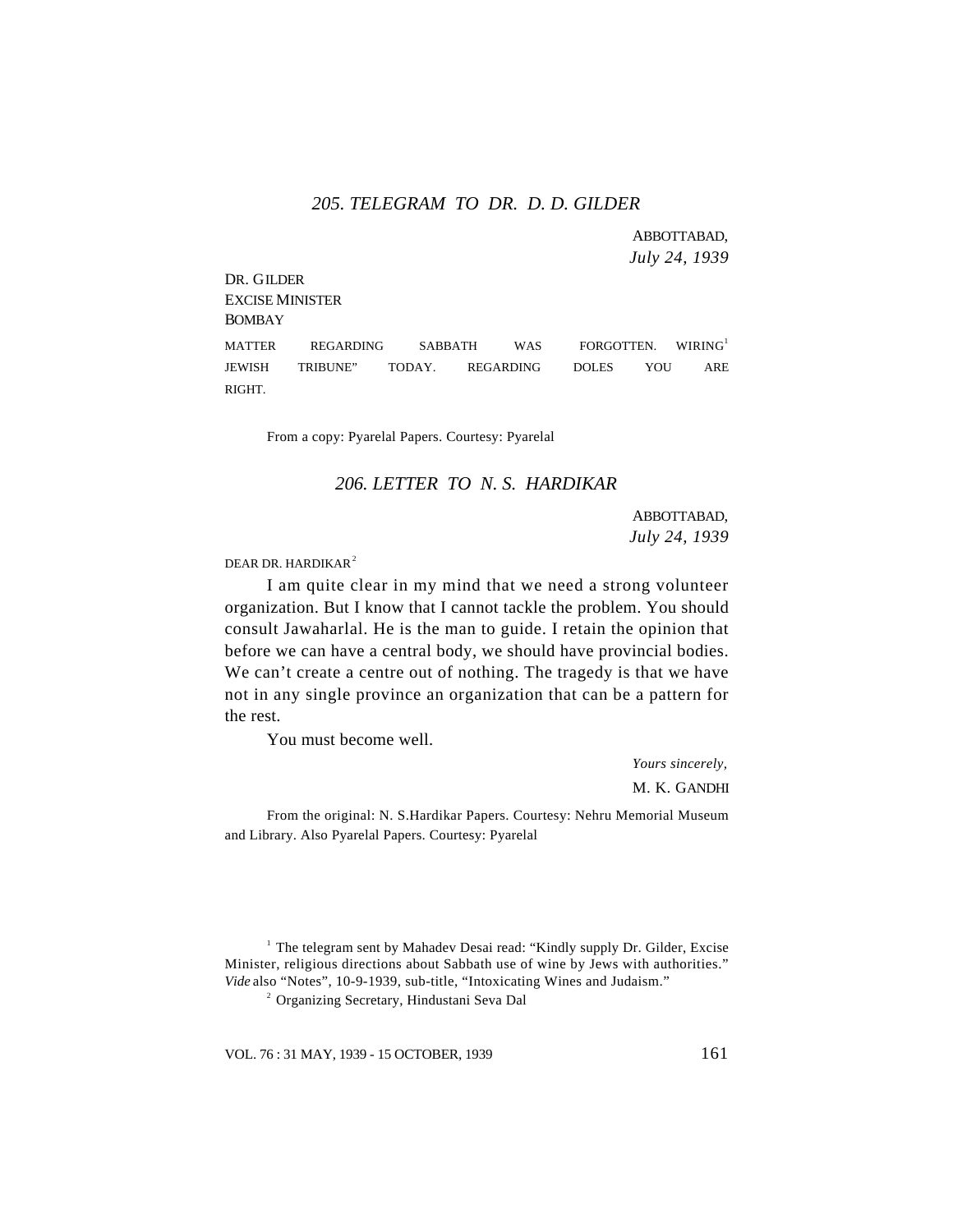### *205. TELEGRAM TO DR. D. D. GILDER*

ABBOTTABAD,
*July 24, 1939*

DR. GILDER
EXCISE MINISTER
BOMBAY

MATTER REGARDING SABBATH WAS FORGOTTEN. WIRING[1] JEWISH TRIBUNE" TODAY. REGARDING DOLES YOU ARE RIGHT.

From a copy: Pyarelal Papers. Courtesy: Pyarelal

### *206. LETTER TO N. S. HARDIKAR*

ABBOTTABAD,
*July 24, 1939*

DEAR DR. HARDIKAR[2]

I am quite clear in my mind that we need a strong volunteer organization. But I know that I cannot tackle the problem. You should consult Jawaharlal. He is the man to guide. I retain the opinion that before we can have a central body, we should have provincial bodies. We can't create a centre out of nothing. The tragedy is that we have not in any single province an organization that can be a pattern for the rest.

You must become well.

*Yours sincerely,*
M. K. GANDHI

From the original: N. S.Hardikar Papers. Courtesy: Nehru Memorial Museum and Library. Also Pyarelal Papers. Courtesy: Pyarelal

[1] The telegram sent by Mahadev Desai read: "Kindly supply Dr. Gilder, Excise Minister, religious directions about Sabbath use of wine by Jews with authorities." *Vide* also "Notes", 10-9-1939, sub-title, "Intoxicating Wines and Judaism."

[2] Organizing Secretary, Hindustani Seva Dal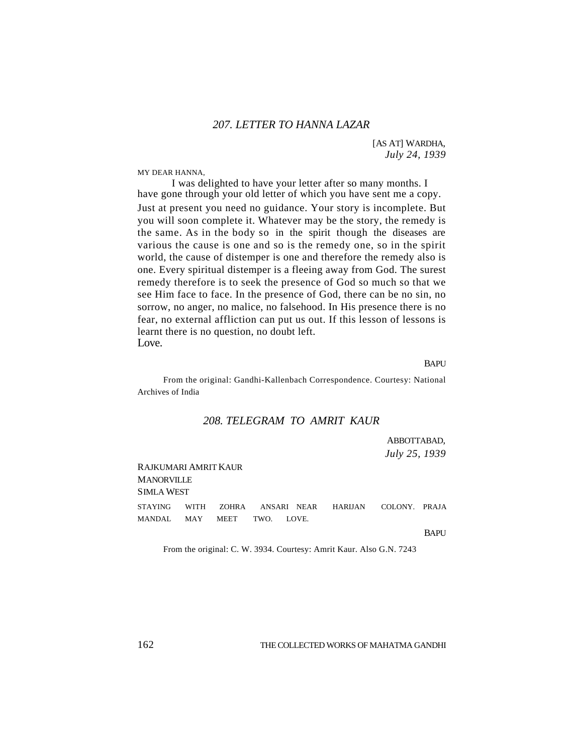## *207. LETTER TO HANNA LAZAR*

[AS AT] WARDHA,
*July 24, 1939*

MY DEAR HANNA,

I was delighted to have your letter after so many months. I have gone through your old letter of which you have sent me a copy. Just at present you need no guidance. Your story is incomplete. But you will soon complete it. Whatever may be the story, the remedy is the same. As in the body so in the spirit though the diseases are various the cause is one and so is the remedy one, so in the spirit world, the cause of distemper is one and therefore the remedy also is one. Every spiritual distemper is a fleeing away from God. The surest remedy therefore is to seek the presence of God so much so that we see Him face to face. In the presence of God, there can be no sin, no sorrow, no anger, no malice, no falsehood. In His presence there is no fear, no external affliction can put us out. If this lesson of lessons is learnt there is no question, no doubt left.

Love.

BAPU

From the original: Gandhi-Kallenbach Correspondence. Courtesy: National Archives of India

## *208. TELEGRAM TO AMRIT KAUR*

ABBOTTABAD,
*July 25, 1939*

RAJKUMARI AMRIT KAUR
MANORVILLE
SIMLA WEST

STAYING WITH ZOHRA ANSARI NEAR HARIJAN COLONY. PRAJA MANDAL MAY MEET TWO. LOVE.

BAPU

From the original: C. W. 3934. Courtesy: Amrit Kaur. Also G.N. 7243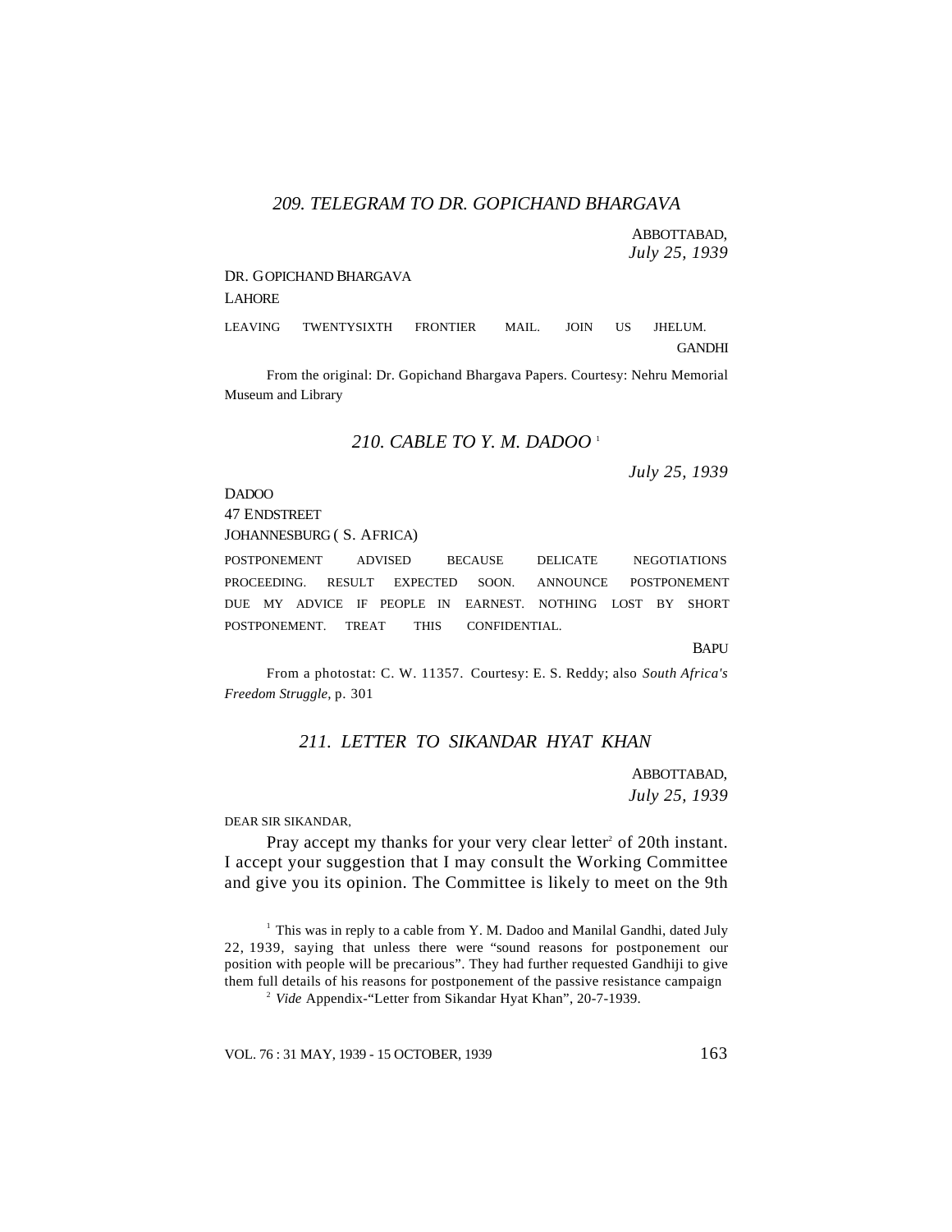### *209. TELEGRAM TO DR. GOPICHAND BHARGAVA*

ABBOTTABAD,
*July 25, 1939*

DR. GOPICHAND BHARGAVA
LAHORE

LEAVING TWENTYSIXTH FRONTIER MAIL. JOIN US JHELUM.

GANDHI

From the original: Dr. Gopichand Bhargava Papers. Courtesy: Nehru Memorial Museum and Library

### *210. CABLE TO Y. M. DADOO* [1]

*July 25, 1939*

DADOO
47 ENDSTREET
JOHANNESBURG ( S. AFRICA)

POSTPONEMENT ADVISED BECAUSE DELICATE NEGOTIATIONS PROCEEDING. RESULT EXPECTED SOON. ANNOUNCE POSTPONEMENT DUE MY ADVICE IF PEOPLE IN EARNEST. NOTHING LOST BY SHORT POSTPONEMENT. TREAT THIS CONFIDENTIAL.

BAPU

From a photostat: C. W. 11357. Courtesy: E. S. Reddy; also *South Africa's Freedom Struggle*, p. 301

### *211. LETTER TO SIKANDAR HYAT KHAN*

ABBOTTABAD,
*July 25, 1939*

DEAR SIR SIKANDAR,

Pray accept my thanks for your very clear letter[2] of 20th instant. I accept your suggestion that I may consult the Working Committee and give you its opinion. The Committee is likely to meet on the 9th

---

[1] This was in reply to a cable from Y. M. Dadoo and Manilal Gandhi, dated July 22, 1939, saying that unless there were "sound reasons for postponement our position with people will be precarious". They had further requested Gandhiji to give them full details of his reasons for postponement of the passive resistance campaign

[2] *Vide* Appendix-"Letter from Sikandar Hyat Khan", 20-7-1939.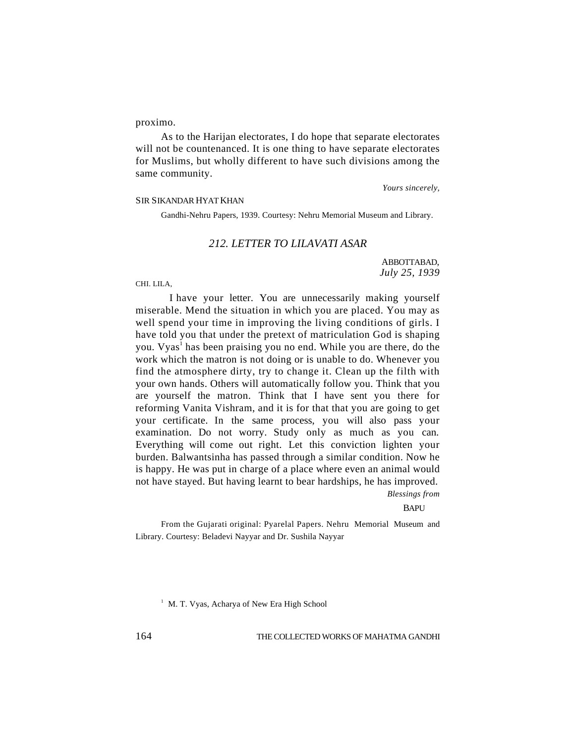proximo.

As to the Harijan electorates, I do hope that separate electorates will not be countenanced. It is one thing to have separate electorates for Muslims, but wholly different to have such divisions among the same community.

*Yours sincerely,*

SIR SIKANDAR HYAT KHAN

Gandhi-Nehru Papers, 1939. Courtesy: Nehru Memorial Museum and Library.

## *212. LETTER TO LILAVATI ASAR*

ABBOTTABAD,
*July 25, 1939*

CHI. LILA,

I have your letter. You are unnecessarily making yourself miserable. Mend the situation in which you are placed. You may as well spend your time in improving the living conditions of girls. I have told you that under the pretext of matriculation God is shaping you. Vyas[1] has been praising you no end. While you are there, do the work which the matron is not doing or is unable to do. Whenever you find the atmosphere dirty, try to change it. Clean up the filth with your own hands. Others will automatically follow you. Think that you are yourself the matron. Think that I have sent you there for reforming Vanita Vishram, and it is for that that you are going to get your certificate. In the same process, you will also pass your examination. Do not worry. Study only as much as you can. Everything will come out right. Let this conviction lighten your burden. Balwantsinha has passed through a similar condition. Now he is happy. He was put in charge of a place where even an animal would not have stayed. But having learnt to bear hardships, he has improved.

*Blessings from*

BAPU

From the Gujarati original: Pyarelal Papers. Nehru Memorial Museum and Library. Courtesy: Beladevi Nayyar and Dr. Sushila Nayyar

[1] M. T. Vyas, Acharya of New Era High School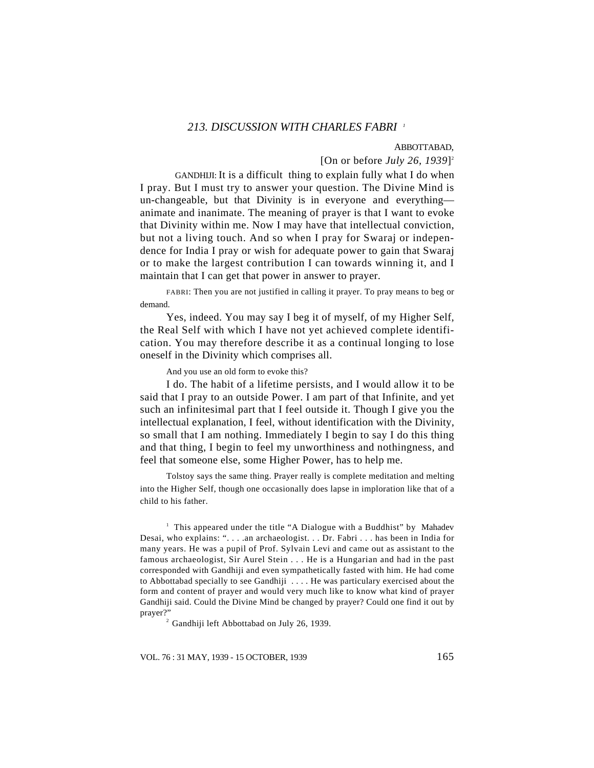## *213. DISCUSSION WITH CHARLES FABRI* [1]

ABBOTTABAD,

[On or before *July 26, 1939*][2]

GANDHIJI: It is a difficult thing to explain fully what I do when I pray. But I must try to answer your question. The Divine Mind is un-changeable, but that Divinity is in everyone and everything—animate and inanimate. The meaning of prayer is that I want to evoke that Divinity within me. Now I may have that intellectual conviction, but not a living touch. And so when I pray for Swaraj or independence for India I pray or wish for adequate power to gain that Swaraj or to make the largest contribution I can towards winning it, and I maintain that I can get that power in answer to prayer.

FABRI: Then you are not justified in calling it prayer. To pray means to beg or demand.

Yes, indeed. You may say I beg it of myself, of my Higher Self, the Real Self with which I have not yet achieved complete identification. You may therefore describe it as a continual longing to lose oneself in the Divinity which comprises all.

And you use an old form to evoke this?

I do. The habit of a lifetime persists, and I would allow it to be said that I pray to an outside Power. I am part of that Infinite, and yet such an infinitesimal part that I feel outside it. Though I give you the intellectual explanation, I feel, without identification with the Divinity, so small that I am nothing. Immediately I begin to say I do this thing and that thing, I begin to feel my unworthiness and nothingness, and feel that someone else, some Higher Power, has to help me.

Tolstoy says the same thing. Prayer really is complete meditation and melting into the Higher Self, though one occasionally does lapse in imploration like that of a child to his father.

---

[1] This appeared under the title "A Dialogue with a Buddhist" by Mahadev Desai, who explains: ". . . .an archaeologist. . . Dr. Fabri . . . has been in India for many years. He was a pupil of Prof. Sylvain Levi and came out as assistant to the famous archaeologist, Sir Aurel Stein . . . He is a Hungarian and had in the past corresponded with Gandhiji and even sympathetically fasted with him. He had come to Abbottabad specially to see Gandhiji . . . . He was particulary exercised about the form and content of prayer and would very much like to know what kind of prayer Gandhiji said. Could the Divine Mind be changed by prayer? Could one find it out by prayer?"

[2] Gandhiji left Abbottabad on July 26, 1939.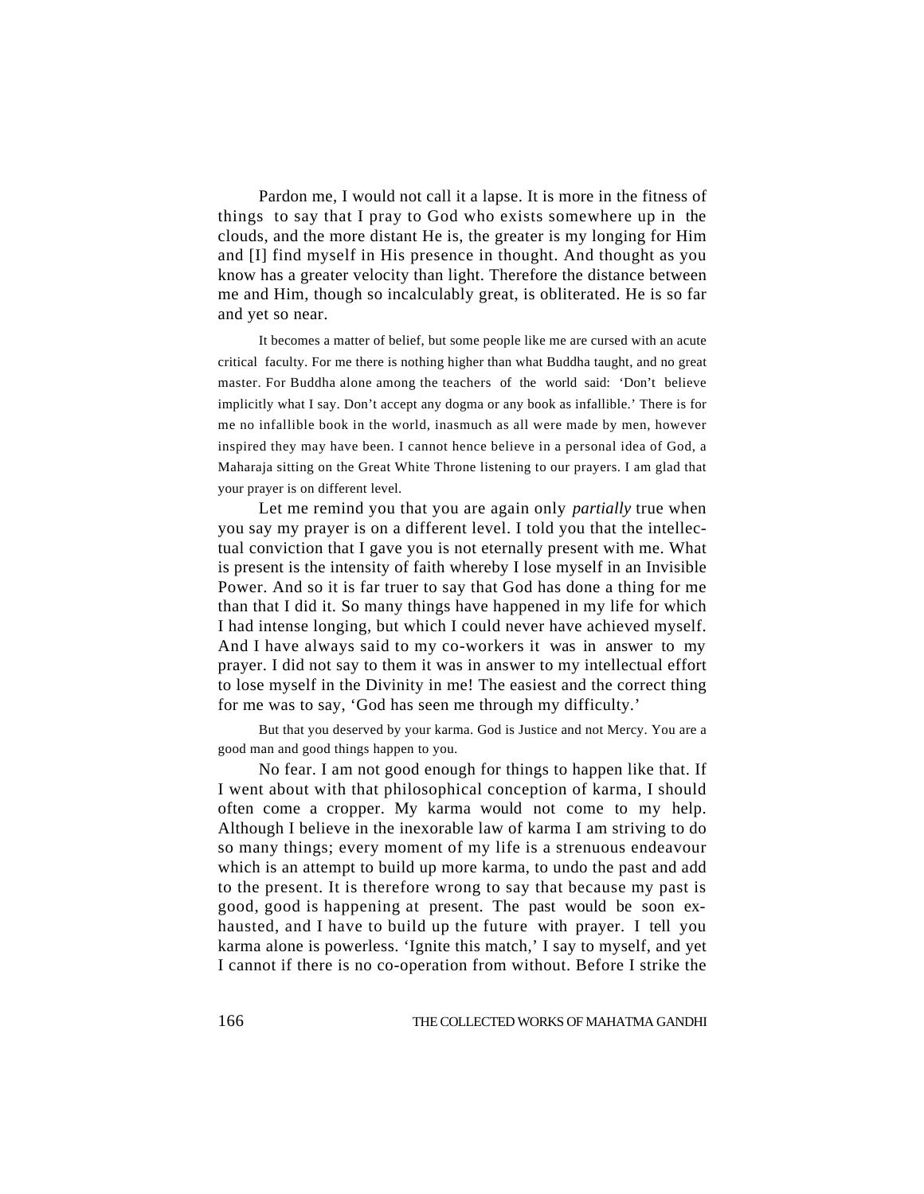Pardon me, I would not call it a lapse. It is more in the fitness of things to say that I pray to God who exists somewhere up in the clouds, and the more distant He is, the greater is my longing for Him and [I] find myself in His presence in thought. And thought as you know has a greater velocity than light. Therefore the distance between me and Him, though so incalculably great, is obliterated. He is so far and yet so near.

It becomes a matter of belief, but some people like me are cursed with an acute critical faculty. For me there is nothing higher than what Buddha taught, and no great master. For Buddha alone among the teachers of the world said: 'Don't believe implicitly what I say. Don't accept any dogma or any book as infallible.' There is for me no infallible book in the world, inasmuch as all were made by men, however inspired they may have been. I cannot hence believe in a personal idea of God, a Maharaja sitting on the Great White Throne listening to our prayers. I am glad that your prayer is on different level.

Let me remind you that you are again only *partially* true when you say my prayer is on a different level. I told you that the intellectual conviction that I gave you is not eternally present with me. What is present is the intensity of faith whereby I lose myself in an Invisible Power. And so it is far truer to say that God has done a thing for me than that I did it. So many things have happened in my life for which I had intense longing, but which I could never have achieved myself. And I have always said to my co-workers it was in answer to my prayer. I did not say to them it was in answer to my intellectual effort to lose myself in the Divinity in me! The easiest and the correct thing for me was to say, 'God has seen me through my difficulty.'

But that you deserved by your karma. God is Justice and not Mercy. You are a good man and good things happen to you.

No fear. I am not good enough for things to happen like that. If I went about with that philosophical conception of karma, I should often come a cropper. My karma would not come to my help. Although I believe in the inexorable law of karma I am striving to do so many things; every moment of my life is a strenuous endeavour which is an attempt to build up more karma, to undo the past and add to the present. It is therefore wrong to say that because my past is good, good is happening at present. The past would be soon exhausted, and I have to build up the future with prayer. I tell you karma alone is powerless. 'Ignite this match,' I say to myself, and yet I cannot if there is no co-operation from without. Before I strike the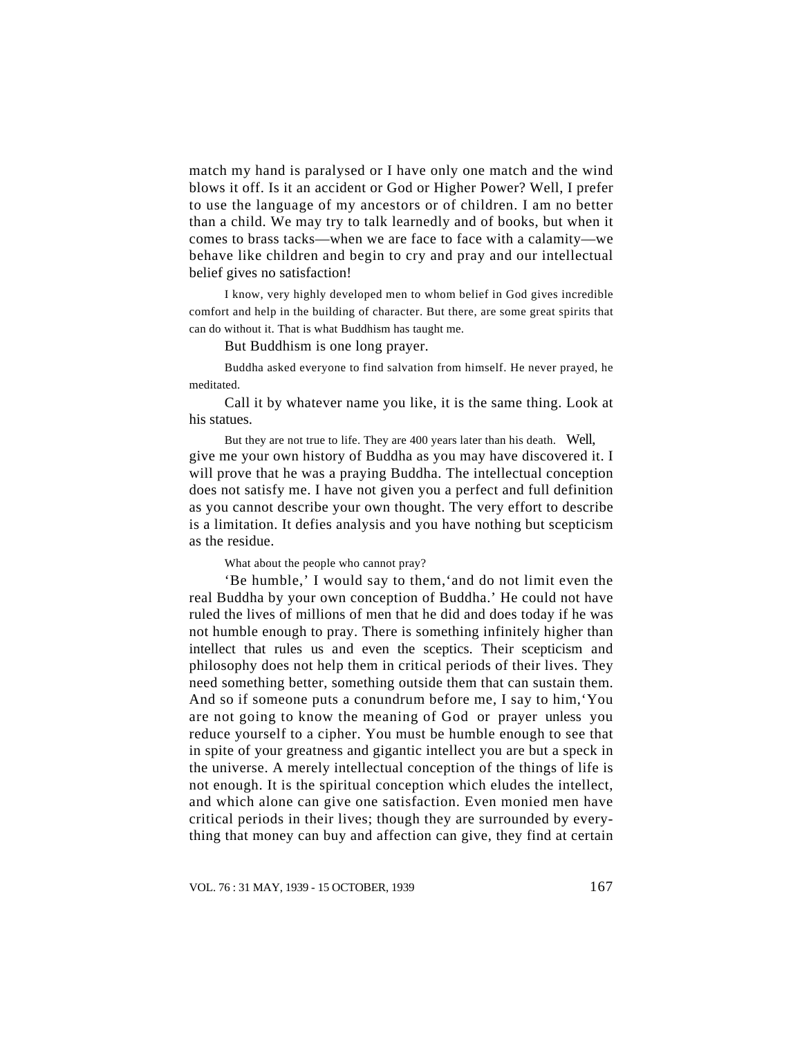match my hand is paralysed or I have only one match and the wind blows it off. Is it an accident or God or Higher Power? Well, I prefer to use the language of my ancestors or of children. I am no better than a child. We may try to talk learnedly and of books, but when it comes to brass tacks—when we are face to face with a calamity—we behave like children and begin to cry and pray and our intellectual belief gives no satisfaction!

I know, very highly developed men to whom belief in God gives incredible comfort and help in the building of character. But there, are some great spirits that can do without it. That is what Buddhism has taught me.

But Buddhism is one long prayer.

Buddha asked everyone to find salvation from himself. He never prayed, he meditated.

Call it by whatever name you like, it is the same thing. Look at his statues.

But they are not true to life. They are 400 years later than his death. Well, give me your own history of Buddha as you may have discovered it. I will prove that he was a praying Buddha. The intellectual conception does not satisfy me. I have not given you a perfect and full definition as you cannot describe your own thought. The very effort to describe is a limitation. It defies analysis and you have nothing but scepticism as the residue.

What about the people who cannot pray?

'Be humble,' I would say to them,'and do not limit even the real Buddha by your own conception of Buddha.' He could not have ruled the lives of millions of men that he did and does today if he was not humble enough to pray. There is something infinitely higher than intellect that rules us and even the sceptics. Their scepticism and philosophy does not help them in critical periods of their lives. They need something better, something outside them that can sustain them. And so if someone puts a conundrum before me, I say to him,'You are not going to know the meaning of God or prayer unless you reduce yourself to a cipher. You must be humble enough to see that in spite of your greatness and gigantic intellect you are but a speck in the universe. A merely intellectual conception of the things of life is not enough. It is the spiritual conception which eludes the intellect, and which alone can give one satisfaction. Even monied men have critical periods in their lives; though they are surrounded by everything that money can buy and affection can give, they find at certain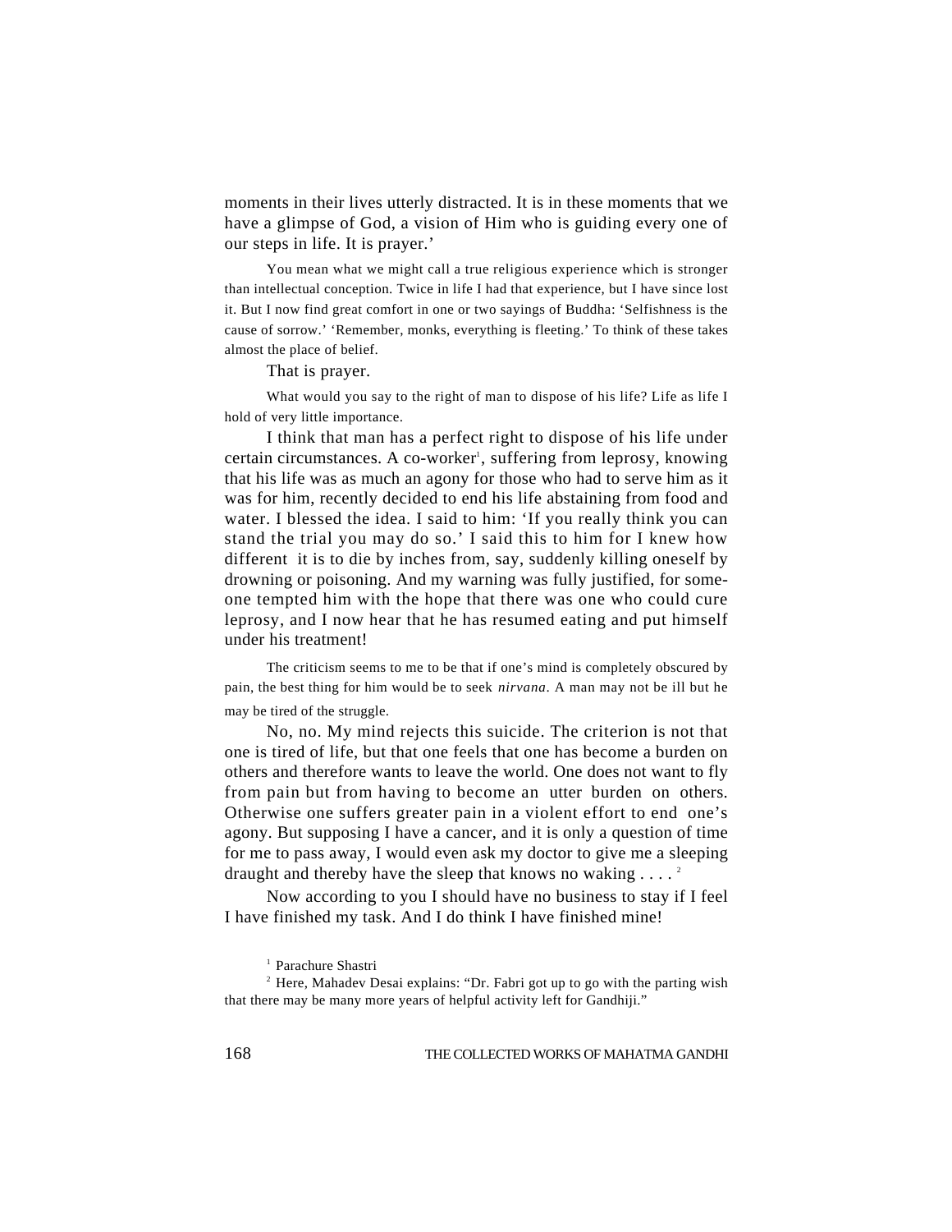moments in their lives utterly distracted. It is in these moments that we have a glimpse of God, a vision of Him who is guiding every one of our steps in life. It is prayer.'

You mean what we might call a true religious experience which is stronger than intellectual conception. Twice in life I had that experience, but I have since lost it. But I now find great comfort in one or two sayings of Buddha: 'Selfishness is the cause of sorrow.' 'Remember, monks, everything is fleeting.' To think of these takes almost the place of belief.

That is prayer.

What would you say to the right of man to dispose of his life? Life as life I hold of very little importance.

I think that man has a perfect right to dispose of his life under certain circumstances. A co-worker[1], suffering from leprosy, knowing that his life was as much an agony for those who had to serve him as it was for him, recently decided to end his life abstaining from food and water. I blessed the idea. I said to him: 'If you really think you can stand the trial you may do so.' I said this to him for I knew how different it is to die by inches from, say, suddenly killing oneself by drowning or poisoning. And my warning was fully justified, for someone tempted him with the hope that there was one who could cure leprosy, and I now hear that he has resumed eating and put himself under his treatment!

The criticism seems to me to be that if one's mind is completely obscured by pain, the best thing for him would be to seek *nirvana*. A man may not be ill but he may be tired of the struggle.

No, no. My mind rejects this suicide. The criterion is not that one is tired of life, but that one feels that one has become a burden on others and therefore wants to leave the world. One does not want to fly from pain but from having to become an utter burden on others. Otherwise one suffers greater pain in a violent effort to end one's agony. But supposing I have a cancer, and it is only a question of time for me to pass away, I would even ask my doctor to give me a sleeping draught and thereby have the sleep that knows no waking . . . . [2]

Now according to you I should have no business to stay if I feel I have finished my task. And I do think I have finished mine!

[1] Parachure Shastri

[2] Here, Mahadev Desai explains: "Dr. Fabri got up to go with the parting wish that there may be many more years of helpful activity left for Gandhiji."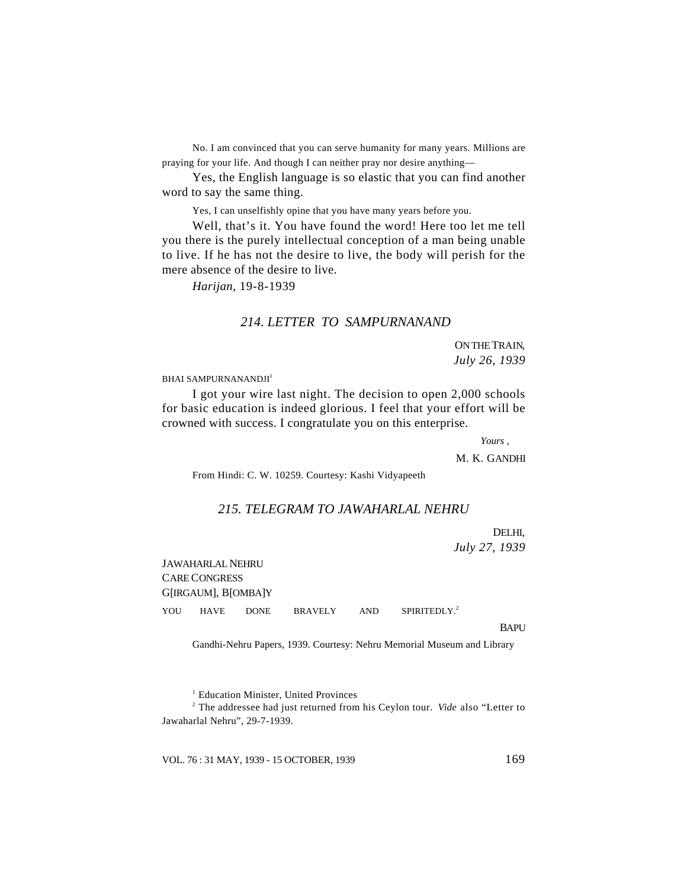No. I am convinced that you can serve humanity for many years. Millions are praying for your life. And though I can neither pray nor desire anything—

Yes, the English language is so elastic that you can find another word to say the same thing.

Yes, I can unselfishly opine that you have many years before you.

Well, that's it. You have found the word! Here too let me tell you there is the purely intellectual conception of a man being unable to live. If he has not the desire to live, the body will perish for the mere absence of the desire to live.

*Harijan*, 19-8-1939

### *214. LETTER TO SAMPURNANAND*

ON THE TRAIN,
*July 26, 1939*

BHAI SAMPURNANANDJI[1]

I got your wire last night. The decision to open 2,000 schools for basic education is indeed glorious. I feel that your effort will be crowned with success. I congratulate you on this enterprise.

*Yours ,*
M. K. GANDHI

From Hindi: C. W. 10259. Courtesy: Kashi Vidyapeeth

### *215. TELEGRAM TO JAWAHARLAL NEHRU*

DELHI,
*July 27, 1939*

JAWAHARLAL NEHRU
CARE CONGRESS
G[IRGAUM], B[OMBA]Y

YOU HAVE DONE BRAVELY AND SPIRITEDLY.[2]

BAPU

Gandhi-Nehru Papers, 1939. Courtesy: Nehru Memorial Museum and Library

[1] Education Minister, United Provinces

[2] The addressee had just returned from his Ceylon tour. *Vide* also "Letter to Jawaharlal Nehru", 29-7-1939.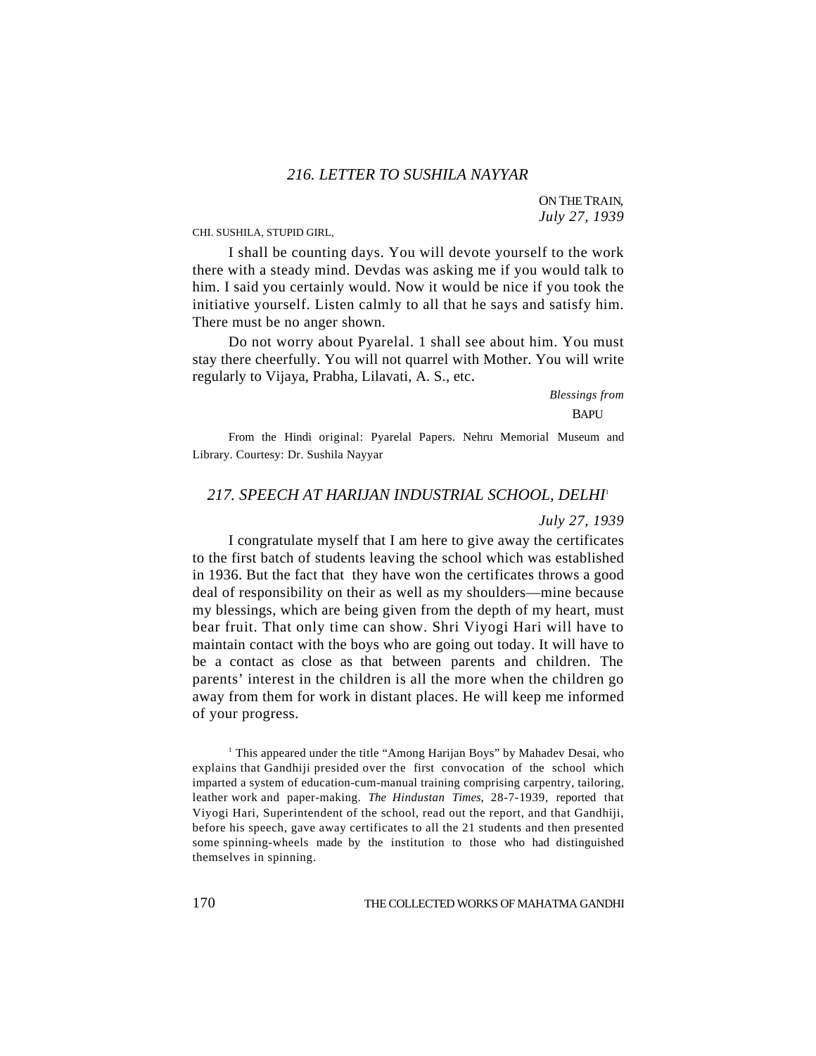## *216. LETTER TO SUSHILA NAYYAR*

ON THE TRAIN,
*July 27, 1939*

CHI. SUSHILA, STUPID GIRL,

I shall be counting days. You will devote yourself to the work there with a steady mind. Devdas was asking me if you would talk to him. I said you certainly would. Now it would be nice if you took the initiative yourself. Listen calmly to all that he says and satisfy him. There must be no anger shown.

Do not worry about Pyarelal. 1 shall see about him. You must stay there cheerfully. You will not quarrel with Mother. You will write regularly to Vijaya, Prabha, Lilavati, A. S., etc.

*Blessings from*
BAPU

From the Hindi original: Pyarelal Papers. Nehru Memorial Museum and Library. Courtesy: Dr. Sushila Nayyar

## *217. SPEECH AT HARIJAN INDUSTRIAL SCHOOL, DELHI*[1]

*July 27, 1939*

I congratulate myself that I am here to give away the certificates to the first batch of students leaving the school which was established in 1936. But the fact that they have won the certificates throws a good deal of responsibility on their as well as my shoulders—mine because my blessings, which are being given from the depth of my heart, must bear fruit. That only time can show. Shri Viyogi Hari will have to maintain contact with the boys who are going out today. It will have to be a contact as close as that between parents and children. The parents' interest in the children is all the more when the children go away from them for work in distant places. He will keep me informed of your progress.

[1] This appeared under the title "Among Harijan Boys" by Mahadev Desai, who explains that Gandhiji presided over the first convocation of the school which imparted a system of education-cum-manual training comprising carpentry, tailoring, leather work and paper-making. *The Hindustan Times*, 28-7-1939, reported that Viyogi Hari, Superintendent of the school, read out the report, and that Gandhiji, before his speech, gave away certificates to all the 21 students and then presented some spinning-wheels made by the institution to those who had distinguished themselves in spinning.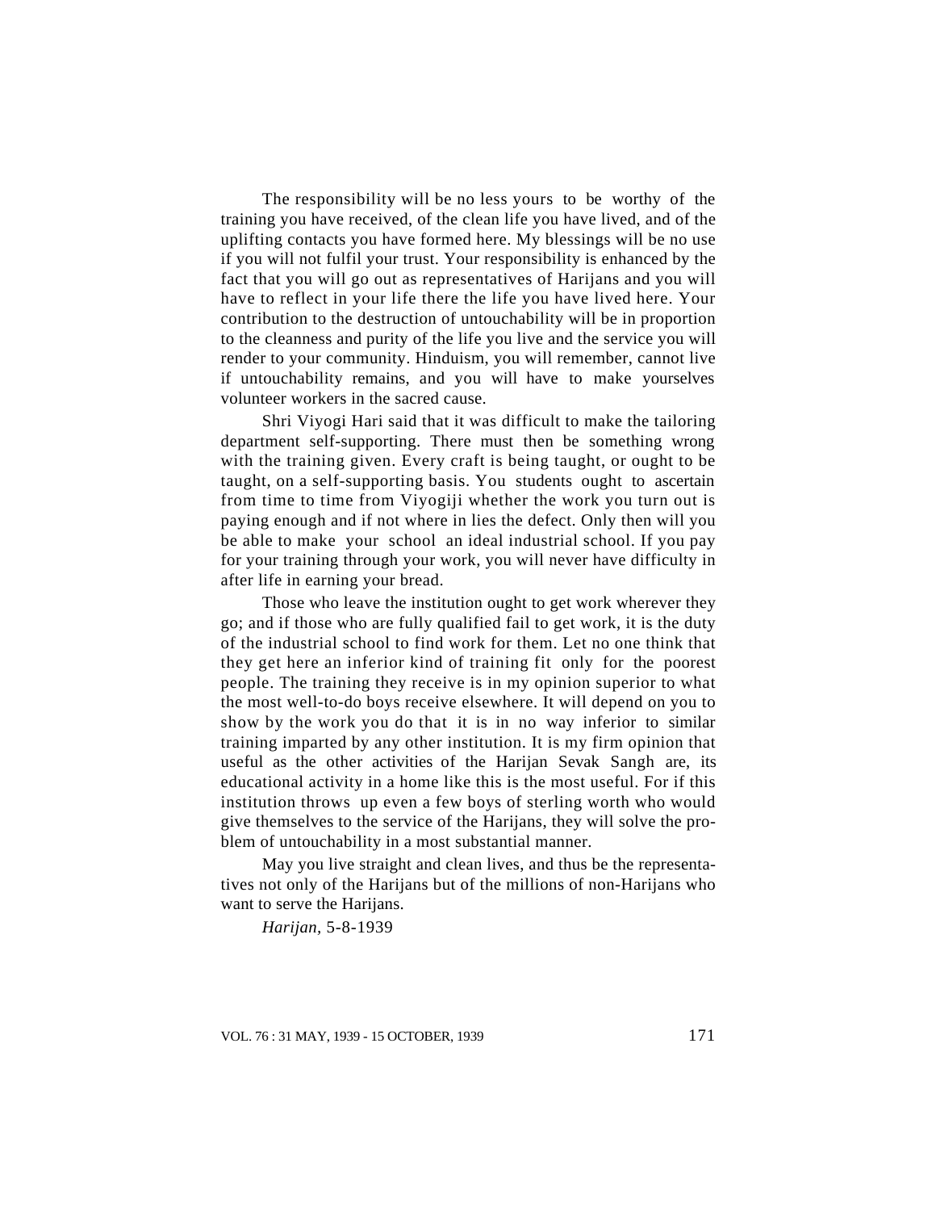The responsibility will be no less yours to be worthy of the training you have received, of the clean life you have lived, and of the uplifting contacts you have formed here. My blessings will be no use if you will not fulfil your trust. Your responsibility is enhanced by the fact that you will go out as representatives of Harijans and you will have to reflect in your life there the life you have lived here. Your contribution to the destruction of untouchability will be in proportion to the cleanness and purity of the life you live and the service you will render to your community. Hinduism, you will remember, cannot live if untouchability remains, and you will have to make yourselves volunteer workers in the sacred cause.

Shri Viyogi Hari said that it was difficult to make the tailoring department self-supporting. There must then be something wrong with the training given. Every craft is being taught, or ought to be taught, on a self-supporting basis. You students ought to ascertain from time to time from Viyogiji whether the work you turn out is paying enough and if not where in lies the defect. Only then will you be able to make your school an ideal industrial school. If you pay for your training through your work, you will never have difficulty in after life in earning your bread.

Those who leave the institution ought to get work wherever they go; and if those who are fully qualified fail to get work, it is the duty of the industrial school to find work for them. Let no one think that they get here an inferior kind of training fit only for the poorest people. The training they receive is in my opinion superior to what the most well-to-do boys receive elsewhere. It will depend on you to show by the work you do that it is in no way inferior to similar training imparted by any other institution. It is my firm opinion that useful as the other activities of the Harijan Sevak Sangh are, its educational activity in a home like this is the most useful. For if this institution throws up even a few boys of sterling worth who would give themselves to the service of the Harijans, they will solve the problem of untouchability in a most substantial manner.

May you live straight and clean lives, and thus be the representatives not only of the Harijans but of the millions of non-Harijans who want to serve the Harijans.

*Harijan,* 5-8-1939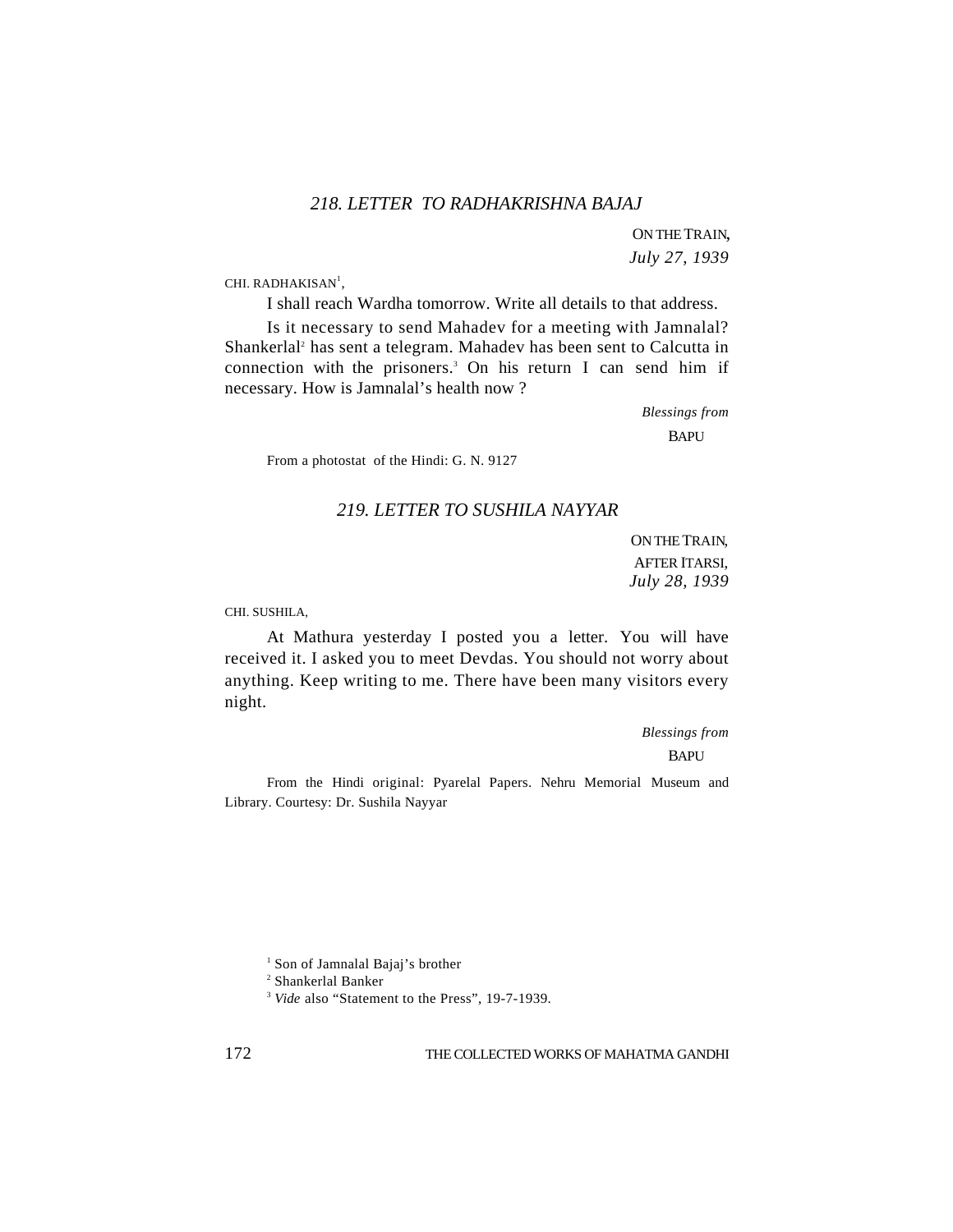## *218. LETTER TO RADHAKRISHNA BAJAJ*

ON THE TRAIN,
*July 27, 1939*

CHI. RADHAKISAN[1],

I shall reach Wardha tomorrow. Write all details to that address.

Is it necessary to send Mahadev for a meeting with Jamnalal? Shankerlal[2] has sent a telegram. Mahadev has been sent to Calcutta in connection with the prisoners.[3] On his return I can send him if necessary. How is Jamnalal's health now ?

*Blessings from*
BAPU

From a photostat of the Hindi: G. N. 9127

## *219. LETTER TO SUSHILA NAYYAR*

ON THE TRAIN,
AFTER ITARSI,
*July 28, 1939*

CHI. SUSHILA,

At Mathura yesterday I posted you a letter. You will have received it. I asked you to meet Devdas. You should not worry about anything. Keep writing to me. There have been many visitors every night.

*Blessings from*
BAPU

From the Hindi original: Pyarelal Papers. Nehru Memorial Museum and Library. Courtesy: Dr. Sushila Nayyar

---

[1] Son of Jamnalal Bajaj's brother

[2] Shankerlal Banker

[3] *Vide* also "Statement to the Press", 19-7-1939.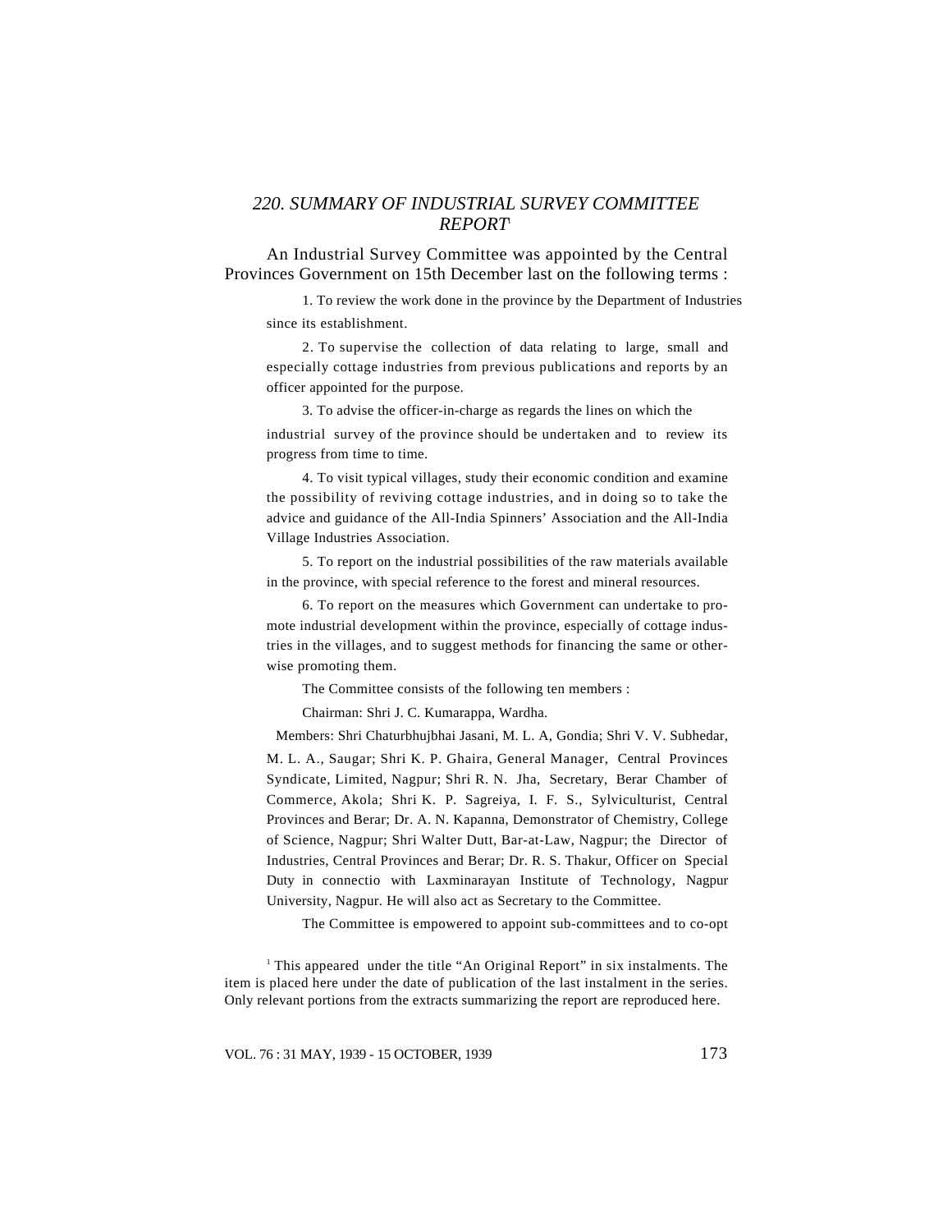## *220. SUMMARY OF INDUSTRIAL SURVEY COMMITTEE REPORT*[1]

An Industrial Survey Committee was appointed by the Central Provinces Government on 15th December last on the following terms :

1. To review the work done in the province by the Department of Industries since its establishment.

2. To supervise the collection of data relating to large, small and especially cottage industries from previous publications and reports by an officer appointed for the purpose.

3. To advise the officer-in-charge as regards the lines on which the industrial survey of the province should be undertaken and to review its progress from time to time.

4. To visit typical villages, study their economic condition and examine the possibility of reviving cottage industries, and in doing so to take the advice and guidance of the All-India Spinners' Association and the All-India Village Industries Association.

5. To report on the industrial possibilities of the raw materials available in the province, with special reference to the forest and mineral resources.

6. To report on the measures which Government can undertake to promote industrial development within the province, especially of cottage industries in the villages, and to suggest methods for financing the same or otherwise promoting them.

The Committee consists of the following ten members :

Chairman: Shri J. C. Kumarappa, Wardha.

Members: Shri Chaturbhujbhai Jasani, M. L. A, Gondia; Shri V. V. Subhedar, M. L. A., Saugar; Shri K. P. Ghaira, General Manager, Central Provinces Syndicate, Limited, Nagpur; Shri R. N. Jha, Secretary, Berar Chamber of Commerce, Akola; Shri K. P. Sagreiya, I. F. S., Sylviculturist, Central Provinces and Berar; Dr. A. N. Kapanna, Demonstrator of Chemistry, College of Science, Nagpur; Shri Walter Dutt, Bar-at-Law, Nagpur; the Director of Industries, Central Provinces and Berar; Dr. R. S. Thakur, Officer on Special Duty in connectio with Laxminarayan Institute of Technology, Nagpur University, Nagpur. He will also act as Secretary to the Committee.

The Committee is empowered to appoint sub-committees and to co-opt

[1] This appeared under the title "An Original Report" in six instalments. The item is placed here under the date of publication of the last instalment in the series. Only relevant portions from the extracts summarizing the report are reproduced here.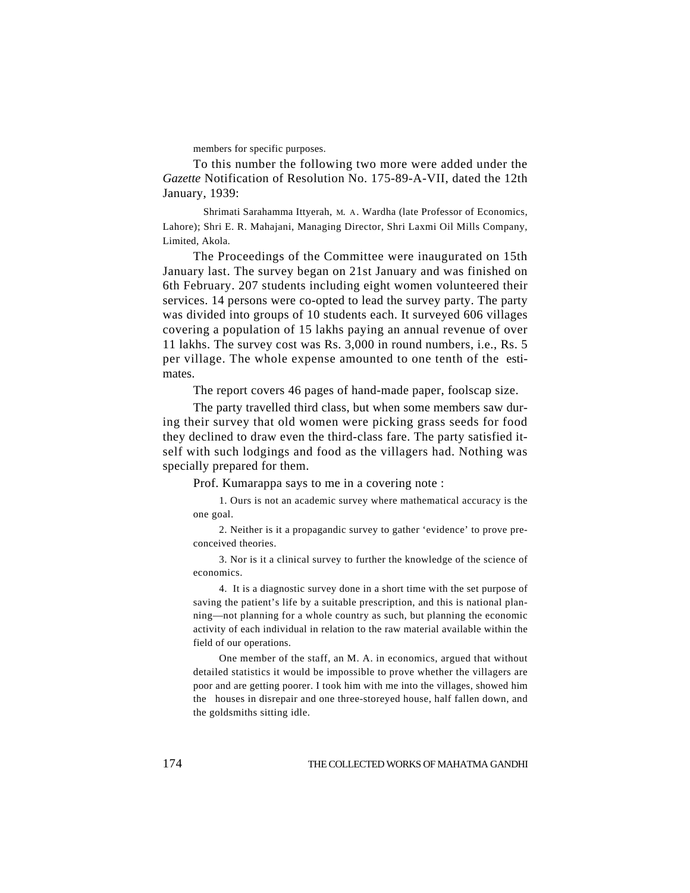members for specific purposes.

To this number the following two more were added under the *Gazette* Notification of Resolution No. 175-89-A-VII, dated the 12th January, 1939:

> Shrimati Sarahamma Ittyerah, M. A. Wardha (late Professor of Economics, Lahore); Shri E. R. Mahajani, Managing Director, Shri Laxmi Oil Mills Company, Limited, Akola.

The Proceedings of the Committee were inaugurated on 15th January last. The survey began on 21st January and was finished on 6th February. 207 students including eight women volunteered their services. 14 persons were co-opted to lead the survey party. The party was divided into groups of 10 students each. It surveyed 606 villages covering a population of 15 lakhs paying an annual revenue of over 11 lakhs. The survey cost was Rs. 3,000 in round numbers, i.e., Rs. 5 per village. The whole expense amounted to one tenth of the estimates.

The report covers 46 pages of hand-made paper, foolscap size.

The party travelled third class, but when some members saw during their survey that old women were picking grass seeds for food they declined to draw even the third-class fare. The party satisfied itself with such lodgings and food as the villagers had. Nothing was specially prepared for them.

Prof. Kumarappa says to me in a covering note :

> 1. Ours is not an academic survey where mathematical accuracy is the one goal.
>
> 2. Neither is it a propagandic survey to gather 'evidence' to prove preconceived theories.
>
> 3. Nor is it a clinical survey to further the knowledge of the science of economics.
>
> 4. It is a diagnostic survey done in a short time with the set purpose of saving the patient's life by a suitable prescription, and this is national planning—not planning for a whole country as such, but planning the economic activity of each individual in relation to the raw material available within the field of our operations.
>
> One member of the staff, an M. A. in economics, argued that without detailed statistics it would be impossible to prove whether the villagers are poor and are getting poorer. I took him with me into the villages, showed him the houses in disrepair and one three-storeyed house, half fallen down, and the goldsmiths sitting idle.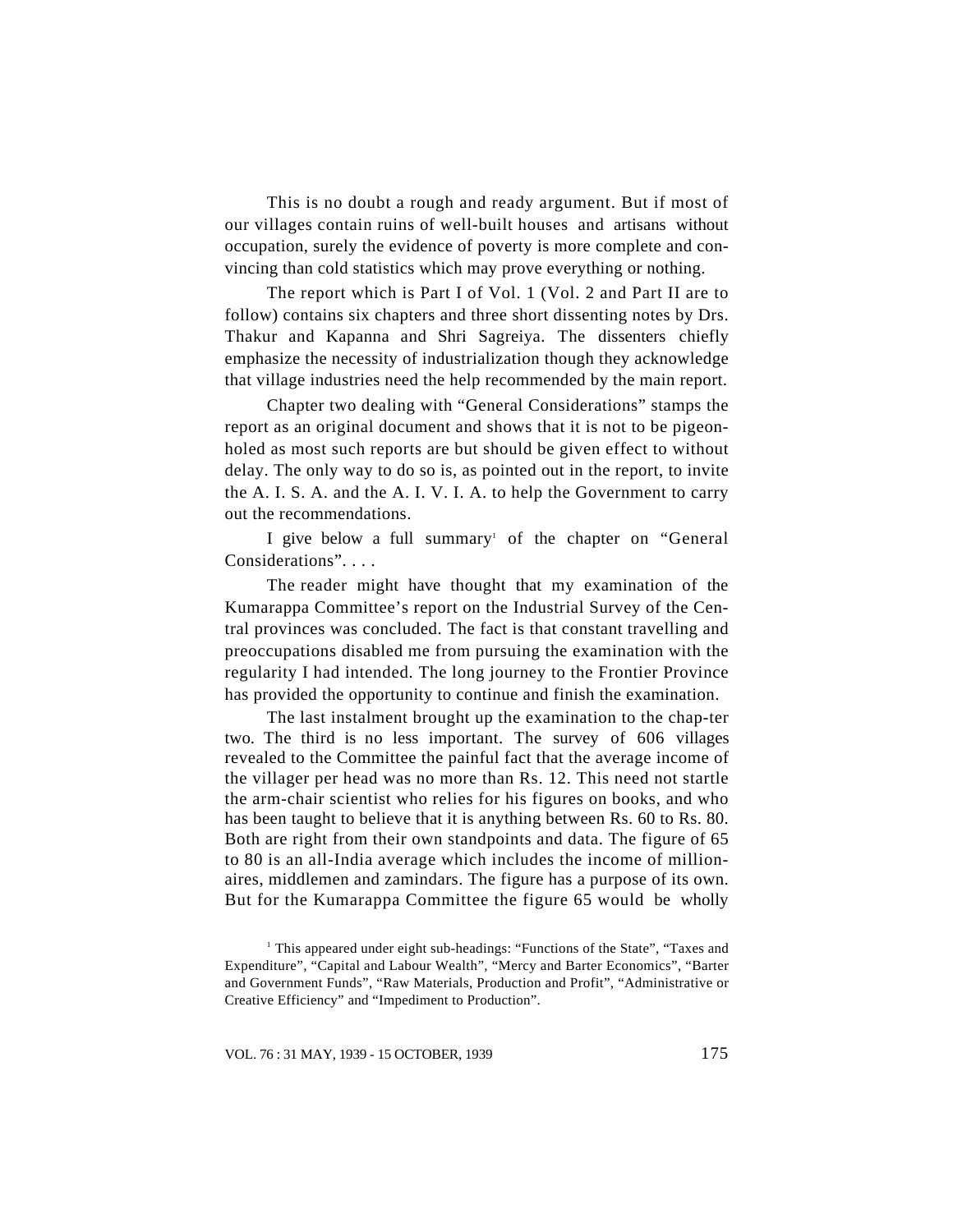This is no doubt a rough and ready argument. But if most of our villages contain ruins of well-built houses and artisans without occupation, surely the evidence of poverty is more complete and convincing than cold statistics which may prove everything or nothing.

The report which is Part I of Vol. 1 (Vol. 2 and Part II are to follow) contains six chapters and three short dissenting notes by Drs. Thakur and Kapanna and Shri Sagreiya. The dissenters chiefly emphasize the necessity of industrialization though they acknowledge that village industries need the help recommended by the main report.

Chapter two dealing with "General Considerations" stamps the report as an original document and shows that it is not to be pigeonholed as most such reports are but should be given effect to without delay. The only way to do so is, as pointed out in the report, to invite the A. I. S. A. and the A. I. V. I. A. to help the Government to carry out the recommendations.

I give below a full summary[1] of the chapter on "General Considerations". . . .

The reader might have thought that my examination of the Kumarappa Committee's report on the Industrial Survey of the Central provinces was concluded. The fact is that constant travelling and preoccupations disabled me from pursuing the examination with the regularity I had intended. The long journey to the Frontier Province has provided the opportunity to continue and finish the examination.

The last instalment brought up the examination to the chapter two. The third is no less important. The survey of 606 villages revealed to the Committee the painful fact that the average income of the villager per head was no more than Rs. 12. This need not startle the arm-chair scientist who relies for his figures on books, and who has been taught to believe that it is anything between Rs. 60 to Rs. 80. Both are right from their own standpoints and data. The figure of 65 to 80 is an all-India average which includes the income of millionaires, middlemen and zamindars. The figure has a purpose of its own. But for the Kumarappa Committee the figure 65 would be wholly

[1] This appeared under eight sub-headings: "Functions of the State", "Taxes and Expenditure", "Capital and Labour Wealth", "Mercy and Barter Economics", "Barter and Government Funds", "Raw Materials, Production and Profit", "Administrative or Creative Efficiency" and "Impediment to Production".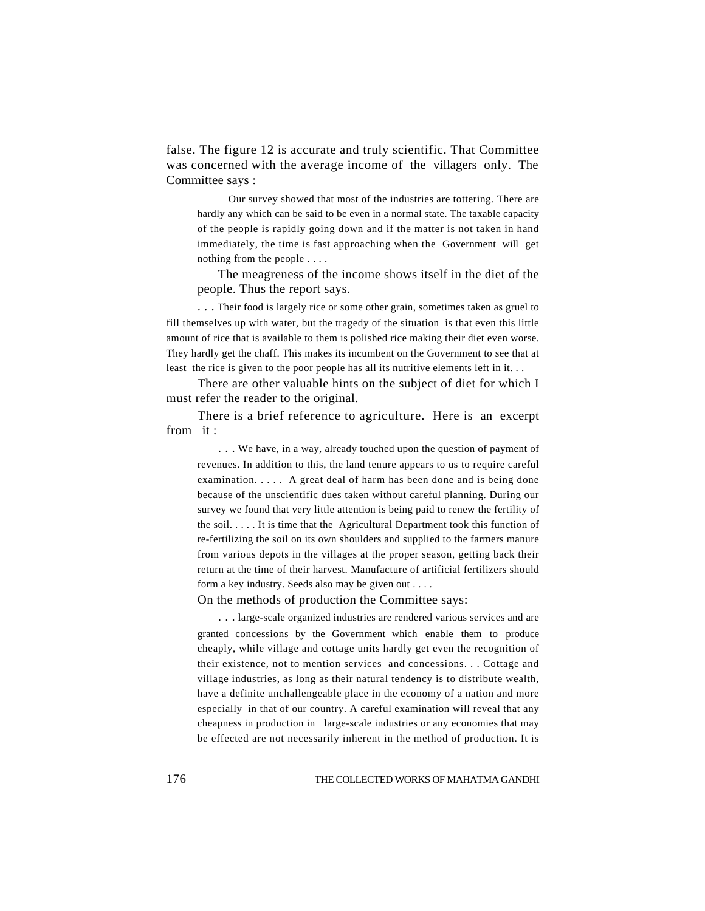false. The figure 12 is accurate and truly scientific. That Committee was concerned with the average income of the villagers only. The Committee says :

> Our survey showed that most of the industries are tottering. There are hardly any which can be said to be even in a normal state. The taxable capacity of the people is rapidly going down and if the matter is not taken in hand immediately, the time is fast approaching when the Government will get nothing from the people . . . .

The meagreness of the income shows itself in the diet of the people. Thus the report says.

. . . Their food is largely rice or some other grain, sometimes taken as gruel to fill themselves up with water, but the tragedy of the situation is that even this little amount of rice that is available to them is polished rice making their diet even worse. They hardly get the chaff. This makes its incumbent on the Government to see that at least the rice is given to the poor people has all its nutritive elements left in it. . .

There are other valuable hints on the subject of diet for which I must refer the reader to the original.

There is a brief reference to agriculture. Here is an excerpt from it :

> . . . We have, in a way, already touched upon the question of payment of revenues. In addition to this, the land tenure appears to us to require careful examination. . . . . A great deal of harm has been done and is being done because of the unscientific dues taken without careful planning. During our survey we found that very little attention is being paid to renew the fertility of the soil. . . . . It is time that the Agricultural Department took this function of re-fertilizing the soil on its own shoulders and supplied to the farmers manure from various depots in the villages at the proper season, getting back their return at the time of their harvest. Manufacture of artificial fertilizers should form a key industry. Seeds also may be given out . . . .

On the methods of production the Committee says:

> . . . large-scale organized industries are rendered various services and are granted concessions by the Government which enable them to produce cheaply, while village and cottage units hardly get even the recognition of their existence, not to mention services and concessions. . . Cottage and village industries, as long as their natural tendency is to distribute wealth, have a definite unchallengeable place in the economy of a nation and more especially in that of our country. A careful examination will reveal that any cheapness in production in large-scale industries or any economies that may be effected are not necessarily inherent in the method of production. It is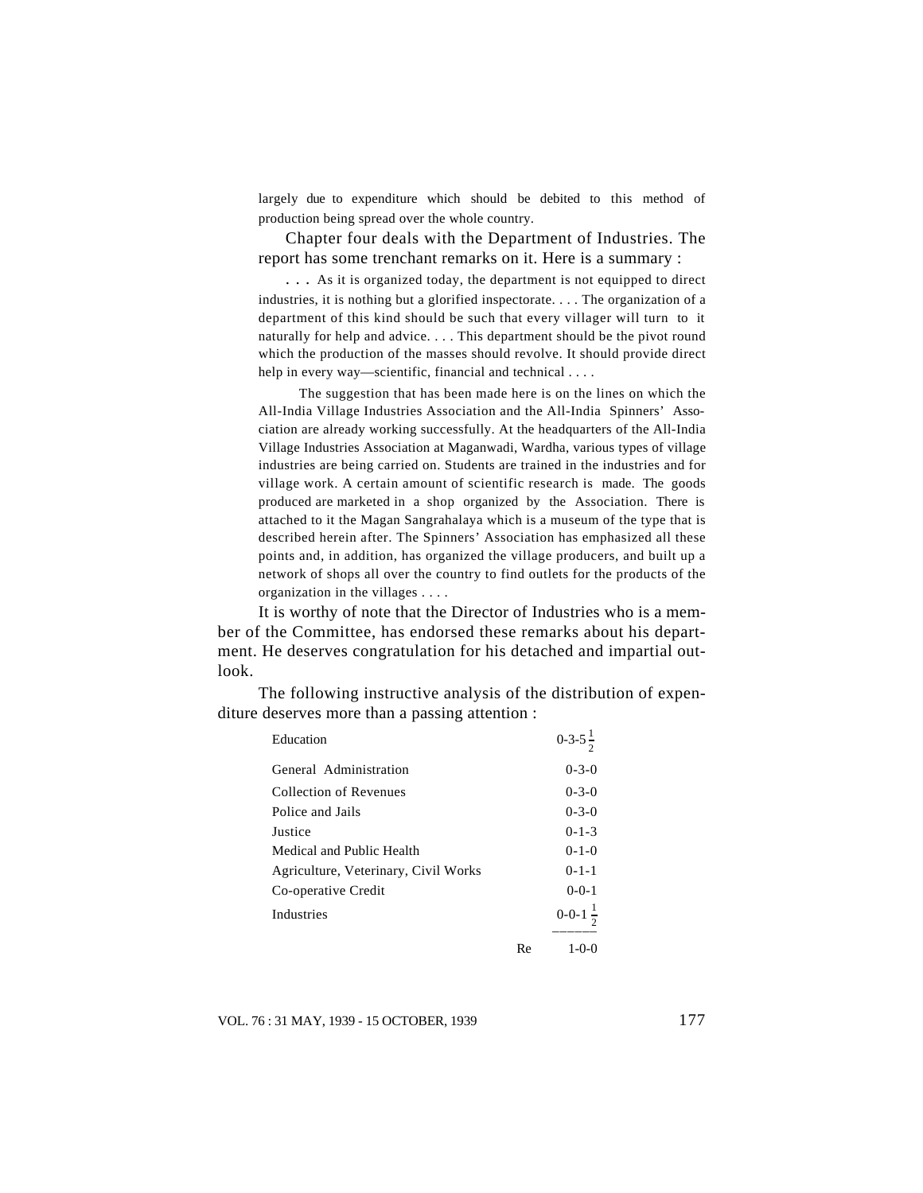largely due to expenditure which should be debited to this method of production being spread over the whole country.

Chapter four deals with the Department of Industries. The report has some trenchant remarks on it. Here is a summary :

> . . . As it is organized today, the department is not equipped to direct industries, it is nothing but a glorified inspectorate. . . . The organization of a department of this kind should be such that every villager will turn to it naturally for help and advice. . . . This department should be the pivot round which the production of the masses should revolve. It should provide direct help in every way—scientific, financial and technical . . . .
>
> The suggestion that has been made here is on the lines on which the All-India Village Industries Association and the All-India Spinners' Association are already working successfully. At the headquarters of the All-India Village Industries Association at Maganwadi, Wardha, various types of village industries are being carried on. Students are trained in the industries and for village work. A certain amount of scientific research is made. The goods produced are marketed in a shop organized by the Association. There is attached to it the Magan Sangrahalaya which is a museum of the type that is described herein after. The Spinners' Association has emphasized all these points and, in addition, has organized the village producers, and built up a network of shops all over the country to find outlets for the products of the organization in the villages . . . .

It is worthy of note that the Director of Industries who is a member of the Committee, has endorsed these remarks about his department. He deserves congratulation for his detached and impartial outlook.

The following instructive analysis of the distribution of expenditure deserves more than a passing attention :

| | | |
|---|---|---|
| Education | | 0-3-5$\frac{1}{2}$ |
| General Administration | | 0-3-0 |
| Collection of Revenues | | 0-3-0 |
| Police and Jails | | 0-3-0 |
| Justice | | 0-1-3 |
| Medical and Public Health | | 0-1-0 |
| Agriculture, Veterinary, Civil Works | | 0-1-1 |
| Co-operative Credit | | 0-0-1 |
| Industries | | 0-0-1$\frac{1}{2}$ |
| | Re | 1-0-0 |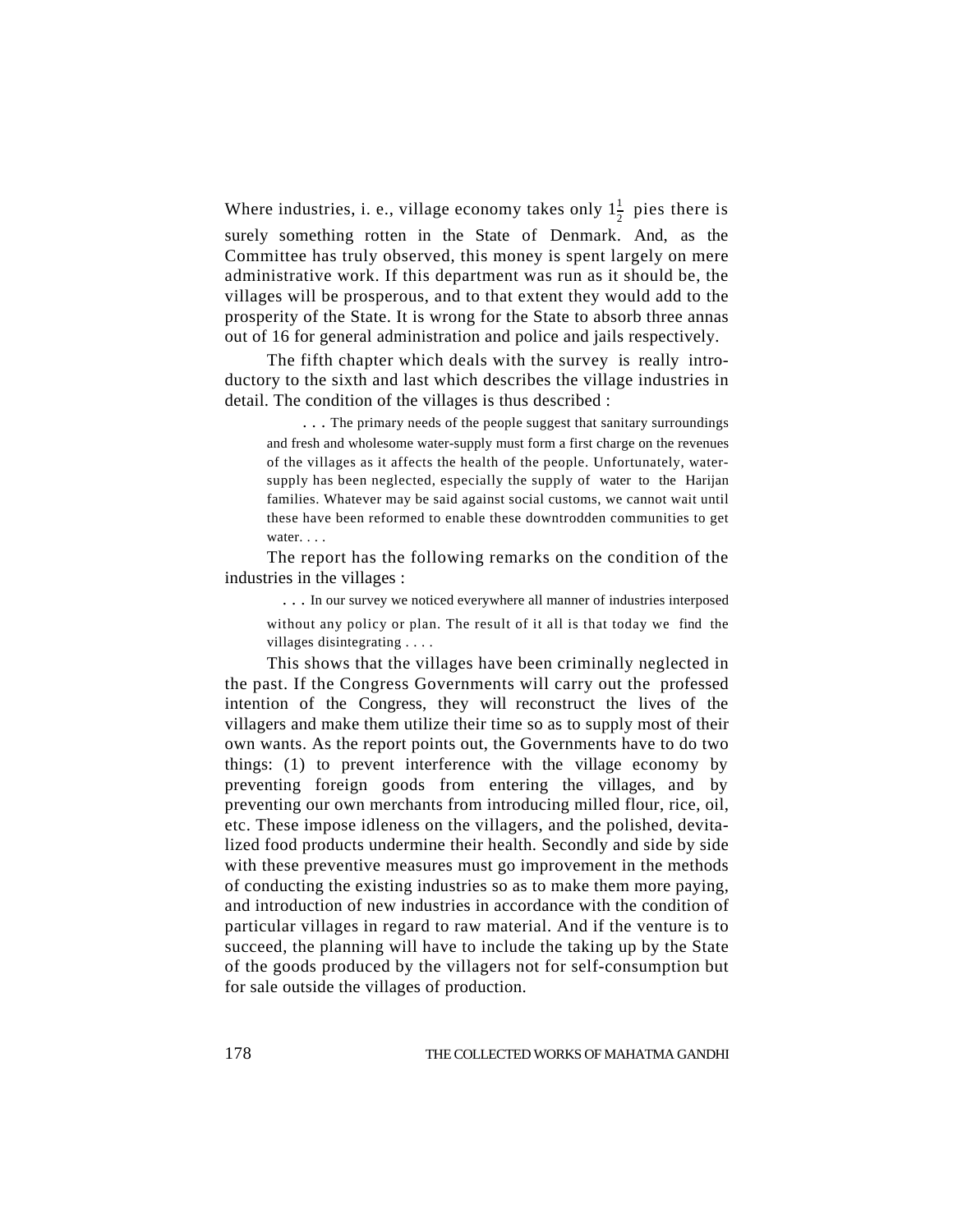Where industries, i. e., village economy takes only $1\frac{1}{2}$ pies there is surely something rotten in the State of Denmark. And, as the Committee has truly observed, this money is spent largely on mere administrative work. If this department was run as it should be, the villages will be prosperous, and to that extent they would add to the prosperity of the State. It is wrong for the State to absorb three annas out of 16 for general administration and police and jails respectively.

The fifth chapter which deals with the survey is really introductory to the sixth and last which describes the village industries in detail. The condition of the villages is thus described :

> . . . The primary needs of the people suggest that sanitary surroundings and fresh and wholesome water-supply must form a first charge on the revenues of the villages as it affects the health of the people. Unfortunately, water-supply has been neglected, especially the supply of water to the Harijan families. Whatever may be said against social customs, we cannot wait until these have been reformed to enable these downtrodden communities to get water. . . .

The report has the following remarks on the condition of the industries in the villages :

> . . . In our survey we noticed everywhere all manner of industries interposed without any policy or plan. The result of it all is that today we find the villages disintegrating . . . .

This shows that the villages have been criminally neglected in the past. If the Congress Governments will carry out the professed intention of the Congress, they will reconstruct the lives of the villagers and make them utilize their time so as to supply most of their own wants. As the report points out, the Governments have to do two things: (1) to prevent interference with the village economy by preventing foreign goods from entering the villages, and by preventing our own merchants from introducing milled flour, rice, oil, etc. These impose idleness on the villagers, and the polished, devitalized food products undermine their health. Secondly and side by side with these preventive measures must go improvement in the methods of conducting the existing industries so as to make them more paying, and introduction of new industries in accordance with the condition of particular villages in regard to raw material. And if the venture is to succeed, the planning will have to include the taking up by the State of the goods produced by the villagers not for self-consumption but for sale outside the villages of production.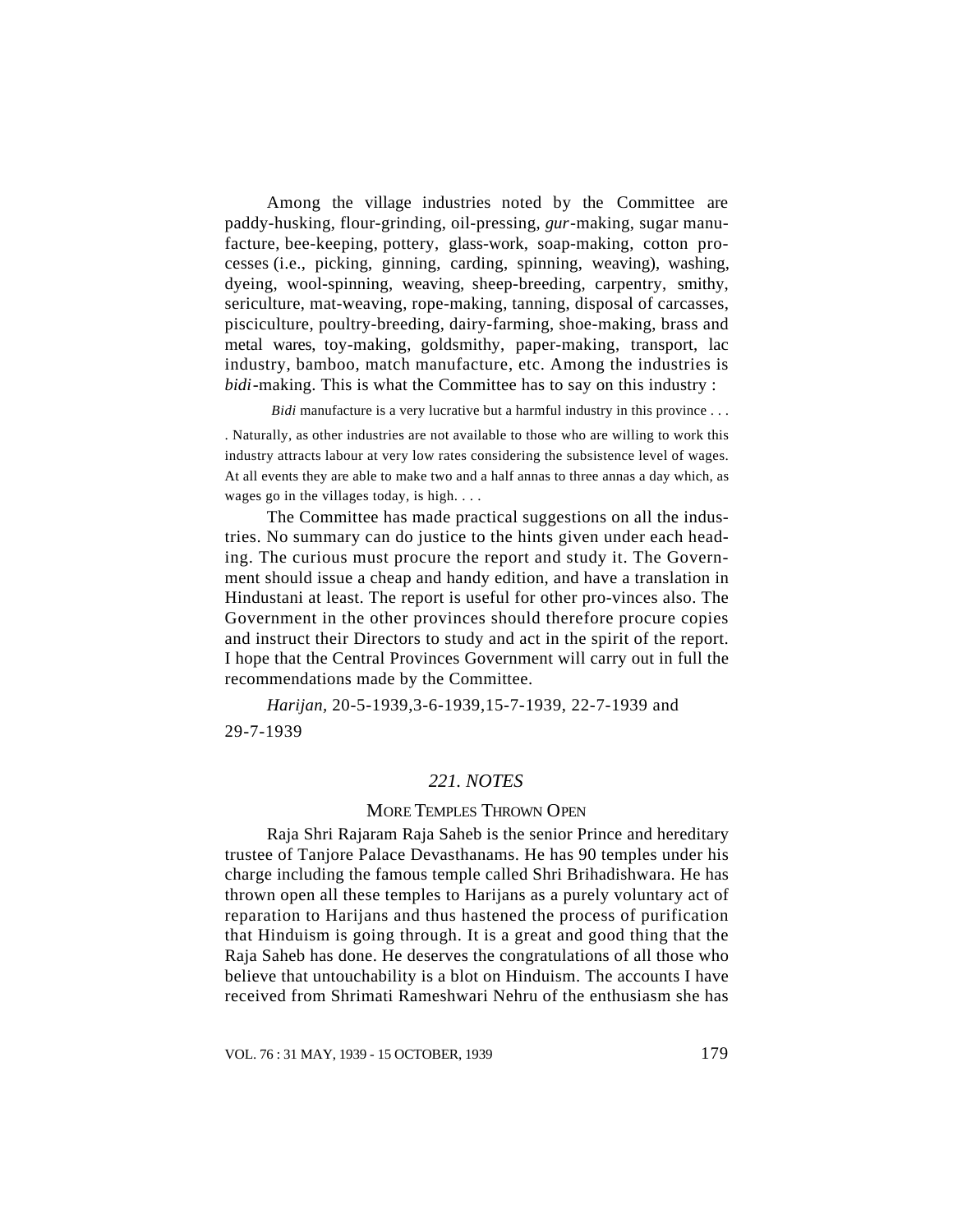Among the village industries noted by the Committee are paddy-husking, flour-grinding, oil-pressing, *gur*-making, sugar manufacture, bee-keeping, pottery, glass-work, soap-making, cotton processes (i.e., picking, ginning, carding, spinning, weaving), washing, dyeing, wool-spinning, weaving, sheep-breeding, carpentry, smithy, sericulture, mat-weaving, rope-making, tanning, disposal of carcasses, pisciculture, poultry-breeding, dairy-farming, shoe-making, brass and metal wares, toy-making, goldsmithy, paper-making, transport, lac industry, bamboo, match manufacture, etc. Among the industries is *bidi*-making. This is what the Committee has to say on this industry :

> *Bidi* manufacture is a very lucrative but a harmful industry in this province . . . . Naturally, as other industries are not available to those who are willing to work this industry attracts labour at very low rates considering the subsistence level of wages. At all events they are able to make two and a half annas to three annas a day which, as wages go in the villages today, is high. . . .

The Committee has made practical suggestions on all the industries. No summary can do justice to the hints given under each heading. The curious must procure the report and study it. The Government should issue a cheap and handy edition, and have a translation in Hindustani at least. The report is useful for other pro-vinces also. The Government in the other provinces should therefore procure copies and instruct their Directors to study and act in the spirit of the report. I hope that the Central Provinces Government will carry out in full the recommendations made by the Committee.

*Harijan*, 20-5-1939,3-6-1939,15-7-1939, 22-7-1939 and 29-7-1939

## *221. NOTES*

### MORE TEMPLES THROWN OPEN

Raja Shri Rajaram Raja Saheb is the senior Prince and hereditary trustee of Tanjore Palace Devasthanams. He has 90 temples under his charge including the famous temple called Shri Brihadishwara. He has thrown open all these temples to Harijans as a purely voluntary act of reparation to Harijans and thus hastened the process of purification that Hinduism is going through. It is a great and good thing that the Raja Saheb has done. He deserves the congratulations of all those who believe that untouchability is a blot on Hinduism. The accounts I have received from Shrimati Rameshwari Nehru of the enthusiasm she has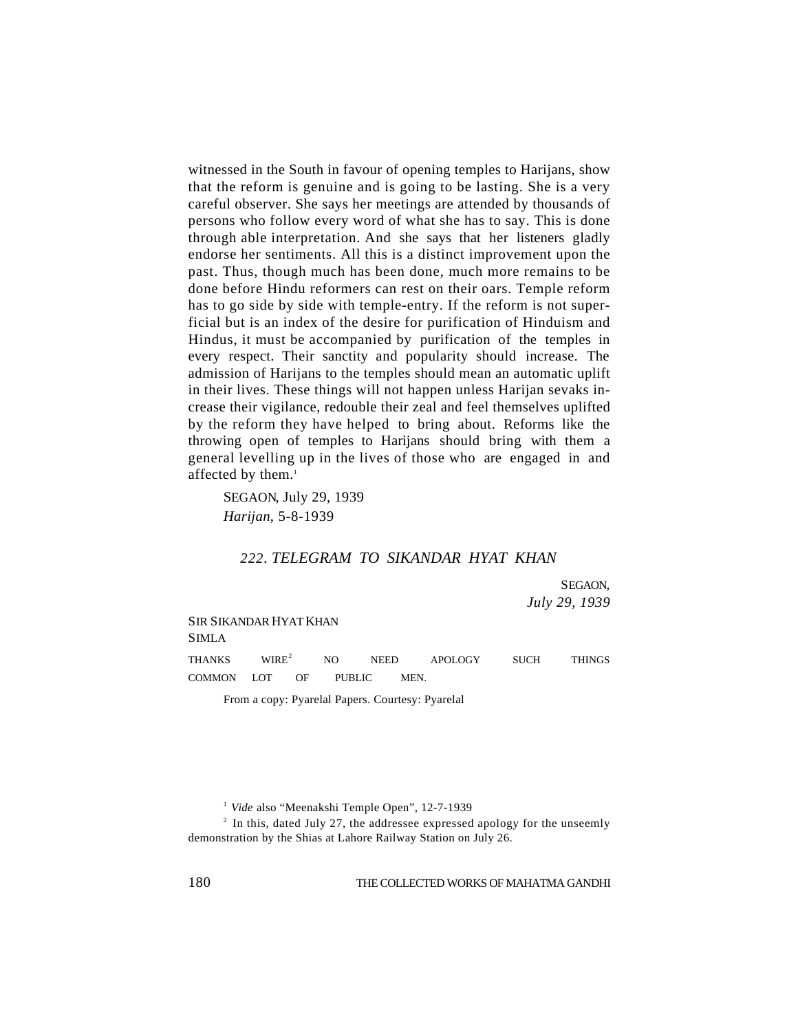witnessed in the South in favour of opening temples to Harijans, show that the reform is genuine and is going to be lasting. She is a very careful observer. She says her meetings are attended by thousands of persons who follow every word of what she has to say. This is done through able interpretation. And she says that her listeners gladly endorse her sentiments. All this is a distinct improvement upon the past. Thus, though much has been done, much more remains to be done before Hindu reformers can rest on their oars. Temple reform has to go side by side with temple-entry. If the reform is not superficial but is an index of the desire for purification of Hinduism and Hindus, it must be accompanied by purification of the temples in every respect. Their sanctity and popularity should increase. The admission of Harijans to the temples should mean an automatic uplift in their lives. These things will not happen unless Harijan sevaks increase their vigilance, redouble their zeal and feel themselves uplifted by the reform they have helped to bring about. Reforms like the throwing open of temples to Harijans should bring with them a general levelling up in the lives of those who are engaged in and affected by them.[1]

SEGAON, July 29, 1939
*Harijan*, 5-8-1939

### *222. TELEGRAM TO SIKANDAR HYAT KHAN*

SEGAON,
*July 29, 1939*

SIR SIKANDAR HYAT KHAN
SIMLA

THANKS WIRE[2] NO NEED APOLOGY SUCH THINGS COMMON LOT OF PUBLIC MEN.

From a copy: Pyarelal Papers. Courtesy: Pyarelal

[1] *Vide* also "Meenakshi Temple Open", 12-7-1939

[2] In this, dated July 27, the addressee expressed apology for the unseemly demonstration by the Shias at Lahore Railway Station on July 26.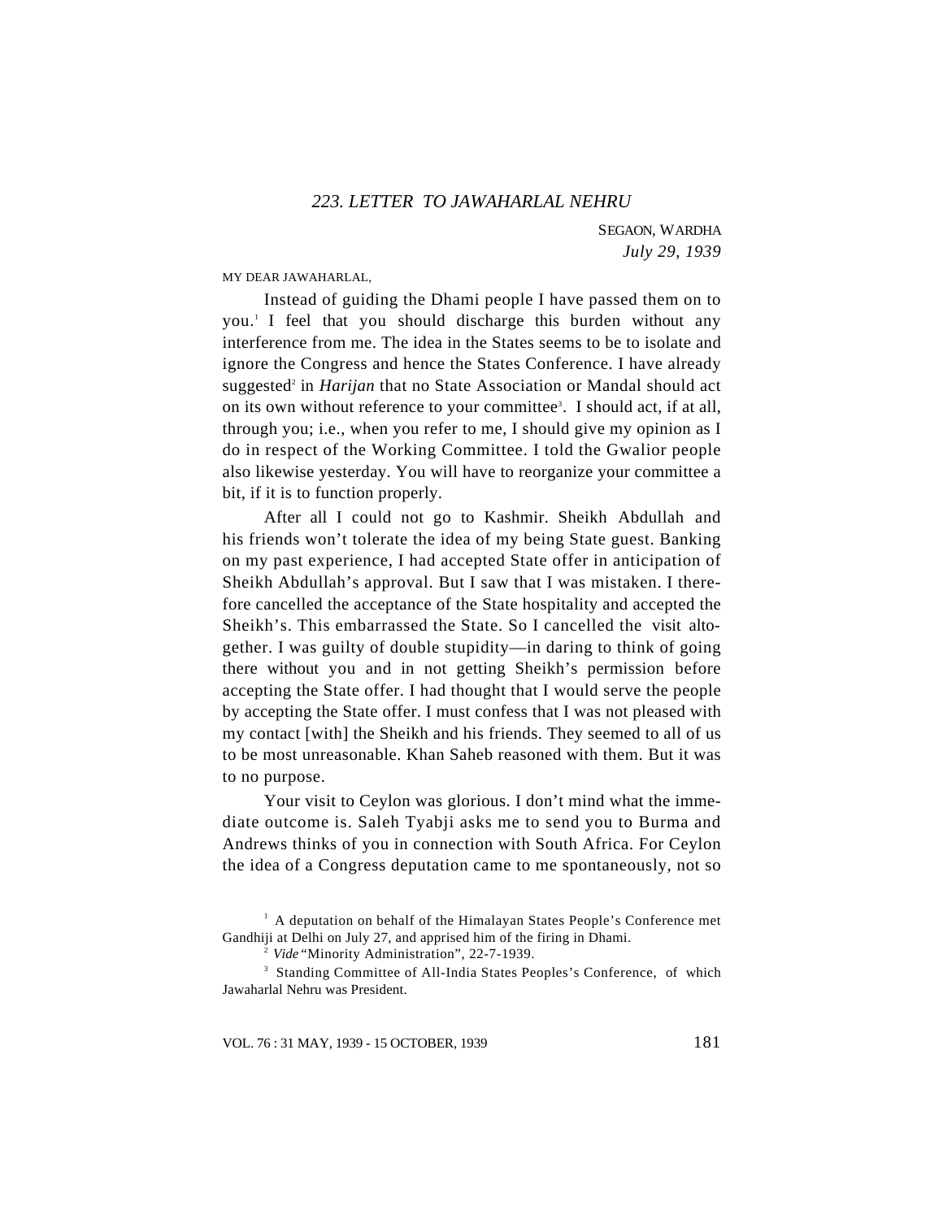## *223. LETTER TO JAWAHARLAL NEHRU*

SEGAON, WARDHA
*July 29, 1939*

MY DEAR JAWAHARLAL,

Instead of guiding the Dhami people I have passed them on to you.[1] I feel that you should discharge this burden without any interference from me. The idea in the States seems to be to isolate and ignore the Congress and hence the States Conference. I have already suggested[2] in *Harijan* that no State Association or Mandal should act on its own without reference to your committee[3]. I should act, if at all, through you; i.e., when you refer to me, I should give my opinion as I do in respect of the Working Committee. I told the Gwalior people also likewise yesterday. You will have to reorganize your committee a bit, if it is to function properly.

After all I could not go to Kashmir. Sheikh Abdullah and his friends won't tolerate the idea of my being State guest. Banking on my past experience, I had accepted State offer in anticipation of Sheikh Abdullah's approval. But I saw that I was mistaken. I therefore cancelled the acceptance of the State hospitality and accepted the Sheikh's. This embarrassed the State. So I cancelled the visit altogether. I was guilty of double stupidity—in daring to think of going there without you and in not getting Sheikh's permission before accepting the State offer. I had thought that I would serve the people by accepting the State offer. I must confess that I was not pleased with my contact [with] the Sheikh and his friends. They seemed to all of us to be most unreasonable. Khan Saheb reasoned with them. But it was to no purpose.

Your visit to Ceylon was glorious. I don't mind what the immediate outcome is. Saleh Tyabji asks me to send you to Burma and Andrews thinks of you in connection with South Africa. For Ceylon the idea of a Congress deputation came to me spontaneously, not so

---

[1] A deputation on behalf of the Himalayan States People's Conference met Gandhiji at Delhi on July 27, and apprised him of the firing in Dhami.

[2] *Vide* "Minority Administration", 22-7-1939.

[3] Standing Committee of All-India States Peoples's Conference, of which Jawaharlal Nehru was President.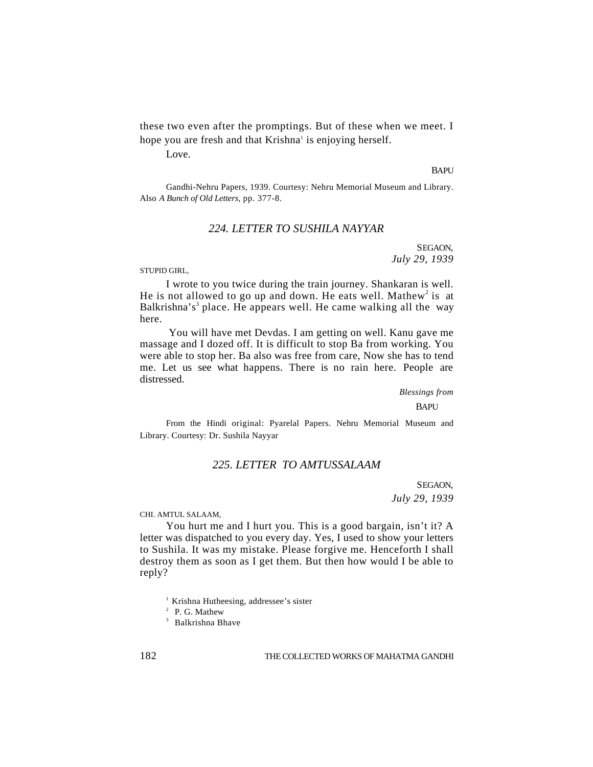these two even after the promptings. But of these when we meet. I hope you are fresh and that Krishna[1] is enjoying herself.

Love.

BAPU

Gandhi-Nehru Papers, 1939. Courtesy: Nehru Memorial Museum and Library. Also *A Bunch of Old Letters*, pp. 377-8.

## *224. LETTER TO SUSHILA NAYYAR*

SEGAON,
*July 29, 1939*

STUPID GIRL,

I wrote to you twice during the train journey. Shankaran is well. He is not allowed to go up and down. He eats well. Mathew[2] is at Balkrishna's[3] place. He appears well. He came walking all the way here.

You will have met Devdas. I am getting on well. Kanu gave me massage and I dozed off. It is difficult to stop Ba from working. You were able to stop her. Ba also was free from care, Now she has to tend me. Let us see what happens. There is no rain here. People are distressed.

*Blessings from*
BAPU

From the Hindi original: Pyarelal Papers. Nehru Memorial Museum and Library. Courtesy: Dr. Sushila Nayyar

## *225. LETTER TO AMTUSSALAAM*

SEGAON,
*July 29, 1939*

CHI. AMTUL SALAAM,

You hurt me and I hurt you. This is a good bargain, isn't it? A letter was dispatched to you every day. Yes, I used to show your letters to Sushila. It was my mistake. Please forgive me. Henceforth I shall destroy them as soon as I get them. But then how would I be able to reply?

[1] Krishna Hutheesing, addressee's sister
[2] P. G. Mathew
[3] Balkrishna Bhave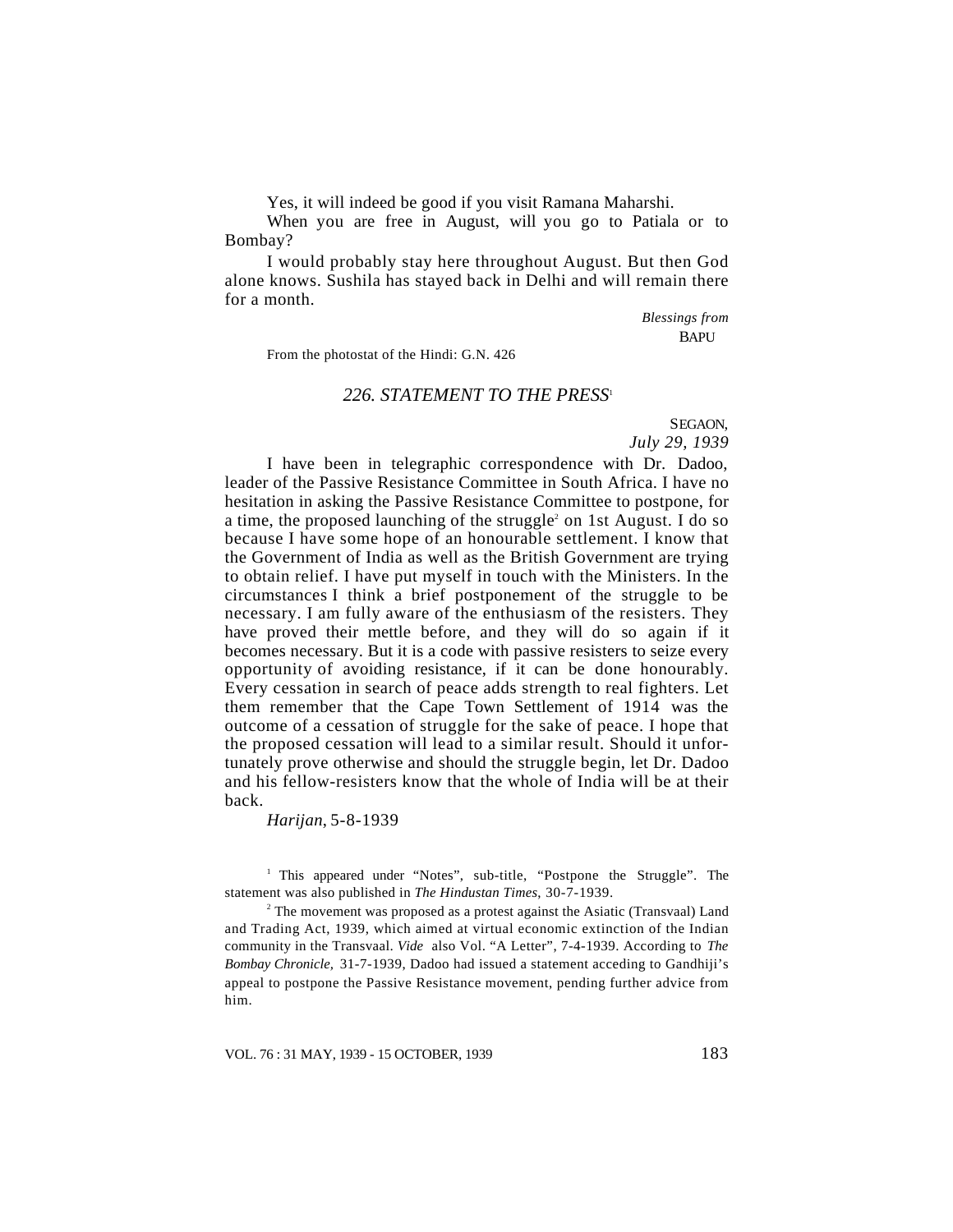Yes, it will indeed be good if you visit Ramana Maharshi.

When you are free in August, will you go to Patiala or to Bombay?

I would probably stay here throughout August. But then God alone knows. Sushila has stayed back in Delhi and will remain there for a month.

*Blessings from*
BAPU

From the photostat of the Hindi: G.N. 426

## 226. STATEMENT TO THE PRESS[1]

SEGAON,
*July 29, 1939*

I have been in telegraphic correspondence with Dr. Dadoo, leader of the Passive Resistance Committee in South Africa. I have no hesitation in asking the Passive Resistance Committee to postpone, for a time, the proposed launching of the struggle[2] on 1st August. I do so because I have some hope of an honourable settlement. I know that the Government of India as well as the British Government are trying to obtain relief. I have put myself in touch with the Ministers. In the circumstances I think a brief postponement of the struggle to be necessary. I am fully aware of the enthusiasm of the resisters. They have proved their mettle before, and they will do so again if it becomes necessary. But it is a code with passive resisters to seize every opportunity of avoiding resistance, if it can be done honourably. Every cessation in search of peace adds strength to real fighters. Let them remember that the Cape Town Settlement of 1914 was the outcome of a cessation of struggle for the sake of peace. I hope that the proposed cessation will lead to a similar result. Should it unfortunately prove otherwise and should the struggle begin, let Dr. Dadoo and his fellow-resisters know that the whole of India will be at their back.

*Harijan*, 5-8-1939

[1] This appeared under "Notes", sub-title, "Postpone the Struggle". The statement was also published in *The Hindustan Times*, 30-7-1939.

[2] The movement was proposed as a protest against the Asiatic (Transvaal) Land and Trading Act, 1939, which aimed at virtual economic extinction of the Indian community in the Transvaal. *Vide* also Vol. "A Letter", 7-4-1939. According to *The Bombay Chronicle*, 31-7-1939, Dadoo had issued a statement acceding to Gandhiji's appeal to postpone the Passive Resistance movement, pending further advice from him.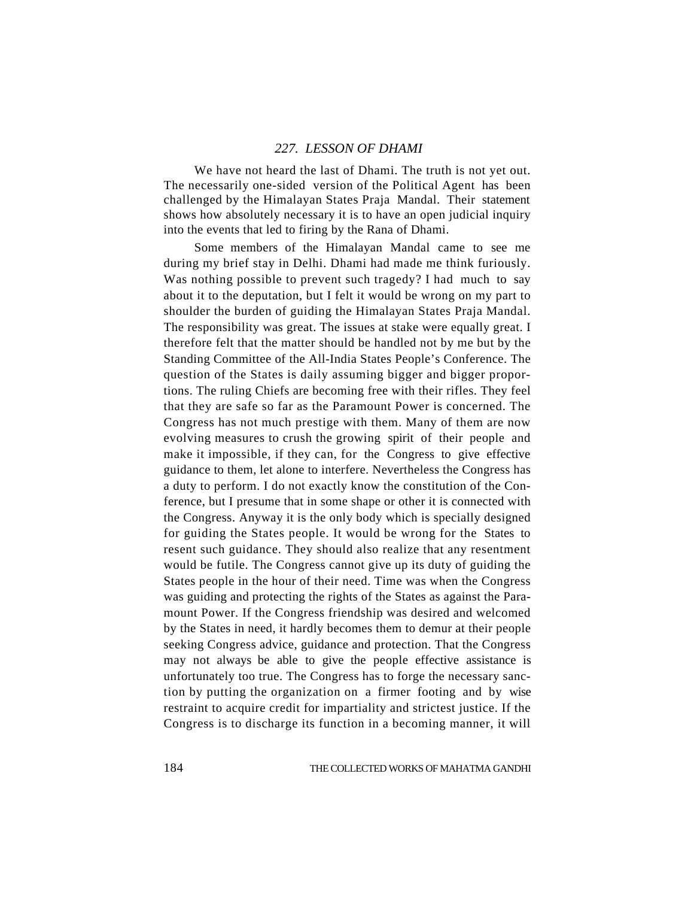## 227. *LESSON OF DHAMI*

We have not heard the last of Dhami. The truth is not yet out. The necessarily one-sided version of the Political Agent has been challenged by the Himalayan States Praja Mandal. Their statement shows how absolutely necessary it is to have an open judicial inquiry into the events that led to firing by the Rana of Dhami.

Some members of the Himalayan Mandal came to see me during my brief stay in Delhi. Dhami had made me think furiously. Was nothing possible to prevent such tragedy? I had much to say about it to the deputation, but I felt it would be wrong on my part to shoulder the burden of guiding the Himalayan States Praja Mandal. The responsibility was great. The issues at stake were equally great. I therefore felt that the matter should be handled not by me but by the Standing Committee of the All-India States People's Conference. The question of the States is daily assuming bigger and bigger proportions. The ruling Chiefs are becoming free with their rifles. They feel that they are safe so far as the Paramount Power is concerned. The Congress has not much prestige with them. Many of them are now evolving measures to crush the growing spirit of their people and make it impossible, if they can, for the Congress to give effective guidance to them, let alone to interfere. Nevertheless the Congress has a duty to perform. I do not exactly know the constitution of the Conference, but I presume that in some shape or other it is connected with the Congress. Anyway it is the only body which is specially designed for guiding the States people. It would be wrong for the States to resent such guidance. They should also realize that any resentment would be futile. The Congress cannot give up its duty of guiding the States people in the hour of their need. Time was when the Congress was guiding and protecting the rights of the States as against the Paramount Power. If the Congress friendship was desired and welcomed by the States in need, it hardly becomes them to demur at their people seeking Congress advice, guidance and protection. That the Congress may not always be able to give the people effective assistance is unfortunately too true. The Congress has to forge the necessary sanction by putting the organization on a firmer footing and by wise restraint to acquire credit for impartiality and strictest justice. If the Congress is to discharge its function in a becoming manner, it will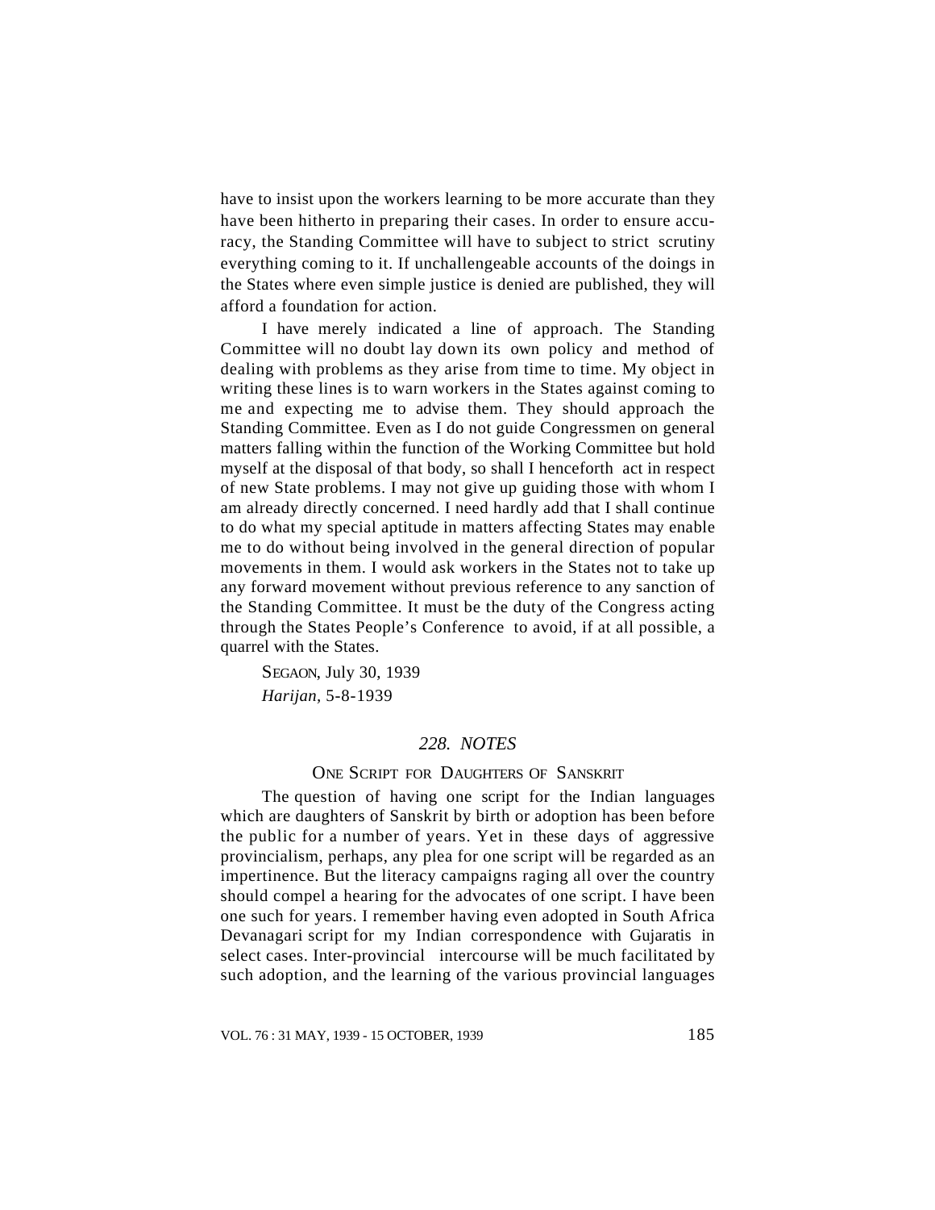have to insist upon the workers learning to be more accurate than they have been hitherto in preparing their cases. In order to ensure accuracy, the Standing Committee will have to subject to strict scrutiny everything coming to it. If unchallengeable accounts of the doings in the States where even simple justice is denied are published, they will afford a foundation for action.

I have merely indicated a line of approach. The Standing Committee will no doubt lay down its own policy and method of dealing with problems as they arise from time to time. My object in writing these lines is to warn workers in the States against coming to me and expecting me to advise them. They should approach the Standing Committee. Even as I do not guide Congressmen on general matters falling within the function of the Working Committee but hold myself at the disposal of that body, so shall I henceforth act in respect of new State problems. I may not give up guiding those with whom I am already directly concerned. I need hardly add that I shall continue to do what my special aptitude in matters affecting States may enable me to do without being involved in the general direction of popular movements in them. I would ask workers in the States not to take up any forward movement without previous reference to any sanction of the Standing Committee. It must be the duty of the Congress acting through the States People's Conference to avoid, if at all possible, a quarrel with the States.

SEGAON, July 30, 1939
*Harijan,* 5-8-1939

## *228. NOTES*

### ONE SCRIPT FOR DAUGHTERS OF SANSKRIT

The question of having one script for the Indian languages which are daughters of Sanskrit by birth or adoption has been before the public for a number of years. Yet in these days of aggressive provincialism, perhaps, any plea for one script will be regarded as an impertinence. But the literacy campaigns raging all over the country should compel a hearing for the advocates of one script. I have been one such for years. I remember having even adopted in South Africa Devanagari script for my Indian correspondence with Gujaratis in select cases. Inter-provincial intercourse will be much facilitated by such adoption, and the learning of the various provincial languages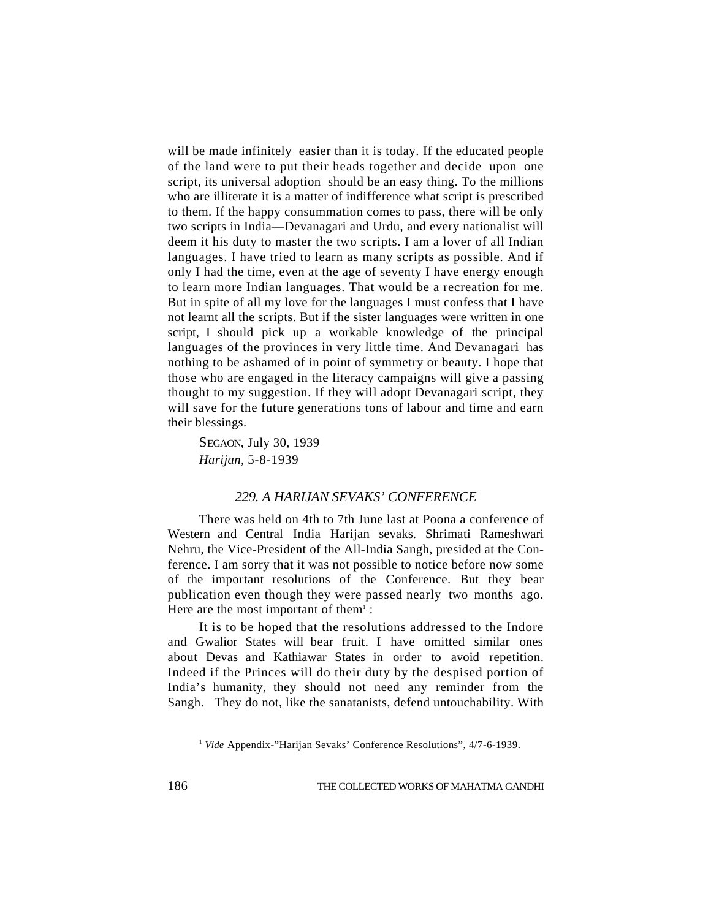will be made infinitely easier than it is today. If the educated people of the land were to put their heads together and decide upon one script, its universal adoption should be an easy thing. To the millions who are illiterate it is a matter of indifference what script is prescribed to them. If the happy consummation comes to pass, there will be only two scripts in India—Devanagari and Urdu, and every nationalist will deem it his duty to master the two scripts. I am a lover of all Indian languages. I have tried to learn as many scripts as possible. And if only I had the time, even at the age of seventy I have energy enough to learn more Indian languages. That would be a recreation for me. But in spite of all my love for the languages I must confess that I have not learnt all the scripts. But if the sister languages were written in one script, I should pick up a workable knowledge of the principal languages of the provinces in very little time. And Devanagari has nothing to be ashamed of in point of symmetry or beauty. I hope that those who are engaged in the literacy campaigns will give a passing thought to my suggestion. If they will adopt Devanagari script, they will save for the future generations tons of labour and time and earn their blessings.

SEGAON, July 30, 1939
*Harijan*, 5-8-1939

## *229. A HARIJAN SEVAKS' CONFERENCE*

There was held on 4th to 7th June last at Poona a conference of Western and Central India Harijan sevaks. Shrimati Rameshwari Nehru, the Vice-President of the All-India Sangh, presided at the Conference. I am sorry that it was not possible to notice before now some of the important resolutions of the Conference. But they bear publication even though they were passed nearly two months ago. Here are the most important of them[1] :

It is to be hoped that the resolutions addressed to the Indore and Gwalior States will bear fruit. I have omitted similar ones about Devas and Kathiawar States in order to avoid repetition. Indeed if the Princes will do their duty by the despised portion of India's humanity, they should not need any reminder from the Sangh. They do not, like the sanatanists, defend untouchability. With

[1] *Vide* Appendix-"Harijan Sevaks' Conference Resolutions", 4/7-6-1939.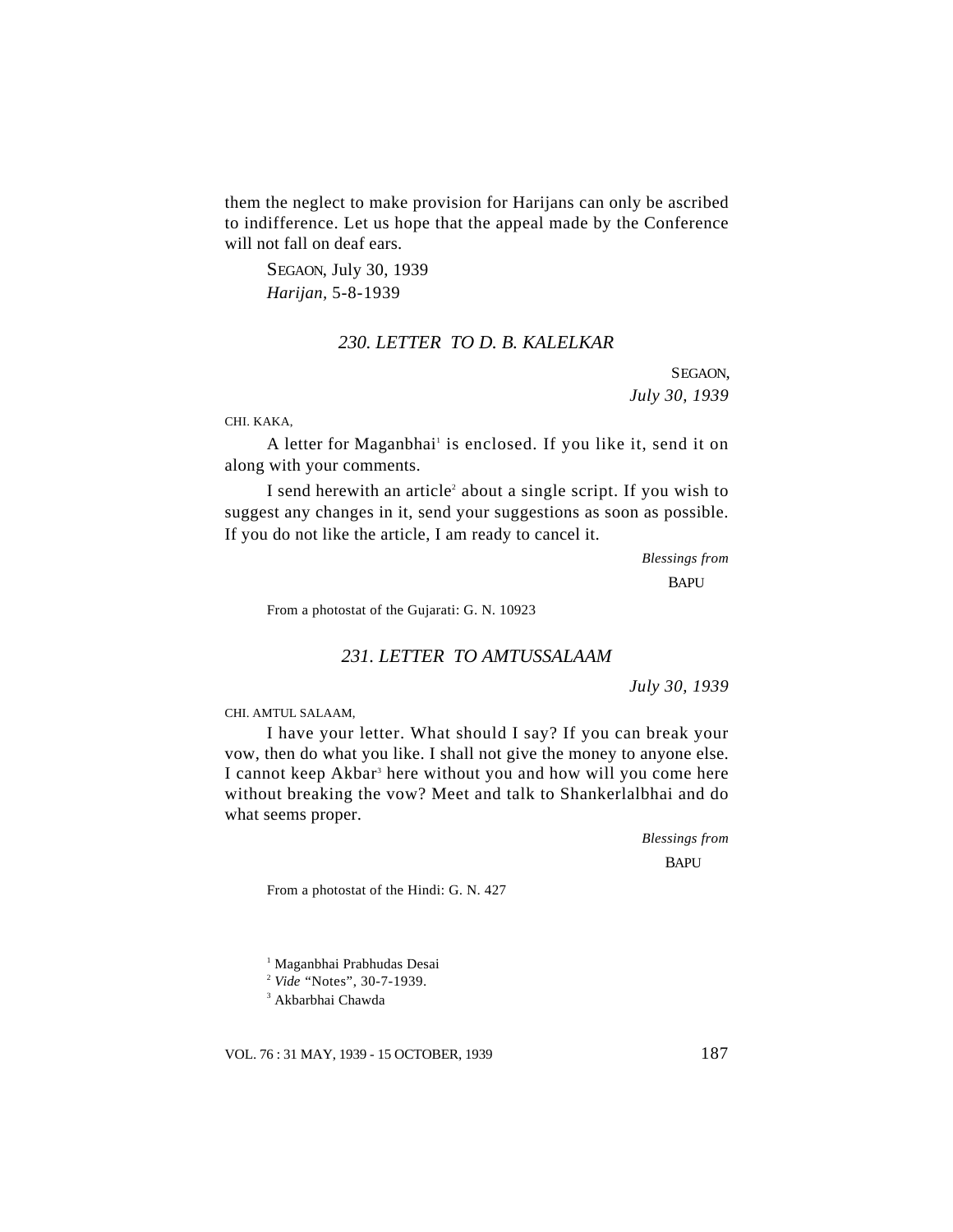them the neglect to make provision for Harijans can only be ascribed to indifference. Let us hope that the appeal made by the Conference will not fall on deaf ears.

SEGAON, July 30, 1939
*Harijan*, 5-8-1939

### *230. LETTER TO D. B. KALELKAR*

SEGAON,
*July 30, 1939*

CHI. KAKA,

A letter for Maganbhai[1] is enclosed. If you like it, send it on along with your comments.

I send herewith an article[2] about a single script. If you wish to suggest any changes in it, send your suggestions as soon as possible. If you do not like the article, I am ready to cancel it.

*Blessings from*
BAPU

From a photostat of the Gujarati: G. N. 10923

### *231. LETTER TO AMTUSSALAAM*

*July 30, 1939*

CHI. AMTUL SALAAM,

I have your letter. What should I say? If you can break your vow, then do what you like. I shall not give the money to anyone else. I cannot keep Akbar[3] here without you and how will you come here without breaking the vow? Meet and talk to Shankerlalbhai and do what seems proper.

*Blessings from*
BAPU

From a photostat of the Hindi: G. N. 427

---

[1] Maganbhai Prabhudas Desai
[2] *Vide* "Notes", 30-7-1939.
[3] Akbarbhai Chawda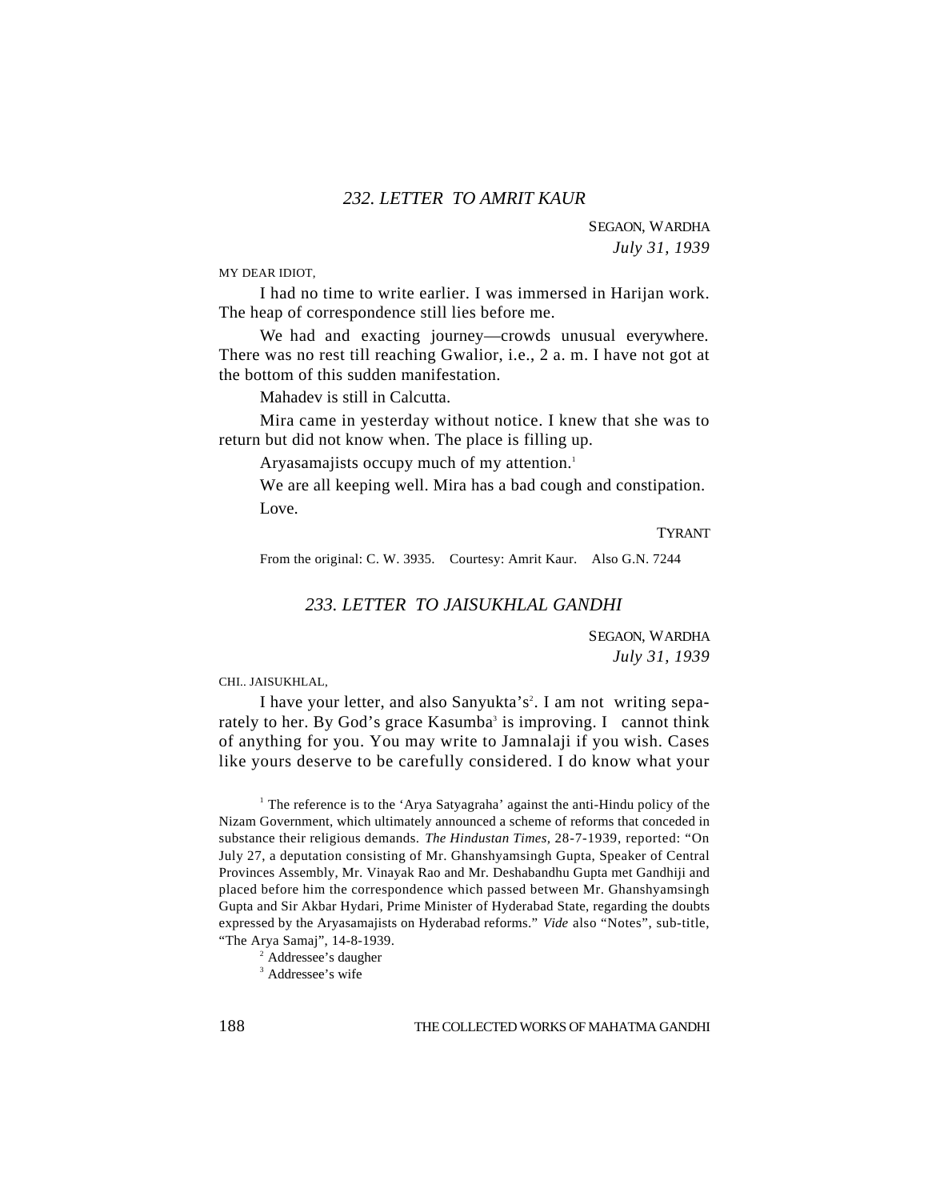## *232. LETTER TO AMRIT KAUR*

SEGAON, WARDHA
*July 31, 1939*

MY DEAR IDIOT,

I had no time to write earlier. I was immersed in Harijan work. The heap of correspondence still lies before me.

We had and exacting journey—crowds unusual everywhere. There was no rest till reaching Gwalior, i.e., 2 a. m. I have not got at the bottom of this sudden manifestation.

Mahadev is still in Calcutta.

Mira came in yesterday without notice. I knew that she was to return but did not know when. The place is filling up.

Aryasamajists occupy much of my attention.[1]

We are all keeping well. Mira has a bad cough and constipation.

Love.

TYRANT

From the original: C. W. 3935. Courtesy: Amrit Kaur. Also G.N. 7244

## *233. LETTER TO JAISUKHLAL GANDHI*

SEGAON, WARDHA
*July 31, 1939*

CHI.. JAISUKHLAL,

I have your letter, and also Sanyukta's[2]. I am not writing separately to her. By God's grace Kasumba[3] is improving. I cannot think of anything for you. You may write to Jamnalaji if you wish. Cases like yours deserve to be carefully considered. I do know what your

---

[1] The reference is to the 'Arya Satyagraha' against the anti-Hindu policy of the Nizam Government, which ultimately announced a scheme of reforms that conceded in substance their religious demands. *The Hindustan Times,* 28-7-1939, reported: "On July 27, a deputation consisting of Mr. Ghanshyamsingh Gupta, Speaker of Central Provinces Assembly, Mr. Vinayak Rao and Mr. Deshabandhu Gupta met Gandhiji and placed before him the correspondence which passed between Mr. Ghanshyamsingh Gupta and Sir Akbar Hydari, Prime Minister of Hyderabad State, regarding the doubts expressed by the Aryasamajists on Hyderabad reforms." *Vide* also "Notes", sub-title, "The Arya Samaj", 14-8-1939.

[2] Addressee's daugher

[3] Addressee's wife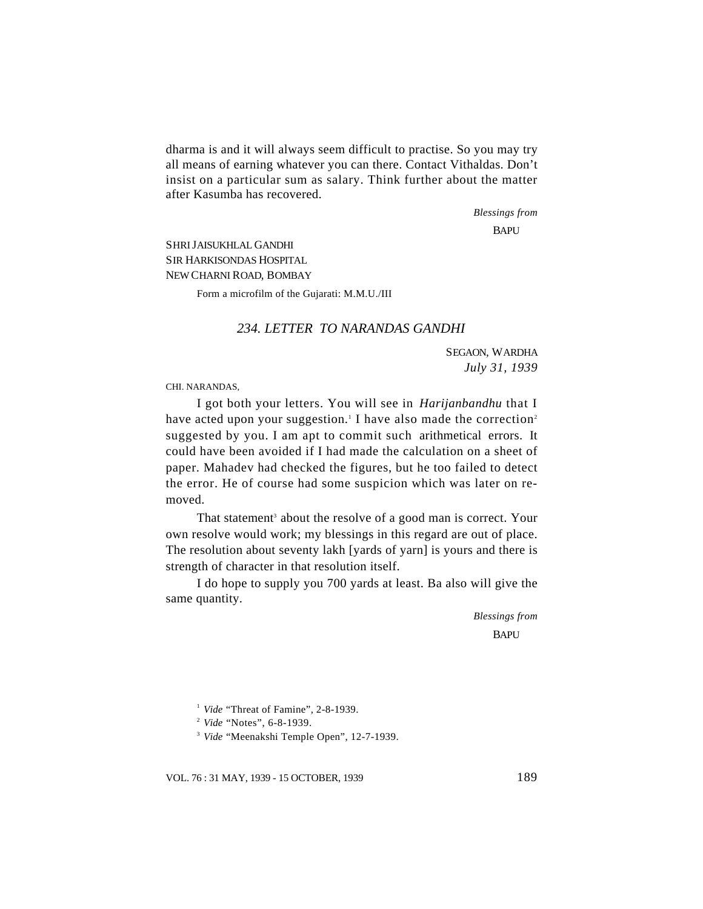dharma is and it will always seem difficult to practise. So you may try all means of earning whatever you can there. Contact Vithaldas. Don't insist on a particular sum as salary. Think further about the matter after Kasumba has recovered.

*Blessings from*

BAPU

SHRI JAISUKHLAL GANDHI
SIR HARKISONDAS HOSPITAL
NEW CHARNI ROAD, BOMBAY

Form a microfilm of the Gujarati: M.M.U./III

## *234. LETTER TO NARANDAS GANDHI*

SEGAON, WARDHA
*July 31, 1939*

CHI. NARANDAS,

I got both your letters. You will see in *Harijanbandhu* that I have acted upon your suggestion.[1] I have also made the correction[2] suggested by you. I am apt to commit such arithmetical errors. It could have been avoided if I had made the calculation on a sheet of paper. Mahadev had checked the figures, but he too failed to detect the error. He of course had some suspicion which was later on removed.

That statement[3] about the resolve of a good man is correct. Your own resolve would work; my blessings in this regard are out of place. The resolution about seventy lakh [yards of yarn] is yours and there is strength of character in that resolution itself.

I do hope to supply you 700 yards at least. Ba also will give the same quantity.

*Blessings from*

BAPU

[1] *Vide* "Threat of Famine", 2-8-1939.

[2] *Vide* "Notes", 6-8-1939.

[3] *Vide* "Meenakshi Temple Open", 12-7-1939.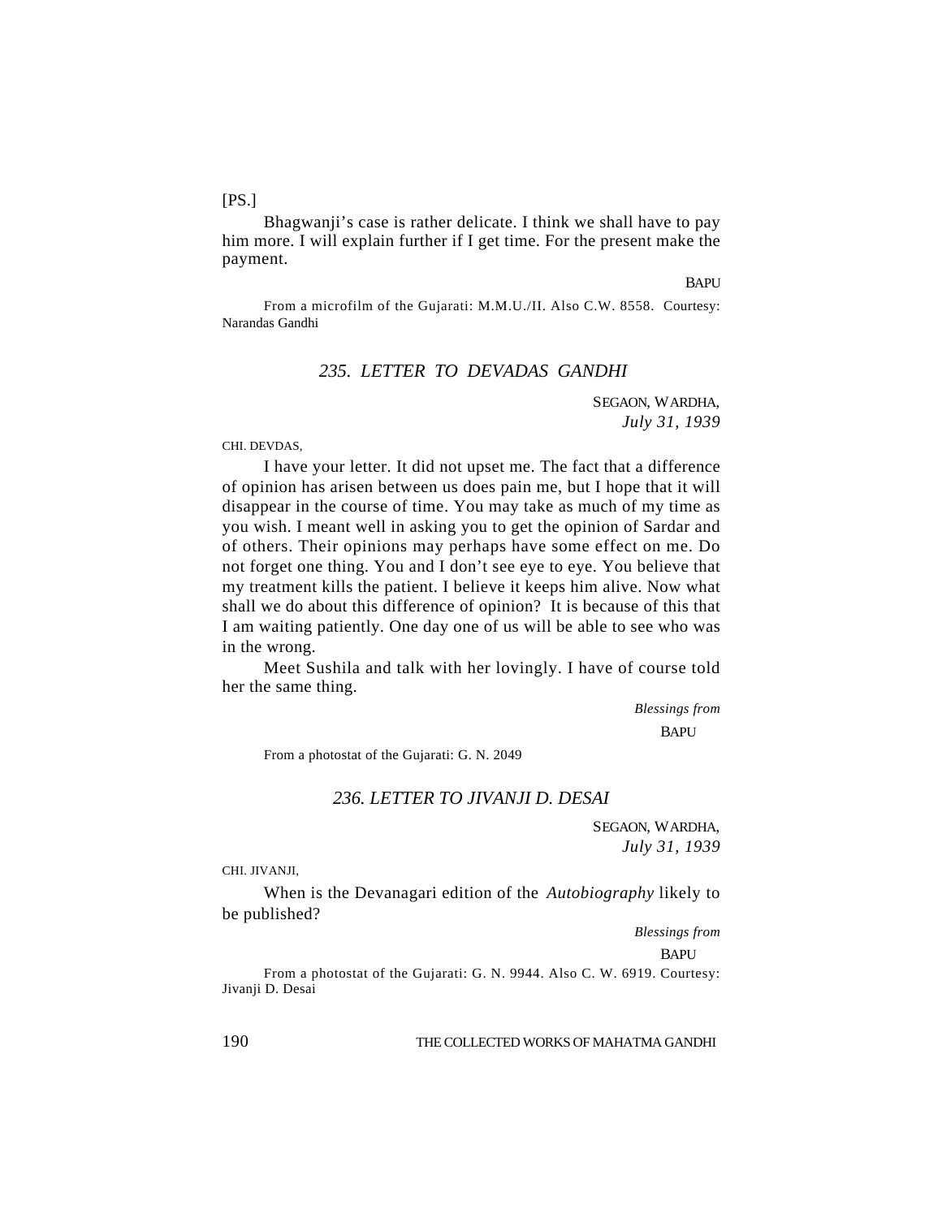[PS.]

Bhagwanji's case is rather delicate. I think we shall have to pay him more. I will explain further if I get time. For the present make the payment.

BAPU

From a microfilm of the Gujarati: M.M.U./II. Also C.W. 8558. Courtesy: Narandas Gandhi

### *235. LETTER TO DEVADAS GANDHI*

SEGAON, WARDHA,
*July 31, 1939*

CHI. DEVDAS,

I have your letter. It did not upset me. The fact that a difference of opinion has arisen between us does pain me, but I hope that it will disappear in the course of time. You may take as much of my time as you wish. I meant well in asking you to get the opinion of Sardar and of others. Their opinions may perhaps have some effect on me. Do not forget one thing. You and I don't see eye to eye. You believe that my treatment kills the patient. I believe it keeps him alive. Now what shall we do about this difference of opinion? It is because of this that I am waiting patiently. One day one of us will be able to see who was in the wrong.

Meet Sushila and talk with her lovingly. I have of course told her the same thing.

*Blessings from*
BAPU

From a photostat of the Gujarati: G. N. 2049

### *236. LETTER TO JIVANJI D. DESAI*

SEGAON, WARDHA,
*July 31, 1939*

CHI. JIVANJI,

When is the Devanagari edition of the *Autobiography* likely to be published?

*Blessings from*
BAPU

From a photostat of the Gujarati: G. N. 9944. Also C. W. 6919. Courtesy: Jivanji D. Desai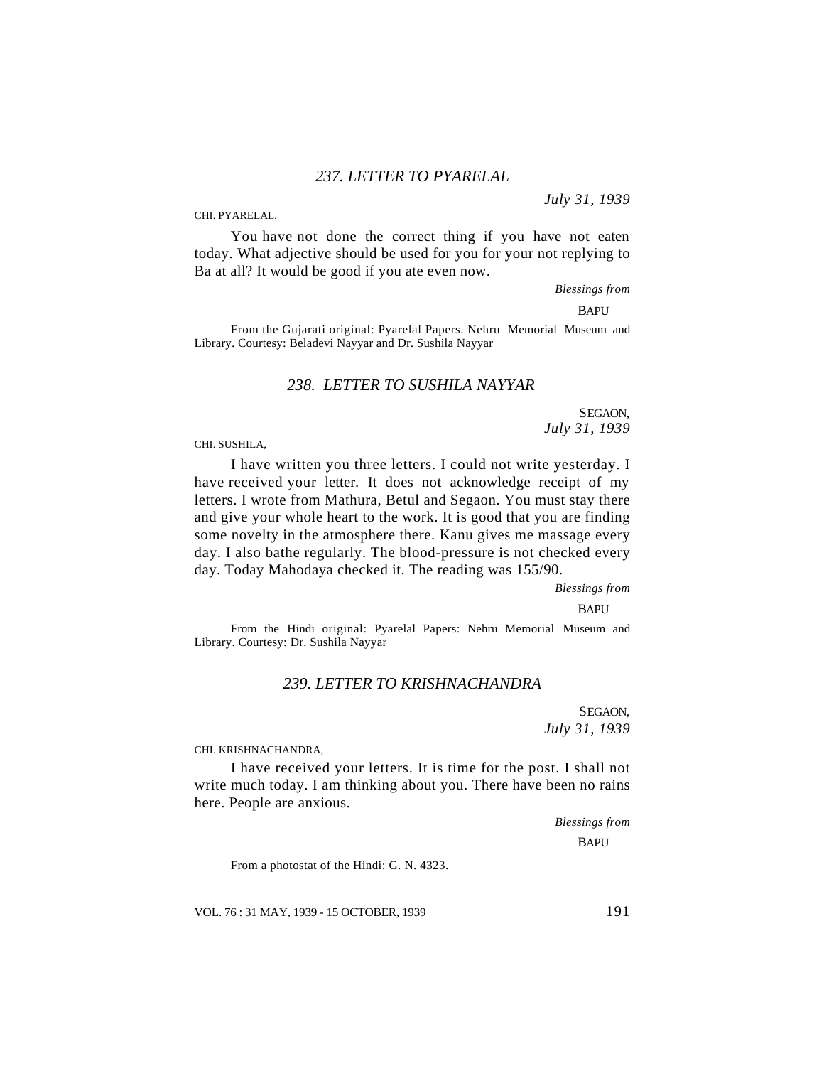### 237. LETTER TO PYARELAL

*July 31, 1939*

CHI. PYARELAL,

You have not done the correct thing if you have not eaten today. What adjective should be used for you for your not replying to Ba at all? It would be good if you ate even now.

*Blessings from*

BAPU

From the Gujarati original: Pyarelal Papers. Nehru Memorial Museum and Library. Courtesy: Beladevi Nayyar and Dr. Sushila Nayyar

### 238. LETTER TO SUSHILA NAYYAR

SEGAON,
*July 31, 1939*

CHI. SUSHILA,

I have written you three letters. I could not write yesterday. I have received your letter. It does not acknowledge receipt of my letters. I wrote from Mathura, Betul and Segaon. You must stay there and give your whole heart to the work. It is good that you are finding some novelty in the atmosphere there. Kanu gives me massage every day. I also bathe regularly. The blood-pressure is not checked every day. Today Mahodaya checked it. The reading was 155/90.

*Blessings from*

BAPU

From the Hindi original: Pyarelal Papers: Nehru Memorial Museum and Library. Courtesy: Dr. Sushila Nayyar

### 239. LETTER TO KRISHNACHANDRA

SEGAON,
*July 31, 1939*

CHI. KRISHNACHANDRA,

I have received your letters. It is time for the post. I shall not write much today. I am thinking about you. There have been no rains here. People are anxious.

*Blessings from*

BAPU

From a photostat of the Hindi: G. N. 4323.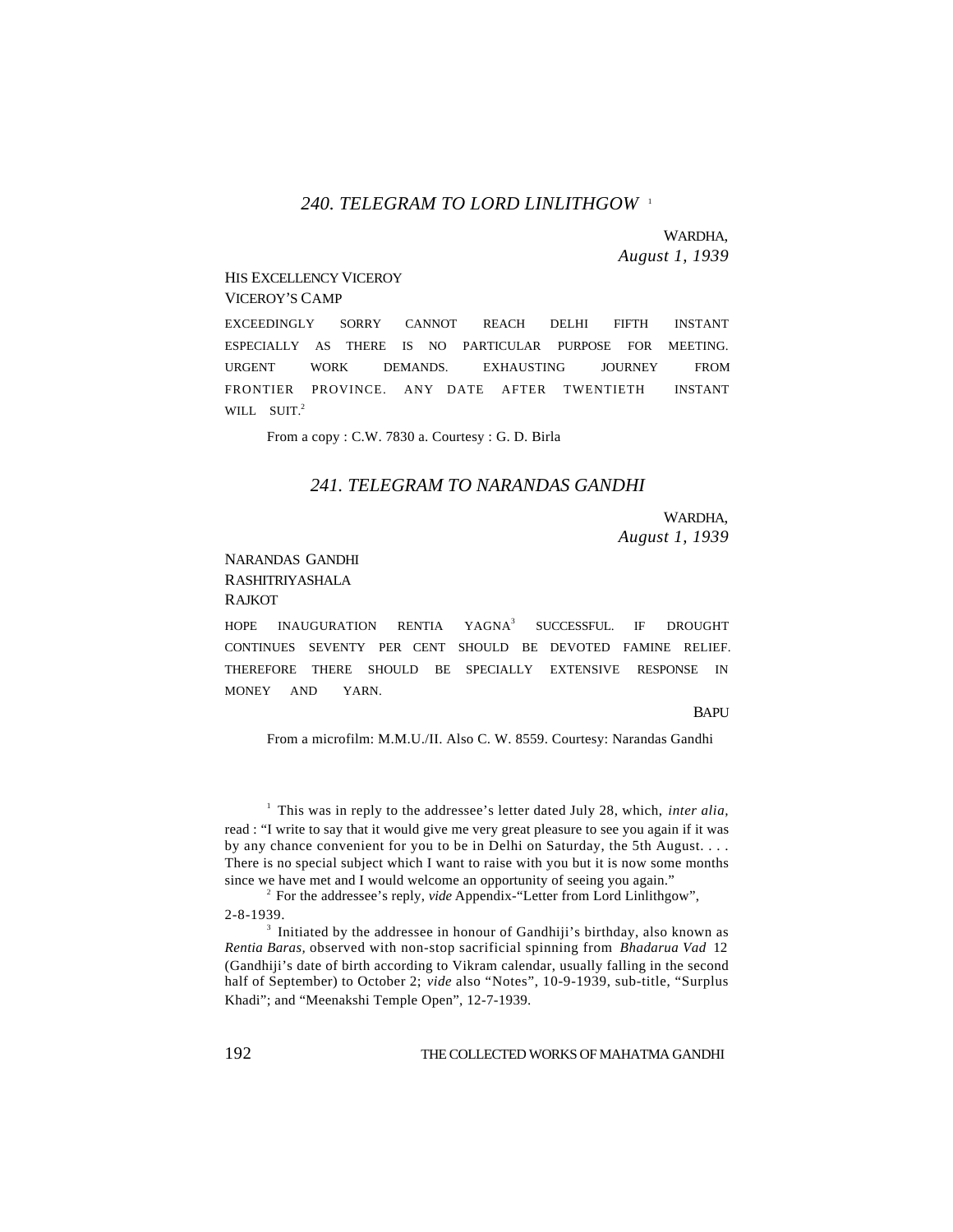## *240. TELEGRAM TO LORD LINLITHGOW* [1]

WARDHA,
*August 1, 1939*

HIS EXCELLENCY VICEROY
VICEROY'S CAMP

EXCEEDINGLY SORRY CANNOT REACH DELHI FIFTH INSTANT ESPECIALLY AS THERE IS NO PARTICULAR PURPOSE FOR MEETING. URGENT WORK DEMANDS. EXHAUSTING JOURNEY FROM FRONTIER PROVINCE. ANY DATE AFTER TWENTIETH INSTANT WILL SUIT.[2]

From a copy : C.W. 7830 a. Courtesy : G. D. Birla

## *241. TELEGRAM TO NARANDAS GANDHI*

WARDHA,
*August 1, 1939*

NARANDAS GANDHI
RASHITRIYASHALA
RAJKOT

HOPE INAUGURATION RENTIA YAGNA[3] SUCCESSFUL. IF DROUGHT CONTINUES SEVENTY PER CENT SHOULD BE DEVOTED FAMINE RELIEF. THEREFORE THERE SHOULD BE SPECIALLY EXTENSIVE RESPONSE IN MONEY AND YARN.

BAPU

From a microfilm: M.M.U./II. Also C. W. 8559. Courtesy: Narandas Gandhi

---

[1] This was in reply to the addressee's letter dated July 28, which, *inter alia*, read : "I write to say that it would give me very great pleasure to see you again if it was by any chance convenient for you to be in Delhi on Saturday, the 5th August. . . . There is no special subject which I want to raise with you but it is now some months since we have met and I would welcome an opportunity of seeing you again."

[2] For the addressee's reply, *vide* Appendix-"Letter from Lord Linlithgow", 2-8-1939.

[3] Initiated by the addressee in honour of Gandhiji's birthday, also known as *Rentia Baras*, observed with non-stop sacrificial spinning from *Bhadarua Vad* 12 (Gandhiji's date of birth according to Vikram calendar, usually falling in the second half of September) to October 2; *vide* also "Notes", 10-9-1939, sub-title, "Surplus Khadi"; and "Meenakshi Temple Open", 12-7-1939.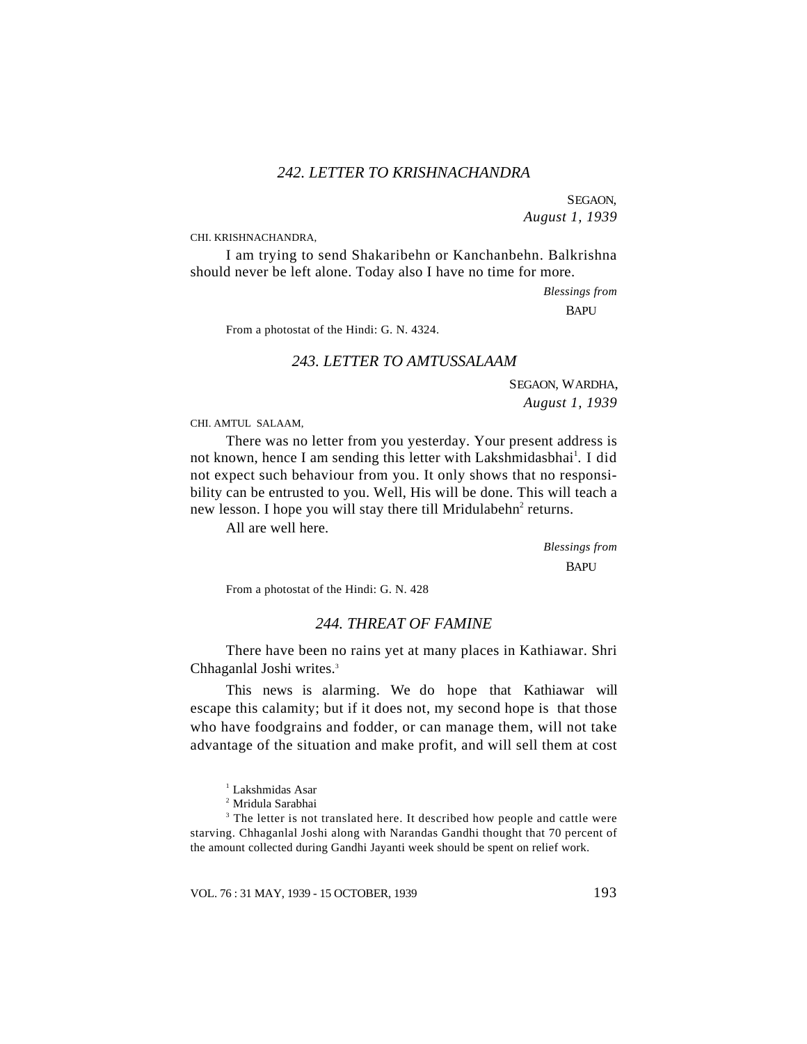### *242. LETTER TO KRISHNACHANDRA*

SEGAON,
*August 1, 1939*

CHI. KRISHNACHANDRA,

I am trying to send Shakaribehn or Kanchanbehn. Balkrishna should never be left alone. Today also I have no time for more.

*Blessings from*
BAPU

From a photostat of the Hindi: G. N. 4324.

### *243. LETTER TO AMTUSSALAAM*

SEGAON, WARDHA,
*August 1, 1939*

CHI. AMTUL SALAAM,

There was no letter from you yesterday. Your present address is not known, hence I am sending this letter with Lakshmidasbhai[1]. I did not expect such behaviour from you. It only shows that no responsibility can be entrusted to you. Well, His will be done. This will teach a new lesson. I hope you will stay there till Mridulabehn[2] returns.

All are well here.

*Blessings from*
BAPU

From a photostat of the Hindi: G. N. 428

### *244. THREAT OF FAMINE*

There have been no rains yet at many places in Kathiawar. Shri Chhaganlal Joshi writes.[3]

This news is alarming. We do hope that Kathiawar will escape this calamity; but if it does not, my second hope is that those who have foodgrains and fodder, or can manage them, will not take advantage of the situation and make profit, and will sell them at cost

---

[1] Lakshmidas Asar

[2] Mridula Sarabhai

[3] The letter is not translated here. It described how people and cattle were starving. Chhaganlal Joshi along with Narandas Gandhi thought that 70 percent of the amount collected during Gandhi Jayanti week should be spent on relief work.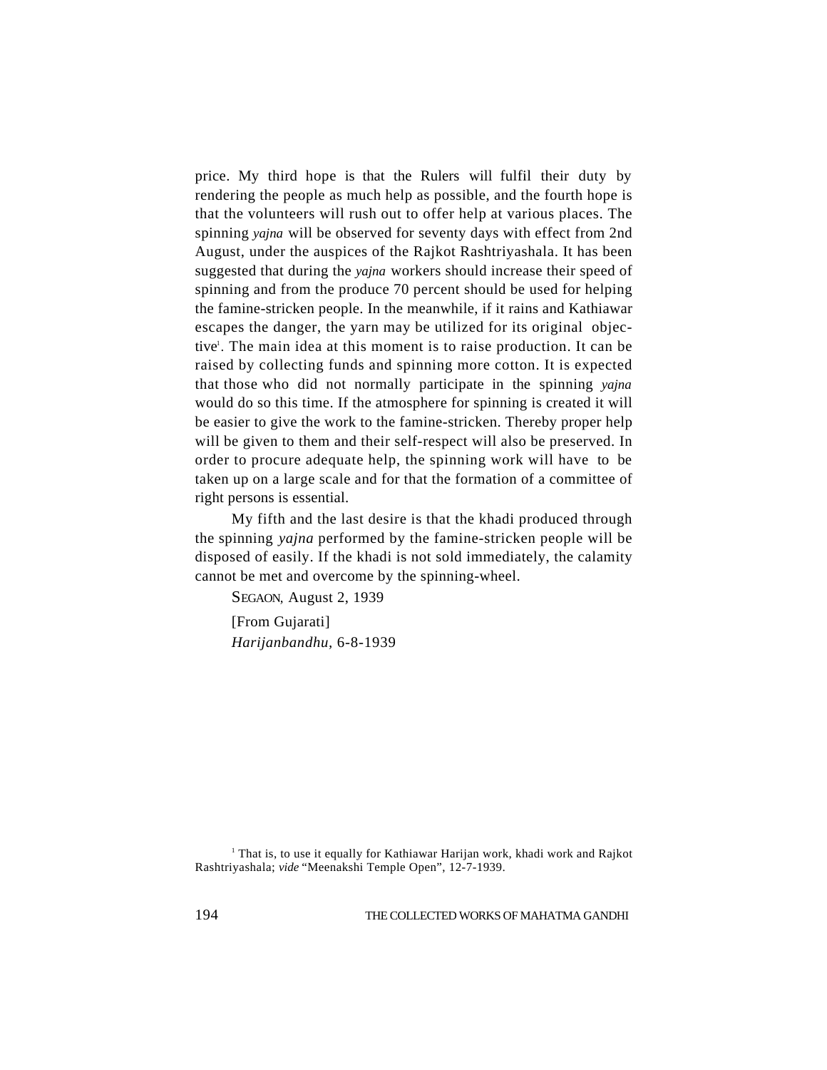price. My third hope is that the Rulers will fulfil their duty by rendering the people as much help as possible, and the fourth hope is that the volunteers will rush out to offer help at various places. The spinning *yajna* will be observed for seventy days with effect from 2nd August, under the auspices of the Rajkot Rashtriyashala. It has been suggested that during the *yajna* workers should increase their speed of spinning and from the produce 70 percent should be used for helping the famine-stricken people. In the meanwhile, if it rains and Kathiawar escapes the danger, the yarn may be utilized for its original objective[1]. The main idea at this moment is to raise production. It can be raised by collecting funds and spinning more cotton. It is expected that those who did not normally participate in the spinning *yajna* would do so this time. If the atmosphere for spinning is created it will be easier to give the work to the famine-stricken. Thereby proper help will be given to them and their self-respect will also be preserved. In order to procure adequate help, the spinning work will have to be taken up on a large scale and for that the formation of a committee of right persons is essential.

My fifth and the last desire is that the khadi produced through the spinning *yajna* performed by the famine-stricken people will be disposed of easily. If the khadi is not sold immediately, the calamity cannot be met and overcome by the spinning-wheel.

SEGAON, August 2, 1939

[From Gujarati]

*Harijanbandhu*, 6-8-1939

[1] That is, to use it equally for Kathiawar Harijan work, khadi work and Rajkot Rashtriyashala; *vide* "Meenakshi Temple Open", 12-7-1939.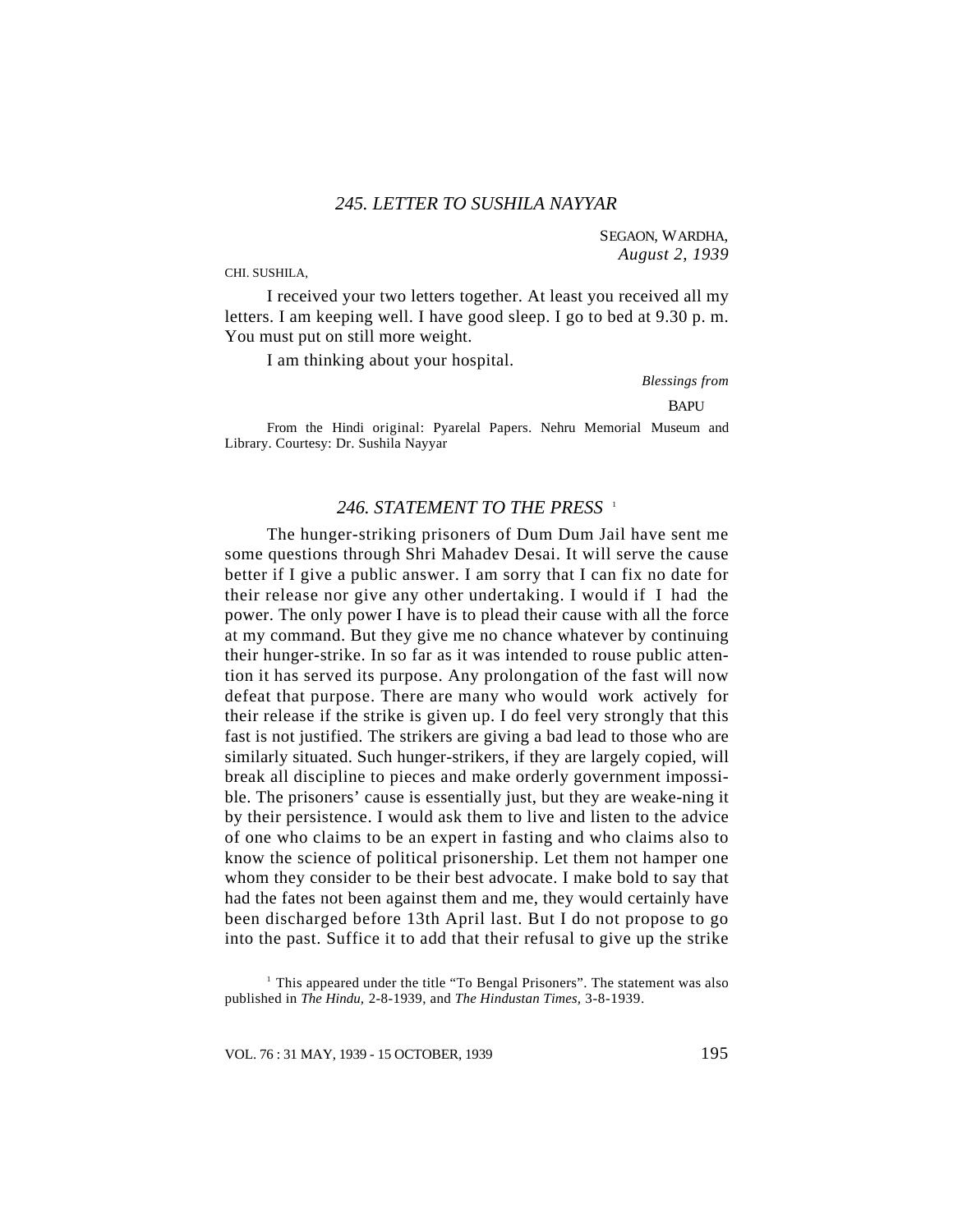## *245. LETTER TO SUSHILA NAYYAR*

SEGAON, WARDHA,
*August 2, 1939*

CHI. SUSHILA,

I received your two letters together. At least you received all my letters. I am keeping well. I have good sleep. I go to bed at 9.30 p. m. You must put on still more weight.

I am thinking about your hospital.

*Blessings from*

BAPU

From the Hindi original: Pyarelal Papers. Nehru Memorial Museum and Library. Courtesy: Dr. Sushila Nayyar

## *246. STATEMENT TO THE PRESS* [1]

The hunger-striking prisoners of Dum Dum Jail have sent me some questions through Shri Mahadev Desai. It will serve the cause better if I give a public answer. I am sorry that I can fix no date for their release nor give any other undertaking. I would if I had the power. The only power I have is to plead their cause with all the force at my command. But they give me no chance whatever by continuing their hunger-strike. In so far as it was intended to rouse public attention it has served its purpose. Any prolongation of the fast will now defeat that purpose. There are many who would work actively for their release if the strike is given up. I do feel very strongly that this fast is not justified. The strikers are giving a bad lead to those who are similarly situated. Such hunger-strikers, if they are largely copied, will break all discipline to pieces and make orderly government impossible. The prisoners' cause is essentially just, but they are weake-ning it by their persistence. I would ask them to live and listen to the advice of one who claims to be an expert in fasting and who claims also to know the science of political prisonership. Let them not hamper one whom they consider to be their best advocate. I make bold to say that had the fates not been against them and me, they would certainly have been discharged before 13th April last. But I do not propose to go into the past. Suffice it to add that their refusal to give up the strike

[1] This appeared under the title "To Bengal Prisoners". The statement was also published in *The Hindu,* 2-8-1939, and *The Hindustan Times,* 3-8-1939.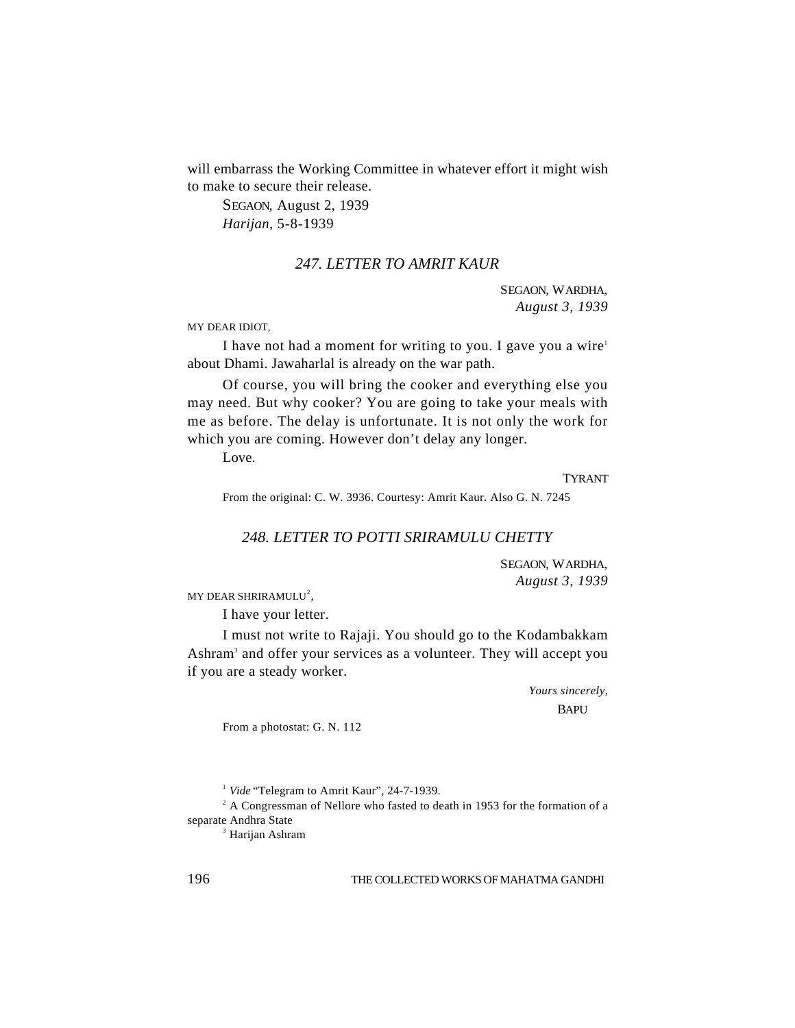will embarrass the Working Committee in whatever effort it might wish to make to secure their release.

SEGAON, August 2, 1939
*Harijan*, 5-8-1939

### *247. LETTER TO AMRIT KAUR*

SEGAON, WARDHA,
*August 3, 1939*

MY DEAR IDIOT,

I have not had a moment for writing to you. I gave you a wire[1] about Dhami. Jawaharlal is already on the war path.

Of course, you will bring the cooker and everything else you may need. But why cooker? You are going to take your meals with me as before. The delay is unfortunate. It is not only the work for which you are coming. However don't delay any longer.

Love.

TYRANT

From the original: C. W. 3936. Courtesy: Amrit Kaur. Also G. N. 7245

### *248. LETTER TO POTTI SRIRAMULU CHETTY*

SEGAON, WARDHA,
*August 3, 1939*

MY DEAR SHRIRAMULU[2],

I have your letter.

I must not write to Rajaji. You should go to the Kodambakkam Ashram[3] and offer your services as a volunteer. They will accept you if you are a steady worker.

*Yours sincerely,*
BAPU

From a photostat: G. N. 112

---

[1] *Vide* "Telegram to Amrit Kaur", 24-7-1939.

[2] A Congressman of Nellore who fasted to death in 1953 for the formation of a separate Andhra State

[3] Harijan Ashram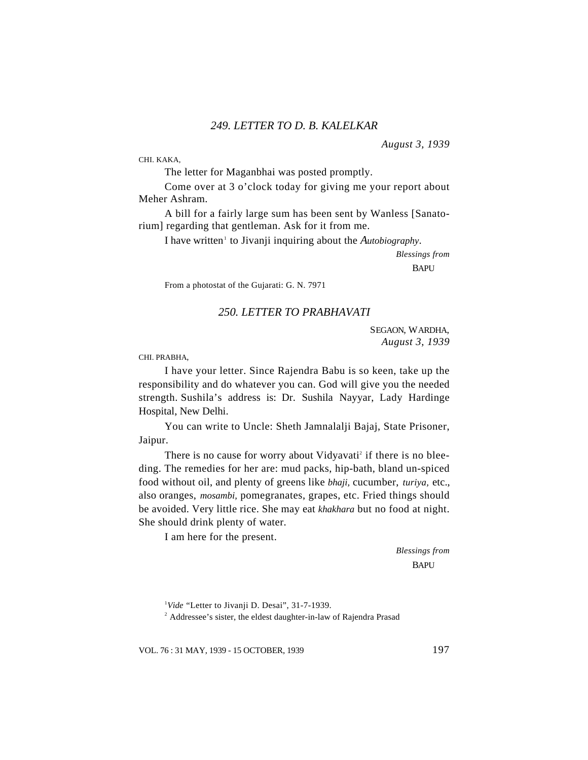### *249. LETTER TO D. B. KALELKAR*

*August 3, 1939*

CHI. KAKA,

The letter for Maganbhai was posted promptly.

Come over at 3 o'clock today for giving me your report about Meher Ashram.

A bill for a fairly large sum has been sent by Wanless [Sanatorium] regarding that gentleman. Ask for it from me.

I have written[1] to Jivanji inquiring about the *Autobiography*.

*Blessings from*

BAPU

From a photostat of the Gujarati: G. N. 7971

### *250. LETTER TO PRABHAVATI*

SEGAON, WARDHA,
*August 3, 1939*

CHI. PRABHA,

I have your letter. Since Rajendra Babu is so keen, take up the responsibility and do whatever you can. God will give you the needed strength. Sushila's address is: Dr. Sushila Nayyar, Lady Hardinge Hospital, New Delhi.

You can write to Uncle: Sheth Jamnalalji Bajaj, State Prisoner, Jaipur.

There is no cause for worry about Vidyavati[2] if there is no bleeding. The remedies for her are: mud packs, hip-bath, bland un-spiced food without oil, and plenty of greens like *bhaji,* cucumber, *turiya,* etc., also oranges, *mosambi,* pomegranates, grapes, etc. Fried things should be avoided. Very little rice. She may eat *khakhara* but no food at night. She should drink plenty of water.

I am here for the present.

*Blessings from*

BAPU

---

[1] *Vide* "Letter to Jivanji D. Desai", 31-7-1939.

[2] Addressee's sister, the eldest daughter-in-law of Rajendra Prasad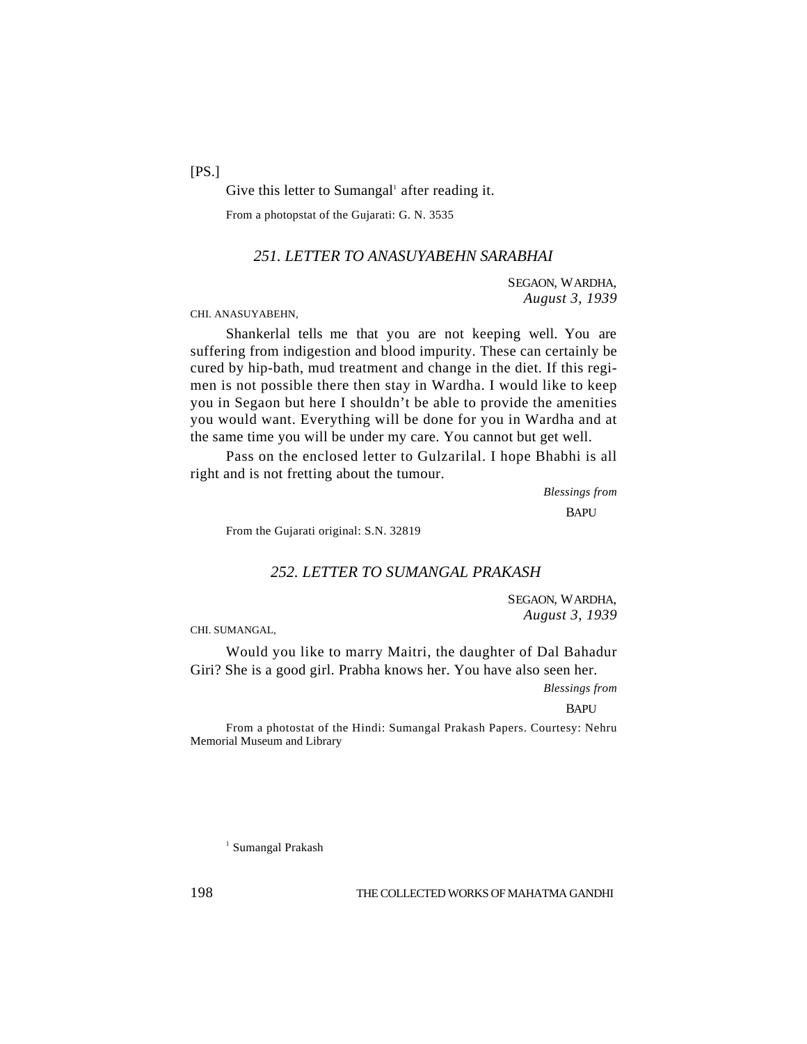[PS.]

Give this letter to Sumangal[1] after reading it.

From a photopstat of the Gujarati: G. N. 3535

### *251. LETTER TO ANASUYABEHN SARABHAI*

SEGAON, WARDHA,
*August 3, 1939*

CHI. ANASUYABEHN,

Shankerlal tells me that you are not keeping well. You are suffering from indigestion and blood impurity. These can certainly be cured by hip-bath, mud treatment and change in the diet. If this regimen is not possible there then stay in Wardha. I would like to keep you in Segaon but here I shouldn't be able to provide the amenities you would want. Everything will be done for you in Wardha and at the same time you will be under my care. You cannot but get well.

Pass on the enclosed letter to Gulzarilal. I hope Bhabhi is all right and is not fretting about the tumour.

*Blessings from*
BAPU

From the Gujarati original: S.N. 32819

### *252. LETTER TO SUMANGAL PRAKASH*

SEGAON, WARDHA,
*August 3, 1939*

CHI. SUMANGAL,

Would you like to marry Maitri, the daughter of Dal Bahadur Giri? She is a good girl. Prabha knows her. You have also seen her.

*Blessings from*
BAPU

From a photostat of the Hindi: Sumangal Prakash Papers. Courtesy: Nehru Memorial Museum and Library

[1] Sumangal Prakash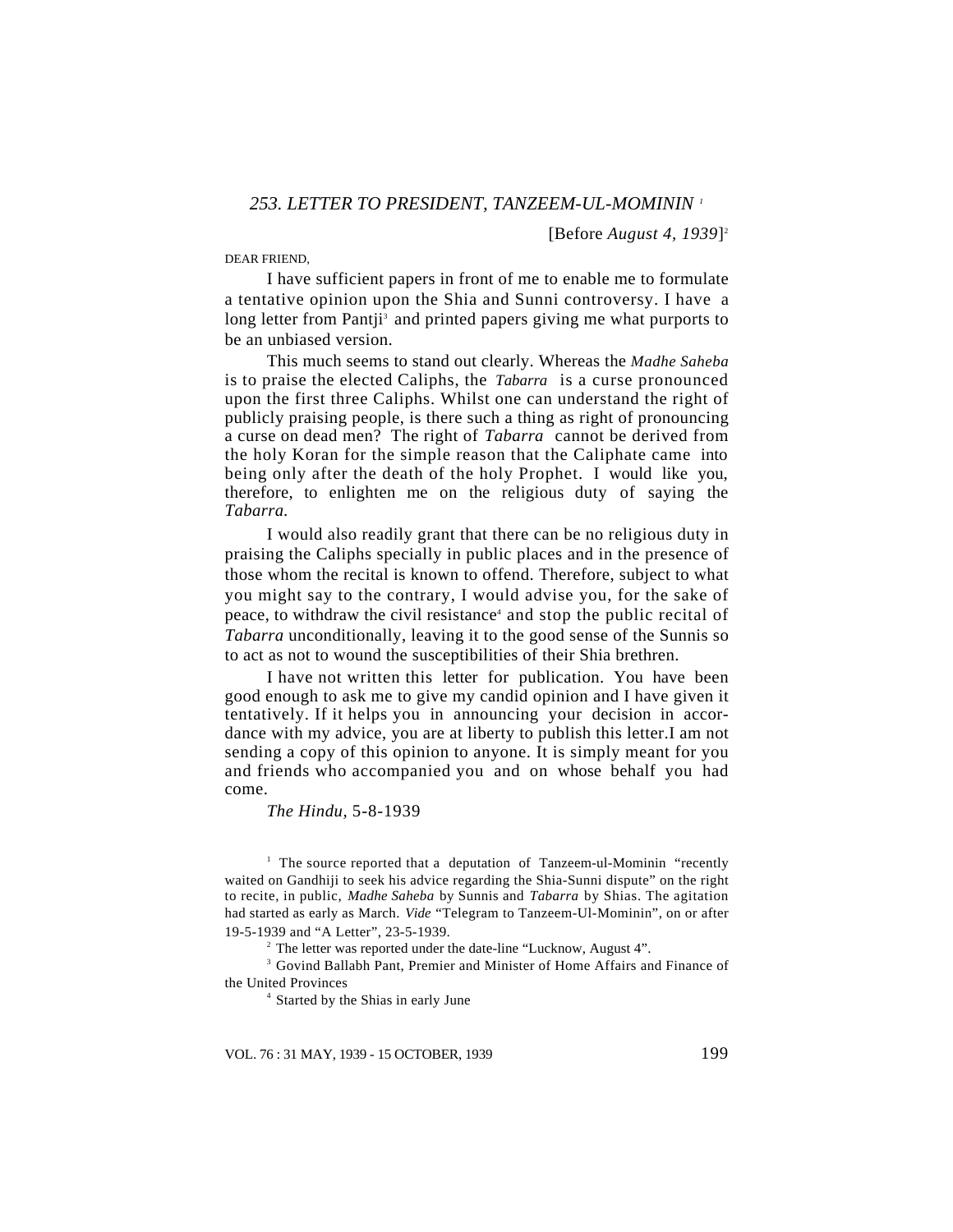## *253. LETTER TO PRESIDENT, TANZEEM-UL-MOMININ* [1]

[Before *August 4, 1939*][2]

DEAR FRIEND,

I have sufficient papers in front of me to enable me to formulate a tentative opinion upon the Shia and Sunni controversy. I have a long letter from Pantji[3] and printed papers giving me what purports to be an unbiased version.

This much seems to stand out clearly. Whereas the *Madhe Saheba* is to praise the elected Caliphs, the *Tabarra* is a curse pronounced upon the first three Caliphs. Whilst one can understand the right of publicly praising people, is there such a thing as right of pronouncing a curse on dead men? The right of *Tabarra* cannot be derived from the holy Koran for the simple reason that the Caliphate came into being only after the death of the holy Prophet. I would like you, therefore, to enlighten me on the religious duty of saying the *Tabarra.*

I would also readily grant that there can be no religious duty in praising the Caliphs specially in public places and in the presence of those whom the recital is known to offend. Therefore, subject to what you might say to the contrary, I would advise you, for the sake of peace, to withdraw the civil resistance[4] and stop the public recital of *Tabarra* unconditionally, leaving it to the good sense of the Sunnis so to act as not to wound the susceptibilities of their Shia brethren.

I have not written this letter for publication. You have been good enough to ask me to give my candid opinion and I have given it tentatively. If it helps you in announcing your decision in accordance with my advice, you are at liberty to publish this letter.I am not sending a copy of this opinion to anyone. It is simply meant for you and friends who accompanied you and on whose behalf you had come.

*The Hindu,* 5-8-1939

---

[1] The source reported that a deputation of Tanzeem-ul-Mominin "recently waited on Gandhiji to seek his advice regarding the Shia-Sunni dispute" on the right to recite, in public, *Madhe Saheba* by Sunnis and *Tabarra* by Shias. The agitation had started as early as March. *Vide* "Telegram to Tanzeem-Ul-Mominin", on or after 19-5-1939 and "A Letter", 23-5-1939.

[2] The letter was reported under the date-line "Lucknow, August 4".

[3] Govind Ballabh Pant, Premier and Minister of Home Affairs and Finance of the United Provinces

[4] Started by the Shias in early June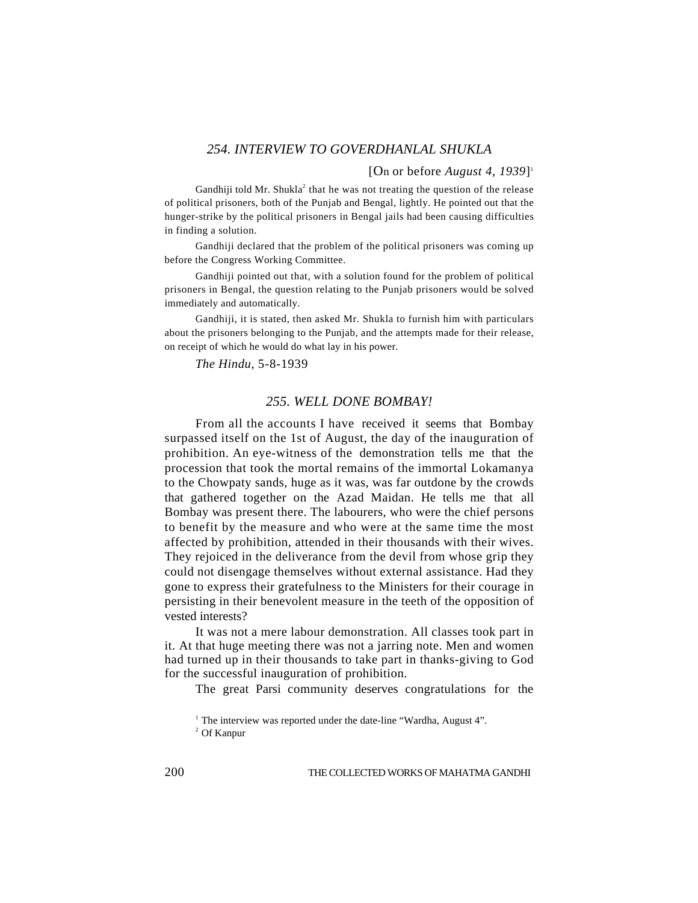## *254. INTERVIEW TO GOVERDHANLAL SHUKLA*

[On or before *August 4, 1939*][1]

Gandhiji told Mr. Shukla[2] that he was not treating the question of the release of political prisoners, both of the Punjab and Bengal, lightly. He pointed out that the hunger-strike by the political prisoners in Bengal jails had been causing difficulties in finding a solution.

Gandhiji declared that the problem of the political prisoners was coming up before the Congress Working Committee.

Gandhiji pointed out that, with a solution found for the problem of political prisoners in Bengal, the question relating to the Punjab prisoners would be solved immediately and automatically.

Gandhiji, it is stated, then asked Mr. Shukla to furnish him with particulars about the prisoners belonging to the Punjab, and the attempts made for their release, on receipt of which he would do what lay in his power.

*The Hindu*, 5-8-1939

## *255. WELL DONE BOMBAY!*

From all the accounts I have received it seems that Bombay surpassed itself on the 1st of August, the day of the inauguration of prohibition. An eye-witness of the demonstration tells me that the procession that took the mortal remains of the immortal Lokamanya to the Chowpaty sands, huge as it was, was far outdone by the crowds that gathered together on the Azad Maidan. He tells me that all Bombay was present there. The labourers, who were the chief persons to benefit by the measure and who were at the same time the most affected by prohibition, attended in their thousands with their wives. They rejoiced in the deliverance from the devil from whose grip they could not disengage themselves without external assistance. Had they gone to express their gratefulness to the Ministers for their courage in persisting in their benevolent measure in the teeth of the opposition of vested interests?

It was not a mere labour demonstration. All classes took part in it. At that huge meeting there was not a jarring note. Men and women had turned up in their thousands to take part in thanks-giving to God for the successful inauguration of prohibition.

The great Parsi community deserves congratulations for the

---

[1] The interview was reported under the date-line "Wardha, August 4".

[2] Of Kanpur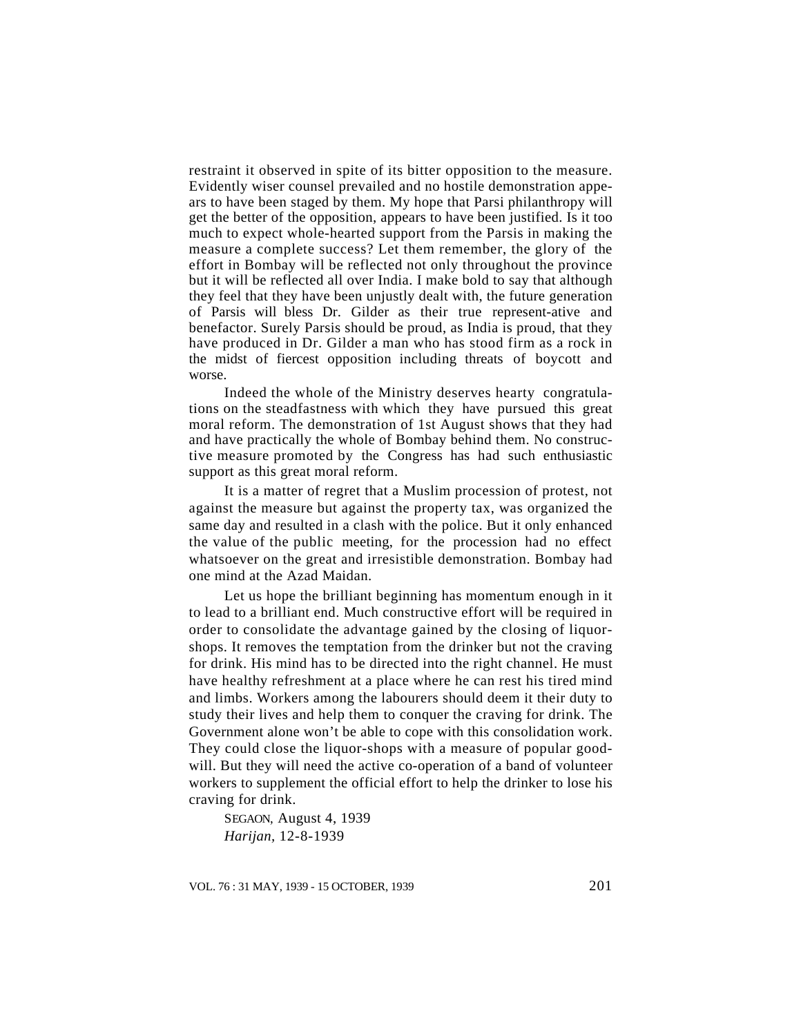restraint it observed in spite of its bitter opposition to the measure. Evidently wiser counsel prevailed and no hostile demonstration appears to have been staged by them. My hope that Parsi philanthropy will get the better of the opposition, appears to have been justified. Is it too much to expect whole-hearted support from the Parsis in making the measure a complete success? Let them remember, the glory of the effort in Bombay will be reflected not only throughout the province but it will be reflected all over India. I make bold to say that although they feel that they have been unjustly dealt with, the future generation of Parsis will bless Dr. Gilder as their true represent-ative and benefactor. Surely Parsis should be proud, as India is proud, that they have produced in Dr. Gilder a man who has stood firm as a rock in the midst of fiercest opposition including threats of boycott and worse.

Indeed the whole of the Ministry deserves hearty congratulations on the steadfastness with which they have pursued this great moral reform. The demonstration of 1st August shows that they had and have practically the whole of Bombay behind them. No constructive measure promoted by the Congress has had such enthusiastic support as this great moral reform.

It is a matter of regret that a Muslim procession of protest, not against the measure but against the property tax, was organized the same day and resulted in a clash with the police. But it only enhanced the value of the public meeting, for the procession had no effect whatsoever on the great and irresistible demonstration. Bombay had one mind at the Azad Maidan.

Let us hope the brilliant beginning has momentum enough in it to lead to a brilliant end. Much constructive effort will be required in order to consolidate the advantage gained by the closing of liquor-shops. It removes the temptation from the drinker but not the craving for drink. His mind has to be directed into the right channel. He must have healthy refreshment at a place where he can rest his tired mind and limbs. Workers among the labourers should deem it their duty to study their lives and help them to conquer the craving for drink. The Government alone won't be able to cope with this consolidation work. They could close the liquor-shops with a measure of popular goodwill. But they will need the active co-operation of a band of volunteer workers to supplement the official effort to help the drinker to lose his craving for drink.

SEGAON, August 4, 1939

*Harijan*, 12-8-1939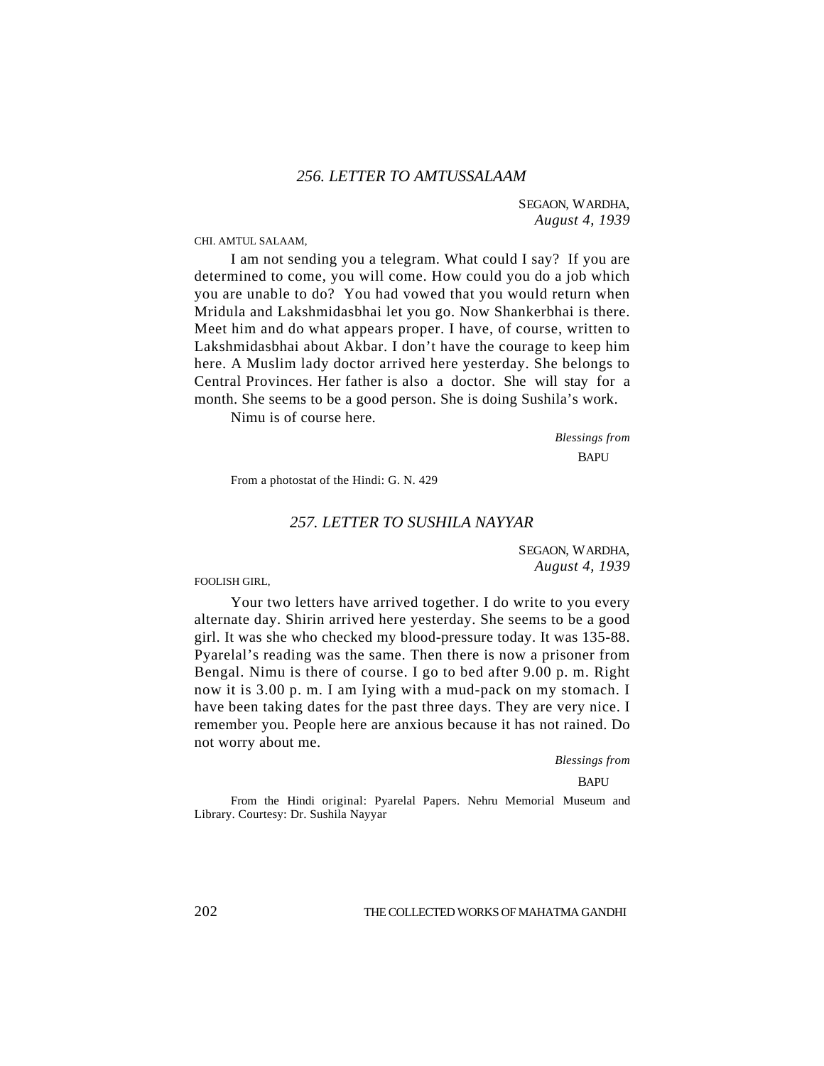## *256. LETTER TO AMTUSSALAAM*

SEGAON, WARDHA,
*August 4, 1939*

CHI. AMTUL SALAAM,

I am not sending you a telegram. What could I say? If you are determined to come, you will come. How could you do a job which you are unable to do? You had vowed that you would return when Mridula and Lakshmidasbhai let you go. Now Shankerbhai is there. Meet him and do what appears proper. I have, of course, written to Lakshmidasbhai about Akbar. I don't have the courage to keep him here. A Muslim lady doctor arrived here yesterday. She belongs to Central Provinces. Her father is also a doctor. She will stay for a month. She seems to be a good person. She is doing Sushila's work.

Nimu is of course here.

*Blessings from*
BAPU

From a photostat of the Hindi: G. N. 429

## *257. LETTER TO SUSHILA NAYYAR*

SEGAON, WARDHA,
*August 4, 1939*

FOOLISH GIRL,

Your two letters have arrived together. I do write to you every alternate day. Shirin arrived here yesterday. She seems to be a good girl. It was she who checked my blood-pressure today. It was 135-88. Pyarelal's reading was the same. Then there is now a prisoner from Bengal. Nimu is there of course. I go to bed after 9.00 p. m. Right now it is 3.00 p. m. I am lying with a mud-pack on my stomach. I have been taking dates for the past three days. They are very nice. I remember you. People here are anxious because it has not rained. Do not worry about me.

*Blessings from*
BAPU

From the Hindi original: Pyarelal Papers. Nehru Memorial Museum and Library. Courtesy: Dr. Sushila Nayyar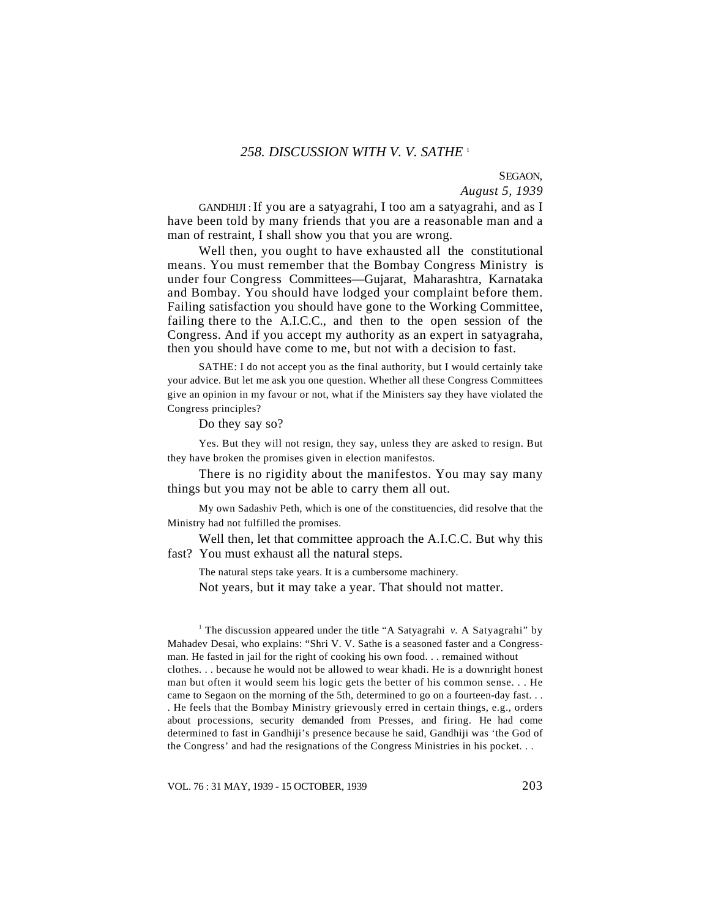## *258. DISCUSSION WITH V. V. SATHE* [1]

SEGAON,
*August 5, 1939*

GANDHIJI: If you are a satyagrahi, I too am a satyagrahi, and as I have been told by many friends that you are a reasonable man and a man of restraint, I shall show you that you are wrong.

Well then, you ought to have exhausted all the constitutional means. You must remember that the Bombay Congress Ministry is under four Congress Committees—Gujarat, Maharashtra, Karnataka and Bombay. You should have lodged your complaint before them. Failing satisfaction you should have gone to the Working Committee, failing there to the A.I.C.C., and then to the open session of the Congress. And if you accept my authority as an expert in satyagraha, then you should have come to me, but not with a decision to fast.

SATHE: I do not accept you as the final authority, but I would certainly take your advice. But let me ask you one question. Whether all these Congress Committees give an opinion in my favour or not, what if the Ministers say they have violated the Congress principles?

Do they say so?

Yes. But they will not resign, they say, unless they are asked to resign. But they have broken the promises given in election manifestos.

There is no rigidity about the manifestos. You may say many things but you may not be able to carry them all out.

My own Sadashiv Peth, which is one of the constituencies, did resolve that the Ministry had not fulfilled the promises.

Well then, let that committee approach the A.I.C.C. But why this fast? You must exhaust all the natural steps.

The natural steps take years. It is a cumbersome machinery.

Not years, but it may take a year. That should not matter.

---

[1] The discussion appeared under the title "A Satyagrahi *v.* A Satyagrahi" by Mahadev Desai, who explains: "Shri V. V. Sathe is a seasoned faster and a Congressman. He fasted in jail for the right of cooking his own food. . . remained without clothes. . . because he would not be allowed to wear khadi. He is a downright honest man but often it would seem his logic gets the better of his common sense. . . He came to Segaon on the morning of the 5th, determined to go on a fourteen-day fast. . . . He feels that the Bombay Ministry grievously erred in certain things, e.g., orders about processions, security demanded from Presses, and firing. He had come determined to fast in Gandhiji's presence because he said, Gandhiji was 'the God of the Congress' and had the resignations of the Congress Ministries in his pocket. . .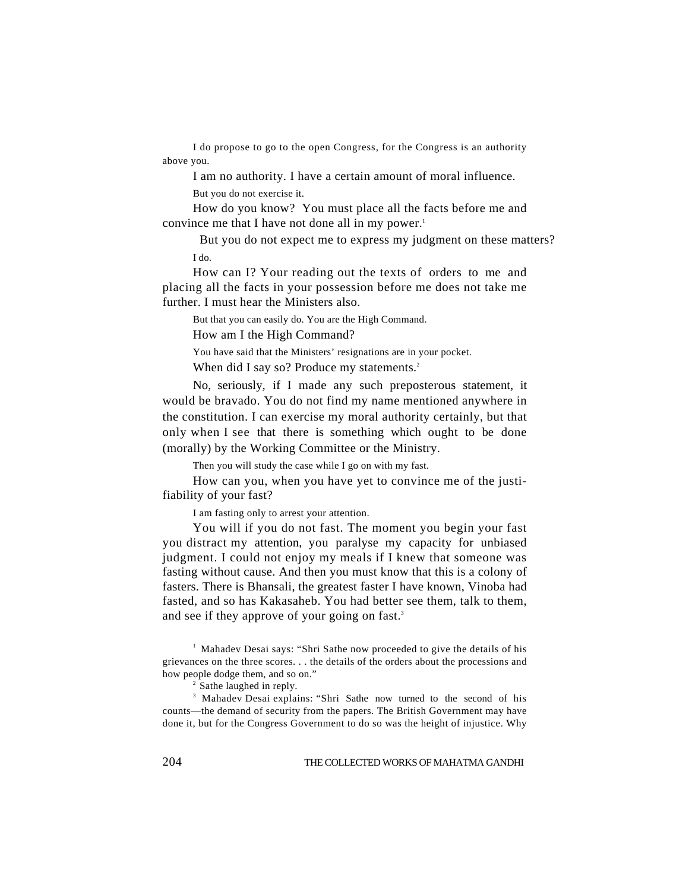I do propose to go to the open Congress, for the Congress is an authority above you.

I am no authority. I have a certain amount of moral influence.

But you do not exercise it.

How do you know? You must place all the facts before me and convince me that I have not done all in my power.[1]

But you do not expect me to express my judgment on these matters?

I do.

How can I? Your reading out the texts of orders to me and placing all the facts in your possession before me does not take me further. I must hear the Ministers also.

But that you can easily do. You are the High Command.

How am I the High Command?

You have said that the Ministers' resignations are in your pocket.

When did I say so? Produce my statements.[2]

No, seriously, if I made any such preposterous statement, it would be bravado. You do not find my name mentioned anywhere in the constitution. I can exercise my moral authority certainly, but that only when I see that there is something which ought to be done (morally) by the Working Committee or the Ministry.

Then you will study the case while I go on with my fast.

How can you, when you have yet to convince me of the justifiability of your fast?

I am fasting only to arrest your attention.

You will if you do not fast. The moment you begin your fast you distract my attention, you paralyse my capacity for unbiased judgment. I could not enjoy my meals if I knew that someone was fasting without cause. And then you must know that this is a colony of fasters. There is Bhansali, the greatest faster I have known, Vinoba had fasted, and so has Kakasaheb. You had better see them, talk to them, and see if they approve of your going on fast.[3]

---

[1] Mahadev Desai says: "Shri Sathe now proceeded to give the details of his grievances on the three scores. . . the details of the orders about the processions and how people dodge them, and so on."

[2] Sathe laughed in reply.

[3] Mahadev Desai explains: "Shri Sathe now turned to the second of his counts—the demand of security from the papers. The British Government may have done it, but for the Congress Government to do so was the height of injustice. Why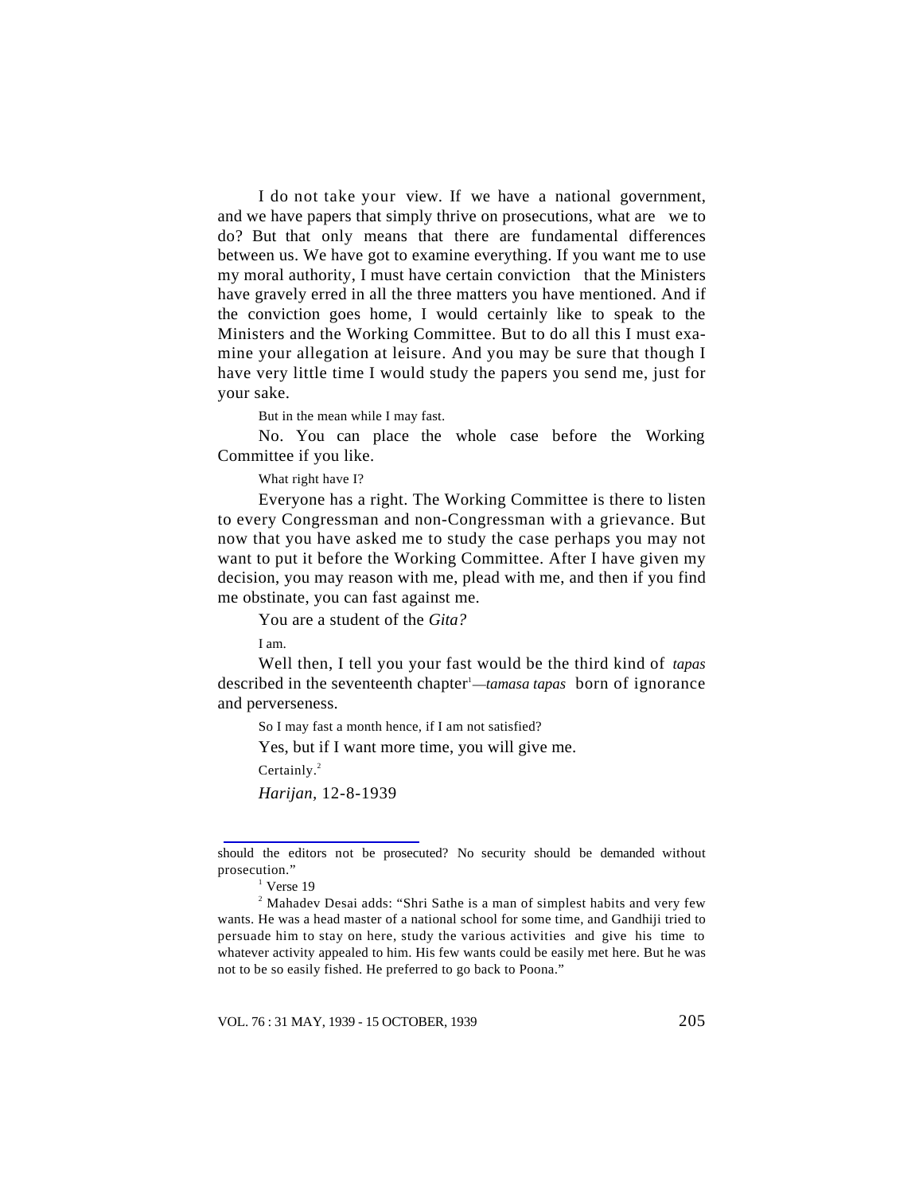I do not take your view. If we have a national government, and we have papers that simply thrive on prosecutions, what are we to do? But that only means that there are fundamental differences between us. We have got to examine everything. If you want me to use my moral authority, I must have certain conviction that the Ministers have gravely erred in all the three matters you have mentioned. And if the conviction goes home, I would certainly like to speak to the Ministers and the Working Committee. But to do all this I must examine your allegation at leisure. And you may be sure that though I have very little time I would study the papers you send me, just for your sake.

But in the mean while I may fast.

No. You can place the whole case before the Working Committee if you like.

What right have I?

Everyone has a right. The Working Committee is there to listen to every Congressman and non-Congressman with a grievance. But now that you have asked me to study the case perhaps you may not want to put it before the Working Committee. After I have given my decision, you may reason with me, plead with me, and then if you find me obstinate, you can fast against me.

You are a student of the *Gita?*

I am.

Well then, I tell you your fast would be the third kind of *tapas* described in the seventeenth chapter[1]—*tamasa tapas* born of ignorance and perverseness.

So I may fast a month hence, if I am not satisfied?

Yes, but if I want more time, you will give me.

Certainly.[2]

*Harijan,* 12-8-1939

---

should the editors not be prosecuted? No security should be demanded without prosecution."

[1] Verse 19

[2] Mahadev Desai adds: "Shri Sathe is a man of simplest habits and very few wants. He was a head master of a national school for some time, and Gandhiji tried to persuade him to stay on here, study the various activities and give his time to whatever activity appealed to him. His few wants could be easily met here. But he was not to be so easily fished. He preferred to go back to Poona."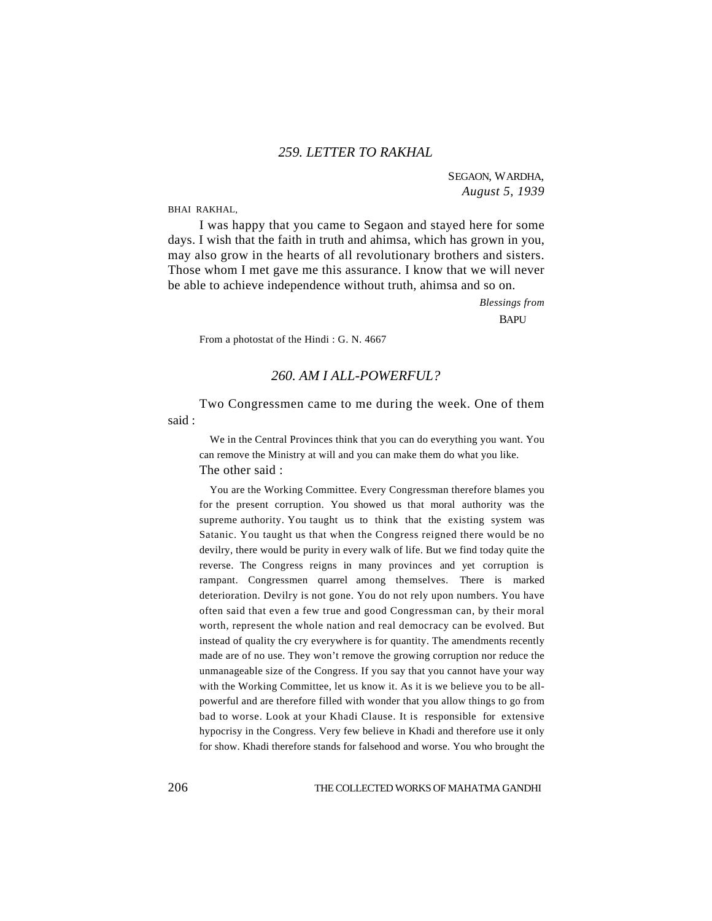## *259. LETTER TO RAKHAL*

SEGAON, WARDHA,
*August 5, 1939*

BHAI RAKHAL,

I was happy that you came to Segaon and stayed here for some days. I wish that the faith in truth and ahimsa, which has grown in you, may also grow in the hearts of all revolutionary brothers and sisters. Those whom I met gave me this assurance. I know that we will never be able to achieve independence without truth, ahimsa and so on.

*Blessings from*
BAPU

From a photostat of the Hindi : G. N. 4667

## *260. AM I ALL-POWERFUL?*

Two Congressmen came to me during the week. One of them said :

> We in the Central Provinces think that you can do everything you want. You can remove the Ministry at will and you can make them do what you like.

The other said :

> You are the Working Committee. Every Congressman therefore blames you for the present corruption. You showed us that moral authority was the supreme authority. You taught us to think that the existing system was Satanic. You taught us that when the Congress reigned there would be no devilry, there would be purity in every walk of life. But we find today quite the reverse. The Congress reigns in many provinces and yet corruption is rampant. Congressmen quarrel among themselves. There is marked deterioration. Devilry is not gone. You do not rely upon numbers. You have often said that even a few true and good Congressman can, by their moral worth, represent the whole nation and real democracy can be evolved. But instead of quality the cry everywhere is for quantity. The amendments recently made are of no use. They won't remove the growing corruption nor reduce the unmanageable size of the Congress. If you say that you cannot have your way with the Working Committee, let us know it. As it is we believe you to be all-powerful and are therefore filled with wonder that you allow things to go from bad to worse. Look at your Khadi Clause. It is responsible for extensive hypocrisy in the Congress. Very few believe in Khadi and therefore use it only for show. Khadi therefore stands for falsehood and worse. You who brought the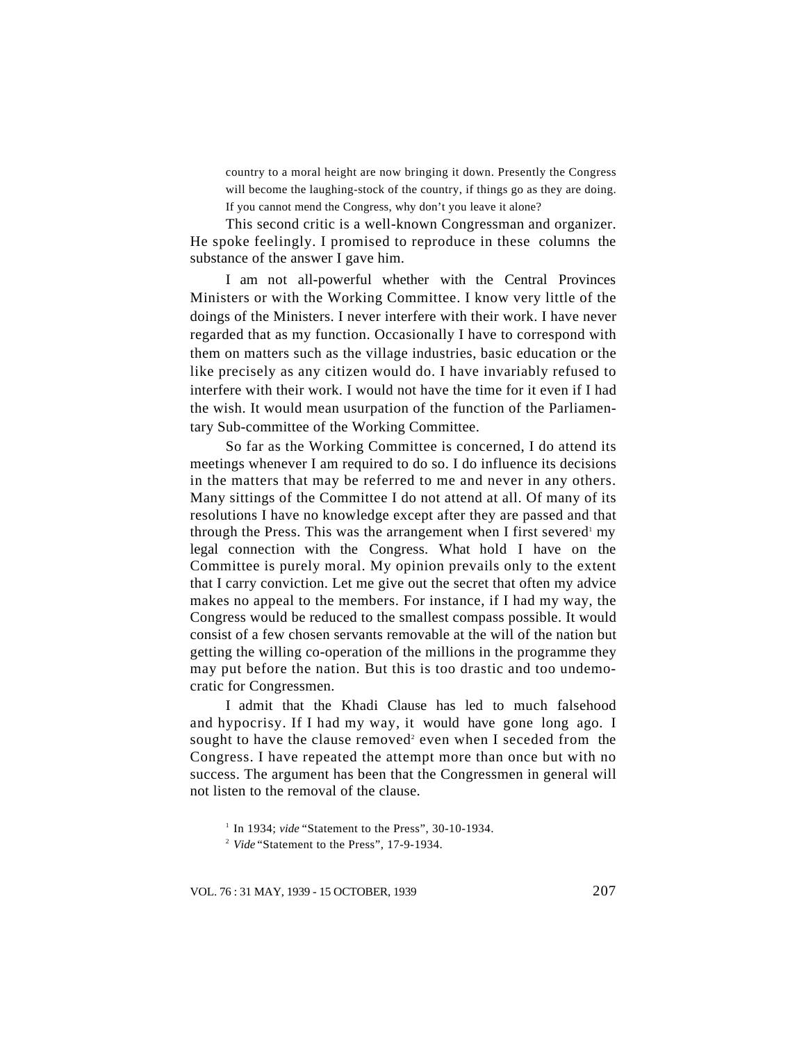> country to a moral height are now bringing it down. Presently the Congress will become the laughing-stock of the country, if things go as they are doing. If you cannot mend the Congress, why don't you leave it alone?

This second critic is a well-known Congressman and organizer. He spoke feelingly. I promised to reproduce in these columns the substance of the answer I gave him.

I am not all-powerful whether with the Central Provinces Ministers or with the Working Committee. I know very little of the doings of the Ministers. I never interfere with their work. I have never regarded that as my function. Occasionally I have to correspond with them on matters such as the village industries, basic education or the like precisely as any citizen would do. I have invariably refused to interfere with their work. I would not have the time for it even if I had the wish. It would mean usurpation of the function of the Parliamentary Sub-committee of the Working Committee.

So far as the Working Committee is concerned, I do attend its meetings whenever I am required to do so. I do influence its decisions in the matters that may be referred to me and never in any others. Many sittings of the Committee I do not attend at all. Of many of its resolutions I have no knowledge except after they are passed and that through the Press. This was the arrangement when I first severed[1] my legal connection with the Congress. What hold I have on the Committee is purely moral. My opinion prevails only to the extent that I carry conviction. Let me give out the secret that often my advice makes no appeal to the members. For instance, if I had my way, the Congress would be reduced to the smallest compass possible. It would consist of a few chosen servants removable at the will of the nation but getting the willing co-operation of the millions in the programme they may put before the nation. But this is too drastic and too undemocratic for Congressmen.

I admit that the Khadi Clause has led to much falsehood and hypocrisy. If I had my way, it would have gone long ago. I sought to have the clause removed[2] even when I seceded from the Congress. I have repeated the attempt more than once but with no success. The argument has been that the Congressmen in general will not listen to the removal of the clause.

---

[1] In 1934; *vide* "Statement to the Press", 30-10-1934.

[2] *Vide* "Statement to the Press", 17-9-1934.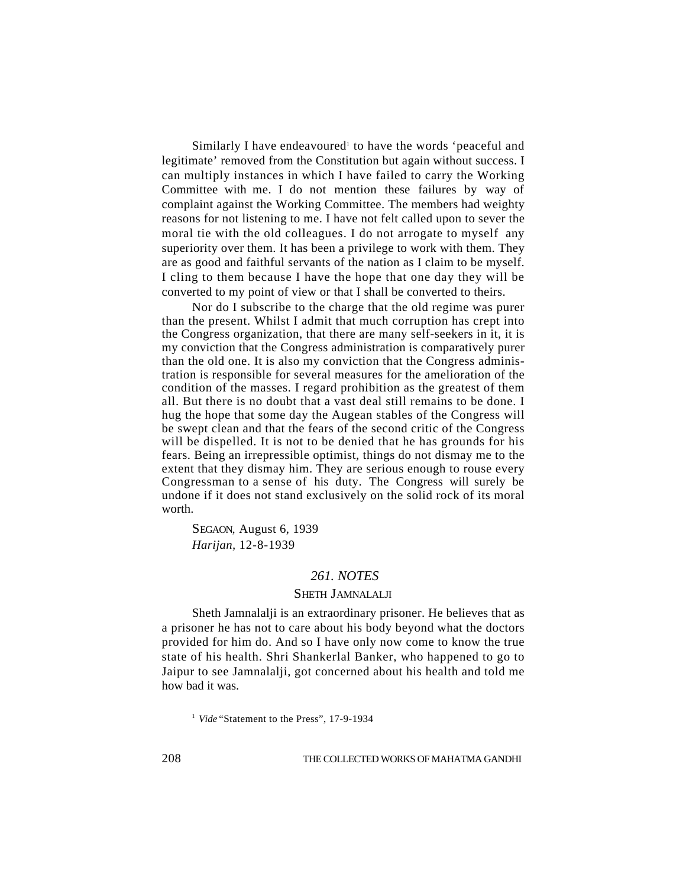Similarly I have endeavoured[1] to have the words 'peaceful and legitimate' removed from the Constitution but again without success. I can multiply instances in which I have failed to carry the Working Committee with me. I do not mention these failures by way of complaint against the Working Committee. The members had weighty reasons for not listening to me. I have not felt called upon to sever the moral tie with the old colleagues. I do not arrogate to myself any superiority over them. It has been a privilege to work with them. They are as good and faithful servants of the nation as I claim to be myself. I cling to them because I have the hope that one day they will be converted to my point of view or that I shall be converted to theirs.

Nor do I subscribe to the charge that the old regime was purer than the present. Whilst I admit that much corruption has crept into the Congress organization, that there are many self-seekers in it, it is my conviction that the Congress administration is comparatively purer than the old one. It is also my conviction that the Congress administration is responsible for several measures for the amelioration of the condition of the masses. I regard prohibition as the greatest of them all. But there is no doubt that a vast deal still remains to be done. I hug the hope that some day the Augean stables of the Congress will be swept clean and that the fears of the second critic of the Congress will be dispelled. It is not to be denied that he has grounds for his fears. Being an irrepressible optimist, things do not dismay me to the extent that they dismay him. They are serious enough to rouse every Congressman to a sense of his duty. The Congress will surely be undone if it does not stand exclusively on the solid rock of its moral worth.

SEGAON, August 6, 1939
*Harijan*, 12-8-1939

## *261. NOTES*

### SHETH JAMNALALJI

Sheth Jamnalalji is an extraordinary prisoner. He believes that as a prisoner he has not to care about his body beyond what the doctors provided for him do. And so I have only now come to know the true state of his health. Shri Shankerlal Banker, who happened to go to Jaipur to see Jamnalalji, got concerned about his health and told me how bad it was.

[1] *Vide* "Statement to the Press", 17-9-1934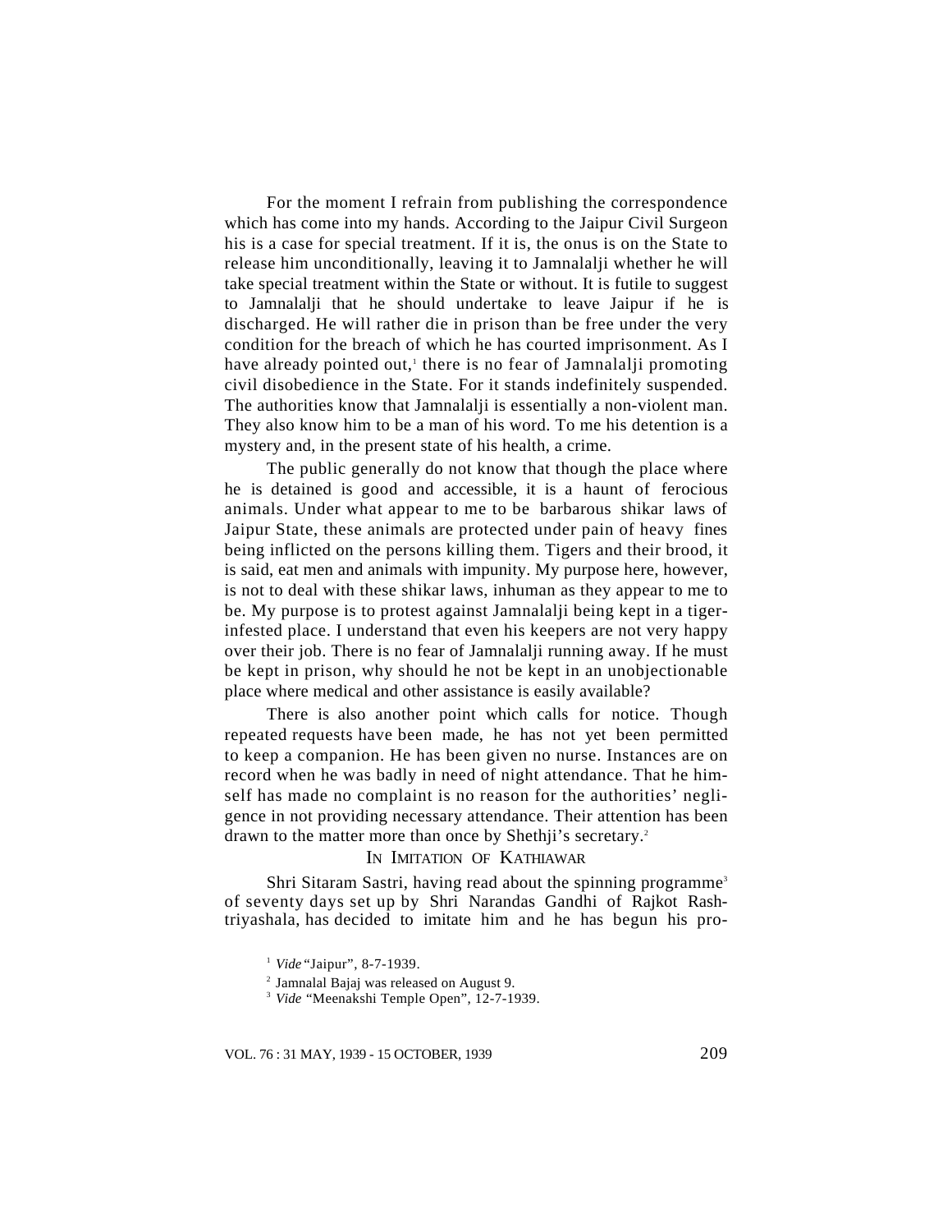For the moment I refrain from publishing the correspondence which has come into my hands. According to the Jaipur Civil Surgeon his is a case for special treatment. If it is, the onus is on the State to release him unconditionally, leaving it to Jamnalalji whether he will take special treatment within the State or without. It is futile to suggest to Jamnalalji that he should undertake to leave Jaipur if he is discharged. He will rather die in prison than be free under the very condition for the breach of which he has courted imprisonment. As I have already pointed out,[1] there is no fear of Jamnalalji promoting civil disobedience in the State. For it stands indefinitely suspended. The authorities know that Jamnalalji is essentially a non-violent man. They also know him to be a man of his word. To me his detention is a mystery and, in the present state of his health, a crime.

The public generally do not know that though the place where he is detained is good and accessible, it is a haunt of ferocious animals. Under what appear to me to be barbarous shikar laws of Jaipur State, these animals are protected under pain of heavy fines being inflicted on the persons killing them. Tigers and their brood, it is said, eat men and animals with impunity. My purpose here, however, is not to deal with these shikar laws, inhuman as they appear to me to be. My purpose is to protest against Jamnalalji being kept in a tiger-infested place. I understand that even his keepers are not very happy over their job. There is no fear of Jamnalalji running away. If he must be kept in prison, why should he not be kept in an unobjectionable place where medical and other assistance is easily available?

There is also another point which calls for notice. Though repeated requests have been made, he has not yet been permitted to keep a companion. He has been given no nurse. Instances are on record when he was badly in need of night attendance. That he himself has made no complaint is no reason for the authorities' negligence in not providing necessary attendance. Their attention has been drawn to the matter more than once by Shethji's secretary.[2]

IN IMITATION OF KATHIAWAR

Shri Sitaram Sastri, having read about the spinning programme[3] of seventy days set up by Shri Narandas Gandhi of Rajkot Rashtriyashala, has decided to imitate him and he has begun his pro-

[1] *Vide* "Jaipur", 8-7-1939.

[2] Jamnalal Bajaj was released on August 9.

[3] *Vide* "Meenakshi Temple Open", 12-7-1939.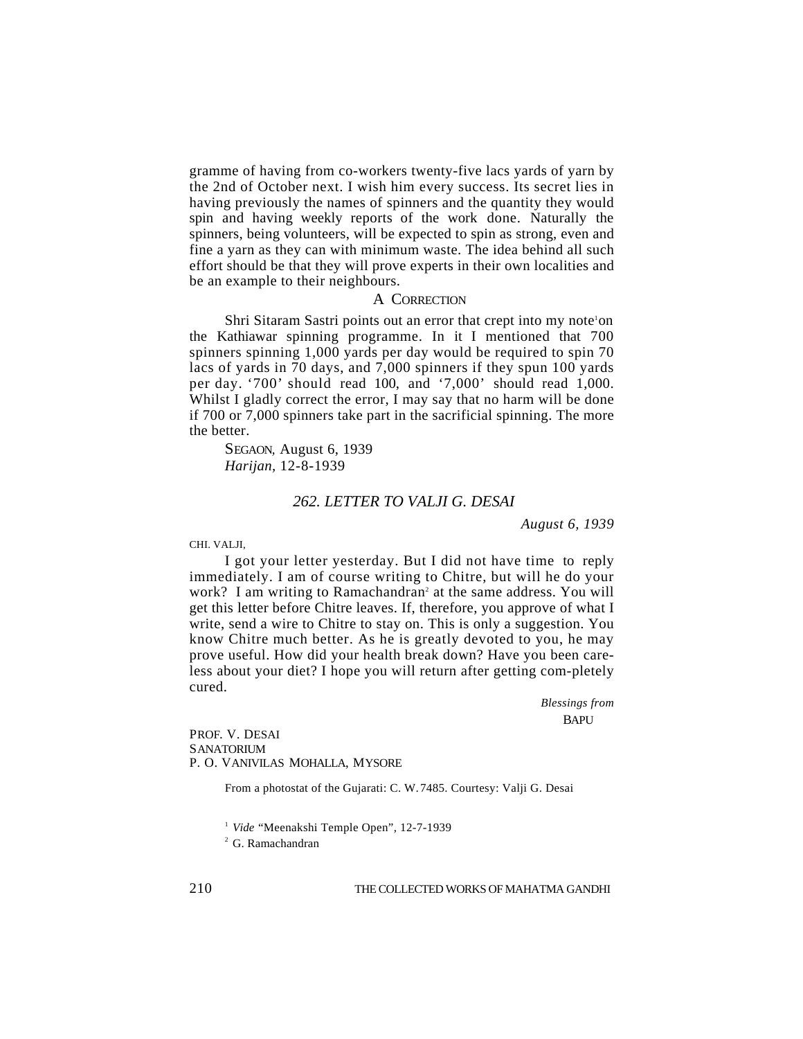gramme of having from co-workers twenty-five lacs yards of yarn by the 2nd of October next. I wish him every success. Its secret lies in having previously the names of spinners and the quantity they would spin and having weekly reports of the work done. Naturally the spinners, being volunteers, will be expected to spin as strong, even and fine a yarn as they can with minimum waste. The idea behind all such effort should be that they will prove experts in their own localities and be an example to their neighbours.

### A CORRECTION

Shri Sitaram Sastri points out an error that crept into my note[1] on the Kathiawar spinning programme. In it I mentioned that 700 spinners spinning 1,000 yards per day would be required to spin 70 lacs of yards in 70 days, and 7,000 spinners if they spun 100 yards per day. '700' should read 100, and '7,000' should read 1,000. Whilst I gladly correct the error, I may say that no harm will be done if 700 or 7,000 spinners take part in the sacrificial spinning. The more the better.

SEGAON, August 6, 1939
*Harijan*, 12-8-1939

## *262. LETTER TO VALJI G. DESAI*

*August 6, 1939*

CHI. VALJI,

I got your letter yesterday. But I did not have time to reply immediately. I am of course writing to Chitre, but will he do your work? I am writing to Ramachandran[2] at the same address. You will get this letter before Chitre leaves. If, therefore, you approve of what I write, send a wire to Chitre to stay on. This is only a suggestion. You know Chitre much better. As he is greatly devoted to you, he may prove useful. How did your health break down? Have you been careless about your diet? I hope you will return after getting com-pletely cured.

*Blessings from*
BAPU

PROF. V. DESAI
SANATORIUM
P. O. VANIVILAS MOHALLA, MYSORE

From a photostat of the Gujarati: C. W. 7485. Courtesy: Valji G. Desai

[1] *Vide* "Meenakshi Temple Open", 12-7-1939

[2] G. Ramachandran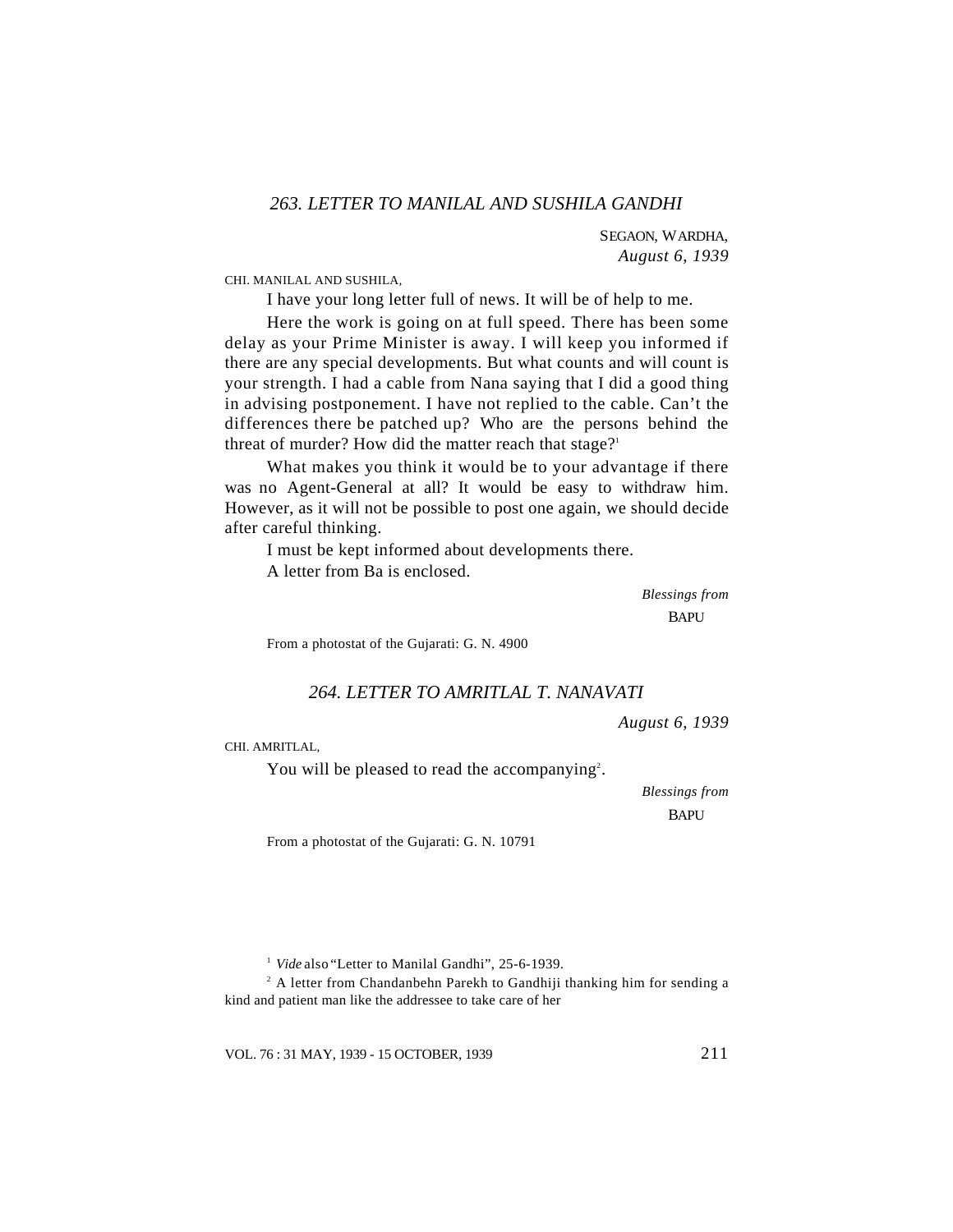## *263. LETTER TO MANILAL AND SUSHILA GANDHI*

SEGAON, WARDHA,
*August 6, 1939*

CHI. MANILAL AND SUSHILA,

I have your long letter full of news. It will be of help to me.

Here the work is going on at full speed. There has been some delay as your Prime Minister is away. I will keep you informed if there are any special developments. But what counts and will count is your strength. I had a cable from Nana saying that I did a good thing in advising postponement. I have not replied to the cable. Can't the differences there be patched up? Who are the persons behind the threat of murder? How did the matter reach that stage?[1]

What makes you think it would be to your advantage if there was no Agent-General at all? It would be easy to withdraw him. However, as it will not be possible to post one again, we should decide after careful thinking.

I must be kept informed about developments there.

A letter from Ba is enclosed.

*Blessings from*
BAPU

From a photostat of the Gujarati: G. N. 4900

## *264. LETTER TO AMRITLAL T. NANAVATI*

*August 6, 1939*

CHI. AMRITLAL,

You will be pleased to read the accompanying[2].

*Blessings from*
BAPU

From a photostat of the Gujarati: G. N. 10791

---

[1] *Vide* also "Letter to Manilal Gandhi", 25-6-1939.

[2] A letter from Chandanbehn Parekh to Gandhiji thanking him for sending a kind and patient man like the addressee to take care of her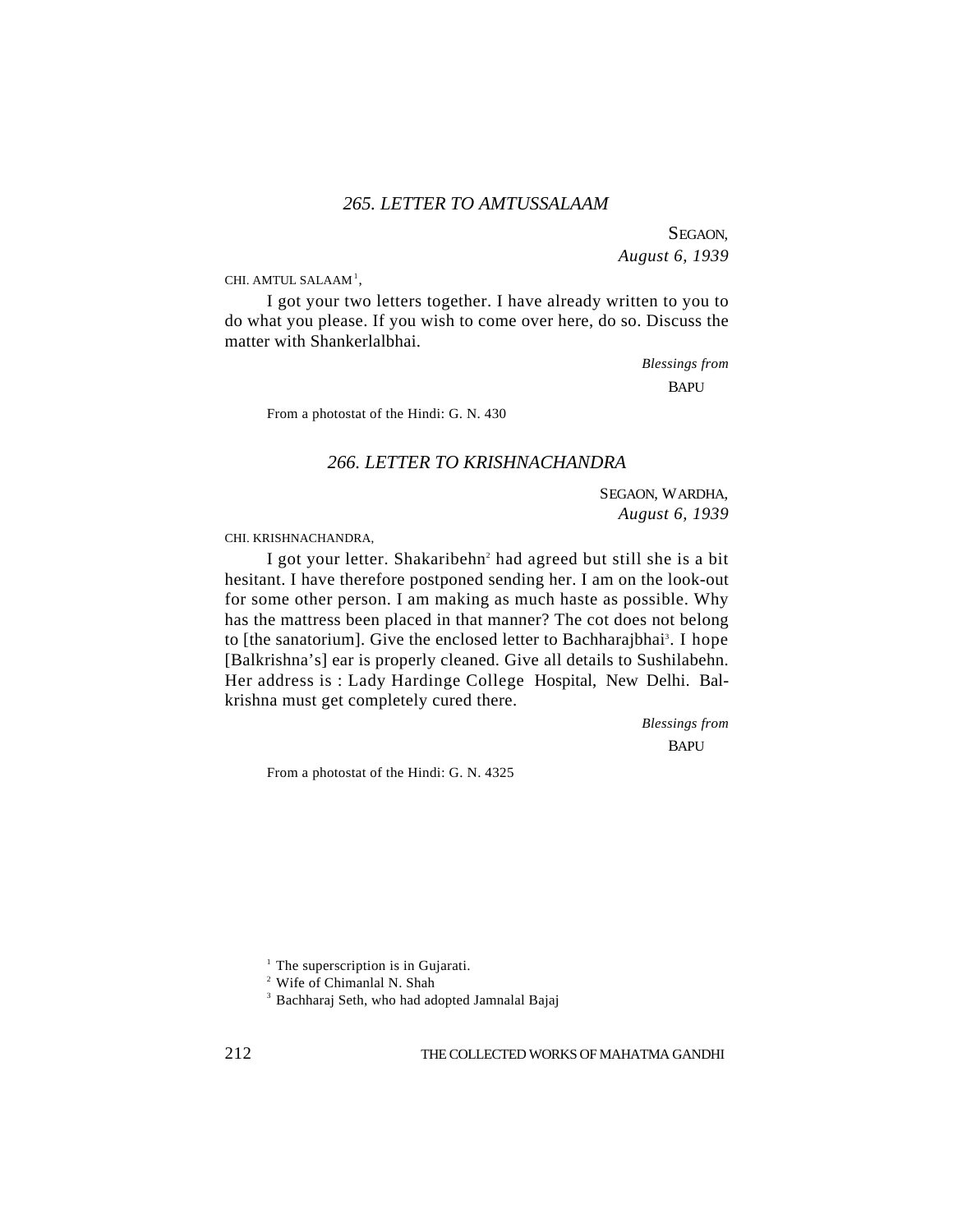### *265. LETTER TO AMTUSSALAAM*

SEGAON,
*August 6, 1939*

CHI. AMTUL SALAAM[1],

I got your two letters together. I have already written to you to do what you please. If you wish to come over here, do so. Discuss the matter with Shankerlalbhai.

*Blessings from*
BAPU

From a photostat of the Hindi: G. N. 430

### *266. LETTER TO KRISHNACHANDRA*

SEGAON, WARDHA,
*August 6, 1939*

CHI. KRISHNACHANDRA,

I got your letter. Shakaribehn[2] had agreed but still she is a bit hesitant. I have therefore postponed sending her. I am on the look-out for some other person. I am making as much haste as possible. Why has the mattress been placed in that manner? The cot does not belong to [the sanatorium]. Give the enclosed letter to Bachharajbhai[3]. I hope [Balkrishna's] ear is properly cleaned. Give all details to Sushilabehn. Her address is : Lady Hardinge College Hospital, New Delhi. Balkrishna must get completely cured there.

*Blessings from*
BAPU

From a photostat of the Hindi: G. N. 4325

[1] The superscription is in Gujarati.
[2] Wife of Chimanlal N. Shah
[3] Bachharaj Seth, who had adopted Jamnalal Bajaj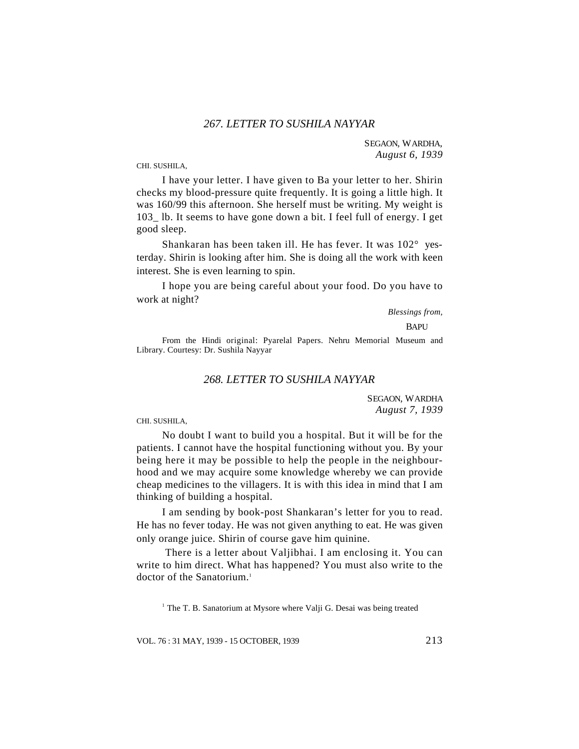## *267. LETTER TO SUSHILA NAYYAR*

SEGAON, WARDHA,
*August 6, 1939*

CHI. SUSHILA,

I have your letter. I have given to Ba your letter to her. Shirin checks my blood-pressure quite frequently. It is going a little high. It was 160/99 this afternoon. She herself must be writing. My weight is 103_ lb. It seems to have gone down a bit. I feel full of energy. I get good sleep.

Shankaran has been taken ill. He has fever. It was 102° yesterday. Shirin is looking after him. She is doing all the work with keen interest. She is even learning to spin.

I hope you are being careful about your food. Do you have to work at night?

*Blessings from,*

BAPU

From the Hindi original: Pyarelal Papers. Nehru Memorial Museum and Library. Courtesy: Dr. Sushila Nayyar

## *268. LETTER TO SUSHILA NAYYAR*

SEGAON, WARDHA
*August 7, 1939*

CHI. SUSHILA,

No doubt I want to build you a hospital. But it will be for the patients. I cannot have the hospital functioning without you. By your being here it may be possible to help the people in the neighbourhood and we may acquire some knowledge whereby we can provide cheap medicines to the villagers. It is with this idea in mind that I am thinking of building a hospital.

I am sending by book-post Shankaran's letter for you to read. He has no fever today. He was not given anything to eat. He was given only orange juice. Shirin of course gave him quinine.

There is a letter about Valjibhai. I am enclosing it. You can write to him direct. What has happened? You must also write to the doctor of the Sanatorium.[1]

[1] The T. B. Sanatorium at Mysore where Valji G. Desai was being treated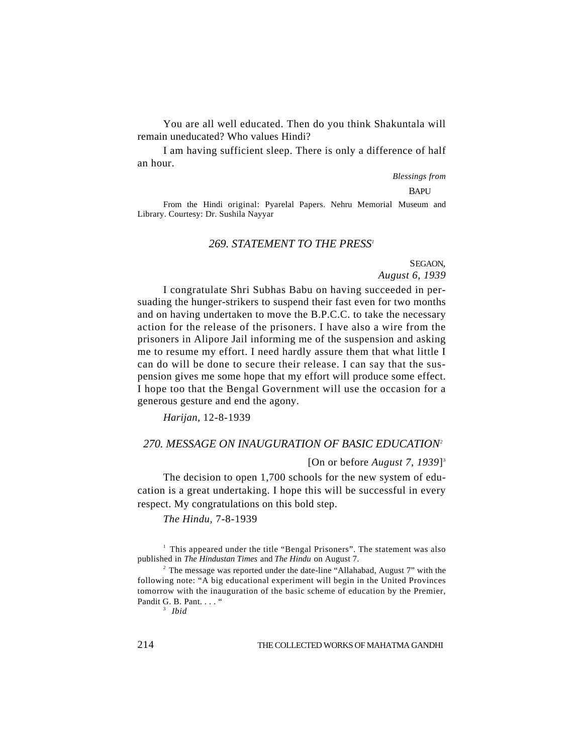You are all well educated. Then do you think Shakuntala will remain uneducated? Who values Hindi?

I am having sufficient sleep. There is only a difference of half an hour.

*Blessings from*

BAPU

From the Hindi original: Pyarelal Papers. Nehru Memorial Museum and Library. Courtesy: Dr. Sushila Nayyar

## *269. STATEMENT TO THE PRESS*[1]

SEGAON,
*August 6, 1939*

I congratulate Shri Subhas Babu on having succeeded in persuading the hunger-strikers to suspend their fast even for two months and on having undertaken to move the B.P.C.C. to take the necessary action for the release of the prisoners. I have also a wire from the prisoners in Alipore Jail informing me of the suspension and asking me to resume my effort. I need hardly assure them that what little I can do will be done to secure their release. I can say that the suspension gives me some hope that my effort will produce some effect. I hope too that the Bengal Government will use the occasion for a generous gesture and end the agony.

*Harijan*, 12-8-1939

## *270. MESSAGE ON INAUGURATION OF BASIC EDUCATION*[2]

[On or before *August 7, 1939*][3]

The decision to open 1,700 schools for the new system of education is a great undertaking. I hope this will be successful in every respect. My congratulations on this bold step.

*The Hindu*, 7-8-1939

[1] This appeared under the title "Bengal Prisoners". The statement was also published in *The Hindustan Times* and *The Hindu* on August 7.

[2] The message was reported under the date-line "Allahabad, August 7" with the following note: "A big educational experiment will begin in the United Provinces tomorrow with the inauguration of the basic scheme of education by the Premier, Pandit G. B. Pant. . . . "

[3] *Ibid*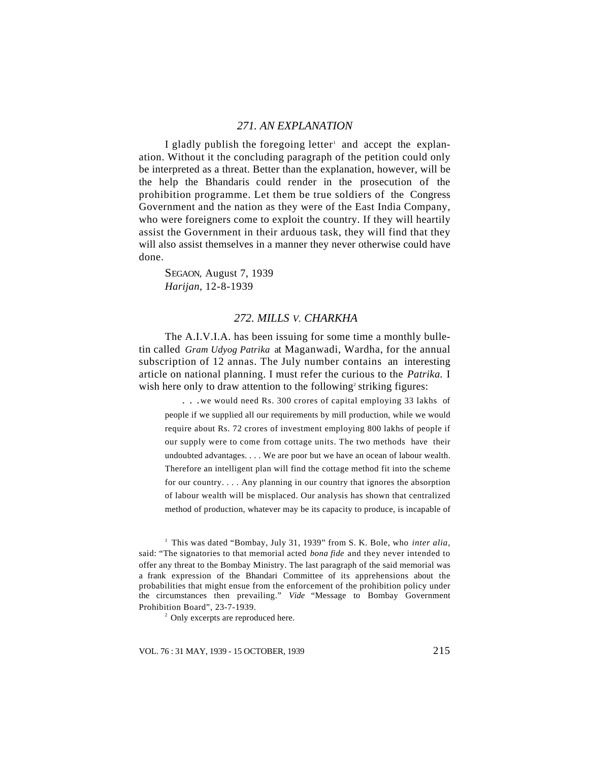## *271. AN EXPLANATION*

I gladly publish the foregoing letter[1] and accept the explanation. Without it the concluding paragraph of the petition could only be interpreted as a threat. Better than the explanation, however, will be the help the Bhandaris could render in the prosecution of the prohibition programme. Let them be true soldiers of the Congress Government and the nation as they were of the East India Company, who were foreigners come to exploit the country. If they will heartily assist the Government in their arduous task, they will find that they will also assist themselves in a manner they never otherwise could have done.

SEGAON, August 7, 1939
*Harijan*, 12-8-1939

## *272. MILLS V. CHARKHA*

The A.I.V.I.A. has been issuing for some time a monthly bulletin called *Gram Udyog Patrika* at Maganwadi, Wardha, for the annual subscription of 12 annas. The July number contains an interesting article on national planning. I must refer the curious to the *Patrika.* I wish here only to draw attention to the following[2] striking figures:

> . . .we would need Rs. 300 crores of capital employing 33 lakhs of people if we supplied all our requirements by mill production, while we would require about Rs. 72 crores of investment employing 800 lakhs of people if our supply were to come from cottage units. The two methods have their undoubted advantages. . . . We are poor but we have an ocean of labour wealth. Therefore an intelligent plan will find the cottage method fit into the scheme for our country. . . . Any planning in our country that ignores the absorption of labour wealth will be misplaced. Our analysis has shown that centralized method of production, whatever may be its capacity to produce, is incapable of

[1] This was dated "Bombay, July 31, 1939" from S. K. Bole, who *inter alia*, said: "The signatories to that memorial acted *bona fide* and they never intended to offer any threat to the Bombay Ministry. The last paragraph of the said memorial was a frank expression of the Bhandari Committee of its apprehensions about the probabilities that might ensue from the enforcement of the prohibition policy under the circumstances then prevailing." *Vide* "Message to Bombay Government Prohibition Board", 23-7-1939.

[2] Only excerpts are reproduced here.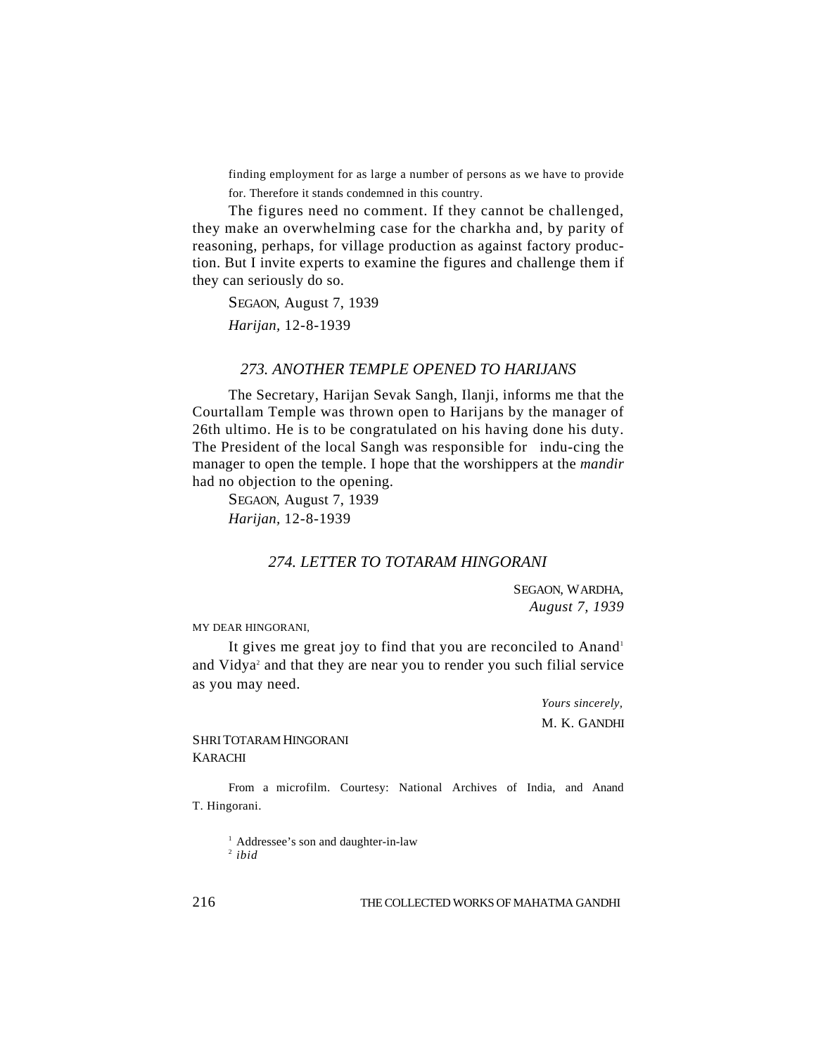finding employment for as large a number of persons as we have to provide for. Therefore it stands condemned in this country.

The figures need no comment. If they cannot be challenged, they make an overwhelming case for the charkha and, by parity of reasoning, perhaps, for village production as against factory production. But I invite experts to examine the figures and challenge them if they can seriously do so.

SEGAON, August 7, 1939

*Harijan,* 12-8-1939

## *273. ANOTHER TEMPLE OPENED TO HARIJANS*

The Secretary, Harijan Sevak Sangh, Ilanji, informs me that the Courtallam Temple was thrown open to Harijans by the manager of 26th ultimo. He is to be congratulated on his having done his duty. The President of the local Sangh was responsible for indu-cing the manager to open the temple. I hope that the worshippers at the *mandir* had no objection to the opening.

SEGAON, August 7, 1939

*Harijan,* 12-8-1939

## *274. LETTER TO TOTARAM HINGORANI*

SEGAON, WARDHA,
*August 7, 1939*

MY DEAR HINGORANI,

It gives me great joy to find that you are reconciled to Anand[1] and Vidya[2] and that they are near you to render you such filial service as you may need.

*Yours sincerely,*
M. K. GANDHI

SHRI TOTARAM HINGORANI
KARACHI

From a microfilm. Courtesy: National Archives of India, and Anand T. Hingorani.

[1] Addressee's son and daughter-in-law
[2] *ibid*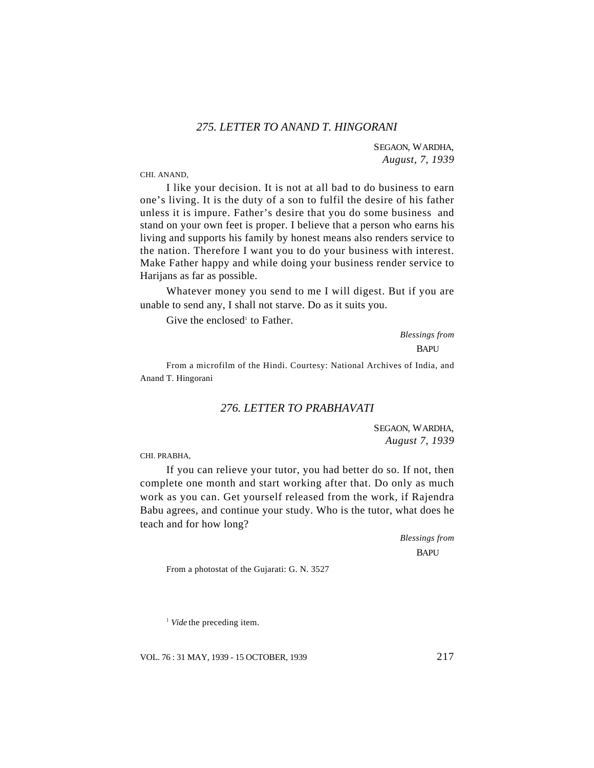### *275. LETTER TO ANAND T. HINGORANI*

SEGAON, WARDHA,
*August, 7, 1939*

CHI. ANAND,

I like your decision. It is not at all bad to do business to earn one's living. It is the duty of a son to fulfil the desire of his father unless it is impure. Father's desire that you do some business and stand on your own feet is proper. I believe that a person who earns his living and supports his family by honest means also renders service to the nation. Therefore I want you to do your business with interest. Make Father happy and while doing your business render service to Harijans as far as possible.

Whatever money you send to me I will digest. But if you are unable to send any, I shall not starve. Do as it suits you.

Give the enclosed[1] to Father.

*Blessings from*
BAPU

From a microfilm of the Hindi. Courtesy: National Archives of India, and Anand T. Hingorani

### *276. LETTER TO PRABHAVATI*

SEGAON, WARDHA,
*August 7, 1939*

CHI. PRABHA,

If you can relieve your tutor, you had better do so. If not, then complete one month and start working after that. Do only as much work as you can. Get yourself released from the work, if Rajendra Babu agrees, and continue your study. Who is the tutor, what does he teach and for how long?

*Blessings from*
BAPU

From a photostat of the Gujarati: G. N. 3527

[1] *Vide* the preceding item.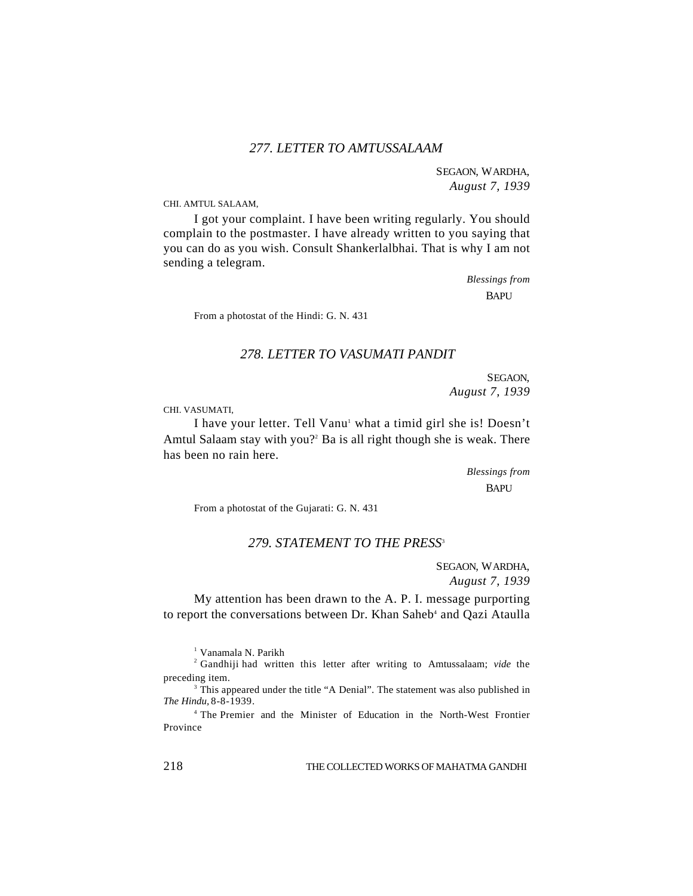### *277. LETTER TO AMTUSSALAAM*

SEGAON, WARDHA,
*August 7, 1939*

CHI. AMTUL SALAAM,

I got your complaint. I have been writing regularly. You should complain to the postmaster. I have already written to you saying that you can do as you wish. Consult Shankerlalbhai. That is why I am not sending a telegram.

*Blessings from*
BAPU

From a photostat of the Hindi: G. N. 431

### *278. LETTER TO VASUMATI PANDIT*

SEGAON,
*August 7, 1939*

CHI. VASUMATI,

I have your letter. Tell Vanu[1] what a timid girl she is! Doesn't Amtul Salaam stay with you?[2] Ba is all right though she is weak. There has been no rain here.

*Blessings from*
BAPU

From a photostat of the Gujarati: G. N. 431

### *279. STATEMENT TO THE PRESS*[3]

SEGAON, WARDHA,
*August 7, 1939*

My attention has been drawn to the A. P. I. message purporting to report the conversations between Dr. Khan Saheb[4] and Qazi Ataulla

---

[1] Vanamala N. Parikh

[2] Gandhiji had written this letter after writing to Amtussalaam; *vide* the preceding item.

[3] This appeared under the title "A Denial". The statement was also published in *The Hindu*, 8-8-1939.

[4] The Premier and the Minister of Education in the North-West Frontier Province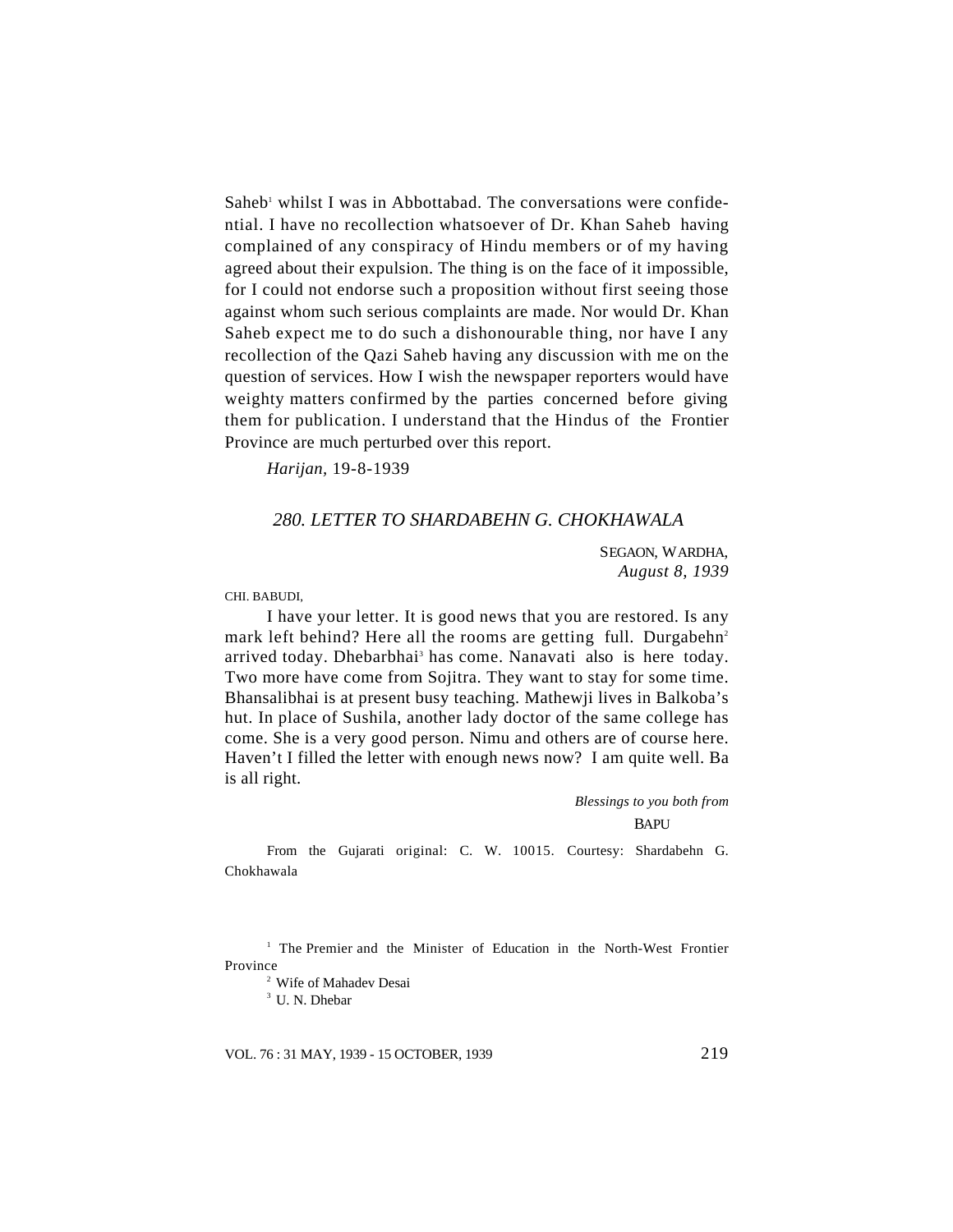Saheb[1] whilst I was in Abbottabad. The conversations were confidential. I have no recollection whatsoever of Dr. Khan Saheb having complained of any conspiracy of Hindu members or of my having agreed about their expulsion. The thing is on the face of it impossible, for I could not endorse such a proposition without first seeing those against whom such serious complaints are made. Nor would Dr. Khan Saheb expect me to do such a dishonourable thing, nor have I any recollection of the Qazi Saheb having any discussion with me on the question of services. How I wish the newspaper reporters would have weighty matters confirmed by the parties concerned before giving them for publication. I understand that the Hindus of the Frontier Province are much perturbed over this report.

*Harijan*, 19-8-1939

## *280. LETTER TO SHARDABEHN G. CHOKHAWALA*

SEGAON, WARDHA,
*August 8, 1939*

CHI. BABUDI,

I have your letter. It is good news that you are restored. Is any mark left behind? Here all the rooms are getting full. Durgabehn[2] arrived today. Dhebarbhai[3] has come. Nanavati also is here today. Two more have come from Sojitra. They want to stay for some time. Bhansalibhai is at present busy teaching. Mathewji lives in Balkoba's hut. In place of Sushila, another lady doctor of the same college has come. She is a very good person. Nimu and others are of course here. Haven't I filled the letter with enough news now? I am quite well. Ba is all right.

*Blessings to you both from*
BAPU

From the Gujarati original: C. W. 10015. Courtesy: Shardabehn G. Chokhawala

[1] The Premier and the Minister of Education in the North-West Frontier Province

[2] Wife of Mahadev Desai

[3] U. N. Dhebar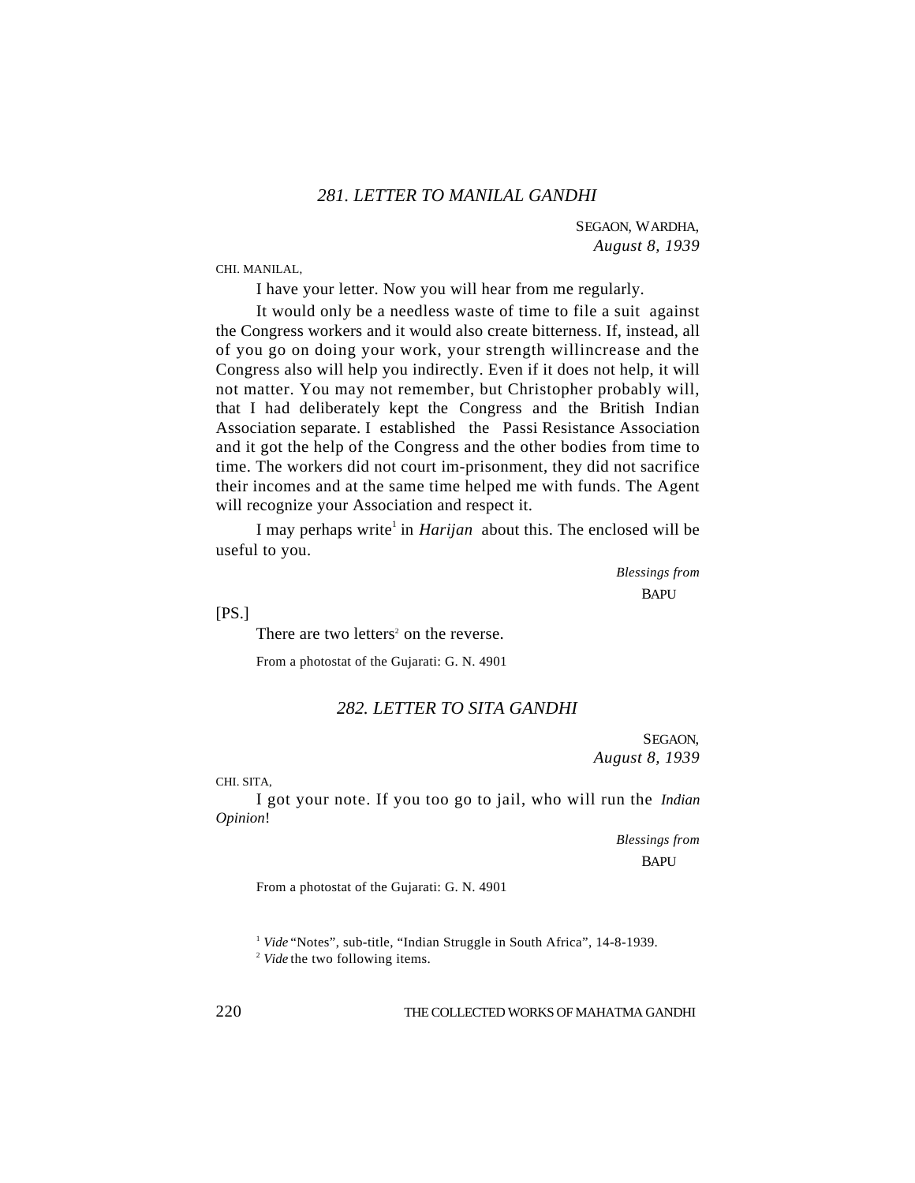## *281. LETTER TO MANILAL GANDHI*

SEGAON, WARDHA,
*August 8, 1939*

CHI. MANILAL,

I have your letter. Now you will hear from me regularly.

It would only be a needless waste of time to file a suit against the Congress workers and it would also create bitterness. If, instead, all of you go on doing your work, your strength willincrease and the Congress also will help you indirectly. Even if it does not help, it will not matter. You may not remember, but Christopher probably will, that I had deliberately kept the Congress and the British Indian Association separate. I established the Passi Resistance Association and it got the help of the Congress and the other bodies from time to time. The workers did not court im-prisonment, they did not sacrifice their incomes and at the same time helped me with funds. The Agent will recognize your Association and respect it.

I may perhaps write[1] in *Harijan* about this. The enclosed will be useful to you.

*Blessings from*
BAPU

[PS.]

There are two letters[2] on the reverse.

From a photostat of the Gujarati: G. N. 4901

## *282. LETTER TO SITA GANDHI*

SEGAON,
*August 8, 1939*

CHI. SITA,

I got your note. If you too go to jail, who will run the *Indian Opinion*!

*Blessings from*
BAPU

From a photostat of the Gujarati: G. N. 4901

[1] *Vide* "Notes", sub-title, "Indian Struggle in South Africa", 14-8-1939.

[2] *Vide* the two following items.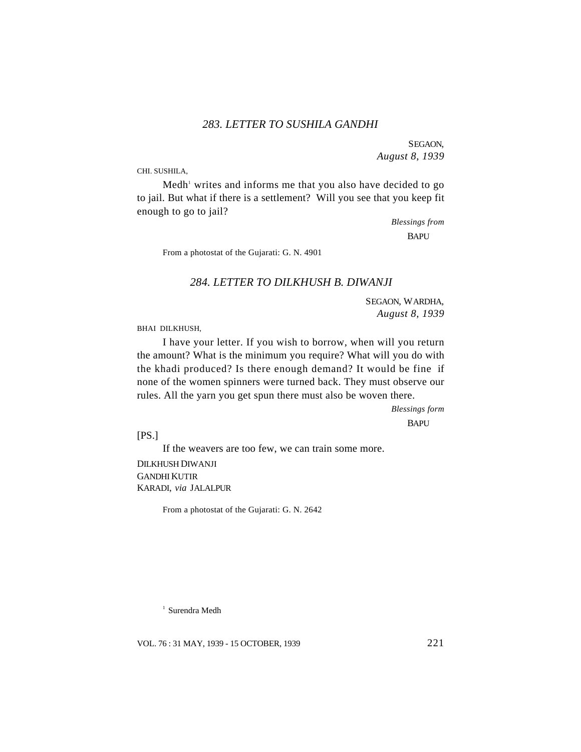### *283. LETTER TO SUSHILA GANDHI*

SEGAON,
*August 8, 1939*

CHI. SUSHILA,

Medh[1] writes and informs me that you also have decided to go to jail. But what if there is a settlement? Will you see that you keep fit enough to go to jail?

*Blessings from*
BAPU

From a photostat of the Gujarati: G. N. 4901

### *284. LETTER TO DILKHUSH B. DIWANJI*

SEGAON, WARDHA,
*August 8, 1939*

BHAI DILKHUSH,

I have your letter. If you wish to borrow, when will you return the amount? What is the minimum you require? What will you do with the khadi produced? Is there enough demand? It would be fine if none of the women spinners were turned back. They must observe our rules. All the yarn you get spun there must also be woven there.

*Blessings form*
BAPU

[PS.]

If the weavers are too few, we can train some more.

DILKHUSH DIWANJI
GANDHI KUTIR
KARADI, *via* JALALPUR

From a photostat of the Gujarati: G. N. 2642

[1] Surendra Medh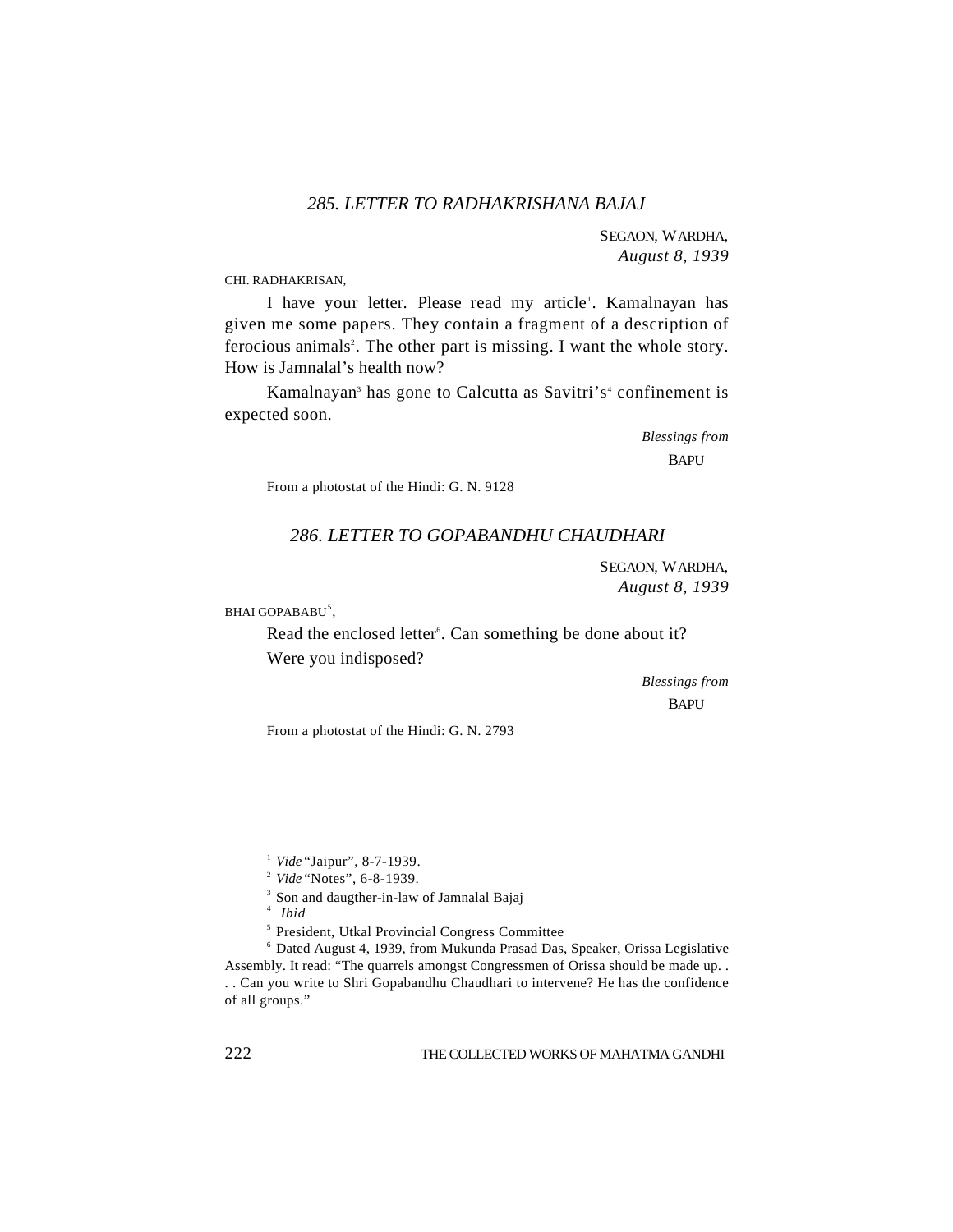### *285. LETTER TO RADHAKRISHANA BAJAJ*

SEGAON, WARDHA,
*August 8, 1939*

CHI. RADHAKRISAN,

I have your letter. Please read my article[1]. Kamalnayan has given me some papers. They contain a fragment of a description of ferocious animals[2]. The other part is missing. I want the whole story. How is Jamnalal's health now?

Kamalnayan[3] has gone to Calcutta as Savitri's[4] confinement is expected soon.

*Blessings from*
BAPU

From a photostat of the Hindi: G. N. 9128

### *286. LETTER TO GOPABANDHU CHAUDHARI*

SEGAON, WARDHA,
*August 8, 1939*

BHAI GOPABABU[5],

Read the enclosed letter[6]. Can something be done about it?

Were you indisposed?

*Blessings from*
BAPU

From a photostat of the Hindi: G. N. 2793

---

[1] *Vide* "Jaipur", 8-7-1939.

[2] *Vide* "Notes", 6-8-1939.

[3] Son and daugther-in-law of Jamnalal Bajaj

[4] *Ibid*

[5] President, Utkal Provincial Congress Committee

[6] Dated August 4, 1939, from Mukunda Prasad Das, Speaker, Orissa Legislative Assembly. It read: "The quarrels amongst Congressmen of Orissa should be made up. . . . Can you write to Shri Gopabandhu Chaudhari to intervene? He has the confidence of all groups."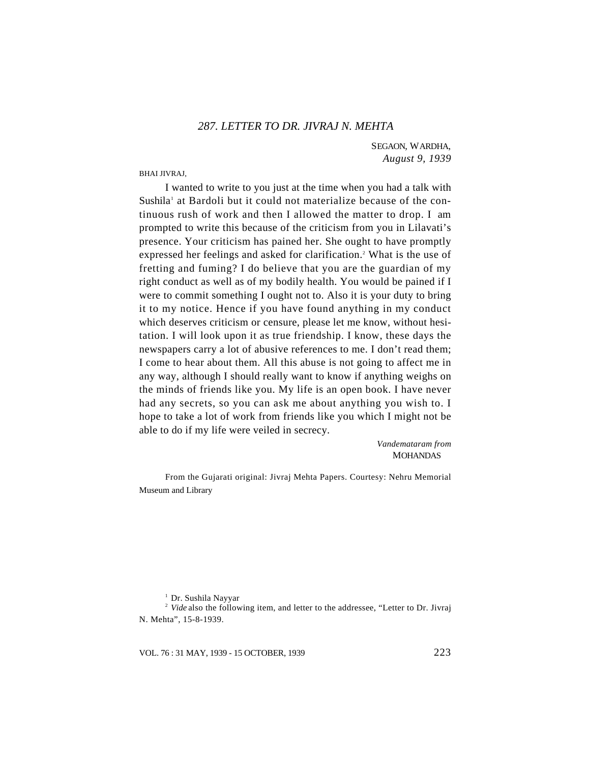## *287. LETTER TO DR. JIVRAJ N. MEHTA*

SEGAON, WARDHA,
*August 9, 1939*

BHAI JIVRAJ,

I wanted to write to you just at the time when you had a talk with Sushila[1] at Bardoli but it could not materialize because of the continuous rush of work and then I allowed the matter to drop. I am prompted to write this because of the criticism from you in Lilavati's presence. Your criticism has pained her. She ought to have promptly expressed her feelings and asked for clarification.[2] What is the use of fretting and fuming? I do believe that you are the guardian of my right conduct as well as of my bodily health. You would be pained if I were to commit something I ought not to. Also it is your duty to bring it to my notice. Hence if you have found anything in my conduct which deserves criticism or censure, please let me know, without hesitation. I will look upon it as true friendship. I know, these days the newspapers carry a lot of abusive references to me. I don't read them; I come to hear about them. All this abuse is not going to affect me in any way, although I should really want to know if anything weighs on the minds of friends like you. My life is an open book. I have never had any secrets, so you can ask me about anything you wish to. I hope to take a lot of work from friends like you which I might not be able to do if my life were veiled in secrecy.

*Vandemataram from*
MOHANDAS

From the Gujarati original: Jivraj Mehta Papers. Courtesy: Nehru Memorial Museum and Library

[1] Dr. Sushila Nayyar

[2] *Vide* also the following item, and letter to the addressee, "Letter to Dr. Jivraj N. Mehta", 15-8-1939.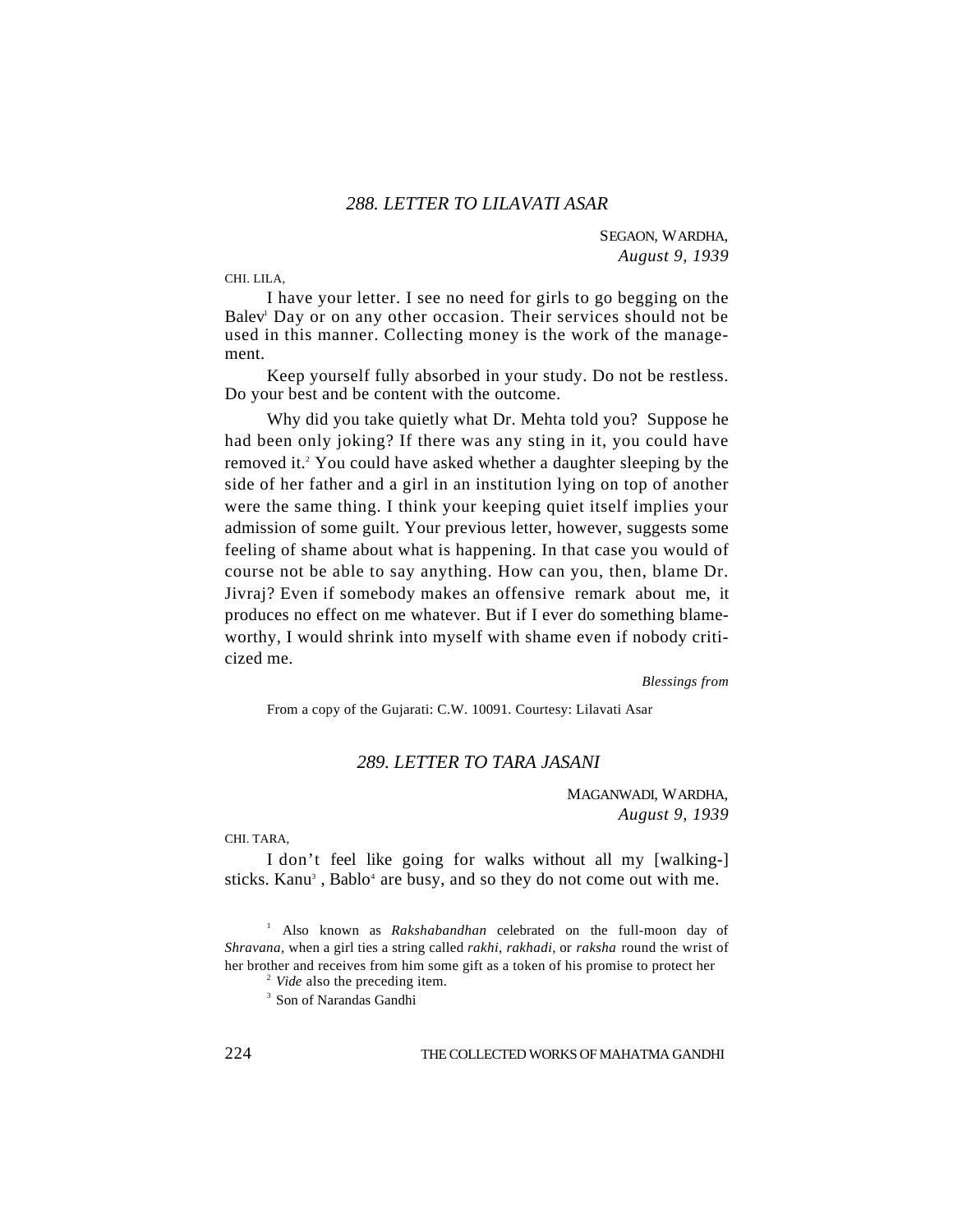## *288. LETTER TO LILAVATI ASAR*

SEGAON, WARDHA,
*August 9, 1939*

CHI. LILA,

I have your letter. I see no need for girls to go begging on the Balev[1] Day or on any other occasion. Their services should not be used in this manner. Collecting money is the work of the management.

Keep yourself fully absorbed in your study. Do not be restless. Do your best and be content with the outcome.

Why did you take quietly what Dr. Mehta told you? Suppose he had been only joking? If there was any sting in it, you could have removed it.[2] You could have asked whether a daughter sleeping by the side of her father and a girl in an institution lying on top of another were the same thing. I think your keeping quiet itself implies your admission of some guilt. Your previous letter, however, suggests some feeling of shame about what is happening. In that case you would of course not be able to say anything. How can you, then, blame Dr. Jivraj? Even if somebody makes an offensive remark about me, it produces no effect on me whatever. But if I ever do something blameworthy, I would shrink into myself with shame even if nobody criticized me.

*Blessings from*

From a copy of the Gujarati: C.W. 10091. Courtesy: Lilavati Asar

## *289. LETTER TO TARA JASANI*

MAGANWADI, WARDHA,
*August 9, 1939*

CHI. TARA,

I don't feel like going for walks without all my [walking-] sticks. Kanu[3] , Bablo[4] are busy, and so they do not come out with me.

---

[1] Also known as *Rakshabandhan* celebrated on the full-moon day of *Shravana*, when a girl ties a string called *rakhi*, *rakhadi*, or *raksha* round the wrist of her brother and receives from him some gift as a token of his promise to protect her

[2] *Vide* also the preceding item.

[3] Son of Narandas Gandhi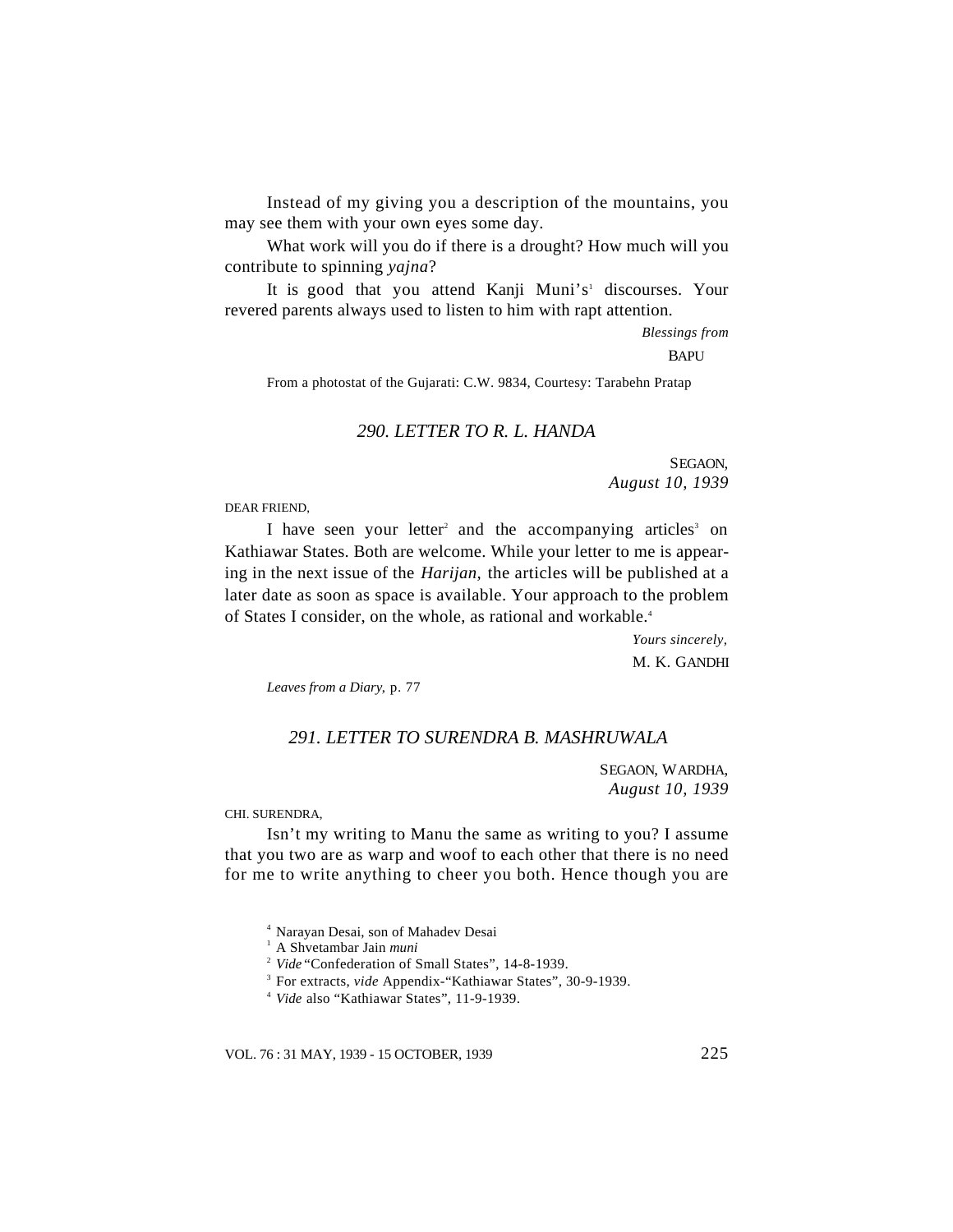Instead of my giving you a description of the mountains, you may see them with your own eyes some day.

What work will you do if there is a drought? How much will you contribute to spinning *yajna*?

It is good that you attend Kanji Muni's[1] discourses. Your revered parents always used to listen to him with rapt attention.

*Blessings from*

BAPU

From a photostat of the Gujarati: C.W. 9834, Courtesy: Tarabehn Pratap

### *290. LETTER TO R. L. HANDA*

SEGAON,
*August 10, 1939*

DEAR FRIEND,

I have seen your letter[2] and the accompanying articles[3] on Kathiawar States. Both are welcome. While your letter to me is appearing in the next issue of the *Harijan,* the articles will be published at a later date as soon as space is available. Your approach to the problem of States I consider, on the whole, as rational and workable.[4]

*Yours sincerely,*

M. K. GANDHI

*Leaves from a Diary,* p. 77

### *291. LETTER TO SURENDRA B. MASHRUWALA*

SEGAON, WARDHA,
*August 10, 1939*

CHI. SURENDRA,

Isn't my writing to Manu the same as writing to you? I assume that you two are as warp and woof to each other that there is no need for me to write anything to cheer you both. Hence though you are

---

[4] Narayan Desai, son of Mahadev Desai

[1] A Shvetambar Jain *muni*

[2] *Vide* "Confederation of Small States", 14-8-1939.

[3] For extracts, *vide* Appendix-"Kathiawar States", 30-9-1939.

[4] *Vide* also "Kathiawar States", 11-9-1939.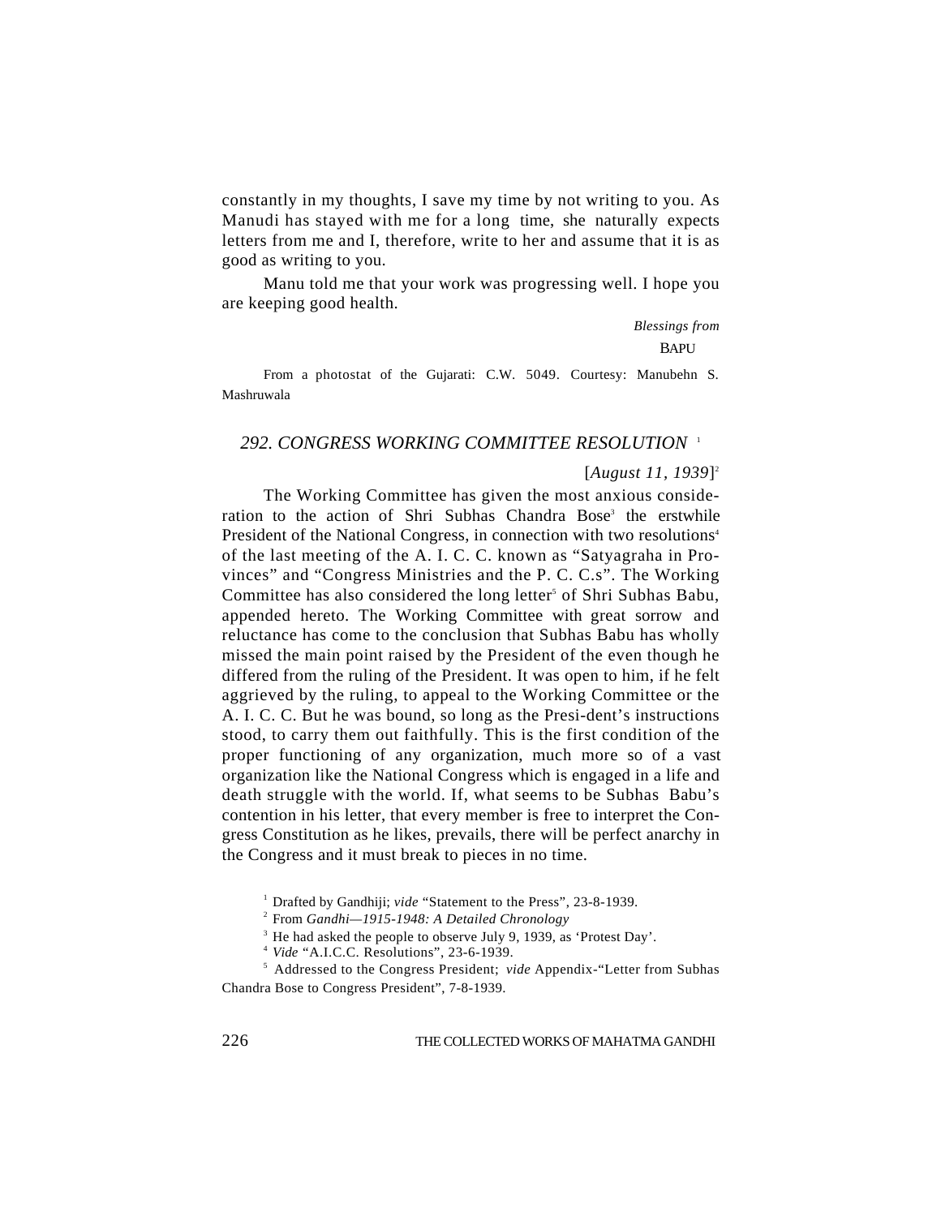constantly in my thoughts, I save my time by not writing to you. As Manudi has stayed with me for a long time, she naturally expects letters from me and I, therefore, write to her and assume that it is as good as writing to you.

Manu told me that your work was progressing well. I hope you are keeping good health.

*Blessings from*
BAPU

From a photostat of the Gujarati: C.W. 5049. Courtesy: Manubehn S. Mashruwala

## 292. CONGRESS WORKING COMMITTEE RESOLUTION [1]

[*August 11, 1939*][2]

The Working Committee has given the most anxious consideration to the action of Shri Subhas Chandra Bose[3] the erstwhile President of the National Congress, in connection with two resolutions[4] of the last meeting of the A. I. C. C. known as "Satyagraha in Provinces" and "Congress Ministries and the P. C. C.s". The Working Committee has also considered the long letter[5] of Shri Subhas Babu, appended hereto. The Working Committee with great sorrow and reluctance has come to the conclusion that Subhas Babu has wholly missed the main point raised by the President of the even though he differed from the ruling of the President. It was open to him, if he felt aggrieved by the ruling, to appeal to the Working Committee or the A. I. C. C. But he was bound, so long as the President's instructions stood, to carry them out faithfully. This is the first condition of the proper functioning of any organization, much more so of a vast organization like the National Congress which is engaged in a life and death struggle with the world. If, what seems to be Subhas Babu's contention in his letter, that every member is free to interpret the Congress Constitution as he likes, prevails, there will be perfect anarchy in the Congress and it must break to pieces in no time.

[1] Drafted by Gandhiji; *vide* "Statement to the Press", 23-8-1939.

[2] From *Gandhi—1915-1948: A Detailed Chronology*

[3] He had asked the people to observe July 9, 1939, as 'Protest Day'.

[4] *Vide* "A.I.C.C. Resolutions", 23-6-1939.

[5] Addressed to the Congress President; *vide* Appendix-"Letter from Subhas Chandra Bose to Congress President", 7-8-1939.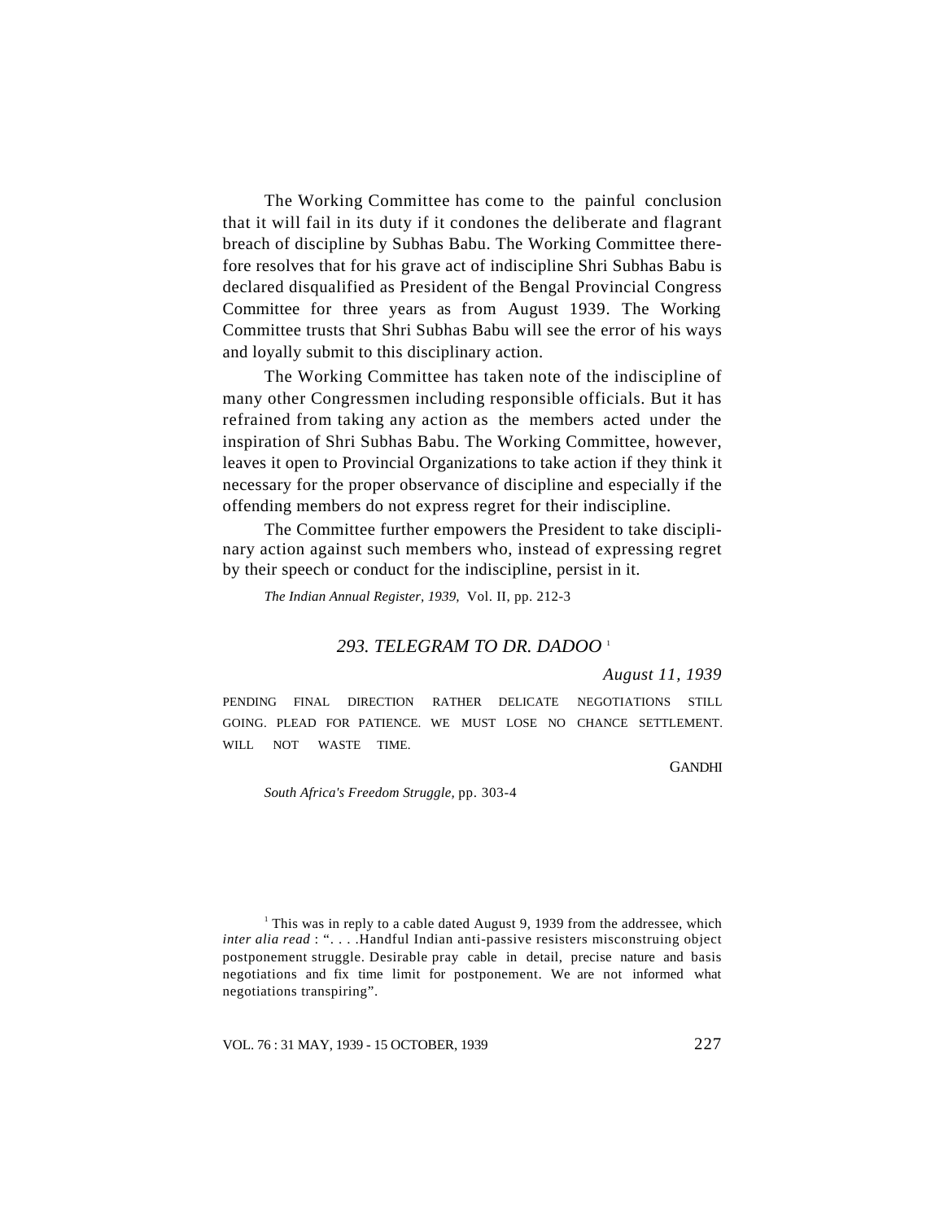The Working Committee has come to the painful conclusion that it will fail in its duty if it condones the deliberate and flagrant breach of discipline by Subhas Babu. The Working Committee therefore resolves that for his grave act of indiscipline Shri Subhas Babu is declared disqualified as President of the Bengal Provincial Congress Committee for three years as from August 1939. The Working Committee trusts that Shri Subhas Babu will see the error of his ways and loyally submit to this disciplinary action.

The Working Committee has taken note of the indiscipline of many other Congressmen including responsible officials. But it has refrained from taking any action as the members acted under the inspiration of Shri Subhas Babu. The Working Committee, however, leaves it open to Provincial Organizations to take action if they think it necessary for the proper observance of discipline and especially if the offending members do not express regret for their indiscipline.

The Committee further empowers the President to take disciplinary action against such members who, instead of expressing regret by their speech or conduct for the indiscipline, persist in it.

*The Indian Annual Register, 1939,* Vol. II, pp. 212-3

## *293. TELEGRAM TO DR. DADOO* [1]

*August 11, 1939*

PENDING FINAL DIRECTION RATHER DELICATE NEGOTIATIONS STILL GOING. PLEAD FOR PATIENCE. WE MUST LOSE NO CHANCE SETTLEMENT. WILL NOT WASTE TIME.

GANDHI

*South Africa's Freedom Struggle*, pp. 303-4

[1] This was in reply to a cable dated August 9, 1939 from the addressee, which *inter alia read* : ". . . .Handful Indian anti-passive resisters misconstruing object postponement struggle. Desirable pray cable in detail, precise nature and basis negotiations and fix time limit for postponement. We are not informed what negotiations transpiring".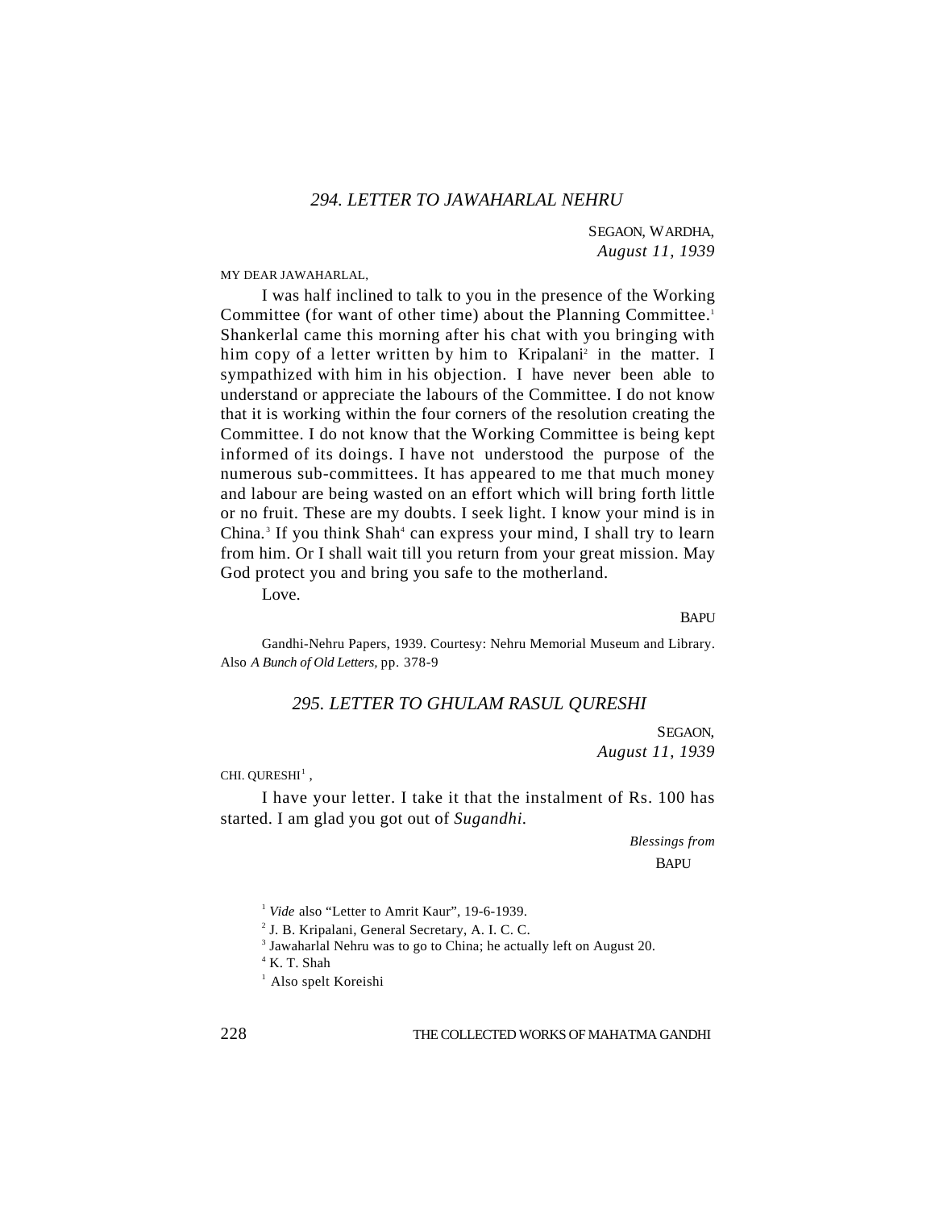## *294. LETTER TO JAWAHARLAL NEHRU*

SEGAON, WARDHA,
*August 11, 1939*

MY DEAR JAWAHARLAL,

I was half inclined to talk to you in the presence of the Working Committee (for want of other time) about the Planning Committee.[1] Shankerlal came this morning after his chat with you bringing with him copy of a letter written by him to Kripalani[2] in the matter. I sympathized with him in his objection. I have never been able to understand or appreciate the labours of the Committee. I do not know that it is working within the four corners of the resolution creating the Committee. I do not know that the Working Committee is being kept informed of its doings. I have not understood the purpose of the numerous sub-committees. It has appeared to me that much money and labour are being wasted on an effort which will bring forth little or no fruit. These are my doubts. I seek light. I know your mind is in China.[3] If you think Shah[4] can express your mind, I shall try to learn from him. Or I shall wait till you return from your great mission. May God protect you and bring you safe to the motherland.

Love.

BAPU

Gandhi-Nehru Papers, 1939. Courtesy: Nehru Memorial Museum and Library. Also *A Bunch of Old Letters*, pp. 378-9

## *295. LETTER TO GHULAM RASUL QURESHI*

SEGAON,
*August 11, 1939*

CHI. QURESHI[1] ,

I have your letter. I take it that the instalment of Rs. 100 has started. I am glad you got out of *Sugandhi*.

*Blessings from*
BAPU

[1] *Vide* also "Letter to Amrit Kaur", 19-6-1939.

[2] J. B. Kripalani, General Secretary, A. I. C. C.

[3] Jawaharlal Nehru was to go to China; he actually left on August 20.

[4] K. T. Shah

[1] Also spelt Koreishi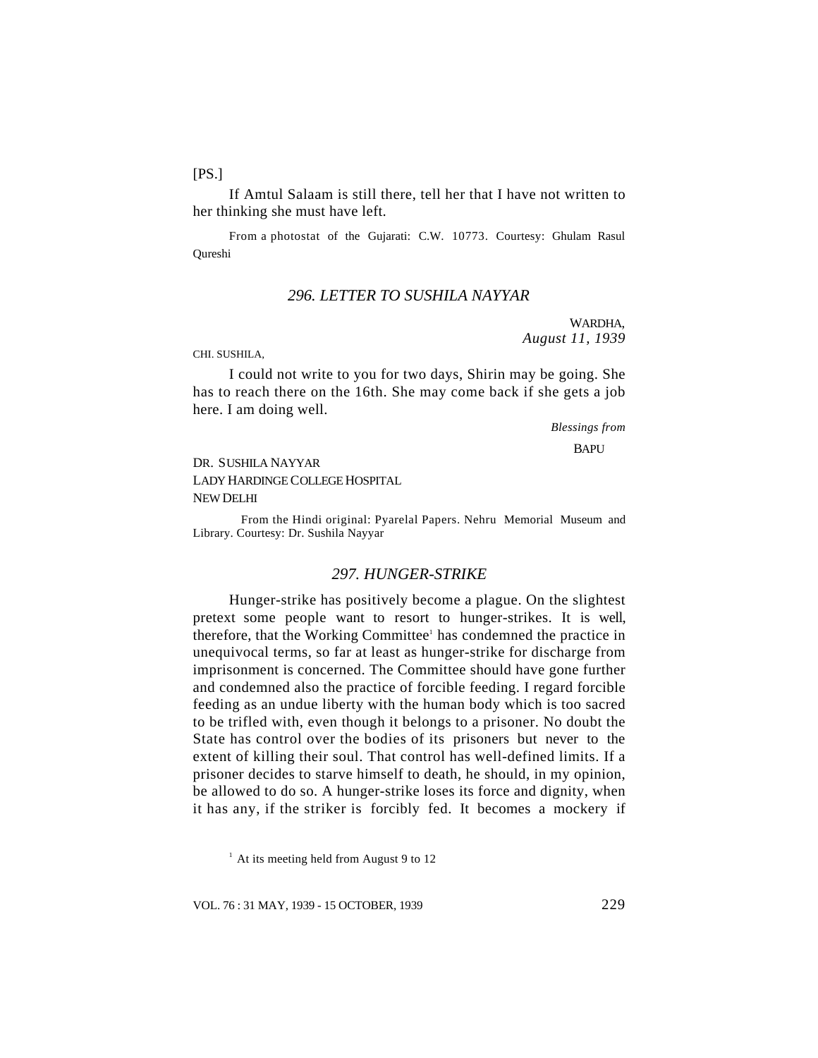[PS.]

If Amtul Salaam is still there, tell her that I have not written to her thinking she must have left.

From a photostat of the Gujarati: C.W. 10773. Courtesy: Ghulam Rasul Qureshi

## *296. LETTER TO SUSHILA NAYYAR*

WARDHA,
*August 11, 1939*

CHI. SUSHILA,

I could not write to you for two days, Shirin may be going. She has to reach there on the 16th. She may come back if she gets a job here. I am doing well.

*Blessings from*
BAPU

DR. SUSHILA NAYYAR
LADY HARDINGE COLLEGE HOSPITAL
NEW DELHI

From the Hindi original: Pyarelal Papers. Nehru Memorial Museum and Library. Courtesy: Dr. Sushila Nayyar

## *297. HUNGER-STRIKE*

Hunger-strike has positively become a plague. On the slightest pretext some people want to resort to hunger-strikes. It is well, therefore, that the Working Committee[1] has condemned the practice in unequivocal terms, so far at least as hunger-strike for discharge from imprisonment is concerned. The Committee should have gone further and condemned also the practice of forcible feeding. I regard forcible feeding as an undue liberty with the human body which is too sacred to be trifled with, even though it belongs to a prisoner. No doubt the State has control over the bodies of its prisoners but never to the extent of killing their soul. That control has well-defined limits. If a prisoner decides to starve himself to death, he should, in my opinion, be allowed to do so. A hunger-strike loses its force and dignity, when it has any, if the striker is forcibly fed. It becomes a mockery if

[1] At its meeting held from August 9 to 12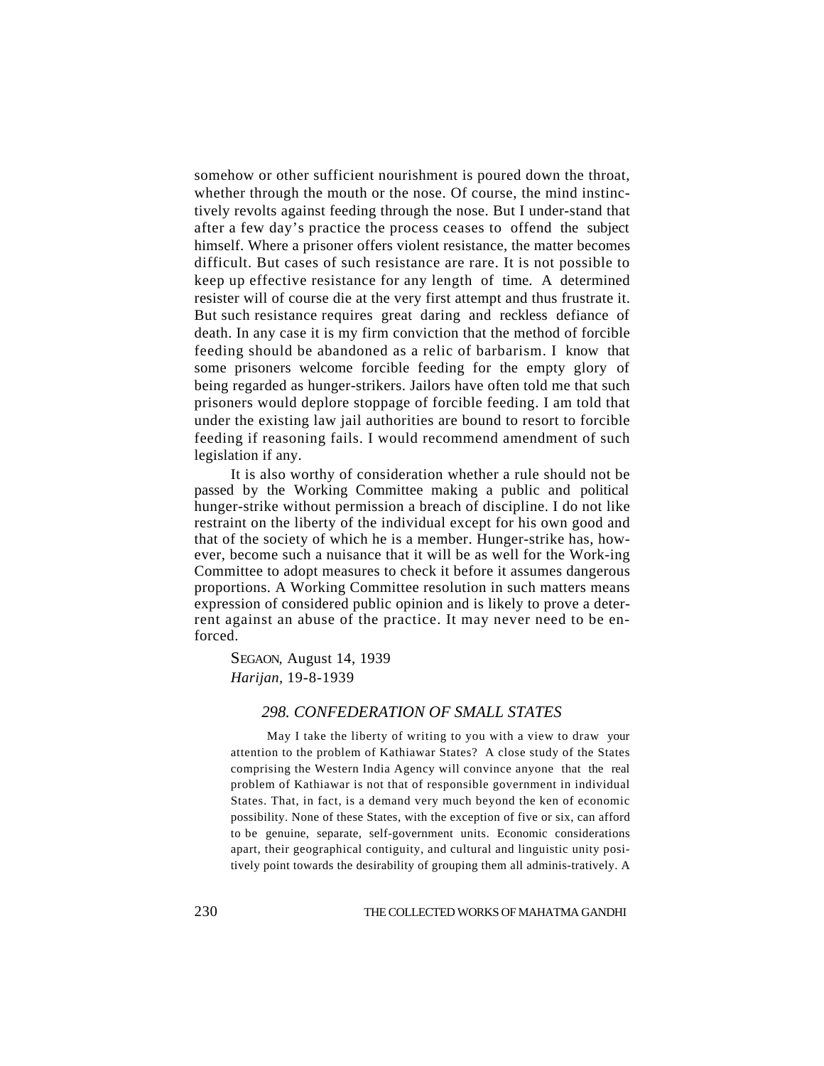somehow or other sufficient nourishment is poured down the throat, whether through the mouth or the nose. Of course, the mind instinctively revolts against feeding through the nose. But I under-stand that after a few day's practice the process ceases to offend the subject himself. Where a prisoner offers violent resistance, the matter becomes difficult. But cases of such resistance are rare. It is not possible to keep up effective resistance for any length of time. A determined resister will of course die at the very first attempt and thus frustrate it. But such resistance requires great daring and reckless defiance of death. In any case it is my firm conviction that the method of forcible feeding should be abandoned as a relic of barbarism. I know that some prisoners welcome forcible feeding for the empty glory of being regarded as hunger-strikers. Jailors have often told me that such prisoners would deplore stoppage of forcible feeding. I am told that under the existing law jail authorities are bound to resort to forcible feeding if reasoning fails. I would recommend amendment of such legislation if any.

It is also worthy of consideration whether a rule should not be passed by the Working Committee making a public and political hunger-strike without permission a breach of discipline. I do not like restraint on the liberty of the individual except for his own good and that of the society of which he is a member. Hunger-strike has, however, become such a nuisance that it will be as well for the Work-ing Committee to adopt measures to check it before it assumes dangerous proportions. A Working Committee resolution in such matters means expression of considered public opinion and is likely to prove a deterrent against an abuse of the practice. It may never need to be enforced.

SEGAON, August 14, 1939
*Harijan*, 19-8-1939

## *298. CONFEDERATION OF SMALL STATES*

May I take the liberty of writing to you with a view to draw your attention to the problem of Kathiawar States? A close study of the States comprising the Western India Agency will convince anyone that the real problem of Kathiawar is not that of responsible government in individual States. That, in fact, is a demand very much beyond the ken of economic possibility. None of these States, with the exception of five or six, can afford to be genuine, separate, self-government units. Economic considerations apart, their geographical contiguity, and cultural and linguistic unity positively point towards the desirability of grouping them all adminis-tratively. A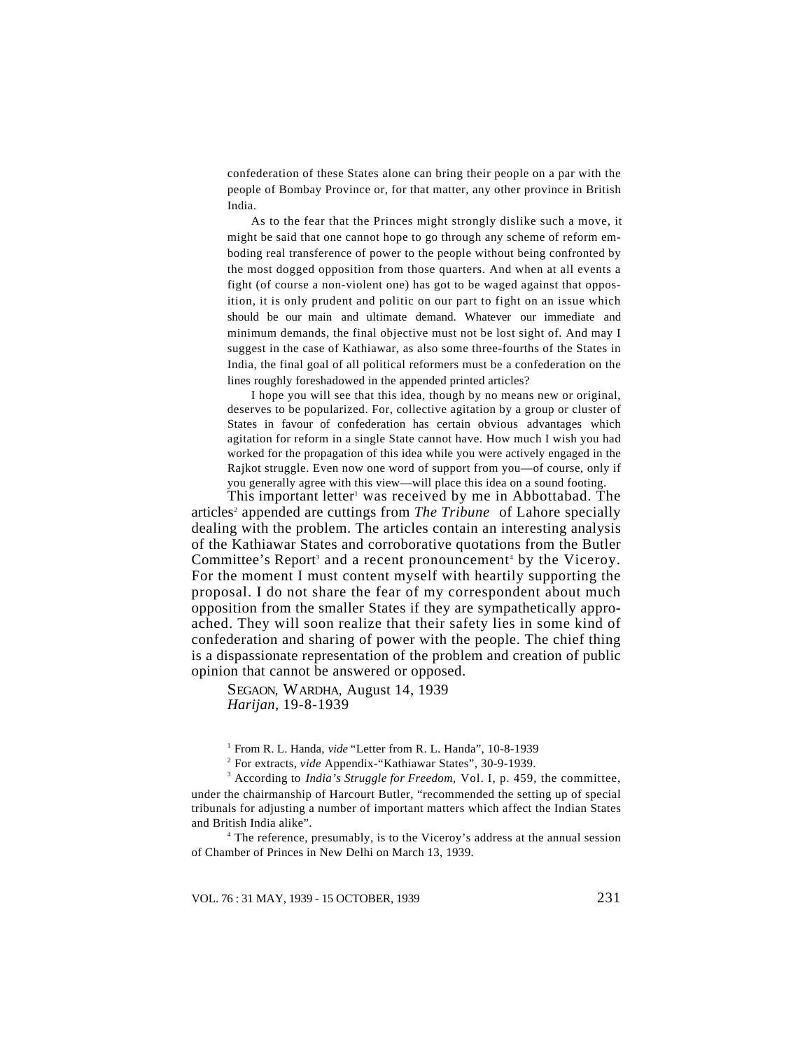confederation of these States alone can bring their people on a par with the people of Bombay Province or, for that matter, any other province in British India.

As to the fear that the Princes might strongly dislike such a move, it might be said that one cannot hope to go through any scheme of reform emboding real transference of power to the people without being confronted by the most dogged opposition from those quarters. And when at all events a fight (of course a non-violent one) has got to be waged against that opposition, it is only prudent and politic on our part to fight on an issue which should be our main and ultimate demand. Whatever our immediate and minimum demands, the final objective must not be lost sight of. And may I suggest in the case of Kathiawar, as also some three-fourths of the States in India, the final goal of all political reformers must be a confederation on the lines roughly foreshadowed in the appended printed articles?

I hope you will see that this idea, though by no means new or original, deserves to be popularized. For, collective agitation by a group or cluster of States in favour of confederation has certain obvious advantages which agitation for reform in a single State cannot have. How much I wish you had worked for the propagation of this idea while you were actively engaged in the Rajkot struggle. Even now one word of support from you—of course, only if you generally agree with this view—will place this idea on a sound footing.

This important letter[1] was received by me in Abbottabad. The articles[2] appended are cuttings from *The Tribune* of Lahore specially dealing with the problem. The articles contain an interesting analysis of the Kathiawar States and corroborative quotations from the Butler Committee's Report[3] and a recent pronouncement[4] by the Viceroy. For the moment I must content myself with heartily supporting the proposal. I do not share the fear of my correspondent about much opposition from the smaller States if they are sympathetically approached. They will soon realize that their safety lies in some kind of confederation and sharing of power with the people. The chief thing is a dispassionate representation of the problem and creation of public opinion that cannot be answered or opposed.

SEGAON, WARDHA, August 14, 1939
*Harijan,* 19-8-1939

[1] From R. L. Handa, *vide* "Letter from R. L. Handa", 10-8-1939

[2] For extracts, *vide* Appendix-"Kathiawar States", 30-9-1939.

[3] According to *India's Struggle for Freedom,* Vol. I, p. 459, the committee, under the chairmanship of Harcourt Butler, "recommended the setting up of special tribunals for adjusting a number of important matters which affect the Indian States and British India alike".

[4] The reference, presumably, is to the Viceroy's address at the annual session of Chamber of Princes in New Delhi on March 13, 1939.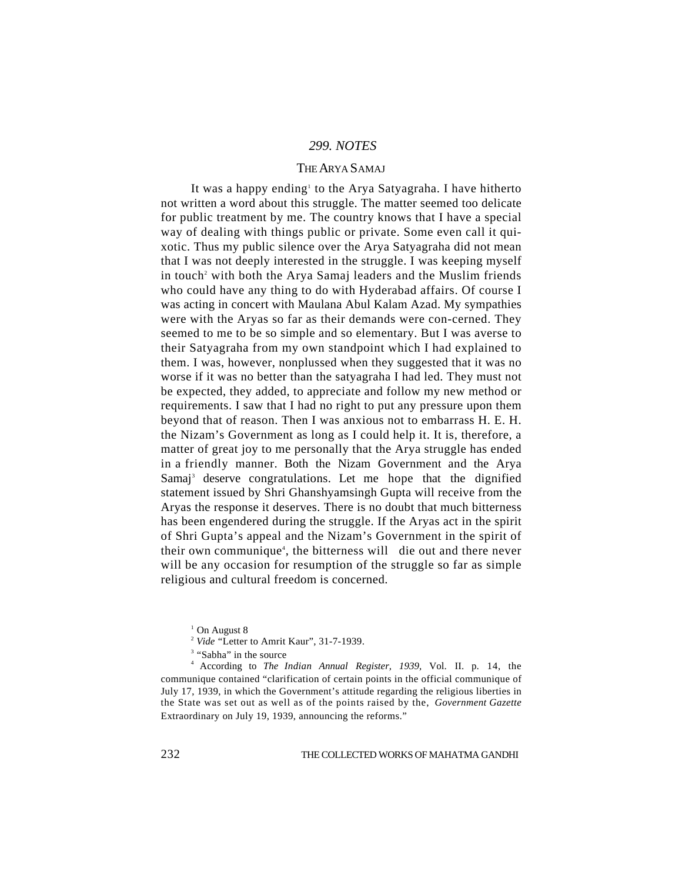## *299. NOTES*

### THE ARYA SAMAJ

It was a happy ending[1] to the Arya Satyagraha. I have hitherto not written a word about this struggle. The matter seemed too delicate for public treatment by me. The country knows that I have a special way of dealing with things public or private. Some even call it quixotic. Thus my public silence over the Arya Satyagraha did not mean that I was not deeply interested in the struggle. I was keeping myself in touch[2] with both the Arya Samaj leaders and the Muslim friends who could have any thing to do with Hyderabad affairs. Of course I was acting in concert with Maulana Abul Kalam Azad. My sympathies were with the Aryas so far as their demands were con-cerned. They seemed to me to be so simple and so elementary. But I was averse to their Satyagraha from my own standpoint which I had explained to them. I was, however, nonplussed when they suggested that it was no worse if it was no better than the satyagraha I had led. They must not be expected, they added, to appreciate and follow my new method or requirements. I saw that I had no right to put any pressure upon them beyond that of reason. Then I was anxious not to embarrass H. E. H. the Nizam's Government as long as I could help it. It is, therefore, a matter of great joy to me personally that the Arya struggle has ended in a friendly manner. Both the Nizam Government and the Arya Samaj[3] deserve congratulations. Let me hope that the dignified statement issued by Shri Ghanshyamsingh Gupta will receive from the Aryas the response it deserves. There is no doubt that much bitterness has been engendered during the struggle. If the Aryas act in the spirit of Shri Gupta's appeal and the Nizam's Government in the spirit of their own communique[4], the bitterness will die out and there never will be any occasion for resumption of the struggle so far as simple religious and cultural freedom is concerned.

[1] On August 8

[2] *Vide* "Letter to Amrit Kaur", 31-7-1939.

[3] "Sabha" in the source

[4] According to *The Indian Annual Register, 1939,* Vol. II. p. 14, the communique contained "clarification of certain points in the official communique of July 17, 1939, in which the Government's attitude regarding the religious liberties in the State was set out as well as of the points raised by the, *Government Gazette* Extraordinary on July 19, 1939, announcing the reforms."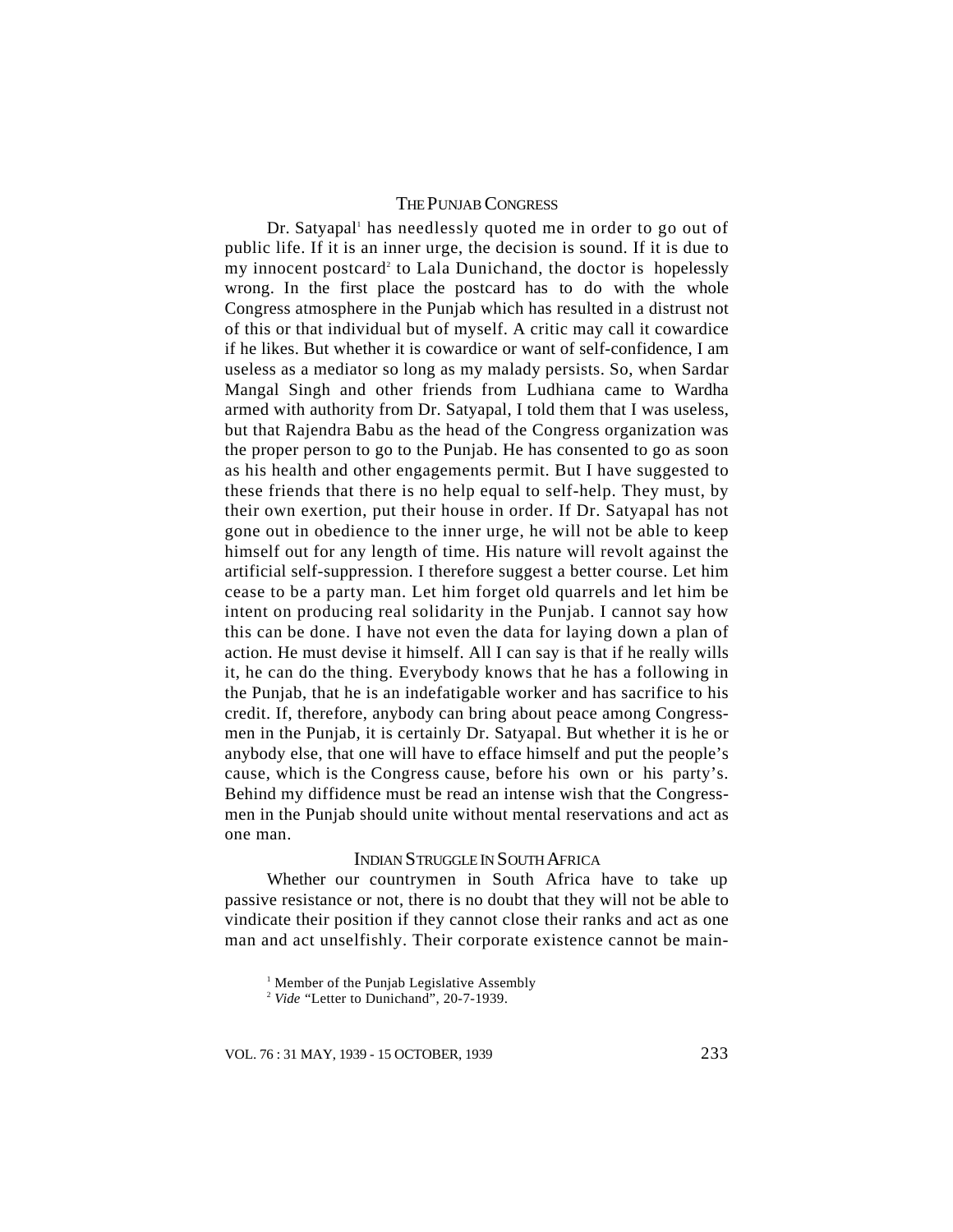## THE PUNJAB CONGRESS

Dr. Satyapal[1] has needlessly quoted me in order to go out of public life. If it is an inner urge, the decision is sound. If it is due to my innocent postcard[2] to Lala Dunichand, the doctor is hopelessly wrong. In the first place the postcard has to do with the whole Congress atmosphere in the Punjab which has resulted in a distrust not of this or that individual but of myself. A critic may call it cowardice if he likes. But whether it is cowardice or want of self-confidence, I am useless as a mediator so long as my malady persists. So, when Sardar Mangal Singh and other friends from Ludhiana came to Wardha armed with authority from Dr. Satyapal, I told them that I was useless, but that Rajendra Babu as the head of the Congress organization was the proper person to go to the Punjab. He has consented to go as soon as his health and other engagements permit. But I have suggested to these friends that there is no help equal to self-help. They must, by their own exertion, put their house in order. If Dr. Satyapal has not gone out in obedience to the inner urge, he will not be able to keep himself out for any length of time. His nature will revolt against the artificial self-suppression. I therefore suggest a better course. Let him cease to be a party man. Let him forget old quarrels and let him be intent on producing real solidarity in the Punjab. I cannot say how this can be done. I have not even the data for laying down a plan of action. He must devise it himself. All I can say is that if he really wills it, he can do the thing. Everybody knows that he has a following in the Punjab, that he is an indefatigable worker and has sacrifice to his credit. If, therefore, anybody can bring about peace among Congressmen in the Punjab, it is certainly Dr. Satyapal. But whether it is he or anybody else, that one will have to efface himself and put the people's cause, which is the Congress cause, before his own or his party's. Behind my diffidence must be read an intense wish that the Congressmen in the Punjab should unite without mental reservations and act as one man.

## INDIAN STRUGGLE IN SOUTH AFRICA

Whether our countrymen in South Africa have to take up passive resistance or not, there is no doubt that they will not be able to vindicate their position if they cannot close their ranks and act as one man and act unselfishly. Their corporate existence cannot be main-

[1] Member of the Punjab Legislative Assembly

[2] *Vide* "Letter to Dunichand", 20-7-1939.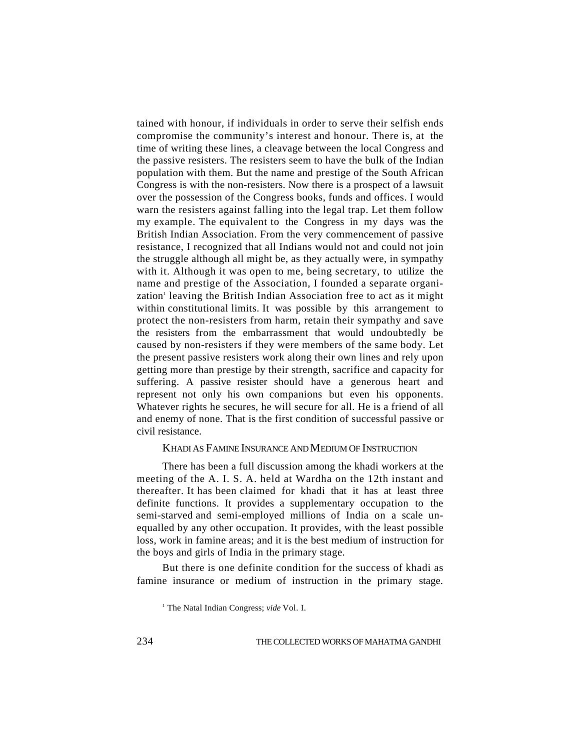tained with honour, if individuals in order to serve their selfish ends compromise the community's interest and honour. There is, at the time of writing these lines, a cleavage between the local Congress and the passive resisters. The resisters seem to have the bulk of the Indian population with them. But the name and prestige of the South African Congress is with the non-resisters. Now there is a prospect of a lawsuit over the possession of the Congress books, funds and offices. I would warn the resisters against falling into the legal trap. Let them follow my example. The equivalent to the Congress in my days was the British Indian Association. From the very commencement of passive resistance, I recognized that all Indians would not and could not join the struggle although all might be, as they actually were, in sympathy with it. Although it was open to me, being secretary, to utilize the name and prestige of the Association, I founded a separate organization[1] leaving the British Indian Association free to act as it might within constitutional limits. It was possible by this arrangement to protect the non-resisters from harm, retain their sympathy and save the resisters from the embarrassment that would undoubtedly be caused by non-resisters if they were members of the same body. Let the present passive resisters work along their own lines and rely upon getting more than prestige by their strength, sacrifice and capacity for suffering. A passive resister should have a generous heart and represent not only his own companions but even his opponents. Whatever rights he secures, he will secure for all. He is a friend of all and enemy of none. That is the first condition of successful passive or civil resistance.

### KHADI AS FAMINE INSURANCE AND MEDIUM OF INSTRUCTION

There has been a full discussion among the khadi workers at the meeting of the A. I. S. A. held at Wardha on the 12th instant and thereafter. It has been claimed for khadi that it has at least three definite functions. It provides a supplementary occupation to the semi-starved and semi-employed millions of India on a scale unequalled by any other occupation. It provides, with the least possible loss, work in famine areas; and it is the best medium of instruction for the boys and girls of India in the primary stage.

But there is one definite condition for the success of khadi as famine insurance or medium of instruction in the primary stage.

[1] The Natal Indian Congress; *vide* Vol. I.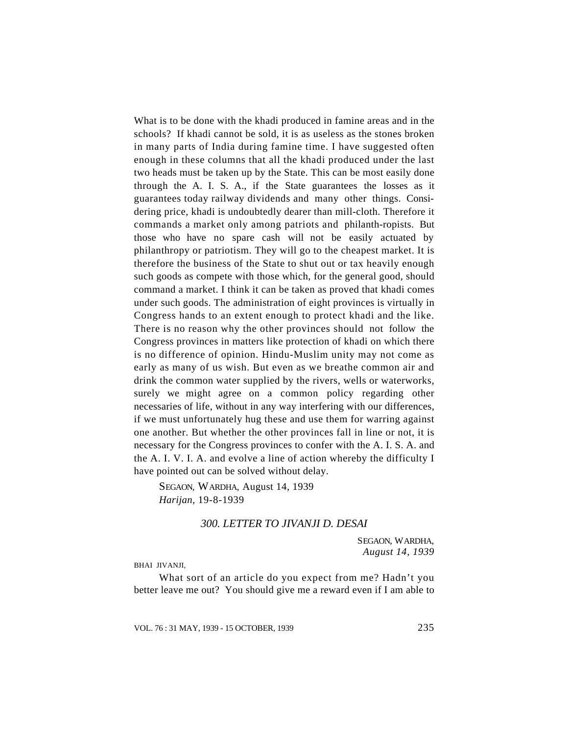What is to be done with the khadi produced in famine areas and in the schools? If khadi cannot be sold, it is as useless as the stones broken in many parts of India during famine time. I have suggested often enough in these columns that all the khadi produced under the last two heads must be taken up by the State. This can be most easily done through the A. I. S. A., if the State guarantees the losses as it guarantees today railway dividends and many other things. Considering price, khadi is undoubtedly dearer than mill-cloth. Therefore it commands a market only among patriots and philanth-ropists. But those who have no spare cash will not be easily actuated by philanthropy or patriotism. They will go to the cheapest market. It is therefore the business of the State to shut out or tax heavily enough such goods as compete with those which, for the general good, should command a market. I think it can be taken as proved that khadi comes under such goods. The administration of eight provinces is virtually in Congress hands to an extent enough to protect khadi and the like. There is no reason why the other provinces should not follow the Congress provinces in matters like protection of khadi on which there is no difference of opinion. Hindu-Muslim unity may not come as early as many of us wish. But even as we breathe common air and drink the common water supplied by the rivers, wells or waterworks, surely we might agree on a common policy regarding other necessaries of life, without in any way interfering with our differences, if we must unfortunately hug these and use them for warring against one another. But whether the other provinces fall in line or not, it is necessary for the Congress provinces to confer with the A. I. S. A. and the A. I. V. I. A. and evolve a line of action whereby the difficulty I have pointed out can be solved without delay.

SEGAON, WARDHA, August 14, 1939
*Harijan,* 19-8-1939

### *300. LETTER TO JIVANJI D. DESAI*

SEGAON, WARDHA,
*August 14, 1939*

BHAI JIVANJI,

What sort of an article do you expect from me? Hadn't you better leave me out? You should give me a reward even if I am able to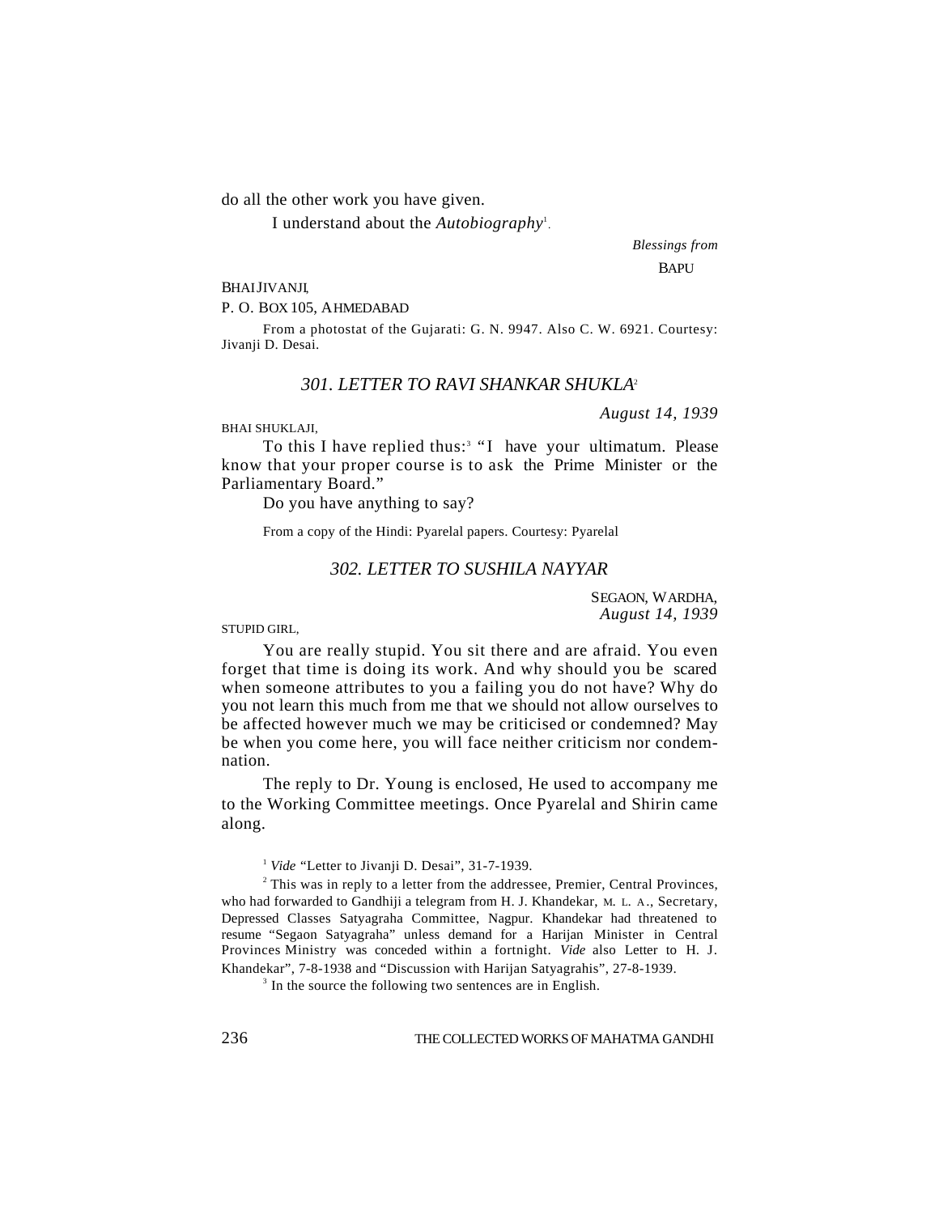do all the other work you have given.

I understand about the *Autobiography*[1].

*Blessings from*

BAPU

BHAI JIVANJI,

P. O. BOX 105, AHMEDABAD

From a photostat of the Gujarati: G. N. 9947. Also C. W. 6921. Courtesy: Jivanji D. Desai.

### *301. LETTER TO RAVI SHANKAR SHUKLA*[2]

*August 14, 1939*

BHAI SHUKLAJI,

To this I have replied thus:[3] "I have your ultimatum. Please know that your proper course is to ask the Prime Minister or the Parliamentary Board."

Do you have anything to say?

From a copy of the Hindi: Pyarelal papers. Courtesy: Pyarelal

### *302. LETTER TO SUSHILA NAYYAR*

SEGAON, WARDHA,
*August 14, 1939*

STUPID GIRL,

You are really stupid. You sit there and are afraid. You even forget that time is doing its work. And why should you be scared when someone attributes to you a failing you do not have? Why do you not learn this much from me that we should not allow ourselves to be affected however much we may be criticised or condemned? May be when you come here, you will face neither criticism nor condemnation.

The reply to Dr. Young is enclosed, He used to accompany me to the Working Committee meetings. Once Pyarelal and Shirin came along.

---

[1] *Vide* "Letter to Jivanji D. Desai", 31-7-1939.

[2] This was in reply to a letter from the addressee, Premier, Central Provinces, who had forwarded to Gandhiji a telegram from H. J. Khandekar, M. L. A., Secretary, Depressed Classes Satyagraha Committee, Nagpur. Khandekar had threatened to resume "Segaon Satyagraha" unless demand for a Harijan Minister in Central Provinces Ministry was conceded within a fortnight. *Vide* also Letter to H. J. Khandekar", 7-8-1938 and "Discussion with Harijan Satyagrahis", 27-8-1939.

[3] In the source the following two sentences are in English.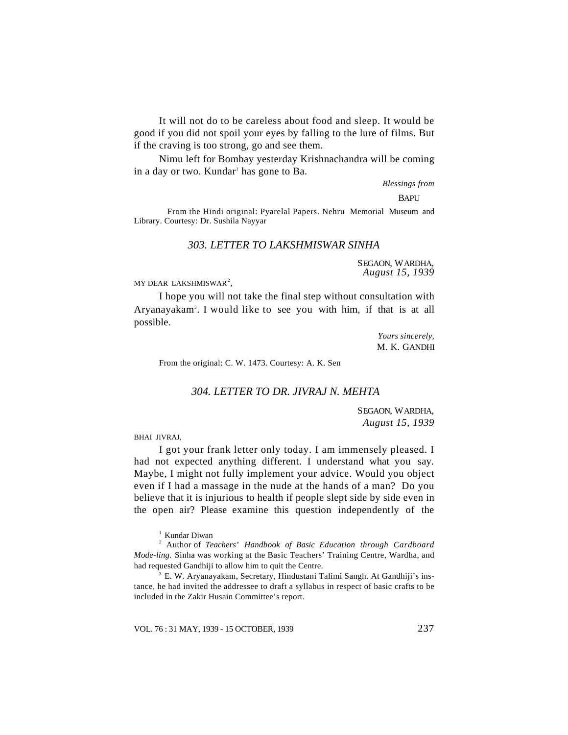It will not do to be careless about food and sleep. It would be good if you did not spoil your eyes by falling to the lure of films. But if the craving is too strong, go and see them.

Nimu left for Bombay yesterday Krishnachandra will be coming in a day or two. Kundar[1] has gone to Ba.

*Blessings from*

BAPU

From the Hindi original: Pyarelal Papers. Nehru Memorial Museum and Library. Courtesy: Dr. Sushila Nayyar

## *303. LETTER TO LAKSHMISWAR SINHA*

SEGAON, WARDHA,
*August 15, 1939*

MY DEAR LAKSHMISWAR[2],

I hope you will not take the final step without consultation with Aryanayakam[3]. I would like to see you with him, if that is at all possible.

*Yours sincerely,*
M. K. GANDHI

From the original: C. W. 1473. Courtesy: A. K. Sen

## *304. LETTER TO DR. JIVRAJ N. MEHTA*

SEGAON, WARDHA,
*August 15, 1939*

BHAI JIVRAJ,

I got your frank letter only today. I am immensely pleased. I had not expected anything different. I understand what you say. Maybe, I might not fully implement your advice. Would you object even if I had a massage in the nude at the hands of a man? Do you believe that it is injurious to health if people slept side by side even in the open air? Please examine this question independently of the

---

[1] Kundar Diwan

[2] Author of *Teachers' Handbook of Basic Education through Cardboard Mode-ling.* Sinha was working at the Basic Teachers' Training Centre, Wardha, and had requested Gandhiji to allow him to quit the Centre.

[3] E. W. Aryanayakam, Secretary, Hindustani Talimi Sangh. At Gandhiji's ins-tance, he had invited the addressee to draft a syllabus in respect of basic crafts to be included in the Zakir Husain Committee's report.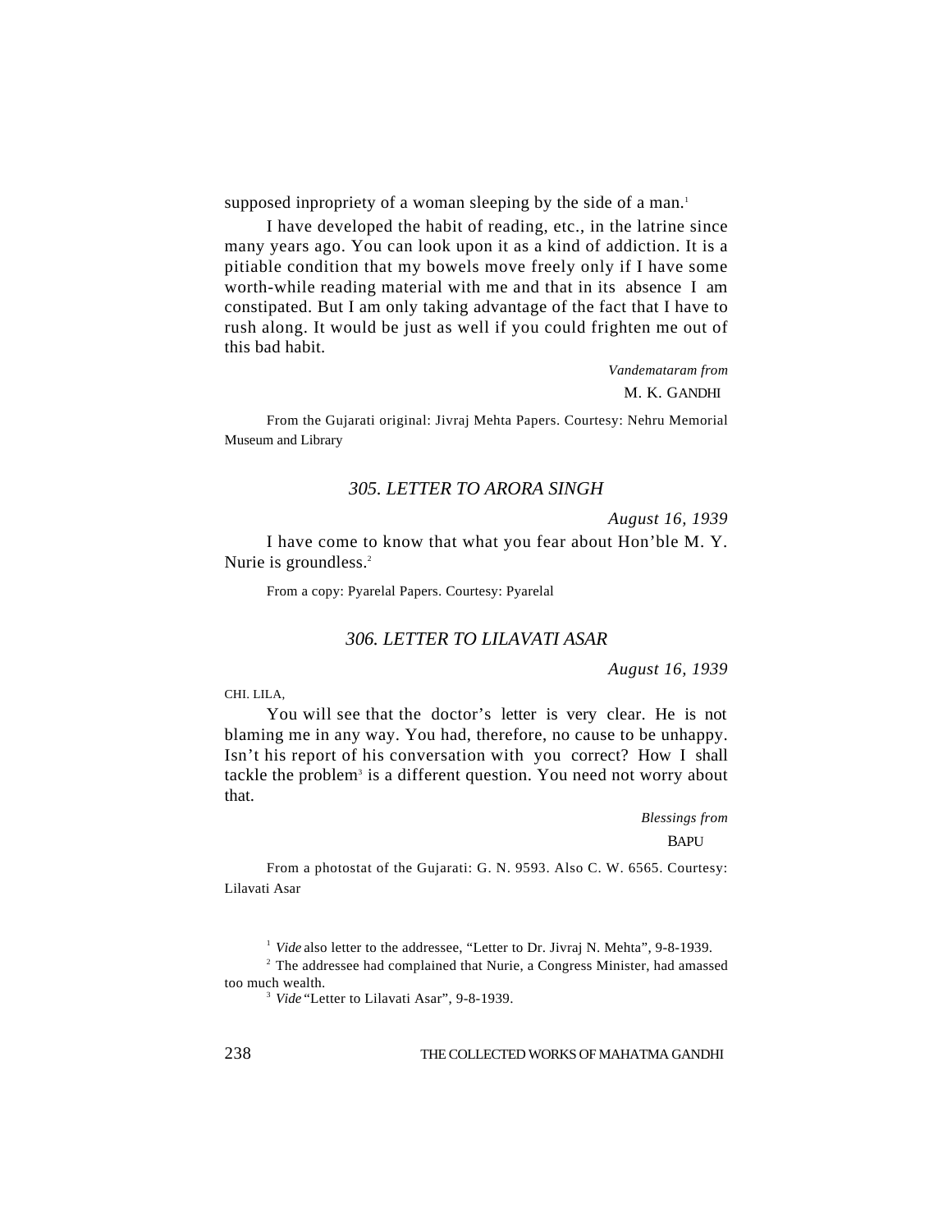supposed inpropriety of a woman sleeping by the side of a man.[1]

I have developed the habit of reading, etc., in the latrine since many years ago. You can look upon it as a kind of addiction. It is a pitiable condition that my bowels move freely only if I have some worth-while reading material with me and that in its absence I am constipated. But I am only taking advantage of the fact that I have to rush along. It would be just as well if you could frighten me out of this bad habit.

*Vandemataram from*

M. K. GANDHI

From the Gujarati original: Jivraj Mehta Papers. Courtesy: Nehru Memorial Museum and Library

### *305. LETTER TO ARORA SINGH*

*August 16, 1939*

I have come to know that what you fear about Hon'ble M. Y. Nurie is groundless.[2]

From a copy: Pyarelal Papers. Courtesy: Pyarelal

### *306. LETTER TO LILAVATI ASAR*

*August 16, 1939*

CHI. LILA,

You will see that the doctor's letter is very clear. He is not blaming me in any way. You had, therefore, no cause to be unhappy. Isn't his report of his conversation with you correct? How I shall tackle the problem[3] is a different question. You need not worry about that.

*Blessings from*

BAPU

From a photostat of the Gujarati: G. N. 9593. Also C. W. 6565. Courtesy: Lilavati Asar

---

[1] *Vide* also letter to the addressee, "Letter to Dr. Jivraj N. Mehta", 9-8-1939.

[2] The addressee had complained that Nurie, a Congress Minister, had amassed too much wealth.

[3] *Vide* "Letter to Lilavati Asar", 9-8-1939.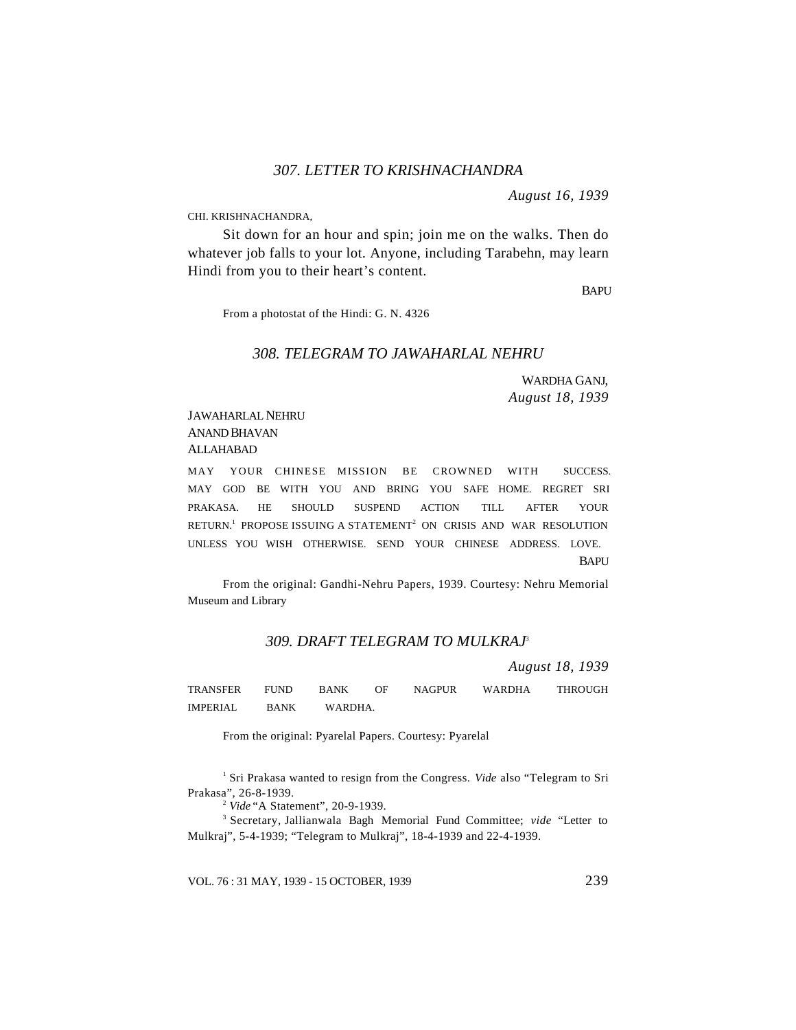### *307. LETTER TO KRISHNACHANDRA*

*August 16, 1939*

CHI. KRISHNACHANDRA,

Sit down for an hour and spin; join me on the walks. Then do whatever job falls to your lot. Anyone, including Tarabehn, may learn Hindi from you to their heart's content.

BAPU

From a photostat of the Hindi: G. N. 4326

### *308. TELEGRAM TO JAWAHARLAL NEHRU*

WARDHA GANJ,
*August 18, 1939*

JAWAHARLAL NEHRU
ANAND BHAVAN
ALLAHABAD

MAY YOUR CHINESE MISSION BE CROWNED WITH SUCCESS. MAY GOD BE WITH YOU AND BRING YOU SAFE HOME. REGRET SRI PRAKASA. HE SHOULD SUSPEND ACTION TILL AFTER YOUR RETURN.[1] PROPOSE ISSUING A STATEMENT[2] ON CRISIS AND WAR RESOLUTION UNLESS YOU WISH OTHERWISE. SEND YOUR CHINESE ADDRESS. LOVE.

BAPU

From the original: Gandhi-Nehru Papers, 1939. Courtesy: Nehru Memorial Museum and Library

### *309. DRAFT TELEGRAM TO MULKRAJ*[3]

*August 18, 1939*

TRANSFER FUND BANK OF NAGPUR WARDHA THROUGH IMPERIAL BANK WARDHA.

From the original: Pyarelal Papers. Courtesy: Pyarelal

[1] Sri Prakasa wanted to resign from the Congress. *Vide* also "Telegram to Sri Prakasa", 26-8-1939.

[2] *Vide* "A Statement", 20-9-1939.

[3] Secretary, Jallianwala Bagh Memorial Fund Committee; *vide* "Letter to Mulkraj", 5-4-1939; "Telegram to Mulkraj", 18-4-1939 and 22-4-1939.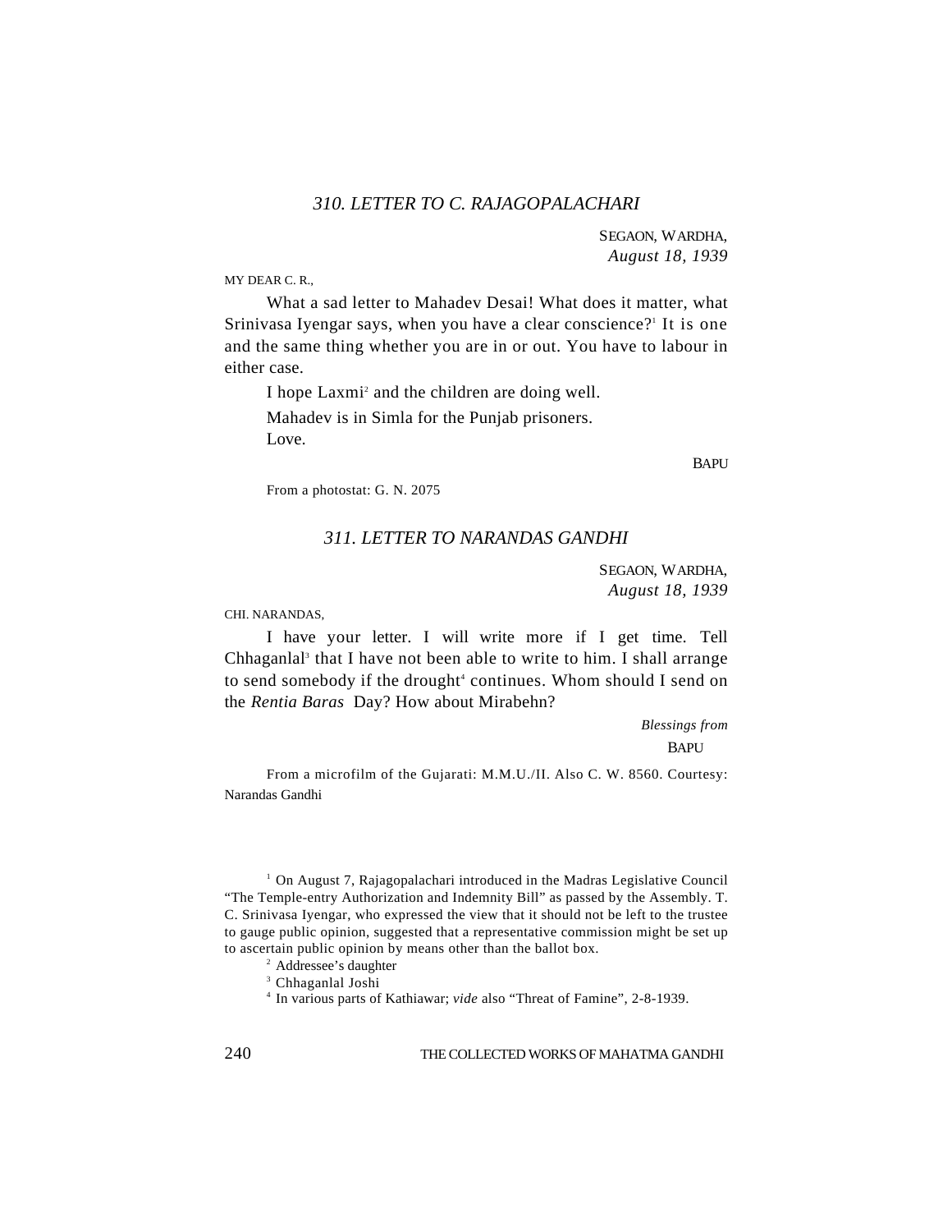### *310. LETTER TO C. RAJAGOPALACHARI*

SEGAON, WARDHA,
*August 18, 1939*

MY DEAR C. R.,

What a sad letter to Mahadev Desai! What does it matter, what Srinivasa Iyengar says, when you have a clear conscience?[1] It is one and the same thing whether you are in or out. You have to labour in either case.

I hope Laxmi[2] and the children are doing well.

Mahadev is in Simla for the Punjab prisoners.

Love.

BAPU

From a photostat: G. N. 2075

### *311. LETTER TO NARANDAS GANDHI*

SEGAON, WARDHA,
*August 18, 1939*

CHI. NARANDAS,

I have your letter. I will write more if I get time. Tell Chhaganlal[3] that I have not been able to write to him. I shall arrange to send somebody if the drought[4] continues. Whom should I send on the *Rentia Baras* Day? How about Mirabehn?

*Blessings from*
BAPU

From a microfilm of the Gujarati: M.M.U./II. Also C. W. 8560. Courtesy: Narandas Gandhi

---

[1] On August 7, Rajagopalachari introduced in the Madras Legislative Council "The Temple-entry Authorization and Indemnity Bill" as passed by the Assembly. T. C. Srinivasa Iyengar, who expressed the view that it should not be left to the trustee to gauge public opinion, suggested that a representative commission might be set up to ascertain public opinion by means other than the ballot box.

[2] Addressee's daughter

[3] Chhaganlal Joshi

[4] In various parts of Kathiawar; *vide* also "Threat of Famine", 2-8-1939.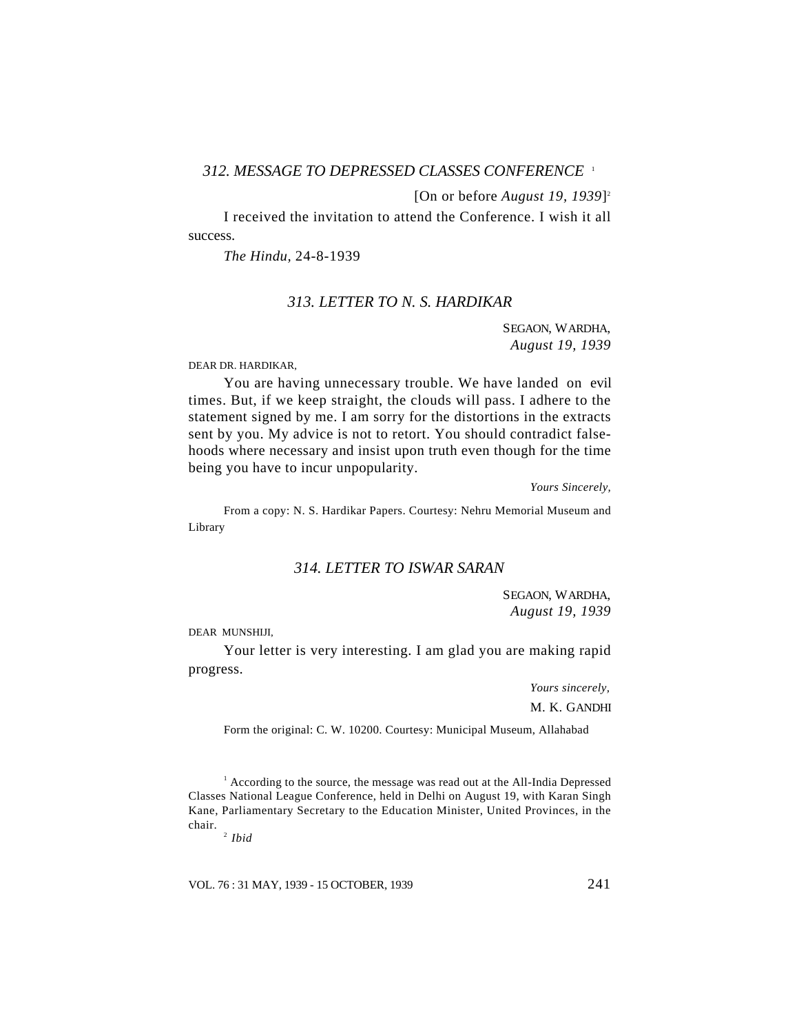### *312. MESSAGE TO DEPRESSED CLASSES CONFERENCE* [1]

[On or before *August 19, 1939*][2]

I received the invitation to attend the Conference. I wish it all success.

*The Hindu,* 24-8-1939

### *313. LETTER TO N. S. HARDIKAR*

SEGAON, WARDHA,
*August 19, 1939*

DEAR DR. HARDIKAR,

You are having unnecessary trouble. We have landed on evil times. But, if we keep straight, the clouds will pass. I adhere to the statement signed by me. I am sorry for the distortions in the extracts sent by you. My advice is not to retort. You should contradict falsehoods where necessary and insist upon truth even though for the time being you have to incur unpopularity.

*Yours Sincerely,*

From a copy: N. S. Hardikar Papers. Courtesy: Nehru Memorial Museum and Library

### *314. LETTER TO ISWAR SARAN*

SEGAON, WARDHA,
*August 19, 1939*

DEAR MUNSHIJI,

Your letter is very interesting. I am glad you are making rapid progress.

*Yours sincerely,*

M. K. GANDHI

Form the original: C. W. 10200. Courtesy: Municipal Museum, Allahabad

---

[1] According to the source, the message was read out at the All-India Depressed Classes National League Conference, held in Delhi on August 19, with Karan Singh Kane, Parliamentary Secretary to the Education Minister, United Provinces, in the chair.

[2] *Ibid*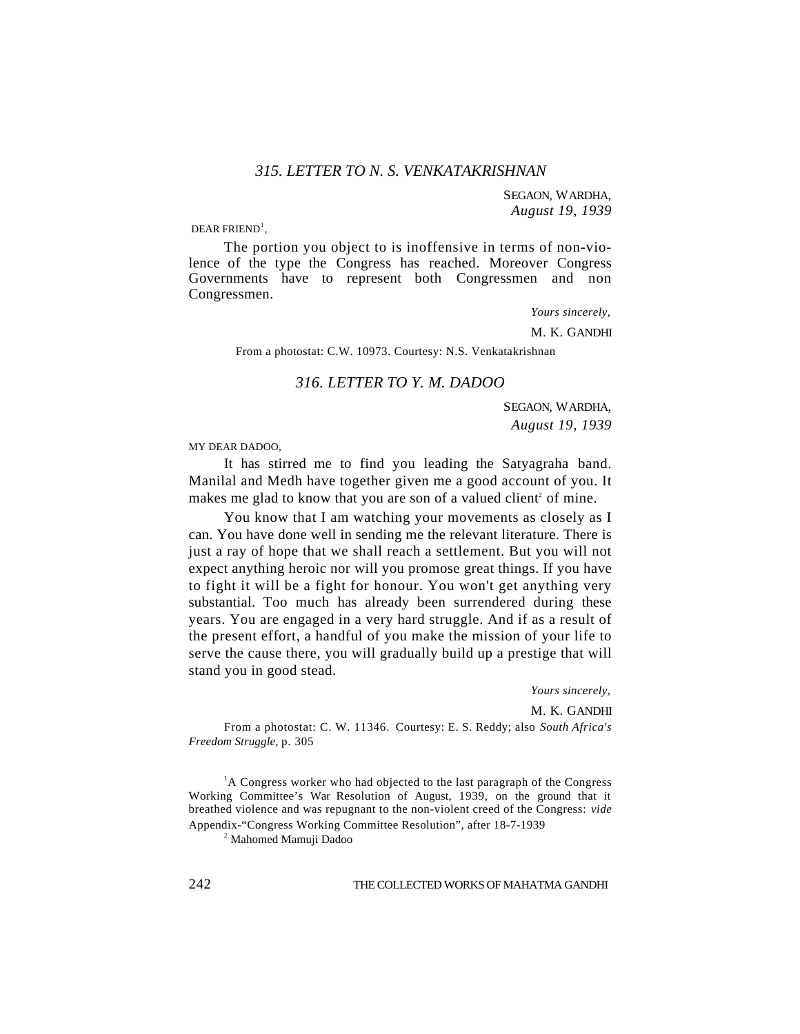### *315. LETTER TO N. S. VENKATAKRISHNAN*

SEGAON, WARDHA,
*August 19, 1939*

DEAR FRIEND[1],

The portion you object to is inoffensive in terms of non-violence of the type the Congress has reached. Moreover Congress Governments have to represent both Congressmen and non Congressmen.

*Yours sincerely,*

M. K. GANDHI

From a photostat: C.W. 10973. Courtesy: N.S. Venkatakrishnan

### *316. LETTER TO Y. M. DADOO*

SEGAON, WARDHA,
*August 19, 1939*

MY DEAR DADOO,

It has stirred me to find you leading the Satyagraha band. Manilal and Medh have together given me a good account of you. It makes me glad to know that you are son of a valued client[2] of mine.

You know that I am watching your movements as closely as I can. You have done well in sending me the relevant literature. There is just a ray of hope that we shall reach a settlement. But you will not expect anything heroic nor will you promose great things. If you have to fight it will be a fight for honour. You won't get anything very substantial. Too much has already been surrendered during these years. You are engaged in a very hard struggle. And if as a result of the present effort, a handful of you make the mission of your life to serve the cause there, you will gradually build up a prestige that will stand you in good stead.

*Yours sincerely,*

M. K. GANDHI

From a photostat: C. W. 11346. Courtesy: E. S. Reddy; also *South Africa's Freedom Struggle,* p. 305

---

[1] A Congress worker who had objected to the last paragraph of the Congress Working Committee's War Resolution of August, 1939, on the ground that it breathed violence and was repugnant to the non-violent creed of the Congress: *vide* Appendix-"Congress Working Committee Resolution", after 18-7-1939

[2] Mahomed Mamuji Dadoo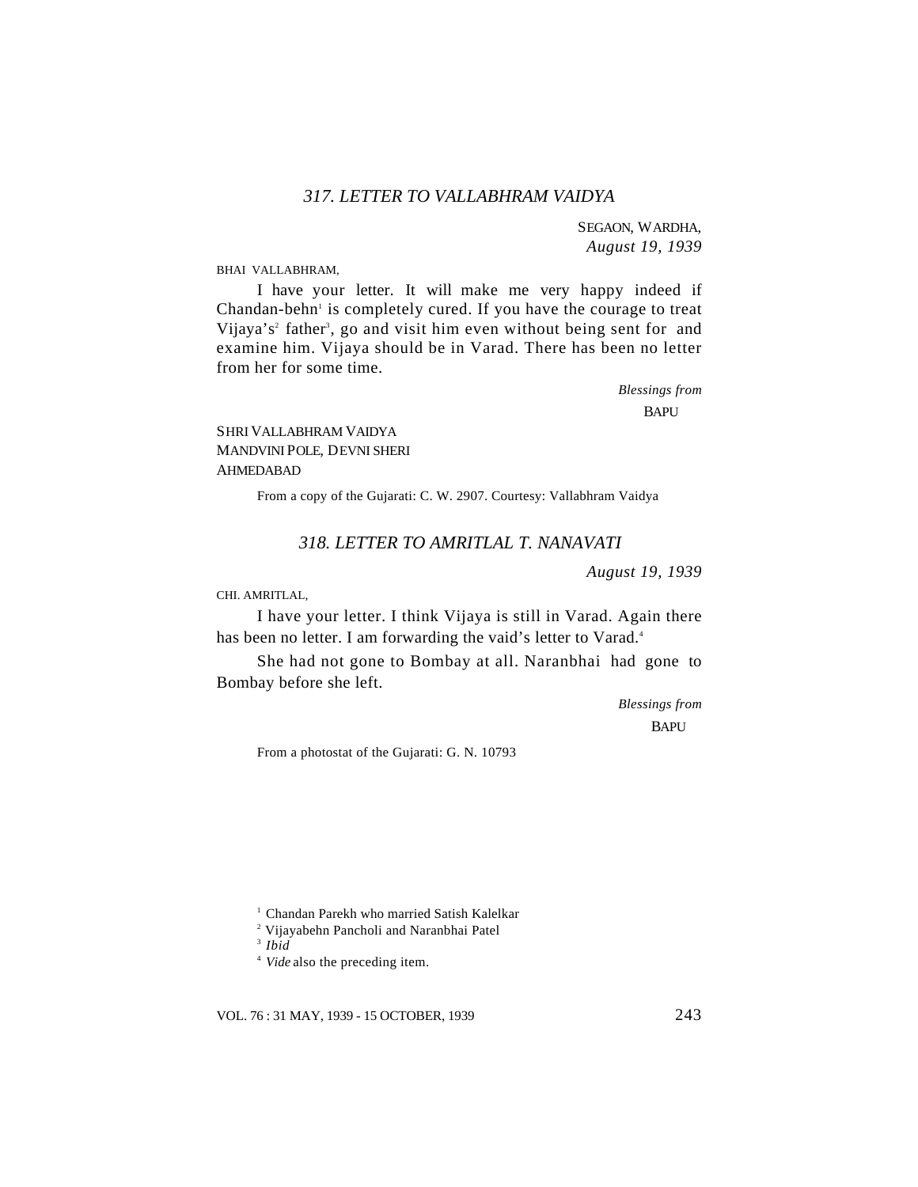### *317. LETTER TO VALLABHRAM VAIDYA*

SEGAON, WARDHA,
*August 19, 1939*

BHAI VALLABHRAM,

I have your letter. It will make me very happy indeed if Chandan-behn[1] is completely cured. If you have the courage to treat Vijaya's[2] father[3], go and visit him even without being sent for and examine him. Vijaya should be in Varad. There has been no letter from her for some time.

*Blessings from*
BAPU

SHRI VALLABHRAM VAIDYA
MANDVINI POLE, DEVNI SHERI
AHMEDABAD

From a copy of the Gujarati: C. W. 2907. Courtesy: Vallabhram Vaidya

### *318. LETTER TO AMRITLAL T. NANAVATI*

*August 19, 1939*

CHI. AMRITLAL,

I have your letter. I think Vijaya is still in Varad. Again there has been no letter. I am forwarding the vaid's letter to Varad.[4]

She had not gone to Bombay at all. Naranbhai had gone to Bombay before she left.

*Blessings from*
BAPU

From a photostat of the Gujarati: G. N. 10793

---

[1] Chandan Parekh who married Satish Kalelkar

[2] Vijayabehn Pancholi and Naranbhai Patel

[3] *Ibid*

[4] *Vide* also the preceding item.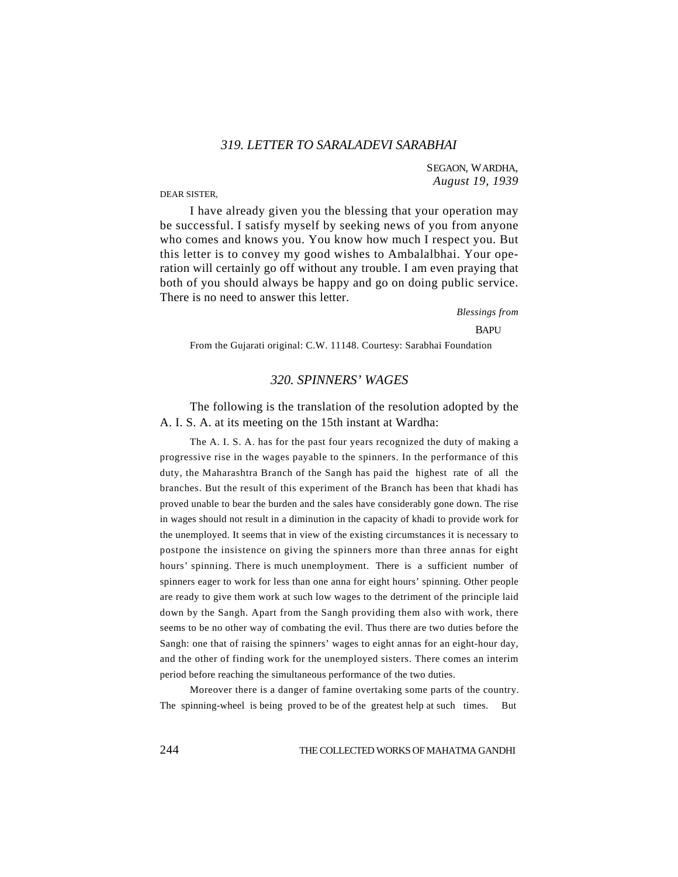### *319. LETTER TO SARALADEVI SARABHAI*

SEGAON, WARDHA,
*August 19, 1939*

DEAR SISTER,

I have already given you the blessing that your operation may be successful. I satisfy myself by seeking news of you from anyone who comes and knows you. You know how much I respect you. But this letter is to convey my good wishes to Ambalalbhai. Your operation will certainly go off without any trouble. I am even praying that both of you should always be happy and go on doing public service. There is no need to answer this letter.

*Blessings from*

BAPU

From the Gujarati original: C.W. 11148. Courtesy: Sarabhai Foundation

### *320. SPINNERS' WAGES*

The following is the translation of the resolution adopted by the A. I. S. A. at its meeting on the 15th instant at Wardha:

> The A. I. S. A. has for the past four years recognized the duty of making a progressive rise in the wages payable to the spinners. In the performance of this duty, the Maharashtra Branch of the Sangh has paid the highest rate of all the branches. But the result of this experiment of the Branch has been that khadi has proved unable to bear the burden and the sales have considerably gone down. The rise in wages should not result in a diminution in the capacity of khadi to provide work for the unemployed. It seems that in view of the existing circumstances it is necessary to postpone the insistence on giving the spinners more than three annas for eight hours' spinning. There is much unemployment. There is a sufficient number of spinners eager to work for less than one anna for eight hours' spinning. Other people are ready to give them work at such low wages to the detriment of the principle laid down by the Sangh. Apart from the Sangh providing them also with work, there seems to be no other way of combating the evil. Thus there are two duties before the Sangh: one that of raising the spinners' wages to eight annas for an eight-hour day, and the other of finding work for the unemployed sisters. There comes an interim period before reaching the simultaneous performance of the two duties.
>
> Moreover there is a danger of famine overtaking some parts of the country. The spinning-wheel is being proved to be of the greatest help at such times. But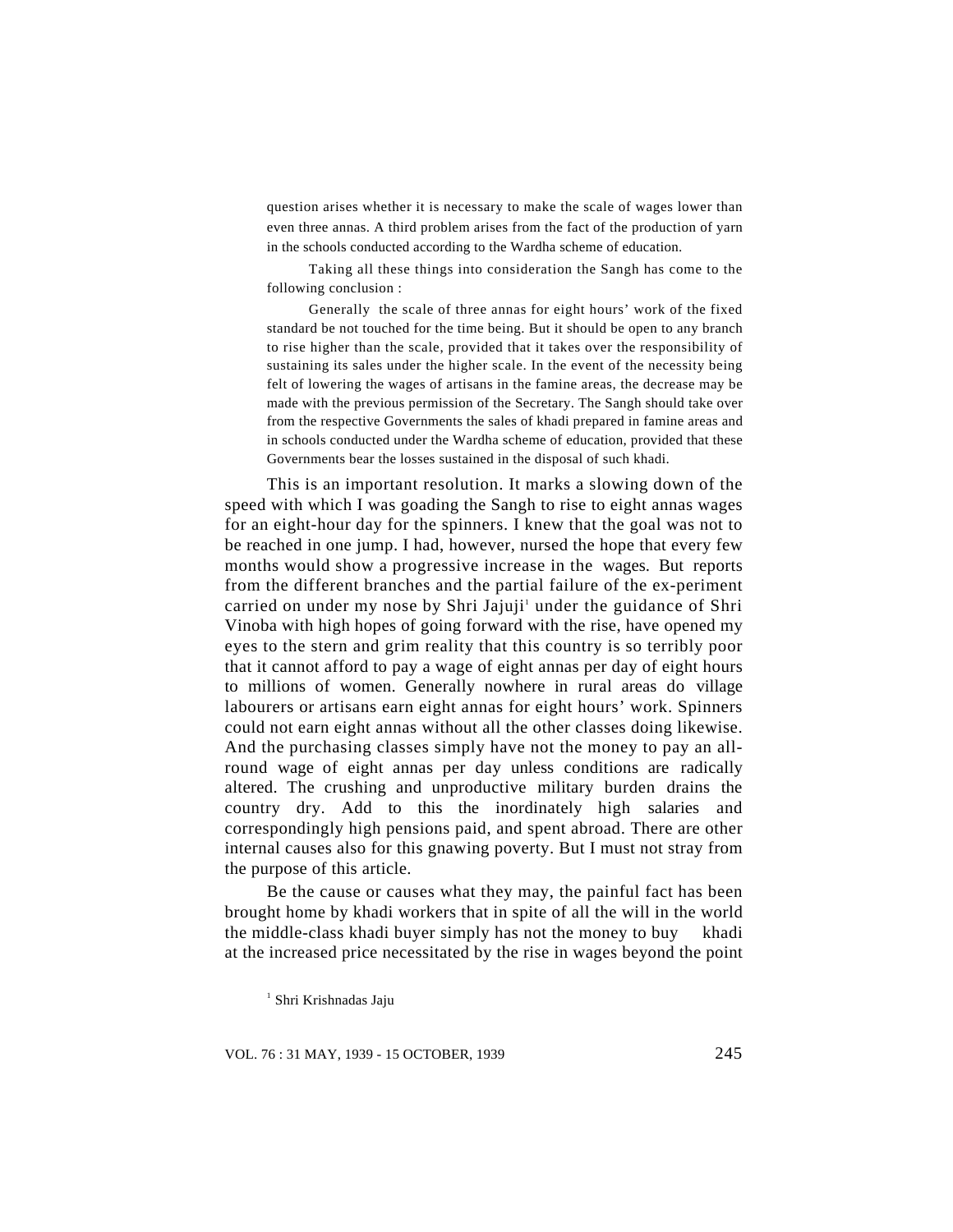question arises whether it is necessary to make the scale of wages lower than even three annas. A third problem arises from the fact of the production of yarn in the schools conducted according to the Wardha scheme of education.

Taking all these things into consideration the Sangh has come to the following conclusion :

Generally the scale of three annas for eight hours' work of the fixed standard be not touched for the time being. But it should be open to any branch to rise higher than the scale, provided that it takes over the responsibility of sustaining its sales under the higher scale. In the event of the necessity being felt of lowering the wages of artisans in the famine areas, the decrease may be made with the previous permission of the Secretary. The Sangh should take over from the respective Governments the sales of khadi prepared in famine areas and in schools conducted under the Wardha scheme of education, provided that these Governments bear the losses sustained in the disposal of such khadi.

This is an important resolution. It marks a slowing down of the speed with which I was goading the Sangh to rise to eight annas wages for an eight-hour day for the spinners. I knew that the goal was not to be reached in one jump. I had, however, nursed the hope that every few months would show a progressive increase in the wages. But reports from the different branches and the partial failure of the ex-periment carried on under my nose by Shri Jajuji[1] under the guidance of Shri Vinoba with high hopes of going forward with the rise, have opened my eyes to the stern and grim reality that this country is so terribly poor that it cannot afford to pay a wage of eight annas per day of eight hours to millions of women. Generally nowhere in rural areas do village labourers or artisans earn eight annas for eight hours' work. Spinners could not earn eight annas without all the other classes doing likewise. And the purchasing classes simply have not the money to pay an all-round wage of eight annas per day unless conditions are radically altered. The crushing and unproductive military burden drains the country dry. Add to this the inordinately high salaries and correspondingly high pensions paid, and spent abroad. There are other internal causes also for this gnawing poverty. But I must not stray from the purpose of this article.

Be the cause or causes what they may, the painful fact has been brought home by khadi workers that in spite of all the will in the world the middle-class khadi buyer simply has not the money to buy khadi at the increased price necessitated by the rise in wages beyond the point

[1] Shri Krishnadas Jaju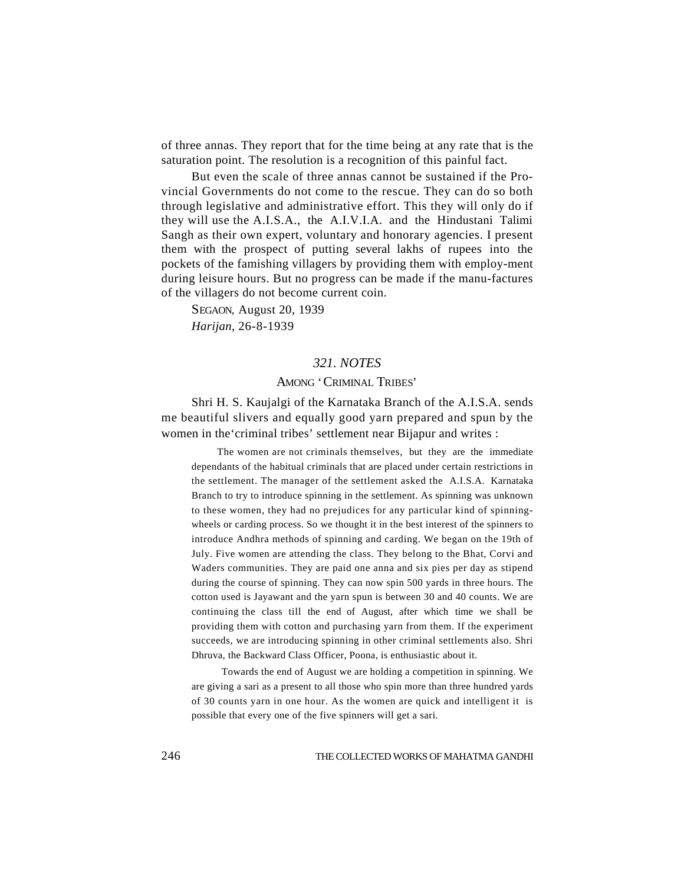of three annas. They report that for the time being at any rate that is the saturation point. The resolution is a recognition of this painful fact.

But even the scale of three annas cannot be sustained if the Provincial Governments do not come to the rescue. They can do so both through legislative and administrative effort. This they will only do if they will use the A.I.S.A., the A.I.V.I.A. and the Hindustani Talimi Sangh as their own expert, voluntary and honorary agencies. I present them with the prospect of putting several lakhs of rupees into the pockets of the famishing villagers by providing them with employ-ment during leisure hours. But no progress can be made if the manu-factures of the villagers do not become current coin.

SEGAON, August 20, 1939
*Harijan*, 26-8-1939

### *321. NOTES*

#### AMONG 'CRIMINAL TRIBES'

Shri H. S. Kaujalgi of the Karnataka Branch of the A.I.S.A. sends me beautiful slivers and equally good yarn prepared and spun by the women in the'criminal tribes' settlement near Bijapur and writes :

> The women are not criminals themselves, but they are the immediate dependants of the habitual criminals that are placed under certain restrictions in the settlement. The manager of the settlement asked the A.I.S.A. Karnataka Branch to try to introduce spinning in the settlement. As spinning was unknown to these women, they had no prejudices for any particular kind of spinning-wheels or carding process. So we thought it in the best interest of the spinners to introduce Andhra methods of spinning and carding. We began on the 19th of July. Five women are attending the class. They belong to the Bhat, Corvi and Waders communities. They are paid one anna and six pies per day as stipend during the course of spinning. They can now spin 500 yards in three hours. The cotton used is Jayawant and the yarn spun is between 30 and 40 counts. We are continuing the class till the end of August, after which time we shall be providing them with cotton and purchasing yarn from them. If the experiment succeeds, we are introducing spinning in other criminal settlements also. Shri Dhruva, the Backward Class Officer, Poona, is enthusiastic about it.
>
> Towards the end of August we are holding a competition in spinning. We are giving a sari as a present to all those who spin more than three hundred yards of 30 counts yarn in one hour. As the women are quick and intelligent it is possible that every one of the five spinners will get a sari.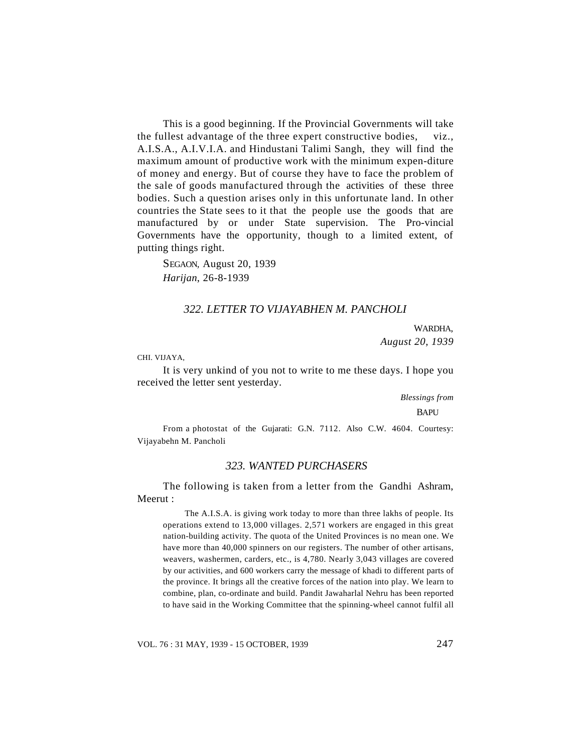This is a good beginning. If the Provincial Governments will take the fullest advantage of the three expert constructive bodies, *viz.*, A.I.S.A., A.I.V.I.A. and Hindustani Talimi Sangh, they will find the maximum amount of productive work with the minimum expen-diture of money and energy. But of course they have to face the problem of the sale of goods manufactured through the activities of these three bodies. Such a question arises only in this unfortunate land. In other countries the State sees to it that the people use the goods that are manufactured by or under State supervision. The Pro-vincial Governments have the opportunity, though to a limited extent, of putting things right.

SEGAON, August 20, 1939
*Harijan*, 26-8-1939

### *322. LETTER TO VIJAYABHEN M. PANCHOLI*

WARDHA,
*August 20, 1939*

CHI. VIJAYA,

It is very unkind of you not to write to me these days. I hope you received the letter sent yesterday.

*Blessings from*
BAPU

From a photostat of the Gujarati: G.N. 7112. Also C.W. 4604. Courtesy: Vijayabehn M. Pancholi

### *323. WANTED PURCHASERS*

The following is taken from a letter from the Gandhi Ashram, Meerut :

> The A.I.S.A. is giving work today to more than three lakhs of people. Its operations extend to 13,000 villages. 2,571 workers are engaged in this great nation-building activity. The quota of the United Provinces is no mean one. We have more than 40,000 spinners on our registers. The number of other artisans, weavers, washermen, carders, etc., is 4,780. Nearly 3,043 villages are covered by our activities, and 600 workers carry the message of khadi to different parts of the province. It brings all the creative forces of the nation into play. We learn to combine, plan, co-ordinate and build. Pandit Jawaharlal Nehru has been reported to have said in the Working Committee that the spinning-wheel cannot fulfil all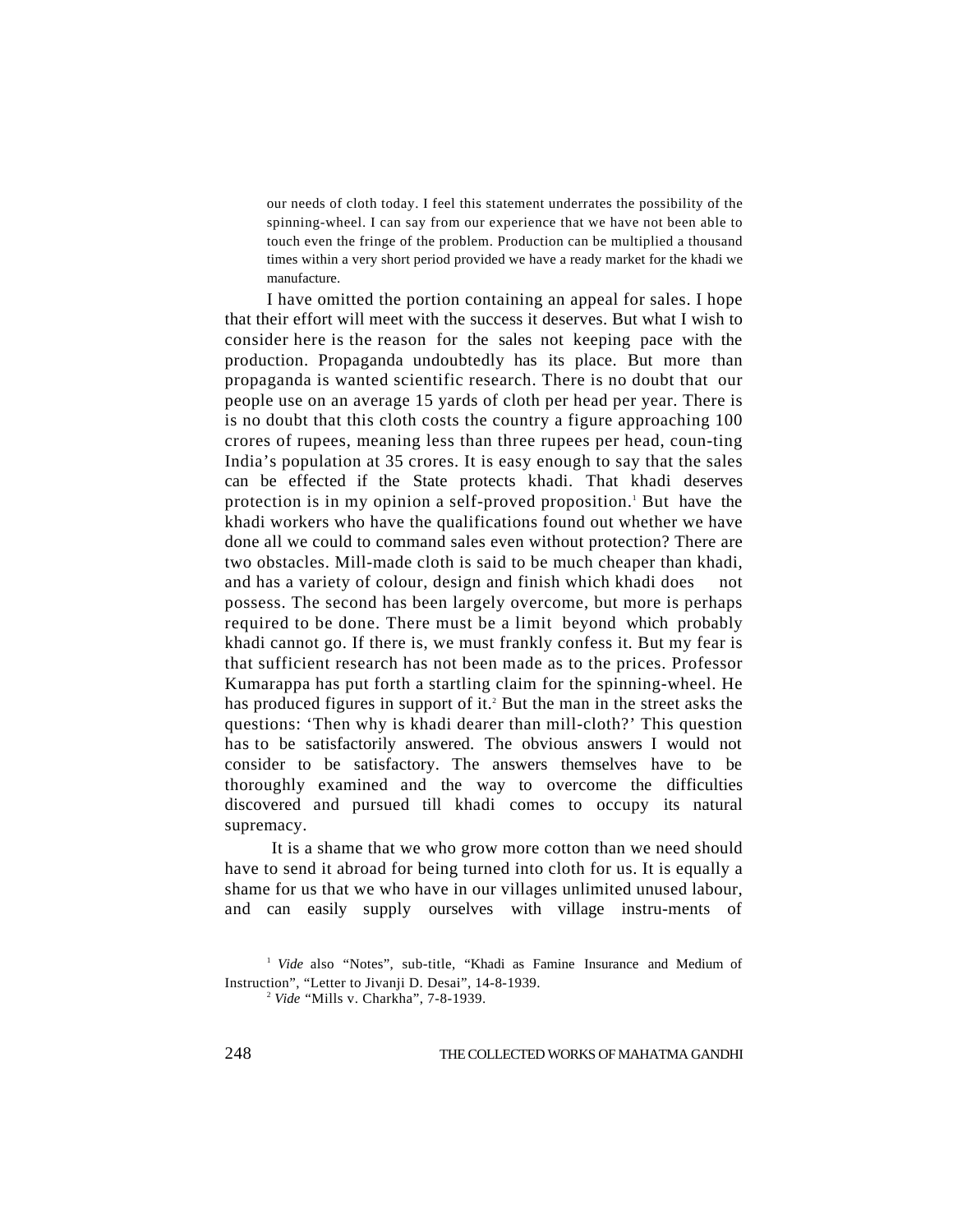our needs of cloth today. I feel this statement underrates the possibility of the spinning-wheel. I can say from our experience that we have not been able to touch even the fringe of the problem. Production can be multiplied a thousand times within a very short period provided we have a ready market for the khadi we manufacture.

I have omitted the portion containing an appeal for sales. I hope that their effort will meet with the success it deserves. But what I wish to consider here is the reason for the sales not keeping pace with the production. Propaganda undoubtedly has its place. But more than propaganda is wanted scientific research. There is no doubt that our people use on an average 15 yards of cloth per head per year. There is is no doubt that this cloth costs the country a figure approaching 100 crores of rupees, meaning less than three rupees per head, coun-ting India's population at 35 crores. It is easy enough to say that the sales can be effected if the State protects khadi. That khadi deserves protection is in my opinion a self-proved proposition.[1] But have the khadi workers who have the qualifications found out whether we have done all we could to command sales even without protection? There are two obstacles. Mill-made cloth is said to be much cheaper than khadi, and has a variety of colour, design and finish which khadi does not possess. The second has been largely overcome, but more is perhaps required to be done. There must be a limit beyond which probably khadi cannot go. If there is, we must frankly confess it. But my fear is that sufficient research has not been made as to the prices. Professor Kumarappa has put forth a startling claim for the spinning-wheel. He has produced figures in support of it.[2] But the man in the street asks the questions: 'Then why is khadi dearer than mill-cloth?' This question has to be satisfactorily answered. The obvious answers I would not consider to be satisfactory. The answers themselves have to be thoroughly examined and the way to overcome the difficulties discovered and pursued till khadi comes to occupy its natural supremacy.

It is a shame that we who grow more cotton than we need should have to send it abroad for being turned into cloth for us. It is equally a shame for us that we who have in our villages unlimited unused labour, and can easily supply ourselves with village instru-ments of

[1] *Vide* also "Notes", sub-title, "Khadi as Famine Insurance and Medium of Instruction", "Letter to Jivanji D. Desai", 14-8-1939.

[2] *Vide* "Mills v. Charkha", 7-8-1939.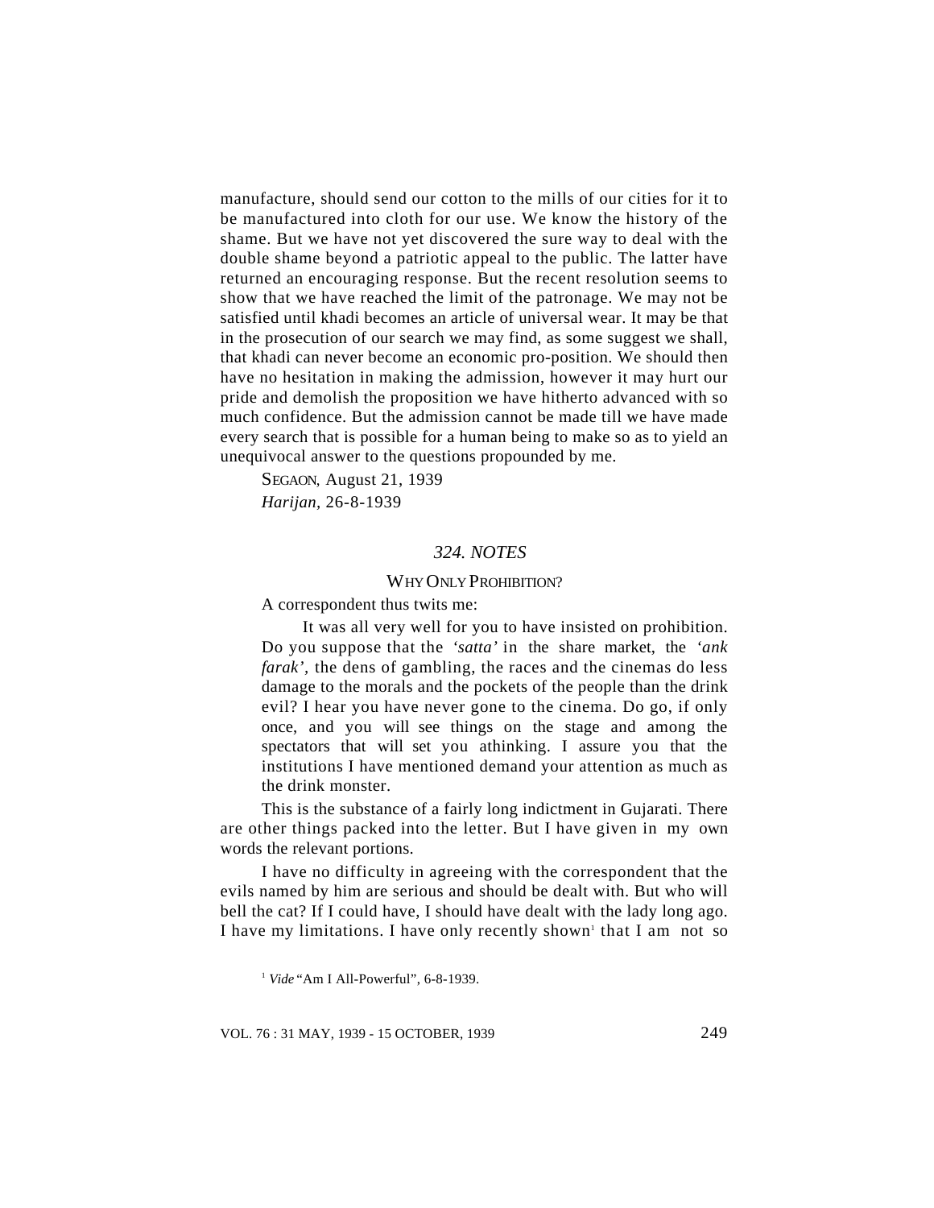manufacture, should send our cotton to the mills of our cities for it to be manufactured into cloth for our use. We know the history of the shame. But we have not yet discovered the sure way to deal with the double shame beyond a patriotic appeal to the public. The latter have returned an encouraging response. But the recent resolution seems to show that we have reached the limit of the patronage. We may not be satisfied until khadi becomes an article of universal wear. It may be that in the prosecution of our search we may find, as some suggest we shall, that khadi can never become an economic pro-position. We should then have no hesitation in making the admission, however it may hurt our pride and demolish the proposition we have hitherto advanced with so much confidence. But the admission cannot be made till we have made every search that is possible for a human being to make so as to yield an unequivocal answer to the questions propounded by me.

SEGAON, August 21, 1939

*Harijan*, 26-8-1939

## *324. NOTES*

### WHY ONLY PROHIBITION?

A correspondent thus twits me:

> It was all very well for you to have insisted on prohibition. Do you suppose that the *'satta'* in the share market, the *'ank farak'*, the dens of gambling, the races and the cinemas do less damage to the morals and the pockets of the people than the drink evil? I hear you have never gone to the cinema. Do go, if only once, and you will see things on the stage and among the spectators that will set you athinking. I assure you that the institutions I have mentioned demand your attention as much as the drink monster.

This is the substance of a fairly long indictment in Gujarati. There are other things packed into the letter. But I have given in my own words the relevant portions.

I have no difficulty in agreeing with the correspondent that the evils named by him are serious and should be dealt with. But who will bell the cat? If I could have, I should have dealt with the lady long ago. I have my limitations. I have only recently shown[1] that I am not so

[1] *Vide* "Am I All-Powerful", 6-8-1939.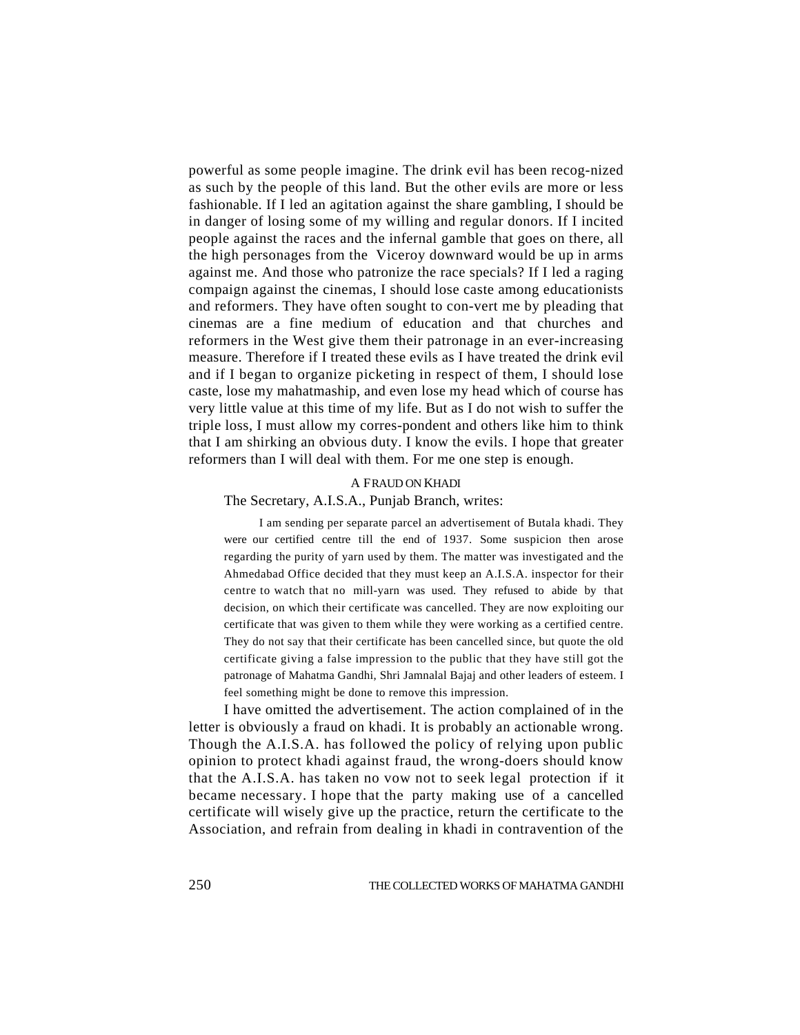powerful as some people imagine. The drink evil has been recog-nized as such by the people of this land. But the other evils are more or less fashionable. If I led an agitation against the share gambling, I should be in danger of losing some of my willing and regular donors. If I incited people against the races and the infernal gamble that goes on there, all the high personages from the Viceroy downward would be up in arms against me. And those who patronize the race specials? If I led a raging compaign against the cinemas, I should lose caste among educationists and reformers. They have often sought to con-vert me by pleading that cinemas are a fine medium of education and that churches and reformers in the West give them their patronage in an ever-increasing measure. Therefore if I treated these evils as I have treated the drink evil and if I began to organize picketing in respect of them, I should lose caste, lose my mahatmaship, and even lose my head which of course has very little value at this time of my life. But as I do not wish to suffer the triple loss, I must allow my corres-pondent and others like him to think that I am shirking an obvious duty. I know the evils. I hope that greater reformers than I will deal with them. For me one step is enough.

### A FRAUD ON KHADI

The Secretary, A.I.S.A., Punjab Branch, writes:

> I am sending per separate parcel an advertisement of Butala khadi. They were our certified centre till the end of 1937. Some suspicion then arose regarding the purity of yarn used by them. The matter was investigated and the Ahmedabad Office decided that they must keep an A.I.S.A. inspector for their centre to watch that no mill-yarn was used. They refused to abide by that decision, on which their certificate was cancelled. They are now exploiting our certificate that was given to them while they were working as a certified centre. They do not say that their certificate has been cancelled since, but quote the old certificate giving a false impression to the public that they have still got the patronage of Mahatma Gandhi, Shri Jamnalal Bajaj and other leaders of esteem. I feel something might be done to remove this impression.

I have omitted the advertisement. The action complained of in the letter is obviously a fraud on khadi. It is probably an actionable wrong. Though the A.I.S.A. has followed the policy of relying upon public opinion to protect khadi against fraud, the wrong-doers should know that the A.I.S.A. has taken no vow not to seek legal protection if it became necessary. I hope that the party making use of a cancelled certificate will wisely give up the practice, return the certificate to the Association, and refrain from dealing in khadi in contravention of the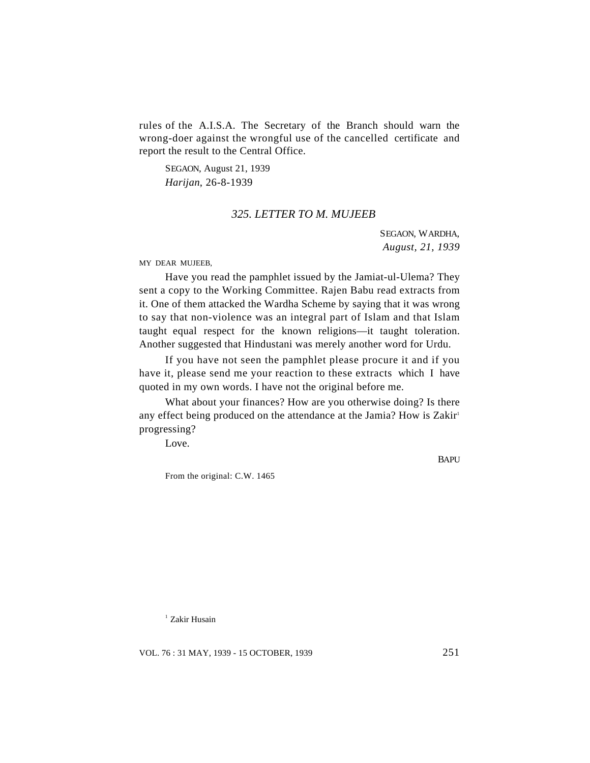rules of the A.I.S.A. The Secretary of the Branch should warn the wrong-doer against the wrongful use of the cancelled certificate and report the result to the Central Office.

SEGAON, August 21, 1939
*Harijan*, 26-8-1939

### *325. LETTER TO M. MUJEEB*

SEGAON, WARDHA,
*August, 21, 1939*

MY DEAR MUJEEB,

Have you read the pamphlet issued by the Jamiat-ul-Ulema? They sent a copy to the Working Committee. Rajen Babu read extracts from it. One of them attacked the Wardha Scheme by saying that it was wrong to say that non-violence was an integral part of Islam and that Islam taught equal respect for the known religions—it taught toleration. Another suggested that Hindustani was merely another word for Urdu.

If you have not seen the pamphlet please procure it and if you have it, please send me your reaction to these extracts which I have quoted in my own words. I have not the original before me.

What about your finances? How are you otherwise doing? Is there any effect being produced on the attendance at the Jamia? How is Zakir[1] progressing?

Love.

BAPU

From the original: C.W. 1465

[1] Zakir Husain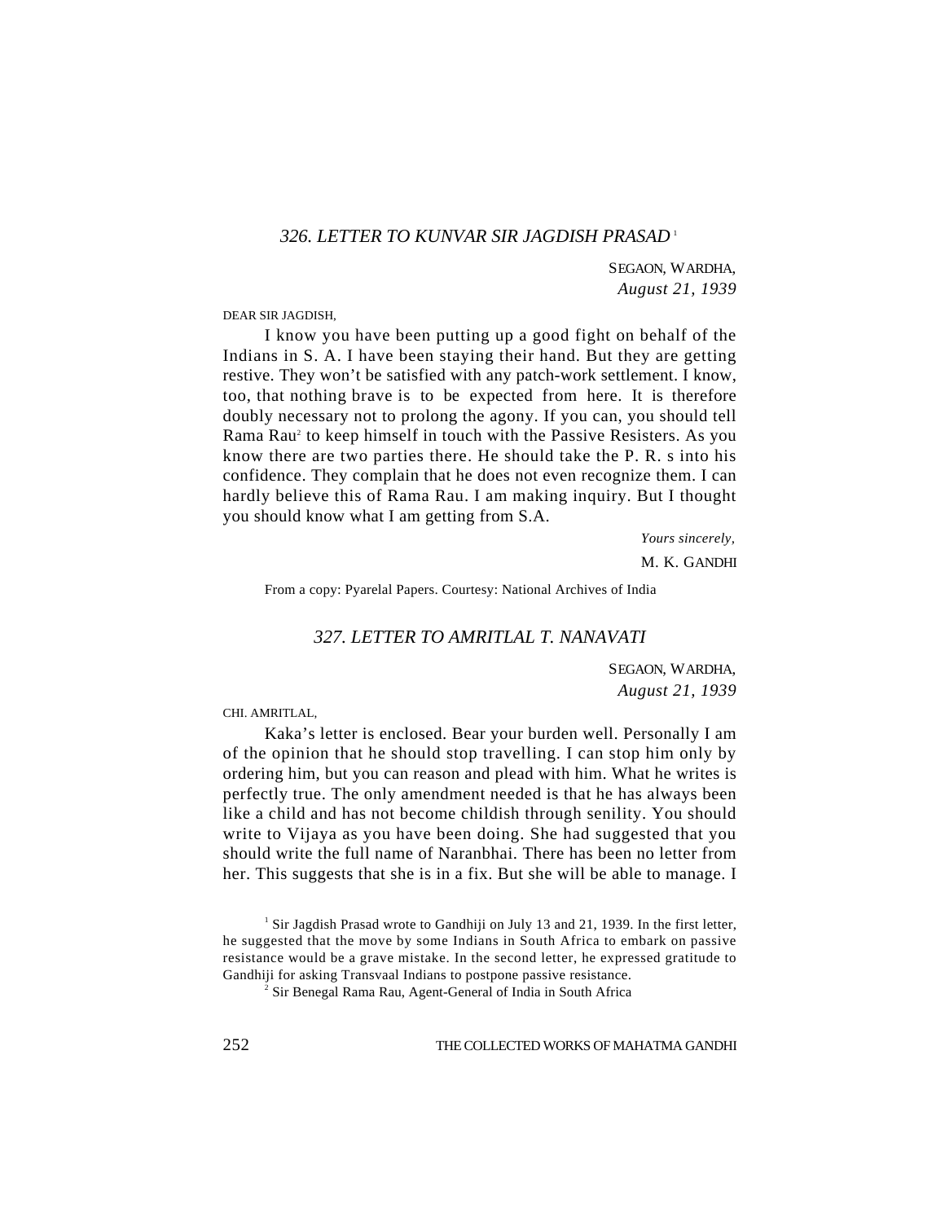### *326. LETTER TO KUNVAR SIR JAGDISH PRASAD* [1]

SEGAON, WARDHA,
*August 21, 1939*

DEAR SIR JAGDISH,

I know you have been putting up a good fight on behalf of the Indians in S. A. I have been staying their hand. But they are getting restive. They won't be satisfied with any patch-work settlement. I know, too, that nothing brave is to be expected from here. It is therefore doubly necessary not to prolong the agony. If you can, you should tell Rama Rau[2] to keep himself in touch with the Passive Resisters. As you know there are two parties there. He should take the P. R. s into his confidence. They complain that he does not even recognize them. I can hardly believe this of Rama Rau. I am making inquiry. But I thought you should know what I am getting from S.A.

*Yours sincerely,*
M. K. GANDHI

From a copy: Pyarelal Papers. Courtesy: National Archives of India

### *327. LETTER TO AMRITLAL T. NANAVATI*

SEGAON, WARDHA,
*August 21, 1939*

CHI. AMRITLAL,

Kaka's letter is enclosed. Bear your burden well. Personally I am of the opinion that he should stop travelling. I can stop him only by ordering him, but you can reason and plead with him. What he writes is perfectly true. The only amendment needed is that he has always been like a child and has not become childish through senility. You should write to Vijaya as you have been doing. She had suggested that you should write the full name of Naranbhai. There has been no letter from her. This suggests that she is in a fix. But she will be able to manage. I

---

[1] Sir Jagdish Prasad wrote to Gandhiji on July 13 and 21, 1939. In the first letter, he suggested that the move by some Indians in South Africa to embark on passive resistance would be a grave mistake. In the second letter, he expressed gratitude to Gandhiji for asking Transvaal Indians to postpone passive resistance.

[2] Sir Benegal Rama Rau, Agent-General of India in South Africa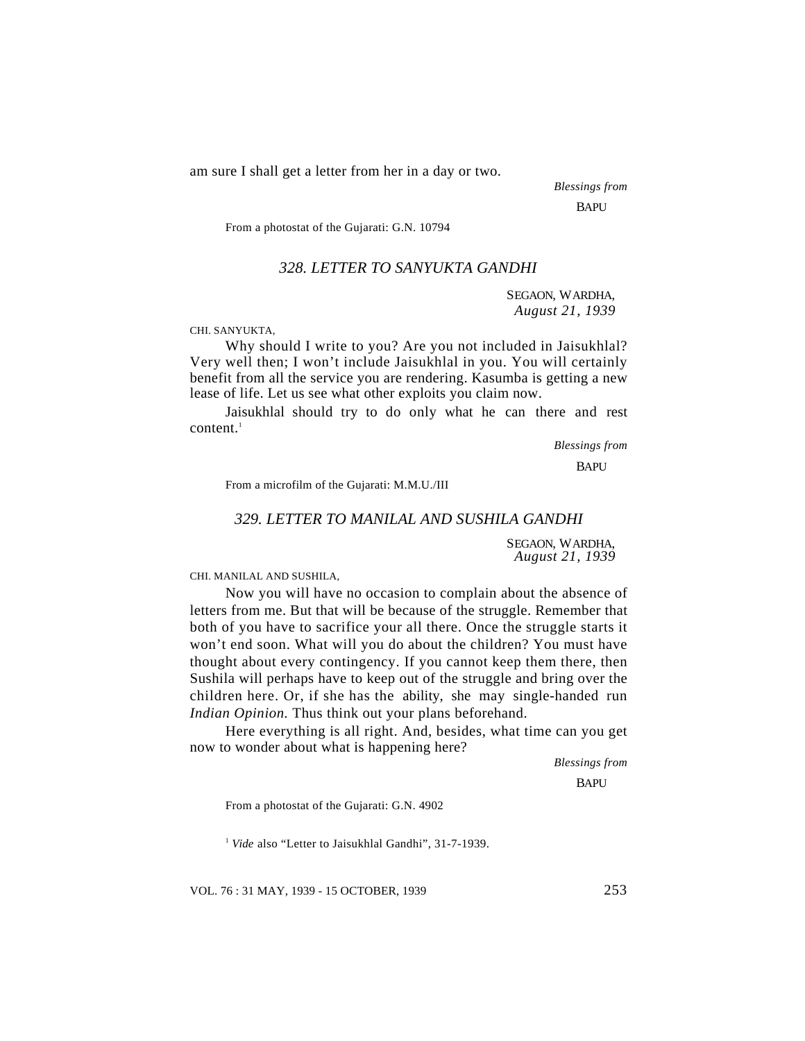am sure I shall get a letter from her in a day or two.

*Blessings from*

BAPU

From a photostat of the Gujarati: G.N. 10794

### *328. LETTER TO SANYUKTA GANDHI*

SEGAON, WARDHA,
*August 21, 1939*

CHI. SANYUKTA,

Why should I write to you? Are you not included in Jaisukhlal? Very well then; I won't include Jaisukhlal in you. You will certainly benefit from all the service you are rendering. Kasumba is getting a new lease of life. Let us see what other exploits you claim now.

Jaisukhlal should try to do only what he can there and rest content.[1]

*Blessings from*

BAPU

From a microfilm of the Gujarati: M.M.U./III

### *329. LETTER TO MANILAL AND SUSHILA GANDHI*

SEGAON, WARDHA,
*August 21, 1939*

CHI. MANILAL AND SUSHILA,

Now you will have no occasion to complain about the absence of letters from me. But that will be because of the struggle. Remember that both of you have to sacrifice your all there. Once the struggle starts it won't end soon. What will you do about the children? You must have thought about every contingency. If you cannot keep them there, then Sushila will perhaps have to keep out of the struggle and bring over the children here. Or, if she has the ability, she may single-handed run *Indian Opinion.* Thus think out your plans beforehand.

Here everything is all right. And, besides, what time can you get now to wonder about what is happening here?

*Blessings from*

BAPU

From a photostat of the Gujarati: G.N. 4902

[1] *Vide* also "Letter to Jaisukhlal Gandhi", 31-7-1939.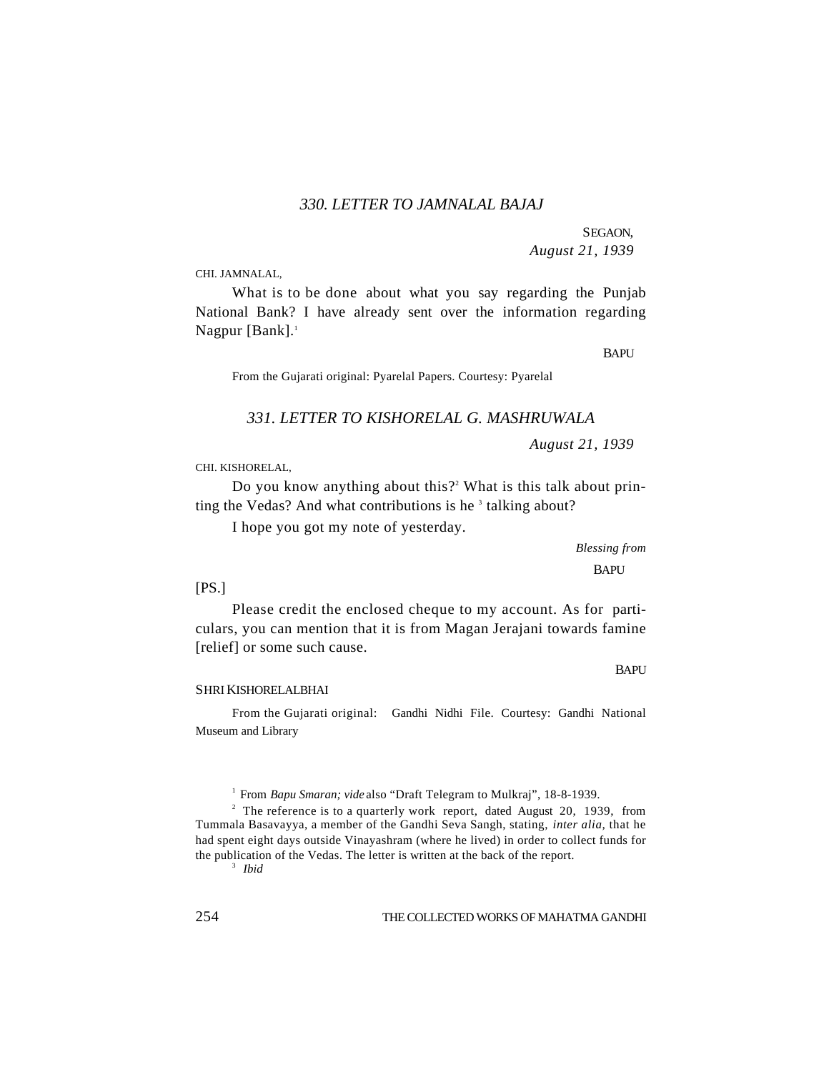### 330. LETTER TO JAMNALAL BAJAJ

SEGAON,
*August 21, 1939*

CHI. JAMNALAL,

What is to be done about what you say regarding the Punjab National Bank? I have already sent over the information regarding Nagpur [Bank].[1]

BAPU

From the Gujarati original: Pyarelal Papers. Courtesy: Pyarelal

### 331. LETTER TO KISHORELAL G. MASHRUWALA

*August 21, 1939*

CHI. KISHORELAL,

Do you know anything about this?[2] What is this talk about printing the Vedas? And what contributions is he [3] talking about?

I hope you got my note of yesterday.

*Blessing from*
BAPU

[PS.]

Please credit the enclosed cheque to my account. As for particulars, you can mention that it is from Magan Jerajani towards famine [relief] or some such cause.

BAPU

SHRI KISHORELALBHAI

From the Gujarati original: Gandhi Nidhi File. Courtesy: Gandhi National Museum and Library

---

[1] From *Bapu Smaran; vide* also "Draft Telegram to Mulkraj", 18-8-1939.

[2] The reference is to a quarterly work report, dated August 20, 1939, from Tummala Basavayya, a member of the Gandhi Seva Sangh, stating, *inter alia*, that he had spent eight days outside Vinayashram (where he lived) in order to collect funds for the publication of the Vedas. The letter is written at the back of the report.

[3] *Ibid*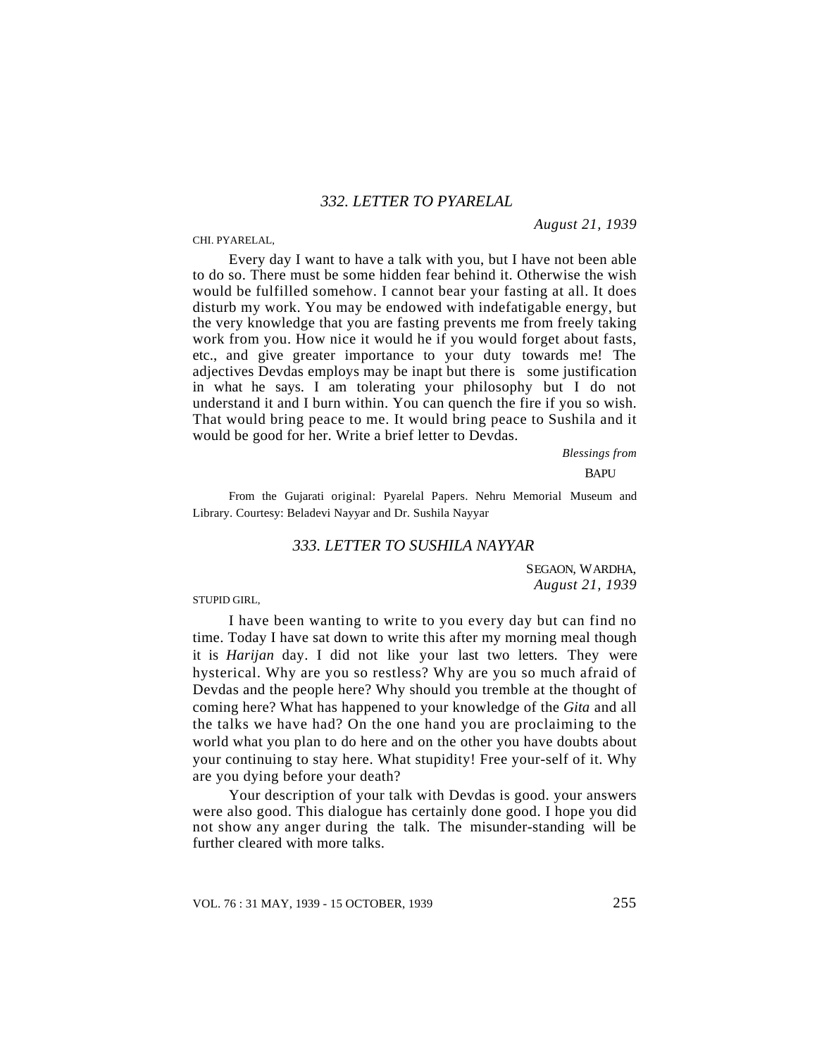## 332. LETTER TO PYARELAL

*August 21, 1939*

CHI. PYARELAL,

Every day I want to have a talk with you, but I have not been able to do so. There must be some hidden fear behind it. Otherwise the wish would be fulfilled somehow. I cannot bear your fasting at all. It does disturb my work. You may be endowed with indefatigable energy, but the very knowledge that you are fasting prevents me from freely taking work from you. How nice it would he if you would forget about fasts, etc., and give greater importance to your duty towards me! The adjectives Devdas employs may be inapt but there is some justification in what he says. I am tolerating your philosophy but I do not understand it and I burn within. You can quench the fire if you so wish. That would bring peace to me. It would bring peace to Sushila and it would be good for her. Write a brief letter to Devdas.

*Blessings from*

BAPU

From the Gujarati original: Pyarelal Papers. Nehru Memorial Museum and Library. Courtesy: Beladevi Nayyar and Dr. Sushila Nayyar

## 333. LETTER TO SUSHILA NAYYAR

SEGAON, WARDHA,
*August 21, 1939*

STUPID GIRL,

I have been wanting to write to you every day but can find no time. Today I have sat down to write this after my morning meal though it is *Harijan* day. I did not like your last two letters. They were hysterical. Why are you so restless? Why are you so much afraid of Devdas and the people here? Why should you tremble at the thought of coming here? What has happened to your knowledge of the *Gita* and all the talks we have had? On the one hand you are proclaiming to the world what you plan to do here and on the other you have doubts about your continuing to stay here. What stupidity! Free your-self of it. Why are you dying before your death?

Your description of your talk with Devdas is good. your answers were also good. This dialogue has certainly done good. I hope you did not show any anger during the talk. The misunder-standing will be further cleared with more talks.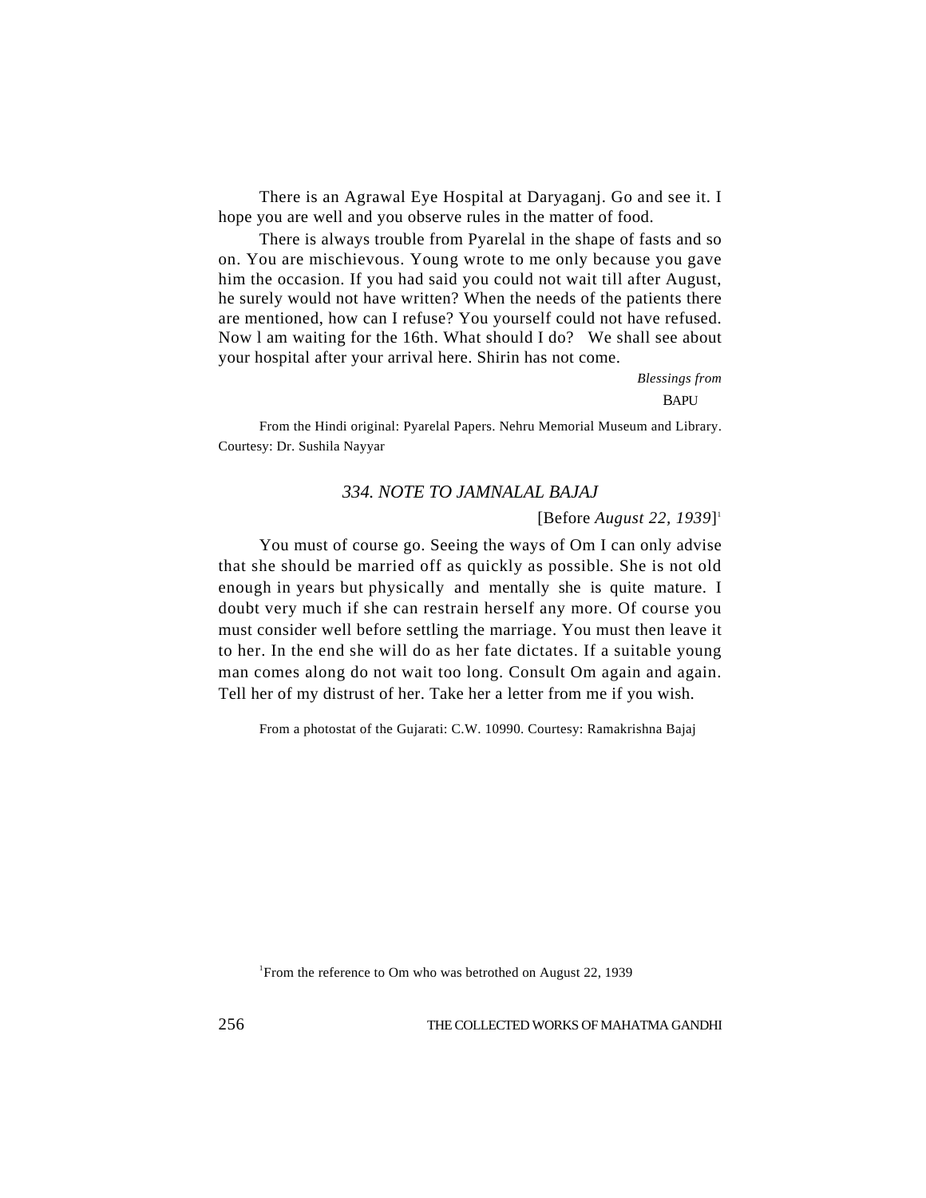There is an Agrawal Eye Hospital at Daryaganj. Go and see it. I hope you are well and you observe rules in the matter of food.

There is always trouble from Pyarelal in the shape of fasts and so on. You are mischievous. Young wrote to me only because you gave him the occasion. If you had said you could not wait till after August, he surely would not have written? When the needs of the patients there are mentioned, how can I refuse? You yourself could not have refused. Now l am waiting for the 16th. What should I do? We shall see about your hospital after your arrival here. Shirin has not come.

*Blessings from*

BAPU

From the Hindi original: Pyarelal Papers. Nehru Memorial Museum and Library. Courtesy: Dr. Sushila Nayyar

### *334. NOTE TO JAMNALAL BAJAJ*

[Before *August 22, 1939*][1]

You must of course go. Seeing the ways of Om I can only advise that she should be married off as quickly as possible. She is not old enough in years but physically and mentally she is quite mature. I doubt very much if she can restrain herself any more. Of course you must consider well before settling the marriage. You must then leave it to her. In the end she will do as her fate dictates. If a suitable young man comes along do not wait too long. Consult Om again and again. Tell her of my distrust of her. Take her a letter from me if you wish.

From a photostat of the Gujarati: C.W. 10990. Courtesy: Ramakrishna Bajaj

[1]From the reference to Om who was betrothed on August 22, 1939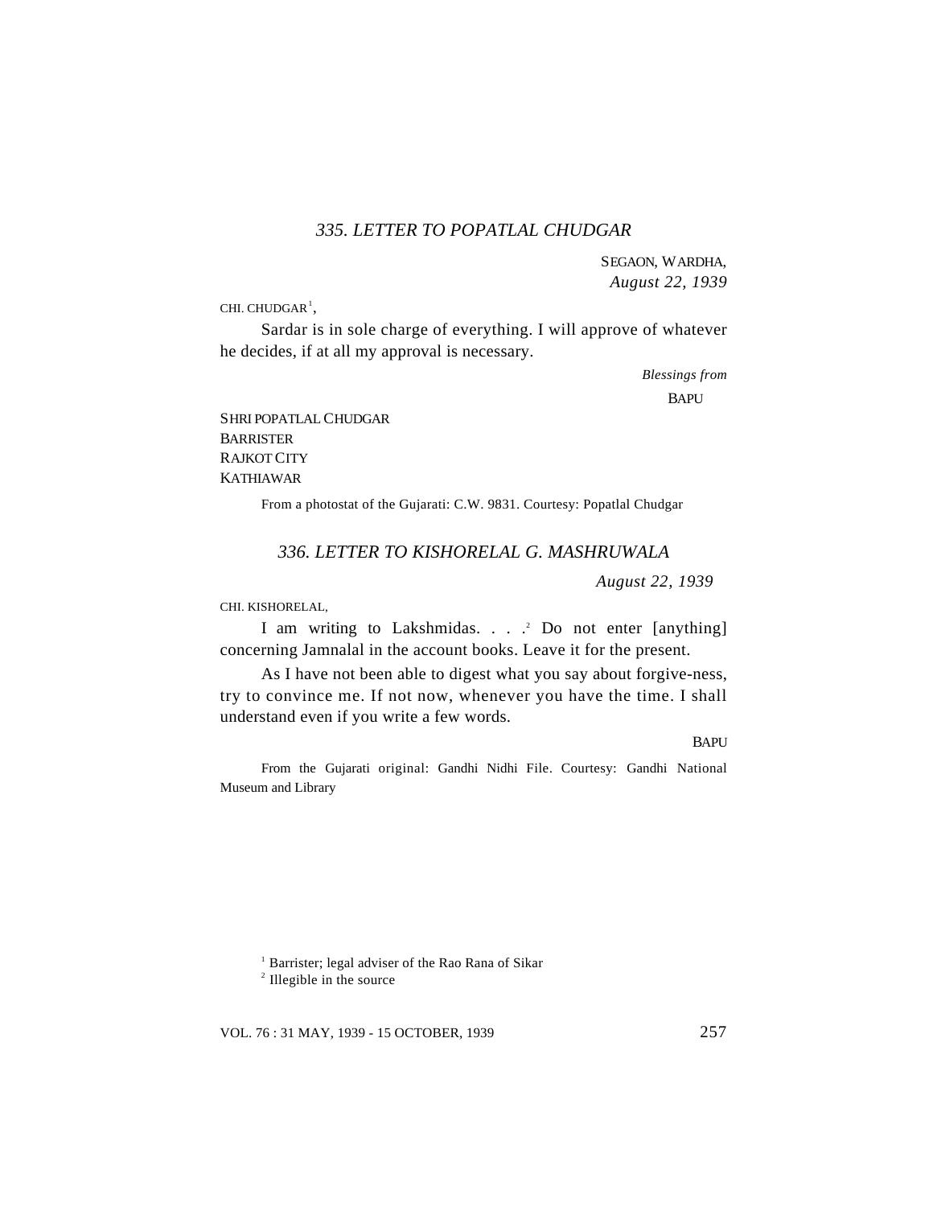### *335. LETTER TO POPATLAL CHUDGAR*

SEGAON, WARDHA,
*August 22, 1939*

CHI. CHUDGAR[1],

Sardar is in sole charge of everything. I will approve of whatever he decides, if at all my approval is necessary.

*Blessings from*
BAPU

SHRI POPATLAL CHUDGAR
BARRISTER
RAJKOT CITY
KATHIAWAR

From a photostat of the Gujarati: C.W. 9831. Courtesy: Popatlal Chudgar

### *336. LETTER TO KISHORELAL G. MASHRUWALA*

*August 22, 1939*

CHI. KISHORELAL,

I am writing to Lakshmidas. . . .[2] Do not enter [anything] concerning Jamnalal in the account books. Leave it for the present.

As I have not been able to digest what you say about forgive-ness, try to convince me. If not now, whenever you have the time. I shall understand even if you write a few words.

BAPU

From the Gujarati original: Gandhi Nidhi File. Courtesy: Gandhi National Museum and Library

---

[1] Barrister; legal adviser of the Rao Rana of Sikar

[2] Illegible in the source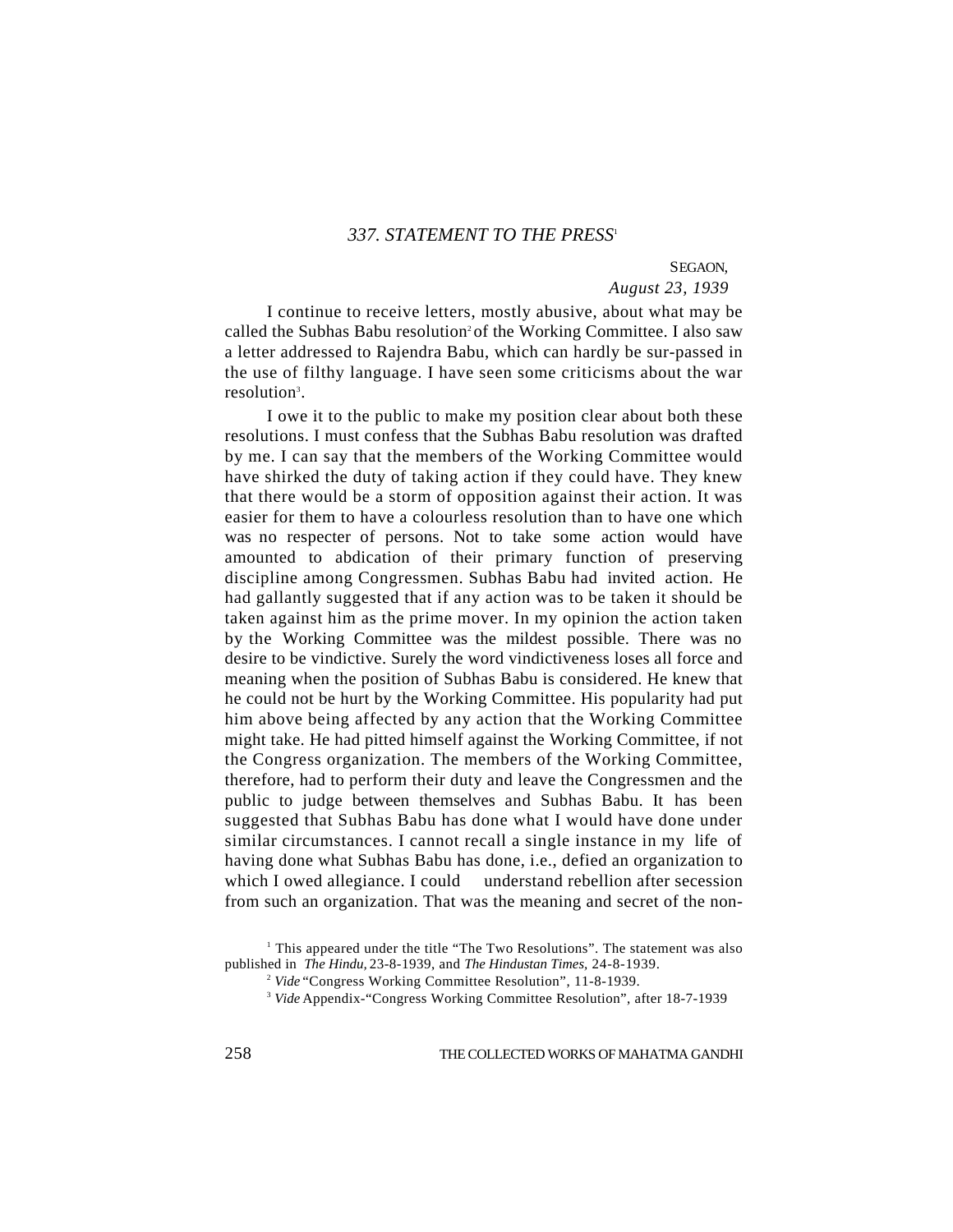### *337. STATEMENT TO THE PRESS*[1]

SEGAON,
*August 23, 1939*

I continue to receive letters, mostly abusive, about what may be called the Subhas Babu resolution[2] of the Working Committee. I also saw a letter addressed to Rajendra Babu, which can hardly be sur-passed in the use of filthy language. I have seen some criticisms about the war resolution[3].

I owe it to the public to make my position clear about both these resolutions. I must confess that the Subhas Babu resolution was drafted by me. I can say that the members of the Working Committee would have shirked the duty of taking action if they could have. They knew that there would be a storm of opposition against their action. It was easier for them to have a colourless resolution than to have one which was no respecter of persons. Not to take some action would have amounted to abdication of their primary function of preserving discipline among Congressmen. Subhas Babu had invited action. He had gallantly suggested that if any action was to be taken it should be taken against him as the prime mover. In my opinion the action taken by the Working Committee was the mildest possible. There was no desire to be vindictive. Surely the word vindictiveness loses all force and meaning when the position of Subhas Babu is considered. He knew that he could not be hurt by the Working Committee. His popularity had put him above being affected by any action that the Working Committee might take. He had pitted himself against the Working Committee, if not the Congress organization. The members of the Working Committee, therefore, had to perform their duty and leave the Congressmen and the public to judge between themselves and Subhas Babu. It has been suggested that Subhas Babu has done what I would have done under similar circumstances. I cannot recall a single instance in my life of having done what Subhas Babu has done, i.e., defied an organization to which I owed allegiance. I could understand rebellion after secession from such an organization. That was the meaning and secret of the non-

---

[1] This appeared under the title "The Two Resolutions". The statement was also published in *The Hindu,* 23-8-1939, and *The Hindustan Times,* 24-8-1939.

[2] *Vide* "Congress Working Committee Resolution", 11-8-1939.

[3] *Vide* Appendix-"Congress Working Committee Resolution", after 18-7-1939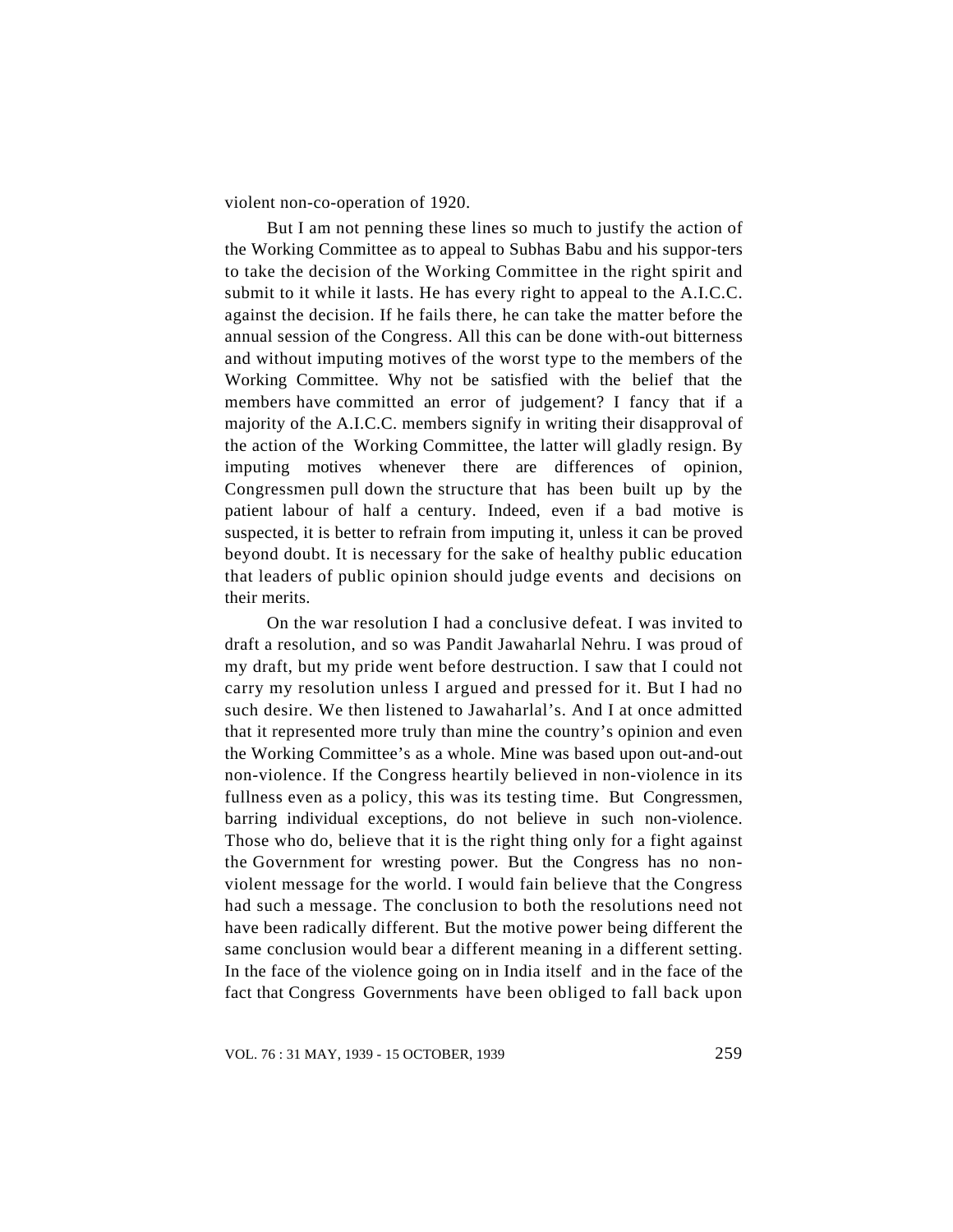violent non-co-operation of 1920.

But I am not penning these lines so much to justify the action of the Working Committee as to appeal to Subhas Babu and his suppor-ters to take the decision of the Working Committee in the right spirit and submit to it while it lasts. He has every right to appeal to the A.I.C.C. against the decision. If he fails there, he can take the matter before the annual session of the Congress. All this can be done with-out bitterness and without imputing motives of the worst type to the members of the Working Committee. Why not be satisfied with the belief that the members have committed an error of judgement? I fancy that if a majority of the A.I.C.C. members signify in writing their disapproval of the action of the Working Committee, the latter will gladly resign. By imputing motives whenever there are differences of opinion, Congressmen pull down the structure that has been built up by the patient labour of half a century. Indeed, even if a bad motive is suspected, it is better to refrain from imputing it, unless it can be proved beyond doubt. It is necessary for the sake of healthy public education that leaders of public opinion should judge events and decisions on their merits.

On the war resolution I had a conclusive defeat. I was invited to draft a resolution, and so was Pandit Jawaharlal Nehru. I was proud of my draft, but my pride went before destruction. I saw that I could not carry my resolution unless I argued and pressed for it. But I had no such desire. We then listened to Jawaharlal's. And I at once admitted that it represented more truly than mine the country's opinion and even the Working Committee's as a whole. Mine was based upon out-and-out non-violence. If the Congress heartily believed in non-violence in its fullness even as a policy, this was its testing time. But Congressmen, barring individual exceptions, do not believe in such non-violence. Those who do, believe that it is the right thing only for a fight against the Government for wresting power. But the Congress has no non-violent message for the world. I would fain believe that the Congress had such a message. The conclusion to both the resolutions need not have been radically different. But the motive power being different the same conclusion would bear a different meaning in a different setting. In the face of the violence going on in India itself and in the face of the fact that Congress Governments have been obliged to fall back upon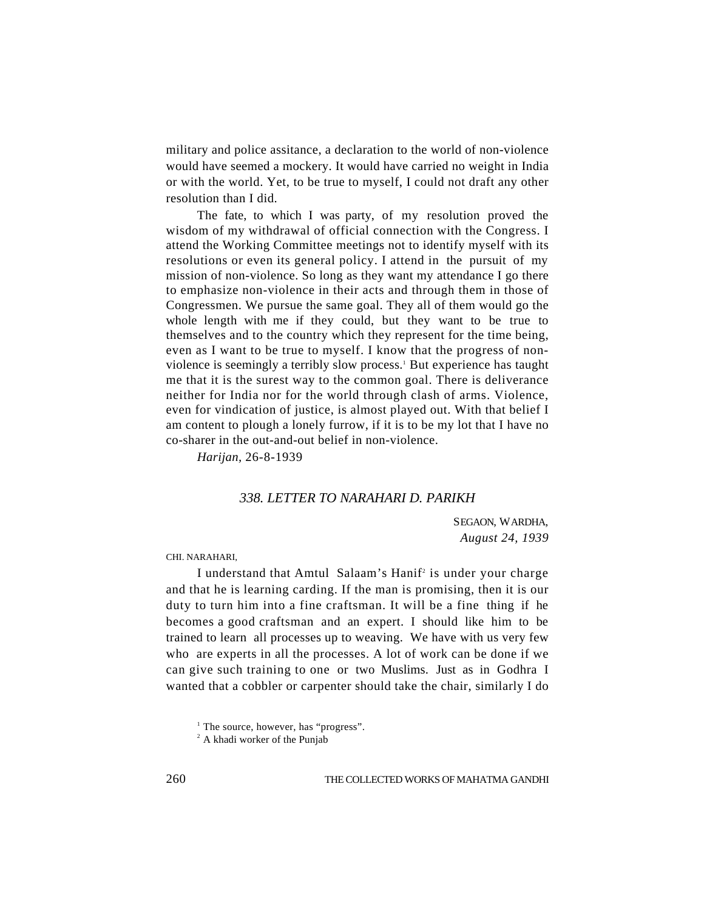military and police assitance, a declaration to the world of non-violence would have seemed a mockery. It would have carried no weight in India or with the world. Yet, to be true to myself, I could not draft any other resolution than I did.

The fate, to which I was party, of my resolution proved the wisdom of my withdrawal of official connection with the Congress. I attend the Working Committee meetings not to identify myself with its resolutions or even its general policy. I attend in the pursuit of my mission of non-violence. So long as they want my attendance I go there to emphasize non-violence in their acts and through them in those of Congressmen. We pursue the same goal. They all of them would go the whole length with me if they could, but they want to be true to themselves and to the country which they represent for the time being, even as I want to be true to myself. I know that the progress of non-violence is seemingly a terribly slow process.[1] But experience has taught me that it is the surest way to the common goal. There is deliverance neither for India nor for the world through clash of arms. Violence, even for vindication of justice, is almost played out. With that belief I am content to plough a lonely furrow, if it is to be my lot that I have no co-sharer in the out-and-out belief in non-violence.

*Harijan,* 26-8-1939

### *338. LETTER TO NARAHARI D. PARIKH*

SEGAON, WARDHA,
*August 24, 1939*

CHI. NARAHARI,

I understand that Amtul Salaam's Hanif[2] is under your charge and that he is learning carding. If the man is promising, then it is our duty to turn him into a fine craftsman. It will be a fine thing if he becomes a good craftsman and an expert. I should like him to be trained to learn all processes up to weaving. We have with us very few who are experts in all the processes. A lot of work can be done if we can give such training to one or two Muslims. Just as in Godhra I wanted that a cobbler or carpenter should take the chair, similarly I do

---

[1] The source, however, has "progress".

[2] A khadi worker of the Punjab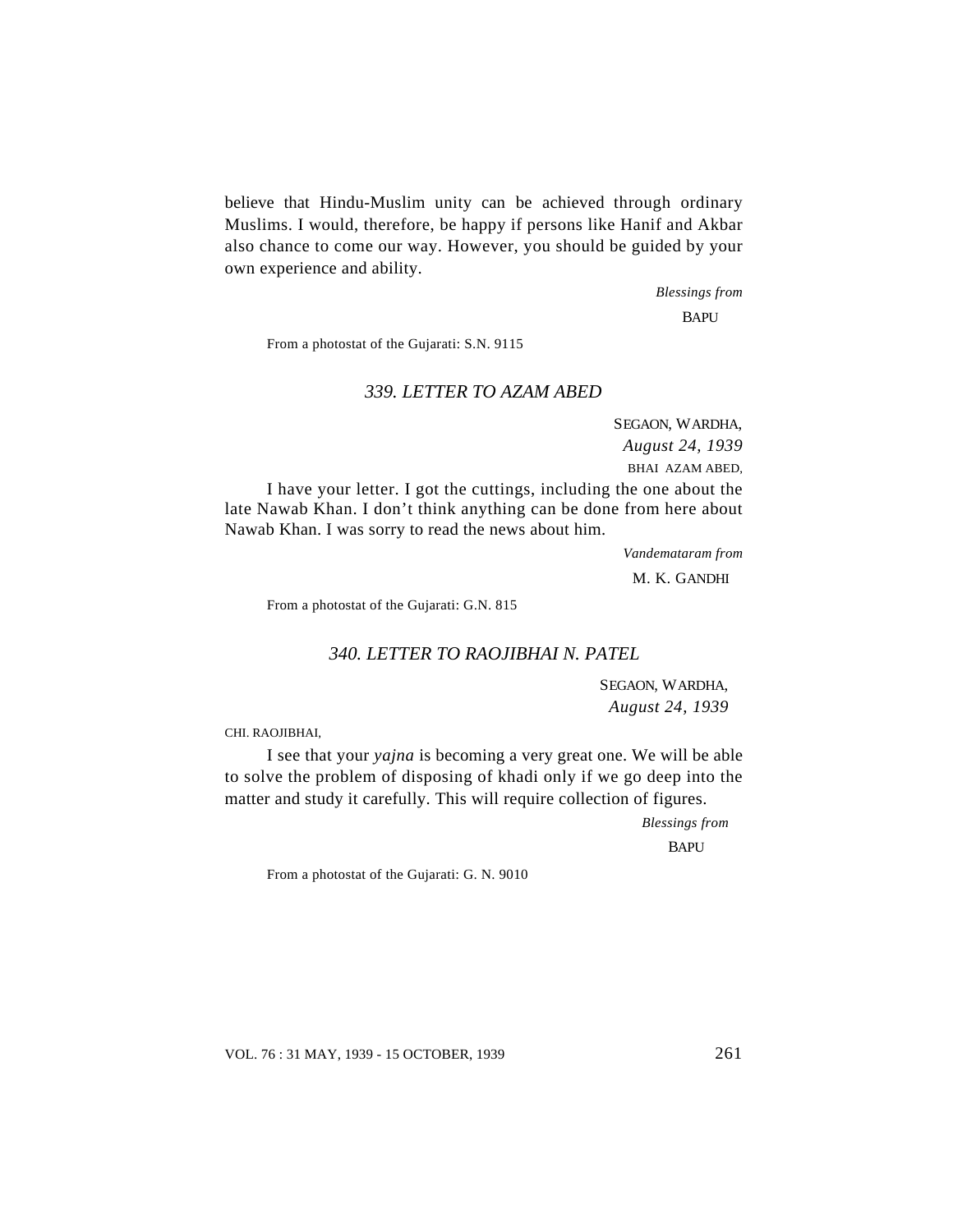believe that Hindu-Muslim unity can be achieved through ordinary Muslims. I would, therefore, be happy if persons like Hanif and Akbar also chance to come our way. However, you should be guided by your own experience and ability.

*Blessings from*

BAPU

From a photostat of the Gujarati: S.N. 9115

### *339. LETTER TO AZAM ABED*

SEGAON, WARDHA,

*August 24, 1939*

BHAI AZAM ABED,

I have your letter. I got the cuttings, including the one about the late Nawab Khan. I don't think anything can be done from here about Nawab Khan. I was sorry to read the news about him.

*Vandemataram from*

M. K. GANDHI

From a photostat of the Gujarati: G.N. 815

### *340. LETTER TO RAOJIBHAI N. PATEL*

SEGAON, WARDHA,

*August 24, 1939*

CHI. RAOJIBHAI,

I see that your *yajna* is becoming a very great one. We will be able to solve the problem of disposing of khadi only if we go deep into the matter and study it carefully. This will require collection of figures.

*Blessings from*

BAPU

From a photostat of the Gujarati: G. N. 9010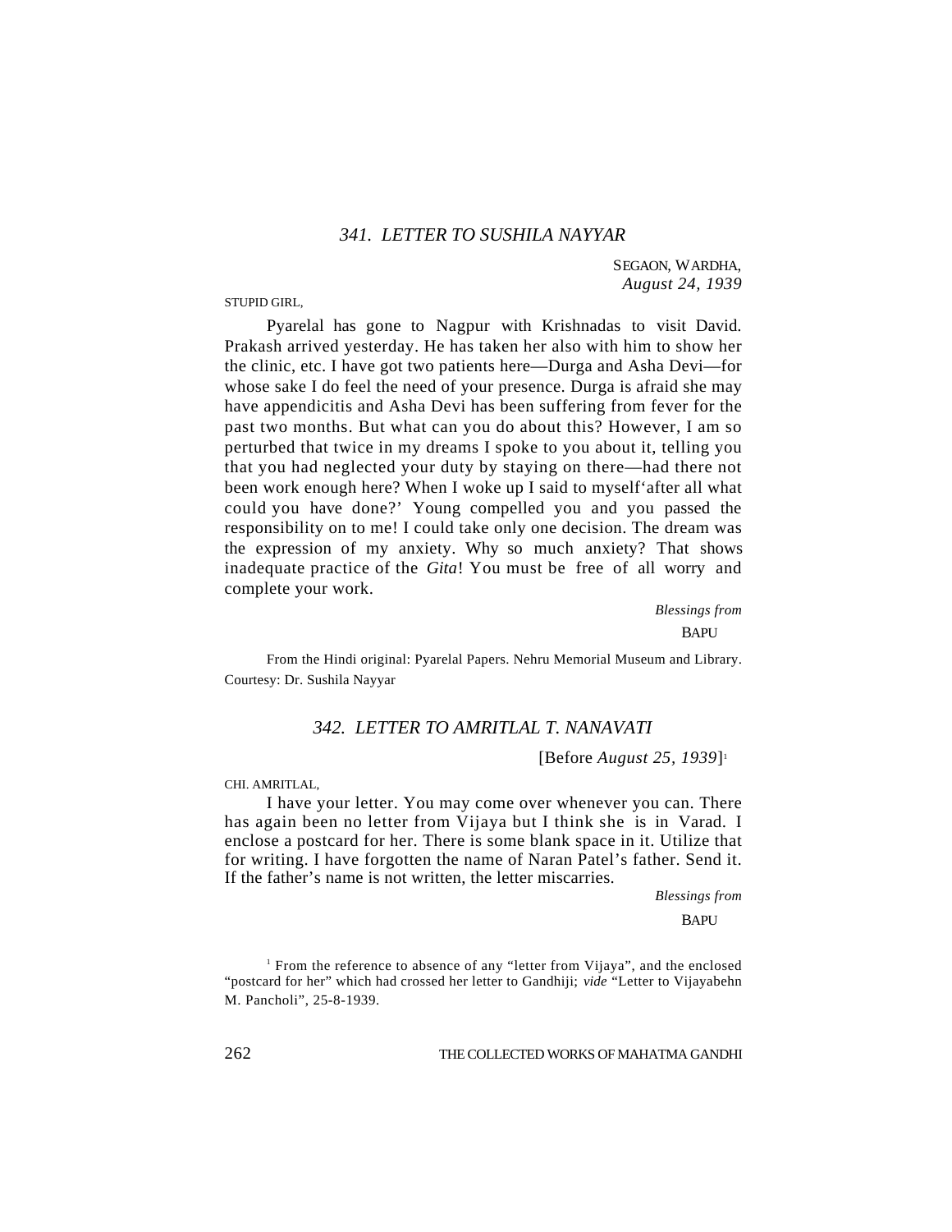### *341. LETTER TO SUSHILA NAYYAR*

SEGAON, WARDHA,
*August 24, 1939*

STUPID GIRL,

Pyarelal has gone to Nagpur with Krishnadas to visit David. Prakash arrived yesterday. He has taken her also with him to show her the clinic, etc. I have got two patients here—Durga and Asha Devi—for whose sake I do feel the need of your presence. Durga is afraid she may have appendicitis and Asha Devi has been suffering from fever for the past two months. But what can you do about this? However, I am so perturbed that twice in my dreams I spoke to you about it, telling you that you had neglected your duty by staying on there—had there not been work enough here? When I woke up I said to myself'after all what could you have done?' Young compelled you and you passed the responsibility on to me! I could take only one decision. The dream was the expression of my anxiety. Why so much anxiety? That shows inadequate practice of the *Gita*! You must be free of all worry and complete your work.

*Blessings from*
BAPU

From the Hindi original: Pyarelal Papers. Nehru Memorial Museum and Library. Courtesy: Dr. Sushila Nayyar

### *342. LETTER TO AMRITLAL T. NANAVATI*

[Before *August 25, 1939*][1]

CHI. AMRITLAL,

I have your letter. You may come over whenever you can. There has again been no letter from Vijaya but I think she is in Varad. I enclose a postcard for her. There is some blank space in it. Utilize that for writing. I have forgotten the name of Naran Patel's father. Send it. If the father's name is not written, the letter miscarries.

*Blessings from*
BAPU

[1] From the reference to absence of any "letter from Vijaya", and the enclosed "postcard for her" which had crossed her letter to Gandhiji; *vide* "Letter to Vijayabehn M. Pancholi", 25-8-1939.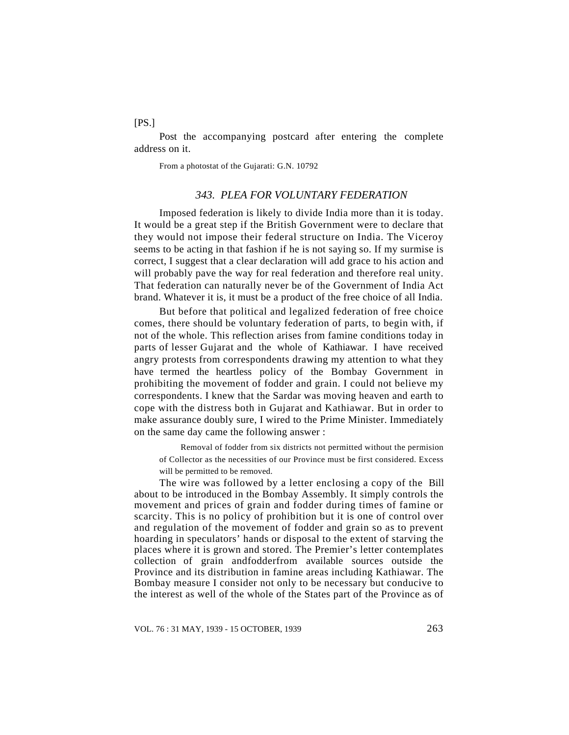[PS.]

Post the accompanying postcard after entering the complete address on it.

From a photostat of the Gujarati: G.N. 10792

### *343. PLEA FOR VOLUNTARY FEDERATION*

Imposed federation is likely to divide India more than it is today. It would be a great step if the British Government were to declare that they would not impose their federal structure on India. The Viceroy seems to be acting in that fashion if he is not saying so. If my surmise is correct, I suggest that a clear declaration will add grace to his action and will probably pave the way for real federation and therefore real unity. That federation can naturally never be of the Government of India Act brand. Whatever it is, it must be a product of the free choice of all India.

But before that political and legalized federation of free choice comes, there should be voluntary federation of parts, to begin with, if not of the whole. This reflection arises from famine conditions today in parts of lesser Gujarat and the whole of Kathiawar. I have received angry protests from correspondents drawing my attention to what they have termed the heartless policy of the Bombay Government in prohibiting the movement of fodder and grain. I could not believe my correspondents. I knew that the Sardar was moving heaven and earth to cope with the distress both in Gujarat and Kathiawar. But in order to make assurance doubly sure, I wired to the Prime Minister. Immediately on the same day came the following answer :

> Removal of fodder from six districts not permitted without the permision of Collector as the necessities of our Province must be first considered. Excess will be permitted to be removed.

The wire was followed by a letter enclosing a copy of the Bill about to be introduced in the Bombay Assembly. It simply controls the movement and prices of grain and fodder during times of famine or scarcity. This is no policy of prohibition but it is one of control over and regulation of the movement of fodder and grain so as to prevent hoarding in speculators' hands or disposal to the extent of starving the places where it is grown and stored. The Premier's letter contemplates collection of grain andfodderfrom available sources outside the Province and its distribution in famine areas including Kathiawar. The Bombay measure I consider not only to be necessary but conducive to the interest as well of the whole of the States part of the Province as of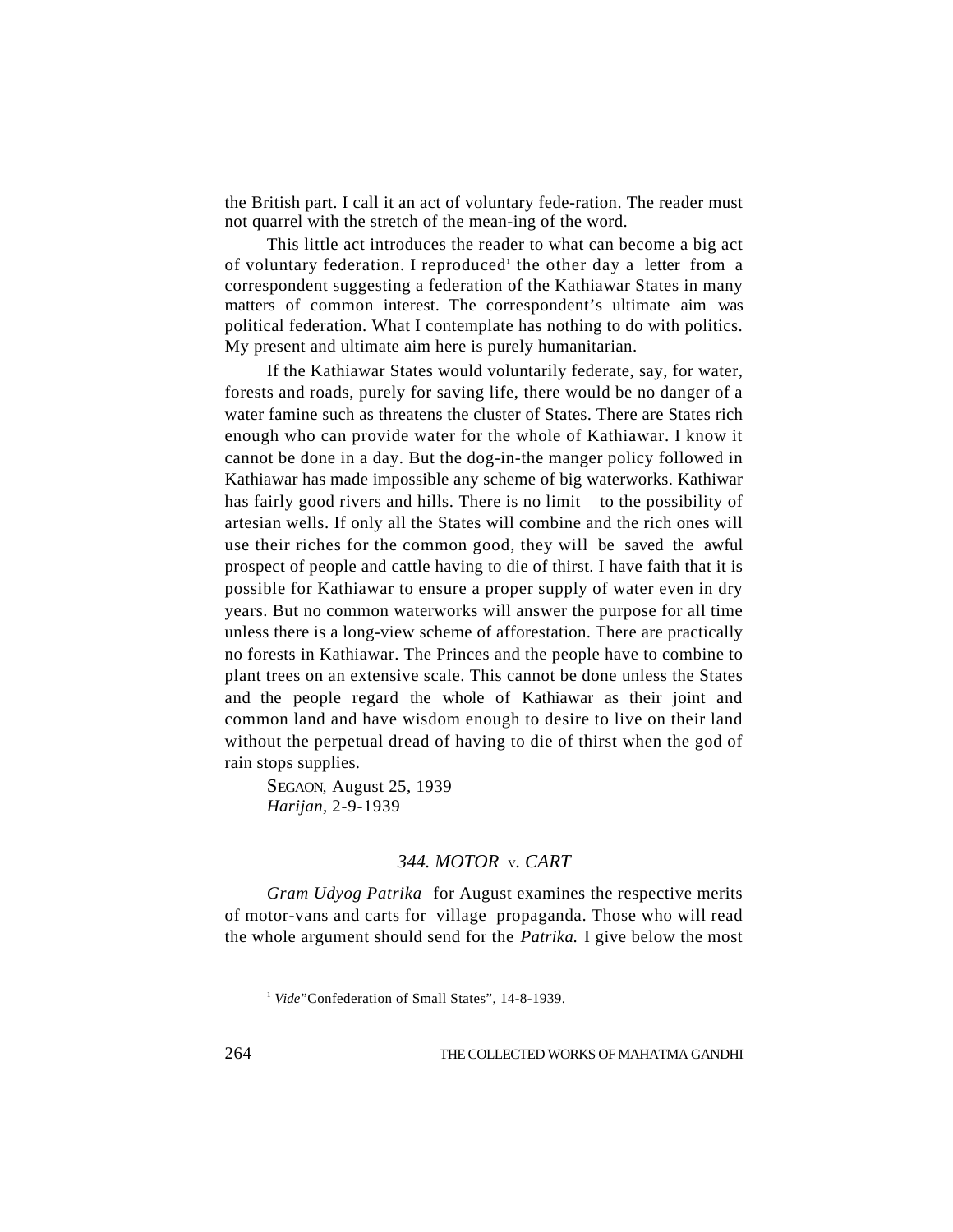the British part. I call it an act of voluntary fede-ration. The reader must not quarrel with the stretch of the mean-ing of the word.

This little act introduces the reader to what can become a big act of voluntary federation. I reproduced[1] the other day a letter from a correspondent suggesting a federation of the Kathiawar States in many matters of common interest. The correspondent's ultimate aim was political federation. What I contemplate has nothing to do with politics. My present and ultimate aim here is purely humanitarian.

If the Kathiawar States would voluntarily federate, say, for water, forests and roads, purely for saving life, there would be no danger of a water famine such as threatens the cluster of States. There are States rich enough who can provide water for the whole of Kathiawar. I know it cannot be done in a day. But the dog-in-the manger policy followed in Kathiawar has made impossible any scheme of big waterworks. Kathiwar has fairly good rivers and hills. There is no limit to the possibility of artesian wells. If only all the States will combine and the rich ones will use their riches for the common good, they will be saved the awful prospect of people and cattle having to die of thirst. I have faith that it is possible for Kathiawar to ensure a proper supply of water even in dry years. But no common waterworks will answer the purpose for all time unless there is a long-view scheme of afforestation. There are practically no forests in Kathiawar. The Princes and the people have to combine to plant trees on an extensive scale. This cannot be done unless the States and the people regard the whole of Kathiawar as their joint and common land and have wisdom enough to desire to live on their land without the perpetual dread of having to die of thirst when the god of rain stops supplies.

SEGAON, August 25, 1939
*Harijan*, 2-9-1939

### *344. MOTOR* v. *CART*

*Gram Udyog Patrika* for August examines the respective merits of motor-vans and carts for village propaganda. Those who will read the whole argument should send for the *Patrika.* I give below the most

[1] *Vide*"Confederation of Small States", 14-8-1939.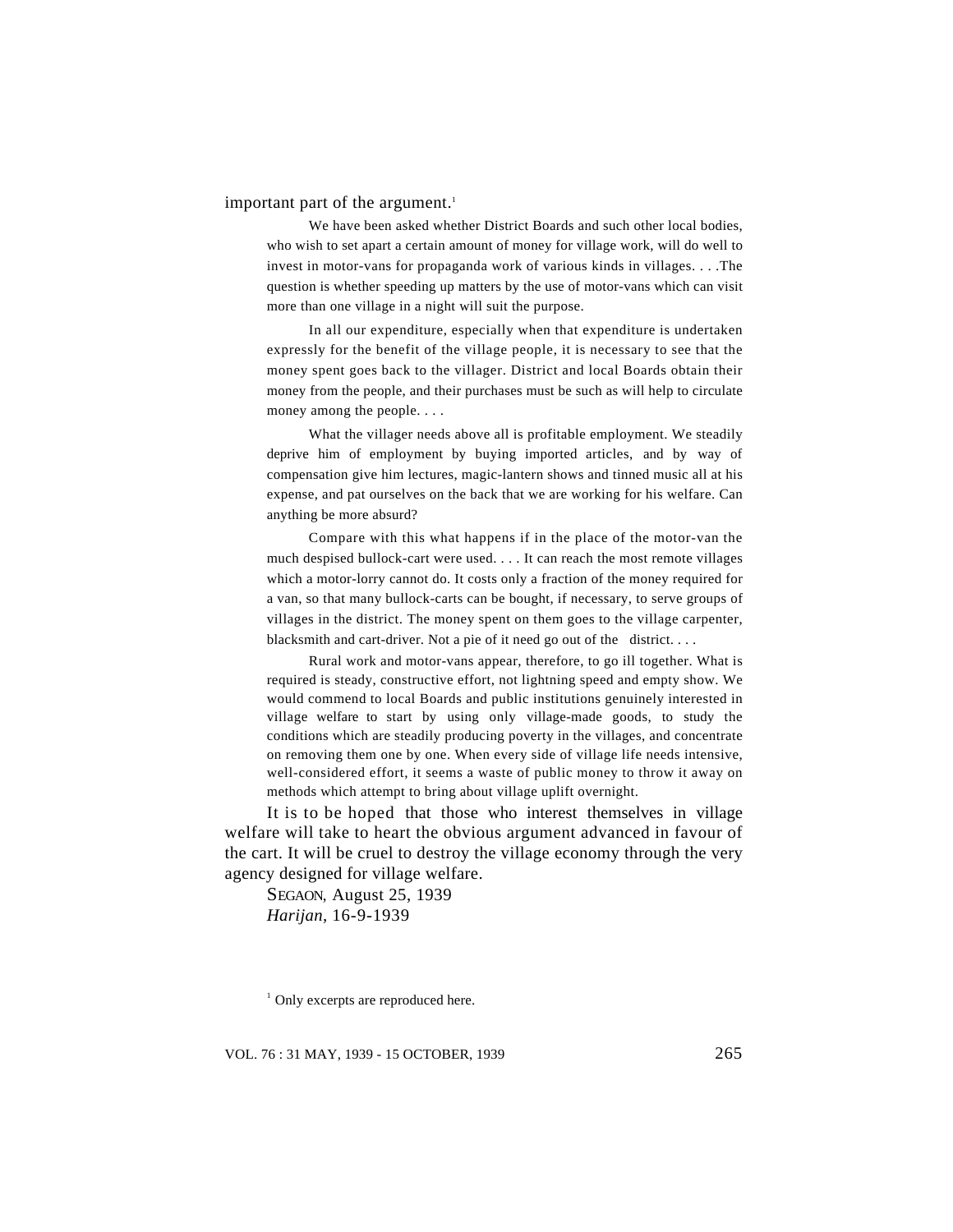important part of the argument.[1]

> We have been asked whether District Boards and such other local bodies, who wish to set apart a certain amount of money for village work, will do well to invest in motor-vans for propaganda work of various kinds in villages. . . .The question is whether speeding up matters by the use of motor-vans which can visit more than one village in a night will suit the purpose.
>
> In all our expenditure, especially when that expenditure is undertaken expressly for the benefit of the village people, it is necessary to see that the money spent goes back to the villager. District and local Boards obtain their money from the people, and their purchases must be such as will help to circulate money among the people. . . .
>
> What the villager needs above all is profitable employment. We steadily deprive him of employment by buying imported articles, and by way of compensation give him lectures, magic-lantern shows and tinned music all at his expense, and pat ourselves on the back that we are working for his welfare. Can anything be more absurd?
>
> Compare with this what happens if in the place of the motor-van the much despised bullock-cart were used. . . . It can reach the most remote villages which a motor-lorry cannot do. It costs only a fraction of the money required for a van, so that many bullock-carts can be bought, if necessary, to serve groups of villages in the district. The money spent on them goes to the village carpenter, blacksmith and cart-driver. Not a pie of it need go out of the district. . . .
>
> Rural work and motor-vans appear, therefore, to go ill together. What is required is steady, constructive effort, not lightning speed and empty show. We would commend to local Boards and public institutions genuinely interested in village welfare to start by using only village-made goods, to study the conditions which are steadily producing poverty in the villages, and concentrate on removing them one by one. When every side of village life needs intensive, well-considered effort, it seems a waste of public money to throw it away on methods which attempt to bring about village uplift overnight.

It is to be hoped that those who interest themselves in village welfare will take to heart the obvious argument advanced in favour of the cart. It will be cruel to destroy the village economy through the very agency designed for village welfare.

SEGAON, August 25, 1939
*Harijan*, 16-9-1939

[1] Only excerpts are reproduced here.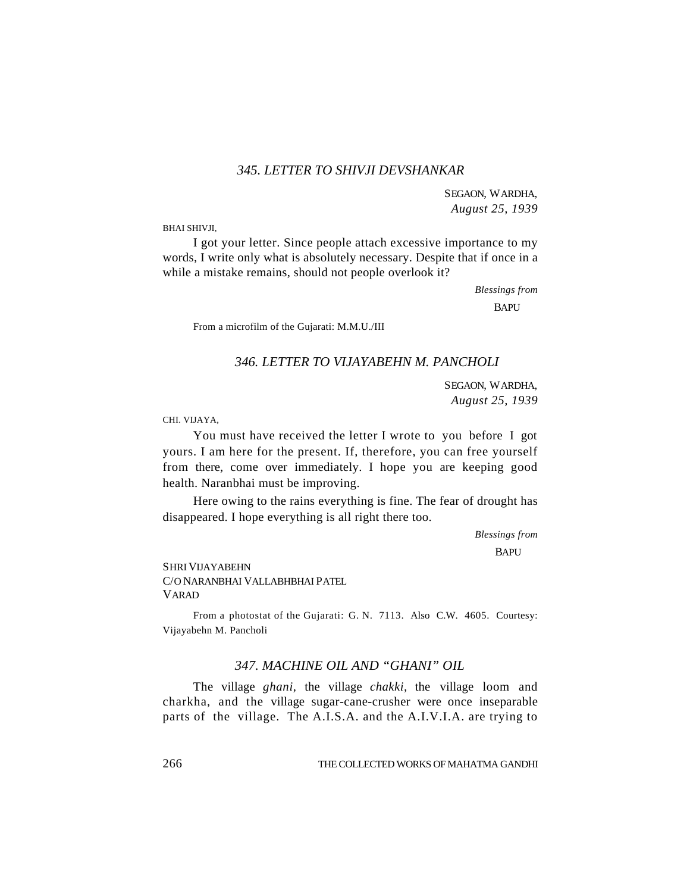### *345. LETTER TO SHIVJI DEVSHANKAR*

SEGAON, WARDHA,
*August 25, 1939*

BHAI SHIVJI,

I got your letter. Since people attach excessive importance to my words, I write only what is absolutely necessary. Despite that if once in a while a mistake remains, should not people overlook it?

*Blessings from*
BAPU

From a microfilm of the Gujarati: M.M.U./III

### *346. LETTER TO VIJAYABEHN M. PANCHOLI*

SEGAON, WARDHA,
*August 25, 1939*

CHI. VIJAYA,

You must have received the letter I wrote to you before I got yours. I am here for the present. If, therefore, you can free yourself from there, come over immediately. I hope you are keeping good health. Naranbhai must be improving.

Here owing to the rains everything is fine. The fear of drought has disappeared. I hope everything is all right there too.

*Blessings from*
BAPU

SHRI VIJAYABEHN
C/O NARANBHAI VALLABHBHAI PATEL
VARAD

From a photostat of the Gujarati: G. N. 7113. Also C.W. 4605. Courtesy: Vijayabehn M. Pancholi

### *347. MACHINE OIL AND "GHANI" OIL*

The village *ghani*, the village *chakki*, the village loom and charkha, and the village sugar-cane-crusher were once inseparable parts of the village. The A.I.S.A. and the A.I.V.I.A. are trying to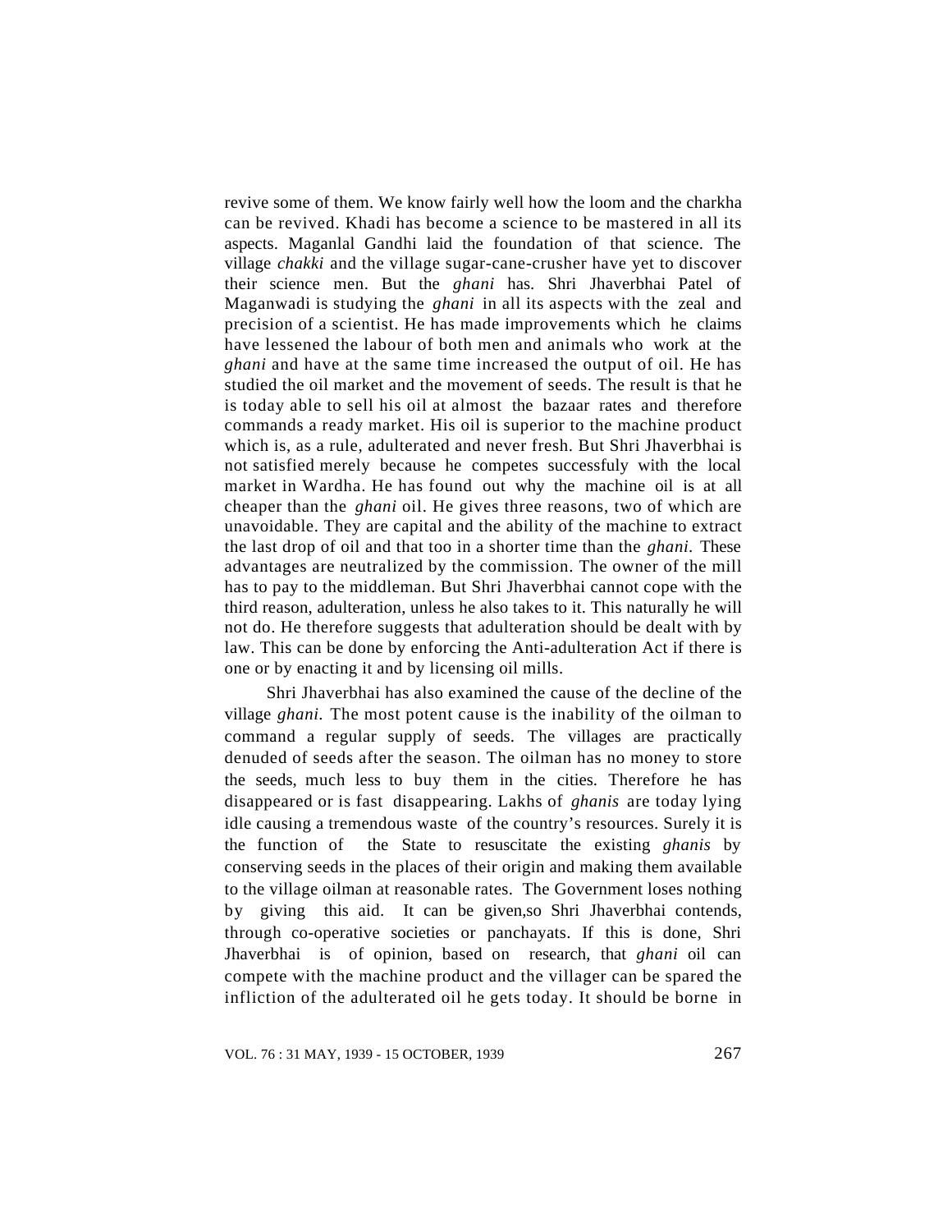revive some of them. We know fairly well how the loom and the charkha can be revived. Khadi has become a science to be mastered in all its aspects. Maganlal Gandhi laid the foundation of that science. The village *chakki* and the village sugar-cane-crusher have yet to discover their science men. But the *ghani* has. Shri Jhaverbhai Patel of Maganwadi is studying the *ghani* in all its aspects with the zeal and precision of a scientist. He has made improvements which he claims have lessened the labour of both men and animals who work at the *ghani* and have at the same time increased the output of oil. He has studied the oil market and the movement of seeds. The result is that he is today able to sell his oil at almost the bazaar rates and therefore commands a ready market. His oil is superior to the machine product which is, as a rule, adulterated and never fresh. But Shri Jhaverbhai is not satisfied merely because he competes successfuly with the local market in Wardha. He has found out why the machine oil is at all cheaper than the *ghani* oil. He gives three reasons, two of which are unavoidable. They are capital and the ability of the machine to extract the last drop of oil and that too in a shorter time than the *ghani*. These advantages are neutralized by the commission. The owner of the mill has to pay to the middleman. But Shri Jhaverbhai cannot cope with the third reason, adulteration, unless he also takes to it. This naturally he will not do. He therefore suggests that adulteration should be dealt with by law. This can be done by enforcing the Anti-adulteration Act if there is one or by enacting it and by licensing oil mills.

Shri Jhaverbhai has also examined the cause of the decline of the village *ghani*. The most potent cause is the inability of the oilman to command a regular supply of seeds. The villages are practically denuded of seeds after the season. The oilman has no money to store the seeds, much less to buy them in the cities. Therefore he has disappeared or is fast disappearing. Lakhs of *ghanis* are today lying idle causing a tremendous waste of the country's resources. Surely it is the function of the State to resuscitate the existing *ghanis* by conserving seeds in the places of their origin and making them available to the village oilman at reasonable rates. The Government loses nothing by giving this aid. It can be given,so Shri Jhaverbhai contends, through co-operative societies or panchayats. If this is done, Shri Jhaverbhai is of opinion, based on research, that *ghani* oil can compete with the machine product and the villager can be spared the infliction of the adulterated oil he gets today. It should be borne in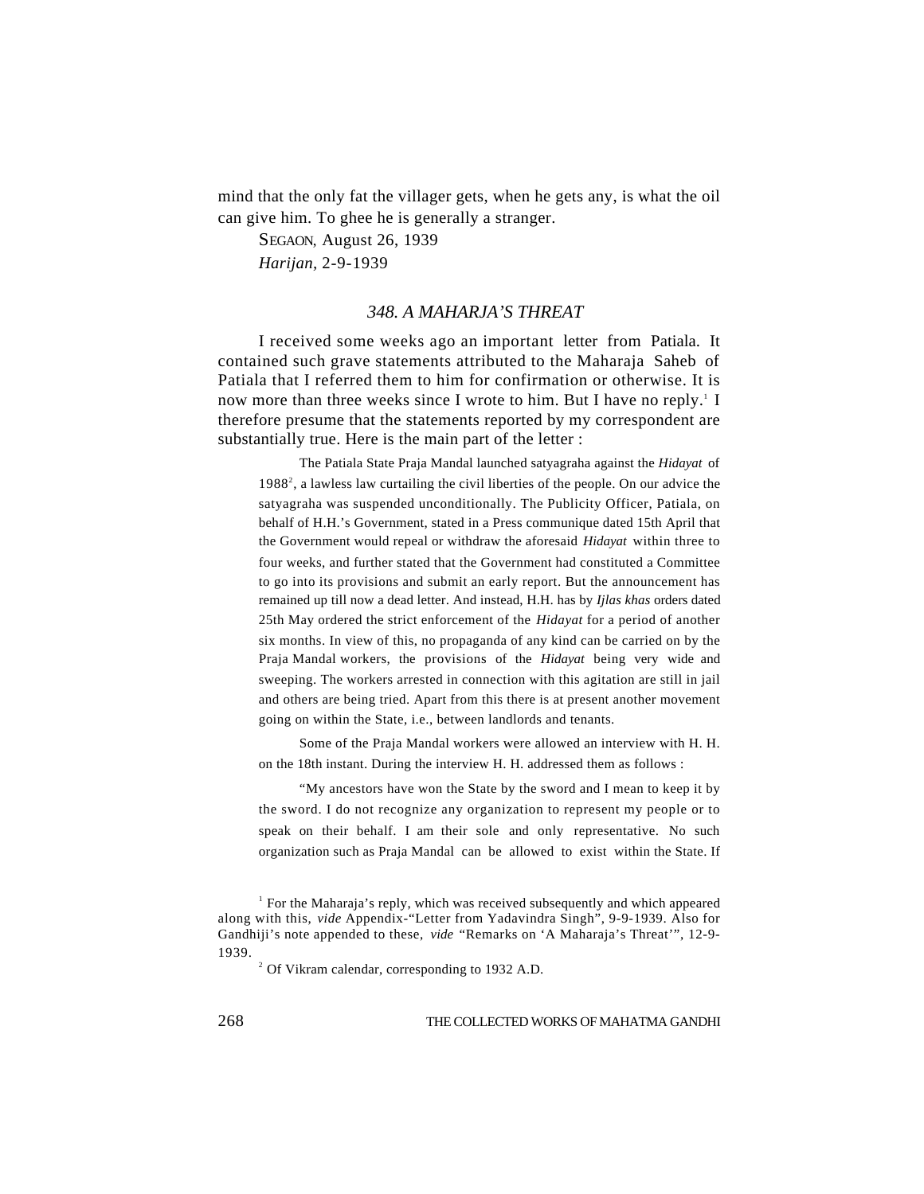mind that the only fat the villager gets, when he gets any, is what the oil can give him. To ghee he is generally a stranger.

SEGAON, August 26, 1939

*Harijan*, 2-9-1939

## *348. A MAHARJA'S THREAT*

I received some weeks ago an important letter from Patiala. It contained such grave statements attributed to the Maharaja Saheb of Patiala that I referred them to him for confirmation or otherwise. It is now more than three weeks since I wrote to him. But I have no reply.[1] I therefore presume that the statements reported by my correspondent are substantially true. Here is the main part of the letter :

> The Patiala State Praja Mandal launched satyagraha against the *Hidayat* of 1988[2], a lawless law curtailing the civil liberties of the people. On our advice the satyagraha was suspended unconditionally. The Publicity Officer, Patiala, on behalf of H.H.'s Government, stated in a Press communique dated 15th April that the Government would repeal or withdraw the aforesaid *Hidayat* within three to four weeks, and further stated that the Government had constituted a Committee to go into its provisions and submit an early report. But the announcement has remained up till now a dead letter. And instead, H.H. has by *Ijlas khas* orders dated 25th May ordered the strict enforcement of the *Hidayat* for a period of another six months. In view of this, no propaganda of any kind can be carried on by the Praja Mandal workers, the provisions of the *Hidayat* being very wide and sweeping. The workers arrested in connection with this agitation are still in jail and others are being tried. Apart from this there is at present another movement going on within the State, i.e., between landlords and tenants.
>
> Some of the Praja Mandal workers were allowed an interview with H. H. on the 18th instant. During the interview H. H. addressed them as follows :
>
> "My ancestors have won the State by the sword and I mean to keep it by the sword. I do not recognize any organization to represent my people or to speak on their behalf. I am their sole and only representative. No such organization such as Praja Mandal can be allowed to exist within the State. If

[1] For the Maharaja's reply, which was received subsequently and which appeared along with this, *vide* Appendix-"Letter from Yadavindra Singh", 9-9-1939. Also for Gandhiji's note appended to these, *vide* "Remarks on 'A Maharaja's Threat'", 12-9-1939.

[2] Of Vikram calendar, corresponding to 1932 A.D.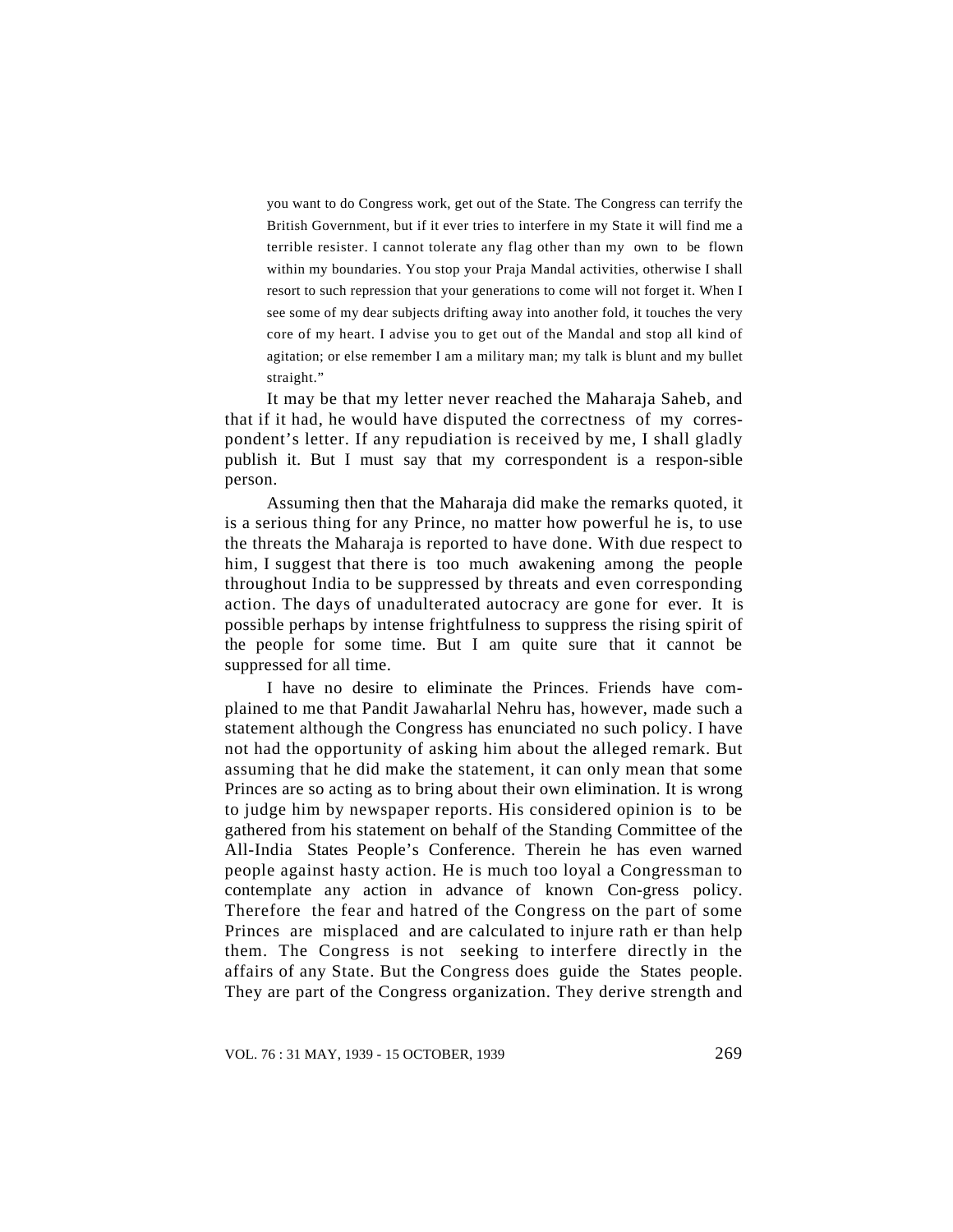> you want to do Congress work, get out of the State. The Congress can terrify the British Government, but if it ever tries to interfere in my State it will find me a terrible resister. I cannot tolerate any flag other than my own to be flown within my boundaries. You stop your Praja Mandal activities, otherwise I shall resort to such repression that your generations to come will not forget it. When I see some of my dear subjects drifting away into another fold, it touches the very core of my heart. I advise you to get out of the Mandal and stop all kind of agitation; or else remember I am a military man; my talk is blunt and my bullet straight."

It may be that my letter never reached the Maharaja Saheb, and that if it had, he would have disputed the correctness of my correspondent's letter. If any repudiation is received by me, I shall gladly publish it. But I must say that my correspondent is a responsible person.

Assuming then that the Maharaja did make the remarks quoted, it is a serious thing for any Prince, no matter how powerful he is, to use the threats the Maharaja is reported to have done. With due respect to him, I suggest that there is too much awakening among the people throughout India to be suppressed by threats and even corresponding action. The days of unadulterated autocracy are gone for ever. It is possible perhaps by intense frightfulness to suppress the rising spirit of the people for some time. But I am quite sure that it cannot be suppressed for all time.

I have no desire to eliminate the Princes. Friends have complained to me that Pandit Jawaharlal Nehru has, however, made such a statement although the Congress has enunciated no such policy. I have not had the opportunity of asking him about the alleged remark. But assuming that he did make the statement, it can only mean that some Princes are so acting as to bring about their own elimination. It is wrong to judge him by newspaper reports. His considered opinion is to be gathered from his statement on behalf of the Standing Committee of the All-India States People's Conference. Therein he has even warned people against hasty action. He is much too loyal a Congressman to contemplate any action in advance of known Congress policy. Therefore the fear and hatred of the Congress on the part of some Princes are misplaced and are calculated to injure rather than help them. The Congress is not seeking to interfere directly in the affairs of any State. But the Congress does guide the States people. They are part of the Congress organization. They derive strength and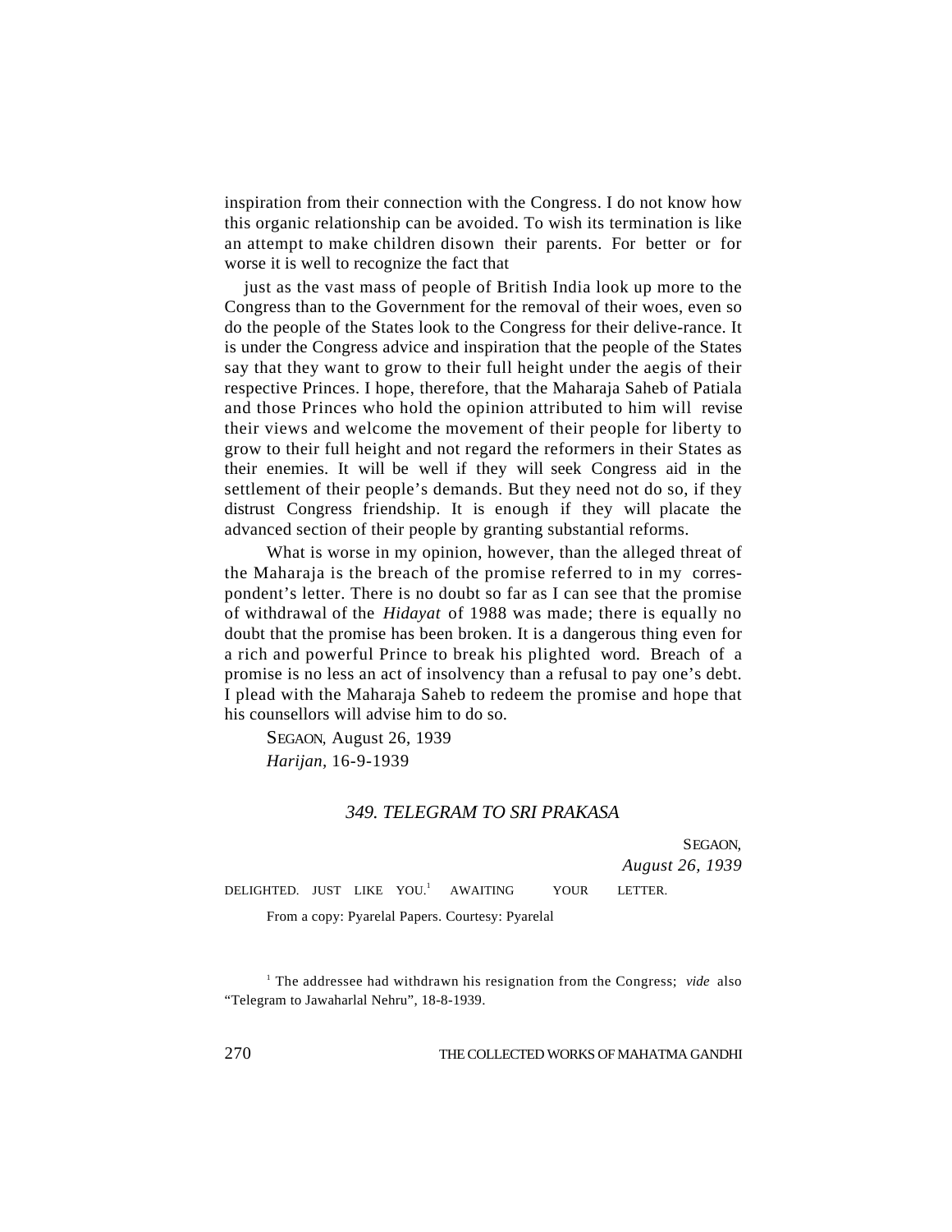inspiration from their connection with the Congress. I do not know how this organic relationship can be avoided. To wish its termination is like an attempt to make children disown their parents. For better or for worse it is well to recognize the fact that

just as the vast mass of people of British India look up more to the Congress than to the Government for the removal of their woes, even so do the people of the States look to the Congress for their delive-rance. It is under the Congress advice and inspiration that the people of the States say that they want to grow to their full height under the aegis of their respective Princes. I hope, therefore, that the Maharaja Saheb of Patiala and those Princes who hold the opinion attributed to him will revise their views and welcome the movement of their people for liberty to grow to their full height and not regard the reformers in their States as their enemies. It will be well if they will seek Congress aid in the settlement of their people's demands. But they need not do so, if they distrust Congress friendship. It is enough if they will placate the advanced section of their people by granting substantial reforms.

What is worse in my opinion, however, than the alleged threat of the Maharaja is the breach of the promise referred to in my correspondent's letter. There is no doubt so far as I can see that the promise of withdrawal of the *Hidayat* of 1988 was made; there is equally no doubt that the promise has been broken. It is a dangerous thing even for a rich and powerful Prince to break his plighted word. Breach of a promise is no less an act of insolvency than a refusal to pay one's debt. I plead with the Maharaja Saheb to redeem the promise and hope that his counsellors will advise him to do so.

SEGAON, August 26, 1939

*Harijan*, 16-9-1939

### *349. TELEGRAM TO SRI PRAKASA*

SEGAON,
*August 26, 1939*

DELIGHTED. JUST LIKE YOU.[1] AWAITING YOUR LETTER.

From a copy: Pyarelal Papers. Courtesy: Pyarelal

[1] The addressee had withdrawn his resignation from the Congress; *vide* also "Telegram to Jawaharlal Nehru", 18-8-1939.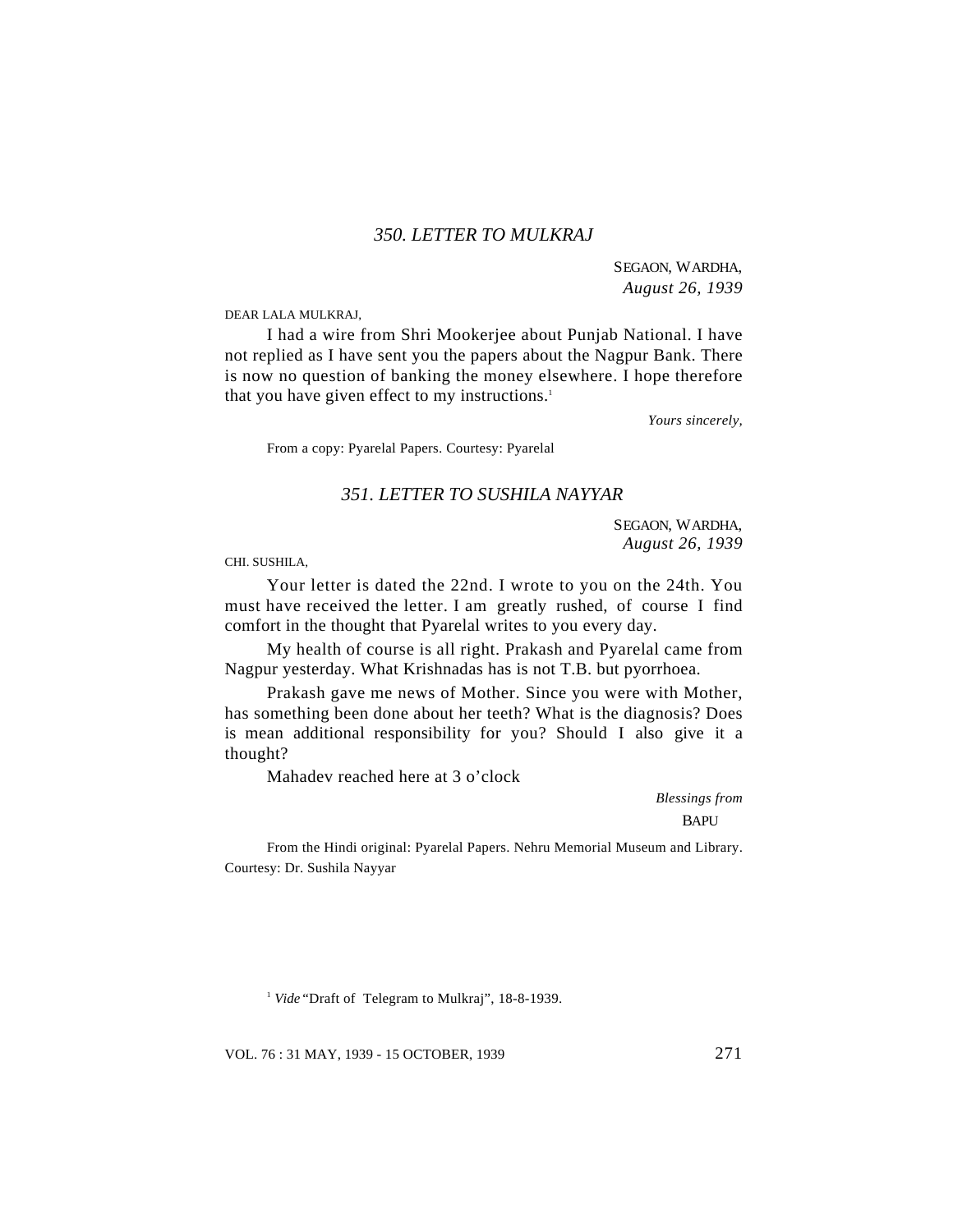### *350. LETTER TO MULKRAJ*

SEGAON, WARDHA,
*August 26, 1939*

DEAR LALA MULKRAJ,

I had a wire from Shri Mookerjee about Punjab National. I have not replied as I have sent you the papers about the Nagpur Bank. There is now no question of banking the money elsewhere. I hope therefore that you have given effect to my instructions.[1]

*Yours sincerely,*

From a copy: Pyarelal Papers. Courtesy: Pyarelal

### *351. LETTER TO SUSHILA NAYYAR*

SEGAON, WARDHA,
*August 26, 1939*

CHI. SUSHILA,

Your letter is dated the 22nd. I wrote to you on the 24th. You must have received the letter. I am greatly rushed, of course I find comfort in the thought that Pyarelal writes to you every day.

My health of course is all right. Prakash and Pyarelal came from Nagpur yesterday. What Krishnadas has is not T.B. but pyorrhoea.

Prakash gave me news of Mother. Since you were with Mother, has something been done about her teeth? What is the diagnosis? Does is mean additional responsibility for you? Should I also give it a thought?

Mahadev reached here at 3 o'clock

*Blessings from*
BAPU

From the Hindi original: Pyarelal Papers. Nehru Memorial Museum and Library. Courtesy: Dr. Sushila Nayyar

[1] *Vide* "Draft of Telegram to Mulkraj", 18-8-1939.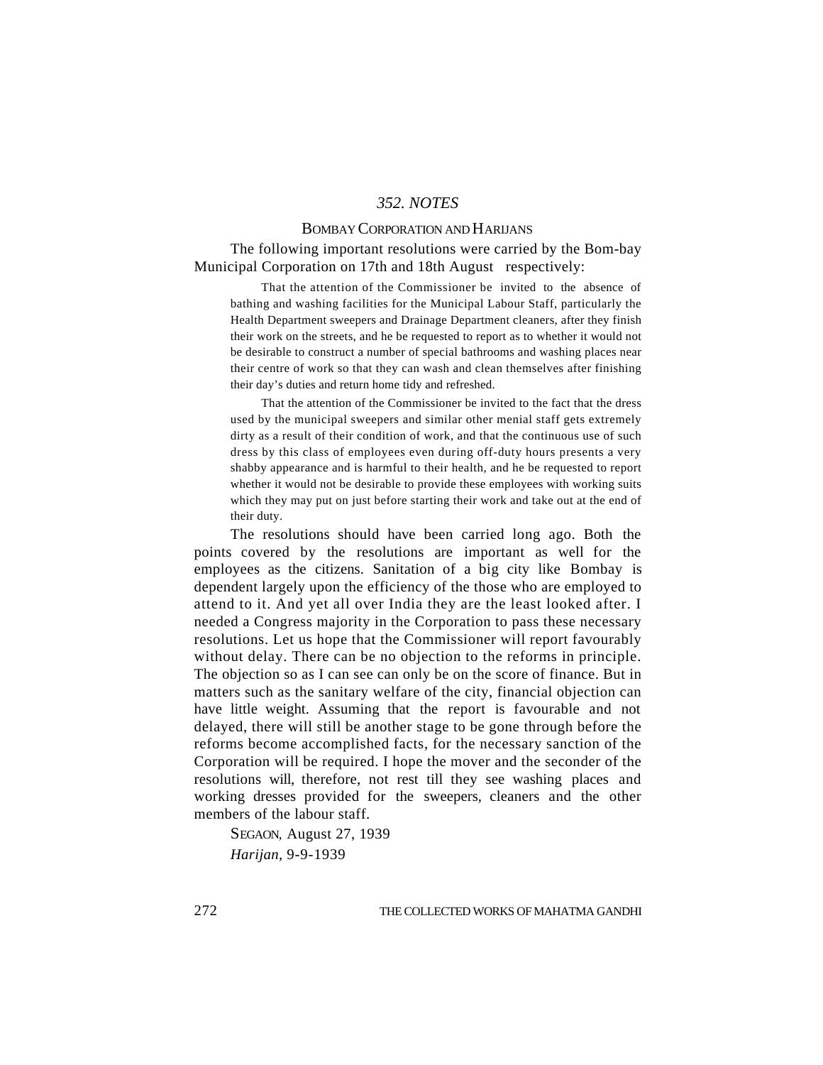## *352. NOTES*

### BOMBAY CORPORATION AND HARIJANS

The following important resolutions were carried by the Bom-bay Municipal Corporation on 17th and 18th August respectively:

> That the attention of the Commissioner be invited to the absence of bathing and washing facilities for the Municipal Labour Staff, particularly the Health Department sweepers and Drainage Department cleaners, after they finish their work on the streets, and he be requested to report as to whether it would not be desirable to construct a number of special bathrooms and washing places near their centre of work so that they can wash and clean themselves after finishing their day's duties and return home tidy and refreshed.
>
> That the attention of the Commissioner be invited to the fact that the dress used by the municipal sweepers and similar other menial staff gets extremely dirty as a result of their condition of work, and that the continuous use of such dress by this class of employees even during off-duty hours presents a very shabby appearance and is harmful to their health, and he be requested to report whether it would not be desirable to provide these employees with working suits which they may put on just before starting their work and take out at the end of their duty.

The resolutions should have been carried long ago. Both the points covered by the resolutions are important as well for the employees as the citizens. Sanitation of a big city like Bombay is dependent largely upon the efficiency of the those who are employed to attend to it. And yet all over India they are the least looked after. I needed a Congress majority in the Corporation to pass these necessary resolutions. Let us hope that the Commissioner will report favourably without delay. There can be no objection to the reforms in principle. The objection so as I can see can only be on the score of finance. But in matters such as the sanitary welfare of the city, financial objection can have little weight. Assuming that the report is favourable and not delayed, there will still be another stage to be gone through before the reforms become accomplished facts, for the necessary sanction of the Corporation will be required. I hope the mover and the seconder of the resolutions will, therefore, not rest till they see washing places and working dresses provided for the sweepers, cleaners and the other members of the labour staff.

SEGAON, August 27, 1939

*Harijan*, 9-9-1939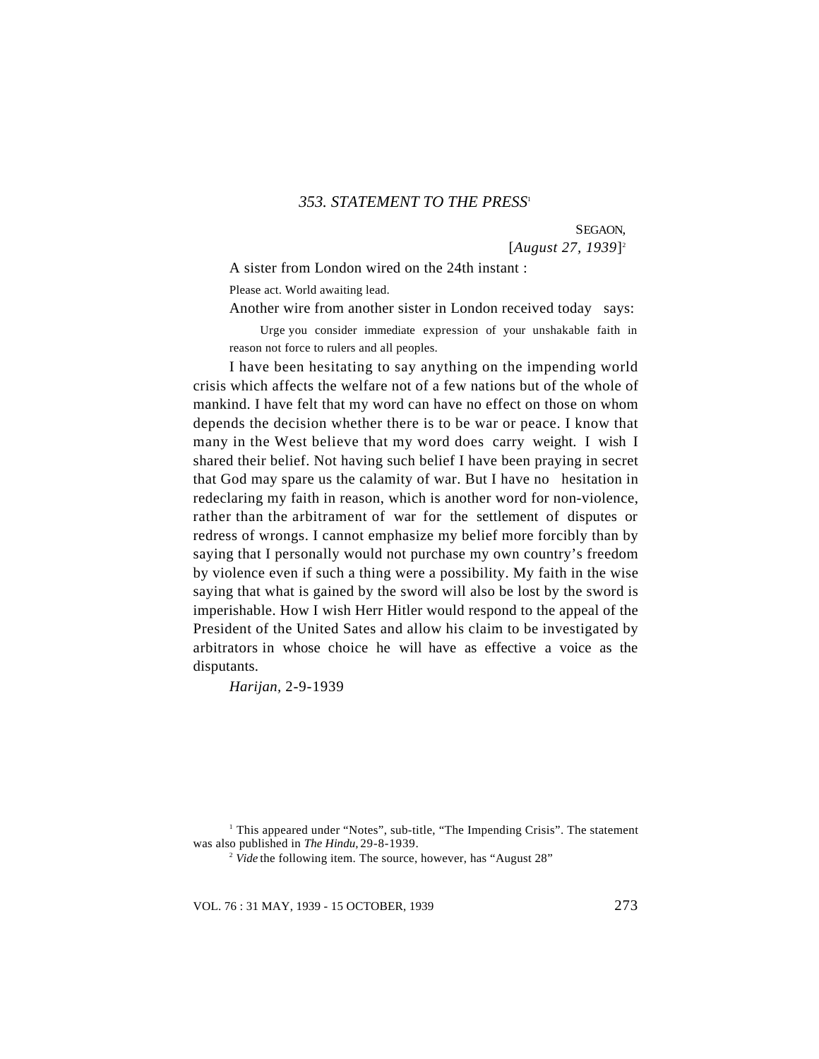### *353. STATEMENT TO THE PRESS*[1]

SEGAON,

[*August 27, 1939*][2]

A sister from London wired on the 24th instant :

Please act. World awaiting lead.

Another wire from another sister in London received today says:

> Urge you consider immediate expression of your unshakable faith in reason not force to rulers and all peoples.

I have been hesitating to say anything on the impending world crisis which affects the welfare not of a few nations but of the whole of mankind. I have felt that my word can have no effect on those on whom depends the decision whether there is to be war or peace. I know that many in the West believe that my word does carry weight. I wish I shared their belief. Not having such belief I have been praying in secret that God may spare us the calamity of war. But I have no hesitation in redeclaring my faith in reason, which is another word for non-violence, rather than the arbitrament of war for the settlement of disputes or redress of wrongs. I cannot emphasize my belief more forcibly than by saying that I personally would not purchase my own country's freedom by violence even if such a thing were a possibility. My faith in the wise saying that what is gained by the sword will also be lost by the sword is imperishable. How I wish Herr Hitler would respond to the appeal of the President of the United Sates and allow his claim to be investigated by arbitrators in whose choice he will have as effective a voice as the disputants.

*Harijan*, 2-9-1939

---

[1] This appeared under "Notes", sub-title, "The Impending Crisis". The statement was also published in *The Hindu*, 29-8-1939.

[2] *Vide* the following item. The source, however, has "August 28"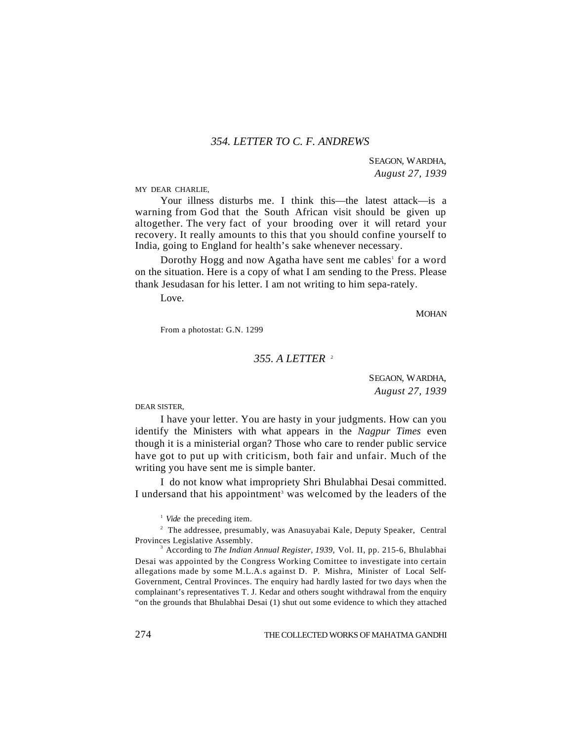### *354. LETTER TO C. F. ANDREWS*

SEAGON, WARDHA,
*August 27, 1939*

MY DEAR CHARLIE,

Your illness disturbs me. I think this—the latest attack—is a warning from God that the South African visit should be given up altogether. The very fact of your brooding over it will retard your recovery. It really amounts to this that you should confine yourself to India, going to England for health's sake whenever necessary.

Dorothy Hogg and now Agatha have sent me cables[1] for a word on the situation. Here is a copy of what I am sending to the Press. Please thank Jesudasan for his letter. I am not writing to him sepa-rately.

Love.

MOHAN

From a photostat: G.N. 1299

### *355. A LETTER* [2]

SEGAON, WARDHA,
*August 27, 1939*

DEAR SISTER,

I have your letter. You are hasty in your judgments. How can you identify the Ministers with what appears in the *Nagpur Times* even though it is a ministerial organ? Those who care to render public service have got to put up with criticism, both fair and unfair. Much of the writing you have sent me is simple banter.

I do not know what impropriety Shri Bhulabhai Desai committed. I undersand that his appointment[3] was welcomed by the leaders of the

---

[1] *Vide* the preceding item.

[2] The addressee, presumably, was Anasuyabai Kale, Deputy Speaker, Central Provinces Legislative Assembly.

[3] According to *The Indian Annual Register, 1939,* Vol. II, pp. 215-6, Bhulabhai Desai was appointed by the Congress Working Comittee to investigate into certain allegations made by some M.L.A.s against D. P. Mishra, Minister of Local Self-Government, Central Provinces. The enquiry had hardly lasted for two days when the complainant's representatives T. J. Kedar and others sought withdrawal from the enquiry "on the grounds that Bhulabhai Desai (1) shut out some evidence to which they attached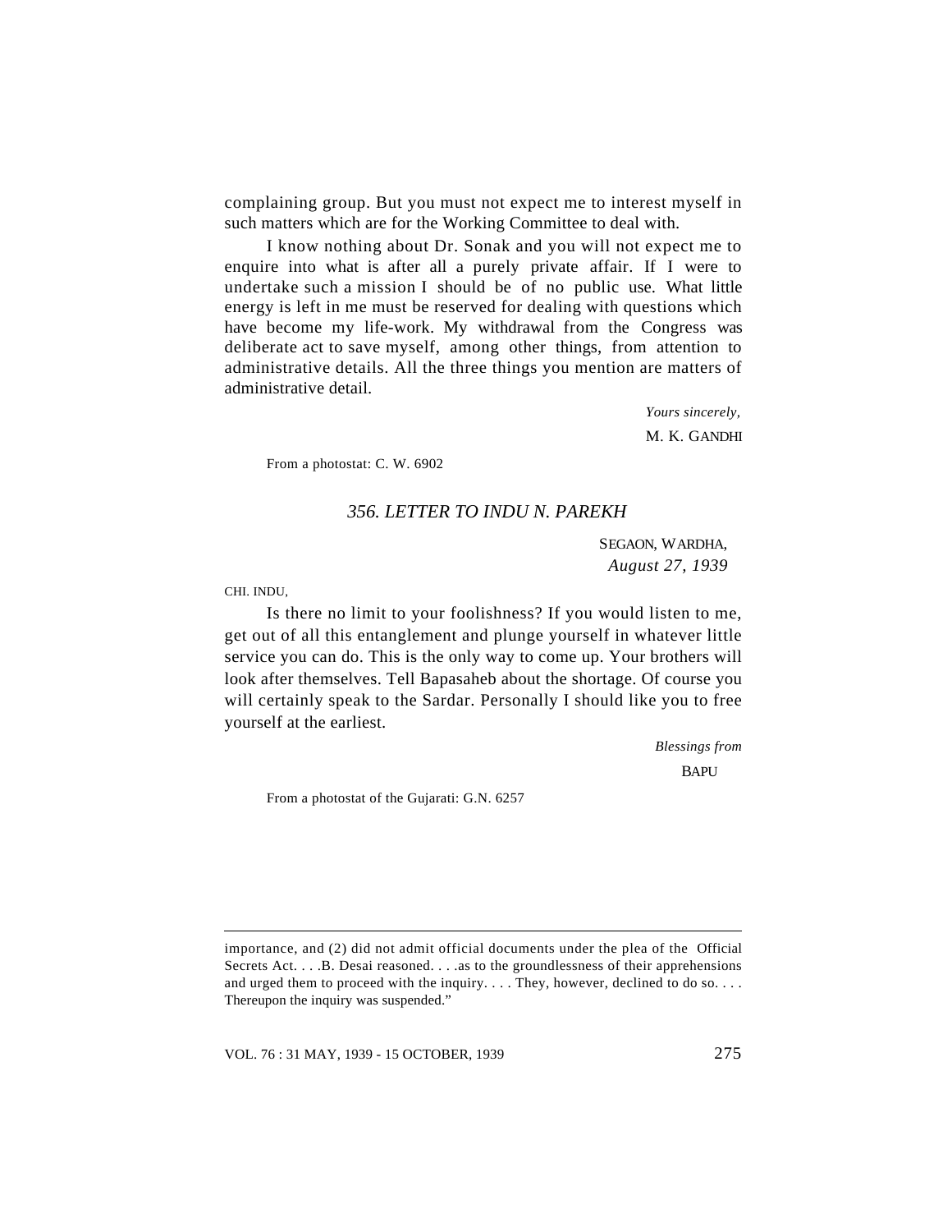complaining group. But you must not expect me to interest myself in such matters which are for the Working Committee to deal with.

I know nothing about Dr. Sonak and you will not expect me to enquire into what is after all a purely private affair. If I were to undertake such a mission I should be of no public use. What little energy is left in me must be reserved for dealing with questions which have become my life-work. My withdrawal from the Congress was deliberate act to save myself, among other things, from attention to administrative details. All the three things you mention are matters of administrative detail.

*Yours sincerely,*

M. K. GANDHI

From a photostat: C. W. 6902

### *356. LETTER TO INDU N. PAREKH*

SEGAON, WARDHA,
*August 27, 1939*

CHI. INDU,

Is there no limit to your foolishness? If you would listen to me, get out of all this entanglement and plunge yourself in whatever little service you can do. This is the only way to come up. Your brothers will look after themselves. Tell Bapasaheb about the shortage. Of course you will certainly speak to the Sardar. Personally I should like you to free yourself at the earliest.

*Blessings from*

BAPU

From a photostat of the Gujarati: G.N. 6257

---

importance, and (2) did not admit official documents under the plea of the Official Secrets Act. . . .B. Desai reasoned. . . .as to the groundlessness of their apprehensions and urged them to proceed with the inquiry. . . . They, however, declined to do so. . . . Thereupon the inquiry was suspended."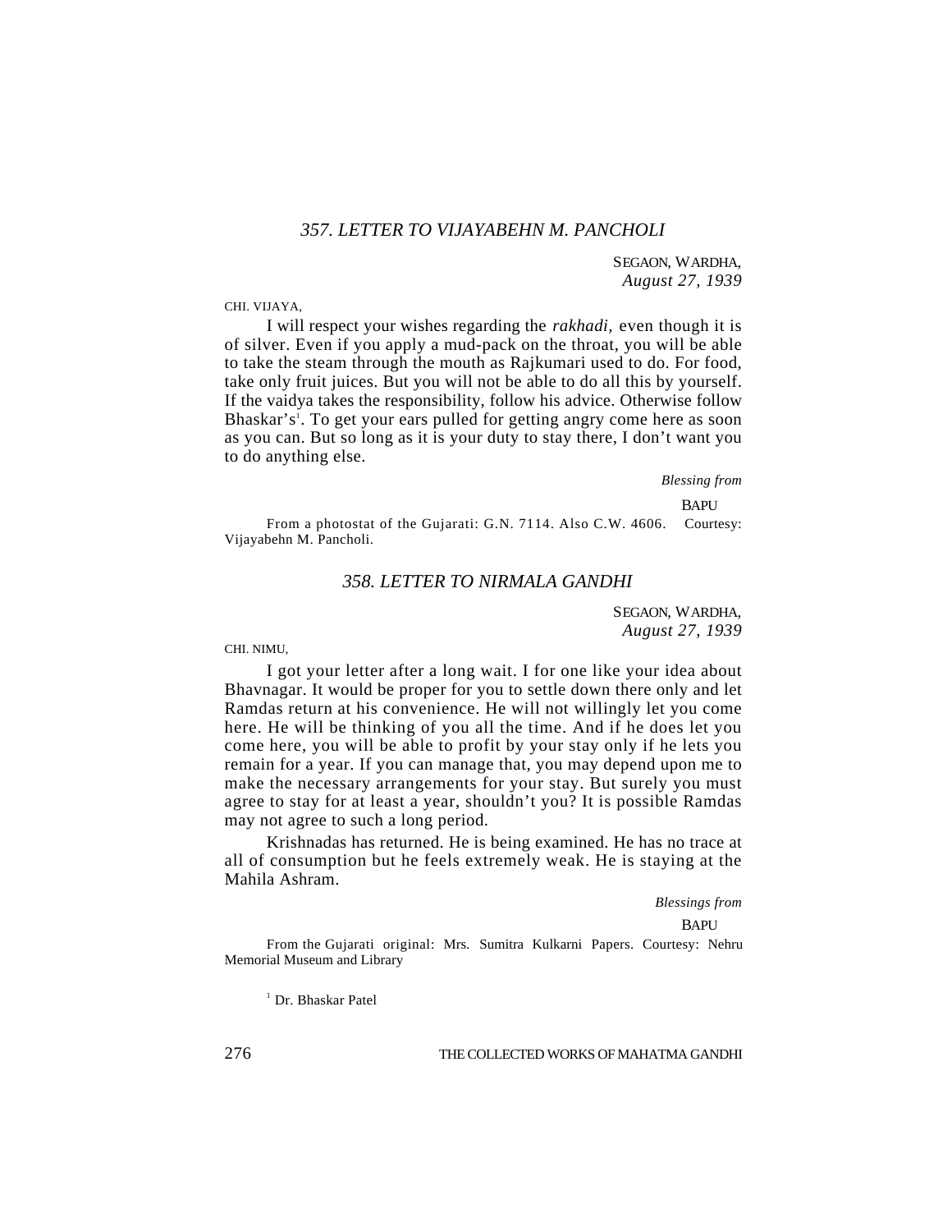### *357. LETTER TO VIJAYABEHN M. PANCHOLI*

SEGAON, WARDHA,
*August 27, 1939*

CHI. VIJAYA,

I will respect your wishes regarding the *rakhadi,* even though it is of silver. Even if you apply a mud-pack on the throat, you will be able to take the steam through the mouth as Rajkumari used to do. For food, take only fruit juices. But you will not be able to do all this by yourself. If the vaidya takes the responsibility, follow his advice. Otherwise follow Bhaskar's[1]. To get your ears pulled for getting angry come here as soon as you can. But so long as it is your duty to stay there, I don't want you to do anything else.

*Blessing from*

BAPU

From a photostat of the Gujarati: G.N. 7114. Also C.W. 4606. Courtesy: Vijayabehn M. Pancholi.

### *358. LETTER TO NIRMALA GANDHI*

SEGAON, WARDHA,
*August 27, 1939*

CHI. NIMU,

I got your letter after a long wait. I for one like your idea about Bhavnagar. It would be proper for you to settle down there only and let Ramdas return at his convenience. He will not willingly let you come here. He will be thinking of you all the time. And if he does let you come here, you will be able to profit by your stay only if he lets you remain for a year. If you can manage that, you may depend upon me to make the necessary arrangements for your stay. But surely you must agree to stay for at least a year, shouldn't you? It is possible Ramdas may not agree to such a long period.

Krishnadas has returned. He is being examined. He has no trace at all of consumption but he feels extremely weak. He is staying at the Mahila Ashram.

*Blessings from*

BAPU

From the Gujarati original: Mrs. Sumitra Kulkarni Papers. Courtesy: Nehru Memorial Museum and Library

[1] Dr. Bhaskar Patel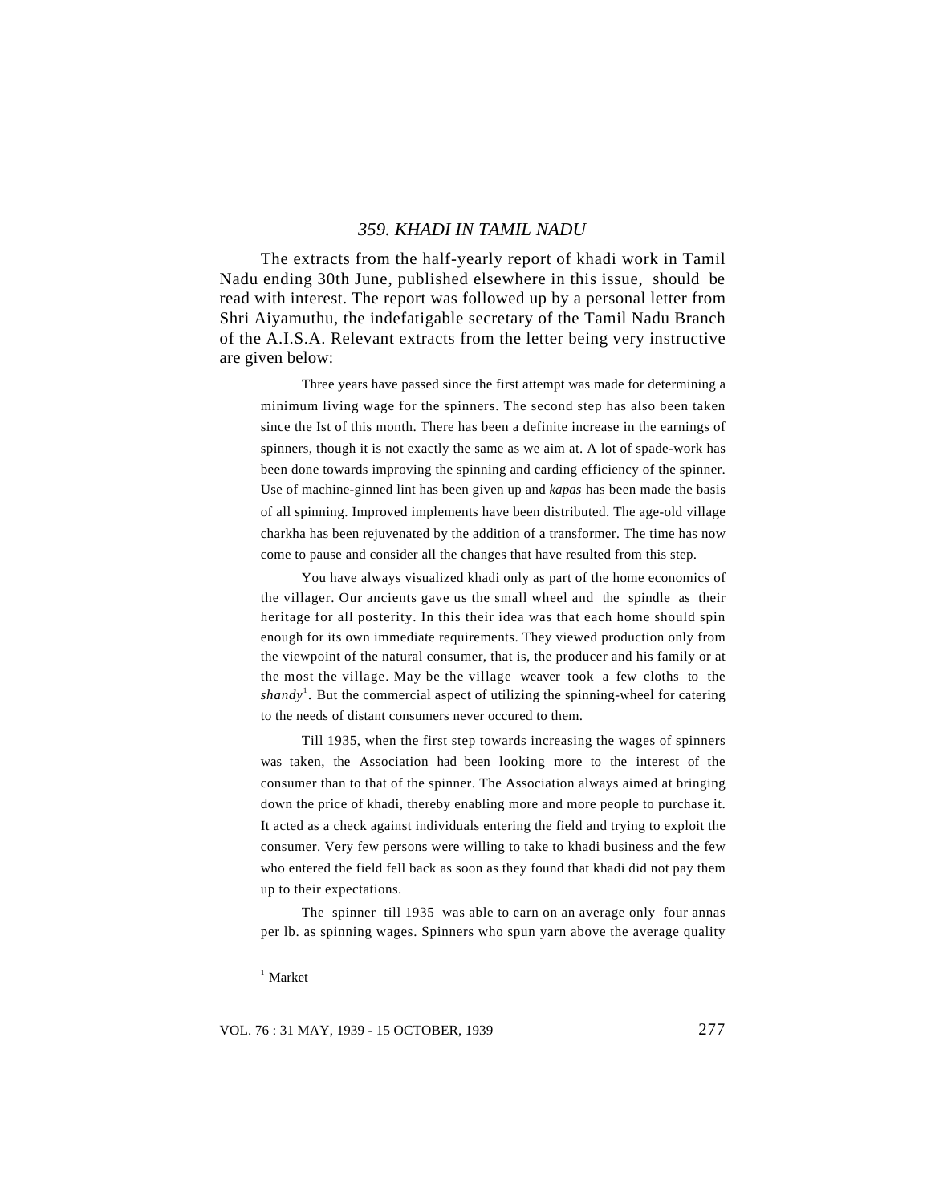## 359. KHADI IN TAMIL NADU

The extracts from the half-yearly report of khadi work in Tamil Nadu ending 30th June, published elsewhere in this issue, should be read with interest. The report was followed up by a personal letter from Shri Aiyamuthu, the indefatigable secretary of the Tamil Nadu Branch of the A.I.S.A. Relevant extracts from the letter being very instructive are given below:

> Three years have passed since the first attempt was made for determining a minimum living wage for the spinners. The second step has also been taken since the Ist of this month. There has been a definite increase in the earnings of spinners, though it is not exactly the same as we aim at. A lot of spade-work has been done towards improving the spinning and carding efficiency of the spinner. Use of machine-ginned lint has been given up and *kapas* has been made the basis of all spinning. Improved implements have been distributed. The age-old village charkha has been rejuvenated by the addition of a transformer. The time has now come to pause and consider all the changes that have resulted from this step.
>
> You have always visualized khadi only as part of the home economics of the villager. Our ancients gave us the small wheel and the spindle as their heritage for all posterity. In this their idea was that each home should spin enough for its own immediate requirements. They viewed production only from the viewpoint of the natural consumer, that is, the producer and his family or at the most the village. May be the village weaver took a few cloths to the *shandy*[1]. But the commercial aspect of utilizing the spinning-wheel for catering to the needs of distant consumers never occured to them.
>
> Till 1935, when the first step towards increasing the wages of spinners was taken, the Association had been looking more to the interest of the consumer than to that of the spinner. The Association always aimed at bringing down the price of khadi, thereby enabling more and more people to purchase it. It acted as a check against individuals entering the field and trying to exploit the consumer. Very few persons were willing to take to khadi business and the few who entered the field fell back as soon as they found that khadi did not pay them up to their expectations.
>
> The spinner till 1935 was able to earn on an average only four annas per lb. as spinning wages. Spinners who spun yarn above the average quality

[1] Market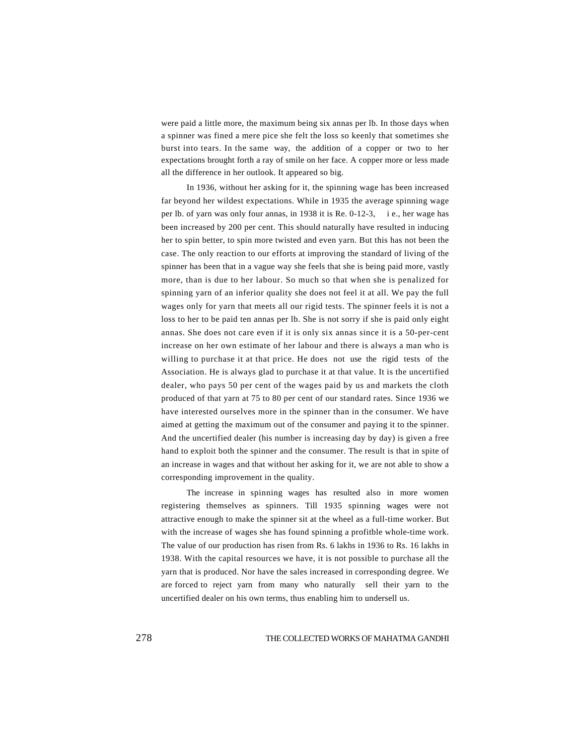were paid a little more, the maximum being six annas per lb. In those days when a spinner was fined a mere pice she felt the loss so keenly that sometimes she burst into tears. In the same way, the addition of a copper or two to her expectations brought forth a ray of smile on her face. A copper more or less made all the difference in her outlook. It appeared so big.

In 1936, without her asking for it, the spinning wage has been increased far beyond her wildest expectations. While in 1935 the average spinning wage per lb. of yarn was only four annas, in 1938 it is Re. 0-12-3, i e., her wage has been increased by 200 per cent. This should naturally have resulted in inducing her to spin better, to spin more twisted and even yarn. But this has not been the case. The only reaction to our efforts at improving the standard of living of the spinner has been that in a vague way she feels that she is being paid more, vastly more, than is due to her labour. So much so that when she is penalized for spinning yarn of an inferior quality she does not feel it at all. We pay the full wages only for yarn that meets all our rigid tests. The spinner feels it is not a loss to her to be paid ten annas per lb. She is not sorry if she is paid only eight annas. She does not care even if it is only six annas since it is a 50-per-cent increase on her own estimate of her labour and there is always a man who is willing to purchase it at that price. He does not use the rigid tests of the Association. He is always glad to purchase it at that value. It is the uncertified dealer, who pays 50 per cent of the wages paid by us and markets the cloth produced of that yarn at 75 to 80 per cent of our standard rates. Since 1936 we have interested ourselves more in the spinner than in the consumer. We have aimed at getting the maximum out of the consumer and paying it to the spinner. And the uncertified dealer (his number is increasing day by day) is given a free hand to exploit both the spinner and the consumer. The result is that in spite of an increase in wages and that without her asking for it, we are not able to show a corresponding improvement in the quality.

The increase in spinning wages has resulted also in more women registering themselves as spinners. Till 1935 spinning wages were not attractive enough to make the spinner sit at the wheel as a full-time worker. But with the increase of wages she has found spinning a profitble whole-time work. The value of our production has risen from Rs. 6 lakhs in 1936 to Rs. 16 lakhs in 1938. With the capital resources we have, it is not possible to purchase all the yarn that is produced. Nor have the sales increased in corresponding degree. We are forced to reject yarn from many who naturally sell their yarn to the uncertified dealer on his own terms, thus enabling him to undersell us.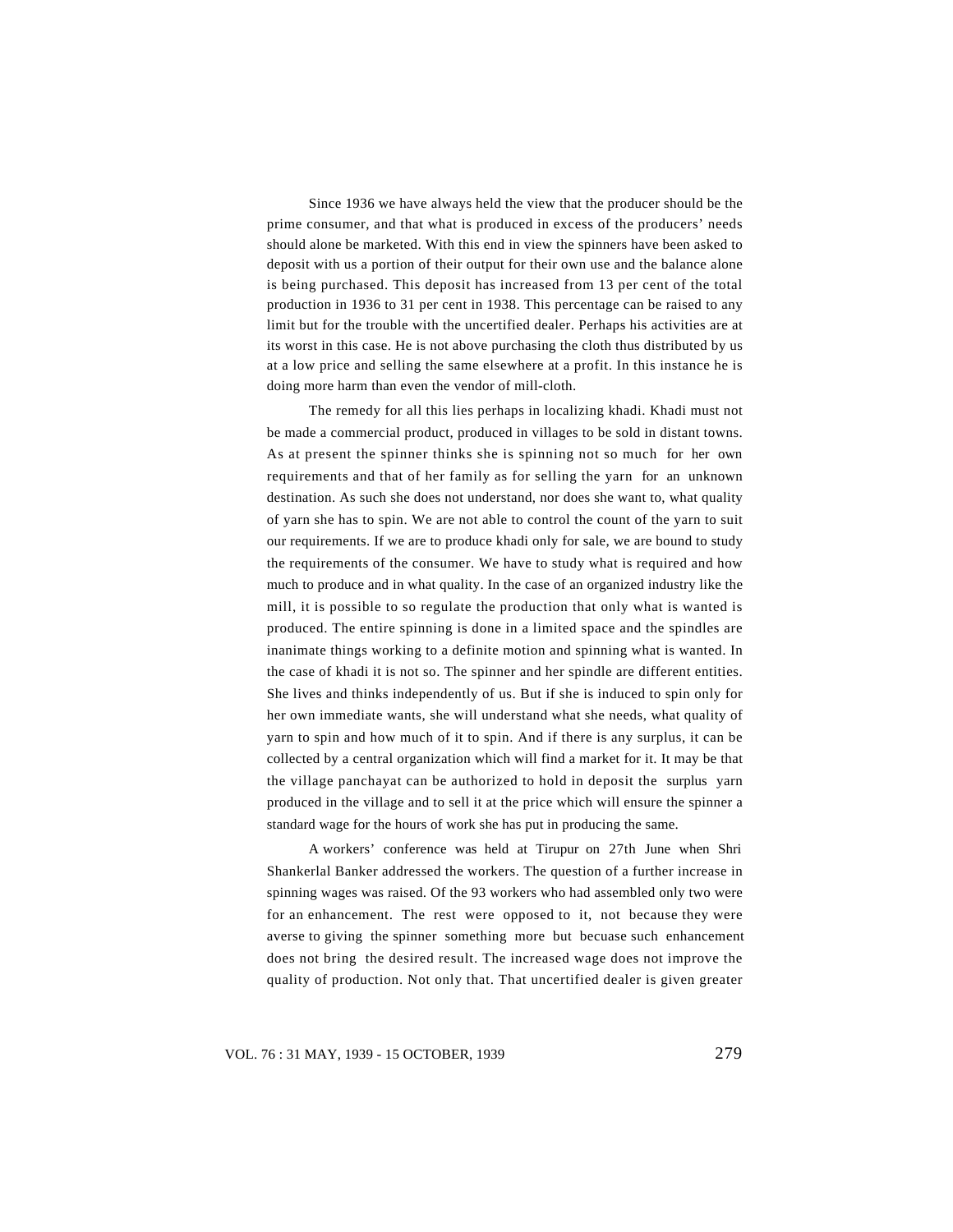Since 1936 we have always held the view that the producer should be the prime consumer, and that what is produced in excess of the producers' needs should alone be marketed. With this end in view the spinners have been asked to deposit with us a portion of their output for their own use and the balance alone is being purchased. This deposit has increased from 13 per cent of the total production in 1936 to 31 per cent in 1938. This percentage can be raised to any limit but for the trouble with the uncertified dealer. Perhaps his activities are at its worst in this case. He is not above purchasing the cloth thus distributed by us at a low price and selling the same elsewhere at a profit. In this instance he is doing more harm than even the vendor of mill-cloth.

The remedy for all this lies perhaps in localizing khadi. Khadi must not be made a commercial product, produced in villages to be sold in distant towns. As at present the spinner thinks she is spinning not so much for her own requirements and that of her family as for selling the yarn for an unknown destination. As such she does not understand, nor does she want to, what quality of yarn she has to spin. We are not able to control the count of the yarn to suit our requirements. If we are to produce khadi only for sale, we are bound to study the requirements of the consumer. We have to study what is required and how much to produce and in what quality. In the case of an organized industry like the mill, it is possible to so regulate the production that only what is wanted is produced. The entire spinning is done in a limited space and the spindles are inanimate things working to a definite motion and spinning what is wanted. In the case of khadi it is not so. The spinner and her spindle are different entities. She lives and thinks independently of us. But if she is induced to spin only for her own immediate wants, she will understand what she needs, what quality of yarn to spin and how much of it to spin. And if there is any surplus, it can be collected by a central organization which will find a market for it. It may be that the village panchayat can be authorized to hold in deposit the surplus yarn produced in the village and to sell it at the price which will ensure the spinner a standard wage for the hours of work she has put in producing the same.

A workers' conference was held at Tirupur on 27th June when Shri Shankerlal Banker addressed the workers. The question of a further increase in spinning wages was raised. Of the 93 workers who had assembled only two were for an enhancement. The rest were opposed to it, not because they were averse to giving the spinner something more but becuase such enhancement does not bring the desired result. The increased wage does not improve the quality of production. Not only that. That uncertified dealer is given greater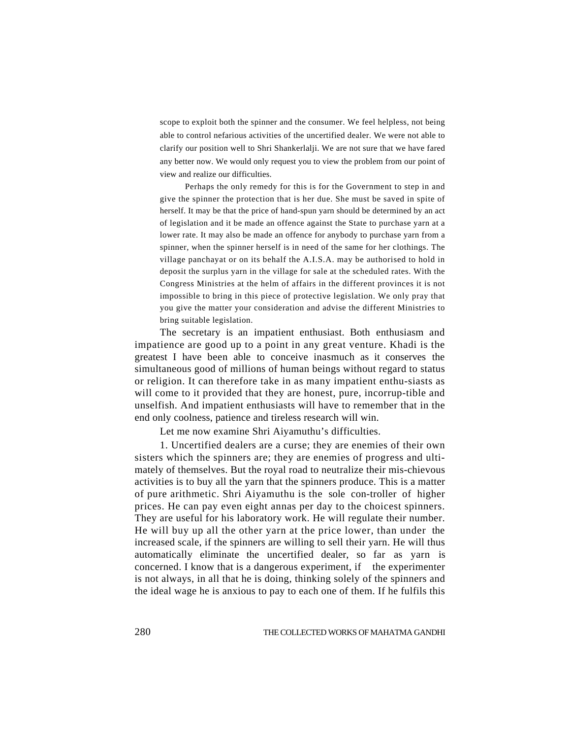> scope to exploit both the spinner and the consumer. We feel helpless, not being able to control nefarious activities of the uncertified dealer. We were not able to clarify our position well to Shri Shankerlalji. We are not sure that we have fared any better now. We would only request you to view the problem from our point of view and realize our difficulties.
>
> Perhaps the only remedy for this is for the Government to step in and give the spinner the protection that is her due. She must be saved in spite of herself. It may be that the price of hand-spun yarn should be determined by an act of legislation and it be made an offence against the State to purchase yarn at a lower rate. It may also be made an offence for anybody to purchase yarn from a spinner, when the spinner herself is in need of the same for her clothings. The village panchayat or on its behalf the A.I.S.A. may be authorised to hold in deposit the surplus yarn in the village for sale at the scheduled rates. With the Congress Ministries at the helm of affairs in the different provinces it is not impossible to bring in this piece of protective legislation. We only pray that you give the matter your consideration and advise the different Ministries to bring suitable legislation.

The secretary is an impatient enthusiast. Both enthusiasm and impatience are good up to a point in any great venture. Khadi is the greatest I have been able to conceive inasmuch as it conserves the simultaneous good of millions of human beings without regard to status or religion. It can therefore take in as many impatient enthu-siasts as will come to it provided that they are honest, pure, incorrup-tible and unselfish. And impatient enthusiasts will have to remember that in the end only coolness, patience and tireless research will win.

Let me now examine Shri Aiyamuthu's difficulties.

1. Uncertified dealers are a curse; they are enemies of their own sisters which the spinners are; they are enemies of progress and ulti-mately of themselves. But the royal road to neutralize their mis-chievous activities is to buy all the yarn that the spinners produce. This is a matter of pure arithmetic. Shri Aiyamuthu is the sole con-troller of higher prices. He can pay even eight annas per day to the choicest spinners. They are useful for his laboratory work. He will regulate their number. He will buy up all the other yarn at the price lower, than under the increased scale, if the spinners are willing to sell their yarn. He will thus automatically eliminate the uncertified dealer, so far as yarn is concerned. I know that is a dangerous experiment, if the experimenter is not always, in all that he is doing, thinking solely of the spinners and the ideal wage he is anxious to pay to each one of them. If he fulfils this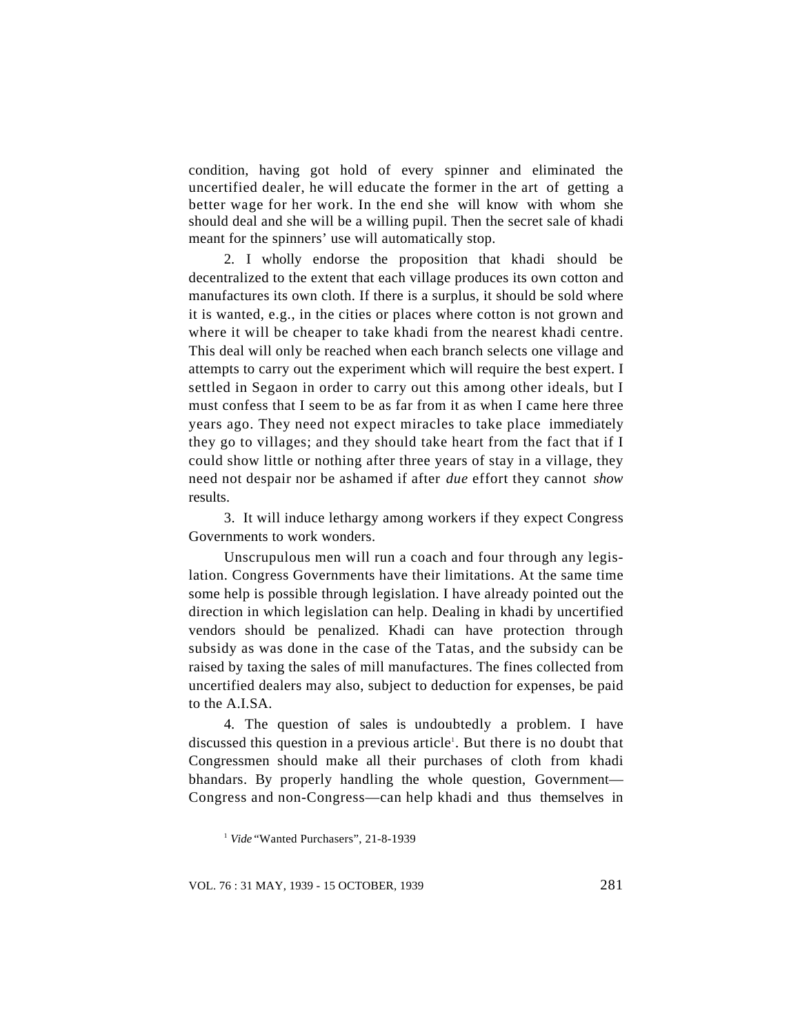condition, having got hold of every spinner and eliminated the uncertified dealer, he will educate the former in the art of getting a better wage for her work. In the end she will know with whom she should deal and she will be a willing pupil. Then the secret sale of khadi meant for the spinners' use will automatically stop.

2. I wholly endorse the proposition that khadi should be decentralized to the extent that each village produces its own cotton and manufactures its own cloth. If there is a surplus, it should be sold where it is wanted, e.g., in the cities or places where cotton is not grown and where it will be cheaper to take khadi from the nearest khadi centre. This deal will only be reached when each branch selects one village and attempts to carry out the experiment which will require the best expert. I settled in Segaon in order to carry out this among other ideals, but I must confess that I seem to be as far from it as when I came here three years ago. They need not expect miracles to take place immediately they go to villages; and they should take heart from the fact that if I could show little or nothing after three years of stay in a village, they need not despair nor be ashamed if after *due* effort they cannot *show* results.

3. It will induce lethargy among workers if they expect Congress Governments to work wonders.

Unscrupulous men will run a coach and four through any legislation. Congress Governments have their limitations. At the same time some help is possible through legislation. I have already pointed out the direction in which legislation can help. Dealing in khadi by uncertified vendors should be penalized. Khadi can have protection through subsidy as was done in the case of the Tatas, and the subsidy can be raised by taxing the sales of mill manufactures. The fines collected from uncertified dealers may also, subject to deduction for expenses, be paid to the A.I.SA.

4. The question of sales is undoubtedly a problem. I have discussed this question in a previous article[1]. But there is no doubt that Congressmen should make all their purchases of cloth from khadi bhandars. By properly handling the whole question, Government—Congress and non-Congress—can help khadi and thus themselves in

[1] *Vide* "Wanted Purchasers", 21-8-1939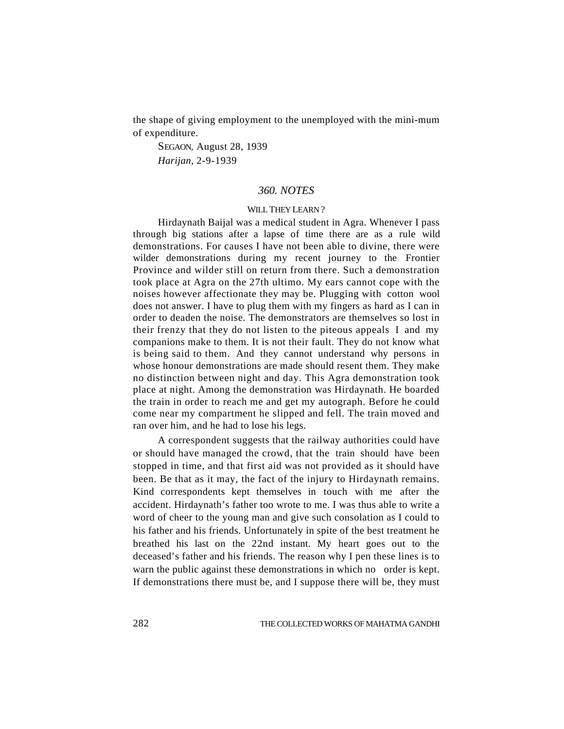the shape of giving employment to the unemployed with the mini-mum of expenditure.

SEGAON, August 28, 1939

*Harijan*, 2-9-1939

## *360. NOTES*

### WILL THEY LEARN ?

Hirdaynath Baijal was a medical student in Agra. Whenever I pass through big stations after a lapse of time there are as a rule wild demonstrations. For causes I have not been able to divine, there were wilder demonstrations during my recent journey to the Frontier Province and wilder still on return from there. Such a demonstration took place at Agra on the 27th ultimo. My ears cannot cope with the noises however affectionate they may be. Plugging with cotton wool does not answer. I have to plug them with my fingers as hard as I can in order to deaden the noise. The demonstrators are themselves so lost in their frenzy that they do not listen to the piteous appeals I and my companions make to them. It is not their fault. They do not know what is being said to them. And they cannot understand why persons in whose honour demonstrations are made should resent them. They make no distinction between night and day. This Agra demonstration took place at night. Among the demonstration was Hirdaynath. He boarded the train in order to reach me and get my autograph. Before he could come near my compartment he slipped and fell. The train moved and ran over him, and he had to lose his legs.

A correspondent suggests that the railway authorities could have or should have managed the crowd, that the train should have been stopped in time, and that first aid was not provided as it should have been. Be that as it may, the fact of the injury to Hirdaynath remains. Kind correspondents kept themselves in touch with me after the accident. Hirdaynath's father too wrote to me. I was thus able to write a word of cheer to the young man and give such consolation as I could to his father and his friends. Unfortunately in spite of the best treatment he breathed his last on the 22nd instant. My heart goes out to the deceased's father and his friends. The reason why I pen these lines is to warn the public against these demonstrations in which no order is kept. If demonstrations there must be, and I suppose there will be, they must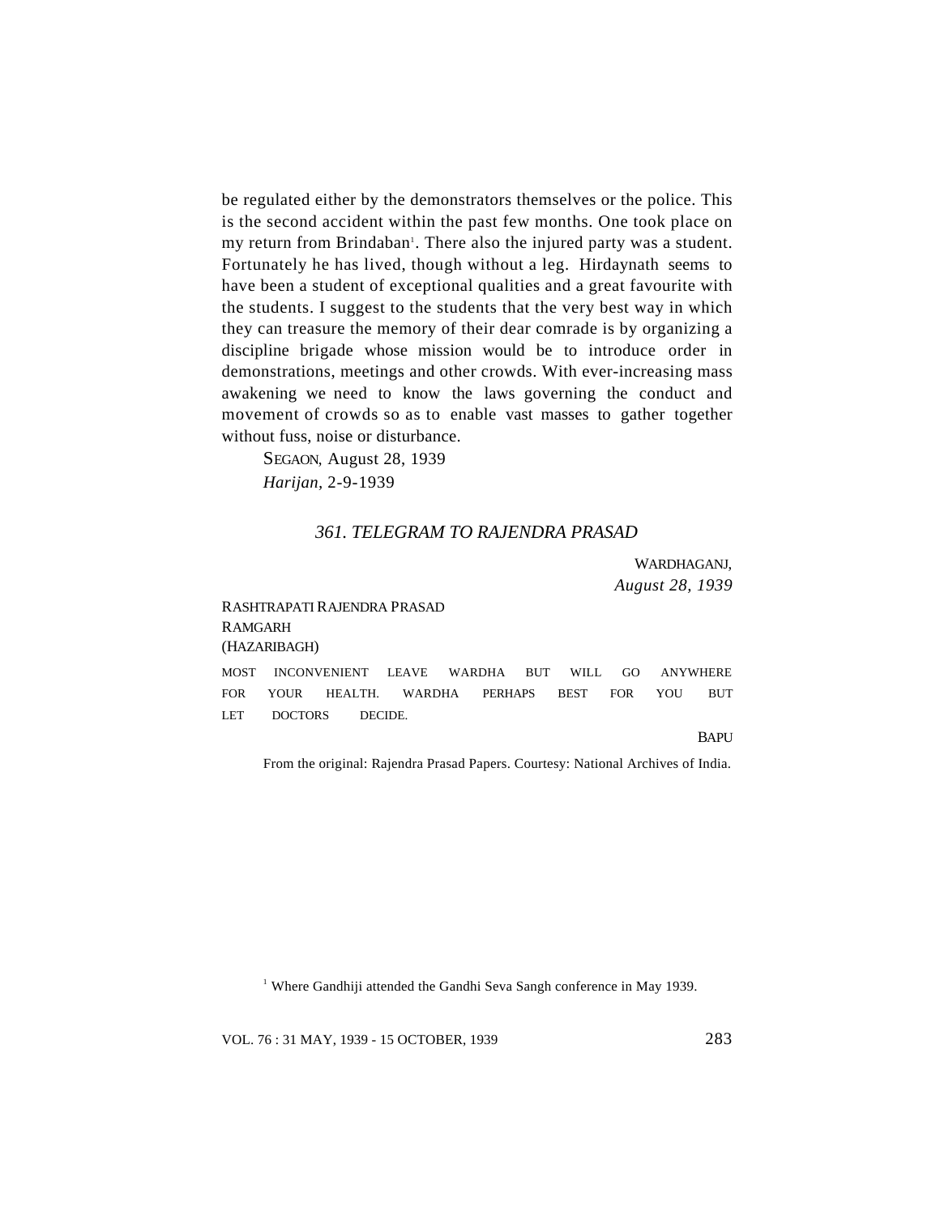be regulated either by the demonstrators themselves or the police. This is the second accident within the past few months. One took place on my return from Brindaban[1]. There also the injured party was a student. Fortunately he has lived, though without a leg. Hirdaynath seems to have been a student of exceptional qualities and a great favourite with the students. I suggest to the students that the very best way in which they can treasure the memory of their dear comrade is by organizing a discipline brigade whose mission would be to introduce order in demonstrations, meetings and other crowds. With ever-increasing mass awakening we need to know the laws governing the conduct and movement of crowds so as to enable vast masses to gather together without fuss, noise or disturbance.

SEGAON, August 28, 1939

*Harijan*, 2-9-1939

### *361. TELEGRAM TO RAJENDRA PRASAD*

WARDHAGANJ,
*August 28, 1939*

RASHTRAPATI RAJENDRA PRASAD
RAMGARH
(HAZARIBAGH)

MOST INCONVENIENT LEAVE WARDHA BUT WILL GO ANYWHERE FOR YOUR HEALTH. WARDHA PERHAPS BEST FOR YOU BUT LET DOCTORS DECIDE.

BAPU

From the original: Rajendra Prasad Papers. Courtesy: National Archives of India.

[1] Where Gandhiji attended the Gandhi Seva Sangh conference in May 1939.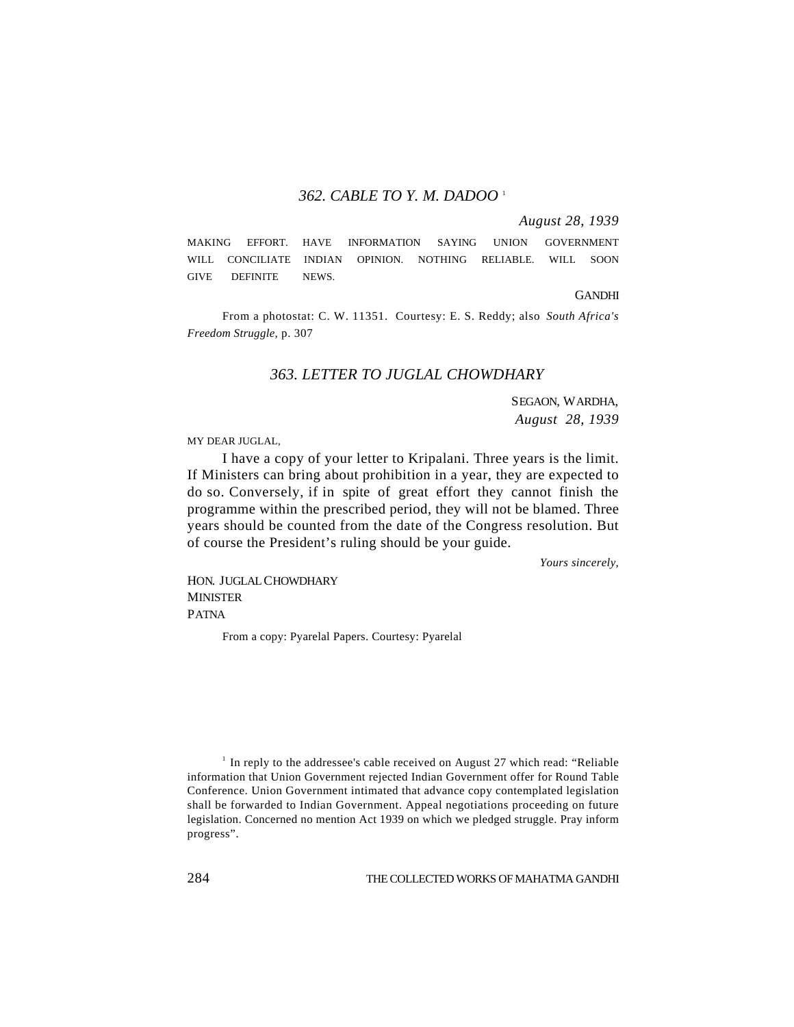### 362. CABLE TO Y. M. DADOO [1]

*August 28, 1939*

MAKING EFFORT. HAVE INFORMATION SAYING UNION GOVERNMENT WILL CONCILIATE INDIAN OPINION. NOTHING RELIABLE. WILL SOON GIVE DEFINITE NEWS.

GANDHI

From a photostat: C. W. 11351. Courtesy: E. S. Reddy; also *South Africa's Freedom Struggle,* p. 307

### 363. LETTER TO JUGLAL CHOWDHARY

SEGAON, WARDHA,
*August 28, 1939*

MY DEAR JUGLAL,

I have a copy of your letter to Kripalani. Three years is the limit. If Ministers can bring about prohibition in a year, they are expected to do so. Conversely, if in spite of great effort they cannot finish the programme within the prescribed period, they will not be blamed. Three years should be counted from the date of the Congress resolution. But of course the President's ruling should be your guide.

*Yours sincerely,*

HON. JUGLAL CHOWDHARY
MINISTER
PATNA

From a copy: Pyarelal Papers. Courtesy: Pyarelal

[1] In reply to the addressee's cable received on August 27 which read: "Reliable information that Union Government rejected Indian Government offer for Round Table Conference. Union Government intimated that advance copy contemplated legislation shall be forwarded to Indian Government. Appeal negotiations proceeding on future legislation. Concerned no mention Act 1939 on which we pledged struggle. Pray inform progress".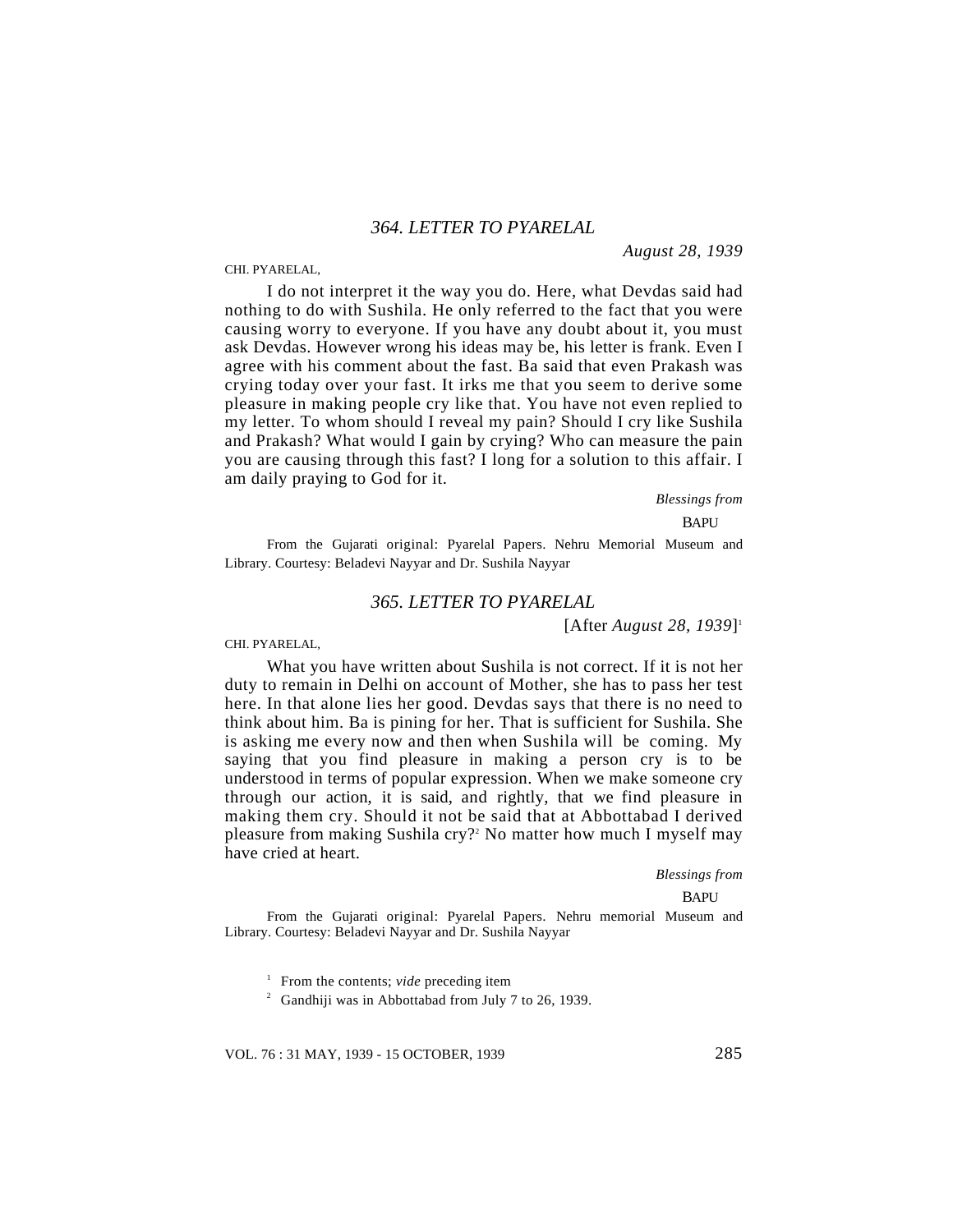### *364. LETTER TO PYARELAL*

*August 28, 1939*

CHI. PYARELAL,

I do not interpret it the way you do. Here, what Devdas said had nothing to do with Sushila. He only referred to the fact that you were causing worry to everyone. If you have any doubt about it, you must ask Devdas. However wrong his ideas may be, his letter is frank. Even I agree with his comment about the fast. Ba said that even Prakash was crying today over your fast. It irks me that you seem to derive some pleasure in making people cry like that. You have not even replied to my letter. To whom should I reveal my pain? Should I cry like Sushila and Prakash? What would I gain by crying? Who can measure the pain you are causing through this fast? I long for a solution to this affair. I am daily praying to God for it.

*Blessings from*

BAPU

From the Gujarati original: Pyarelal Papers. Nehru Memorial Museum and Library. Courtesy: Beladevi Nayyar and Dr. Sushila Nayyar

### *365. LETTER TO PYARELAL*

[After *August 28, 1939*][1]

CHI. PYARELAL,

What you have written about Sushila is not correct. If it is not her duty to remain in Delhi on account of Mother, she has to pass her test here. In that alone lies her good. Devdas says that there is no need to think about him. Ba is pining for her. That is sufficient for Sushila. She is asking me every now and then when Sushila will be coming. My saying that you find pleasure in making a person cry is to be understood in terms of popular expression. When we make someone cry through our action, it is said, and rightly, that we find pleasure in making them cry. Should it not be said that at Abbottabad I derived pleasure from making Sushila cry?[2] No matter how much I myself may have cried at heart.

*Blessings from*

BAPU

From the Gujarati original: Pyarelal Papers. Nehru memorial Museum and Library. Courtesy: Beladevi Nayyar and Dr. Sushila Nayyar

[1] From the contents; *vide* preceding item

[2] Gandhiji was in Abbottabad from July 7 to 26, 1939.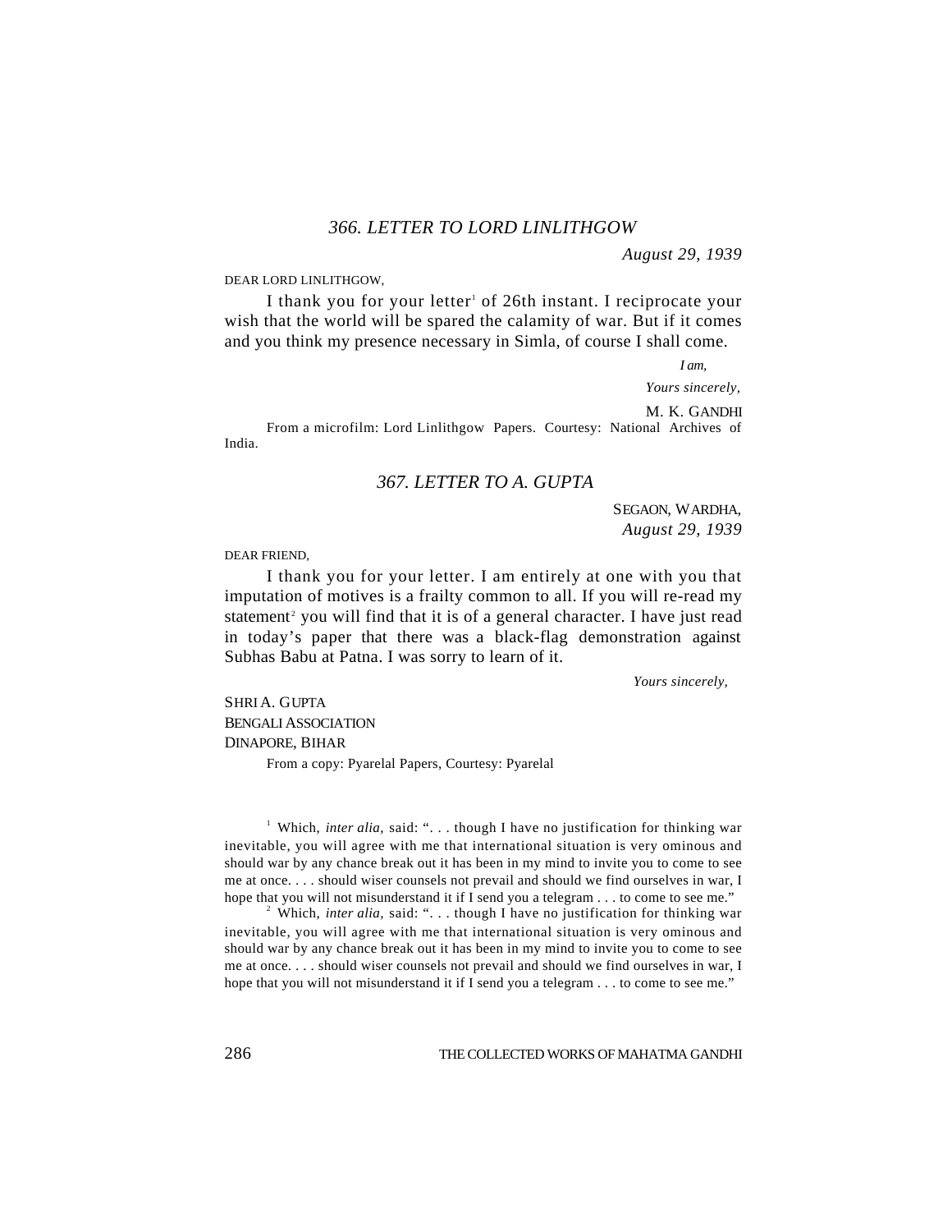## 366. LETTER TO LORD LINLITHGOW

*August 29, 1939*

DEAR LORD LINLITHGOW,

I thank you for your letter[1] of 26th instant. I reciprocate your wish that the world will be spared the calamity of war. But if it comes and you think my presence necessary in Simla, of course I shall come.

*I am,*

*Yours sincerely,*

M. K. GANDHI

From a microfilm: Lord Linlithgow Papers. Courtesy: National Archives of India.

## 367. LETTER TO A. GUPTA

SEGAON, WARDHA,
*August 29, 1939*

DEAR FRIEND,

I thank you for your letter. I am entirely at one with you that imputation of motives is a frailty common to all. If you will re-read my statement[2] you will find that it is of a general character. I have just read in today's paper that there was a black-flag demonstration against Subhas Babu at Patna. I was sorry to learn of it.

*Yours sincerely,*

SHRI A. GUPTA
BENGALI ASSOCIATION
DINAPORE, BIHAR

From a copy: Pyarelal Papers, Courtesy: Pyarelal

---

[1] Which, *inter alia,* said: ". . . though I have no justification for thinking war inevitable, you will agree with me that international situation is very ominous and should war by any chance break out it has been in my mind to invite you to come to see me at once. . . . should wiser counsels not prevail and should we find ourselves in war, I hope that you will not misunderstand it if I send you a telegram . . . to come to see me."

[2] Which, *inter alia,* said: ". . . though I have no justification for thinking war inevitable, you will agree with me that international situation is very ominous and should war by any chance break out it has been in my mind to invite you to come to see me at once. . . . should wiser counsels not prevail and should we find ourselves in war, I hope that you will not misunderstand it if I send you a telegram . . . to come to see me."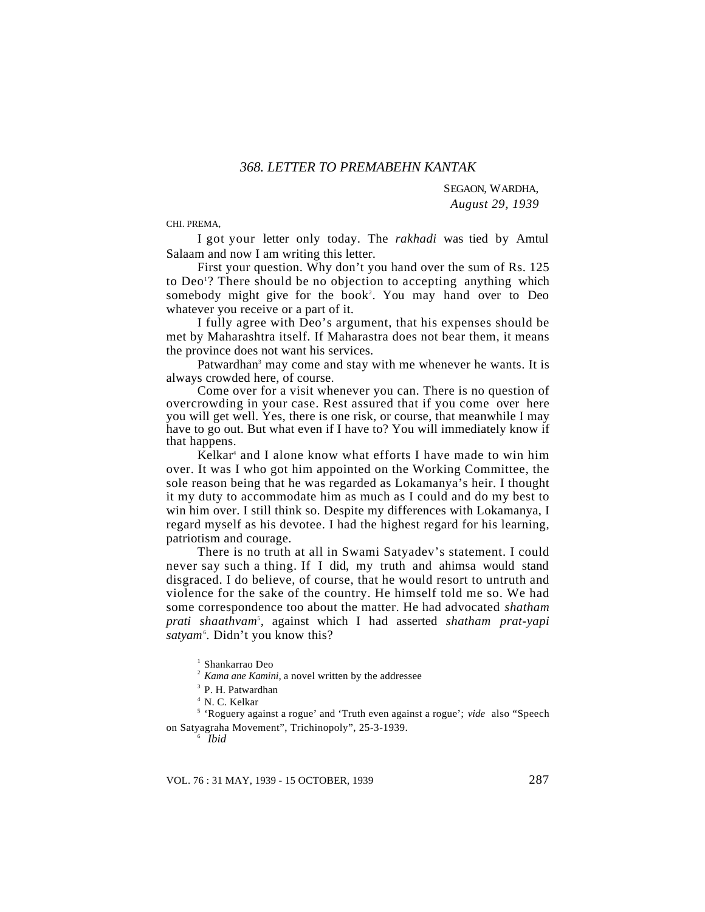### 368. LETTER TO PREMABEHN KANTAK

SEGAON, WARDHA,
*August 29, 1939*

CHI. PREMA,

I got your letter only today. The *rakhadi* was tied by Amtul Salaam and now I am writing this letter.

First your question. Why don't you hand over the sum of Rs. 125 to Deo[1]? There should be no objection to accepting anything which somebody might give for the book[2]. You may hand over to Deo whatever you receive or a part of it.

I fully agree with Deo's argument, that his expenses should be met by Maharashtra itself. If Maharastra does not bear them, it means the province does not want his services.

Patwardhan[3] may come and stay with me whenever he wants. It is always crowded here, of course.

Come over for a visit whenever you can. There is no question of overcrowding in your case. Rest assured that if you come over here you will get well. Yes, there is one risk, or course, that meanwhile I may have to go out. But what even if I have to? You will immediately know if that happens.

Kelkar[4] and I alone know what efforts I have made to win him over. It was I who got him appointed on the Working Committee, the sole reason being that he was regarded as Lokamanya's heir. I thought it my duty to accommodate him as much as I could and do my best to win him over. I still think so. Despite my differences with Lokamanya, I regard myself as his devotee. I had the highest regard for his learning, patriotism and courage.

There is no truth at all in Swami Satyadev's statement. I could never say such a thing. If I did, my truth and ahimsa would stand disgraced. I do believe, of course, that he would resort to untruth and violence for the sake of the country. He himself told me so. We had some correspondence too about the matter. He had advocated *shatham prati shaathvam*[5], against which I had asserted *shatham prat-yapi satyam*[6]. Didn't you know this?

---

[1] Shankarrao Deo

[2] *Kama ane Kamini*, a novel written by the addressee

[3] P. H. Patwardhan

[4] N. C. Kelkar

[5] 'Roguery against a rogue' and 'Truth even against a rogue'; *vide* also "Speech on Satyagraha Movement", Trichinopoly", 25-3-1939.

[6] *Ibid*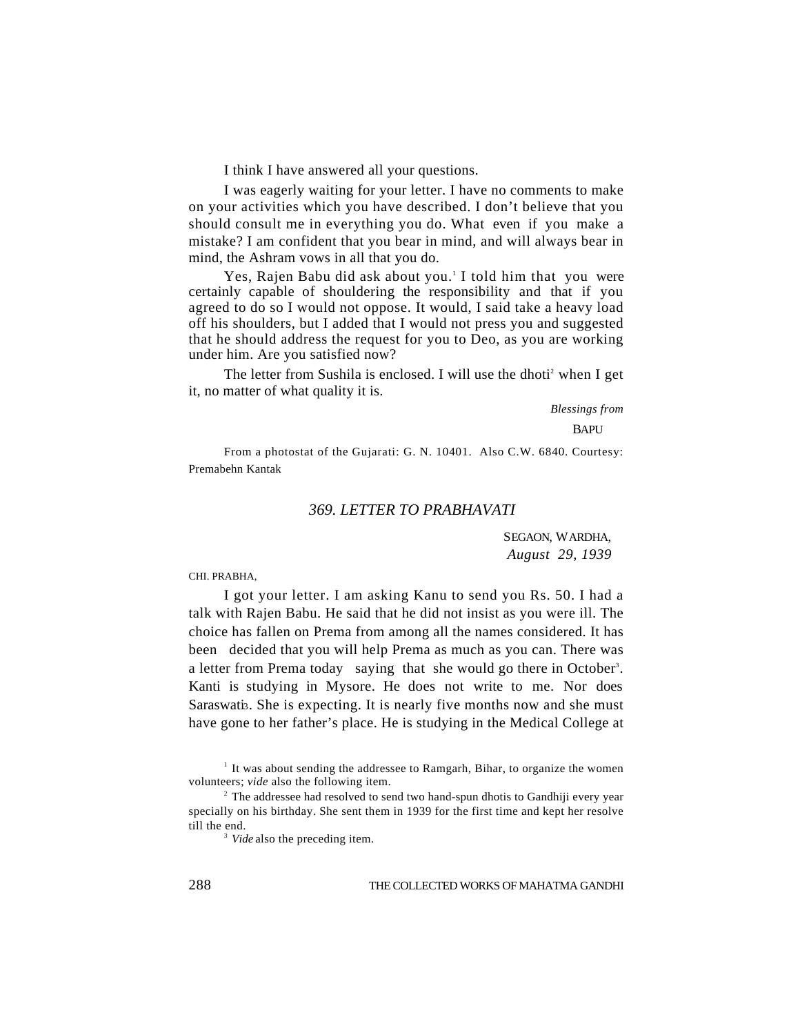I think I have answered all your questions.

I was eagerly waiting for your letter. I have no comments to make on your activities which you have described. I don't believe that you should consult me in everything you do. What even if you make a mistake? I am confident that you bear in mind, and will always bear in mind, the Ashram vows in all that you do.

Yes, Rajen Babu did ask about you.[1] I told him that you were certainly capable of shouldering the responsibility and that if you agreed to do so I would not oppose. It would, I said take a heavy load off his shoulders, but I added that I would not press you and suggested that he should address the request for you to Deo, as you are working under him. Are you satisfied now?

The letter from Sushila is enclosed. I will use the dhoti[2] when I get it, no matter of what quality it is.

*Blessings from*

BAPU

From a photostat of the Gujarati: G. N. 10401. Also C.W. 6840. Courtesy: Premabehn Kantak

## *369. LETTER TO PRABHAVATI*

SEGAON, WARDHA,
*August 29, 1939*

CHI. PRABHA,

I got your letter. I am asking Kanu to send you Rs. 50. I had a talk with Rajen Babu. He said that he did not insist as you were ill. The choice has fallen on Prema from among all the names considered. It has been decided that you will help Prema as much as you can. There was a letter from Prema today saying that she would go there in October[3]. Kanti is studying in Mysore. He does not write to me. Nor does Saraswati. She is expecting. It is nearly five months now and she must have gone to her father's place. He is studying in the Medical College at

[1] It was about sending the addressee to Ramgarh, Bihar, to organize the women volunteers; *vide* also the following item.

[2] The addressee had resolved to send two hand-spun dhotis to Gandhiji every year specially on his birthday. She sent them in 1939 for the first time and kept her resolve till the end.

[3] *Vide* also the preceding item.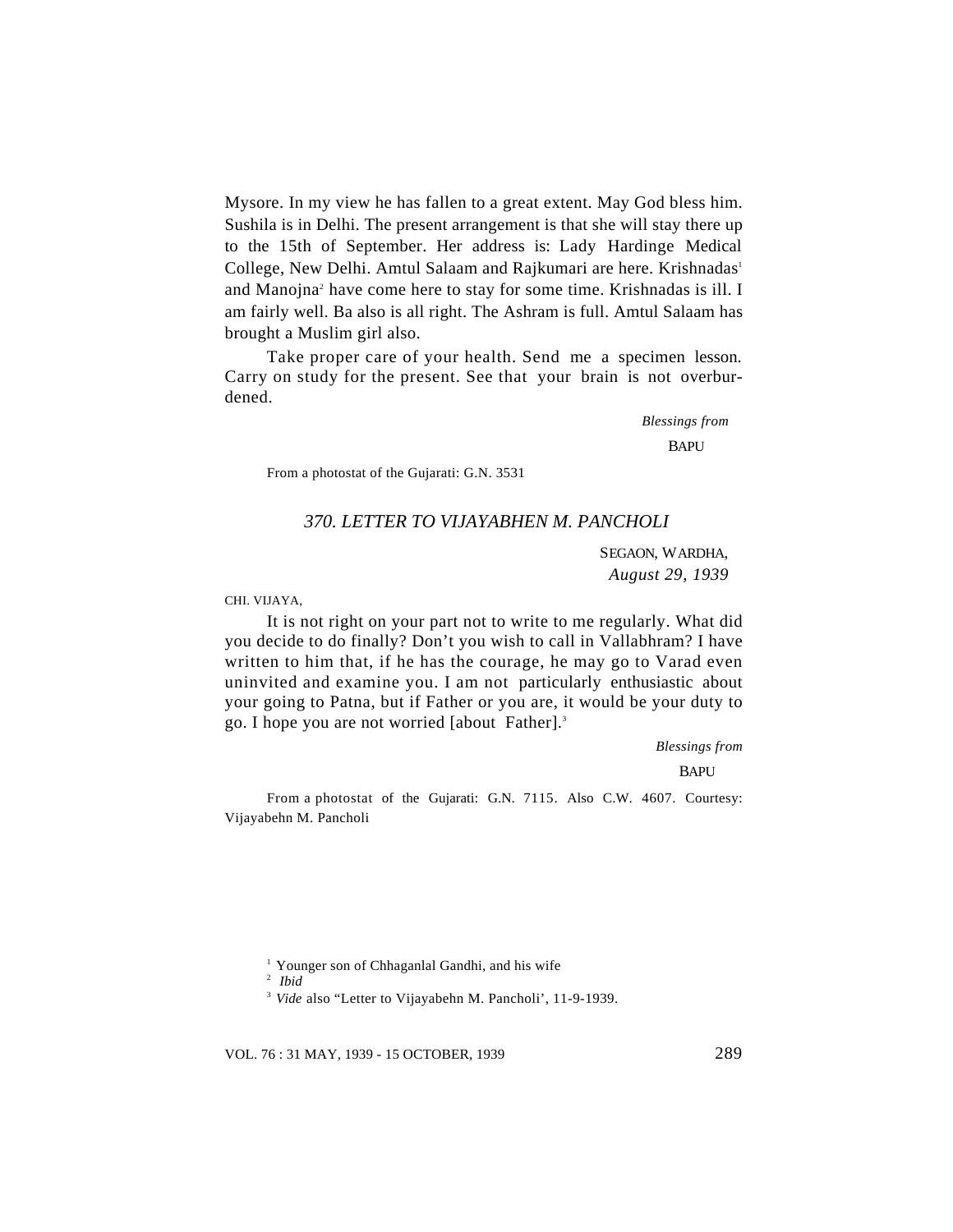Mysore. In my view he has fallen to a great extent. May God bless him. Sushila is in Delhi. The present arrangement is that she will stay there up to the 15th of September. Her address is: Lady Hardinge Medical College, New Delhi. Amtul Salaam and Rajkumari are here. Krishnadas[1] and Manojna[2] have come here to stay for some time. Krishnadas is ill. I am fairly well. Ba also is all right. The Ashram is full. Amtul Salaam has brought a Muslim girl also.

Take proper care of your health. Send me a specimen lesson. Carry on study for the present. See that your brain is not overburdened.

*Blessings from*

BAPU

From a photostat of the Gujarati: G.N. 3531

### *370. LETTER TO VIJAYABHEN M. PANCHOLI*

SEGAON, WARDHA,
*August 29, 1939*

CHI. VIJAYA,

It is not right on your part not to write to me regularly. What did you decide to do finally? Don't you wish to call in Vallabhram? I have written to him that, if he has the courage, he may go to Varad even uninvited and examine you. I am not particularly enthusiastic about your going to Patna, but if Father or you are, it would be your duty to go. I hope you are not worried [about Father].[3]

*Blessings from*

BAPU

From a photostat of the Gujarati: G.N. 7115. Also C.W. 4607. Courtesy: Vijayabehn M. Pancholi

---

[1] Younger son of Chhaganlal Gandhi, and his wife

[2] *Ibid*

[3] *Vide* also "Letter to Vijayabehn M. Pancholi', 11-9-1939.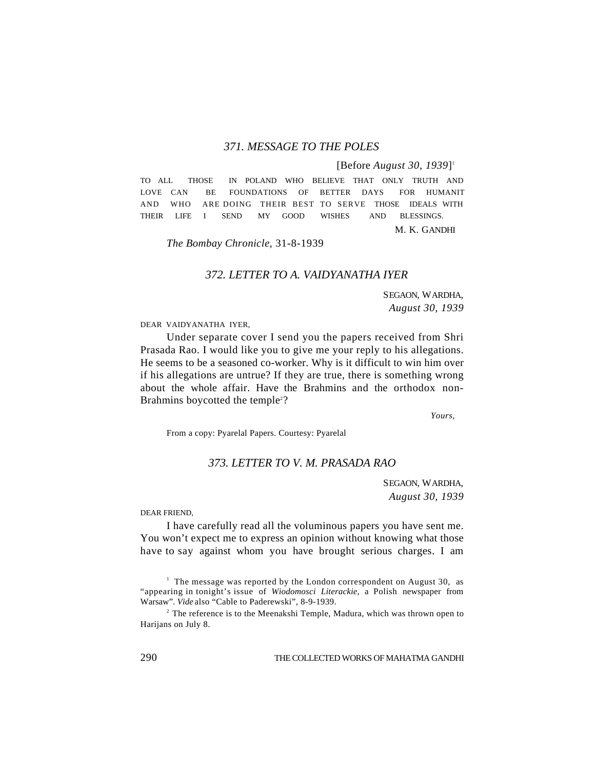### *371. MESSAGE TO THE POLES*

[Before *August 30, 1939*][1]

TO ALL THOSE IN POLAND WHO BELIEVE THAT ONLY TRUTH AND LOVE CAN BE FOUNDATIONS OF BETTER DAYS FOR HUMANIT AND WHO ARE DOING THEIR BEST TO SERVE THOSE IDEALS WITH THEIR LIFE I SEND MY GOOD WISHES AND BLESSINGS.

M. K. GANDHI

*The Bombay Chronicle,* 31-8-1939

### *372. LETTER TO A. VAIDYANATHA IYER*

SEGAON, WARDHA,
*August 30, 1939*

DEAR VAIDYANATHA IYER,

Under separate cover I send you the papers received from Shri Prasada Rao. I would like you to give me your reply to his allegations. He seems to be a seasoned co-worker. Why is it difficult to win him over if his allegations are untrue? If they are true, there is something wrong about the whole affair. Have the Brahmins and the orthodox non-Brahmins boycotted the temple[2]?

*Yours,*

From a copy: Pyarelal Papers. Courtesy: Pyarelal

### *373. LETTER TO V. M. PRASADA RAO*

SEGAON, WARDHA,
*August 30, 1939*

DEAR FRIEND,

I have carefully read all the voluminous papers you have sent me. You won't expect me to express an opinion without knowing what those have to say against whom you have brought serious charges. I am

---

[1] The message was reported by the London correspondent on August 30, as "appearing in tonight's issue of *Wiodomosci Literackie,* a Polish newspaper from Warsaw". *Vide* also "Cable to Paderewski", 8-9-1939.

[2] The reference is to the Meenakshi Temple, Madura, which was thrown open to Harijans on July 8.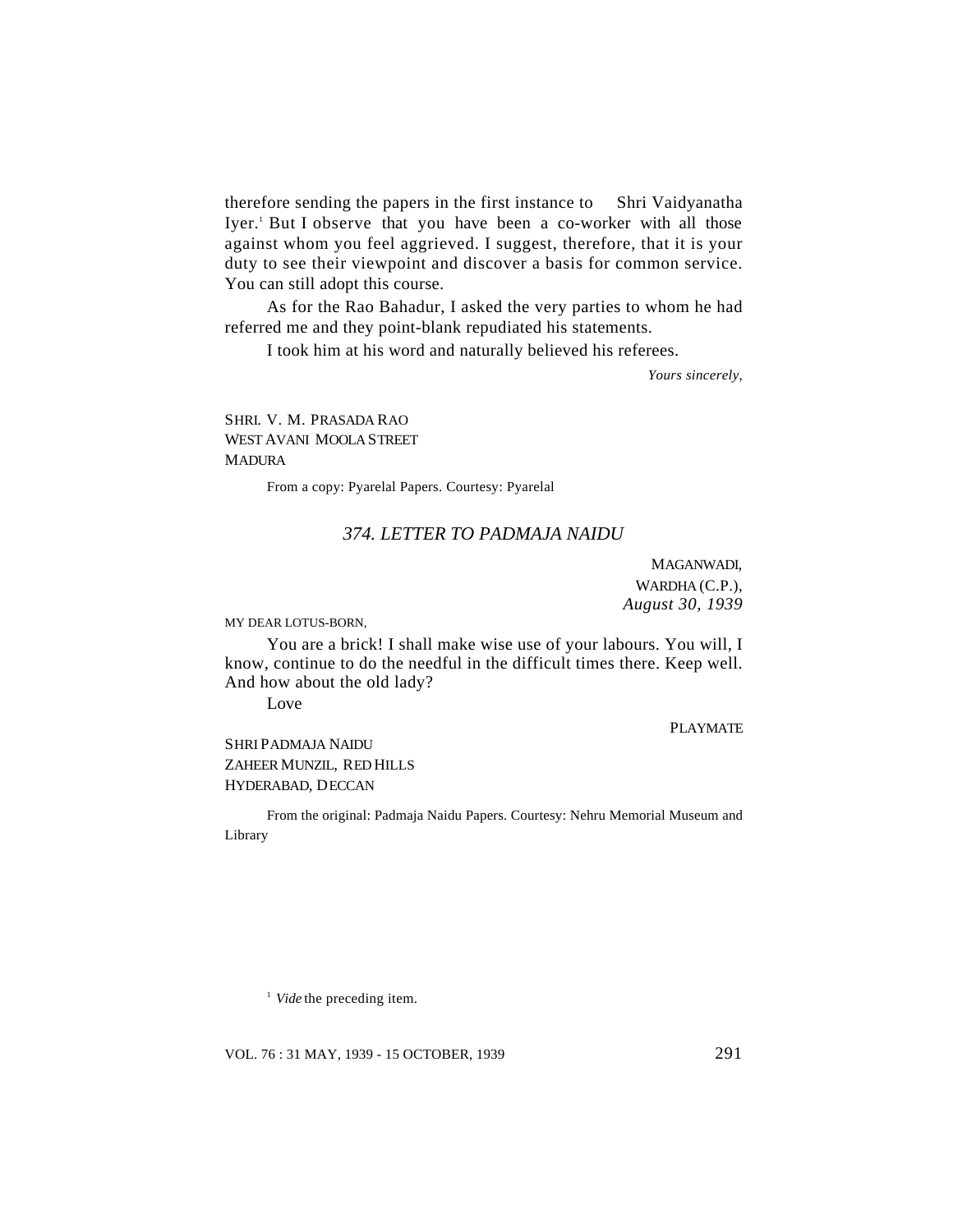therefore sending the papers in the first instance to Shri Vaidyanatha Iyer.[1] But I observe that you have been a co-worker with all those against whom you feel aggrieved. I suggest, therefore, that it is your duty to see their viewpoint and discover a basis for common service. You can still adopt this course.

As for the Rao Bahadur, I asked the very parties to whom he had referred me and they point-blank repudiated his statements.

I took him at his word and naturally believed his referees.

*Yours sincerely,*

SHRI. V. M. PRASADA RAO
WEST AVANI MOOLA STREET
MADURA

From a copy: Pyarelal Papers. Courtesy: Pyarelal

### *374. LETTER TO PADMAJA NAIDU*

MAGANWADI,
WARDHA (C.P.),
*August 30, 1939*

MY DEAR LOTUS-BORN,

You are a brick! I shall make wise use of your labours. You will, I know, continue to do the needful in the difficult times there. Keep well. And how about the old lady?

Love

PLAYMATE

SHRI PADMAJA NAIDU
ZAHEER MUNZIL, RED HILLS
HYDERABAD, DECCAN

From the original: Padmaja Naidu Papers. Courtesy: Nehru Memorial Museum and Library

[1] *Vide* the preceding item.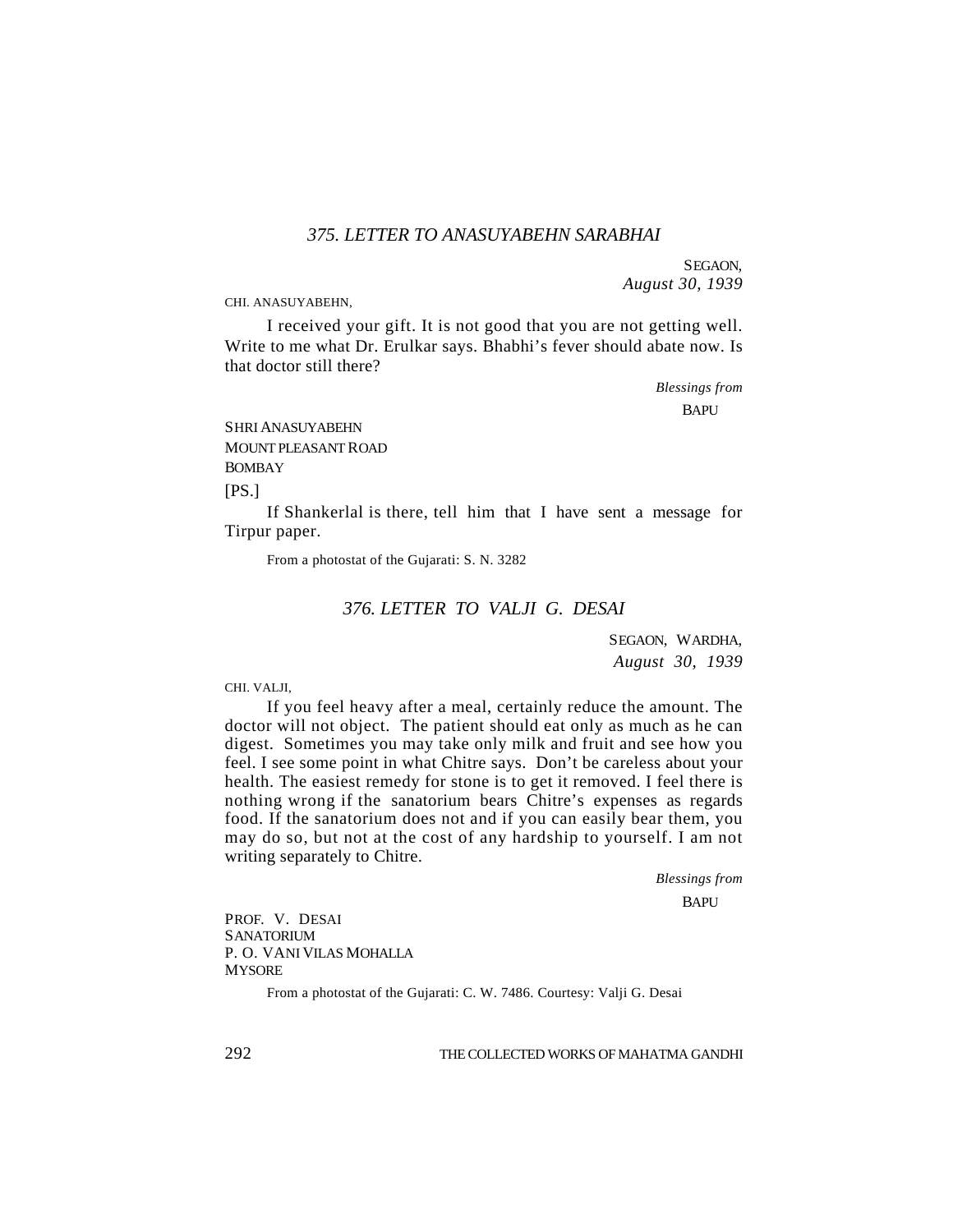### *375. LETTER TO ANASUYABEHN SARABHAI*

SEGAON,
*August 30, 1939*

CHI. ANASUYABEHN,

I received your gift. It is not good that you are not getting well. Write to me what Dr. Erulkar says. Bhabhi's fever should abate now. Is that doctor still there?

*Blessings from*
BAPU

SHRI ANASUYABEHN
MOUNT PLEASANT ROAD
BOMBAY

[PS.]

If Shankerlal is there, tell him that I have sent a message for Tirpur paper.

From a photostat of the Gujarati: S. N. 3282

### *376. LETTER TO VALJI G. DESAI*

SEGAON, WARDHA,
*August 30, 1939*

CHI. VALJI,

If you feel heavy after a meal, certainly reduce the amount. The doctor will not object. The patient should eat only as much as he can digest. Sometimes you may take only milk and fruit and see how you feel. I see some point in what Chitre says. Don't be careless about your health. The easiest remedy for stone is to get it removed. I feel there is nothing wrong if the sanatorium bears Chitre's expenses as regards food. If the sanatorium does not and if you can easily bear them, you may do so, but not at the cost of any hardship to yourself. I am not writing separately to Chitre.

*Blessings from*
BAPU

PROF. V. DESAI
SANATORIUM
P. O. VANI VILAS MOHALLA
MYSORE

From a photostat of the Gujarati: C. W. 7486. Courtesy: Valji G. Desai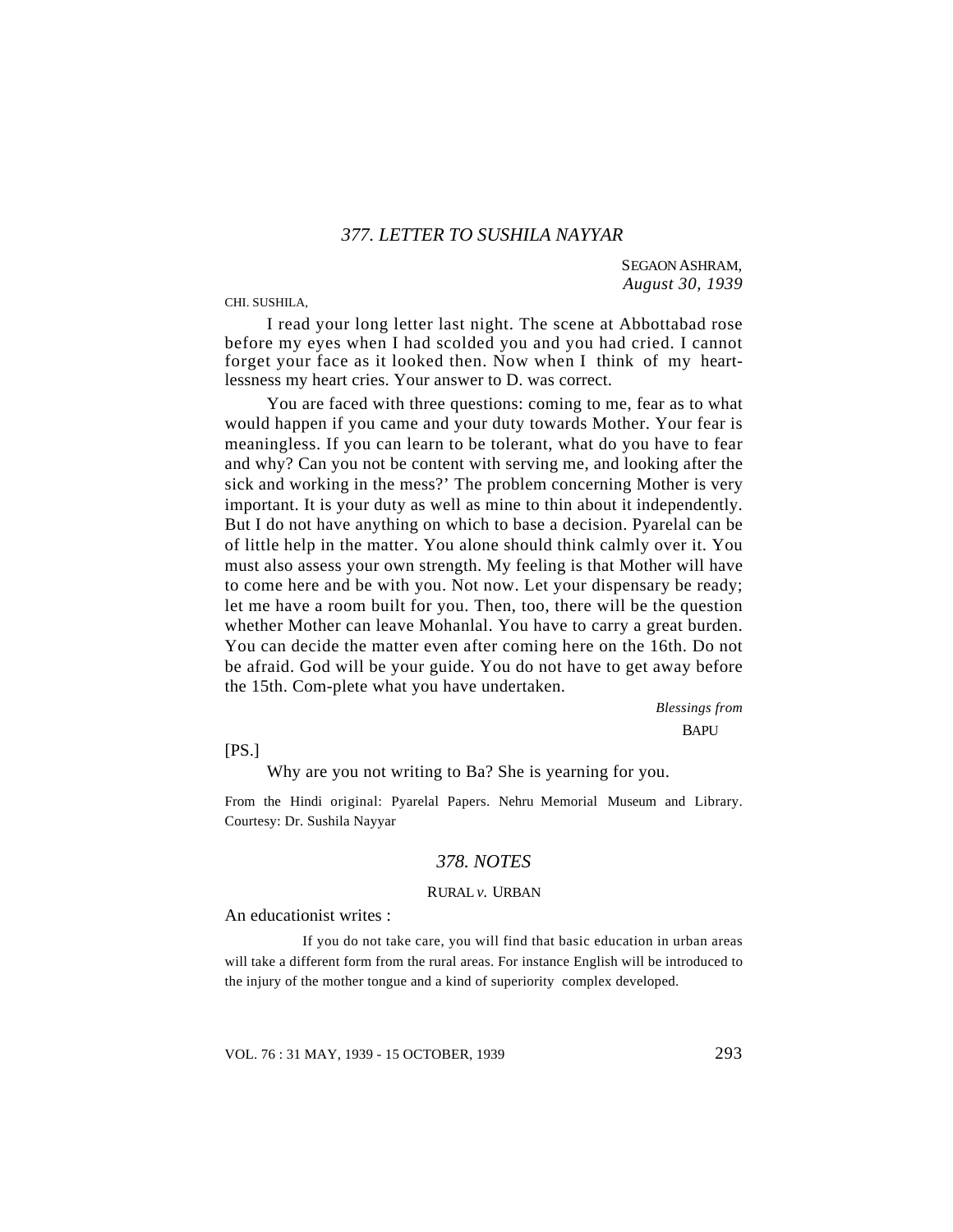### *377. LETTER TO SUSHILA NAYYAR*

SEGAON ASHRAM,
*August 30, 1939*

CHI. SUSHILA,

I read your long letter last night. The scene at Abbottabad rose before my eyes when I had scolded you and you had cried. I cannot forget your face as it looked then. Now when I think of my heart-lessness my heart cries. Your answer to D. was correct.

You are faced with three questions: coming to me, fear as to what would happen if you came and your duty towards Mother. Your fear is meaningless. If you can learn to be tolerant, what do you have to fear and why? Can you not be content with serving me, and looking after the sick and working in the mess?' The problem concerning Mother is very important. It is your duty as well as mine to thin about it independently. But I do not have anything on which to base a decision. Pyarelal can be of little help in the matter. You alone should think calmly over it. You must also assess your own strength. My feeling is that Mother will have to come here and be with you. Not now. Let your dispensary be ready; let me have a room built for you. Then, too, there will be the question whether Mother can leave Mohanlal. You have to carry a great burden. You can decide the matter even after coming here on the 16th. Do not be afraid. God will be your guide. You do not have to get away before the 15th. Com-plete what you have undertaken.

*Blessings from*
BAPU

[PS.]

Why are you not writing to Ba? She is yearning for you.

From the Hindi original: Pyarelal Papers. Nehru Memorial Museum and Library. Courtesy: Dr. Sushila Nayyar

### *378. NOTES*

RURAL *v.* URBAN

An educationist writes :

> If you do not take care, you will find that basic education in urban areas will take a different form from the rural areas. For instance English will be introduced to the injury of the mother tongue and a kind of superiority complex developed.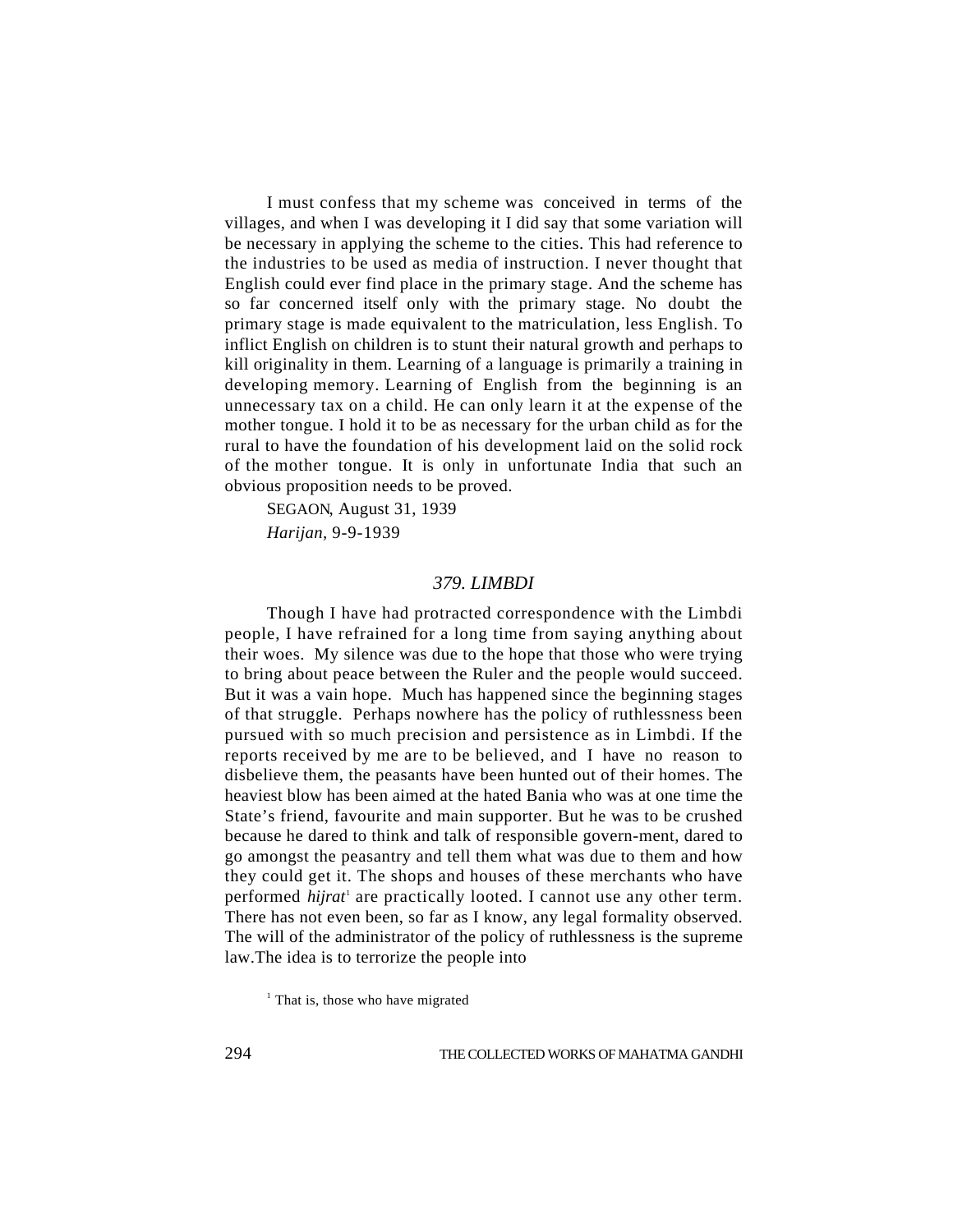I must confess that my scheme was conceived in terms of the villages, and when I was developing it I did say that some variation will be necessary in applying the scheme to the cities. This had reference to the industries to be used as media of instruction. I never thought that English could ever find place in the primary stage. And the scheme has so far concerned itself only with the primary stage. No doubt the primary stage is made equivalent to the matriculation, less English. To inflict English on children is to stunt their natural growth and perhaps to kill originality in them. Learning of a language is primarily a training in developing memory. Learning of English from the beginning is an unnecessary tax on a child. He can only learn it at the expense of the mother tongue. I hold it to be as necessary for the urban child as for the rural to have the foundation of his development laid on the solid rock of the mother tongue. It is only in unfortunate India that such an obvious proposition needs to be proved.

SEGAON, August 31, 1939

*Harijan*, 9-9-1939

### *379. LIMBDI*

Though I have had protracted correspondence with the Limbdi people, I have refrained for a long time from saying anything about their woes. My silence was due to the hope that those who were trying to bring about peace between the Ruler and the people would succeed. But it was a vain hope. Much has happened since the beginning stages of that struggle. Perhaps nowhere has the policy of ruthlessness been pursued with so much precision and persistence as in Limbdi. If the reports received by me are to be believed, and I have no reason to disbelieve them, the peasants have been hunted out of their homes. The heaviest blow has been aimed at the hated Bania who was at one time the State's friend, favourite and main supporter. But he was to be crushed because he dared to think and talk of responsible govern-ment, dared to go amongst the peasantry and tell them what was due to them and how they could get it. The shops and houses of these merchants who have performed *hijrat*[1] are practically looted. I cannot use any other term. There has not even been, so far as I know, any legal formality observed. The will of the administrator of the policy of ruthlessness is the supreme law.The idea is to terrorize the people into

[1] That is, those who have migrated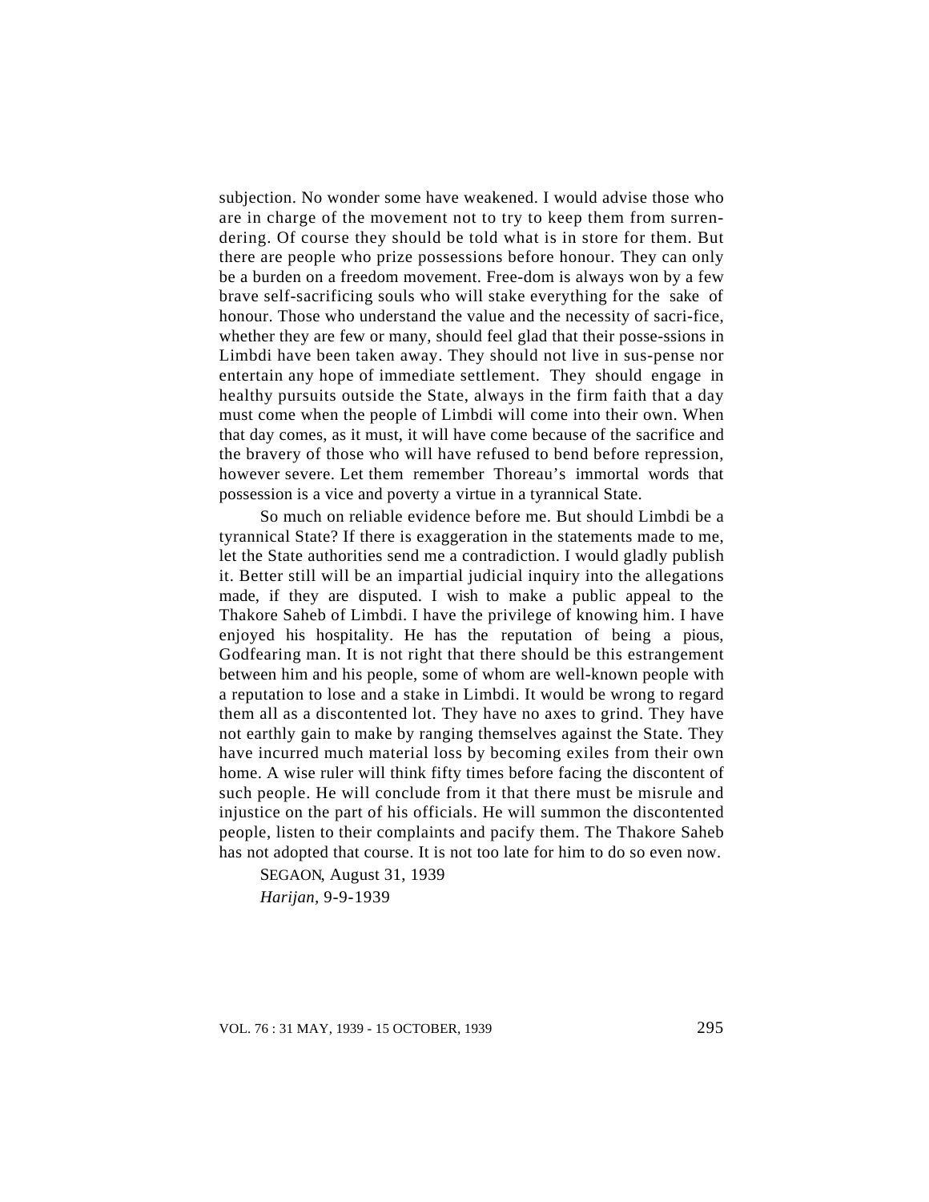subjection. No wonder some have weakened. I would advise those who are in charge of the movement not to try to keep them from surrendering. Of course they should be told what is in store for them. But there are people who prize possessions before honour. They can only be a burden on a freedom movement. Free-dom is always won by a few brave self-sacrificing souls who will stake everything for the sake of honour. Those who understand the value and the necessity of sacri-fice, whether they are few or many, should feel glad that their posse-ssions in Limbdi have been taken away. They should not live in sus-pense nor entertain any hope of immediate settlement. They should engage in healthy pursuits outside the State, always in the firm faith that a day must come when the people of Limbdi will come into their own. When that day comes, as it must, it will have come because of the sacrifice and the bravery of those who will have refused to bend before repression, however severe. Let them remember Thoreau's immortal words that possession is a vice and poverty a virtue in a tyrannical State.

So much on reliable evidence before me. But should Limbdi be a tyrannical State? If there is exaggeration in the statements made to me, let the State authorities send me a contradiction. I would gladly publish it. Better still will be an impartial judicial inquiry into the allegations made, if they are disputed. I wish to make a public appeal to the Thakore Saheb of Limbdi. I have the privilege of knowing him. I have enjoyed his hospitality. He has the reputation of being a pious, Godfearing man. It is not right that there should be this estrangement between him and his people, some of whom are well-known people with a reputation to lose and a stake in Limbdi. It would be wrong to regard them all as a discontented lot. They have no axes to grind. They have not earthly gain to make by ranging themselves against the State. They have incurred much material loss by becoming exiles from their own home. A wise ruler will think fifty times before facing the discontent of such people. He will conclude from it that there must be misrule and injustice on the part of his officials. He will summon the discontented people, listen to their complaints and pacify them. The Thakore Saheb has not adopted that course. It is not too late for him to do so even now.

SEGAON, August 31, 1939

*Harijan*, 9-9-1939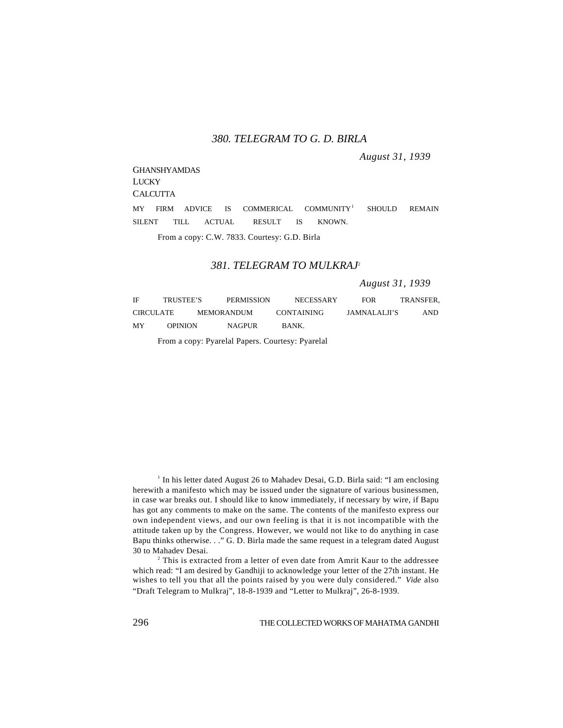### *380. TELEGRAM TO G. D. BIRLA*

*August 31, 1939*

GHANSHYAMDAS
LUCKY
CALCUTTA

MY FIRM ADVICE IS COMMERICAL COMMUNITY[1] SHOULD REMAIN SILENT TILL ACTUAL RESULT IS KNOWN.

From a copy: C.W. 7833. Courtesy: G.D. Birla

### *381. TELEGRAM TO MULKRAJ*[2]

*August 31, 1939*

IF TRUSTEE'S PERMISSION NECESSARY FOR TRANSFER, CIRCULATE MEMORANDUM CONTAINING JAMNALALJI'S AND MY OPINION NAGPUR BANK.

From a copy: Pyarelal Papers. Courtesy: Pyarelal

---

[1] In his letter dated August 26 to Mahadev Desai, G.D. Birla said: "I am enclosing herewith a manifesto which may be issued under the signature of various businessmen, in case war breaks out. I should like to know immediately, if necessary by wire, if Bapu has got any comments to make on the same. The contents of the manifesto express our own independent views, and our own feeling is that it is not incompatible with the attitude taken up by the Congress. However, we would not like to do anything in case Bapu thinks otherwise. . ." G. D. Birla made the same request in a telegram dated August 30 to Mahadev Desai.

[2] This is extracted from a letter of even date from Amrit Kaur to the addressee which read: "I am desired by Gandhiji to acknowledge your letter of the 27th instant. He wishes to tell you that all the points raised by you were duly considered." *Vide* also "Draft Telegram to Mulkraj", 18-8-1939 and "Letter to Mulkraj", 26-8-1939.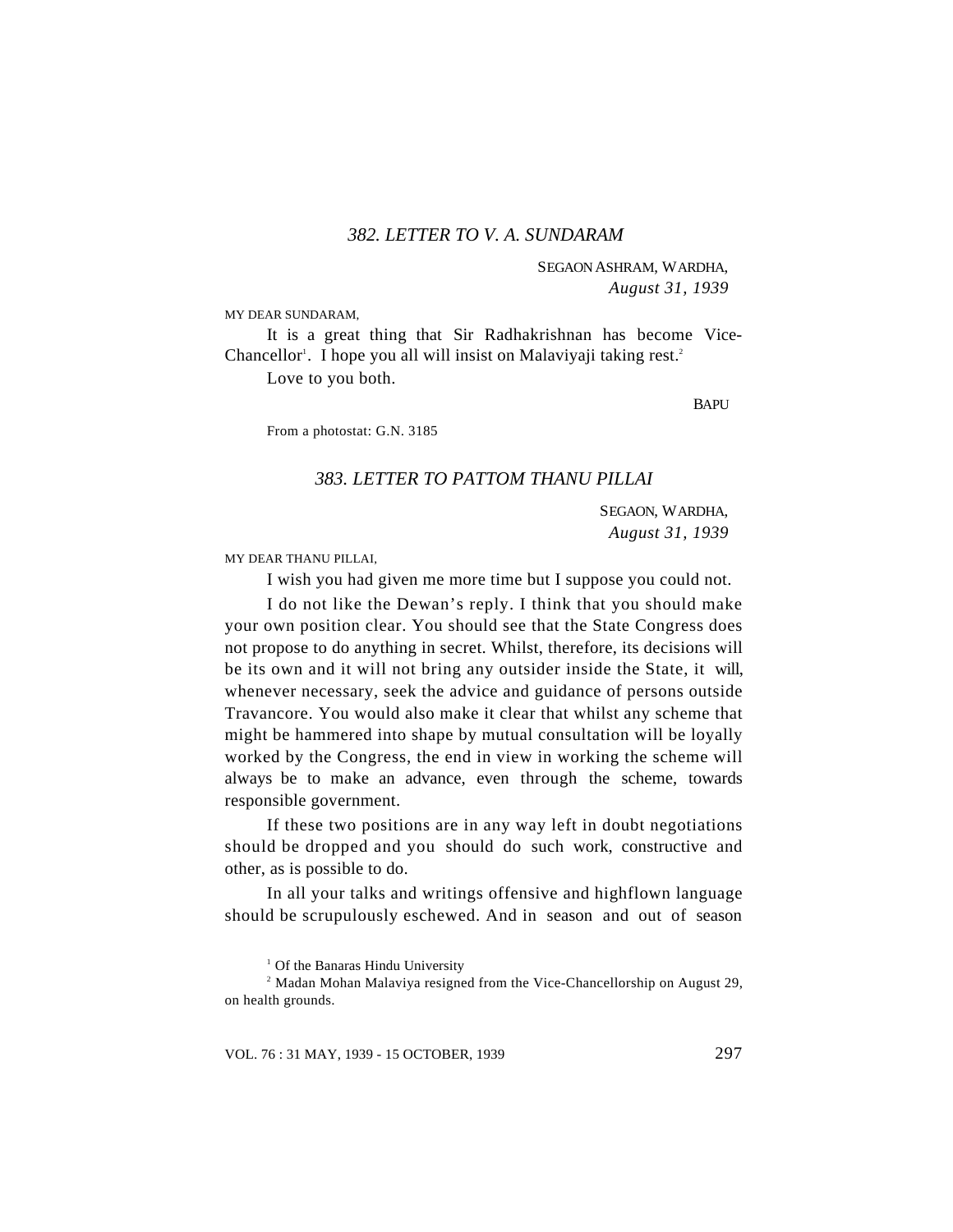### 382. LETTER TO V. A. SUNDARAM

SEGAON ASHRAM, WARDHA,
*August 31, 1939*

MY DEAR SUNDARAM,

It is a great thing that Sir Radhakrishnan has become Vice-Chancellor[1]. I hope you all will insist on Malaviyaji taking rest.[2]

Love to you both.

BAPU

From a photostat: G.N. 3185

### 383. LETTER TO PATTOM THANU PILLAI

SEGAON, WARDHA,
*August 31, 1939*

MY DEAR THANU PILLAI,

I wish you had given me more time but I suppose you could not.

I do not like the Dewan's reply. I think that you should make your own position clear. You should see that the State Congress does not propose to do anything in secret. Whilst, therefore, its decisions will be its own and it will not bring any outsider inside the State, it will, whenever necessary, seek the advice and guidance of persons outside Travancore. You would also make it clear that whilst any scheme that might be hammered into shape by mutual consultation will be loyally worked by the Congress, the end in view in working the scheme will always be to make an advance, even through the scheme, towards responsible government.

If these two positions are in any way left in doubt negotiations should be dropped and you should do such work, constructive and other, as is possible to do.

In all your talks and writings offensive and highflown language should be scrupulously eschewed. And in season and out of season

[1] Of the Banaras Hindu University

[2] Madan Mohan Malaviya resigned from the Vice-Chancellorship on August 29, on health grounds.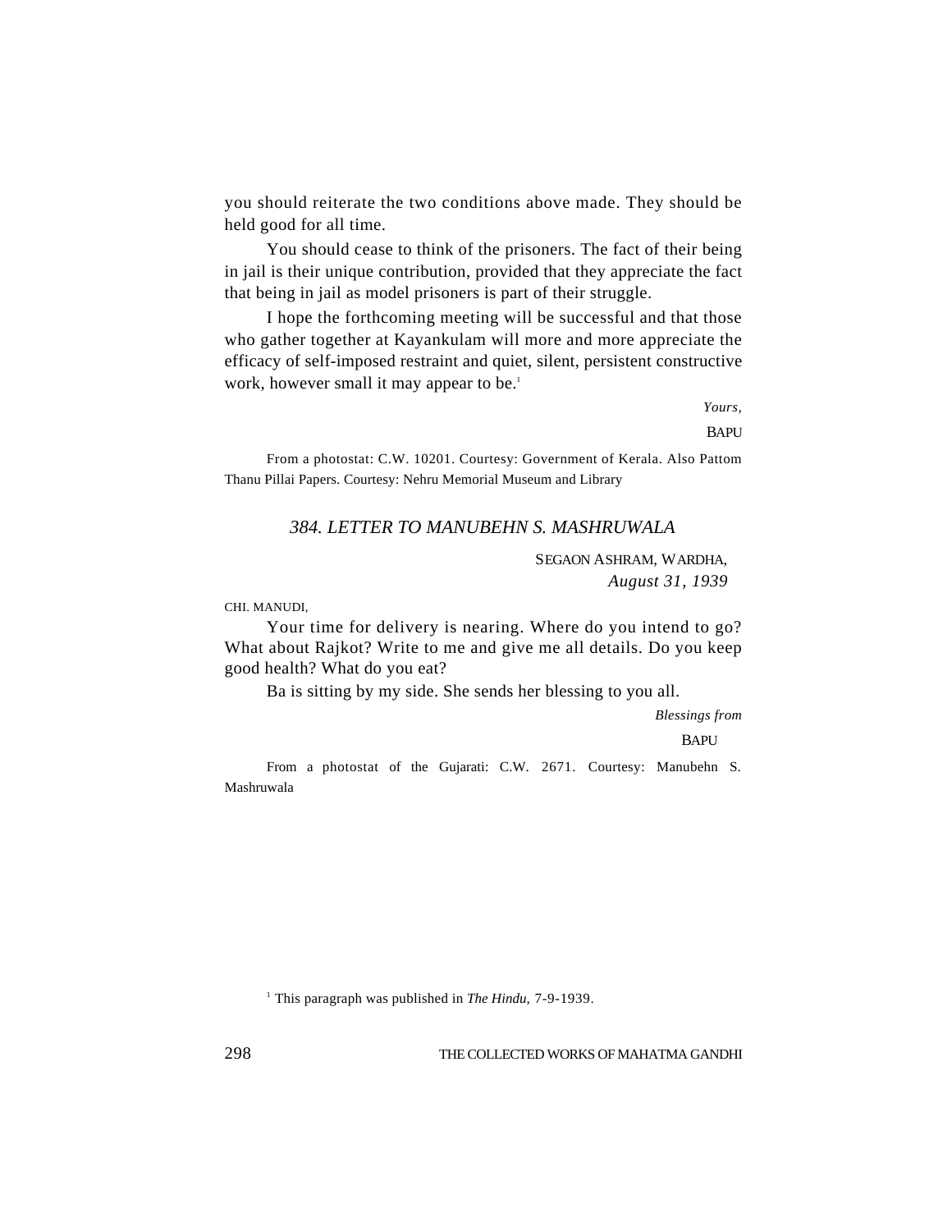you should reiterate the two conditions above made. They should be held good for all time.

You should cease to think of the prisoners. The fact of their being in jail is their unique contribution, provided that they appreciate the fact that being in jail as model prisoners is part of their struggle.

I hope the forthcoming meeting will be successful and that those who gather together at Kayankulam will more and more appreciate the efficacy of self-imposed restraint and quiet, silent, persistent constructive work, however small it may appear to be.[1]

*Yours,*

BAPU

From a photostat: C.W. 10201. Courtesy: Government of Kerala. Also Pattom Thanu Pillai Papers. Courtesy: Nehru Memorial Museum and Library

### *384. LETTER TO MANUBEHN S. MASHRUWALA*

SEGAON ASHRAM, WARDHA,
*August 31, 1939*

CHI. MANUDI,

Your time for delivery is nearing. Where do you intend to go? What about Rajkot? Write to me and give me all details. Do you keep good health? What do you eat?

Ba is sitting by my side. She sends her blessing to you all.

*Blessings from*

BAPU

From a photostat of the Gujarati: C.W. 2671. Courtesy: Manubehn S. Mashruwala

[1] This paragraph was published in *The Hindu,* 7-9-1939.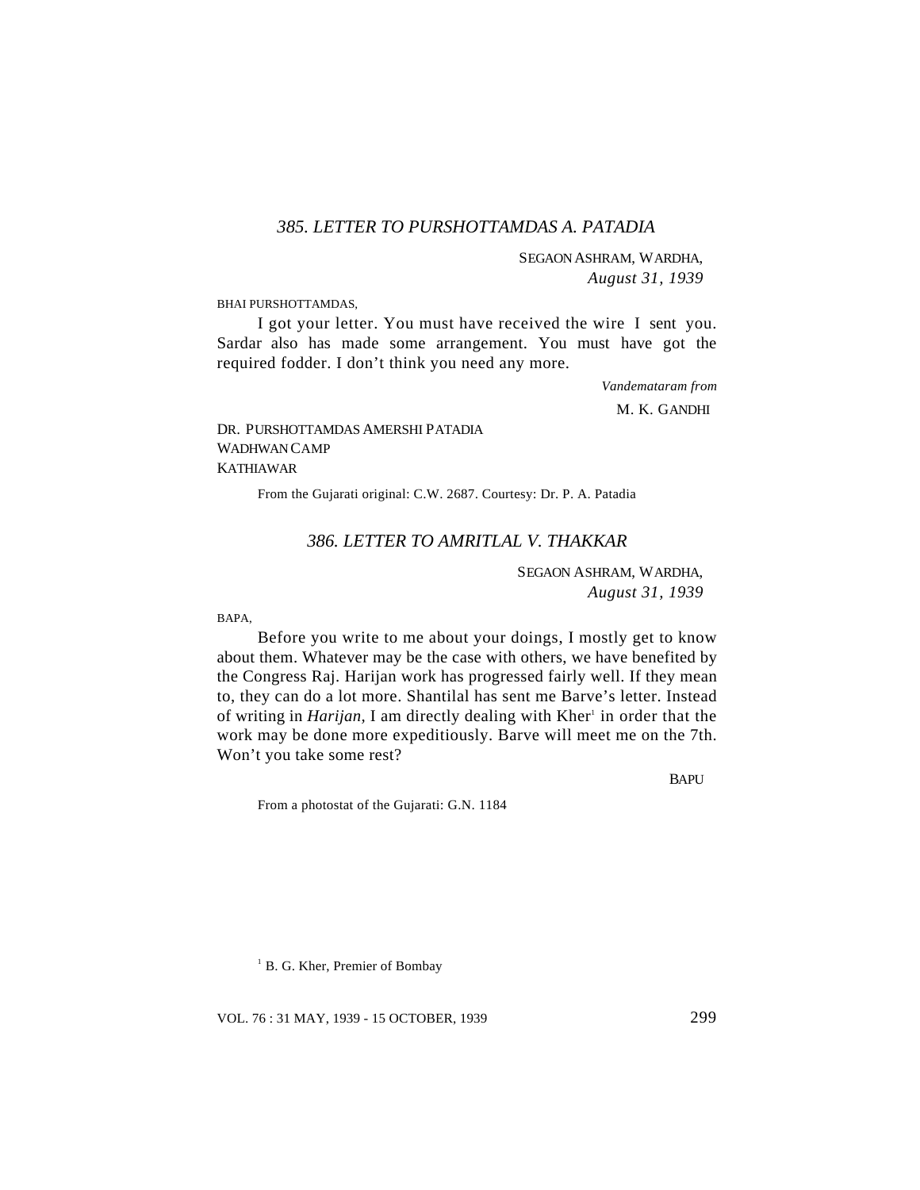### *385. LETTER TO PURSHOTTAMDAS A. PATADIA*

SEGAON ASHRAM, WARDHA,
*August 31, 1939*

BHAI PURSHOTTAMDAS,

I got your letter. You must have received the wire I sent you. Sardar also has made some arrangement. You must have got the required fodder. I don't think you need any more.

*Vandemataram from*
M. K. GANDHI

DR. PURSHOTTAMDAS AMERSHI PATADIA
WADHWAN CAMP
KATHIAWAR

From the Gujarati original: C.W. 2687. Courtesy: Dr. P. A. Patadia

### *386. LETTER TO AMRITLAL V. THAKKAR*

SEGAON ASHRAM, WARDHA,
*August 31, 1939*

BAPA,

Before you write to me about your doings, I mostly get to know about them. Whatever may be the case with others, we have benefited by the Congress Raj. Harijan work has progressed fairly well. If they mean to, they can do a lot more. Shantilal has sent me Barve's letter. Instead of writing in *Harijan*, I am directly dealing with Kher[1] in order that the work may be done more expeditiously. Barve will meet me on the 7th. Won't you take some rest?

BAPU

From a photostat of the Gujarati: G.N. 1184

[1] B. G. Kher, Premier of Bombay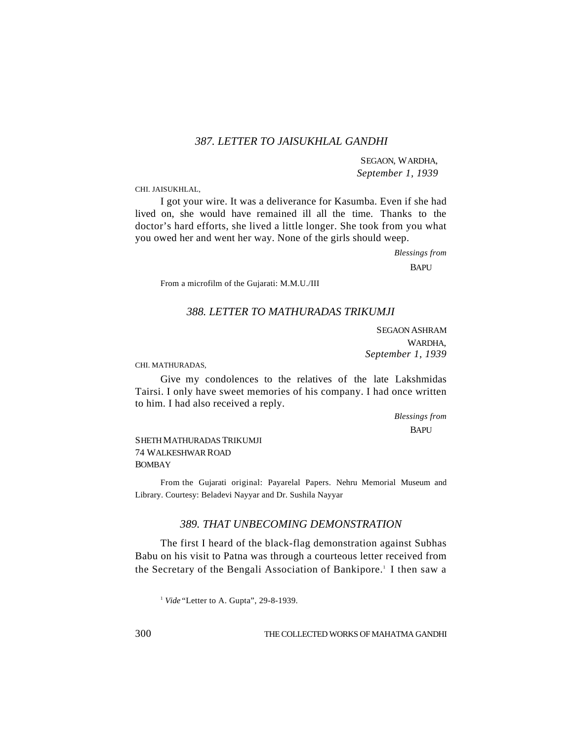### 387. LETTER TO JAISUKHLAL GANDHI

SEGAON, WARDHA,
*September 1, 1939*

CHI. JAISUKHLAL,

I got your wire. It was a deliverance for Kasumba. Even if she had lived on, she would have remained ill all the time. Thanks to the doctor's hard efforts, she lived a little longer. She took from you what you owed her and went her way. None of the girls should weep.

*Blessings from*

BAPU

From a microfilm of the Gujarati: M.M.U./III

### 388. LETTER TO MATHURADAS TRIKUMJI

SEGAON ASHRAM
WARDHA,
*September 1, 1939*

CHI. MATHURADAS,

Give my condolences to the relatives of the late Lakshmidas Tairsi. I only have sweet memories of his company. I had once written to him. I had also received a reply.

*Blessings from*

BAPU

SHETH MATHURADAS TRIKUMJI
74 WALKESHWAR ROAD
BOMBAY

From the Gujarati original: Payarelal Papers. Nehru Memorial Museum and Library. Courtesy: Beladevi Nayyar and Dr. Sushila Nayyar

### 389. THAT UNBECOMING DEMONSTRATION

The first I heard of the black-flag demonstration against Subhas Babu on his visit to Patna was through a courteous letter received from the Secretary of the Bengali Association of Bankipore.[1] I then saw a

[1] *Vide* "Letter to A. Gupta", 29-8-1939.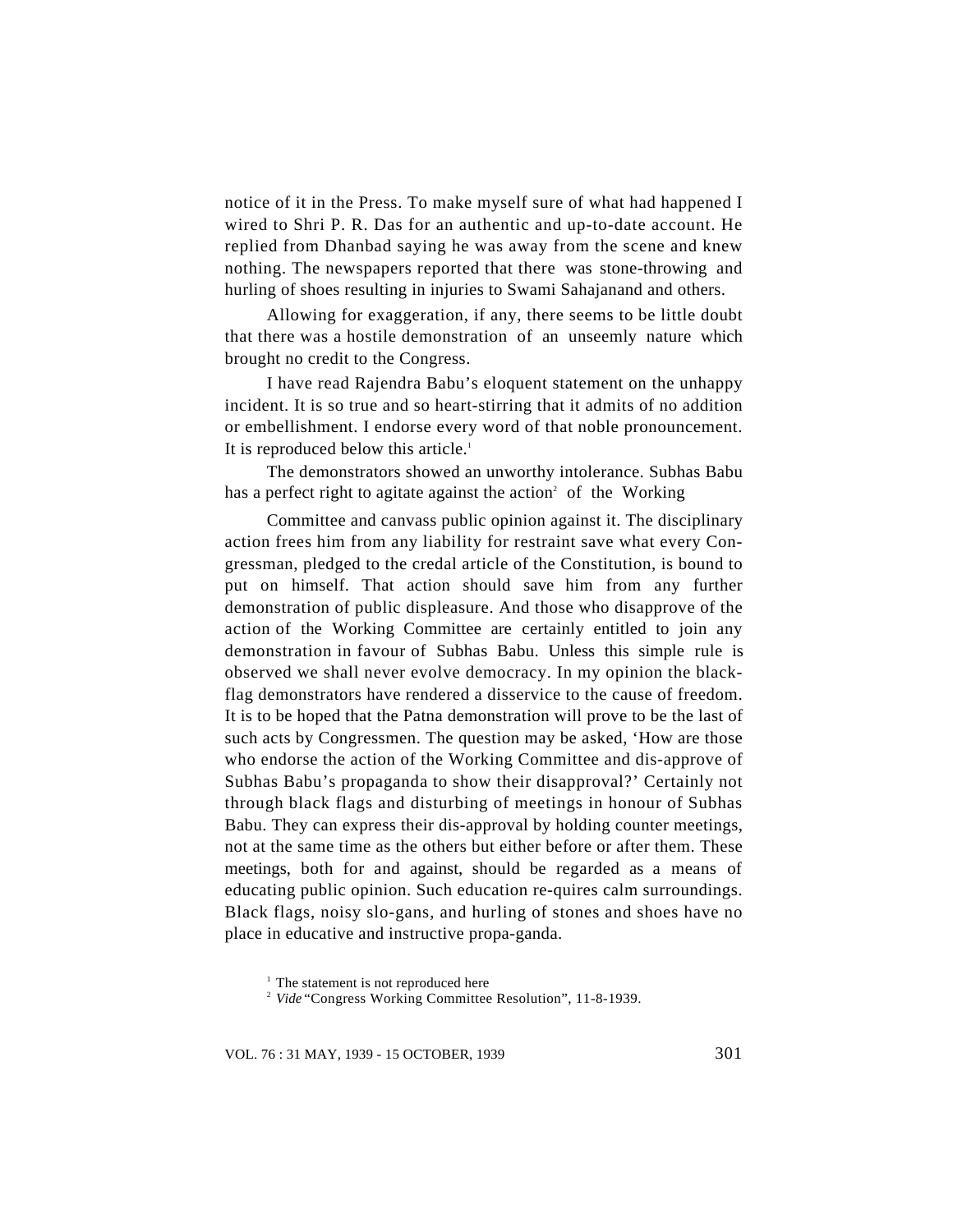notice of it in the Press. To make myself sure of what had happened I wired to Shri P. R. Das for an authentic and up-to-date account. He replied from Dhanbad saying he was away from the scene and knew nothing. The newspapers reported that there was stone-throwing and hurling of shoes resulting in injuries to Swami Sahajanand and others.

Allowing for exaggeration, if any, there seems to be little doubt that there was a hostile demonstration of an unseemly nature which brought no credit to the Congress.

I have read Rajendra Babu's eloquent statement on the unhappy incident. It is so true and so heart-stirring that it admits of no addition or embellishment. I endorse every word of that noble pronouncement. It is reproduced below this article.[1]

The demonstrators showed an unworthy intolerance. Subhas Babu has a perfect right to agitate against the action[2] of the Working

Committee and canvass public opinion against it. The disciplinary action frees him from any liability for restraint save what every Congressman, pledged to the credal article of the Constitution, is bound to put on himself. That action should save him from any further demonstration of public displeasure. And those who disapprove of the action of the Working Committee are certainly entitled to join any demonstration in favour of Subhas Babu. Unless this simple rule is observed we shall never evolve democracy. In my opinion the black-flag demonstrators have rendered a disservice to the cause of freedom. It is to be hoped that the Patna demonstration will prove to be the last of such acts by Congressmen. The question may be asked, 'How are those who endorse the action of the Working Committee and dis-approve of Subhas Babu's propaganda to show their disapproval?' Certainly not through black flags and disturbing of meetings in honour of Subhas Babu. They can express their dis-approval by holding counter meetings, not at the same time as the others but either before or after them. These meetings, both for and against, should be regarded as a means of educating public opinion. Such education re-quires calm surroundings. Black flags, noisy slo-gans, and hurling of stones and shoes have no place in educative and instructive propa-ganda.

[1] The statement is not reproduced here

[2] *Vide* "Congress Working Committee Resolution", 11-8-1939.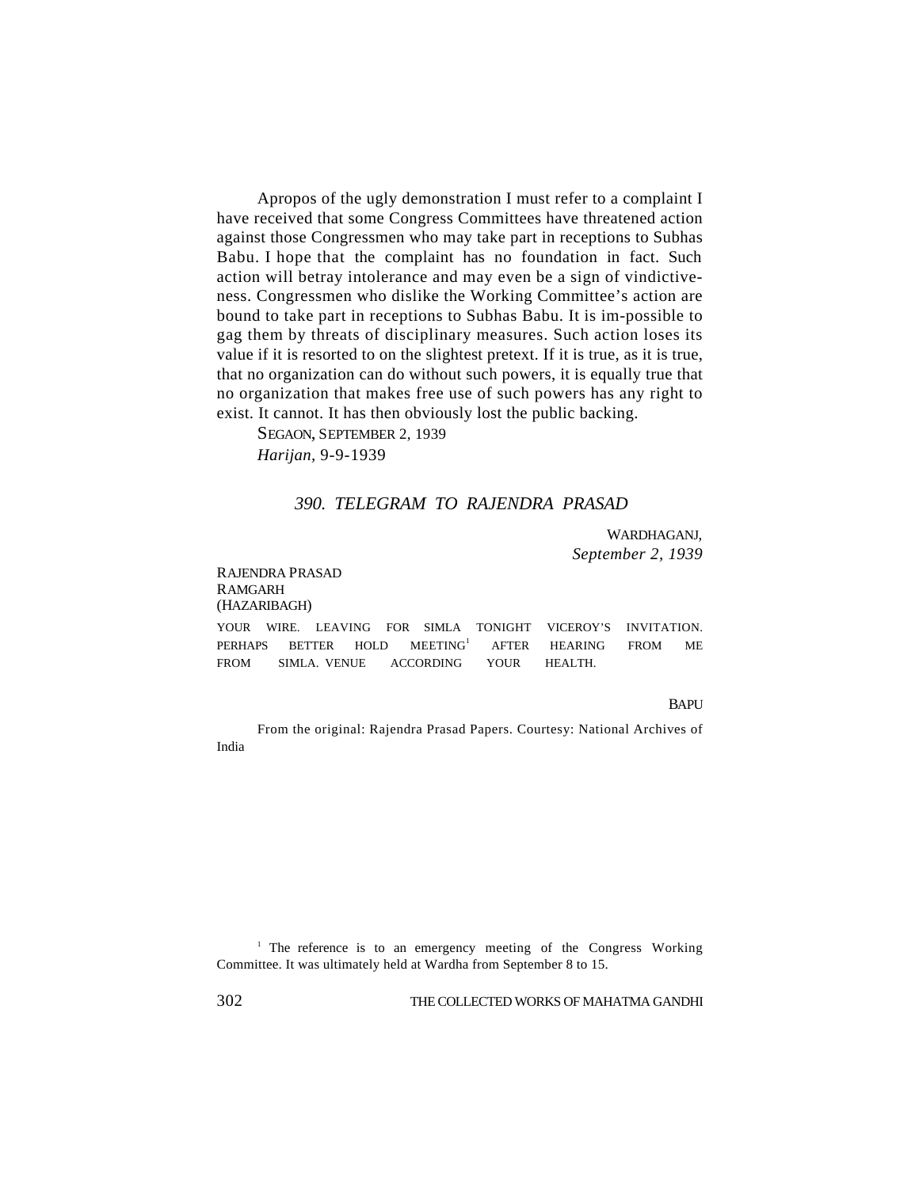Apropos of the ugly demonstration I must refer to a complaint I have received that some Congress Committees have threatened action against those Congressmen who may take part in receptions to Subhas Babu. I hope that the complaint has no foundation in fact. Such action will betray intolerance and may even be a sign of vindictiveness. Congressmen who dislike the Working Committee's action are bound to take part in receptions to Subhas Babu. It is im-possible to gag them by threats of disciplinary measures. Such action loses its value if it is resorted to on the slightest pretext. If it is true, as it is true, that no organization can do without such powers, it is equally true that no organization that makes free use of such powers has any right to exist. It cannot. It has then obviously lost the public backing.

SEGAON, SEPTEMBER 2, 1939

*Harijan,* 9-9-1939

### *390. TELEGRAM TO RAJENDRA PRASAD*

WARDHAGANJ,
*September 2, 1939*

RAJENDRA PRASAD
RAMGARH
(HAZARIBAGH)

YOUR WIRE. LEAVING FOR SIMLA TONIGHT VICEROY'S INVITATION. PERHAPS BETTER HOLD MEETING[1] AFTER HEARING FROM ME FROM SIMLA. VENUE ACCORDING YOUR HEALTH.

BAPU

From the original: Rajendra Prasad Papers. Courtesy: National Archives of India

[1] The reference is to an emergency meeting of the Congress Working Committee. It was ultimately held at Wardha from September 8 to 15.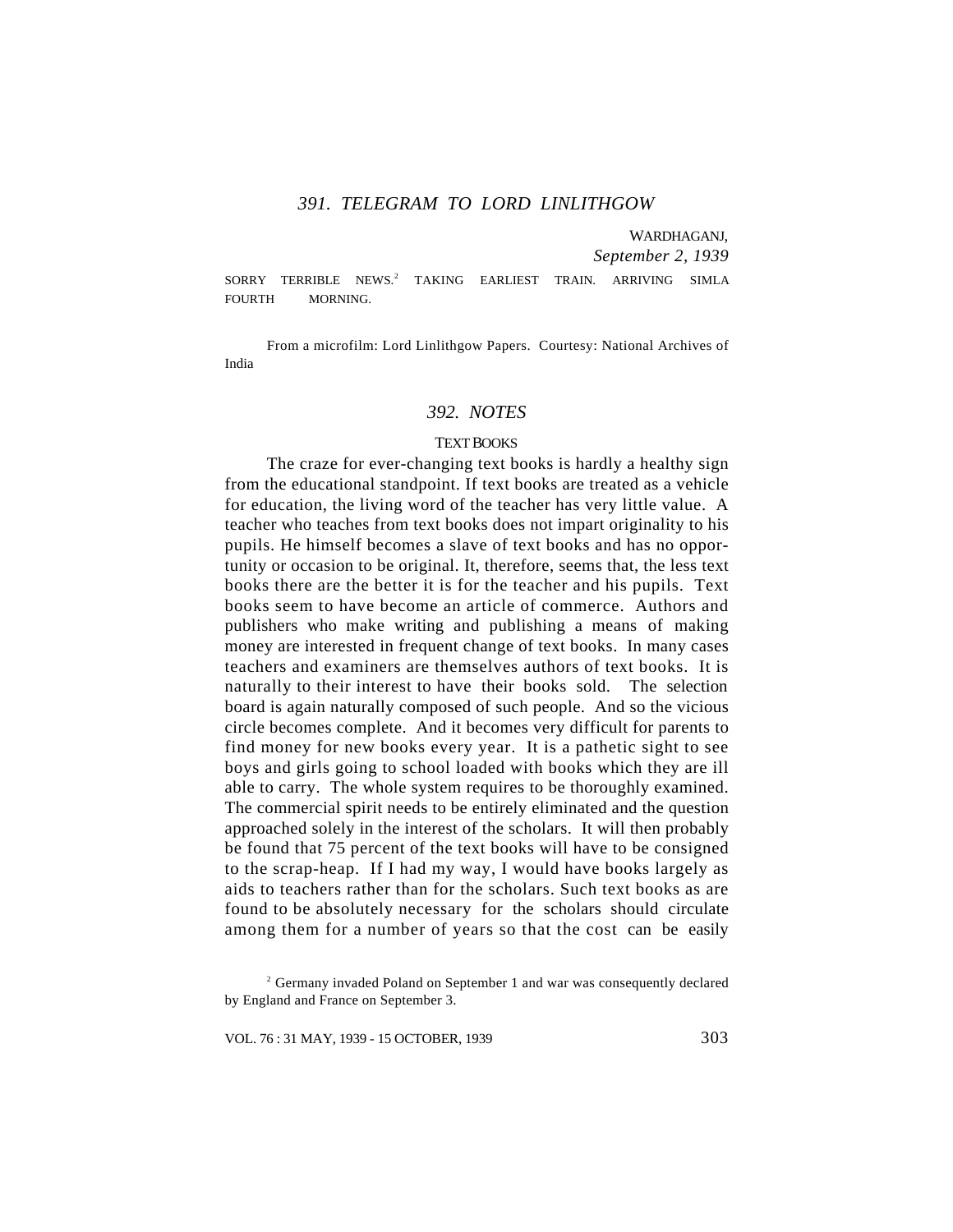## *391. TELEGRAM TO LORD LINLITHGOW*

WARDHAGANJ,
*September 2, 1939*

SORRY TERRIBLE NEWS.[2] TAKING EARLIEST TRAIN. ARRIVING SIMLA FOURTH MORNING.

From a microfilm: Lord Linlithgow Papers. Courtesy: National Archives of India

## *392. NOTES*

### TEXT BOOKS

The craze for ever-changing text books is hardly a healthy sign from the educational standpoint. If text books are treated as a vehicle for education, the living word of the teacher has very little value. A teacher who teaches from text books does not impart originality to his pupils. He himself becomes a slave of text books and has no opportunity or occasion to be original. It, therefore, seems that, the less text books there are the better it is for the teacher and his pupils. Text books seem to have become an article of commerce. Authors and publishers who make writing and publishing a means of making money are interested in frequent change of text books. In many cases teachers and examiners are themselves authors of text books. It is naturally to their interest to have their books sold. The selection board is again naturally composed of such people. And so the vicious circle becomes complete. And it becomes very difficult for parents to find money for new books every year. It is a pathetic sight to see boys and girls going to school loaded with books which they are ill able to carry. The whole system requires to be thoroughly examined. The commercial spirit needs to be entirely eliminated and the question approached solely in the interest of the scholars. It will then probably be found that 75 percent of the text books will have to be consigned to the scrap-heap. If I had my way, I would have books largely as aids to teachers rather than for the scholars. Such text books as are found to be absolutely necessary for the scholars should circulate among them for a number of years so that the cost can be easily

[2] Germany invaded Poland on September 1 and war was consequently declared by England and France on September 3.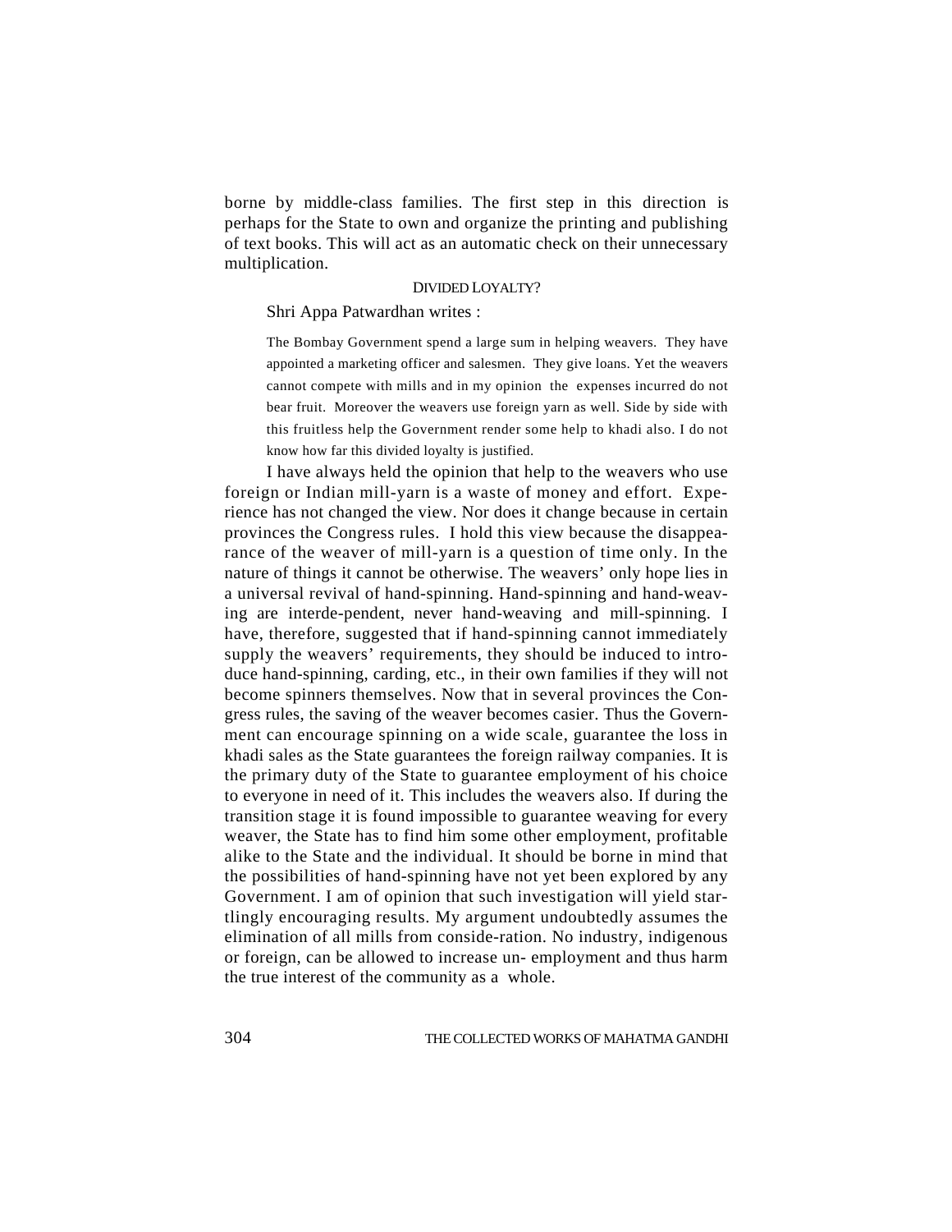borne by middle-class families. The first step in this direction is perhaps for the State to own and organize the printing and publishing of text books. This will act as an automatic check on their unnecessary multiplication.

### DIVIDED LOYALTY?

Shri Appa Patwardhan writes :

> The Bombay Government spend a large sum in helping weavers. They have appointed a marketing officer and salesmen. They give loans. Yet the weavers cannot compete with mills and in my opinion the expenses incurred do not bear fruit. Moreover the weavers use foreign yarn as well. Side by side with this fruitless help the Government render some help to khadi also. I do not know how far this divided loyalty is justified.

I have always held the opinion that help to the weavers who use foreign or Indian mill-yarn is a waste of money and effort. Experience has not changed the view. Nor does it change because in certain provinces the Congress rules. I hold this view because the disappearance of the weaver of mill-yarn is a question of time only. In the nature of things it cannot be otherwise. The weavers' only hope lies in a universal revival of hand-spinning. Hand-spinning and hand-weaving are interde-pendent, never hand-weaving and mill-spinning. I have, therefore, suggested that if hand-spinning cannot immediately supply the weavers' requirements, they should be induced to introduce hand-spinning, carding, etc., in their own families if they will not become spinners themselves. Now that in several provinces the Congress rules, the saving of the weaver becomes casier. Thus the Government can encourage spinning on a wide scale, guarantee the loss in khadi sales as the State guarantees the foreign railway companies. It is the primary duty of the State to guarantee employment of his choice to everyone in need of it. This includes the weavers also. If during the transition stage it is found impossible to guarantee weaving for every weaver, the State has to find him some other employment, profitable alike to the State and the individual. It should be borne in mind that the possibilities of hand-spinning have not yet been explored by any Government. I am of opinion that such investigation will yield startlingly encouraging results. My argument undoubtedly assumes the elimination of all mills from conside-ration. No industry, indigenous or foreign, can be allowed to increase un- employment and thus harm the true interest of the community as a whole.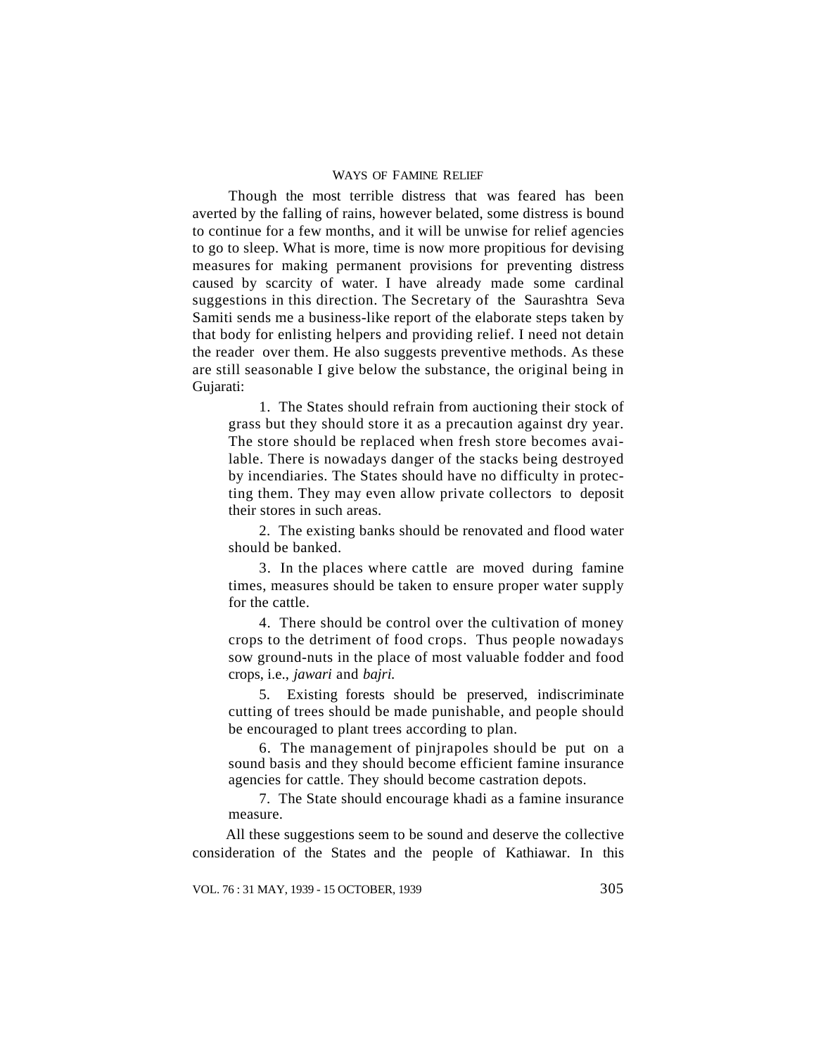## WAYS OF FAMINE RELIEF

Though the most terrible distress that was feared has been averted by the falling of rains, however belated, some distress is bound to continue for a few months, and it will be unwise for relief agencies to go to sleep. What is more, time is now more propitious for devising measures for making permanent provisions for preventing distress caused by scarcity of water. I have already made some cardinal suggestions in this direction. The Secretary of the Saurashtra Seva Samiti sends me a business-like report of the elaborate steps taken by that body for enlisting helpers and providing relief. I need not detain the reader over them. He also suggests preventive methods. As these are still seasonable I give below the substance, the original being in Gujarati:

> 1. The States should refrain from auctioning their stock of grass but they should store it as a precaution against dry year. The store should be replaced when fresh store becomes available. There is nowadays danger of the stacks being destroyed by incendiaries. The States should have no difficulty in protecting them. They may even allow private collectors to deposit their stores in such areas.
>
> 2. The existing banks should be renovated and flood water should be banked.
>
> 3. In the places where cattle are moved during famine times, measures should be taken to ensure proper water supply for the cattle.
>
> 4. There should be control over the cultivation of money crops to the detriment of food crops. Thus people nowadays sow ground-nuts in the place of most valuable fodder and food crops, i.e., *jawari* and *bajri*.
>
> 5. Existing forests should be preserved, indiscriminate cutting of trees should be made punishable, and people should be encouraged to plant trees according to plan.
>
> 6. The management of pinjrapoles should be put on a sound basis and they should become efficient famine insurance agencies for cattle. They should become castration depots.
>
> 7. The State should encourage khadi as a famine insurance measure.

All these suggestions seem to be sound and deserve the collective consideration of the States and the people of Kathiawar. In this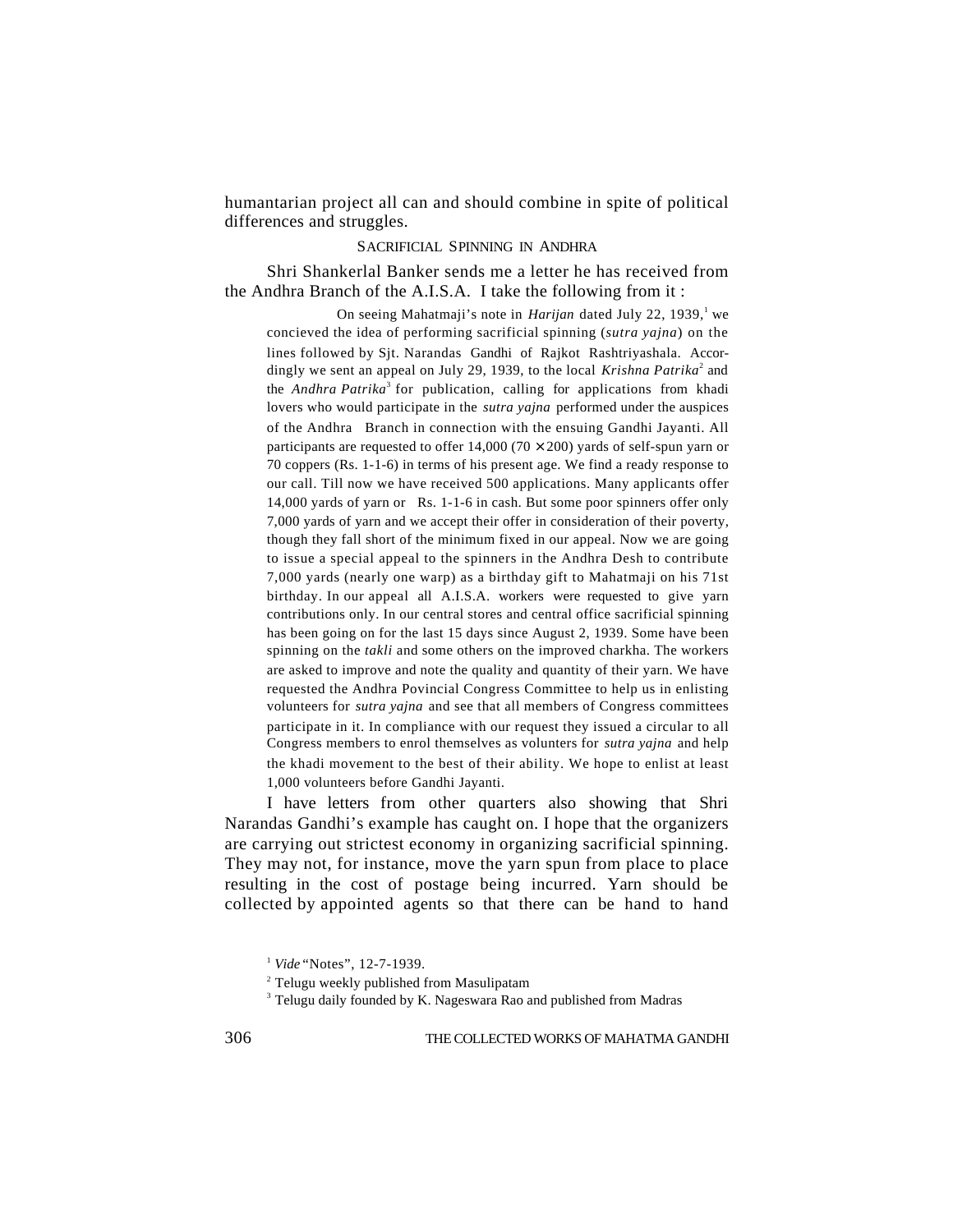humantarian project all can and should combine in spite of political differences and struggles.

### SACRIFICIAL SPINNING IN ANDHRA

Shri Shankerlal Banker sends me a letter he has received from the Andhra Branch of the A.I.S.A. I take the following from it :

> On seeing Mahatmaji's note in *Harijan* dated July 22, 1939,[1] we concieved the idea of performing sacrificial spinning (*sutra yajna*) on the lines followed by Sjt. Narandas Gandhi of Rajkot Rashtriyashala. Accordingly we sent an appeal on July 29, 1939, to the local *Krishna Patrika*[2] and the *Andhra Patrika*[3] for publication, calling for applications from khadi lovers who would participate in the *sutra yajna* performed under the auspices of the Andhra Branch in connection with the ensuing Gandhi Jayanti. All participants are requested to offer 14,000 (70 × 200) yards of self-spun yarn or 70 coppers (Rs. 1-1-6) in terms of his present age. We find a ready response to our call. Till now we have received 500 applications. Many applicants offer 14,000 yards of yarn or Rs. 1-1-6 in cash. But some poor spinners offer only 7,000 yards of yarn and we accept their offer in consideration of their poverty, though they fall short of the minimum fixed in our appeal. Now we are going to issue a special appeal to the spinners in the Andhra Desh to contribute 7,000 yards (nearly one warp) as a birthday gift to Mahatmaji on his 71st birthday. In our appeal all A.I.S.A. workers were requested to give yarn contributions only. In our central stores and central office sacrificial spinning has been going on for the last 15 days since August 2, 1939. Some have been spinning on the *takli* and some others on the improved charkha. The workers are asked to improve and note the quality and quantity of their yarn. We have requested the Andhra Povincial Congress Committee to help us in enlisting volunteers for *sutra yajna* and see that all members of Congress committees participate in it. In compliance with our request they issued a circular to all Congress members to enrol themselves as volunters for *sutra yajna* and help the khadi movement to the best of their ability. We hope to enlist at least 1,000 volunteers before Gandhi Jayanti.

I have letters from other quarters also showing that Shri Narandas Gandhi's example has caught on. I hope that the organizers are carrying out strictest economy in organizing sacrificial spinning. They may not, for instance, move the yarn spun from place to place resulting in the cost of postage being incurred. Yarn should be collected by appointed agents so that there can be hand to hand

[1] *Vide* "Notes", 12-7-1939.

[2] Telugu weekly published from Masulipatam

[3] Telugu daily founded by K. Nageswara Rao and published from Madras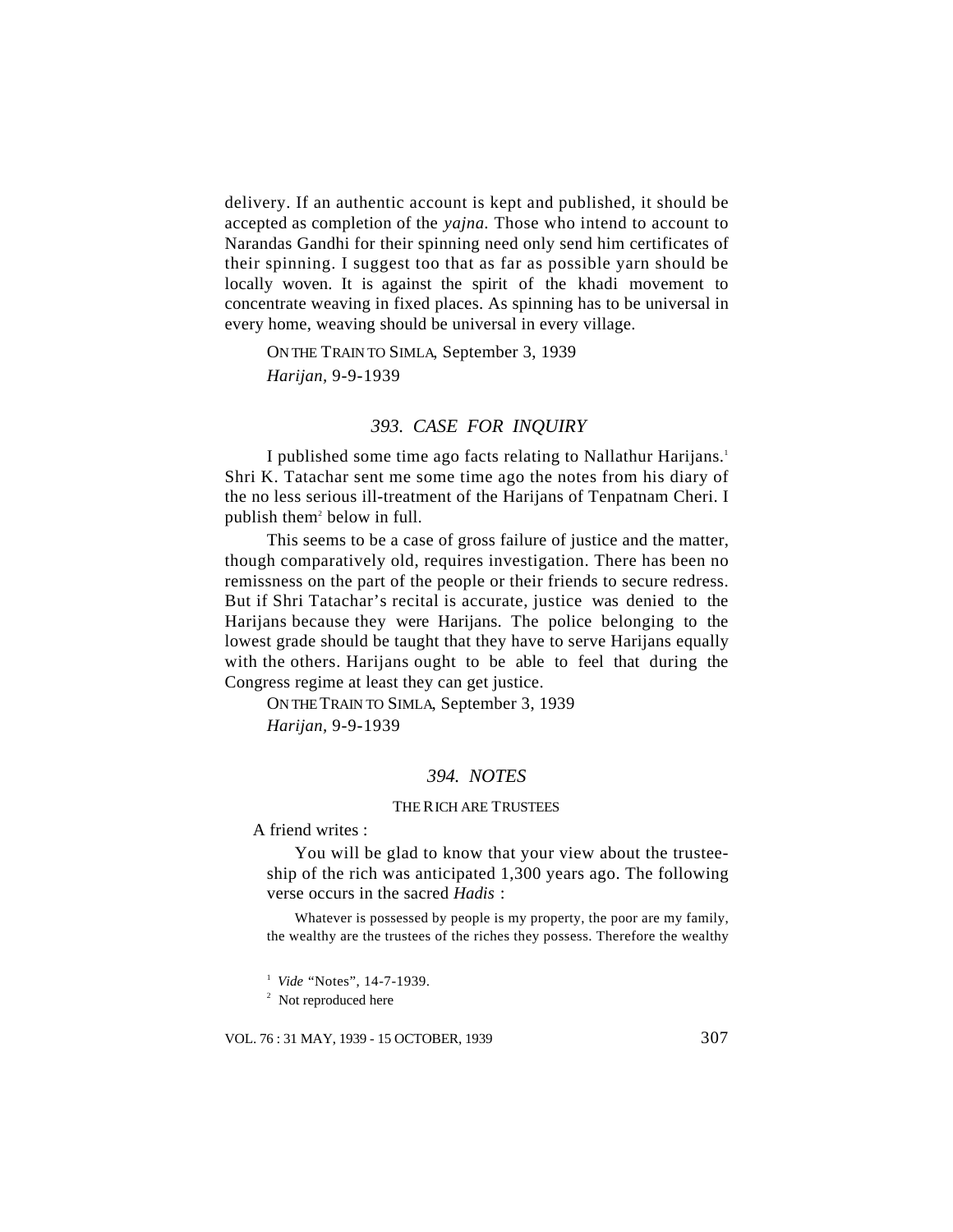delivery. If an authentic account is kept and published, it should be accepted as completion of the *yajna.* Those who intend to account to Narandas Gandhi for their spinning need only send him certificates of their spinning. I suggest too that as far as possible yarn should be locally woven. It is against the spirit of the khadi movement to concentrate weaving in fixed places. As spinning has to be universal in every home, weaving should be universal in every village.

ON THE TRAIN TO SIMLA, September 3, 1939
*Harijan,* 9-9-1939

### *393. CASE FOR INQUIRY*

I published some time ago facts relating to Nallathur Harijans.[1] Shri K. Tatachar sent me some time ago the notes from his diary of the no less serious ill-treatment of the Harijans of Tenpatnam Cheri. I publish them[2] below in full.

This seems to be a case of gross failure of justice and the matter, though comparatively old, requires investigation. There has been no remissness on the part of the people or their friends to secure redress. But if Shri Tatachar's recital is accurate, justice was denied to the Harijans because they were Harijans. The police belonging to the lowest grade should be taught that they have to serve Harijans equally with the others. Harijans ought to be able to feel that during the Congress regime at least they can get justice.

ON THE TRAIN TO SIMLA, September 3, 1939
*Harijan,* 9-9-1939

### *394. NOTES*

THE RICH ARE TRUSTEES

A friend writes :

> You will be glad to know that your view about the trusteeship of the rich was anticipated 1,300 years ago. The following verse occurs in the sacred *Hadis* :
>
> Whatever is possessed by people is my property, the poor are my family, the wealthy are the trustees of the riches they possess. Therefore the wealthy

[1] *Vide* "Notes", 14-7-1939.

[2] Not reproduced here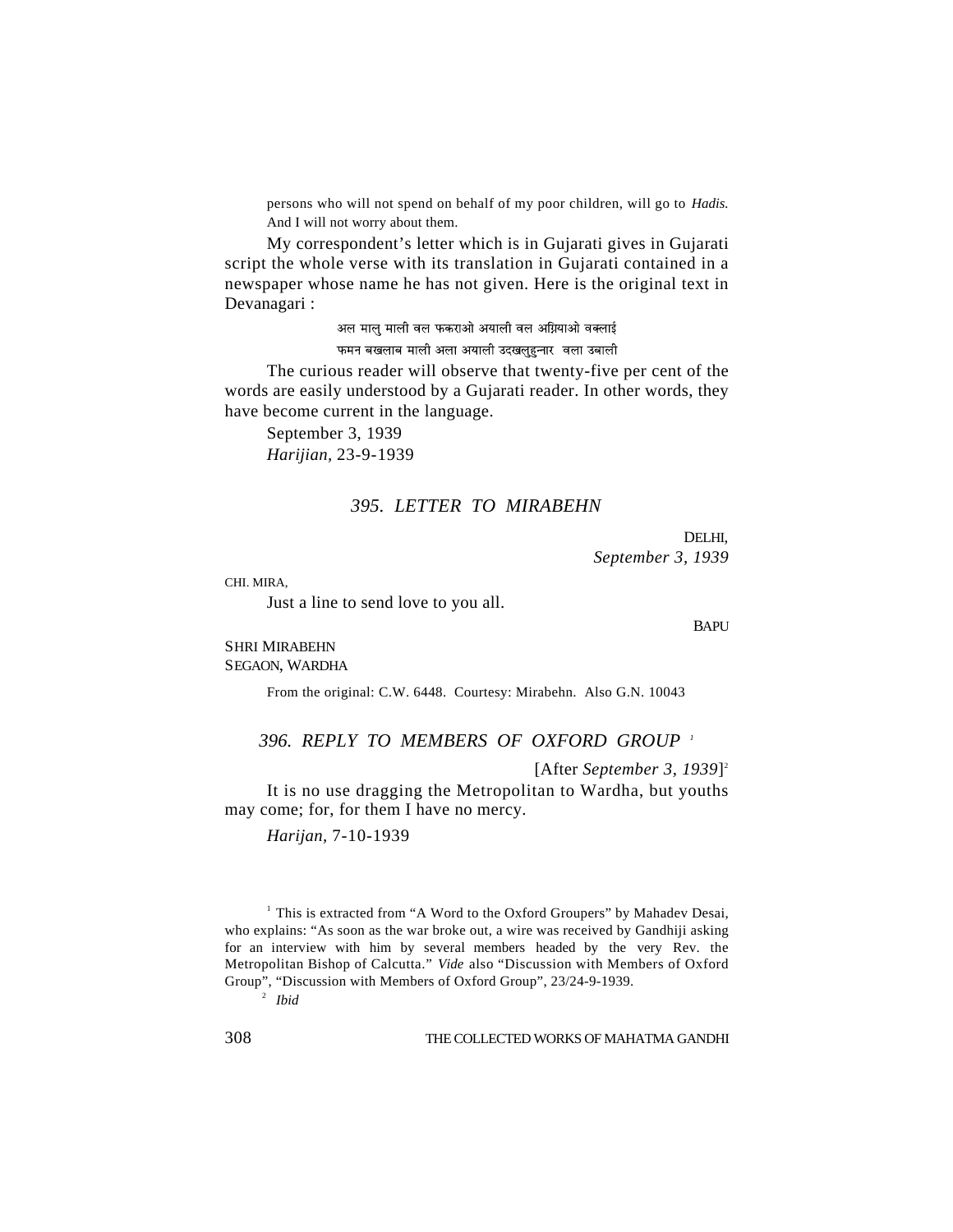persons who will not spend on behalf of my poor children, will go to *Hadis.* And I will not worry about them.

My correspondent's letter which is in Gujarati gives in Gujarati script the whole verse with its translation in Gujarati contained in a newspaper whose name he has not given. Here is the original text in Devanagari :

> अल मालु माली वल फकराओ अयाली वल अग्नियाओ वक्लाई
> फमन बखलाब माली अला अयाली उदखलुहुन्नार वला उबाली

The curious reader will observe that twenty-five per cent of the words are easily understood by a Gujarati reader. In other words, they have become current in the language.

September 3, 1939
*Harijian,* 23-9-1939

### *395. LETTER TO MIRABEHN*

DELHI,
*September 3, 1939*

CHI. MIRA,

Just a line to send love to you all.

BAPU

SHRI MIRABEHN
SEGAON, WARDHA

From the original: C.W. 6448. Courtesy: Mirabehn. Also G.N. 10043

### *396. REPLY TO MEMBERS OF OXFORD GROUP* [1]

[After *September 3, 1939*][2]

It is no use dragging the Metropolitan to Wardha, but youths may come; for, for them I have no mercy.

*Harijan,* 7-10-1939

---

[1] This is extracted from "A Word to the Oxford Groupers" by Mahadev Desai, who explains: "As soon as the war broke out, a wire was received by Gandhiji asking for an interview with him by several members headed by the very Rev. the Metropolitan Bishop of Calcutta." *Vide* also "Discussion with Members of Oxford Group", "Discussion with Members of Oxford Group", 23/24-9-1939.

[2] *Ibid*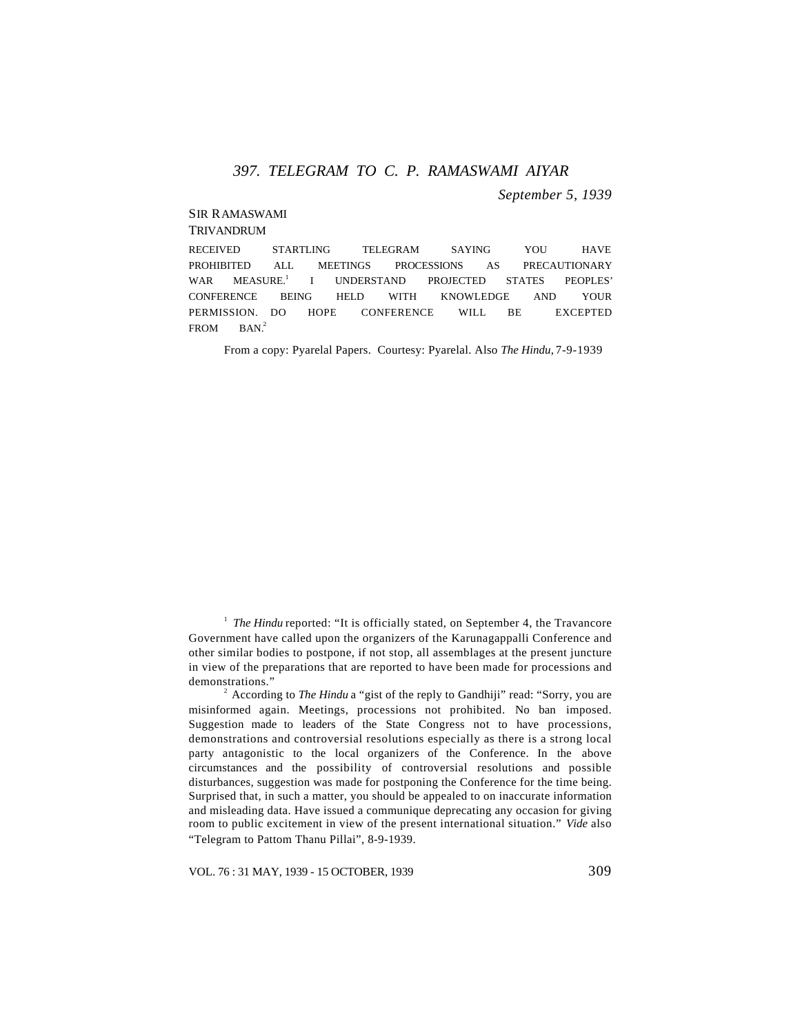## *397. TELEGRAM TO C. P. RAMASWAMI AIYAR*

*September 5, 1939*

SIR RAMASWAMI
TRIVANDRUM

RECEIVED STARTLING TELEGRAM SAYING YOU HAVE PROHIBITED ALL MEETINGS PROCESSIONS AS PRECAUTIONARY WAR MEASURE.[1] I UNDERSTAND PROJECTED STATES PEOPLES' CONFERENCE BEING HELD WITH KNOWLEDGE AND YOUR PERMISSION. DO HOPE CONFERENCE WILL BE EXCEPTED FROM BAN.[2]

From a copy: Pyarelal Papers. Courtesy: Pyarelal. Also *The Hindu*, 7-9-1939

---

[1] *The Hindu* reported: "It is officially stated, on September 4, the Travancore Government have called upon the organizers of the Karunagappalli Conference and other similar bodies to postpone, if not stop, all assemblages at the present juncture in view of the preparations that are reported to have been made for processions and demonstrations."

[2] According to *The Hindu* a "gist of the reply to Gandhiji" read: "Sorry, you are misinformed again. Meetings, processions not prohibited. No ban imposed. Suggestion made to leaders of the State Congress not to have processions, demonstrations and controversial resolutions especially as there is a strong local party antagonistic to the local organizers of the Conference. In the above circumstances and the possibility of controversial resolutions and possible disturbances, suggestion was made for postponing the Conference for the time being. Surprised that, in such a matter, you should be appealed to on inaccurate information and misleading data. Have issued a communique deprecating any occasion for giving room to public excitement in view of the present international situation." *Vide* also "Telegram to Pattom Thanu Pillai", 8-9-1939.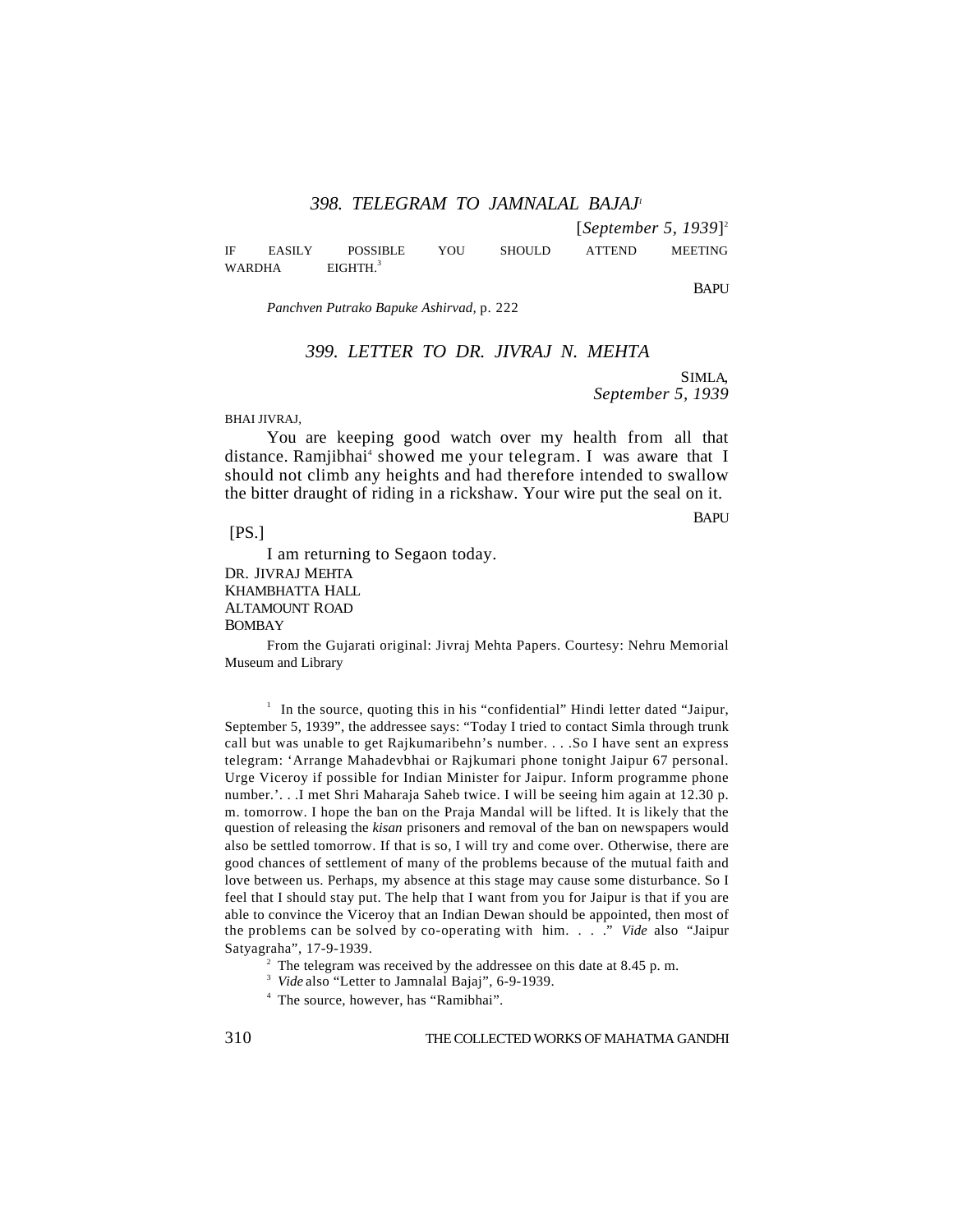### 398. TELEGRAM TO JAMNALAL BAJAJ[1]

[*September 5, 1939*][2]

IF EASILY POSSIBLE YOU SHOULD ATTEND MEETING WARDHA EIGHTH.[3]

BAPU

*Panchven Putrako Bapuke Ashirvad*, p. 222

### 399. LETTER TO DR. JIVRAJ N. MEHTA

SIMLA,
*September 5, 1939*

BHAI JIVRAJ,

You are keeping good watch over my health from all that distance. Ramjibhai[4] showed me your telegram. I was aware that I should not climb any heights and had therefore intended to swallow the bitter draught of riding in a rickshaw. Your wire put the seal on it.

BAPU

[PS.]

I am returning to Segaon today.

DR. JIVRAJ MEHTA
KHAMBHATTA HALL
ALTAMOUNT ROAD
BOMBAY

From the Gujarati original: Jivraj Mehta Papers. Courtesy: Nehru Memorial Museum and Library

---

[1] In the source, quoting this in his "confidential" Hindi letter dated "Jaipur, September 5, 1939", the addressee says: "Today I tried to contact Simla through trunk call but was unable to get Rajkumaribehn's number. . . .So I have sent an express telegram: 'Arrange Mahadevbhai or Rajkumari phone tonight Jaipur 67 personal. Urge Viceroy if possible for Indian Minister for Jaipur. Inform programme phone number.'. . .I met Shri Maharaja Saheb twice. I will be seeing him again at 12.30 p. m. tomorrow. I hope the ban on the Praja Mandal will be lifted. It is likely that the question of releasing the *kisan* prisoners and removal of the ban on newspapers would also be settled tomorrow. If that is so, I will try and come over. Otherwise, there are good chances of settlement of many of the problems because of the mutual faith and love between us. Perhaps, my absence at this stage may cause some disturbance. So I feel that I should stay put. The help that I want from you for Jaipur is that if you are able to convince the Viceroy that an Indian Dewan should be appointed, then most of the problems can be solved by co-operating with him. . . ." *Vide* also "Jaipur Satyagraha", 17-9-1939.

[2] The telegram was received by the addressee on this date at 8.45 p. m.

[3] *Vide* also "Letter to Jamnalal Bajaj", 6-9-1939.

[4] The source, however, has "Ramibhai".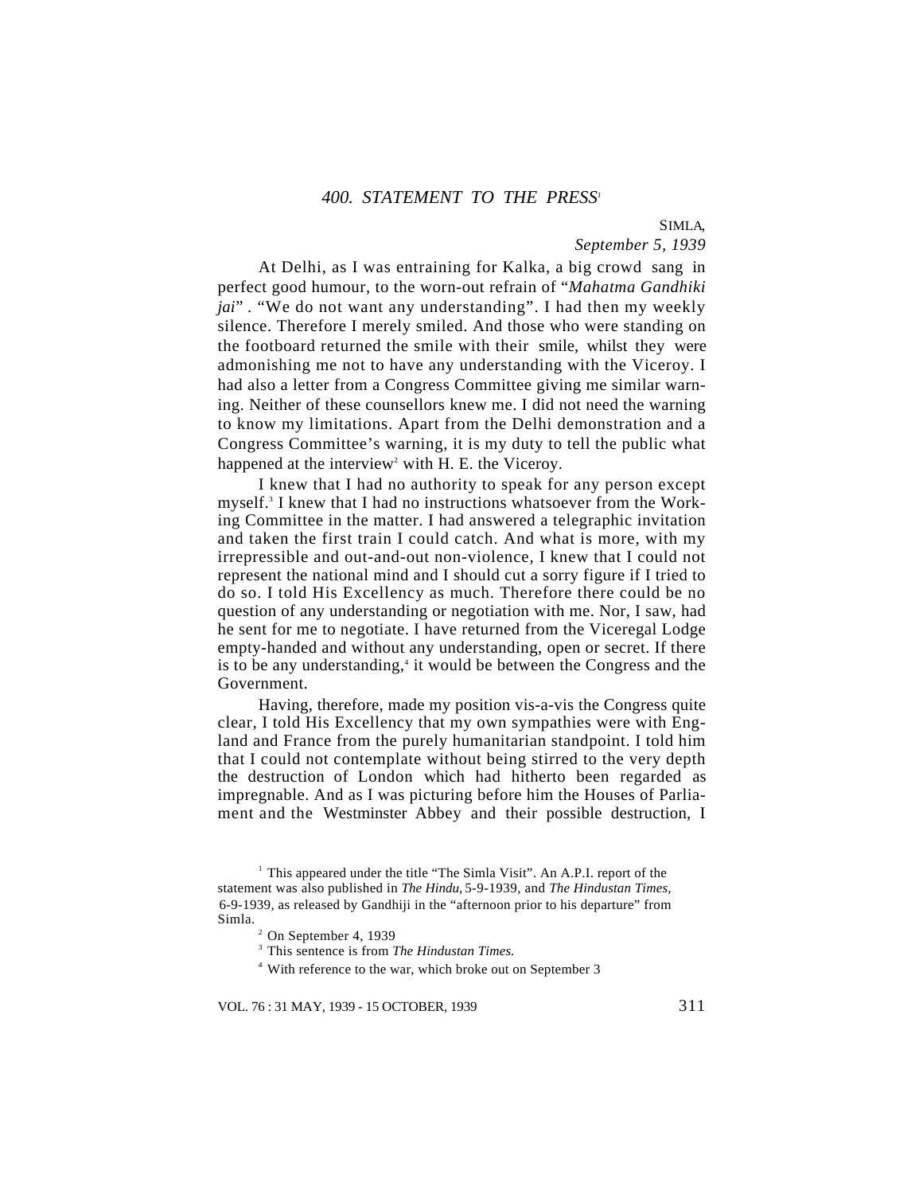### *400. STATEMENT TO THE PRESS*[1]

SIMLA,
*September 5, 1939*

At Delhi, as I was entraining for Kalka, a big crowd sang in perfect good humour, to the worn-out refrain of "*Mahatma Gandhiki jai*" . "We do not want any understanding". I had then my weekly silence. Therefore I merely smiled. And those who were standing on the footboard returned the smile with their smile, whilst they were admonishing me not to have any understanding with the Viceroy. I had also a letter from a Congress Committee giving me similar warning. Neither of these counsellors knew me. I did not need the warning to know my limitations. Apart from the Delhi demonstration and a Congress Committee's warning, it is my duty to tell the public what happened at the interview[2] with H. E. the Viceroy.

I knew that I had no authority to speak for any person except myself.[3] I knew that I had no instructions whatsoever from the Working Committee in the matter. I had answered a telegraphic invitation and taken the first train I could catch. And what is more, with my irrepressible and out-and-out non-violence, I knew that I could not represent the national mind and I should cut a sorry figure if I tried to do so. I told His Excellency as much. Therefore there could be no question of any understanding or negotiation with me. Nor, I saw, had he sent for me to negotiate. I have returned from the Viceregal Lodge empty-handed and without any understanding, open or secret. If there is to be any understanding,[4] it would be between the Congress and the Government.

Having, therefore, made my position vis-a-vis the Congress quite clear, I told His Excellency that my own sympathies were with England and France from the purely humanitarian standpoint. I told him that I could not contemplate without being stirred to the very depth the destruction of London which had hitherto been regarded as impregnable. And as I was picturing before him the Houses of Parliament and the Westminster Abbey and their possible destruction, I

---

[1] This appeared under the title "The Simla Visit". An A.P.I. report of the statement was also published in *The Hindu*, 5-9-1939, and *The Hindustan Times*, 6-9-1939, as released by Gandhiji in the "afternoon prior to his departure" from Simla.

[2] On September 4, 1939

[3] This sentence is from *The Hindustan Times.*

[4] With reference to the war, which broke out on September 3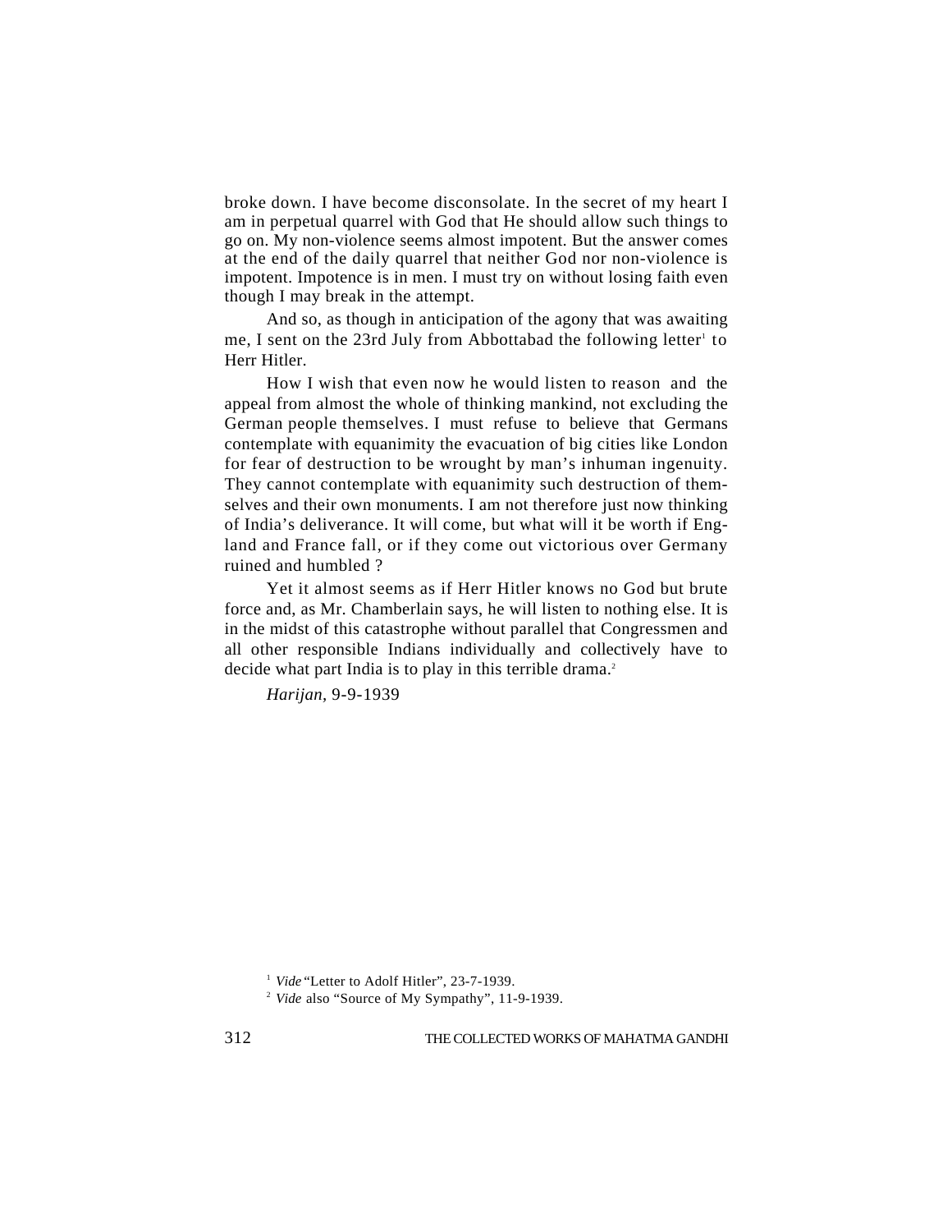broke down. I have become disconsolate. In the secret of my heart I am in perpetual quarrel with God that He should allow such things to go on. My non-violence seems almost impotent. But the answer comes at the end of the daily quarrel that neither God nor non-violence is impotent. Impotence is in men. I must try on without losing faith even though I may break in the attempt.

And so, as though in anticipation of the agony that was awaiting me, I sent on the 23rd July from Abbottabad the following letter[1] to Herr Hitler.

How I wish that even now he would listen to reason and the appeal from almost the whole of thinking mankind, not excluding the German people themselves. I must refuse to believe that Germans contemplate with equanimity the evacuation of big cities like London for fear of destruction to be wrought by man's inhuman ingenuity. They cannot contemplate with equanimity such destruction of themselves and their own monuments. I am not therefore just now thinking of India's deliverance. It will come, but what will it be worth if England and France fall, or if they come out victorious over Germany ruined and humbled ?

Yet it almost seems as if Herr Hitler knows no God but brute force and, as Mr. Chamberlain says, he will listen to nothing else. It is in the midst of this catastrophe without parallel that Congressmen and all other responsible Indians individually and collectively have to decide what part India is to play in this terrible drama.[2]

*Harijan*, 9-9-1939

[1] *Vide* "Letter to Adolf Hitler", 23-7-1939.

[2] *Vide* also "Source of My Sympathy", 11-9-1939.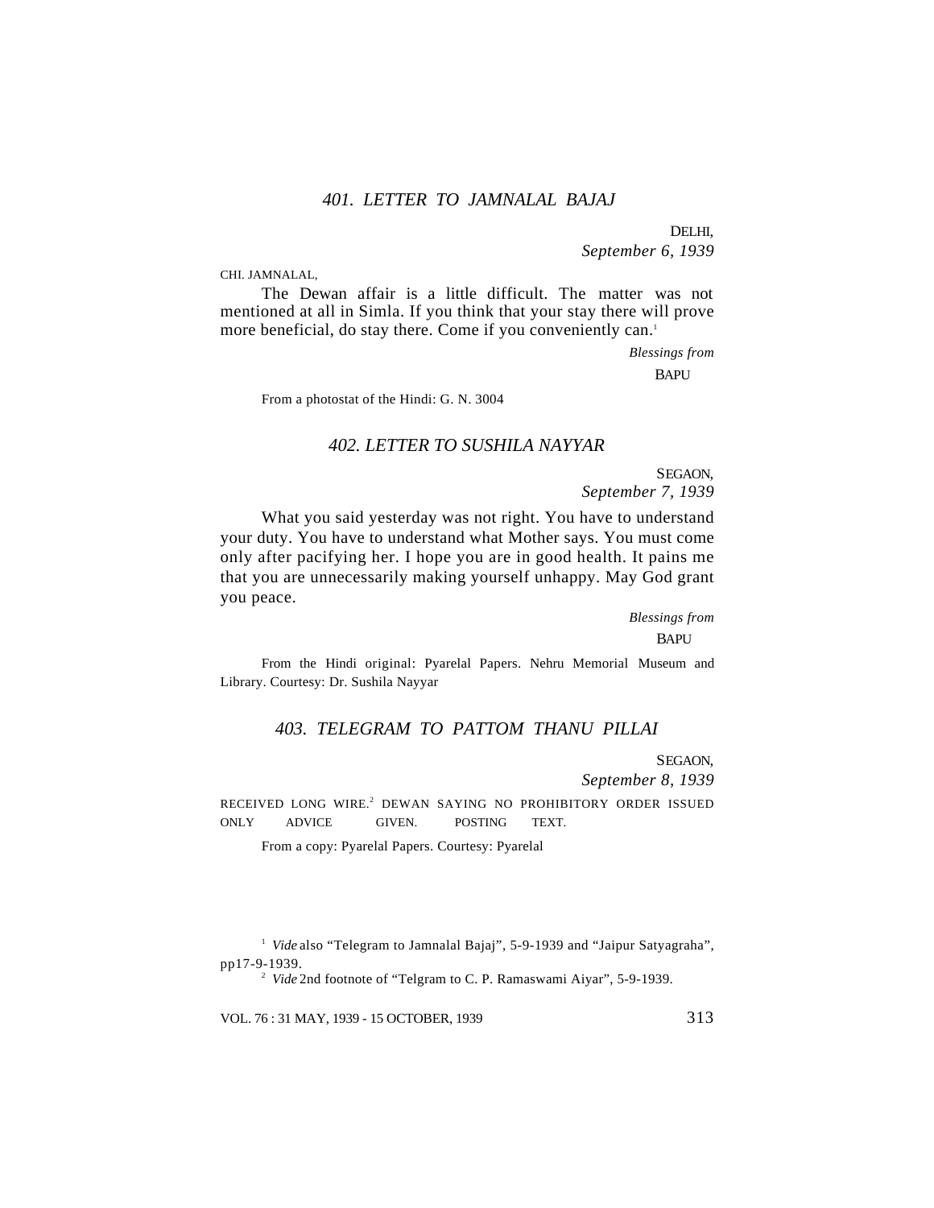### *401. LETTER TO JAMNALAL BAJAJ*

DELHI,
*September 6, 1939*

CHI. JAMNALAL,

The Dewan affair is a little difficult. The matter was not mentioned at all in Simla. If you think that your stay there will prove more beneficial, do stay there. Come if you conveniently can.[1]

*Blessings from*
BAPU

From a photostat of the Hindi: G. N. 3004

### *402. LETTER TO SUSHILA NAYYAR*

SEGAON,
*September 7, 1939*

What you said yesterday was not right. You have to understand your duty. You have to understand what Mother says. You must come only after pacifying her. I hope you are in good health. It pains me that you are unnecessarily making yourself unhappy. May God grant you peace.

*Blessings from*
BAPU

From the Hindi original: Pyarelal Papers. Nehru Memorial Museum and Library. Courtesy: Dr. Sushila Nayyar

### *403. TELEGRAM TO PATTOM THANU PILLAI*

SEGAON,
*September 8, 1939*

RECEIVED LONG WIRE.[2] DEWAN SAYING NO PROHIBITORY ORDER ISSUED ONLY ADVICE GIVEN. POSTING TEXT.

From a copy: Pyarelal Papers. Courtesy: Pyarelal

---

[1] *Vide* also "Telegram to Jamnalal Bajaj", 5-9-1939 and "Jaipur Satyagraha", pp17-9-1939.

[2] *Vide* 2nd footnote of "Telgram to C. P. Ramaswami Aiyar", 5-9-1939.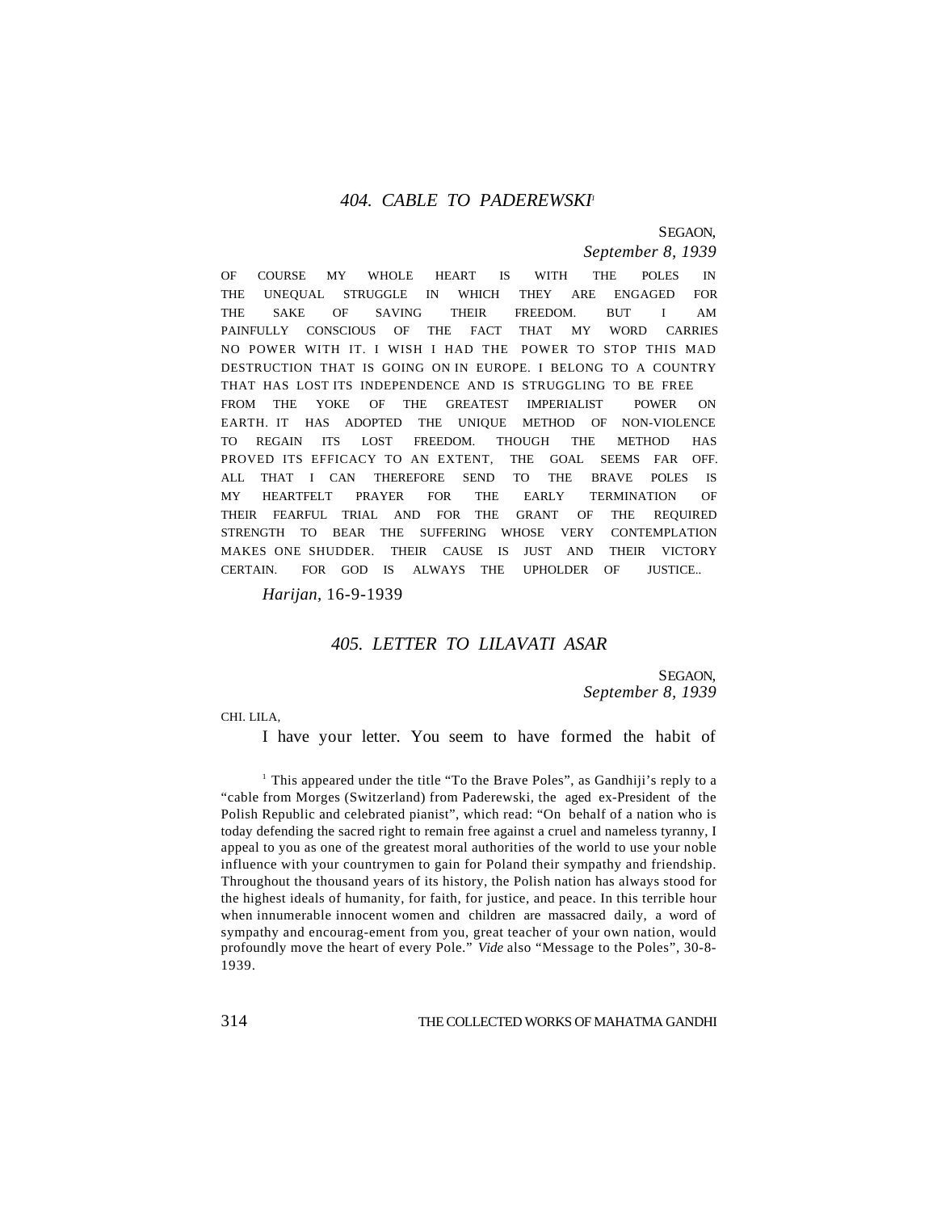## *404. CABLE TO PADEREWSKI*[1]

SEGAON,
*September 8, 1939*

OF COURSE MY WHOLE HEART IS WITH THE POLES IN THE UNEQUAL STRUGGLE IN WHICH THEY ARE ENGAGED FOR THE SAKE OF SAVING THEIR FREEDOM. BUT I AM PAINFULLY CONSCIOUS OF THE FACT THAT MY WORD CARRIES NO POWER WITH IT. I WISH I HAD THE POWER TO STOP THIS MAD DESTRUCTION THAT IS GOING ON IN EUROPE. I BELONG TO A COUNTRY THAT HAS LOST ITS INDEPENDENCE AND IS STRUGGLING TO BE FREE FROM THE YOKE OF THE GREATEST IMPERIALIST POWER ON EARTH. IT HAS ADOPTED THE UNIQUE METHOD OF NON-VIOLENCE TO REGAIN ITS LOST FREEDOM. THOUGH THE METHOD HAS PROVED ITS EFFICACY TO AN EXTENT, THE GOAL SEEMS FAR OFF. ALL THAT I CAN THEREFORE SEND TO THE BRAVE POLES IS MY HEARTFELT PRAYER FOR THE EARLY TERMINATION OF THEIR FEARFUL TRIAL AND FOR THE GRANT OF THE REQUIRED STRENGTH TO BEAR THE SUFFERING WHOSE VERY CONTEMPLATION MAKES ONE SHUDDER. THEIR CAUSE IS JUST AND THEIR VICTORY CERTAIN. FOR GOD IS ALWAYS THE UPHOLDER OF JUSTICE..

*Harijan*, 16-9-1939

## *405. LETTER TO LILAVATI ASAR*

SEGAON,
*September 8, 1939*

CHI. LILA,

I have your letter. You seem to have formed the habit of

[1] This appeared under the title "To the Brave Poles", as Gandhiji's reply to a "cable from Morges (Switzerland) from Paderewski, the aged ex-President of the Polish Republic and celebrated pianist", which read: "On behalf of a nation who is today defending the sacred right to remain free against a cruel and nameless tyranny, I appeal to you as one of the greatest moral authorities of the world to use your noble influence with your countrymen to gain for Poland their sympathy and friendship. Throughout the thousand years of its history, the Polish nation has always stood for the highest ideals of humanity, for faith, for justice, and peace. In this terrible hour when innumerable innocent women and children are massacred daily, a word of sympathy and encourag-ement from you, great teacher of your own nation, would profoundly move the heart of every Pole." *Vide* also "Message to the Poles", 30-8-1939.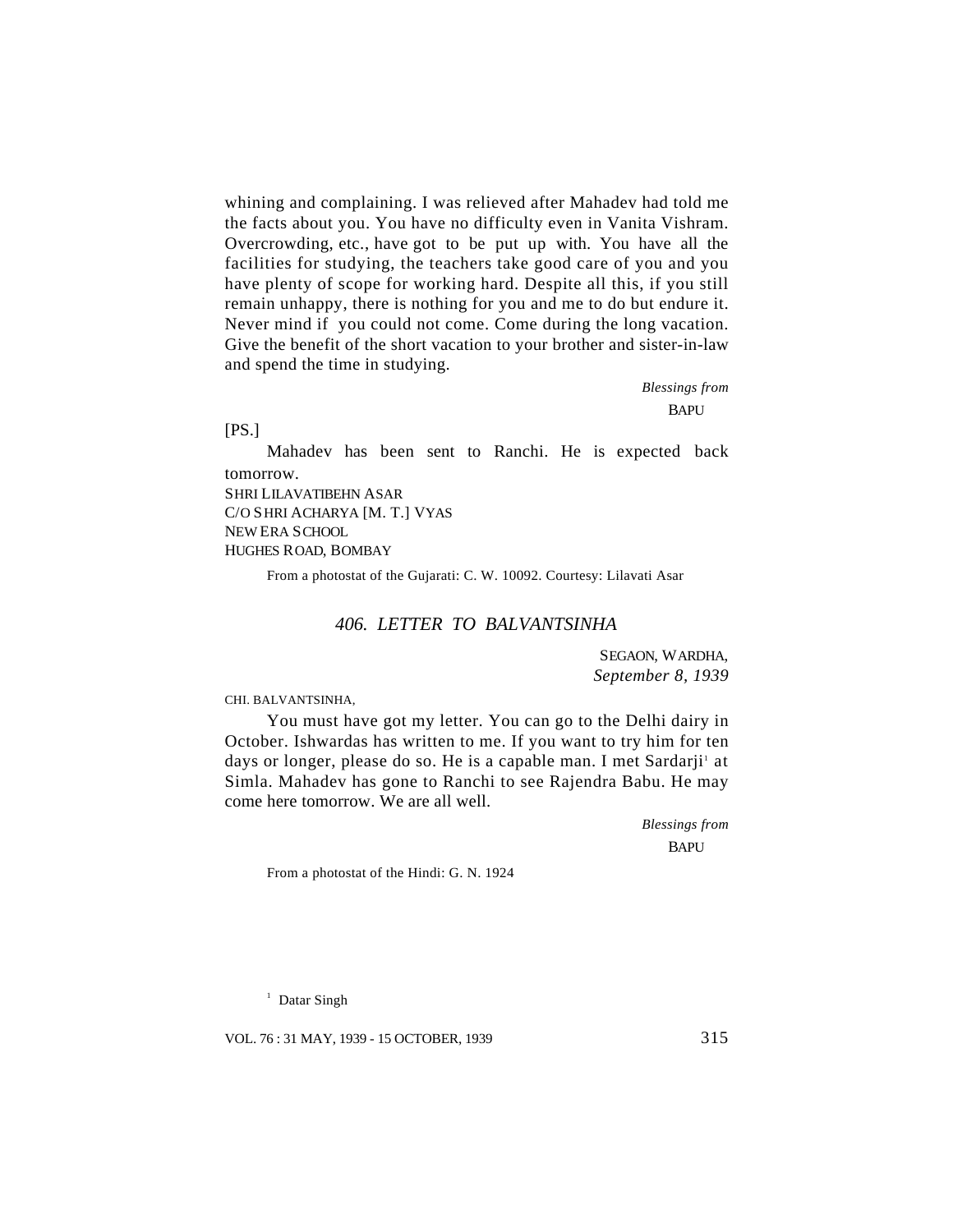whining and complaining. I was relieved after Mahadev had told me the facts about you. You have no difficulty even in Vanita Vishram. Overcrowding, etc., have got to be put up with. You have all the facilities for studying, the teachers take good care of you and you have plenty of scope for working hard. Despite all this, if you still remain unhappy, there is nothing for you and me to do but endure it. Never mind if you could not come. Come during the long vacation. Give the benefit of the short vacation to your brother and sister-in-law and spend the time in studying.

*Blessings from*
BAPU

[PS.]

Mahadev has been sent to Ranchi. He is expected back tomorrow.

SHRI LILAVATIBEHN ASAR
C/O SHRI ACHARYA [M. T.] VYAS
NEW ERA SCHOOL
HUGHES ROAD, BOMBAY

From a photostat of the Gujarati: C. W. 10092. Courtesy: Lilavati Asar

## *406. LETTER TO BALVANTSINHA*

SEGAON, WARDHA,
*September 8, 1939*

CHI. BALVANTSINHA,

You must have got my letter. You can go to the Delhi dairy in October. Ishwardas has written to me. If you want to try him for ten days or longer, please do so. He is a capable man. I met Sardarji[1] at Simla. Mahadev has gone to Ranchi to see Rajendra Babu. He may come here tomorrow. We are all well.

*Blessings from*
BAPU

From a photostat of the Hindi: G. N. 1924

[1] Datar Singh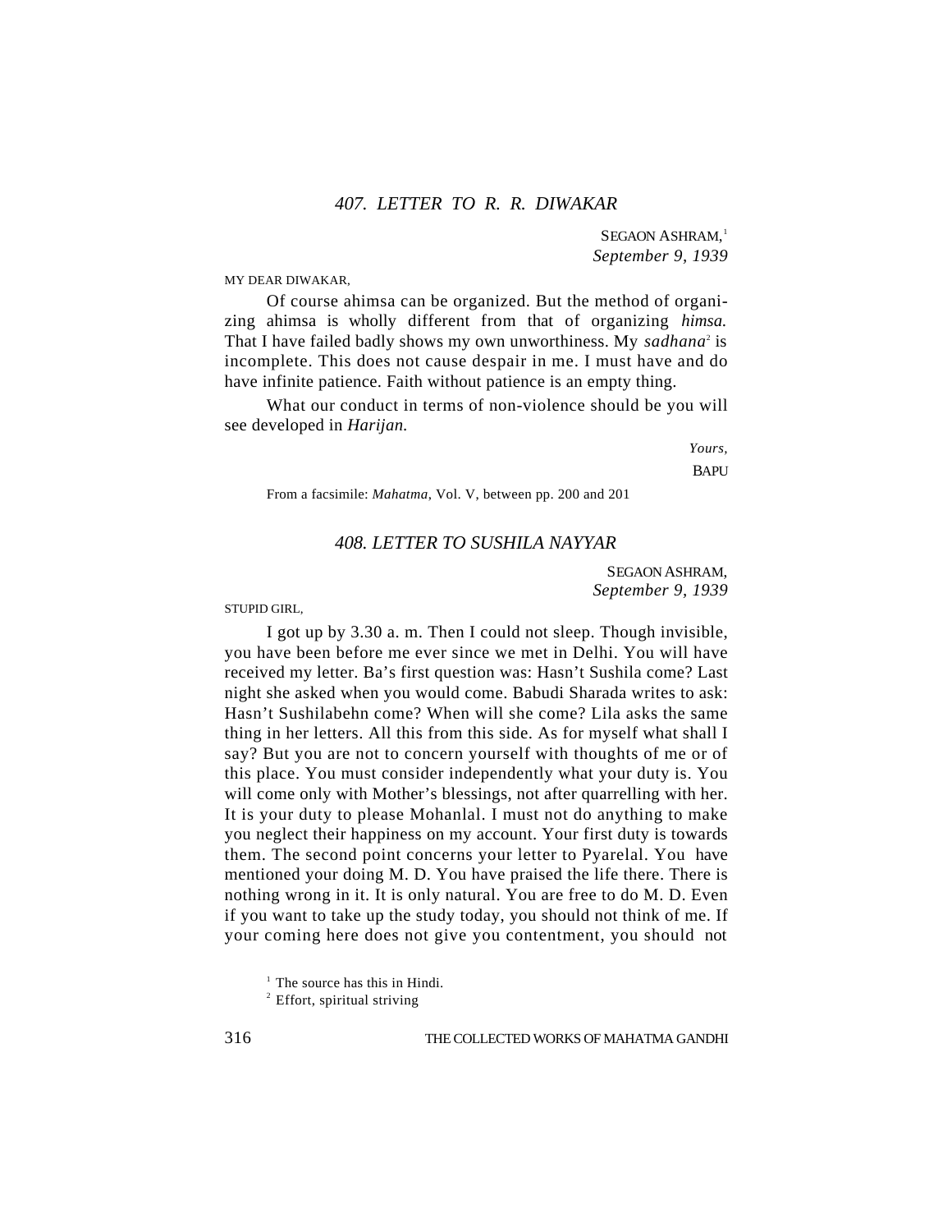## 407. LETTER TO R. R. DIWAKAR

SEGAON ASHRAM,[1]
*September 9, 1939*

MY DEAR DIWAKAR,

Of course ahimsa can be organized. But the method of organizing ahimsa is wholly different from that of organizing *himsa.* That I have failed badly shows my own unworthiness. My *sadhana*[2] is incomplete. This does not cause despair in me. I must have and do have infinite patience. Faith without patience is an empty thing.

What our conduct in terms of non-violence should be you will see developed in *Harijan.*

*Yours,*
BAPU

From a facsimile: *Mahatma,* Vol. V, between pp. 200 and 201

## 408. LETTER TO SUSHILA NAYYAR

SEGAON ASHRAM,
*September 9, 1939*

STUPID GIRL,

I got up by 3.30 a. m. Then I could not sleep. Though invisible, you have been before me ever since we met in Delhi. You will have received my letter. Ba's first question was: Hasn't Sushila come? Last night she asked when you would come. Babudi Sharada writes to ask: Hasn't Sushilabehn come? When will she come? Lila asks the same thing in her letters. All this from this side. As for myself what shall I say? But you are not to concern yourself with thoughts of me or of this place. You must consider independently what your duty is. You will come only with Mother's blessings, not after quarrelling with her. It is your duty to please Mohanlal. I must not do anything to make you neglect their happiness on my account. Your first duty is towards them. The second point concerns your letter to Pyarelal. You have mentioned your doing M. D. You have praised the life there. There is nothing wrong in it. It is only natural. You are free to do M. D. Even if you want to take up the study today, you should not think of me. If your coming here does not give you contentment, you should not

[1] The source has this in Hindi.
[2] Effort, spiritual striving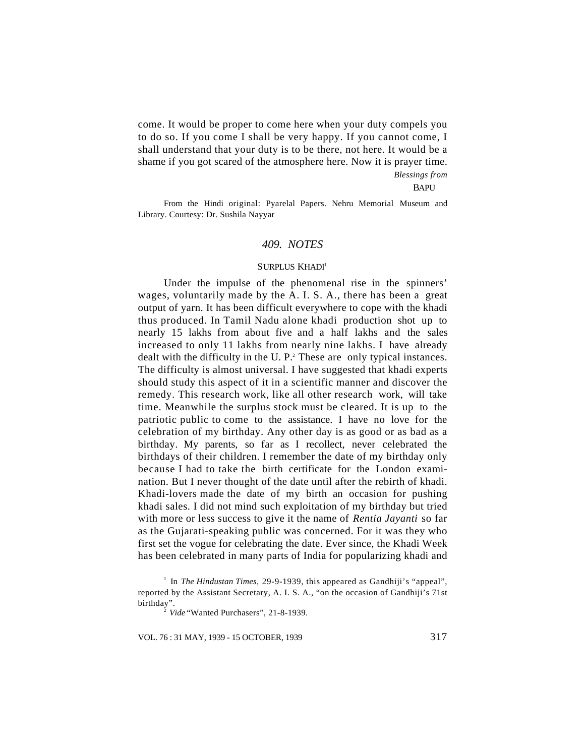come. It would be proper to come here when your duty compels you to do so. If you come I shall be very happy. If you cannot come, I shall understand that your duty is to be there, not here. It would be a shame if you got scared of the atmosphere here. Now it is prayer time.

*Blessings from*

BAPU

From the Hindi original: Pyarelal Papers. Nehru Memorial Museum and Library. Courtesy: Dr. Sushila Nayyar

## *409. NOTES*

### SURPLUS KHADI[1]

Under the impulse of the phenomenal rise in the spinners' wages, voluntarily made by the A. I. S. A., there has been a great output of yarn. It has been difficult everywhere to cope with the khadi thus produced. In Tamil Nadu alone khadi production shot up to nearly 15 lakhs from about five and a half lakhs and the sales increased to only 11 lakhs from nearly nine lakhs. I have already dealt with the difficulty in the U. P.[2] These are only typical instances. The difficulty is almost universal. I have suggested that khadi experts should study this aspect of it in a scientific manner and discover the remedy. This research work, like all other research work, will take time. Meanwhile the surplus stock must be cleared. It is up to the patriotic public to come to the assistance. I have no love for the celebration of my birthday. Any other day is as good or as bad as a birthday. My parents, so far as I recollect, never celebrated the birthdays of their children. I remember the date of my birthday only because I had to take the birth certificate for the London examination. But I never thought of the date until after the rebirth of khadi. Khadi-lovers made the date of my birth an occasion for pushing khadi sales. I did not mind such exploitation of my birthday but tried with more or less success to give it the name of *Rentia Jayanti* so far as the Gujarati-speaking public was concerned. For it was they who first set the vogue for celebrating the date. Ever since, the Khadi Week has been celebrated in many parts of India for popularizing khadi and

[1] In *The Hindustan Times*, 29-9-1939, this appeared as Gandhiji's "appeal", reported by the Assistant Secretary, A. I. S. A., "on the occasion of Gandhiji's 71st birthday".

[2] *Vide* "Wanted Purchasers", 21-8-1939.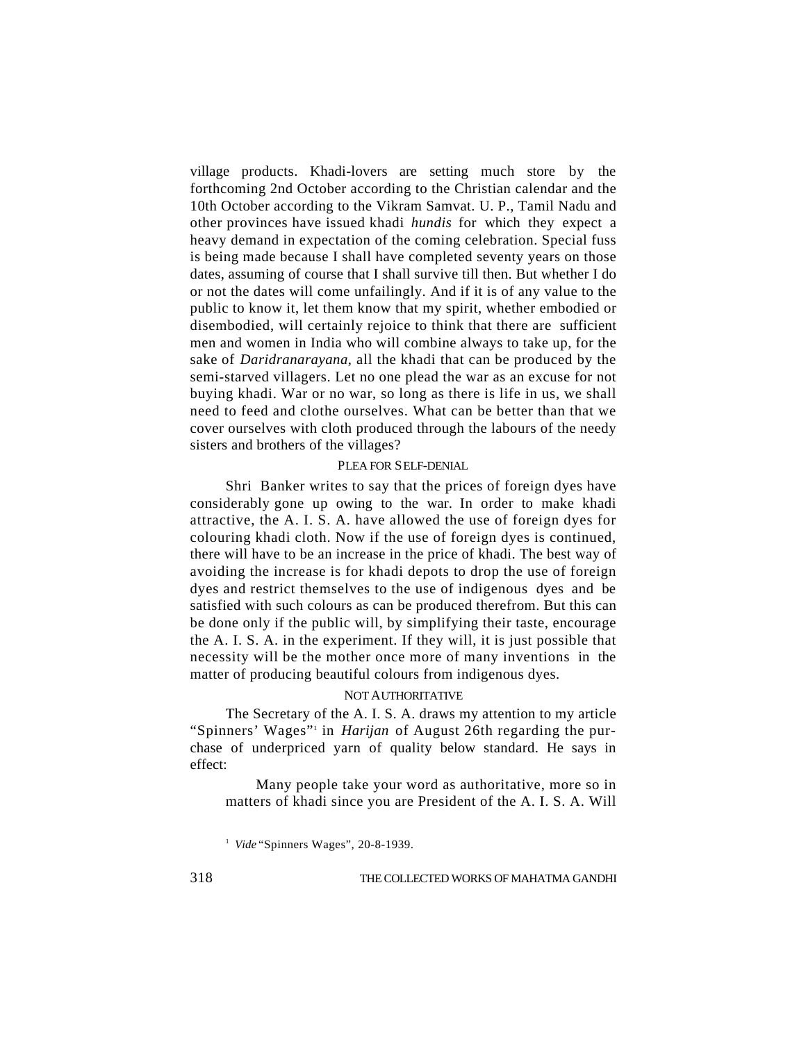village products. Khadi-lovers are setting much store by the forthcoming 2nd October according to the Christian calendar and the 10th October according to the Vikram Samvat. U. P., Tamil Nadu and other provinces have issued khadi *hundis* for which they expect a heavy demand in expectation of the coming celebration. Special fuss is being made because I shall have completed seventy years on those dates, assuming of course that I shall survive till then. But whether I do or not the dates will come unfailingly. And if it is of any value to the public to know it, let them know that my spirit, whether embodied or disembodied, will certainly rejoice to think that there are sufficient men and women in India who will combine always to take up, for the sake of *Daridranarayana*, all the khadi that can be produced by the semi-starved villagers. Let no one plead the war as an excuse for not buying khadi. War or no war, so long as there is life in us, we shall need to feed and clothe ourselves. What can be better than that we cover ourselves with cloth produced through the labours of the needy sisters and brothers of the villages?

### PLEA FOR SELF-DENIAL

Shri Banker writes to say that the prices of foreign dyes have considerably gone up owing to the war. In order to make khadi attractive, the A. I. S. A. have allowed the use of foreign dyes for colouring khadi cloth. Now if the use of foreign dyes is continued, there will have to be an increase in the price of khadi. The best way of avoiding the increase is for khadi depots to drop the use of foreign dyes and restrict themselves to the use of indigenous dyes and be satisfied with such colours as can be produced therefrom. But this can be done only if the public will, by simplifying their taste, encourage the A. I. S. A. in the experiment. If they will, it is just possible that necessity will be the mother once more of many inventions in the matter of producing beautiful colours from indigenous dyes.

### NOT AUTHORITATIVE

The Secretary of the A. I. S. A. draws my attention to my article "Spinners' Wages"[1] in *Harijan* of August 26th regarding the purchase of underpriced yarn of quality below standard. He says in effect:

> Many people take your word as authoritative, more so in matters of khadi since you are President of the A. I. S. A. Will

[1] *Vide* "Spinners Wages", 20-8-1939.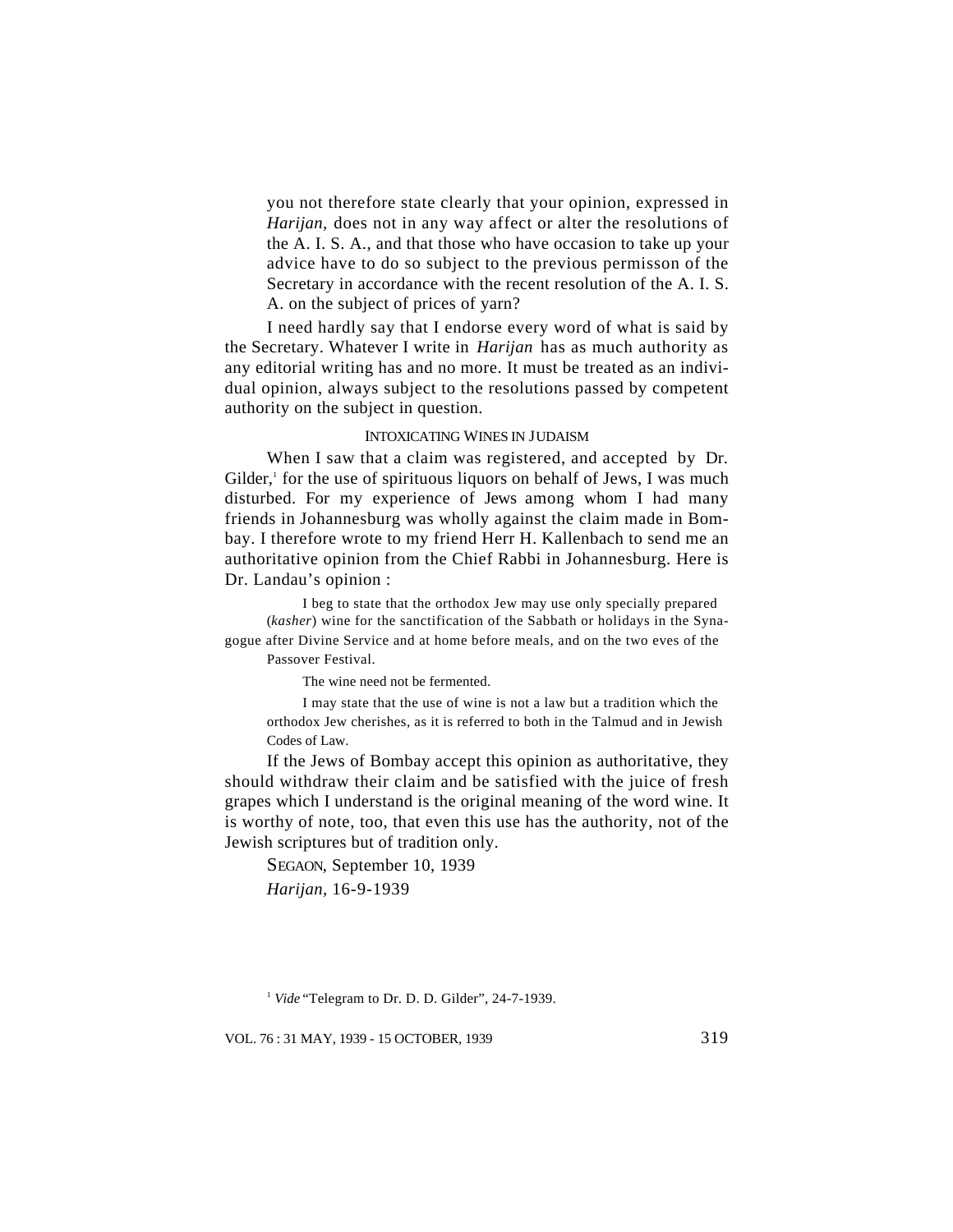you not therefore state clearly that your opinion, expressed in *Harijan*, does not in any way affect or alter the resolutions of the A. I. S. A., and that those who have occasion to take up your advice have to do so subject to the previous permisson of the Secretary in accordance with the recent resolution of the A. I. S. A. on the subject of prices of yarn?

I need hardly say that I endorse every word of what is said by the Secretary. Whatever I write in *Harijan* has as much authority as any editorial writing has and no more. It must be treated as an individual opinion, always subject to the resolutions passed by competent authority on the subject in question.

### INTOXICATING WINES IN JUDAISM

When I saw that a claim was registered, and accepted by Dr. Gilder,[1] for the use of spirituous liquors on behalf of Jews, I was much disturbed. For my experience of Jews among whom I had many friends in Johannesburg was wholly against the claim made in Bombay. I therefore wrote to my friend Herr H. Kallenbach to send me an authoritative opinion from the Chief Rabbi in Johannesburg. Here is Dr. Landau's opinion :

> I beg to state that the orthodox Jew may use only specially prepared (*kasher*) wine for the sanctification of the Sabbath or holidays in the Synagogue after Divine Service and at home before meals, and on the two eves of the Passover Festival.
>
> The wine need not be fermented.
>
> I may state that the use of wine is not a law but a tradition which the orthodox Jew cherishes, as it is referred to both in the Talmud and in Jewish Codes of Law.

If the Jews of Bombay accept this opinion as authoritative, they should withdraw their claim and be satisfied with the juice of fresh grapes which I understand is the original meaning of the word wine. It is worthy of note, too, that even this use has the authority, not of the Jewish scriptures but of tradition only.

SEGAON, September 10, 1939

*Harijan*, 16-9-1939

---

[1] *Vide* "Telegram to Dr. D. D. Gilder", 24-7-1939.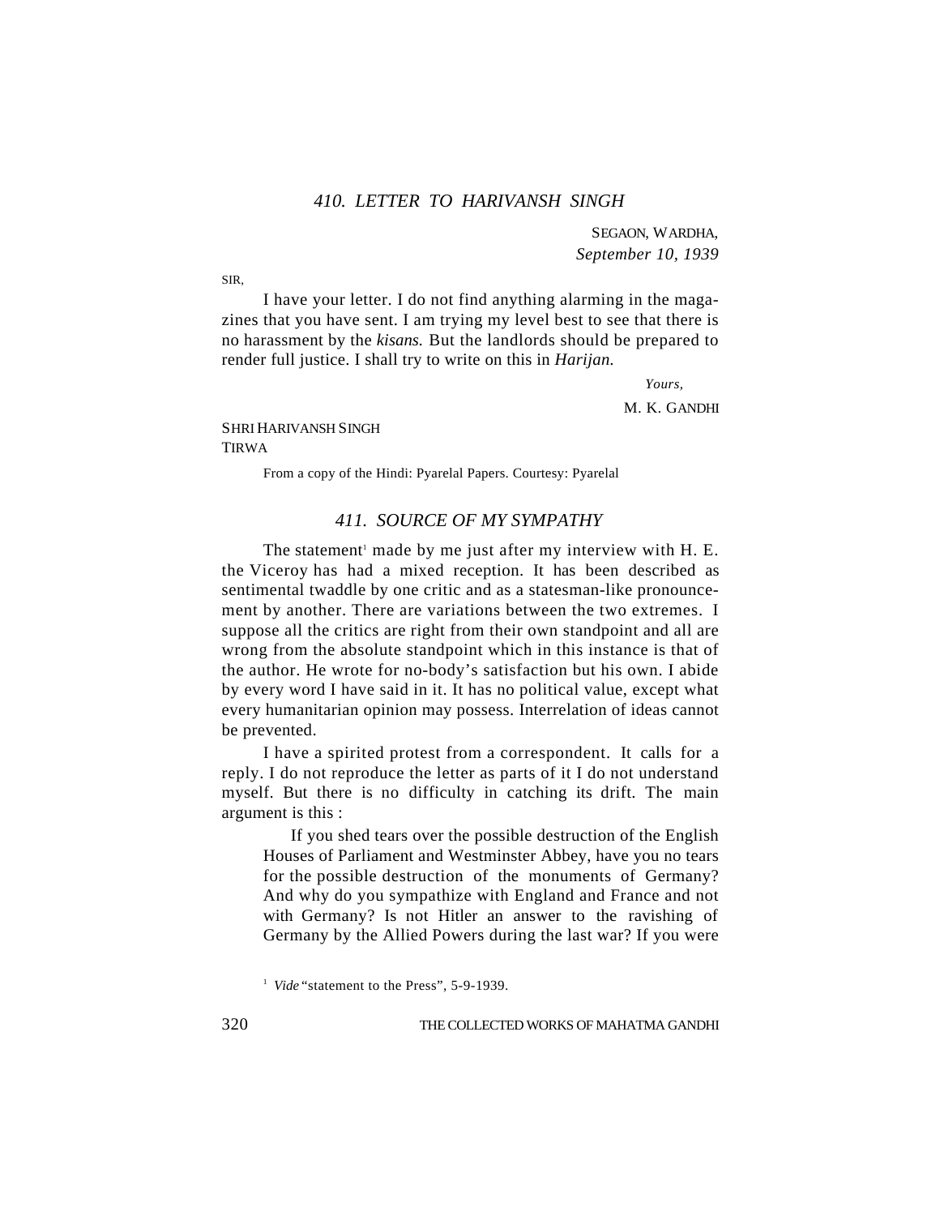## 410. LETTER TO HARIVANSH SINGH

SEGAON, WARDHA,
*September 10, 1939*

SIR,

I have your letter. I do not find anything alarming in the magazines that you have sent. I am trying my level best to see that there is no harassment by the *kisans.* But the landlords should be prepared to render full justice. I shall try to write on this in *Harijan.*

*Yours,*

M. K. GANDHI

SHRI HARIVANSH SINGH
TIRWA

From a copy of the Hindi: Pyarelal Papers. Courtesy: Pyarelal

## 411. SOURCE OF MY SYMPATHY

The statement[1] made by me just after my interview with H. E. the Viceroy has had a mixed reception. It has been described as sentimental twaddle by one critic and as a statesman-like pronouncement by another. There are variations between the two extremes. I suppose all the critics are right from their own standpoint and all are wrong from the absolute standpoint which in this instance is that of the author. He wrote for no-body's satisfaction but his own. I abide by every word I have said in it. It has no political value, except what every humanitarian opinion may possess. Interrelation of ideas cannot be prevented.

I have a spirited protest from a correspondent. It calls for a reply. I do not reproduce the letter as parts of it I do not understand myself. But there is no difficulty in catching its drift. The main argument is this :

> If you shed tears over the possible destruction of the English Houses of Parliament and Westminster Abbey, have you no tears for the possible destruction of the monuments of Germany? And why do you sympathize with England and France and not with Germany? Is not Hitler an answer to the ravishing of Germany by the Allied Powers during the last war? If you were

[1] *Vide* "statement to the Press", 5-9-1939.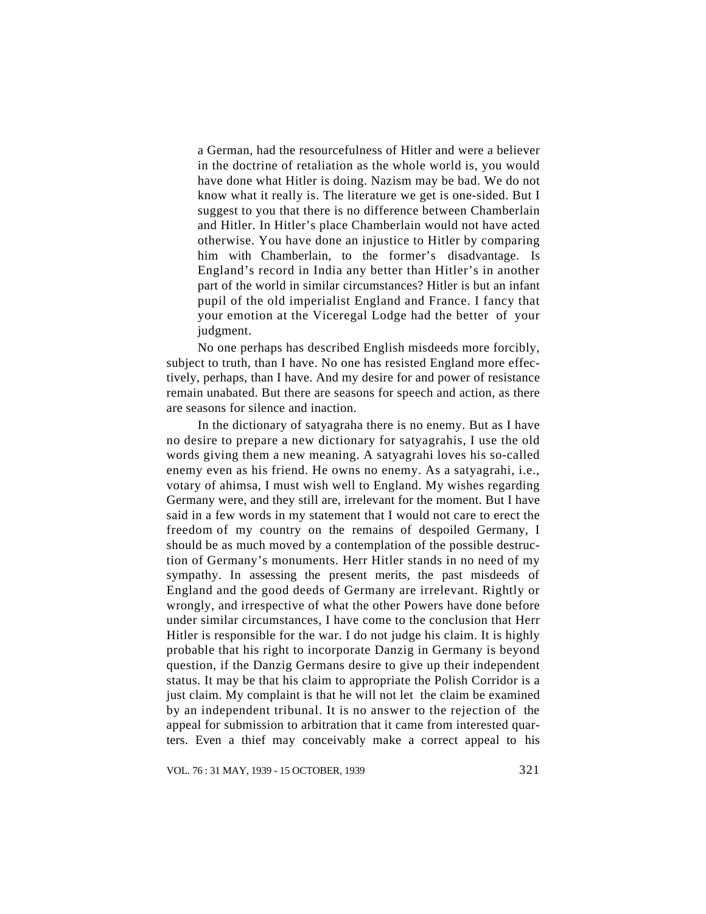> a German, had the resourcefulness of Hitler and were a believer in the doctrine of retaliation as the whole world is, you would have done what Hitler is doing. Nazism may be bad. We do not know what it really is. The literature we get is one-sided. But I suggest to you that there is no difference between Chamberlain and Hitler. In Hitler's place Chamberlain would not have acted otherwise. You have done an injustice to Hitler by comparing him with Chamberlain, to the former's disadvantage. Is England's record in India any better than Hitler's in another part of the world in similar circumstances? Hitler is but an infant pupil of the old imperialist England and France. I fancy that your emotion at the Viceregal Lodge had the better of your judgment.

No one perhaps has described English misdeeds more forcibly, subject to truth, than I have. No one has resisted England more effectively, perhaps, than I have. And my desire for and power of resistance remain unabated. But there are seasons for speech and action, as there are seasons for silence and inaction.

In the dictionary of satyagraha there is no enemy. But as I have no desire to prepare a new dictionary for satyagrahis, I use the old words giving them a new meaning. A satyagrahi loves his so-called enemy even as his friend. He owns no enemy. As a satyagrahi, i.e., votary of ahimsa, I must wish well to England. My wishes regarding Germany were, and they still are, irrelevant for the moment. But I have said in a few words in my statement that I would not care to erect the freedom of my country on the remains of despoiled Germany, I should be as much moved by a contemplation of the possible destruction of Germany's monuments. Herr Hitler stands in no need of my sympathy. In assessing the present merits, the past misdeeds of England and the good deeds of Germany are irrelevant. Rightly or wrongly, and irrespective of what the other Powers have done before under similar circumstances, I have come to the conclusion that Herr Hitler is responsible for the war. I do not judge his claim. It is highly probable that his right to incorporate Danzig in Germany is beyond question, if the Danzig Germans desire to give up their independent status. It may be that his claim to appropriate the Polish Corridor is a just claim. My complaint is that he will not let the claim be examined by an independent tribunal. It is no answer to the rejection of the appeal for submission to arbitration that it came from interested quarters. Even a thief may conceivably make a correct appeal to his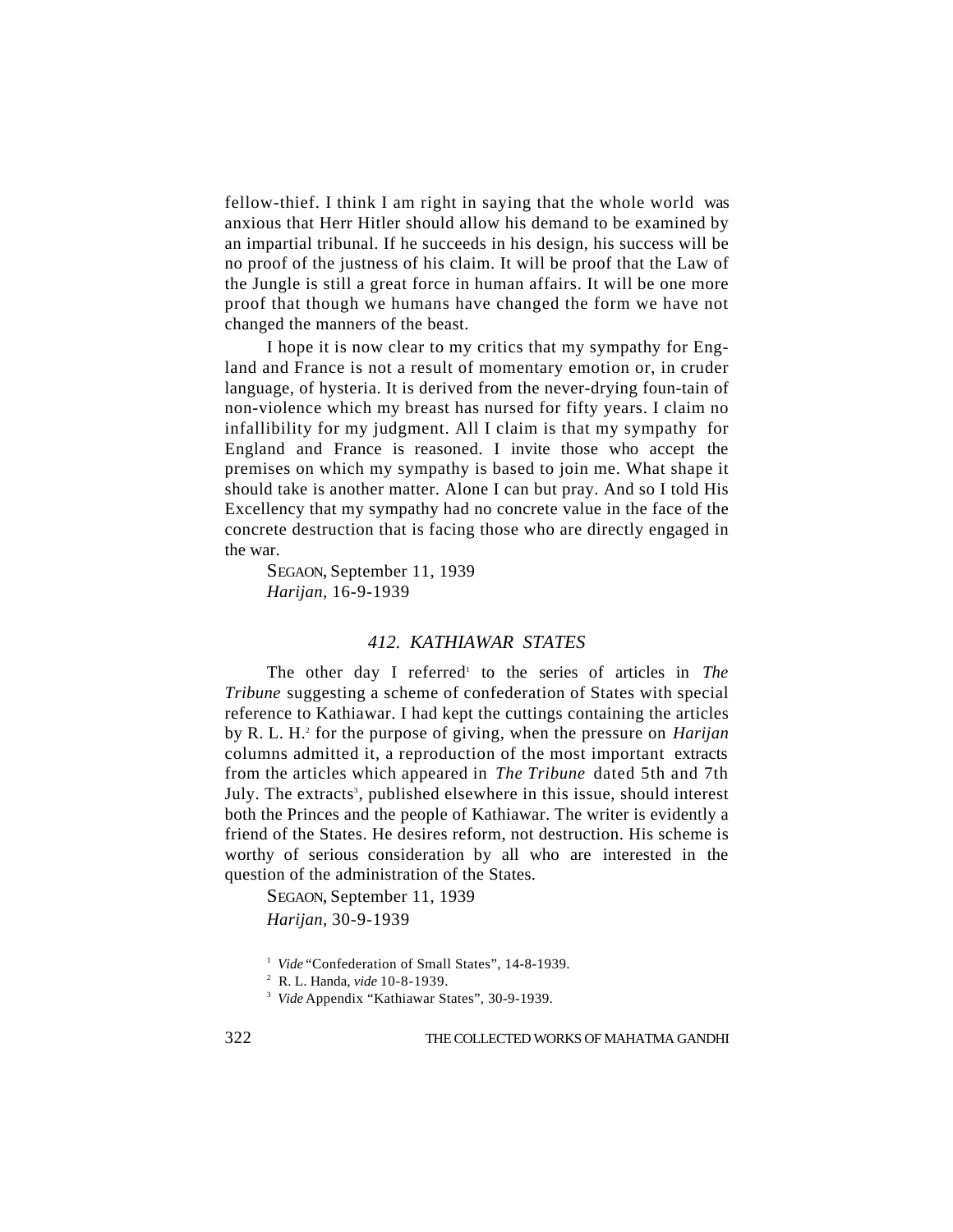fellow-thief. I think I am right in saying that the whole world was anxious that Herr Hitler should allow his demand to be examined by an impartial tribunal. If he succeeds in his design, his success will be no proof of the justness of his claim. It will be proof that the Law of the Jungle is still a great force in human affairs. It will be one more proof that though we humans have changed the form we have not changed the manners of the beast.

I hope it is now clear to my critics that my sympathy for England and France is not a result of momentary emotion or, in cruder language, of hysteria. It is derived from the never-drying foun-tain of non-violence which my breast has nursed for fifty years. I claim no infallibility for my judgment. All I claim is that my sympathy for England and France is reasoned. I invite those who accept the premises on which my sympathy is based to join me. What shape it should take is another matter. Alone I can but pray. And so I told His Excellency that my sympathy had no concrete value in the face of the concrete destruction that is facing those who are directly engaged in the war.

SEGAON, September 11, 1939
*Harijan*, 16-9-1939

## *412. KATHIAWAR STATES*

The other day I referred[1] to the series of articles in *The Tribune* suggesting a scheme of confederation of States with special reference to Kathiawar. I had kept the cuttings containing the articles by R. L. H.[2] for the purpose of giving, when the pressure on *Harijan* columns admitted it, a reproduction of the most important extracts from the articles which appeared in *The Tribune* dated 5th and 7th July. The extracts[3], published elsewhere in this issue, should interest both the Princes and the people of Kathiawar. The writer is evidently a friend of the States. He desires reform, not destruction. His scheme is worthy of serious consideration by all who are interested in the question of the administration of the States.

SEGAON, September 11, 1939
*Harijan*, 30-9-1939

[1] *Vide* "Confederation of Small States", 14-8-1939.
[2] R. L. Handa, *vide* 10-8-1939.
[3] *Vide* Appendix "Kathiawar States", 30-9-1939.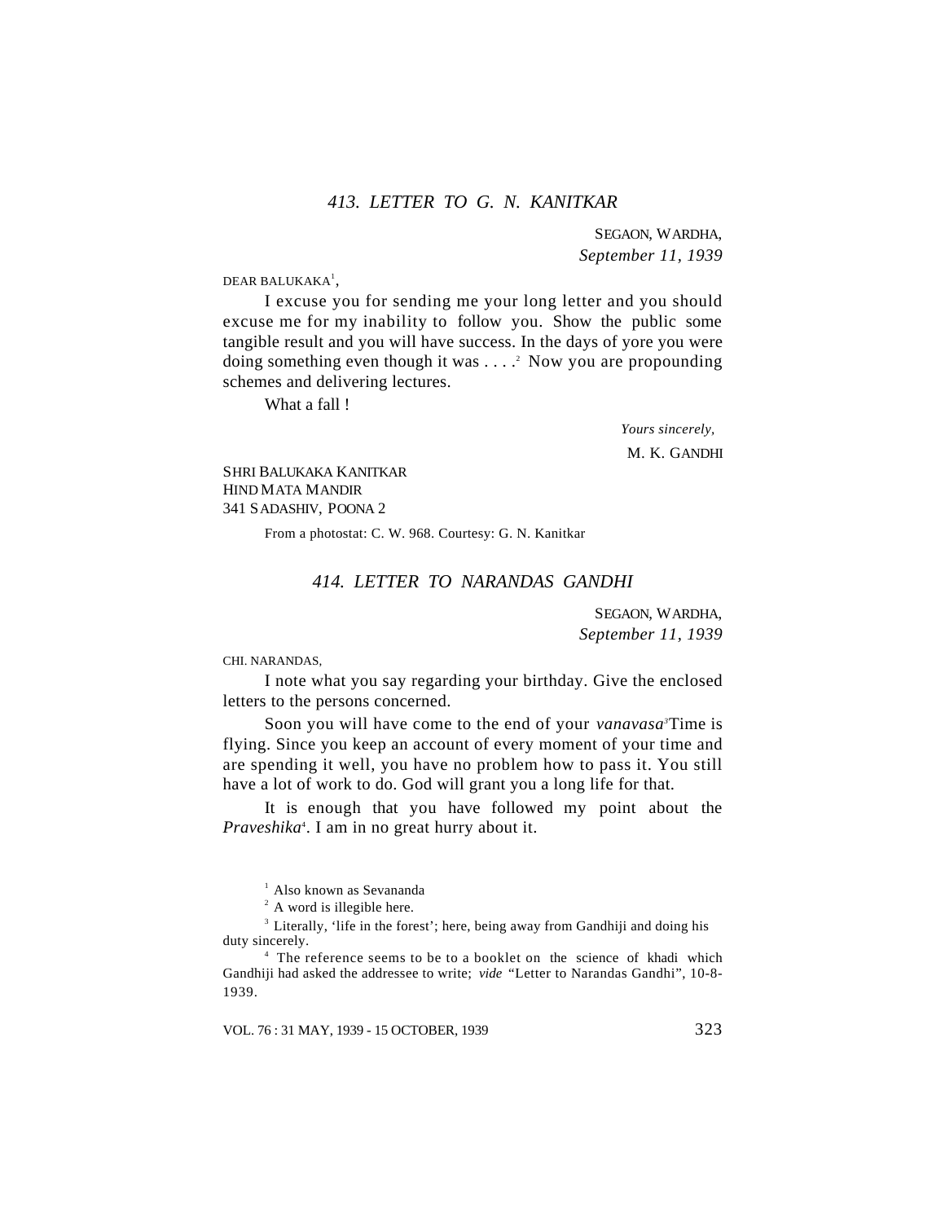### 413. LETTER TO G. N. KANITKAR

SEGAON, WARDHA,
*September 11, 1939*

DEAR BALUKAKA[1],

I excuse you for sending me your long letter and you should excuse me for my inability to follow you. Show the public some tangible result and you will have success. In the days of yore you were doing something even though it was . . . .[2] Now you are propounding schemes and delivering lectures.

What a fall !

*Yours sincerely,*
M. K. GANDHI

SHRI BALUKAKA KANITKAR
HIND MATA MANDIR
341 SADASHIV, POONA 2

From a photostat: C. W. 968. Courtesy: G. N. Kanitkar

### 414. LETTER TO NARANDAS GANDHI

SEGAON, WARDHA,
*September 11, 1939*

CHI. NARANDAS,

I note what you say regarding your birthday. Give the enclosed letters to the persons concerned.

Soon you will have come to the end of your *vanavasa*[3] Time is flying. Since you keep an account of every moment of your time and are spending it well, you have no problem how to pass it. You still have a lot of work to do. God will grant you a long life for that.

It is enough that you have followed my point about the *Praveshika*[4]. I am in no great hurry about it.

---

[1] Also known as Sevananda

[2] A word is illegible here.

[3] Literally, 'life in the forest'; here, being away from Gandhiji and doing his duty sincerely.

[4] The reference seems to be to a booklet on the science of khadi which Gandhiji had asked the addressee to write; *vide* "Letter to Narandas Gandhi", 10-8-1939.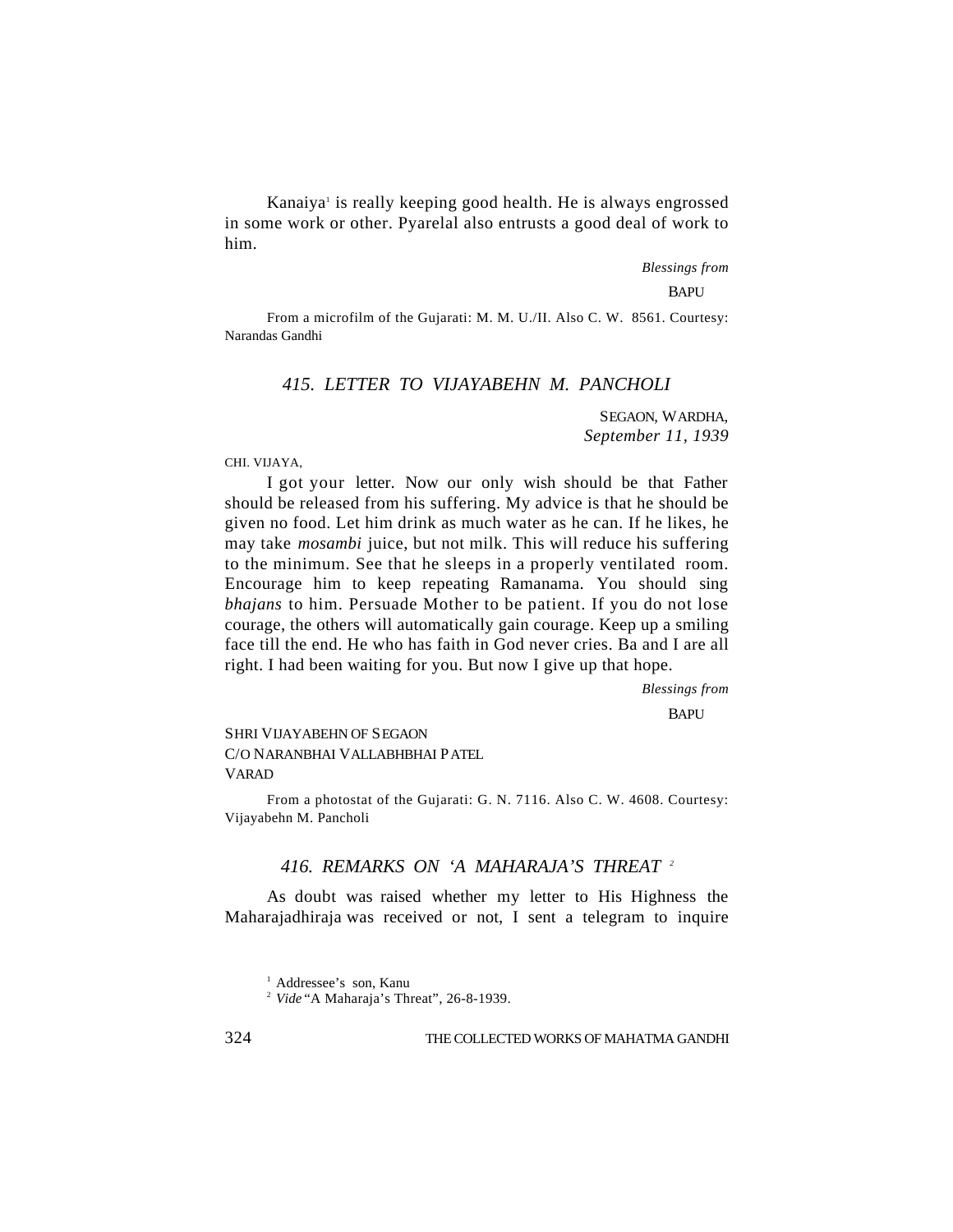Kanaiya[1] is really keeping good health. He is always engrossed in some work or other. Pyarelal also entrusts a good deal of work to him.

*Blessings from*

BAPU

From a microfilm of the Gujarati: M. M. U./II. Also C. W. 8561. Courtesy: Narandas Gandhi

### *415. LETTER TO VIJAYABEHN M. PANCHOLI*

SEGAON, WARDHA,
*September 11, 1939*

CHI. VIJAYA,

I got your letter. Now our only wish should be that Father should be released from his suffering. My advice is that he should be given no food. Let him drink as much water as he can. If he likes, he may take *mosambi* juice, but not milk. This will reduce his suffering to the minimum. See that he sleeps in a properly ventilated room. Encourage him to keep repeating Ramanama. You should sing *bhajans* to him. Persuade Mother to be patient. If you do not lose courage, the others will automatically gain courage. Keep up a smiling face till the end. He who has faith in God never cries. Ba and I are all right. I had been waiting for you. But now I give up that hope.

*Blessings from*

BAPU

SHRI VIJAYABEHN OF SEGAON
C/O NARANBHAI VALLABHBHAI PATEL
VARAD

From a photostat of the Gujarati: G. N. 7116. Also C. W. 4608. Courtesy: Vijayabehn M. Pancholi

### *416. REMARKS ON 'A MAHARAJA'S THREAT*[2]

As doubt was raised whether my letter to His Highness the Maharajadhiraja was received or not, I sent a telegram to inquire

[1] Addressee's son, Kanu

[2] *Vide* "A Maharaja's Threat", 26-8-1939.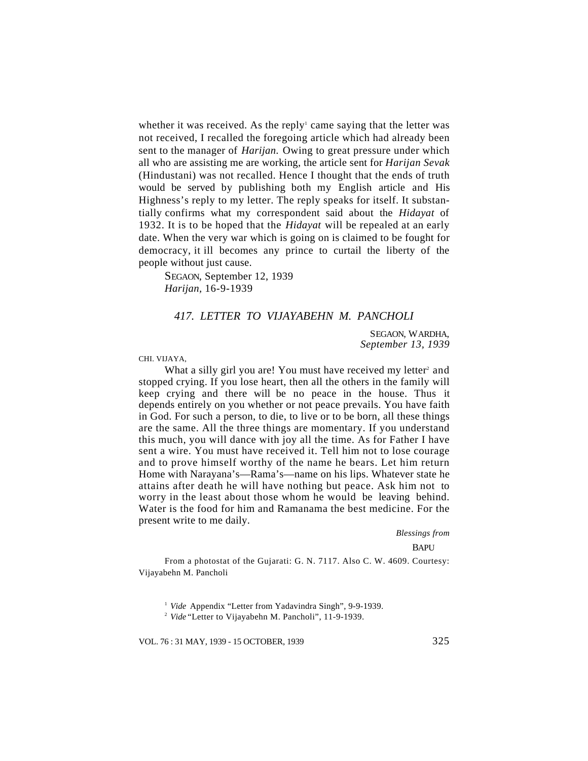whether it was received. As the reply[1] came saying that the letter was not received, I recalled the foregoing article which had already been sent to the manager of *Harijan.* Owing to great pressure under which all who are assisting me are working, the article sent for *Harijan Sevak* (Hindustani) was not recalled. Hence I thought that the ends of truth would be served by publishing both my English article and His Highness's reply to my letter. The reply speaks for itself. It substantially confirms what my correspondent said about the *Hidayat* of 1932. It is to be hoped that the *Hidayat* will be repealed at an early date. When the very war which is going on is claimed to be fought for democracy, it ill becomes any prince to curtail the liberty of the people without just cause.

SEGAON, September 12, 1939
*Harijan,* 16-9-1939

## *417. LETTER TO VIJAYABEHN M. PANCHOLI*

SEGAON, WARDHA,
*September 13, 1939*

CHI. VIJAYA,

What a silly girl you are! You must have received my letter[2] and stopped crying. If you lose heart, then all the others in the family will keep crying and there will be no peace in the house. Thus it depends entirely on you whether or not peace prevails. You have faith in God. For such a person, to die, to live or to be born, all these things are the same. All the three things are momentary. If you understand this much, you will dance with joy all the time. As for Father I have sent a wire. You must have received it. Tell him not to lose courage and to prove himself worthy of the name he bears. Let him return Home with Narayana's—Rama's—name on his lips. Whatever state he attains after death he will have nothing but peace. Ask him not to worry in the least about those whom he would be leaving behind. Water is the food for him and Ramanama the best medicine. For the present write to me daily.

*Blessings from*

BAPU

From a photostat of the Gujarati: G. N. 7117. Also C. W. 4609. Courtesy: Vijayabehn M. Pancholi

[1] *Vide* Appendix "Letter from Yadavindra Singh", 9-9-1939.

[2] *Vide* "Letter to Vijayabehn M. Pancholi", 11-9-1939.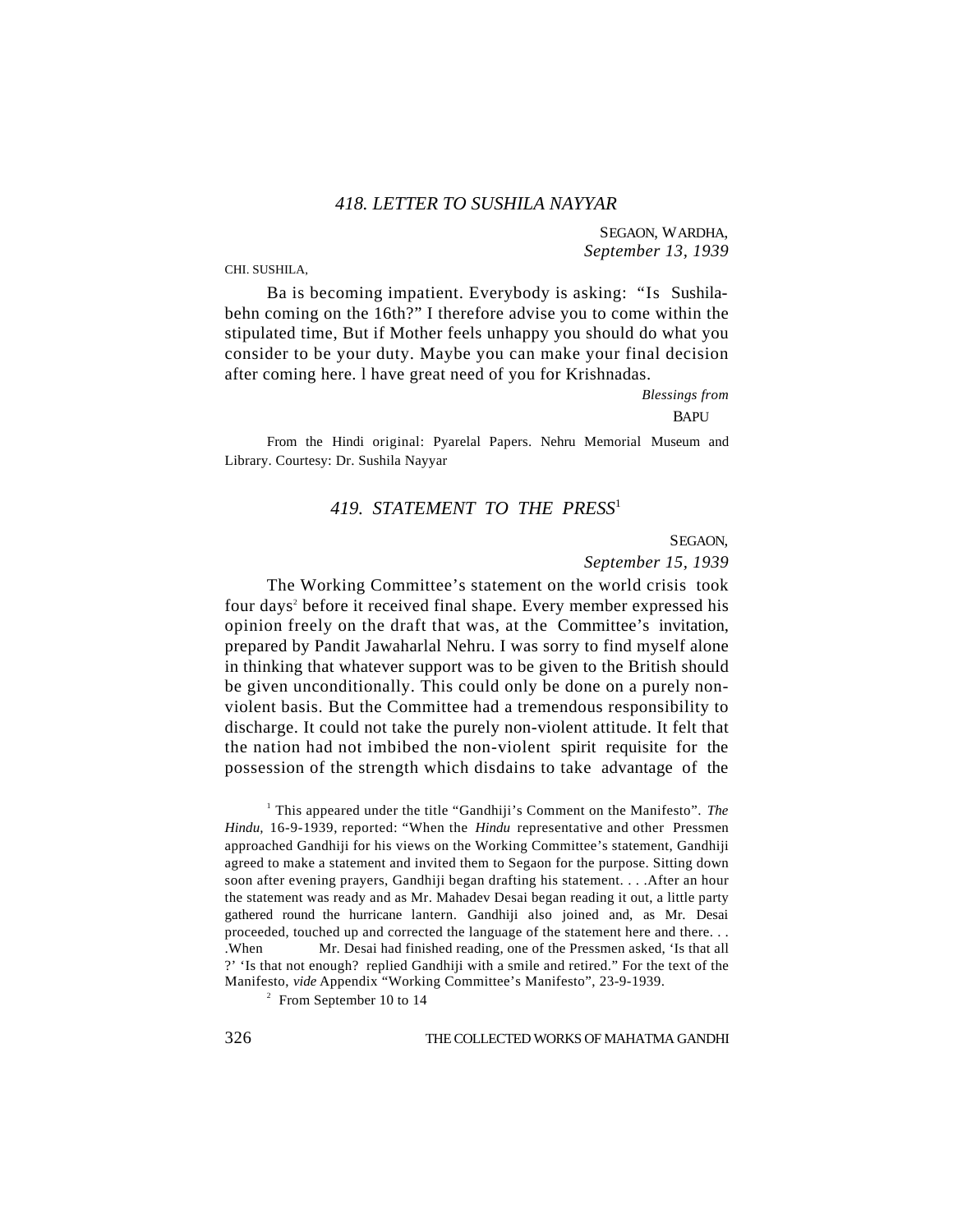## *418. LETTER TO SUSHILA NAYYAR*

SEGAON, WARDHA,
*September 13, 1939*

CHI. SUSHILA,

Ba is becoming impatient. Everybody is asking: "Is Sushilabehn coming on the 16th?" I therefore advise you to come within the stipulated time, But if Mother feels unhappy you should do what you consider to be your duty. Maybe you can make your final decision after coming here. l have great need of you for Krishnadas.

*Blessings from*
BAPU

From the Hindi original: Pyarelal Papers. Nehru Memorial Museum and Library. Courtesy: Dr. Sushila Nayyar

## *419. STATEMENT TO THE PRESS*[1]

SEGAON,
*September 15, 1939*

The Working Committee's statement on the world crisis took four days[2] before it received final shape. Every member expressed his opinion freely on the draft that was, at the Committee's invitation, prepared by Pandit Jawaharlal Nehru. I was sorry to find myself alone in thinking that whatever support was to be given to the British should be given unconditionally. This could only be done on a purely non-violent basis. But the Committee had a tremendous responsibility to discharge. It could not take the purely non-violent attitude. It felt that the nation had not imbibed the non-violent spirit requisite for the possession of the strength which disdains to take advantage of the

---

[1] This appeared under the title "Gandhiji's Comment on the Manifesto". *The Hindu*, 16-9-1939, reported: "When the *Hindu* representative and other Pressmen approached Gandhiji for his views on the Working Committee's statement, Gandhiji agreed to make a statement and invited them to Segaon for the purpose. Sitting down soon after evening prayers, Gandhiji began drafting his statement. . . .After an hour the statement was ready and as Mr. Mahadev Desai began reading it out, a little party gathered round the hurricane lantern. Gandhiji also joined and, as Mr. Desai proceeded, touched up and corrected the language of the statement here and there. . . .When Mr. Desai had finished reading, one of the Pressmen asked, 'Is that all ?' 'Is that not enough? replied Gandhiji with a smile and retired." For the text of the Manifesto, *vide* Appendix "Working Committee's Manifesto", 23-9-1939.

[2] From September 10 to 14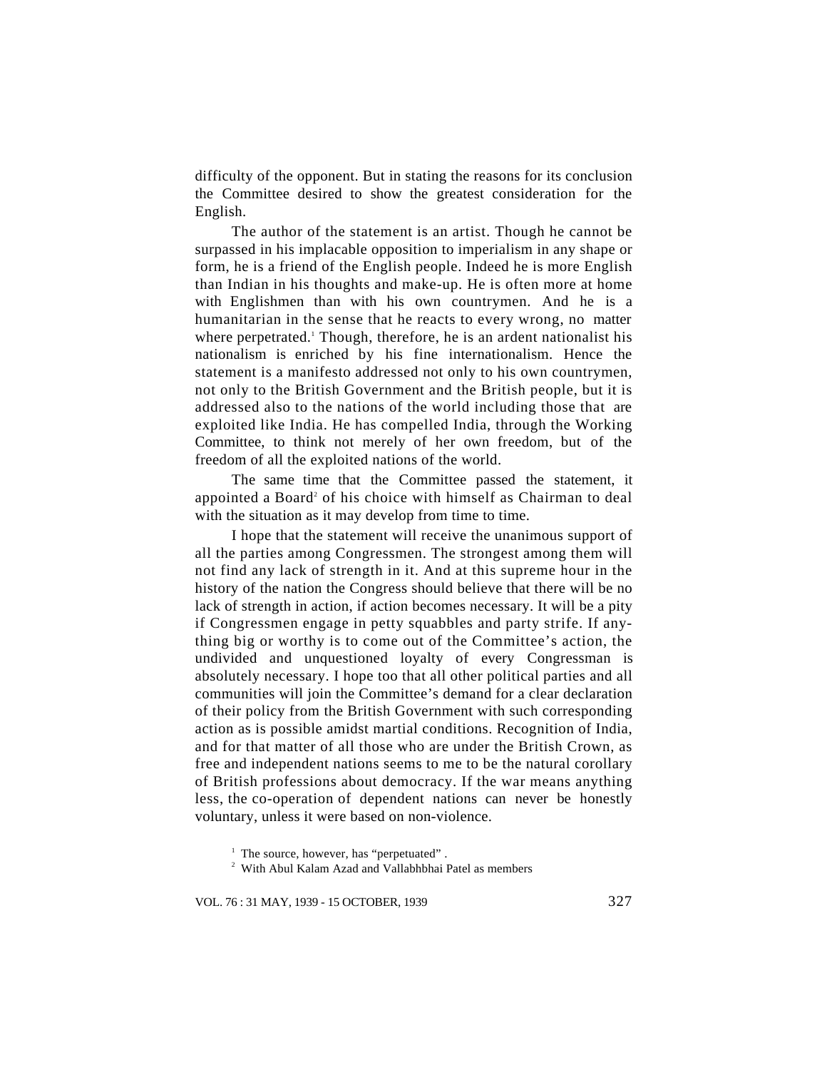difficulty of the opponent. But in stating the reasons for its conclusion the Committee desired to show the greatest consideration for the English.

The author of the statement is an artist. Though he cannot be surpassed in his implacable opposition to imperialism in any shape or form, he is a friend of the English people. Indeed he is more English than Indian in his thoughts and make-up. He is often more at home with Englishmen than with his own countrymen. And he is a humanitarian in the sense that he reacts to every wrong, no matter where perpetrated.[1] Though, therefore, he is an ardent nationalist his nationalism is enriched by his fine internationalism. Hence the statement is a manifesto addressed not only to his own countrymen, not only to the British Government and the British people, but it is addressed also to the nations of the world including those that are exploited like India. He has compelled India, through the Working Committee, to think not merely of her own freedom, but of the freedom of all the exploited nations of the world.

The same time that the Committee passed the statement, it appointed a Board[2] of his choice with himself as Chairman to deal with the situation as it may develop from time to time.

I hope that the statement will receive the unanimous support of all the parties among Congressmen. The strongest among them will not find any lack of strength in it. And at this supreme hour in the history of the nation the Congress should believe that there will be no lack of strength in action, if action becomes necessary. It will be a pity if Congressmen engage in petty squabbles and party strife. If anything big or worthy is to come out of the Committee's action, the undivided and unquestioned loyalty of every Congressman is absolutely necessary. I hope too that all other political parties and all communities will join the Committee's demand for a clear declaration of their policy from the British Government with such corresponding action as is possible amidst martial conditions. Recognition of India, and for that matter of all those who are under the British Crown, as free and independent nations seems to me to be the natural corollary of British professions about democracy. If the war means anything less, the co-operation of dependent nations can never be honestly voluntary, unless it were based on non-violence.

[1] The source, however, has "perpetuated" .

[2] With Abul Kalam Azad and Vallabhbhai Patel as members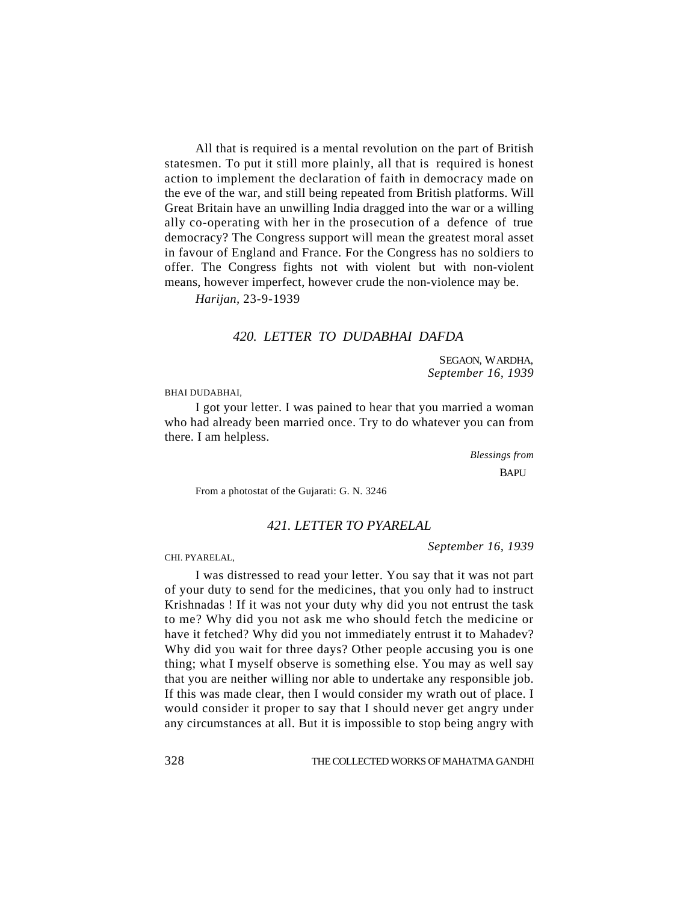All that is required is a mental revolution on the part of British statesmen. To put it still more plainly, all that is required is honest action to implement the declaration of faith in democracy made on the eve of the war, and still being repeated from British platforms. Will Great Britain have an unwilling India dragged into the war or a willing ally co-operating with her in the prosecution of a defence of true democracy? The Congress support will mean the greatest moral asset in favour of England and France. For the Congress has no soldiers to offer. The Congress fights not with violent but with non-violent means, however imperfect, however crude the non-violence may be.

*Harijan,* 23-9-1939

## *420. LETTER TO DUDABHAI DAFDA*

SEGAON, WARDHA,
*September 16, 1939*

BHAI DUDABHAI,

I got your letter. I was pained to hear that you married a woman who had already been married once. Try to do whatever you can from there. I am helpless.

*Blessings from*
BAPU

From a photostat of the Gujarati: G. N. 3246

## *421. LETTER TO PYARELAL*

*September 16, 1939*

CHI. PYARELAL,

I was distressed to read your letter. You say that it was not part of your duty to send for the medicines, that you only had to instruct Krishnadas ! If it was not your duty why did you not entrust the task to me? Why did you not ask me who should fetch the medicine or have it fetched? Why did you not immediately entrust it to Mahadev? Why did you wait for three days? Other people accusing you is one thing; what I myself observe is something else. You may as well say that you are neither willing nor able to undertake any responsible job. If this was made clear, then I would consider my wrath out of place. I would consider it proper to say that I should never get angry under any circumstances at all. But it is impossible to stop being angry with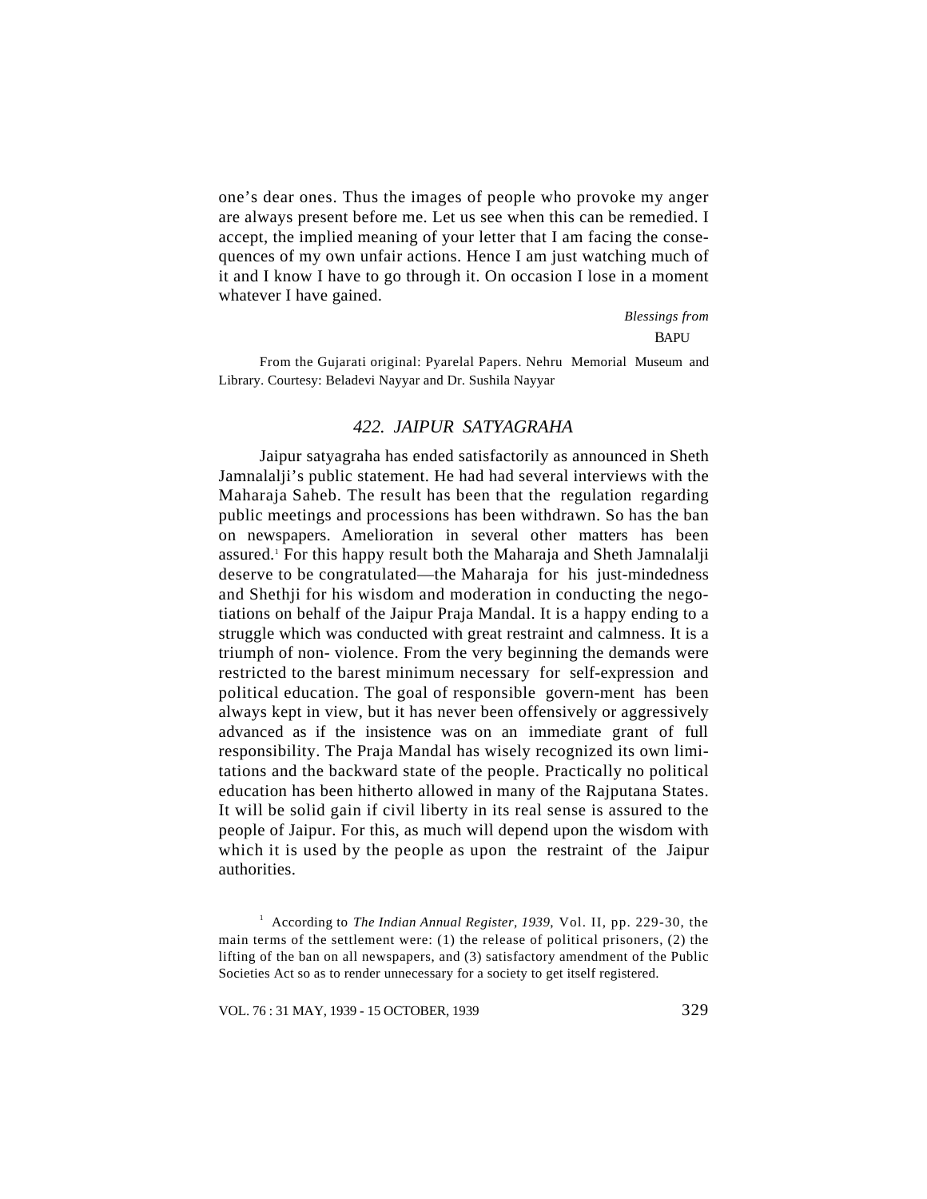one's dear ones. Thus the images of people who provoke my anger are always present before me. Let us see when this can be remedied. I accept, the implied meaning of your letter that I am facing the consequences of my own unfair actions. Hence I am just watching much of it and I know I have to go through it. On occasion I lose in a moment whatever I have gained.

*Blessings from*
BAPU

From the Gujarati original: Pyarelal Papers. Nehru Memorial Museum and Library. Courtesy: Beladevi Nayyar and Dr. Sushila Nayyar

## *422. JAIPUR SATYAGRAHA*

Jaipur satyagraha has ended satisfactorily as announced in Sheth Jamnalalji's public statement. He had had several interviews with the Maharaja Saheb. The result has been that the regulation regarding public meetings and processions has been withdrawn. So has the ban on newspapers. Amelioration in several other matters has been assured.[1] For this happy result both the Maharaja and Sheth Jamnalalji deserve to be congratulated—the Maharaja for his just-mindedness and Shethji for his wisdom and moderation in conducting the negotiations on behalf of the Jaipur Praja Mandal. It is a happy ending to a struggle which was conducted with great restraint and calmness. It is a triumph of non- violence. From the very beginning the demands were restricted to the barest minimum necessary for self-expression and political education. The goal of responsible govern-ment has been always kept in view, but it has never been offensively or aggressively advanced as if the insistence was on an immediate grant of full responsibility. The Praja Mandal has wisely recognized its own limitations and the backward state of the people. Practically no political education has been hitherto allowed in many of the Rajputana States. It will be solid gain if civil liberty in its real sense is assured to the people of Jaipur. For this, as much will depend upon the wisdom with which it is used by the people as upon the restraint of the Jaipur authorities.

[1] According to *The Indian Annual Register, 1939*, Vol. II, pp. 229-30, the main terms of the settlement were: (1) the release of political prisoners, (2) the lifting of the ban on all newspapers, and (3) satisfactory amendment of the Public Societies Act so as to render unnecessary for a society to get itself registered.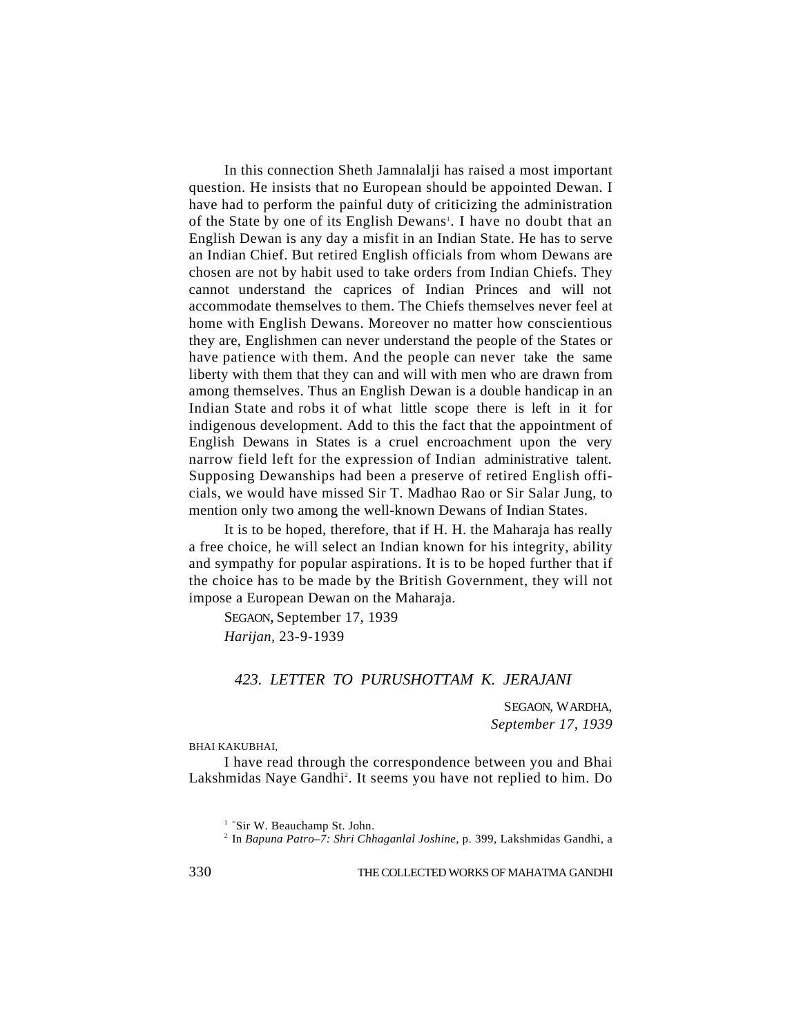In this connection Sheth Jamnalalji has raised a most important question. He insists that no European should be appointed Dewan. I have had to perform the painful duty of criticizing the administration of the State by one of its English Dewans[1]. I have no doubt that an English Dewan is any day a misfit in an Indian State. He has to serve an Indian Chief. But retired English officials from whom Dewans are chosen are not by habit used to take orders from Indian Chiefs. They cannot understand the caprices of Indian Princes and will not accommodate themselves to them. The Chiefs themselves never feel at home with English Dewans. Moreover no matter how conscientious they are, Englishmen can never understand the people of the States or have patience with them. And the people can never take the same liberty with them that they can and will with men who are drawn from among themselves. Thus an English Dewan is a double handicap in an Indian State and robs it of what little scope there is left in it for indigenous development. Add to this the fact that the appointment of English Dewans in States is a cruel encroachment upon the very narrow field left for the expression of Indian administrative talent. Supposing Dewanships had been a preserve of retired English officials, we would have missed Sir T. Madhao Rao or Sir Salar Jung, to mention only two among the well-known Dewans of Indian States.

It is to be hoped, therefore, that if H. H. the Maharaja has really a free choice, he will select an Indian known for his integrity, ability and sympathy for popular aspirations. It is to be hoped further that if the choice has to be made by the British Government, they will not impose a European Dewan on the Maharaja.

SEGAON, September 17, 1939

*Harijan*, 23-9-1939

### *423. LETTER TO PURUSHOTTAM K. JERAJANI*

SEGAON, WARDHA,
*September 17, 1939*

BHAI KAKUBHAI,

I have read through the correspondence between you and Bhai Lakshmidas Naye Gandhi[2]. It seems you have not replied to him. Do

---

[1] Sir W. Beauchamp St. John.

[2] In *Bapuna Patro–7: Shri Chhaganlal Joshine*, p. 399, Lakshmidas Gandhi, a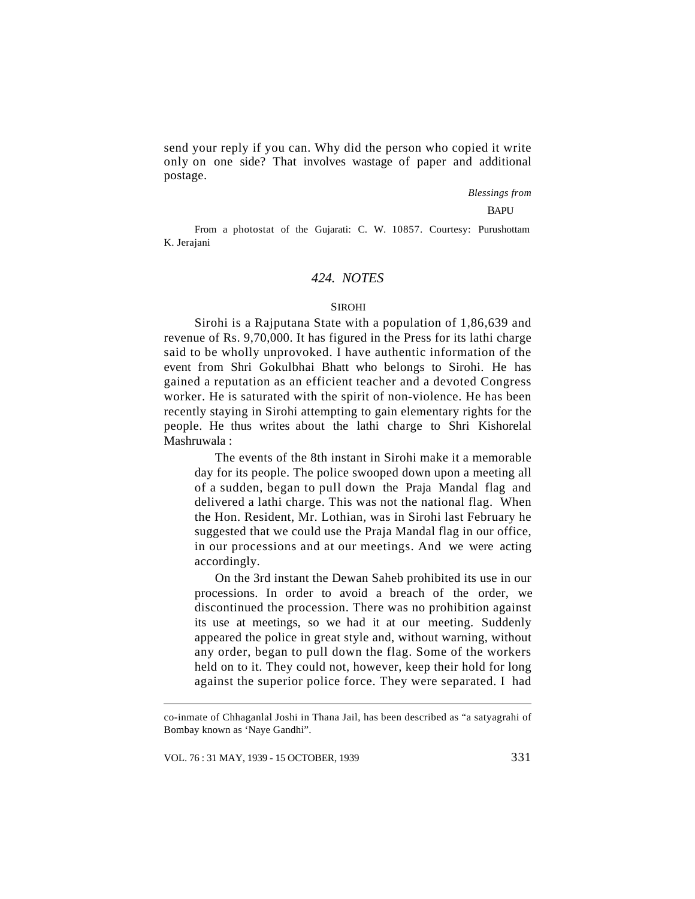send your reply if you can. Why did the person who copied it write only on one side? That involves wastage of paper and additional postage.

*Blessings from*

BAPU

From a photostat of the Gujarati: C. W. 10857. Courtesy: Purushottam K. Jerajani

## *424. NOTES*

### SIROHI

Sirohi is a Rajputana State with a population of 1,86,639 and revenue of Rs. 9,70,000. It has figured in the Press for its lathi charge said to be wholly unprovoked. I have authentic information of the event from Shri Gokulbhai Bhatt who belongs to Sirohi. He has gained a reputation as an efficient teacher and a devoted Congress worker. He is saturated with the spirit of non-violence. He has been recently staying in Sirohi attempting to gain elementary rights for the people. He thus writes about the lathi charge to Shri Kishorelal Mashruwala :

> The events of the 8th instant in Sirohi make it a memorable day for its people. The police swooped down upon a meeting all of a sudden, began to pull down the Praja Mandal flag and delivered a lathi charge. This was not the national flag. When the Hon. Resident, Mr. Lothian, was in Sirohi last February he suggested that we could use the Praja Mandal flag in our office, in our processions and at our meetings. And we were acting accordingly.
>
> On the 3rd instant the Dewan Saheb prohibited its use in our processions. In order to avoid a breach of the order, we discontinued the procession. There was no prohibition against its use at meetings, so we had it at our meeting. Suddenly appeared the police in great style and, without warning, without any order, began to pull down the flag. Some of the workers held on to it. They could not, however, keep their hold for long against the superior police force. They were separated. I had

---

co-inmate of Chhaganlal Joshi in Thana Jail, has been described as "a satyagrahi of Bombay known as 'Naye Gandhi".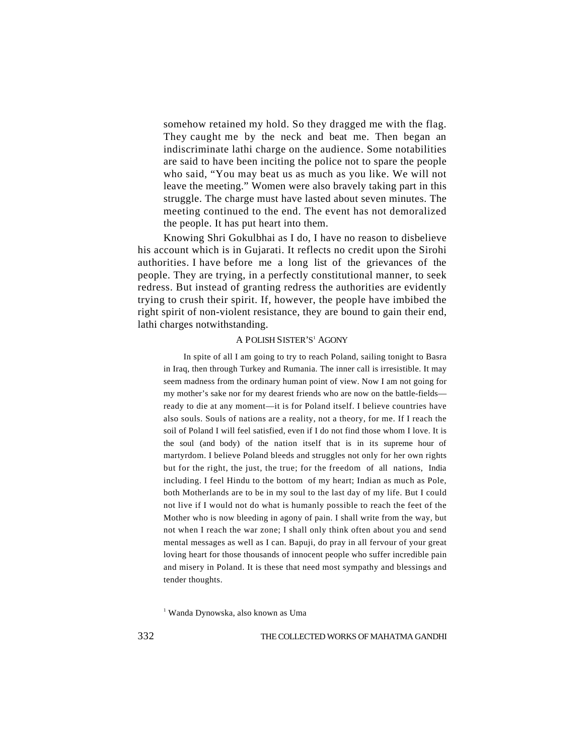somehow retained my hold. So they dragged me with the flag. They caught me by the neck and beat me. Then began an indiscriminate lathi charge on the audience. Some notabilities are said to have been inciting the police not to spare the people who said, "You may beat us as much as you like. We will not leave the meeting." Women were also bravely taking part in this struggle. The charge must have lasted about seven minutes. The meeting continued to the end. The event has not demoralized the people. It has put heart into them.

Knowing Shri Gokulbhai as I do, I have no reason to disbelieve his account which is in Gujarati. It reflects no credit upon the Sirohi authorities. I have before me a long list of the grievances of the people. They are trying, in a perfectly constitutional manner, to seek redress. But instead of granting redress the authorities are evidently trying to crush their spirit. If, however, the people have imbibed the right spirit of non-violent resistance, they are bound to gain their end, lathi charges notwithstanding.

### A POLISH SISTER'S[1] AGONY

> In spite of all I am going to try to reach Poland, sailing tonight to Basra in Iraq, then through Turkey and Rumania. The inner call is irresistible. It may seem madness from the ordinary human point of view. Now I am not going for my mother's sake nor for my dearest friends who are now on the battle-fields—ready to die at any moment—it is for Poland itself. I believe countries have also souls. Souls of nations are a reality, not a theory, for me. If I reach the soil of Poland I will feel satisfied, even if I do not find those whom I love. It is the soul (and body) of the nation itself that is in its supreme hour of martyrdom. I believe Poland bleeds and struggles not only for her own rights but for the right, the just, the true; for the freedom of all nations, India including. I feel Hindu to the bottom of my heart; Indian as much as Pole, both Motherlands are to be in my soul to the last day of my life. But I could not live if I would not do what is humanly possible to reach the feet of the Mother who is now bleeding in agony of pain. I shall write from the way, but not when I reach the war zone; I shall only think often about you and send mental messages as well as I can. Bapuji, do pray in all fervour of your great loving heart for those thousands of innocent people who suffer incredible pain and misery in Poland. It is these that need most sympathy and blessings and tender thoughts.

[1] Wanda Dynowska, also known as Uma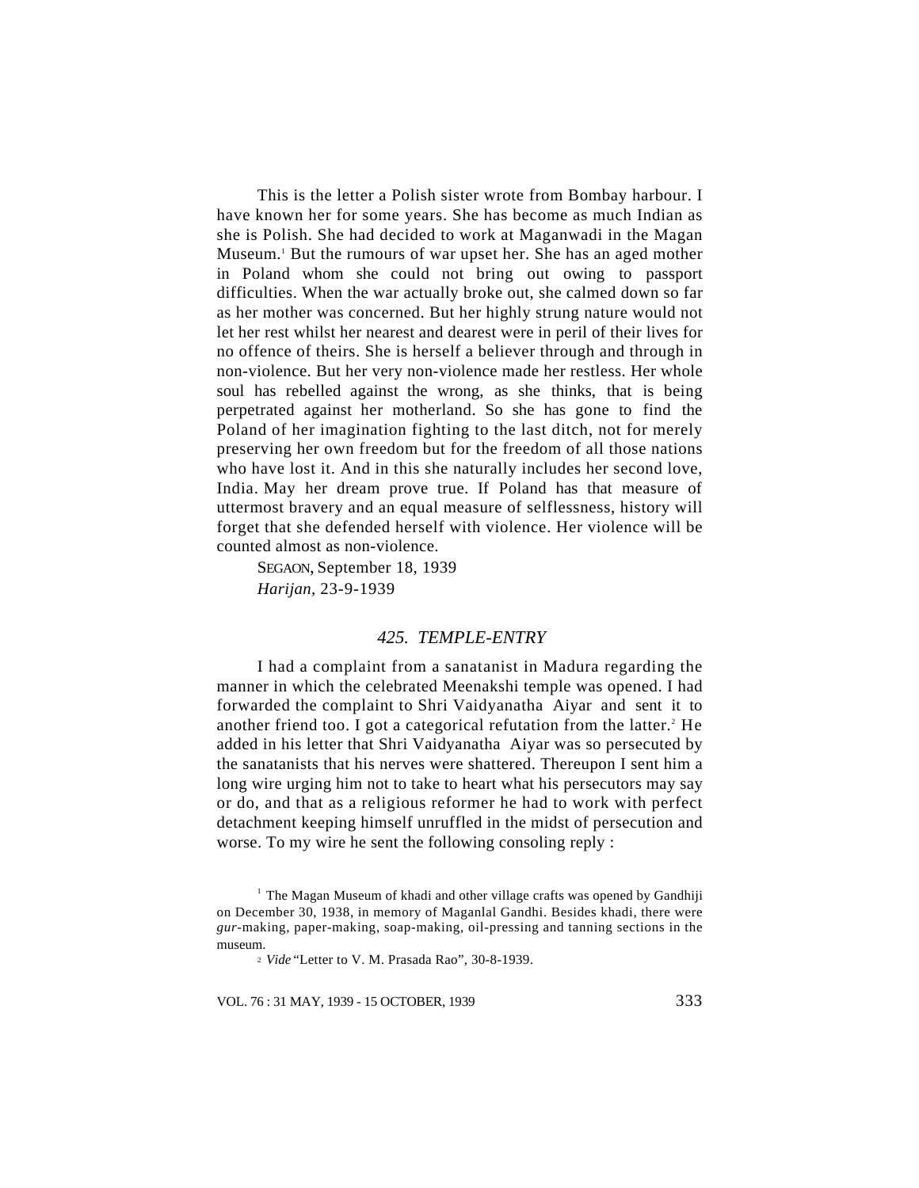This is the letter a Polish sister wrote from Bombay harbour. I have known her for some years. She has become as much Indian as she is Polish. She had decided to work at Maganwadi in the Magan Museum.[1] But the rumours of war upset her. She has an aged mother in Poland whom she could not bring out owing to passport difficulties. When the war actually broke out, she calmed down so far as her mother was concerned. But her highly strung nature would not let her rest whilst her nearest and dearest were in peril of their lives for no offence of theirs. She is herself a believer through and through in non-violence. But her very non-violence made her restless. Her whole soul has rebelled against the wrong, as she thinks, that is being perpetrated against her motherland. So she has gone to find the Poland of her imagination fighting to the last ditch, not for merely preserving her own freedom but for the freedom of all those nations who have lost it. And in this she naturally includes her second love, India. May her dream prove true. If Poland has that measure of uttermost bravery and an equal measure of selflessness, history will forget that she defended herself with violence. Her violence will be counted almost as non-violence.

SEGAON, September 18, 1939
*Harijan*, 23-9-1939

## *425. TEMPLE-ENTRY*

I had a complaint from a sanatanist in Madura regarding the manner in which the celebrated Meenakshi temple was opened. I had forwarded the complaint to Shri Vaidyanatha Aiyar and sent it to another friend too. I got a categorical refutation from the latter.[2] He added in his letter that Shri Vaidyanatha Aiyar was so persecuted by the sanatanists that his nerves were shattered. Thereupon I sent him a long wire urging him not to take to heart what his persecutors may say or do, and that as a religious reformer he had to work with perfect detachment keeping himself unruffled in the midst of persecution and worse. To my wire he sent the following consoling reply :

[1] The Magan Museum of khadi and other village crafts was opened by Gandhiji on December 30, 1938, in memory of Maganlal Gandhi. Besides khadi, there were *gur*-making, paper-making, soap-making, oil-pressing and tanning sections in the museum.

[2] *Vide* "Letter to V. M. Prasada Rao", 30-8-1939.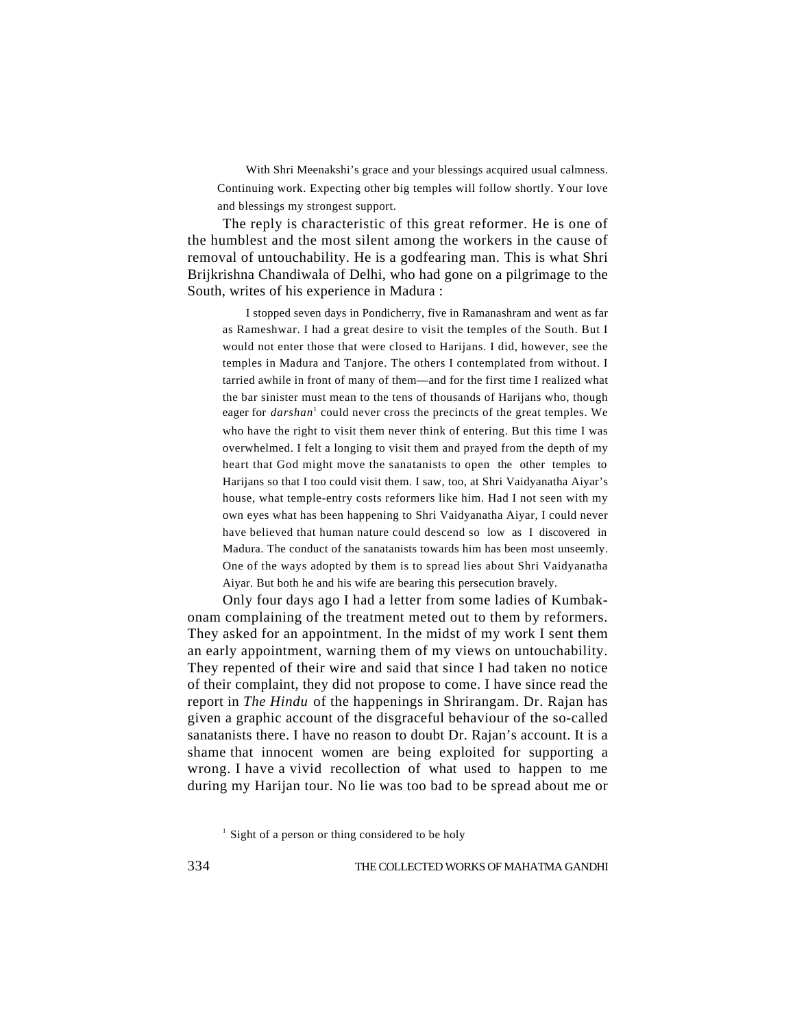> With Shri Meenakshi's grace and your blessings acquired usual calmness. Continuing work. Expecting other big temples will follow shortly. Your love and blessings my strongest support.

The reply is characteristic of this great reformer. He is one of the humblest and the most silent among the workers in the cause of removal of untouchability. He is a godfearing man. This is what Shri Brijkrishna Chandiwala of Delhi, who had gone on a pilgrimage to the South, writes of his experience in Madura :

> I stopped seven days in Pondicherry, five in Ramanashram and went as far as Rameshwar. I had a great desire to visit the temples of the South. But I would not enter those that were closed to Harijans. I did, however, see the temples in Madura and Tanjore. The others I contemplated from without. I tarried awhile in front of many of them—and for the first time I realized what the bar sinister must mean to the tens of thousands of Harijans who, though eager for *darshan*[1] could never cross the precincts of the great temples. We who have the right to visit them never think of entering. But this time I was overwhelmed. I felt a longing to visit them and prayed from the depth of my heart that God might move the sanatanists to open the other temples to Harijans so that I too could visit them. I saw, too, at Shri Vaidyanatha Aiyar's house, what temple-entry costs reformers like him. Had I not seen with my own eyes what has been happening to Shri Vaidyanatha Aiyar, I could never have believed that human nature could descend so low as I discovered in Madura. The conduct of the sanatanists towards him has been most unseemly. One of the ways adopted by them is to spread lies about Shri Vaidyanatha Aiyar. But both he and his wife are bearing this persecution bravely.

Only four days ago I had a letter from some ladies of Kumbakonam complaining of the treatment meted out to them by reformers. They asked for an appointment. In the midst of my work I sent them an early appointment, warning them of my views on untouchability. They repented of their wire and said that since I had taken no notice of their complaint, they did not propose to come. I have since read the report in *The Hindu* of the happenings in Shrirangam. Dr. Rajan has given a graphic account of the disgraceful behaviour of the so-called sanatanists there. I have no reason to doubt Dr. Rajan's account. It is a shame that innocent women are being exploited for supporting a wrong. I have a vivid recollection of what used to happen to me during my Harijan tour. No lie was too bad to be spread about me or

[1] Sight of a person or thing considered to be holy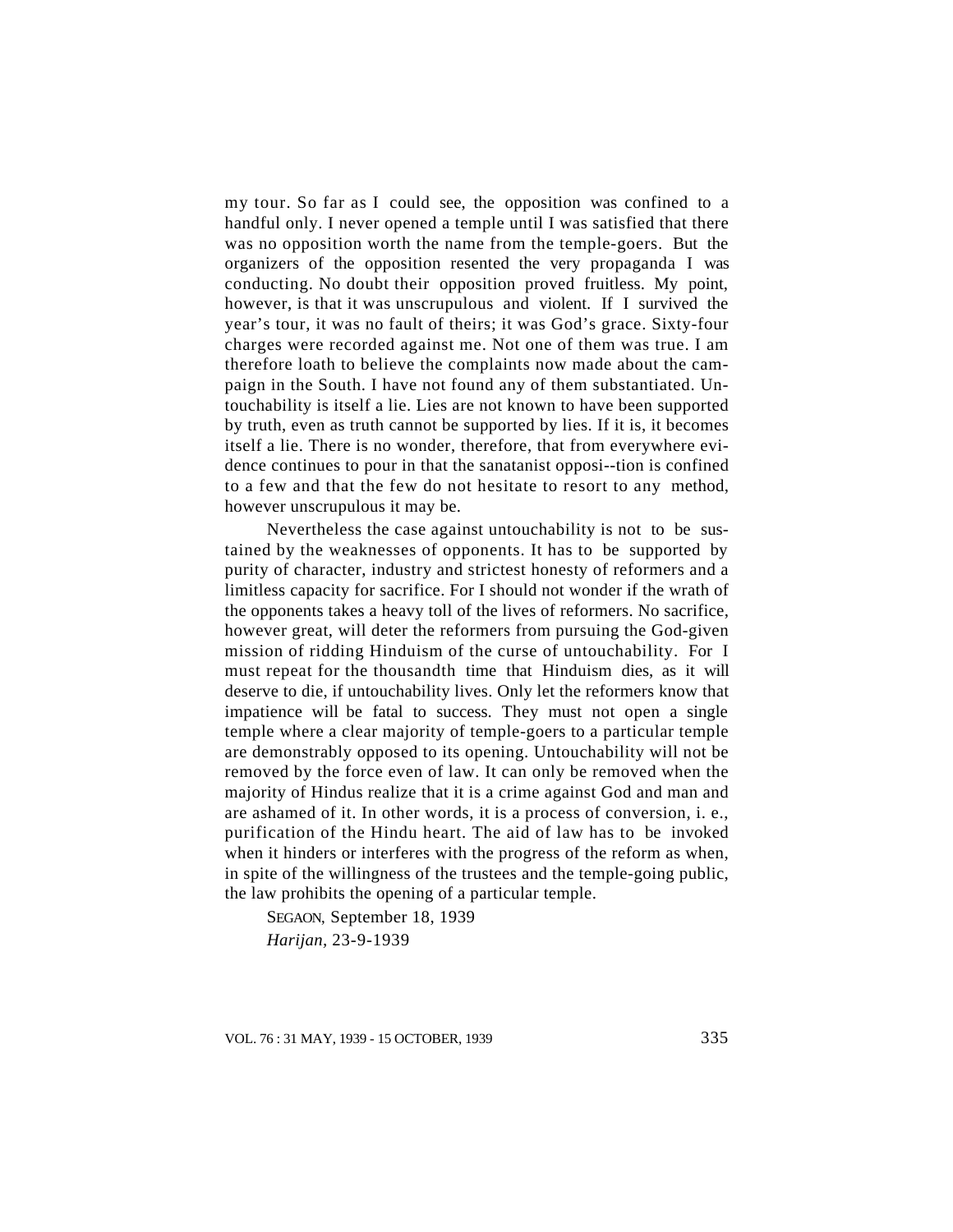my tour. So far as I could see, the opposition was confined to a handful only. I never opened a temple until I was satisfied that there was no opposition worth the name from the temple-goers. But the organizers of the opposition resented the very propaganda I was conducting. No doubt their opposition proved fruitless. My point, however, is that it was unscrupulous and violent. If I survived the year's tour, it was no fault of theirs; it was God's grace. Sixty-four charges were recorded against me. Not one of them was true. I am therefore loath to believe the complaints now made about the campaign in the South. I have not found any of them substantiated. Untouchability is itself a lie. Lies are not known to have been supported by truth, even as truth cannot be supported by lies. If it is, it becomes itself a lie. There is no wonder, therefore, that from everywhere evidence continues to pour in that the sanatanist opposi--tion is confined to a few and that the few do not hesitate to resort to any method, however unscrupulous it may be.

Nevertheless the case against untouchability is not to be sustained by the weaknesses of opponents. It has to be supported by purity of character, industry and strictest honesty of reformers and a limitless capacity for sacrifice. For I should not wonder if the wrath of the opponents takes a heavy toll of the lives of reformers. No sacrifice, however great, will deter the reformers from pursuing the God-given mission of ridding Hinduism of the curse of untouchability. For I must repeat for the thousandth time that Hinduism dies, as it will deserve to die, if untouchability lives. Only let the reformers know that impatience will be fatal to success. They must not open a single temple where a clear majority of temple-goers to a particular temple are demonstrably opposed to its opening. Untouchability will not be removed by the force even of law. It can only be removed when the majority of Hindus realize that it is a crime against God and man and are ashamed of it. In other words, it is a process of conversion, i. e., purification of the Hindu heart. The aid of law has to be invoked when it hinders or interferes with the progress of the reform as when, in spite of the willingness of the trustees and the temple-going public, the law prohibits the opening of a particular temple.

SEGAON, September 18, 1939

*Harijan*, 23-9-1939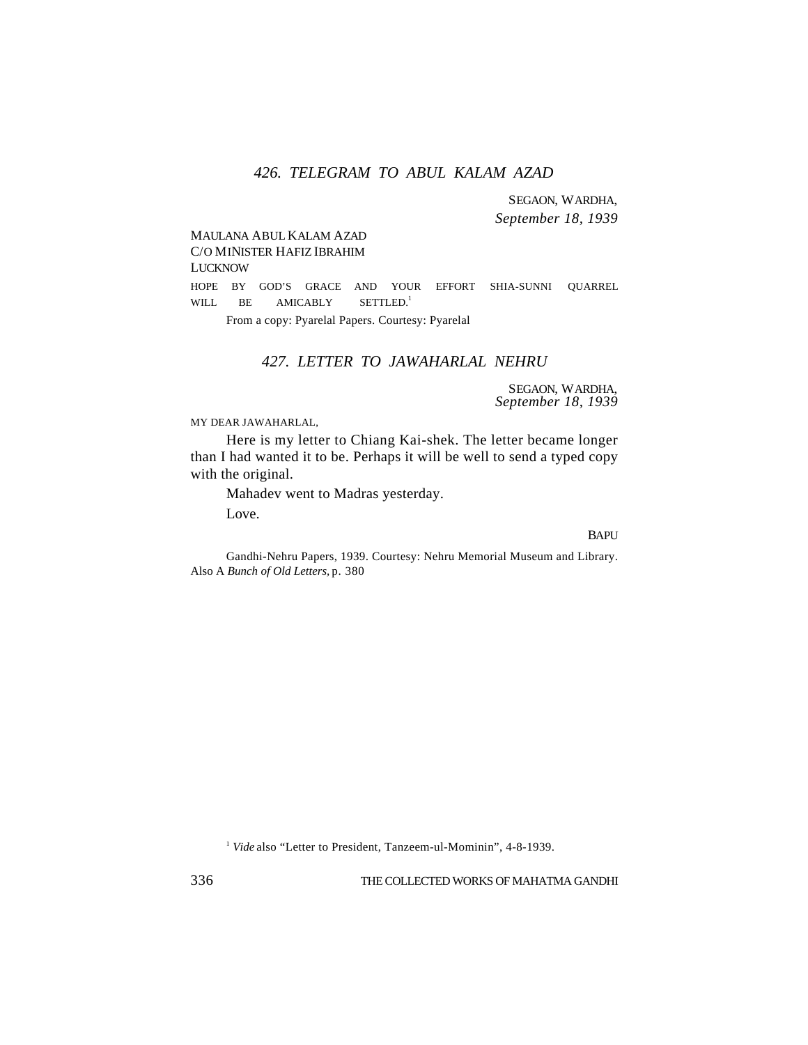## *426. TELEGRAM TO ABUL KALAM AZAD*

SEGAON, WARDHA,
*September 18, 1939*

MAULANA ABUL KALAM AZAD
C/O MINISTER HAFIZ IBRAHIM
LUCKNOW

HOPE BY GOD'S GRACE AND YOUR EFFORT SHIA-SUNNI QUARREL WILL BE AMICABLY SETTLED.[1]

From a copy: Pyarelal Papers. Courtesy: Pyarelal

## *427. LETTER TO JAWAHARLAL NEHRU*

SEGAON, WARDHA,
*September 18, 1939*

MY DEAR JAWAHARLAL,

Here is my letter to Chiang Kai-shek. The letter became longer than I had wanted it to be. Perhaps it will be well to send a typed copy with the original.

Mahadev went to Madras yesterday.

Love.

BAPU

Gandhi-Nehru Papers, 1939. Courtesy: Nehru Memorial Museum and Library. Also A *Bunch of Old Letters*, p. 380

[1] *Vide* also "Letter to President, Tanzeem-ul-Mominin", 4-8-1939.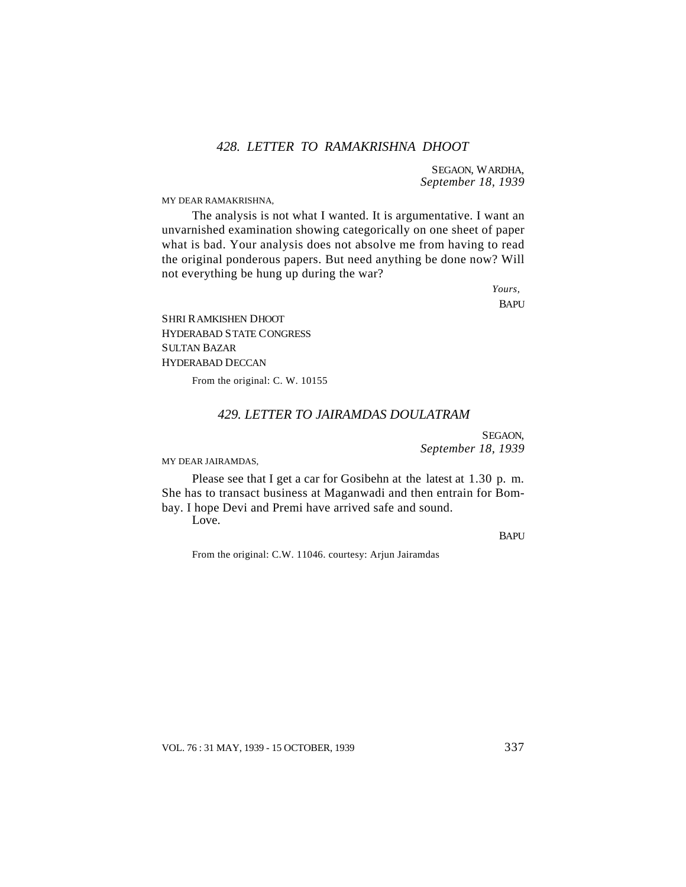### *428. LETTER TO RAMAKRISHNA DHOOT*

SEGAON, WARDHA,
*September 18, 1939*

MY DEAR RAMAKRISHNA,

The analysis is not what I wanted. It is argumentative. I want an unvarnished examination showing categorically on one sheet of paper what is bad. Your analysis does not absolve me from having to read the original ponderous papers. But need anything be done now? Will not everything be hung up during the war?

*Yours,*
BAPU

SHRI RAMKISHEN DHOOT
HYDERABAD STATE CONGRESS
SULTAN BAZAR
HYDERABAD DECCAN

From the original: C. W. 10155

### *429. LETTER TO JAIRAMDAS DOULATRAM*

SEGAON,
*September 18, 1939*

MY DEAR JAIRAMDAS,

Please see that I get a car for Gosibehn at the latest at 1.30 p. m. She has to transact business at Maganwadi and then entrain for Bombay. I hope Devi and Premi have arrived safe and sound.

Love.

BAPU

From the original: C.W. 11046. courtesy: Arjun Jairamdas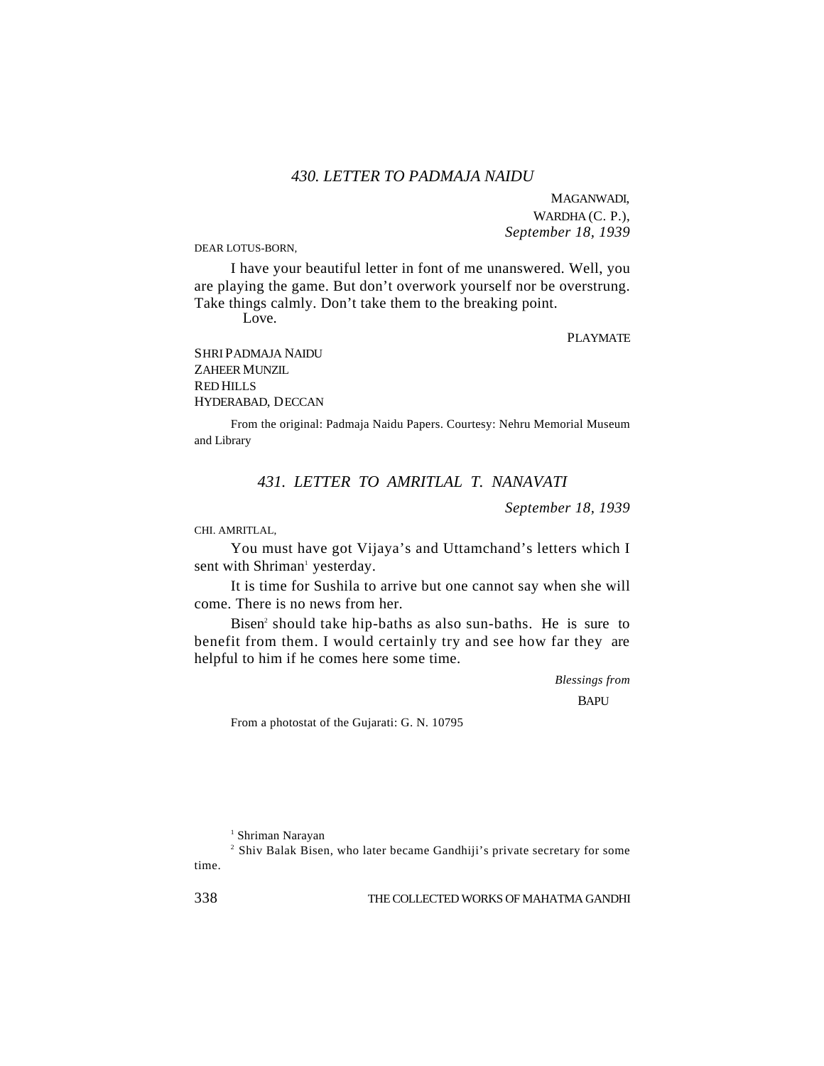### *430. LETTER TO PADMAJA NAIDU*

MAGANWADI,
WARDHA (C. P.),
*September 18, 1939*

DEAR LOTUS-BORN,

I have your beautiful letter in font of me unanswered. Well, you are playing the game. But don't overwork yourself nor be overstrung. Take things calmly. Don't take them to the breaking point.

Love.

PLAYMATE

SHRI PADMAJA NAIDU
ZAHEER MUNZIL
RED HILLS
HYDERABAD, DECCAN

From the original: Padmaja Naidu Papers. Courtesy: Nehru Memorial Museum and Library

### *431. LETTER TO AMRITLAL T. NANAVATI*

*September 18, 1939*

CHI. AMRITLAL,

You must have got Vijaya's and Uttamchand's letters which I sent with Shriman[1] yesterday.

It is time for Sushila to arrive but one cannot say when she will come. There is no news from her.

Bisen[2] should take hip-baths as also sun-baths. He is sure to benefit from them. I would certainly try and see how far they are helpful to him if he comes here some time.

*Blessings from*

BAPU

From a photostat of the Gujarati: G. N. 10795

---

[1] Shriman Narayan

[2] Shiv Balak Bisen, who later became Gandhiji's private secretary for some time.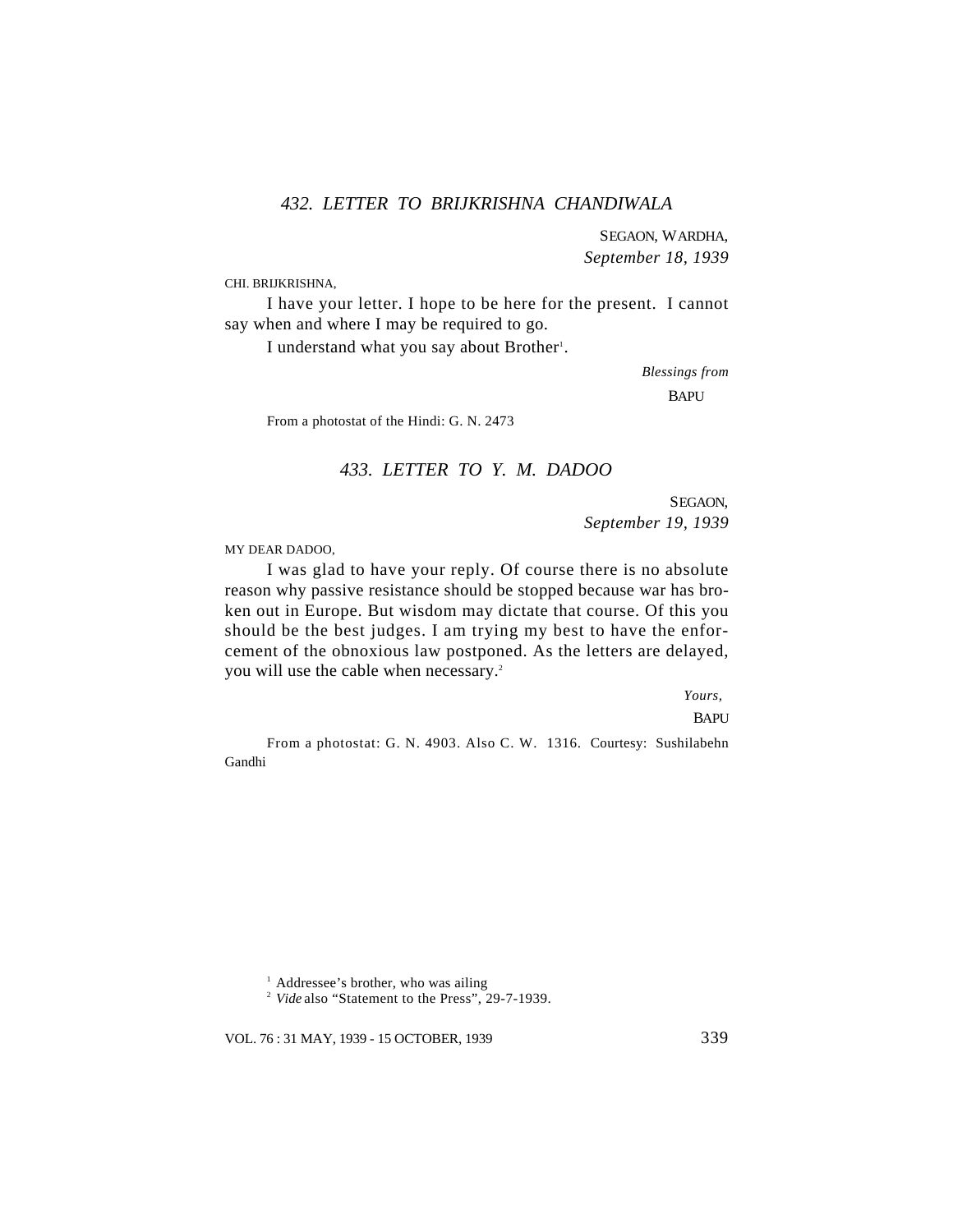### *432. LETTER TO BRIJKRISHNA CHANDIWALA*

SEGAON, WARDHA,
*September 18, 1939*

CHI. BRIJKRISHNA,

I have your letter. I hope to be here for the present. I cannot say when and where I may be required to go.

I understand what you say about Brother[1].

*Blessings from*
BAPU

From a photostat of the Hindi: G. N. 2473

### *433. LETTER TO Y. M. DADOO*

SEGAON,
*September 19, 1939*

MY DEAR DADOO,

I was glad to have your reply. Of course there is no absolute reason why passive resistance should be stopped because war has broken out in Europe. But wisdom may dictate that course. Of this you should be the best judges. I am trying my best to have the enforcement of the obnoxious law postponed. As the letters are delayed, you will use the cable when necessary.[2]

*Yours,*
BAPU

From a photostat: G. N. 4903. Also C. W. 1316. Courtesy: Sushilabehn Gandhi

[1] Addressee's brother, who was ailing
[2] *Vide* also "Statement to the Press", 29-7-1939.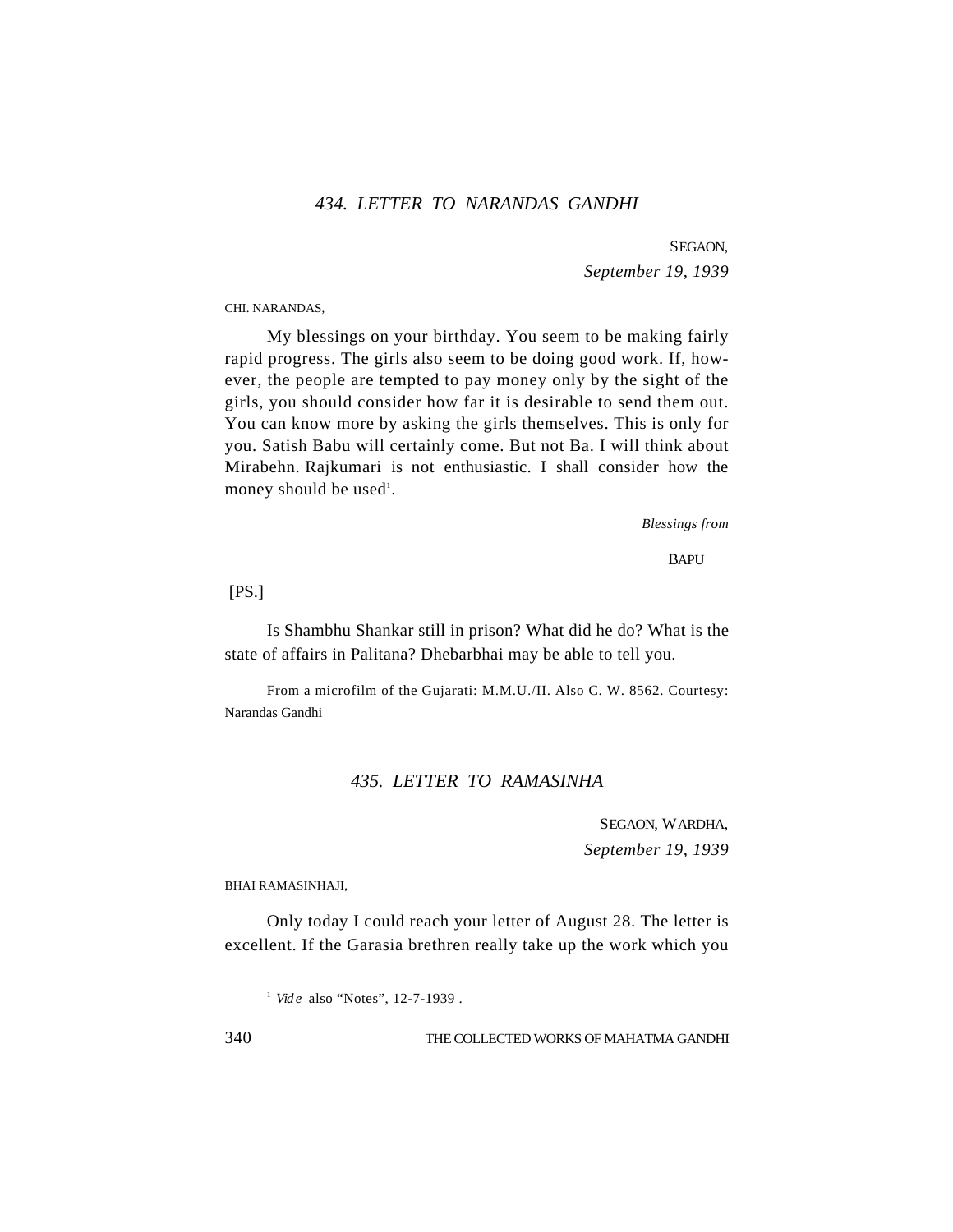### *434. LETTER TO NARANDAS GANDHI*

SEGAON,
*September 19, 1939*

CHI. NARANDAS,

My blessings on your birthday. You seem to be making fairly rapid progress. The girls also seem to be doing good work. If, however, the people are tempted to pay money only by the sight of the girls, you should consider how far it is desirable to send them out. You can know more by asking the girls themselves. This is only for you. Satish Babu will certainly come. But not Ba. I will think about Mirabehn. Rajkumari is not enthusiastic. I shall consider how the money should be used[1].

*Blessings from*

BAPU

[PS.]

Is Shambhu Shankar still in prison? What did he do? What is the state of affairs in Palitana? Dhebarbhai may be able to tell you.

From a microfilm of the Gujarati: M.M.U./II. Also C. W. 8562. Courtesy: Narandas Gandhi

### *435. LETTER TO RAMASINHA*

SEGAON, WARDHA,
*September 19, 1939*

BHAI RAMASINHAJI,

Only today I could reach your letter of August 28. The letter is excellent. If the Garasia brethren really take up the work which you

[1] *Vide* also "Notes", 12-7-1939 .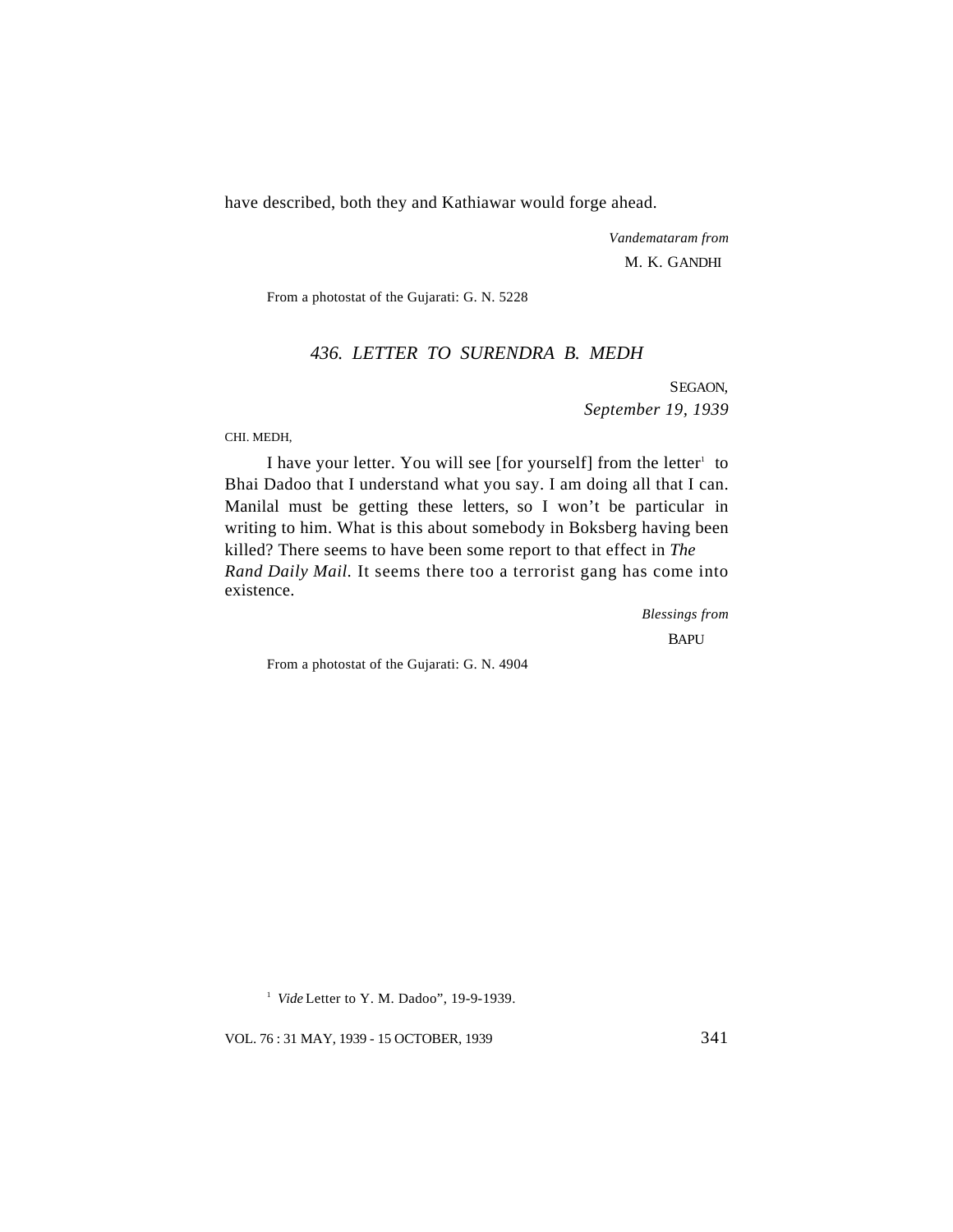have described, both they and Kathiawar would forge ahead.

*Vandemataram from*

M. K. GANDHI

From a photostat of the Gujarati: G. N. 5228

### *436. LETTER TO SURENDRA B. MEDH*

SEGAON,

*September 19, 1939*

CHI. MEDH,

I have your letter. You will see [for yourself] from the letter[1] to Bhai Dadoo that I understand what you say. I am doing all that I can. Manilal must be getting these letters, so I won't be particular in writing to him. What is this about somebody in Boksberg having been killed? There seems to have been some report to that effect in *The Rand Daily Mail*. It seems there too a terrorist gang has come into existence.

*Blessings from*

BAPU

From a photostat of the Gujarati: G. N. 4904

[1] *Vide* Letter to Y. M. Dadoo", 19-9-1939.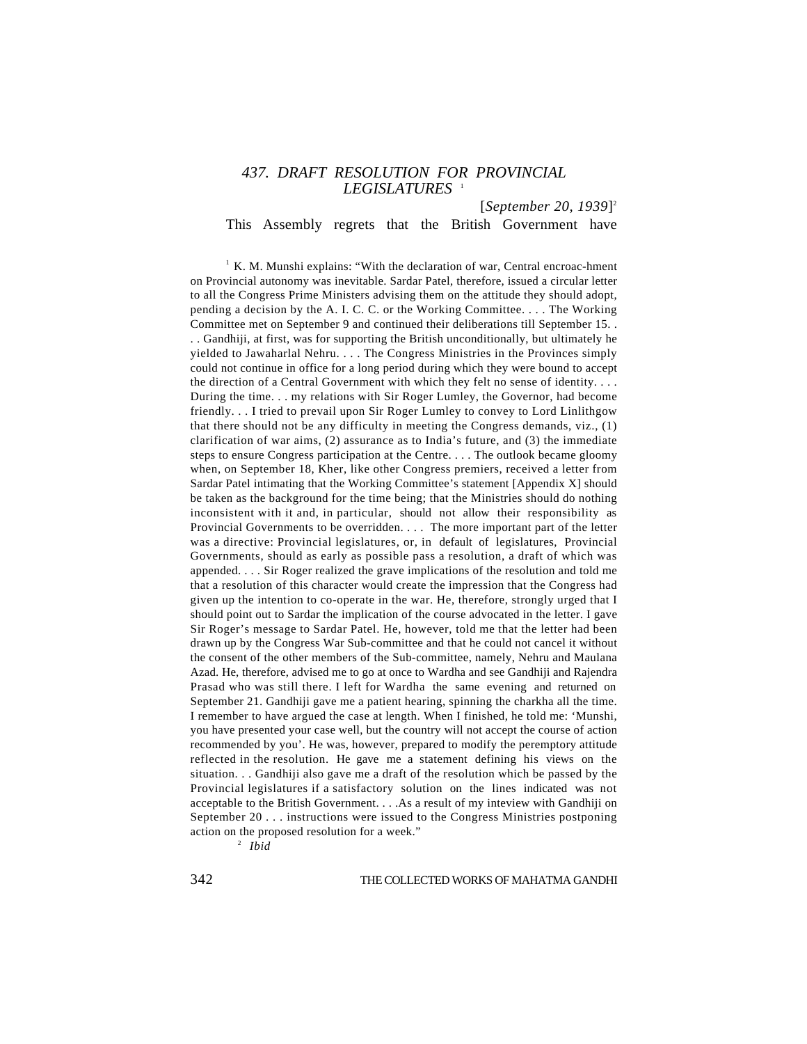## *437. DRAFT RESOLUTION FOR PROVINCIAL LEGISLATURES* [1]

[*September 20, 1939*][2]

This Assembly regrets that the British Government have

---

[1] K. M. Munshi explains: "With the declaration of war, Central encroac-hment on Provincial autonomy was inevitable. Sardar Patel, therefore, issued a circular letter to all the Congress Prime Ministers advising them on the attitude they should adopt, pending a decision by the A. I. C. C. or the Working Committee. . . . The Working Committee met on September 9 and continued their deliberations till September 15. . . . Gandhiji, at first, was for supporting the British unconditionally, but ultimately he yielded to Jawaharlal Nehru. . . . The Congress Ministries in the Provinces simply could not continue in office for a long period during which they were bound to accept the direction of a Central Government with which they felt no sense of identity. . . . During the time. . . my relations with Sir Roger Lumley, the Governor, had become friendly. . . I tried to prevail upon Sir Roger Lumley to convey to Lord Linlithgow that there should not be any difficulty in meeting the Congress demands, viz., (1) clarification of war aims, (2) assurance as to India's future, and (3) the immediate steps to ensure Congress participation at the Centre. . . . The outlook became gloomy when, on September 18, Kher, like other Congress premiers, received a letter from Sardar Patel intimating that the Working Committee's statement [Appendix X] should be taken as the background for the time being; that the Ministries should do nothing inconsistent with it and, in particular, should not allow their responsibility as Provincial Governments to be overridden. . . . The more important part of the letter was a directive: Provincial legislatures, or, in default of legislatures, Provincial Governments, should as early as possible pass a resolution, a draft of which was appended. . . . Sir Roger realized the grave implications of the resolution and told me that a resolution of this character would create the impression that the Congress had given up the intention to co-operate in the war. He, therefore, strongly urged that I should point out to Sardar the implication of the course advocated in the letter. I gave Sir Roger's message to Sardar Patel. He, however, told me that the letter had been drawn up by the Congress War Sub-committee and that he could not cancel it without the consent of the other members of the Sub-committee, namely, Nehru and Maulana Azad. He, therefore, advised me to go at once to Wardha and see Gandhiji and Rajendra Prasad who was still there. I left for Wardha the same evening and returned on September 21. Gandhiji gave me a patient hearing, spinning the charkha all the time. I remember to have argued the case at length. When I finished, he told me: 'Munshi, you have presented your case well, but the country will not accept the course of action recommended by you'. He was, however, prepared to modify the peremptory attitude reflected in the resolution. He gave me a statement defining his views on the situation. . . Gandhiji also gave me a draft of the resolution which be passed by the Provincial legislatures if a satisfactory solution on the lines indicated was not acceptable to the British Government. . . .As a result of my inteview with Gandhiji on September 20 . . . instructions were issued to the Congress Ministries postponing action on the proposed resolution for a week."

[2] *Ibid*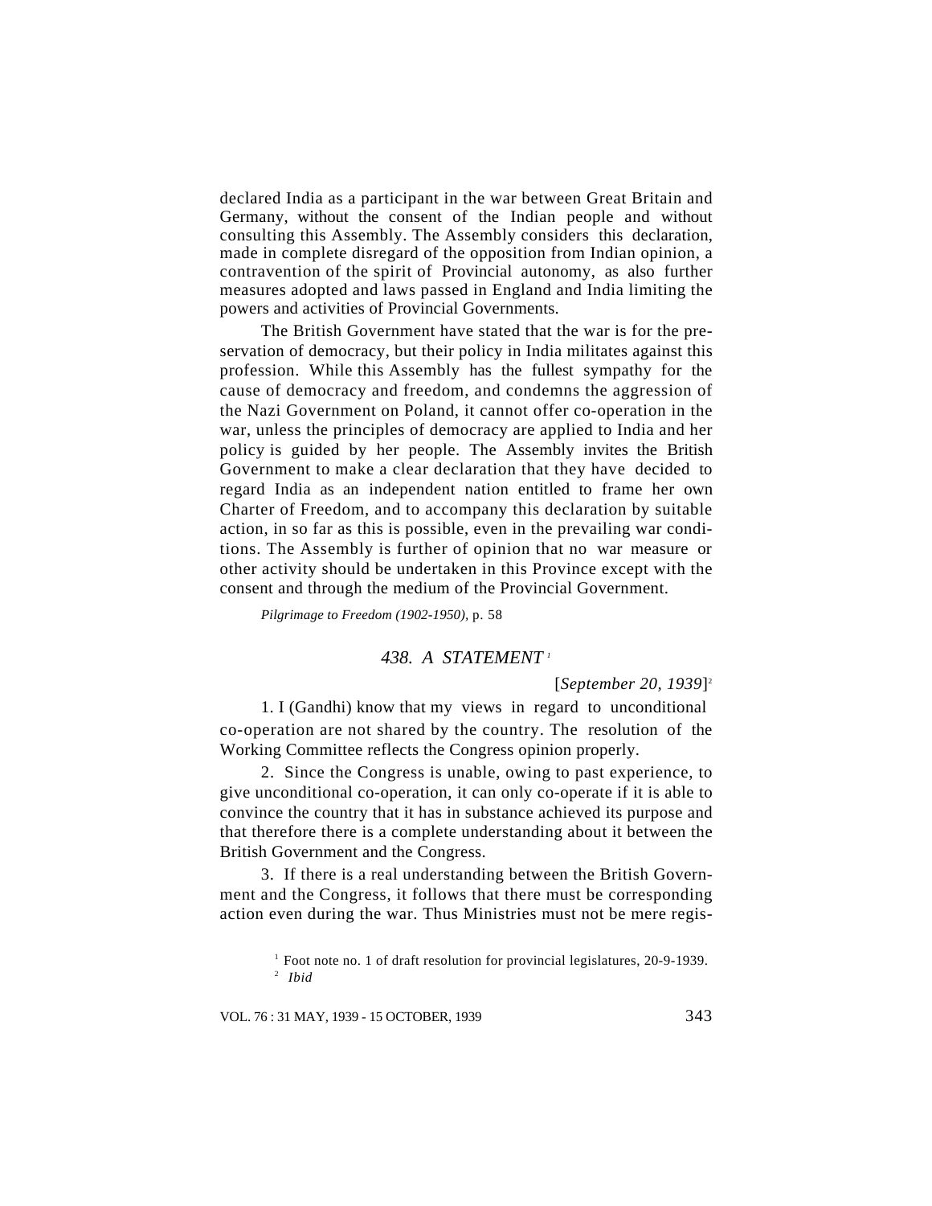declared India as a participant in the war between Great Britain and Germany, without the consent of the Indian people and without consulting this Assembly. The Assembly considers this declaration, made in complete disregard of the opposition from Indian opinion, a contravention of the spirit of Provincial autonomy, as also further measures adopted and laws passed in England and India limiting the powers and activities of Provincial Governments.

The British Government have stated that the war is for the preservation of democracy, but their policy in India militates against this profession. While this Assembly has the fullest sympathy for the cause of democracy and freedom, and condemns the aggression of the Nazi Government on Poland, it cannot offer co-operation in the war, unless the principles of democracy are applied to India and her policy is guided by her people. The Assembly invites the British Government to make a clear declaration that they have decided to regard India as an independent nation entitled to frame her own Charter of Freedom, and to accompany this declaration by suitable action, in so far as this is possible, even in the prevailing war conditions. The Assembly is further of opinion that no war measure or other activity should be undertaken in this Province except with the consent and through the medium of the Provincial Government.

*Pilgrimage to Freedom (1902-1950)*, p. 58

## 438. A STATEMENT [1]

[*September 20, 1939*][2]

1. I (Gandhi) know that my views in regard to unconditional co-operation are not shared by the country. The resolution of the Working Committee reflects the Congress opinion properly.

2. Since the Congress is unable, owing to past experience, to give unconditional co-operation, it can only co-operate if it is able to convince the country that it has in substance achieved its purpose and that therefore there is a complete understanding about it between the British Government and the Congress.

3. If there is a real understanding between the British Government and the Congress, it follows that there must be corresponding action even during the war. Thus Ministries must not be mere regis-

[1] Foot note no. 1 of draft resolution for provincial legislatures, 20-9-1939.

[2] *Ibid*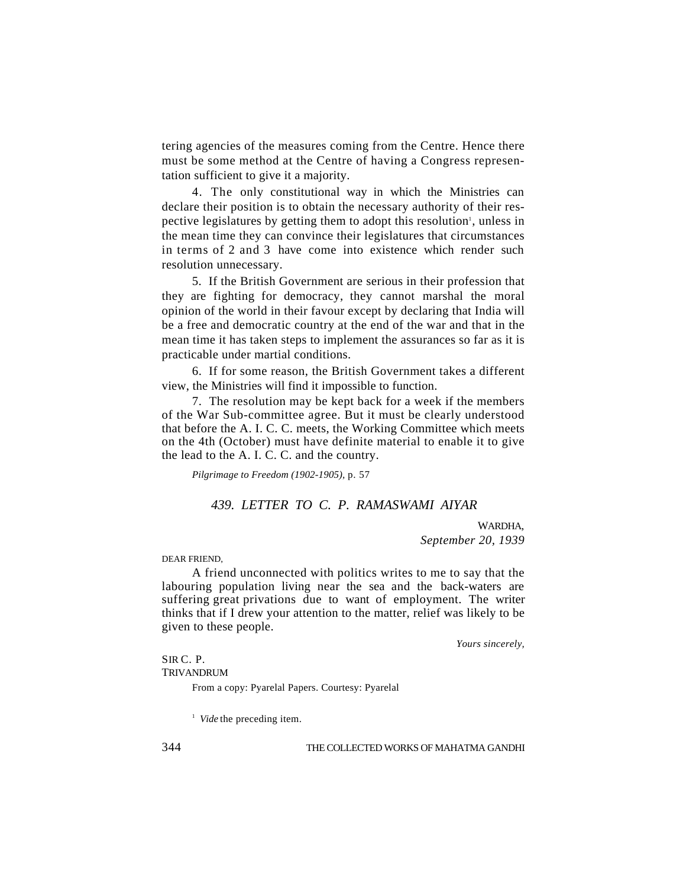tering agencies of the measures coming from the Centre. Hence there must be some method at the Centre of having a Congress representation sufficient to give it a majority.

4. The only constitutional way in which the Ministries can declare their position is to obtain the necessary authority of their respective legislatures by getting them to adopt this resolution[1], unless in the mean time they can convince their legislatures that circumstances in terms of 2 and 3 have come into existence which render such resolution unnecessary.

5. If the British Government are serious in their profession that they are fighting for democracy, they cannot marshal the moral opinion of the world in their favour except by declaring that India will be a free and democratic country at the end of the war and that in the mean time it has taken steps to implement the assurances so far as it is practicable under martial conditions.

6. If for some reason, the British Government takes a different view, the Ministries will find it impossible to function.

7. The resolution may be kept back for a week if the members of the War Sub-committee agree. But it must be clearly understood that before the A. I. C. C. meets, the Working Committee which meets on the 4th (October) must have definite material to enable it to give the lead to the A. I. C. C. and the country.

*Pilgrimage to Freedom (1902-1905)*, p. 57

## *439. LETTER TO C. P. RAMASWAMI AIYAR*

WARDHA,
*September 20, 1939*

DEAR FRIEND,

A friend unconnected with politics writes to me to say that the labouring population living near the sea and the back-waters are suffering great privations due to want of employment. The writer thinks that if I drew your attention to the matter, relief was likely to be given to these people.

*Yours sincerely,*

SIR C. P.
TRIVANDRUM

From a copy: Pyarelal Papers. Courtesy: Pyarelal

[1] *Vide* the preceding item.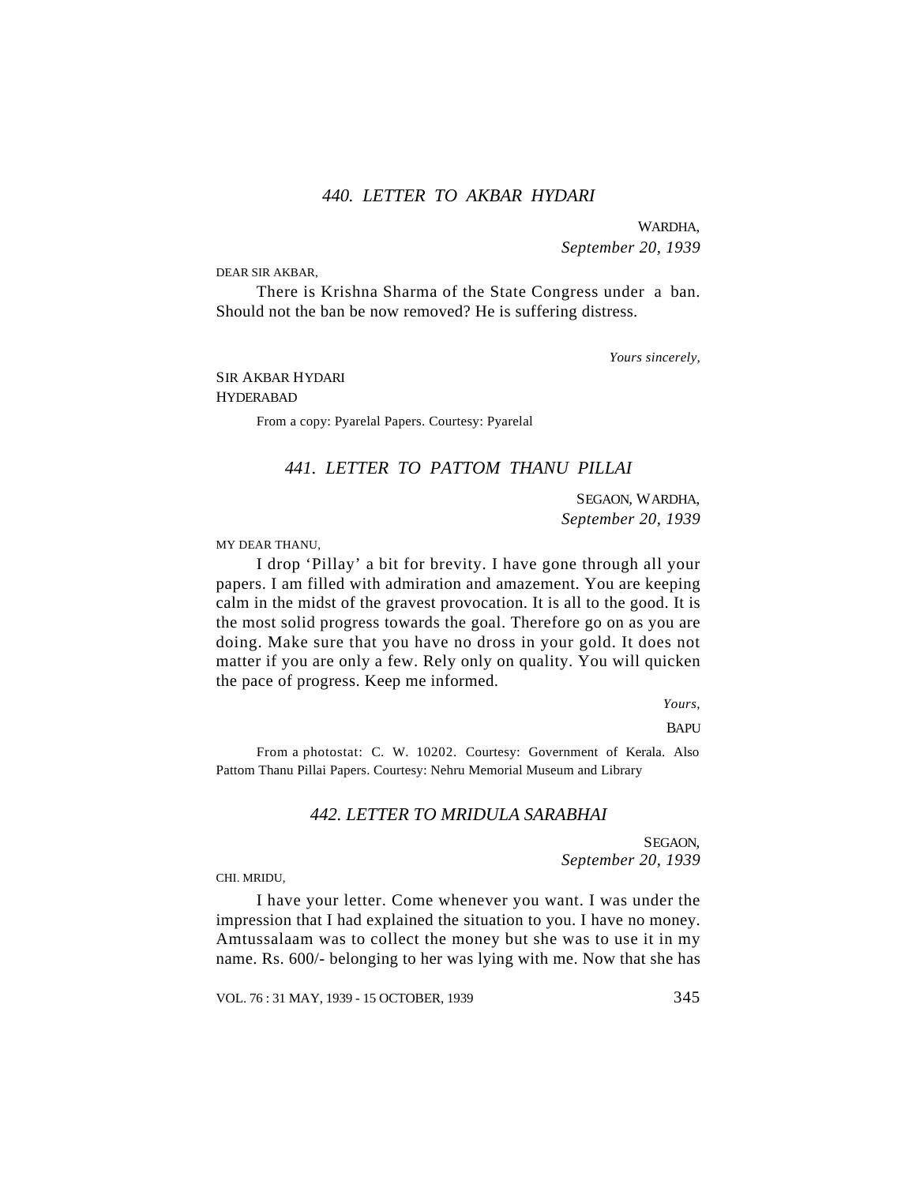### *440. LETTER TO AKBAR HYDARI*

WARDHA,
*September 20, 1939*

DEAR SIR AKBAR,

There is Krishna Sharma of the State Congress under a ban. Should not the ban be now removed? He is suffering distress.

*Yours sincerely,*

SIR AKBAR HYDARI
HYDERABAD

From a copy: Pyarelal Papers. Courtesy: Pyarelal

### *441. LETTER TO PATTOM THANU PILLAI*

SEGAON, WARDHA,
*September 20, 1939*

MY DEAR THANU,

I drop 'Pillay' a bit for brevity. I have gone through all your papers. I am filled with admiration and amazement. You are keeping calm in the midst of the gravest provocation. It is all to the good. It is the most solid progress towards the goal. Therefore go on as you are doing. Make sure that you have no dross in your gold. It does not matter if you are only a few. Rely only on quality. You will quicken the pace of progress. Keep me informed.

*Yours,*

BAPU

From a photostat: C. W. 10202. Courtesy: Government of Kerala. Also Pattom Thanu Pillai Papers. Courtesy: Nehru Memorial Museum and Library

### *442. LETTER TO MRIDULA SARABHAI*

SEGAON,
*September 20, 1939*

CHI. MRIDU,

I have your letter. Come whenever you want. I was under the impression that I had explained the situation to you. I have no money. Amtussalaam was to collect the money but she was to use it in my name. Rs. 600/- belonging to her was lying with me. Now that she has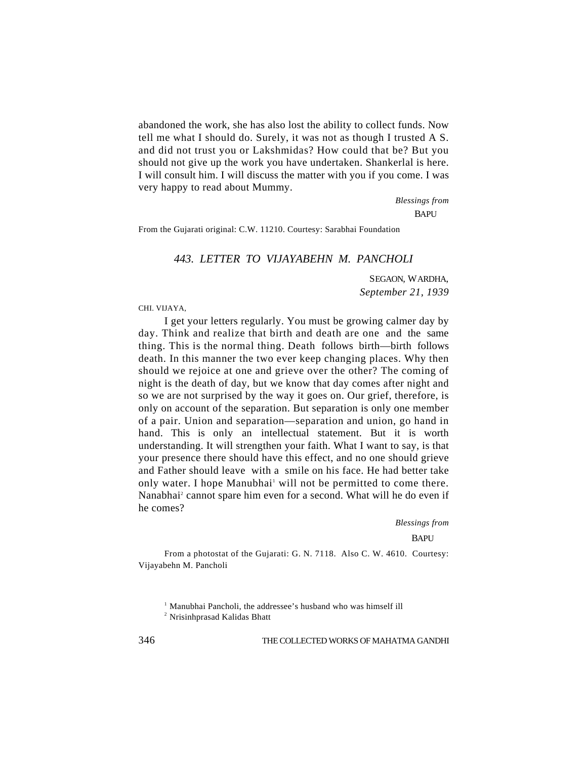abandoned the work, she has also lost the ability to collect funds. Now tell me what I should do. Surely, it was not as though I trusted A S. and did not trust you or Lakshmidas? How could that be? But you should not give up the work you have undertaken. Shankerlal is here. I will consult him. I will discuss the matter with you if you come. I was very happy to read about Mummy.

*Blessings from*

BAPU

From the Gujarati original: C.W. 11210. Courtesy: Sarabhai Foundation

### *443. LETTER TO VIJAYABEHN M. PANCHOLI*

SEGAON, WARDHA,
*September 21, 1939*

CHI. VIJAYA,

I get your letters regularly. You must be growing calmer day by day. Think and realize that birth and death are one and the same thing. This is the normal thing. Death follows birth—birth follows death. In this manner the two ever keep changing places. Why then should we rejoice at one and grieve over the other? The coming of night is the death of day, but we know that day comes after night and so we are not surprised by the way it goes on. Our grief, therefore, is only on account of the separation. But separation is only one member of a pair. Union and separation—separation and union, go hand in hand. This is only an intellectual statement. But it is worth understanding. It will strengthen your faith. What I want to say, is that your presence there should have this effect, and no one should grieve and Father should leave with a smile on his face. He had better take only water. I hope Manubhai[1] will not be permitted to come there. Nanabhai[2] cannot spare him even for a second. What will he do even if he comes?

*Blessings from*

BAPU

From a photostat of the Gujarati: G. N. 7118. Also C. W. 4610. Courtesy: Vijayabehn M. Pancholi

[1] Manubhai Pancholi, the addressee's husband who was himself ill

[2] Nrisinhprasad Kalidas Bhatt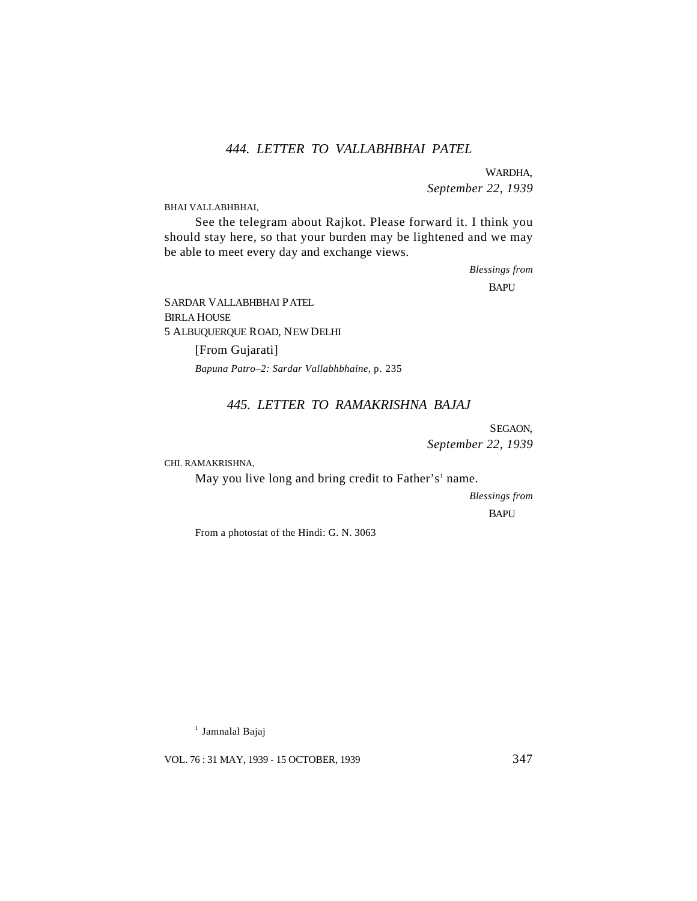### *444. LETTER TO VALLABHBHAI PATEL*

WARDHA,
*September 22, 1939*

BHAI VALLABHBHAI,

See the telegram about Rajkot. Please forward it. I think you should stay here, so that your burden may be lightened and we may be able to meet every day and exchange views.

*Blessings from*
BAPU

SARDAR VALLABHBHAI PATEL
BIRLA HOUSE
5 ALBUQUERQUE ROAD, NEW DELHI

[From Gujarati]

*Bapuna Patro–2: Sardar Vallabhbhaine*, p. 235

### *445. LETTER TO RAMAKRISHNA BAJAJ*

SEGAON,
*September 22, 1939*

CHI. RAMAKRISHNA,

May you live long and bring credit to Father's[1] name.

*Blessings from*
BAPU

From a photostat of the Hindi: G. N. 3063

[1] Jamnalal Bajaj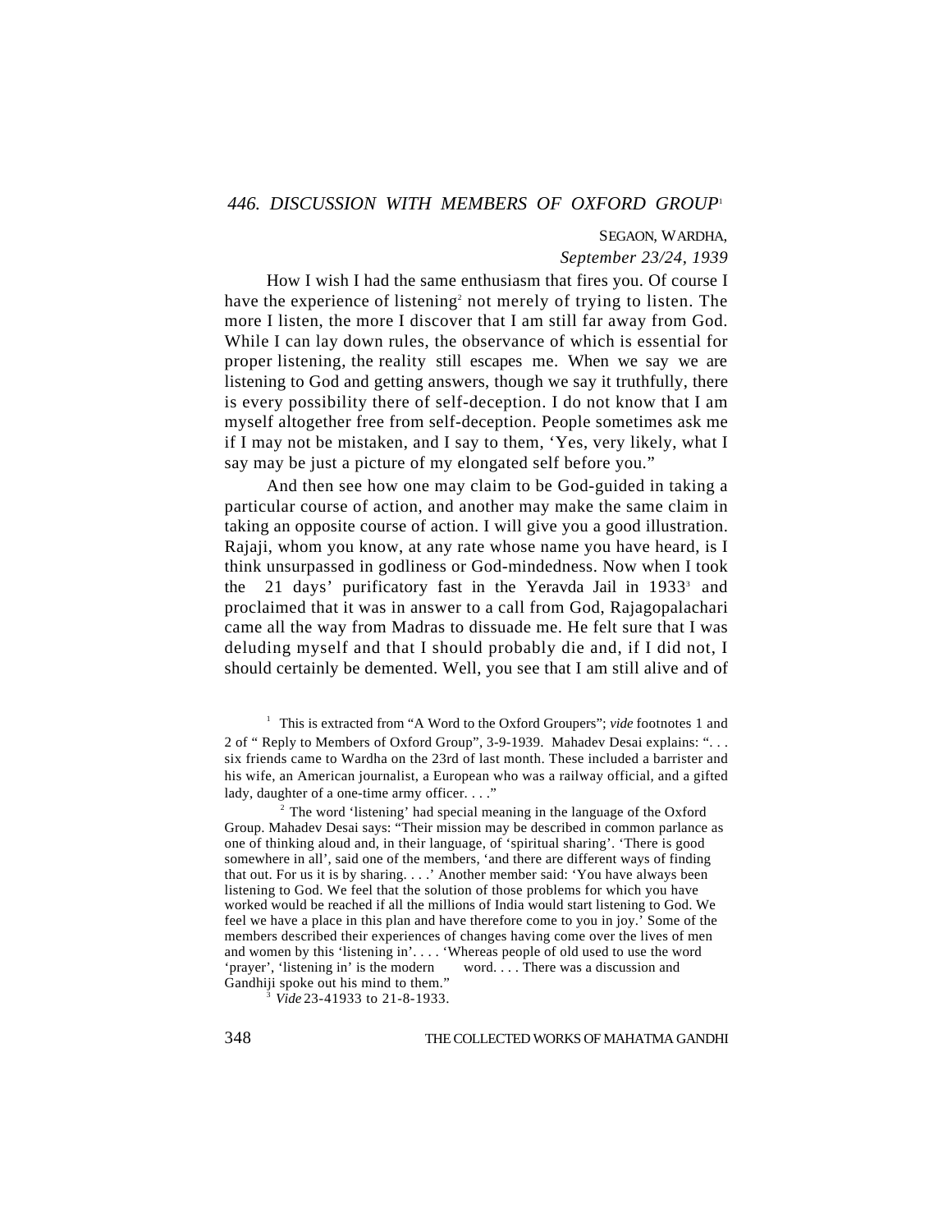## *446. DISCUSSION WITH MEMBERS OF OXFORD GROUP*[1]

SEGAON, WARDHA,
*September 23/24, 1939*

How I wish I had the same enthusiasm that fires you. Of course I have the experience of listening[2] not merely of trying to listen. The more I listen, the more I discover that I am still far away from God. While I can lay down rules, the observance of which is essential for proper listening, the reality still escapes me. When we say we are listening to God and getting answers, though we say it truthfully, there is every possibility there of self-deception. I do not know that I am myself altogether free from self-deception. People sometimes ask me if I may not be mistaken, and I say to them, 'Yes, very likely, what I say may be just a picture of my elongated self before you."

And then see how one may claim to be God-guided in taking a particular course of action, and another may make the same claim in taking an opposite course of action. I will give you a good illustration. Rajaji, whom you know, at any rate whose name you have heard, is I think unsurpassed in godliness or God-mindedness. Now when I took the 21 days' purificatory fast in the Yeravda Jail in 1933[3] and proclaimed that it was in answer to a call from God, Rajagopalachari came all the way from Madras to dissuade me. He felt sure that I was deluding myself and that I should probably die and, if I did not, I should certainly be demented. Well, you see that I am still alive and of

---

[1] This is extracted from "A Word to the Oxford Groupers"; *vide* footnotes 1 and 2 of " Reply to Members of Oxford Group", 3-9-1939. Mahadev Desai explains: ". . . six friends came to Wardha on the 23rd of last month. These included a barrister and his wife, an American journalist, a European who was a railway official, and a gifted lady, daughter of a one-time army officer. . . ."

[2] The word 'listening' had special meaning in the language of the Oxford Group. Mahadev Desai says: "Their mission may be described in common parlance as one of thinking aloud and, in their language, of 'spiritual sharing'. 'There is good somewhere in all', said one of the members, 'and there are different ways of finding that out. For us it is by sharing. . . .' Another member said: 'You have always been listening to God. We feel that the solution of those problems for which you have worked would be reached if all the millions of India would start listening to God. We feel we have a place in this plan and have therefore come to you in joy.' Some of the members described their experiences of changes having come over the lives of men and women by this 'listening in'. . . . 'Whereas people of old used to use the word 'prayer', 'listening in' is the modern word. . . . There was a discussion and Gandhiji spoke out his mind to them."

[3] *Vide* 23-41933 to 21-8-1933.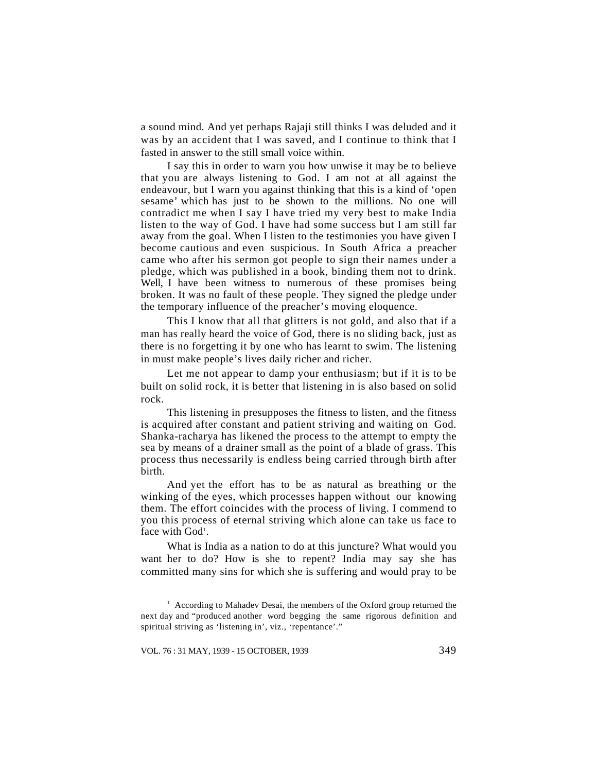a sound mind. And yet perhaps Rajaji still thinks I was deluded and it was by an accident that I was saved, and I continue to think that I fasted in answer to the still small voice within.

I say this in order to warn you how unwise it may be to believe that you are always listening to God. I am not at all against the endeavour, but I warn you against thinking that this is a kind of 'open sesame' which has just to be shown to the millions. No one will contradict me when I say I have tried my very best to make India listen to the way of God. I have had some success but I am still far away from the goal. When I listen to the testimonies you have given I become cautious and even suspicious. In South Africa a preacher came who after his sermon got people to sign their names under a pledge, which was published in a book, binding them not to drink. Well, I have been witness to numerous of these promises being broken. It was no fault of these people. They signed the pledge under the temporary influence of the preacher's moving eloquence.

This I know that all that glitters is not gold, and also that if a man has really heard the voice of God, there is no sliding back, just as there is no forgetting it by one who has learnt to swim. The listening in must make people's lives daily richer and richer.

Let me not appear to damp your enthusiasm; but if it is to be built on solid rock, it is better that listening in is also based on solid rock.

This listening in presupposes the fitness to listen, and the fitness is acquired after constant and patient striving and waiting on God. Shanka-racharya has likened the process to the attempt to empty the sea by means of a drainer small as the point of a blade of grass. This process thus necessarily is endless being carried through birth after birth.

And yet the effort has to be as natural as breathing or the winking of the eyes, which processes happen without our knowing them. The effort coincides with the process of living. I commend to you this process of eternal striving which alone can take us face to face with God[1].

What is India as a nation to do at this juncture? What would you want her to do? How is she to repent? India may say she has committed many sins for which she is suffering and would pray to be

[1] According to Mahadev Desai, the members of the Oxford group returned the next day and "produced another word begging the same rigorous definition and spiritual striving as 'listening in', viz., 'repentance'."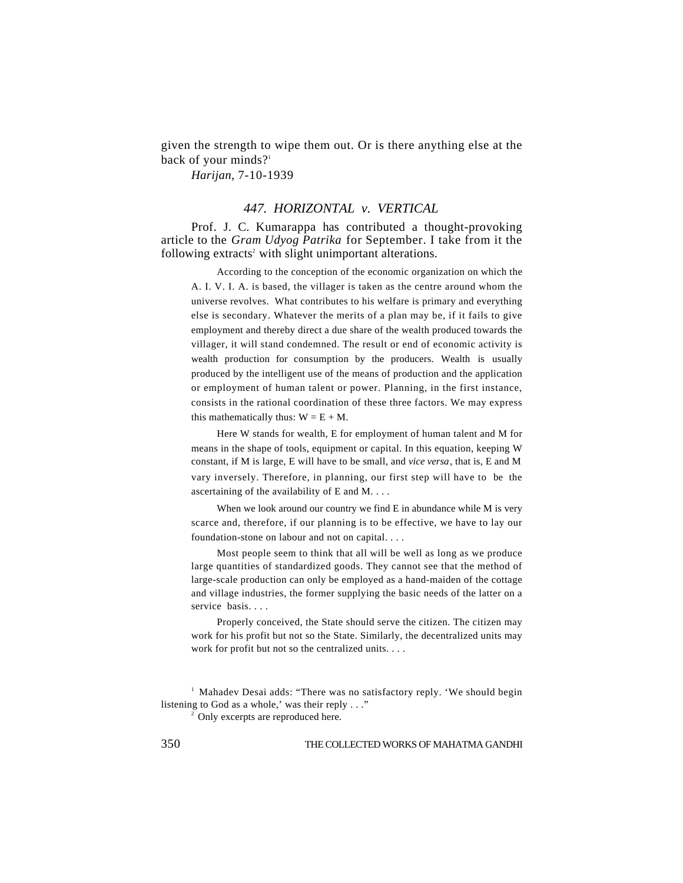given the strength to wipe them out. Or is there anything else at the back of your minds?[1]

*Harijan*, 7-10-1939

### 447. HORIZONTAL *v.* VERTICAL

Prof. J. C. Kumarappa has contributed a thought-provoking article to the *Gram Udyog Patrika* for September. I take from it the following extracts[2] with slight unimportant alterations.

> According to the conception of the economic organization on which the A. I. V. I. A. is based, the villager is taken as the centre around whom the universe revolves. What contributes to his welfare is primary and everything else is secondary. Whatever the merits of a plan may be, if it fails to give employment and thereby direct a due share of the wealth produced towards the villager, it will stand condemned. The result or end of economic activity is wealth production for consumption by the producers. Wealth is usually produced by the intelligent use of the means of production and the application or employment of human talent or power. Planning, in the first instance, consists in the rational coordination of these three factors. We may express this mathematically thus: $W = E + M$.
>
> Here W stands for wealth, E for employment of human talent and M for means in the shape of tools, equipment or capital. In this equation, keeping W constant, if M is large, E will have to be small, and *vice versa*, that is, E and M vary inversely. Therefore, in planning, our first step will have to be the ascertaining of the availability of E and M. . . .
>
> When we look around our country we find E in abundance while M is very scarce and, therefore, if our planning is to be effective, we have to lay our foundation-stone on labour and not on capital. . . .
>
> Most people seem to think that all will be well as long as we produce large quantities of standardized goods. They cannot see that the method of large-scale production can only be employed as a hand-maiden of the cottage and village industries, the former supplying the basic needs of the latter on a service basis. . . .
>
> Properly conceived, the State should serve the citizen. The citizen may work for his profit but not so the State. Similarly, the decentralized units may work for profit but not so the centralized units. . . .

[1] Mahadev Desai adds: "There was no satisfactory reply. 'We should begin listening to God as a whole,' was their reply . . ."

[2] Only excerpts are reproduced here.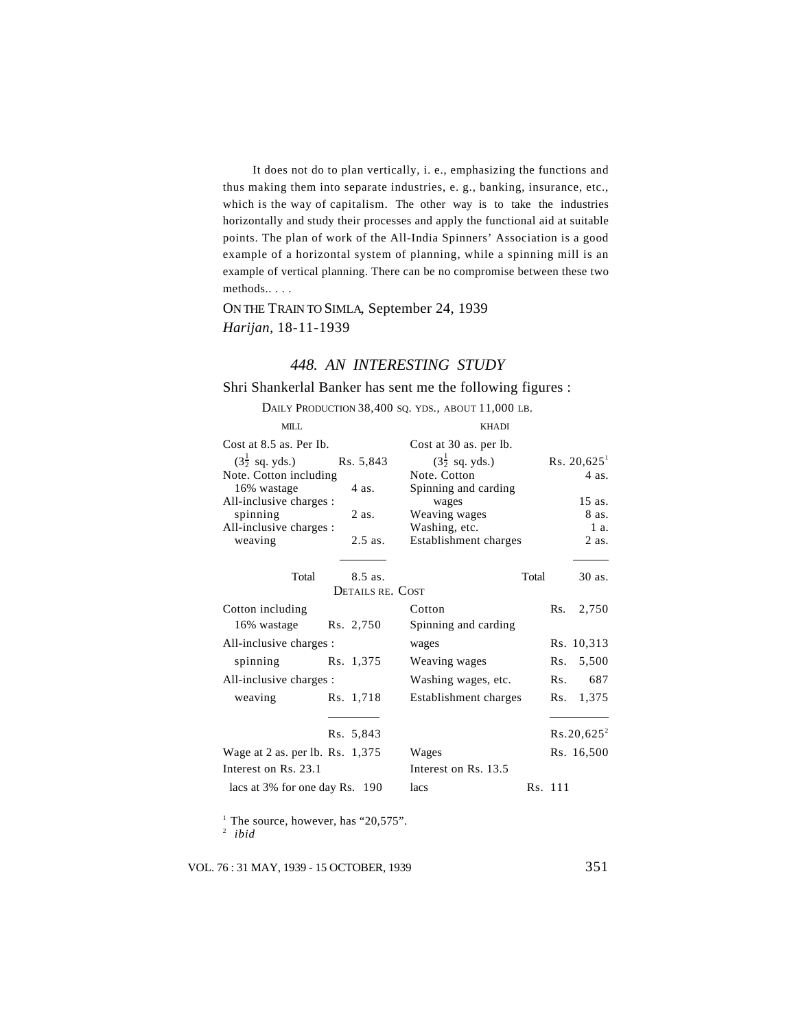It does not do to plan vertically, i. e., emphasizing the functions and thus making them into separate industries, e. g., banking, insurance, etc., which is the way of capitalism. The other way is to take the industries horizontally and study their processes and apply the functional aid at suitable points. The plan of work of the All-India Spinners' Association is a good example of a horizontal system of planning, while a spinning mill is an example of vertical planning. There can be no compromise between these two methods.. . . .

ON THE TRAIN TO SIMLA, September 24, 1939
*Harijan*, 18-11-1939

## 448. AN INTERESTING STUDY

Shri Shankerlal Banker has sent me the following figures :

DAILY PRODUCTION 38,400 SQ. YDS., ABOUT 11,000 LB.

| MILL | | KHADI | |
|---|---|---|---|
| Cost at 8.5 as. Per Ib. ($3\frac{1}{2}$ sq. yds.) | Rs. 5,843 | Cost at 30 as. per lb. ($3\frac{1}{2}$ sq. yds.) | Rs. 20,625[1] |
| Note. Cotton including 16% wastage | 4 as. | Note. Cotton | 4 as. |
| All-inclusive charges : spinning | 2 as. | Spinning and carding wages | 15 as. |
| All-inclusive charges : weaving | 2.5 as. | Weaving wages | 8 as. |
| | | Washing, etc. | 1 a. |
| | | Establishment charges | 2 as. |
| Total | 8.5 as. | Total | 30 as. |

DETAILS RE. COST

| MILL | | KHADI | |
|---|---|---|---|
| Cotton including 16% wastage | Rs. 2,750 | Cotton | Rs. 2,750 |
| All-inclusive charges : spinning | Rs. 1,375 | Spinning and carding wages | Rs. 10,313 |
| All-inclusive charges : weaving | Rs. 1,718 | Weaving wages | Rs. 5,500 |
| | | Washing wages, etc. | Rs. 687 |
| | | Establishment charges | Rs. 1,375 |
| | Rs. 5,843 | | Rs.20,625[2] |
| Wage at 2 as. per lb. | Rs. 1,375 | Wages | Rs. 16,500 |
| Interest on Rs. 23.1 lacs at 3% for one day | Rs. 190 | Interest on Rs. 13.5 lacs | Rs. 111 |

[1] The source, however, has "20,575".
[2] *ibid*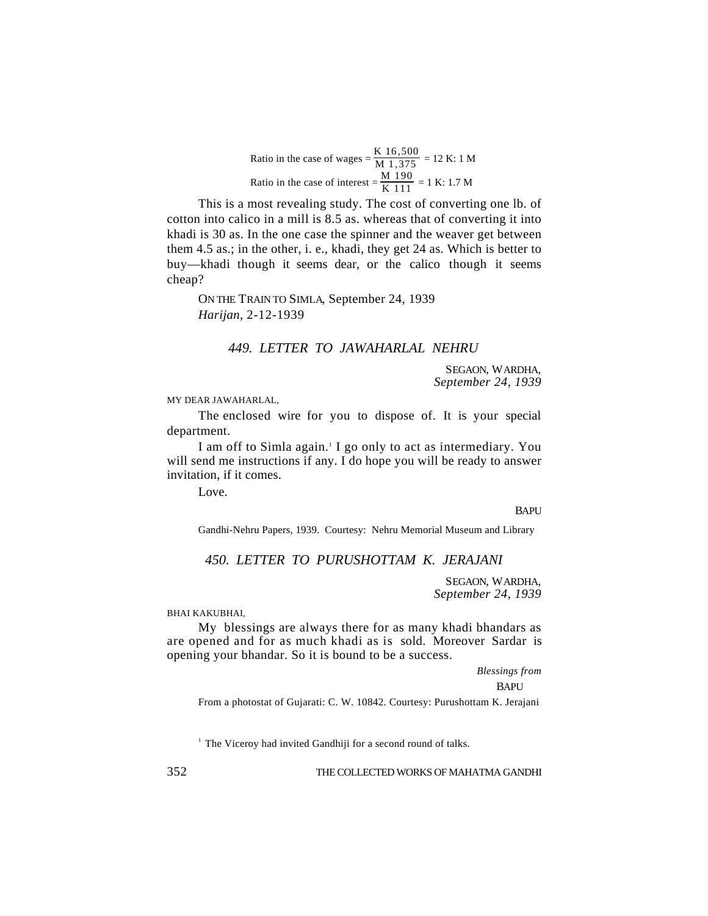$$\text{Ratio in the case of wages} = \frac{\text{K } 16{,}500}{\text{M } 1{,}375} = 12 \text{ K: } 1 \text{ M}$$

$$\text{Ratio in the case of interest} = \frac{\text{M } 190}{\text{K } 111} = 1 \text{ K: } 1.7 \text{ M}$$

This is a most revealing study. The cost of converting one lb. of cotton into calico in a mill is 8.5 as. whereas that of converting it into khadi is 30 as. In the one case the spinner and the weaver get between them 4.5 as.; in the other, i. e., khadi, they get 24 as. Which is better to buy—khadi though it seems dear, or the calico though it seems cheap?

ON THE TRAIN TO SIMLA, September 24, 1939
*Harijan*, 2-12-1939

### *449. LETTER TO JAWAHARLAL NEHRU*

SEGAON, WARDHA,
*September 24, 1939*

MY DEAR JAWAHARLAL,

The enclosed wire for you to dispose of. It is your special department.

I am off to Simla again.[1] I go only to act as intermediary. You will send me instructions if any. I do hope you will be ready to answer invitation, if it comes.

Love.

BAPU

Gandhi-Nehru Papers, 1939. Courtesy: Nehru Memorial Museum and Library

### *450. LETTER TO PURUSHOTTAM K. JERAJANI*

SEGAON, WARDHA,
*September 24, 1939*

BHAI KAKUBHAI,

My blessings are always there for as many khadi bhandars as are opened and for as much khadi as is sold. Moreover Sardar is opening your bhandar. So it is bound to be a success.

*Blessings from*
BAPU

From a photostat of Gujarati: C. W. 10842. Courtesy: Purushottam K. Jerajani

[1] The Viceroy had invited Gandhiji for a second round of talks.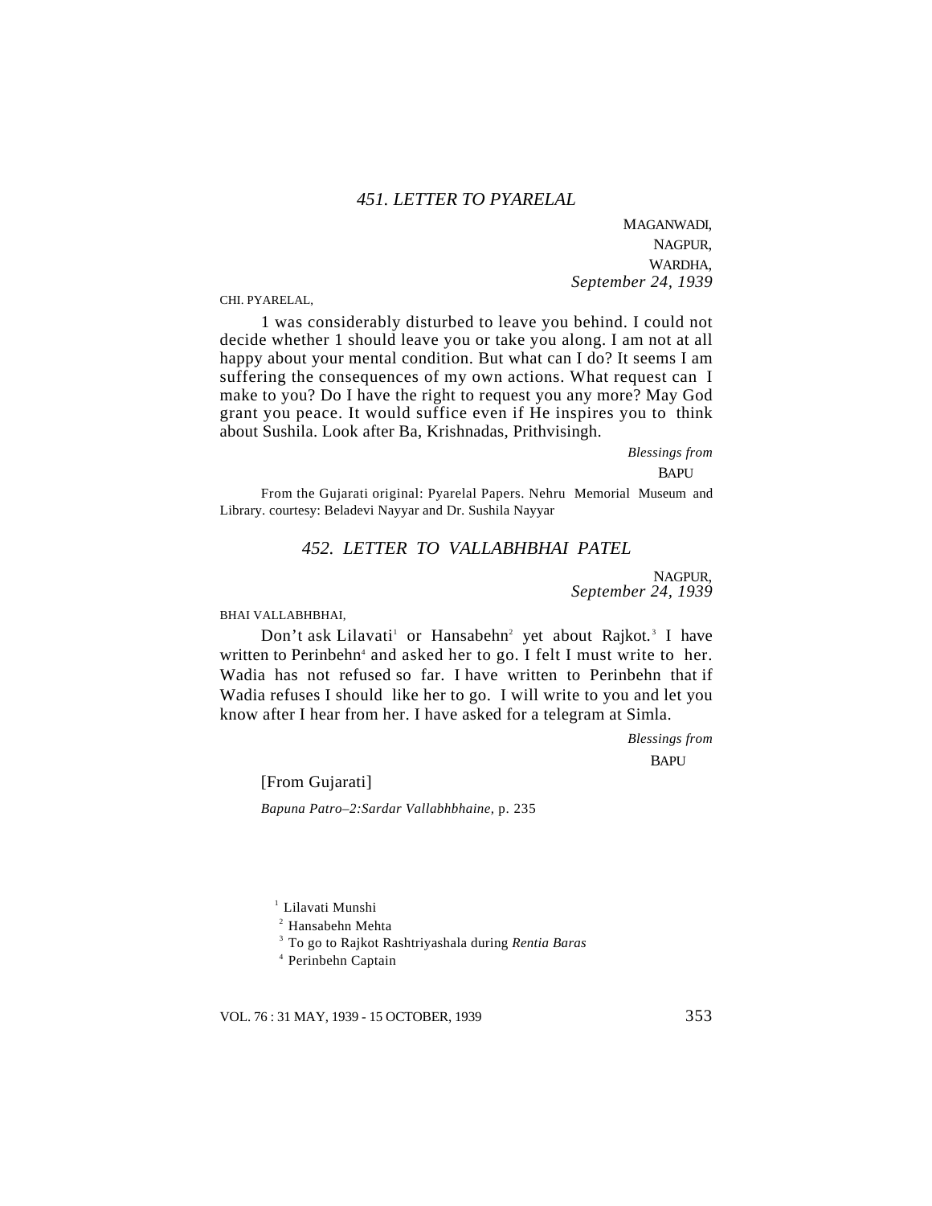## *451. LETTER TO PYARELAL*

MAGANWADI,
NAGPUR,
WARDHA,
*September 24, 1939*

CHI. PYARELAL,

1 was considerably disturbed to leave you behind. I could not decide whether 1 should leave you or take you along. I am not at all happy about your mental condition. But what can I do? It seems I am suffering the consequences of my own actions. What request can I make to you? Do I have the right to request you any more? May God grant you peace. It would suffice even if He inspires you to think about Sushila. Look after Ba, Krishnadas, Prithvisingh.

*Blessings from*
BAPU

From the Gujarati original: Pyarelal Papers. Nehru Memorial Museum and Library. courtesy: Beladevi Nayyar and Dr. Sushila Nayyar

## *452. LETTER TO VALLABHBHAI PATEL*

NAGPUR,
*September 24, 1939*

BHAI VALLABHBHAI,

Don't ask Lilavati[1] or Hansabehn[2] yet about Rajkot.[3] I have written to Perinbehn[4] and asked her to go. I felt I must write to her. Wadia has not refused so far. I have written to Perinbehn that if Wadia refuses I should like her to go. I will write to you and let you know after I hear from her. I have asked for a telegram at Simla.

*Blessings from*
BAPU

[From Gujarati]

*Bapuna Patro–2:Sardar Vallabhbhaine,* p. 235

[1] Lilavati Munshi

[2] Hansabehn Mehta

[3] To go to Rajkot Rashtriyashala during *Rentia Baras*

[4] Perinbehn Captain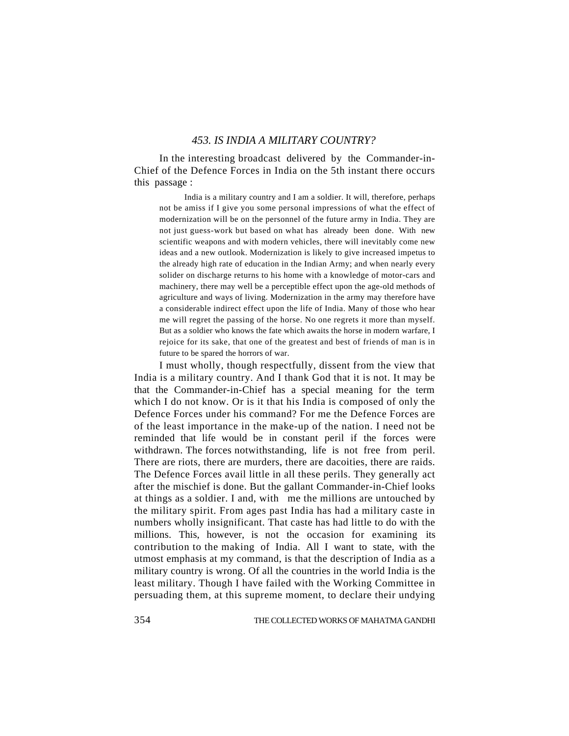### *453. IS INDIA A MILITARY COUNTRY?*

In the interesting broadcast delivered by the Commander-in-Chief of the Defence Forces in India on the 5th instant there occurs this passage :

> India is a military country and I am a soldier. It will, therefore, perhaps not be amiss if I give you some personal impressions of what the effect of modernization will be on the personnel of the future army in India. They are not just guess-work but based on what has already been done. With new scientific weapons and with modern vehicles, there will inevitably come new ideas and a new outlook. Modernization is likely to give increased impetus to the already high rate of education in the Indian Army; and when nearly every solider on discharge returns to his home with a knowledge of motor-cars and machinery, there may well be a perceptible effect upon the age-old methods of agriculture and ways of living. Modernization in the army may therefore have a considerable indirect effect upon the life of India. Many of those who hear me will regret the passing of the horse. No one regrets it more than myself. But as a soldier who knows the fate which awaits the horse in modern warfare, I rejoice for its sake, that one of the greatest and best of friends of man is in future to be spared the horrors of war.

I must wholly, though respectfully, dissent from the view that India is a military country. And I thank God that it is not. It may be that the Commander-in-Chief has a special meaning for the term which I do not know. Or is it that his India is composed of only the Defence Forces under his command? For me the Defence Forces are of the least importance in the make-up of the nation. I need not be reminded that life would be in constant peril if the forces were withdrawn. The forces notwithstanding, life is not free from peril. There are riots, there are murders, there are dacoities, there are raids. The Defence Forces avail little in all these perils. They generally act after the mischief is done. But the gallant Commander-in-Chief looks at things as a soldier. I and, with me the millions are untouched by the military spirit. From ages past India has had a military caste in numbers wholly insignificant. That caste has had little to do with the millions. This, however, is not the occasion for examining its contribution to the making of India. All I want to state, with the utmost emphasis at my command, is that the description of India as a military country is wrong. Of all the countries in the world India is the least military. Though I have failed with the Working Committee in persuading them, at this supreme moment, to declare their undying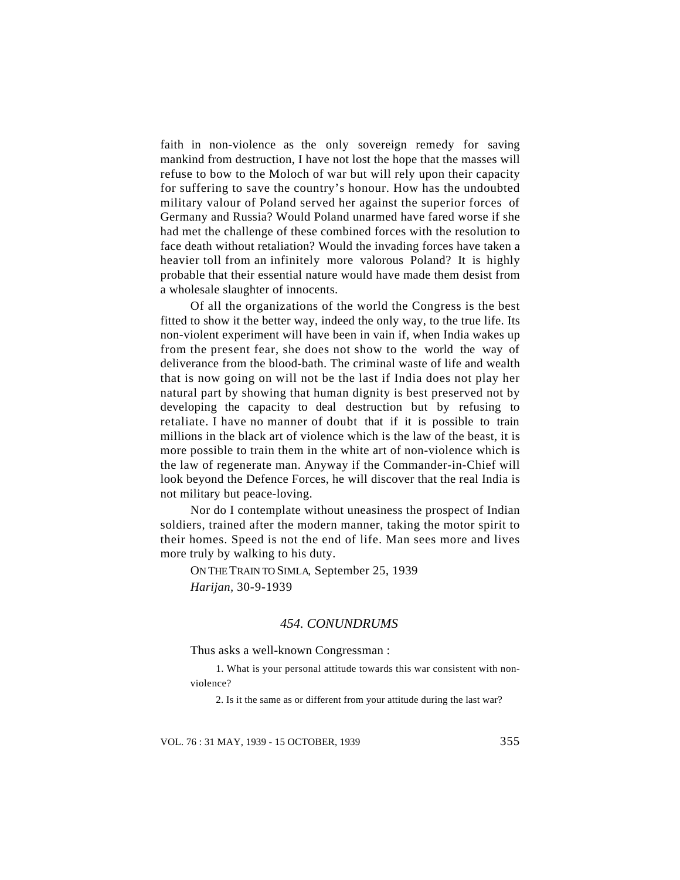faith in non-violence as the only sovereign remedy for saving mankind from destruction, I have not lost the hope that the masses will refuse to bow to the Moloch of war but will rely upon their capacity for suffering to save the country's honour. How has the undoubted military valour of Poland served her against the superior forces of Germany and Russia? Would Poland unarmed have fared worse if she had met the challenge of these combined forces with the resolution to face death without retaliation? Would the invading forces have taken a heavier toll from an infinitely more valorous Poland? It is highly probable that their essential nature would have made them desist from a wholesale slaughter of innocents.

Of all the organizations of the world the Congress is the best fitted to show it the better way, indeed the only way, to the true life. Its non-violent experiment will have been in vain if, when India wakes up from the present fear, she does not show to the world the way of deliverance from the blood-bath. The criminal waste of life and wealth that is now going on will not be the last if India does not play her natural part by showing that human dignity is best preserved not by developing the capacity to deal destruction but by refusing to retaliate. I have no manner of doubt that if it is possible to train millions in the black art of violence which is the law of the beast, it is more possible to train them in the white art of non-violence which is the law of regenerate man. Anyway if the Commander-in-Chief will look beyond the Defence Forces, he will discover that the real India is not military but peace-loving.

Nor do I contemplate without uneasiness the prospect of Indian soldiers, trained after the modern manner, taking the motor spirit to their homes. Speed is not the end of life. Man sees more and lives more truly by walking to his duty.

ON THE TRAIN TO SIMLA, September 25, 1939
*Harijan*, 30-9-1939

### *454. CONUNDRUMS*

Thus asks a well-known Congressman :

1. What is your personal attitude towards this war consistent with non-violence?

2. Is it the same as or different from your attitude during the last war?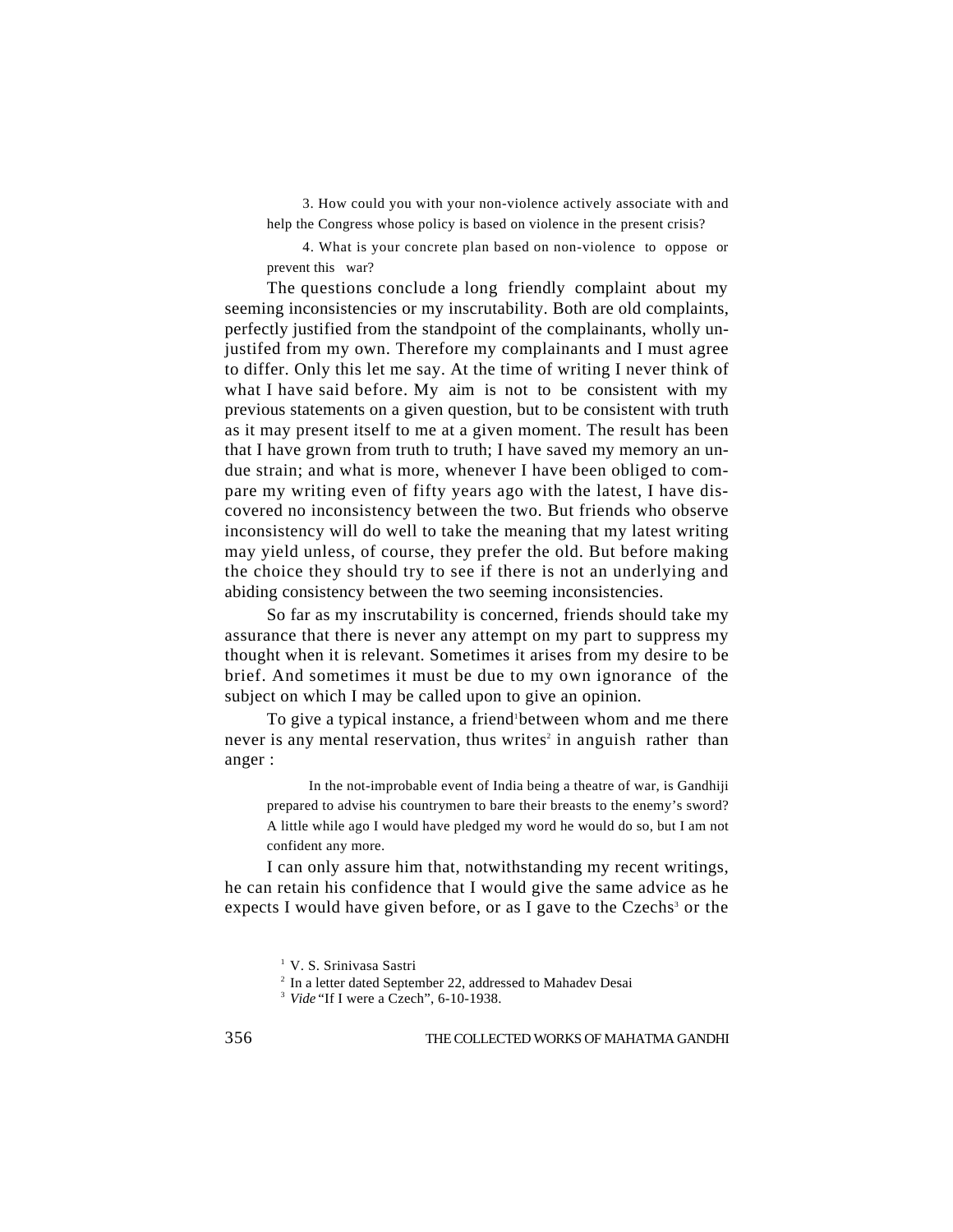3. How could you with your non-violence actively associate with and help the Congress whose policy is based on violence in the present crisis?

4. What is your concrete plan based on non-violence to oppose or prevent this war?

The questions conclude a long friendly complaint about my seeming inconsistencies or my inscrutability. Both are old complaints, perfectly justified from the standpoint of the complainants, wholly unjustifed from my own. Therefore my complainants and I must agree to differ. Only this let me say. At the time of writing I never think of what I have said before. My aim is not to be consistent with my previous statements on a given question, but to be consistent with truth as it may present itself to me at a given moment. The result has been that I have grown from truth to truth; I have saved my memory an undue strain; and what is more, whenever I have been obliged to compare my writing even of fifty years ago with the latest, I have discovered no inconsistency between the two. But friends who observe inconsistency will do well to take the meaning that my latest writing may yield unless, of course, they prefer the old. But before making the choice they should try to see if there is not an underlying and abiding consistency between the two seeming inconsistencies.

So far as my inscrutability is concerned, friends should take my assurance that there is never any attempt on my part to suppress my thought when it is relevant. Sometimes it arises from my desire to be brief. And sometimes it must be due to my own ignorance of the subject on which I may be called upon to give an opinion.

To give a typical instance, a friend[1] between whom and me there never is any mental reservation, thus writes[2] in anguish rather than anger :

> In the not-improbable event of India being a theatre of war, is Gandhiji prepared to advise his countrymen to bare their breasts to the enemy's sword? A little while ago I would have pledged my word he would do so, but I am not confident any more.

I can only assure him that, notwithstanding my recent writings, he can retain his confidence that I would give the same advice as he expects I would have given before, or as I gave to the Czechs[3] or the

[1] V. S. Srinivasa Sastri

[2] In a letter dated September 22, addressed to Mahadev Desai

[3] *Vide* "If I were a Czech", 6-10-1938.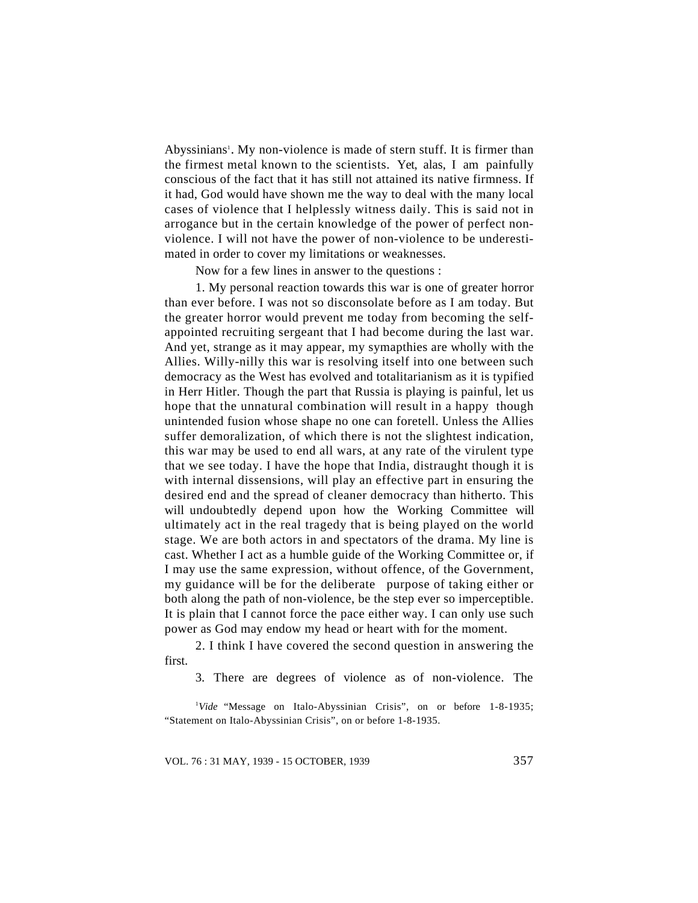Abyssinians[1]. My non-violence is made of stern stuff. It is firmer than the firmest metal known to the scientists. Yet, alas, I am painfully conscious of the fact that it has still not attained its native firmness. If it had, God would have shown me the way to deal with the many local cases of violence that I helplessly witness daily. This is said not in arrogance but in the certain knowledge of the power of perfect non-violence. I will not have the power of non-violence to be underestimated in order to cover my limitations or weaknesses.

Now for a few lines in answer to the questions :

1. My personal reaction towards this war is one of greater horror than ever before. I was not so disconsolate before as I am today. But the greater horror would prevent me today from becoming the self-appointed recruiting sergeant that I had become during the last war. And yet, strange as it may appear, my symapthies are wholly with the Allies. Willy-nilly this war is resolving itself into one between such democracy as the West has evolved and totalitarianism as it is typified in Herr Hitler. Though the part that Russia is playing is painful, let us hope that the unnatural combination will result in a happy though unintended fusion whose shape no one can foretell. Unless the Allies suffer demoralization, of which there is not the slightest indication, this war may be used to end all wars, at any rate of the virulent type that we see today. I have the hope that India, distraught though it is with internal dissensions, will play an effective part in ensuring the desired end and the spread of cleaner democracy than hitherto. This will undoubtedly depend upon how the Working Committee will ultimately act in the real tragedy that is being played on the world stage. We are both actors in and spectators of the drama. My line is cast. Whether I act as a humble guide of the Working Committee or, if I may use the same expression, without offence, of the Government, my guidance will be for the deliberate purpose of taking either or both along the path of non-violence, be the step ever so imperceptible. It is plain that I cannot force the pace either way. I can only use such power as God may endow my head or heart with for the moment.

2. I think I have covered the second question in answering the first.

3. There are degrees of violence as of non-violence. The

[1] *Vide* "Message on Italo-Abyssinian Crisis", on or before 1-8-1935; "Statement on Italo-Abyssinian Crisis", on or before 1-8-1935.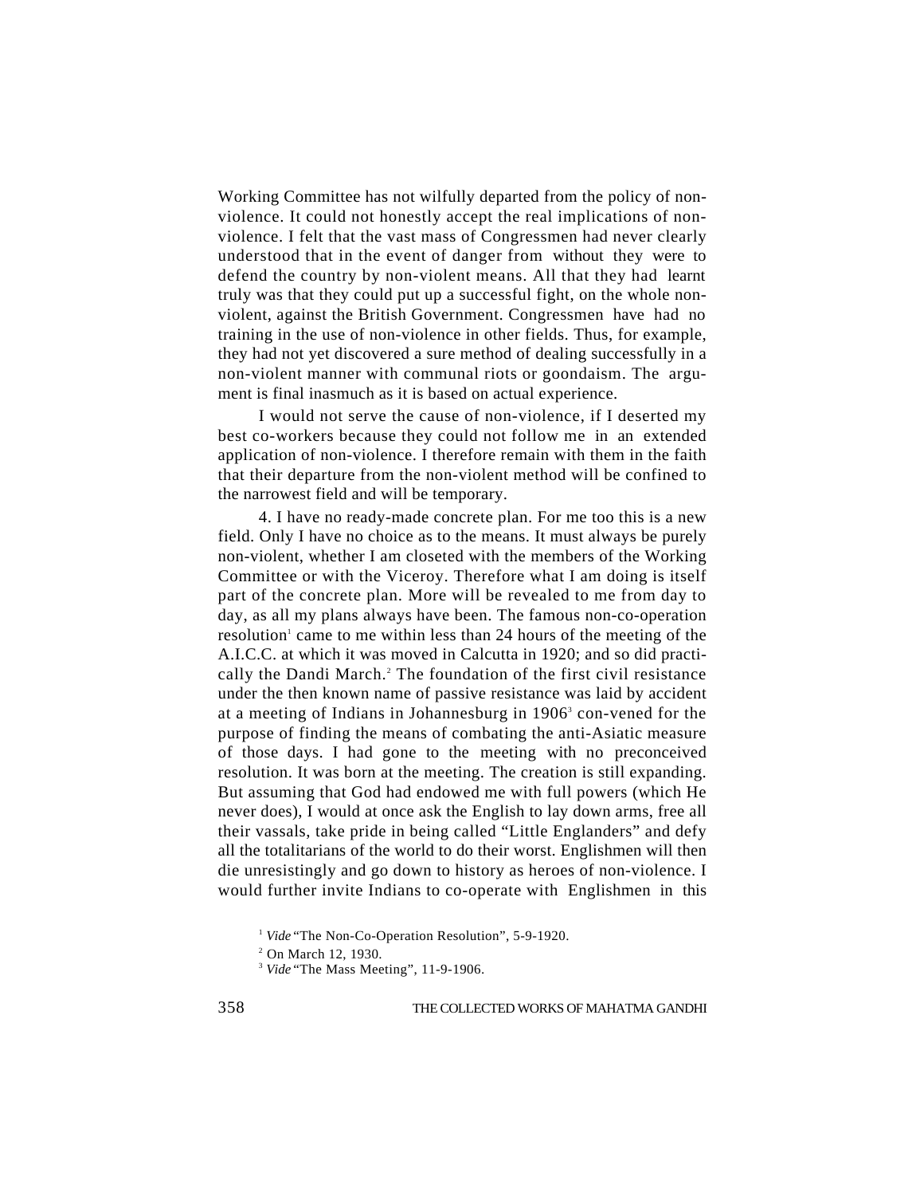Working Committee has not wilfully departed from the policy of non-violence. It could not honestly accept the real implications of non-violence. I felt that the vast mass of Congressmen had never clearly understood that in the event of danger from without they were to defend the country by non-violent means. All that they had learnt truly was that they could put up a successful fight, on the whole non-violent, against the British Government. Congressmen have had no training in the use of non-violence in other fields. Thus, for example, they had not yet discovered a sure method of dealing successfully in a non-violent manner with communal riots or goondaism. The argument is final inasmuch as it is based on actual experience.

I would not serve the cause of non-violence, if I deserted my best co-workers because they could not follow me in an extended application of non-violence. I therefore remain with them in the faith that their departure from the non-violent method will be confined to the narrowest field and will be temporary.

4. I have no ready-made concrete plan. For me too this is a new field. Only I have no choice as to the means. It must always be purely non-violent, whether I am closeted with the members of the Working Committee or with the Viceroy. Therefore what I am doing is itself part of the concrete plan. More will be revealed to me from day to day, as all my plans always have been. The famous non-co-operation resolution[1] came to me within less than 24 hours of the meeting of the A.I.C.C. at which it was moved in Calcutta in 1920; and so did practically the Dandi March.[2] The foundation of the first civil resistance under the then known name of passive resistance was laid by accident at a meeting of Indians in Johannesburg in 1906[3] con-vened for the purpose of finding the means of combating the anti-Asiatic measure of those days. I had gone to the meeting with no preconceived resolution. It was born at the meeting. The creation is still expanding. But assuming that God had endowed me with full powers (which He never does), I would at once ask the English to lay down arms, free all their vassals, take pride in being called "Little Englanders" and defy all the totalitarians of the world to do their worst. Englishmen will then die unresistingly and go down to history as heroes of non-violence. I would further invite Indians to co-operate with Englishmen in this

[1] *Vide* "The Non-Co-Operation Resolution", 5-9-1920.

[2] On March 12, 1930.

[3] *Vide* "The Mass Meeting", 11-9-1906.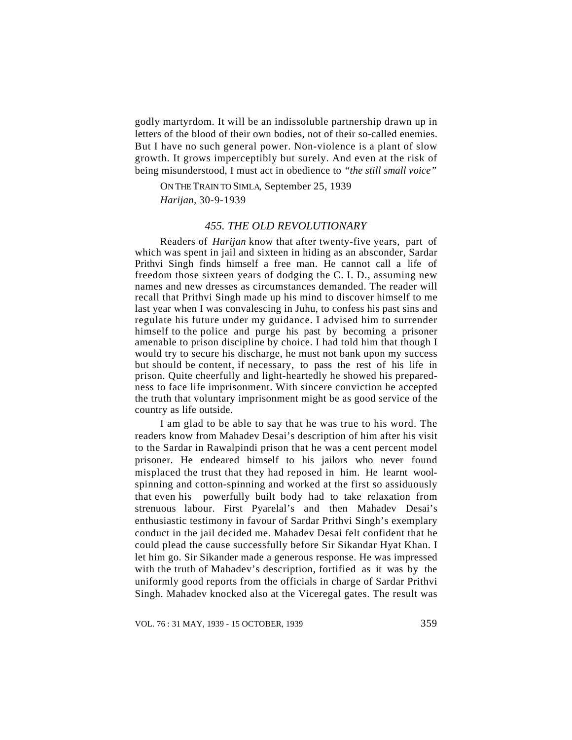godly martyrdom. It will be an indissoluble partnership drawn up in letters of the blood of their own bodies, not of their so-called enemies. But I have no such general power. Non-violence is a plant of slow growth. It grows imperceptibly but surely. And even at the risk of being misunderstood, I must act in obedience to *"the still small voice"*

ON THE TRAIN TO SIMLA, September 25, 1939
*Harijan,* 30-9-1939

### *455. THE OLD REVOLUTIONARY*

Readers of *Harijan* know that after twenty-five years, part of which was spent in jail and sixteen in hiding as an absconder, Sardar Prithvi Singh finds himself a free man. He cannot call a life of freedom those sixteen years of dodging the C. I. D., assuming new names and new dresses as circumstances demanded. The reader will recall that Prithvi Singh made up his mind to discover himself to me last year when I was convalescing in Juhu, to confess his past sins and regulate his future under my guidance. I advised him to surrender himself to the police and purge his past by becoming a prisoner amenable to prison discipline by choice. I had told him that though I would try to secure his discharge, he must not bank upon my success but should be content, if necessary, to pass the rest of his life in prison. Quite cheerfully and light-heartedly he showed his preparedness to face life imprisonment. With sincere conviction he accepted the truth that voluntary imprisonment might be as good service of the country as life outside.

I am glad to be able to say that he was true to his word. The readers know from Mahadev Desai's description of him after his visit to the Sardar in Rawalpindi prison that he was a cent percent model prisoner. He endeared himself to his jailors who never found misplaced the trust that they had reposed in him. He learnt wool-spinning and cotton-spinning and worked at the first so assiduously that even his powerfully built body had to take relaxation from strenuous labour. First Pyarelal's and then Mahadev Desai's enthusiastic testimony in favour of Sardar Prithvi Singh's exemplary conduct in the jail decided me. Mahadev Desai felt confident that he could plead the cause successfully before Sir Sikandar Hyat Khan. I let him go. Sir Sikander made a generous response. He was impressed with the truth of Mahadev's description, fortified as it was by the uniformly good reports from the officials in charge of Sardar Prithvi Singh. Mahadev knocked also at the Viceregal gates. The result was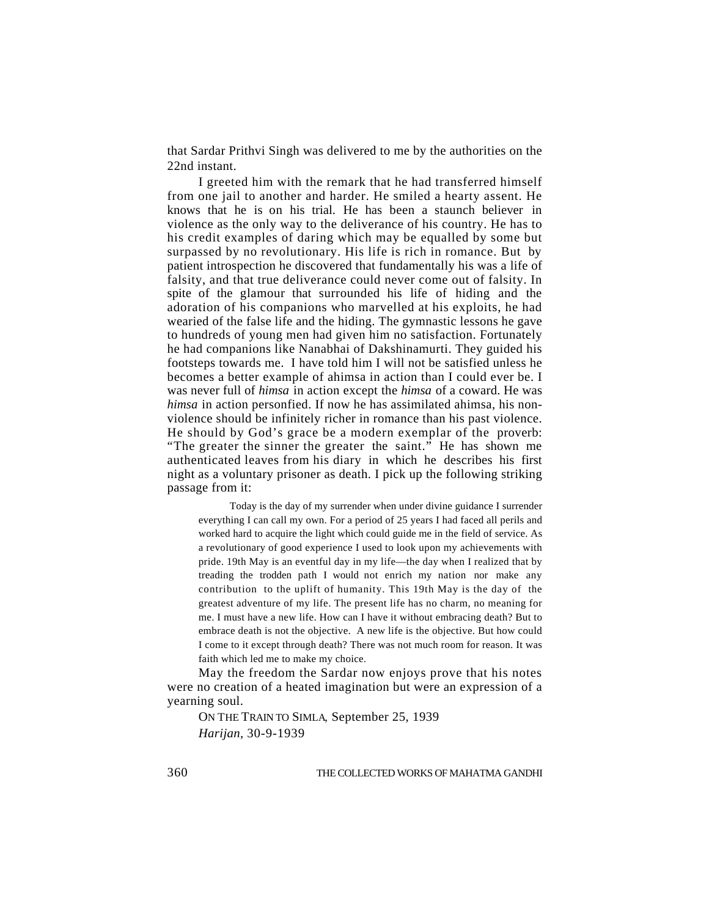that Sardar Prithvi Singh was delivered to me by the authorities on the 22nd instant.

I greeted him with the remark that he had transferred himself from one jail to another and harder. He smiled a hearty assent. He knows that he is on his trial. He has been a staunch believer in violence as the only way to the deliverance of his country. He has to his credit examples of daring which may be equalled by some but surpassed by no revolutionary. His life is rich in romance. But by patient introspection he discovered that fundamentally his was a life of falsity, and that true deliverance could never come out of falsity. In spite of the glamour that surrounded his life of hiding and the adoration of his companions who marvelled at his exploits, he had wearied of the false life and the hiding. The gymnastic lessons he gave to hundreds of young men had given him no satisfaction. Fortunately he had companions like Nanabhai of Dakshinamurti. They guided his footsteps towards me. I have told him I will not be satisfied unless he becomes a better example of ahimsa in action than I could ever be. I was never full of *himsa* in action except the *himsa* of a coward. He was *himsa* in action personfied. If now he has assimilated ahimsa, his non-violence should be infinitely richer in romance than his past violence. He should by God's grace be a modern exemplar of the proverb: "The greater the sinner the greater the saint." He has shown me authenticated leaves from his diary in which he describes his first night as a voluntary prisoner as death. I pick up the following striking passage from it:

> Today is the day of my surrender when under divine guidance I surrender everything I can call my own. For a period of 25 years I had faced all perils and worked hard to acquire the light which could guide me in the field of service. As a revolutionary of good experience I used to look upon my achievements with pride. 19th May is an eventful day in my life—the day when I realized that by treading the trodden path I would not enrich my nation nor make any contribution to the uplift of humanity. This 19th May is the day of the greatest adventure of my life. The present life has no charm, no meaning for me. I must have a new life. How can I have it without embracing death? But to embrace death is not the objective. A new life is the objective. But how could I come to it except through death? There was not much room for reason. It was faith which led me to make my choice.

May the freedom the Sardar now enjoys prove that his notes were no creation of a heated imagination but were an expression of a yearning soul.

ON THE TRAIN TO SIMLA, September 25, 1939

*Harijan*, 30-9-1939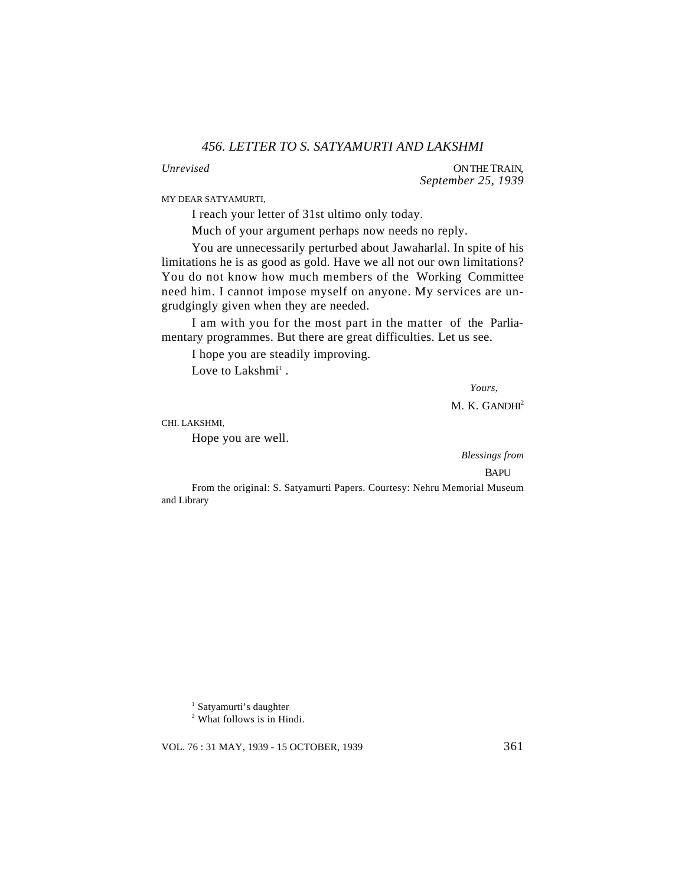### *456. LETTER TO S. SATYAMURTI AND LAKSHMI*

*Unrevised*

ON THE TRAIN,
*September 25, 1939*

MY DEAR SATYAMURTI,

I reach your letter of 31st ultimo only today.

Much of your argument perhaps now needs no reply.

You are unnecessarily perturbed about Jawaharlal. In spite of his limitations he is as good as gold. Have we all not our own limitations? You do not know how much members of the Working Committee need him. I cannot impose myself on anyone. My services are ungrudgingly given when they are needed.

I am with you for the most part in the matter of the Parliamentary programmes. But there are great difficulties. Let us see.

I hope you are steadily improving.

Love to Lakshmi[1] .

*Yours,*

M. K. GANDHI[2]

CHI. LAKSHMI,

Hope you are well.

*Blessings from*

BAPU

From the original: S. Satyamurti Papers. Courtesy: Nehru Memorial Museum and Library

[1] Satyamurti's daughter

[2] What follows is in Hindi.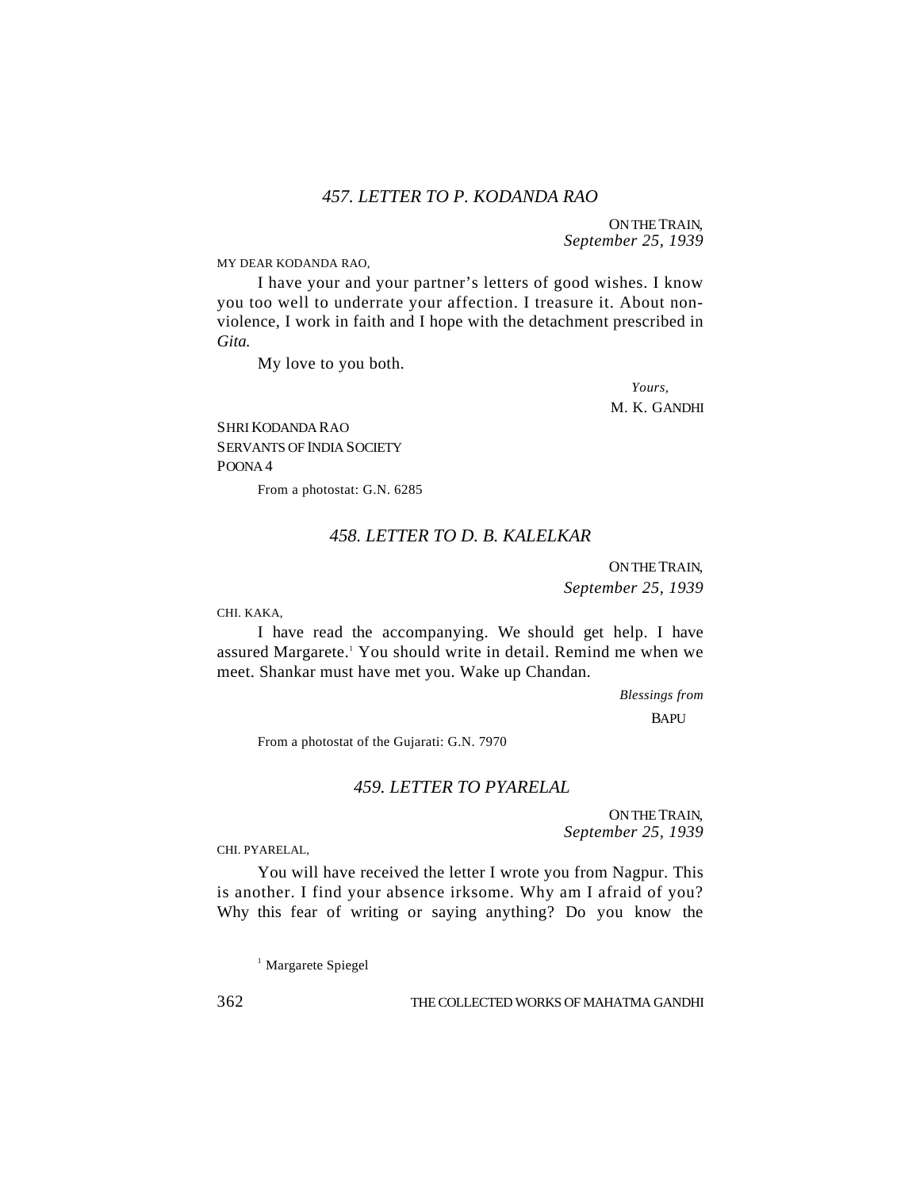### *457. LETTER TO P. KODANDA RAO*

ON THE TRAIN,
*September 25, 1939*

MY DEAR KODANDA RAO,

I have your and your partner's letters of good wishes. I know you too well to underrate your affection. I treasure it. About non-violence, I work in faith and I hope with the detachment prescribed in *Gita.*

My love to you both.

*Yours,*
M. K. GANDHI

SHRI KODANDA RAO
SERVANTS OF INDIA SOCIETY
POONA 4

From a photostat: G.N. 6285

### *458. LETTER TO D. B. KALELKAR*

ON THE TRAIN,
*September 25, 1939*

CHI. KAKA,

I have read the accompanying. We should get help. I have assured Margarete.[1] You should write in detail. Remind me when we meet. Shankar must have met you. Wake up Chandan.

*Blessings from*
BAPU

From a photostat of the Gujarati: G.N. 7970

### *459. LETTER TO PYARELAL*

ON THE TRAIN,
*September 25, 1939*

CHI. PYARELAL,

You will have received the letter I wrote you from Nagpur. This is another. I find your absence irksome. Why am I afraid of you? Why this fear of writing or saying anything? Do you know the

[1] Margarete Spiegel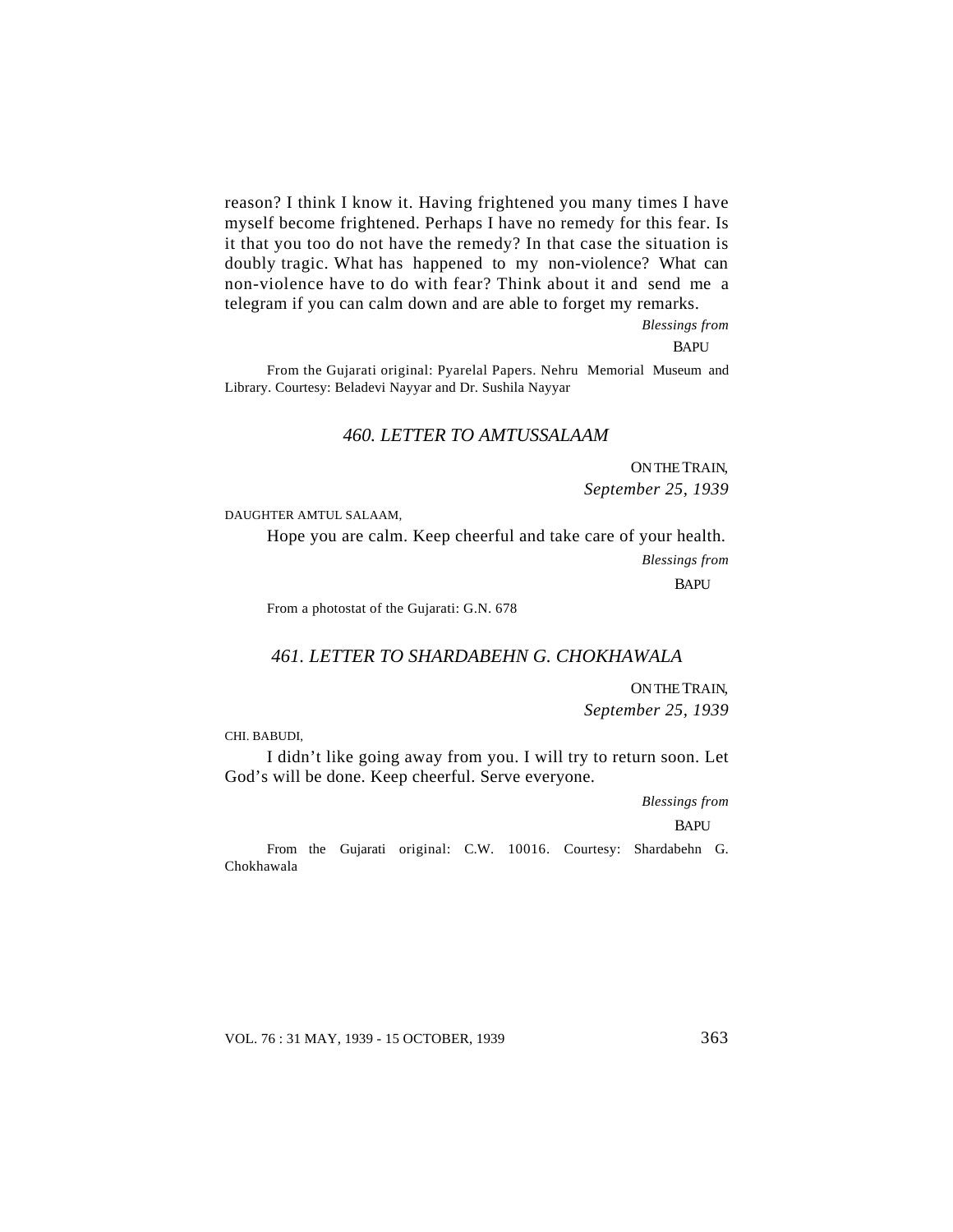reason? I think I know it. Having frightened you many times I have myself become frightened. Perhaps I have no remedy for this fear. Is it that you too do not have the remedy? In that case the situation is doubly tragic. What has happened to my non-violence? What can non-violence have to do with fear? Think about it and send me a telegram if you can calm down and are able to forget my remarks.

*Blessings from*

BAPU

From the Gujarati original: Pyarelal Papers. Nehru Memorial Museum and Library. Courtesy: Beladevi Nayyar and Dr. Sushila Nayyar

### *460. LETTER TO AMTUSSALAAM*

ON THE TRAIN,
*September 25, 1939*

DAUGHTER AMTUL SALAAM,

Hope you are calm. Keep cheerful and take care of your health.

*Blessings from*

BAPU

From a photostat of the Gujarati: G.N. 678

### *461. LETTER TO SHARDABEHN G. CHOKHAWALA*

ON THE TRAIN,
*September 25, 1939*

CHI. BABUDI,

I didn't like going away from you. I will try to return soon. Let God's will be done. Keep cheerful. Serve everyone.

*Blessings from*

BAPU

From the Gujarati original: C.W. 10016. Courtesy: Shardabehn G. Chokhawala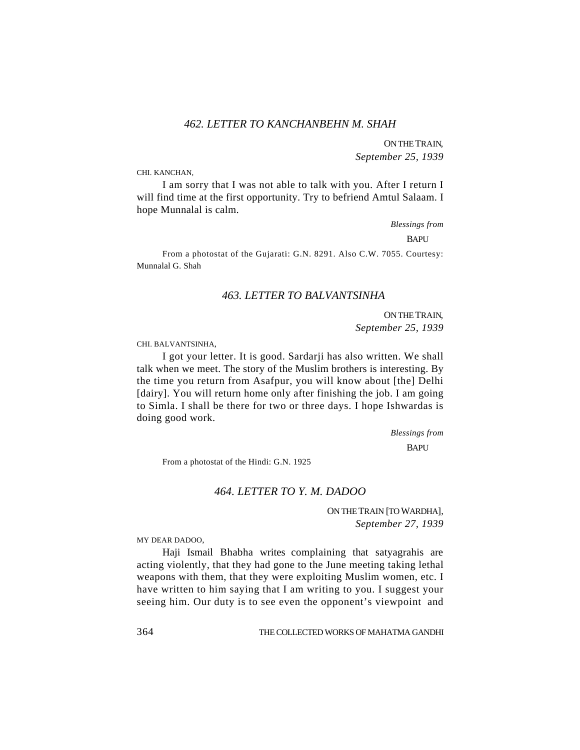## *462. LETTER TO KANCHANBEHN M. SHAH*

ON THE TRAIN,
*September 25, 1939*

CHI. KANCHAN,

I am sorry that I was not able to talk with you. After I return I will find time at the first opportunity. Try to befriend Amtul Salaam. I hope Munnalal is calm.

*Blessings from*
BAPU

From a photostat of the Gujarati: G.N. 8291. Also C.W. 7055. Courtesy: Munnalal G. Shah

## *463. LETTER TO BALVANTSINHA*

ON THE TRAIN,
*September 25, 1939*

CHI. BALVANTSINHA,

I got your letter. It is good. Sardarji has also written. We shall talk when we meet. The story of the Muslim brothers is interesting. By the time you return from Asafpur, you will know about [the] Delhi [dairy]. You will return home only after finishing the job. I am going to Simla. I shall be there for two or three days. I hope Ishwardas is doing good work.

*Blessings from*
BAPU

From a photostat of the Hindi: G.N. 1925

## *464. LETTER TO Y. M. DADOO*

ON THE TRAIN [TO WARDHA],
*September 27, 1939*

MY DEAR DADOO,

Haji Ismail Bhabha writes complaining that satyagrahis are acting violently, that they had gone to the June meeting taking lethal weapons with them, that they were exploiting Muslim women, etc. I have written to him saying that I am writing to you. I suggest your seeing him. Our duty is to see even the opponent's viewpoint and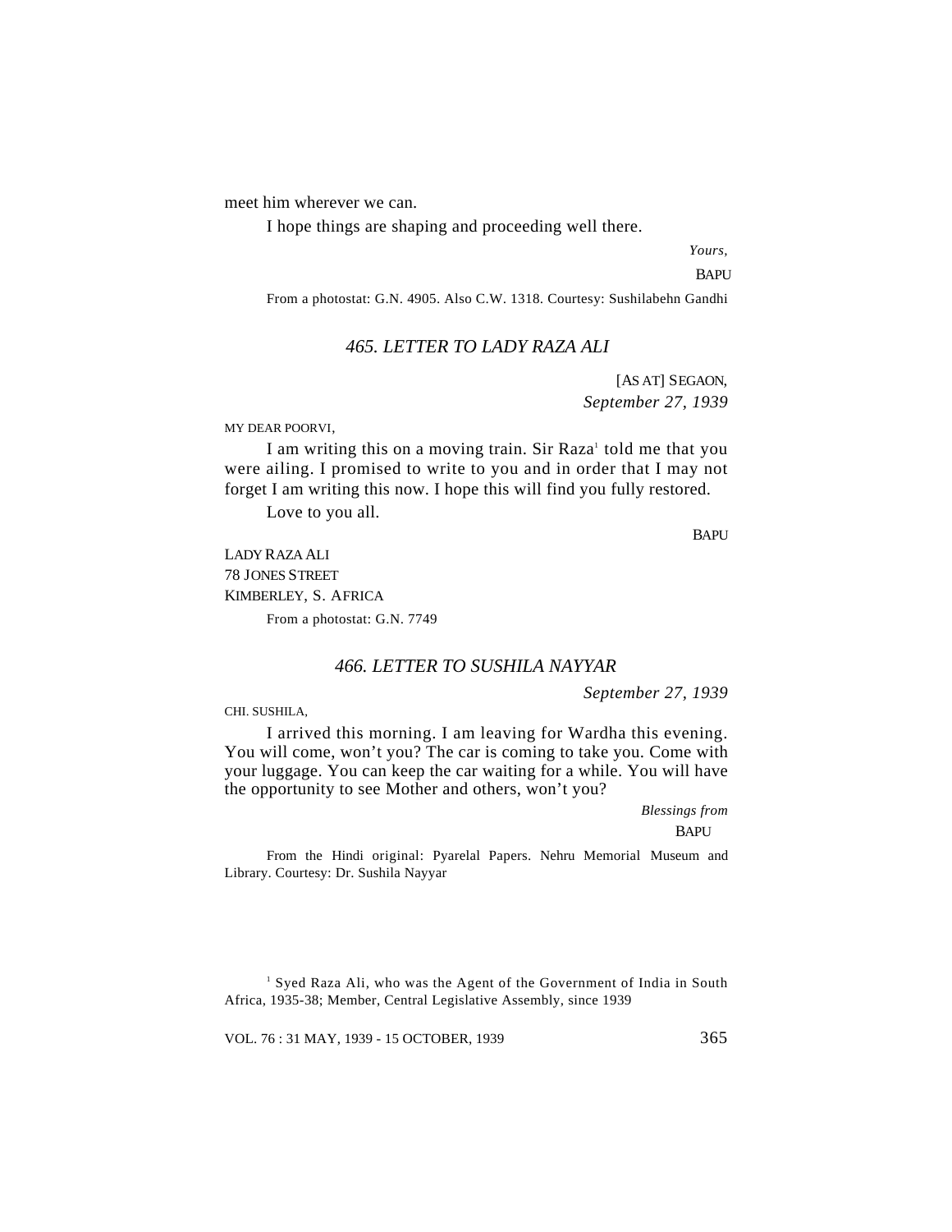meet him wherever we can.

I hope things are shaping and proceeding well there.

*Yours,*

BAPU

From a photostat: G.N. 4905. Also C.W. 1318. Courtesy: Sushilabehn Gandhi

## *465. LETTER TO LADY RAZA ALI*

[AS AT] SEGAON,
*September 27, 1939*

MY DEAR POORVI,

I am writing this on a moving train. Sir Raza[1] told me that you were ailing. I promised to write to you and in order that I may not forget I am writing this now. I hope this will find you fully restored.

Love to you all.

BAPU

LADY RAZA ALI
78 JONES STREET
KIMBERLEY, S. AFRICA

From a photostat: G.N. 7749

## *466. LETTER TO SUSHILA NAYYAR*

*September 27, 1939*

CHI. SUSHILA,

I arrived this morning. I am leaving for Wardha this evening. You will come, won't you? The car is coming to take you. Come with your luggage. You can keep the car waiting for a while. You will have the opportunity to see Mother and others, won't you?

*Blessings from*
BAPU

From the Hindi original: Pyarelal Papers. Nehru Memorial Museum and Library. Courtesy: Dr. Sushila Nayyar

[1] Syed Raza Ali, who was the Agent of the Government of India in South Africa, 1935-38; Member, Central Legislative Assembly, since 1939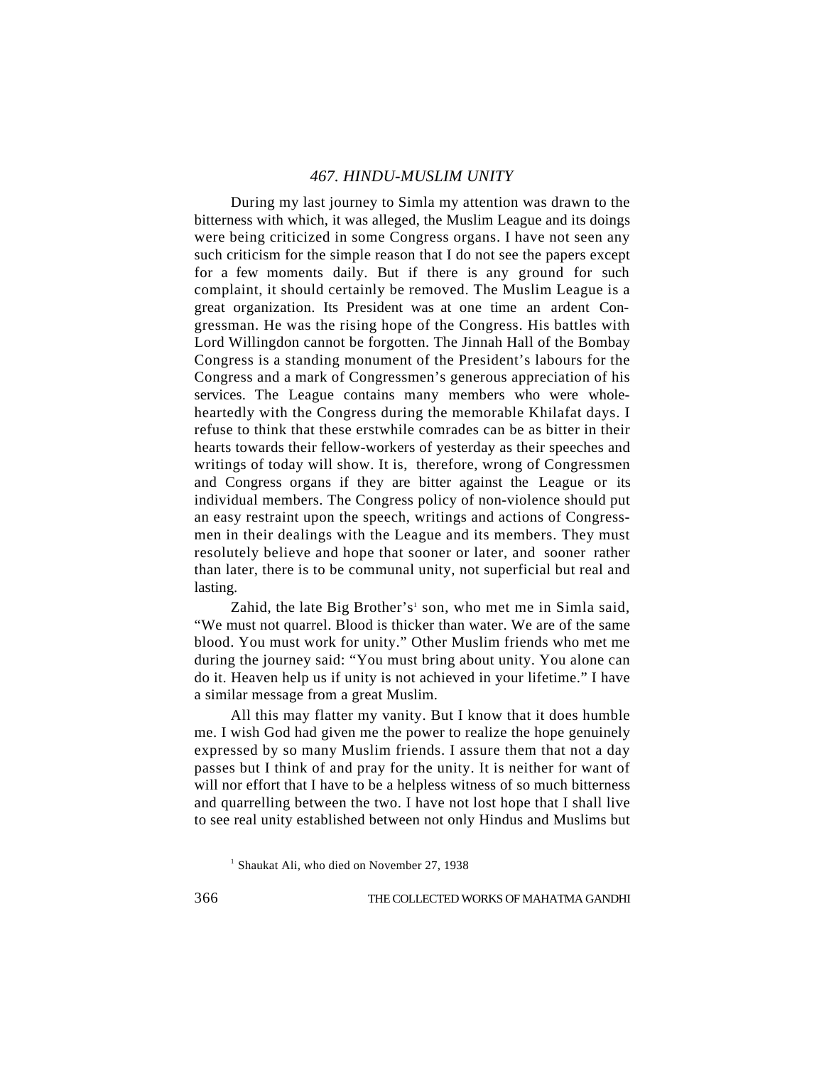## *467. HINDU-MUSLIM UNITY*

During my last journey to Simla my attention was drawn to the bitterness with which, it was alleged, the Muslim League and its doings were being criticized in some Congress organs. I have not seen any such criticism for the simple reason that I do not see the papers except for a few moments daily. But if there is any ground for such complaint, it should certainly be removed. The Muslim League is a great organization. Its President was at one time an ardent Congressman. He was the rising hope of the Congress. His battles with Lord Willingdon cannot be forgotten. The Jinnah Hall of the Bombay Congress is a standing monument of the President's labours for the Congress and a mark of Congressmen's generous appreciation of his services. The League contains many members who were whole-heartedly with the Congress during the memorable Khilafat days. I refuse to think that these erstwhile comrades can be as bitter in their hearts towards their fellow-workers of yesterday as their speeches and writings of today will show. It is, therefore, wrong of Congressmen and Congress organs if they are bitter against the League or its individual members. The Congress policy of non-violence should put an easy restraint upon the speech, writings and actions of Congressmen in their dealings with the League and its members. They must resolutely believe and hope that sooner or later, and sooner rather than later, there is to be communal unity, not superficial but real and lasting.

Zahid, the late Big Brother's[1] son, who met me in Simla said, "We must not quarrel. Blood is thicker than water. We are of the same blood. You must work for unity." Other Muslim friends who met me during the journey said: "You must bring about unity. You alone can do it. Heaven help us if unity is not achieved in your lifetime." I have a similar message from a great Muslim.

All this may flatter my vanity. But I know that it does humble me. I wish God had given me the power to realize the hope genuinely expressed by so many Muslim friends. I assure them that not a day passes but I think of and pray for the unity. It is neither for want of will nor effort that I have to be a helpless witness of so much bitterness and quarrelling between the two. I have not lost hope that I shall live to see real unity established between not only Hindus and Muslims but

[1] Shaukat Ali, who died on November 27, 1938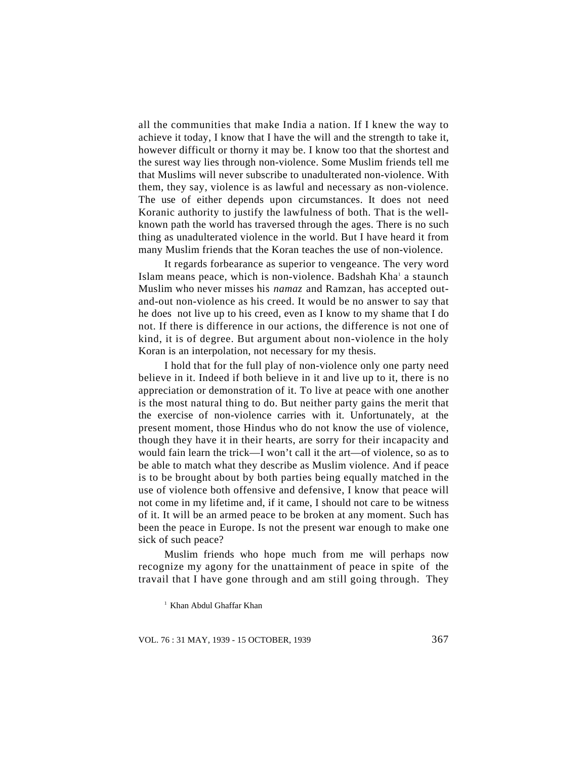all the communities that make India a nation. If I knew the way to achieve it today, I know that I have the will and the strength to take it, however difficult or thorny it may be. I know too that the shortest and the surest way lies through non-violence. Some Muslim friends tell me that Muslims will never subscribe to unadulterated non-violence. With them, they say, violence is as lawful and necessary as non-violence. The use of either depends upon circumstances. It does not need Koranic authority to justify the lawfulness of both. That is the well-known path the world has traversed through the ages. There is no such thing as unadulterated violence in the world. But I have heard it from many Muslim friends that the Koran teaches the use of non-violence.

It regards forbearance as superior to vengeance. The very word Islam means peace, which is non-violence. Badshah Kha[1] a staunch Muslim who never misses his *namaz* and Ramzan, has accepted out-and-out non-violence as his creed. It would be no answer to say that he does not live up to his creed, even as I know to my shame that I do not. If there is difference in our actions, the difference is not one of kind, it is of degree. But argument about non-violence in the holy Koran is an interpolation, not necessary for my thesis.

I hold that for the full play of non-violence only one party need believe in it. Indeed if both believe in it and live up to it, there is no appreciation or demonstration of it. To live at peace with one another is the most natural thing to do. But neither party gains the merit that the exercise of non-violence carries with it. Unfortunately, at the present moment, those Hindus who do not know the use of violence, though they have it in their hearts, are sorry for their incapacity and would fain learn the trick—I won't call it the art—of violence, so as to be able to match what they describe as Muslim violence. And if peace is to be brought about by both parties being equally matched in the use of violence both offensive and defensive, I know that peace will not come in my lifetime and, if it came, I should not care to be witness of it. It will be an armed peace to be broken at any moment. Such has been the peace in Europe. Is not the present war enough to make one sick of such peace?

Muslim friends who hope much from me will perhaps now recognize my agony for the unattainment of peace in spite of the travail that I have gone through and am still going through. They

[1] Khan Abdul Ghaffar Khan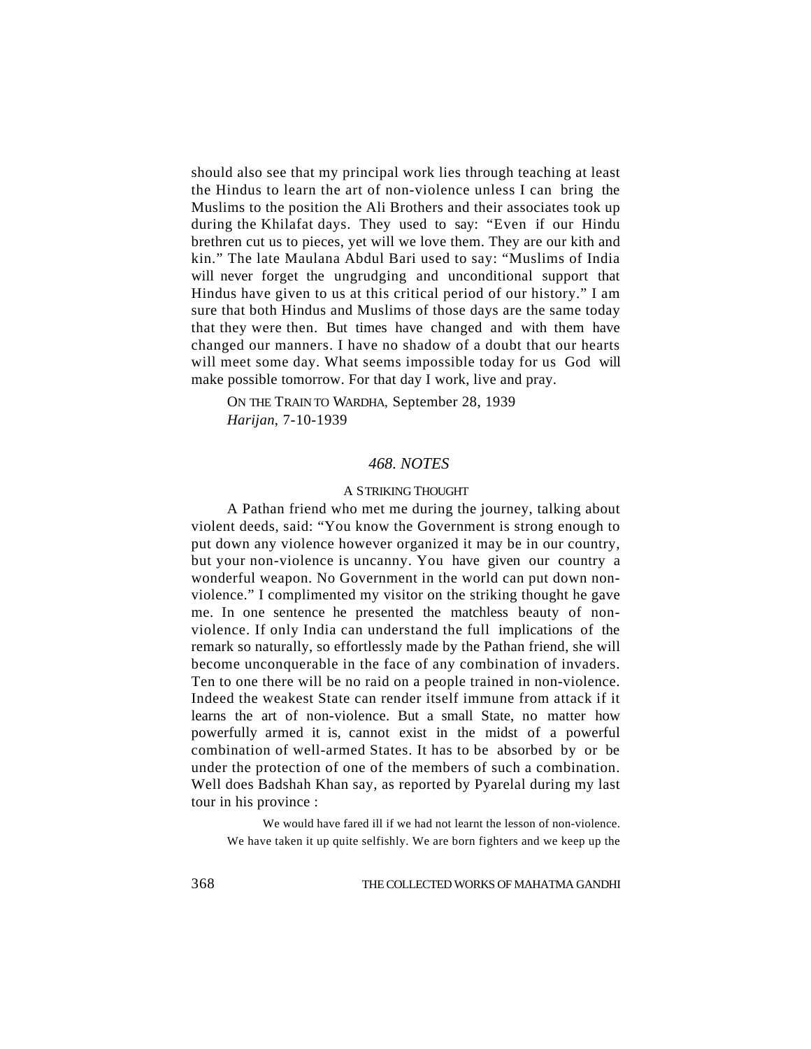should also see that my principal work lies through teaching at least the Hindus to learn the art of non-violence unless I can bring the Muslims to the position the Ali Brothers and their associates took up during the Khilafat days. They used to say: "Even if our Hindu brethren cut us to pieces, yet will we love them. They are our kith and kin." The late Maulana Abdul Bari used to say: "Muslims of India will never forget the ungrudging and unconditional support that Hindus have given to us at this critical period of our history." I am sure that both Hindus and Muslims of those days are the same today that they were then. But times have changed and with them have changed our manners. I have no shadow of a doubt that our hearts will meet some day. What seems impossible today for us God will make possible tomorrow. For that day I work, live and pray.

ON THE TRAIN TO WARDHA, September 28, 1939
*Harijan*, 7-10-1939

## *468. NOTES*

### A STRIKING THOUGHT

A Pathan friend who met me during the journey, talking about violent deeds, said: "You know the Government is strong enough to put down any violence however organized it may be in our country, but your non-violence is uncanny. You have given our country a wonderful weapon. No Government in the world can put down non-violence." I complimented my visitor on the striking thought he gave me. In one sentence he presented the matchless beauty of non-violence. If only India can understand the full implications of the remark so naturally, so effortlessly made by the Pathan friend, she will become unconquerable in the face of any combination of invaders. Ten to one there will be no raid on a people trained in non-violence. Indeed the weakest State can render itself immune from attack if it learns the art of non-violence. But a small State, no matter how powerfully armed it is, cannot exist in the midst of a powerful combination of well-armed States. It has to be absorbed by or be under the protection of one of the members of such a combination. Well does Badshah Khan say, as reported by Pyarelal during my last tour in his province :

> We would have fared ill if we had not learnt the lesson of non-violence. We have taken it up quite selfishly. We are born fighters and we keep up the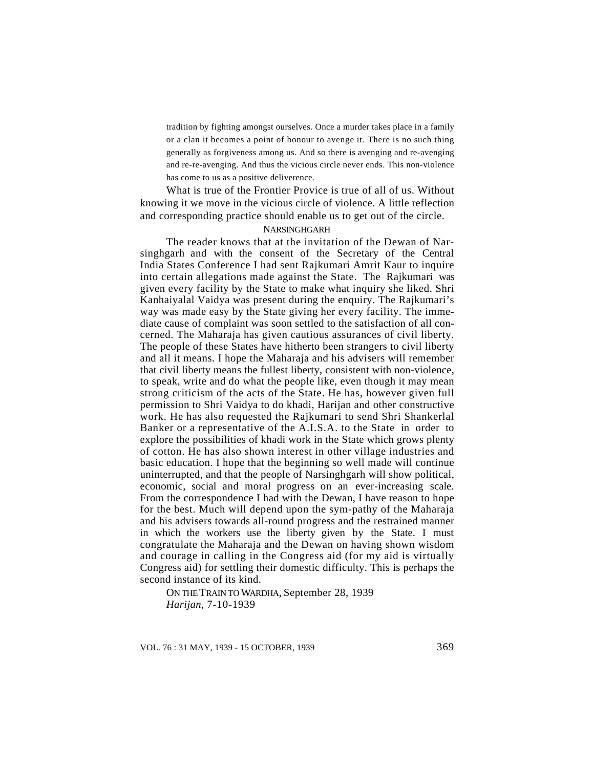tradition by fighting amongst ourselves. Once a murder takes place in a family or a clan it becomes a point of honour to avenge it. There is no such thing generally as forgiveness among us. And so there is avenging and re-avenging and re-re-avenging. And thus the vicious circle never ends. This non-violence has come to us as a positive deliverence.

What is true of the Frontier Provice is true of all of us. Without knowing it we move in the vicious circle of violence. A little reflection and corresponding practice should enable us to get out of the circle.

NARSINGHGARH

The reader knows that at the invitation of the Dewan of Narsinghgarh and with the consent of the Secretary of the Central India States Conference I had sent Rajkumari Amrit Kaur to inquire into certain allegations made against the State. The Rajkumari was given every facility by the State to make what inquiry she liked. Shri Kanhaiyalal Vaidya was present during the enquiry. The Rajkumari's way was made easy by the State giving her every facility. The immediate cause of complaint was soon settled to the satisfaction of all concerned. The Maharaja has given cautious assurances of civil liberty. The people of these States have hitherto been strangers to civil liberty and all it means. I hope the Maharaja and his advisers will remember that civil liberty means the fullest liberty, consistent with non-violence, to speak, write and do what the people like, even though it may mean strong criticism of the acts of the State. He has, however given full permission to Shri Vaidya to do khadi, Harijan and other constructive work. He has also requested the Rajkumari to send Shri Shankerlal Banker or a representative of the A.I.S.A. to the State in order to explore the possibilities of khadi work in the State which grows plenty of cotton. He has also shown interest in other village industries and basic education. I hope that the beginning so well made will continue uninterrupted, and that the people of Narsinghgarh will show political, economic, social and moral progress on an ever-increasing scale. From the correspondence I had with the Dewan, I have reason to hope for the best. Much will depend upon the sym-pathy of the Maharaja and his advisers towards all-round progress and the restrained manner in which the workers use the liberty given by the State. I must congratulate the Maharaja and the Dewan on having shown wisdom and courage in calling in the Congress aid (for my aid is virtually Congress aid) for settling their domestic difficulty. This is perhaps the second instance of its kind.

ON THE TRAIN TO WARDHA, September 28, 1939
*Harijan*, 7-10-1939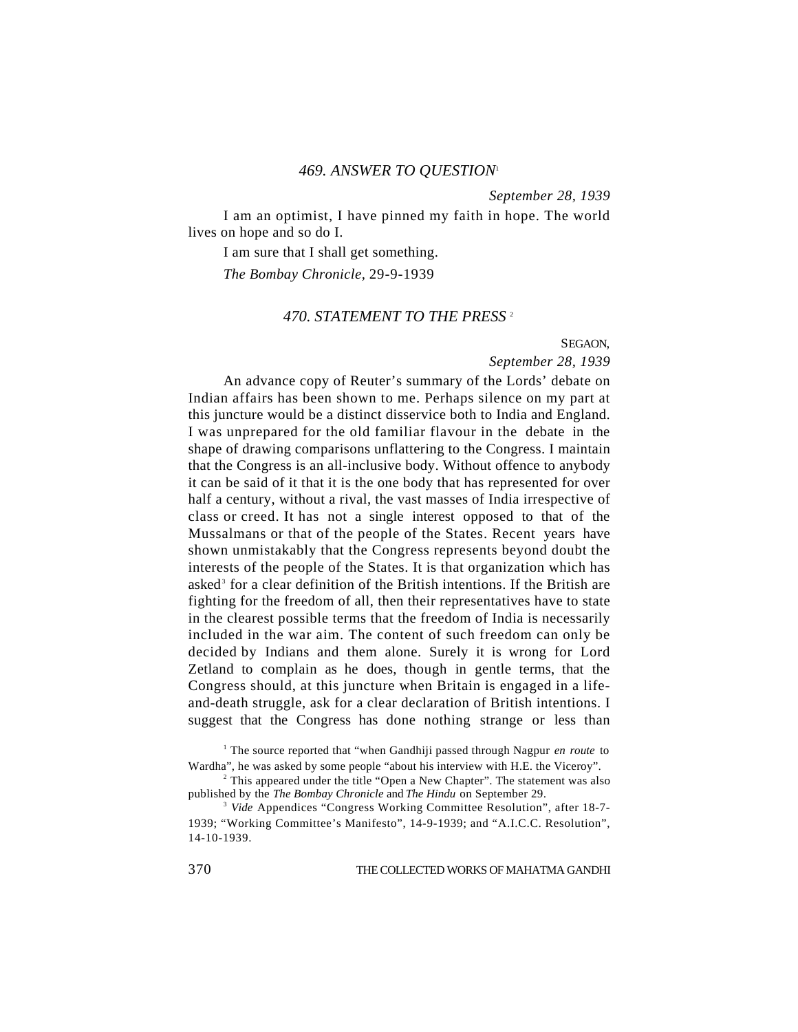## *469. ANSWER TO QUESTION*[1]

*September 28, 1939*

I am an optimist, I have pinned my faith in hope. The world lives on hope and so do I.

I am sure that I shall get something.

*The Bombay Chronicle,* 29-9-1939

## *470. STATEMENT TO THE PRESS*[2]

SEGAON,

*September 28, 1939*

An advance copy of Reuter's summary of the Lords' debate on Indian affairs has been shown to me. Perhaps silence on my part at this juncture would be a distinct disservice both to India and England. I was unprepared for the old familiar flavour in the debate in the shape of drawing comparisons unflattering to the Congress. I maintain that the Congress is an all-inclusive body. Without offence to anybody it can be said of it that it is the one body that has represented for over half a century, without a rival, the vast masses of India irrespective of class or creed. It has not a single interest opposed to that of the Mussalmans or that of the people of the States. Recent years have shown unmistakably that the Congress represents beyond doubt the interests of the people of the States. It is that organization which has asked[3] for a clear definition of the British intentions. If the British are fighting for the freedom of all, then their representatives have to state in the clearest possible terms that the freedom of India is necessarily included in the war aim. The content of such freedom can only be decided by Indians and them alone. Surely it is wrong for Lord Zetland to complain as he does, though in gentle terms, that the Congress should, at this juncture when Britain is engaged in a life-and-death struggle, ask for a clear declaration of British intentions. I suggest that the Congress has done nothing strange or less than

[1] The source reported that "when Gandhiji passed through Nagpur *en route* to Wardha", he was asked by some people "about his interview with H.E. the Viceroy".

[2] This appeared under the title "Open a New Chapter". The statement was also published by the *The Bombay Chronicle* and *The Hindu* on September 29.

[3] *Vide* Appendices "Congress Working Committee Resolution", after 18-7-1939; "Working Committee's Manifesto", 14-9-1939; and "A.I.C.C. Resolution", 14-10-1939.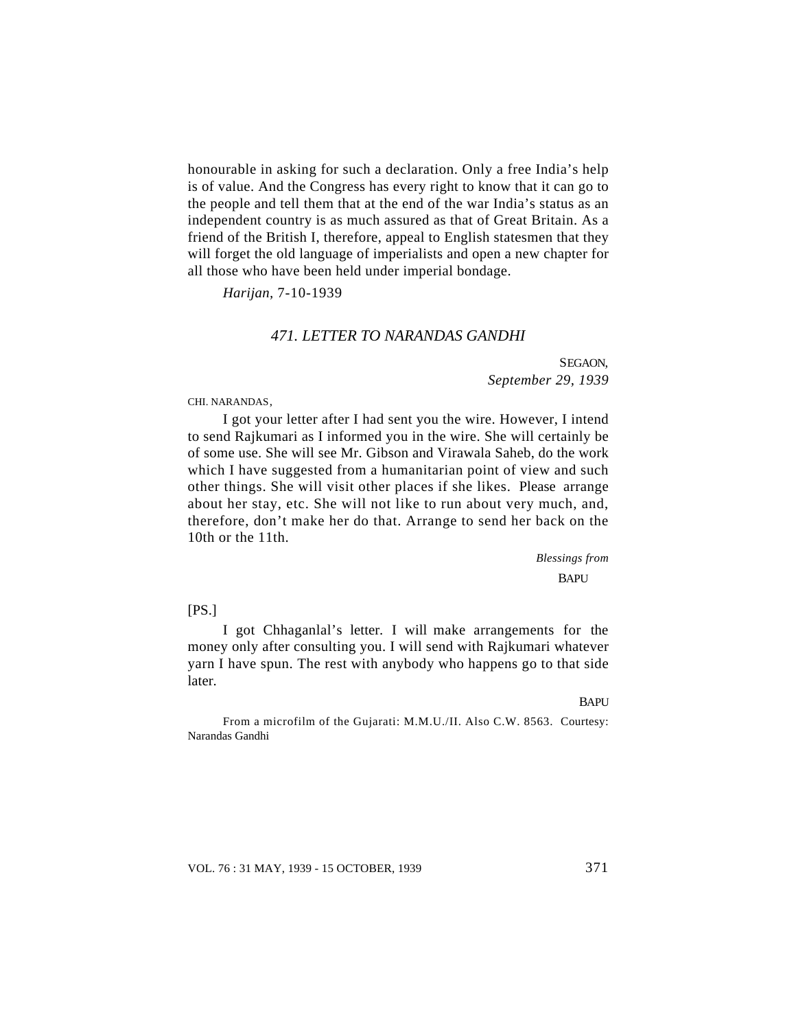honourable in asking for such a declaration. Only a free India's help is of value. And the Congress has every right to know that it can go to the people and tell them that at the end of the war India's status as an independent country is as much assured as that of Great Britain. As a friend of the British I, therefore, appeal to English statesmen that they will forget the old language of imperialists and open a new chapter for all those who have been held under imperial bondage.

*Harijan*, 7-10-1939

### *471. LETTER TO NARANDAS GANDHI*

SEGAON,
*September 29, 1939*

CHI. NARANDAS,

I got your letter after I had sent you the wire. However, I intend to send Rajkumari as I informed you in the wire. She will certainly be of some use. She will see Mr. Gibson and Virawala Saheb, do the work which I have suggested from a humanitarian point of view and such other things. She will visit other places if she likes. Please arrange about her stay, etc. She will not like to run about very much, and, therefore, don't make her do that. Arrange to send her back on the 10th or the 11th.

*Blessings from*
BAPU

[PS.]

I got Chhaganlal's letter. I will make arrangements for the money only after consulting you. I will send with Rajkumari whatever yarn I have spun. The rest with anybody who happens go to that side later.

BAPU

From a microfilm of the Gujarati: M.M.U./II. Also C.W. 8563. Courtesy: Narandas Gandhi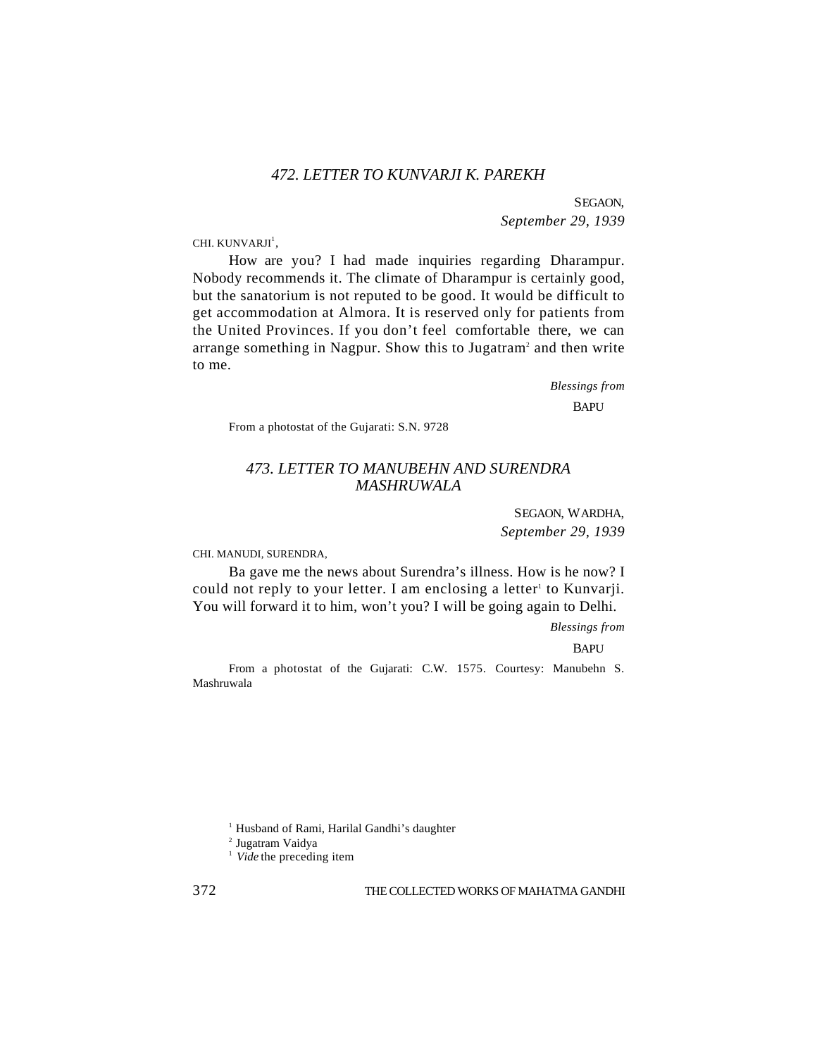## *472. LETTER TO KUNVARJI K. PAREKH*

SEGAON,
*September 29, 1939*

CHI. KUNVARJI[1],

How are you? I had made inquiries regarding Dharampur. Nobody recommends it. The climate of Dharampur is certainly good, but the sanatorium is not reputed to be good. It would be difficult to get accommodation at Almora. It is reserved only for patients from the United Provinces. If you don't feel comfortable there, we can arrange something in Nagpur. Show this to Jugatram[2] and then write to me.

*Blessings from*
BAPU

From a photostat of the Gujarati: S.N. 9728

## *473. LETTER TO MANUBEHN AND SURENDRA MASHRUWALA*

SEGAON, WARDHA,
*September 29, 1939*

CHI. MANUDI, SURENDRA,

Ba gave me the news about Surendra's illness. How is he now? I could not reply to your letter. I am enclosing a letter[1] to Kunvarji. You will forward it to him, won't you? I will be going again to Delhi.

*Blessings from*
BAPU

From a photostat of the Gujarati: C.W. 1575. Courtesy: Manubehn S. Mashruwala

---

[1] Husband of Rami, Harilal Gandhi's daughter

[2] Jugatram Vaidya

[1] *Vide* the preceding item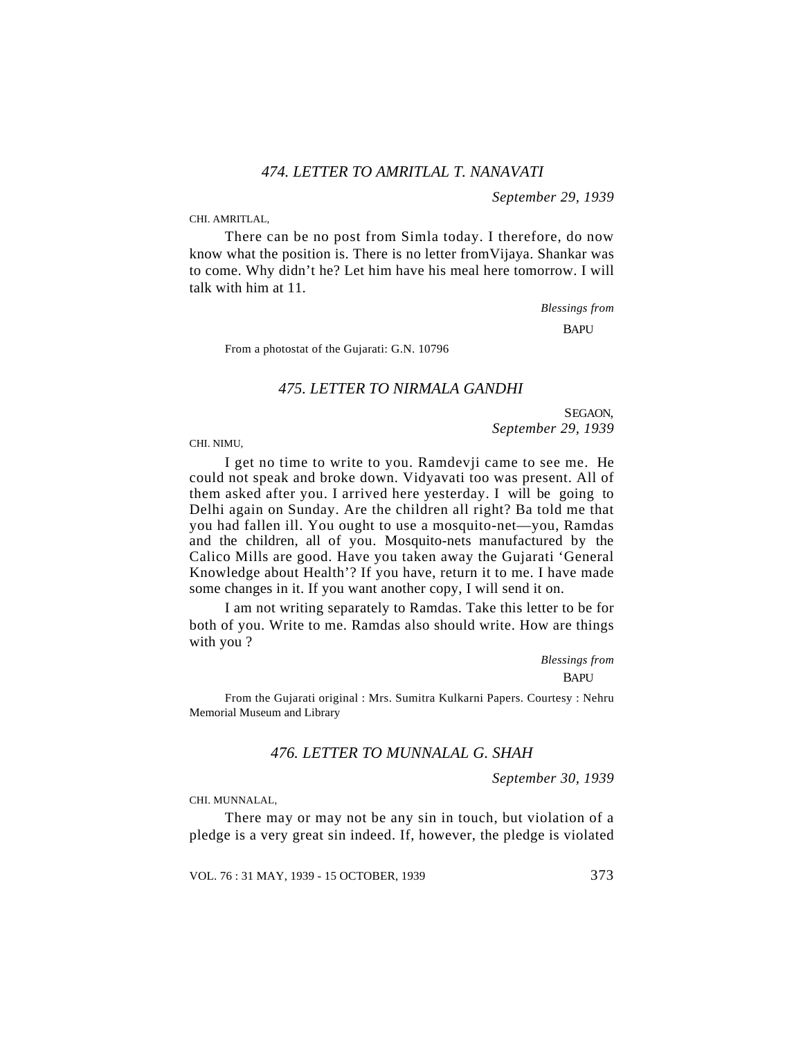### 474. LETTER TO AMRITLAL T. NANAVATI

*September 29, 1939*

CHI. AMRITLAL,

There can be no post from Simla today. I therefore, do now know what the position is. There is no letter fromVijaya. Shankar was to come. Why didn't he? Let him have his meal here tomorrow. I will talk with him at 11.

*Blessings from*

BAPU

From a photostat of the Gujarati: G.N. 10796

### 475. LETTER TO NIRMALA GANDHI

SEGAON,
*September 29, 1939*

CHI. NIMU,

I get no time to write to you. Ramdevji came to see me. He could not speak and broke down. Vidyavati too was present. All of them asked after you. I arrived here yesterday. I will be going to Delhi again on Sunday. Are the children all right? Ba told me that you had fallen ill. You ought to use a mosquito-net—you, Ramdas and the children, all of you. Mosquito-nets manufactured by the Calico Mills are good. Have you taken away the Gujarati 'General Knowledge about Health'? If you have, return it to me. I have made some changes in it. If you want another copy, I will send it on.

I am not writing separately to Ramdas. Take this letter to be for both of you. Write to me. Ramdas also should write. How are things with you ?

*Blessings from*

BAPU

From the Gujarati original : Mrs. Sumitra Kulkarni Papers. Courtesy : Nehru Memorial Museum and Library

### 476. LETTER TO MUNNALAL G. SHAH

*September 30, 1939*

CHI. MUNNALAL,

There may or may not be any sin in touch, but violation of a pledge is a very great sin indeed. If, however, the pledge is violated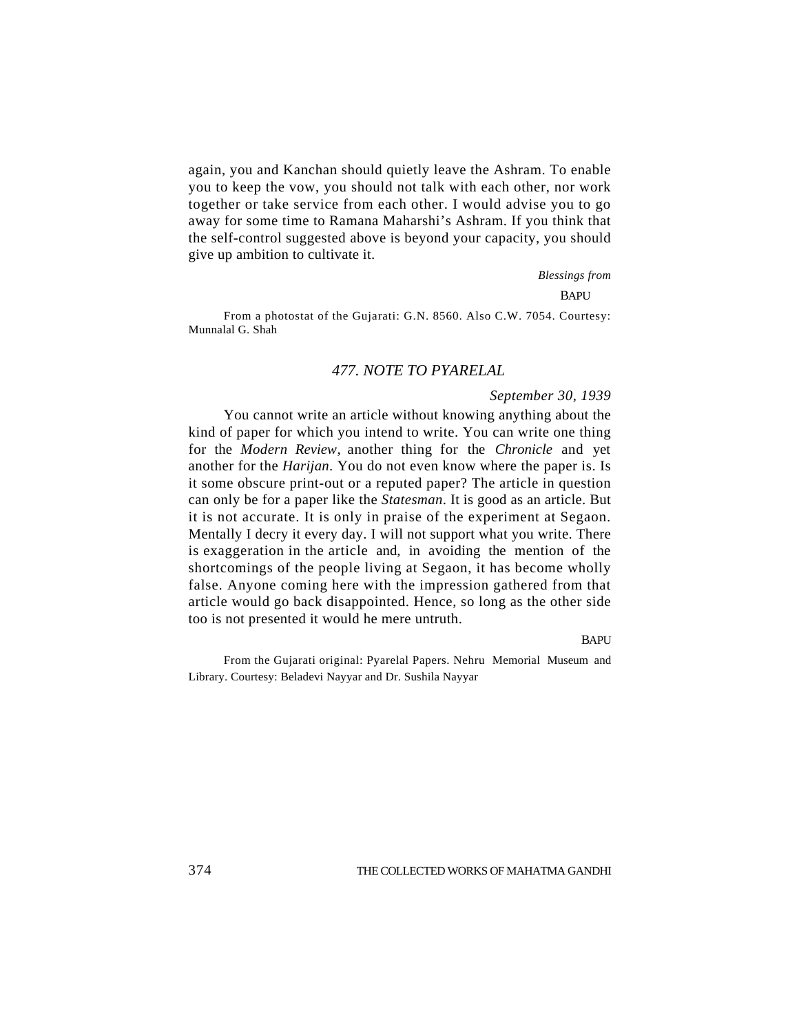again, you and Kanchan should quietly leave the Ashram. To enable you to keep the vow, you should not talk with each other, nor work together or take service from each other. I would advise you to go away for some time to Ramana Maharshi's Ashram. If you think that the self-control suggested above is beyond your capacity, you should give up ambition to cultivate it.

*Blessings from*

BAPU

From a photostat of the Gujarati: G.N. 8560. Also C.W. 7054. Courtesy: Munnalal G. Shah

## 477. NOTE TO PYARELAL

*September 30, 1939*

You cannot write an article without knowing anything about the kind of paper for which you intend to write. You can write one thing for the *Modern Review*, another thing for the *Chronicle* and yet another for the *Harijan*. You do not even know where the paper is. Is it some obscure print-out or a reputed paper? The article in question can only be for a paper like the *Statesman*. It is good as an article. But it is not accurate. It is only in praise of the experiment at Segaon. Mentally I decry it every day. I will not support what you write. There is exaggeration in the article and, in avoiding the mention of the shortcomings of the people living at Segaon, it has become wholly false. Anyone coming here with the impression gathered from that article would go back disappointed. Hence, so long as the other side too is not presented it would he mere untruth.

BAPU

From the Gujarati original: Pyarelal Papers. Nehru Memorial Museum and Library. Courtesy: Beladevi Nayyar and Dr. Sushila Nayyar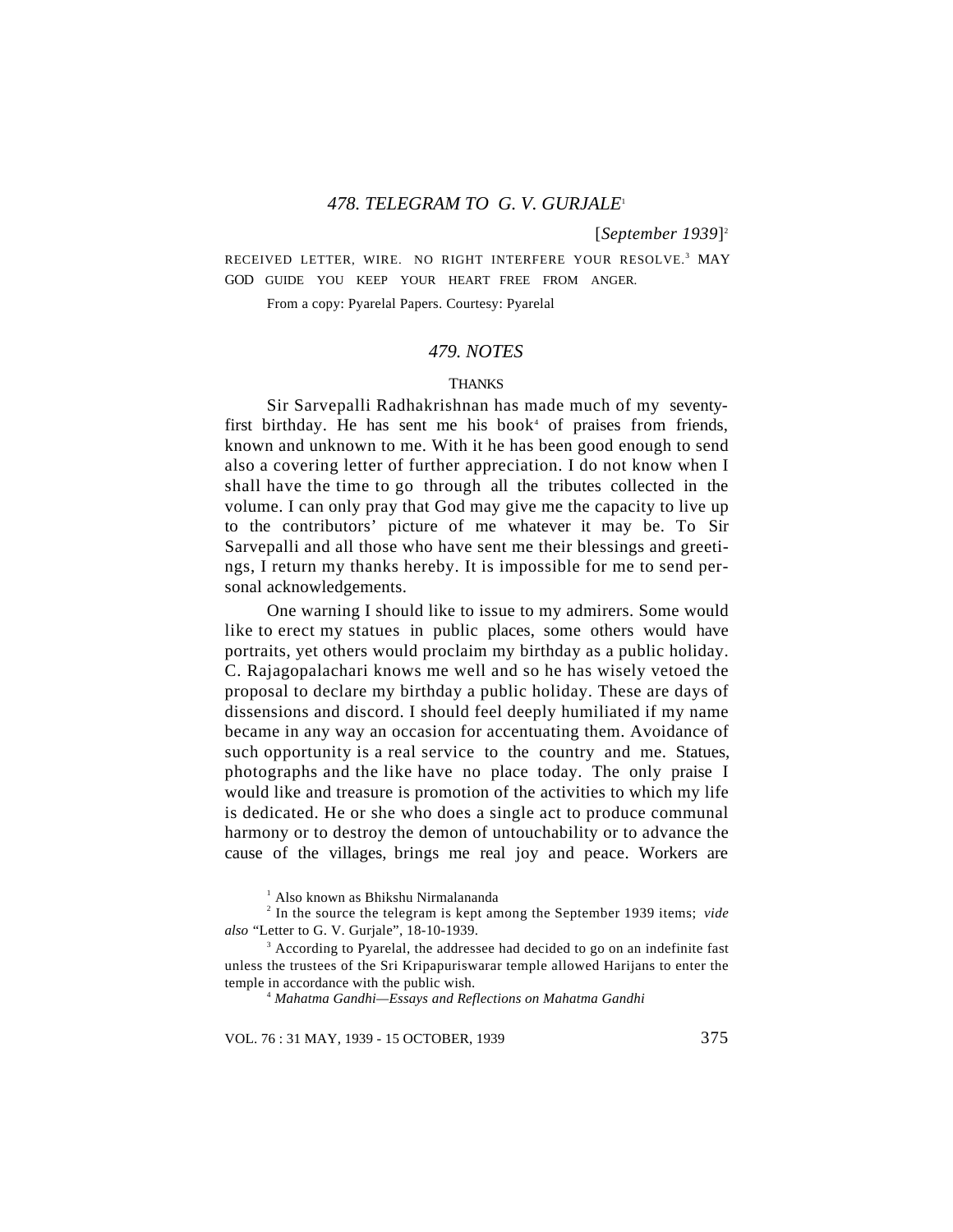## *478. TELEGRAM TO G. V. GURJALE*[1]

[*September 1939*][2]

RECEIVED LETTER, WIRE. NO RIGHT INTERFERE YOUR RESOLVE.[3] MAY GOD GUIDE YOU KEEP YOUR HEART FREE FROM ANGER.

From a copy: Pyarelal Papers. Courtesy: Pyarelal

## *479. NOTES*

### THANKS

Sir Sarvepalli Radhakrishnan has made much of my seventy-first birthday. He has sent me his book[4] of praises from friends, known and unknown to me. With it he has been good enough to send also a covering letter of further appreciation. I do not know when I shall have the time to go through all the tributes collected in the volume. I can only pray that God may give me the capacity to live up to the contributors' picture of me whatever it may be. To Sir Sarvepalli and all those who have sent me their blessings and greetings, I return my thanks hereby. It is impossible for me to send personal acknowledgements.

One warning I should like to issue to my admirers. Some would like to erect my statues in public places, some others would have portraits, yet others would proclaim my birthday as a public holiday. C. Rajagopalachari knows me well and so he has wisely vetoed the proposal to declare my birthday a public holiday. These are days of dissensions and discord. I should feel deeply humiliated if my name became in any way an occasion for accentuating them. Avoidance of such opportunity is a real service to the country and me. Statues, photographs and the like have no place today. The only praise I would like and treasure is promotion of the activities to which my life is dedicated. He or she who does a single act to produce communal harmony or to destroy the demon of untouchability or to advance the cause of the villages, brings me real joy and peace. Workers are

---

[1] Also known as Bhikshu Nirmalananda

[2] In the source the telegram is kept among the September 1939 items; *vide also* "Letter to G. V. Gurjale", 18-10-1939.

[3] According to Pyarelal, the addressee had decided to go on an indefinite fast unless the trustees of the Sri Kripapuriswarar temple allowed Harijans to enter the temple in accordance with the public wish.

[4] *Mahatma Gandhi—Essays and Reflections on Mahatma Gandhi*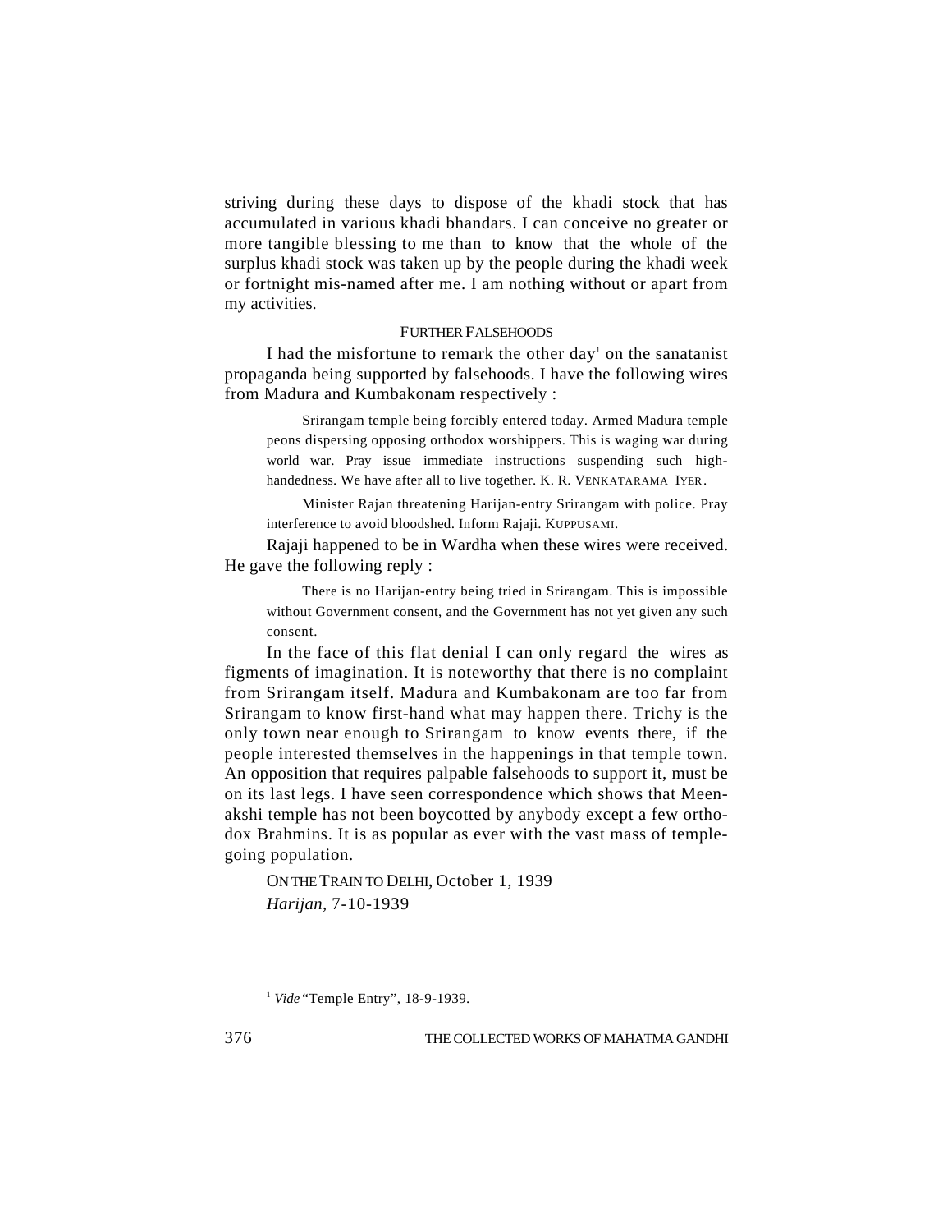striving during these days to dispose of the khadi stock that has accumulated in various khadi bhandars. I can conceive no greater or more tangible blessing to me than to know that the whole of the surplus khadi stock was taken up by the people during the khadi week or fortnight mis-named after me. I am nothing without or apart from my activities.

### FURTHER FALSEHOODS

I had the misfortune to remark the other day[1] on the sanatanist propaganda being supported by falsehoods. I have the following wires from Madura and Kumbakonam respectively :

> Srirangam temple being forcibly entered today. Armed Madura temple peons dispersing opposing orthodox worshippers. This is waging war during world war. Pray issue immediate instructions suspending such high-handedness. We have after all to live together. K. R. VENKATARAMA IYER.

> Minister Rajan threatening Harijan-entry Srirangam with police. Pray interference to avoid bloodshed. Inform Rajaji. KUPPUSAMI.

Rajaji happened to be in Wardha when these wires were received. He gave the following reply :

> There is no Harijan-entry being tried in Srirangam. This is impossible without Government consent, and the Government has not yet given any such consent.

In the face of this flat denial I can only regard the wires as figments of imagination. It is noteworthy that there is no complaint from Srirangam itself. Madura and Kumbakonam are too far from Srirangam to know first-hand what may happen there. Trichy is the only town near enough to Srirangam to know events there, if the people interested themselves in the happenings in that temple town. An opposition that requires palpable falsehoods to support it, must be on its last legs. I have seen correspondence which shows that Meenakshi temple has not been boycotted by anybody except a few orthodox Brahmins. It is as popular as ever with the vast mass of temple-going population.

ON THE TRAIN TO DELHI, October 1, 1939
*Harijan*, 7-10-1939

[1] *Vide* "Temple Entry", 18-9-1939.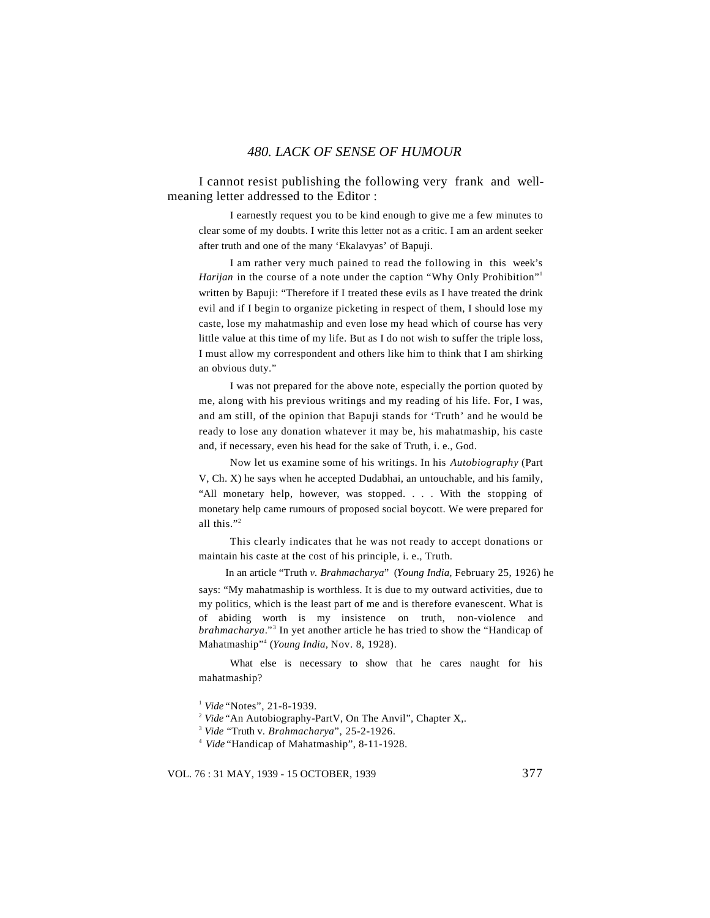## *480. LACK OF SENSE OF HUMOUR*

I cannot resist publishing the following very frank and well-meaning letter addressed to the Editor :

> I earnestly request you to be kind enough to give me a few minutes to clear some of my doubts. I write this letter not as a critic. I am an ardent seeker after truth and one of the many 'Ekalavyas' of Bapuji.
>
> I am rather very much pained to read the following in this week's *Harijan* in the course of a note under the caption "Why Only Prohibition"[1] written by Bapuji: "Therefore if I treated these evils as I have treated the drink evil and if I begin to organize picketing in respect of them, I should lose my caste, lose my mahatmaship and even lose my head which of course has very little value at this time of my life. But as I do not wish to suffer the triple loss, I must allow my correspondent and others like him to think that I am shirking an obvious duty."
>
> I was not prepared for the above note, especially the portion quoted by me, along with his previous writings and my reading of his life. For, I was, and am still, of the opinion that Bapuji stands for 'Truth' and he would be ready to lose any donation whatever it may be, his mahatmaship, his caste and, if necessary, even his head for the sake of Truth, i. e., God.
>
> Now let us examine some of his writings. In his *Autobiography* (Part V, Ch. X) he says when he accepted Dudabhai, an untouchable, and his family, "All monetary help, however, was stopped. . . . With the stopping of monetary help came rumours of proposed social boycott. We were prepared for all this."[2]
>
> This clearly indicates that he was not ready to accept donations or maintain his caste at the cost of his principle, i. e., Truth.
>
> In an article "Truth *v. Brahmacharya*" (*Young India,* February 25, 1926) he says: "My mahatmaship is worthless. It is due to my outward activities, due to my politics, which is the least part of me and is therefore evanescent. What is of abiding worth is my insistence on truth, non-violence and *brahmacharya*."[3] In yet another article he has tried to show the "Handicap of Mahatmaship"[4] (*Young India,* Nov. 8, 1928).
>
> What else is necessary to show that he cares naught for his mahatmaship?

[1] *Vide* "Notes", 21-8-1939.

[2] *Vide* "An Autobiography-PartV, On The Anvil", Chapter X,.

[3] *Vide* "Truth v. *Brahmacharya*", 25-2-1926.

[4] *Vide* "Handicap of Mahatmaship", 8-11-1928.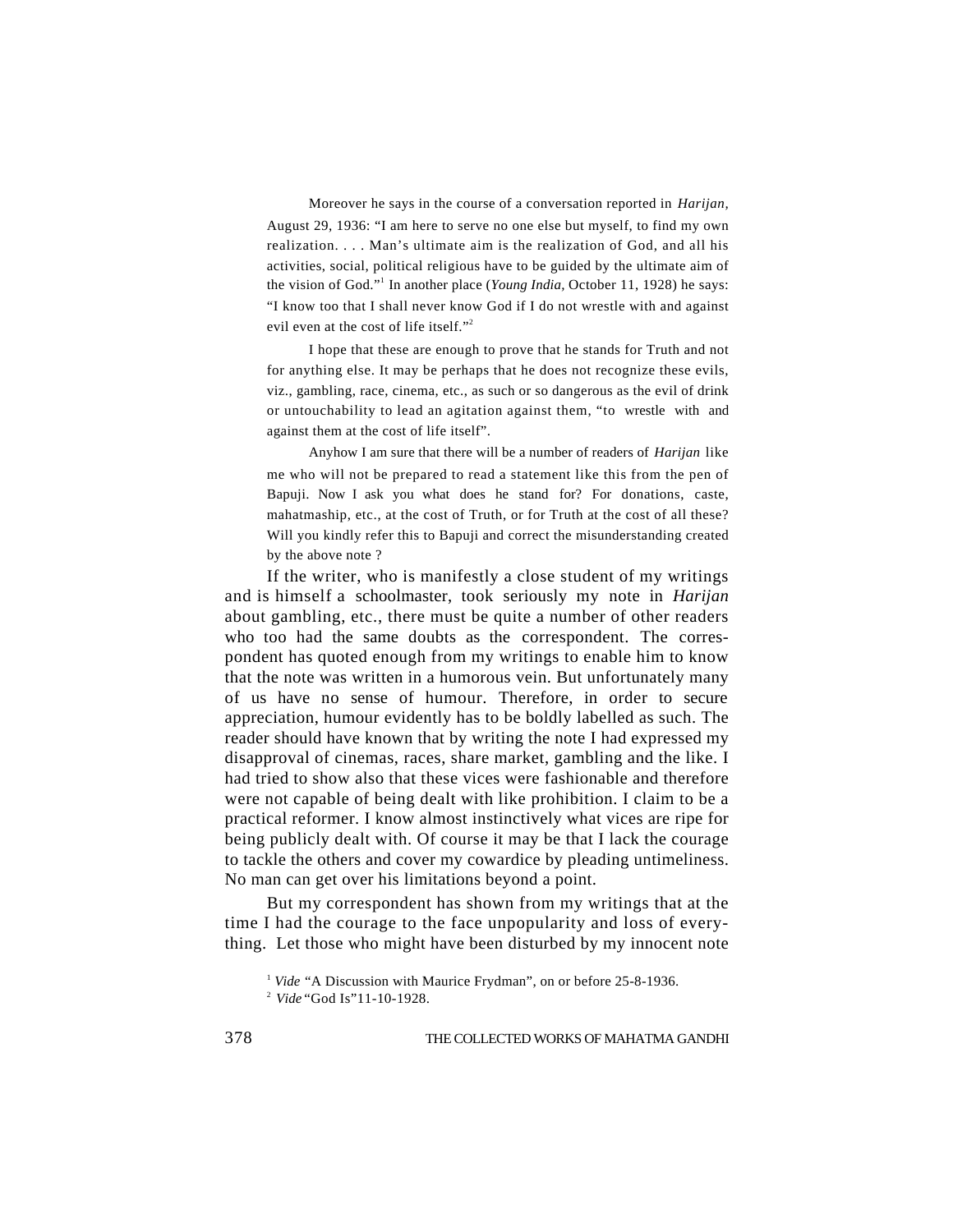Moreover he says in the course of a conversation reported in *Harijan*, August 29, 1936: "I am here to serve no one else but myself, to find my own realization. . . . Man's ultimate aim is the realization of God, and all his activities, social, political religious have to be guided by the ultimate aim of the vision of God."[1] In another place (*Young India*, October 11, 1928) he says: "I know too that I shall never know God if I do not wrestle with and against evil even at the cost of life itself."[2]

I hope that these are enough to prove that he stands for Truth and not for anything else. It may be perhaps that he does not recognize these evils, viz., gambling, race, cinema, etc., as such or so dangerous as the evil of drink or untouchability to lead an agitation against them, "to wrestle with and against them at the cost of life itself".

Anyhow I am sure that there will be a number of readers of *Harijan* like me who will not be prepared to read a statement like this from the pen of Bapuji. Now I ask you what does he stand for? For donations, caste, mahatmaship, etc., at the cost of Truth, or for Truth at the cost of all these? Will you kindly refer this to Bapuji and correct the misunderstanding created by the above note ?

If the writer, who is manifestly a close student of my writings and is himself a schoolmaster, took seriously my note in *Harijan* about gambling, etc., there must be quite a number of other readers who too had the same doubts as the correspondent. The correspondent has quoted enough from my writings to enable him to know that the note was written in a humorous vein. But unfortunately many of us have no sense of humour. Therefore, in order to secure appreciation, humour evidently has to be boldly labelled as such. The reader should have known that by writing the note I had expressed my disapproval of cinemas, races, share market, gambling and the like. I had tried to show also that these vices were fashionable and therefore were not capable of being dealt with like prohibition. I claim to be a practical reformer. I know almost instinctively what vices are ripe for being publicly dealt with. Of course it may be that I lack the courage to tackle the others and cover my cowardice by pleading untimeliness. No man can get over his limitations beyond a point.

But my correspondent has shown from my writings that at the time I had the courage to the face unpopularity and loss of everything. Let those who might have been disturbed by my innocent note

[1] *Vide* "A Discussion with Maurice Frydman", on or before 25-8-1936.

[2] *Vide* "God Is"11-10-1928.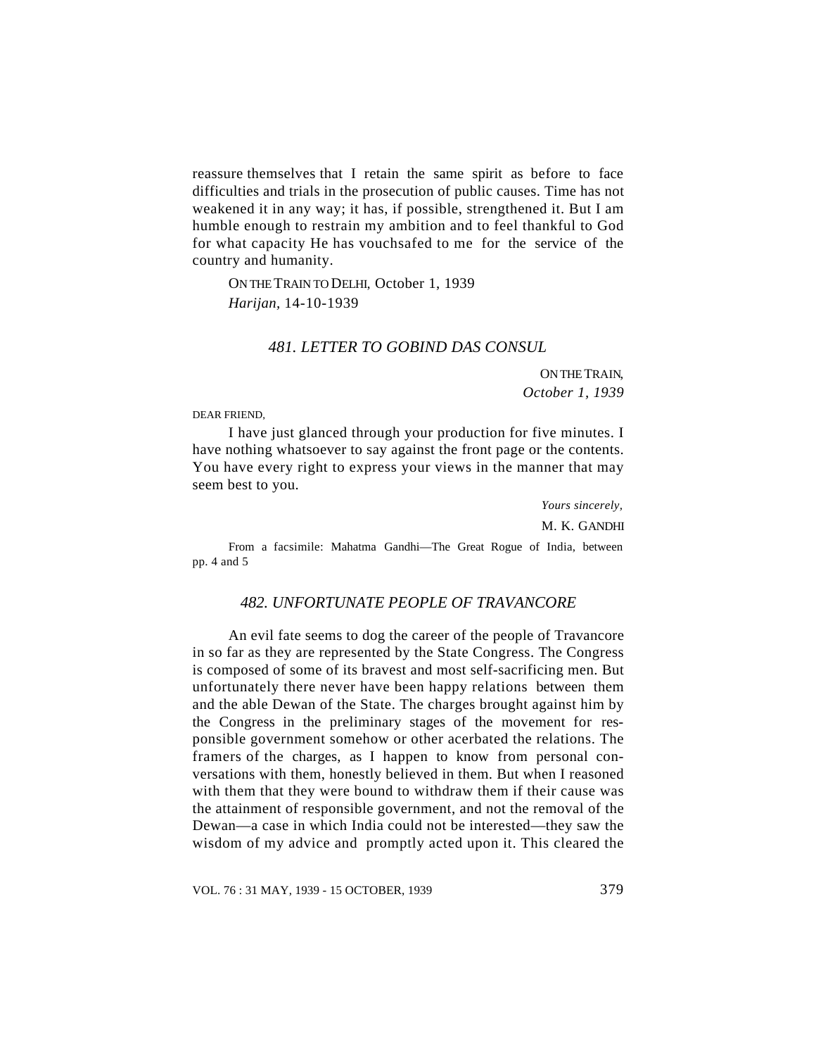reassure themselves that I retain the same spirit as before to face difficulties and trials in the prosecution of public causes. Time has not weakened it in any way; it has, if possible, strengthened it. But I am humble enough to restrain my ambition and to feel thankful to God for what capacity He has vouchsafed to me for the service of the country and humanity.

ON THE TRAIN TO DELHI, October 1, 1939
*Harijan*, 14-10-1939

### *481. LETTER TO GOBIND DAS CONSUL*

ON THE TRAIN,
*October 1, 1939*

DEAR FRIEND,

I have just glanced through your production for five minutes. I have nothing whatsoever to say against the front page or the contents. You have every right to express your views in the manner that may seem best to you.

*Yours sincerely,*
M. K. GANDHI

From a facsimile: Mahatma Gandhi—The Great Rogue of India, between pp. 4 and 5

### *482. UNFORTUNATE PEOPLE OF TRAVANCORE*

An evil fate seems to dog the career of the people of Travancore in so far as they are represented by the State Congress. The Congress is composed of some of its bravest and most self-sacrificing men. But unfortunately there never have been happy relations between them and the able Dewan of the State. The charges brought against him by the Congress in the preliminary stages of the movement for responsible government somehow or other acerbated the relations. The framers of the charges, as I happen to know from personal conversations with them, honestly believed in them. But when I reasoned with them that they were bound to withdraw them if their cause was the attainment of responsible government, and not the removal of the Dewan—a case in which India could not be interested—they saw the wisdom of my advice and promptly acted upon it. This cleared the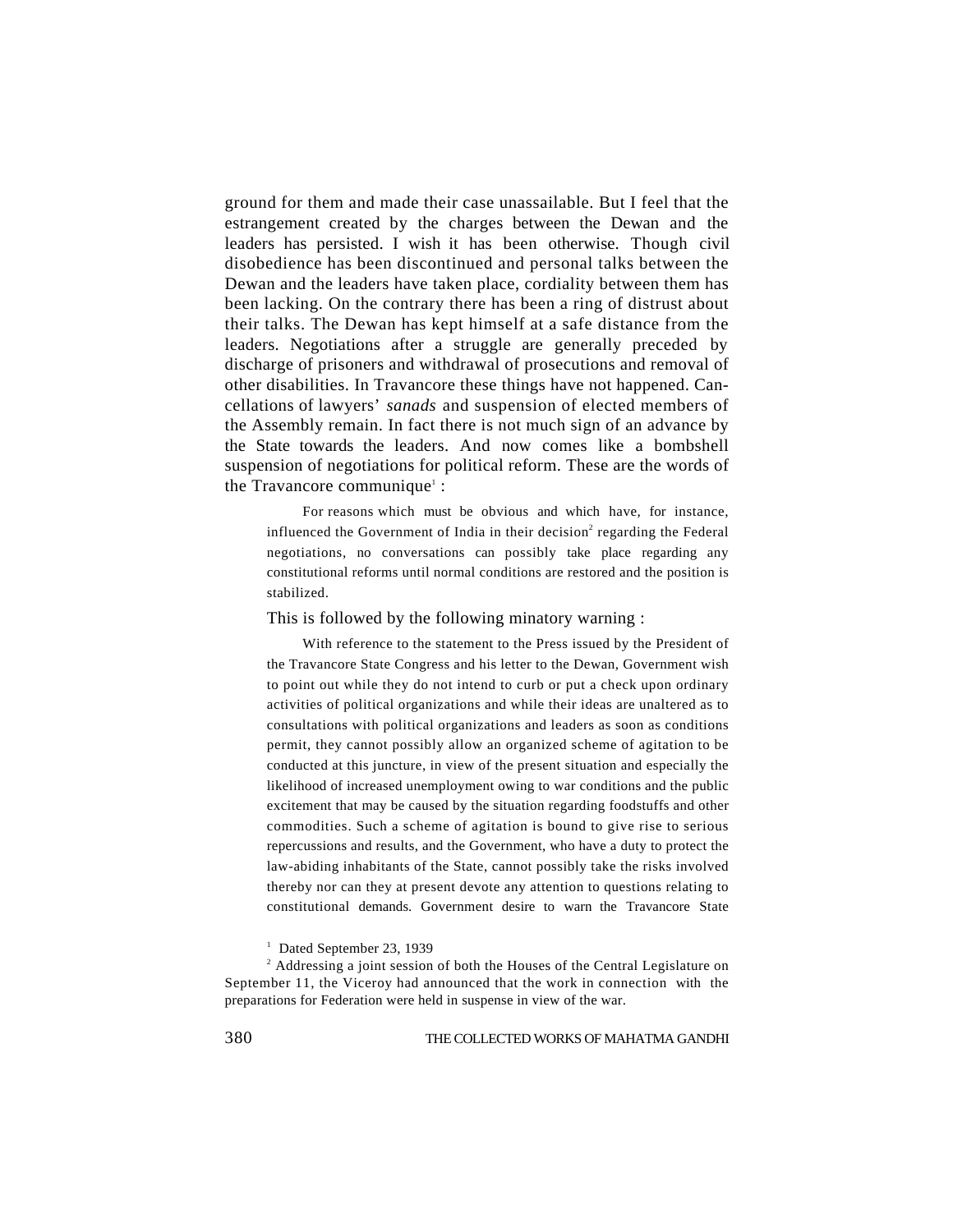ground for them and made their case unassailable. But I feel that the estrangement created by the charges between the Dewan and the leaders has persisted. I wish it has been otherwise. Though civil disobedience has been discontinued and personal talks between the Dewan and the leaders have taken place, cordiality between them has been lacking. On the contrary there has been a ring of distrust about their talks. The Dewan has kept himself at a safe distance from the leaders. Negotiations after a struggle are generally preceded by discharge of prisoners and withdrawal of prosecutions and removal of other disabilities. In Travancore these things have not happened. Cancellations of lawyers' *sanads* and suspension of elected members of the Assembly remain. In fact there is not much sign of an advance by the State towards the leaders. And now comes like a bombshell suspension of negotiations for political reform. These are the words of the Travancore communique[1] :

> For reasons which must be obvious and which have, for instance, influenced the Government of India in their decision[2] regarding the Federal negotiations, no conversations can possibly take place regarding any constitutional reforms until normal conditions are restored and the position is stabilized.

This is followed by the following minatory warning :

> With reference to the statement to the Press issued by the President of the Travancore State Congress and his letter to the Dewan, Government wish to point out while they do not intend to curb or put a check upon ordinary activities of political organizations and while their ideas are unaltered as to consultations with political organizations and leaders as soon as conditions permit, they cannot possibly allow an organized scheme of agitation to be conducted at this juncture, in view of the present situation and especially the likelihood of increased unemployment owing to war conditions and the public excitement that may be caused by the situation regarding foodstuffs and other commodities. Such a scheme of agitation is bound to give rise to serious repercussions and results, and the Government, who have a duty to protect the law-abiding inhabitants of the State, cannot possibly take the risks involved thereby nor can they at present devote any attention to questions relating to constitutional demands. Government desire to warn the Travancore State

[1] Dated September 23, 1939

[2] Addressing a joint session of both the Houses of the Central Legislature on September 11, the Viceroy had announced that the work in connection with the preparations for Federation were held in suspense in view of the war.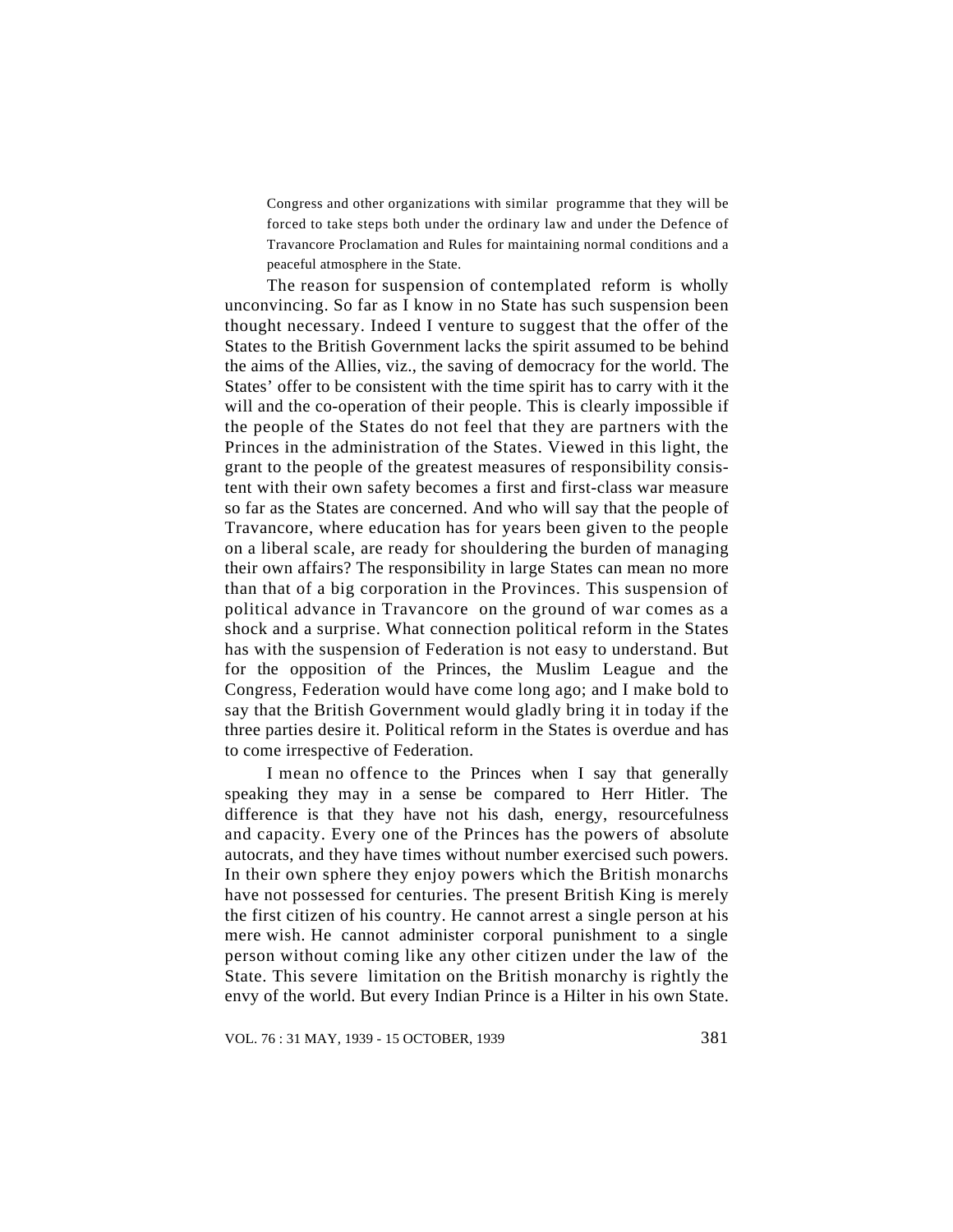> Congress and other organizations with similar programme that they will be forced to take steps both under the ordinary law and under the Defence of Travancore Proclamation and Rules for maintaining normal conditions and a peaceful atmosphere in the State.

The reason for suspension of contemplated reform is wholly unconvincing. So far as I know in no State has such suspension been thought necessary. Indeed I venture to suggest that the offer of the States to the British Government lacks the spirit assumed to be behind the aims of the Allies, viz., the saving of democracy for the world. The States' offer to be consistent with the time spirit has to carry with it the will and the co-operation of their people. This is clearly impossible if the people of the States do not feel that they are partners with the Princes in the administration of the States. Viewed in this light, the grant to the people of the greatest measures of responsibility consistent with their own safety becomes a first and first-class war measure so far as the States are concerned. And who will say that the people of Travancore, where education has for years been given to the people on a liberal scale, are ready for shouldering the burden of managing their own affairs? The responsibility in large States can mean no more than that of a big corporation in the Provinces. This suspension of political advance in Travancore on the ground of war comes as a shock and a surprise. What connection political reform in the States has with the suspension of Federation is not easy to understand. But for the opposition of the Princes, the Muslim League and the Congress, Federation would have come long ago; and I make bold to say that the British Government would gladly bring it in today if the three parties desire it. Political reform in the States is overdue and has to come irrespective of Federation.

I mean no offence to the Princes when I say that generally speaking they may in a sense be compared to Herr Hitler. The difference is that they have not his dash, energy, resourcefulness and capacity. Every one of the Princes has the powers of absolute autocrats, and they have times without number exercised such powers. In their own sphere they enjoy powers which the British monarchs have not possessed for centuries. The present British King is merely the first citizen of his country. He cannot arrest a single person at his mere wish. He cannot administer corporal punishment to a single person without coming like any other citizen under the law of the State. This severe limitation on the British monarchy is rightly the envy of the world. But every Indian Prince is a Hilter in his own State.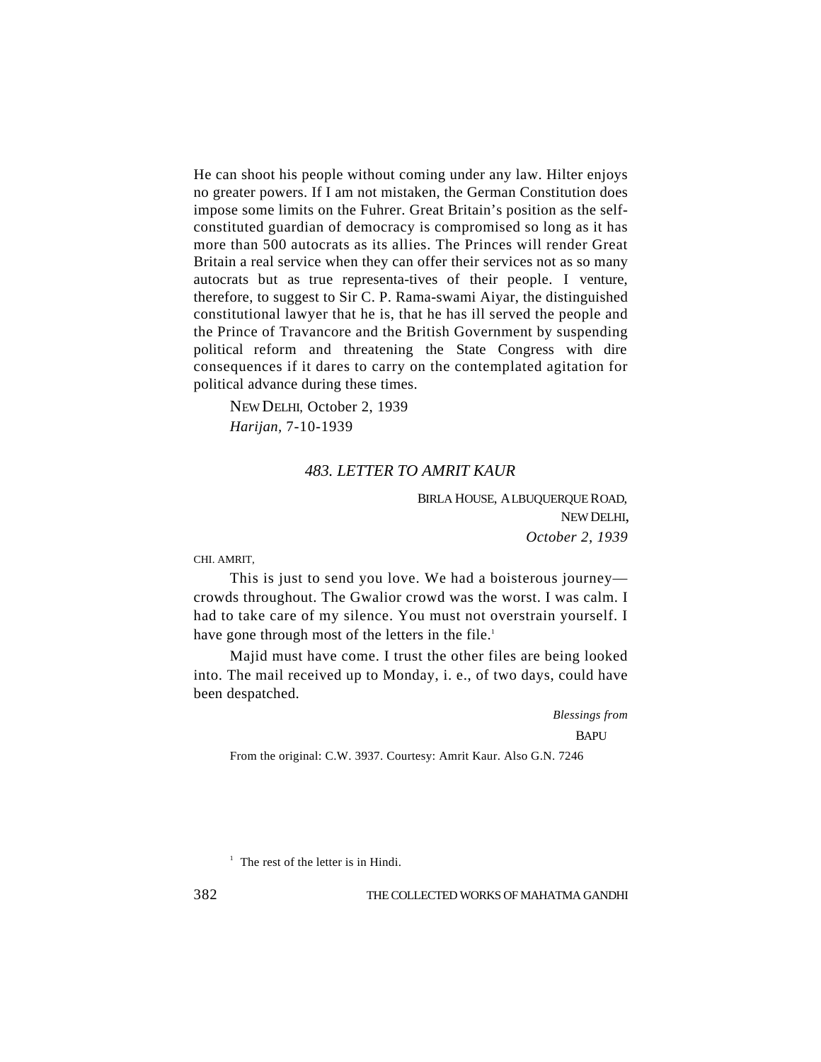He can shoot his people without coming under any law. Hilter enjoys no greater powers. If I am not mistaken, the German Constitution does impose some limits on the Fuhrer. Great Britain's position as the self-constituted guardian of democracy is compromised so long as it has more than 500 autocrats as its allies. The Princes will render Great Britain a real service when they can offer their services not as so many autocrats but as true representa-tives of their people. I venture, therefore, to suggest to Sir C. P. Rama-swami Aiyar, the distinguished constitutional lawyer that he is, that he has ill served the people and the Prince of Travancore and the British Government by suspending political reform and threatening the State Congress with dire consequences if it dares to carry on the contemplated agitation for political advance during these times.

NEW DELHI, October 2, 1939
*Harijan*, 7-10-1939

### *483. LETTER TO AMRIT KAUR*

BIRLA HOUSE, ALBUQUERQUE ROAD,
NEW DELHI,
*October 2, 1939*

CHI. AMRIT,

This is just to send you love. We had a boisterous journey—crowds throughout. The Gwalior crowd was the worst. I was calm. I had to take care of my silence. You must not overstrain yourself. I have gone through most of the letters in the file.[1]

Majid must have come. I trust the other files are being looked into. The mail received up to Monday, i. e., of two days, could have been despatched.

*Blessings from*
BAPU

From the original: C.W. 3937. Courtesy: Amrit Kaur. Also G.N. 7246

[1] The rest of the letter is in Hindi.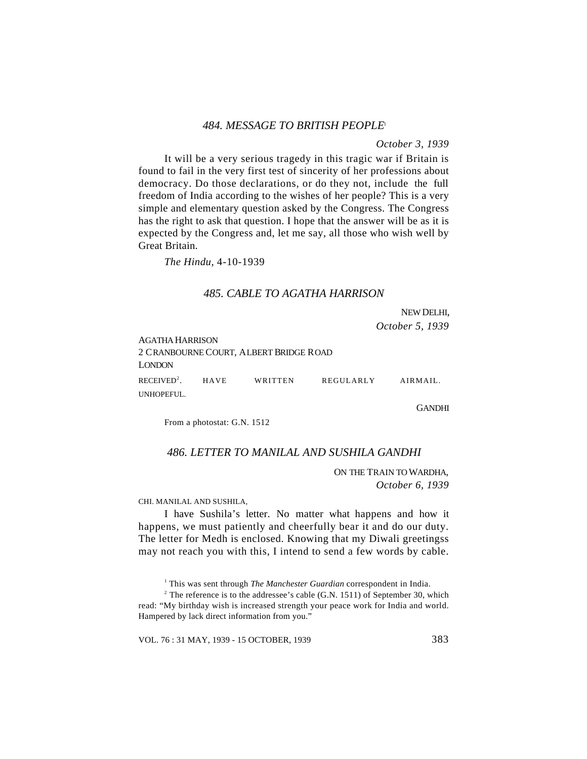### *484. MESSAGE TO BRITISH PEOPLE*[1]

*October 3, 1939*

It will be a very serious tragedy in this tragic war if Britain is found to fail in the very first test of sincerity of her professions about democracy. Do those declarations, or do they not, include the full freedom of India according to the wishes of her people? This is a very simple and elementary question asked by the Congress. The Congress has the right to ask that question. I hope that the answer will be as it is expected by the Congress and, let me say, all those who wish well by Great Britain.

*The Hindu,* 4-10-1939

### *485. CABLE TO AGATHA HARRISON*

NEW DELHI,
*October 5, 1939*

AGATHA HARRISON
2 CRANBOURNE COURT, ALBERT BRIDGE ROAD
LONDON

RECEIVED[2]. HAVE WRITTEN REGULARLY AIRMAIL. UNHOPEFUL.

GANDHI

From a photostat: G.N. 1512

### *486. LETTER TO MANILAL AND SUSHILA GANDHI*

ON THE TRAIN TO WARDHA,
*October 6, 1939*

CHI. MANILAL AND SUSHILA,

I have Sushila's letter. No matter what happens and how it happens, we must patiently and cheerfully bear it and do our duty. The letter for Medh is enclosed. Knowing that my Diwali greetingss may not reach you with this, I intend to send a few words by cable.

---

[1] This was sent through *The Manchester Guardian* correspondent in India.

[2] The reference is to the addressee's cable (G.N. 1511) of September 30, which read: "My birthday wish is increased strength your peace work for India and world. Hampered by lack direct information from you."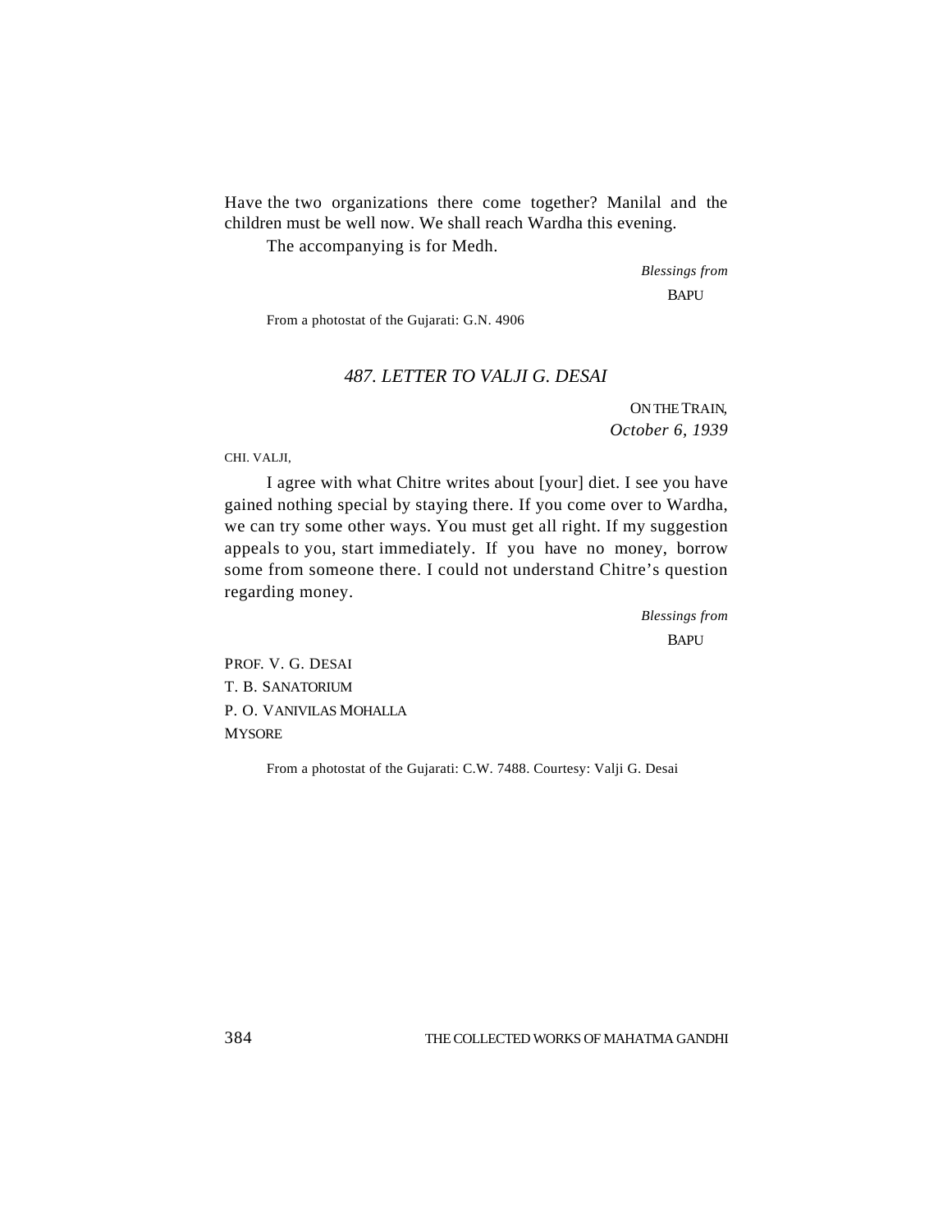Have the two organizations there come together? Manilal and the children must be well now. We shall reach Wardha this evening.

The accompanying is for Medh.

*Blessings from*
BAPU

From a photostat of the Gujarati: G.N. 4906

### *487. LETTER TO VALJI G. DESAI*

ON THE TRAIN,
*October 6, 1939*

CHI. VALJI,

I agree with what Chitre writes about [your] diet. I see you have gained nothing special by staying there. If you come over to Wardha, we can try some other ways. You must get all right. If my suggestion appeals to you, start immediately. If you have no money, borrow some from someone there. I could not understand Chitre's question regarding money.

*Blessings from*
BAPU

PROF. V. G. DESAI
T. B. SANATORIUM
P. O. VANIVILAS MOHALLA
MYSORE

From a photostat of the Gujarati: C.W. 7488. Courtesy: Valji G. Desai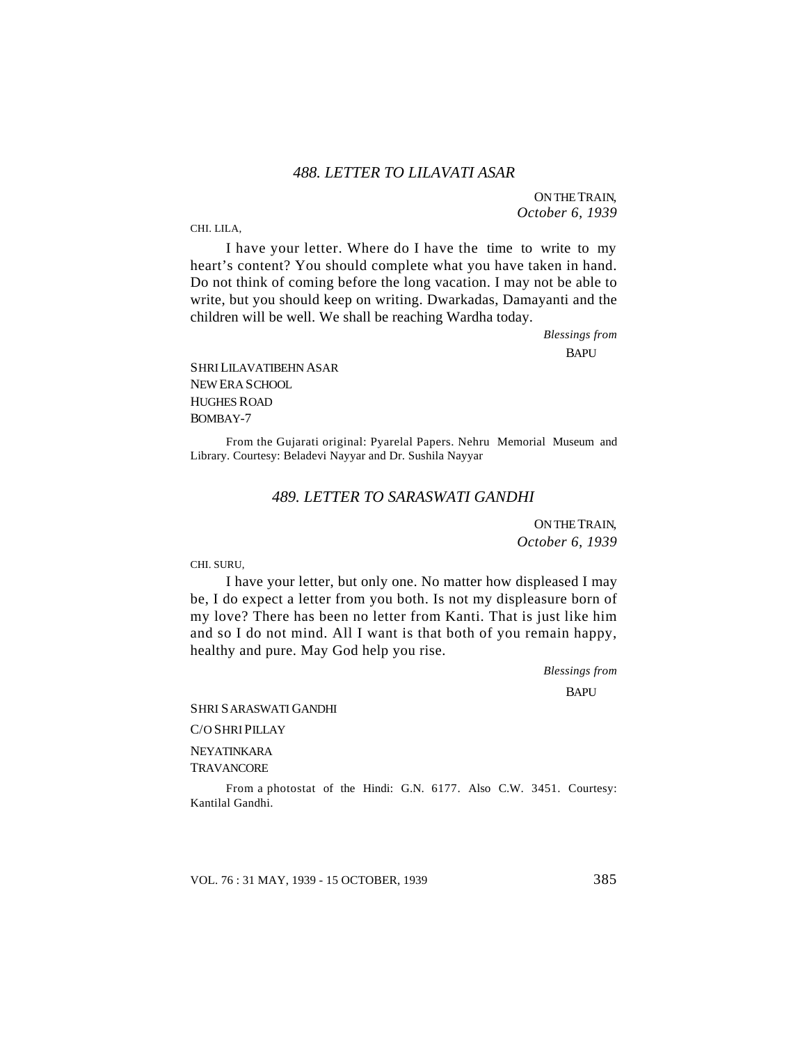## *488. LETTER TO LILAVATI ASAR*

ON THE TRAIN,
*October 6, 1939*

CHI. LILA,

I have your letter. Where do I have the time to write to my heart's content? You should complete what you have taken in hand. Do not think of coming before the long vacation. I may not be able to write, but you should keep on writing. Dwarkadas, Damayanti and the children will be well. We shall be reaching Wardha today.

*Blessings from*
BAPU

SHRI LILAVATIBEHN ASAR
NEW ERA SCHOOL
HUGHES ROAD
BOMBAY-7

From the Gujarati original: Pyarelal Papers. Nehru Memorial Museum and Library. Courtesy: Beladevi Nayyar and Dr. Sushila Nayyar

## *489. LETTER TO SARASWATI GANDHI*

ON THE TRAIN,
*October 6, 1939*

CHI. SURU,

I have your letter, but only one. No matter how displeased I may be, I do expect a letter from you both. Is not my displeasure born of my love? There has been no letter from Kanti. That is just like him and so I do not mind. All I want is that both of you remain happy, healthy and pure. May God help you rise.

*Blessings from*
BAPU

SHRI SARASWATI GANDHI
C/O SHRI PILLAY
NEYATINKARA
TRAVANCORE

From a photostat of the Hindi: G.N. 6177. Also C.W. 3451. Courtesy: Kantilal Gandhi.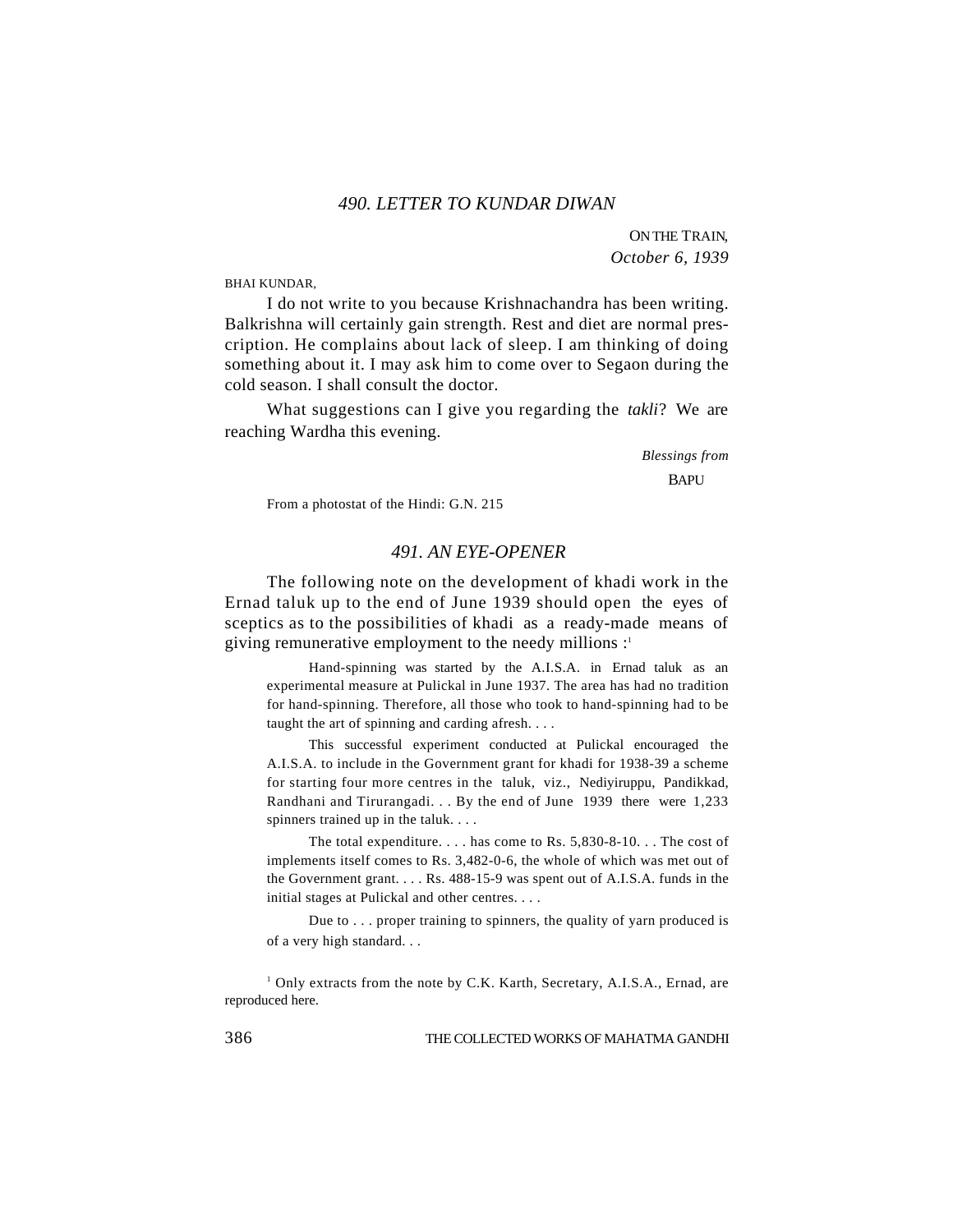## *490. LETTER TO KUNDAR DIWAN*

ON THE TRAIN,
*October 6, 1939*

BHAI KUNDAR,

I do not write to you because Krishnachandra has been writing. Balkrishna will certainly gain strength. Rest and diet are normal prescription. He complains about lack of sleep. I am thinking of doing something about it. I may ask him to come over to Segaon during the cold season. I shall consult the doctor.

What suggestions can I give you regarding the *takli*? We are reaching Wardha this evening.

*Blessings from*
BAPU

From a photostat of the Hindi: G.N. 215

## *491. AN EYE-OPENER*

The following note on the development of khadi work in the Ernad taluk up to the end of June 1939 should open the eyes of sceptics as to the possibilities of khadi as a ready-made means of giving remunerative employment to the needy millions :[1]

> Hand-spinning was started by the A.I.S.A. in Ernad taluk as an experimental measure at Pulickal in June 1937. The area has had no tradition for hand-spinning. Therefore, all those who took to hand-spinning had to be taught the art of spinning and carding afresh. . . .
>
> This successful experiment conducted at Pulickal encouraged the A.I.S.A. to include in the Government grant for khadi for 1938-39 a scheme for starting four more centres in the taluk, viz., Nediyiruppu, Pandikkad, Randhani and Tirurangadi. . . By the end of June 1939 there were 1,233 spinners trained up in the taluk. . . .
>
> The total expenditure. . . . has come to Rs. 5,830-8-10. . . The cost of implements itself comes to Rs. 3,482-0-6, the whole of which was met out of the Government grant. . . . Rs. 488-15-9 was spent out of A.I.S.A. funds in the initial stages at Pulickal and other centres. . . .
>
> Due to . . . proper training to spinners, the quality of yarn produced is of a very high standard. . .

[1] Only extracts from the note by C.K. Karth, Secretary, A.I.S.A., Ernad, are reproduced here.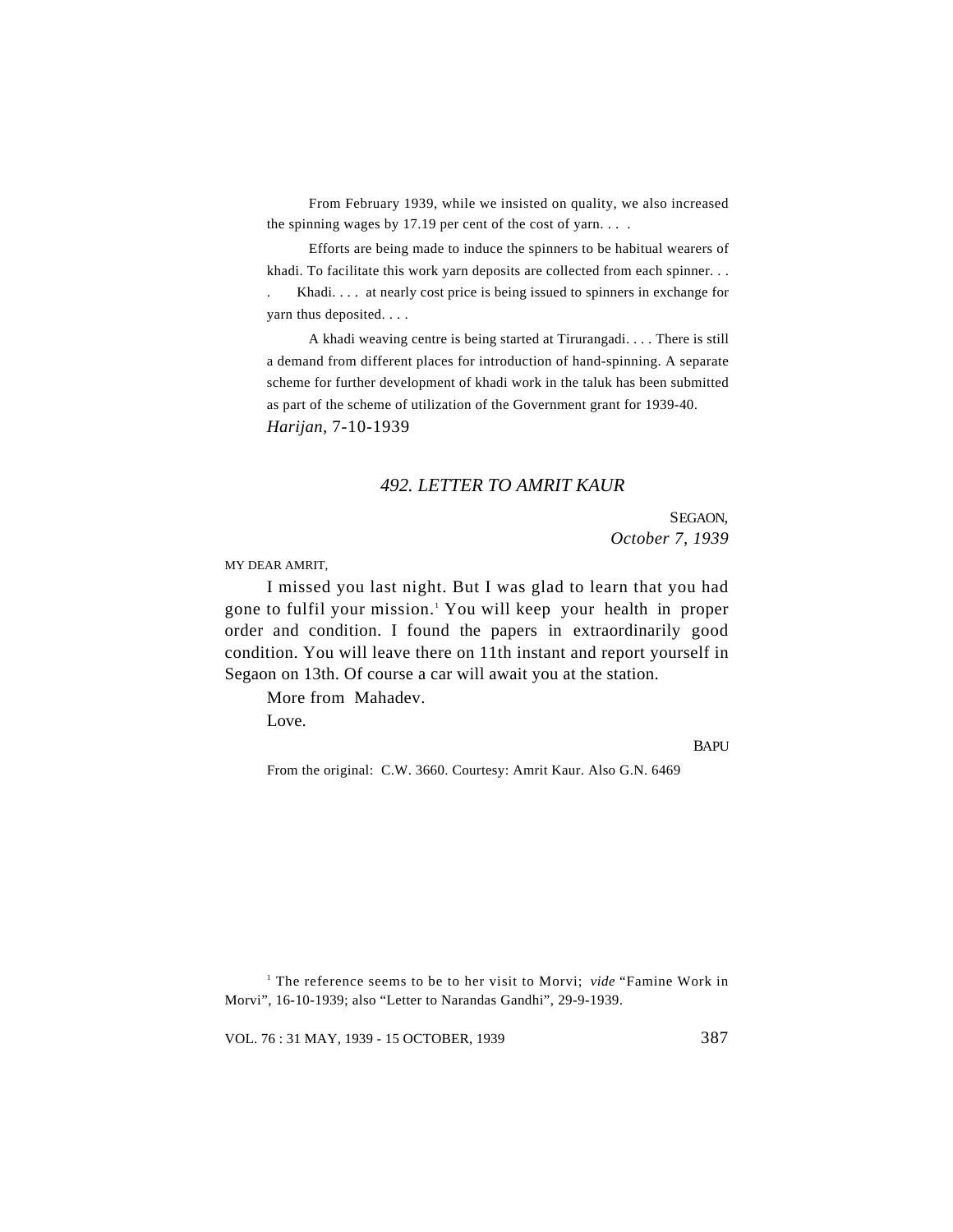From February 1939, while we insisted on quality, we also increased the spinning wages by 17.19 per cent of the cost of yarn. . . .

Efforts are being made to induce the spinners to be habitual wearers of khadi. To facilitate this work yarn deposits are collected from each spinner. . . . Khadi. . . . at nearly cost price is being issued to spinners in exchange for yarn thus deposited. . . .

A khadi weaving centre is being started at Tirurangadi. . . . There is still a demand from different places for introduction of hand-spinning. A separate scheme for further development of khadi work in the taluk has been submitted as part of the scheme of utilization of the Government grant for 1939-40.

*Harijan*, 7-10-1939

### *492. LETTER TO AMRIT KAUR*

SEGAON,
*October 7, 1939*

MY DEAR AMRIT,

I missed you last night. But I was glad to learn that you had gone to fulfil your mission.[1] You will keep your health in proper order and condition. I found the papers in extraordinarily good condition. You will leave there on 11th instant and report yourself in Segaon on 13th. Of course a car will await you at the station.

More from Mahadev.

Love.

BAPU

From the original: C.W. 3660. Courtesy: Amrit Kaur. Also G.N. 6469

[1] The reference seems to be to her visit to Morvi; *vide* "Famine Work in Morvi", 16-10-1939; also "Letter to Narandas Gandhi", 29-9-1939.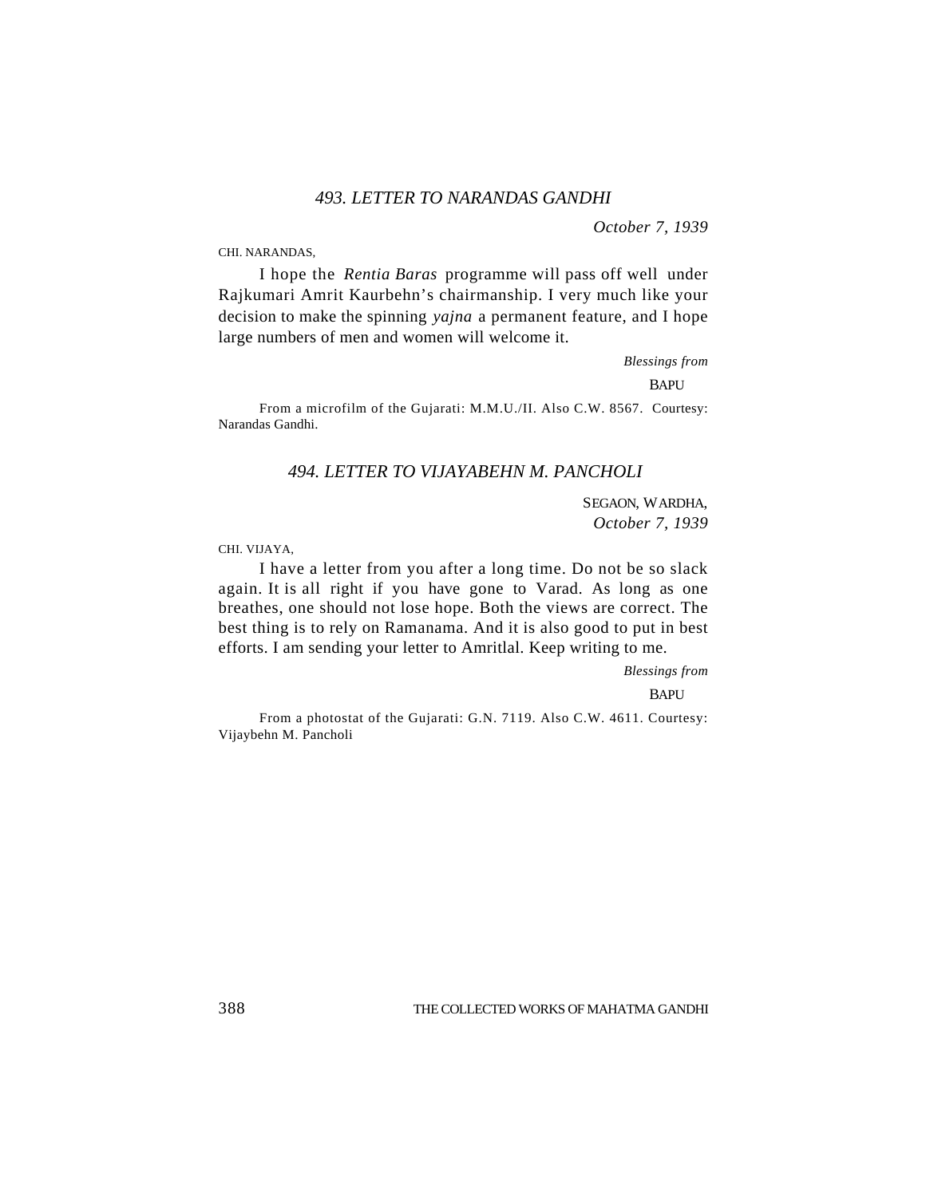### *493. LETTER TO NARANDAS GANDHI*

*October 7, 1939*

CHI. NARANDAS,

I hope the *Rentia Baras* programme will pass off well under Rajkumari Amrit Kaurbehn's chairmanship. I very much like your decision to make the spinning *yajna* a permanent feature, and I hope large numbers of men and women will welcome it.

*Blessings from*

BAPU

From a microfilm of the Gujarati: M.M.U./II. Also C.W. 8567. Courtesy: Narandas Gandhi.

### *494. LETTER TO VIJAYABEHN M. PANCHOLI*

SEGAON, WARDHA,
*October 7, 1939*

CHI. VIJAYA,

I have a letter from you after a long time. Do not be so slack again. It is all right if you have gone to Varad. As long as one breathes, one should not lose hope. Both the views are correct. The best thing is to rely on Ramanama. And it is also good to put in best efforts. I am sending your letter to Amritlal. Keep writing to me.

*Blessings from*

BAPU

From a photostat of the Gujarati: G.N. 7119. Also C.W. 4611. Courtesy: Vijaybehn M. Pancholi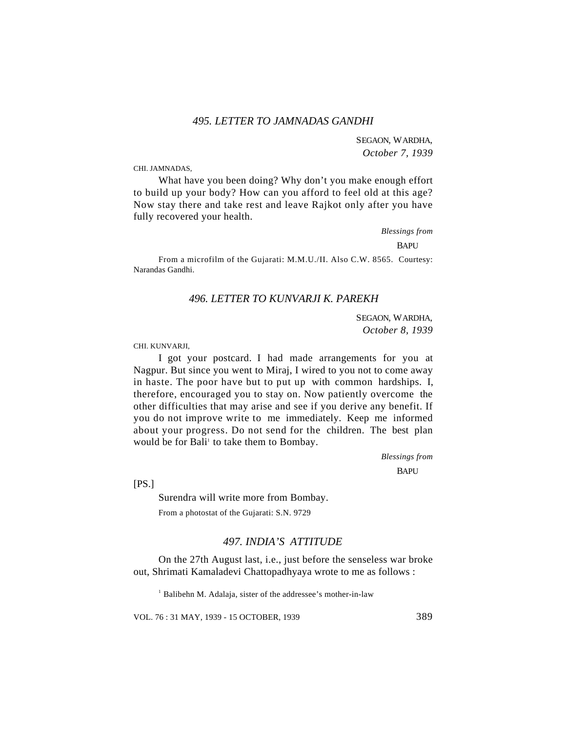## *495. LETTER TO JAMNADAS GANDHI*

SEGAON, WARDHA,
*October 7, 1939*

CHI. JAMNADAS,

What have you been doing? Why don't you make enough effort to build up your body? How can you afford to feel old at this age? Now stay there and take rest and leave Rajkot only after you have fully recovered your health.

*Blessings from*
BAPU

From a microfilm of the Gujarati: M.M.U./II. Also C.W. 8565. Courtesy: Narandas Gandhi.

## *496. LETTER TO KUNVARJI K. PAREKH*

SEGAON, WARDHA,
*October 8, 1939*

CHI. KUNVARJI,

I got your postcard. I had made arrangements for you at Nagpur. But since you went to Miraj, I wired to you not to come away in haste. The poor have but to put up with common hardships. I, therefore, encouraged you to stay on. Now patiently overcome the other difficulties that may arise and see if you derive any benefit. If you do not improve write to me immediately. Keep me informed about your progress. Do not send for the children. The best plan would be for Bali[1] to take them to Bombay.

*Blessings from*
BAPU

[PS.]

Surendra will write more from Bombay.

From a photostat of the Gujarati: S.N. 9729

## *497. INDIA'S ATTITUDE*

On the 27th August last, i.e., just before the senseless war broke out, Shrimati Kamaladevi Chattopadhyaya wrote to me as follows :

[1] Balibehn M. Adalaja, sister of the addressee's mother-in-law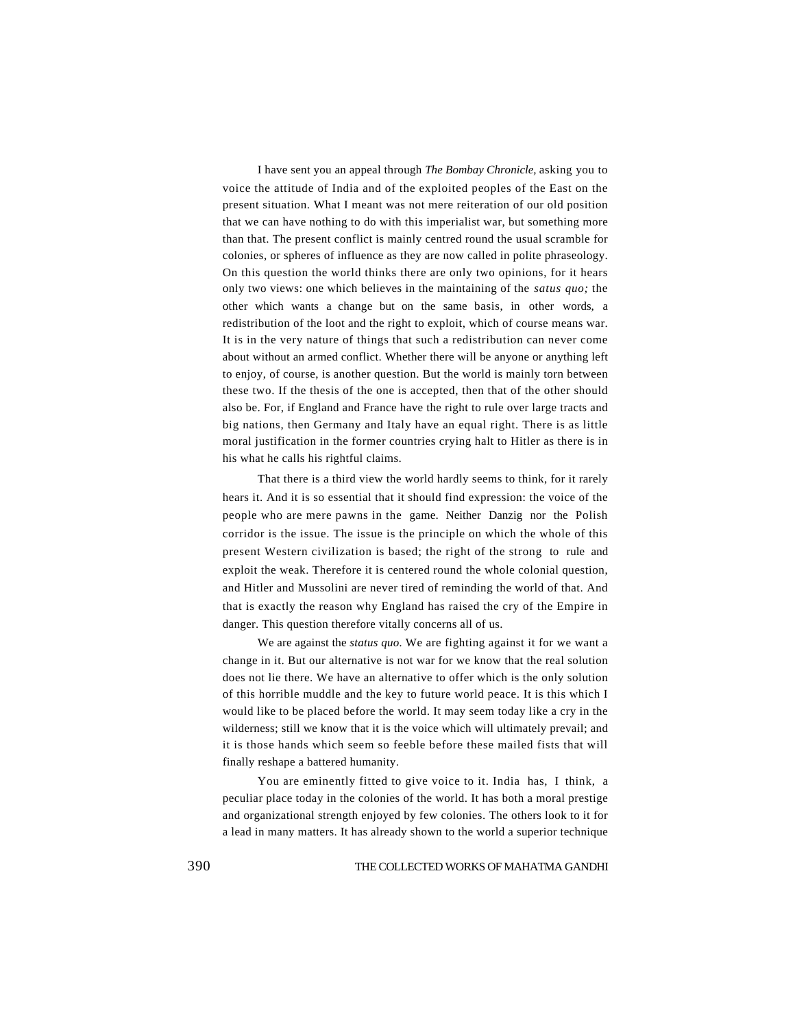I have sent you an appeal through *The Bombay Chronicle*, asking you to voice the attitude of India and of the exploited peoples of the East on the present situation. What I meant was not mere reiteration of our old position that we can have nothing to do with this imperialist war, but something more than that. The present conflict is mainly centred round the usual scramble for colonies, or spheres of influence as they are now called in polite phraseology. On this question the world thinks there are only two opinions, for it hears only two views: one which believes in the maintaining of the *satus quo;* the other which wants a change but on the same basis, in other words, a redistribution of the loot and the right to exploit, which of course means war. It is in the very nature of things that such a redistribution can never come about without an armed conflict. Whether there will be anyone or anything left to enjoy, of course, is another question. But the world is mainly torn between these two. If the thesis of the one is accepted, then that of the other should also be. For, if England and France have the right to rule over large tracts and big nations, then Germany and Italy have an equal right. There is as little moral justification in the former countries crying halt to Hitler as there is in his what he calls his rightful claims.

That there is a third view the world hardly seems to think, for it rarely hears it. And it is so essential that it should find expression: the voice of the people who are mere pawns in the game. Neither Danzig nor the Polish corridor is the issue. The issue is the principle on which the whole of this present Western civilization is based; the right of the strong to rule and exploit the weak. Therefore it is centered round the whole colonial question, and Hitler and Mussolini are never tired of reminding the world of that. And that is exactly the reason why England has raised the cry of the Empire in danger. This question therefore vitally concerns all of us.

We are against the *status quo*. We are fighting against it for we want a change in it. But our alternative is not war for we know that the real solution does not lie there. We have an alternative to offer which is the only solution of this horrible muddle and the key to future world peace. It is this which I would like to be placed before the world. It may seem today like a cry in the wilderness; still we know that it is the voice which will ultimately prevail; and it is those hands which seem so feeble before these mailed fists that will finally reshape a battered humanity.

You are eminently fitted to give voice to it. India has, I think, a peculiar place today in the colonies of the world. It has both a moral prestige and organizational strength enjoyed by few colonies. The others look to it for a lead in many matters. It has already shown to the world a superior technique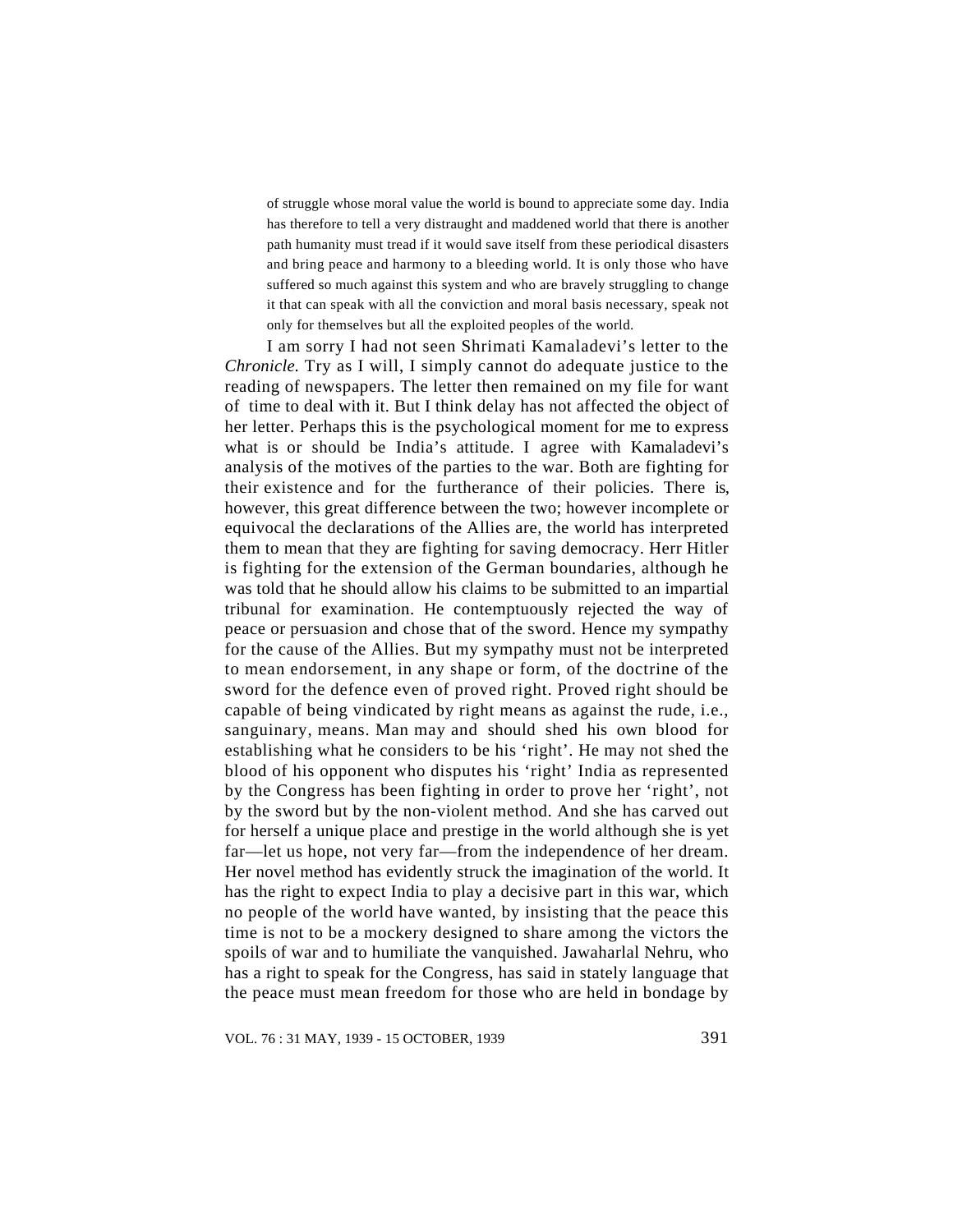> of struggle whose moral value the world is bound to appreciate some day. India has therefore to tell a very distraught and maddened world that there is another path humanity must tread if it would save itself from these periodical disasters and bring peace and harmony to a bleeding world. It is only those who have suffered so much against this system and who are bravely struggling to change it that can speak with all the conviction and moral basis necessary, speak not only for themselves but all the exploited peoples of the world.

I am sorry I had not seen Shrimati Kamaladevi's letter to the *Chronicle.* Try as I will, I simply cannot do adequate justice to the reading of newspapers. The letter then remained on my file for want of time to deal with it. But I think delay has not affected the object of her letter. Perhaps this is the psychological moment for me to express what is or should be India's attitude. I agree with Kamaladevi's analysis of the motives of the parties to the war. Both are fighting for their existence and for the furtherance of their policies. There is, however, this great difference between the two; however incomplete or equivocal the declarations of the Allies are, the world has interpreted them to mean that they are fighting for saving democracy. Herr Hitler is fighting for the extension of the German boundaries, although he was told that he should allow his claims to be submitted to an impartial tribunal for examination. He contemptuously rejected the way of peace or persuasion and chose that of the sword. Hence my sympathy for the cause of the Allies. But my sympathy must not be interpreted to mean endorsement, in any shape or form, of the doctrine of the sword for the defence even of proved right. Proved right should be capable of being vindicated by right means as against the rude, i.e., sanguinary, means. Man may and should shed his own blood for establishing what he considers to be his 'right'. He may not shed the blood of his opponent who disputes his 'right' India as represented by the Congress has been fighting in order to prove her 'right', not by the sword but by the non-violent method. And she has carved out for herself a unique place and prestige in the world although she is yet far—let us hope, not very far—from the independence of her dream. Her novel method has evidently struck the imagination of the world. It has the right to expect India to play a decisive part in this war, which no people of the world have wanted, by insisting that the peace this time is not to be a mockery designed to share among the victors the spoils of war and to humiliate the vanquished. Jawaharlal Nehru, who has a right to speak for the Congress, has said in stately language that the peace must mean freedom for those who are held in bondage by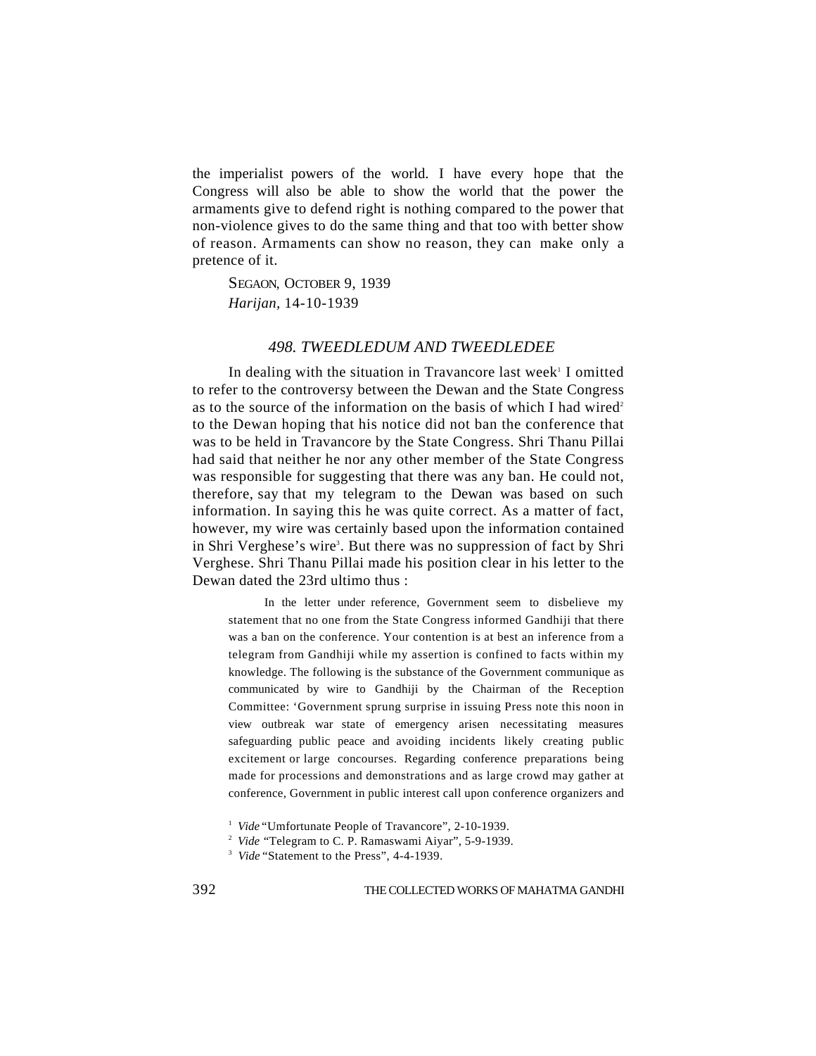the imperialist powers of the world. I have every hope that the Congress will also be able to show the world that the power the armaments give to defend right is nothing compared to the power that non-violence gives to do the same thing and that too with better show of reason. Armaments can show no reason, they can make only a pretence of it.

SEGAON, OCTOBER 9, 1939
*Harijan,* 14-10-1939

## *498. TWEEDLEDUM AND TWEEDLEDEE*

In dealing with the situation in Travancore last week[1] I omitted to refer to the controversy between the Dewan and the State Congress as to the source of the information on the basis of which I had wired[2] to the Dewan hoping that his notice did not ban the conference that was to be held in Travancore by the State Congress. Shri Thanu Pillai had said that neither he nor any other member of the State Congress was responsible for suggesting that there was any ban. He could not, therefore, say that my telegram to the Dewan was based on such information. In saying this he was quite correct. As a matter of fact, however, my wire was certainly based upon the information contained in Shri Verghese's wire[3]. But there was no suppression of fact by Shri Verghese. Shri Thanu Pillai made his position clear in his letter to the Dewan dated the 23rd ultimo thus :

> In the letter under reference, Government seem to disbelieve my statement that no one from the State Congress informed Gandhiji that there was a ban on the conference. Your contention is at best an inference from a telegram from Gandhiji while my assertion is confined to facts within my knowledge. The following is the substance of the Government communique as communicated by wire to Gandhiji by the Chairman of the Reception Committee: 'Government sprung surprise in issuing Press note this noon in view outbreak war state of emergency arisen necessitating measures safeguarding public peace and avoiding incidents likely creating public excitement or large concourses. Regarding conference preparations being made for processions and demonstrations and as large crowd may gather at conference, Government in public interest call upon conference organizers and

[1] *Vide* "Umfortunate People of Travancore", 2-10-1939.
[2] *Vide* "Telegram to C. P. Ramaswami Aiyar", 5-9-1939.
[3] *Vide* "Statement to the Press", 4-4-1939.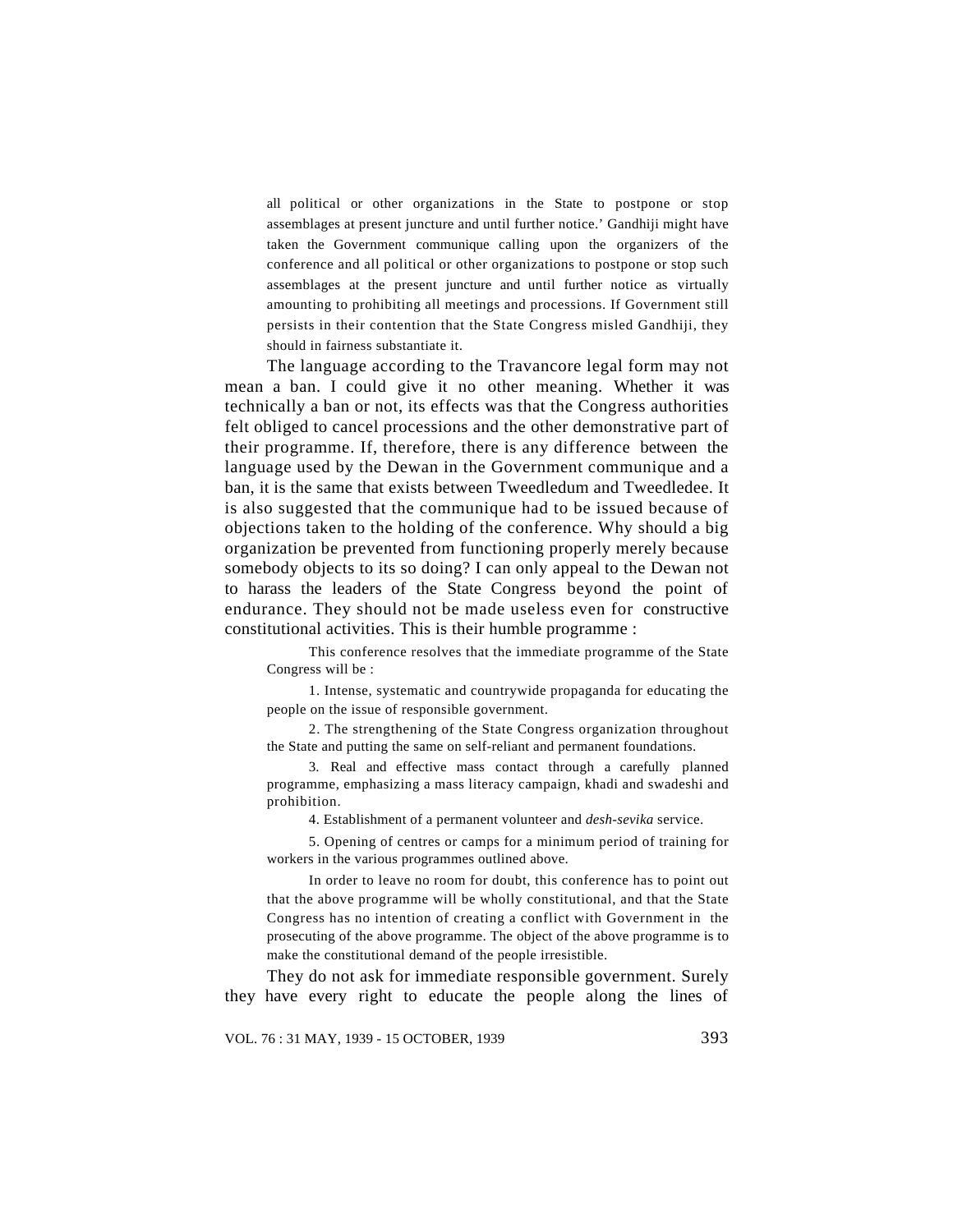all political or other organizations in the State to postpone or stop assemblages at present juncture and until further notice.' Gandhiji might have taken the Government communique calling upon the organizers of the conference and all political or other organizations to postpone or stop such assemblages at the present juncture and until further notice as virtually amounting to prohibiting all meetings and processions. If Government still persists in their contention that the State Congress misled Gandhiji, they should in fairness substantiate it.

The language according to the Travancore legal form may not mean a ban. I could give it no other meaning. Whether it was technically a ban or not, its effects was that the Congress authorities felt obliged to cancel processions and the other demonstrative part of their programme. If, therefore, there is any difference between the language used by the Dewan in the Government communique and a ban, it is the same that exists between Tweedledum and Tweedledee. It is also suggested that the communique had to be issued because of objections taken to the holding of the conference. Why should a big organization be prevented from functioning properly merely because somebody objects to its so doing? I can only appeal to the Dewan not to harass the leaders of the State Congress beyond the point of endurance. They should not be made useless even for constructive constitutional activities. This is their humble programme :

> This conference resolves that the immediate programme of the State Congress will be :
>
> 1. Intense, systematic and countrywide propaganda for educating the people on the issue of responsible government.
>
> 2. The strengthening of the State Congress organization throughout the State and putting the same on self-reliant and permanent foundations.
>
> 3. Real and effective mass contact through a carefully planned programme, emphasizing a mass literacy campaign, khadi and swadeshi and prohibition.
>
> 4. Establishment of a permanent volunteer and *desh-sevika* service.
>
> 5. Opening of centres or camps for a minimum period of training for workers in the various programmes outlined above.
>
> In order to leave no room for doubt, this conference has to point out that the above programme will be wholly constitutional, and that the State Congress has no intention of creating a conflict with Government in the prosecuting of the above programme. The object of the above programme is to make the constitutional demand of the people irresistible.

They do not ask for immediate responsible government. Surely they have every right to educate the people along the lines of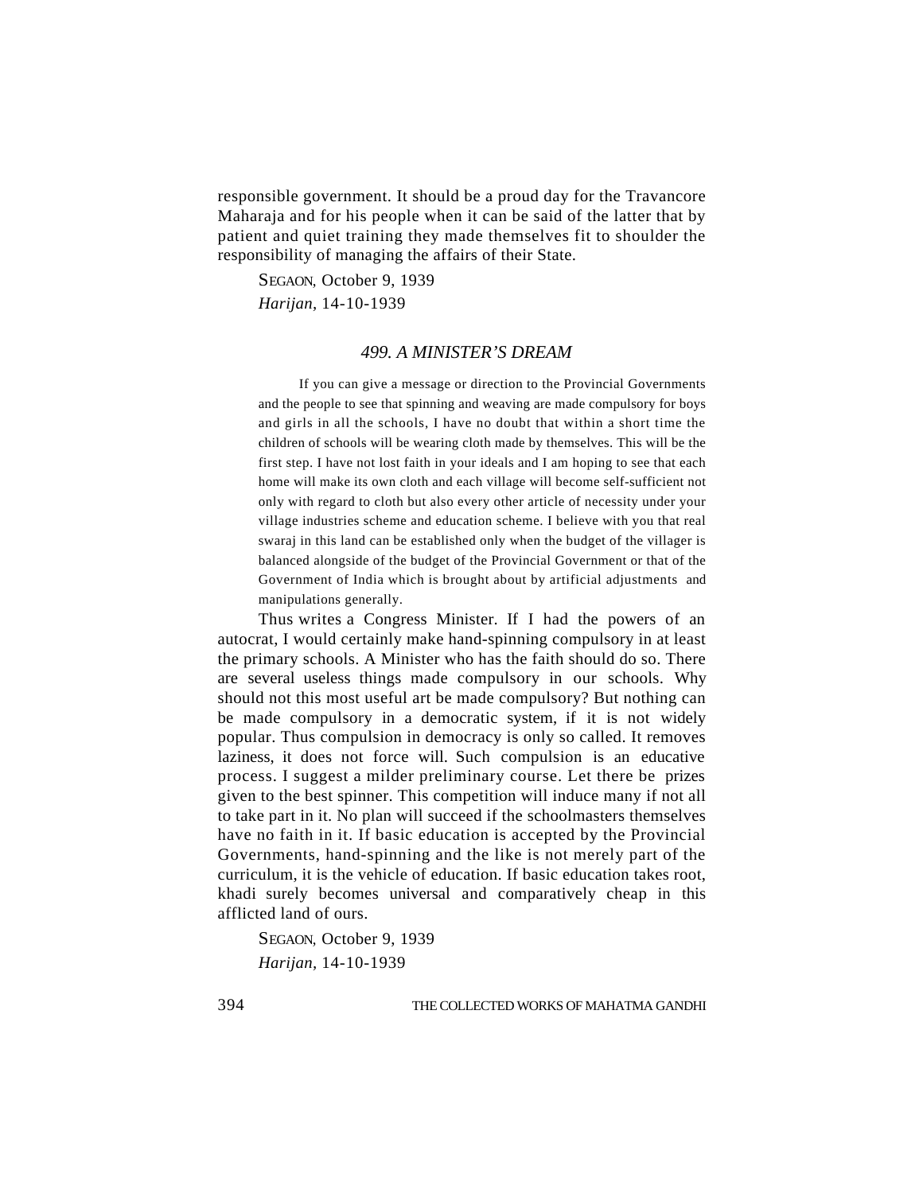responsible government. It should be a proud day for the Travancore Maharaja and for his people when it can be said of the latter that by patient and quiet training they made themselves fit to shoulder the responsibility of managing the affairs of their State.

SEGAON, October 9, 1939
*Harijan,* 14-10-1939

## *499. A MINISTER'S DREAM*

> If you can give a message or direction to the Provincial Governments and the people to see that spinning and weaving are made compulsory for boys and girls in all the schools, I have no doubt that within a short time the children of schools will be wearing cloth made by themselves. This will be the first step. I have not lost faith in your ideals and I am hoping to see that each home will make its own cloth and each village will become self-sufficient not only with regard to cloth but also every other article of necessity under your village industries scheme and education scheme. I believe with you that real swaraj in this land can be established only when the budget of the villager is balanced alongside of the budget of the Provincial Government or that of the Government of India which is brought about by artificial adjustments and manipulations generally.

Thus writes a Congress Minister. If I had the powers of an autocrat, I would certainly make hand-spinning compulsory in at least the primary schools. A Minister who has the faith should do so. There are several useless things made compulsory in our schools. Why should not this most useful art be made compulsory? But nothing can be made compulsory in a democratic system, if it is not widely popular. Thus compulsion in democracy is only so called. It removes laziness, it does not force will. Such compulsion is an educative process. I suggest a milder preliminary course. Let there be prizes given to the best spinner. This competition will induce many if not all to take part in it. No plan will succeed if the schoolmasters themselves have no faith in it. If basic education is accepted by the Provincial Governments, hand-spinning and the like is not merely part of the curriculum, it is the vehicle of education. If basic education takes root, khadi surely becomes universal and comparatively cheap in this afflicted land of ours.

SEGAON, October 9, 1939
*Harijan*, 14-10-1939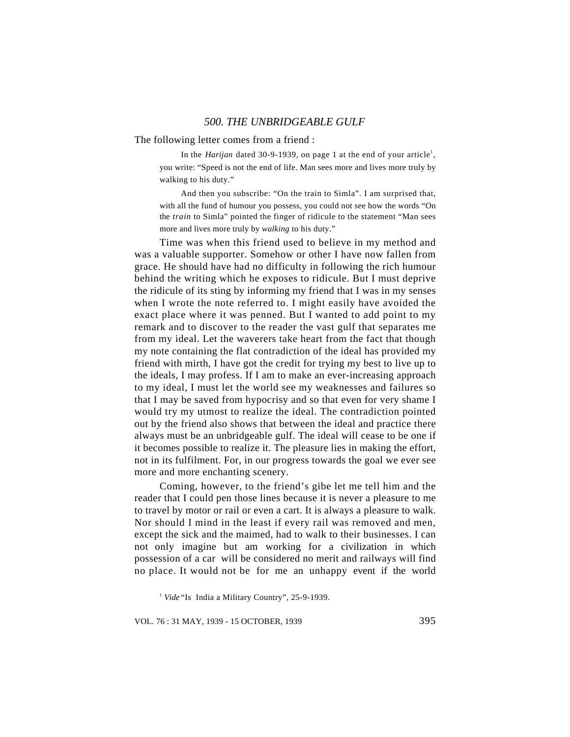## *500. THE UNBRIDGEABLE GULF*

The following letter comes from a friend :

> In the *Harijan* dated 30-9-1939, on page 1 at the end of your article[1], you write: "Speed is not the end of life. Man sees more and lives more truly by walking to his duty."
>
> And then you subscribe: "On the train to Simla". I am surprised that, with all the fund of humour you possess, you could not see how the words "On the *train* to Simla" pointed the finger of ridicule to the statement "Man sees more and lives more truly by *walking* to his duty."

Time was when this friend used to believe in my method and was a valuable supporter. Somehow or other I have now fallen from grace. He should have had no difficulty in following the rich humour behind the writing which he exposes to ridicule. But I must deprive the ridicule of its sting by informing my friend that I was in my senses when I wrote the note referred to. I might easily have avoided the exact place where it was penned. But I wanted to add point to my remark and to discover to the reader the vast gulf that separates me from my ideal. Let the waverers take heart from the fact that though my note containing the flat contradiction of the ideal has provided my friend with mirth, I have got the credit for trying my best to live up to the ideals, I may profess. If I am to make an ever-increasing approach to my ideal, I must let the world see my weaknesses and failures so that I may be saved from hypocrisy and so that even for very shame I would try my utmost to realize the ideal. The contradiction pointed out by the friend also shows that between the ideal and practice there always must be an unbridgeable gulf. The ideal will cease to be one if it becomes possible to realize it. The pleasure lies in making the effort, not in its fulfilment. For, in our progress towards the goal we ever see more and more enchanting scenery.

Coming, however, to the friend's gibe let me tell him and the reader that I could pen those lines because it is never a pleasure to me to travel by motor or rail or even a cart. It is always a pleasure to walk. Nor should I mind in the least if every rail was removed and men, except the sick and the maimed, had to walk to their businesses. I can not only imagine but am working for a civilization in which possession of a car will be considered no merit and railways will find no place. It would not be for me an unhappy event if the world

[1] *Vide* "Is India a Military Country", 25-9-1939.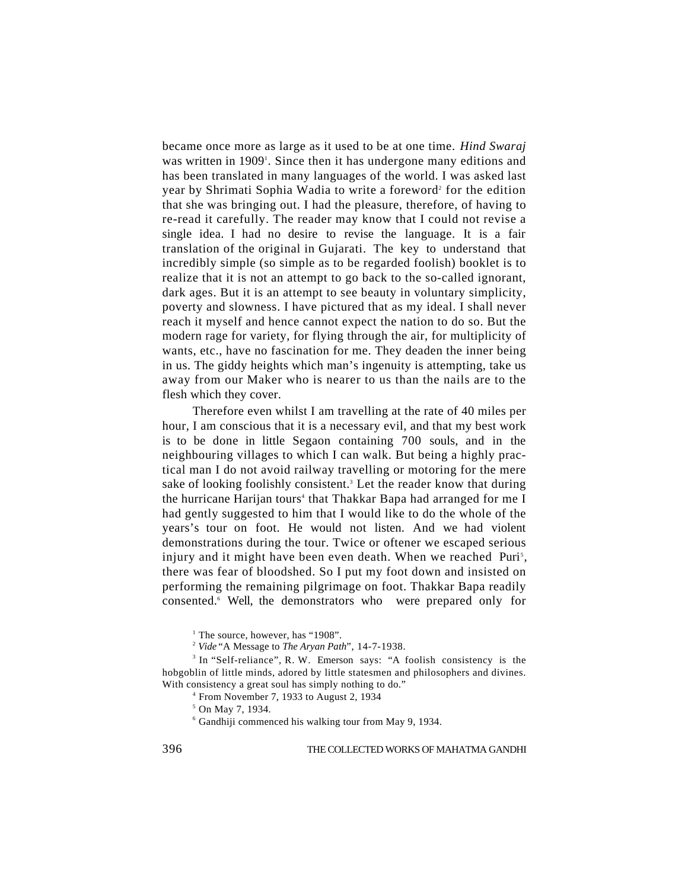became once more as large as it used to be at one time. *Hind Swaraj* was written in 1909[1]. Since then it has undergone many editions and has been translated in many languages of the world. I was asked last year by Shrimati Sophia Wadia to write a foreword[2] for the edition that she was bringing out. I had the pleasure, therefore, of having to re-read it carefully. The reader may know that I could not revise a single idea. I had no desire to revise the language. It is a fair translation of the original in Gujarati. The key to understand that incredibly simple (so simple as to be regarded foolish) booklet is to realize that it is not an attempt to go back to the so-called ignorant, dark ages. But it is an attempt to see beauty in voluntary simplicity, poverty and slowness. I have pictured that as my ideal. I shall never reach it myself and hence cannot expect the nation to do so. But the modern rage for variety, for flying through the air, for multiplicity of wants, etc., have no fascination for me. They deaden the inner being in us. The giddy heights which man's ingenuity is attempting, take us away from our Maker who is nearer to us than the nails are to the flesh which they cover.

Therefore even whilst I am travelling at the rate of 40 miles per hour, I am conscious that it is a necessary evil, and that my best work is to be done in little Segaon containing 700 souls, and in the neighbouring villages to which I can walk. But being a highly practical man I do not avoid railway travelling or motoring for the mere sake of looking foolishly consistent.[3] Let the reader know that during the hurricane Harijan tours[4] that Thakkar Bapa had arranged for me I had gently suggested to him that I would like to do the whole of the years's tour on foot. He would not listen. And we had violent demonstrations during the tour. Twice or oftener we escaped serious injury and it might have been even death. When we reached Puri[5], there was fear of bloodshed. So I put my foot down and insisted on performing the remaining pilgrimage on foot. Thakkar Bapa readily consented.[6] Well, the demonstrators who were prepared only for

[1] The source, however, has "1908".

[2] *Vide* "A Message to *The Aryan Path*", 14-7-1938.

[3] In "Self-reliance", R. W. Emerson says: "A foolish consistency is the hobgoblin of little minds, adored by little statesmen and philosophers and divines. With consistency a great soul has simply nothing to do."

[4] From November 7, 1933 to August 2, 1934

[5] On May 7, 1934.

[6] Gandhiji commenced his walking tour from May 9, 1934.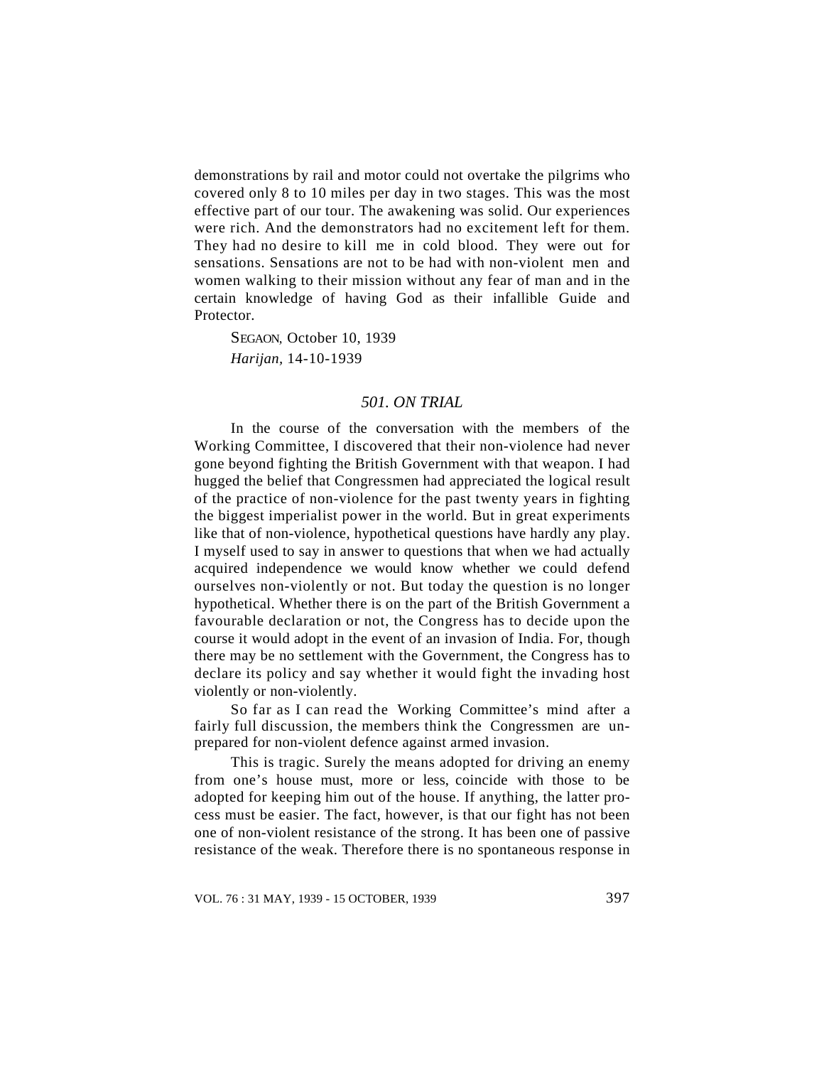demonstrations by rail and motor could not overtake the pilgrims who covered only 8 to 10 miles per day in two stages. This was the most effective part of our tour. The awakening was solid. Our experiences were rich. And the demonstrators had no excitement left for them. They had no desire to kill me in cold blood. They were out for sensations. Sensations are not to be had with non-violent men and women walking to their mission without any fear of man and in the certain knowledge of having God as their infallible Guide and Protector.

SEGAON, October 10, 1939
*Harijan*, 14-10-1939

## *501. ON TRIAL*

In the course of the conversation with the members of the Working Committee, I discovered that their non-violence had never gone beyond fighting the British Government with that weapon. I had hugged the belief that Congressmen had appreciated the logical result of the practice of non-violence for the past twenty years in fighting the biggest imperialist power in the world. But in great experiments like that of non-violence, hypothetical questions have hardly any play. I myself used to say in answer to questions that when we had actually acquired independence we would know whether we could defend ourselves non-violently or not. But today the question is no longer hypothetical. Whether there is on the part of the British Government a favourable declaration or not, the Congress has to decide upon the course it would adopt in the event of an invasion of India. For, though there may be no settlement with the Government, the Congress has to declare its policy and say whether it would fight the invading host violently or non-violently.

So far as I can read the Working Committee's mind after a fairly full discussion, the members think the Congressmen are unprepared for non-violent defence against armed invasion.

This is tragic. Surely the means adopted for driving an enemy from one's house must, more or less, coincide with those to be adopted for keeping him out of the house. If anything, the latter process must be easier. The fact, however, is that our fight has not been one of non-violent resistance of the strong. It has been one of passive resistance of the weak. Therefore there is no spontaneous response in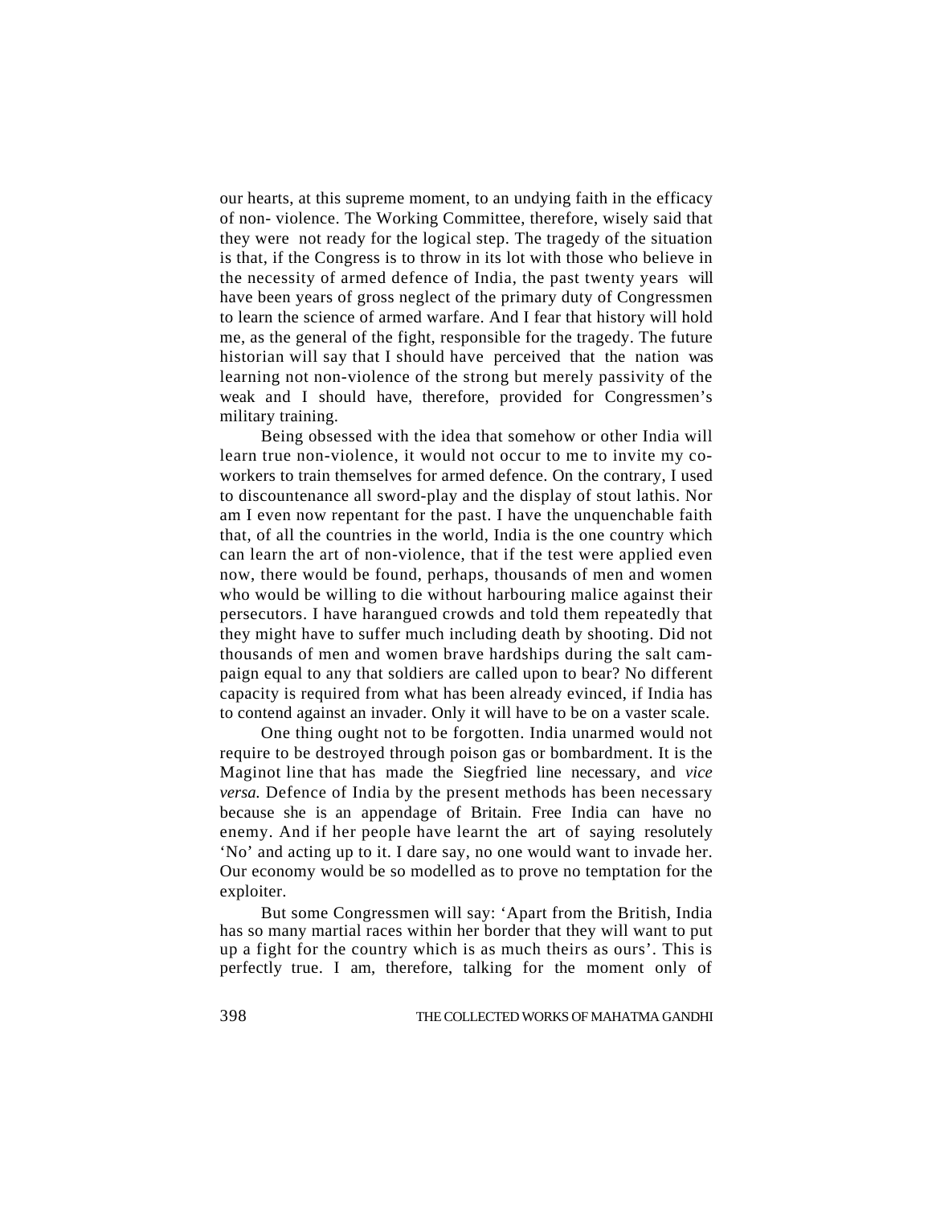our hearts, at this supreme moment, to an undying faith in the efficacy of non- violence. The Working Committee, therefore, wisely said that they were not ready for the logical step. The tragedy of the situation is that, if the Congress is to throw in its lot with those who believe in the necessity of armed defence of India, the past twenty years will have been years of gross neglect of the primary duty of Congressmen to learn the science of armed warfare. And I fear that history will hold me, as the general of the fight, responsible for the tragedy. The future historian will say that I should have perceived that the nation was learning not non-violence of the strong but merely passivity of the weak and I should have, therefore, provided for Congressmen's military training.

Being obsessed with the idea that somehow or other India will learn true non-violence, it would not occur to me to invite my co-workers to train themselves for armed defence. On the contrary, I used to discountenance all sword-play and the display of stout lathis. Nor am I even now repentant for the past. I have the unquenchable faith that, of all the countries in the world, India is the one country which can learn the art of non-violence, that if the test were applied even now, there would be found, perhaps, thousands of men and women who would be willing to die without harbouring malice against their persecutors. I have harangued crowds and told them repeatedly that they might have to suffer much including death by shooting. Did not thousands of men and women brave hardships during the salt campaign equal to any that soldiers are called upon to bear? No different capacity is required from what has been already evinced, if India has to contend against an invader. Only it will have to be on a vaster scale.

One thing ought not to be forgotten. India unarmed would not require to be destroyed through poison gas or bombardment. It is the Maginot line that has made the Siegfried line necessary, and *vice versa.* Defence of India by the present methods has been necessary because she is an appendage of Britain. Free India can have no enemy. And if her people have learnt the art of saying resolutely 'No' and acting up to it. I dare say, no one would want to invade her. Our economy would be so modelled as to prove no temptation for the exploiter.

But some Congressmen will say: 'Apart from the British, India has so many martial races within her border that they will want to put up a fight for the country which is as much theirs as ours'. This is perfectly true. I am, therefore, talking for the moment only of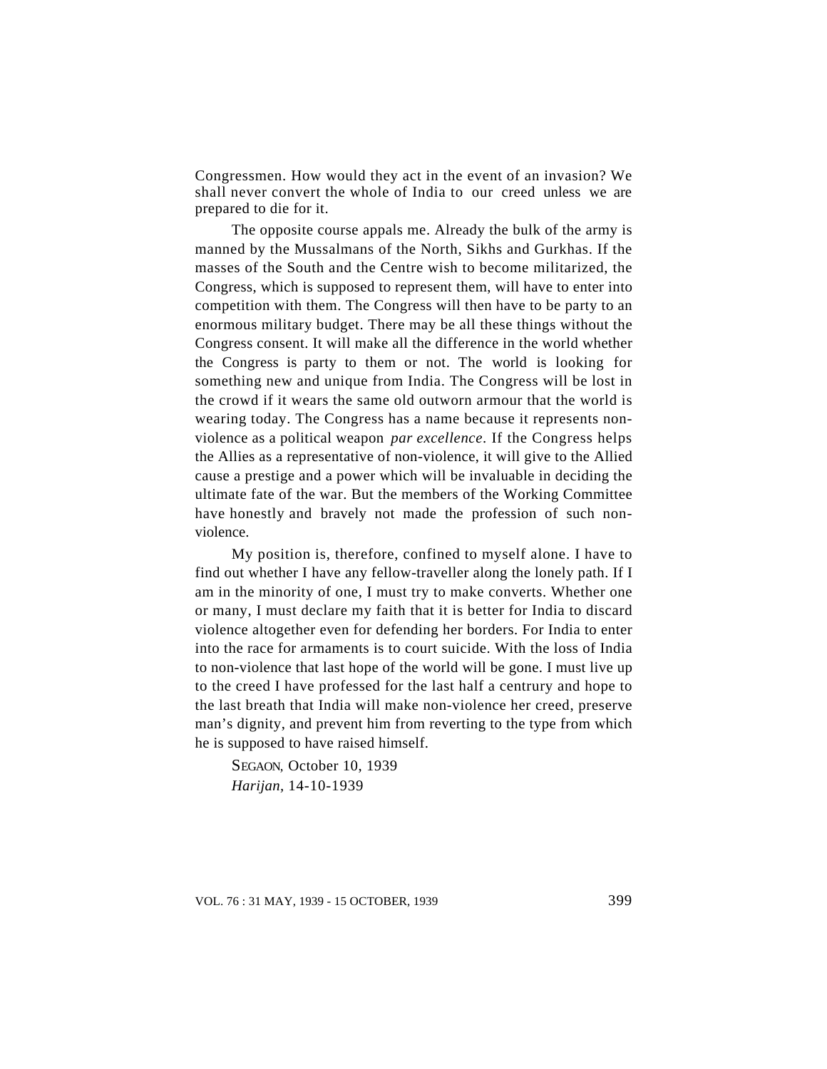Congressmen. How would they act in the event of an invasion? We shall never convert the whole of India to our creed unless we are prepared to die for it.

The opposite course appals me. Already the bulk of the army is manned by the Mussalmans of the North, Sikhs and Gurkhas. If the masses of the South and the Centre wish to become militarized, the Congress, which is supposed to represent them, will have to enter into competition with them. The Congress will then have to be party to an enormous military budget. There may be all these things without the Congress consent. It will make all the difference in the world whether the Congress is party to them or not. The world is looking for something new and unique from India. The Congress will be lost in the crowd if it wears the same old outworn armour that the world is wearing today. The Congress has a name because it represents non-violence as a political weapon *par excellence*. If the Congress helps the Allies as a representative of non-violence, it will give to the Allied cause a prestige and a power which will be invaluable in deciding the ultimate fate of the war. But the members of the Working Committee have honestly and bravely not made the profession of such non-violence.

My position is, therefore, confined to myself alone. I have to find out whether I have any fellow-traveller along the lonely path. If I am in the minority of one, I must try to make converts. Whether one or many, I must declare my faith that it is better for India to discard violence altogether even for defending her borders. For India to enter into the race for armaments is to court suicide. With the loss of India to non-violence that last hope of the world will be gone. I must live up to the creed I have professed for the last half a centrury and hope to the last breath that India will make non-violence her creed, preserve man's dignity, and prevent him from reverting to the type from which he is supposed to have raised himself.

SEGAON, October 10, 1939
*Harijan*, 14-10-1939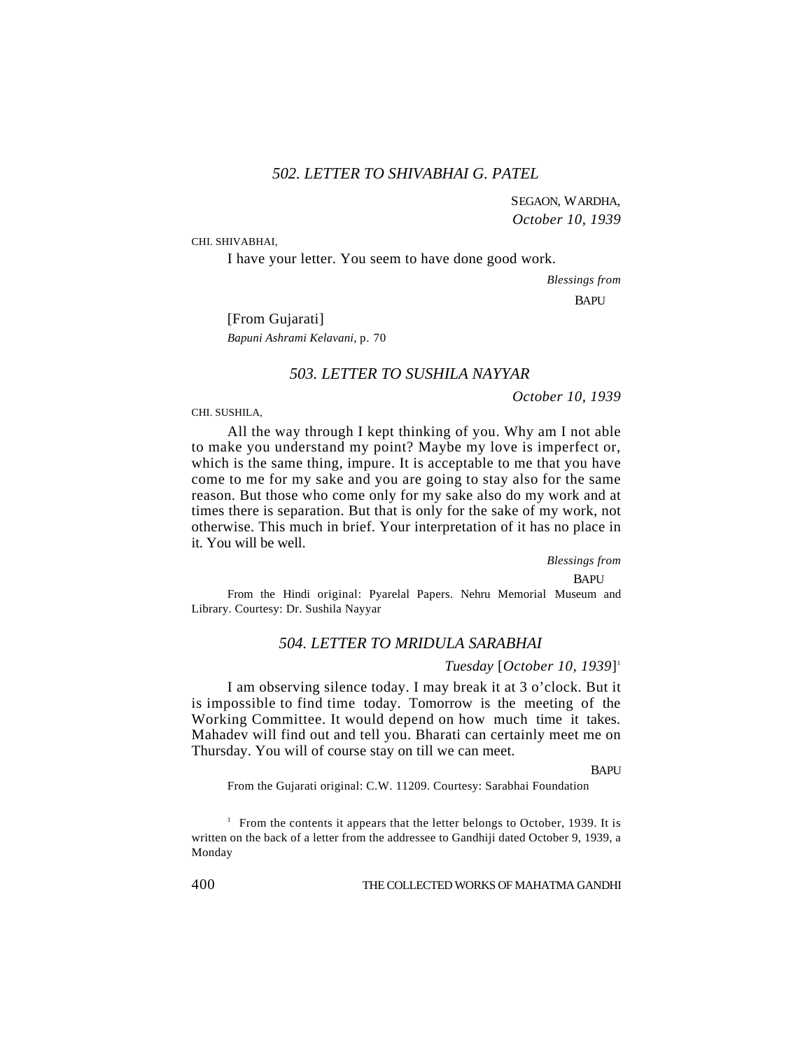### *502. LETTER TO SHIVABHAI G. PATEL*

SEGAON, WARDHA,
*October 10, 1939*

CHI. SHIVABHAI,

I have your letter. You seem to have done good work.

*Blessings from*
BAPU

[From Gujarati]
*Bapuni Ashrami Kelavani*, p. 70

### *503. LETTER TO SUSHILA NAYYAR*

*October 10, 1939*

CHI. SUSHILA,

All the way through I kept thinking of you. Why am I not able to make you understand my point? Maybe my love is imperfect or, which is the same thing, impure. It is acceptable to me that you have come to me for my sake and you are going to stay also for the same reason. But those who come only for my sake also do my work and at times there is separation. But that is only for the sake of my work, not otherwise. This much in brief. Your interpretation of it has no place in it. You will be well.

*Blessings from*
BAPU

From the Hindi original: Pyarelal Papers. Nehru Memorial Museum and Library. Courtesy: Dr. Sushila Nayyar

### *504. LETTER TO MRIDULA SARABHAI*

*Tuesday* [*October 10, 1939*][1]

I am observing silence today. I may break it at 3 o'clock. But it is impossible to find time today. Tomorrow is the meeting of the Working Committee. It would depend on how much time it takes. Mahadev will find out and tell you. Bharati can certainly meet me on Thursday. You will of course stay on till we can meet.

BAPU

From the Gujarati original: C.W. 11209. Courtesy: Sarabhai Foundation

[1] From the contents it appears that the letter belongs to October, 1939. It is written on the back of a letter from the addressee to Gandhiji dated October 9, 1939, a Monday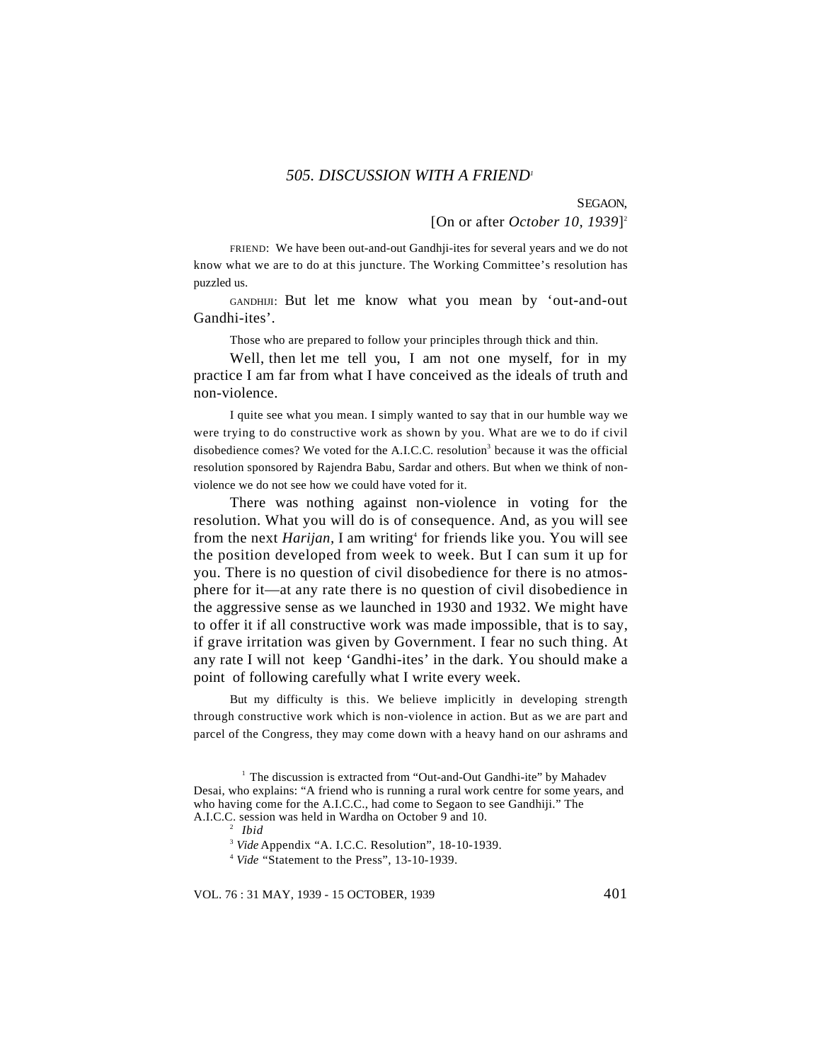## *505. DISCUSSION WITH A FRIEND*[1]

SEGAON,

[On or after *October 10, 1939*][2]

FRIEND: We have been out-and-out Gandhji-ites for several years and we do not know what we are to do at this juncture. The Working Committee's resolution has puzzled us.

GANDHIJI: But let me know what you mean by 'out-and-out Gandhi-ites'.

Those who are prepared to follow your principles through thick and thin.

Well, then let me tell you, I am not one myself, for in my practice I am far from what I have conceived as the ideals of truth and non-violence.

I quite see what you mean. I simply wanted to say that in our humble way we were trying to do constructive work as shown by you. What are we to do if civil disobedience comes? We voted for the A.I.C.C. resolution[3] because it was the official resolution sponsored by Rajendra Babu, Sardar and others. But when we think of non-violence we do not see how we could have voted for it.

There was nothing against non-violence in voting for the resolution. What you will do is of consequence. And, as you will see from the next *Harijan,* I am writing[4] for friends like you. You will see the position developed from week to week. But I can sum it up for you. There is no question of civil disobedience for there is no atmosphere for it—at any rate there is no question of civil disobedience in the aggressive sense as we launched in 1930 and 1932. We might have to offer it if all constructive work was made impossible, that is to say, if grave irritation was given by Government. I fear no such thing. At any rate I will not keep 'Gandhi-ites' in the dark. You should make a point of following carefully what I write every week.

But my difficulty is this. We believe implicitly in developing strength through constructive work which is non-violence in action. But as we are part and parcel of the Congress, they may come down with a heavy hand on our ashrams and

---

[1] The discussion is extracted from "Out-and-Out Gandhi-ite" by Mahadev Desai, who explains: "A friend who is running a rural work centre for some years, and who having come for the A.I.C.C., had come to Segaon to see Gandhiji." The A.I.C.C. session was held in Wardha on October 9 and 10.

[2] *Ibid*

[3] *Vide* Appendix "A. I.C.C. Resolution", 18-10-1939.

[4] *Vide* "Statement to the Press", 13-10-1939.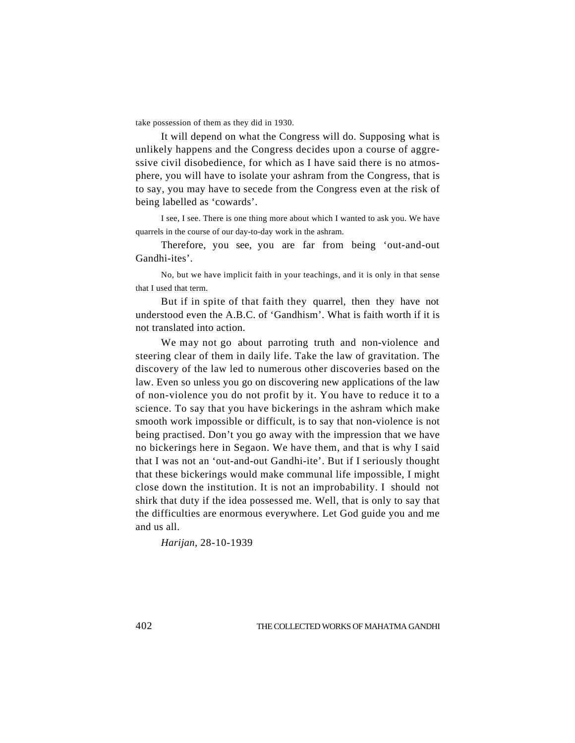take possession of them as they did in 1930.

It will depend on what the Congress will do. Supposing what is unlikely happens and the Congress decides upon a course of aggressive civil disobedience, for which as I have said there is no atmosphere, you will have to isolate your ashram from the Congress, that is to say, you may have to secede from the Congress even at the risk of being labelled as 'cowards'.

I see, I see. There is one thing more about which I wanted to ask you. We have quarrels in the course of our day-to-day work in the ashram.

Therefore, you see, you are far from being 'out-and-out Gandhi-ites'.

No, but we have implicit faith in your teachings, and it is only in that sense that I used that term.

But if in spite of that faith they quarrel, then they have not understood even the A.B.C. of 'Gandhism'. What is faith worth if it is not translated into action.

We may not go about parroting truth and non-violence and steering clear of them in daily life. Take the law of gravitation. The discovery of the law led to numerous other discoveries based on the law. Even so unless you go on discovering new applications of the law of non-violence you do not profit by it. You have to reduce it to a science. To say that you have bickerings in the ashram which make smooth work impossible or difficult, is to say that non-violence is not being practised. Don't you go away with the impression that we have no bickerings here in Segaon. We have them, and that is why I said that I was not an 'out-and-out Gandhi-ite'. But if I seriously thought that these bickerings would make communal life impossible, I might close down the institution. It is not an improbability. I should not shirk that duty if the idea possessed me. Well, that is only to say that the difficulties are enormous everywhere. Let God guide you and me and us all.

*Harijan*, 28-10-1939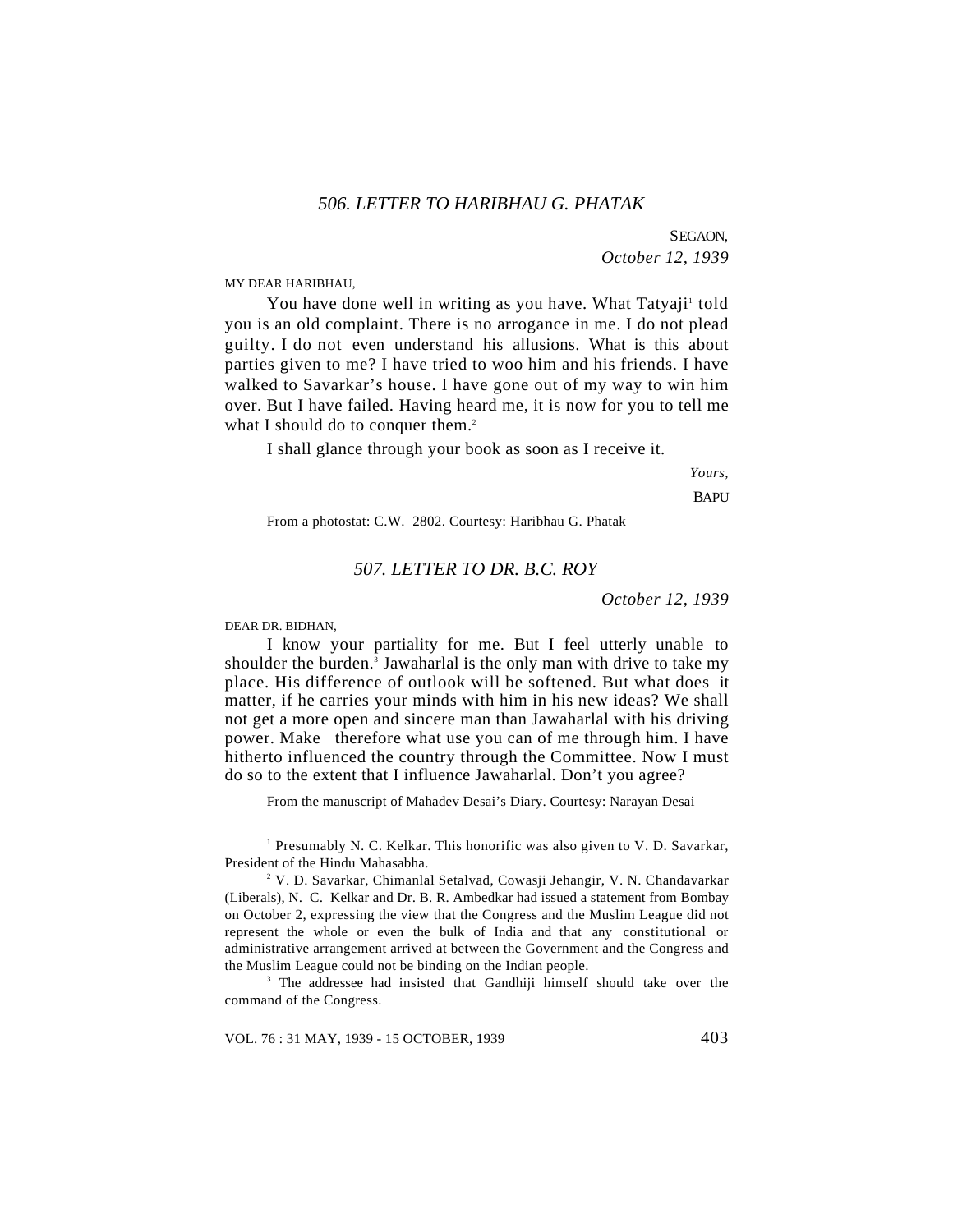## *506. LETTER TO HARIBHAU G. PHATAK*

SEGAON,
*October 12, 1939*

MY DEAR HARIBHAU,

You have done well in writing as you have. What Tatyaji[1] told you is an old complaint. There is no arrogance in me. I do not plead guilty. I do not even understand his allusions. What is this about parties given to me? I have tried to woo him and his friends. I have walked to Savarkar's house. I have gone out of my way to win him over. But I have failed. Having heard me, it is now for you to tell me what I should do to conquer them.[2]

I shall glance through your book as soon as I receive it.

*Yours,*
BAPU

From a photostat: C.W. 2802. Courtesy: Haribhau G. Phatak

## *507. LETTER TO DR. B.C. ROY*

*October 12, 1939*

DEAR DR. BIDHAN,

I know your partiality for me. But I feel utterly unable to shoulder the burden.[3] Jawaharlal is the only man with drive to take my place. His difference of outlook will be softened. But what does it matter, if he carries your minds with him in his new ideas? We shall not get a more open and sincere man than Jawaharlal with his driving power. Make therefore what use you can of me through him. I have hitherto influenced the country through the Committee. Now I must do so to the extent that I influence Jawaharlal. Don't you agree?

From the manuscript of Mahadev Desai's Diary. Courtesy: Narayan Desai

[1] Presumably N. C. Kelkar. This honorific was also given to V. D. Savarkar, President of the Hindu Mahasabha.

[2] V. D. Savarkar, Chimanlal Setalvad, Cowasji Jehangir, V. N. Chandavarkar (Liberals), N. C. Kelkar and Dr. B. R. Ambedkar had issued a statement from Bombay on October 2, expressing the view that the Congress and the Muslim League did not represent the whole or even the bulk of India and that any constitutional or administrative arrangement arrived at between the Government and the Congress and the Muslim League could not be binding on the Indian people.

[3] The addressee had insisted that Gandhiji himself should take over the command of the Congress.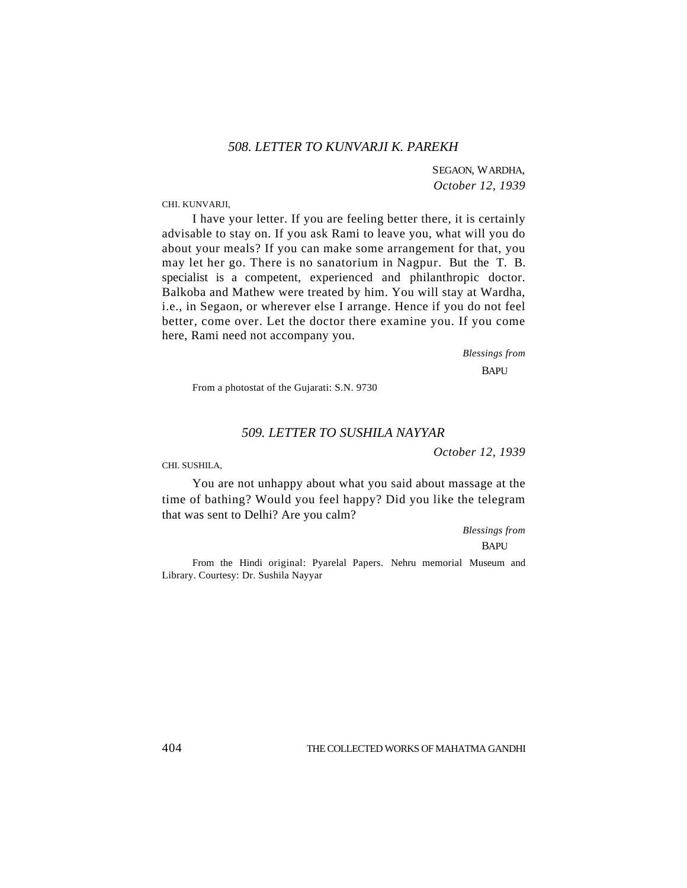## *508. LETTER TO KUNVARJI K. PAREKH*

SEGAON, WARDHA,
*October 12, 1939*

CHI. KUNVARJI,

I have your letter. If you are feeling better there, it is certainly advisable to stay on. If you ask Rami to leave you, what will you do about your meals? If you can make some arrangement for that, you may let her go. There is no sanatorium in Nagpur. But the T. B. specialist is a competent, experienced and philanthropic doctor. Balkoba and Mathew were treated by him. You will stay at Wardha, i.e., in Segaon, or wherever else I arrange. Hence if you do not feel better, come over. Let the doctor there examine you. If you come here, Rami need not accompany you.

*Blessings from*
BAPU

From a photostat of the Gujarati: S.N. 9730

## *509. LETTER TO SUSHILA NAYYAR*

*October 12, 1939*

CHI. SUSHILA,

You are not unhappy about what you said about massage at the time of bathing? Would you feel happy? Did you like the telegram that was sent to Delhi? Are you calm?

*Blessings from*
BAPU

From the Hindi original: Pyarelal Papers. Nehru memorial Museum and Library. Courtesy: Dr. Sushila Nayyar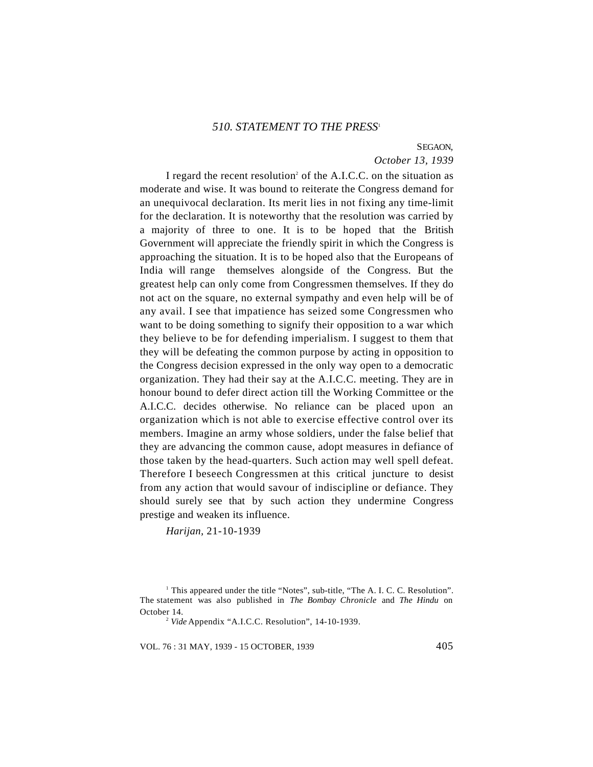## *510. STATEMENT TO THE PRESS*[1]

SEGAON,
*October 13, 1939*

I regard the recent resolution[2] of the A.I.C.C. on the situation as moderate and wise. It was bound to reiterate the Congress demand for an unequivocal declaration. Its merit lies in not fixing any time-limit for the declaration. It is noteworthy that the resolution was carried by a majority of three to one. It is to be hoped that the British Government will appreciate the friendly spirit in which the Congress is approaching the situation. It is to be hoped also that the Europeans of India will range themselves alongside of the Congress. But the greatest help can only come from Congressmen themselves. If they do not act on the square, no external sympathy and even help will be of any avail. I see that impatience has seized some Congressmen who want to be doing something to signify their opposition to a war which they believe to be for defending imperialism. I suggest to them that they will be defeating the common purpose by acting in opposition to the Congress decision expressed in the only way open to a democratic organization. They had their say at the A.I.C.C. meeting. They are in honour bound to defer direct action till the Working Committee or the A.I.C.C. decides otherwise. No reliance can be placed upon an organization which is not able to exercise effective control over its members. Imagine an army whose soldiers, under the false belief that they are advancing the common cause, adopt measures in defiance of those taken by the head-quarters. Such action may well spell defeat. Therefore I beseech Congressmen at this critical juncture to desist from any action that would savour of indiscipline or defiance. They should surely see that by such action they undermine Congress prestige and weaken its influence.

*Harijan,* 21-10-1939

---

[1] This appeared under the title "Notes", sub-title, "The A. I. C. C. Resolution". The statement was also published in *The Bombay Chronicle* and *The Hindu* on October 14.

[2] *Vide* Appendix "A.I.C.C. Resolution", 14-10-1939.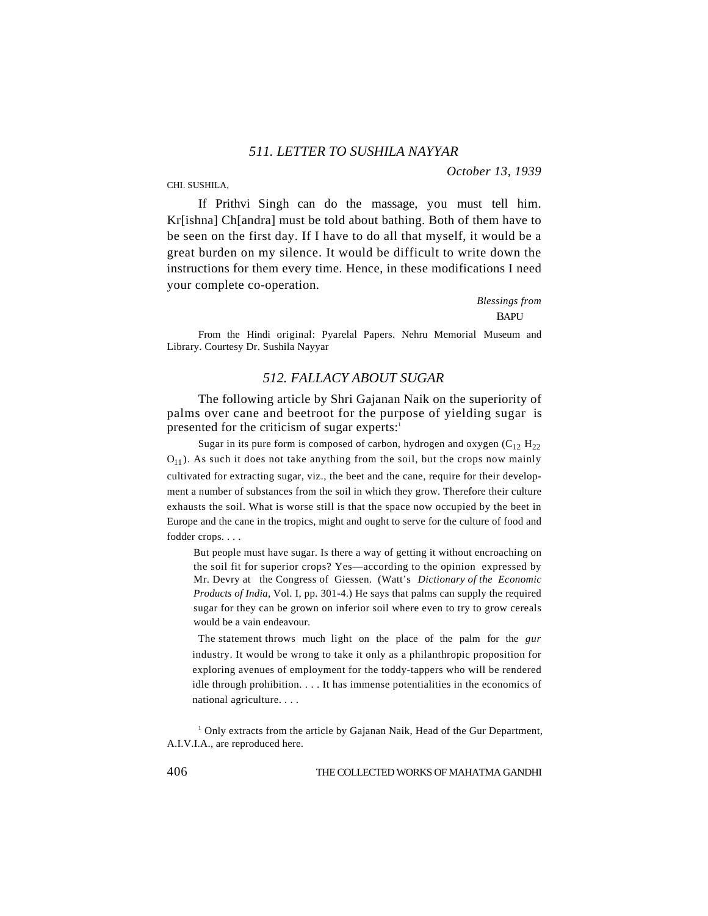## *511. LETTER TO SUSHILA NAYYAR*

*October 13, 1939*

CHI. SUSHILA,

If Prithvi Singh can do the massage, you must tell him. Kr[ishna] Ch[andra] must be told about bathing. Both of them have to be seen on the first day. If I have to do all that myself, it would be a great burden on my silence. It would be difficult to write down the instructions for them every time. Hence, in these modifications I need your complete co-operation.

*Blessings from*
BAPU

From the Hindi original: Pyarelal Papers. Nehru Memorial Museum and Library. Courtesy Dr. Sushila Nayyar

## *512. FALLACY ABOUT SUGAR*

The following article by Shri Gajanan Naik on the superiority of palms over cane and beetroot for the purpose of yielding sugar is presented for the criticism of sugar experts:[1]

> Sugar in its pure form is composed of carbon, hydrogen and oxygen ($C_{12}$ $H_{22}$ $O_{11}$). As such it does not take anything from the soil, but the crops now mainly cultivated for extracting sugar, viz., the beet and the cane, require for their development a number of substances from the soil in which they grow. Therefore their culture exhausts the soil. What is worse still is that the space now occupied by the beet in Europe and the cane in the tropics, might and ought to serve for the culture of food and fodder crops. . . .
>
> But people must have sugar. Is there a way of getting it without encroaching on the soil fit for superior crops? Yes—according to the opinion expressed by Mr. Devry at the Congress of Giessen. (Watt's *Dictionary of the Economic Products of India,* Vol. I, pp. 301-4.) He says that palms can supply the required sugar for they can be grown on inferior soil where even to try to grow cereals would be a vain endeavour.
>
> The statement throws much light on the place of the palm for the *gur* industry. It would be wrong to take it only as a philanthropic proposition for exploring avenues of employment for the toddy-tappers who will be rendered idle through prohibition. . . . It has immense potentialities in the economics of national agriculture. . . .

[1] Only extracts from the article by Gajanan Naik, Head of the Gur Department, A.I.V.I.A., are reproduced here.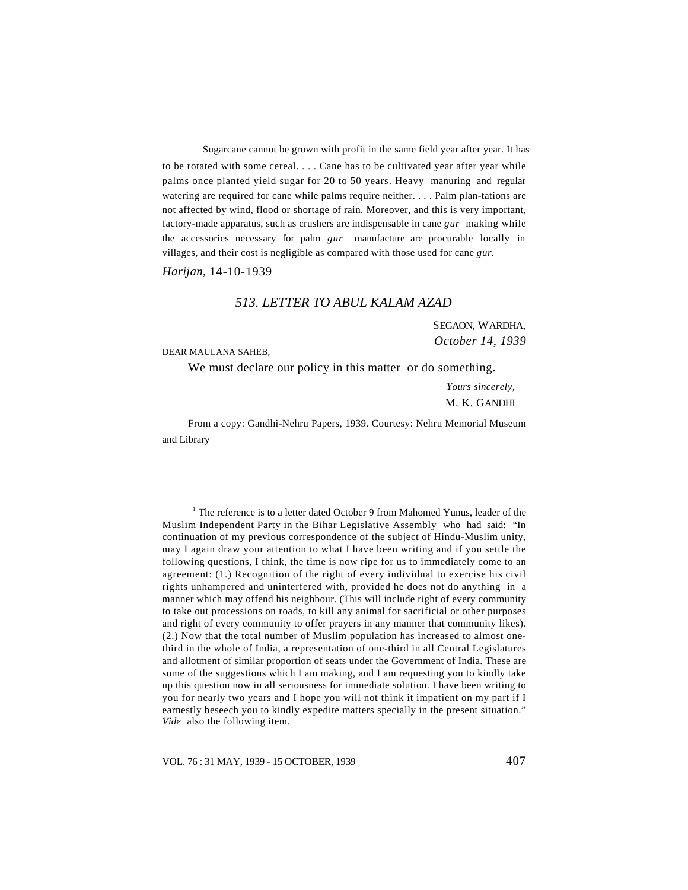Sugarcane cannot be grown with profit in the same field year after year. It has to be rotated with some cereal. . . . Cane has to be cultivated year after year while palms once planted yield sugar for 20 to 50 years. Heavy manuring and regular watering are required for cane while palms require neither. . . . Palm plan-tations are not affected by wind, flood or shortage of rain. Moreover, and this is very important, factory-made apparatus, such as crushers are indispensable in cane *gur* making while the accessories necessary for palm *gur* manufacture are procurable locally in villages, and their cost is negligible as compared with those used for cane *gur*.

*Harijan*, 14-10-1939

## *513. LETTER TO ABUL KALAM AZAD*

SEGAON, WARDHA,
*October 14, 1939*

DEAR MAULANA SAHEB,

We must declare our policy in this matter[1] or do something.

*Yours sincerely,*
M. K. GANDHI

From a copy: Gandhi-Nehru Papers, 1939. Courtesy: Nehru Memorial Museum and Library

---

[1] The reference is to a letter dated October 9 from Mahomed Yunus, leader of the Muslim Independent Party in the Bihar Legislative Assembly who had said: "In continuation of my previous correspondence of the subject of Hindu-Muslim unity, may I again draw your attention to what I have been writing and if you settle the following questions, I think, the time is now ripe for us to immediately come to an agreement: (1.) Recognition of the right of every individual to exercise his civil rights unhampered and uninterfered with, provided he does not do anything in a manner which may offend his neighbour. (This will include right of every community to take out processions on roads, to kill any animal for sacrificial or other purposes and right of every community to offer prayers in any manner that community likes). (2.) Now that the total number of Muslim population has increased to almost one-third in the whole of India, a representation of one-third in all Central Legislatures and allotment of similar proportion of seats under the Government of India. These are some of the suggestions which I am making, and I am requesting you to kindly take up this question now in all seriousness for immediate solution. I have been writing to you for nearly two years and I hope you will not think it impatient on my part if I earnestly beseech you to kindly expedite matters specially in the present situation." *Vide* also the following item.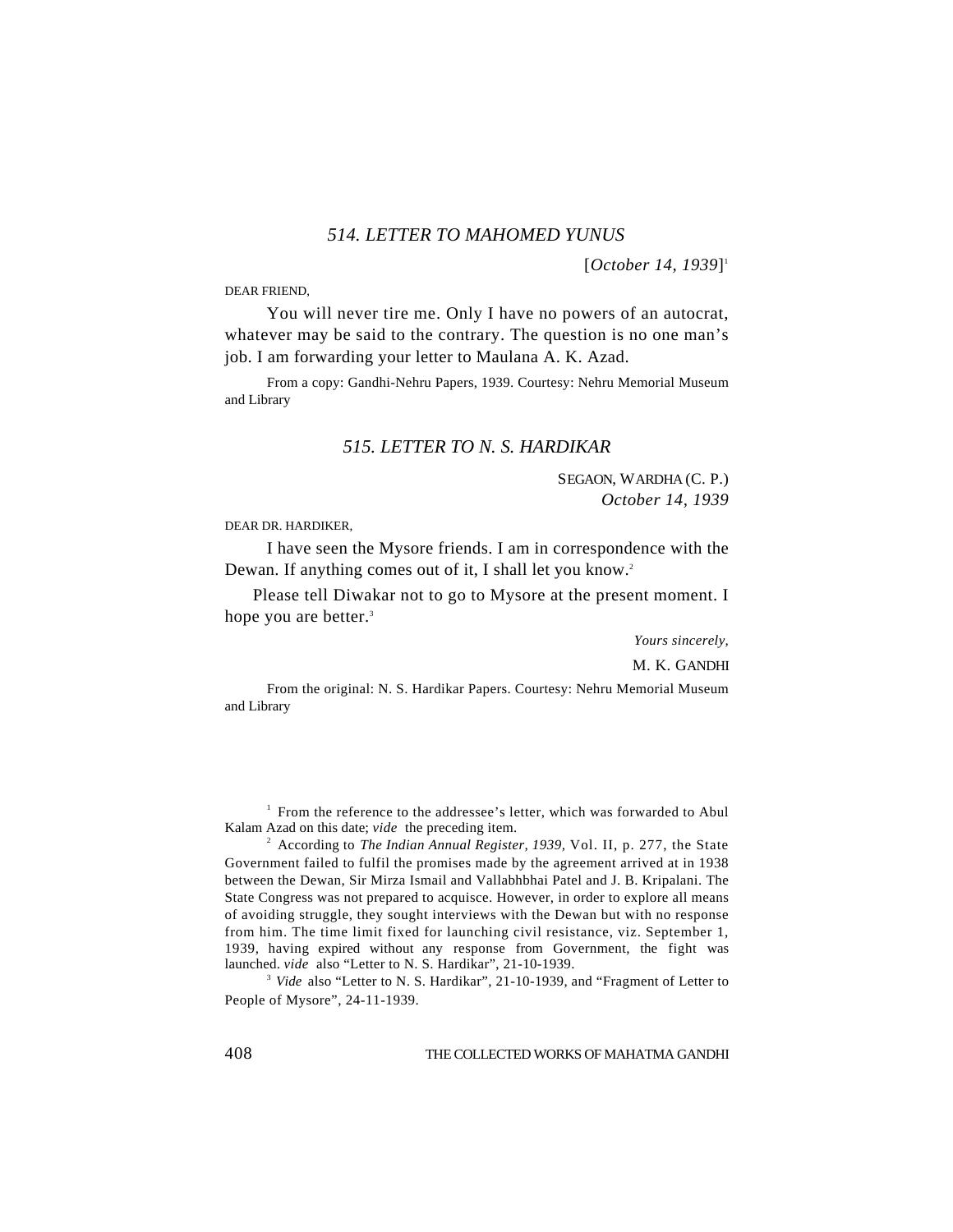### *514. LETTER TO MAHOMED YUNUS*

[*October 14, 1939*][1]

DEAR FRIEND,

You will never tire me. Only I have no powers of an autocrat, whatever may be said to the contrary. The question is no one man's job. I am forwarding your letter to Maulana A. K. Azad.

From a copy: Gandhi-Nehru Papers, 1939. Courtesy: Nehru Memorial Museum and Library

### *515. LETTER TO N. S. HARDIKAR*

SEGAON, WARDHA (C. P.)
*October 14, 1939*

DEAR DR. HARDIKER,

I have seen the Mysore friends. I am in correspondence with the Dewan. If anything comes out of it, I shall let you know.[2]

Please tell Diwakar not to go to Mysore at the present moment. I hope you are better.[3]

*Yours sincerely,*

M. K. GANDHI

From the original: N. S. Hardikar Papers. Courtesy: Nehru Memorial Museum and Library

---

[1] From the reference to the addressee's letter, which was forwarded to Abul Kalam Azad on this date; *vide* the preceding item.

[2] According to *The Indian Annual Register, 1939*, Vol. II, p. 277, the State Government failed to fulfil the promises made by the agreement arrived at in 1938 between the Dewan, Sir Mirza Ismail and Vallabhbhai Patel and J. B. Kripalani. The State Congress was not prepared to acquisce. However, in order to explore all means of avoiding struggle, they sought interviews with the Dewan but with no response from him. The time limit fixed for launching civil resistance, viz. September 1, 1939, having expired without any response from Government, the fight was launched. *vide* also "Letter to N. S. Hardikar", 21-10-1939.

[3] *Vide* also "Letter to N. S. Hardikar", 21-10-1939, and "Fragment of Letter to People of Mysore", 24-11-1939.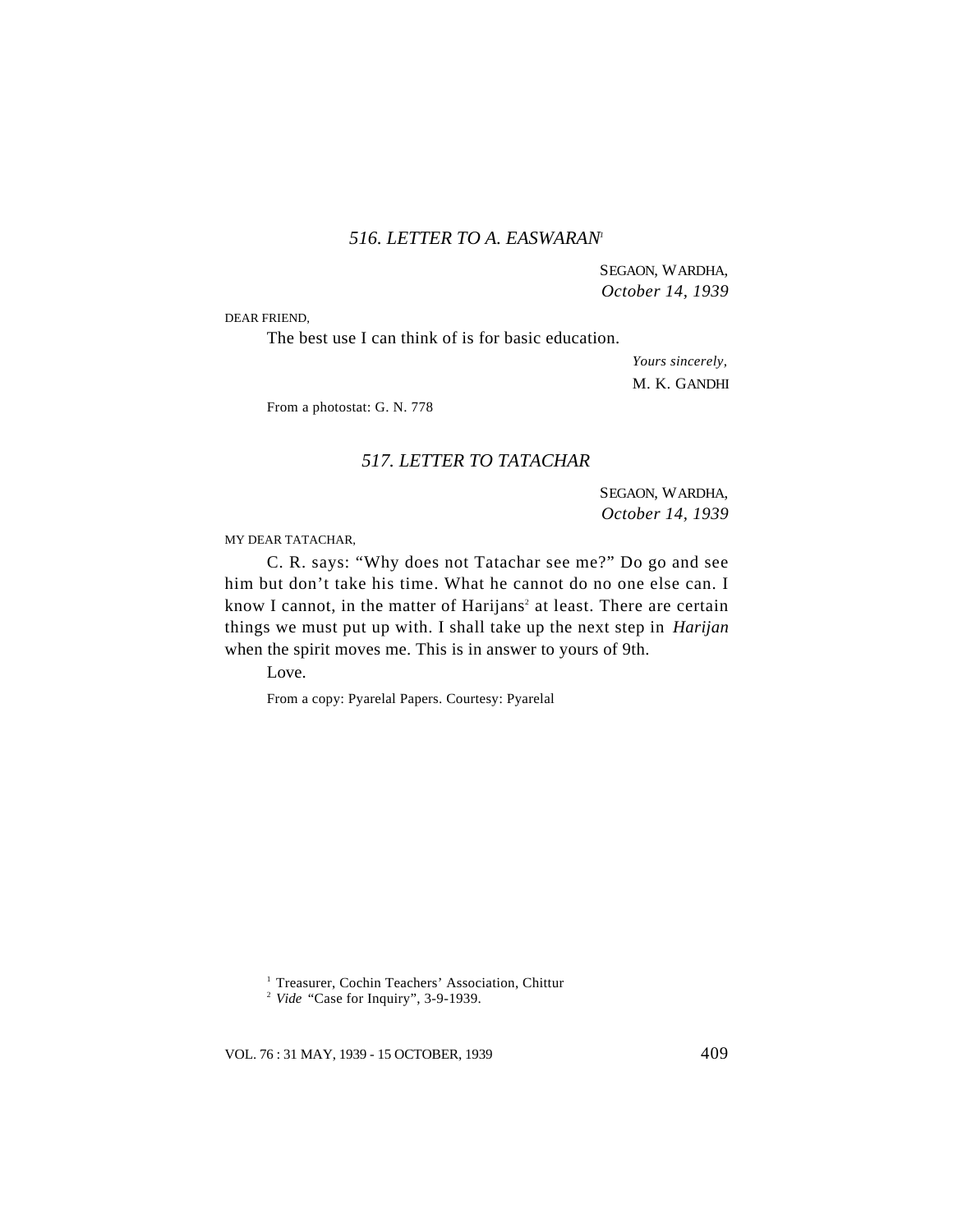### *516. LETTER TO A. EASWARAN*[1]

SEGAON, WARDHA,
*October 14, 1939*

DEAR FRIEND,

The best use I can think of is for basic education.

*Yours sincerely,*
M. K. GANDHI

From a photostat: G. N. 778

### *517. LETTER TO TATACHAR*

SEGAON, WARDHA,
*October 14, 1939*

MY DEAR TATACHAR,

C. R. says: "Why does not Tatachar see me?" Do go and see him but don't take his time. What he cannot do no one else can. I know I cannot, in the matter of Harijans[2] at least. There are certain things we must put up with. I shall take up the next step in *Harijan* when the spirit moves me. This is in answer to yours of 9th.

Love.

From a copy: Pyarelal Papers. Courtesy: Pyarelal

---

[1] Treasurer, Cochin Teachers' Association, Chittur

[2] *Vide* "Case for Inquiry", 3-9-1939.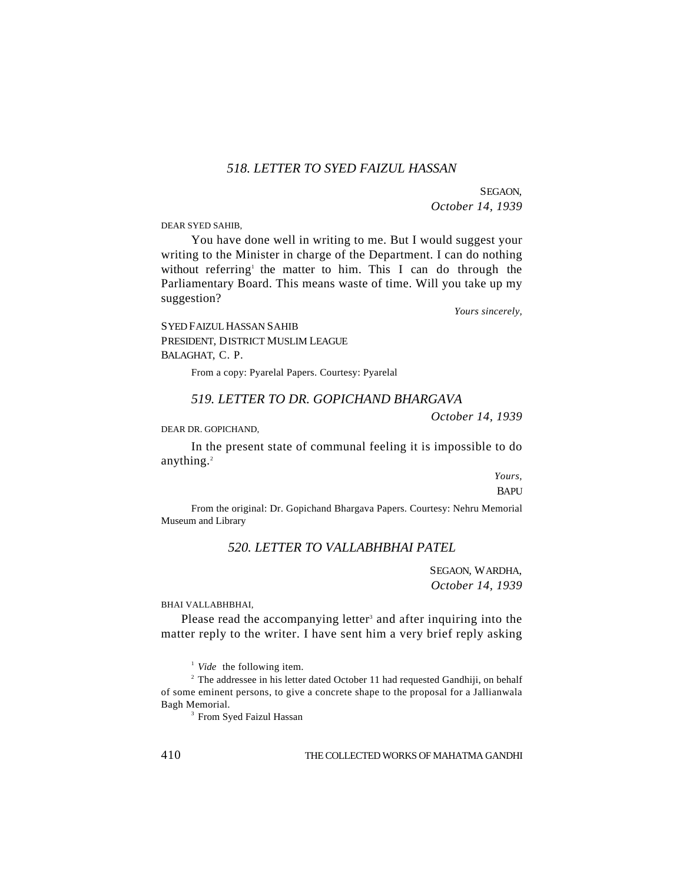### *518. LETTER TO SYED FAIZUL HASSAN*

SEGAON,
*October 14, 1939*

DEAR SYED SAHIB,

You have done well in writing to me. But I would suggest your writing to the Minister in charge of the Department. I can do nothing without referring[1] the matter to him. This I can do through the Parliamentary Board. This means waste of time. Will you take up my suggestion?

*Yours sincerely,*

SYED FAIZUL HASSAN SAHIB
PRESIDENT, DISTRICT MUSLIM LEAGUE
BALAGHAT, C. P.

From a copy: Pyarelal Papers. Courtesy: Pyarelal

### *519. LETTER TO DR. GOPICHAND BHARGAVA*

*October 14, 1939*

DEAR DR. GOPICHAND,

In the present state of communal feeling it is impossible to do anything.[2]

*Yours,*
BAPU

From the original: Dr. Gopichand Bhargava Papers. Courtesy: Nehru Memorial Museum and Library

### *520. LETTER TO VALLABHBHAI PATEL*

SEGAON, WARDHA,
*October 14, 1939*

BHAI VALLABHBHAI,

Please read the accompanying letter[3] and after inquiring into the matter reply to the writer. I have sent him a very brief reply asking

---

[1] *Vide* the following item.

[2] The addressee in his letter dated October 11 had requested Gandhiji, on behalf of some eminent persons, to give a concrete shape to the proposal for a Jallianwala Bagh Memorial.

[3] From Syed Faizul Hassan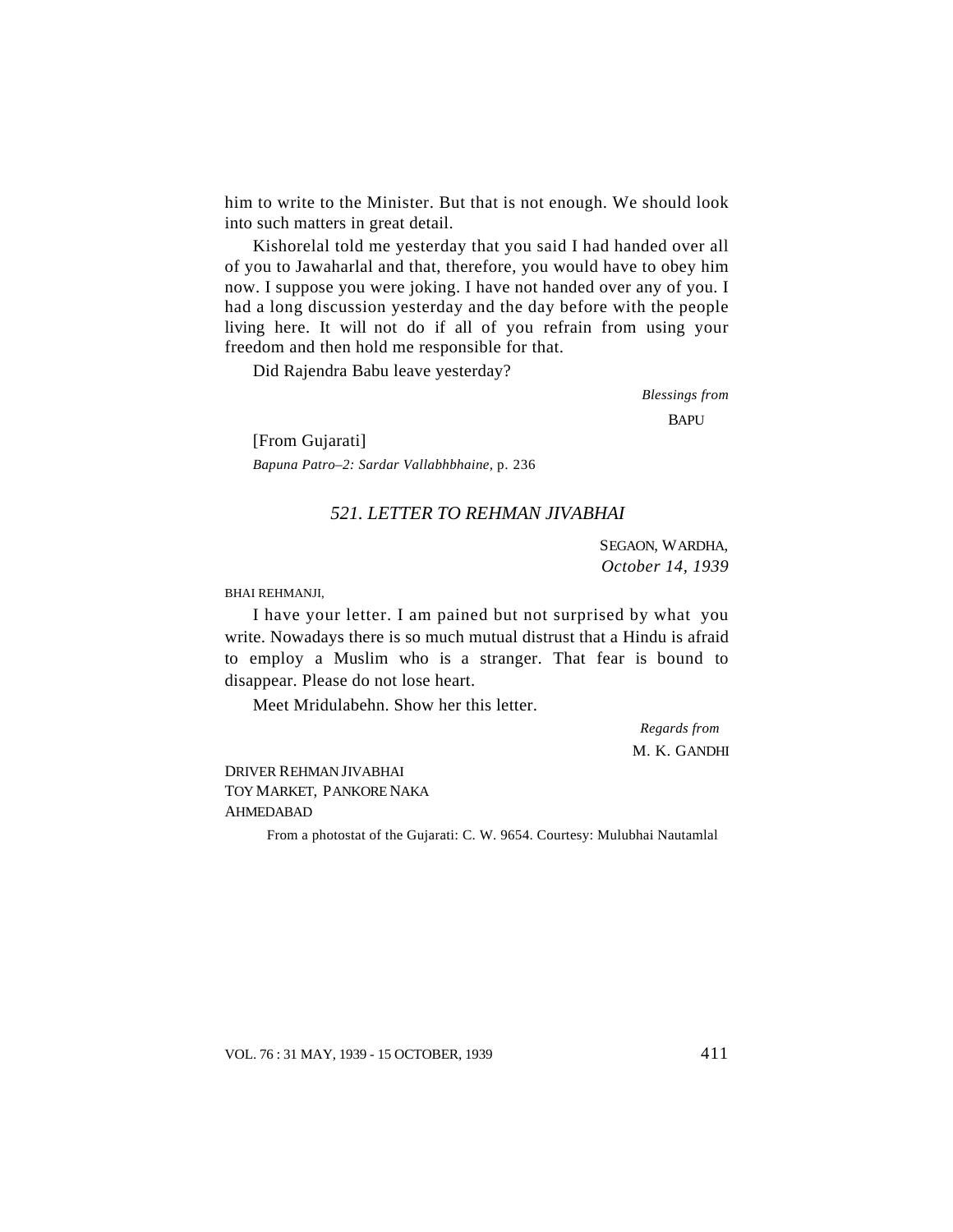him to write to the Minister. But that is not enough. We should look into such matters in great detail.

Kishorelal told me yesterday that you said I had handed over all of you to Jawaharlal and that, therefore, you would have to obey him now. I suppose you were joking. I have not handed over any of you. I had a long discussion yesterday and the day before with the people living here. It will not do if all of you refrain from using your freedom and then hold me responsible for that.

Did Rajendra Babu leave yesterday?

*Blessings from*

BAPU

[From Gujarati]

*Bapuna Patro–2: Sardar Vallabhbhaine,* p. 236

### *521. LETTER TO REHMAN JIVABHAI*

SEGAON, WARDHA,
*October 14, 1939*

BHAI REHMANJI,

I have your letter. I am pained but not surprised by what you write. Nowadays there is so much mutual distrust that a Hindu is afraid to employ a Muslim who is a stranger. That fear is bound to disappear. Please do not lose heart.

Meet Mridulabehn. Show her this letter.

*Regards from*

M. K. GANDHI

DRIVER REHMAN JIVABHAI
TOY MARKET, PANKORE NAKA
AHMEDABAD

From a photostat of the Gujarati: C. W. 9654. Courtesy: Mulubhai Nautamlal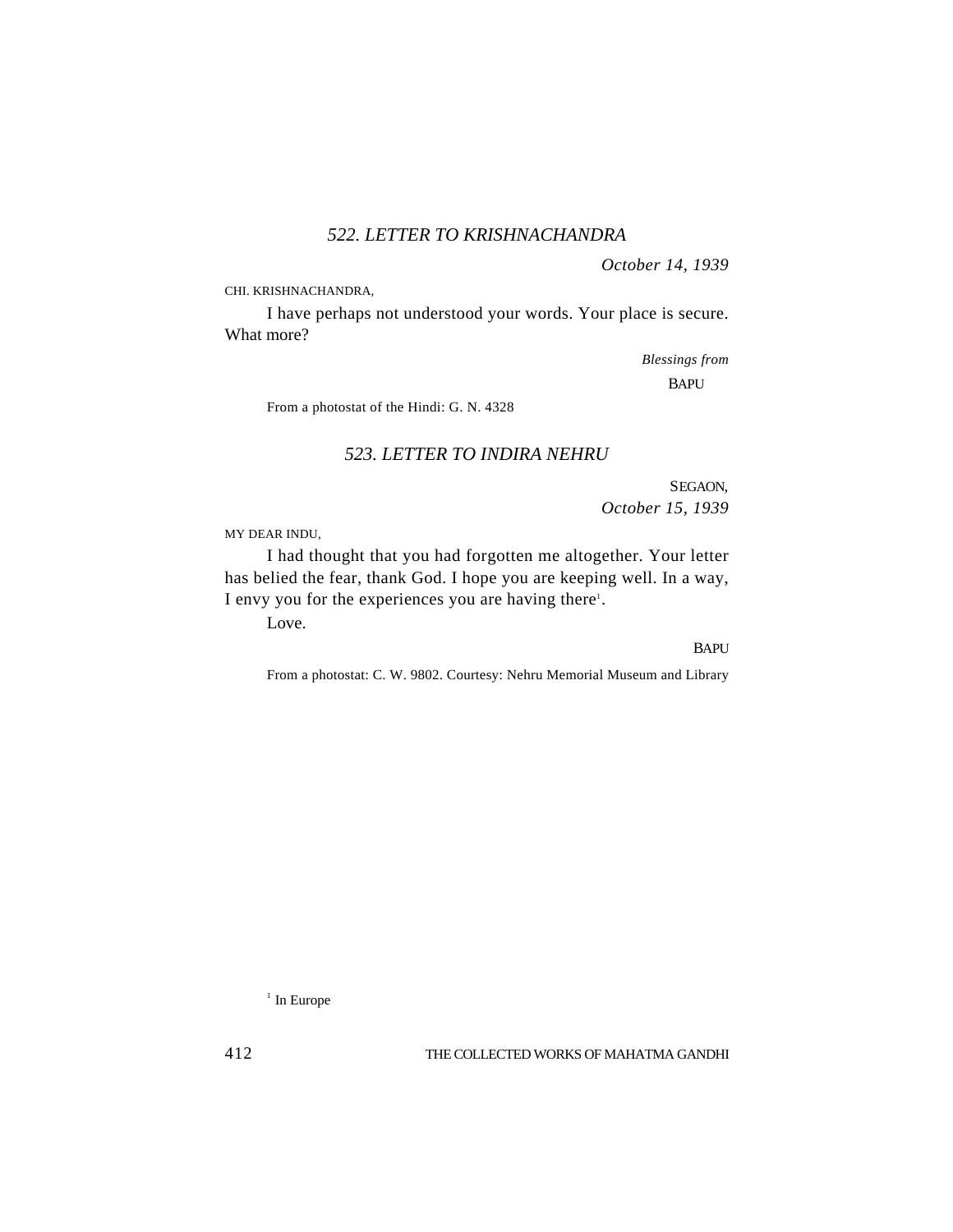### *522. LETTER TO KRISHNACHANDRA*

*October 14, 1939*

CHI. KRISHNACHANDRA,

I have perhaps not understood your words. Your place is secure. What more?

*Blessings from*

BAPU

From a photostat of the Hindi: G. N. 4328

### *523. LETTER TO INDIRA NEHRU*

SEGAON,
*October 15, 1939*

MY DEAR INDU,

I had thought that you had forgotten me altogether. Your letter has belied the fear, thank God. I hope you are keeping well. In a way, I envy you for the experiences you are having there[1].

Love.

BAPU

From a photostat: C. W. 9802. Courtesy: Nehru Memorial Museum and Library

[1] In Europe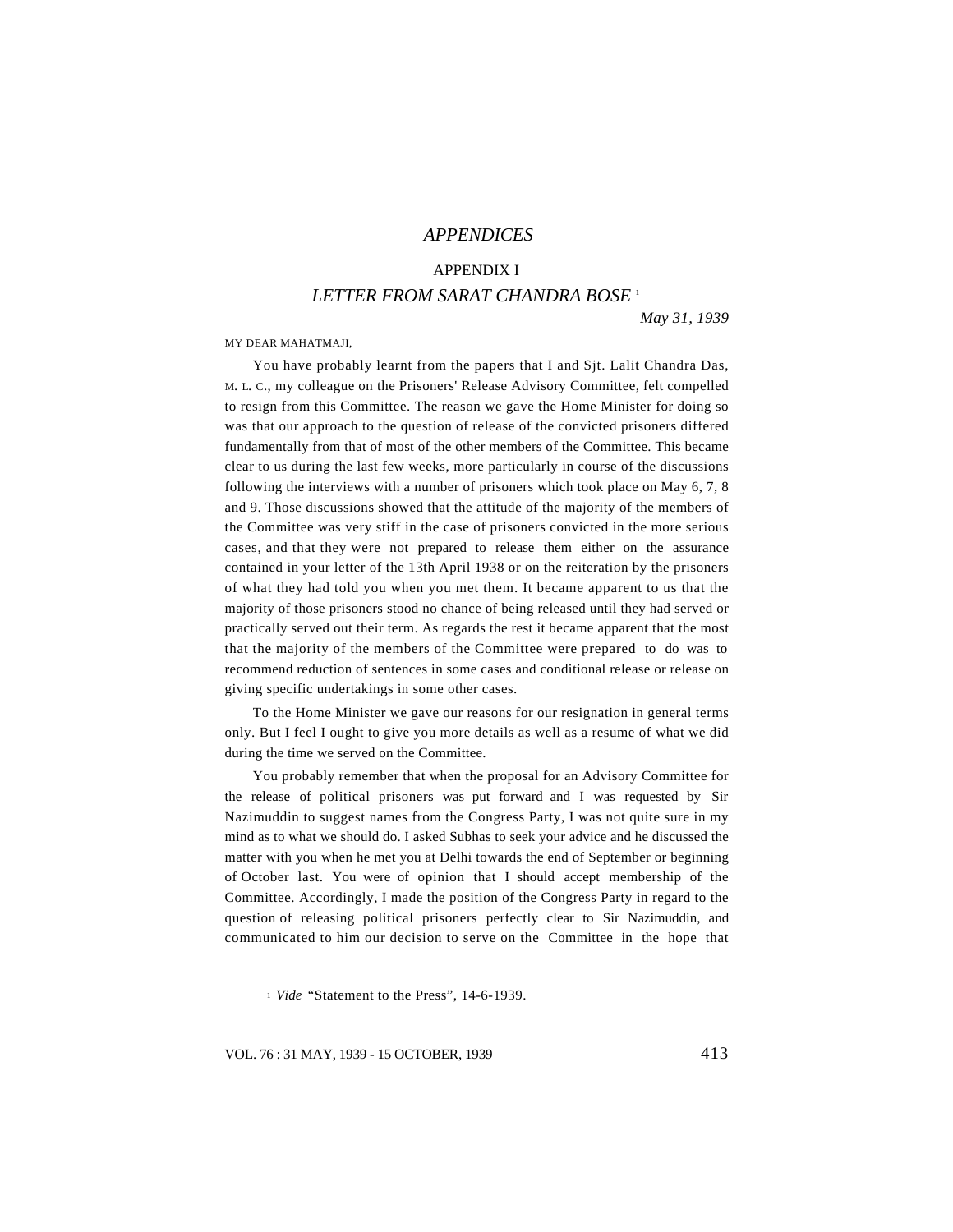# *APPENDICES*

## APPENDIX I

### *LETTER FROM SARAT CHANDRA BOSE* [1]

*May 31, 1939*

MY DEAR MAHATMAJI,

You have probably learnt from the papers that I and Sjt. Lalit Chandra Das, M. L. C., my colleague on the Prisoners' Release Advisory Committee, felt compelled to resign from this Committee. The reason we gave the Home Minister for doing so was that our approach to the question of release of the convicted prisoners differed fundamentally from that of most of the other members of the Committee. This became clear to us during the last few weeks, more particularly in course of the discussions following the interviews with a number of prisoners which took place on May 6, 7, 8 and 9. Those discussions showed that the attitude of the majority of the members of the Committee was very stiff in the case of prisoners convicted in the more serious cases, and that they were not prepared to release them either on the assurance contained in your letter of the 13th April 1938 or on the reiteration by the prisoners of what they had told you when you met them. It became apparent to us that the majority of those prisoners stood no chance of being released until they had served or practically served out their term. As regards the rest it became apparent that the most that the majority of the members of the Committee were prepared to do was to recommend reduction of sentences in some cases and conditional release or release on giving specific undertakings in some other cases.

To the Home Minister we gave our reasons for our resignation in general terms only. But I feel I ought to give you more details as well as a resume of what we did during the time we served on the Committee.

You probably remember that when the proposal for an Advisory Committee for the release of political prisoners was put forward and I was requested by Sir Nazimuddin to suggest names from the Congress Party, I was not quite sure in my mind as to what we should do. I asked Subhas to seek your advice and he discussed the matter with you when he met you at Delhi towards the end of September or beginning of October last. You were of opinion that I should accept membership of the Committee. Accordingly, I made the position of the Congress Party in regard to the question of releasing political prisoners perfectly clear to Sir Nazimuddin, and communicated to him our decision to serve on the Committee in the hope that

[1] *Vide* "Statement to the Press", 14-6-1939.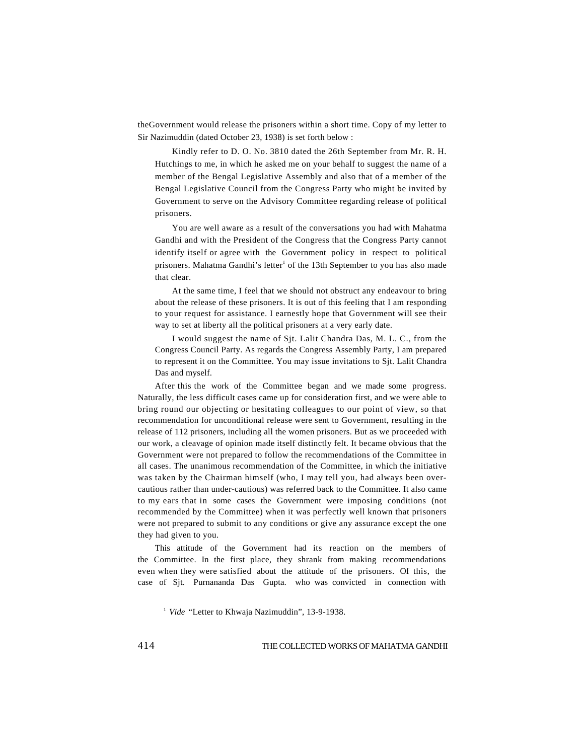theGovernment would release the prisoners within a short time. Copy of my letter to Sir Nazimuddin (dated October 23, 1938) is set forth below :

> Kindly refer to D. O. No. 3810 dated the 26th September from Mr. R. H. Hutchings to me, in which he asked me on your behalf to suggest the name of a member of the Bengal Legislative Assembly and also that of a member of the Bengal Legislative Council from the Congress Party who might be invited by Government to serve on the Advisory Committee regarding release of political prisoners.
>
> You are well aware as a result of the conversations you had with Mahatma Gandhi and with the President of the Congress that the Congress Party cannot identify itself or agree with the Government policy in respect to political prisoners. Mahatma Gandhi's letter[1] of the 13th September to you has also made that clear.
>
> At the same time, I feel that we should not obstruct any endeavour to bring about the release of these prisoners. It is out of this feeling that I am responding to your request for assistance. I earnestly hope that Government will see their way to set at liberty all the political prisoners at a very early date.
>
> I would suggest the name of Sjt. Lalit Chandra Das, M. L. C., from the Congress Council Party. As regards the Congress Assembly Party, I am prepared to represent it on the Committee. You may issue invitations to Sjt. Lalit Chandra Das and myself.

After this the work of the Committee began and we made some progress. Naturally, the less difficult cases came up for consideration first, and we were able to bring round our objecting or hesitating colleagues to our point of view, so that recommendation for unconditional release were sent to Government, resulting in the release of 112 prisoners, including all the women prisoners. But as we proceeded with our work, a cleavage of opinion made itself distinctly felt. It became obvious that the Government were not prepared to follow the recommendations of the Committee in all cases. The unanimous recommendation of the Committee, in which the initiative was taken by the Chairman himself (who, I may tell you, had always been over-cautious rather than under-cautious) was referred back to the Committee. It also came to my ears that in some cases the Government were imposing conditions (not recommended by the Committee) when it was perfectly well known that prisoners were not prepared to submit to any conditions or give any assurance except the one they had given to you.

This attitude of the Government had its reaction on the members of the Committee. In the first place, they shrank from making recommendations even when they were satisfied about the attitude of the prisoners. Of this, the case of Sjt. Purnananda Das Gupta. who was convicted in connection with

[1] *Vide* "Letter to Khwaja Nazimuddin", 13-9-1938.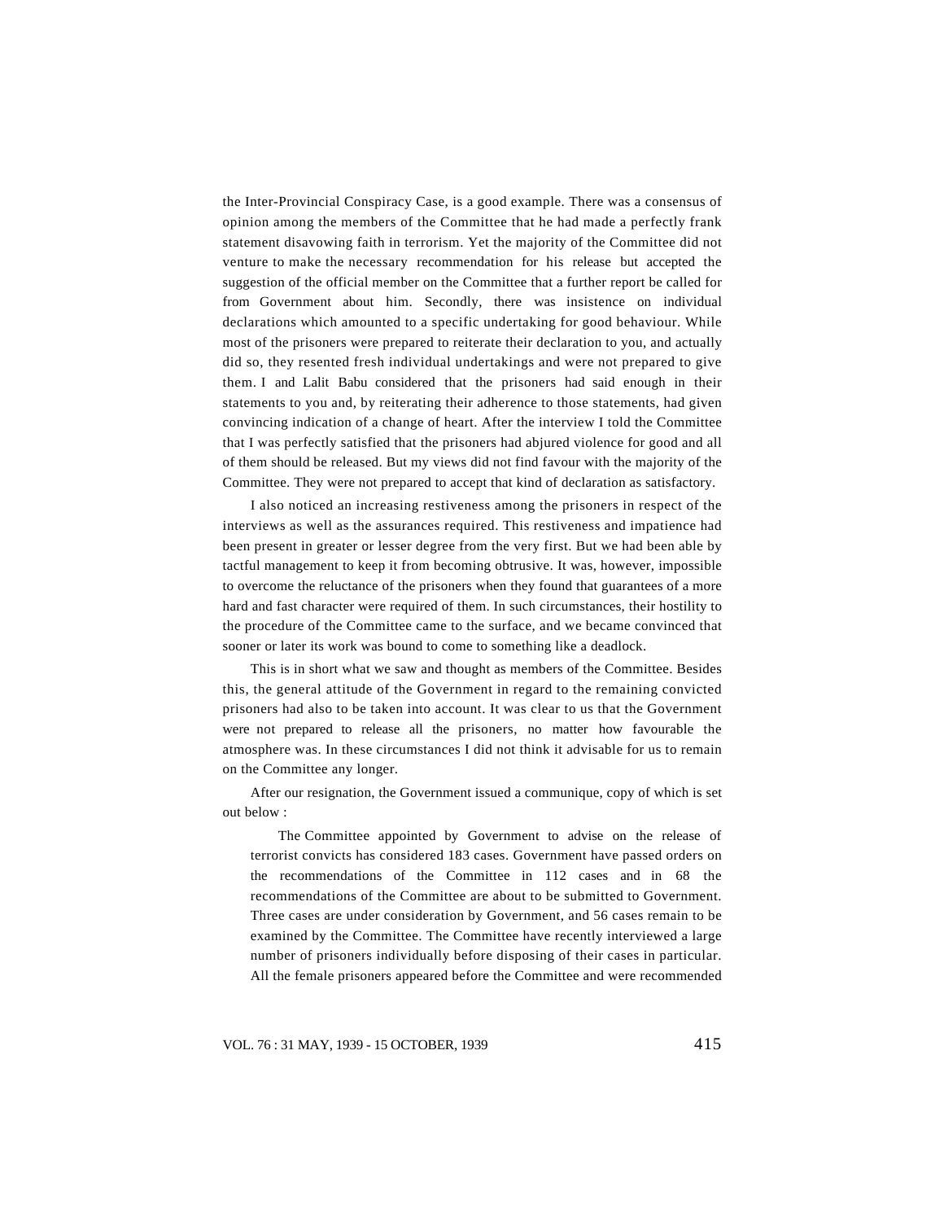the Inter-Provincial Conspiracy Case, is a good example. There was a consensus of opinion among the members of the Committee that he had made a perfectly frank statement disavowing faith in terrorism. Yet the majority of the Committee did not venture to make the necessary recommendation for his release but accepted the suggestion of the official member on the Committee that a further report be called for from Government about him. Secondly, there was insistence on individual declarations which amounted to a specific undertaking for good behaviour. While most of the prisoners were prepared to reiterate their declaration to you, and actually did so, they resented fresh individual undertakings and were not prepared to give them. I and Lalit Babu considered that the prisoners had said enough in their statements to you and, by reiterating their adherence to those statements, had given convincing indication of a change of heart. After the interview I told the Committee that I was perfectly satisfied that the prisoners had abjured violence for good and all of them should be released. But my views did not find favour with the majority of the Committee. They were not prepared to accept that kind of declaration as satisfactory.

I also noticed an increasing restiveness among the prisoners in respect of the interviews as well as the assurances required. This restiveness and impatience had been present in greater or lesser degree from the very first. But we had been able by tactful management to keep it from becoming obtrusive. It was, however, impossible to overcome the reluctance of the prisoners when they found that guarantees of a more hard and fast character were required of them. In such circumstances, their hostility to the procedure of the Committee came to the surface, and we became convinced that sooner or later its work was bound to come to something like a deadlock.

This is in short what we saw and thought as members of the Committee. Besides this, the general attitude of the Government in regard to the remaining convicted prisoners had also to be taken into account. It was clear to us that the Government were not prepared to release all the prisoners, no matter how favourable the atmosphere was. In these circumstances I did not think it advisable for us to remain on the Committee any longer.

After our resignation, the Government issued a communique, copy of which is set out below :

> The Committee appointed by Government to advise on the release of terrorist convicts has considered 183 cases. Government have passed orders on the recommendations of the Committee in 112 cases and in 68 the recommendations of the Committee are about to be submitted to Government. Three cases are under consideration by Government, and 56 cases remain to be examined by the Committee. The Committee have recently interviewed a large number of prisoners individually before disposing of their cases in particular. All the female prisoners appeared before the Committee and were recommended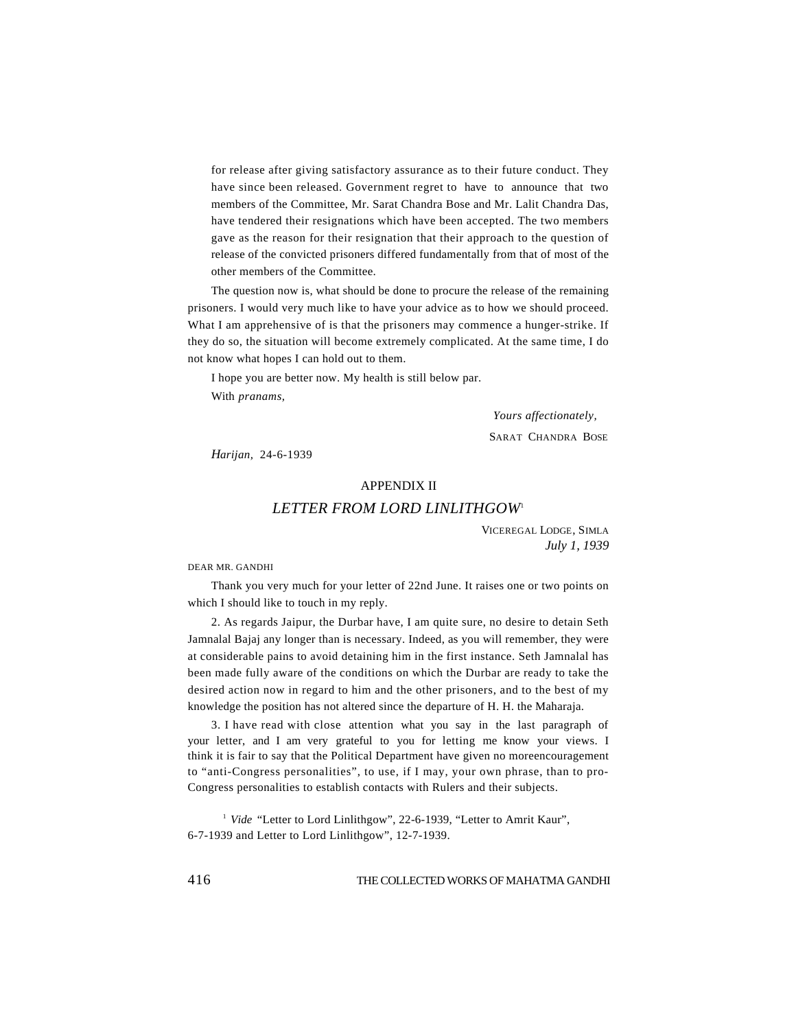for release after giving satisfactory assurance as to their future conduct. They have since been released. Government regret to have to announce that two members of the Committee, Mr. Sarat Chandra Bose and Mr. Lalit Chandra Das, have tendered their resignations which have been accepted. The two members gave as the reason for their resignation that their approach to the question of release of the convicted prisoners differed fundamentally from that of most of the other members of the Committee.

The question now is, what should be done to procure the release of the remaining prisoners. I would very much like to have your advice as to how we should proceed. What I am apprehensive of is that the prisoners may commence a hunger-strike. If they do so, the situation will become extremely complicated. At the same time, I do not know what hopes I can hold out to them.

I hope you are better now. My health is still below par.

With *pranams,*

*Yours affectionately,*

SARAT CHANDRA BOSE

*Harijan,* 24-6-1939

## APPENDIX II

## *LETTER FROM LORD LINLITHGOW*[1]

VICEREGAL LODGE, SIMLA
*July 1, 1939*

DEAR MR. GANDHI

Thank you very much for your letter of 22nd June. It raises one or two points on which I should like to touch in my reply.

2. As regards Jaipur, the Durbar have, I am quite sure, no desire to detain Seth Jamnalal Bajaj any longer than is necessary. Indeed, as you will remember, they were at considerable pains to avoid detaining him in the first instance. Seth Jamnalal has been made fully aware of the conditions on which the Durbar are ready to take the desired action now in regard to him and the other prisoners, and to the best of my knowledge the position has not altered since the departure of H. H. the Maharaja.

3. I have read with close attention what you say in the last paragraph of your letter, and I am very grateful to you for letting me know your views. I think it is fair to say that the Political Department have given no moreencouragement to "anti-Congress personalities", to use, if I may, your own phrase, than to pro-Congress personalities to establish contacts with Rulers and their subjects.

[1] *Vide* "Letter to Lord Linlithgow", 22-6-1939, "Letter to Amrit Kaur", 6-7-1939 and Letter to Lord Linlithgow", 12-7-1939.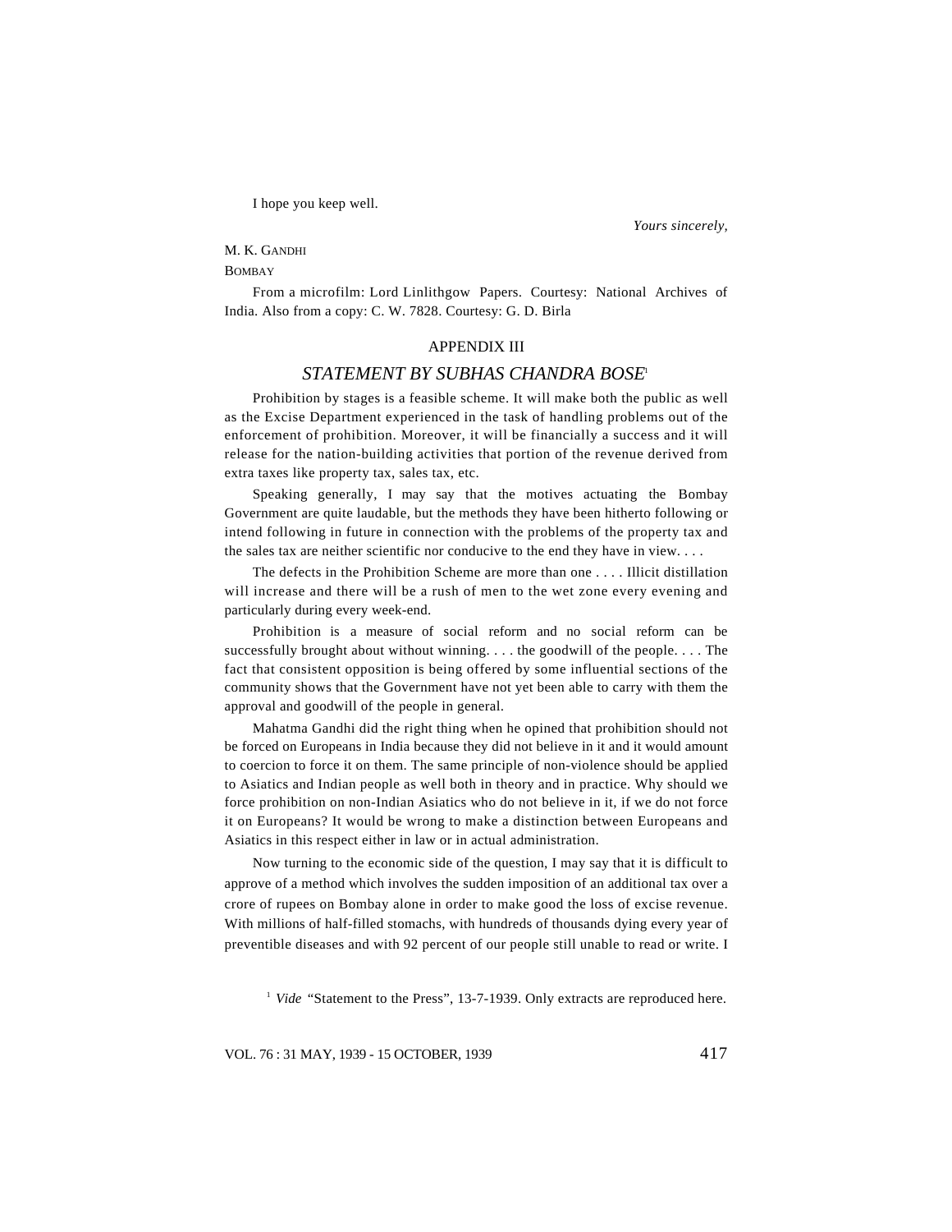I hope you keep well.

*Yours sincerely,*

M. K. GANDHI

BOMBAY

From a microfilm: Lord Linlithgow Papers. Courtesy: National Archives of India. Also from a copy: C. W. 7828. Courtesy: G. D. Birla

## APPENDIX III

## *STATEMENT BY SUBHAS CHANDRA BOSE*[1]

Prohibition by stages is a feasible scheme. It will make both the public as well as the Excise Department experienced in the task of handling problems out of the enforcement of prohibition. Moreover, it will be financially a success and it will release for the nation-building activities that portion of the revenue derived from extra taxes like property tax, sales tax, etc.

Speaking generally, I may say that the motives actuating the Bombay Government are quite laudable, but the methods they have been hitherto following or intend following in future in connection with the problems of the property tax and the sales tax are neither scientific nor conducive to the end they have in view. . . .

The defects in the Prohibition Scheme are more than one . . . . Illicit distillation will increase and there will be a rush of men to the wet zone every evening and particularly during every week-end.

Prohibition is a measure of social reform and no social reform can be successfully brought about without winning. . . . the goodwill of the people. . . . The fact that consistent opposition is being offered by some influential sections of the community shows that the Government have not yet been able to carry with them the approval and goodwill of the people in general.

Mahatma Gandhi did the right thing when he opined that prohibition should not be forced on Europeans in India because they did not believe in it and it would amount to coercion to force it on them. The same principle of non-violence should be applied to Asiatics and Indian people as well both in theory and in practice. Why should we force prohibition on non-Indian Asiatics who do not believe in it, if we do not force it on Europeans? It would be wrong to make a distinction between Europeans and Asiatics in this respect either in law or in actual administration.

Now turning to the economic side of the question, I may say that it is difficult to approve of a method which involves the sudden imposition of an additional tax over a crore of rupees on Bombay alone in order to make good the loss of excise revenue. With millions of half-filled stomachs, with hundreds of thousands dying every year of preventible diseases and with 92 percent of our people still unable to read or write. I

[1] *Vide* "Statement to the Press", 13-7-1939. Only extracts are reproduced here.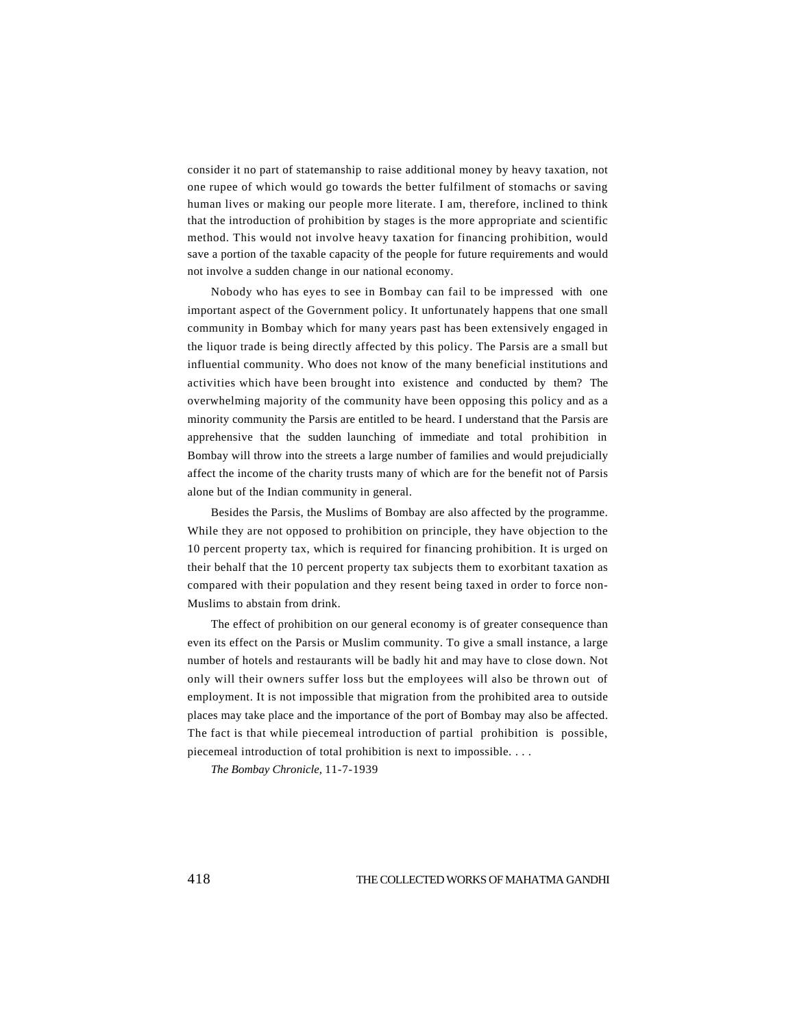consider it no part of statemanship to raise additional money by heavy taxation, not one rupee of which would go towards the better fulfilment of stomachs or saving human lives or making our people more literate. I am, therefore, inclined to think that the introduction of prohibition by stages is the more appropriate and scientific method. This would not involve heavy taxation for financing prohibition, would save a portion of the taxable capacity of the people for future requirements and would not involve a sudden change in our national economy.

Nobody who has eyes to see in Bombay can fail to be impressed with one important aspect of the Government policy. It unfortunately happens that one small community in Bombay which for many years past has been extensively engaged in the liquor trade is being directly affected by this policy. The Parsis are a small but influential community. Who does not know of the many beneficial institutions and activities which have been brought into existence and conducted by them? The overwhelming majority of the community have been opposing this policy and as a minority community the Parsis are entitled to be heard. I understand that the Parsis are apprehensive that the sudden launching of immediate and total prohibition in Bombay will throw into the streets a large number of families and would prejudicially affect the income of the charity trusts many of which are for the benefit not of Parsis alone but of the Indian community in general.

Besides the Parsis, the Muslims of Bombay are also affected by the programme. While they are not opposed to prohibition on principle, they have objection to the 10 percent property tax, which is required for financing prohibition. It is urged on their behalf that the 10 percent property tax subjects them to exorbitant taxation as compared with their population and they resent being taxed in order to force non-Muslims to abstain from drink.

The effect of prohibition on our general economy is of greater consequence than even its effect on the Parsis or Muslim community. To give a small instance, a large number of hotels and restaurants will be badly hit and may have to close down. Not only will their owners suffer loss but the employees will also be thrown out of employment. It is not impossible that migration from the prohibited area to outside places may take place and the importance of the port of Bombay may also be affected. The fact is that while piecemeal introduction of partial prohibition is possible, piecemeal introduction of total prohibition is next to impossible. . . .

*The Bombay Chronicle,* 11-7-1939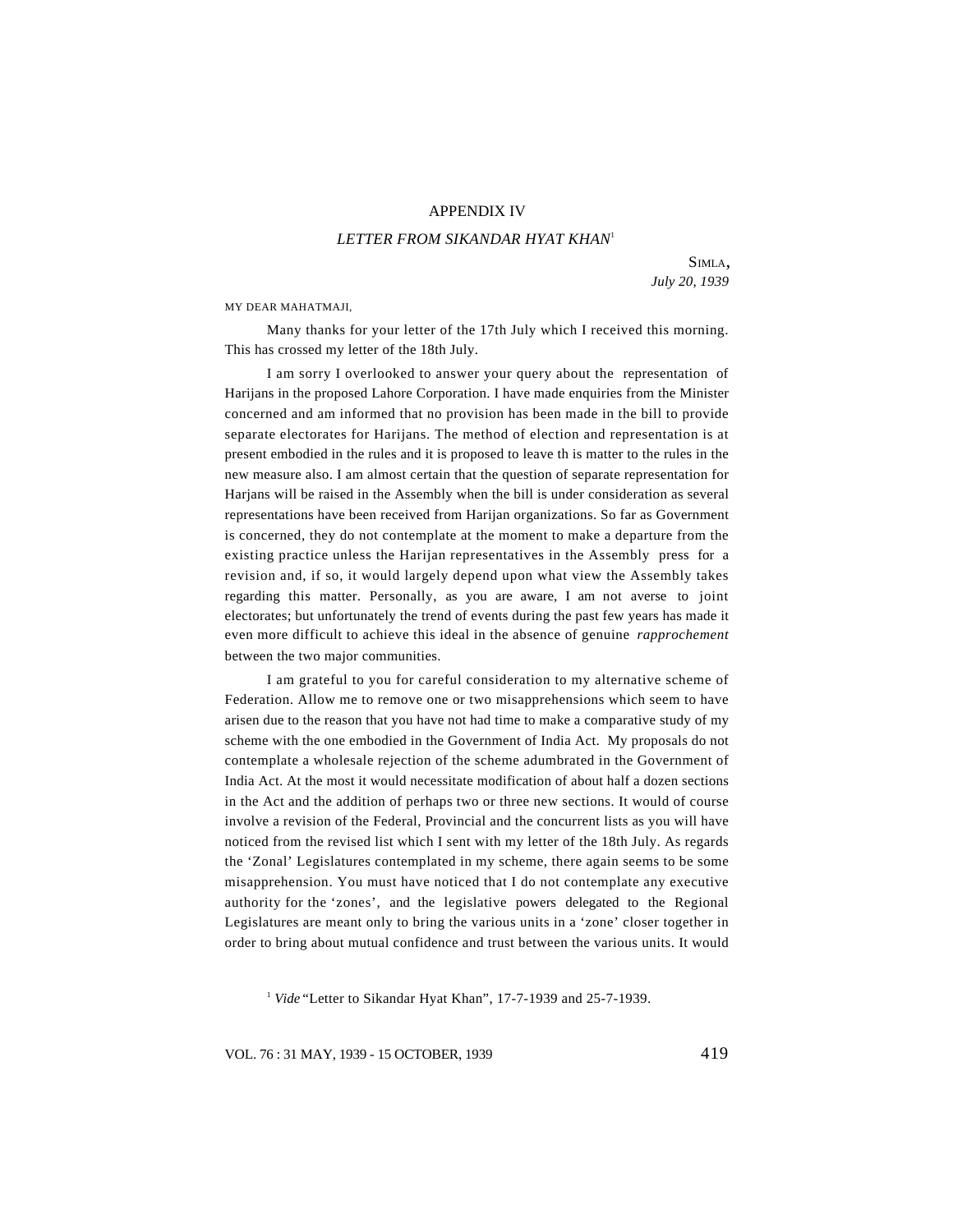## APPENDIX IV

### *LETTER FROM SIKANDAR HYAT KHAN*[1]

SIMLA,
*July 20, 1939*

MY DEAR MAHATMAJI,

Many thanks for your letter of the 17th July which I received this morning. This has crossed my letter of the 18th July.

I am sorry I overlooked to answer your query about the representation of Harijans in the proposed Lahore Corporation. I have made enquiries from the Minister concerned and am informed that no provision has been made in the bill to provide separate electorates for Harijans. The method of election and representation is at present embodied in the rules and it is proposed to leave th is matter to the rules in the new measure also. I am almost certain that the question of separate representation for Harjans will be raised in the Assembly when the bill is under consideration as several representations have been received from Harijan organizations. So far as Government is concerned, they do not contemplate at the moment to make a departure from the existing practice unless the Harijan representatives in the Assembly press for a revision and, if so, it would largely depend upon what view the Assembly takes regarding this matter. Personally, as you are aware, I am not averse to joint electorates; but unfortunately the trend of events during the past few years has made it even more difficult to achieve this ideal in the absence of genuine *rapprochement* between the two major communities.

I am grateful to you for careful consideration to my alternative scheme of Federation. Allow me to remove one or two misapprehensions which seem to have arisen due to the reason that you have not had time to make a comparative study of my scheme with the one embodied in the Government of India Act. My proposals do not contemplate a wholesale rejection of the scheme adumbrated in the Government of India Act. At the most it would necessitate modification of about half a dozen sections in the Act and the addition of perhaps two or three new sections. It would of course involve a revision of the Federal, Provincial and the concurrent lists as you will have noticed from the revised list which I sent with my letter of the 18th July. As regards the 'Zonal' Legislatures contemplated in my scheme, there again seems to be some misapprehension. You must have noticed that I do not contemplate any executive authority for the 'zones', and the legislative powers delegated to the Regional Legislatures are meant only to bring the various units in a 'zone' closer together in order to bring about mutual confidence and trust between the various units. It would

[1] *Vide* "Letter to Sikandar Hyat Khan", 17-7-1939 and 25-7-1939.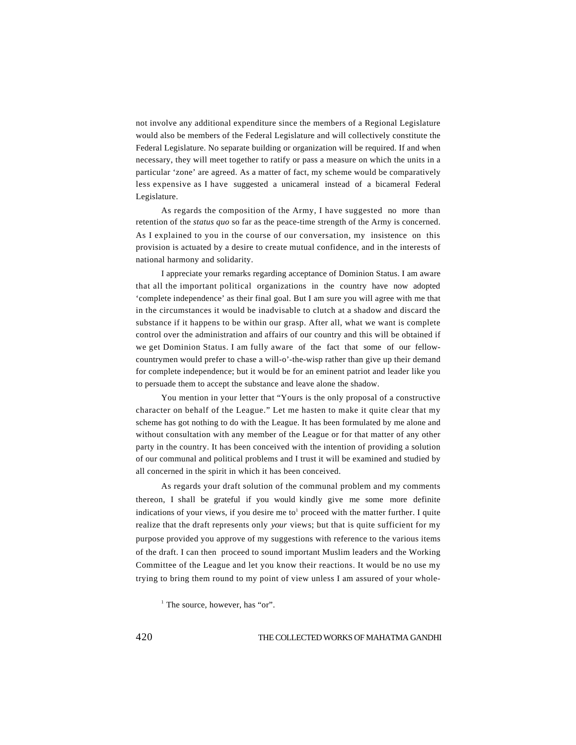not involve any additional expenditure since the members of a Regional Legislature would also be members of the Federal Legislature and will collectively constitute the Federal Legislature. No separate building or organization will be required. If and when necessary, they will meet together to ratify or pass a measure on which the units in a particular 'zone' are agreed. As a matter of fact, my scheme would be comparatively less expensive as I have suggested a unicameral instead of a bicameral Federal Legislature.

As regards the composition of the Army, I have suggested no more than retention of the *status quo* so far as the peace-time strength of the Army is concerned. As I explained to you in the course of our conversation, my insistence on this provision is actuated by a desire to create mutual confidence, and in the interests of national harmony and solidarity.

I appreciate your remarks regarding acceptance of Dominion Status. I am aware that all the important political organizations in the country have now adopted 'complete independence' as their final goal. But I am sure you will agree with me that in the circumstances it would be inadvisable to clutch at a shadow and discard the substance if it happens to be within our grasp. After all, what we want is complete control over the administration and affairs of our country and this will be obtained if we get Dominion Status. I am fully aware of the fact that some of our fellow-countrymen would prefer to chase a will-o'-the-wisp rather than give up their demand for complete independence; but it would be for an eminent patriot and leader like you to persuade them to accept the substance and leave alone the shadow.

You mention in your letter that "Yours is the only proposal of a constructive character on behalf of the League." Let me hasten to make it quite clear that my scheme has got nothing to do with the League. It has been formulated by me alone and without consultation with any member of the League or for that matter of any other party in the country. It has been conceived with the intention of providing a solution of our communal and political problems and I trust it will be examined and studied by all concerned in the spirit in which it has been conceived.

As regards your draft solution of the communal problem and my comments thereon, I shall be grateful if you would kindly give me some more definite indications of your views, if you desire me to[1] proceed with the matter further. I quite realize that the draft represents only *your* views; but that is quite sufficient for my purpose provided you approve of my suggestions with reference to the various items of the draft. I can then proceed to sound important Muslim leaders and the Working Committee of the League and let you know their reactions. It would be no use my trying to bring them round to my point of view unless I am assured of your whole-

[1] The source, however, has "or".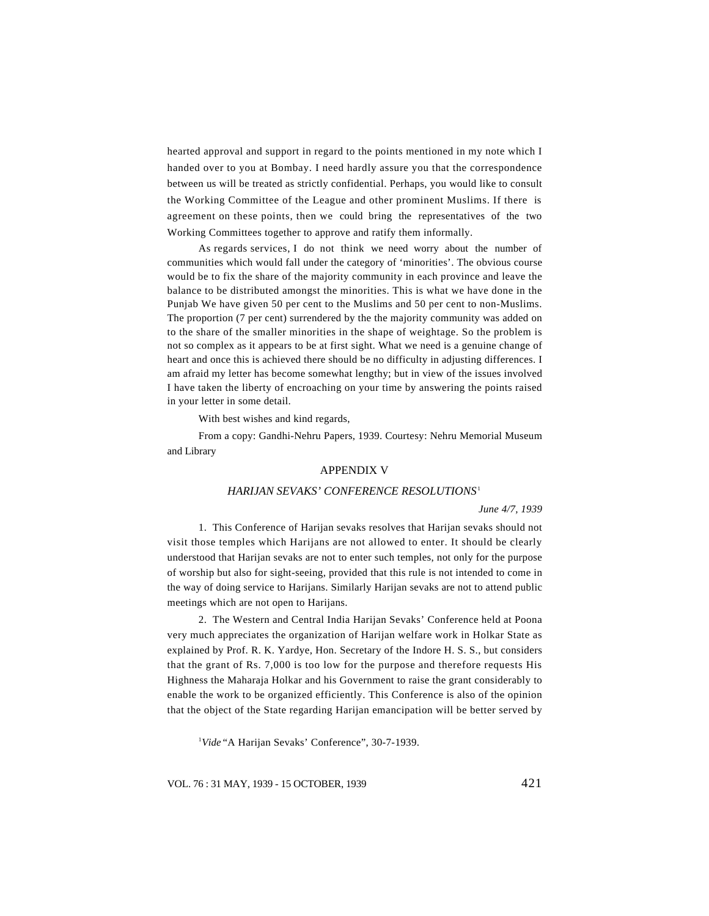hearted approval and support in regard to the points mentioned in my note which I handed over to you at Bombay. I need hardly assure you that the correspondence between us will be treated as strictly confidential. Perhaps, you would like to consult the Working Committee of the League and other prominent Muslims. If there is agreement on these points, then we could bring the representatives of the two Working Committees together to approve and ratify them informally.

As regards services, I do not think we need worry about the number of communities which would fall under the category of 'minorities'. The obvious course would be to fix the share of the majority community in each province and leave the balance to be distributed amongst the minorities. This is what we have done in the Punjab We have given 50 per cent to the Muslims and 50 per cent to non-Muslims. The proportion (7 per cent) surrendered by the the majority community was added on to the share of the smaller minorities in the shape of weightage. So the problem is not so complex as it appears to be at first sight. What we need is a genuine change of heart and once this is achieved there should be no difficulty in adjusting differences. I am afraid my letter has become somewhat lengthy; but in view of the issues involved I have taken the liberty of encroaching on your time by answering the points raised in your letter in some detail.

With best wishes and kind regards,

From a copy: Gandhi-Nehru Papers, 1939. Courtesy: Nehru Memorial Museum and Library

## APPENDIX V

### *HARIJAN SEVAKS' CONFERENCE RESOLUTIONS*[1]

*June 4/7, 1939*

1. This Conference of Harijan sevaks resolves that Harijan sevaks should not visit those temples which Harijans are not allowed to enter. It should be clearly understood that Harijan sevaks are not to enter such temples, not only for the purpose of worship but also for sight-seeing, provided that this rule is not intended to come in the way of doing service to Harijans. Similarly Harijan sevaks are not to attend public meetings which are not open to Harijans.

2. The Western and Central India Harijan Sevaks' Conference held at Poona very much appreciates the organization of Harijan welfare work in Holkar State as explained by Prof. R. K. Yardye, Hon. Secretary of the Indore H. S. S., but considers that the grant of Rs. 7,000 is too low for the purpose and therefore requests His Highness the Maharaja Holkar and his Government to raise the grant considerably to enable the work to be organized efficiently. This Conference is also of the opinion that the object of the State regarding Harijan emancipation will be better served by

[1] *Vide* "A Harijan Sevaks' Conference", 30-7-1939.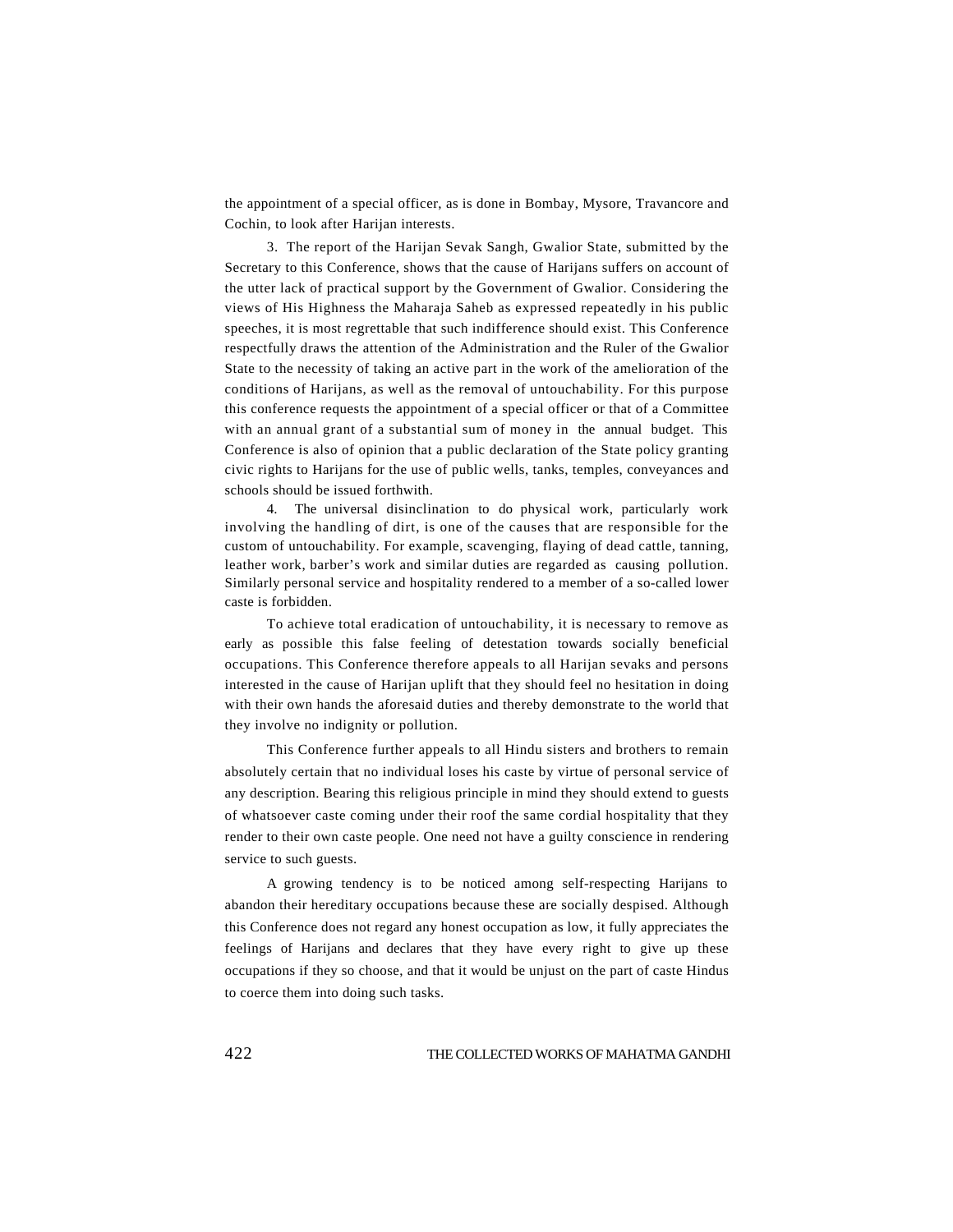the appointment of a special officer, as is done in Bombay, Mysore, Travancore and Cochin, to look after Harijan interests.

3. The report of the Harijan Sevak Sangh, Gwalior State, submitted by the Secretary to this Conference, shows that the cause of Harijans suffers on account of the utter lack of practical support by the Government of Gwalior. Considering the views of His Highness the Maharaja Saheb as expressed repeatedly in his public speeches, it is most regrettable that such indifference should exist. This Conference respectfully draws the attention of the Administration and the Ruler of the Gwalior State to the necessity of taking an active part in the work of the amelioration of the conditions of Harijans, as well as the removal of untouchability. For this purpose this conference requests the appointment of a special officer or that of a Committee with an annual grant of a substantial sum of money in the annual budget. This Conference is also of opinion that a public declaration of the State policy granting civic rights to Harijans for the use of public wells, tanks, temples, conveyances and schools should be issued forthwith.

4. The universal disinclination to do physical work, particularly work involving the handling of dirt, is one of the causes that are responsible for the custom of untouchability. For example, scavenging, flaying of dead cattle, tanning, leather work, barber's work and similar duties are regarded as causing pollution. Similarly personal service and hospitality rendered to a member of a so-called lower caste is forbidden.

To achieve total eradication of untouchability, it is necessary to remove as early as possible this false feeling of detestation towards socially beneficial occupations. This Conference therefore appeals to all Harijan sevaks and persons interested in the cause of Harijan uplift that they should feel no hesitation in doing with their own hands the aforesaid duties and thereby demonstrate to the world that they involve no indignity or pollution.

This Conference further appeals to all Hindu sisters and brothers to remain absolutely certain that no individual loses his caste by virtue of personal service of any description. Bearing this religious principle in mind they should extend to guests of whatsoever caste coming under their roof the same cordial hospitality that they render to their own caste people. One need not have a guilty conscience in rendering service to such guests.

A growing tendency is to be noticed among self-respecting Harijans to abandon their hereditary occupations because these are socially despised. Although this Conference does not regard any honest occupation as low, it fully appreciates the feelings of Harijans and declares that they have every right to give up these occupations if they so choose, and that it would be unjust on the part of caste Hindus to coerce them into doing such tasks.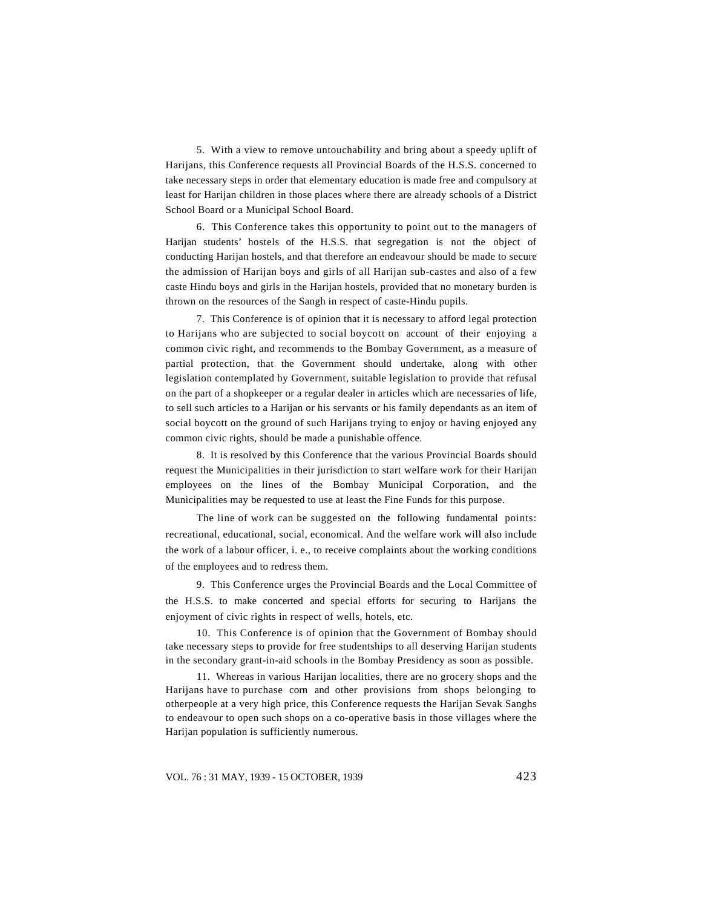5. With a view to remove untouchability and bring about a speedy uplift of Harijans, this Conference requests all Provincial Boards of the H.S.S. concerned to take necessary steps in order that elementary education is made free and compulsory at least for Harijan children in those places where there are already schools of a District School Board or a Municipal School Board.

6. This Conference takes this opportunity to point out to the managers of Harijan students' hostels of the H.S.S. that segregation is not the object of conducting Harijan hostels, and that therefore an endeavour should be made to secure the admission of Harijan boys and girls of all Harijan sub-castes and also of a few caste Hindu boys and girls in the Harijan hostels, provided that no monetary burden is thrown on the resources of the Sangh in respect of caste-Hindu pupils.

7. This Conference is of opinion that it is necessary to afford legal protection to Harijans who are subjected to social boycott on account of their enjoying a common civic right, and recommends to the Bombay Government, as a measure of partial protection, that the Government should undertake, along with other legislation contemplated by Government, suitable legislation to provide that refusal on the part of a shopkeeper or a regular dealer in articles which are necessaries of life, to sell such articles to a Harijan or his servants or his family dependants as an item of social boycott on the ground of such Harijans trying to enjoy or having enjoyed any common civic rights, should be made a punishable offence.

8. It is resolved by this Conference that the various Provincial Boards should request the Municipalities in their jurisdiction to start welfare work for their Harijan employees on the lines of the Bombay Municipal Corporation, and the Municipalities may be requested to use at least the Fine Funds for this purpose.

The line of work can be suggested on the following fundamental points: recreational, educational, social, economical. And the welfare work will also include the work of a labour officer, i. e., to receive complaints about the working conditions of the employees and to redress them.

9. This Conference urges the Provincial Boards and the Local Committee of the H.S.S. to make concerted and special efforts for securing to Harijans the enjoyment of civic rights in respect of wells, hotels, etc.

10. This Conference is of opinion that the Government of Bombay should take necessary steps to provide for free studentships to all deserving Harijan students in the secondary grant-in-aid schools in the Bombay Presidency as soon as possible.

11. Whereas in various Harijan localities, there are no grocery shops and the Harijans have to purchase corn and other provisions from shops belonging to otherpeople at a very high price, this Conference requests the Harijan Sevak Sanghs to endeavour to open such shops on a co-operative basis in those villages where the Harijan population is sufficiently numerous.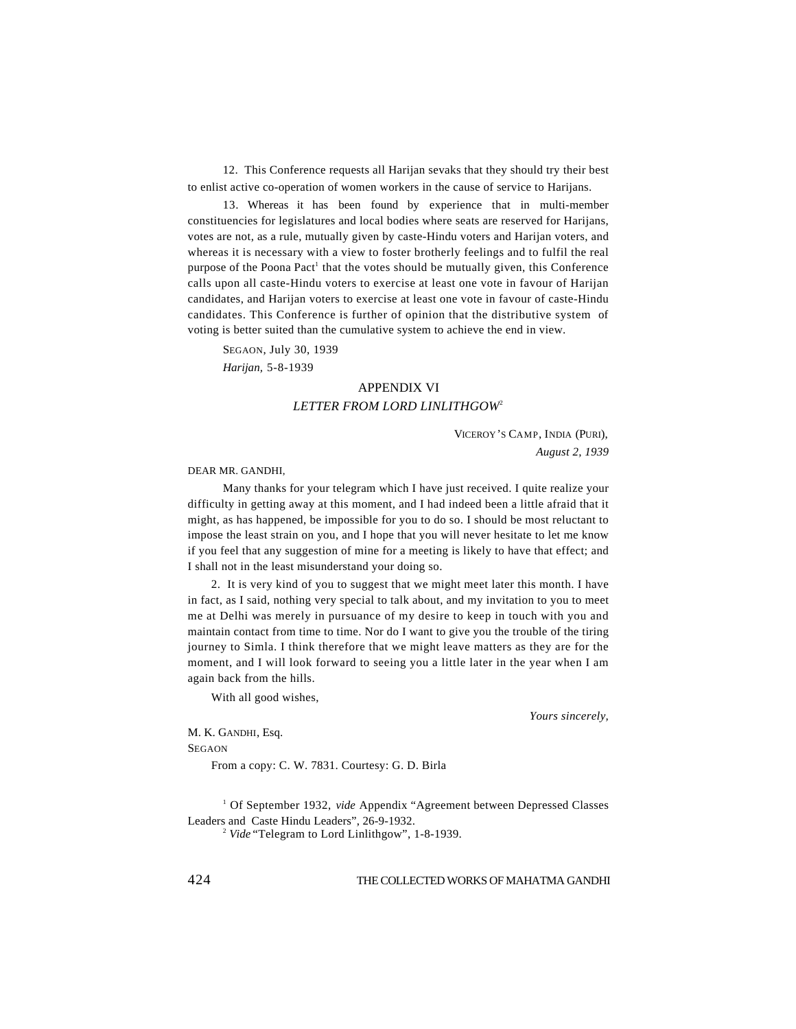12. This Conference requests all Harijan sevaks that they should try their best to enlist active co-operation of women workers in the cause of service to Harijans.

13. Whereas it has been found by experience that in multi-member constituencies for legislatures and local bodies where seats are reserved for Harijans, votes are not, as a rule, mutually given by caste-Hindu voters and Harijan voters, and whereas it is necessary with a view to foster brotherly feelings and to fulfil the real purpose of the Poona Pact[1] that the votes should be mutually given, this Conference calls upon all caste-Hindu voters to exercise at least one vote in favour of Harijan candidates, and Harijan voters to exercise at least one vote in favour of caste-Hindu candidates. This Conference is further of opinion that the distributive system of voting is better suited than the cumulative system to achieve the end in view.

SEGAON, July 30, 1939

*Harijan,* 5-8-1939

## APPENDIX VI

### *LETTER FROM LORD LINLITHGOW*[2]

VICEROY'S CAMP, INDIA (PURI),
*August 2, 1939*

DEAR MR. GANDHI,

Many thanks for your telegram which I have just received. I quite realize your difficulty in getting away at this moment, and I had indeed been a little afraid that it might, as has happened, be impossible for you to do so. I should be most reluctant to impose the least strain on you, and I hope that you will never hesitate to let me know if you feel that any suggestion of mine for a meeting is likely to have that effect; and I shall not in the least misunderstand your doing so.

2. It is very kind of you to suggest that we might meet later this month. I have in fact, as I said, nothing very special to talk about, and my invitation to you to meet me at Delhi was merely in pursuance of my desire to keep in touch with you and maintain contact from time to time. Nor do I want to give you the trouble of the tiring journey to Simla. I think therefore that we might leave matters as they are for the moment, and I will look forward to seeing you a little later in the year when I am again back from the hills.

With all good wishes,

*Yours sincerely,*

M. K. GANDHI, Esq.
SEGAON

From a copy: C. W. 7831. Courtesy: G. D. Birla

[1] Of September 1932, *vide* Appendix "Agreement between Depressed Classes Leaders and Caste Hindu Leaders", 26-9-1932.

[2] *Vide* "Telegram to Lord Linlithgow", 1-8-1939.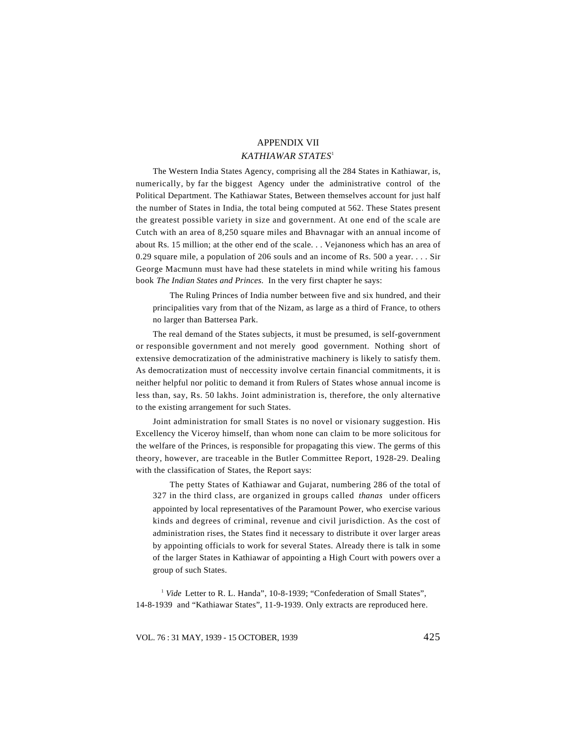# APPENDIX VII

## *KATHIAWAR STATES*[1]

The Western India States Agency, comprising all the 284 States in Kathiawar, is, numerically, by far the biggest Agency under the administrative control of the Political Department. The Kathiawar States, Between themselves account for just half the number of States in India, the total being computed at 562. These States present the greatest possible variety in size and government. At one end of the scale are Cutch with an area of 8,250 square miles and Bhavnagar with an annual income of about Rs. 15 million; at the other end of the scale. . . Vejanoness which has an area of 0.29 square mile, a population of 206 souls and an income of Rs. 500 a year. . . . Sir George Macmunn must have had these statelets in mind while writing his famous book *The Indian States and Princes.* In the very first chapter he says:

> The Ruling Princes of India number between five and six hundred, and their principalities vary from that of the Nizam, as large as a third of France, to others no larger than Battersea Park.

The real demand of the States subjects, it must be presumed, is self-government or responsible government and not merely good government. Nothing short of extensive democratization of the administrative machinery is likely to satisfy them. As democratization must of neccessity involve certain financial commitments, it is neither helpful nor politic to demand it from Rulers of States whose annual income is less than, say, Rs. 50 lakhs. Joint administration is, therefore, the only alternative to the existing arrangement for such States.

Joint administration for small States is no novel or visionary suggestion. His Excellency the Viceroy himself, than whom none can claim to be more solicitous for the welfare of the Princes, is responsible for propagating this view. The germs of this theory, however, are traceable in the Butler Committee Report, 1928-29. Dealing with the classification of States, the Report says:

> The petty States of Kathiawar and Gujarat, numbering 286 of the total of 327 in the third class, are organized in groups called *thanas* under officers appointed by local representatives of the Paramount Power, who exercise various kinds and degrees of criminal, revenue and civil jurisdiction. As the cost of administration rises, the States find it necessary to distribute it over larger areas by appointing officials to work for several States. Already there is talk in some of the larger States in Kathiawar of appointing a High Court with powers over a group of such States.

[1] *Vide* Letter to R. L. Handa", 10-8-1939; "Confederation of Small States", 14-8-1939 and "Kathiawar States", 11-9-1939. Only extracts are reproduced here.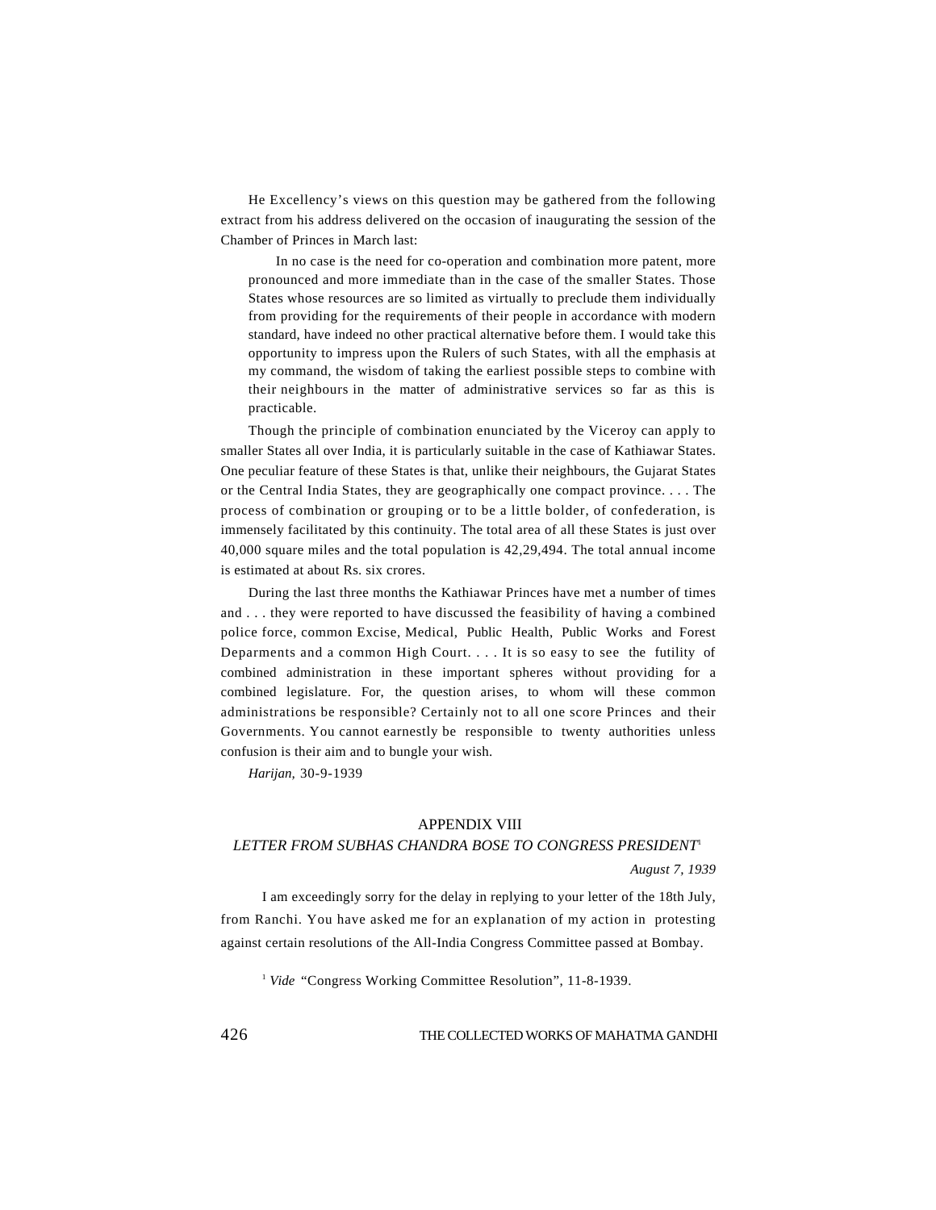He Excellency's views on this question may be gathered from the following extract from his address delivered on the occasion of inaugurating the session of the Chamber of Princes in March last:

> In no case is the need for co-operation and combination more patent, more pronounced and more immediate than in the case of the smaller States. Those States whose resources are so limited as virtually to preclude them individually from providing for the requirements of their people in accordance with modern standard, have indeed no other practical alternative before them. I would take this opportunity to impress upon the Rulers of such States, with all the emphasis at my command, the wisdom of taking the earliest possible steps to combine with their neighbours in the matter of administrative services so far as this is practicable.

Though the principle of combination enunciated by the Viceroy can apply to smaller States all over India, it is particularly suitable in the case of Kathiawar States. One peculiar feature of these States is that, unlike their neighbours, the Gujarat States or the Central India States, they are geographically one compact province. . . . The process of combination or grouping or to be a little bolder, of confederation, is immensely facilitated by this continuity. The total area of all these States is just over 40,000 square miles and the total population is 42,29,494. The total annual income is estimated at about Rs. six crores.

During the last three months the Kathiawar Princes have met a number of times and . . . they were reported to have discussed the feasibility of having a combined police force, common Excise, Medical, Public Health, Public Works and Forest Deparments and a common High Court. . . . It is so easy to see the futility of combined administration in these important spheres without providing for a combined legislature. For, the question arises, to whom will these common administrations be responsible? Certainly not to all one score Princes and their Governments. You cannot earnestly be responsible to twenty authorities unless confusion is their aim and to bungle your wish.

*Harijan,* 30-9-1939

## APPENDIX VIII

### *LETTER FROM SUBHAS CHANDRA BOSE TO CONGRESS PRESIDENT*[1]

*August 7, 1939*

I am exceedingly sorry for the delay in replying to your letter of the 18th July, from Ranchi. You have asked me for an explanation of my action in protesting against certain resolutions of the All-India Congress Committee passed at Bombay.

[1] *Vide* "Congress Working Committee Resolution", 11-8-1939.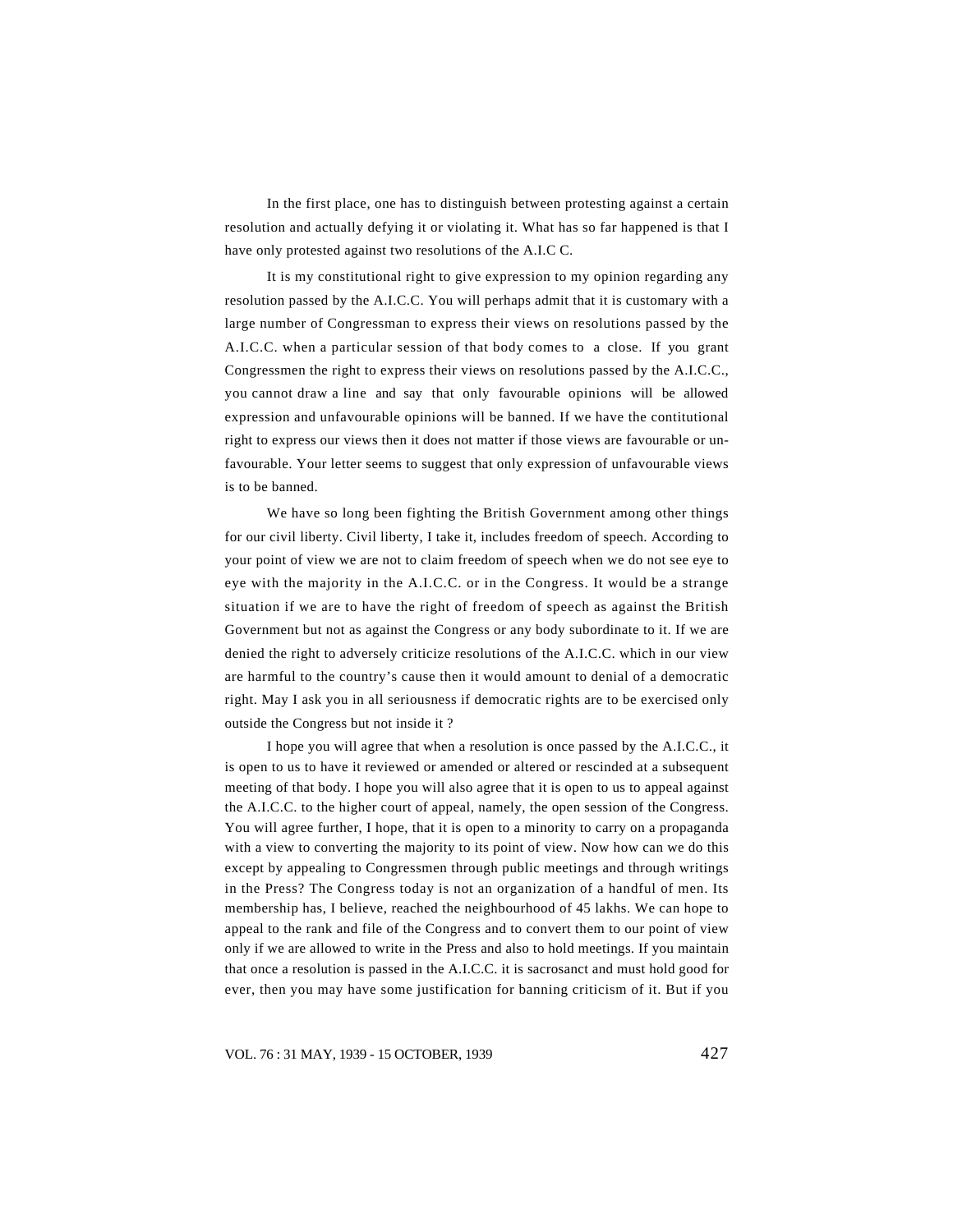In the first place, one has to distinguish between protesting against a certain resolution and actually defying it or violating it. What has so far happened is that I have only protested against two resolutions of the A.I.C C.

It is my constitutional right to give expression to my opinion regarding any resolution passed by the A.I.C.C. You will perhaps admit that it is customary with a large number of Congressman to express their views on resolutions passed by the A.I.C.C. when a particular session of that body comes to a close. If you grant Congressmen the right to express their views on resolutions passed by the A.I.C.C., you cannot draw a line and say that only favourable opinions will be allowed expression and unfavourable opinions will be banned. If we have the contitutional right to express our views then it does not matter if those views are favourable or unfavourable. Your letter seems to suggest that only expression of unfavourable views is to be banned.

We have so long been fighting the British Government among other things for our civil liberty. Civil liberty, I take it, includes freedom of speech. According to your point of view we are not to claim freedom of speech when we do not see eye to eye with the majority in the A.I.C.C. or in the Congress. It would be a strange situation if we are to have the right of freedom of speech as against the British Government but not as against the Congress or any body subordinate to it. If we are denied the right to adversely criticize resolutions of the A.I.C.C. which in our view are harmful to the country's cause then it would amount to denial of a democratic right. May I ask you in all seriousness if democratic rights are to be exercised only outside the Congress but not inside it ?

I hope you will agree that when a resolution is once passed by the A.I.C.C., it is open to us to have it reviewed or amended or altered or rescinded at a subsequent meeting of that body. I hope you will also agree that it is open to us to appeal against the A.I.C.C. to the higher court of appeal, namely, the open session of the Congress. You will agree further, I hope, that it is open to a minority to carry on a propaganda with a view to converting the majority to its point of view. Now how can we do this except by appealing to Congressmen through public meetings and through writings in the Press? The Congress today is not an organization of a handful of men. Its membership has, I believe, reached the neighbourhood of 45 lakhs. We can hope to appeal to the rank and file of the Congress and to convert them to our point of view only if we are allowed to write in the Press and also to hold meetings. If you maintain that once a resolution is passed in the A.I.C.C. it is sacrosanct and must hold good for ever, then you may have some justification for banning criticism of it. But if you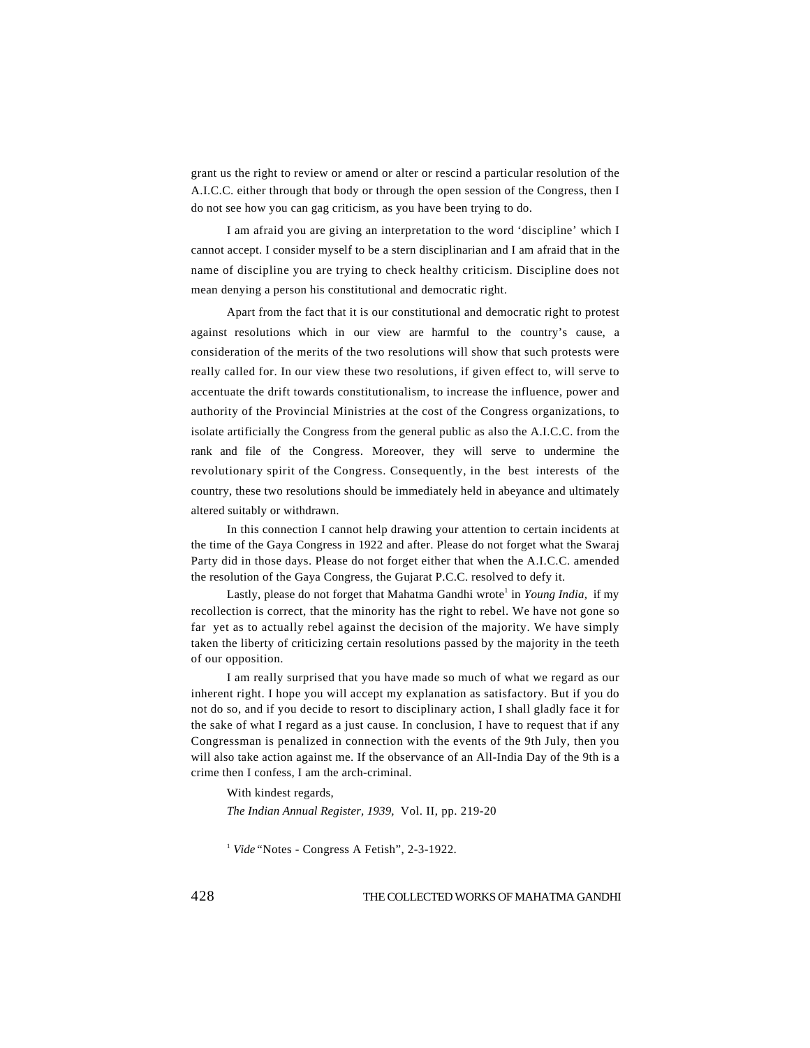grant us the right to review or amend or alter or rescind a particular resolution of the A.I.C.C. either through that body or through the open session of the Congress, then I do not see how you can gag criticism, as you have been trying to do.

I am afraid you are giving an interpretation to the word 'discipline' which I cannot accept. I consider myself to be a stern disciplinarian and I am afraid that in the name of discipline you are trying to check healthy criticism. Discipline does not mean denying a person his constitutional and democratic right.

Apart from the fact that it is our constitutional and democratic right to protest against resolutions which in our view are harmful to the country's cause, a consideration of the merits of the two resolutions will show that such protests were really called for. In our view these two resolutions, if given effect to, will serve to accentuate the drift towards constitutionalism, to increase the influence, power and authority of the Provincial Ministries at the cost of the Congress organizations, to isolate artificially the Congress from the general public as also the A.I.C.C. from the rank and file of the Congress. Moreover, they will serve to undermine the revolutionary spirit of the Congress. Consequently, in the best interests of the country, these two resolutions should be immediately held in abeyance and ultimately altered suitably or withdrawn.

In this connection I cannot help drawing your attention to certain incidents at the time of the Gaya Congress in 1922 and after. Please do not forget what the Swaraj Party did in those days. Please do not forget either that when the A.I.C.C. amended the resolution of the Gaya Congress, the Gujarat P.C.C. resolved to defy it.

Lastly, please do not forget that Mahatma Gandhi wrote[1] in *Young India*, if my recollection is correct, that the minority has the right to rebel. We have not gone so far yet as to actually rebel against the decision of the majority. We have simply taken the liberty of criticizing certain resolutions passed by the majority in the teeth of our opposition.

I am really surprised that you have made so much of what we regard as our inherent right. I hope you will accept my explanation as satisfactory. But if you do not do so, and if you decide to resort to disciplinary action, I shall gladly face it for the sake of what I regard as a just cause. In conclusion, I have to request that if any Congressman is penalized in connection with the events of the 9th July, then you will also take action against me. If the observance of an All-India Day of the 9th is a crime then I confess, I am the arch-criminal.

With kindest regards,

*The Indian Annual Register, 1939,* Vol. II, pp. 219-20

[1] *Vide* "Notes - Congress A Fetish", 2-3-1922.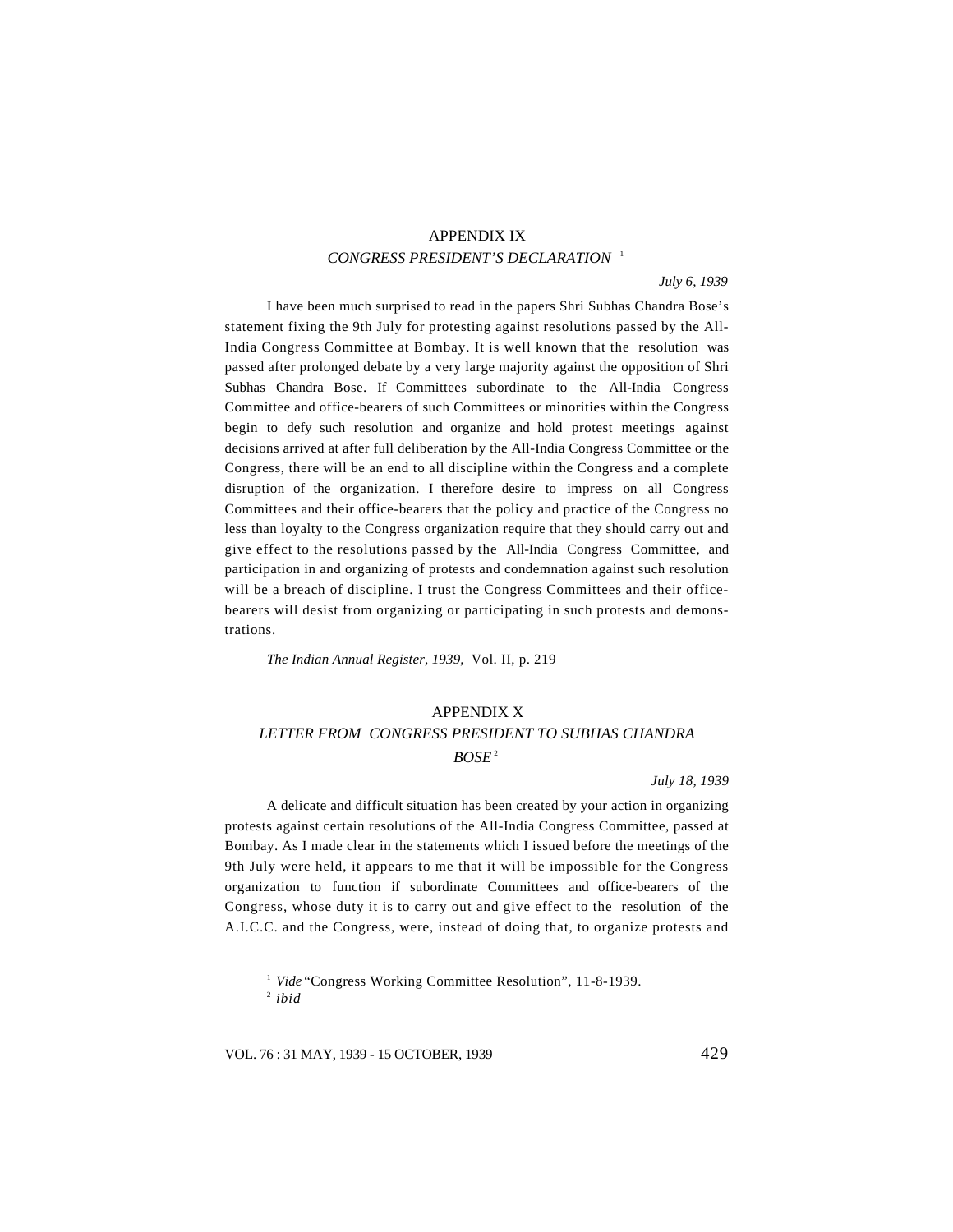## APPENDIX IX

### *CONGRESS PRESIDENT'S DECLARATION* [1]

*July 6, 1939*

I have been much surprised to read in the papers Shri Subhas Chandra Bose's statement fixing the 9th July for protesting against resolutions passed by the All-India Congress Committee at Bombay. It is well known that the resolution was passed after prolonged debate by a very large majority against the opposition of Shri Subhas Chandra Bose. If Committees subordinate to the All-India Congress Committee and office-bearers of such Committees or minorities within the Congress begin to defy such resolution and organize and hold protest meetings against decisions arrived at after full deliberation by the All-India Congress Committee or the Congress, there will be an end to all discipline within the Congress and a complete disruption of the organization. I therefore desire to impress on all Congress Committees and their office-bearers that the policy and practice of the Congress no less than loyalty to the Congress organization require that they should carry out and give effect to the resolutions passed by the All-India Congress Committee, and participation in and organizing of protests and condemnation against such resolution will be a breach of discipline. I trust the Congress Committees and their office-bearers will desist from organizing or participating in such protests and demonstrations.

*The Indian Annual Register, 1939,* Vol. II, p. 219

## APPENDIX X

### *LETTER FROM CONGRESS PRESIDENT TO SUBHAS CHANDRA BOSE* [2]

*July 18, 1939*

A delicate and difficult situation has been created by your action in organizing protests against certain resolutions of the All-India Congress Committee, passed at Bombay. As I made clear in the statements which I issued before the meetings of the 9th July were held, it appears to me that it will be impossible for the Congress organization to function if subordinate Committees and office-bearers of the Congress, whose duty it is to carry out and give effect to the resolution of the A.I.C.C. and the Congress, were, instead of doing that, to organize protests and

---

[1] *Vide* "Congress Working Committee Resolution", 11-8-1939.

[2] *ibid*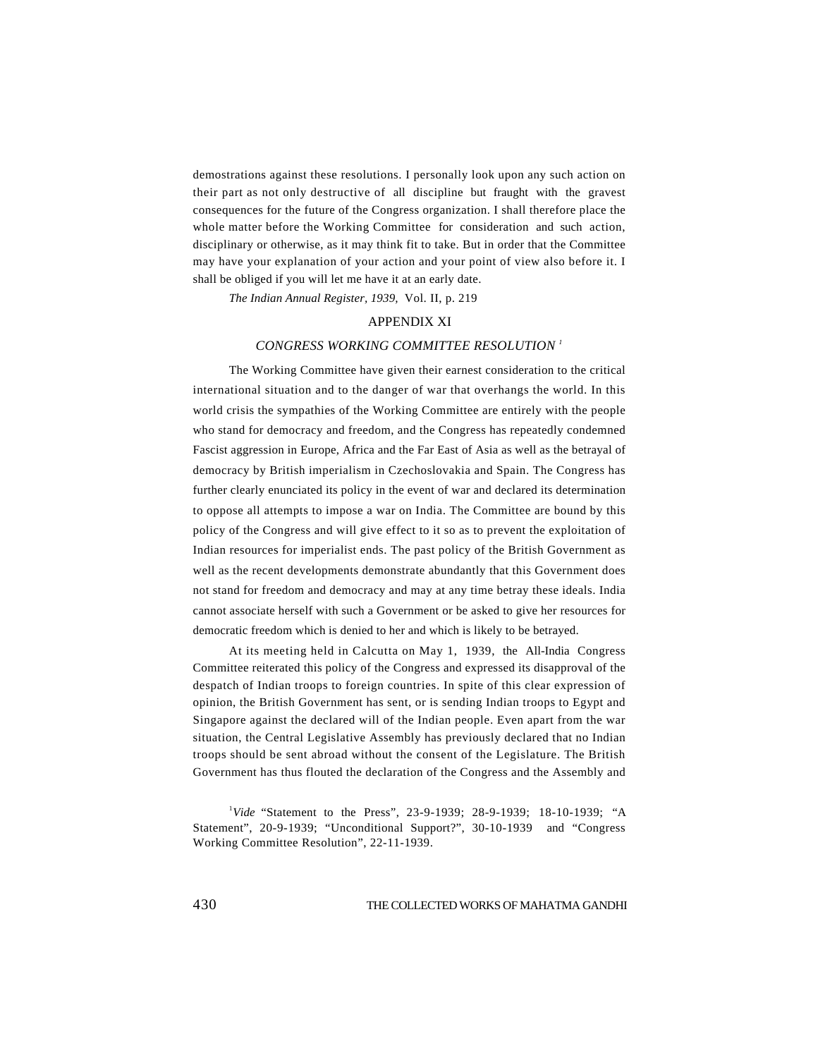demostrations against these resolutions. I personally look upon any such action on their part as not only destructive of all discipline but fraught with the gravest consequences for the future of the Congress organization. I shall therefore place the whole matter before the Working Committee for consideration and such action, disciplinary or otherwise, as it may think fit to take. But in order that the Committee may have your explanation of your action and your point of view also before it. I shall be obliged if you will let me have it at an early date.

*The Indian Annual Register, 1939*, Vol. II, p. 219

## APPENDIX XI

### *CONGRESS WORKING COMMITTEE RESOLUTION* [1]

The Working Committee have given their earnest consideration to the critical international situation and to the danger of war that overhangs the world. In this world crisis the sympathies of the Working Committee are entirely with the people who stand for democracy and freedom, and the Congress has repeatedly condemned Fascist aggression in Europe, Africa and the Far East of Asia as well as the betrayal of democracy by British imperialism in Czechoslovakia and Spain. The Congress has further clearly enunciated its policy in the event of war and declared its determination to oppose all attempts to impose a war on India. The Committee are bound by this policy of the Congress and will give effect to it so as to prevent the exploitation of Indian resources for imperialist ends. The past policy of the British Government as well as the recent developments demonstrate abundantly that this Government does not stand for freedom and democracy and may at any time betray these ideals. India cannot associate herself with such a Government or be asked to give her resources for democratic freedom which is denied to her and which is likely to be betrayed.

At its meeting held in Calcutta on May 1, 1939, the All-India Congress Committee reiterated this policy of the Congress and expressed its disapproval of the despatch of Indian troops to foreign countries. In spite of this clear expression of opinion, the British Government has sent, or is sending Indian troops to Egypt and Singapore against the declared will of the Indian people. Even apart from the war situation, the Central Legislative Assembly has previously declared that no Indian troops should be sent abroad without the consent of the Legislature. The British Government has thus flouted the declaration of the Congress and the Assembly and

[1] *Vide* "Statement to the Press", 23-9-1939; 28-9-1939; 18-10-1939; "A Statement", 20-9-1939; "Unconditional Support?", 30-10-1939 and "Congress Working Committee Resolution", 22-11-1939.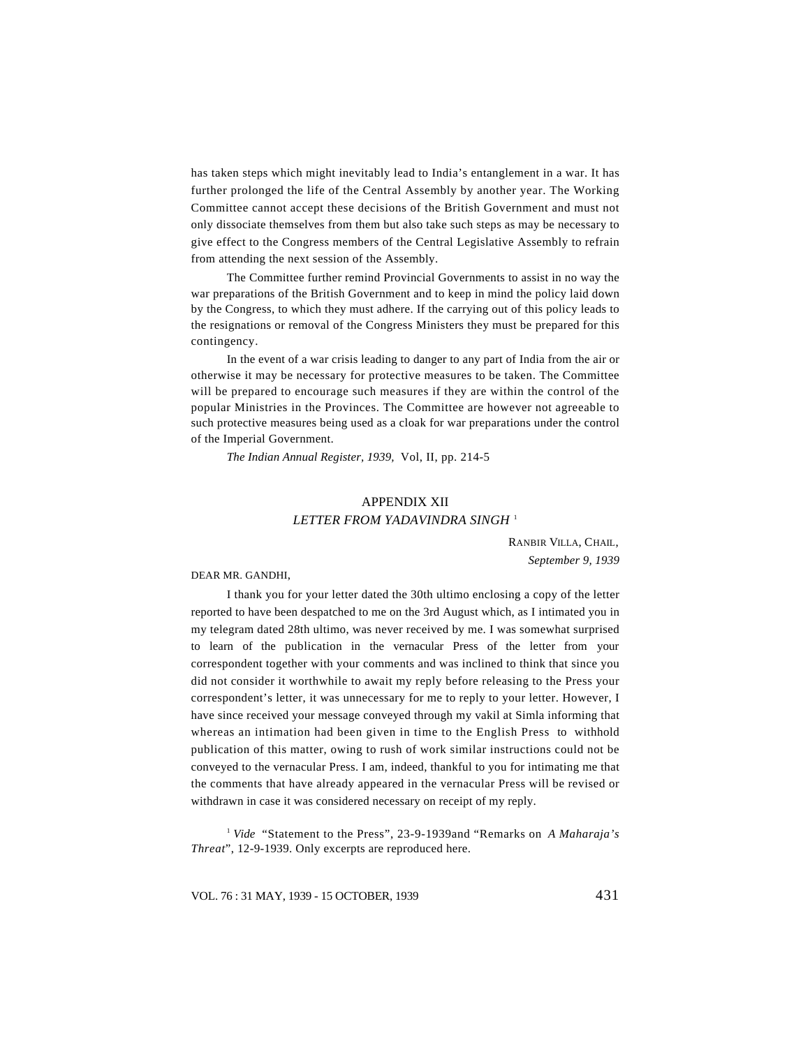has taken steps which might inevitably lead to India's entanglement in a war. It has further prolonged the life of the Central Assembly by another year. The Working Committee cannot accept these decisions of the British Government and must not only dissociate themselves from them but also take such steps as may be necessary to give effect to the Congress members of the Central Legislative Assembly to refrain from attending the next session of the Assembly.

The Committee further remind Provincial Governments to assist in no way the war preparations of the British Government and to keep in mind the policy laid down by the Congress, to which they must adhere. If the carrying out of this policy leads to the resignations or removal of the Congress Ministers they must be prepared for this contingency.

In the event of a war crisis leading to danger to any part of India from the air or otherwise it may be necessary for protective measures to be taken. The Committee will be prepared to encourage such measures if they are within the control of the popular Ministries in the Provinces. The Committee are however not agreeable to such protective measures being used as a cloak for war preparations under the control of the Imperial Government.

*The Indian Annual Register, 1939,* Vol, II, pp. 214-5

## APPENDIX XII

### *LETTER FROM YADAVINDRA SINGH* [1]

RANBIR VILLA, CHAIL,
*September 9, 1939*

DEAR MR. GANDHI,

I thank you for your letter dated the 30th ultimo enclosing a copy of the letter reported to have been despatched to me on the 3rd August which, as I intimated you in my telegram dated 28th ultimo, was never received by me. I was somewhat surprised to learn of the publication in the vernacular Press of the letter from your correspondent together with your comments and was inclined to think that since you did not consider it worthwhile to await my reply before releasing to the Press your correspondent's letter, it was unnecessary for me to reply to your letter. However, I have since received your message conveyed through my vakil at Simla informing that whereas an intimation had been given in time to the English Press to withhold publication of this matter, owing to rush of work similar instructions could not be conveyed to the vernacular Press. I am, indeed, thankful to you for intimating me that the comments that have already appeared in the vernacular Press will be revised or withdrawn in case it was considered necessary on receipt of my reply.

[1] *Vide* "Statement to the Press", 23-9-1939and "Remarks on *A Maharaja's Threat*", 12-9-1939. Only excerpts are reproduced here.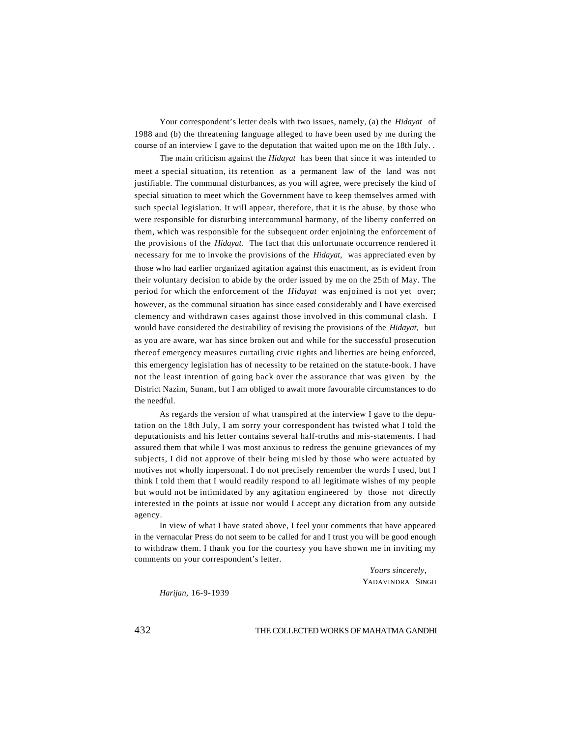Your correspondent's letter deals with two issues, namely, (a) the *Hidayat* of 1988 and (b) the threatening language alleged to have been used by me during the course of an interview I gave to the deputation that waited upon me on the 18th July. .

The main criticism against the *Hidayat* has been that since it was intended to meet a special situation, its retention as a permanent law of the land was not justifiable. The communal disturbances, as you will agree, were precisely the kind of special situation to meet which the Government have to keep themselves armed with such special legislation. It will appear, therefore, that it is the abuse, by those who were responsible for disturbing intercommunal harmony, of the liberty conferred on them, which was responsible for the subsequent order enjoining the enforcement of the provisions of the *Hidayat.* The fact that this unfortunate occurrence rendered it necessary for me to invoke the provisions of the *Hidayat,* was appreciated even by those who had earlier organized agitation against this enactment, as is evident from their voluntary decision to abide by the order issued by me on the 25th of May. The period for which the enforcement of the *Hidayat* was enjoined is not yet over; however, as the communal situation has since eased considerably and I have exercised clemency and withdrawn cases against those involved in this communal clash. I would have considered the desirability of revising the provisions of the *Hidayat,* but as you are aware, war has since broken out and while for the successful prosecution thereof emergency measures curtailing civic rights and liberties are being enforced, this emergency legislation has of necessity to be retained on the statute-book. I have not the least intention of going back over the assurance that was given by the District Nazim, Sunam, but I am obliged to await more favourable circumstances to do the needful.

As regards the version of what transpired at the interview I gave to the deputation on the 18th July, I am sorry your correspondent has twisted what I told the deputationists and his letter contains several half-truths and mis-statements. I had assured them that while I was most anxious to redress the genuine grievances of my subjects, I did not approve of their being misled by those who were actuated by motives not wholly impersonal. I do not precisely remember the words I used, but I think I told them that I would readily respond to all legitimate wishes of my people but would not be intimidated by any agitation engineered by those not directly interested in the points at issue nor would I accept any dictation from any outside agency.

In view of what I have stated above, I feel your comments that have appeared in the vernacular Press do not seem to be called for and I trust you will be good enough to withdraw them. I thank you for the courtesy you have shown me in inviting my comments on your correspondent's letter.

*Yours sincerely,*
YADAVINDRA SINGH

*Harijan,* 16-9-1939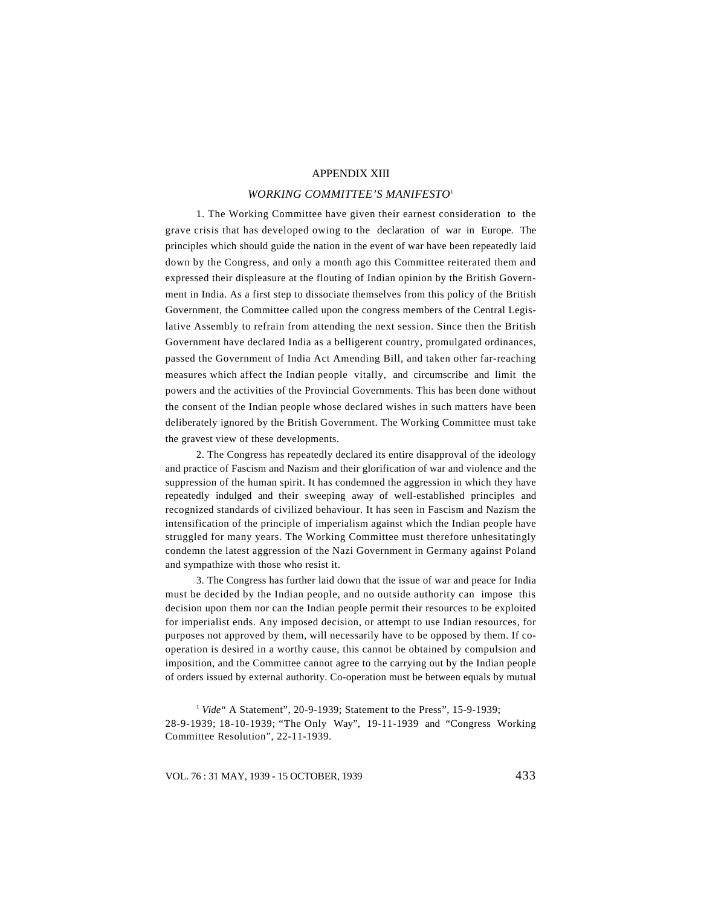## APPENDIX XIII

### *WORKING COMMITTEE'S MANIFESTO*[1]

1. The Working Committee have given their earnest consideration to the grave crisis that has developed owing to the declaration of war in Europe. The principles which should guide the nation in the event of war have been repeatedly laid down by the Congress, and only a month ago this Committee reiterated them and expressed their displeasure at the flouting of Indian opinion by the British Government in India. As a first step to dissociate themselves from this policy of the British Government, the Committee called upon the congress members of the Central Legislative Assembly to refrain from attending the next session. Since then the British Government have declared India as a belligerent country, promulgated ordinances, passed the Government of India Act Amending Bill, and taken other far-reaching measures which affect the Indian people vitally, and circumscribe and limit the powers and the activities of the Provincial Governments. This has been done without the consent of the Indian people whose declared wishes in such matters have been deliberately ignored by the British Government. The Working Committee must take the gravest view of these developments.

2. The Congress has repeatedly declared its entire disapproval of the ideology and practice of Fascism and Nazism and their glorification of war and violence and the suppression of the human spirit. It has condemned the aggression in which they have repeatedly indulged and their sweeping away of well-established principles and recognized standards of civilized behaviour. It has seen in Fascism and Nazism the intensification of the principle of imperialism against which the Indian people have struggled for many years. The Working Committee must therefore unhesitatingly condemn the latest aggression of the Nazi Government in Germany against Poland and sympathize with those who resist it.

3. The Congress has further laid down that the issue of war and peace for India must be decided by the Indian people, and no outside authority can impose this decision upon them nor can the Indian people permit their resources to be exploited for imperialist ends. Any imposed decision, or attempt to use Indian resources, for purposes not approved by them, will necessarily have to be opposed by them. If co-operation is desired in a worthy cause, this cannot be obtained by compulsion and imposition, and the Committee cannot agree to the carrying out by the Indian people of orders issued by external authority. Co-operation must be between equals by mutual

[1] *Vide*" A Statement", 20-9-1939; Statement to the Press", 15-9-1939; 28-9-1939; 18-10-1939; "The Only Way", 19-11-1939 and "Congress Working Committee Resolution", 22-11-1939.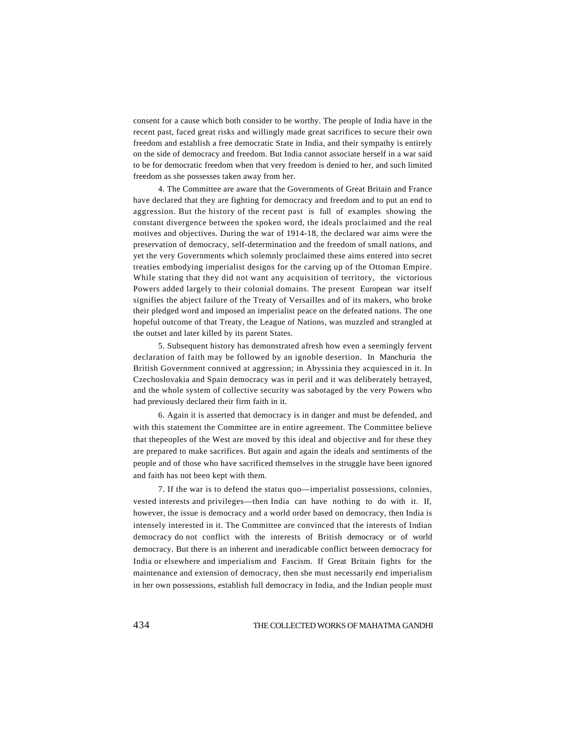consent for a cause which both consider to be worthy. The people of India have in the recent past, faced great risks and willingly made great sacrifices to secure their own freedom and establish a free democratic State in India, and their sympathy is entirely on the side of democracy and freedom. But India cannot associate herself in a war said to be for democratic freedom when that very freedom is denied to her, and such limited freedom as she possesses taken away from her.

4. The Committee are aware that the Governments of Great Britain and France have declared that they are fighting for democracy and freedom and to put an end to aggression. But the history of the recent past is full of examples showing the constant divergence between the spoken word, the ideals proclaimed and the real motives and objectives. During the war of 1914-18, the declared war aims were the preservation of democracy, self-determination and the freedom of small nations, and yet the very Governments which solemnly proclaimed these aims entered into secret treaties embodying imperialist designs for the carving up of the Ottoman Empire. While stating that they did not want any acquisition of territory, the victorious Powers added largely to their colonial domains. The present European war itself signifies the abject failure of the Treaty of Versailles and of its makers, who broke their pledged word and imposed an imperialist peace on the defeated nations. The one hopeful outcome of that Treaty, the League of Nations, was muzzled and strangled at the outset and later killed by its parent States.

5. Subsequent history has demonstrated afresh how even a seemingly fervent declaration of faith may be followed by an ignoble desertion. In Manchuria the British Government connived at aggression; in Abyssinia they acquiesced in it. In Czechoslovakia and Spain democracy was in peril and it was deliberately betrayed, and the whole system of collective security was sabotaged by the very Powers who had previously declared their firm faith in it.

6. Again it is asserted that democracy is in danger and must be defended, and with this statement the Committee are in entire agreement. The Committee believe that thepeoples of the West are moved by this ideal and objective and for these they are prepared to make sacrifices. But again and again the ideals and sentiments of the people and of those who have sacrificed themselves in the struggle have been ignored and faith has not been kept with them.

7. If the war is to defend the status quo—imperialist possessions, colonies, vested interests and privileges—then India can have nothing to do with it. If, however, the issue is democracy and a world order based on democracy, then India is intensely interested in it. The Committee are convinced that the interests of Indian democracy do not conflict with the interests of British democracy or of world democracy. But there is an inherent and ineradicable conflict between democracy for India or elsewhere and imperialism and Fascism. If Great Britain fights for the maintenance and extension of democracy, then she must necessarily end imperialism in her own possessions, establish full democracy in India, and the Indian people must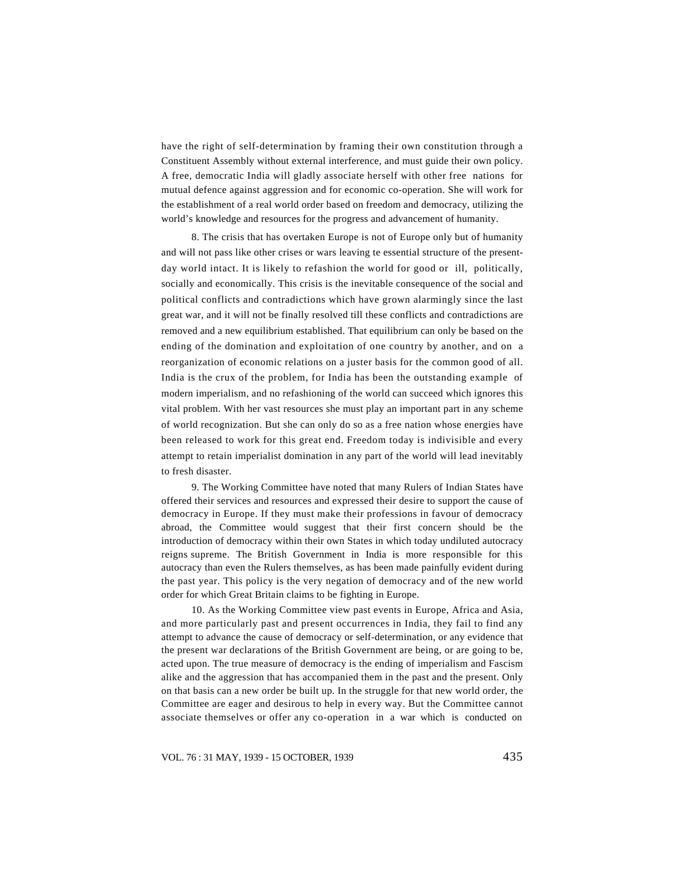have the right of self-determination by framing their own constitution through a Constituent Assembly without external interference, and must guide their own policy. A free, democratic India will gladly associate herself with other free nations for mutual defence against aggression and for economic co-operation. She will work for the establishment of a real world order based on freedom and democracy, utilizing the world's knowledge and resources for the progress and advancement of humanity.

8. The crisis that has overtaken Europe is not of Europe only but of humanity and will not pass like other crises or wars leaving te essential structure of the present-day world intact. It is likely to refashion the world for good or ill, politically, socially and economically. This crisis is the inevitable consequence of the social and political conflicts and contradictions which have grown alarmingly since the last great war, and it will not be finally resolved till these conflicts and contradictions are removed and a new equilibrium established. That equilibrium can only be based on the ending of the domination and exploitation of one country by another, and on a reorganization of economic relations on a juster basis for the common good of all. India is the crux of the problem, for India has been the outstanding example of modern imperialism, and no refashioning of the world can succeed which ignores this vital problem. With her vast resources she must play an important part in any scheme of world recognization. But she can only do so as a free nation whose energies have been released to work for this great end. Freedom today is indivisible and every attempt to retain imperialist domination in any part of the world will lead inevitably to fresh disaster.

9. The Working Committee have noted that many Rulers of Indian States have offered their services and resources and expressed their desire to support the cause of democracy in Europe. If they must make their professions in favour of democracy abroad, the Committee would suggest that their first concern should be the introduction of democracy within their own States in which today undiluted autocracy reigns supreme. The British Government in India is more responsible for this autocracy than even the Rulers themselves, as has been made painfully evident during the past year. This policy is the very negation of democracy and of the new world order for which Great Britain claims to be fighting in Europe.

10. As the Working Committee view past events in Europe, Africa and Asia, and more particularly past and present occurrences in India, they fail to find any attempt to advance the cause of democracy or self-determination, or any evidence that the present war declarations of the British Government are being, or are going to be, acted upon. The true measure of democracy is the ending of imperialism and Fascism alike and the aggression that has accompanied them in the past and the present. Only on that basis can a new order be built up. In the struggle for that new world order, the Committee are eager and desirous to help in every way. But the Committee cannot associate themselves or offer any co-operation in a war which is conducted on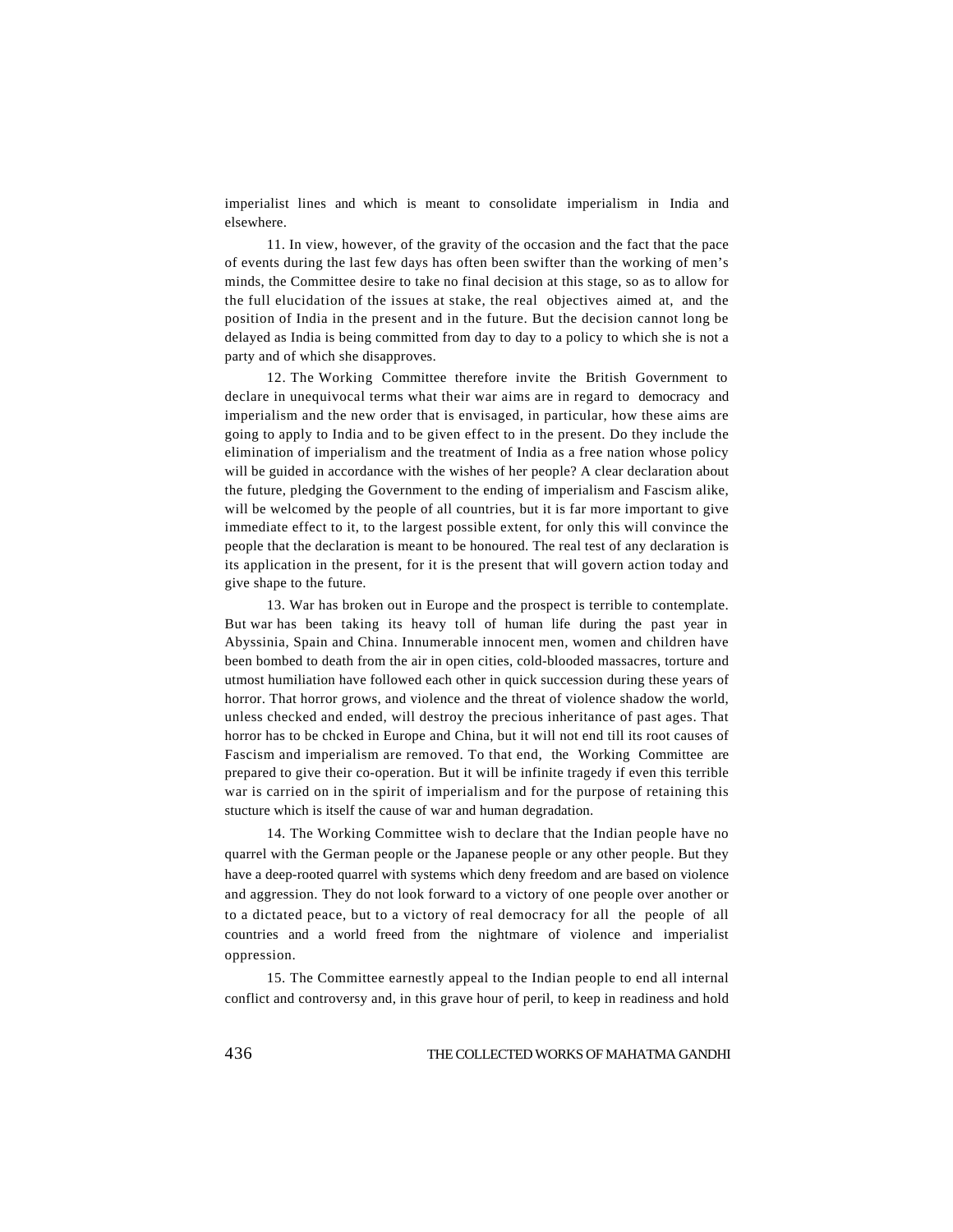imperialist lines and which is meant to consolidate imperialism in India and elsewhere.

11. In view, however, of the gravity of the occasion and the fact that the pace of events during the last few days has often been swifter than the working of men's minds, the Committee desire to take no final decision at this stage, so as to allow for the full elucidation of the issues at stake, the real objectives aimed at, and the position of India in the present and in the future. But the decision cannot long be delayed as India is being committed from day to day to a policy to which she is not a party and of which she disapproves.

12. The Working Committee therefore invite the British Government to declare in unequivocal terms what their war aims are in regard to democracy and imperialism and the new order that is envisaged, in particular, how these aims are going to apply to India and to be given effect to in the present. Do they include the elimination of imperialism and the treatment of India as a free nation whose policy will be guided in accordance with the wishes of her people? A clear declaration about the future, pledging the Government to the ending of imperialism and Fascism alike, will be welcomed by the people of all countries, but it is far more important to give immediate effect to it, to the largest possible extent, for only this will convince the people that the declaration is meant to be honoured. The real test of any declaration is its application in the present, for it is the present that will govern action today and give shape to the future.

13. War has broken out in Europe and the prospect is terrible to contemplate. But war has been taking its heavy toll of human life during the past year in Abyssinia, Spain and China. Innumerable innocent men, women and children have been bombed to death from the air in open cities, cold-blooded massacres, torture and utmost humiliation have followed each other in quick succession during these years of horror. That horror grows, and violence and the threat of violence shadow the world, unless checked and ended, will destroy the precious inheritance of past ages. That horror has to be chcked in Europe and China, but it will not end till its root causes of Fascism and imperialism are removed. To that end, the Working Committee are prepared to give their co-operation. But it will be infinite tragedy if even this terrible war is carried on in the spirit of imperialism and for the purpose of retaining this stucture which is itself the cause of war and human degradation.

14. The Working Committee wish to declare that the Indian people have no quarrel with the German people or the Japanese people or any other people. But they have a deep-rooted quarrel with systems which deny freedom and are based on violence and aggression. They do not look forward to a victory of one people over another or to a dictated peace, but to a victory of real democracy for all the people of all countries and a world freed from the nightmare of violence and imperialist oppression.

15. The Committee earnestly appeal to the Indian people to end all internal conflict and controversy and, in this grave hour of peril, to keep in readiness and hold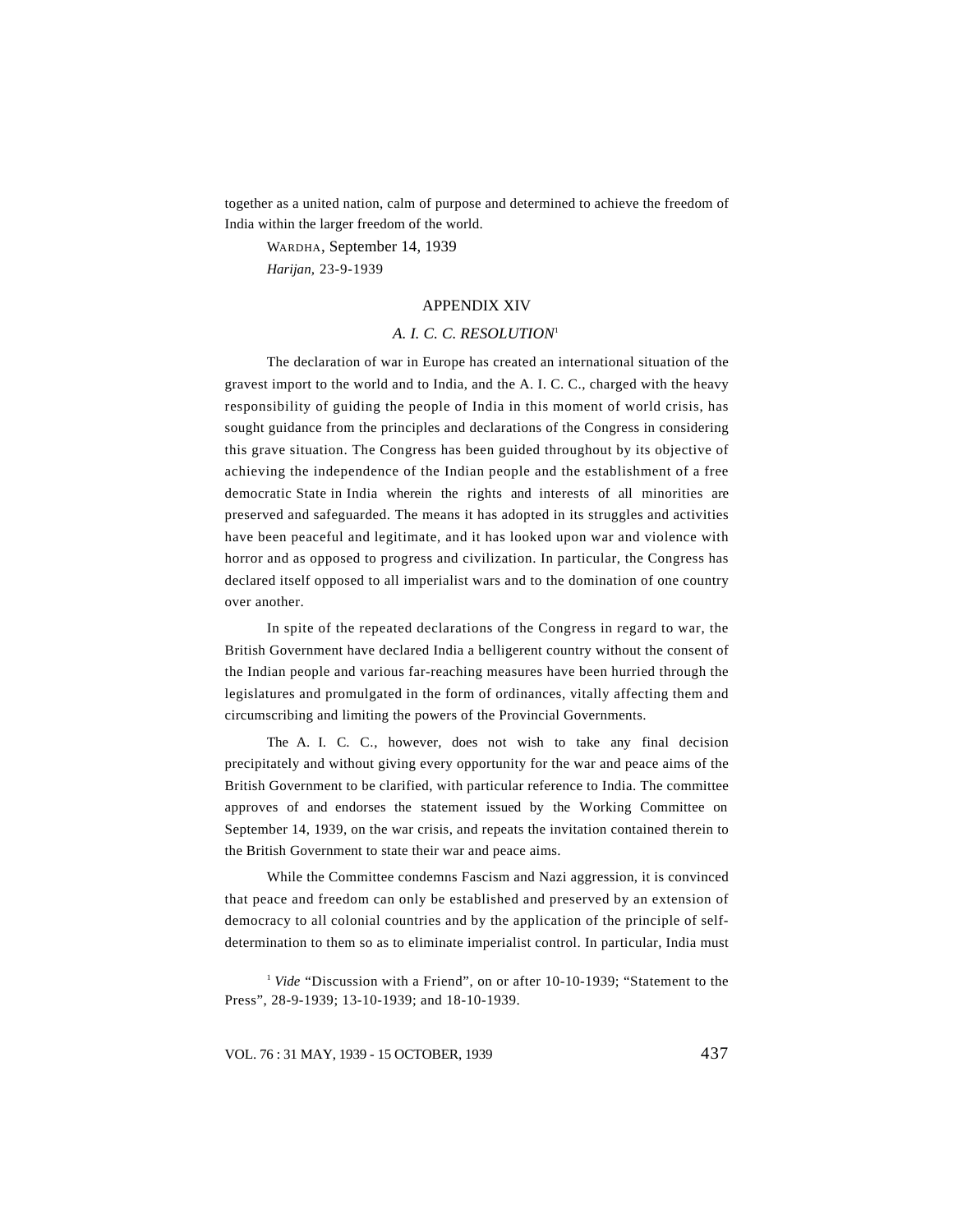together as a united nation, calm of purpose and determined to achieve the freedom of India within the larger freedom of the world.

WARDHA, September 14, 1939

*Harijan,* 23-9-1939

## APPENDIX XIV

### *A. I. C. C. RESOLUTION*[1]

The declaration of war in Europe has created an international situation of the gravest import to the world and to India, and the A. I. C. C., charged with the heavy responsibility of guiding the people of India in this moment of world crisis, has sought guidance from the principles and declarations of the Congress in considering this grave situation. The Congress has been guided throughout by its objective of achieving the independence of the Indian people and the establishment of a free democratic State in India wherein the rights and interests of all minorities are preserved and safeguarded. The means it has adopted in its struggles and activities have been peaceful and legitimate, and it has looked upon war and violence with horror and as opposed to progress and civilization. In particular, the Congress has declared itself opposed to all imperialist wars and to the domination of one country over another.

In spite of the repeated declarations of the Congress in regard to war, the British Government have declared India a belligerent country without the consent of the Indian people and various far-reaching measures have been hurried through the legislatures and promulgated in the form of ordinances, vitally affecting them and circumscribing and limiting the powers of the Provincial Governments.

The A. I. C. C., however, does not wish to take any final decision precipitately and without giving every opportunity for the war and peace aims of the British Government to be clarified, with particular reference to India. The committee approves of and endorses the statement issued by the Working Committee on September 14, 1939, on the war crisis, and repeats the invitation contained therein to the British Government to state their war and peace aims.

While the Committee condemns Fascism and Nazi aggression, it is convinced that peace and freedom can only be established and preserved by an extension of democracy to all colonial countries and by the application of the principle of self-determination to them so as to eliminate imperialist control. In particular, India must

[1] *Vide* "Discussion with a Friend", on or after 10-10-1939; "Statement to the Press", 28-9-1939; 13-10-1939; and 18-10-1939.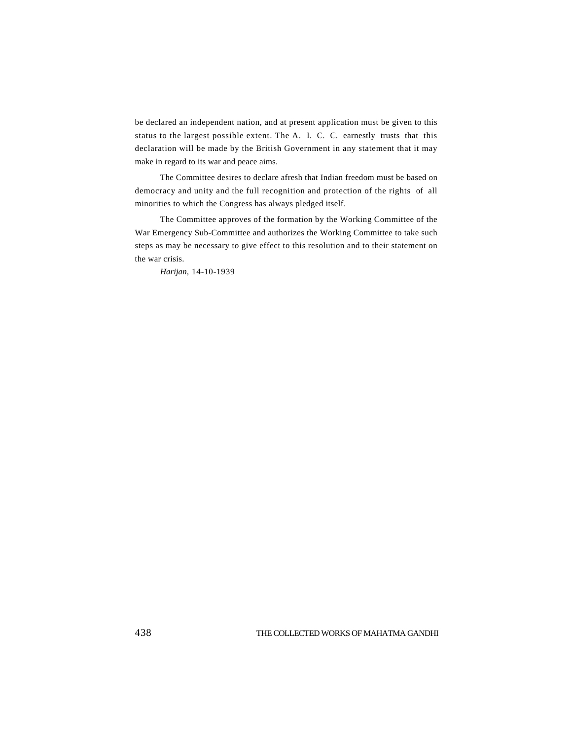be declared an independent nation, and at present application must be given to this status to the largest possible extent. The A. I. C. C. earnestly trusts that this declaration will be made by the British Government in any statement that it may make in regard to its war and peace aims.

The Committee desires to declare afresh that Indian freedom must be based on democracy and unity and the full recognition and protection of the rights of all minorities to which the Congress has always pledged itself.

The Committee approves of the formation by the Working Committee of the War Emergency Sub-Committee and authorizes the Working Committee to take such steps as may be necessary to give effect to this resolution and to their statement on the war crisis.

*Harijan,* 14-10-1939